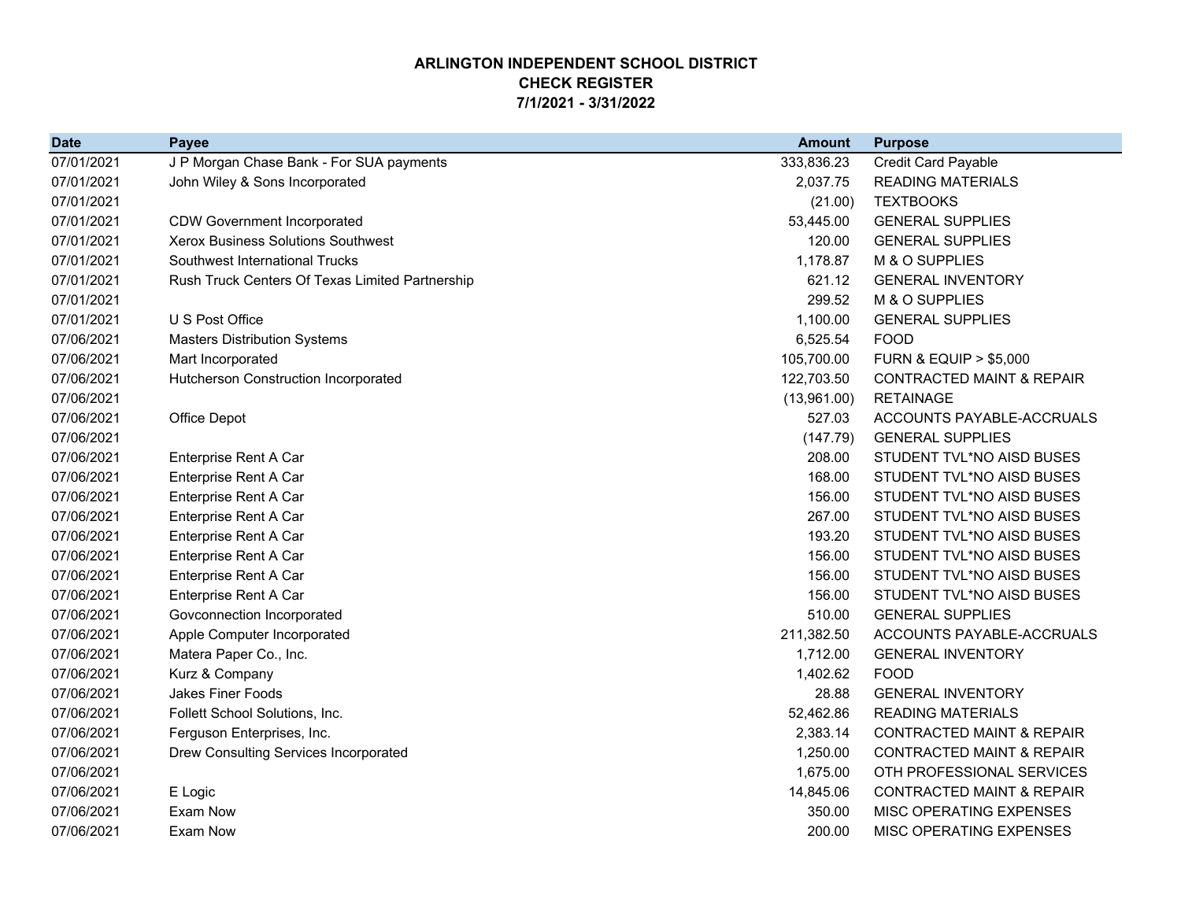# ARLINGTON INDEPENDENT SCHOOL DISTRICT
## CHECK REGISTER
### 7/1/2021 - 3/31/2022

| Date | Payee | Amount | Purpose |
|---|---|---:|---|
| 07/01/2021 | J P Morgan Chase Bank - For SUA payments | 333,836.23 | Credit Card Payable |
| 07/01/2021 | John Wiley & Sons Incorporated | 2,037.75 | READING MATERIALS |
| 07/01/2021 | | (21.00) | TEXTBOOKS |
| 07/01/2021 | CDW Government Incorporated | 53,445.00 | GENERAL SUPPLIES |
| 07/01/2021 | Xerox Business Solutions Southwest | 120.00 | GENERAL SUPPLIES |
| 07/01/2021 | Southwest International Trucks | 1,178.87 | M & O SUPPLIES |
| 07/01/2021 | Rush Truck Centers Of Texas Limited Partnership | 621.12 | GENERAL INVENTORY |
| 07/01/2021 | | 299.52 | M & O SUPPLIES |
| 07/01/2021 | U S Post Office | 1,100.00 | GENERAL SUPPLIES |
| 07/06/2021 | Masters Distribution Systems | 6,525.54 | FOOD |
| 07/06/2021 | Mart Incorporated | 105,700.00 | FURN & EQUIP > $5,000 |
| 07/06/2021 | Hutcherson Construction Incorporated | 122,703.50 | CONTRACTED MAINT & REPAIR |
| 07/06/2021 | | (13,961.00) | RETAINAGE |
| 07/06/2021 | Office Depot | 527.03 | ACCOUNTS PAYABLE-ACCRUALS |
| 07/06/2021 | | (147.79) | GENERAL SUPPLIES |
| 07/06/2021 | Enterprise Rent A Car | 208.00 | STUDENT TVL*NO AISD BUSES |
| 07/06/2021 | Enterprise Rent A Car | 168.00 | STUDENT TVL*NO AISD BUSES |
| 07/06/2021 | Enterprise Rent A Car | 156.00 | STUDENT TVL*NO AISD BUSES |
| 07/06/2021 | Enterprise Rent A Car | 267.00 | STUDENT TVL*NO AISD BUSES |
| 07/06/2021 | Enterprise Rent A Car | 193.20 | STUDENT TVL*NO AISD BUSES |
| 07/06/2021 | Enterprise Rent A Car | 156.00 | STUDENT TVL*NO AISD BUSES |
| 07/06/2021 | Enterprise Rent A Car | 156.00 | STUDENT TVL*NO AISD BUSES |
| 07/06/2021 | Enterprise Rent A Car | 156.00 | STUDENT TVL*NO AISD BUSES |
| 07/06/2021 | Govconnection Incorporated | 510.00 | GENERAL SUPPLIES |
| 07/06/2021 | Apple Computer Incorporated | 211,382.50 | ACCOUNTS PAYABLE-ACCRUALS |
| 07/06/2021 | Matera Paper Co., Inc. | 1,712.00 | GENERAL INVENTORY |
| 07/06/2021 | Kurz & Company | 1,402.62 | FOOD |
| 07/06/2021 | Jakes Finer Foods | 28.88 | GENERAL INVENTORY |
| 07/06/2021 | Follett School Solutions, Inc. | 52,462.86 | READING MATERIALS |
| 07/06/2021 | Ferguson Enterprises, Inc. | 2,383.14 | CONTRACTED MAINT & REPAIR |
| 07/06/2021 | Drew Consulting Services Incorporated | 1,250.00 | CONTRACTED MAINT & REPAIR |
| 07/06/2021 | | 1,675.00 | OTH PROFESSIONAL SERVICES |
| 07/06/2021 | E Logic | 14,845.06 | CONTRACTED MAINT & REPAIR |
| 07/06/2021 | Exam Now | 350.00 | MISC OPERATING EXPENSES |
| 07/06/2021 | Exam Now | 200.00 | MISC OPERATING EXPENSES |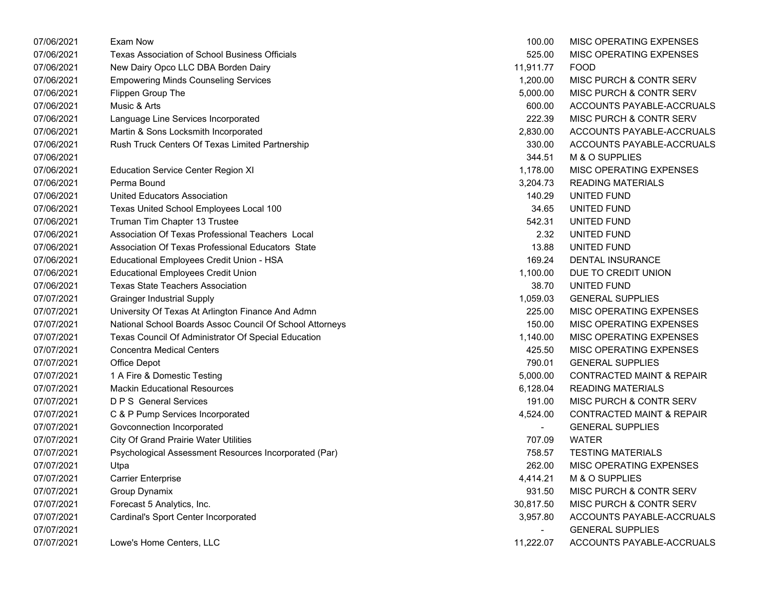| | | | |
|---|---|---|---|
| 07/06/2021 | Exam Now | 100.00 | MISC OPERATING EXPENSES |
| 07/06/2021 | Texas Association of School Business Officials | 525.00 | MISC OPERATING EXPENSES |
| 07/06/2021 | New Dairy Opco LLC DBA Borden Dairy | 11,911.77 | FOOD |
| 07/06/2021 | Empowering Minds Counseling Services | 1,200.00 | MISC PURCH & CONTR SERV |
| 07/06/2021 | Flippen Group The | 5,000.00 | MISC PURCH & CONTR SERV |
| 07/06/2021 | Music & Arts | 600.00 | ACCOUNTS PAYABLE-ACCRUALS |
| 07/06/2021 | Language Line Services Incorporated | 222.39 | MISC PURCH & CONTR SERV |
| 07/06/2021 | Martin & Sons Locksmith Incorporated | 2,830.00 | ACCOUNTS PAYABLE-ACCRUALS |
| 07/06/2021 | Rush Truck Centers Of Texas Limited Partnership | 330.00 | ACCOUNTS PAYABLE-ACCRUALS |
| 07/06/2021 | | 344.51 | M & O SUPPLIES |
| 07/06/2021 | Education Service Center Region XI | 1,178.00 | MISC OPERATING EXPENSES |
| 07/06/2021 | Perma Bound | 3,204.73 | READING MATERIALS |
| 07/06/2021 | United Educators Association | 140.29 | UNITED FUND |
| 07/06/2021 | Texas United School Employees Local 100 | 34.65 | UNITED FUND |
| 07/06/2021 | Truman Tim Chapter 13 Trustee | 542.31 | UNITED FUND |
| 07/06/2021 | Association Of Texas Professional Teachers Local | 2.32 | UNITED FUND |
| 07/06/2021 | Association Of Texas Professional Educators State | 13.88 | UNITED FUND |
| 07/06/2021 | Educational Employees Credit Union - HSA | 169.24 | DENTAL INSURANCE |
| 07/06/2021 | Educational Employees Credit Union | 1,100.00 | DUE TO CREDIT UNION |
| 07/06/2021 | Texas State Teachers Association | 38.70 | UNITED FUND |
| 07/07/2021 | Grainger Industrial Supply | 1,059.03 | GENERAL SUPPLIES |
| 07/07/2021 | University Of Texas At Arlington Finance And Admn | 225.00 | MISC OPERATING EXPENSES |
| 07/07/2021 | National School Boards Assoc Council Of School Attorneys | 150.00 | MISC OPERATING EXPENSES |
| 07/07/2021 | Texas Council Of Administrator Of Special Education | 1,140.00 | MISC OPERATING EXPENSES |
| 07/07/2021 | Concentra Medical Centers | 425.50 | MISC OPERATING EXPENSES |
| 07/07/2021 | Office Depot | 790.01 | GENERAL SUPPLIES |
| 07/07/2021 | 1 A Fire & Domestic Testing | 5,000.00 | CONTRACTED MAINT & REPAIR |
| 07/07/2021 | Mackin Educational Resources | 6,128.04 | READING MATERIALS |
| 07/07/2021 | D P S General Services | 191.00 | MISC PURCH & CONTR SERV |
| 07/07/2021 | C & P Pump Services Incorporated | 4,524.00 | CONTRACTED MAINT & REPAIR |
| 07/07/2021 | Govconnection Incorporated | - | GENERAL SUPPLIES |
| 07/07/2021 | City Of Grand Prairie Water Utilities | 707.09 | WATER |
| 07/07/2021 | Psychological Assessment Resources Incorporated (Par) | 758.57 | TESTING MATERIALS |
| 07/07/2021 | Utpa | 262.00 | MISC OPERATING EXPENSES |
| 07/07/2021 | Carrier Enterprise | 4,414.21 | M & O SUPPLIES |
| 07/07/2021 | Group Dynamix | 931.50 | MISC PURCH & CONTR SERV |
| 07/07/2021 | Forecast 5 Analytics, Inc. | 30,817.50 | MISC PURCH & CONTR SERV |
| 07/07/2021 | Cardinal's Sport Center Incorporated | 3,957.80 | ACCOUNTS PAYABLE-ACCRUALS |
| 07/07/2021 | | - | GENERAL SUPPLIES |
| 07/07/2021 | Lowe's Home Centers, LLC | 11,222.07 | ACCOUNTS PAYABLE-ACCRUALS |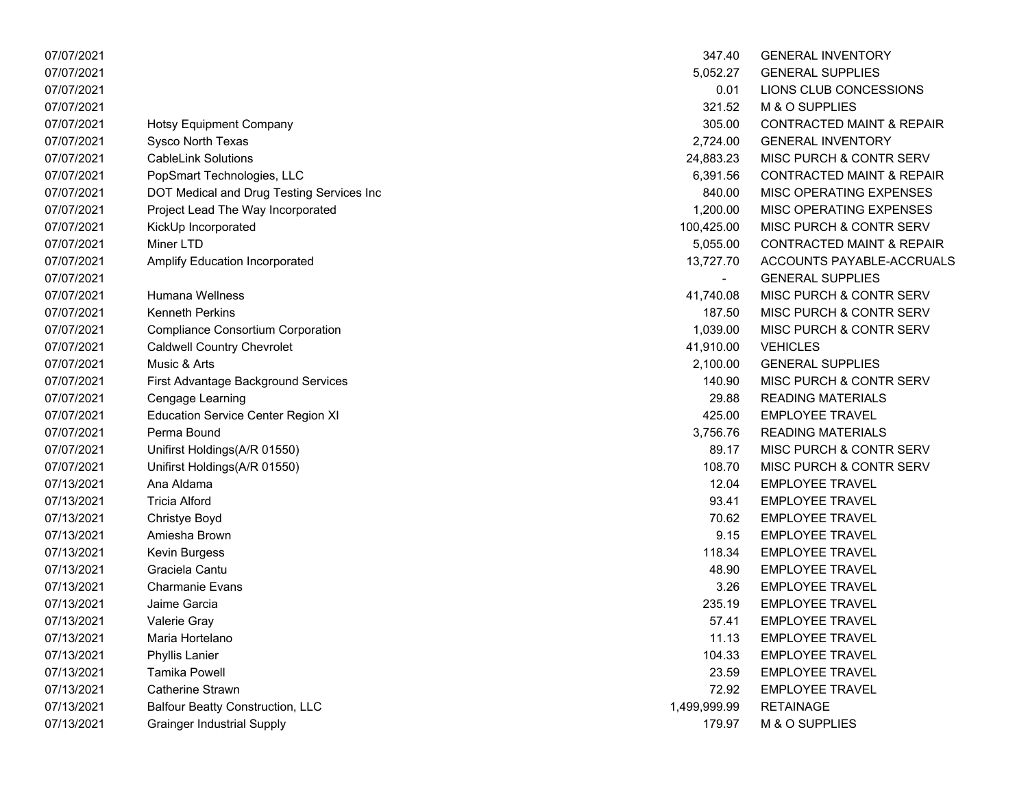| | | | |
|---|---|---|---|
| 07/07/2021 | | 347.40 | GENERAL INVENTORY |
| 07/07/2021 | | 5,052.27 | GENERAL SUPPLIES |
| 07/07/2021 | | 0.01 | LIONS CLUB CONCESSIONS |
| 07/07/2021 | | 321.52 | M & O SUPPLIES |
| 07/07/2021 | Hotsy Equipment Company | 305.00 | CONTRACTED MAINT & REPAIR |
| 07/07/2021 | Sysco North Texas | 2,724.00 | GENERAL INVENTORY |
| 07/07/2021 | CableLink Solutions | 24,883.23 | MISC PURCH & CONTR SERV |
| 07/07/2021 | PopSmart Technologies, LLC | 6,391.56 | CONTRACTED MAINT & REPAIR |
| 07/07/2021 | DOT Medical and Drug Testing Services Inc | 840.00 | MISC OPERATING EXPENSES |
| 07/07/2021 | Project Lead The Way Incorporated | 1,200.00 | MISC OPERATING EXPENSES |
| 07/07/2021 | KickUp Incorporated | 100,425.00 | MISC PURCH & CONTR SERV |
| 07/07/2021 | Miner LTD | 5,055.00 | CONTRACTED MAINT & REPAIR |
| 07/07/2021 | Amplify Education Incorporated | 13,727.70 | ACCOUNTS PAYABLE-ACCRUALS |
| 07/07/2021 | | - | GENERAL SUPPLIES |
| 07/07/2021 | Humana Wellness | 41,740.08 | MISC PURCH & CONTR SERV |
| 07/07/2021 | Kenneth Perkins | 187.50 | MISC PURCH & CONTR SERV |
| 07/07/2021 | Compliance Consortium Corporation | 1,039.00 | MISC PURCH & CONTR SERV |
| 07/07/2021 | Caldwell Country Chevrolet | 41,910.00 | VEHICLES |
| 07/07/2021 | Music & Arts | 2,100.00 | GENERAL SUPPLIES |
| 07/07/2021 | First Advantage Background Services | 140.90 | MISC PURCH & CONTR SERV |
| 07/07/2021 | Cengage Learning | 29.88 | READING MATERIALS |
| 07/07/2021 | Education Service Center Region XI | 425.00 | EMPLOYEE TRAVEL |
| 07/07/2021 | Perma Bound | 3,756.76 | READING MATERIALS |
| 07/07/2021 | Unifirst Holdings(A/R 01550) | 89.17 | MISC PURCH & CONTR SERV |
| 07/07/2021 | Unifirst Holdings(A/R 01550) | 108.70 | MISC PURCH & CONTR SERV |
| 07/13/2021 | Ana Aldama | 12.04 | EMPLOYEE TRAVEL |
| 07/13/2021 | Tricia Alford | 93.41 | EMPLOYEE TRAVEL |
| 07/13/2021 | Christye Boyd | 70.62 | EMPLOYEE TRAVEL |
| 07/13/2021 | Amiesha Brown | 9.15 | EMPLOYEE TRAVEL |
| 07/13/2021 | Kevin Burgess | 118.34 | EMPLOYEE TRAVEL |
| 07/13/2021 | Graciela Cantu | 48.90 | EMPLOYEE TRAVEL |
| 07/13/2021 | Charmanie Evans | 3.26 | EMPLOYEE TRAVEL |
| 07/13/2021 | Jaime Garcia | 235.19 | EMPLOYEE TRAVEL |
| 07/13/2021 | Valerie Gray | 57.41 | EMPLOYEE TRAVEL |
| 07/13/2021 | Maria Hortelano | 11.13 | EMPLOYEE TRAVEL |
| 07/13/2021 | Phyllis Lanier | 104.33 | EMPLOYEE TRAVEL |
| 07/13/2021 | Tamika Powell | 23.59 | EMPLOYEE TRAVEL |
| 07/13/2021 | Catherine Strawn | 72.92 | EMPLOYEE TRAVEL |
| 07/13/2021 | Balfour Beatty Construction, LLC | 1,499,999.99 | RETAINAGE |
| 07/13/2021 | Grainger Industrial Supply | 179.97 | M & O SUPPLIES |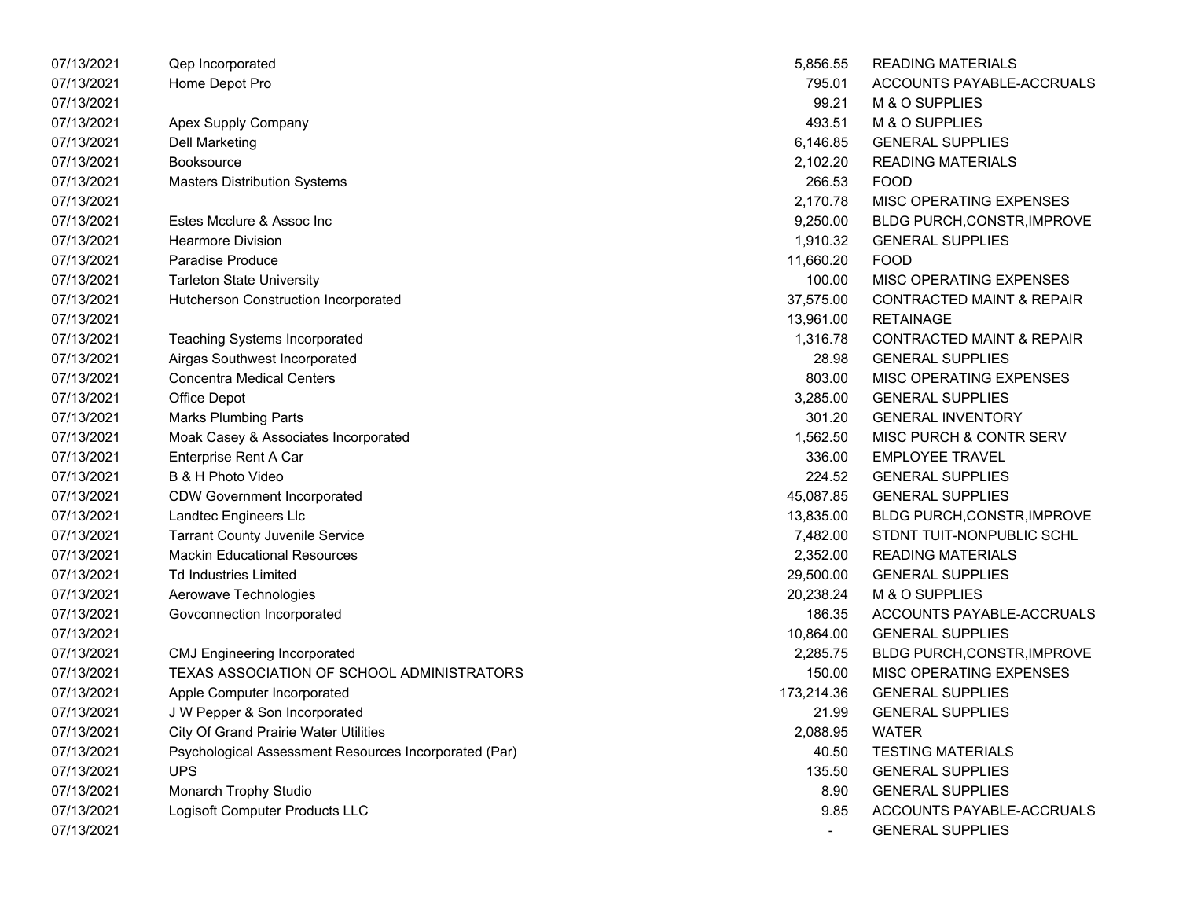| | | | |
|---|---|---|---|
| 07/13/2021 | Qep Incorporated | 5,856.55 | READING MATERIALS |
| 07/13/2021 | Home Depot Pro | 795.01 | ACCOUNTS PAYABLE-ACCRUALS |
| 07/13/2021 | | 99.21 | M & O SUPPLIES |
| 07/13/2021 | Apex Supply Company | 493.51 | M & O SUPPLIES |
| 07/13/2021 | Dell Marketing | 6,146.85 | GENERAL SUPPLIES |
| 07/13/2021 | Booksource | 2,102.20 | READING MATERIALS |
| 07/13/2021 | Masters Distribution Systems | 266.53 | FOOD |
| 07/13/2021 | | 2,170.78 | MISC OPERATING EXPENSES |
| 07/13/2021 | Estes Mcclure & Assoc Inc | 9,250.00 | BLDG PURCH,CONSTR,IMPROVE |
| 07/13/2021 | Hearmore Division | 1,910.32 | GENERAL SUPPLIES |
| 07/13/2021 | Paradise Produce | 11,660.20 | FOOD |
| 07/13/2021 | Tarleton State University | 100.00 | MISC OPERATING EXPENSES |
| 07/13/2021 | Hutcherson Construction Incorporated | 37,575.00 | CONTRACTED MAINT & REPAIR |
| 07/13/2021 | | 13,961.00 | RETAINAGE |
| 07/13/2021 | Teaching Systems Incorporated | 1,316.78 | CONTRACTED MAINT & REPAIR |
| 07/13/2021 | Airgas Southwest Incorporated | 28.98 | GENERAL SUPPLIES |
| 07/13/2021 | Concentra Medical Centers | 803.00 | MISC OPERATING EXPENSES |
| 07/13/2021 | Office Depot | 3,285.00 | GENERAL SUPPLIES |
| 07/13/2021 | Marks Plumbing Parts | 301.20 | GENERAL INVENTORY |
| 07/13/2021 | Moak Casey & Associates Incorporated | 1,562.50 | MISC PURCH & CONTR SERV |
| 07/13/2021 | Enterprise Rent A Car | 336.00 | EMPLOYEE TRAVEL |
| 07/13/2021 | B & H Photo Video | 224.52 | GENERAL SUPPLIES |
| 07/13/2021 | CDW Government Incorporated | 45,087.85 | GENERAL SUPPLIES |
| 07/13/2021 | Landtec Engineers Llc | 13,835.00 | BLDG PURCH,CONSTR,IMPROVE |
| 07/13/2021 | Tarrant County Juvenile Service | 7,482.00 | STDNT TUIT-NONPUBLIC SCHL |
| 07/13/2021 | Mackin Educational Resources | 2,352.00 | READING MATERIALS |
| 07/13/2021 | Td Industries Limited | 29,500.00 | GENERAL SUPPLIES |
| 07/13/2021 | Aerowave Technologies | 20,238.24 | M & O SUPPLIES |
| 07/13/2021 | Govconnection Incorporated | 186.35 | ACCOUNTS PAYABLE-ACCRUALS |
| 07/13/2021 | | 10,864.00 | GENERAL SUPPLIES |
| 07/13/2021 | CMJ Engineering Incorporated | 2,285.75 | BLDG PURCH,CONSTR,IMPROVE |
| 07/13/2021 | TEXAS ASSOCIATION OF SCHOOL ADMINISTRATORS | 150.00 | MISC OPERATING EXPENSES |
| 07/13/2021 | Apple Computer Incorporated | 173,214.36 | GENERAL SUPPLIES |
| 07/13/2021 | J W Pepper & Son Incorporated | 21.99 | GENERAL SUPPLIES |
| 07/13/2021 | City Of Grand Prairie Water Utilities | 2,088.95 | WATER |
| 07/13/2021 | Psychological Assessment Resources Incorporated (Par) | 40.50 | TESTING MATERIALS |
| 07/13/2021 | UPS | 135.50 | GENERAL SUPPLIES |
| 07/13/2021 | Monarch Trophy Studio | 8.90 | GENERAL SUPPLIES |
| 07/13/2021 | Logisoft Computer Products LLC | 9.85 | ACCOUNTS PAYABLE-ACCRUALS |
| 07/13/2021 | | - | GENERAL SUPPLIES |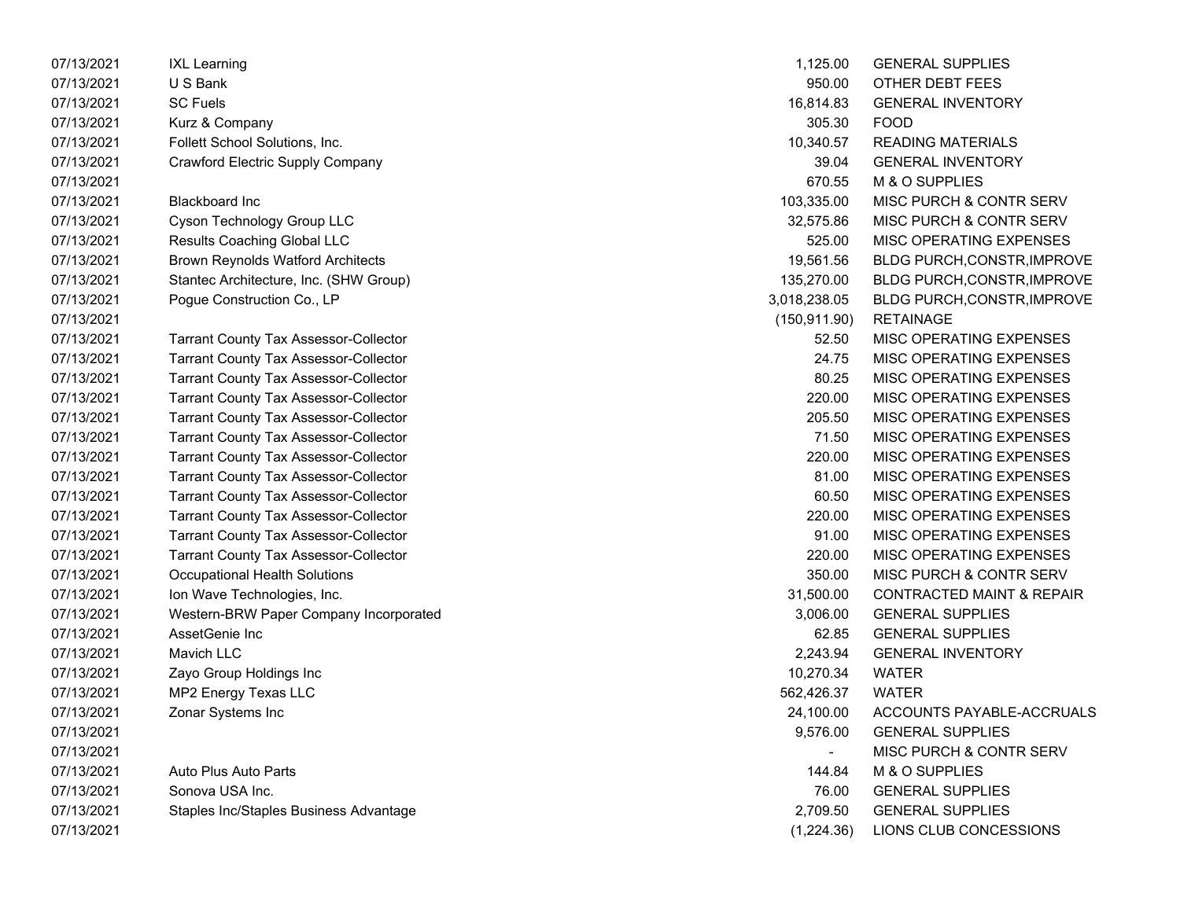| | | | |
|---|---|---|---|
| 07/13/2021 | IXL Learning | 1,125.00 | GENERAL SUPPLIES |
| 07/13/2021 | U S Bank | 950.00 | OTHER DEBT FEES |
| 07/13/2021 | SC Fuels | 16,814.83 | GENERAL INVENTORY |
| 07/13/2021 | Kurz & Company | 305.30 | FOOD |
| 07/13/2021 | Follett School Solutions, Inc. | 10,340.57 | READING MATERIALS |
| 07/13/2021 | Crawford Electric Supply Company | 39.04 | GENERAL INVENTORY |
| 07/13/2021 | | 670.55 | M & O SUPPLIES |
| 07/13/2021 | Blackboard Inc | 103,335.00 | MISC PURCH & CONTR SERV |
| 07/13/2021 | Cyson Technology Group LLC | 32,575.86 | MISC PURCH & CONTR SERV |
| 07/13/2021 | Results Coaching Global LLC | 525.00 | MISC OPERATING EXPENSES |
| 07/13/2021 | Brown Reynolds Watford Architects | 19,561.56 | BLDG PURCH,CONSTR,IMPROVE |
| 07/13/2021 | Stantec Architecture, Inc. (SHW Group) | 135,270.00 | BLDG PURCH,CONSTR,IMPROVE |
| 07/13/2021 | Pogue Construction Co., LP | 3,018,238.05 | BLDG PURCH,CONSTR,IMPROVE |
| 07/13/2021 | | (150,911.90) | RETAINAGE |
| 07/13/2021 | Tarrant County Tax Assessor-Collector | 52.50 | MISC OPERATING EXPENSES |
| 07/13/2021 | Tarrant County Tax Assessor-Collector | 24.75 | MISC OPERATING EXPENSES |
| 07/13/2021 | Tarrant County Tax Assessor-Collector | 80.25 | MISC OPERATING EXPENSES |
| 07/13/2021 | Tarrant County Tax Assessor-Collector | 220.00 | MISC OPERATING EXPENSES |
| 07/13/2021 | Tarrant County Tax Assessor-Collector | 205.50 | MISC OPERATING EXPENSES |
| 07/13/2021 | Tarrant County Tax Assessor-Collector | 71.50 | MISC OPERATING EXPENSES |
| 07/13/2021 | Tarrant County Tax Assessor-Collector | 220.00 | MISC OPERATING EXPENSES |
| 07/13/2021 | Tarrant County Tax Assessor-Collector | 81.00 | MISC OPERATING EXPENSES |
| 07/13/2021 | Tarrant County Tax Assessor-Collector | 60.50 | MISC OPERATING EXPENSES |
| 07/13/2021 | Tarrant County Tax Assessor-Collector | 220.00 | MISC OPERATING EXPENSES |
| 07/13/2021 | Tarrant County Tax Assessor-Collector | 91.00 | MISC OPERATING EXPENSES |
| 07/13/2021 | Tarrant County Tax Assessor-Collector | 220.00 | MISC OPERATING EXPENSES |
| 07/13/2021 | Occupational Health Solutions | 350.00 | MISC PURCH & CONTR SERV |
| 07/13/2021 | Ion Wave Technologies, Inc. | 31,500.00 | CONTRACTED MAINT & REPAIR |
| 07/13/2021 | Western-BRW Paper Company Incorporated | 3,006.00 | GENERAL SUPPLIES |
| 07/13/2021 | AssetGenie Inc | 62.85 | GENERAL SUPPLIES |
| 07/13/2021 | Mavich LLC | 2,243.94 | GENERAL INVENTORY |
| 07/13/2021 | Zayo Group Holdings Inc | 10,270.34 | WATER |
| 07/13/2021 | MP2 Energy Texas LLC | 562,426.37 | WATER |
| 07/13/2021 | Zonar Systems Inc | 24,100.00 | ACCOUNTS PAYABLE-ACCRUALS |
| 07/13/2021 | | 9,576.00 | GENERAL SUPPLIES |
| 07/13/2021 | | - | MISC PURCH & CONTR SERV |
| 07/13/2021 | Auto Plus Auto Parts | 144.84 | M & O SUPPLIES |
| 07/13/2021 | Sonova USA Inc. | 76.00 | GENERAL SUPPLIES |
| 07/13/2021 | Staples Inc/Staples Business Advantage | 2,709.50 | GENERAL SUPPLIES |
| 07/13/2021 | | (1,224.36) | LIONS CLUB CONCESSIONS |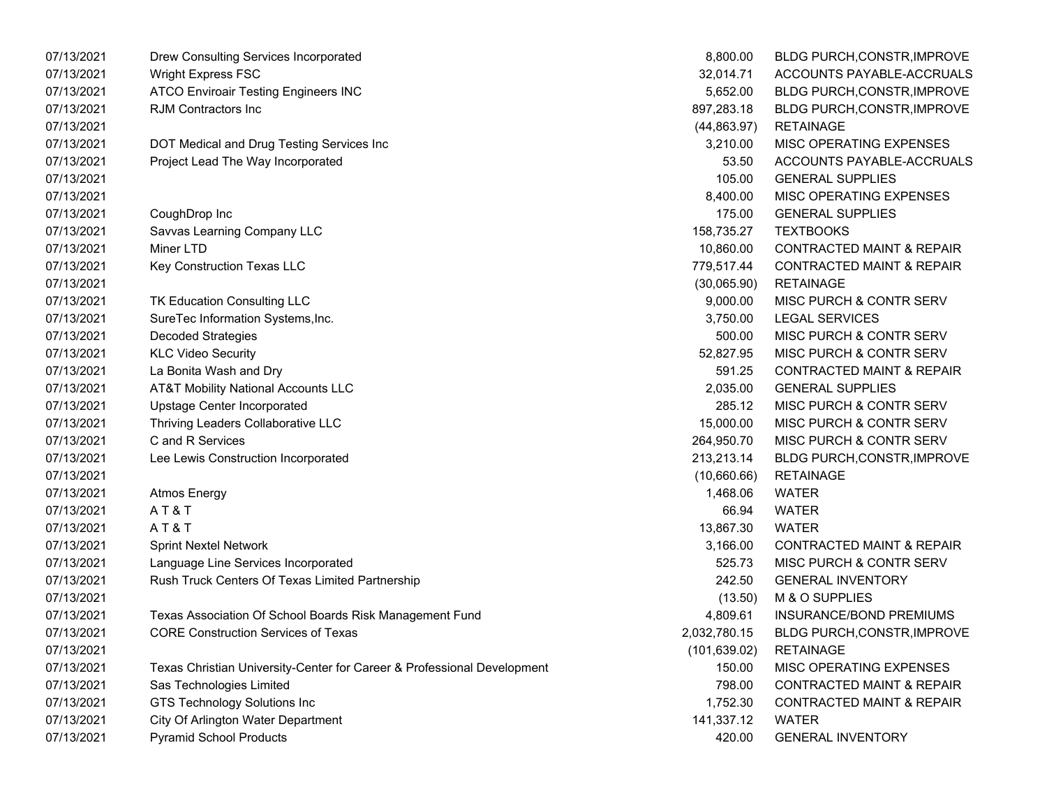| | | | |
|---|---|---|---|
| 07/13/2021 | Drew Consulting Services Incorporated | 8,800.00 | BLDG PURCH,CONSTR,IMPROVE |
| 07/13/2021 | Wright Express FSC | 32,014.71 | ACCOUNTS PAYABLE-ACCRUALS |
| 07/13/2021 | ATCO Enviroair Testing Engineers INC | 5,652.00 | BLDG PURCH,CONSTR,IMPROVE |
| 07/13/2021 | RJM Contractors Inc | 897,283.18 | BLDG PURCH,CONSTR,IMPROVE |
| 07/13/2021 | | (44,863.97) | RETAINAGE |
| 07/13/2021 | DOT Medical and Drug Testing Services Inc | 3,210.00 | MISC OPERATING EXPENSES |
| 07/13/2021 | Project Lead The Way Incorporated | 53.50 | ACCOUNTS PAYABLE-ACCRUALS |
| 07/13/2021 | | 105.00 | GENERAL SUPPLIES |
| 07/13/2021 | | 8,400.00 | MISC OPERATING EXPENSES |
| 07/13/2021 | CoughDrop Inc | 175.00 | GENERAL SUPPLIES |
| 07/13/2021 | Savvas Learning Company LLC | 158,735.27 | TEXTBOOKS |
| 07/13/2021 | Miner LTD | 10,860.00 | CONTRACTED MAINT & REPAIR |
| 07/13/2021 | Key Construction Texas LLC | 779,517.44 | CONTRACTED MAINT & REPAIR |
| 07/13/2021 | | (30,065.90) | RETAINAGE |
| 07/13/2021 | TK Education Consulting LLC | 9,000.00 | MISC PURCH & CONTR SERV |
| 07/13/2021 | SureTec Information Systems,Inc. | 3,750.00 | LEGAL SERVICES |
| 07/13/2021 | Decoded Strategies | 500.00 | MISC PURCH & CONTR SERV |
| 07/13/2021 | KLC Video Security | 52,827.95 | MISC PURCH & CONTR SERV |
| 07/13/2021 | La Bonita Wash and Dry | 591.25 | CONTRACTED MAINT & REPAIR |
| 07/13/2021 | AT&T Mobility National Accounts LLC | 2,035.00 | GENERAL SUPPLIES |
| 07/13/2021 | Upstage Center Incorporated | 285.12 | MISC PURCH & CONTR SERV |
| 07/13/2021 | Thriving Leaders Collaborative LLC | 15,000.00 | MISC PURCH & CONTR SERV |
| 07/13/2021 | C and R Services | 264,950.70 | MISC PURCH & CONTR SERV |
| 07/13/2021 | Lee Lewis Construction Incorporated | 213,213.14 | BLDG PURCH,CONSTR,IMPROVE |
| 07/13/2021 | | (10,660.66) | RETAINAGE |
| 07/13/2021 | Atmos Energy | 1,468.06 | WATER |
| 07/13/2021 | A T & T | 66.94 | WATER |
| 07/13/2021 | A T & T | 13,867.30 | WATER |
| 07/13/2021 | Sprint Nextel Network | 3,166.00 | CONTRACTED MAINT & REPAIR |
| 07/13/2021 | Language Line Services Incorporated | 525.73 | MISC PURCH & CONTR SERV |
| 07/13/2021 | Rush Truck Centers Of Texas Limited Partnership | 242.50 | GENERAL INVENTORY |
| 07/13/2021 | | (13.50) | M & O SUPPLIES |
| 07/13/2021 | Texas Association Of School Boards Risk Management Fund | 4,809.61 | INSURANCE/BOND PREMIUMS |
| 07/13/2021 | CORE Construction Services of Texas | 2,032,780.15 | BLDG PURCH,CONSTR,IMPROVE |
| 07/13/2021 | | (101,639.02) | RETAINAGE |
| 07/13/2021 | Texas Christian University-Center for Career & Professional Development | 150.00 | MISC OPERATING EXPENSES |
| 07/13/2021 | Sas Technologies Limited | 798.00 | CONTRACTED MAINT & REPAIR |
| 07/13/2021 | GTS Technology Solutions Inc | 1,752.30 | CONTRACTED MAINT & REPAIR |
| 07/13/2021 | City Of Arlington Water Department | 141,337.12 | WATER |
| 07/13/2021 | Pyramid School Products | 420.00 | GENERAL INVENTORY |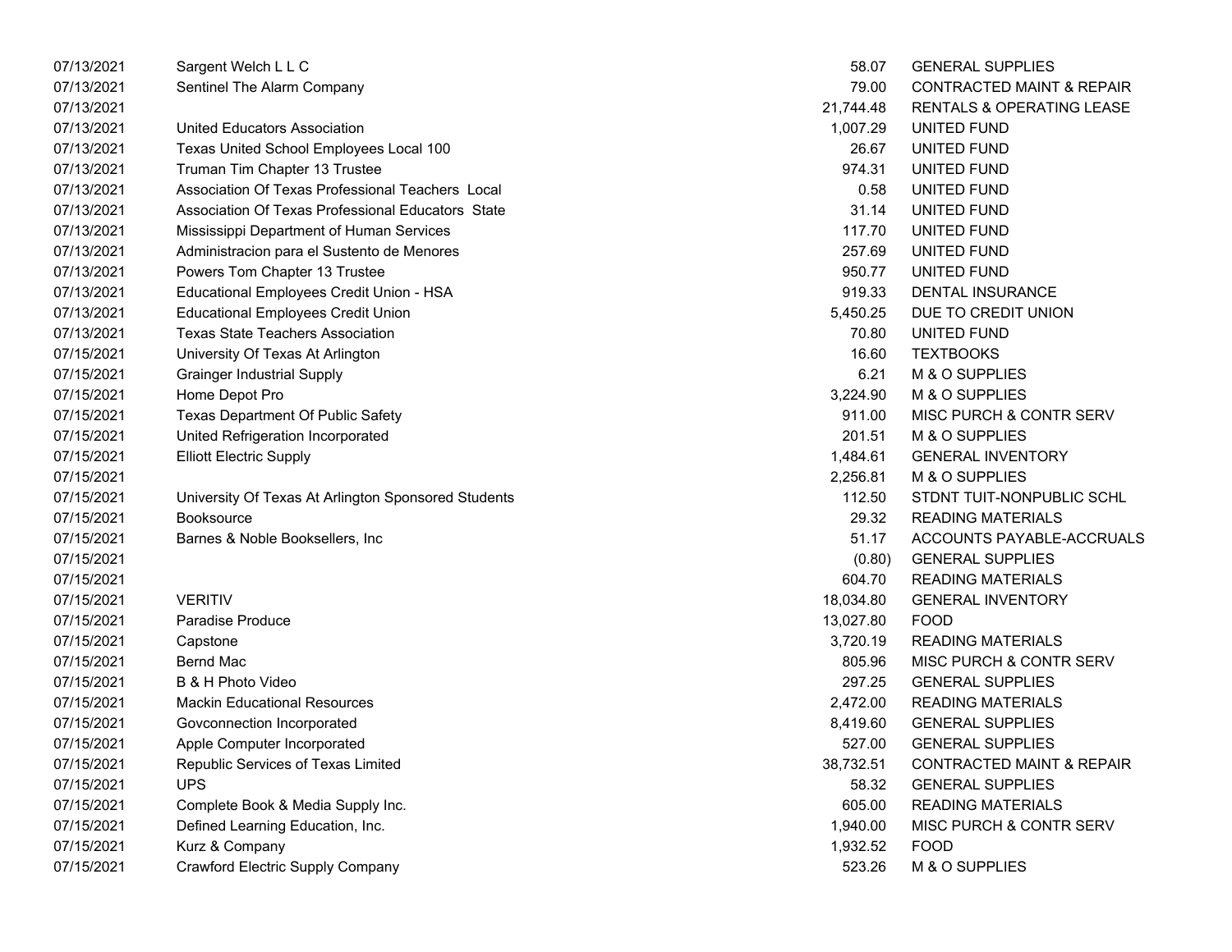| | | | |
|---|---|---|---|
| 07/13/2021 | Sargent Welch L L C | 58.07 | GENERAL SUPPLIES |
| 07/13/2021 | Sentinel The Alarm Company | 79.00 | CONTRACTED MAINT & REPAIR |
| 07/13/2021 | | 21,744.48 | RENTALS & OPERATING LEASE |
| 07/13/2021 | United Educators Association | 1,007.29 | UNITED FUND |
| 07/13/2021 | Texas United School Employees Local 100 | 26.67 | UNITED FUND |
| 07/13/2021 | Truman Tim Chapter 13 Trustee | 974.31 | UNITED FUND |
| 07/13/2021 | Association Of Texas Professional Teachers Local | 0.58 | UNITED FUND |
| 07/13/2021 | Association Of Texas Professional Educators State | 31.14 | UNITED FUND |
| 07/13/2021 | Mississippi Department of Human Services | 117.70 | UNITED FUND |
| 07/13/2021 | Administracion para el Sustento de Menores | 257.69 | UNITED FUND |
| 07/13/2021 | Powers Tom Chapter 13 Trustee | 950.77 | UNITED FUND |
| 07/13/2021 | Educational Employees Credit Union - HSA | 919.33 | DENTAL INSURANCE |
| 07/13/2021 | Educational Employees Credit Union | 5,450.25 | DUE TO CREDIT UNION |
| 07/13/2021 | Texas State Teachers Association | 70.80 | UNITED FUND |
| 07/15/2021 | University Of Texas At Arlington | 16.60 | TEXTBOOKS |
| 07/15/2021 | Grainger Industrial Supply | 6.21 | M & O SUPPLIES |
| 07/15/2021 | Home Depot Pro | 3,224.90 | M & O SUPPLIES |
| 07/15/2021 | Texas Department Of Public Safety | 911.00 | MISC PURCH & CONTR SERV |
| 07/15/2021 | United Refrigeration Incorporated | 201.51 | M & O SUPPLIES |
| 07/15/2021 | Elliott Electric Supply | 1,484.61 | GENERAL INVENTORY |
| 07/15/2021 | | 2,256.81 | M & O SUPPLIES |
| 07/15/2021 | University Of Texas At Arlington Sponsored Students | 112.50 | STDNT TUIT-NONPUBLIC SCHL |
| 07/15/2021 | Booksource | 29.32 | READING MATERIALS |
| 07/15/2021 | Barnes & Noble Booksellers, Inc | 51.17 | ACCOUNTS PAYABLE-ACCRUALS |
| 07/15/2021 | | (0.80) | GENERAL SUPPLIES |
| 07/15/2021 | | 604.70 | READING MATERIALS |
| 07/15/2021 | VERITIV | 18,034.80 | GENERAL INVENTORY |
| 07/15/2021 | Paradise Produce | 13,027.80 | FOOD |
| 07/15/2021 | Capstone | 3,720.19 | READING MATERIALS |
| 07/15/2021 | Bernd Mac | 805.96 | MISC PURCH & CONTR SERV |
| 07/15/2021 | B & H Photo Video | 297.25 | GENERAL SUPPLIES |
| 07/15/2021 | Mackin Educational Resources | 2,472.00 | READING MATERIALS |
| 07/15/2021 | Govconnection Incorporated | 8,419.60 | GENERAL SUPPLIES |
| 07/15/2021 | Apple Computer Incorporated | 527.00 | GENERAL SUPPLIES |
| 07/15/2021 | Republic Services of Texas Limited | 38,732.51 | CONTRACTED MAINT & REPAIR |
| 07/15/2021 | UPS | 58.32 | GENERAL SUPPLIES |
| 07/15/2021 | Complete Book & Media Supply Inc. | 605.00 | READING MATERIALS |
| 07/15/2021 | Defined Learning Education, Inc. | 1,940.00 | MISC PURCH & CONTR SERV |
| 07/15/2021 | Kurz & Company | 1,932.52 | FOOD |
| 07/15/2021 | Crawford Electric Supply Company | 523.26 | M & O SUPPLIES |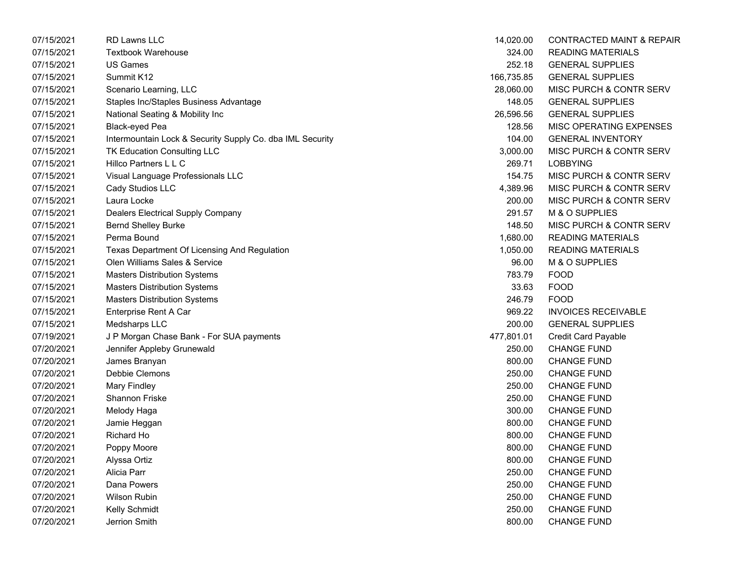| | | | |
|---|---|---|---|
| 07/15/2021 | RD Lawns LLC | 14,020.00 | CONTRACTED MAINT & REPAIR |
| 07/15/2021 | Textbook Warehouse | 324.00 | READING MATERIALS |
| 07/15/2021 | US Games | 252.18 | GENERAL SUPPLIES |
| 07/15/2021 | Summit K12 | 166,735.85 | GENERAL SUPPLIES |
| 07/15/2021 | Scenario Learning, LLC | 28,060.00 | MISC PURCH & CONTR SERV |
| 07/15/2021 | Staples Inc/Staples Business Advantage | 148.05 | GENERAL SUPPLIES |
| 07/15/2021 | National Seating & Mobility Inc | 26,596.56 | GENERAL SUPPLIES |
| 07/15/2021 | Black-eyed Pea | 128.56 | MISC OPERATING EXPENSES |
| 07/15/2021 | Intermountain Lock & Security Supply Co. dba IML Security | 104.00 | GENERAL INVENTORY |
| 07/15/2021 | TK Education Consulting LLC | 3,000.00 | MISC PURCH & CONTR SERV |
| 07/15/2021 | Hillco Partners L L C | 269.71 | LOBBYING |
| 07/15/2021 | Visual Language Professionals LLC | 154.75 | MISC PURCH & CONTR SERV |
| 07/15/2021 | Cady Studios LLC | 4,389.96 | MISC PURCH & CONTR SERV |
| 07/15/2021 | Laura Locke | 200.00 | MISC PURCH & CONTR SERV |
| 07/15/2021 | Dealers Electrical Supply Company | 291.57 | M & O SUPPLIES |
| 07/15/2021 | Bernd Shelley Burke | 148.50 | MISC PURCH & CONTR SERV |
| 07/15/2021 | Perma Bound | 1,680.00 | READING MATERIALS |
| 07/15/2021 | Texas Department Of Licensing And Regulation | 1,050.00 | READING MATERIALS |
| 07/15/2021 | Olen Williams Sales & Service | 96.00 | M & O SUPPLIES |
| 07/15/2021 | Masters Distribution Systems | 783.79 | FOOD |
| 07/15/2021 | Masters Distribution Systems | 33.63 | FOOD |
| 07/15/2021 | Masters Distribution Systems | 246.79 | FOOD |
| 07/15/2021 | Enterprise Rent A Car | 969.22 | INVOICES RECEIVABLE |
| 07/15/2021 | Medsharps LLC | 200.00 | GENERAL SUPPLIES |
| 07/19/2021 | J P Morgan Chase Bank - For SUA payments | 477,801.01 | Credit Card Payable |
| 07/20/2021 | Jennifer Appleby Grunewald | 250.00 | CHANGE FUND |
| 07/20/2021 | James Branyan | 800.00 | CHANGE FUND |
| 07/20/2021 | Debbie Clemons | 250.00 | CHANGE FUND |
| 07/20/2021 | Mary Findley | 250.00 | CHANGE FUND |
| 07/20/2021 | Shannon Friske | 250.00 | CHANGE FUND |
| 07/20/2021 | Melody Haga | 300.00 | CHANGE FUND |
| 07/20/2021 | Jamie Heggan | 800.00 | CHANGE FUND |
| 07/20/2021 | Richard Ho | 800.00 | CHANGE FUND |
| 07/20/2021 | Poppy Moore | 800.00 | CHANGE FUND |
| 07/20/2021 | Alyssa Ortiz | 800.00 | CHANGE FUND |
| 07/20/2021 | Alicia Parr | 250.00 | CHANGE FUND |
| 07/20/2021 | Dana Powers | 250.00 | CHANGE FUND |
| 07/20/2021 | Wilson Rubin | 250.00 | CHANGE FUND |
| 07/20/2021 | Kelly Schmidt | 250.00 | CHANGE FUND |
| 07/20/2021 | Jerrion Smith | 800.00 | CHANGE FUND |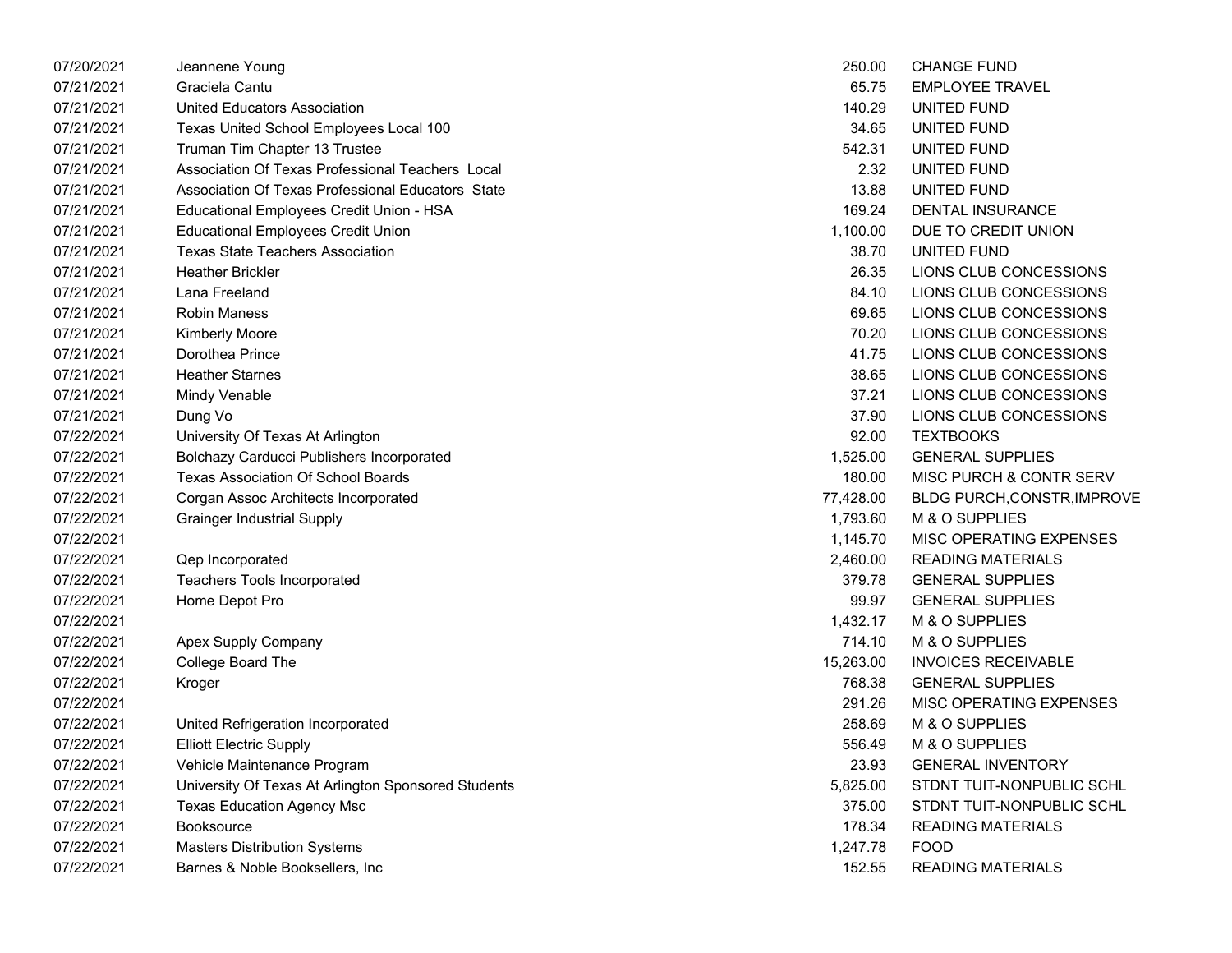| | | | |
|---|---|---|---|
| 07/20/2021 | Jeannene Young | 250.00 | CHANGE FUND |
| 07/21/2021 | Graciela Cantu | 65.75 | EMPLOYEE TRAVEL |
| 07/21/2021 | United Educators Association | 140.29 | UNITED FUND |
| 07/21/2021 | Texas United School Employees Local 100 | 34.65 | UNITED FUND |
| 07/21/2021 | Truman Tim Chapter 13 Trustee | 542.31 | UNITED FUND |
| 07/21/2021 | Association Of Texas Professional Teachers Local | 2.32 | UNITED FUND |
| 07/21/2021 | Association Of Texas Professional Educators State | 13.88 | UNITED FUND |
| 07/21/2021 | Educational Employees Credit Union - HSA | 169.24 | DENTAL INSURANCE |
| 07/21/2021 | Educational Employees Credit Union | 1,100.00 | DUE TO CREDIT UNION |
| 07/21/2021 | Texas State Teachers Association | 38.70 | UNITED FUND |
| 07/21/2021 | Heather Brickler | 26.35 | LIONS CLUB CONCESSIONS |
| 07/21/2021 | Lana Freeland | 84.10 | LIONS CLUB CONCESSIONS |
| 07/21/2021 | Robin Maness | 69.65 | LIONS CLUB CONCESSIONS |
| 07/21/2021 | Kimberly Moore | 70.20 | LIONS CLUB CONCESSIONS |
| 07/21/2021 | Dorothea Prince | 41.75 | LIONS CLUB CONCESSIONS |
| 07/21/2021 | Heather Starnes | 38.65 | LIONS CLUB CONCESSIONS |
| 07/21/2021 | Mindy Venable | 37.21 | LIONS CLUB CONCESSIONS |
| 07/21/2021 | Dung Vo | 37.90 | LIONS CLUB CONCESSIONS |
| 07/22/2021 | University Of Texas At Arlington | 92.00 | TEXTBOOKS |
| 07/22/2021 | Bolchazy Carducci Publishers Incorporated | 1,525.00 | GENERAL SUPPLIES |
| 07/22/2021 | Texas Association Of School Boards | 180.00 | MISC PURCH & CONTR SERV |
| 07/22/2021 | Corgan Assoc Architects Incorporated | 77,428.00 | BLDG PURCH,CONSTR,IMPROVE |
| 07/22/2021 | Grainger Industrial Supply | 1,793.60 | M & O SUPPLIES |
| 07/22/2021 | | 1,145.70 | MISC OPERATING EXPENSES |
| 07/22/2021 | Qep Incorporated | 2,460.00 | READING MATERIALS |
| 07/22/2021 | Teachers Tools Incorporated | 379.78 | GENERAL SUPPLIES |
| 07/22/2021 | Home Depot Pro | 99.97 | GENERAL SUPPLIES |
| 07/22/2021 | | 1,432.17 | M & O SUPPLIES |
| 07/22/2021 | Apex Supply Company | 714.10 | M & O SUPPLIES |
| 07/22/2021 | College Board The | 15,263.00 | INVOICES RECEIVABLE |
| 07/22/2021 | Kroger | 768.38 | GENERAL SUPPLIES |
| 07/22/2021 | | 291.26 | MISC OPERATING EXPENSES |
| 07/22/2021 | United Refrigeration Incorporated | 258.69 | M & O SUPPLIES |
| 07/22/2021 | Elliott Electric Supply | 556.49 | M & O SUPPLIES |
| 07/22/2021 | Vehicle Maintenance Program | 23.93 | GENERAL INVENTORY |
| 07/22/2021 | University Of Texas At Arlington Sponsored Students | 5,825.00 | STDNT TUIT-NONPUBLIC SCHL |
| 07/22/2021 | Texas Education Agency Msc | 375.00 | STDNT TUIT-NONPUBLIC SCHL |
| 07/22/2021 | Booksource | 178.34 | READING MATERIALS |
| 07/22/2021 | Masters Distribution Systems | 1,247.78 | FOOD |
| 07/22/2021 | Barnes & Noble Booksellers, Inc | 152.55 | READING MATERIALS |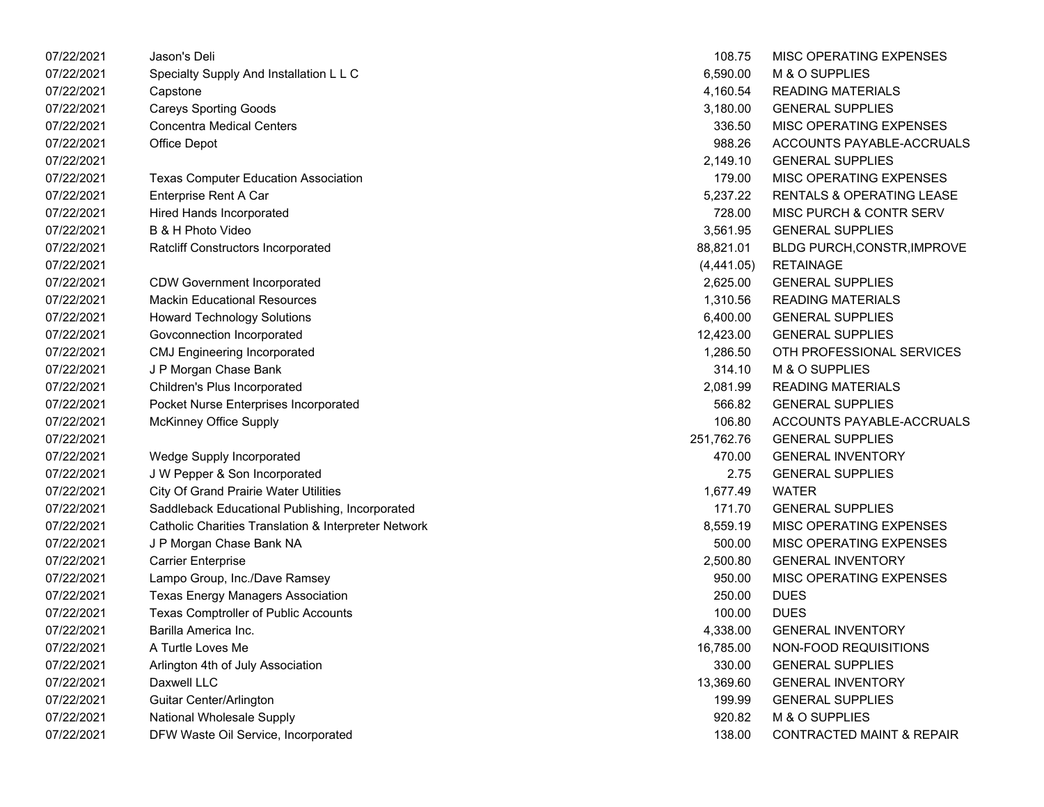| | | | |
|---|---|---|---|
| 07/22/2021 | Jason's Deli | 108.75 | MISC OPERATING EXPENSES |
| 07/22/2021 | Specialty Supply And Installation L L C | 6,590.00 | M & O SUPPLIES |
| 07/22/2021 | Capstone | 4,160.54 | READING MATERIALS |
| 07/22/2021 | Careys Sporting Goods | 3,180.00 | GENERAL SUPPLIES |
| 07/22/2021 | Concentra Medical Centers | 336.50 | MISC OPERATING EXPENSES |
| 07/22/2021 | Office Depot | 988.26 | ACCOUNTS PAYABLE-ACCRUALS |
| 07/22/2021 | | 2,149.10 | GENERAL SUPPLIES |
| 07/22/2021 | Texas Computer Education Association | 179.00 | MISC OPERATING EXPENSES |
| 07/22/2021 | Enterprise Rent A Car | 5,237.22 | RENTALS & OPERATING LEASE |
| 07/22/2021 | Hired Hands Incorporated | 728.00 | MISC PURCH & CONTR SERV |
| 07/22/2021 | B & H Photo Video | 3,561.95 | GENERAL SUPPLIES |
| 07/22/2021 | Ratcliff Constructors Incorporated | 88,821.01 | BLDG PURCH,CONSTR,IMPROVE |
| 07/22/2021 | | (4,441.05) | RETAINAGE |
| 07/22/2021 | CDW Government Incorporated | 2,625.00 | GENERAL SUPPLIES |
| 07/22/2021 | Mackin Educational Resources | 1,310.56 | READING MATERIALS |
| 07/22/2021 | Howard Technology Solutions | 6,400.00 | GENERAL SUPPLIES |
| 07/22/2021 | Govconnection Incorporated | 12,423.00 | GENERAL SUPPLIES |
| 07/22/2021 | CMJ Engineering Incorporated | 1,286.50 | OTH PROFESSIONAL SERVICES |
| 07/22/2021 | J P Morgan Chase Bank | 314.10 | M & O SUPPLIES |
| 07/22/2021 | Children's Plus Incorporated | 2,081.99 | READING MATERIALS |
| 07/22/2021 | Pocket Nurse Enterprises Incorporated | 566.82 | GENERAL SUPPLIES |
| 07/22/2021 | McKinney Office Supply | 106.80 | ACCOUNTS PAYABLE-ACCRUALS |
| 07/22/2021 | | 251,762.76 | GENERAL SUPPLIES |
| 07/22/2021 | Wedge Supply Incorporated | 470.00 | GENERAL INVENTORY |
| 07/22/2021 | J W Pepper & Son Incorporated | 2.75 | GENERAL SUPPLIES |
| 07/22/2021 | City Of Grand Prairie Water Utilities | 1,677.49 | WATER |
| 07/22/2021 | Saddleback Educational Publishing, Incorporated | 171.70 | GENERAL SUPPLIES |
| 07/22/2021 | Catholic Charities Translation & Interpreter Network | 8,559.19 | MISC OPERATING EXPENSES |
| 07/22/2021 | J P Morgan Chase Bank NA | 500.00 | MISC OPERATING EXPENSES |
| 07/22/2021 | Carrier Enterprise | 2,500.80 | GENERAL INVENTORY |
| 07/22/2021 | Lampo Group, Inc./Dave Ramsey | 950.00 | MISC OPERATING EXPENSES |
| 07/22/2021 | Texas Energy Managers Association | 250.00 | DUES |
| 07/22/2021 | Texas Comptroller of Public Accounts | 100.00 | DUES |
| 07/22/2021 | Barilla America Inc. | 4,338.00 | GENERAL INVENTORY |
| 07/22/2021 | A Turtle Loves Me | 16,785.00 | NON-FOOD REQUISITIONS |
| 07/22/2021 | Arlington 4th of July Association | 330.00 | GENERAL SUPPLIES |
| 07/22/2021 | Daxwell LLC | 13,369.60 | GENERAL INVENTORY |
| 07/22/2021 | Guitar Center/Arlington | 199.99 | GENERAL SUPPLIES |
| 07/22/2021 | National Wholesale Supply | 920.82 | M & O SUPPLIES |
| 07/22/2021 | DFW Waste Oil Service, Incorporated | 138.00 | CONTRACTED MAINT & REPAIR |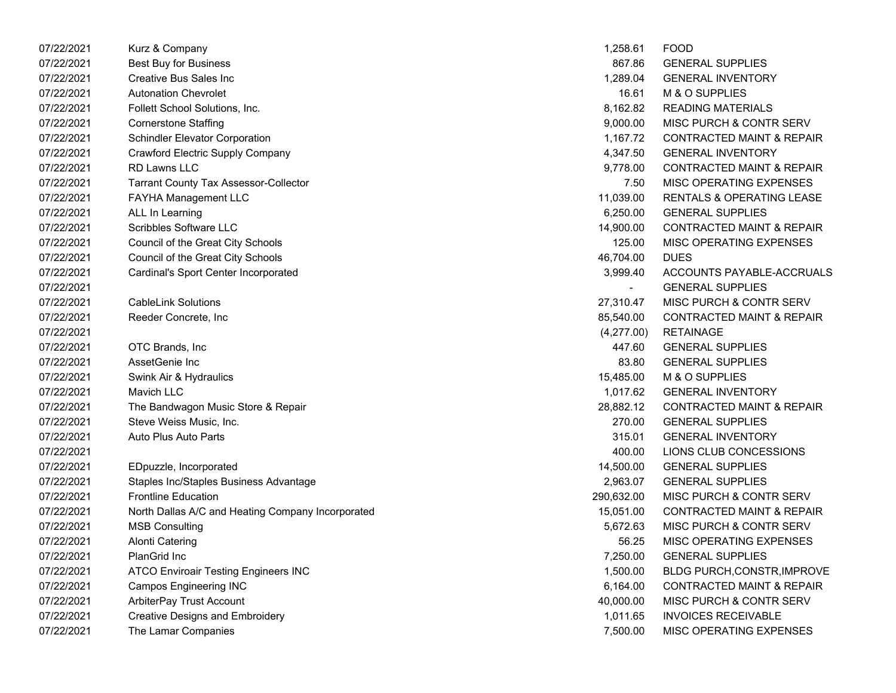| | | | |
|---|---|---|---|
| 07/22/2021 | Kurz & Company | 1,258.61 | FOOD |
| 07/22/2021 | Best Buy for Business | 867.86 | GENERAL SUPPLIES |
| 07/22/2021 | Creative Bus Sales Inc | 1,289.04 | GENERAL INVENTORY |
| 07/22/2021 | Autonation Chevrolet | 16.61 | M & O SUPPLIES |
| 07/22/2021 | Follett School Solutions, Inc. | 8,162.82 | READING MATERIALS |
| 07/22/2021 | Cornerstone Staffing | 9,000.00 | MISC PURCH & CONTR SERV |
| 07/22/2021 | Schindler Elevator Corporation | 1,167.72 | CONTRACTED MAINT & REPAIR |
| 07/22/2021 | Crawford Electric Supply Company | 4,347.50 | GENERAL INVENTORY |
| 07/22/2021 | RD Lawns LLC | 9,778.00 | CONTRACTED MAINT & REPAIR |
| 07/22/2021 | Tarrant County Tax Assessor-Collector | 7.50 | MISC OPERATING EXPENSES |
| 07/22/2021 | FAYHA Management LLC | 11,039.00 | RENTALS & OPERATING LEASE |
| 07/22/2021 | ALL In Learning | 6,250.00 | GENERAL SUPPLIES |
| 07/22/2021 | Scribbles Software LLC | 14,900.00 | CONTRACTED MAINT & REPAIR |
| 07/22/2021 | Council of the Great City Schools | 125.00 | MISC OPERATING EXPENSES |
| 07/22/2021 | Council of the Great City Schools | 46,704.00 | DUES |
| 07/22/2021 | Cardinal's Sport Center Incorporated | 3,999.40 | ACCOUNTS PAYABLE-ACCRUALS |
| 07/22/2021 | | - | GENERAL SUPPLIES |
| 07/22/2021 | CableLink Solutions | 27,310.47 | MISC PURCH & CONTR SERV |
| 07/22/2021 | Reeder Concrete, Inc | 85,540.00 | CONTRACTED MAINT & REPAIR |
| 07/22/2021 | | (4,277.00) | RETAINAGE |
| 07/22/2021 | OTC Brands, Inc | 447.60 | GENERAL SUPPLIES |
| 07/22/2021 | AssetGenie Inc | 83.80 | GENERAL SUPPLIES |
| 07/22/2021 | Swink Air & Hydraulics | 15,485.00 | M & O SUPPLIES |
| 07/22/2021 | Mavich LLC | 1,017.62 | GENERAL INVENTORY |
| 07/22/2021 | The Bandwagon Music Store & Repair | 28,882.12 | CONTRACTED MAINT & REPAIR |
| 07/22/2021 | Steve Weiss Music, Inc. | 270.00 | GENERAL SUPPLIES |
| 07/22/2021 | Auto Plus Auto Parts | 315.01 | GENERAL INVENTORY |
| 07/22/2021 | | 400.00 | LIONS CLUB CONCESSIONS |
| 07/22/2021 | EDpuzzle, Incorporated | 14,500.00 | GENERAL SUPPLIES |
| 07/22/2021 | Staples Inc/Staples Business Advantage | 2,963.07 | GENERAL SUPPLIES |
| 07/22/2021 | Frontline Education | 290,632.00 | MISC PURCH & CONTR SERV |
| 07/22/2021 | North Dallas A/C and Heating Company Incorporated | 15,051.00 | CONTRACTED MAINT & REPAIR |
| 07/22/2021 | MSB Consulting | 5,672.63 | MISC PURCH & CONTR SERV |
| 07/22/2021 | Alonti Catering | 56.25 | MISC OPERATING EXPENSES |
| 07/22/2021 | PlanGrid Inc | 7,250.00 | GENERAL SUPPLIES |
| 07/22/2021 | ATCO Enviroair Testing Engineers INC | 1,500.00 | BLDG PURCH,CONSTR,IMPROVE |
| 07/22/2021 | Campos Engineering INC | 6,164.00 | CONTRACTED MAINT & REPAIR |
| 07/22/2021 | ArbiterPay Trust Account | 40,000.00 | MISC PURCH & CONTR SERV |
| 07/22/2021 | Creative Designs and Embroidery | 1,011.65 | INVOICES RECEIVABLE |
| 07/22/2021 | The Lamar Companies | 7,500.00 | MISC OPERATING EXPENSES |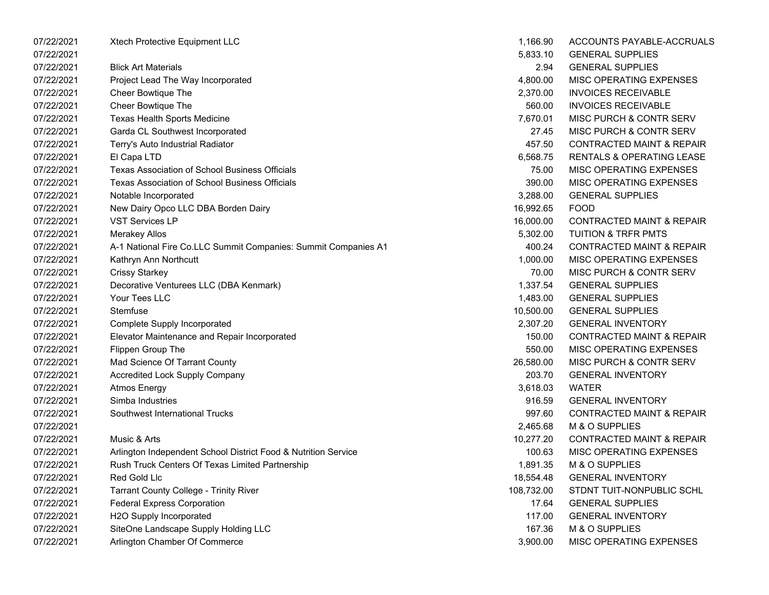| | | | |
|---|---|---|---|
| 07/22/2021 | Xtech Protective Equipment LLC | 1,166.90 | ACCOUNTS PAYABLE-ACCRUALS |
| 07/22/2021 | | 5,833.10 | GENERAL SUPPLIES |
| 07/22/2021 | Blick Art Materials | 2.94 | GENERAL SUPPLIES |
| 07/22/2021 | Project Lead The Way Incorporated | 4,800.00 | MISC OPERATING EXPENSES |
| 07/22/2021 | Cheer Bowtique The | 2,370.00 | INVOICES RECEIVABLE |
| 07/22/2021 | Cheer Bowtique The | 560.00 | INVOICES RECEIVABLE |
| 07/22/2021 | Texas Health Sports Medicine | 7,670.01 | MISC PURCH & CONTR SERV |
| 07/22/2021 | Garda CL Southwest Incorporated | 27.45 | MISC PURCH & CONTR SERV |
| 07/22/2021 | Terry's Auto Industrial Radiator | 457.50 | CONTRACTED MAINT & REPAIR |
| 07/22/2021 | El Capa LTD | 6,568.75 | RENTALS & OPERATING LEASE |
| 07/22/2021 | Texas Association of School Business Officials | 75.00 | MISC OPERATING EXPENSES |
| 07/22/2021 | Texas Association of School Business Officials | 390.00 | MISC OPERATING EXPENSES |
| 07/22/2021 | Notable Incorporated | 3,288.00 | GENERAL SUPPLIES |
| 07/22/2021 | New Dairy Opco LLC DBA Borden Dairy | 16,992.65 | FOOD |
| 07/22/2021 | VST Services LP | 16,000.00 | CONTRACTED MAINT & REPAIR |
| 07/22/2021 | Merakey Allos | 5,302.00 | TUITION & TRFR PMTS |
| 07/22/2021 | A-1 National Fire Co.LLC Summit Companies: Summit Companies A1 | 400.24 | CONTRACTED MAINT & REPAIR |
| 07/22/2021 | Kathryn Ann Northcutt | 1,000.00 | MISC OPERATING EXPENSES |
| 07/22/2021 | Crissy Starkey | 70.00 | MISC PURCH & CONTR SERV |
| 07/22/2021 | Decorative Venturees LLC (DBA Kenmark) | 1,337.54 | GENERAL SUPPLIES |
| 07/22/2021 | Your Tees LLC | 1,483.00 | GENERAL SUPPLIES |
| 07/22/2021 | Stemfuse | 10,500.00 | GENERAL SUPPLIES |
| 07/22/2021 | Complete Supply Incorporated | 2,307.20 | GENERAL INVENTORY |
| 07/22/2021 | Elevator Maintenance and Repair Incorporated | 150.00 | CONTRACTED MAINT & REPAIR |
| 07/22/2021 | Flippen Group The | 550.00 | MISC OPERATING EXPENSES |
| 07/22/2021 | Mad Science Of Tarrant County | 26,580.00 | MISC PURCH & CONTR SERV |
| 07/22/2021 | Accredited Lock Supply Company | 203.70 | GENERAL INVENTORY |
| 07/22/2021 | Atmos Energy | 3,618.03 | WATER |
| 07/22/2021 | Simba Industries | 916.59 | GENERAL INVENTORY |
| 07/22/2021 | Southwest International Trucks | 997.60 | CONTRACTED MAINT & REPAIR |
| 07/22/2021 | | 2,465.68 | M & O SUPPLIES |
| 07/22/2021 | Music & Arts | 10,277.20 | CONTRACTED MAINT & REPAIR |
| 07/22/2021 | Arlington Independent School District Food & Nutrition Service | 100.63 | MISC OPERATING EXPENSES |
| 07/22/2021 | Rush Truck Centers Of Texas Limited Partnership | 1,891.35 | M & O SUPPLIES |
| 07/22/2021 | Red Gold Llc | 18,554.48 | GENERAL INVENTORY |
| 07/22/2021 | Tarrant County College - Trinity River | 108,732.00 | STDNT TUIT-NONPUBLIC SCHL |
| 07/22/2021 | Federal Express Corporation | 17.64 | GENERAL SUPPLIES |
| 07/22/2021 | H2O Supply Incorporated | 117.00 | GENERAL INVENTORY |
| 07/22/2021 | SiteOne Landscape Supply Holding LLC | 167.36 | M & O SUPPLIES |
| 07/22/2021 | Arlington Chamber Of Commerce | 3,900.00 | MISC OPERATING EXPENSES |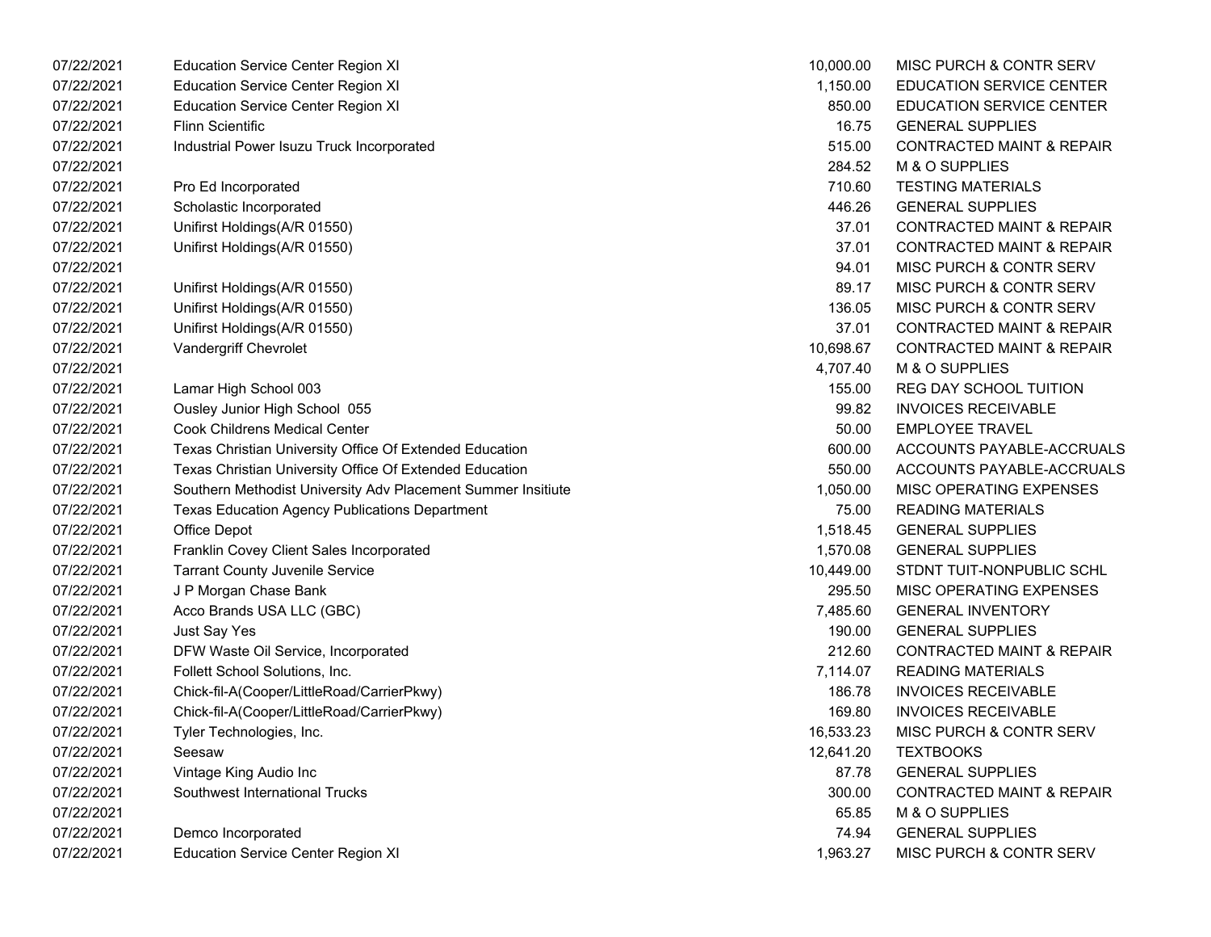| | | | |
|---|---|---|---|
| 07/22/2021 | Education Service Center Region XI | 10,000.00 | MISC PURCH & CONTR SERV |
| 07/22/2021 | Education Service Center Region XI | 1,150.00 | EDUCATION SERVICE CENTER |
| 07/22/2021 | Education Service Center Region XI | 850.00 | EDUCATION SERVICE CENTER |
| 07/22/2021 | Flinn Scientific | 16.75 | GENERAL SUPPLIES |
| 07/22/2021 | Industrial Power Isuzu Truck Incorporated | 515.00 | CONTRACTED MAINT & REPAIR |
| 07/22/2021 | | 284.52 | M & O SUPPLIES |
| 07/22/2021 | Pro Ed Incorporated | 710.60 | TESTING MATERIALS |
| 07/22/2021 | Scholastic Incorporated | 446.26 | GENERAL SUPPLIES |
| 07/22/2021 | Unifirst Holdings(A/R 01550) | 37.01 | CONTRACTED MAINT & REPAIR |
| 07/22/2021 | Unifirst Holdings(A/R 01550) | 37.01 | CONTRACTED MAINT & REPAIR |
| 07/22/2021 | | 94.01 | MISC PURCH & CONTR SERV |
| 07/22/2021 | Unifirst Holdings(A/R 01550) | 89.17 | MISC PURCH & CONTR SERV |
| 07/22/2021 | Unifirst Holdings(A/R 01550) | 136.05 | MISC PURCH & CONTR SERV |
| 07/22/2021 | Unifirst Holdings(A/R 01550) | 37.01 | CONTRACTED MAINT & REPAIR |
| 07/22/2021 | Vandergriff Chevrolet | 10,698.67 | CONTRACTED MAINT & REPAIR |
| 07/22/2021 | | 4,707.40 | M & O SUPPLIES |
| 07/22/2021 | Lamar High School 003 | 155.00 | REG DAY SCHOOL TUITION |
| 07/22/2021 | Ousley Junior High School 055 | 99.82 | INVOICES RECEIVABLE |
| 07/22/2021 | Cook Childrens Medical Center | 50.00 | EMPLOYEE TRAVEL |
| 07/22/2021 | Texas Christian University Office Of Extended Education | 600.00 | ACCOUNTS PAYABLE-ACCRUALS |
| 07/22/2021 | Texas Christian University Office Of Extended Education | 550.00 | ACCOUNTS PAYABLE-ACCRUALS |
| 07/22/2021 | Southern Methodist University Adv Placement Summer Insitiute | 1,050.00 | MISC OPERATING EXPENSES |
| 07/22/2021 | Texas Education Agency Publications Department | 75.00 | READING MATERIALS |
| 07/22/2021 | Office Depot | 1,518.45 | GENERAL SUPPLIES |
| 07/22/2021 | Franklin Covey Client Sales Incorporated | 1,570.08 | GENERAL SUPPLIES |
| 07/22/2021 | Tarrant County Juvenile Service | 10,449.00 | STDNT TUIT-NONPUBLIC SCHL |
| 07/22/2021 | J P Morgan Chase Bank | 295.50 | MISC OPERATING EXPENSES |
| 07/22/2021 | Acco Brands USA LLC (GBC) | 7,485.60 | GENERAL INVENTORY |
| 07/22/2021 | Just Say Yes | 190.00 | GENERAL SUPPLIES |
| 07/22/2021 | DFW Waste Oil Service, Incorporated | 212.60 | CONTRACTED MAINT & REPAIR |
| 07/22/2021 | Follett School Solutions, Inc. | 7,114.07 | READING MATERIALS |
| 07/22/2021 | Chick-fil-A(Cooper/LittleRoad/CarrierPkwy) | 186.78 | INVOICES RECEIVABLE |
| 07/22/2021 | Chick-fil-A(Cooper/LittleRoad/CarrierPkwy) | 169.80 | INVOICES RECEIVABLE |
| 07/22/2021 | Tyler Technologies, Inc. | 16,533.23 | MISC PURCH & CONTR SERV |
| 07/22/2021 | Seesaw | 12,641.20 | TEXTBOOKS |
| 07/22/2021 | Vintage King Audio Inc | 87.78 | GENERAL SUPPLIES |
| 07/22/2021 | Southwest International Trucks | 300.00 | CONTRACTED MAINT & REPAIR |
| 07/22/2021 | | 65.85 | M & O SUPPLIES |
| 07/22/2021 | Demco Incorporated | 74.94 | GENERAL SUPPLIES |
| 07/22/2021 | Education Service Center Region XI | 1,963.27 | MISC PURCH & CONTR SERV |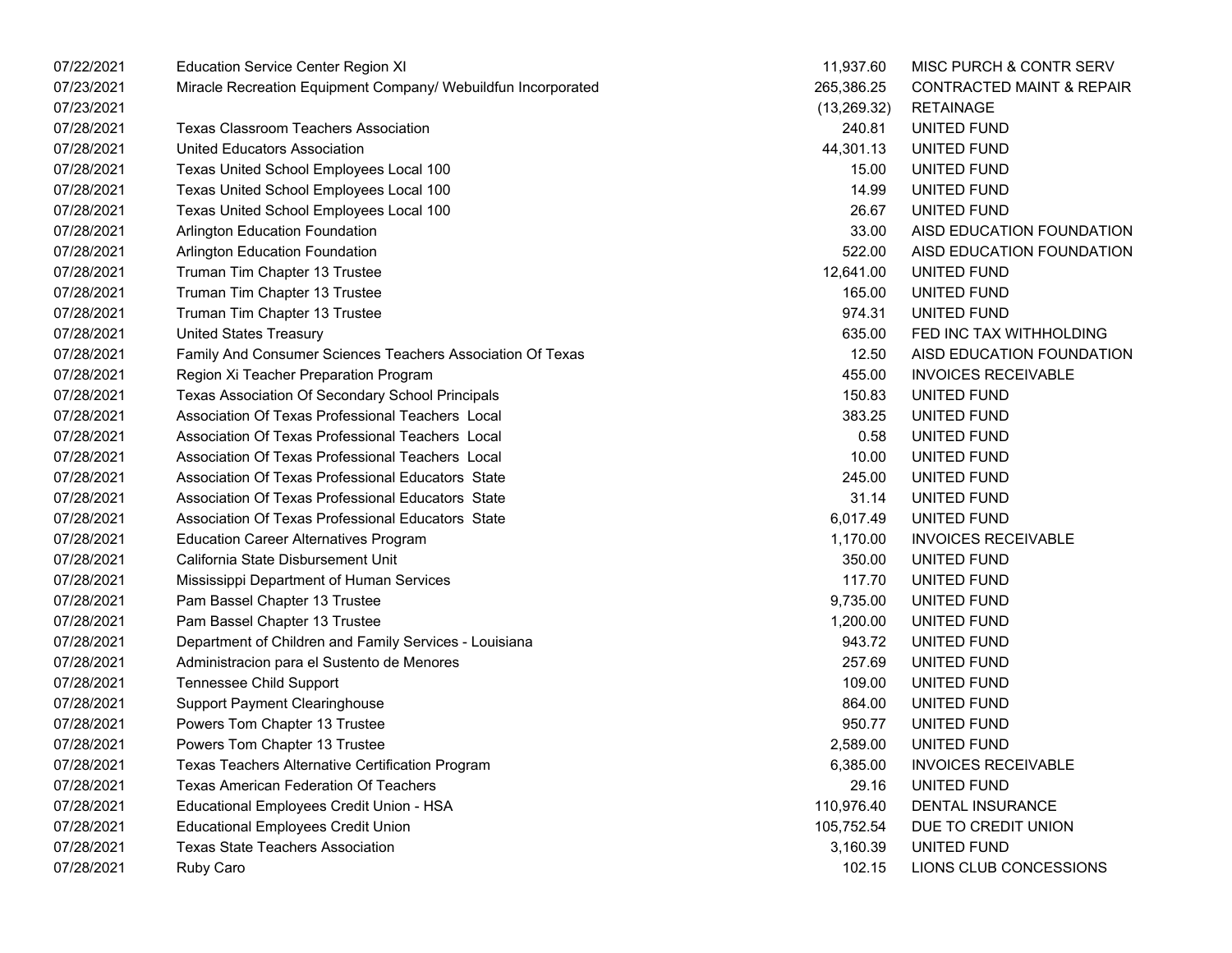| | | | |
|---|---|---|---|
| 07/22/2021 | Education Service Center Region XI | 11,937.60 | MISC PURCH & CONTR SERV |
| 07/23/2021 | Miracle Recreation Equipment Company/ Webuildfun Incorporated | 265,386.25 | CONTRACTED MAINT & REPAIR |
| 07/23/2021 | | (13,269.32) | RETAINAGE |
| 07/28/2021 | Texas Classroom Teachers Association | 240.81 | UNITED FUND |
| 07/28/2021 | United Educators Association | 44,301.13 | UNITED FUND |
| 07/28/2021 | Texas United School Employees Local 100 | 15.00 | UNITED FUND |
| 07/28/2021 | Texas United School Employees Local 100 | 14.99 | UNITED FUND |
| 07/28/2021 | Texas United School Employees Local 100 | 26.67 | UNITED FUND |
| 07/28/2021 | Arlington Education Foundation | 33.00 | AISD EDUCATION FOUNDATION |
| 07/28/2021 | Arlington Education Foundation | 522.00 | AISD EDUCATION FOUNDATION |
| 07/28/2021 | Truman Tim Chapter 13 Trustee | 12,641.00 | UNITED FUND |
| 07/28/2021 | Truman Tim Chapter 13 Trustee | 165.00 | UNITED FUND |
| 07/28/2021 | Truman Tim Chapter 13 Trustee | 974.31 | UNITED FUND |
| 07/28/2021 | United States Treasury | 635.00 | FED INC TAX WITHHOLDING |
| 07/28/2021 | Family And Consumer Sciences Teachers Association Of Texas | 12.50 | AISD EDUCATION FOUNDATION |
| 07/28/2021 | Region Xi Teacher Preparation Program | 455.00 | INVOICES RECEIVABLE |
| 07/28/2021 | Texas Association Of Secondary School Principals | 150.83 | UNITED FUND |
| 07/28/2021 | Association Of Texas Professional Teachers Local | 383.25 | UNITED FUND |
| 07/28/2021 | Association Of Texas Professional Teachers Local | 0.58 | UNITED FUND |
| 07/28/2021 | Association Of Texas Professional Teachers Local | 10.00 | UNITED FUND |
| 07/28/2021 | Association Of Texas Professional Educators State | 245.00 | UNITED FUND |
| 07/28/2021 | Association Of Texas Professional Educators State | 31.14 | UNITED FUND |
| 07/28/2021 | Association Of Texas Professional Educators State | 6,017.49 | UNITED FUND |
| 07/28/2021 | Education Career Alternatives Program | 1,170.00 | INVOICES RECEIVABLE |
| 07/28/2021 | California State Disbursement Unit | 350.00 | UNITED FUND |
| 07/28/2021 | Mississippi Department of Human Services | 117.70 | UNITED FUND |
| 07/28/2021 | Pam Bassel Chapter 13 Trustee | 9,735.00 | UNITED FUND |
| 07/28/2021 | Pam Bassel Chapter 13 Trustee | 1,200.00 | UNITED FUND |
| 07/28/2021 | Department of Children and Family Services - Louisiana | 943.72 | UNITED FUND |
| 07/28/2021 | Administracion para el Sustento de Menores | 257.69 | UNITED FUND |
| 07/28/2021 | Tennessee Child Support | 109.00 | UNITED FUND |
| 07/28/2021 | Support Payment Clearinghouse | 864.00 | UNITED FUND |
| 07/28/2021 | Powers Tom Chapter 13 Trustee | 950.77 | UNITED FUND |
| 07/28/2021 | Powers Tom Chapter 13 Trustee | 2,589.00 | UNITED FUND |
| 07/28/2021 | Texas Teachers Alternative Certification Program | 6,385.00 | INVOICES RECEIVABLE |
| 07/28/2021 | Texas American Federation Of Teachers | 29.16 | UNITED FUND |
| 07/28/2021 | Educational Employees Credit Union - HSA | 110,976.40 | DENTAL INSURANCE |
| 07/28/2021 | Educational Employees Credit Union | 105,752.54 | DUE TO CREDIT UNION |
| 07/28/2021 | Texas State Teachers Association | 3,160.39 | UNITED FUND |
| 07/28/2021 | Ruby Caro | 102.15 | LIONS CLUB CONCESSIONS |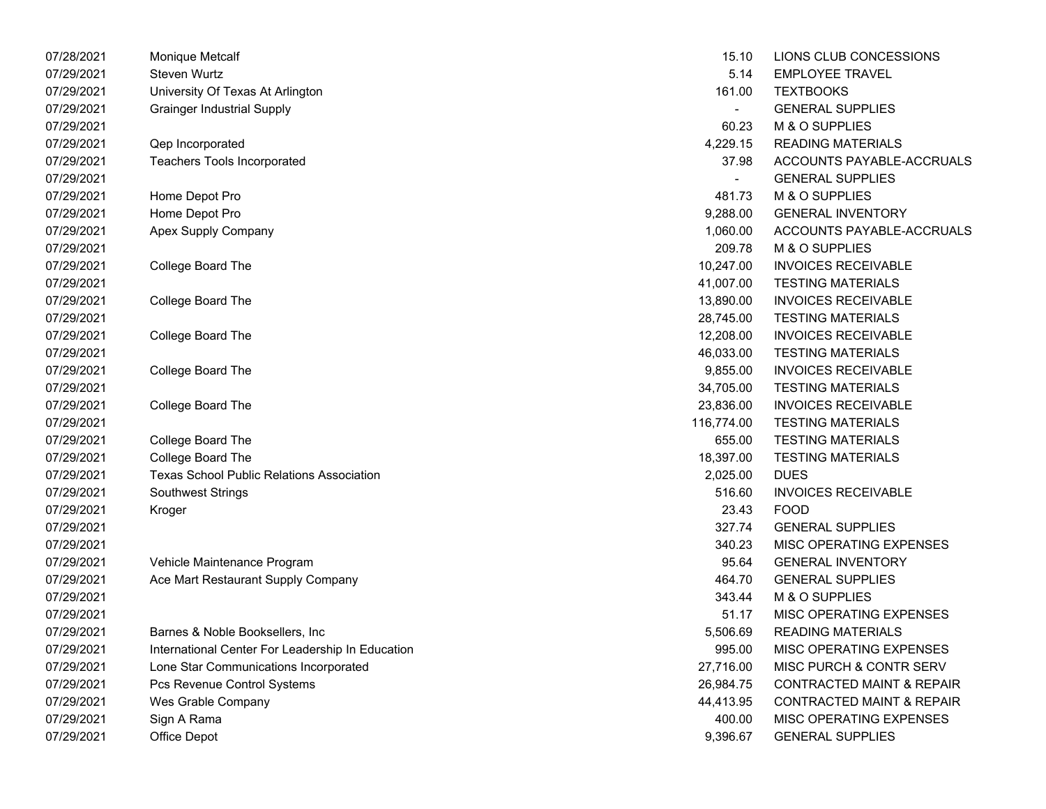| | | | |
|---|---|---|---|
| 07/28/2021 | Monique Metcalf | 15.10 | LIONS CLUB CONCESSIONS |
| 07/29/2021 | Steven Wurtz | 5.14 | EMPLOYEE TRAVEL |
| 07/29/2021 | University Of Texas At Arlington | 161.00 | TEXTBOOKS |
| 07/29/2021 | Grainger Industrial Supply | - | GENERAL SUPPLIES |
| 07/29/2021 | | 60.23 | M & O SUPPLIES |
| 07/29/2021 | Qep Incorporated | 4,229.15 | READING MATERIALS |
| 07/29/2021 | Teachers Tools Incorporated | 37.98 | ACCOUNTS PAYABLE-ACCRUALS |
| 07/29/2021 | | - | GENERAL SUPPLIES |
| 07/29/2021 | Home Depot Pro | 481.73 | M & O SUPPLIES |
| 07/29/2021 | Home Depot Pro | 9,288.00 | GENERAL INVENTORY |
| 07/29/2021 | Apex Supply Company | 1,060.00 | ACCOUNTS PAYABLE-ACCRUALS |
| 07/29/2021 | | 209.78 | M & O SUPPLIES |
| 07/29/2021 | College Board The | 10,247.00 | INVOICES RECEIVABLE |
| 07/29/2021 | | 41,007.00 | TESTING MATERIALS |
| 07/29/2021 | College Board The | 13,890.00 | INVOICES RECEIVABLE |
| 07/29/2021 | | 28,745.00 | TESTING MATERIALS |
| 07/29/2021 | College Board The | 12,208.00 | INVOICES RECEIVABLE |
| 07/29/2021 | | 46,033.00 | TESTING MATERIALS |
| 07/29/2021 | College Board The | 9,855.00 | INVOICES RECEIVABLE |
| 07/29/2021 | | 34,705.00 | TESTING MATERIALS |
| 07/29/2021 | College Board The | 23,836.00 | INVOICES RECEIVABLE |
| 07/29/2021 | | 116,774.00 | TESTING MATERIALS |
| 07/29/2021 | College Board The | 655.00 | TESTING MATERIALS |
| 07/29/2021 | College Board The | 18,397.00 | TESTING MATERIALS |
| 07/29/2021 | Texas School Public Relations Association | 2,025.00 | DUES |
| 07/29/2021 | Southwest Strings | 516.60 | INVOICES RECEIVABLE |
| 07/29/2021 | Kroger | 23.43 | FOOD |
| 07/29/2021 | | 327.74 | GENERAL SUPPLIES |
| 07/29/2021 | | 340.23 | MISC OPERATING EXPENSES |
| 07/29/2021 | Vehicle Maintenance Program | 95.64 | GENERAL INVENTORY |
| 07/29/2021 | Ace Mart Restaurant Supply Company | 464.70 | GENERAL SUPPLIES |
| 07/29/2021 | | 343.44 | M & O SUPPLIES |
| 07/29/2021 | | 51.17 | MISC OPERATING EXPENSES |
| 07/29/2021 | Barnes & Noble Booksellers, Inc | 5,506.69 | READING MATERIALS |
| 07/29/2021 | International Center For Leadership In Education | 995.00 | MISC OPERATING EXPENSES |
| 07/29/2021 | Lone Star Communications Incorporated | 27,716.00 | MISC PURCH & CONTR SERV |
| 07/29/2021 | Pcs Revenue Control Systems | 26,984.75 | CONTRACTED MAINT & REPAIR |
| 07/29/2021 | Wes Grable Company | 44,413.95 | CONTRACTED MAINT & REPAIR |
| 07/29/2021 | Sign A Rama | 400.00 | MISC OPERATING EXPENSES |
| 07/29/2021 | Office Depot | 9,396.67 | GENERAL SUPPLIES |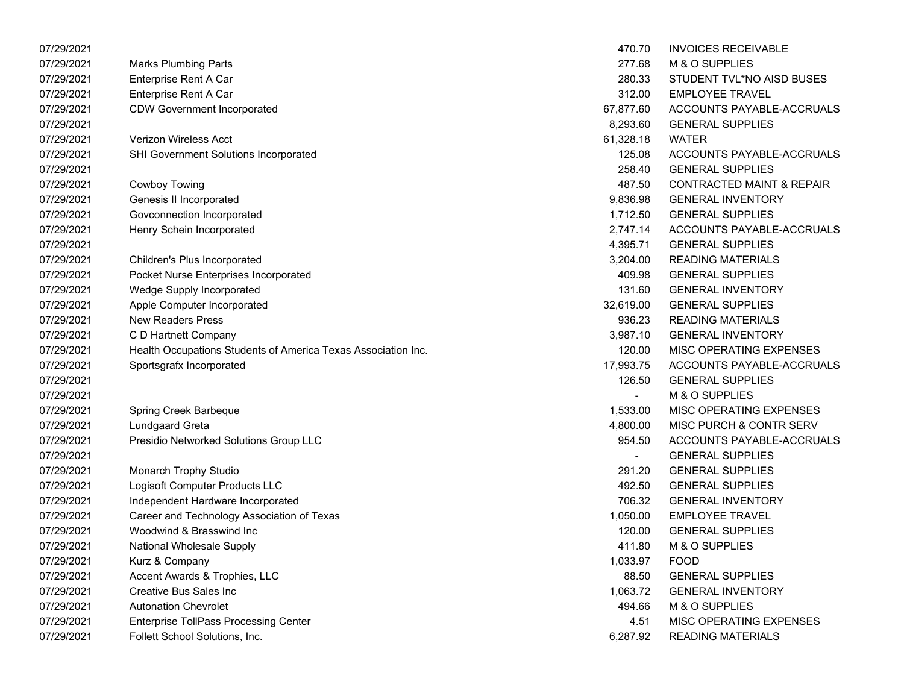| | | | |
|---|---|---|---|
| 07/29/2021 | | 470.70 | INVOICES RECEIVABLE |
| 07/29/2021 | Marks Plumbing Parts | 277.68 | M & O SUPPLIES |
| 07/29/2021 | Enterprise Rent A Car | 280.33 | STUDENT TVL*NO AISD BUSES |
| 07/29/2021 | Enterprise Rent A Car | 312.00 | EMPLOYEE TRAVEL |
| 07/29/2021 | CDW Government Incorporated | 67,877.60 | ACCOUNTS PAYABLE-ACCRUALS |
| 07/29/2021 | | 8,293.60 | GENERAL SUPPLIES |
| 07/29/2021 | Verizon Wireless Acct | 61,328.18 | WATER |
| 07/29/2021 | SHI Government Solutions Incorporated | 125.08 | ACCOUNTS PAYABLE-ACCRUALS |
| 07/29/2021 | | 258.40 | GENERAL SUPPLIES |
| 07/29/2021 | Cowboy Towing | 487.50 | CONTRACTED MAINT & REPAIR |
| 07/29/2021 | Genesis II Incorporated | 9,836.98 | GENERAL INVENTORY |
| 07/29/2021 | Govconnection Incorporated | 1,712.50 | GENERAL SUPPLIES |
| 07/29/2021 | Henry Schein Incorporated | 2,747.14 | ACCOUNTS PAYABLE-ACCRUALS |
| 07/29/2021 | | 4,395.71 | GENERAL SUPPLIES |
| 07/29/2021 | Children's Plus Incorporated | 3,204.00 | READING MATERIALS |
| 07/29/2021 | Pocket Nurse Enterprises Incorporated | 409.98 | GENERAL SUPPLIES |
| 07/29/2021 | Wedge Supply Incorporated | 131.60 | GENERAL INVENTORY |
| 07/29/2021 | Apple Computer Incorporated | 32,619.00 | GENERAL SUPPLIES |
| 07/29/2021 | New Readers Press | 936.23 | READING MATERIALS |
| 07/29/2021 | C D Hartnett Company | 3,987.10 | GENERAL INVENTORY |
| 07/29/2021 | Health Occupations Students of America Texas Association Inc. | 120.00 | MISC OPERATING EXPENSES |
| 07/29/2021 | Sportsgrafx Incorporated | 17,993.75 | ACCOUNTS PAYABLE-ACCRUALS |
| 07/29/2021 | | 126.50 | GENERAL SUPPLIES |
| 07/29/2021 | | - | M & O SUPPLIES |
| 07/29/2021 | Spring Creek Barbeque | 1,533.00 | MISC OPERATING EXPENSES |
| 07/29/2021 | Lundgaard Greta | 4,800.00 | MISC PURCH & CONTR SERV |
| 07/29/2021 | Presidio Networked Solutions Group LLC | 954.50 | ACCOUNTS PAYABLE-ACCRUALS |
| 07/29/2021 | | - | GENERAL SUPPLIES |
| 07/29/2021 | Monarch Trophy Studio | 291.20 | GENERAL SUPPLIES |
| 07/29/2021 | Logisoft Computer Products LLC | 492.50 | GENERAL SUPPLIES |
| 07/29/2021 | Independent Hardware Incorporated | 706.32 | GENERAL INVENTORY |
| 07/29/2021 | Career and Technology Association of Texas | 1,050.00 | EMPLOYEE TRAVEL |
| 07/29/2021 | Woodwind & Brasswind Inc | 120.00 | GENERAL SUPPLIES |
| 07/29/2021 | National Wholesale Supply | 411.80 | M & O SUPPLIES |
| 07/29/2021 | Kurz & Company | 1,033.97 | FOOD |
| 07/29/2021 | Accent Awards & Trophies, LLC | 88.50 | GENERAL SUPPLIES |
| 07/29/2021 | Creative Bus Sales Inc | 1,063.72 | GENERAL INVENTORY |
| 07/29/2021 | Autonation Chevrolet | 494.66 | M & O SUPPLIES |
| 07/29/2021 | Enterprise TollPass Processing Center | 4.51 | MISC OPERATING EXPENSES |
| 07/29/2021 | Follett School Solutions, Inc. | 6,287.92 | READING MATERIALS |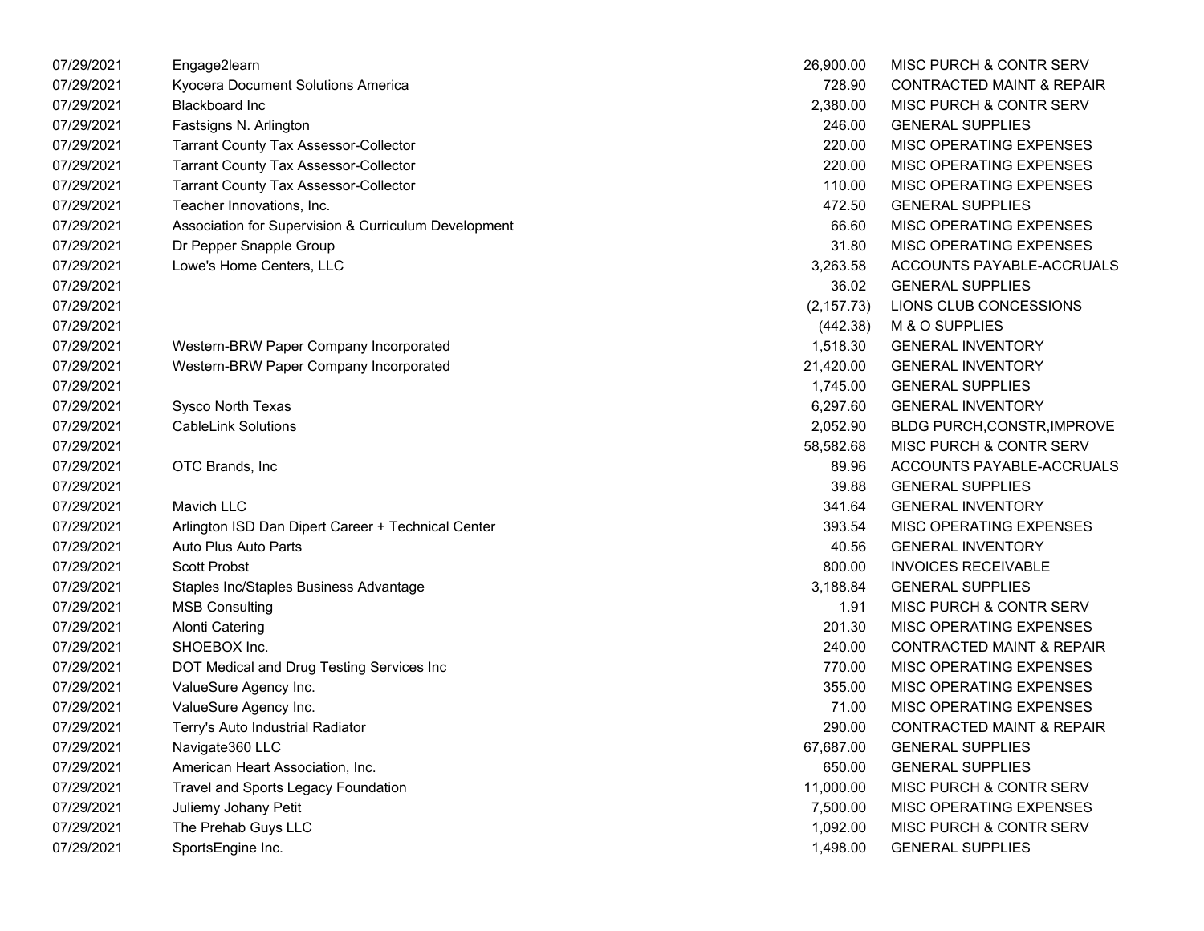| | | | |
|---|---|---|---|
| 07/29/2021 | Engage2learn | 26,900.00 | MISC PURCH & CONTR SERV |
| 07/29/2021 | Kyocera Document Solutions America | 728.90 | CONTRACTED MAINT & REPAIR |
| 07/29/2021 | Blackboard Inc | 2,380.00 | MISC PURCH & CONTR SERV |
| 07/29/2021 | Fastsigns N. Arlington | 246.00 | GENERAL SUPPLIES |
| 07/29/2021 | Tarrant County Tax Assessor-Collector | 220.00 | MISC OPERATING EXPENSES |
| 07/29/2021 | Tarrant County Tax Assessor-Collector | 220.00 | MISC OPERATING EXPENSES |
| 07/29/2021 | Tarrant County Tax Assessor-Collector | 110.00 | MISC OPERATING EXPENSES |
| 07/29/2021 | Teacher Innovations, Inc. | 472.50 | GENERAL SUPPLIES |
| 07/29/2021 | Association for Supervision & Curriculum Development | 66.60 | MISC OPERATING EXPENSES |
| 07/29/2021 | Dr Pepper Snapple Group | 31.80 | MISC OPERATING EXPENSES |
| 07/29/2021 | Lowe's Home Centers, LLC | 3,263.58 | ACCOUNTS PAYABLE-ACCRUALS |
| 07/29/2021 | | 36.02 | GENERAL SUPPLIES |
| 07/29/2021 | | (2,157.73) | LIONS CLUB CONCESSIONS |
| 07/29/2021 | | (442.38) | M & O SUPPLIES |
| 07/29/2021 | Western-BRW Paper Company Incorporated | 1,518.30 | GENERAL INVENTORY |
| 07/29/2021 | Western-BRW Paper Company Incorporated | 21,420.00 | GENERAL INVENTORY |
| 07/29/2021 | | 1,745.00 | GENERAL SUPPLIES |
| 07/29/2021 | Sysco North Texas | 6,297.60 | GENERAL INVENTORY |
| 07/29/2021 | CableLink Solutions | 2,052.90 | BLDG PURCH,CONSTR,IMPROVE |
| 07/29/2021 | | 58,582.68 | MISC PURCH & CONTR SERV |
| 07/29/2021 | OTC Brands, Inc | 89.96 | ACCOUNTS PAYABLE-ACCRUALS |
| 07/29/2021 | | 39.88 | GENERAL SUPPLIES |
| 07/29/2021 | Mavich LLC | 341.64 | GENERAL INVENTORY |
| 07/29/2021 | Arlington ISD Dan Dipert Career + Technical Center | 393.54 | MISC OPERATING EXPENSES |
| 07/29/2021 | Auto Plus Auto Parts | 40.56 | GENERAL INVENTORY |
| 07/29/2021 | Scott Probst | 800.00 | INVOICES RECEIVABLE |
| 07/29/2021 | Staples Inc/Staples Business Advantage | 3,188.84 | GENERAL SUPPLIES |
| 07/29/2021 | MSB Consulting | 1.91 | MISC PURCH & CONTR SERV |
| 07/29/2021 | Alonti Catering | 201.30 | MISC OPERATING EXPENSES |
| 07/29/2021 | SHOEBOX Inc. | 240.00 | CONTRACTED MAINT & REPAIR |
| 07/29/2021 | DOT Medical and Drug Testing Services Inc | 770.00 | MISC OPERATING EXPENSES |
| 07/29/2021 | ValueSure Agency Inc. | 355.00 | MISC OPERATING EXPENSES |
| 07/29/2021 | ValueSure Agency Inc. | 71.00 | MISC OPERATING EXPENSES |
| 07/29/2021 | Terry's Auto Industrial Radiator | 290.00 | CONTRACTED MAINT & REPAIR |
| 07/29/2021 | Navigate360 LLC | 67,687.00 | GENERAL SUPPLIES |
| 07/29/2021 | American Heart Association, Inc. | 650.00 | GENERAL SUPPLIES |
| 07/29/2021 | Travel and Sports Legacy Foundation | 11,000.00 | MISC PURCH & CONTR SERV |
| 07/29/2021 | Juliemy Johany Petit | 7,500.00 | MISC OPERATING EXPENSES |
| 07/29/2021 | The Prehab Guys LLC | 1,092.00 | MISC PURCH & CONTR SERV |
| 07/29/2021 | SportsEngine Inc. | 1,498.00 | GENERAL SUPPLIES |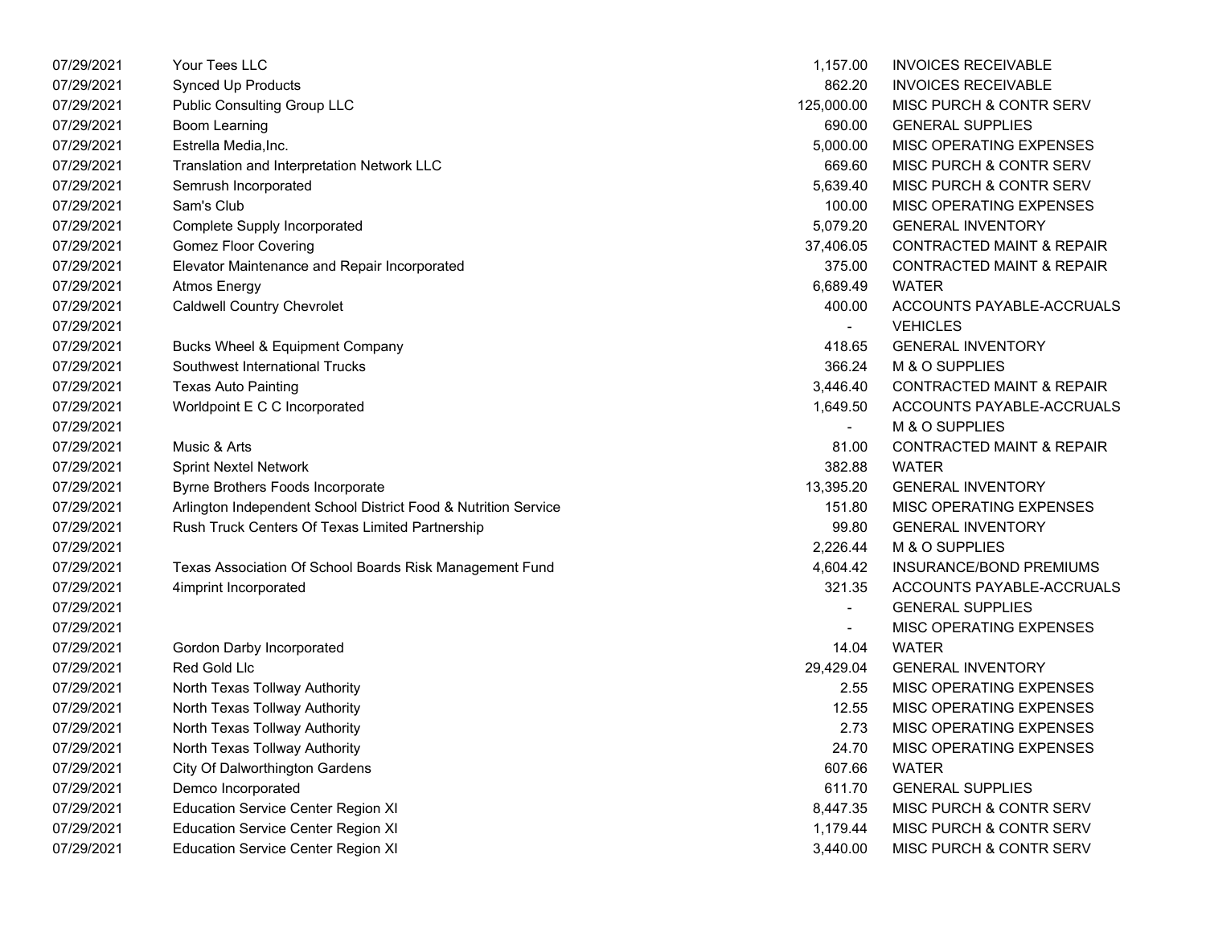| | | | |
|---|---|---|---|
| 07/29/2021 | Your Tees LLC | 1,157.00 | INVOICES RECEIVABLE |
| 07/29/2021 | Synced Up Products | 862.20 | INVOICES RECEIVABLE |
| 07/29/2021 | Public Consulting Group LLC | 125,000.00 | MISC PURCH & CONTR SERV |
| 07/29/2021 | Boom Learning | 690.00 | GENERAL SUPPLIES |
| 07/29/2021 | Estrella Media,Inc. | 5,000.00 | MISC OPERATING EXPENSES |
| 07/29/2021 | Translation and Interpretation Network LLC | 669.60 | MISC PURCH & CONTR SERV |
| 07/29/2021 | Semrush Incorporated | 5,639.40 | MISC PURCH & CONTR SERV |
| 07/29/2021 | Sam's Club | 100.00 | MISC OPERATING EXPENSES |
| 07/29/2021 | Complete Supply Incorporated | 5,079.20 | GENERAL INVENTORY |
| 07/29/2021 | Gomez Floor Covering | 37,406.05 | CONTRACTED MAINT & REPAIR |
| 07/29/2021 | Elevator Maintenance and Repair Incorporated | 375.00 | CONTRACTED MAINT & REPAIR |
| 07/29/2021 | Atmos Energy | 6,689.49 | WATER |
| 07/29/2021 | Caldwell Country Chevrolet | 400.00 | ACCOUNTS PAYABLE-ACCRUALS |
| 07/29/2021 | | - | VEHICLES |
| 07/29/2021 | Bucks Wheel & Equipment Company | 418.65 | GENERAL INVENTORY |
| 07/29/2021 | Southwest International Trucks | 366.24 | M & O SUPPLIES |
| 07/29/2021 | Texas Auto Painting | 3,446.40 | CONTRACTED MAINT & REPAIR |
| 07/29/2021 | Worldpoint E C C Incorporated | 1,649.50 | ACCOUNTS PAYABLE-ACCRUALS |
| 07/29/2021 | | - | M & O SUPPLIES |
| 07/29/2021 | Music & Arts | 81.00 | CONTRACTED MAINT & REPAIR |
| 07/29/2021 | Sprint Nextel Network | 382.88 | WATER |
| 07/29/2021 | Byrne Brothers Foods Incorporate | 13,395.20 | GENERAL INVENTORY |
| 07/29/2021 | Arlington Independent School District Food & Nutrition Service | 151.80 | MISC OPERATING EXPENSES |
| 07/29/2021 | Rush Truck Centers Of Texas Limited Partnership | 99.80 | GENERAL INVENTORY |
| 07/29/2021 | | 2,226.44 | M & O SUPPLIES |
| 07/29/2021 | Texas Association Of School Boards Risk Management Fund | 4,604.42 | INSURANCE/BOND PREMIUMS |
| 07/29/2021 | 4imprint Incorporated | 321.35 | ACCOUNTS PAYABLE-ACCRUALS |
| 07/29/2021 | | - | GENERAL SUPPLIES |
| 07/29/2021 | | - | MISC OPERATING EXPENSES |
| 07/29/2021 | Gordon Darby Incorporated | 14.04 | WATER |
| 07/29/2021 | Red Gold Llc | 29,429.04 | GENERAL INVENTORY |
| 07/29/2021 | North Texas Tollway Authority | 2.55 | MISC OPERATING EXPENSES |
| 07/29/2021 | North Texas Tollway Authority | 12.55 | MISC OPERATING EXPENSES |
| 07/29/2021 | North Texas Tollway Authority | 2.73 | MISC OPERATING EXPENSES |
| 07/29/2021 | North Texas Tollway Authority | 24.70 | MISC OPERATING EXPENSES |
| 07/29/2021 | City Of Dalworthington Gardens | 607.66 | WATER |
| 07/29/2021 | Demco Incorporated | 611.70 | GENERAL SUPPLIES |
| 07/29/2021 | Education Service Center Region XI | 8,447.35 | MISC PURCH & CONTR SERV |
| 07/29/2021 | Education Service Center Region XI | 1,179.44 | MISC PURCH & CONTR SERV |
| 07/29/2021 | Education Service Center Region XI | 3,440.00 | MISC PURCH & CONTR SERV |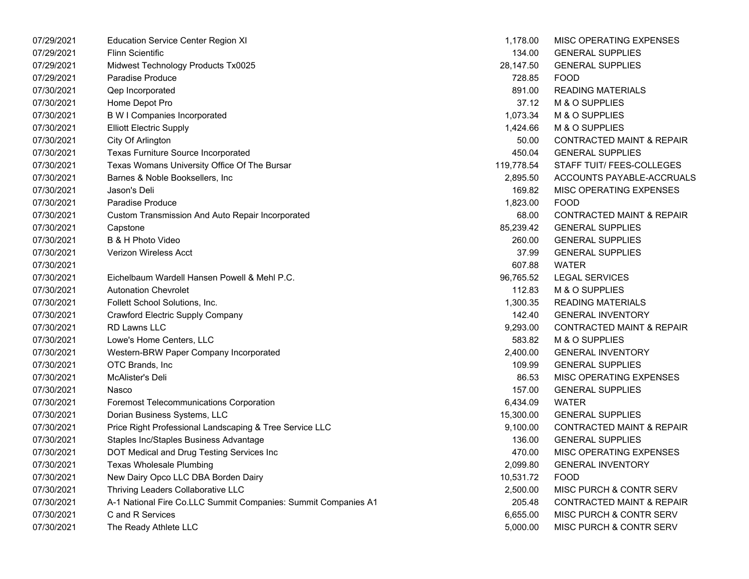| | | | |
|---|---|---|---|
| 07/29/2021 | Education Service Center Region XI | 1,178.00 | MISC OPERATING EXPENSES |
| 07/29/2021 | Flinn Scientific | 134.00 | GENERAL SUPPLIES |
| 07/29/2021 | Midwest Technology Products Tx0025 | 28,147.50 | GENERAL SUPPLIES |
| 07/29/2021 | Paradise Produce | 728.85 | FOOD |
| 07/30/2021 | Qep Incorporated | 891.00 | READING MATERIALS |
| 07/30/2021 | Home Depot Pro | 37.12 | M & O SUPPLIES |
| 07/30/2021 | B W I Companies Incorporated | 1,073.34 | M & O SUPPLIES |
| 07/30/2021 | Elliott Electric Supply | 1,424.66 | M & O SUPPLIES |
| 07/30/2021 | City Of Arlington | 50.00 | CONTRACTED MAINT & REPAIR |
| 07/30/2021 | Texas Furniture Source Incorporated | 450.04 | GENERAL SUPPLIES |
| 07/30/2021 | Texas Womans University Office Of The Bursar | 119,778.54 | STAFF TUIT/ FEES-COLLEGES |
| 07/30/2021 | Barnes & Noble Booksellers, Inc | 2,895.50 | ACCOUNTS PAYABLE-ACCRUALS |
| 07/30/2021 | Jason's Deli | 169.82 | MISC OPERATING EXPENSES |
| 07/30/2021 | Paradise Produce | 1,823.00 | FOOD |
| 07/30/2021 | Custom Transmission And Auto Repair Incorporated | 68.00 | CONTRACTED MAINT & REPAIR |
| 07/30/2021 | Capstone | 85,239.42 | GENERAL SUPPLIES |
| 07/30/2021 | B & H Photo Video | 260.00 | GENERAL SUPPLIES |
| 07/30/2021 | Verizon Wireless Acct | 37.99 | GENERAL SUPPLIES |
| 07/30/2021 | | 607.88 | WATER |
| 07/30/2021 | Eichelbaum Wardell Hansen Powell & Mehl P.C. | 96,765.52 | LEGAL SERVICES |
| 07/30/2021 | Autonation Chevrolet | 112.83 | M & O SUPPLIES |
| 07/30/2021 | Follett School Solutions, Inc. | 1,300.35 | READING MATERIALS |
| 07/30/2021 | Crawford Electric Supply Company | 142.40 | GENERAL INVENTORY |
| 07/30/2021 | RD Lawns LLC | 9,293.00 | CONTRACTED MAINT & REPAIR |
| 07/30/2021 | Lowe's Home Centers, LLC | 583.82 | M & O SUPPLIES |
| 07/30/2021 | Western-BRW Paper Company Incorporated | 2,400.00 | GENERAL INVENTORY |
| 07/30/2021 | OTC Brands, Inc | 109.99 | GENERAL SUPPLIES |
| 07/30/2021 | McAlister's Deli | 86.53 | MISC OPERATING EXPENSES |
| 07/30/2021 | Nasco | 157.00 | GENERAL SUPPLIES |
| 07/30/2021 | Foremost Telecommunications Corporation | 6,434.09 | WATER |
| 07/30/2021 | Dorian Business Systems, LLC | 15,300.00 | GENERAL SUPPLIES |
| 07/30/2021 | Price Right Professional Landscaping & Tree Service LLC | 9,100.00 | CONTRACTED MAINT & REPAIR |
| 07/30/2021 | Staples Inc/Staples Business Advantage | 136.00 | GENERAL SUPPLIES |
| 07/30/2021 | DOT Medical and Drug Testing Services Inc | 470.00 | MISC OPERATING EXPENSES |
| 07/30/2021 | Texas Wholesale Plumbing | 2,099.80 | GENERAL INVENTORY |
| 07/30/2021 | New Dairy Opco LLC DBA Borden Dairy | 10,531.72 | FOOD |
| 07/30/2021 | Thriving Leaders Collaborative LLC | 2,500.00 | MISC PURCH & CONTR SERV |
| 07/30/2021 | A-1 National Fire Co.LLC Summit Companies: Summit Companies A1 | 205.48 | CONTRACTED MAINT & REPAIR |
| 07/30/2021 | C and R Services | 6,655.00 | MISC PURCH & CONTR SERV |
| 07/30/2021 | The Ready Athlete LLC | 5,000.00 | MISC PURCH & CONTR SERV |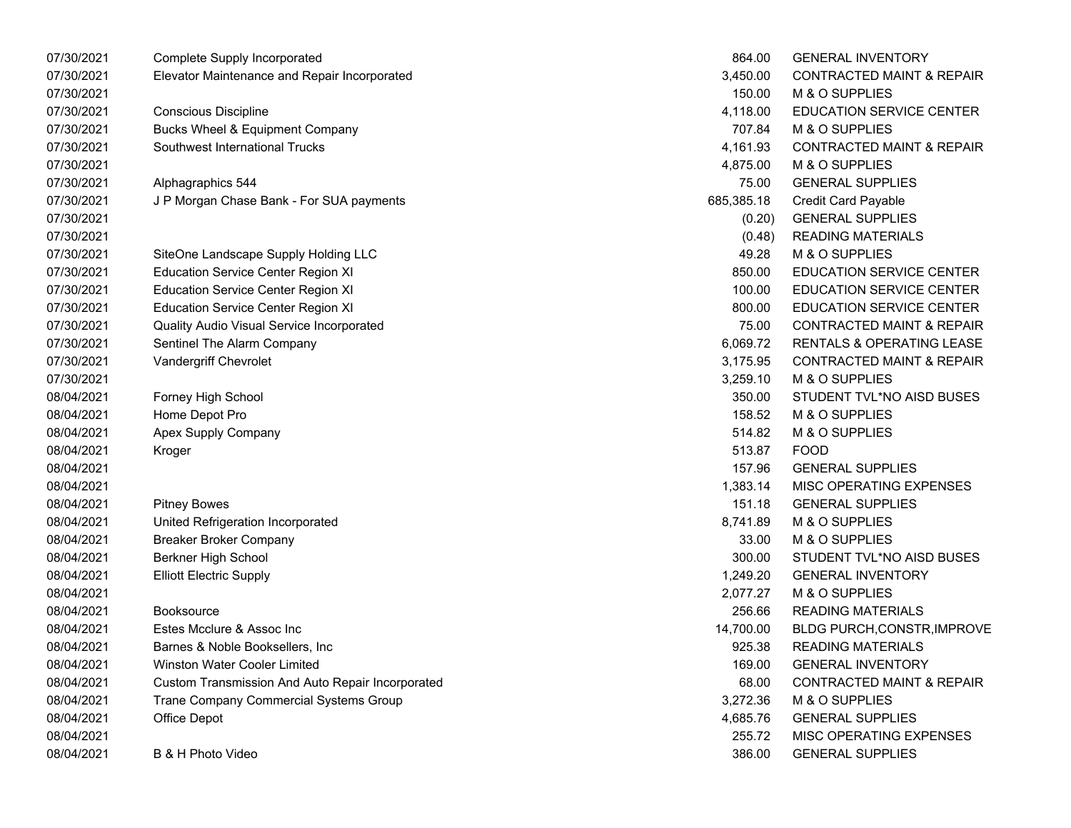| | | | |
|---|---|---|---|
| 07/30/2021 | Complete Supply Incorporated | 864.00 | GENERAL INVENTORY |
| 07/30/2021 | Elevator Maintenance and Repair Incorporated | 3,450.00 | CONTRACTED MAINT & REPAIR |
| 07/30/2021 | | 150.00 | M & O SUPPLIES |
| 07/30/2021 | Conscious Discipline | 4,118.00 | EDUCATION SERVICE CENTER |
| 07/30/2021 | Bucks Wheel & Equipment Company | 707.84 | M & O SUPPLIES |
| 07/30/2021 | Southwest International Trucks | 4,161.93 | CONTRACTED MAINT & REPAIR |
| 07/30/2021 | | 4,875.00 | M & O SUPPLIES |
| 07/30/2021 | Alphagraphics 544 | 75.00 | GENERAL SUPPLIES |
| 07/30/2021 | J P Morgan Chase Bank - For SUA payments | 685,385.18 | Credit Card Payable |
| 07/30/2021 | | (0.20) | GENERAL SUPPLIES |
| 07/30/2021 | | (0.48) | READING MATERIALS |
| 07/30/2021 | SiteOne Landscape Supply Holding LLC | 49.28 | M & O SUPPLIES |
| 07/30/2021 | Education Service Center Region XI | 850.00 | EDUCATION SERVICE CENTER |
| 07/30/2021 | Education Service Center Region XI | 100.00 | EDUCATION SERVICE CENTER |
| 07/30/2021 | Education Service Center Region XI | 800.00 | EDUCATION SERVICE CENTER |
| 07/30/2021 | Quality Audio Visual Service Incorporated | 75.00 | CONTRACTED MAINT & REPAIR |
| 07/30/2021 | Sentinel The Alarm Company | 6,069.72 | RENTALS & OPERATING LEASE |
| 07/30/2021 | Vandergriff Chevrolet | 3,175.95 | CONTRACTED MAINT & REPAIR |
| 07/30/2021 | | 3,259.10 | M & O SUPPLIES |
| 08/04/2021 | Forney High School | 350.00 | STUDENT TVL*NO AISD BUSES |
| 08/04/2021 | Home Depot Pro | 158.52 | M & O SUPPLIES |
| 08/04/2021 | Apex Supply Company | 514.82 | M & O SUPPLIES |
| 08/04/2021 | Kroger | 513.87 | FOOD |
| 08/04/2021 | | 157.96 | GENERAL SUPPLIES |
| 08/04/2021 | | 1,383.14 | MISC OPERATING EXPENSES |
| 08/04/2021 | Pitney Bowes | 151.18 | GENERAL SUPPLIES |
| 08/04/2021 | United Refrigeration Incorporated | 8,741.89 | M & O SUPPLIES |
| 08/04/2021 | Breaker Broker Company | 33.00 | M & O SUPPLIES |
| 08/04/2021 | Berkner High School | 300.00 | STUDENT TVL*NO AISD BUSES |
| 08/04/2021 | Elliott Electric Supply | 1,249.20 | GENERAL INVENTORY |
| 08/04/2021 | | 2,077.27 | M & O SUPPLIES |
| 08/04/2021 | Booksource | 256.66 | READING MATERIALS |
| 08/04/2021 | Estes Mcclure & Assoc Inc | 14,700.00 | BLDG PURCH,CONSTR,IMPROVE |
| 08/04/2021 | Barnes & Noble Booksellers, Inc | 925.38 | READING MATERIALS |
| 08/04/2021 | Winston Water Cooler Limited | 169.00 | GENERAL INVENTORY |
| 08/04/2021 | Custom Transmission And Auto Repair Incorporated | 68.00 | CONTRACTED MAINT & REPAIR |
| 08/04/2021 | Trane Company Commercial Systems Group | 3,272.36 | M & O SUPPLIES |
| 08/04/2021 | Office Depot | 4,685.76 | GENERAL SUPPLIES |
| 08/04/2021 | | 255.72 | MISC OPERATING EXPENSES |
| 08/04/2021 | B & H Photo Video | 386.00 | GENERAL SUPPLIES |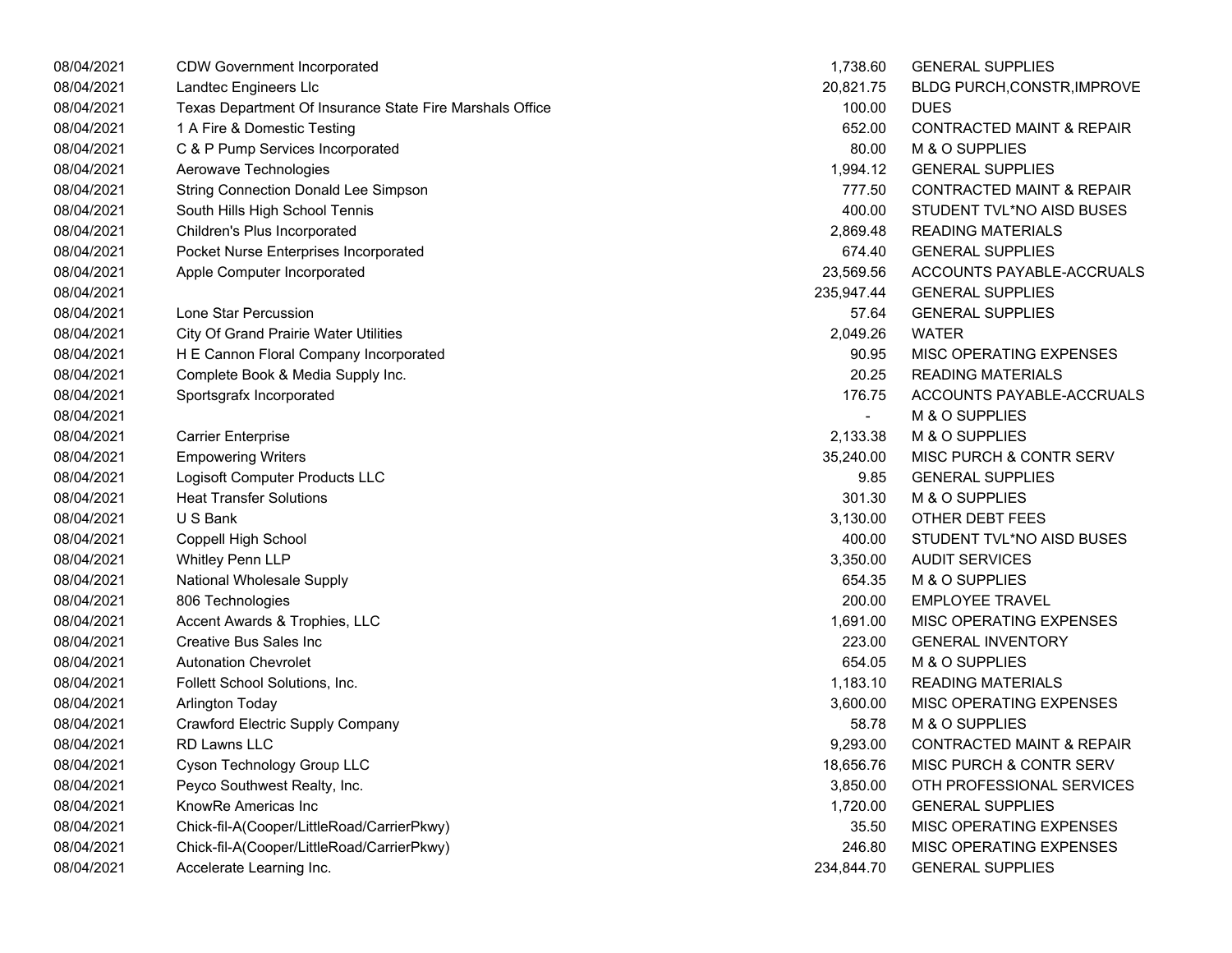| | | | |
|---|---|---|---|
| 08/04/2021 | CDW Government Incorporated | 1,738.60 | GENERAL SUPPLIES |
| 08/04/2021 | Landtec Engineers Llc | 20,821.75 | BLDG PURCH,CONSTR,IMPROVE |
| 08/04/2021 | Texas Department Of Insurance State Fire Marshals Office | 100.00 | DUES |
| 08/04/2021 | 1 A Fire & Domestic Testing | 652.00 | CONTRACTED MAINT & REPAIR |
| 08/04/2021 | C & P Pump Services Incorporated | 80.00 | M & O SUPPLIES |
| 08/04/2021 | Aerowave Technologies | 1,994.12 | GENERAL SUPPLIES |
| 08/04/2021 | String Connection Donald Lee Simpson | 777.50 | CONTRACTED MAINT & REPAIR |
| 08/04/2021 | South Hills High School Tennis | 400.00 | STUDENT TVL*NO AISD BUSES |
| 08/04/2021 | Children's Plus Incorporated | 2,869.48 | READING MATERIALS |
| 08/04/2021 | Pocket Nurse Enterprises Incorporated | 674.40 | GENERAL SUPPLIES |
| 08/04/2021 | Apple Computer Incorporated | 23,569.56 | ACCOUNTS PAYABLE-ACCRUALS |
| 08/04/2021 | | 235,947.44 | GENERAL SUPPLIES |
| 08/04/2021 | Lone Star Percussion | 57.64 | GENERAL SUPPLIES |
| 08/04/2021 | City Of Grand Prairie Water Utilities | 2,049.26 | WATER |
| 08/04/2021 | H E Cannon Floral Company Incorporated | 90.95 | MISC OPERATING EXPENSES |
| 08/04/2021 | Complete Book & Media Supply Inc. | 20.25 | READING MATERIALS |
| 08/04/2021 | Sportsgrafx Incorporated | 176.75 | ACCOUNTS PAYABLE-ACCRUALS |
| 08/04/2021 | | - | M & O SUPPLIES |
| 08/04/2021 | Carrier Enterprise | 2,133.38 | M & O SUPPLIES |
| 08/04/2021 | Empowering Writers | 35,240.00 | MISC PURCH & CONTR SERV |
| 08/04/2021 | Logisoft Computer Products LLC | 9.85 | GENERAL SUPPLIES |
| 08/04/2021 | Heat Transfer Solutions | 301.30 | M & O SUPPLIES |
| 08/04/2021 | U S Bank | 3,130.00 | OTHER DEBT FEES |
| 08/04/2021 | Coppell High School | 400.00 | STUDENT TVL*NO AISD BUSES |
| 08/04/2021 | Whitley Penn LLP | 3,350.00 | AUDIT SERVICES |
| 08/04/2021 | National Wholesale Supply | 654.35 | M & O SUPPLIES |
| 08/04/2021 | 806 Technologies | 200.00 | EMPLOYEE TRAVEL |
| 08/04/2021 | Accent Awards & Trophies, LLC | 1,691.00 | MISC OPERATING EXPENSES |
| 08/04/2021 | Creative Bus Sales Inc | 223.00 | GENERAL INVENTORY |
| 08/04/2021 | Autonation Chevrolet | 654.05 | M & O SUPPLIES |
| 08/04/2021 | Follett School Solutions, Inc. | 1,183.10 | READING MATERIALS |
| 08/04/2021 | Arlington Today | 3,600.00 | MISC OPERATING EXPENSES |
| 08/04/2021 | Crawford Electric Supply Company | 58.78 | M & O SUPPLIES |
| 08/04/2021 | RD Lawns LLC | 9,293.00 | CONTRACTED MAINT & REPAIR |
| 08/04/2021 | Cyson Technology Group LLC | 18,656.76 | MISC PURCH & CONTR SERV |
| 08/04/2021 | Peyco Southwest Realty, Inc. | 3,850.00 | OTH PROFESSIONAL SERVICES |
| 08/04/2021 | KnowRe Americas Inc | 1,720.00 | GENERAL SUPPLIES |
| 08/04/2021 | Chick-fil-A(Cooper/LittleRoad/CarrierPkwy) | 35.50 | MISC OPERATING EXPENSES |
| 08/04/2021 | Chick-fil-A(Cooper/LittleRoad/CarrierPkwy) | 246.80 | MISC OPERATING EXPENSES |
| 08/04/2021 | Accelerate Learning Inc. | 234,844.70 | GENERAL SUPPLIES |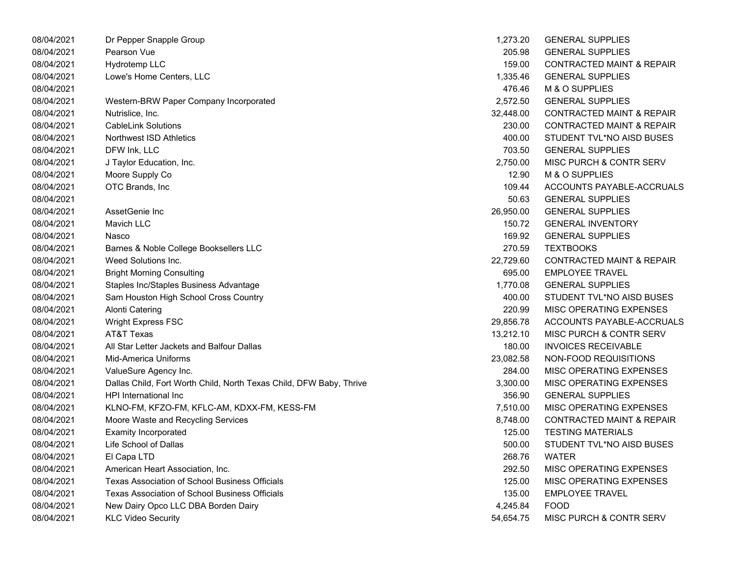| | | | |
|---|---|---|---|
| 08/04/2021 | Dr Pepper Snapple Group | 1,273.20 | GENERAL SUPPLIES |
| 08/04/2021 | Pearson Vue | 205.98 | GENERAL SUPPLIES |
| 08/04/2021 | Hydrotemp LLC | 159.00 | CONTRACTED MAINT & REPAIR |
| 08/04/2021 | Lowe's Home Centers, LLC | 1,335.46 | GENERAL SUPPLIES |
| 08/04/2021 | | 476.46 | M & O SUPPLIES |
| 08/04/2021 | Western-BRW Paper Company Incorporated | 2,572.50 | GENERAL SUPPLIES |
| 08/04/2021 | Nutrislice, Inc. | 32,448.00 | CONTRACTED MAINT & REPAIR |
| 08/04/2021 | CableLink Solutions | 230.00 | CONTRACTED MAINT & REPAIR |
| 08/04/2021 | Northwest ISD Athletics | 400.00 | STUDENT TVL*NO AISD BUSES |
| 08/04/2021 | DFW Ink, LLC | 703.50 | GENERAL SUPPLIES |
| 08/04/2021 | J Taylor Education, Inc. | 2,750.00 | MISC PURCH & CONTR SERV |
| 08/04/2021 | Moore Supply Co | 12.90 | M & O SUPPLIES |
| 08/04/2021 | OTC Brands, Inc | 109.44 | ACCOUNTS PAYABLE-ACCRUALS |
| 08/04/2021 | | 50.63 | GENERAL SUPPLIES |
| 08/04/2021 | AssetGenie Inc | 26,950.00 | GENERAL SUPPLIES |
| 08/04/2021 | Mavich LLC | 150.72 | GENERAL INVENTORY |
| 08/04/2021 | Nasco | 169.92 | GENERAL SUPPLIES |
| 08/04/2021 | Barnes & Noble College Booksellers LLC | 270.59 | TEXTBOOKS |
| 08/04/2021 | Weed Solutions Inc. | 22,729.60 | CONTRACTED MAINT & REPAIR |
| 08/04/2021 | Bright Morning Consulting | 695.00 | EMPLOYEE TRAVEL |
| 08/04/2021 | Staples Inc/Staples Business Advantage | 1,770.08 | GENERAL SUPPLIES |
| 08/04/2021 | Sam Houston High School Cross Country | 400.00 | STUDENT TVL*NO AISD BUSES |
| 08/04/2021 | Alonti Catering | 220.99 | MISC OPERATING EXPENSES |
| 08/04/2021 | Wright Express FSC | 29,856.78 | ACCOUNTS PAYABLE-ACCRUALS |
| 08/04/2021 | AT&T Texas | 13,212.10 | MISC PURCH & CONTR SERV |
| 08/04/2021 | All Star Letter Jackets and Balfour Dallas | 180.00 | INVOICES RECEIVABLE |
| 08/04/2021 | Mid-America Uniforms | 23,082.58 | NON-FOOD REQUISITIONS |
| 08/04/2021 | ValueSure Agency Inc. | 284.00 | MISC OPERATING EXPENSES |
| 08/04/2021 | Dallas Child, Fort Worth Child, North Texas Child, DFW Baby, Thrive | 3,300.00 | MISC OPERATING EXPENSES |
| 08/04/2021 | HPI International Inc | 356.90 | GENERAL SUPPLIES |
| 08/04/2021 | KLNO-FM, KFZO-FM, KFLC-AM, KDXX-FM, KESS-FM | 7,510.00 | MISC OPERATING EXPENSES |
| 08/04/2021 | Moore Waste and Recycling Services | 8,748.00 | CONTRACTED MAINT & REPAIR |
| 08/04/2021 | Examity Incorporated | 125.00 | TESTING MATERIALS |
| 08/04/2021 | Life School of Dallas | 500.00 | STUDENT TVL*NO AISD BUSES |
| 08/04/2021 | El Capa LTD | 268.76 | WATER |
| 08/04/2021 | American Heart Association, Inc. | 292.50 | MISC OPERATING EXPENSES |
| 08/04/2021 | Texas Association of School Business Officials | 125.00 | MISC OPERATING EXPENSES |
| 08/04/2021 | Texas Association of School Business Officials | 135.00 | EMPLOYEE TRAVEL |
| 08/04/2021 | New Dairy Opco LLC DBA Borden Dairy | 4,245.84 | FOOD |
| 08/04/2021 | KLC Video Security | 54,654.75 | MISC PURCH & CONTR SERV |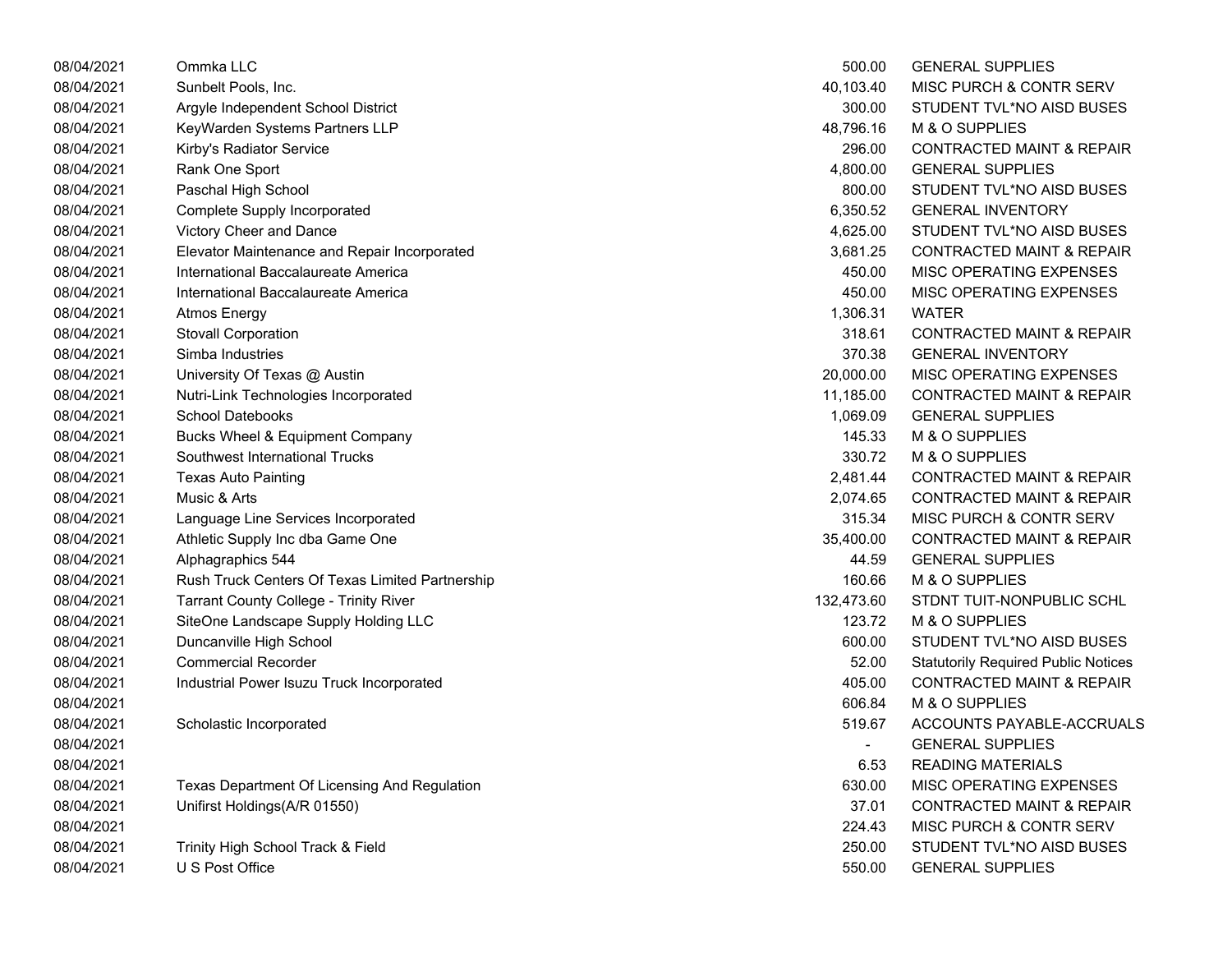| | | | |
|---|---|---|---|
| 08/04/2021 | Ommka LLC | 500.00 | GENERAL SUPPLIES |
| 08/04/2021 | Sunbelt Pools, Inc. | 40,103.40 | MISC PURCH & CONTR SERV |
| 08/04/2021 | Argyle Independent School District | 300.00 | STUDENT TVL*NO AISD BUSES |
| 08/04/2021 | KeyWarden Systems Partners LLP | 48,796.16 | M & O SUPPLIES |
| 08/04/2021 | Kirby's Radiator Service | 296.00 | CONTRACTED MAINT & REPAIR |
| 08/04/2021 | Rank One Sport | 4,800.00 | GENERAL SUPPLIES |
| 08/04/2021 | Paschal High School | 800.00 | STUDENT TVL*NO AISD BUSES |
| 08/04/2021 | Complete Supply Incorporated | 6,350.52 | GENERAL INVENTORY |
| 08/04/2021 | Victory Cheer and Dance | 4,625.00 | STUDENT TVL*NO AISD BUSES |
| 08/04/2021 | Elevator Maintenance and Repair Incorporated | 3,681.25 | CONTRACTED MAINT & REPAIR |
| 08/04/2021 | International Baccalaureate America | 450.00 | MISC OPERATING EXPENSES |
| 08/04/2021 | International Baccalaureate America | 450.00 | MISC OPERATING EXPENSES |
| 08/04/2021 | Atmos Energy | 1,306.31 | WATER |
| 08/04/2021 | Stovall Corporation | 318.61 | CONTRACTED MAINT & REPAIR |
| 08/04/2021 | Simba Industries | 370.38 | GENERAL INVENTORY |
| 08/04/2021 | University Of Texas @ Austin | 20,000.00 | MISC OPERATING EXPENSES |
| 08/04/2021 | Nutri-Link Technologies Incorporated | 11,185.00 | CONTRACTED MAINT & REPAIR |
| 08/04/2021 | School Datebooks | 1,069.09 | GENERAL SUPPLIES |
| 08/04/2021 | Bucks Wheel & Equipment Company | 145.33 | M & O SUPPLIES |
| 08/04/2021 | Southwest International Trucks | 330.72 | M & O SUPPLIES |
| 08/04/2021 | Texas Auto Painting | 2,481.44 | CONTRACTED MAINT & REPAIR |
| 08/04/2021 | Music & Arts | 2,074.65 | CONTRACTED MAINT & REPAIR |
| 08/04/2021 | Language Line Services Incorporated | 315.34 | MISC PURCH & CONTR SERV |
| 08/04/2021 | Athletic Supply Inc dba Game One | 35,400.00 | CONTRACTED MAINT & REPAIR |
| 08/04/2021 | Alphagraphics 544 | 44.59 | GENERAL SUPPLIES |
| 08/04/2021 | Rush Truck Centers Of Texas Limited Partnership | 160.66 | M & O SUPPLIES |
| 08/04/2021 | Tarrant County College - Trinity River | 132,473.60 | STDNT TUIT-NONPUBLIC SCHL |
| 08/04/2021 | SiteOne Landscape Supply Holding LLC | 123.72 | M & O SUPPLIES |
| 08/04/2021 | Duncanville High School | 600.00 | STUDENT TVL*NO AISD BUSES |
| 08/04/2021 | Commercial Recorder | 52.00 | Statutorily Required Public Notices |
| 08/04/2021 | Industrial Power Isuzu Truck Incorporated | 405.00 | CONTRACTED MAINT & REPAIR |
| 08/04/2021 | | 606.84 | M & O SUPPLIES |
| 08/04/2021 | Scholastic Incorporated | 519.67 | ACCOUNTS PAYABLE-ACCRUALS |
| 08/04/2021 | | - | GENERAL SUPPLIES |
| 08/04/2021 | | 6.53 | READING MATERIALS |
| 08/04/2021 | Texas Department Of Licensing And Regulation | 630.00 | MISC OPERATING EXPENSES |
| 08/04/2021 | Unifirst Holdings(A/R 01550) | 37.01 | CONTRACTED MAINT & REPAIR |
| 08/04/2021 | | 224.43 | MISC PURCH & CONTR SERV |
| 08/04/2021 | Trinity High School Track & Field | 250.00 | STUDENT TVL*NO AISD BUSES |
| 08/04/2021 | U S Post Office | 550.00 | GENERAL SUPPLIES |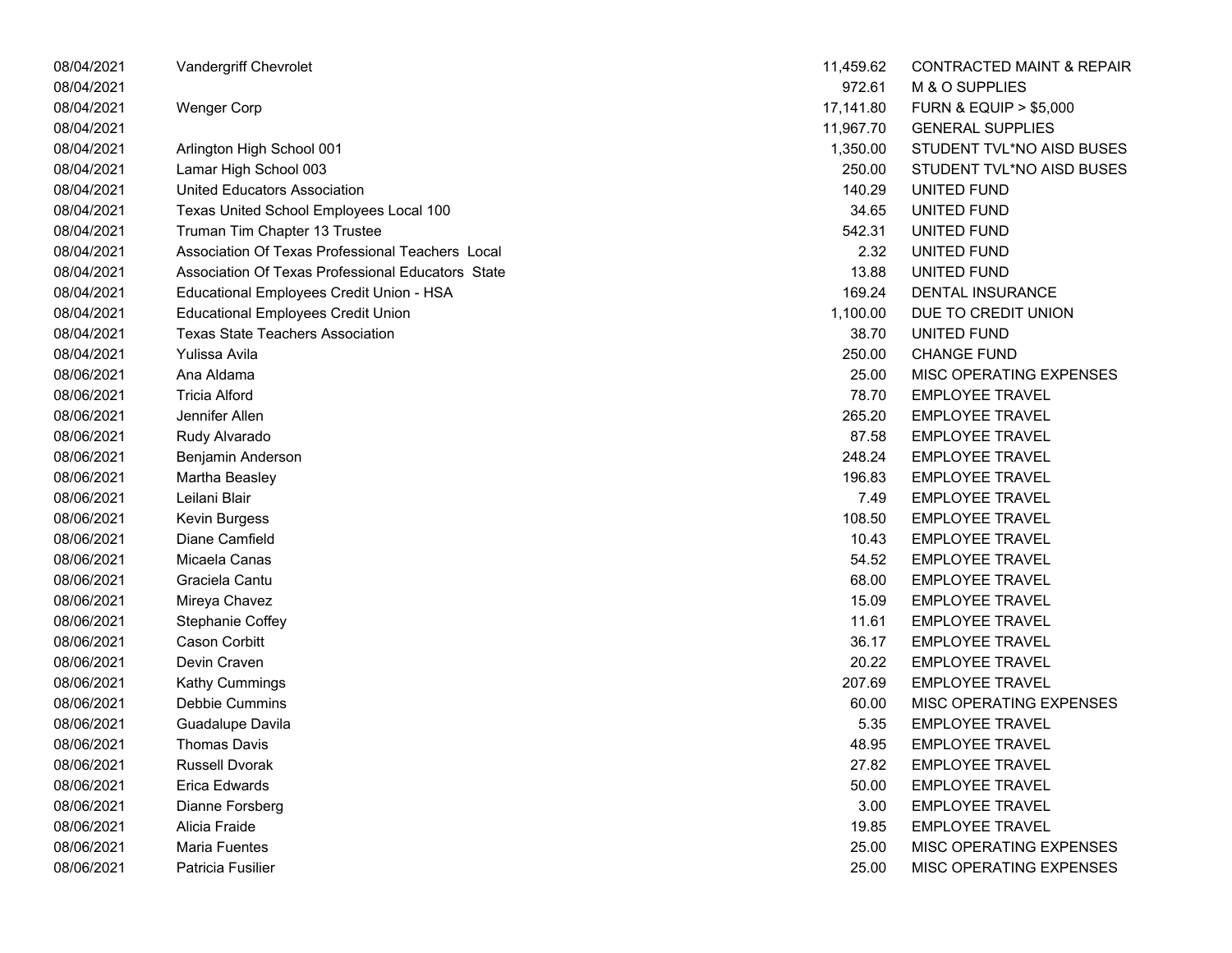| | | | |
|---|---|---|---|
| 08/04/2021 | Vandergriff Chevrolet | 11,459.62 | CONTRACTED MAINT & REPAIR |
| 08/04/2021 | | 972.61 | M & O SUPPLIES |
| 08/04/2021 | Wenger Corp | 17,141.80 | FURN & EQUIP > $5,000 |
| 08/04/2021 | | 11,967.70 | GENERAL SUPPLIES |
| 08/04/2021 | Arlington High School 001 | 1,350.00 | STUDENT TVL*NO AISD BUSES |
| 08/04/2021 | Lamar High School 003 | 250.00 | STUDENT TVL*NO AISD BUSES |
| 08/04/2021 | United Educators Association | 140.29 | UNITED FUND |
| 08/04/2021 | Texas United School Employees Local 100 | 34.65 | UNITED FUND |
| 08/04/2021 | Truman Tim Chapter 13 Trustee | 542.31 | UNITED FUND |
| 08/04/2021 | Association Of Texas Professional Teachers Local | 2.32 | UNITED FUND |
| 08/04/2021 | Association Of Texas Professional Educators State | 13.88 | UNITED FUND |
| 08/04/2021 | Educational Employees Credit Union - HSA | 169.24 | DENTAL INSURANCE |
| 08/04/2021 | Educational Employees Credit Union | 1,100.00 | DUE TO CREDIT UNION |
| 08/04/2021 | Texas State Teachers Association | 38.70 | UNITED FUND |
| 08/04/2021 | Yulissa Avila | 250.00 | CHANGE FUND |
| 08/06/2021 | Ana Aldama | 25.00 | MISC OPERATING EXPENSES |
| 08/06/2021 | Tricia Alford | 78.70 | EMPLOYEE TRAVEL |
| 08/06/2021 | Jennifer Allen | 265.20 | EMPLOYEE TRAVEL |
| 08/06/2021 | Rudy Alvarado | 87.58 | EMPLOYEE TRAVEL |
| 08/06/2021 | Benjamin Anderson | 248.24 | EMPLOYEE TRAVEL |
| 08/06/2021 | Martha Beasley | 196.83 | EMPLOYEE TRAVEL |
| 08/06/2021 | Leilani Blair | 7.49 | EMPLOYEE TRAVEL |
| 08/06/2021 | Kevin Burgess | 108.50 | EMPLOYEE TRAVEL |
| 08/06/2021 | Diane Camfield | 10.43 | EMPLOYEE TRAVEL |
| 08/06/2021 | Micaela Canas | 54.52 | EMPLOYEE TRAVEL |
| 08/06/2021 | Graciela Cantu | 68.00 | EMPLOYEE TRAVEL |
| 08/06/2021 | Mireya Chavez | 15.09 | EMPLOYEE TRAVEL |
| 08/06/2021 | Stephanie Coffey | 11.61 | EMPLOYEE TRAVEL |
| 08/06/2021 | Cason Corbitt | 36.17 | EMPLOYEE TRAVEL |
| 08/06/2021 | Devin Craven | 20.22 | EMPLOYEE TRAVEL |
| 08/06/2021 | Kathy Cummings | 207.69 | EMPLOYEE TRAVEL |
| 08/06/2021 | Debbie Cummins | 60.00 | MISC OPERATING EXPENSES |
| 08/06/2021 | Guadalupe Davila | 5.35 | EMPLOYEE TRAVEL |
| 08/06/2021 | Thomas Davis | 48.95 | EMPLOYEE TRAVEL |
| 08/06/2021 | Russell Dvorak | 27.82 | EMPLOYEE TRAVEL |
| 08/06/2021 | Erica Edwards | 50.00 | EMPLOYEE TRAVEL |
| 08/06/2021 | Dianne Forsberg | 3.00 | EMPLOYEE TRAVEL |
| 08/06/2021 | Alicia Fraide | 19.85 | EMPLOYEE TRAVEL |
| 08/06/2021 | Maria Fuentes | 25.00 | MISC OPERATING EXPENSES |
| 08/06/2021 | Patricia Fusilier | 25.00 | MISC OPERATING EXPENSES |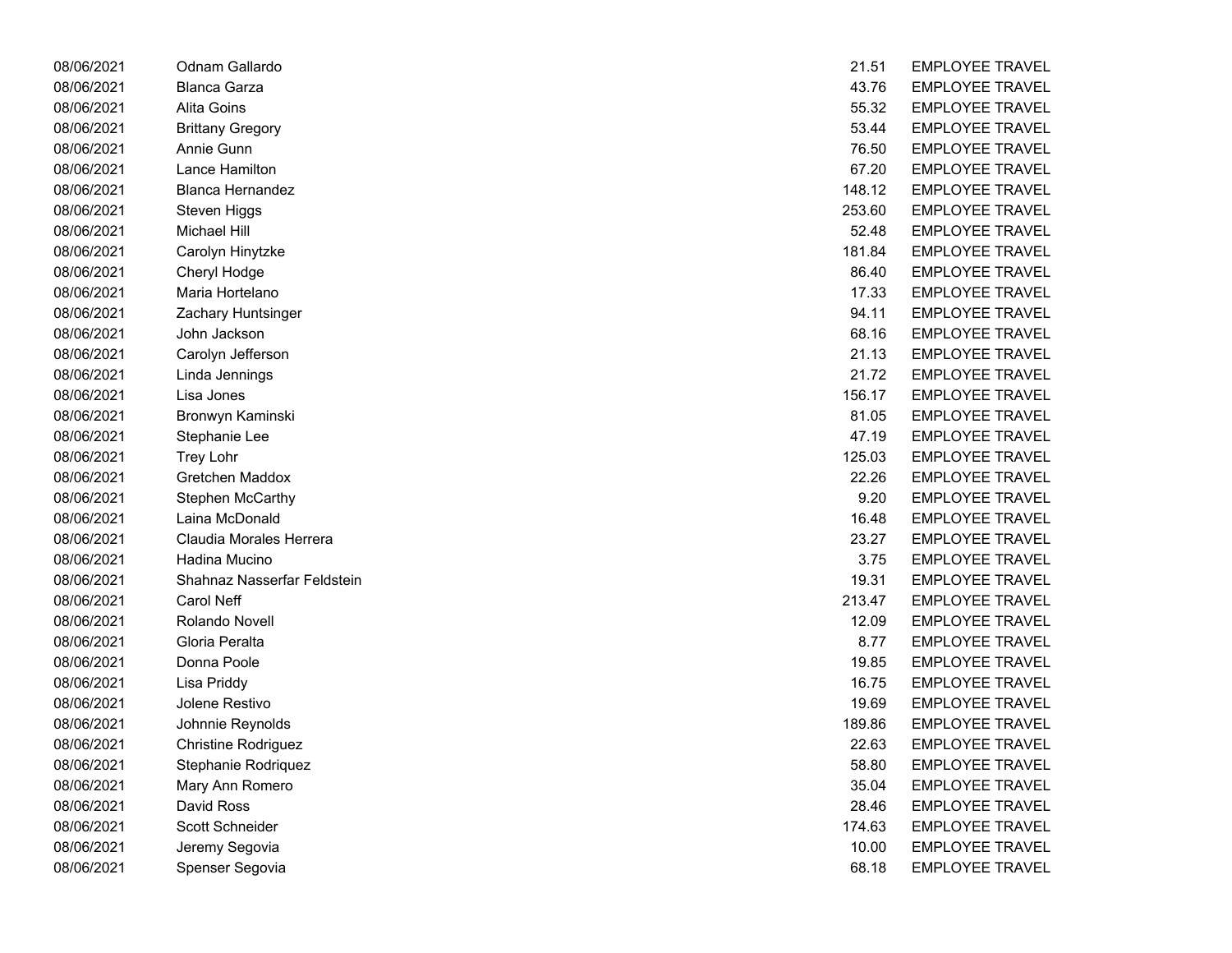| | | | |
|---|---|---|---|
| 08/06/2021 | Odnam Gallardo | 21.51 | EMPLOYEE TRAVEL |
| 08/06/2021 | Blanca Garza | 43.76 | EMPLOYEE TRAVEL |
| 08/06/2021 | Alita Goins | 55.32 | EMPLOYEE TRAVEL |
| 08/06/2021 | Brittany Gregory | 53.44 | EMPLOYEE TRAVEL |
| 08/06/2021 | Annie Gunn | 76.50 | EMPLOYEE TRAVEL |
| 08/06/2021 | Lance Hamilton | 67.20 | EMPLOYEE TRAVEL |
| 08/06/2021 | Blanca Hernandez | 148.12 | EMPLOYEE TRAVEL |
| 08/06/2021 | Steven Higgs | 253.60 | EMPLOYEE TRAVEL |
| 08/06/2021 | Michael Hill | 52.48 | EMPLOYEE TRAVEL |
| 08/06/2021 | Carolyn Hinytzke | 181.84 | EMPLOYEE TRAVEL |
| 08/06/2021 | Cheryl Hodge | 86.40 | EMPLOYEE TRAVEL |
| 08/06/2021 | Maria Hortelano | 17.33 | EMPLOYEE TRAVEL |
| 08/06/2021 | Zachary Huntsinger | 94.11 | EMPLOYEE TRAVEL |
| 08/06/2021 | John Jackson | 68.16 | EMPLOYEE TRAVEL |
| 08/06/2021 | Carolyn Jefferson | 21.13 | EMPLOYEE TRAVEL |
| 08/06/2021 | Linda Jennings | 21.72 | EMPLOYEE TRAVEL |
| 08/06/2021 | Lisa Jones | 156.17 | EMPLOYEE TRAVEL |
| 08/06/2021 | Bronwyn Kaminski | 81.05 | EMPLOYEE TRAVEL |
| 08/06/2021 | Stephanie Lee | 47.19 | EMPLOYEE TRAVEL |
| 08/06/2021 | Trey Lohr | 125.03 | EMPLOYEE TRAVEL |
| 08/06/2021 | Gretchen Maddox | 22.26 | EMPLOYEE TRAVEL |
| 08/06/2021 | Stephen McCarthy | 9.20 | EMPLOYEE TRAVEL |
| 08/06/2021 | Laina McDonald | 16.48 | EMPLOYEE TRAVEL |
| 08/06/2021 | Claudia Morales Herrera | 23.27 | EMPLOYEE TRAVEL |
| 08/06/2021 | Hadina Mucino | 3.75 | EMPLOYEE TRAVEL |
| 08/06/2021 | Shahnaz Nasserfar Feldstein | 19.31 | EMPLOYEE TRAVEL |
| 08/06/2021 | Carol Neff | 213.47 | EMPLOYEE TRAVEL |
| 08/06/2021 | Rolando Novell | 12.09 | EMPLOYEE TRAVEL |
| 08/06/2021 | Gloria Peralta | 8.77 | EMPLOYEE TRAVEL |
| 08/06/2021 | Donna Poole | 19.85 | EMPLOYEE TRAVEL |
| 08/06/2021 | Lisa Priddy | 16.75 | EMPLOYEE TRAVEL |
| 08/06/2021 | Jolene Restivo | 19.69 | EMPLOYEE TRAVEL |
| 08/06/2021 | Johnnie Reynolds | 189.86 | EMPLOYEE TRAVEL |
| 08/06/2021 | Christine Rodriguez | 22.63 | EMPLOYEE TRAVEL |
| 08/06/2021 | Stephanie Rodriquez | 58.80 | EMPLOYEE TRAVEL |
| 08/06/2021 | Mary Ann Romero | 35.04 | EMPLOYEE TRAVEL |
| 08/06/2021 | David Ross | 28.46 | EMPLOYEE TRAVEL |
| 08/06/2021 | Scott Schneider | 174.63 | EMPLOYEE TRAVEL |
| 08/06/2021 | Jeremy Segovia | 10.00 | EMPLOYEE TRAVEL |
| 08/06/2021 | Spenser Segovia | 68.18 | EMPLOYEE TRAVEL |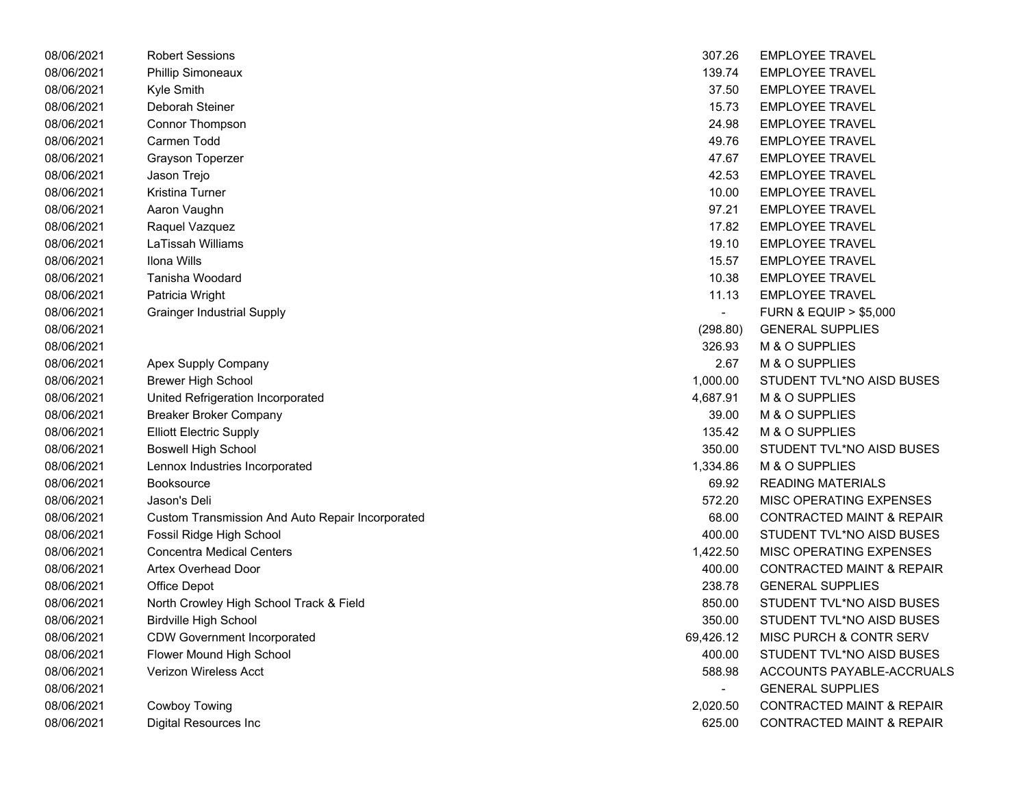| | | | |
|---|---|---|---|
| 08/06/2021 | Robert Sessions | 307.26 | EMPLOYEE TRAVEL |
| 08/06/2021 | Phillip Simoneaux | 139.74 | EMPLOYEE TRAVEL |
| 08/06/2021 | Kyle Smith | 37.50 | EMPLOYEE TRAVEL |
| 08/06/2021 | Deborah Steiner | 15.73 | EMPLOYEE TRAVEL |
| 08/06/2021 | Connor Thompson | 24.98 | EMPLOYEE TRAVEL |
| 08/06/2021 | Carmen Todd | 49.76 | EMPLOYEE TRAVEL |
| 08/06/2021 | Grayson Toperzer | 47.67 | EMPLOYEE TRAVEL |
| 08/06/2021 | Jason Trejo | 42.53 | EMPLOYEE TRAVEL |
| 08/06/2021 | Kristina Turner | 10.00 | EMPLOYEE TRAVEL |
| 08/06/2021 | Aaron Vaughn | 97.21 | EMPLOYEE TRAVEL |
| 08/06/2021 | Raquel Vazquez | 17.82 | EMPLOYEE TRAVEL |
| 08/06/2021 | LaTissah Williams | 19.10 | EMPLOYEE TRAVEL |
| 08/06/2021 | Ilona Wills | 15.57 | EMPLOYEE TRAVEL |
| 08/06/2021 | Tanisha Woodard | 10.38 | EMPLOYEE TRAVEL |
| 08/06/2021 | Patricia Wright | 11.13 | EMPLOYEE TRAVEL |
| 08/06/2021 | Grainger Industrial Supply | - | FURN & EQUIP > $5,000 |
| 08/06/2021 | | (298.80) | GENERAL SUPPLIES |
| 08/06/2021 | | 326.93 | M & O SUPPLIES |
| 08/06/2021 | Apex Supply Company | 2.67 | M & O SUPPLIES |
| 08/06/2021 | Brewer High School | 1,000.00 | STUDENT TVL*NO AISD BUSES |
| 08/06/2021 | United Refrigeration Incorporated | 4,687.91 | M & O SUPPLIES |
| 08/06/2021 | Breaker Broker Company | 39.00 | M & O SUPPLIES |
| 08/06/2021 | Elliott Electric Supply | 135.42 | M & O SUPPLIES |
| 08/06/2021 | Boswell High School | 350.00 | STUDENT TVL*NO AISD BUSES |
| 08/06/2021 | Lennox Industries Incorporated | 1,334.86 | M & O SUPPLIES |
| 08/06/2021 | Booksource | 69.92 | READING MATERIALS |
| 08/06/2021 | Jason's Deli | 572.20 | MISC OPERATING EXPENSES |
| 08/06/2021 | Custom Transmission And Auto Repair Incorporated | 68.00 | CONTRACTED MAINT & REPAIR |
| 08/06/2021 | Fossil Ridge High School | 400.00 | STUDENT TVL*NO AISD BUSES |
| 08/06/2021 | Concentra Medical Centers | 1,422.50 | MISC OPERATING EXPENSES |
| 08/06/2021 | Artex Overhead Door | 400.00 | CONTRACTED MAINT & REPAIR |
| 08/06/2021 | Office Depot | 238.78 | GENERAL SUPPLIES |
| 08/06/2021 | North Crowley High School Track & Field | 850.00 | STUDENT TVL*NO AISD BUSES |
| 08/06/2021 | Birdville High School | 350.00 | STUDENT TVL*NO AISD BUSES |
| 08/06/2021 | CDW Government Incorporated | 69,426.12 | MISC PURCH & CONTR SERV |
| 08/06/2021 | Flower Mound High School | 400.00 | STUDENT TVL*NO AISD BUSES |
| 08/06/2021 | Verizon Wireless Acct | 588.98 | ACCOUNTS PAYABLE-ACCRUALS |
| 08/06/2021 | | - | GENERAL SUPPLIES |
| 08/06/2021 | Cowboy Towing | 2,020.50 | CONTRACTED MAINT & REPAIR |
| 08/06/2021 | Digital Resources Inc | 625.00 | CONTRACTED MAINT & REPAIR |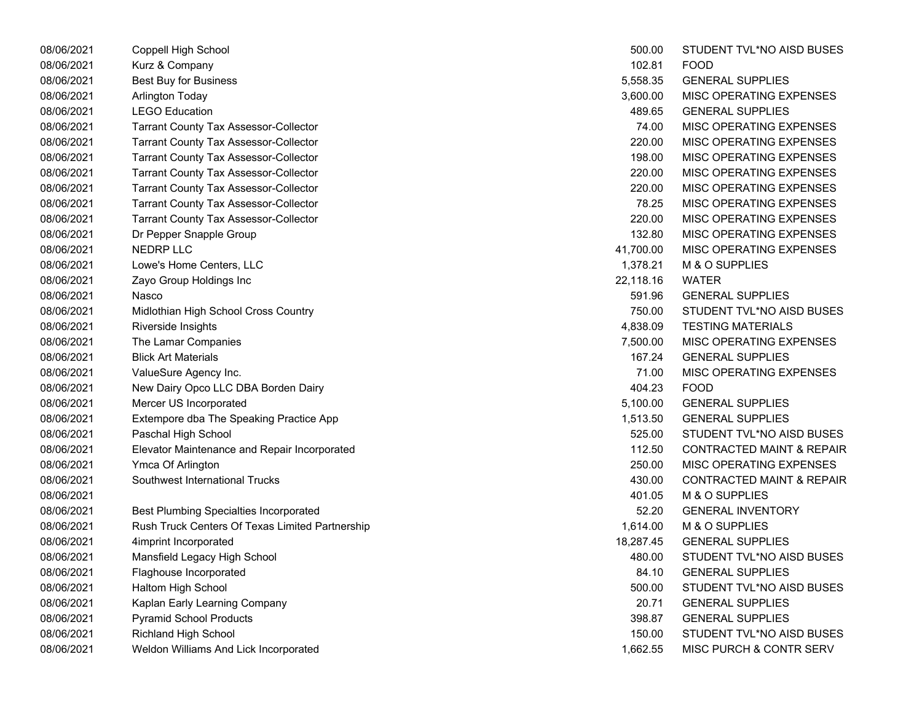| | | | |
|---|---|---|---|
| 08/06/2021 | Coppell High School | 500.00 | STUDENT TVL*NO AISD BUSES |
| 08/06/2021 | Kurz & Company | 102.81 | FOOD |
| 08/06/2021 | Best Buy for Business | 5,558.35 | GENERAL SUPPLIES |
| 08/06/2021 | Arlington Today | 3,600.00 | MISC OPERATING EXPENSES |
| 08/06/2021 | LEGO Education | 489.65 | GENERAL SUPPLIES |
| 08/06/2021 | Tarrant County Tax Assessor-Collector | 74.00 | MISC OPERATING EXPENSES |
| 08/06/2021 | Tarrant County Tax Assessor-Collector | 220.00 | MISC OPERATING EXPENSES |
| 08/06/2021 | Tarrant County Tax Assessor-Collector | 198.00 | MISC OPERATING EXPENSES |
| 08/06/2021 | Tarrant County Tax Assessor-Collector | 220.00 | MISC OPERATING EXPENSES |
| 08/06/2021 | Tarrant County Tax Assessor-Collector | 220.00 | MISC OPERATING EXPENSES |
| 08/06/2021 | Tarrant County Tax Assessor-Collector | 78.25 | MISC OPERATING EXPENSES |
| 08/06/2021 | Tarrant County Tax Assessor-Collector | 220.00 | MISC OPERATING EXPENSES |
| 08/06/2021 | Dr Pepper Snapple Group | 132.80 | MISC OPERATING EXPENSES |
| 08/06/2021 | NEDRP LLC | 41,700.00 | MISC OPERATING EXPENSES |
| 08/06/2021 | Lowe's Home Centers, LLC | 1,378.21 | M & O SUPPLIES |
| 08/06/2021 | Zayo Group Holdings Inc | 22,118.16 | WATER |
| 08/06/2021 | Nasco | 591.96 | GENERAL SUPPLIES |
| 08/06/2021 | Midlothian High School Cross Country | 750.00 | STUDENT TVL*NO AISD BUSES |
| 08/06/2021 | Riverside Insights | 4,838.09 | TESTING MATERIALS |
| 08/06/2021 | The Lamar Companies | 7,500.00 | MISC OPERATING EXPENSES |
| 08/06/2021 | Blick Art Materials | 167.24 | GENERAL SUPPLIES |
| 08/06/2021 | ValueSure Agency Inc. | 71.00 | MISC OPERATING EXPENSES |
| 08/06/2021 | New Dairy Opco LLC DBA Borden Dairy | 404.23 | FOOD |
| 08/06/2021 | Mercer US Incorporated | 5,100.00 | GENERAL SUPPLIES |
| 08/06/2021 | Extempore dba The Speaking Practice App | 1,513.50 | GENERAL SUPPLIES |
| 08/06/2021 | Paschal High School | 525.00 | STUDENT TVL*NO AISD BUSES |
| 08/06/2021 | Elevator Maintenance and Repair Incorporated | 112.50 | CONTRACTED MAINT & REPAIR |
| 08/06/2021 | Ymca Of Arlington | 250.00 | MISC OPERATING EXPENSES |
| 08/06/2021 | Southwest International Trucks | 430.00 | CONTRACTED MAINT & REPAIR |
| 08/06/2021 | | 401.05 | M & O SUPPLIES |
| 08/06/2021 | Best Plumbing Specialties Incorporated | 52.20 | GENERAL INVENTORY |
| 08/06/2021 | Rush Truck Centers Of Texas Limited Partnership | 1,614.00 | M & O SUPPLIES |
| 08/06/2021 | 4imprint Incorporated | 18,287.45 | GENERAL SUPPLIES |
| 08/06/2021 | Mansfield Legacy High School | 480.00 | STUDENT TVL*NO AISD BUSES |
| 08/06/2021 | Flaghouse Incorporated | 84.10 | GENERAL SUPPLIES |
| 08/06/2021 | Haltom High School | 500.00 | STUDENT TVL*NO AISD BUSES |
| 08/06/2021 | Kaplan Early Learning Company | 20.71 | GENERAL SUPPLIES |
| 08/06/2021 | Pyramid School Products | 398.87 | GENERAL SUPPLIES |
| 08/06/2021 | Richland High School | 150.00 | STUDENT TVL*NO AISD BUSES |
| 08/06/2021 | Weldon Williams And Lick Incorporated | 1,662.55 | MISC PURCH & CONTR SERV |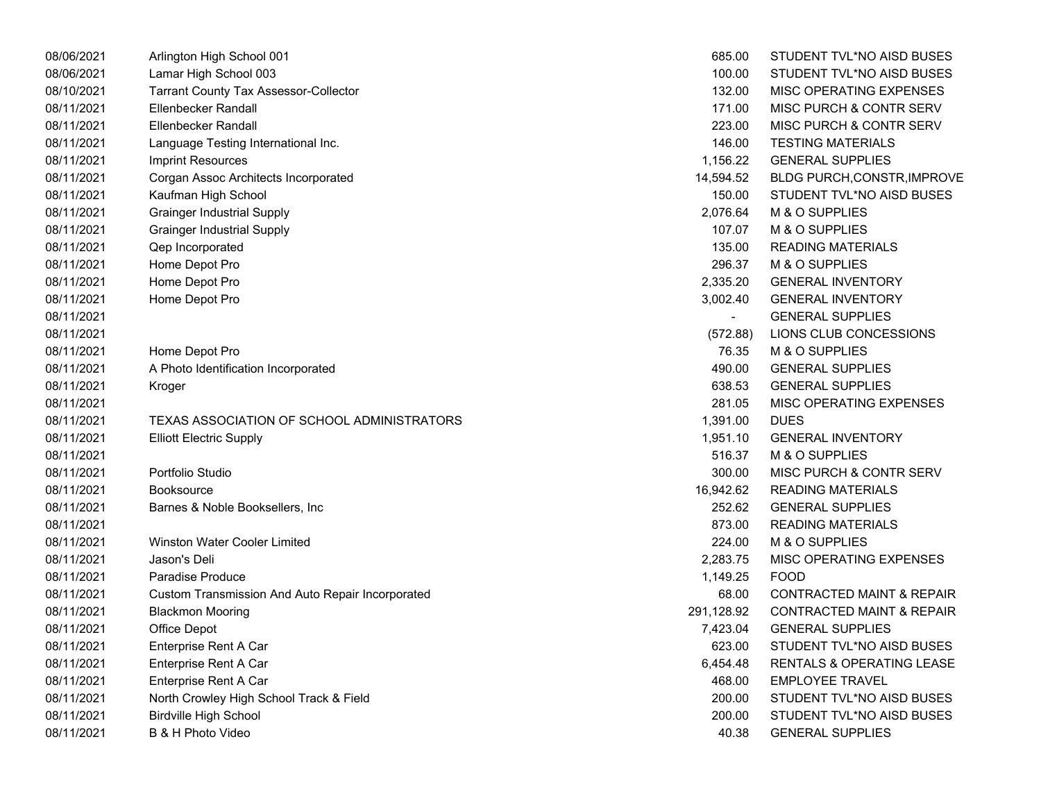| | | | |
|---|---|---|---|
| 08/06/2021 | Arlington High School 001 | 685.00 | STUDENT TVL*NO AISD BUSES |
| 08/06/2021 | Lamar High School 003 | 100.00 | STUDENT TVL*NO AISD BUSES |
| 08/10/2021 | Tarrant County Tax Assessor-Collector | 132.00 | MISC OPERATING EXPENSES |
| 08/11/2021 | Ellenbecker Randall | 171.00 | MISC PURCH & CONTR SERV |
| 08/11/2021 | Ellenbecker Randall | 223.00 | MISC PURCH & CONTR SERV |
| 08/11/2021 | Language Testing International Inc. | 146.00 | TESTING MATERIALS |
| 08/11/2021 | Imprint Resources | 1,156.22 | GENERAL SUPPLIES |
| 08/11/2021 | Corgan Assoc Architects Incorporated | 14,594.52 | BLDG PURCH,CONSTR,IMPROVE |
| 08/11/2021 | Kaufman High School | 150.00 | STUDENT TVL*NO AISD BUSES |
| 08/11/2021 | Grainger Industrial Supply | 2,076.64 | M & O SUPPLIES |
| 08/11/2021 | Grainger Industrial Supply | 107.07 | M & O SUPPLIES |
| 08/11/2021 | Qep Incorporated | 135.00 | READING MATERIALS |
| 08/11/2021 | Home Depot Pro | 296.37 | M & O SUPPLIES |
| 08/11/2021 | Home Depot Pro | 2,335.20 | GENERAL INVENTORY |
| 08/11/2021 | Home Depot Pro | 3,002.40 | GENERAL INVENTORY |
| 08/11/2021 | | - | GENERAL SUPPLIES |
| 08/11/2021 | | (572.88) | LIONS CLUB CONCESSIONS |
| 08/11/2021 | Home Depot Pro | 76.35 | M & O SUPPLIES |
| 08/11/2021 | A Photo Identification Incorporated | 490.00 | GENERAL SUPPLIES |
| 08/11/2021 | Kroger | 638.53 | GENERAL SUPPLIES |
| 08/11/2021 | | 281.05 | MISC OPERATING EXPENSES |
| 08/11/2021 | TEXAS ASSOCIATION OF SCHOOL ADMINISTRATORS | 1,391.00 | DUES |
| 08/11/2021 | Elliott Electric Supply | 1,951.10 | GENERAL INVENTORY |
| 08/11/2021 | | 516.37 | M & O SUPPLIES |
| 08/11/2021 | Portfolio Studio | 300.00 | MISC PURCH & CONTR SERV |
| 08/11/2021 | Booksource | 16,942.62 | READING MATERIALS |
| 08/11/2021 | Barnes & Noble Booksellers, Inc | 252.62 | GENERAL SUPPLIES |
| 08/11/2021 | | 873.00 | READING MATERIALS |
| 08/11/2021 | Winston Water Cooler Limited | 224.00 | M & O SUPPLIES |
| 08/11/2021 | Jason's Deli | 2,283.75 | MISC OPERATING EXPENSES |
| 08/11/2021 | Paradise Produce | 1,149.25 | FOOD |
| 08/11/2021 | Custom Transmission And Auto Repair Incorporated | 68.00 | CONTRACTED MAINT & REPAIR |
| 08/11/2021 | Blackmon Mooring | 291,128.92 | CONTRACTED MAINT & REPAIR |
| 08/11/2021 | Office Depot | 7,423.04 | GENERAL SUPPLIES |
| 08/11/2021 | Enterprise Rent A Car | 623.00 | STUDENT TVL*NO AISD BUSES |
| 08/11/2021 | Enterprise Rent A Car | 6,454.48 | RENTALS & OPERATING LEASE |
| 08/11/2021 | Enterprise Rent A Car | 468.00 | EMPLOYEE TRAVEL |
| 08/11/2021 | North Crowley High School Track & Field | 200.00 | STUDENT TVL*NO AISD BUSES |
| 08/11/2021 | Birdville High School | 200.00 | STUDENT TVL*NO AISD BUSES |
| 08/11/2021 | B & H Photo Video | 40.38 | GENERAL SUPPLIES |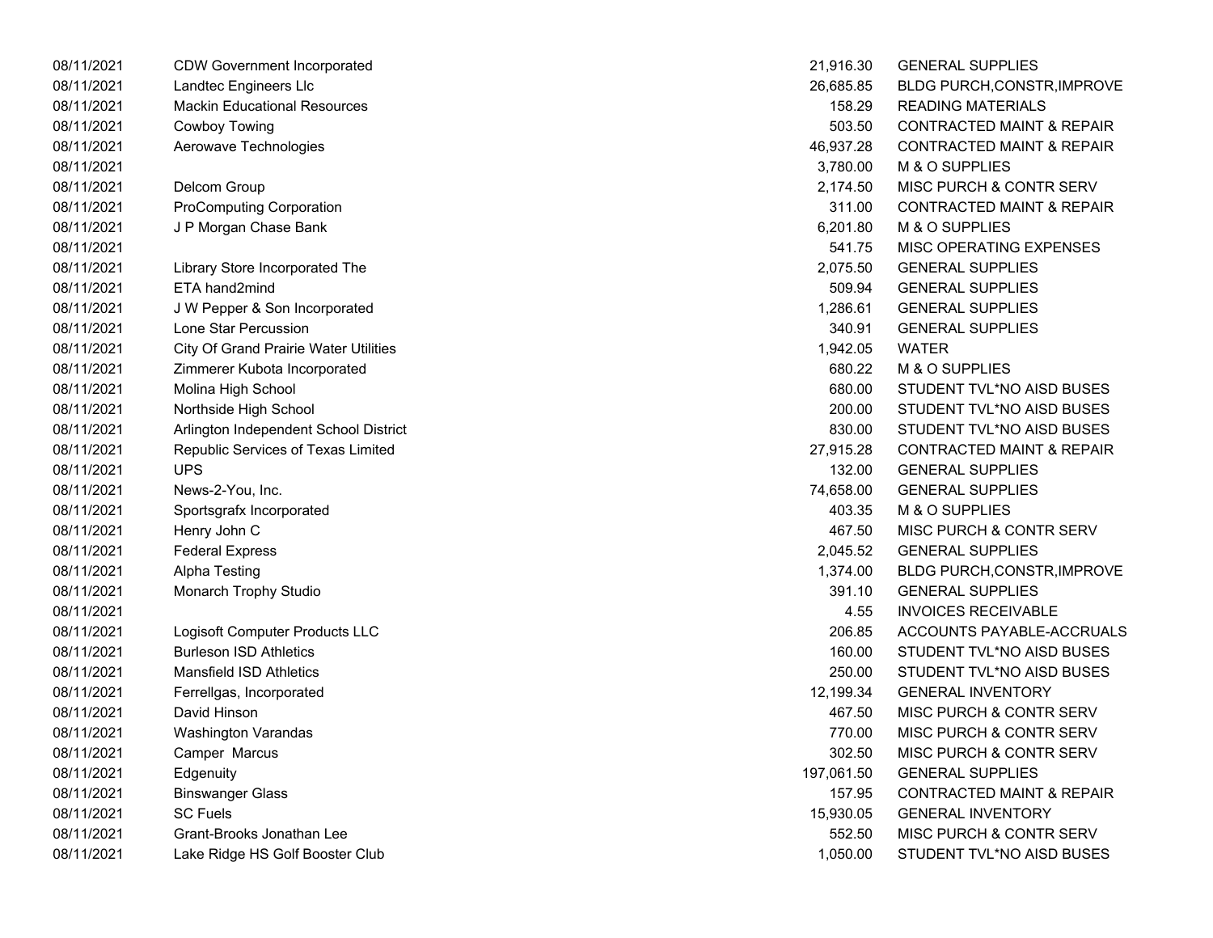| | | | |
|---|---|---|---|
| 08/11/2021 | CDW Government Incorporated | 21,916.30 | GENERAL SUPPLIES |
| 08/11/2021 | Landtec Engineers Llc | 26,685.85 | BLDG PURCH,CONSTR,IMPROVE |
| 08/11/2021 | Mackin Educational Resources | 158.29 | READING MATERIALS |
| 08/11/2021 | Cowboy Towing | 503.50 | CONTRACTED MAINT & REPAIR |
| 08/11/2021 | Aerowave Technologies | 46,937.28 | CONTRACTED MAINT & REPAIR |
| 08/11/2021 | | 3,780.00 | M & O SUPPLIES |
| 08/11/2021 | Delcom Group | 2,174.50 | MISC PURCH & CONTR SERV |
| 08/11/2021 | ProComputing Corporation | 311.00 | CONTRACTED MAINT & REPAIR |
| 08/11/2021 | J P Morgan Chase Bank | 6,201.80 | M & O SUPPLIES |
| 08/11/2021 | | 541.75 | MISC OPERATING EXPENSES |
| 08/11/2021 | Library Store Incorporated The | 2,075.50 | GENERAL SUPPLIES |
| 08/11/2021 | ETA hand2mind | 509.94 | GENERAL SUPPLIES |
| 08/11/2021 | J W Pepper & Son Incorporated | 1,286.61 | GENERAL SUPPLIES |
| 08/11/2021 | Lone Star Percussion | 340.91 | GENERAL SUPPLIES |
| 08/11/2021 | City Of Grand Prairie Water Utilities | 1,942.05 | WATER |
| 08/11/2021 | Zimmerer Kubota Incorporated | 680.22 | M & O SUPPLIES |
| 08/11/2021 | Molina High School | 680.00 | STUDENT TVL*NO AISD BUSES |
| 08/11/2021 | Northside High School | 200.00 | STUDENT TVL*NO AISD BUSES |
| 08/11/2021 | Arlington Independent School District | 830.00 | STUDENT TVL*NO AISD BUSES |
| 08/11/2021 | Republic Services of Texas Limited | 27,915.28 | CONTRACTED MAINT & REPAIR |
| 08/11/2021 | UPS | 132.00 | GENERAL SUPPLIES |
| 08/11/2021 | News-2-You, Inc. | 74,658.00 | GENERAL SUPPLIES |
| 08/11/2021 | Sportsgrafx Incorporated | 403.35 | M & O SUPPLIES |
| 08/11/2021 | Henry John C | 467.50 | MISC PURCH & CONTR SERV |
| 08/11/2021 | Federal Express | 2,045.52 | GENERAL SUPPLIES |
| 08/11/2021 | Alpha Testing | 1,374.00 | BLDG PURCH,CONSTR,IMPROVE |
| 08/11/2021 | Monarch Trophy Studio | 391.10 | GENERAL SUPPLIES |
| 08/11/2021 | | 4.55 | INVOICES RECEIVABLE |
| 08/11/2021 | Logisoft Computer Products LLC | 206.85 | ACCOUNTS PAYABLE-ACCRUALS |
| 08/11/2021 | Burleson ISD Athletics | 160.00 | STUDENT TVL*NO AISD BUSES |
| 08/11/2021 | Mansfield ISD Athletics | 250.00 | STUDENT TVL*NO AISD BUSES |
| 08/11/2021 | Ferrellgas, Incorporated | 12,199.34 | GENERAL INVENTORY |
| 08/11/2021 | David Hinson | 467.50 | MISC PURCH & CONTR SERV |
| 08/11/2021 | Washington Varandas | 770.00 | MISC PURCH & CONTR SERV |
| 08/11/2021 | Camper Marcus | 302.50 | MISC PURCH & CONTR SERV |
| 08/11/2021 | Edgenuity | 197,061.50 | GENERAL SUPPLIES |
| 08/11/2021 | Binswanger Glass | 157.95 | CONTRACTED MAINT & REPAIR |
| 08/11/2021 | SC Fuels | 15,930.05 | GENERAL INVENTORY |
| 08/11/2021 | Grant-Brooks Jonathan Lee | 552.50 | MISC PURCH & CONTR SERV |
| 08/11/2021 | Lake Ridge HS Golf Booster Club | 1,050.00 | STUDENT TVL*NO AISD BUSES |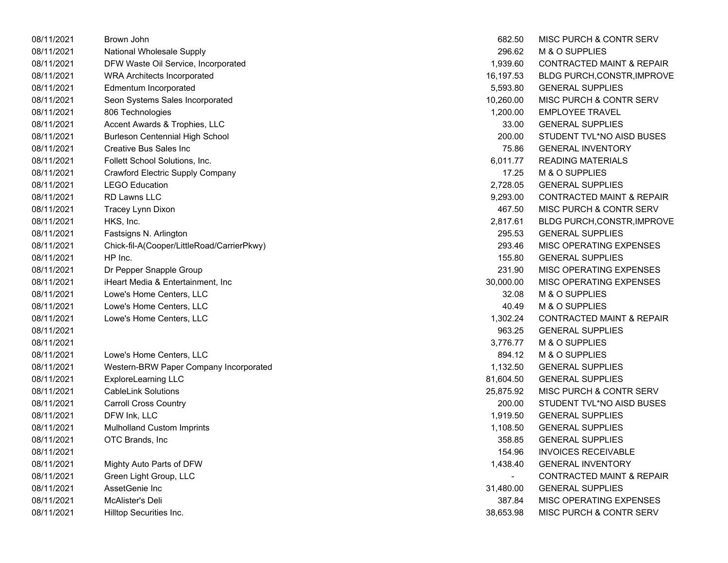| | | | |
|---|---|---|---|
| 08/11/2021 | Brown John | 682.50 | MISC PURCH & CONTR SERV |
| 08/11/2021 | National Wholesale Supply | 296.62 | M & O SUPPLIES |
| 08/11/2021 | DFW Waste Oil Service, Incorporated | 1,939.60 | CONTRACTED MAINT & REPAIR |
| 08/11/2021 | WRA Architects Incorporated | 16,197.53 | BLDG PURCH,CONSTR,IMPROVE |
| 08/11/2021 | Edmentum Incorporated | 5,593.80 | GENERAL SUPPLIES |
| 08/11/2021 | Seon Systems Sales Incorporated | 10,260.00 | MISC PURCH & CONTR SERV |
| 08/11/2021 | 806 Technologies | 1,200.00 | EMPLOYEE TRAVEL |
| 08/11/2021 | Accent Awards & Trophies, LLC | 33.00 | GENERAL SUPPLIES |
| 08/11/2021 | Burleson Centennial High School | 200.00 | STUDENT TVL*NO AISD BUSES |
| 08/11/2021 | Creative Bus Sales Inc | 75.86 | GENERAL INVENTORY |
| 08/11/2021 | Follett School Solutions, Inc. | 6,011.77 | READING MATERIALS |
| 08/11/2021 | Crawford Electric Supply Company | 17.25 | M & O SUPPLIES |
| 08/11/2021 | LEGO Education | 2,728.05 | GENERAL SUPPLIES |
| 08/11/2021 | RD Lawns LLC | 9,293.00 | CONTRACTED MAINT & REPAIR |
| 08/11/2021 | Tracey Lynn Dixon | 467.50 | MISC PURCH & CONTR SERV |
| 08/11/2021 | HKS, Inc. | 2,817.61 | BLDG PURCH,CONSTR,IMPROVE |
| 08/11/2021 | Fastsigns N. Arlington | 295.53 | GENERAL SUPPLIES |
| 08/11/2021 | Chick-fil-A(Cooper/LittleRoad/CarrierPkwy) | 293.46 | MISC OPERATING EXPENSES |
| 08/11/2021 | HP Inc. | 155.80 | GENERAL SUPPLIES |
| 08/11/2021 | Dr Pepper Snapple Group | 231.90 | MISC OPERATING EXPENSES |
| 08/11/2021 | iHeart Media & Entertainment, Inc | 30,000.00 | MISC OPERATING EXPENSES |
| 08/11/2021 | Lowe's Home Centers, LLC | 32.08 | M & O SUPPLIES |
| 08/11/2021 | Lowe's Home Centers, LLC | 40.49 | M & O SUPPLIES |
| 08/11/2021 | Lowe's Home Centers, LLC | 1,302.24 | CONTRACTED MAINT & REPAIR |
| 08/11/2021 | | 963.25 | GENERAL SUPPLIES |
| 08/11/2021 | | 3,776.77 | M & O SUPPLIES |
| 08/11/2021 | Lowe's Home Centers, LLC | 894.12 | M & O SUPPLIES |
| 08/11/2021 | Western-BRW Paper Company Incorporated | 1,132.50 | GENERAL SUPPLIES |
| 08/11/2021 | ExploreLearning LLC | 81,604.50 | GENERAL SUPPLIES |
| 08/11/2021 | CableLink Solutions | 25,875.92 | MISC PURCH & CONTR SERV |
| 08/11/2021 | Carroll Cross Country | 200.00 | STUDENT TVL*NO AISD BUSES |
| 08/11/2021 | DFW Ink, LLC | 1,919.50 | GENERAL SUPPLIES |
| 08/11/2021 | Mulholland Custom Imprints | 1,108.50 | GENERAL SUPPLIES |
| 08/11/2021 | OTC Brands, Inc | 358.85 | GENERAL SUPPLIES |
| 08/11/2021 | | 154.96 | INVOICES RECEIVABLE |
| 08/11/2021 | Mighty Auto Parts of DFW | 1,438.40 | GENERAL INVENTORY |
| 08/11/2021 | Green Light Group, LLC | - | CONTRACTED MAINT & REPAIR |
| 08/11/2021 | AssetGenie Inc | 31,480.00 | GENERAL SUPPLIES |
| 08/11/2021 | McAlister's Deli | 387.84 | MISC OPERATING EXPENSES |
| 08/11/2021 | Hilltop Securities Inc. | 38,653.98 | MISC PURCH & CONTR SERV |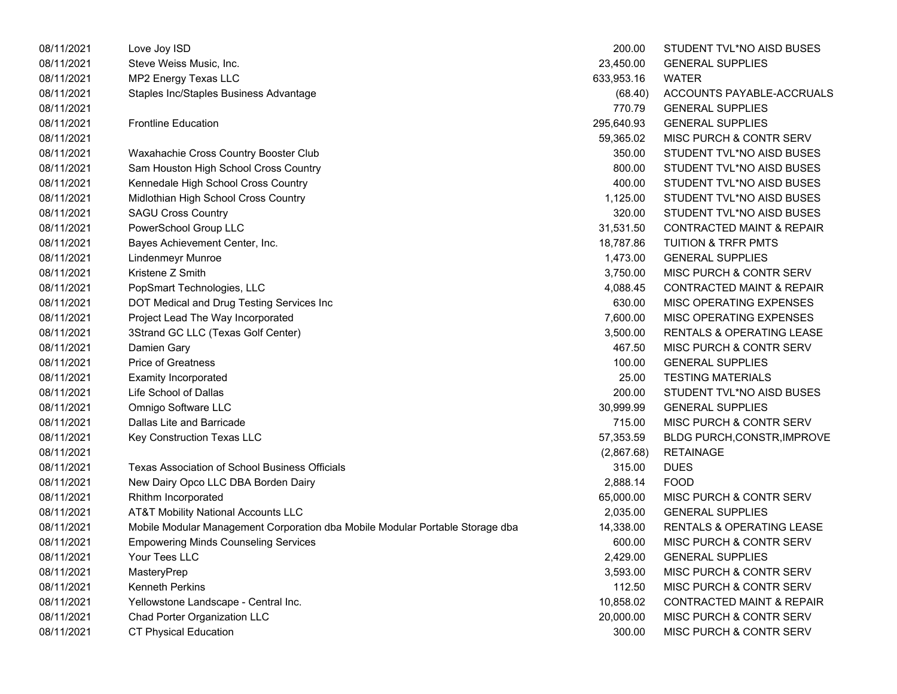| | | | |
|---|---|---|---|
| 08/11/2021 | Love Joy ISD | 200.00 | STUDENT TVL*NO AISD BUSES |
| 08/11/2021 | Steve Weiss Music, Inc. | 23,450.00 | GENERAL SUPPLIES |
| 08/11/2021 | MP2 Energy Texas LLC | 633,953.16 | WATER |
| 08/11/2021 | Staples Inc/Staples Business Advantage | (68.40) | ACCOUNTS PAYABLE-ACCRUALS |
| 08/11/2021 | | 770.79 | GENERAL SUPPLIES |
| 08/11/2021 | Frontline Education | 295,640.93 | GENERAL SUPPLIES |
| 08/11/2021 | | 59,365.02 | MISC PURCH & CONTR SERV |
| 08/11/2021 | Waxahachie Cross Country Booster Club | 350.00 | STUDENT TVL*NO AISD BUSES |
| 08/11/2021 | Sam Houston High School Cross Country | 800.00 | STUDENT TVL*NO AISD BUSES |
| 08/11/2021 | Kennedale High School Cross Country | 400.00 | STUDENT TVL*NO AISD BUSES |
| 08/11/2021 | Midlothian High School Cross Country | 1,125.00 | STUDENT TVL*NO AISD BUSES |
| 08/11/2021 | SAGU Cross Country | 320.00 | STUDENT TVL*NO AISD BUSES |
| 08/11/2021 | PowerSchool Group LLC | 31,531.50 | CONTRACTED MAINT & REPAIR |
| 08/11/2021 | Bayes Achievement Center, Inc. | 18,787.86 | TUITION & TRFR PMTS |
| 08/11/2021 | Lindenmeyr Munroe | 1,473.00 | GENERAL SUPPLIES |
| 08/11/2021 | Kristene Z Smith | 3,750.00 | MISC PURCH & CONTR SERV |
| 08/11/2021 | PopSmart Technologies, LLC | 4,088.45 | CONTRACTED MAINT & REPAIR |
| 08/11/2021 | DOT Medical and Drug Testing Services Inc | 630.00 | MISC OPERATING EXPENSES |
| 08/11/2021 | Project Lead The Way Incorporated | 7,600.00 | MISC OPERATING EXPENSES |
| 08/11/2021 | 3Strand GC LLC (Texas Golf Center) | 3,500.00 | RENTALS & OPERATING LEASE |
| 08/11/2021 | Damien Gary | 467.50 | MISC PURCH & CONTR SERV |
| 08/11/2021 | Price of Greatness | 100.00 | GENERAL SUPPLIES |
| 08/11/2021 | Examity Incorporated | 25.00 | TESTING MATERIALS |
| 08/11/2021 | Life School of Dallas | 200.00 | STUDENT TVL*NO AISD BUSES |
| 08/11/2021 | Omnigo Software LLC | 30,999.99 | GENERAL SUPPLIES |
| 08/11/2021 | Dallas Lite and Barricade | 715.00 | MISC PURCH & CONTR SERV |
| 08/11/2021 | Key Construction Texas LLC | 57,353.59 | BLDG PURCH,CONSTR,IMPROVE |
| 08/11/2021 | | (2,867.68) | RETAINAGE |
| 08/11/2021 | Texas Association of School Business Officials | 315.00 | DUES |
| 08/11/2021 | New Dairy Opco LLC DBA Borden Dairy | 2,888.14 | FOOD |
| 08/11/2021 | Rhithm Incorporated | 65,000.00 | MISC PURCH & CONTR SERV |
| 08/11/2021 | AT&T Mobility National Accounts LLC | 2,035.00 | GENERAL SUPPLIES |
| 08/11/2021 | Mobile Modular Management Corporation dba Mobile Modular Portable Storage dba | 14,338.00 | RENTALS & OPERATING LEASE |
| 08/11/2021 | Empowering Minds Counseling Services | 600.00 | MISC PURCH & CONTR SERV |
| 08/11/2021 | Your Tees LLC | 2,429.00 | GENERAL SUPPLIES |
| 08/11/2021 | MasteryPrep | 3,593.00 | MISC PURCH & CONTR SERV |
| 08/11/2021 | Kenneth Perkins | 112.50 | MISC PURCH & CONTR SERV |
| 08/11/2021 | Yellowstone Landscape - Central Inc. | 10,858.02 | CONTRACTED MAINT & REPAIR |
| 08/11/2021 | Chad Porter Organization LLC | 20,000.00 | MISC PURCH & CONTR SERV |
| 08/11/2021 | CT Physical Education | 300.00 | MISC PURCH & CONTR SERV |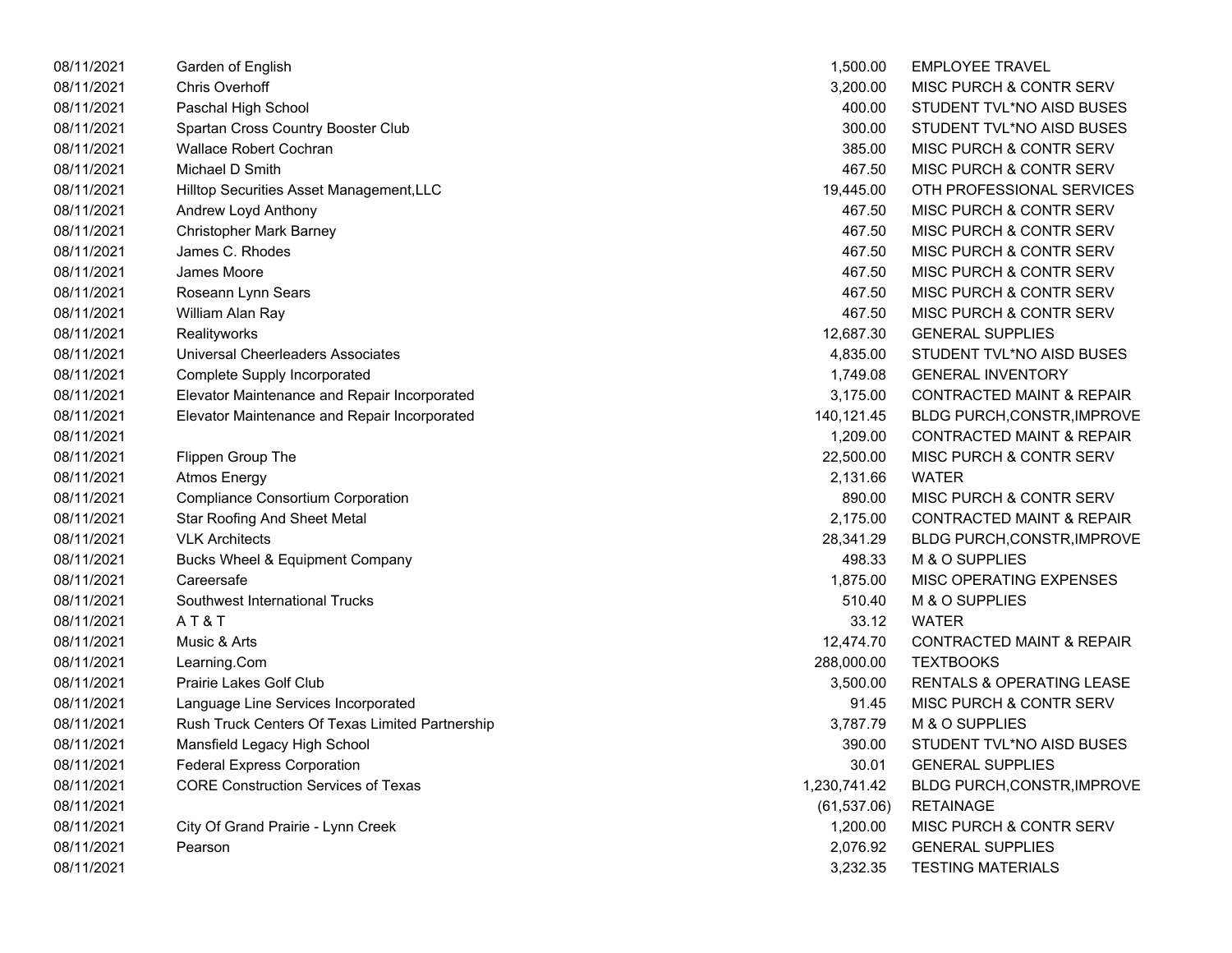| | | | |
|---|---|---|---|
| 08/11/2021 | Garden of English | 1,500.00 | EMPLOYEE TRAVEL |
| 08/11/2021 | Chris Overhoff | 3,200.00 | MISC PURCH & CONTR SERV |
| 08/11/2021 | Paschal High School | 400.00 | STUDENT TVL*NO AISD BUSES |
| 08/11/2021 | Spartan Cross Country Booster Club | 300.00 | STUDENT TVL*NO AISD BUSES |
| 08/11/2021 | Wallace Robert Cochran | 385.00 | MISC PURCH & CONTR SERV |
| 08/11/2021 | Michael D Smith | 467.50 | MISC PURCH & CONTR SERV |
| 08/11/2021 | Hilltop Securities Asset Management,LLC | 19,445.00 | OTH PROFESSIONAL SERVICES |
| 08/11/2021 | Andrew Loyd Anthony | 467.50 | MISC PURCH & CONTR SERV |
| 08/11/2021 | Christopher Mark Barney | 467.50 | MISC PURCH & CONTR SERV |
| 08/11/2021 | James C. Rhodes | 467.50 | MISC PURCH & CONTR SERV |
| 08/11/2021 | James Moore | 467.50 | MISC PURCH & CONTR SERV |
| 08/11/2021 | Roseann Lynn Sears | 467.50 | MISC PURCH & CONTR SERV |
| 08/11/2021 | William Alan Ray | 467.50 | MISC PURCH & CONTR SERV |
| 08/11/2021 | Realityworks | 12,687.30 | GENERAL SUPPLIES |
| 08/11/2021 | Universal Cheerleaders Associates | 4,835.00 | STUDENT TVL*NO AISD BUSES |
| 08/11/2021 | Complete Supply Incorporated | 1,749.08 | GENERAL INVENTORY |
| 08/11/2021 | Elevator Maintenance and Repair Incorporated | 3,175.00 | CONTRACTED MAINT & REPAIR |
| 08/11/2021 | Elevator Maintenance and Repair Incorporated | 140,121.45 | BLDG PURCH,CONSTR,IMPROVE |
| 08/11/2021 | | 1,209.00 | CONTRACTED MAINT & REPAIR |
| 08/11/2021 | Flippen Group The | 22,500.00 | MISC PURCH & CONTR SERV |
| 08/11/2021 | Atmos Energy | 2,131.66 | WATER |
| 08/11/2021 | Compliance Consortium Corporation | 890.00 | MISC PURCH & CONTR SERV |
| 08/11/2021 | Star Roofing And Sheet Metal | 2,175.00 | CONTRACTED MAINT & REPAIR |
| 08/11/2021 | VLK Architects | 28,341.29 | BLDG PURCH,CONSTR,IMPROVE |
| 08/11/2021 | Bucks Wheel & Equipment Company | 498.33 | M & O SUPPLIES |
| 08/11/2021 | Careersafe | 1,875.00 | MISC OPERATING EXPENSES |
| 08/11/2021 | Southwest International Trucks | 510.40 | M & O SUPPLIES |
| 08/11/2021 | A T & T | 33.12 | WATER |
| 08/11/2021 | Music & Arts | 12,474.70 | CONTRACTED MAINT & REPAIR |
| 08/11/2021 | Learning.Com | 288,000.00 | TEXTBOOKS |
| 08/11/2021 | Prairie Lakes Golf Club | 3,500.00 | RENTALS & OPERATING LEASE |
| 08/11/2021 | Language Line Services Incorporated | 91.45 | MISC PURCH & CONTR SERV |
| 08/11/2021 | Rush Truck Centers Of Texas Limited Partnership | 3,787.79 | M & O SUPPLIES |
| 08/11/2021 | Mansfield Legacy High School | 390.00 | STUDENT TVL*NO AISD BUSES |
| 08/11/2021 | Federal Express Corporation | 30.01 | GENERAL SUPPLIES |
| 08/11/2021 | CORE Construction Services of Texas | 1,230,741.42 | BLDG PURCH,CONSTR,IMPROVE |
| 08/11/2021 | | (61,537.06) | RETAINAGE |
| 08/11/2021 | City Of Grand Prairie - Lynn Creek | 1,200.00 | MISC PURCH & CONTR SERV |
| 08/11/2021 | Pearson | 2,076.92 | GENERAL SUPPLIES |
| 08/11/2021 | | 3,232.35 | TESTING MATERIALS |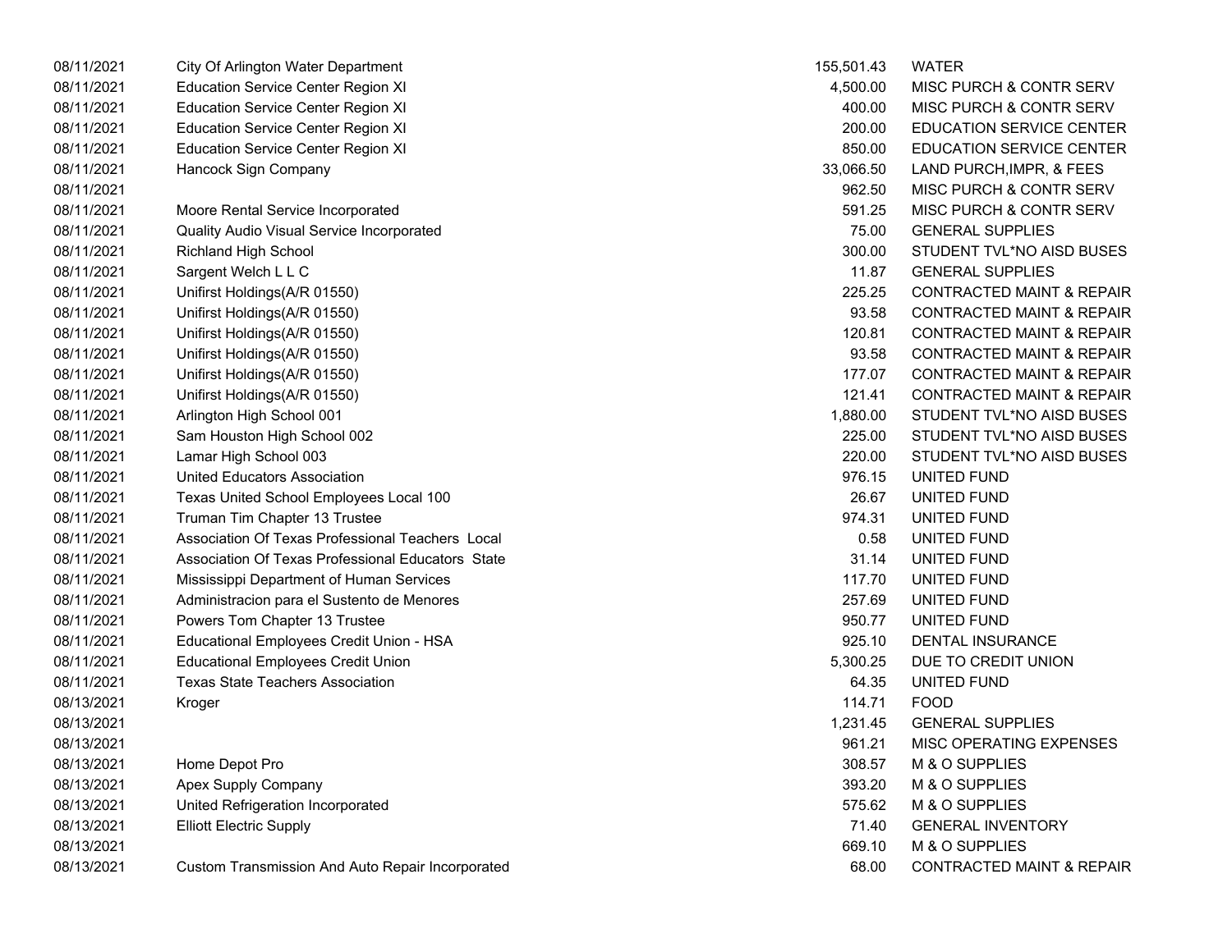| | | | |
|---|---|---|---|
| 08/11/2021 | City Of Arlington Water Department | 155,501.43 | WATER |
| 08/11/2021 | Education Service Center Region XI | 4,500.00 | MISC PURCH & CONTR SERV |
| 08/11/2021 | Education Service Center Region XI | 400.00 | MISC PURCH & CONTR SERV |
| 08/11/2021 | Education Service Center Region XI | 200.00 | EDUCATION SERVICE CENTER |
| 08/11/2021 | Education Service Center Region XI | 850.00 | EDUCATION SERVICE CENTER |
| 08/11/2021 | Hancock Sign Company | 33,066.50 | LAND PURCH,IMPR, & FEES |
| 08/11/2021 | | 962.50 | MISC PURCH & CONTR SERV |
| 08/11/2021 | Moore Rental Service Incorporated | 591.25 | MISC PURCH & CONTR SERV |
| 08/11/2021 | Quality Audio Visual Service Incorporated | 75.00 | GENERAL SUPPLIES |
| 08/11/2021 | Richland High School | 300.00 | STUDENT TVL*NO AISD BUSES |
| 08/11/2021 | Sargent Welch L L C | 11.87 | GENERAL SUPPLIES |
| 08/11/2021 | Unifirst Holdings(A/R 01550) | 225.25 | CONTRACTED MAINT & REPAIR |
| 08/11/2021 | Unifirst Holdings(A/R 01550) | 93.58 | CONTRACTED MAINT & REPAIR |
| 08/11/2021 | Unifirst Holdings(A/R 01550) | 120.81 | CONTRACTED MAINT & REPAIR |
| 08/11/2021 | Unifirst Holdings(A/R 01550) | 93.58 | CONTRACTED MAINT & REPAIR |
| 08/11/2021 | Unifirst Holdings(A/R 01550) | 177.07 | CONTRACTED MAINT & REPAIR |
| 08/11/2021 | Unifirst Holdings(A/R 01550) | 121.41 | CONTRACTED MAINT & REPAIR |
| 08/11/2021 | Arlington High School 001 | 1,880.00 | STUDENT TVL*NO AISD BUSES |
| 08/11/2021 | Sam Houston High School 002 | 225.00 | STUDENT TVL*NO AISD BUSES |
| 08/11/2021 | Lamar High School 003 | 220.00 | STUDENT TVL*NO AISD BUSES |
| 08/11/2021 | United Educators Association | 976.15 | UNITED FUND |
| 08/11/2021 | Texas United School Employees Local 100 | 26.67 | UNITED FUND |
| 08/11/2021 | Truman Tim Chapter 13 Trustee | 974.31 | UNITED FUND |
| 08/11/2021 | Association Of Texas Professional Teachers Local | 0.58 | UNITED FUND |
| 08/11/2021 | Association Of Texas Professional Educators State | 31.14 | UNITED FUND |
| 08/11/2021 | Mississippi Department of Human Services | 117.70 | UNITED FUND |
| 08/11/2021 | Administracion para el Sustento de Menores | 257.69 | UNITED FUND |
| 08/11/2021 | Powers Tom Chapter 13 Trustee | 950.77 | UNITED FUND |
| 08/11/2021 | Educational Employees Credit Union - HSA | 925.10 | DENTAL INSURANCE |
| 08/11/2021 | Educational Employees Credit Union | 5,300.25 | DUE TO CREDIT UNION |
| 08/11/2021 | Texas State Teachers Association | 64.35 | UNITED FUND |
| 08/13/2021 | Kroger | 114.71 | FOOD |
| 08/13/2021 | | 1,231.45 | GENERAL SUPPLIES |
| 08/13/2021 | | 961.21 | MISC OPERATING EXPENSES |
| 08/13/2021 | Home Depot Pro | 308.57 | M & O SUPPLIES |
| 08/13/2021 | Apex Supply Company | 393.20 | M & O SUPPLIES |
| 08/13/2021 | United Refrigeration Incorporated | 575.62 | M & O SUPPLIES |
| 08/13/2021 | Elliott Electric Supply | 71.40 | GENERAL INVENTORY |
| 08/13/2021 | | 669.10 | M & O SUPPLIES |
| 08/13/2021 | Custom Transmission And Auto Repair Incorporated | 68.00 | CONTRACTED MAINT & REPAIR |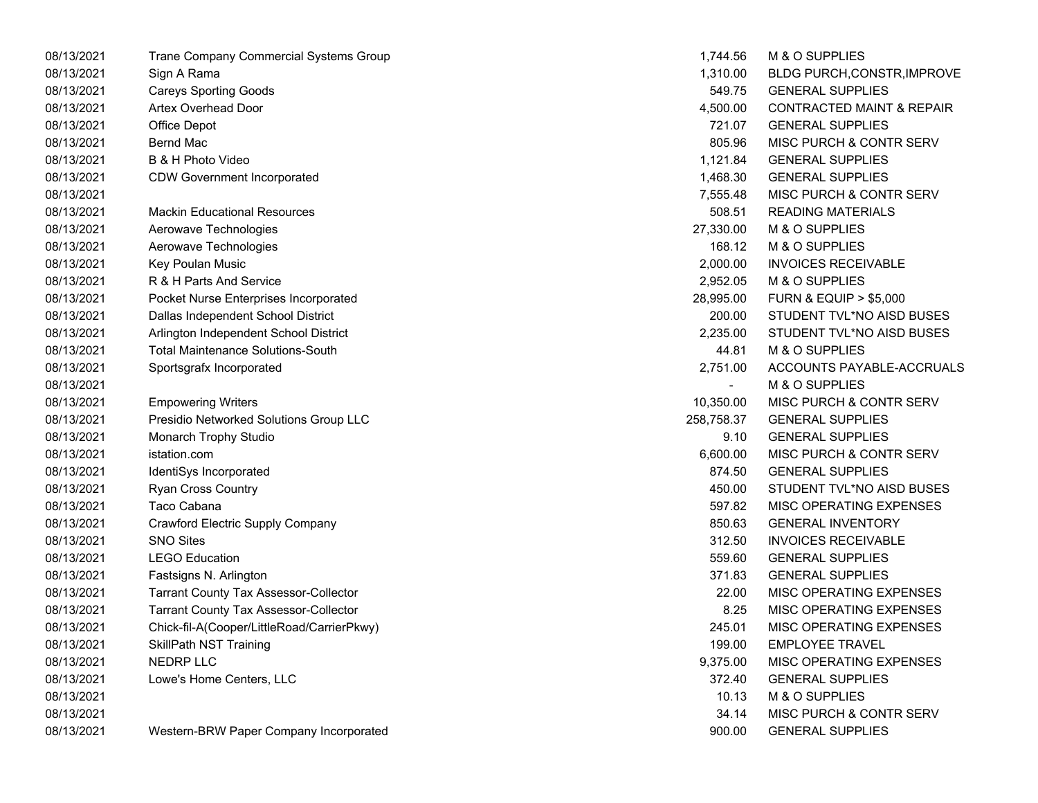| | | | |
|---|---|---|---|
| 08/13/2021 | Trane Company Commercial Systems Group | 1,744.56 | M & O SUPPLIES |
| 08/13/2021 | Sign A Rama | 1,310.00 | BLDG PURCH,CONSTR,IMPROVE |
| 08/13/2021 | Careys Sporting Goods | 549.75 | GENERAL SUPPLIES |
| 08/13/2021 | Artex Overhead Door | 4,500.00 | CONTRACTED MAINT & REPAIR |
| 08/13/2021 | Office Depot | 721.07 | GENERAL SUPPLIES |
| 08/13/2021 | Bernd Mac | 805.96 | MISC PURCH & CONTR SERV |
| 08/13/2021 | B & H Photo Video | 1,121.84 | GENERAL SUPPLIES |
| 08/13/2021 | CDW Government Incorporated | 1,468.30 | GENERAL SUPPLIES |
| 08/13/2021 | | 7,555.48 | MISC PURCH & CONTR SERV |
| 08/13/2021 | Mackin Educational Resources | 508.51 | READING MATERIALS |
| 08/13/2021 | Aerowave Technologies | 27,330.00 | M & O SUPPLIES |
| 08/13/2021 | Aerowave Technologies | 168.12 | M & O SUPPLIES |
| 08/13/2021 | Key Poulan Music | 2,000.00 | INVOICES RECEIVABLE |
| 08/13/2021 | R & H Parts And Service | 2,952.05 | M & O SUPPLIES |
| 08/13/2021 | Pocket Nurse Enterprises Incorporated | 28,995.00 | FURN & EQUIP > $5,000 |
| 08/13/2021 | Dallas Independent School District | 200.00 | STUDENT TVL*NO AISD BUSES |
| 08/13/2021 | Arlington Independent School District | 2,235.00 | STUDENT TVL*NO AISD BUSES |
| 08/13/2021 | Total Maintenance Solutions-South | 44.81 | M & O SUPPLIES |
| 08/13/2021 | Sportsgrafx Incorporated | 2,751.00 | ACCOUNTS PAYABLE-ACCRUALS |
| 08/13/2021 | | - | M & O SUPPLIES |
| 08/13/2021 | Empowering Writers | 10,350.00 | MISC PURCH & CONTR SERV |
| 08/13/2021 | Presidio Networked Solutions Group LLC | 258,758.37 | GENERAL SUPPLIES |
| 08/13/2021 | Monarch Trophy Studio | 9.10 | GENERAL SUPPLIES |
| 08/13/2021 | istation.com | 6,600.00 | MISC PURCH & CONTR SERV |
| 08/13/2021 | IdentiSys Incorporated | 874.50 | GENERAL SUPPLIES |
| 08/13/2021 | Ryan Cross Country | 450.00 | STUDENT TVL*NO AISD BUSES |
| 08/13/2021 | Taco Cabana | 597.82 | MISC OPERATING EXPENSES |
| 08/13/2021 | Crawford Electric Supply Company | 850.63 | GENERAL INVENTORY |
| 08/13/2021 | SNO Sites | 312.50 | INVOICES RECEIVABLE |
| 08/13/2021 | LEGO Education | 559.60 | GENERAL SUPPLIES |
| 08/13/2021 | Fastsigns N. Arlington | 371.83 | GENERAL SUPPLIES |
| 08/13/2021 | Tarrant County Tax Assessor-Collector | 22.00 | MISC OPERATING EXPENSES |
| 08/13/2021 | Tarrant County Tax Assessor-Collector | 8.25 | MISC OPERATING EXPENSES |
| 08/13/2021 | Chick-fil-A(Cooper/LittleRoad/CarrierPkwy) | 245.01 | MISC OPERATING EXPENSES |
| 08/13/2021 | SkillPath NST Training | 199.00 | EMPLOYEE TRAVEL |
| 08/13/2021 | NEDRP LLC | 9,375.00 | MISC OPERATING EXPENSES |
| 08/13/2021 | Lowe's Home Centers, LLC | 372.40 | GENERAL SUPPLIES |
| 08/13/2021 | | 10.13 | M & O SUPPLIES |
| 08/13/2021 | | 34.14 | MISC PURCH & CONTR SERV |
| 08/13/2021 | Western-BRW Paper Company Incorporated | 900.00 | GENERAL SUPPLIES |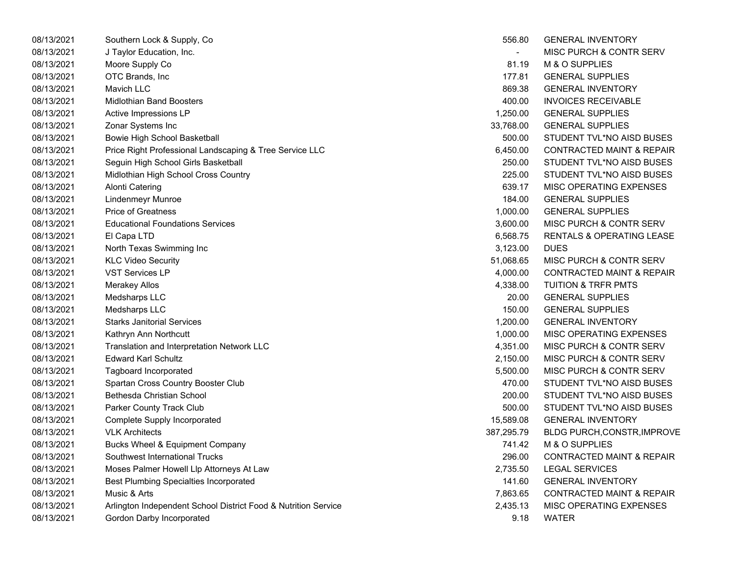| | | | |
|---|---|---|---|
| 08/13/2021 | Southern Lock & Supply, Co | 556.80 | GENERAL INVENTORY |
| 08/13/2021 | J Taylor Education, Inc. | - | MISC PURCH & CONTR SERV |
| 08/13/2021 | Moore Supply Co | 81.19 | M & O SUPPLIES |
| 08/13/2021 | OTC Brands, Inc | 177.81 | GENERAL SUPPLIES |
| 08/13/2021 | Mavich LLC | 869.38 | GENERAL INVENTORY |
| 08/13/2021 | Midlothian Band Boosters | 400.00 | INVOICES RECEIVABLE |
| 08/13/2021 | Active Impressions LP | 1,250.00 | GENERAL SUPPLIES |
| 08/13/2021 | Zonar Systems Inc | 33,768.00 | GENERAL SUPPLIES |
| 08/13/2021 | Bowie High School Basketball | 500.00 | STUDENT TVL*NO AISD BUSES |
| 08/13/2021 | Price Right Professional Landscaping & Tree Service LLC | 6,450.00 | CONTRACTED MAINT & REPAIR |
| 08/13/2021 | Seguin High School Girls Basketball | 250.00 | STUDENT TVL*NO AISD BUSES |
| 08/13/2021 | Midlothian High School Cross Country | 225.00 | STUDENT TVL*NO AISD BUSES |
| 08/13/2021 | Alonti Catering | 639.17 | MISC OPERATING EXPENSES |
| 08/13/2021 | Lindenmeyr Munroe | 184.00 | GENERAL SUPPLIES |
| 08/13/2021 | Price of Greatness | 1,000.00 | GENERAL SUPPLIES |
| 08/13/2021 | Educational Foundations Services | 3,600.00 | MISC PURCH & CONTR SERV |
| 08/13/2021 | El Capa LTD | 6,568.75 | RENTALS & OPERATING LEASE |
| 08/13/2021 | North Texas Swimming Inc | 3,123.00 | DUES |
| 08/13/2021 | KLC Video Security | 51,068.65 | MISC PURCH & CONTR SERV |
| 08/13/2021 | VST Services LP | 4,000.00 | CONTRACTED MAINT & REPAIR |
| 08/13/2021 | Merakey Allos | 4,338.00 | TUITION & TRFR PMTS |
| 08/13/2021 | Medsharps LLC | 20.00 | GENERAL SUPPLIES |
| 08/13/2021 | Medsharps LLC | 150.00 | GENERAL SUPPLIES |
| 08/13/2021 | Starks Janitorial Services | 1,200.00 | GENERAL INVENTORY |
| 08/13/2021 | Kathryn Ann Northcutt | 1,000.00 | MISC OPERATING EXPENSES |
| 08/13/2021 | Translation and Interpretation Network LLC | 4,351.00 | MISC PURCH & CONTR SERV |
| 08/13/2021 | Edward Karl Schultz | 2,150.00 | MISC PURCH & CONTR SERV |
| 08/13/2021 | Tagboard Incorporated | 5,500.00 | MISC PURCH & CONTR SERV |
| 08/13/2021 | Spartan Cross Country Booster Club | 470.00 | STUDENT TVL*NO AISD BUSES |
| 08/13/2021 | Bethesda Christian School | 200.00 | STUDENT TVL*NO AISD BUSES |
| 08/13/2021 | Parker County Track Club | 500.00 | STUDENT TVL*NO AISD BUSES |
| 08/13/2021 | Complete Supply Incorporated | 15,589.08 | GENERAL INVENTORY |
| 08/13/2021 | VLK Architects | 387,295.79 | BLDG PURCH,CONSTR,IMPROVE |
| 08/13/2021 | Bucks Wheel & Equipment Company | 741.42 | M & O SUPPLIES |
| 08/13/2021 | Southwest International Trucks | 296.00 | CONTRACTED MAINT & REPAIR |
| 08/13/2021 | Moses Palmer Howell Llp Attorneys At Law | 2,735.50 | LEGAL SERVICES |
| 08/13/2021 | Best Plumbing Specialties Incorporated | 141.60 | GENERAL INVENTORY |
| 08/13/2021 | Music & Arts | 7,863.65 | CONTRACTED MAINT & REPAIR |
| 08/13/2021 | Arlington Independent School District Food & Nutrition Service | 2,435.13 | MISC OPERATING EXPENSES |
| 08/13/2021 | Gordon Darby Incorporated | 9.18 | WATER |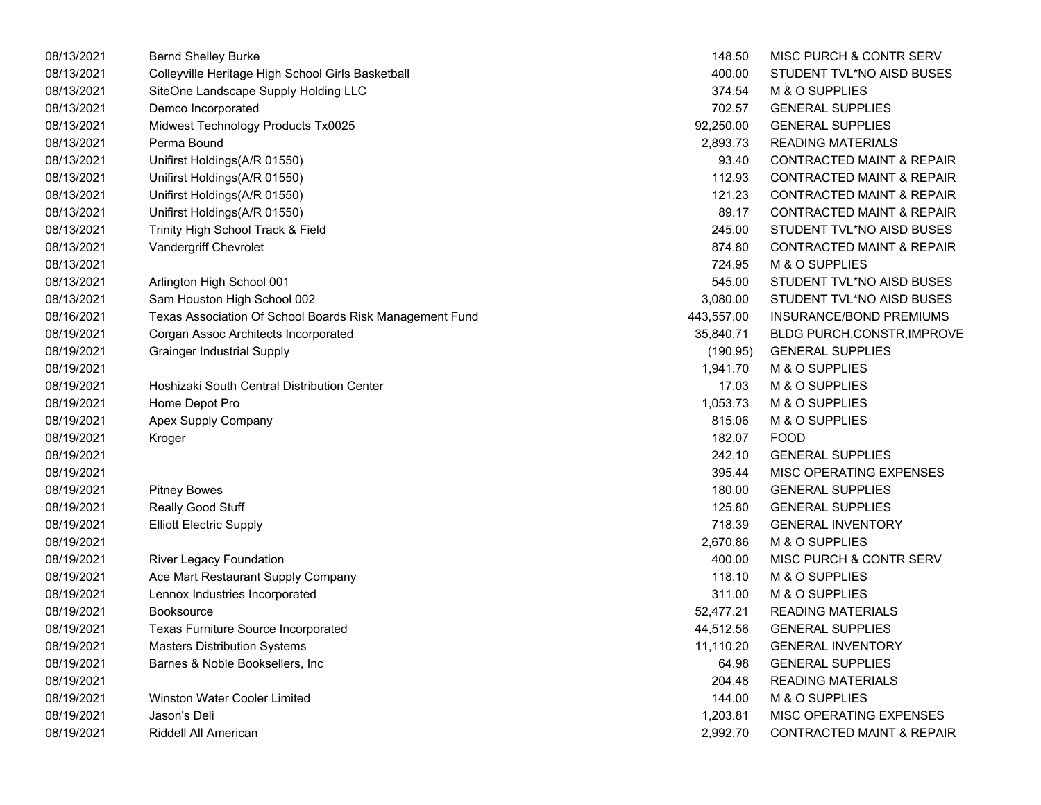| | | | |
|---|---|---|---|
| 08/13/2021 | Bernd Shelley Burke | 148.50 | MISC PURCH & CONTR SERV |
| 08/13/2021 | Colleyville Heritage High School Girls Basketball | 400.00 | STUDENT TVL*NO AISD BUSES |
| 08/13/2021 | SiteOne Landscape Supply Holding LLC | 374.54 | M & O SUPPLIES |
| 08/13/2021 | Demco Incorporated | 702.57 | GENERAL SUPPLIES |
| 08/13/2021 | Midwest Technology Products Tx0025 | 92,250.00 | GENERAL SUPPLIES |
| 08/13/2021 | Perma Bound | 2,893.73 | READING MATERIALS |
| 08/13/2021 | Unifirst Holdings(A/R 01550) | 93.40 | CONTRACTED MAINT & REPAIR |
| 08/13/2021 | Unifirst Holdings(A/R 01550) | 112.93 | CONTRACTED MAINT & REPAIR |
| 08/13/2021 | Unifirst Holdings(A/R 01550) | 121.23 | CONTRACTED MAINT & REPAIR |
| 08/13/2021 | Unifirst Holdings(A/R 01550) | 89.17 | CONTRACTED MAINT & REPAIR |
| 08/13/2021 | Trinity High School Track & Field | 245.00 | STUDENT TVL*NO AISD BUSES |
| 08/13/2021 | Vandergriff Chevrolet | 874.80 | CONTRACTED MAINT & REPAIR |
| 08/13/2021 | | 724.95 | M & O SUPPLIES |
| 08/13/2021 | Arlington High School 001 | 545.00 | STUDENT TVL*NO AISD BUSES |
| 08/13/2021 | Sam Houston High School 002 | 3,080.00 | STUDENT TVL*NO AISD BUSES |
| 08/16/2021 | Texas Association Of School Boards Risk Management Fund | 443,557.00 | INSURANCE/BOND PREMIUMS |
| 08/19/2021 | Corgan Assoc Architects Incorporated | 35,840.71 | BLDG PURCH,CONSTR,IMPROVE |
| 08/19/2021 | Grainger Industrial Supply | (190.95) | GENERAL SUPPLIES |
| 08/19/2021 | | 1,941.70 | M & O SUPPLIES |
| 08/19/2021 | Hoshizaki South Central Distribution Center | 17.03 | M & O SUPPLIES |
| 08/19/2021 | Home Depot Pro | 1,053.73 | M & O SUPPLIES |
| 08/19/2021 | Apex Supply Company | 815.06 | M & O SUPPLIES |
| 08/19/2021 | Kroger | 182.07 | FOOD |
| 08/19/2021 | | 242.10 | GENERAL SUPPLIES |
| 08/19/2021 | | 395.44 | MISC OPERATING EXPENSES |
| 08/19/2021 | Pitney Bowes | 180.00 | GENERAL SUPPLIES |
| 08/19/2021 | Really Good Stuff | 125.80 | GENERAL SUPPLIES |
| 08/19/2021 | Elliott Electric Supply | 718.39 | GENERAL INVENTORY |
| 08/19/2021 | | 2,670.86 | M & O SUPPLIES |
| 08/19/2021 | River Legacy Foundation | 400.00 | MISC PURCH & CONTR SERV |
| 08/19/2021 | Ace Mart Restaurant Supply Company | 118.10 | M & O SUPPLIES |
| 08/19/2021 | Lennox Industries Incorporated | 311.00 | M & O SUPPLIES |
| 08/19/2021 | Booksource | 52,477.21 | READING MATERIALS |
| 08/19/2021 | Texas Furniture Source Incorporated | 44,512.56 | GENERAL SUPPLIES |
| 08/19/2021 | Masters Distribution Systems | 11,110.20 | GENERAL INVENTORY |
| 08/19/2021 | Barnes & Noble Booksellers, Inc | 64.98 | GENERAL SUPPLIES |
| 08/19/2021 | | 204.48 | READING MATERIALS |
| 08/19/2021 | Winston Water Cooler Limited | 144.00 | M & O SUPPLIES |
| 08/19/2021 | Jason's Deli | 1,203.81 | MISC OPERATING EXPENSES |
| 08/19/2021 | Riddell All American | 2,992.70 | CONTRACTED MAINT & REPAIR |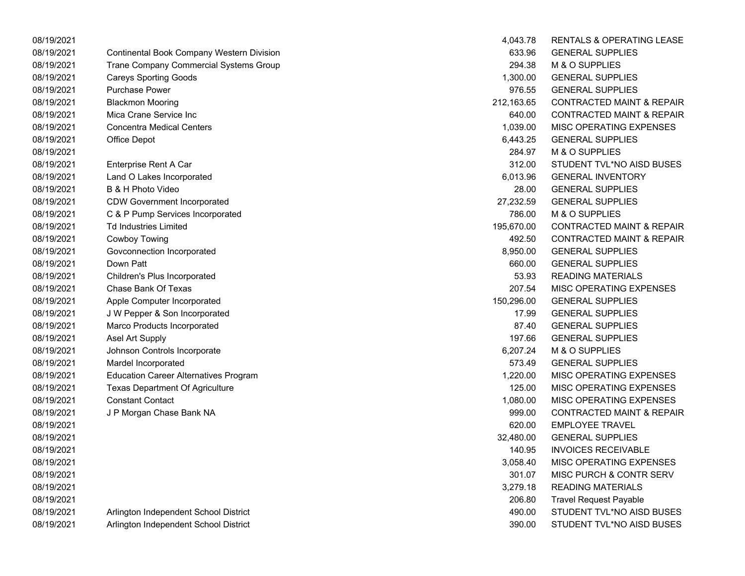| | | | |
|---|---|---|---|
| 08/19/2021 | | 4,043.78 | RENTALS & OPERATING LEASE |
| 08/19/2021 | Continental Book Company Western Division | 633.96 | GENERAL SUPPLIES |
| 08/19/2021 | Trane Company Commercial Systems Group | 294.38 | M & O SUPPLIES |
| 08/19/2021 | Careys Sporting Goods | 1,300.00 | GENERAL SUPPLIES |
| 08/19/2021 | Purchase Power | 976.55 | GENERAL SUPPLIES |
| 08/19/2021 | Blackmon Mooring | 212,163.65 | CONTRACTED MAINT & REPAIR |
| 08/19/2021 | Mica Crane Service Inc | 640.00 | CONTRACTED MAINT & REPAIR |
| 08/19/2021 | Concentra Medical Centers | 1,039.00 | MISC OPERATING EXPENSES |
| 08/19/2021 | Office Depot | 6,443.25 | GENERAL SUPPLIES |
| 08/19/2021 | | 284.97 | M & O SUPPLIES |
| 08/19/2021 | Enterprise Rent A Car | 312.00 | STUDENT TVL*NO AISD BUSES |
| 08/19/2021 | Land O Lakes Incorporated | 6,013.96 | GENERAL INVENTORY |
| 08/19/2021 | B & H Photo Video | 28.00 | GENERAL SUPPLIES |
| 08/19/2021 | CDW Government Incorporated | 27,232.59 | GENERAL SUPPLIES |
| 08/19/2021 | C & P Pump Services Incorporated | 786.00 | M & O SUPPLIES |
| 08/19/2021 | Td Industries Limited | 195,670.00 | CONTRACTED MAINT & REPAIR |
| 08/19/2021 | Cowboy Towing | 492.50 | CONTRACTED MAINT & REPAIR |
| 08/19/2021 | Govconnection Incorporated | 8,950.00 | GENERAL SUPPLIES |
| 08/19/2021 | Down Patt | 660.00 | GENERAL SUPPLIES |
| 08/19/2021 | Children's Plus Incorporated | 53.93 | READING MATERIALS |
| 08/19/2021 | Chase Bank Of Texas | 207.54 | MISC OPERATING EXPENSES |
| 08/19/2021 | Apple Computer Incorporated | 150,296.00 | GENERAL SUPPLIES |
| 08/19/2021 | J W Pepper & Son Incorporated | 17.99 | GENERAL SUPPLIES |
| 08/19/2021 | Marco Products Incorporated | 87.40 | GENERAL SUPPLIES |
| 08/19/2021 | Asel Art Supply | 197.66 | GENERAL SUPPLIES |
| 08/19/2021 | Johnson Controls Incorporate | 6,207.24 | M & O SUPPLIES |
| 08/19/2021 | Mardel Incorporated | 573.49 | GENERAL SUPPLIES |
| 08/19/2021 | Education Career Alternatives Program | 1,220.00 | MISC OPERATING EXPENSES |
| 08/19/2021 | Texas Department Of Agriculture | 125.00 | MISC OPERATING EXPENSES |
| 08/19/2021 | Constant Contact | 1,080.00 | MISC OPERATING EXPENSES |
| 08/19/2021 | J P Morgan Chase Bank NA | 999.00 | CONTRACTED MAINT & REPAIR |
| 08/19/2021 | | 620.00 | EMPLOYEE TRAVEL |
| 08/19/2021 | | 32,480.00 | GENERAL SUPPLIES |
| 08/19/2021 | | 140.95 | INVOICES RECEIVABLE |
| 08/19/2021 | | 3,058.40 | MISC OPERATING EXPENSES |
| 08/19/2021 | | 301.07 | MISC PURCH & CONTR SERV |
| 08/19/2021 | | 3,279.18 | READING MATERIALS |
| 08/19/2021 | | 206.80 | Travel Request Payable |
| 08/19/2021 | Arlington Independent School District | 490.00 | STUDENT TVL*NO AISD BUSES |
| 08/19/2021 | Arlington Independent School District | 390.00 | STUDENT TVL*NO AISD BUSES |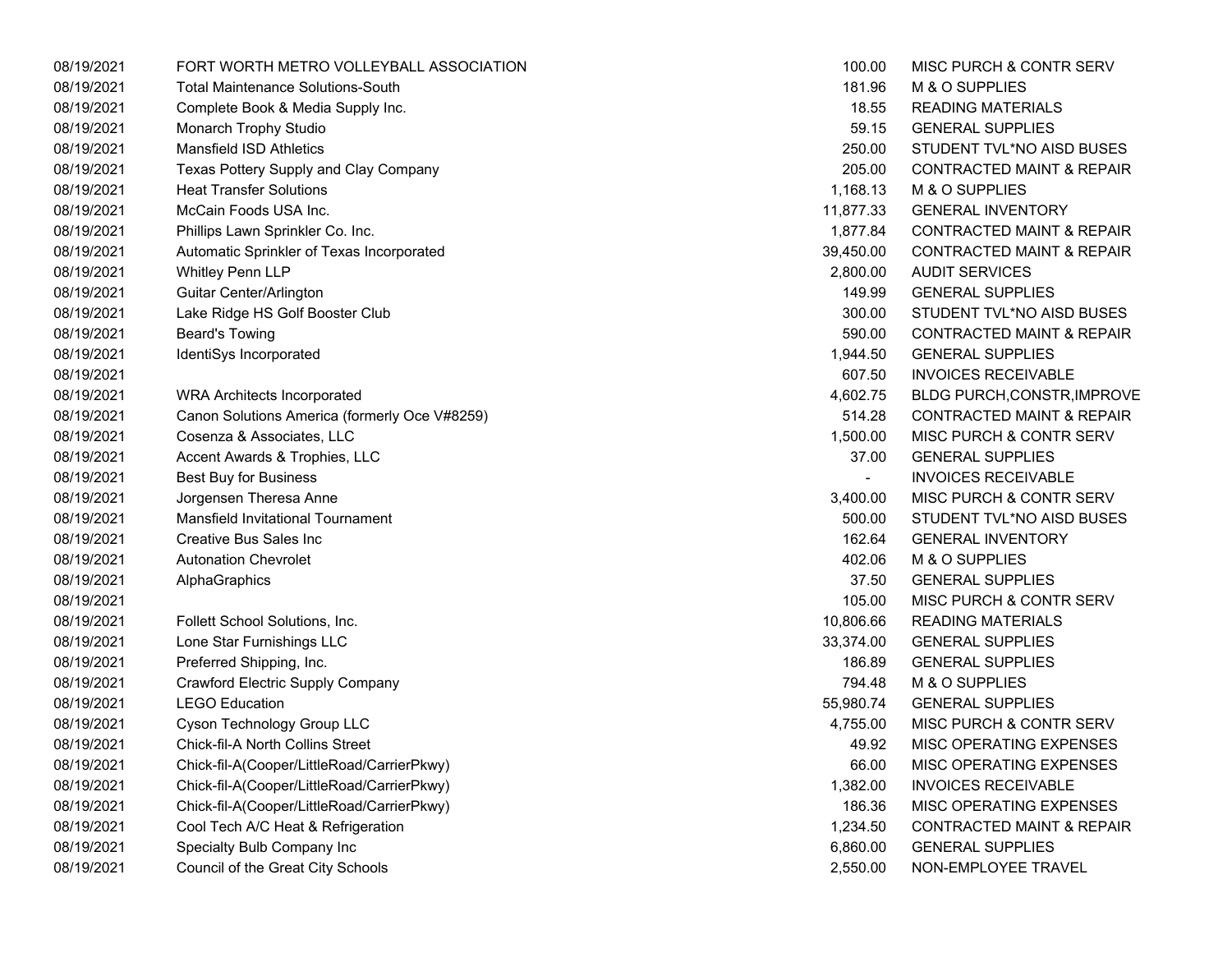| | | | |
|---|---|---|---|
| 08/19/2021 | FORT WORTH METRO VOLLEYBALL ASSOCIATION | 100.00 | MISC PURCH & CONTR SERV |
| 08/19/2021 | Total Maintenance Solutions-South | 181.96 | M & O SUPPLIES |
| 08/19/2021 | Complete Book & Media Supply Inc. | 18.55 | READING MATERIALS |
| 08/19/2021 | Monarch Trophy Studio | 59.15 | GENERAL SUPPLIES |
| 08/19/2021 | Mansfield ISD Athletics | 250.00 | STUDENT TVL*NO AISD BUSES |
| 08/19/2021 | Texas Pottery Supply and Clay Company | 205.00 | CONTRACTED MAINT & REPAIR |
| 08/19/2021 | Heat Transfer Solutions | 1,168.13 | M & O SUPPLIES |
| 08/19/2021 | McCain Foods USA Inc. | 11,877.33 | GENERAL INVENTORY |
| 08/19/2021 | Phillips Lawn Sprinkler Co. Inc. | 1,877.84 | CONTRACTED MAINT & REPAIR |
| 08/19/2021 | Automatic Sprinkler of Texas Incorporated | 39,450.00 | CONTRACTED MAINT & REPAIR |
| 08/19/2021 | Whitley Penn LLP | 2,800.00 | AUDIT SERVICES |
| 08/19/2021 | Guitar Center/Arlington | 149.99 | GENERAL SUPPLIES |
| 08/19/2021 | Lake Ridge HS Golf Booster Club | 300.00 | STUDENT TVL*NO AISD BUSES |
| 08/19/2021 | Beard's Towing | 590.00 | CONTRACTED MAINT & REPAIR |
| 08/19/2021 | IdentiSys Incorporated | 1,944.50 | GENERAL SUPPLIES |
| 08/19/2021 | | 607.50 | INVOICES RECEIVABLE |
| 08/19/2021 | WRA Architects Incorporated | 4,602.75 | BLDG PURCH,CONSTR,IMPROVE |
| 08/19/2021 | Canon Solutions America (formerly Oce V#8259) | 514.28 | CONTRACTED MAINT & REPAIR |
| 08/19/2021 | Cosenza & Associates, LLC | 1,500.00 | MISC PURCH & CONTR SERV |
| 08/19/2021 | Accent Awards & Trophies, LLC | 37.00 | GENERAL SUPPLIES |
| 08/19/2021 | Best Buy for Business | - | INVOICES RECEIVABLE |
| 08/19/2021 | Jorgensen Theresa Anne | 3,400.00 | MISC PURCH & CONTR SERV |
| 08/19/2021 | Mansfield Invitational Tournament | 500.00 | STUDENT TVL*NO AISD BUSES |
| 08/19/2021 | Creative Bus Sales Inc | 162.64 | GENERAL INVENTORY |
| 08/19/2021 | Autonation Chevrolet | 402.06 | M & O SUPPLIES |
| 08/19/2021 | AlphaGraphics | 37.50 | GENERAL SUPPLIES |
| 08/19/2021 | | 105.00 | MISC PURCH & CONTR SERV |
| 08/19/2021 | Follett School Solutions, Inc. | 10,806.66 | READING MATERIALS |
| 08/19/2021 | Lone Star Furnishings LLC | 33,374.00 | GENERAL SUPPLIES |
| 08/19/2021 | Preferred Shipping, Inc. | 186.89 | GENERAL SUPPLIES |
| 08/19/2021 | Crawford Electric Supply Company | 794.48 | M & O SUPPLIES |
| 08/19/2021 | LEGO Education | 55,980.74 | GENERAL SUPPLIES |
| 08/19/2021 | Cyson Technology Group LLC | 4,755.00 | MISC PURCH & CONTR SERV |
| 08/19/2021 | Chick-fil-A North Collins Street | 49.92 | MISC OPERATING EXPENSES |
| 08/19/2021 | Chick-fil-A(Cooper/LittleRoad/CarrierPkwy) | 66.00 | MISC OPERATING EXPENSES |
| 08/19/2021 | Chick-fil-A(Cooper/LittleRoad/CarrierPkwy) | 1,382.00 | INVOICES RECEIVABLE |
| 08/19/2021 | Chick-fil-A(Cooper/LittleRoad/CarrierPkwy) | 186.36 | MISC OPERATING EXPENSES |
| 08/19/2021 | Cool Tech A/C Heat & Refrigeration | 1,234.50 | CONTRACTED MAINT & REPAIR |
| 08/19/2021 | Specialty Bulb Company Inc | 6,860.00 | GENERAL SUPPLIES |
| 08/19/2021 | Council of the Great City Schools | 2,550.00 | NON-EMPLOYEE TRAVEL |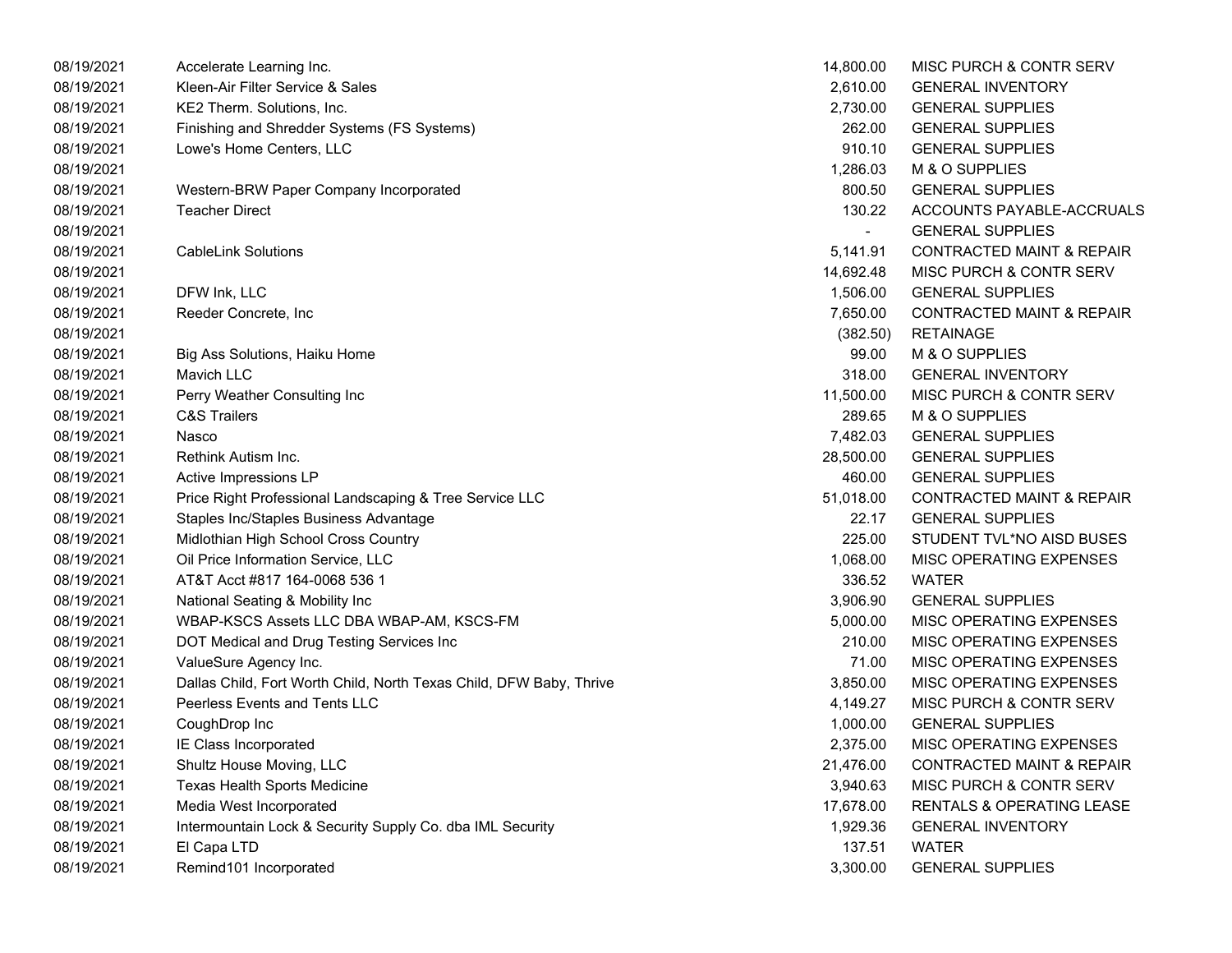| | | | |
|---|---|---|---|
| 08/19/2021 | Accelerate Learning Inc. | 14,800.00 | MISC PURCH & CONTR SERV |
| 08/19/2021 | Kleen-Air Filter Service & Sales | 2,610.00 | GENERAL INVENTORY |
| 08/19/2021 | KE2 Therm. Solutions, Inc. | 2,730.00 | GENERAL SUPPLIES |
| 08/19/2021 | Finishing and Shredder Systems (FS Systems) | 262.00 | GENERAL SUPPLIES |
| 08/19/2021 | Lowe's Home Centers, LLC | 910.10 | GENERAL SUPPLIES |
| 08/19/2021 | | 1,286.03 | M & O SUPPLIES |
| 08/19/2021 | Western-BRW Paper Company Incorporated | 800.50 | GENERAL SUPPLIES |
| 08/19/2021 | Teacher Direct | 130.22 | ACCOUNTS PAYABLE-ACCRUALS |
| 08/19/2021 | | - | GENERAL SUPPLIES |
| 08/19/2021 | CableLink Solutions | 5,141.91 | CONTRACTED MAINT & REPAIR |
| 08/19/2021 | | 14,692.48 | MISC PURCH & CONTR SERV |
| 08/19/2021 | DFW Ink, LLC | 1,506.00 | GENERAL SUPPLIES |
| 08/19/2021 | Reeder Concrete, Inc | 7,650.00 | CONTRACTED MAINT & REPAIR |
| 08/19/2021 | | (382.50) | RETAINAGE |
| 08/19/2021 | Big Ass Solutions, Haiku Home | 99.00 | M & O SUPPLIES |
| 08/19/2021 | Mavich LLC | 318.00 | GENERAL INVENTORY |
| 08/19/2021 | Perry Weather Consulting Inc | 11,500.00 | MISC PURCH & CONTR SERV |
| 08/19/2021 | C&S Trailers | 289.65 | M & O SUPPLIES |
| 08/19/2021 | Nasco | 7,482.03 | GENERAL SUPPLIES |
| 08/19/2021 | Rethink Autism Inc. | 28,500.00 | GENERAL SUPPLIES |
| 08/19/2021 | Active Impressions LP | 460.00 | GENERAL SUPPLIES |
| 08/19/2021 | Price Right Professional Landscaping & Tree Service LLC | 51,018.00 | CONTRACTED MAINT & REPAIR |
| 08/19/2021 | Staples Inc/Staples Business Advantage | 22.17 | GENERAL SUPPLIES |
| 08/19/2021 | Midlothian High School Cross Country | 225.00 | STUDENT TVL*NO AISD BUSES |
| 08/19/2021 | Oil Price Information Service, LLC | 1,068.00 | MISC OPERATING EXPENSES |
| 08/19/2021 | AT&T Acct #817 164-0068 536 1 | 336.52 | WATER |
| 08/19/2021 | National Seating & Mobility Inc | 3,906.90 | GENERAL SUPPLIES |
| 08/19/2021 | WBAP-KSCS Assets LLC DBA WBAP-AM, KSCS-FM | 5,000.00 | MISC OPERATING EXPENSES |
| 08/19/2021 | DOT Medical and Drug Testing Services Inc | 210.00 | MISC OPERATING EXPENSES |
| 08/19/2021 | ValueSure Agency Inc. | 71.00 | MISC OPERATING EXPENSES |
| 08/19/2021 | Dallas Child, Fort Worth Child, North Texas Child, DFW Baby, Thrive | 3,850.00 | MISC OPERATING EXPENSES |
| 08/19/2021 | Peerless Events and Tents LLC | 4,149.27 | MISC PURCH & CONTR SERV |
| 08/19/2021 | CoughDrop Inc | 1,000.00 | GENERAL SUPPLIES |
| 08/19/2021 | IE Class Incorporated | 2,375.00 | MISC OPERATING EXPENSES |
| 08/19/2021 | Shultz House Moving, LLC | 21,476.00 | CONTRACTED MAINT & REPAIR |
| 08/19/2021 | Texas Health Sports Medicine | 3,940.63 | MISC PURCH & CONTR SERV |
| 08/19/2021 | Media West Incorporated | 17,678.00 | RENTALS & OPERATING LEASE |
| 08/19/2021 | Intermountain Lock & Security Supply Co. dba IML Security | 1,929.36 | GENERAL INVENTORY |
| 08/19/2021 | El Capa LTD | 137.51 | WATER |
| 08/19/2021 | Remind101 Incorporated | 3,300.00 | GENERAL SUPPLIES |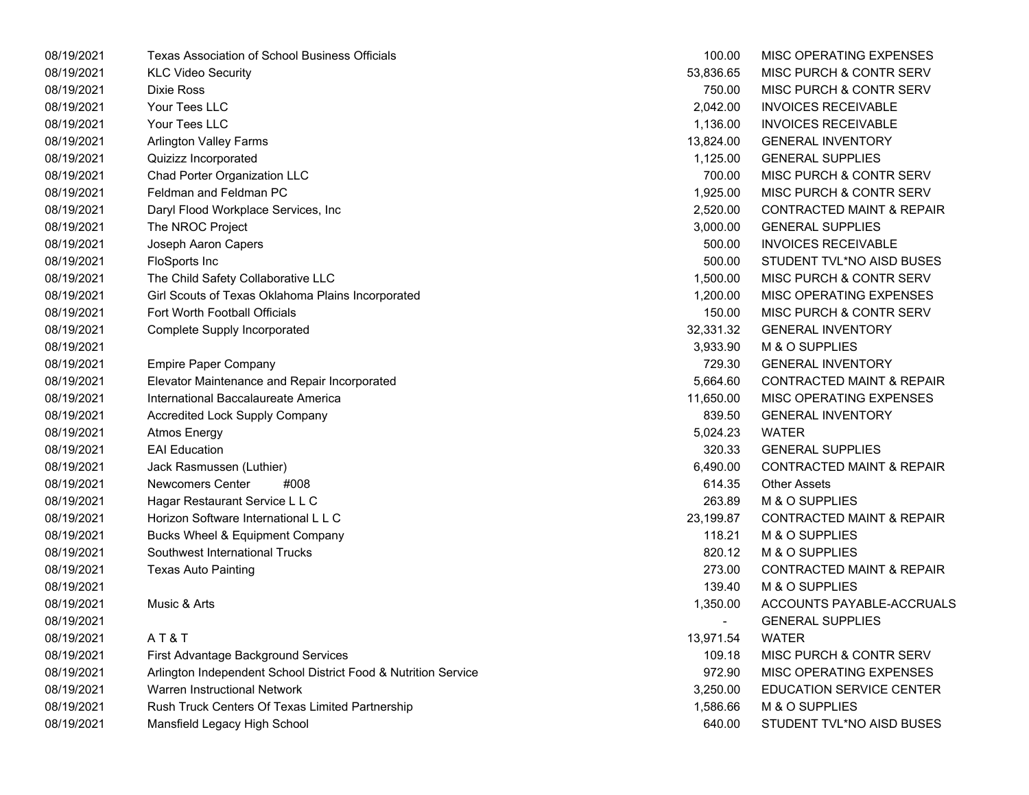| | | | |
|---|---|---|---|
| 08/19/2021 | Texas Association of School Business Officials | 100.00 | MISC OPERATING EXPENSES |
| 08/19/2021 | KLC Video Security | 53,836.65 | MISC PURCH & CONTR SERV |
| 08/19/2021 | Dixie Ross | 750.00 | MISC PURCH & CONTR SERV |
| 08/19/2021 | Your Tees LLC | 2,042.00 | INVOICES RECEIVABLE |
| 08/19/2021 | Your Tees LLC | 1,136.00 | INVOICES RECEIVABLE |
| 08/19/2021 | Arlington Valley Farms | 13,824.00 | GENERAL INVENTORY |
| 08/19/2021 | Quizizz Incorporated | 1,125.00 | GENERAL SUPPLIES |
| 08/19/2021 | Chad Porter Organization LLC | 700.00 | MISC PURCH & CONTR SERV |
| 08/19/2021 | Feldman and Feldman PC | 1,925.00 | MISC PURCH & CONTR SERV |
| 08/19/2021 | Daryl Flood Workplace Services, Inc | 2,520.00 | CONTRACTED MAINT & REPAIR |
| 08/19/2021 | The NROC Project | 3,000.00 | GENERAL SUPPLIES |
| 08/19/2021 | Joseph Aaron Capers | 500.00 | INVOICES RECEIVABLE |
| 08/19/2021 | FloSports Inc | 500.00 | STUDENT TVL*NO AISD BUSES |
| 08/19/2021 | The Child Safety Collaborative LLC | 1,500.00 | MISC PURCH & CONTR SERV |
| 08/19/2021 | Girl Scouts of Texas Oklahoma Plains Incorporated | 1,200.00 | MISC OPERATING EXPENSES |
| 08/19/2021 | Fort Worth Football Officials | 150.00 | MISC PURCH & CONTR SERV |
| 08/19/2021 | Complete Supply Incorporated | 32,331.32 | GENERAL INVENTORY |
| 08/19/2021 | | 3,933.90 | M & O SUPPLIES |
| 08/19/2021 | Empire Paper Company | 729.30 | GENERAL INVENTORY |
| 08/19/2021 | Elevator Maintenance and Repair Incorporated | 5,664.60 | CONTRACTED MAINT & REPAIR |
| 08/19/2021 | International Baccalaureate America | 11,650.00 | MISC OPERATING EXPENSES |
| 08/19/2021 | Accredited Lock Supply Company | 839.50 | GENERAL INVENTORY |
| 08/19/2021 | Atmos Energy | 5,024.23 | WATER |
| 08/19/2021 | EAI Education | 320.33 | GENERAL SUPPLIES |
| 08/19/2021 | Jack Rasmussen (Luthier) | 6,490.00 | CONTRACTED MAINT & REPAIR |
| 08/19/2021 | Newcomers Center #008 | 614.35 | Other Assets |
| 08/19/2021 | Hagar Restaurant Service L L C | 263.89 | M & O SUPPLIES |
| 08/19/2021 | Horizon Software International L L C | 23,199.87 | CONTRACTED MAINT & REPAIR |
| 08/19/2021 | Bucks Wheel & Equipment Company | 118.21 | M & O SUPPLIES |
| 08/19/2021 | Southwest International Trucks | 820.12 | M & O SUPPLIES |
| 08/19/2021 | Texas Auto Painting | 273.00 | CONTRACTED MAINT & REPAIR |
| 08/19/2021 | | 139.40 | M & O SUPPLIES |
| 08/19/2021 | Music & Arts | 1,350.00 | ACCOUNTS PAYABLE-ACCRUALS |
| 08/19/2021 | | - | GENERAL SUPPLIES |
| 08/19/2021 | A T & T | 13,971.54 | WATER |
| 08/19/2021 | First Advantage Background Services | 109.18 | MISC PURCH & CONTR SERV |
| 08/19/2021 | Arlington Independent School District Food & Nutrition Service | 972.90 | MISC OPERATING EXPENSES |
| 08/19/2021 | Warren Instructional Network | 3,250.00 | EDUCATION SERVICE CENTER |
| 08/19/2021 | Rush Truck Centers Of Texas Limited Partnership | 1,586.66 | M & O SUPPLIES |
| 08/19/2021 | Mansfield Legacy High School | 640.00 | STUDENT TVL*NO AISD BUSES |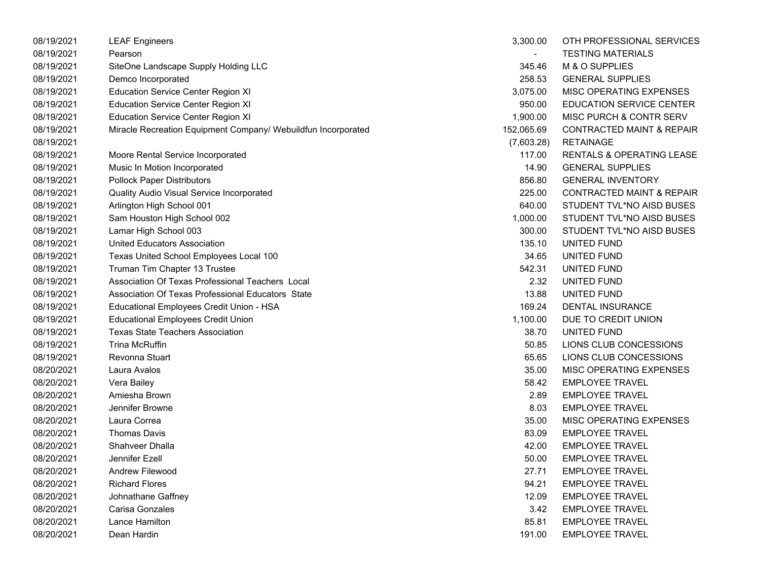| | | | |
|---|---|---|---|
| 08/19/2021 | LEAF Engineers | 3,300.00 | OTH PROFESSIONAL SERVICES |
| 08/19/2021 | Pearson | - | TESTING MATERIALS |
| 08/19/2021 | SiteOne Landscape Supply Holding LLC | 345.46 | M & O SUPPLIES |
| 08/19/2021 | Demco Incorporated | 258.53 | GENERAL SUPPLIES |
| 08/19/2021 | Education Service Center Region XI | 3,075.00 | MISC OPERATING EXPENSES |
| 08/19/2021 | Education Service Center Region XI | 950.00 | EDUCATION SERVICE CENTER |
| 08/19/2021 | Education Service Center Region XI | 1,900.00 | MISC PURCH & CONTR SERV |
| 08/19/2021 | Miracle Recreation Equipment Company/ Webuildfun Incorporated | 152,065.69 | CONTRACTED MAINT & REPAIR |
| 08/19/2021 | | (7,603.28) | RETAINAGE |
| 08/19/2021 | Moore Rental Service Incorporated | 117.00 | RENTALS & OPERATING LEASE |
| 08/19/2021 | Music In Motion Incorporated | 14.90 | GENERAL SUPPLIES |
| 08/19/2021 | Pollock Paper Distributors | 856.80 | GENERAL INVENTORY |
| 08/19/2021 | Quality Audio Visual Service Incorporated | 225.00 | CONTRACTED MAINT & REPAIR |
| 08/19/2021 | Arlington High School 001 | 640.00 | STUDENT TVL*NO AISD BUSES |
| 08/19/2021 | Sam Houston High School 002 | 1,000.00 | STUDENT TVL*NO AISD BUSES |
| 08/19/2021 | Lamar High School 003 | 300.00 | STUDENT TVL*NO AISD BUSES |
| 08/19/2021 | United Educators Association | 135.10 | UNITED FUND |
| 08/19/2021 | Texas United School Employees Local 100 | 34.65 | UNITED FUND |
| 08/19/2021 | Truman Tim Chapter 13 Trustee | 542.31 | UNITED FUND |
| 08/19/2021 | Association Of Texas Professional Teachers Local | 2.32 | UNITED FUND |
| 08/19/2021 | Association Of Texas Professional Educators State | 13.88 | UNITED FUND |
| 08/19/2021 | Educational Employees Credit Union - HSA | 169.24 | DENTAL INSURANCE |
| 08/19/2021 | Educational Employees Credit Union | 1,100.00 | DUE TO CREDIT UNION |
| 08/19/2021 | Texas State Teachers Association | 38.70 | UNITED FUND |
| 08/19/2021 | Trina McRuffin | 50.85 | LIONS CLUB CONCESSIONS |
| 08/19/2021 | Revonna Stuart | 65.65 | LIONS CLUB CONCESSIONS |
| 08/20/2021 | Laura Avalos | 35.00 | MISC OPERATING EXPENSES |
| 08/20/2021 | Vera Bailey | 58.42 | EMPLOYEE TRAVEL |
| 08/20/2021 | Amiesha Brown | 2.89 | EMPLOYEE TRAVEL |
| 08/20/2021 | Jennifer Browne | 8.03 | EMPLOYEE TRAVEL |
| 08/20/2021 | Laura Correa | 35.00 | MISC OPERATING EXPENSES |
| 08/20/2021 | Thomas Davis | 83.09 | EMPLOYEE TRAVEL |
| 08/20/2021 | Shahveer Dhalla | 42.00 | EMPLOYEE TRAVEL |
| 08/20/2021 | Jennifer Ezell | 50.00 | EMPLOYEE TRAVEL |
| 08/20/2021 | Andrew Filewood | 27.71 | EMPLOYEE TRAVEL |
| 08/20/2021 | Richard Flores | 94.21 | EMPLOYEE TRAVEL |
| 08/20/2021 | Johnathane Gaffney | 12.09 | EMPLOYEE TRAVEL |
| 08/20/2021 | Carisa Gonzales | 3.42 | EMPLOYEE TRAVEL |
| 08/20/2021 | Lance Hamilton | 85.81 | EMPLOYEE TRAVEL |
| 08/20/2021 | Dean Hardin | 191.00 | EMPLOYEE TRAVEL |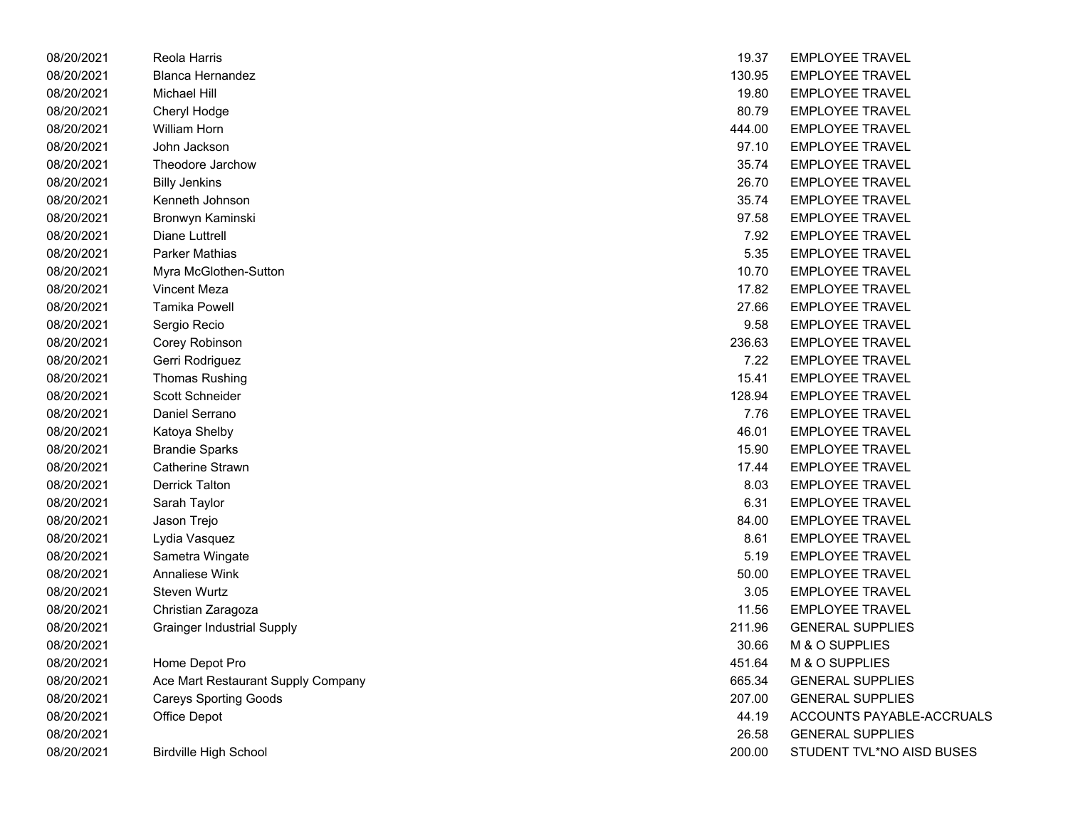| | | | |
|---|---|---|---|
| 08/20/2021 | Reola Harris | 19.37 | EMPLOYEE TRAVEL |
| 08/20/2021 | Blanca Hernandez | 130.95 | EMPLOYEE TRAVEL |
| 08/20/2021 | Michael Hill | 19.80 | EMPLOYEE TRAVEL |
| 08/20/2021 | Cheryl Hodge | 80.79 | EMPLOYEE TRAVEL |
| 08/20/2021 | William Horn | 444.00 | EMPLOYEE TRAVEL |
| 08/20/2021 | John Jackson | 97.10 | EMPLOYEE TRAVEL |
| 08/20/2021 | Theodore Jarchow | 35.74 | EMPLOYEE TRAVEL |
| 08/20/2021 | Billy Jenkins | 26.70 | EMPLOYEE TRAVEL |
| 08/20/2021 | Kenneth Johnson | 35.74 | EMPLOYEE TRAVEL |
| 08/20/2021 | Bronwyn Kaminski | 97.58 | EMPLOYEE TRAVEL |
| 08/20/2021 | Diane Luttrell | 7.92 | EMPLOYEE TRAVEL |
| 08/20/2021 | Parker Mathias | 5.35 | EMPLOYEE TRAVEL |
| 08/20/2021 | Myra McGlothen-Sutton | 10.70 | EMPLOYEE TRAVEL |
| 08/20/2021 | Vincent Meza | 17.82 | EMPLOYEE TRAVEL |
| 08/20/2021 | Tamika Powell | 27.66 | EMPLOYEE TRAVEL |
| 08/20/2021 | Sergio Recio | 9.58 | EMPLOYEE TRAVEL |
| 08/20/2021 | Corey Robinson | 236.63 | EMPLOYEE TRAVEL |
| 08/20/2021 | Gerri Rodriguez | 7.22 | EMPLOYEE TRAVEL |
| 08/20/2021 | Thomas Rushing | 15.41 | EMPLOYEE TRAVEL |
| 08/20/2021 | Scott Schneider | 128.94 | EMPLOYEE TRAVEL |
| 08/20/2021 | Daniel Serrano | 7.76 | EMPLOYEE TRAVEL |
| 08/20/2021 | Katoya Shelby | 46.01 | EMPLOYEE TRAVEL |
| 08/20/2021 | Brandie Sparks | 15.90 | EMPLOYEE TRAVEL |
| 08/20/2021 | Catherine Strawn | 17.44 | EMPLOYEE TRAVEL |
| 08/20/2021 | Derrick Talton | 8.03 | EMPLOYEE TRAVEL |
| 08/20/2021 | Sarah Taylor | 6.31 | EMPLOYEE TRAVEL |
| 08/20/2021 | Jason Trejo | 84.00 | EMPLOYEE TRAVEL |
| 08/20/2021 | Lydia Vasquez | 8.61 | EMPLOYEE TRAVEL |
| 08/20/2021 | Sametra Wingate | 5.19 | EMPLOYEE TRAVEL |
| 08/20/2021 | Annaliese Wink | 50.00 | EMPLOYEE TRAVEL |
| 08/20/2021 | Steven Wurtz | 3.05 | EMPLOYEE TRAVEL |
| 08/20/2021 | Christian Zaragoza | 11.56 | EMPLOYEE TRAVEL |
| 08/20/2021 | Grainger Industrial Supply | 211.96 | GENERAL SUPPLIES |
| 08/20/2021 | | 30.66 | M & O SUPPLIES |
| 08/20/2021 | Home Depot Pro | 451.64 | M & O SUPPLIES |
| 08/20/2021 | Ace Mart Restaurant Supply Company | 665.34 | GENERAL SUPPLIES |
| 08/20/2021 | Careys Sporting Goods | 207.00 | GENERAL SUPPLIES |
| 08/20/2021 | Office Depot | 44.19 | ACCOUNTS PAYABLE-ACCRUALS |
| 08/20/2021 | | 26.58 | GENERAL SUPPLIES |
| 08/20/2021 | Birdville High School | 200.00 | STUDENT TVL*NO AISD BUSES |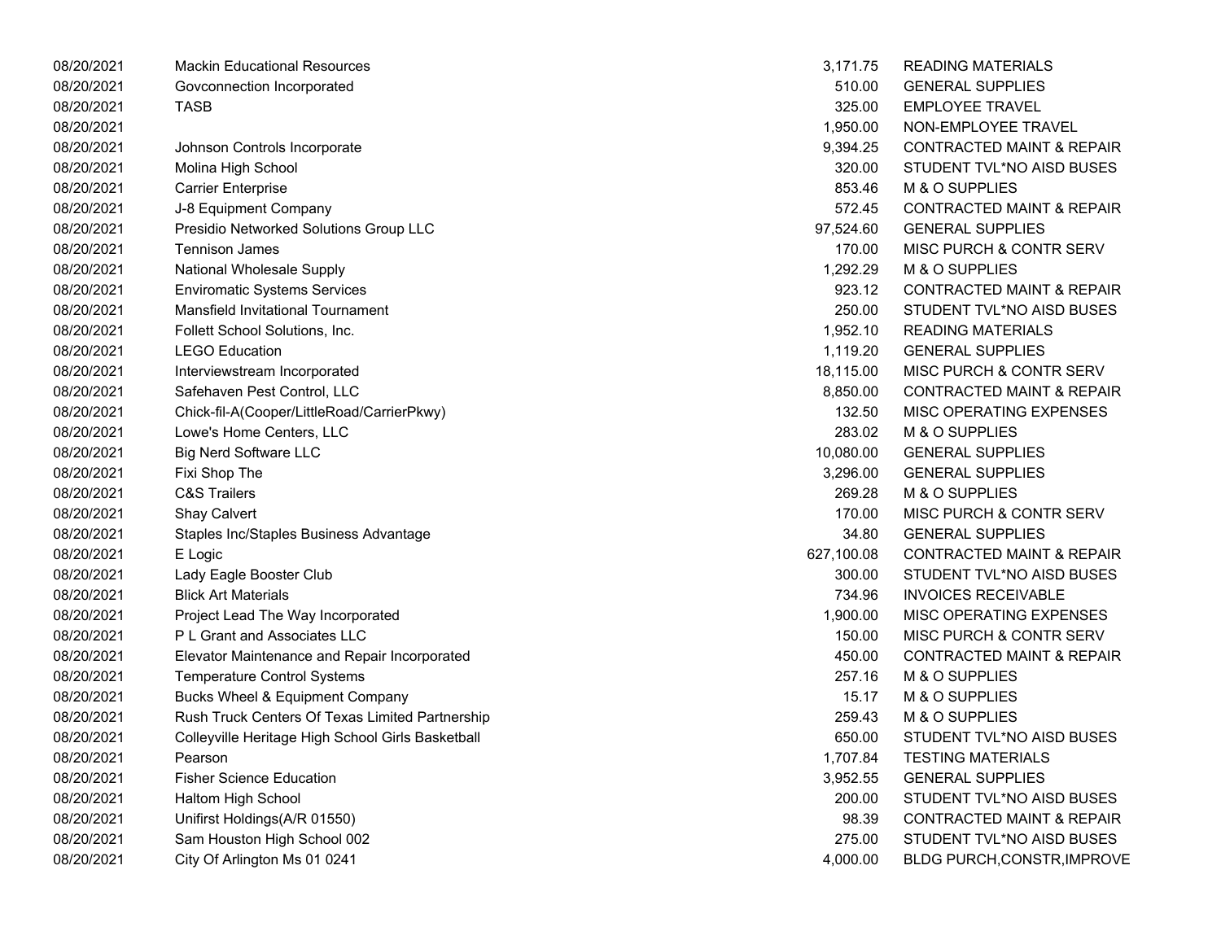| | | | |
|---|---|---|---|
| 08/20/2021 | Mackin Educational Resources | 3,171.75 | READING MATERIALS |
| 08/20/2021 | Govconnection Incorporated | 510.00 | GENERAL SUPPLIES |
| 08/20/2021 | TASB | 325.00 | EMPLOYEE TRAVEL |
| 08/20/2021 | | 1,950.00 | NON-EMPLOYEE TRAVEL |
| 08/20/2021 | Johnson Controls Incorporate | 9,394.25 | CONTRACTED MAINT & REPAIR |
| 08/20/2021 | Molina High School | 320.00 | STUDENT TVL*NO AISD BUSES |
| 08/20/2021 | Carrier Enterprise | 853.46 | M & O SUPPLIES |
| 08/20/2021 | J-8 Equipment Company | 572.45 | CONTRACTED MAINT & REPAIR |
| 08/20/2021 | Presidio Networked Solutions Group LLC | 97,524.60 | GENERAL SUPPLIES |
| 08/20/2021 | Tennison James | 170.00 | MISC PURCH & CONTR SERV |
| 08/20/2021 | National Wholesale Supply | 1,292.29 | M & O SUPPLIES |
| 08/20/2021 | Enviromatic Systems Services | 923.12 | CONTRACTED MAINT & REPAIR |
| 08/20/2021 | Mansfield Invitational Tournament | 250.00 | STUDENT TVL*NO AISD BUSES |
| 08/20/2021 | Follett School Solutions, Inc. | 1,952.10 | READING MATERIALS |
| 08/20/2021 | LEGO Education | 1,119.20 | GENERAL SUPPLIES |
| 08/20/2021 | Interviewstream Incorporated | 18,115.00 | MISC PURCH & CONTR SERV |
| 08/20/2021 | Safehaven Pest Control, LLC | 8,850.00 | CONTRACTED MAINT & REPAIR |
| 08/20/2021 | Chick-fil-A(Cooper/LittleRoad/CarrierPkwy) | 132.50 | MISC OPERATING EXPENSES |
| 08/20/2021 | Lowe's Home Centers, LLC | 283.02 | M & O SUPPLIES |
| 08/20/2021 | Big Nerd Software LLC | 10,080.00 | GENERAL SUPPLIES |
| 08/20/2021 | Fixi Shop The | 3,296.00 | GENERAL SUPPLIES |
| 08/20/2021 | C&S Trailers | 269.28 | M & O SUPPLIES |
| 08/20/2021 | Shay Calvert | 170.00 | MISC PURCH & CONTR SERV |
| 08/20/2021 | Staples Inc/Staples Business Advantage | 34.80 | GENERAL SUPPLIES |
| 08/20/2021 | E Logic | 627,100.08 | CONTRACTED MAINT & REPAIR |
| 08/20/2021 | Lady Eagle Booster Club | 300.00 | STUDENT TVL*NO AISD BUSES |
| 08/20/2021 | Blick Art Materials | 734.96 | INVOICES RECEIVABLE |
| 08/20/2021 | Project Lead The Way Incorporated | 1,900.00 | MISC OPERATING EXPENSES |
| 08/20/2021 | P L Grant and Associates LLC | 150.00 | MISC PURCH & CONTR SERV |
| 08/20/2021 | Elevator Maintenance and Repair Incorporated | 450.00 | CONTRACTED MAINT & REPAIR |
| 08/20/2021 | Temperature Control Systems | 257.16 | M & O SUPPLIES |
| 08/20/2021 | Bucks Wheel & Equipment Company | 15.17 | M & O SUPPLIES |
| 08/20/2021 | Rush Truck Centers Of Texas Limited Partnership | 259.43 | M & O SUPPLIES |
| 08/20/2021 | Colleyville Heritage High School Girls Basketball | 650.00 | STUDENT TVL*NO AISD BUSES |
| 08/20/2021 | Pearson | 1,707.84 | TESTING MATERIALS |
| 08/20/2021 | Fisher Science Education | 3,952.55 | GENERAL SUPPLIES |
| 08/20/2021 | Haltom High School | 200.00 | STUDENT TVL*NO AISD BUSES |
| 08/20/2021 | Unifirst Holdings(A/R 01550) | 98.39 | CONTRACTED MAINT & REPAIR |
| 08/20/2021 | Sam Houston High School 002 | 275.00 | STUDENT TVL*NO AISD BUSES |
| 08/20/2021 | City Of Arlington Ms 01 0241 | 4,000.00 | BLDG PURCH,CONSTR,IMPROVE |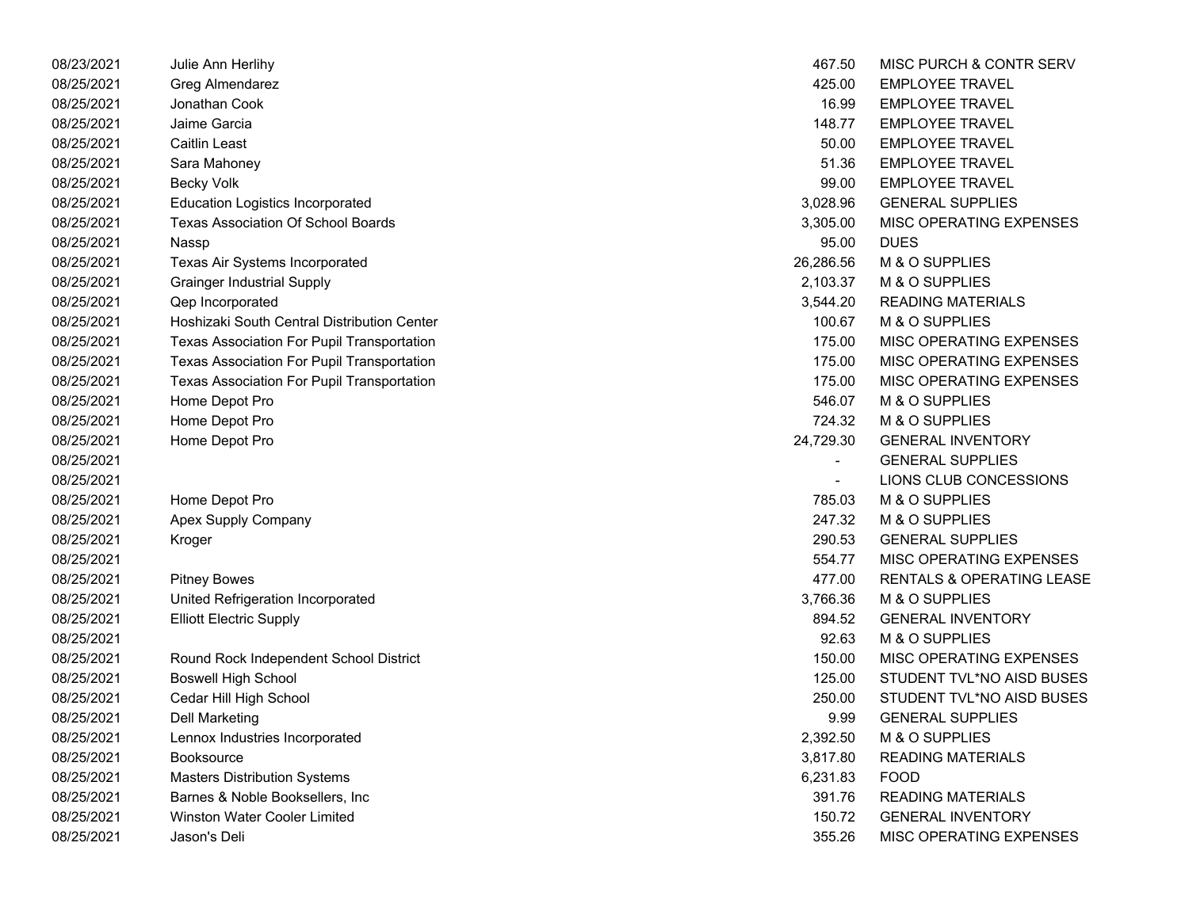| | | | |
|---|---|---|---|
| 08/23/2021 | Julie Ann Herlihy | 467.50 | MISC PURCH & CONTR SERV |
| 08/25/2021 | Greg Almendarez | 425.00 | EMPLOYEE TRAVEL |
| 08/25/2021 | Jonathan Cook | 16.99 | EMPLOYEE TRAVEL |
| 08/25/2021 | Jaime Garcia | 148.77 | EMPLOYEE TRAVEL |
| 08/25/2021 | Caitlin Least | 50.00 | EMPLOYEE TRAVEL |
| 08/25/2021 | Sara Mahoney | 51.36 | EMPLOYEE TRAVEL |
| 08/25/2021 | Becky Volk | 99.00 | EMPLOYEE TRAVEL |
| 08/25/2021 | Education Logistics Incorporated | 3,028.96 | GENERAL SUPPLIES |
| 08/25/2021 | Texas Association Of School Boards | 3,305.00 | MISC OPERATING EXPENSES |
| 08/25/2021 | Nassp | 95.00 | DUES |
| 08/25/2021 | Texas Air Systems Incorporated | 26,286.56 | M & O SUPPLIES |
| 08/25/2021 | Grainger Industrial Supply | 2,103.37 | M & O SUPPLIES |
| 08/25/2021 | Qep Incorporated | 3,544.20 | READING MATERIALS |
| 08/25/2021 | Hoshizaki South Central Distribution Center | 100.67 | M & O SUPPLIES |
| 08/25/2021 | Texas Association For Pupil Transportation | 175.00 | MISC OPERATING EXPENSES |
| 08/25/2021 | Texas Association For Pupil Transportation | 175.00 | MISC OPERATING EXPENSES |
| 08/25/2021 | Texas Association For Pupil Transportation | 175.00 | MISC OPERATING EXPENSES |
| 08/25/2021 | Home Depot Pro | 546.07 | M & O SUPPLIES |
| 08/25/2021 | Home Depot Pro | 724.32 | M & O SUPPLIES |
| 08/25/2021 | Home Depot Pro | 24,729.30 | GENERAL INVENTORY |
| 08/25/2021 | | - | GENERAL SUPPLIES |
| 08/25/2021 | | - | LIONS CLUB CONCESSIONS |
| 08/25/2021 | Home Depot Pro | 785.03 | M & O SUPPLIES |
| 08/25/2021 | Apex Supply Company | 247.32 | M & O SUPPLIES |
| 08/25/2021 | Kroger | 290.53 | GENERAL SUPPLIES |
| 08/25/2021 | | 554.77 | MISC OPERATING EXPENSES |
| 08/25/2021 | Pitney Bowes | 477.00 | RENTALS & OPERATING LEASE |
| 08/25/2021 | United Refrigeration Incorporated | 3,766.36 | M & O SUPPLIES |
| 08/25/2021 | Elliott Electric Supply | 894.52 | GENERAL INVENTORY |
| 08/25/2021 | | 92.63 | M & O SUPPLIES |
| 08/25/2021 | Round Rock Independent School District | 150.00 | MISC OPERATING EXPENSES |
| 08/25/2021 | Boswell High School | 125.00 | STUDENT TVL*NO AISD BUSES |
| 08/25/2021 | Cedar Hill High School | 250.00 | STUDENT TVL*NO AISD BUSES |
| 08/25/2021 | Dell Marketing | 9.99 | GENERAL SUPPLIES |
| 08/25/2021 | Lennox Industries Incorporated | 2,392.50 | M & O SUPPLIES |
| 08/25/2021 | Booksource | 3,817.80 | READING MATERIALS |
| 08/25/2021 | Masters Distribution Systems | 6,231.83 | FOOD |
| 08/25/2021 | Barnes & Noble Booksellers, Inc | 391.76 | READING MATERIALS |
| 08/25/2021 | Winston Water Cooler Limited | 150.72 | GENERAL INVENTORY |
| 08/25/2021 | Jason's Deli | 355.26 | MISC OPERATING EXPENSES |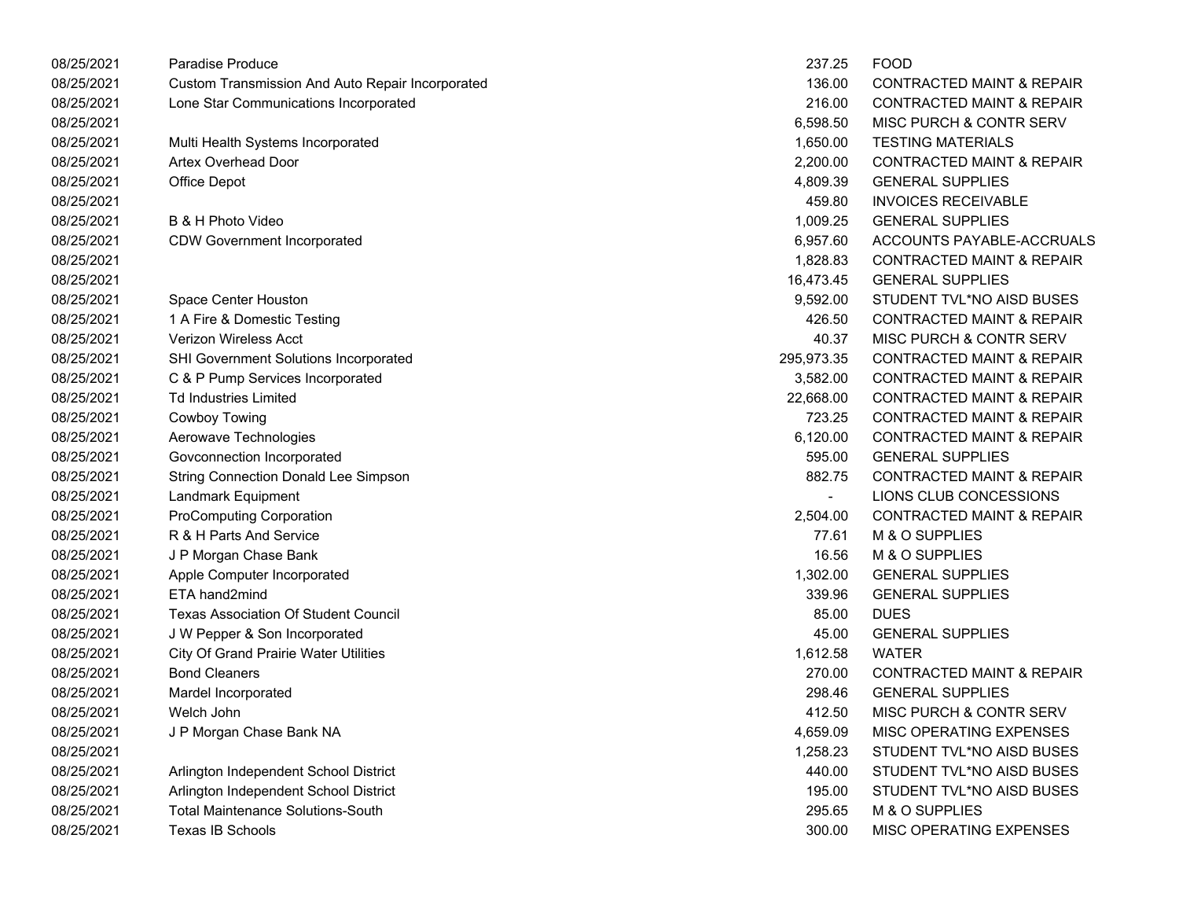| | | | |
|---|---|---|---|
| 08/25/2021 | Paradise Produce | 237.25 | FOOD |
| 08/25/2021 | Custom Transmission And Auto Repair Incorporated | 136.00 | CONTRACTED MAINT & REPAIR |
| 08/25/2021 | Lone Star Communications Incorporated | 216.00 | CONTRACTED MAINT & REPAIR |
| 08/25/2021 | | 6,598.50 | MISC PURCH & CONTR SERV |
| 08/25/2021 | Multi Health Systems Incorporated | 1,650.00 | TESTING MATERIALS |
| 08/25/2021 | Artex Overhead Door | 2,200.00 | CONTRACTED MAINT & REPAIR |
| 08/25/2021 | Office Depot | 4,809.39 | GENERAL SUPPLIES |
| 08/25/2021 | | 459.80 | INVOICES RECEIVABLE |
| 08/25/2021 | B & H Photo Video | 1,009.25 | GENERAL SUPPLIES |
| 08/25/2021 | CDW Government Incorporated | 6,957.60 | ACCOUNTS PAYABLE-ACCRUALS |
| 08/25/2021 | | 1,828.83 | CONTRACTED MAINT & REPAIR |
| 08/25/2021 | | 16,473.45 | GENERAL SUPPLIES |
| 08/25/2021 | Space Center Houston | 9,592.00 | STUDENT TVL*NO AISD BUSES |
| 08/25/2021 | 1 A Fire & Domestic Testing | 426.50 | CONTRACTED MAINT & REPAIR |
| 08/25/2021 | Verizon Wireless Acct | 40.37 | MISC PURCH & CONTR SERV |
| 08/25/2021 | SHI Government Solutions Incorporated | 295,973.35 | CONTRACTED MAINT & REPAIR |
| 08/25/2021 | C & P Pump Services Incorporated | 3,582.00 | CONTRACTED MAINT & REPAIR |
| 08/25/2021 | Td Industries Limited | 22,668.00 | CONTRACTED MAINT & REPAIR |
| 08/25/2021 | Cowboy Towing | 723.25 | CONTRACTED MAINT & REPAIR |
| 08/25/2021 | Aerowave Technologies | 6,120.00 | CONTRACTED MAINT & REPAIR |
| 08/25/2021 | Govconnection Incorporated | 595.00 | GENERAL SUPPLIES |
| 08/25/2021 | String Connection Donald Lee Simpson | 882.75 | CONTRACTED MAINT & REPAIR |
| 08/25/2021 | Landmark Equipment | - | LIONS CLUB CONCESSIONS |
| 08/25/2021 | ProComputing Corporation | 2,504.00 | CONTRACTED MAINT & REPAIR |
| 08/25/2021 | R & H Parts And Service | 77.61 | M & O SUPPLIES |
| 08/25/2021 | J P Morgan Chase Bank | 16.56 | M & O SUPPLIES |
| 08/25/2021 | Apple Computer Incorporated | 1,302.00 | GENERAL SUPPLIES |
| 08/25/2021 | ETA hand2mind | 339.96 | GENERAL SUPPLIES |
| 08/25/2021 | Texas Association Of Student Council | 85.00 | DUES |
| 08/25/2021 | J W Pepper & Son Incorporated | 45.00 | GENERAL SUPPLIES |
| 08/25/2021 | City Of Grand Prairie Water Utilities | 1,612.58 | WATER |
| 08/25/2021 | Bond Cleaners | 270.00 | CONTRACTED MAINT & REPAIR |
| 08/25/2021 | Mardel Incorporated | 298.46 | GENERAL SUPPLIES |
| 08/25/2021 | Welch John | 412.50 | MISC PURCH & CONTR SERV |
| 08/25/2021 | J P Morgan Chase Bank NA | 4,659.09 | MISC OPERATING EXPENSES |
| 08/25/2021 | | 1,258.23 | STUDENT TVL*NO AISD BUSES |
| 08/25/2021 | Arlington Independent School District | 440.00 | STUDENT TVL*NO AISD BUSES |
| 08/25/2021 | Arlington Independent School District | 195.00 | STUDENT TVL*NO AISD BUSES |
| 08/25/2021 | Total Maintenance Solutions-South | 295.65 | M & O SUPPLIES |
| 08/25/2021 | Texas IB Schools | 300.00 | MISC OPERATING EXPENSES |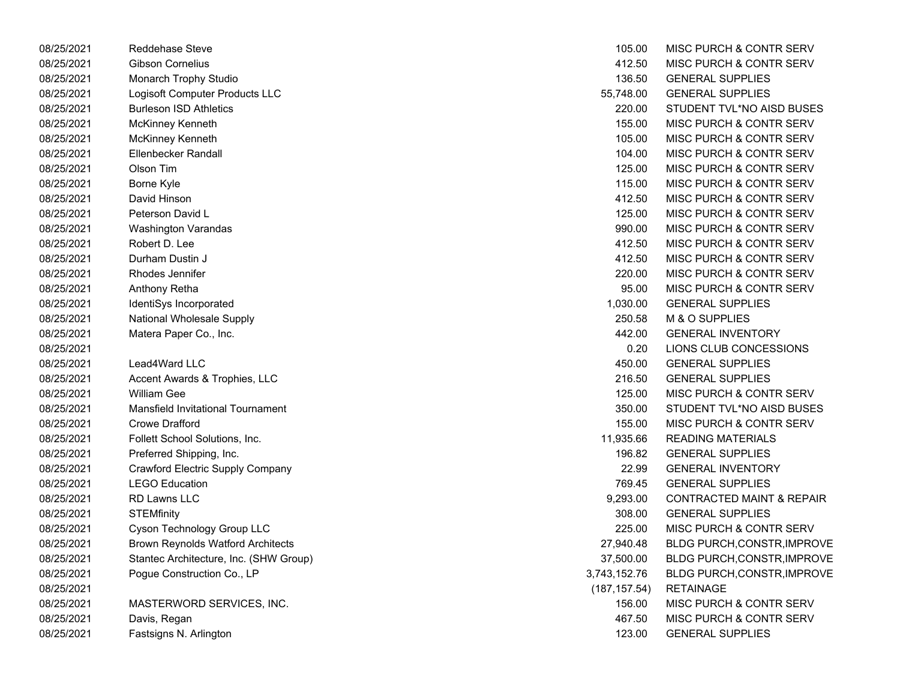| | | | |
|---|---|---|---|
| 08/25/2021 | Reddehase Steve | 105.00 | MISC PURCH & CONTR SERV |
| 08/25/2021 | Gibson Cornelius | 412.50 | MISC PURCH & CONTR SERV |
| 08/25/2021 | Monarch Trophy Studio | 136.50 | GENERAL SUPPLIES |
| 08/25/2021 | Logisoft Computer Products LLC | 55,748.00 | GENERAL SUPPLIES |
| 08/25/2021 | Burleson ISD Athletics | 220.00 | STUDENT TVL*NO AISD BUSES |
| 08/25/2021 | McKinney Kenneth | 155.00 | MISC PURCH & CONTR SERV |
| 08/25/2021 | McKinney Kenneth | 105.00 | MISC PURCH & CONTR SERV |
| 08/25/2021 | Ellenbecker Randall | 104.00 | MISC PURCH & CONTR SERV |
| 08/25/2021 | Olson Tim | 125.00 | MISC PURCH & CONTR SERV |
| 08/25/2021 | Borne Kyle | 115.00 | MISC PURCH & CONTR SERV |
| 08/25/2021 | David Hinson | 412.50 | MISC PURCH & CONTR SERV |
| 08/25/2021 | Peterson David L | 125.00 | MISC PURCH & CONTR SERV |
| 08/25/2021 | Washington Varandas | 990.00 | MISC PURCH & CONTR SERV |
| 08/25/2021 | Robert D. Lee | 412.50 | MISC PURCH & CONTR SERV |
| 08/25/2021 | Durham Dustin J | 412.50 | MISC PURCH & CONTR SERV |
| 08/25/2021 | Rhodes Jennifer | 220.00 | MISC PURCH & CONTR SERV |
| 08/25/2021 | Anthony Retha | 95.00 | MISC PURCH & CONTR SERV |
| 08/25/2021 | IdentiSys Incorporated | 1,030.00 | GENERAL SUPPLIES |
| 08/25/2021 | National Wholesale Supply | 250.58 | M & O SUPPLIES |
| 08/25/2021 | Matera Paper Co., Inc. | 442.00 | GENERAL INVENTORY |
| 08/25/2021 | | 0.20 | LIONS CLUB CONCESSIONS |
| 08/25/2021 | Lead4Ward LLC | 450.00 | GENERAL SUPPLIES |
| 08/25/2021 | Accent Awards & Trophies, LLC | 216.50 | GENERAL SUPPLIES |
| 08/25/2021 | William Gee | 125.00 | MISC PURCH & CONTR SERV |
| 08/25/2021 | Mansfield Invitational Tournament | 350.00 | STUDENT TVL*NO AISD BUSES |
| 08/25/2021 | Crowe Drafford | 155.00 | MISC PURCH & CONTR SERV |
| 08/25/2021 | Follett School Solutions, Inc. | 11,935.66 | READING MATERIALS |
| 08/25/2021 | Preferred Shipping, Inc. | 196.82 | GENERAL SUPPLIES |
| 08/25/2021 | Crawford Electric Supply Company | 22.99 | GENERAL INVENTORY |
| 08/25/2021 | LEGO Education | 769.45 | GENERAL SUPPLIES |
| 08/25/2021 | RD Lawns LLC | 9,293.00 | CONTRACTED MAINT & REPAIR |
| 08/25/2021 | STEMfinity | 308.00 | GENERAL SUPPLIES |
| 08/25/2021 | Cyson Technology Group LLC | 225.00 | MISC PURCH & CONTR SERV |
| 08/25/2021 | Brown Reynolds Watford Architects | 27,940.48 | BLDG PURCH,CONSTR,IMPROVE |
| 08/25/2021 | Stantec Architecture, Inc. (SHW Group) | 37,500.00 | BLDG PURCH,CONSTR,IMPROVE |
| 08/25/2021 | Pogue Construction Co., LP | 3,743,152.76 | BLDG PURCH,CONSTR,IMPROVE |
| 08/25/2021 | | (187,157.54) | RETAINAGE |
| 08/25/2021 | MASTERWORD SERVICES, INC. | 156.00 | MISC PURCH & CONTR SERV |
| 08/25/2021 | Davis, Regan | 467.50 | MISC PURCH & CONTR SERV |
| 08/25/2021 | Fastsigns N. Arlington | 123.00 | GENERAL SUPPLIES |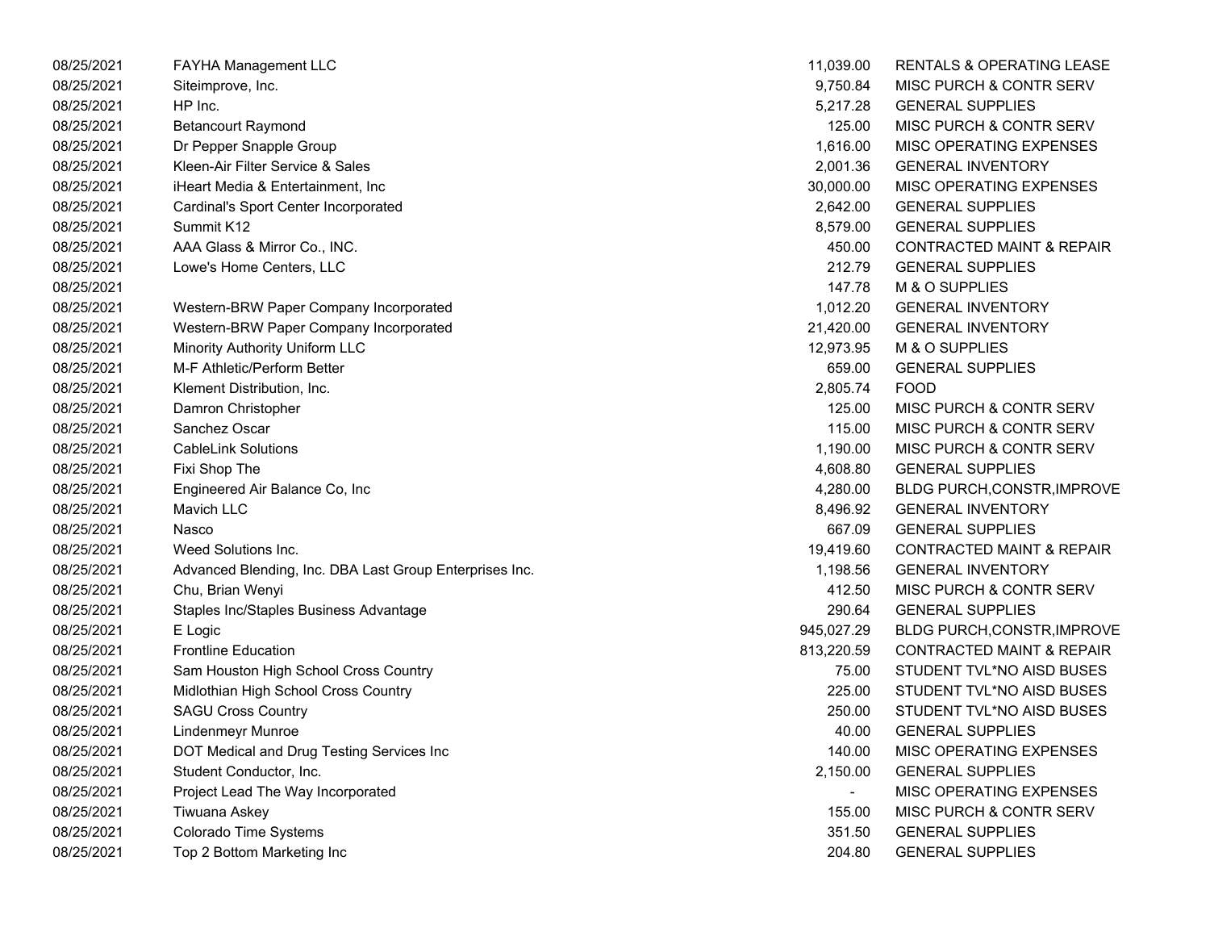| | | | |
|---|---|---|---|
| 08/25/2021 | FAYHA Management LLC | 11,039.00 | RENTALS & OPERATING LEASE |
| 08/25/2021 | Siteimprove, Inc. | 9,750.84 | MISC PURCH & CONTR SERV |
| 08/25/2021 | HP Inc. | 5,217.28 | GENERAL SUPPLIES |
| 08/25/2021 | Betancourt Raymond | 125.00 | MISC PURCH & CONTR SERV |
| 08/25/2021 | Dr Pepper Snapple Group | 1,616.00 | MISC OPERATING EXPENSES |
| 08/25/2021 | Kleen-Air Filter Service & Sales | 2,001.36 | GENERAL INVENTORY |
| 08/25/2021 | iHeart Media & Entertainment, Inc | 30,000.00 | MISC OPERATING EXPENSES |
| 08/25/2021 | Cardinal's Sport Center Incorporated | 2,642.00 | GENERAL SUPPLIES |
| 08/25/2021 | Summit K12 | 8,579.00 | GENERAL SUPPLIES |
| 08/25/2021 | AAA Glass & Mirror Co., INC. | 450.00 | CONTRACTED MAINT & REPAIR |
| 08/25/2021 | Lowe's Home Centers, LLC | 212.79 | GENERAL SUPPLIES |
| 08/25/2021 | | 147.78 | M & O SUPPLIES |
| 08/25/2021 | Western-BRW Paper Company Incorporated | 1,012.20 | GENERAL INVENTORY |
| 08/25/2021 | Western-BRW Paper Company Incorporated | 21,420.00 | GENERAL INVENTORY |
| 08/25/2021 | Minority Authority Uniform LLC | 12,973.95 | M & O SUPPLIES |
| 08/25/2021 | M-F Athletic/Perform Better | 659.00 | GENERAL SUPPLIES |
| 08/25/2021 | Klement Distribution, Inc. | 2,805.74 | FOOD |
| 08/25/2021 | Damron Christopher | 125.00 | MISC PURCH & CONTR SERV |
| 08/25/2021 | Sanchez Oscar | 115.00 | MISC PURCH & CONTR SERV |
| 08/25/2021 | CableLink Solutions | 1,190.00 | MISC PURCH & CONTR SERV |
| 08/25/2021 | Fixi Shop The | 4,608.80 | GENERAL SUPPLIES |
| 08/25/2021 | Engineered Air Balance Co, Inc | 4,280.00 | BLDG PURCH,CONSTR,IMPROVE |
| 08/25/2021 | Mavich LLC | 8,496.92 | GENERAL INVENTORY |
| 08/25/2021 | Nasco | 667.09 | GENERAL SUPPLIES |
| 08/25/2021 | Weed Solutions Inc. | 19,419.60 | CONTRACTED MAINT & REPAIR |
| 08/25/2021 | Advanced Blending, Inc. DBA Last Group Enterprises Inc. | 1,198.56 | GENERAL INVENTORY |
| 08/25/2021 | Chu, Brian Wenyi | 412.50 | MISC PURCH & CONTR SERV |
| 08/25/2021 | Staples Inc/Staples Business Advantage | 290.64 | GENERAL SUPPLIES |
| 08/25/2021 | E Logic | 945,027.29 | BLDG PURCH,CONSTR,IMPROVE |
| 08/25/2021 | Frontline Education | 813,220.59 | CONTRACTED MAINT & REPAIR |
| 08/25/2021 | Sam Houston High School Cross Country | 75.00 | STUDENT TVL*NO AISD BUSES |
| 08/25/2021 | Midlothian High School Cross Country | 225.00 | STUDENT TVL*NO AISD BUSES |
| 08/25/2021 | SAGU Cross Country | 250.00 | STUDENT TVL*NO AISD BUSES |
| 08/25/2021 | Lindenmeyr Munroe | 40.00 | GENERAL SUPPLIES |
| 08/25/2021 | DOT Medical and Drug Testing Services Inc | 140.00 | MISC OPERATING EXPENSES |
| 08/25/2021 | Student Conductor, Inc. | 2,150.00 | GENERAL SUPPLIES |
| 08/25/2021 | Project Lead The Way Incorporated | - | MISC OPERATING EXPENSES |
| 08/25/2021 | Tiwuana Askey | 155.00 | MISC PURCH & CONTR SERV |
| 08/25/2021 | Colorado Time Systems | 351.50 | GENERAL SUPPLIES |
| 08/25/2021 | Top 2 Bottom Marketing Inc | 204.80 | GENERAL SUPPLIES |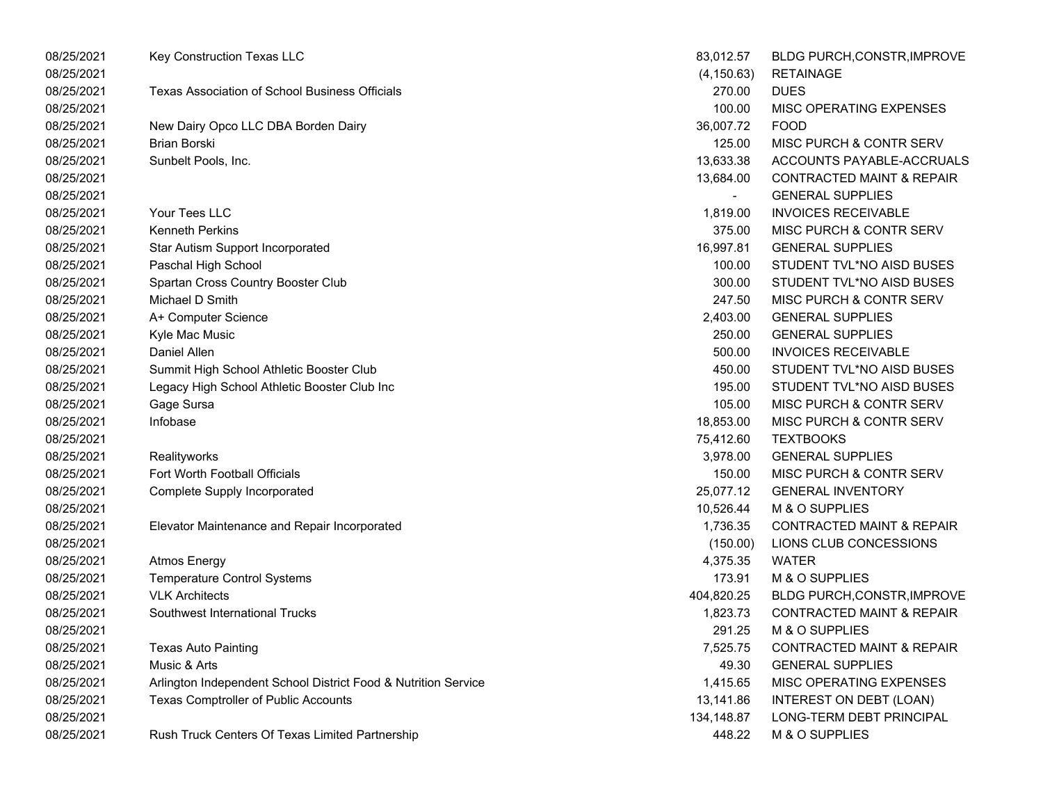| | | | |
|---|---|---|---|
| 08/25/2021 | Key Construction Texas LLC | 83,012.57 | BLDG PURCH,CONSTR,IMPROVE |
| 08/25/2021 | | (4,150.63) | RETAINAGE |
| 08/25/2021 | Texas Association of School Business Officials | 270.00 | DUES |
| 08/25/2021 | | 100.00 | MISC OPERATING EXPENSES |
| 08/25/2021 | New Dairy Opco LLC DBA Borden Dairy | 36,007.72 | FOOD |
| 08/25/2021 | Brian Borski | 125.00 | MISC PURCH & CONTR SERV |
| 08/25/2021 | Sunbelt Pools, Inc. | 13,633.38 | ACCOUNTS PAYABLE-ACCRUALS |
| 08/25/2021 | | 13,684.00 | CONTRACTED MAINT & REPAIR |
| 08/25/2021 | | - | GENERAL SUPPLIES |
| 08/25/2021 | Your Tees LLC | 1,819.00 | INVOICES RECEIVABLE |
| 08/25/2021 | Kenneth Perkins | 375.00 | MISC PURCH & CONTR SERV |
| 08/25/2021 | Star Autism Support Incorporated | 16,997.81 | GENERAL SUPPLIES |
| 08/25/2021 | Paschal High School | 100.00 | STUDENT TVL*NO AISD BUSES |
| 08/25/2021 | Spartan Cross Country Booster Club | 300.00 | STUDENT TVL*NO AISD BUSES |
| 08/25/2021 | Michael D Smith | 247.50 | MISC PURCH & CONTR SERV |
| 08/25/2021 | A+ Computer Science | 2,403.00 | GENERAL SUPPLIES |
| 08/25/2021 | Kyle Mac Music | 250.00 | GENERAL SUPPLIES |
| 08/25/2021 | Daniel Allen | 500.00 | INVOICES RECEIVABLE |
| 08/25/2021 | Summit High School Athletic Booster Club | 450.00 | STUDENT TVL*NO AISD BUSES |
| 08/25/2021 | Legacy High School Athletic Booster Club Inc | 195.00 | STUDENT TVL*NO AISD BUSES |
| 08/25/2021 | Gage Sursa | 105.00 | MISC PURCH & CONTR SERV |
| 08/25/2021 | Infobase | 18,853.00 | MISC PURCH & CONTR SERV |
| 08/25/2021 | | 75,412.60 | TEXTBOOKS |
| 08/25/2021 | Realityworks | 3,978.00 | GENERAL SUPPLIES |
| 08/25/2021 | Fort Worth Football Officials | 150.00 | MISC PURCH & CONTR SERV |
| 08/25/2021 | Complete Supply Incorporated | 25,077.12 | GENERAL INVENTORY |
| 08/25/2021 | | 10,526.44 | M & O SUPPLIES |
| 08/25/2021 | Elevator Maintenance and Repair Incorporated | 1,736.35 | CONTRACTED MAINT & REPAIR |
| 08/25/2021 | | (150.00) | LIONS CLUB CONCESSIONS |
| 08/25/2021 | Atmos Energy | 4,375.35 | WATER |
| 08/25/2021 | Temperature Control Systems | 173.91 | M & O SUPPLIES |
| 08/25/2021 | VLK Architects | 404,820.25 | BLDG PURCH,CONSTR,IMPROVE |
| 08/25/2021 | Southwest International Trucks | 1,823.73 | CONTRACTED MAINT & REPAIR |
| 08/25/2021 | | 291.25 | M & O SUPPLIES |
| 08/25/2021 | Texas Auto Painting | 7,525.75 | CONTRACTED MAINT & REPAIR |
| 08/25/2021 | Music & Arts | 49.30 | GENERAL SUPPLIES |
| 08/25/2021 | Arlington Independent School District Food & Nutrition Service | 1,415.65 | MISC OPERATING EXPENSES |
| 08/25/2021 | Texas Comptroller of Public Accounts | 13,141.86 | INTEREST ON DEBT (LOAN) |
| 08/25/2021 | | 134,148.87 | LONG-TERM DEBT PRINCIPAL |
| 08/25/2021 | Rush Truck Centers Of Texas Limited Partnership | 448.22 | M & O SUPPLIES |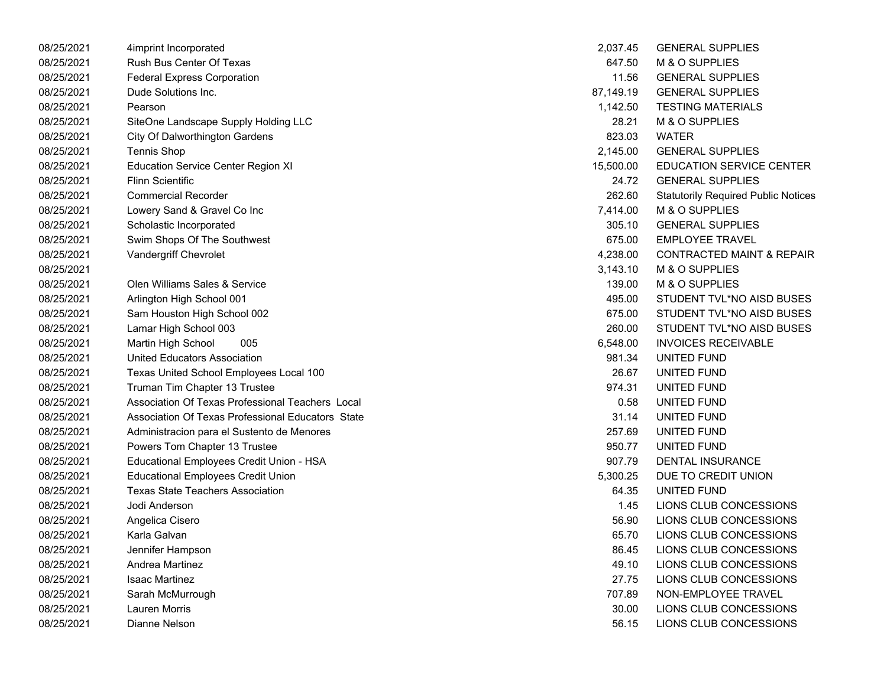| | | | |
|---|---|---|---|
| 08/25/2021 | 4imprint Incorporated | 2,037.45 | GENERAL SUPPLIES |
| 08/25/2021 | Rush Bus Center Of Texas | 647.50 | M & O SUPPLIES |
| 08/25/2021 | Federal Express Corporation | 11.56 | GENERAL SUPPLIES |
| 08/25/2021 | Dude Solutions Inc. | 87,149.19 | GENERAL SUPPLIES |
| 08/25/2021 | Pearson | 1,142.50 | TESTING MATERIALS |
| 08/25/2021 | SiteOne Landscape Supply Holding LLC | 28.21 | M & O SUPPLIES |
| 08/25/2021 | City Of Dalworthington Gardens | 823.03 | WATER |
| 08/25/2021 | Tennis Shop | 2,145.00 | GENERAL SUPPLIES |
| 08/25/2021 | Education Service Center Region XI | 15,500.00 | EDUCATION SERVICE CENTER |
| 08/25/2021 | Flinn Scientific | 24.72 | GENERAL SUPPLIES |
| 08/25/2021 | Commercial Recorder | 262.60 | Statutorily Required Public Notices |
| 08/25/2021 | Lowery Sand & Gravel Co Inc | 7,414.00 | M & O SUPPLIES |
| 08/25/2021 | Scholastic Incorporated | 305.10 | GENERAL SUPPLIES |
| 08/25/2021 | Swim Shops Of The Southwest | 675.00 | EMPLOYEE TRAVEL |
| 08/25/2021 | Vandergriff Chevrolet | 4,238.00 | CONTRACTED MAINT & REPAIR |
| 08/25/2021 | | 3,143.10 | M & O SUPPLIES |
| 08/25/2021 | Olen Williams Sales & Service | 139.00 | M & O SUPPLIES |
| 08/25/2021 | Arlington High School 001 | 495.00 | STUDENT TVL*NO AISD BUSES |
| 08/25/2021 | Sam Houston High School 002 | 675.00 | STUDENT TVL*NO AISD BUSES |
| 08/25/2021 | Lamar High School 003 | 260.00 | STUDENT TVL*NO AISD BUSES |
| 08/25/2021 | Martin High School 005 | 6,548.00 | INVOICES RECEIVABLE |
| 08/25/2021 | United Educators Association | 981.34 | UNITED FUND |
| 08/25/2021 | Texas United School Employees Local 100 | 26.67 | UNITED FUND |
| 08/25/2021 | Truman Tim Chapter 13 Trustee | 974.31 | UNITED FUND |
| 08/25/2021 | Association Of Texas Professional Teachers Local | 0.58 | UNITED FUND |
| 08/25/2021 | Association Of Texas Professional Educators State | 31.14 | UNITED FUND |
| 08/25/2021 | Administracion para el Sustento de Menores | 257.69 | UNITED FUND |
| 08/25/2021 | Powers Tom Chapter 13 Trustee | 950.77 | UNITED FUND |
| 08/25/2021 | Educational Employees Credit Union - HSA | 907.79 | DENTAL INSURANCE |
| 08/25/2021 | Educational Employees Credit Union | 5,300.25 | DUE TO CREDIT UNION |
| 08/25/2021 | Texas State Teachers Association | 64.35 | UNITED FUND |
| 08/25/2021 | Jodi Anderson | 1.45 | LIONS CLUB CONCESSIONS |
| 08/25/2021 | Angelica Cisero | 56.90 | LIONS CLUB CONCESSIONS |
| 08/25/2021 | Karla Galvan | 65.70 | LIONS CLUB CONCESSIONS |
| 08/25/2021 | Jennifer Hampson | 86.45 | LIONS CLUB CONCESSIONS |
| 08/25/2021 | Andrea Martinez | 49.10 | LIONS CLUB CONCESSIONS |
| 08/25/2021 | Isaac Martinez | 27.75 | LIONS CLUB CONCESSIONS |
| 08/25/2021 | Sarah McMurrough | 707.89 | NON-EMPLOYEE TRAVEL |
| 08/25/2021 | Lauren Morris | 30.00 | LIONS CLUB CONCESSIONS |
| 08/25/2021 | Dianne Nelson | 56.15 | LIONS CLUB CONCESSIONS |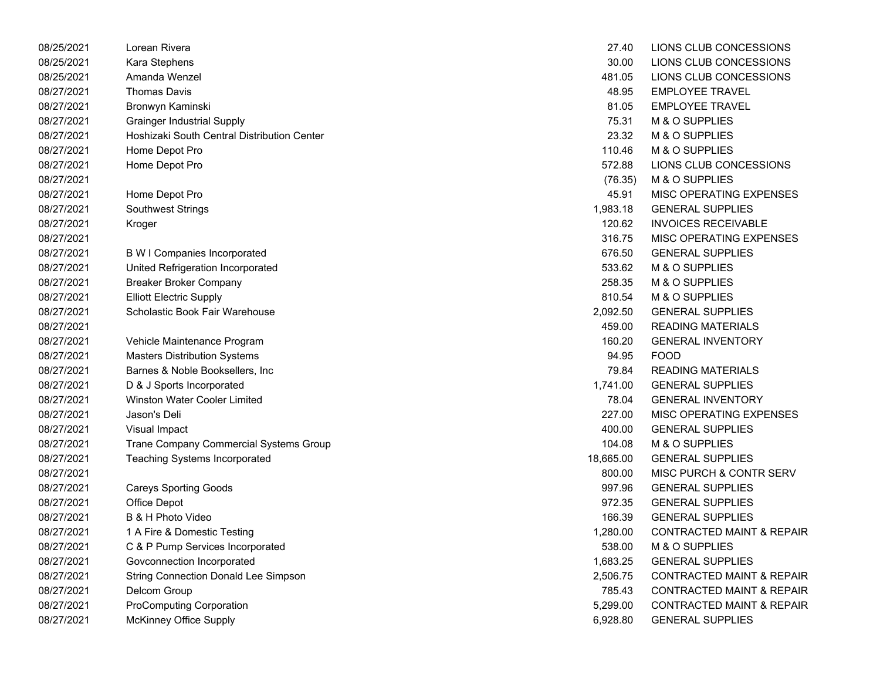| | | | |
|---|---|---|---|
| 08/25/2021 | Lorean Rivera | 27.40 | LIONS CLUB CONCESSIONS |
| 08/25/2021 | Kara Stephens | 30.00 | LIONS CLUB CONCESSIONS |
| 08/25/2021 | Amanda Wenzel | 481.05 | LIONS CLUB CONCESSIONS |
| 08/27/2021 | Thomas Davis | 48.95 | EMPLOYEE TRAVEL |
| 08/27/2021 | Bronwyn Kaminski | 81.05 | EMPLOYEE TRAVEL |
| 08/27/2021 | Grainger Industrial Supply | 75.31 | M & O SUPPLIES |
| 08/27/2021 | Hoshizaki South Central Distribution Center | 23.32 | M & O SUPPLIES |
| 08/27/2021 | Home Depot Pro | 110.46 | M & O SUPPLIES |
| 08/27/2021 | Home Depot Pro | 572.88 | LIONS CLUB CONCESSIONS |
| 08/27/2021 | | (76.35) | M & O SUPPLIES |
| 08/27/2021 | Home Depot Pro | 45.91 | MISC OPERATING EXPENSES |
| 08/27/2021 | Southwest Strings | 1,983.18 | GENERAL SUPPLIES |
| 08/27/2021 | Kroger | 120.62 | INVOICES RECEIVABLE |
| 08/27/2021 | | 316.75 | MISC OPERATING EXPENSES |
| 08/27/2021 | B W I Companies Incorporated | 676.50 | GENERAL SUPPLIES |
| 08/27/2021 | United Refrigeration Incorporated | 533.62 | M & O SUPPLIES |
| 08/27/2021 | Breaker Broker Company | 258.35 | M & O SUPPLIES |
| 08/27/2021 | Elliott Electric Supply | 810.54 | M & O SUPPLIES |
| 08/27/2021 | Scholastic Book Fair Warehouse | 2,092.50 | GENERAL SUPPLIES |
| 08/27/2021 | | 459.00 | READING MATERIALS |
| 08/27/2021 | Vehicle Maintenance Program | 160.20 | GENERAL INVENTORY |
| 08/27/2021 | Masters Distribution Systems | 94.95 | FOOD |
| 08/27/2021 | Barnes & Noble Booksellers, Inc | 79.84 | READING MATERIALS |
| 08/27/2021 | D & J Sports Incorporated | 1,741.00 | GENERAL SUPPLIES |
| 08/27/2021 | Winston Water Cooler Limited | 78.04 | GENERAL INVENTORY |
| 08/27/2021 | Jason's Deli | 227.00 | MISC OPERATING EXPENSES |
| 08/27/2021 | Visual Impact | 400.00 | GENERAL SUPPLIES |
| 08/27/2021 | Trane Company Commercial Systems Group | 104.08 | M & O SUPPLIES |
| 08/27/2021 | Teaching Systems Incorporated | 18,665.00 | GENERAL SUPPLIES |
| 08/27/2021 | | 800.00 | MISC PURCH & CONTR SERV |
| 08/27/2021 | Careys Sporting Goods | 997.96 | GENERAL SUPPLIES |
| 08/27/2021 | Office Depot | 972.35 | GENERAL SUPPLIES |
| 08/27/2021 | B & H Photo Video | 166.39 | GENERAL SUPPLIES |
| 08/27/2021 | 1 A Fire & Domestic Testing | 1,280.00 | CONTRACTED MAINT & REPAIR |
| 08/27/2021 | C & P Pump Services Incorporated | 538.00 | M & O SUPPLIES |
| 08/27/2021 | Govconnection Incorporated | 1,683.25 | GENERAL SUPPLIES |
| 08/27/2021 | String Connection Donald Lee Simpson | 2,506.75 | CONTRACTED MAINT & REPAIR |
| 08/27/2021 | Delcom Group | 785.43 | CONTRACTED MAINT & REPAIR |
| 08/27/2021 | ProComputing Corporation | 5,299.00 | CONTRACTED MAINT & REPAIR |
| 08/27/2021 | McKinney Office Supply | 6,928.80 | GENERAL SUPPLIES |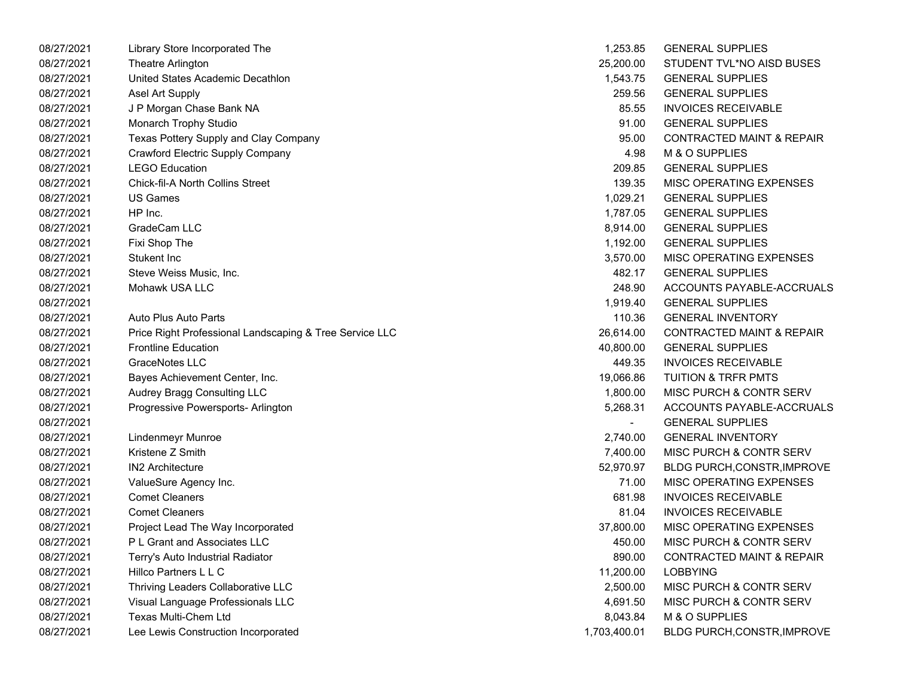| | | | |
|---|---|---|---|
| 08/27/2021 | Library Store Incorporated The | 1,253.85 | GENERAL SUPPLIES |
| 08/27/2021 | Theatre Arlington | 25,200.00 | STUDENT TVL*NO AISD BUSES |
| 08/27/2021 | United States Academic Decathlon | 1,543.75 | GENERAL SUPPLIES |
| 08/27/2021 | Asel Art Supply | 259.56 | GENERAL SUPPLIES |
| 08/27/2021 | J P Morgan Chase Bank NA | 85.55 | INVOICES RECEIVABLE |
| 08/27/2021 | Monarch Trophy Studio | 91.00 | GENERAL SUPPLIES |
| 08/27/2021 | Texas Pottery Supply and Clay Company | 95.00 | CONTRACTED MAINT & REPAIR |
| 08/27/2021 | Crawford Electric Supply Company | 4.98 | M & O SUPPLIES |
| 08/27/2021 | LEGO Education | 209.85 | GENERAL SUPPLIES |
| 08/27/2021 | Chick-fil-A North Collins Street | 139.35 | MISC OPERATING EXPENSES |
| 08/27/2021 | US Games | 1,029.21 | GENERAL SUPPLIES |
| 08/27/2021 | HP Inc. | 1,787.05 | GENERAL SUPPLIES |
| 08/27/2021 | GradeCam LLC | 8,914.00 | GENERAL SUPPLIES |
| 08/27/2021 | Fixi Shop The | 1,192.00 | GENERAL SUPPLIES |
| 08/27/2021 | Stukent Inc | 3,570.00 | MISC OPERATING EXPENSES |
| 08/27/2021 | Steve Weiss Music, Inc. | 482.17 | GENERAL SUPPLIES |
| 08/27/2021 | Mohawk USA LLC | 248.90 | ACCOUNTS PAYABLE-ACCRUALS |
| 08/27/2021 | | 1,919.40 | GENERAL SUPPLIES |
| 08/27/2021 | Auto Plus Auto Parts | 110.36 | GENERAL INVENTORY |
| 08/27/2021 | Price Right Professional Landscaping & Tree Service LLC | 26,614.00 | CONTRACTED MAINT & REPAIR |
| 08/27/2021 | Frontline Education | 40,800.00 | GENERAL SUPPLIES |
| 08/27/2021 | GraceNotes LLC | 449.35 | INVOICES RECEIVABLE |
| 08/27/2021 | Bayes Achievement Center, Inc. | 19,066.86 | TUITION & TRFR PMTS |
| 08/27/2021 | Audrey Bragg Consulting LLC | 1,800.00 | MISC PURCH & CONTR SERV |
| 08/27/2021 | Progressive Powersports- Arlington | 5,268.31 | ACCOUNTS PAYABLE-ACCRUALS |
| 08/27/2021 | | - | GENERAL SUPPLIES |
| 08/27/2021 | Lindenmeyr Munroe | 2,740.00 | GENERAL INVENTORY |
| 08/27/2021 | Kristene Z Smith | 7,400.00 | MISC PURCH & CONTR SERV |
| 08/27/2021 | IN2 Architecture | 52,970.97 | BLDG PURCH,CONSTR,IMPROVE |
| 08/27/2021 | ValueSure Agency Inc. | 71.00 | MISC OPERATING EXPENSES |
| 08/27/2021 | Comet Cleaners | 681.98 | INVOICES RECEIVABLE |
| 08/27/2021 | Comet Cleaners | 81.04 | INVOICES RECEIVABLE |
| 08/27/2021 | Project Lead The Way Incorporated | 37,800.00 | MISC OPERATING EXPENSES |
| 08/27/2021 | P L Grant and Associates LLC | 450.00 | MISC PURCH & CONTR SERV |
| 08/27/2021 | Terry's Auto Industrial Radiator | 890.00 | CONTRACTED MAINT & REPAIR |
| 08/27/2021 | Hillco Partners L L C | 11,200.00 | LOBBYING |
| 08/27/2021 | Thriving Leaders Collaborative LLC | 2,500.00 | MISC PURCH & CONTR SERV |
| 08/27/2021 | Visual Language Professionals LLC | 4,691.50 | MISC PURCH & CONTR SERV |
| 08/27/2021 | Texas Multi-Chem Ltd | 8,043.84 | M & O SUPPLIES |
| 08/27/2021 | Lee Lewis Construction Incorporated | 1,703,400.01 | BLDG PURCH,CONSTR,IMPROVE |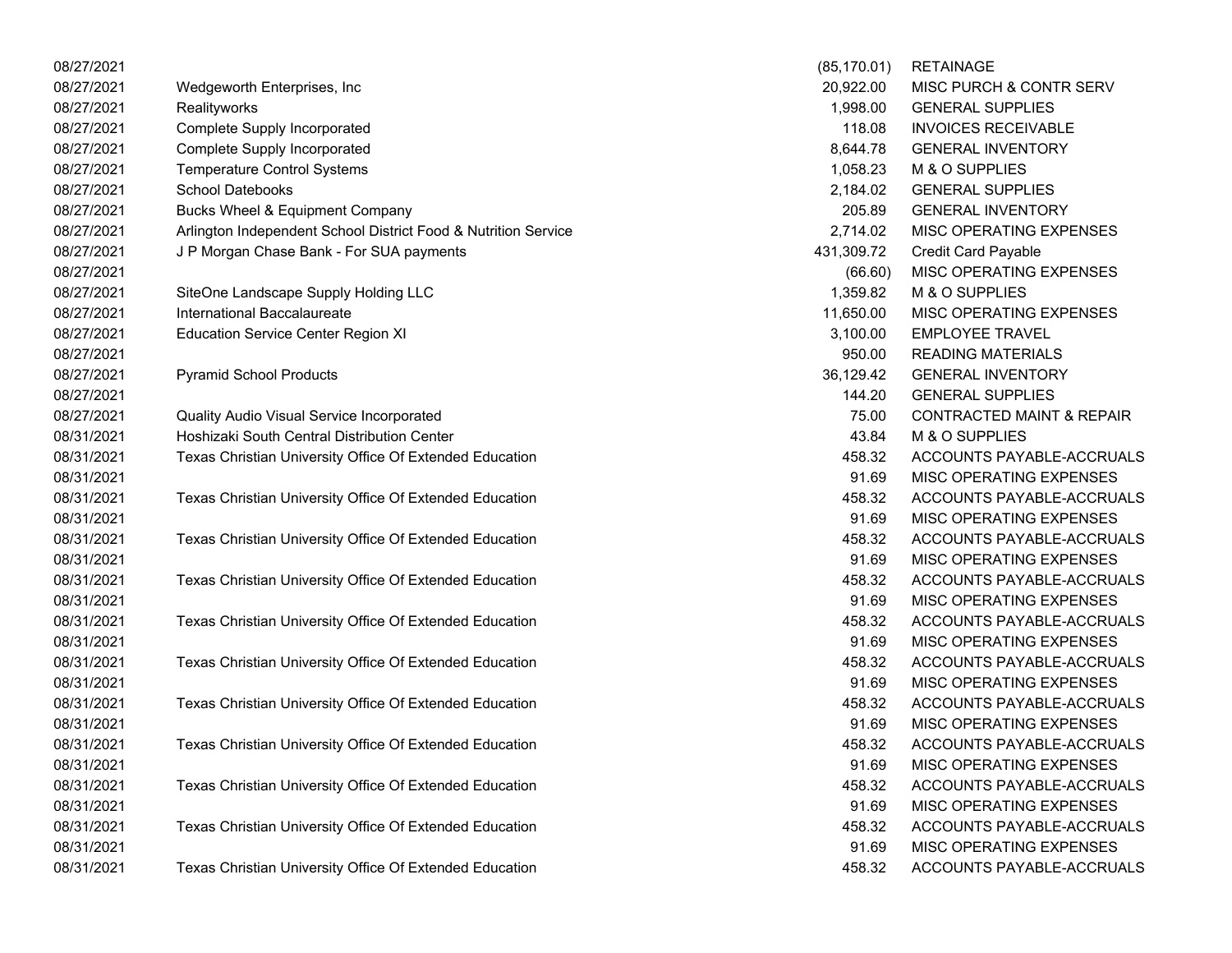| | | | |
|---|---|---|---|
| 08/27/2021 | | (85,170.01) | RETAINAGE |
| 08/27/2021 | Wedgeworth Enterprises, Inc | 20,922.00 | MISC PURCH & CONTR SERV |
| 08/27/2021 | Realityworks | 1,998.00 | GENERAL SUPPLIES |
| 08/27/2021 | Complete Supply Incorporated | 118.08 | INVOICES RECEIVABLE |
| 08/27/2021 | Complete Supply Incorporated | 8,644.78 | GENERAL INVENTORY |
| 08/27/2021 | Temperature Control Systems | 1,058.23 | M & O SUPPLIES |
| 08/27/2021 | School Datebooks | 2,184.02 | GENERAL SUPPLIES |
| 08/27/2021 | Bucks Wheel & Equipment Company | 205.89 | GENERAL INVENTORY |
| 08/27/2021 | Arlington Independent School District Food & Nutrition Service | 2,714.02 | MISC OPERATING EXPENSES |
| 08/27/2021 | J P Morgan Chase Bank - For SUA payments | 431,309.72 | Credit Card Payable |
| 08/27/2021 | | (66.60) | MISC OPERATING EXPENSES |
| 08/27/2021 | SiteOne Landscape Supply Holding LLC | 1,359.82 | M & O SUPPLIES |
| 08/27/2021 | International Baccalaureate | 11,650.00 | MISC OPERATING EXPENSES |
| 08/27/2021 | Education Service Center Region XI | 3,100.00 | EMPLOYEE TRAVEL |
| 08/27/2021 | | 950.00 | READING MATERIALS |
| 08/27/2021 | Pyramid School Products | 36,129.42 | GENERAL INVENTORY |
| 08/27/2021 | | 144.20 | GENERAL SUPPLIES |
| 08/27/2021 | Quality Audio Visual Service Incorporated | 75.00 | CONTRACTED MAINT & REPAIR |
| 08/31/2021 | Hoshizaki South Central Distribution Center | 43.84 | M & O SUPPLIES |
| 08/31/2021 | Texas Christian University Office Of Extended Education | 458.32 | ACCOUNTS PAYABLE-ACCRUALS |
| 08/31/2021 | | 91.69 | MISC OPERATING EXPENSES |
| 08/31/2021 | Texas Christian University Office Of Extended Education | 458.32 | ACCOUNTS PAYABLE-ACCRUALS |
| 08/31/2021 | | 91.69 | MISC OPERATING EXPENSES |
| 08/31/2021 | Texas Christian University Office Of Extended Education | 458.32 | ACCOUNTS PAYABLE-ACCRUALS |
| 08/31/2021 | | 91.69 | MISC OPERATING EXPENSES |
| 08/31/2021 | Texas Christian University Office Of Extended Education | 458.32 | ACCOUNTS PAYABLE-ACCRUALS |
| 08/31/2021 | | 91.69 | MISC OPERATING EXPENSES |
| 08/31/2021 | Texas Christian University Office Of Extended Education | 458.32 | ACCOUNTS PAYABLE-ACCRUALS |
| 08/31/2021 | | 91.69 | MISC OPERATING EXPENSES |
| 08/31/2021 | Texas Christian University Office Of Extended Education | 458.32 | ACCOUNTS PAYABLE-ACCRUALS |
| 08/31/2021 | | 91.69 | MISC OPERATING EXPENSES |
| 08/31/2021 | Texas Christian University Office Of Extended Education | 458.32 | ACCOUNTS PAYABLE-ACCRUALS |
| 08/31/2021 | | 91.69 | MISC OPERATING EXPENSES |
| 08/31/2021 | Texas Christian University Office Of Extended Education | 458.32 | ACCOUNTS PAYABLE-ACCRUALS |
| 08/31/2021 | | 91.69 | MISC OPERATING EXPENSES |
| 08/31/2021 | Texas Christian University Office Of Extended Education | 458.32 | ACCOUNTS PAYABLE-ACCRUALS |
| 08/31/2021 | | 91.69 | MISC OPERATING EXPENSES |
| 08/31/2021 | Texas Christian University Office Of Extended Education | 458.32 | ACCOUNTS PAYABLE-ACCRUALS |
| 08/31/2021 | | 91.69 | MISC OPERATING EXPENSES |
| 08/31/2021 | Texas Christian University Office Of Extended Education | 458.32 | ACCOUNTS PAYABLE-ACCRUALS |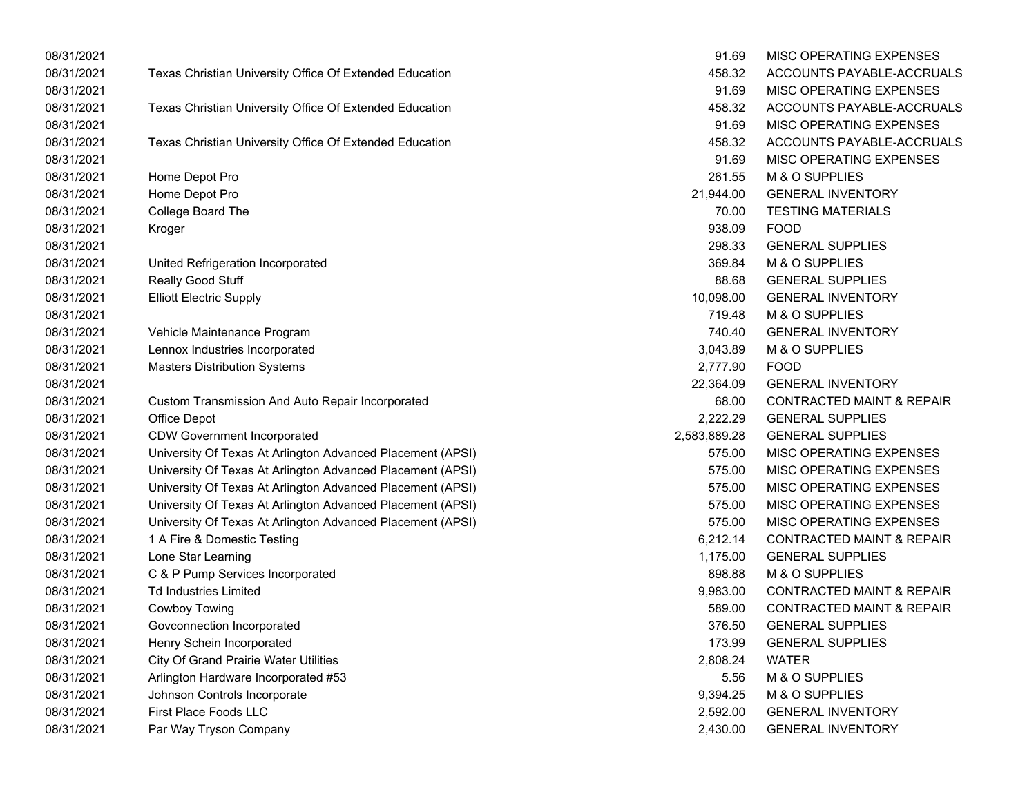| | | | |
|---|---|---|---|
| 08/31/2021 | | 91.69 | MISC OPERATING EXPENSES |
| 08/31/2021 | Texas Christian University Office Of Extended Education | 458.32 | ACCOUNTS PAYABLE-ACCRUALS |
| 08/31/2021 | | 91.69 | MISC OPERATING EXPENSES |
| 08/31/2021 | Texas Christian University Office Of Extended Education | 458.32 | ACCOUNTS PAYABLE-ACCRUALS |
| 08/31/2021 | | 91.69 | MISC OPERATING EXPENSES |
| 08/31/2021 | Texas Christian University Office Of Extended Education | 458.32 | ACCOUNTS PAYABLE-ACCRUALS |
| 08/31/2021 | | 91.69 | MISC OPERATING EXPENSES |
| 08/31/2021 | Home Depot Pro | 261.55 | M & O SUPPLIES |
| 08/31/2021 | Home Depot Pro | 21,944.00 | GENERAL INVENTORY |
| 08/31/2021 | College Board The | 70.00 | TESTING MATERIALS |
| 08/31/2021 | Kroger | 938.09 | FOOD |
| 08/31/2021 | | 298.33 | GENERAL SUPPLIES |
| 08/31/2021 | United Refrigeration Incorporated | 369.84 | M & O SUPPLIES |
| 08/31/2021 | Really Good Stuff | 88.68 | GENERAL SUPPLIES |
| 08/31/2021 | Elliott Electric Supply | 10,098.00 | GENERAL INVENTORY |
| 08/31/2021 | | 719.48 | M & O SUPPLIES |
| 08/31/2021 | Vehicle Maintenance Program | 740.40 | GENERAL INVENTORY |
| 08/31/2021 | Lennox Industries Incorporated | 3,043.89 | M & O SUPPLIES |
| 08/31/2021 | Masters Distribution Systems | 2,777.90 | FOOD |
| 08/31/2021 | | 22,364.09 | GENERAL INVENTORY |
| 08/31/2021 | Custom Transmission And Auto Repair Incorporated | 68.00 | CONTRACTED MAINT & REPAIR |
| 08/31/2021 | Office Depot | 2,222.29 | GENERAL SUPPLIES |
| 08/31/2021 | CDW Government Incorporated | 2,583,889.28 | GENERAL SUPPLIES |
| 08/31/2021 | University Of Texas At Arlington Advanced Placement (APSI) | 575.00 | MISC OPERATING EXPENSES |
| 08/31/2021 | University Of Texas At Arlington Advanced Placement (APSI) | 575.00 | MISC OPERATING EXPENSES |
| 08/31/2021 | University Of Texas At Arlington Advanced Placement (APSI) | 575.00 | MISC OPERATING EXPENSES |
| 08/31/2021 | University Of Texas At Arlington Advanced Placement (APSI) | 575.00 | MISC OPERATING EXPENSES |
| 08/31/2021 | University Of Texas At Arlington Advanced Placement (APSI) | 575.00 | MISC OPERATING EXPENSES |
| 08/31/2021 | 1 A Fire & Domestic Testing | 6,212.14 | CONTRACTED MAINT & REPAIR |
| 08/31/2021 | Lone Star Learning | 1,175.00 | GENERAL SUPPLIES |
| 08/31/2021 | C & P Pump Services Incorporated | 898.88 | M & O SUPPLIES |
| 08/31/2021 | Td Industries Limited | 9,983.00 | CONTRACTED MAINT & REPAIR |
| 08/31/2021 | Cowboy Towing | 589.00 | CONTRACTED MAINT & REPAIR |
| 08/31/2021 | Govconnection Incorporated | 376.50 | GENERAL SUPPLIES |
| 08/31/2021 | Henry Schein Incorporated | 173.99 | GENERAL SUPPLIES |
| 08/31/2021 | City Of Grand Prairie Water Utilities | 2,808.24 | WATER |
| 08/31/2021 | Arlington Hardware Incorporated #53 | 5.56 | M & O SUPPLIES |
| 08/31/2021 | Johnson Controls Incorporate | 9,394.25 | M & O SUPPLIES |
| 08/31/2021 | First Place Foods LLC | 2,592.00 | GENERAL INVENTORY |
| 08/31/2021 | Par Way Tryson Company | 2,430.00 | GENERAL INVENTORY |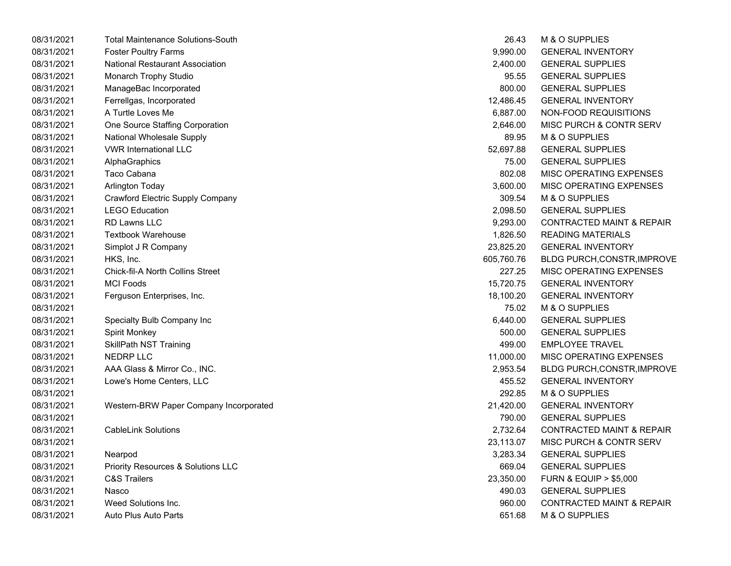| | | | |
|---|---|---|---|
| 08/31/2021 | Total Maintenance Solutions-South | 26.43 | M & O SUPPLIES |
| 08/31/2021 | Foster Poultry Farms | 9,990.00 | GENERAL INVENTORY |
| 08/31/2021 | National Restaurant Association | 2,400.00 | GENERAL SUPPLIES |
| 08/31/2021 | Monarch Trophy Studio | 95.55 | GENERAL SUPPLIES |
| 08/31/2021 | ManageBac Incorporated | 800.00 | GENERAL SUPPLIES |
| 08/31/2021 | Ferrellgas, Incorporated | 12,486.45 | GENERAL INVENTORY |
| 08/31/2021 | A Turtle Loves Me | 6,887.00 | NON-FOOD REQUISITIONS |
| 08/31/2021 | One Source Staffing Corporation | 2,646.00 | MISC PURCH & CONTR SERV |
| 08/31/2021 | National Wholesale Supply | 89.95 | M & O SUPPLIES |
| 08/31/2021 | VWR International LLC | 52,697.88 | GENERAL SUPPLIES |
| 08/31/2021 | AlphaGraphics | 75.00 | GENERAL SUPPLIES |
| 08/31/2021 | Taco Cabana | 802.08 | MISC OPERATING EXPENSES |
| 08/31/2021 | Arlington Today | 3,600.00 | MISC OPERATING EXPENSES |
| 08/31/2021 | Crawford Electric Supply Company | 309.54 | M & O SUPPLIES |
| 08/31/2021 | LEGO Education | 2,098.50 | GENERAL SUPPLIES |
| 08/31/2021 | RD Lawns LLC | 9,293.00 | CONTRACTED MAINT & REPAIR |
| 08/31/2021 | Textbook Warehouse | 1,826.50 | READING MATERIALS |
| 08/31/2021 | Simplot J R Company | 23,825.20 | GENERAL INVENTORY |
| 08/31/2021 | HKS, Inc. | 605,760.76 | BLDG PURCH,CONSTR,IMPROVE |
| 08/31/2021 | Chick-fil-A North Collins Street | 227.25 | MISC OPERATING EXPENSES |
| 08/31/2021 | MCI Foods | 15,720.75 | GENERAL INVENTORY |
| 08/31/2021 | Ferguson Enterprises, Inc. | 18,100.20 | GENERAL INVENTORY |
| 08/31/2021 | | 75.02 | M & O SUPPLIES |
| 08/31/2021 | Specialty Bulb Company Inc | 6,440.00 | GENERAL SUPPLIES |
| 08/31/2021 | Spirit Monkey | 500.00 | GENERAL SUPPLIES |
| 08/31/2021 | SkillPath NST Training | 499.00 | EMPLOYEE TRAVEL |
| 08/31/2021 | NEDRP LLC | 11,000.00 | MISC OPERATING EXPENSES |
| 08/31/2021 | AAA Glass & Mirror Co., INC. | 2,953.54 | BLDG PURCH,CONSTR,IMPROVE |
| 08/31/2021 | Lowe's Home Centers, LLC | 455.52 | GENERAL INVENTORY |
| 08/31/2021 | | 292.85 | M & O SUPPLIES |
| 08/31/2021 | Western-BRW Paper Company Incorporated | 21,420.00 | GENERAL INVENTORY |
| 08/31/2021 | | 790.00 | GENERAL SUPPLIES |
| 08/31/2021 | CableLink Solutions | 2,732.64 | CONTRACTED MAINT & REPAIR |
| 08/31/2021 | | 23,113.07 | MISC PURCH & CONTR SERV |
| 08/31/2021 | Nearpod | 3,283.34 | GENERAL SUPPLIES |
| 08/31/2021 | Priority Resources & Solutions LLC | 669.04 | GENERAL SUPPLIES |
| 08/31/2021 | C&S Trailers | 23,350.00 | FURN & EQUIP > $5,000 |
| 08/31/2021 | Nasco | 490.03 | GENERAL SUPPLIES |
| 08/31/2021 | Weed Solutions Inc. | 960.00 | CONTRACTED MAINT & REPAIR |
| 08/31/2021 | Auto Plus Auto Parts | 651.68 | M & O SUPPLIES |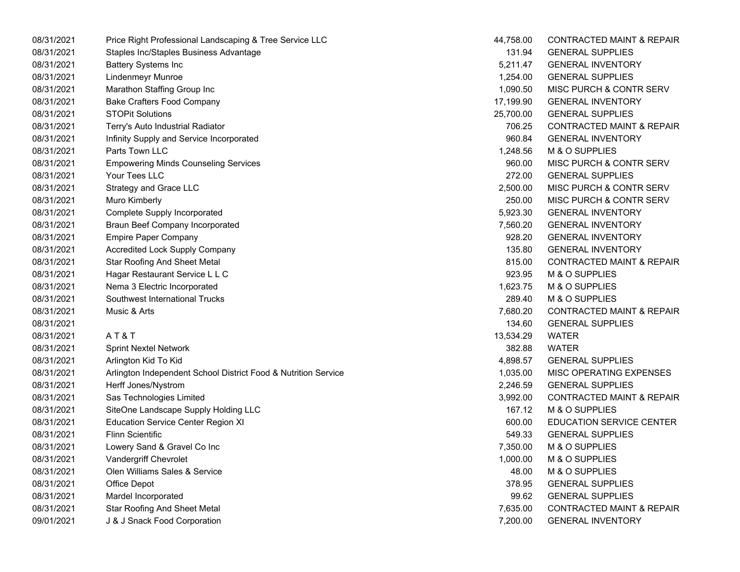| | | | |
|---|---|---|---|
| 08/31/2021 | Price Right Professional Landscaping & Tree Service LLC | 44,758.00 | CONTRACTED MAINT & REPAIR |
| 08/31/2021 | Staples Inc/Staples Business Advantage | 131.94 | GENERAL SUPPLIES |
| 08/31/2021 | Battery Systems Inc | 5,211.47 | GENERAL INVENTORY |
| 08/31/2021 | Lindenmeyr Munroe | 1,254.00 | GENERAL SUPPLIES |
| 08/31/2021 | Marathon Staffing Group Inc | 1,090.50 | MISC PURCH & CONTR SERV |
| 08/31/2021 | Bake Crafters Food Company | 17,199.90 | GENERAL INVENTORY |
| 08/31/2021 | STOPit Solutions | 25,700.00 | GENERAL SUPPLIES |
| 08/31/2021 | Terry's Auto Industrial Radiator | 706.25 | CONTRACTED MAINT & REPAIR |
| 08/31/2021 | Infinity Supply and Service Incorporated | 960.84 | GENERAL INVENTORY |
| 08/31/2021 | Parts Town LLC | 1,248.56 | M & O SUPPLIES |
| 08/31/2021 | Empowering Minds Counseling Services | 960.00 | MISC PURCH & CONTR SERV |
| 08/31/2021 | Your Tees LLC | 272.00 | GENERAL SUPPLIES |
| 08/31/2021 | Strategy and Grace LLC | 2,500.00 | MISC PURCH & CONTR SERV |
| 08/31/2021 | Muro Kimberly | 250.00 | MISC PURCH & CONTR SERV |
| 08/31/2021 | Complete Supply Incorporated | 5,923.30 | GENERAL INVENTORY |
| 08/31/2021 | Braun Beef Company Incorporated | 7,560.20 | GENERAL INVENTORY |
| 08/31/2021 | Empire Paper Company | 928.20 | GENERAL INVENTORY |
| 08/31/2021 | Accredited Lock Supply Company | 135.80 | GENERAL INVENTORY |
| 08/31/2021 | Star Roofing And Sheet Metal | 815.00 | CONTRACTED MAINT & REPAIR |
| 08/31/2021 | Hagar Restaurant Service L L C | 923.95 | M & O SUPPLIES |
| 08/31/2021 | Nema 3 Electric Incorporated | 1,623.75 | M & O SUPPLIES |
| 08/31/2021 | Southwest International Trucks | 289.40 | M & O SUPPLIES |
| 08/31/2021 | Music & Arts | 7,680.20 | CONTRACTED MAINT & REPAIR |
| 08/31/2021 | | 134.60 | GENERAL SUPPLIES |
| 08/31/2021 | A T & T | 13,534.29 | WATER |
| 08/31/2021 | Sprint Nextel Network | 382.88 | WATER |
| 08/31/2021 | Arlington Kid To Kid | 4,898.57 | GENERAL SUPPLIES |
| 08/31/2021 | Arlington Independent School District Food & Nutrition Service | 1,035.00 | MISC OPERATING EXPENSES |
| 08/31/2021 | Herff Jones/Nystrom | 2,246.59 | GENERAL SUPPLIES |
| 08/31/2021 | Sas Technologies Limited | 3,992.00 | CONTRACTED MAINT & REPAIR |
| 08/31/2021 | SiteOne Landscape Supply Holding LLC | 167.12 | M & O SUPPLIES |
| 08/31/2021 | Education Service Center Region XI | 600.00 | EDUCATION SERVICE CENTER |
| 08/31/2021 | Flinn Scientific | 549.33 | GENERAL SUPPLIES |
| 08/31/2021 | Lowery Sand & Gravel Co Inc | 7,350.00 | M & O SUPPLIES |
| 08/31/2021 | Vandergriff Chevrolet | 1,000.00 | M & O SUPPLIES |
| 08/31/2021 | Olen Williams Sales & Service | 48.00 | M & O SUPPLIES |
| 08/31/2021 | Office Depot | 378.95 | GENERAL SUPPLIES |
| 08/31/2021 | Mardel Incorporated | 99.62 | GENERAL SUPPLIES |
| 08/31/2021 | Star Roofing And Sheet Metal | 7,635.00 | CONTRACTED MAINT & REPAIR |
| 09/01/2021 | J & J Snack Food Corporation | 7,200.00 | GENERAL INVENTORY |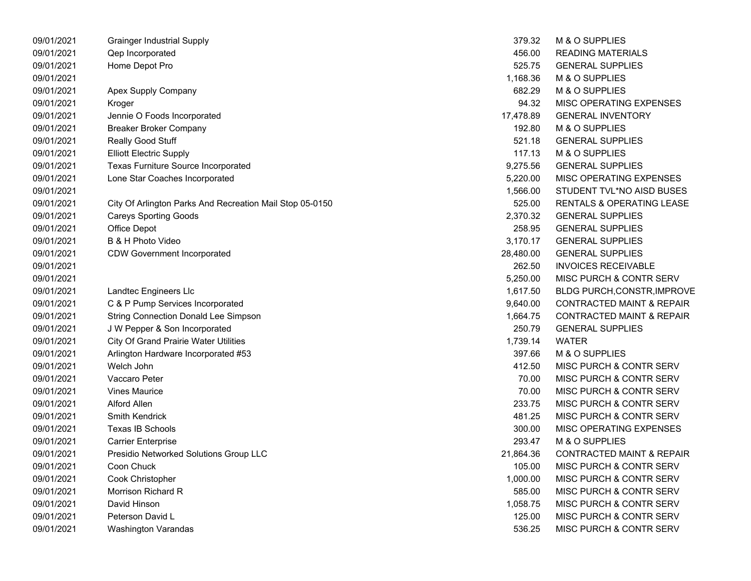| | | | |
|---|---|---|---|
| 09/01/2021 | Grainger Industrial Supply | 379.32 | M & O SUPPLIES |
| 09/01/2021 | Qep Incorporated | 456.00 | READING MATERIALS |
| 09/01/2021 | Home Depot Pro | 525.75 | GENERAL SUPPLIES |
| 09/01/2021 | | 1,168.36 | M & O SUPPLIES |
| 09/01/2021 | Apex Supply Company | 682.29 | M & O SUPPLIES |
| 09/01/2021 | Kroger | 94.32 | MISC OPERATING EXPENSES |
| 09/01/2021 | Jennie O Foods Incorporated | 17,478.89 | GENERAL INVENTORY |
| 09/01/2021 | Breaker Broker Company | 192.80 | M & O SUPPLIES |
| 09/01/2021 | Really Good Stuff | 521.18 | GENERAL SUPPLIES |
| 09/01/2021 | Elliott Electric Supply | 117.13 | M & O SUPPLIES |
| 09/01/2021 | Texas Furniture Source Incorporated | 9,275.56 | GENERAL SUPPLIES |
| 09/01/2021 | Lone Star Coaches Incorporated | 5,220.00 | MISC OPERATING EXPENSES |
| 09/01/2021 | | 1,566.00 | STUDENT TVL*NO AISD BUSES |
| 09/01/2021 | City Of Arlington Parks And Recreation Mail Stop 05-0150 | 525.00 | RENTALS & OPERATING LEASE |
| 09/01/2021 | Careys Sporting Goods | 2,370.32 | GENERAL SUPPLIES |
| 09/01/2021 | Office Depot | 258.95 | GENERAL SUPPLIES |
| 09/01/2021 | B & H Photo Video | 3,170.17 | GENERAL SUPPLIES |
| 09/01/2021 | CDW Government Incorporated | 28,480.00 | GENERAL SUPPLIES |
| 09/01/2021 | | 262.50 | INVOICES RECEIVABLE |
| 09/01/2021 | | 5,250.00 | MISC PURCH & CONTR SERV |
| 09/01/2021 | Landtec Engineers Llc | 1,617.50 | BLDG PURCH,CONSTR,IMPROVE |
| 09/01/2021 | C & P Pump Services Incorporated | 9,640.00 | CONTRACTED MAINT & REPAIR |
| 09/01/2021 | String Connection Donald Lee Simpson | 1,664.75 | CONTRACTED MAINT & REPAIR |
| 09/01/2021 | J W Pepper & Son Incorporated | 250.79 | GENERAL SUPPLIES |
| 09/01/2021 | City Of Grand Prairie Water Utilities | 1,739.14 | WATER |
| 09/01/2021 | Arlington Hardware Incorporated #53 | 397.66 | M & O SUPPLIES |
| 09/01/2021 | Welch John | 412.50 | MISC PURCH & CONTR SERV |
| 09/01/2021 | Vaccaro Peter | 70.00 | MISC PURCH & CONTR SERV |
| 09/01/2021 | Vines Maurice | 70.00 | MISC PURCH & CONTR SERV |
| 09/01/2021 | Alford Allen | 233.75 | MISC PURCH & CONTR SERV |
| 09/01/2021 | Smith Kendrick | 481.25 | MISC PURCH & CONTR SERV |
| 09/01/2021 | Texas IB Schools | 300.00 | MISC OPERATING EXPENSES |
| 09/01/2021 | Carrier Enterprise | 293.47 | M & O SUPPLIES |
| 09/01/2021 | Presidio Networked Solutions Group LLC | 21,864.36 | CONTRACTED MAINT & REPAIR |
| 09/01/2021 | Coon Chuck | 105.00 | MISC PURCH & CONTR SERV |
| 09/01/2021 | Cook Christopher | 1,000.00 | MISC PURCH & CONTR SERV |
| 09/01/2021 | Morrison Richard R | 585.00 | MISC PURCH & CONTR SERV |
| 09/01/2021 | David Hinson | 1,058.75 | MISC PURCH & CONTR SERV |
| 09/01/2021 | Peterson David L | 125.00 | MISC PURCH & CONTR SERV |
| 09/01/2021 | Washington Varandas | 536.25 | MISC PURCH & CONTR SERV |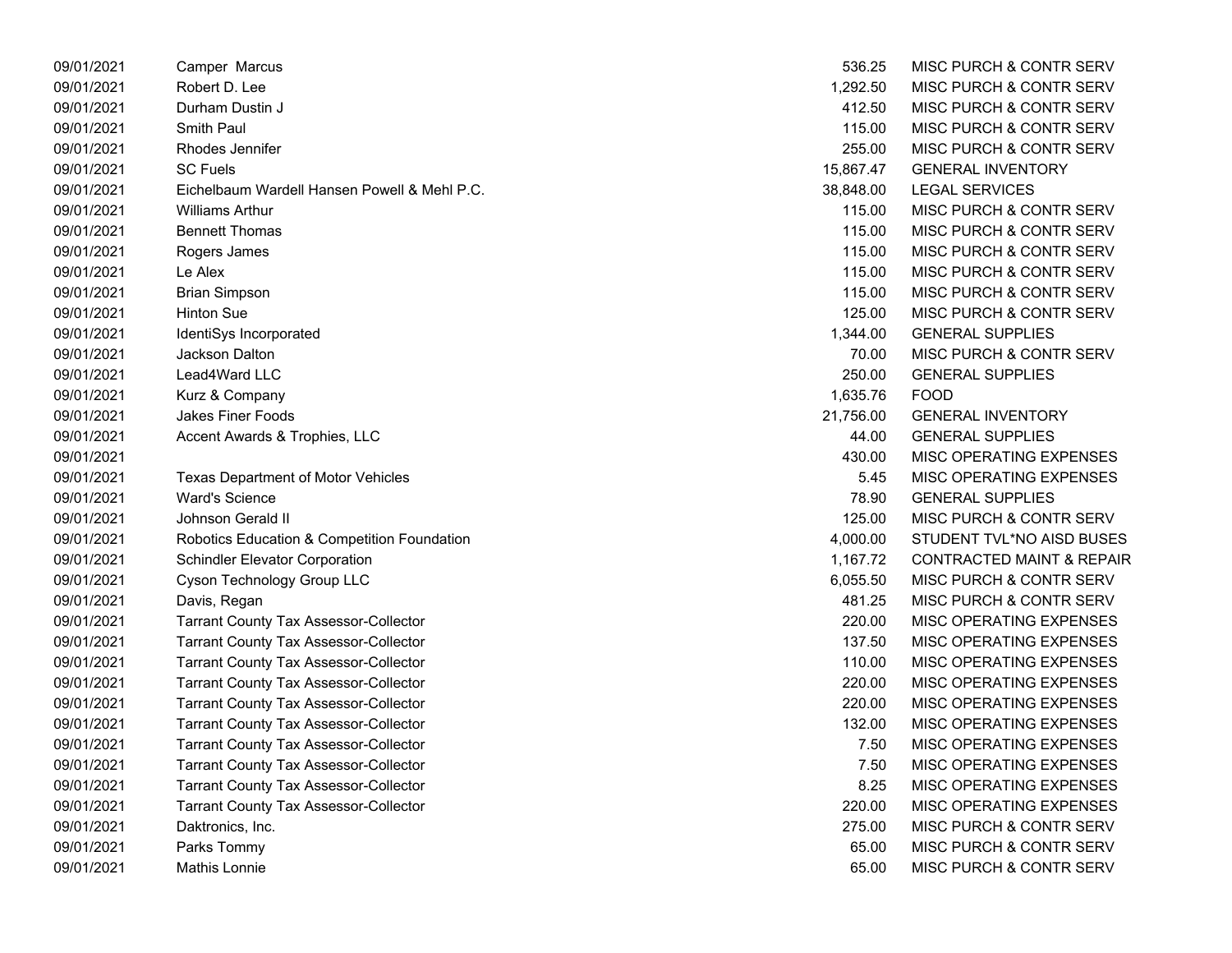| | | | |
|---|---|---|---|
| 09/01/2021 | Camper Marcus | 536.25 | MISC PURCH & CONTR SERV |
| 09/01/2021 | Robert D. Lee | 1,292.50 | MISC PURCH & CONTR SERV |
| 09/01/2021 | Durham Dustin J | 412.50 | MISC PURCH & CONTR SERV |
| 09/01/2021 | Smith Paul | 115.00 | MISC PURCH & CONTR SERV |
| 09/01/2021 | Rhodes Jennifer | 255.00 | MISC PURCH & CONTR SERV |
| 09/01/2021 | SC Fuels | 15,867.47 | GENERAL INVENTORY |
| 09/01/2021 | Eichelbaum Wardell Hansen Powell & Mehl P.C. | 38,848.00 | LEGAL SERVICES |
| 09/01/2021 | Williams Arthur | 115.00 | MISC PURCH & CONTR SERV |
| 09/01/2021 | Bennett Thomas | 115.00 | MISC PURCH & CONTR SERV |
| 09/01/2021 | Rogers James | 115.00 | MISC PURCH & CONTR SERV |
| 09/01/2021 | Le Alex | 115.00 | MISC PURCH & CONTR SERV |
| 09/01/2021 | Brian Simpson | 115.00 | MISC PURCH & CONTR SERV |
| 09/01/2021 | Hinton Sue | 125.00 | MISC PURCH & CONTR SERV |
| 09/01/2021 | IdentiSys Incorporated | 1,344.00 | GENERAL SUPPLIES |
| 09/01/2021 | Jackson Dalton | 70.00 | MISC PURCH & CONTR SERV |
| 09/01/2021 | Lead4Ward LLC | 250.00 | GENERAL SUPPLIES |
| 09/01/2021 | Kurz & Company | 1,635.76 | FOOD |
| 09/01/2021 | Jakes Finer Foods | 21,756.00 | GENERAL INVENTORY |
| 09/01/2021 | Accent Awards & Trophies, LLC | 44.00 | GENERAL SUPPLIES |
| 09/01/2021 | | 430.00 | MISC OPERATING EXPENSES |
| 09/01/2021 | Texas Department of Motor Vehicles | 5.45 | MISC OPERATING EXPENSES |
| 09/01/2021 | Ward's Science | 78.90 | GENERAL SUPPLIES |
| 09/01/2021 | Johnson Gerald II | 125.00 | MISC PURCH & CONTR SERV |
| 09/01/2021 | Robotics Education & Competition Foundation | 4,000.00 | STUDENT TVL*NO AISD BUSES |
| 09/01/2021 | Schindler Elevator Corporation | 1,167.72 | CONTRACTED MAINT & REPAIR |
| 09/01/2021 | Cyson Technology Group LLC | 6,055.50 | MISC PURCH & CONTR SERV |
| 09/01/2021 | Davis, Regan | 481.25 | MISC PURCH & CONTR SERV |
| 09/01/2021 | Tarrant County Tax Assessor-Collector | 220.00 | MISC OPERATING EXPENSES |
| 09/01/2021 | Tarrant County Tax Assessor-Collector | 137.50 | MISC OPERATING EXPENSES |
| 09/01/2021 | Tarrant County Tax Assessor-Collector | 110.00 | MISC OPERATING EXPENSES |
| 09/01/2021 | Tarrant County Tax Assessor-Collector | 220.00 | MISC OPERATING EXPENSES |
| 09/01/2021 | Tarrant County Tax Assessor-Collector | 220.00 | MISC OPERATING EXPENSES |
| 09/01/2021 | Tarrant County Tax Assessor-Collector | 132.00 | MISC OPERATING EXPENSES |
| 09/01/2021 | Tarrant County Tax Assessor-Collector | 7.50 | MISC OPERATING EXPENSES |
| 09/01/2021 | Tarrant County Tax Assessor-Collector | 7.50 | MISC OPERATING EXPENSES |
| 09/01/2021 | Tarrant County Tax Assessor-Collector | 8.25 | MISC OPERATING EXPENSES |
| 09/01/2021 | Tarrant County Tax Assessor-Collector | 220.00 | MISC OPERATING EXPENSES |
| 09/01/2021 | Daktronics, Inc. | 275.00 | MISC PURCH & CONTR SERV |
| 09/01/2021 | Parks Tommy | 65.00 | MISC PURCH & CONTR SERV |
| 09/01/2021 | Mathis Lonnie | 65.00 | MISC PURCH & CONTR SERV |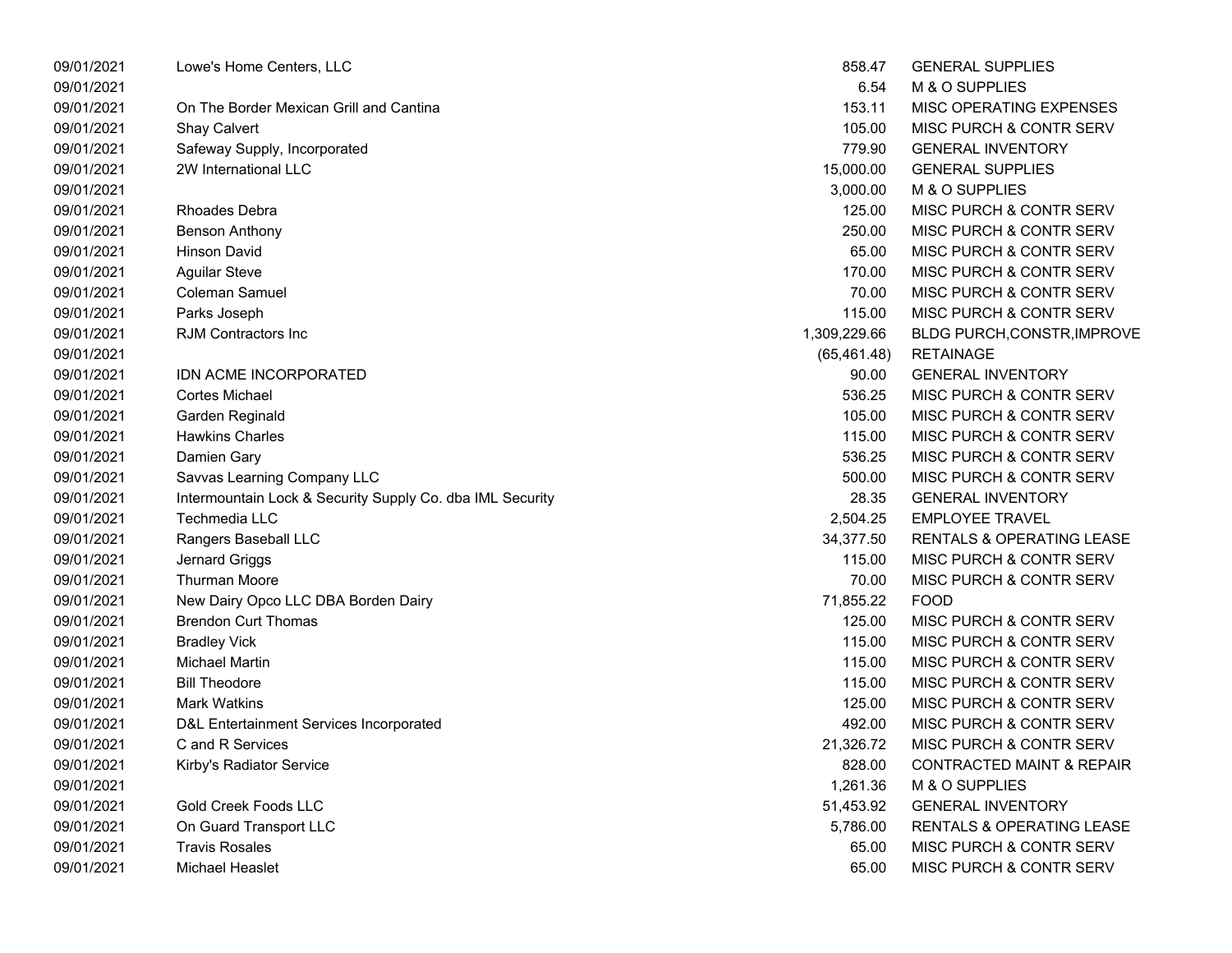| | | | |
|---|---|---|---|
| 09/01/2021 | Lowe's Home Centers, LLC | 858.47 | GENERAL SUPPLIES |
| 09/01/2021 | | 6.54 | M & O SUPPLIES |
| 09/01/2021 | On The Border Mexican Grill and Cantina | 153.11 | MISC OPERATING EXPENSES |
| 09/01/2021 | Shay Calvert | 105.00 | MISC PURCH & CONTR SERV |
| 09/01/2021 | Safeway Supply, Incorporated | 779.90 | GENERAL INVENTORY |
| 09/01/2021 | 2W International LLC | 15,000.00 | GENERAL SUPPLIES |
| 09/01/2021 | | 3,000.00 | M & O SUPPLIES |
| 09/01/2021 | Rhoades Debra | 125.00 | MISC PURCH & CONTR SERV |
| 09/01/2021 | Benson Anthony | 250.00 | MISC PURCH & CONTR SERV |
| 09/01/2021 | Hinson David | 65.00 | MISC PURCH & CONTR SERV |
| 09/01/2021 | Aguilar Steve | 170.00 | MISC PURCH & CONTR SERV |
| 09/01/2021 | Coleman Samuel | 70.00 | MISC PURCH & CONTR SERV |
| 09/01/2021 | Parks Joseph | 115.00 | MISC PURCH & CONTR SERV |
| 09/01/2021 | RJM Contractors Inc | 1,309,229.66 | BLDG PURCH,CONSTR,IMPROVE |
| 09/01/2021 | | (65,461.48) | RETAINAGE |
| 09/01/2021 | IDN ACME INCORPORATED | 90.00 | GENERAL INVENTORY |
| 09/01/2021 | Cortes Michael | 536.25 | MISC PURCH & CONTR SERV |
| 09/01/2021 | Garden Reginald | 105.00 | MISC PURCH & CONTR SERV |
| 09/01/2021 | Hawkins Charles | 115.00 | MISC PURCH & CONTR SERV |
| 09/01/2021 | Damien Gary | 536.25 | MISC PURCH & CONTR SERV |
| 09/01/2021 | Savvas Learning Company LLC | 500.00 | MISC PURCH & CONTR SERV |
| 09/01/2021 | Intermountain Lock & Security Supply Co. dba IML Security | 28.35 | GENERAL INVENTORY |
| 09/01/2021 | Techmedia LLC | 2,504.25 | EMPLOYEE TRAVEL |
| 09/01/2021 | Rangers Baseball LLC | 34,377.50 | RENTALS & OPERATING LEASE |
| 09/01/2021 | Jernard Griggs | 115.00 | MISC PURCH & CONTR SERV |
| 09/01/2021 | Thurman Moore | 70.00 | MISC PURCH & CONTR SERV |
| 09/01/2021 | New Dairy Opco LLC DBA Borden Dairy | 71,855.22 | FOOD |
| 09/01/2021 | Brendon Curt Thomas | 125.00 | MISC PURCH & CONTR SERV |
| 09/01/2021 | Bradley Vick | 115.00 | MISC PURCH & CONTR SERV |
| 09/01/2021 | Michael Martin | 115.00 | MISC PURCH & CONTR SERV |
| 09/01/2021 | Bill Theodore | 115.00 | MISC PURCH & CONTR SERV |
| 09/01/2021 | Mark Watkins | 125.00 | MISC PURCH & CONTR SERV |
| 09/01/2021 | D&L Entertainment Services Incorporated | 492.00 | MISC PURCH & CONTR SERV |
| 09/01/2021 | C and R Services | 21,326.72 | MISC PURCH & CONTR SERV |
| 09/01/2021 | Kirby's Radiator Service | 828.00 | CONTRACTED MAINT & REPAIR |
| 09/01/2021 | | 1,261.36 | M & O SUPPLIES |
| 09/01/2021 | Gold Creek Foods LLC | 51,453.92 | GENERAL INVENTORY |
| 09/01/2021 | On Guard Transport LLC | 5,786.00 | RENTALS & OPERATING LEASE |
| 09/01/2021 | Travis Rosales | 65.00 | MISC PURCH & CONTR SERV |
| 09/01/2021 | Michael Heaslet | 65.00 | MISC PURCH & CONTR SERV |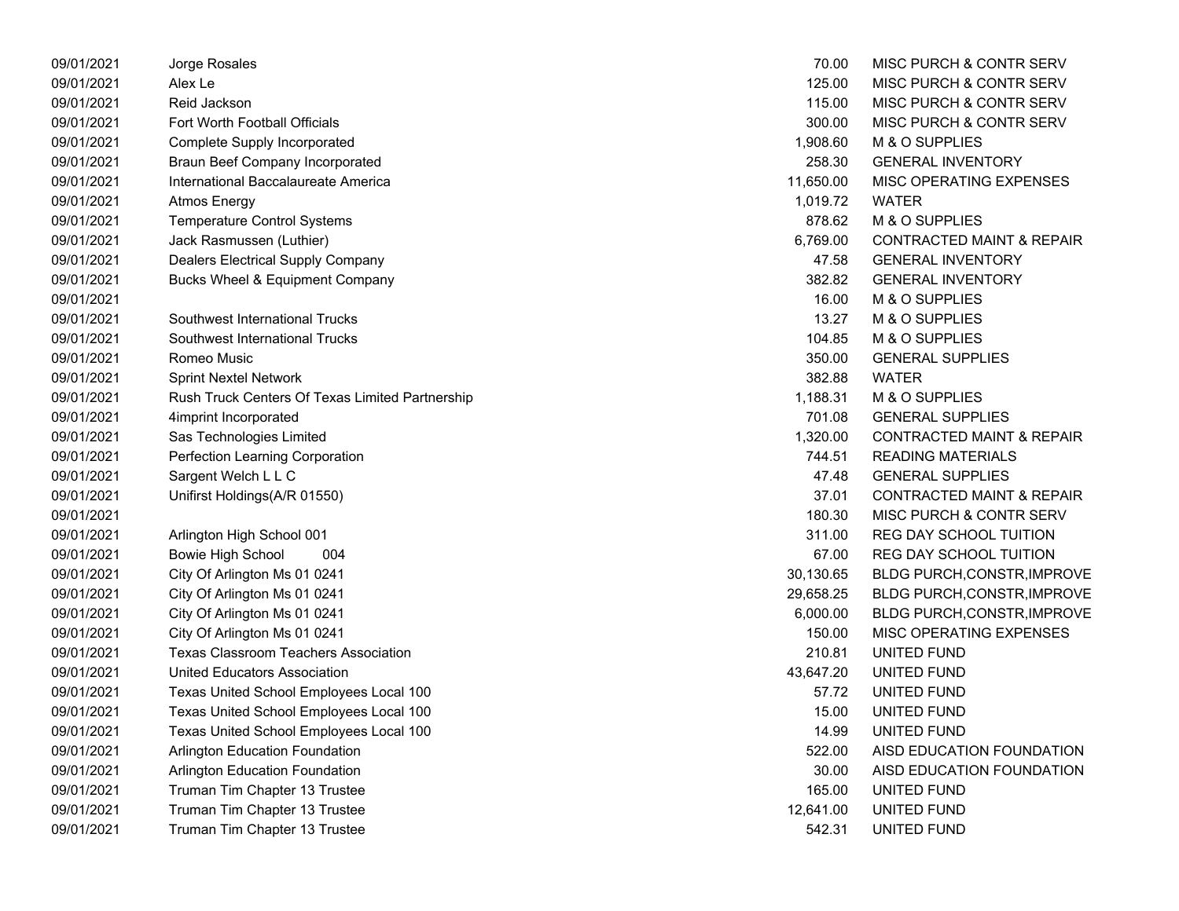| | | | |
|---|---|---|---|
| 09/01/2021 | Jorge Rosales | 70.00 | MISC PURCH & CONTR SERV |
| 09/01/2021 | Alex Le | 125.00 | MISC PURCH & CONTR SERV |
| 09/01/2021 | Reid Jackson | 115.00 | MISC PURCH & CONTR SERV |
| 09/01/2021 | Fort Worth Football Officials | 300.00 | MISC PURCH & CONTR SERV |
| 09/01/2021 | Complete Supply Incorporated | 1,908.60 | M & O SUPPLIES |
| 09/01/2021 | Braun Beef Company Incorporated | 258.30 | GENERAL INVENTORY |
| 09/01/2021 | International Baccalaureate America | 11,650.00 | MISC OPERATING EXPENSES |
| 09/01/2021 | Atmos Energy | 1,019.72 | WATER |
| 09/01/2021 | Temperature Control Systems | 878.62 | M & O SUPPLIES |
| 09/01/2021 | Jack Rasmussen (Luthier) | 6,769.00 | CONTRACTED MAINT & REPAIR |
| 09/01/2021 | Dealers Electrical Supply Company | 47.58 | GENERAL INVENTORY |
| 09/01/2021 | Bucks Wheel & Equipment Company | 382.82 | GENERAL INVENTORY |
| 09/01/2021 | | 16.00 | M & O SUPPLIES |
| 09/01/2021 | Southwest International Trucks | 13.27 | M & O SUPPLIES |
| 09/01/2021 | Southwest International Trucks | 104.85 | M & O SUPPLIES |
| 09/01/2021 | Romeo Music | 350.00 | GENERAL SUPPLIES |
| 09/01/2021 | Sprint Nextel Network | 382.88 | WATER |
| 09/01/2021 | Rush Truck Centers Of Texas Limited Partnership | 1,188.31 | M & O SUPPLIES |
| 09/01/2021 | 4imprint Incorporated | 701.08 | GENERAL SUPPLIES |
| 09/01/2021 | Sas Technologies Limited | 1,320.00 | CONTRACTED MAINT & REPAIR |
| 09/01/2021 | Perfection Learning Corporation | 744.51 | READING MATERIALS |
| 09/01/2021 | Sargent Welch L L C | 47.48 | GENERAL SUPPLIES |
| 09/01/2021 | Unifirst Holdings(A/R 01550) | 37.01 | CONTRACTED MAINT & REPAIR |
| 09/01/2021 | | 180.30 | MISC PURCH & CONTR SERV |
| 09/01/2021 | Arlington High School 001 | 311.00 | REG DAY SCHOOL TUITION |
| 09/01/2021 | Bowie High School 004 | 67.00 | REG DAY SCHOOL TUITION |
| 09/01/2021 | City Of Arlington Ms 01 0241 | 30,130.65 | BLDG PURCH,CONSTR,IMPROVE |
| 09/01/2021 | City Of Arlington Ms 01 0241 | 29,658.25 | BLDG PURCH,CONSTR,IMPROVE |
| 09/01/2021 | City Of Arlington Ms 01 0241 | 6,000.00 | BLDG PURCH,CONSTR,IMPROVE |
| 09/01/2021 | City Of Arlington Ms 01 0241 | 150.00 | MISC OPERATING EXPENSES |
| 09/01/2021 | Texas Classroom Teachers Association | 210.81 | UNITED FUND |
| 09/01/2021 | United Educators Association | 43,647.20 | UNITED FUND |
| 09/01/2021 | Texas United School Employees Local 100 | 57.72 | UNITED FUND |
| 09/01/2021 | Texas United School Employees Local 100 | 15.00 | UNITED FUND |
| 09/01/2021 | Texas United School Employees Local 100 | 14.99 | UNITED FUND |
| 09/01/2021 | Arlington Education Foundation | 522.00 | AISD EDUCATION FOUNDATION |
| 09/01/2021 | Arlington Education Foundation | 30.00 | AISD EDUCATION FOUNDATION |
| 09/01/2021 | Truman Tim Chapter 13 Trustee | 165.00 | UNITED FUND |
| 09/01/2021 | Truman Tim Chapter 13 Trustee | 12,641.00 | UNITED FUND |
| 09/01/2021 | Truman Tim Chapter 13 Trustee | 542.31 | UNITED FUND |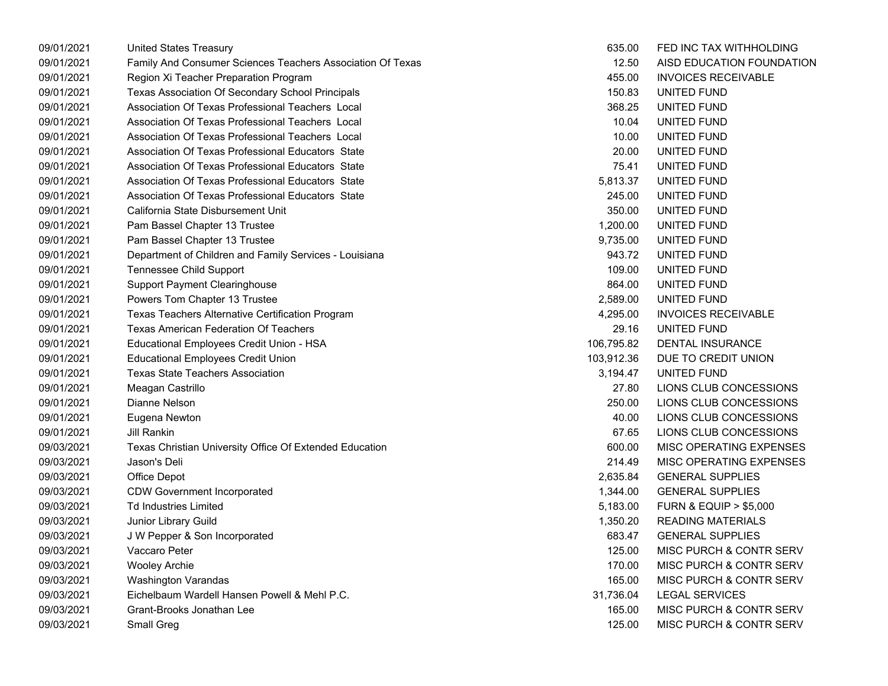| | | | |
|---|---|---|---|
| 09/01/2021 | United States Treasury | 635.00 | FED INC TAX WITHHOLDING |
| 09/01/2021 | Family And Consumer Sciences Teachers Association Of Texas | 12.50 | AISD EDUCATION FOUNDATION |
| 09/01/2021 | Region Xi Teacher Preparation Program | 455.00 | INVOICES RECEIVABLE |
| 09/01/2021 | Texas Association Of Secondary School Principals | 150.83 | UNITED FUND |
| 09/01/2021 | Association Of Texas Professional Teachers Local | 368.25 | UNITED FUND |
| 09/01/2021 | Association Of Texas Professional Teachers Local | 10.04 | UNITED FUND |
| 09/01/2021 | Association Of Texas Professional Teachers Local | 10.00 | UNITED FUND |
| 09/01/2021 | Association Of Texas Professional Educators State | 20.00 | UNITED FUND |
| 09/01/2021 | Association Of Texas Professional Educators State | 75.41 | UNITED FUND |
| 09/01/2021 | Association Of Texas Professional Educators State | 5,813.37 | UNITED FUND |
| 09/01/2021 | Association Of Texas Professional Educators State | 245.00 | UNITED FUND |
| 09/01/2021 | California State Disbursement Unit | 350.00 | UNITED FUND |
| 09/01/2021 | Pam Bassel Chapter 13 Trustee | 1,200.00 | UNITED FUND |
| 09/01/2021 | Pam Bassel Chapter 13 Trustee | 9,735.00 | UNITED FUND |
| 09/01/2021 | Department of Children and Family Services - Louisiana | 943.72 | UNITED FUND |
| 09/01/2021 | Tennessee Child Support | 109.00 | UNITED FUND |
| 09/01/2021 | Support Payment Clearinghouse | 864.00 | UNITED FUND |
| 09/01/2021 | Powers Tom Chapter 13 Trustee | 2,589.00 | UNITED FUND |
| 09/01/2021 | Texas Teachers Alternative Certification Program | 4,295.00 | INVOICES RECEIVABLE |
| 09/01/2021 | Texas American Federation Of Teachers | 29.16 | UNITED FUND |
| 09/01/2021 | Educational Employees Credit Union - HSA | 106,795.82 | DENTAL INSURANCE |
| 09/01/2021 | Educational Employees Credit Union | 103,912.36 | DUE TO CREDIT UNION |
| 09/01/2021 | Texas State Teachers Association | 3,194.47 | UNITED FUND |
| 09/01/2021 | Meagan Castrillo | 27.80 | LIONS CLUB CONCESSIONS |
| 09/01/2021 | Dianne Nelson | 250.00 | LIONS CLUB CONCESSIONS |
| 09/01/2021 | Eugena Newton | 40.00 | LIONS CLUB CONCESSIONS |
| 09/01/2021 | Jill Rankin | 67.65 | LIONS CLUB CONCESSIONS |
| 09/03/2021 | Texas Christian University Office Of Extended Education | 600.00 | MISC OPERATING EXPENSES |
| 09/03/2021 | Jason's Deli | 214.49 | MISC OPERATING EXPENSES |
| 09/03/2021 | Office Depot | 2,635.84 | GENERAL SUPPLIES |
| 09/03/2021 | CDW Government Incorporated | 1,344.00 | GENERAL SUPPLIES |
| 09/03/2021 | Td Industries Limited | 5,183.00 | FURN & EQUIP > $5,000 |
| 09/03/2021 | Junior Library Guild | 1,350.20 | READING MATERIALS |
| 09/03/2021 | J W Pepper & Son Incorporated | 683.47 | GENERAL SUPPLIES |
| 09/03/2021 | Vaccaro Peter | 125.00 | MISC PURCH & CONTR SERV |
| 09/03/2021 | Wooley Archie | 170.00 | MISC PURCH & CONTR SERV |
| 09/03/2021 | Washington Varandas | 165.00 | MISC PURCH & CONTR SERV |
| 09/03/2021 | Eichelbaum Wardell Hansen Powell & Mehl P.C. | 31,736.04 | LEGAL SERVICES |
| 09/03/2021 | Grant-Brooks Jonathan Lee | 165.00 | MISC PURCH & CONTR SERV |
| 09/03/2021 | Small Greg | 125.00 | MISC PURCH & CONTR SERV |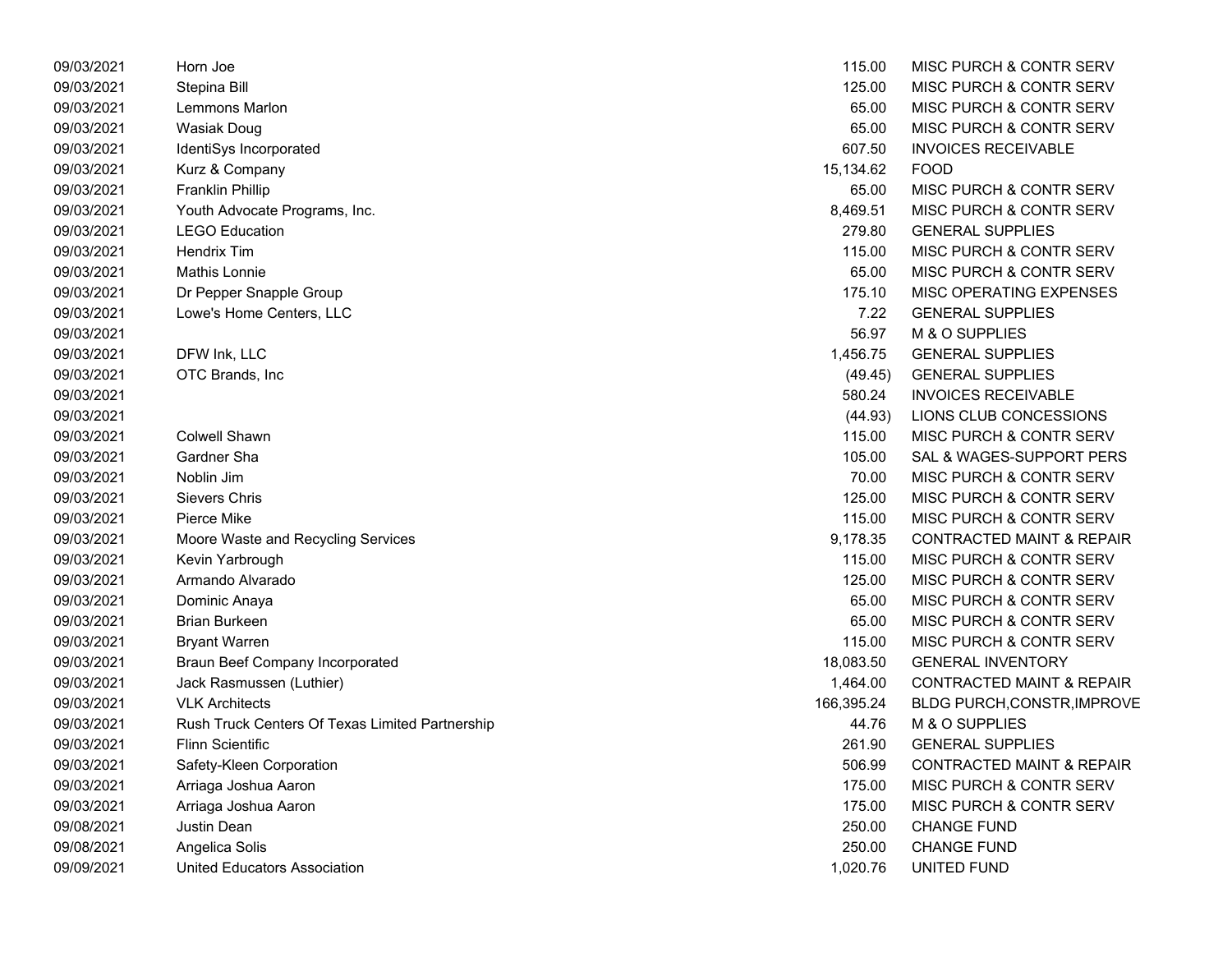| | | | |
|---|---|---|---|
| 09/03/2021 | Horn Joe | 115.00 | MISC PURCH & CONTR SERV |
| 09/03/2021 | Stepina Bill | 125.00 | MISC PURCH & CONTR SERV |
| 09/03/2021 | Lemmons Marlon | 65.00 | MISC PURCH & CONTR SERV |
| 09/03/2021 | Wasiak Doug | 65.00 | MISC PURCH & CONTR SERV |
| 09/03/2021 | IdentiSys Incorporated | 607.50 | INVOICES RECEIVABLE |
| 09/03/2021 | Kurz & Company | 15,134.62 | FOOD |
| 09/03/2021 | Franklin Phillip | 65.00 | MISC PURCH & CONTR SERV |
| 09/03/2021 | Youth Advocate Programs, Inc. | 8,469.51 | MISC PURCH & CONTR SERV |
| 09/03/2021 | LEGO Education | 279.80 | GENERAL SUPPLIES |
| 09/03/2021 | Hendrix Tim | 115.00 | MISC PURCH & CONTR SERV |
| 09/03/2021 | Mathis Lonnie | 65.00 | MISC PURCH & CONTR SERV |
| 09/03/2021 | Dr Pepper Snapple Group | 175.10 | MISC OPERATING EXPENSES |
| 09/03/2021 | Lowe's Home Centers, LLC | 7.22 | GENERAL SUPPLIES |
| 09/03/2021 | | 56.97 | M & O SUPPLIES |
| 09/03/2021 | DFW Ink, LLC | 1,456.75 | GENERAL SUPPLIES |
| 09/03/2021 | OTC Brands, Inc | (49.45) | GENERAL SUPPLIES |
| 09/03/2021 | | 580.24 | INVOICES RECEIVABLE |
| 09/03/2021 | | (44.93) | LIONS CLUB CONCESSIONS |
| 09/03/2021 | Colwell Shawn | 115.00 | MISC PURCH & CONTR SERV |
| 09/03/2021 | Gardner Sha | 105.00 | SAL & WAGES-SUPPORT PERS |
| 09/03/2021 | Noblin Jim | 70.00 | MISC PURCH & CONTR SERV |
| 09/03/2021 | Sievers Chris | 125.00 | MISC PURCH & CONTR SERV |
| 09/03/2021 | Pierce Mike | 115.00 | MISC PURCH & CONTR SERV |
| 09/03/2021 | Moore Waste and Recycling Services | 9,178.35 | CONTRACTED MAINT & REPAIR |
| 09/03/2021 | Kevin Yarbrough | 115.00 | MISC PURCH & CONTR SERV |
| 09/03/2021 | Armando Alvarado | 125.00 | MISC PURCH & CONTR SERV |
| 09/03/2021 | Dominic Anaya | 65.00 | MISC PURCH & CONTR SERV |
| 09/03/2021 | Brian Burkeen | 65.00 | MISC PURCH & CONTR SERV |
| 09/03/2021 | Bryant Warren | 115.00 | MISC PURCH & CONTR SERV |
| 09/03/2021 | Braun Beef Company Incorporated | 18,083.50 | GENERAL INVENTORY |
| 09/03/2021 | Jack Rasmussen (Luthier) | 1,464.00 | CONTRACTED MAINT & REPAIR |
| 09/03/2021 | VLK Architects | 166,395.24 | BLDG PURCH,CONSTR,IMPROVE |
| 09/03/2021 | Rush Truck Centers Of Texas Limited Partnership | 44.76 | M & O SUPPLIES |
| 09/03/2021 | Flinn Scientific | 261.90 | GENERAL SUPPLIES |
| 09/03/2021 | Safety-Kleen Corporation | 506.99 | CONTRACTED MAINT & REPAIR |
| 09/03/2021 | Arriaga Joshua Aaron | 175.00 | MISC PURCH & CONTR SERV |
| 09/03/2021 | Arriaga Joshua Aaron | 175.00 | MISC PURCH & CONTR SERV |
| 09/08/2021 | Justin Dean | 250.00 | CHANGE FUND |
| 09/08/2021 | Angelica Solis | 250.00 | CHANGE FUND |
| 09/09/2021 | United Educators Association | 1,020.76 | UNITED FUND |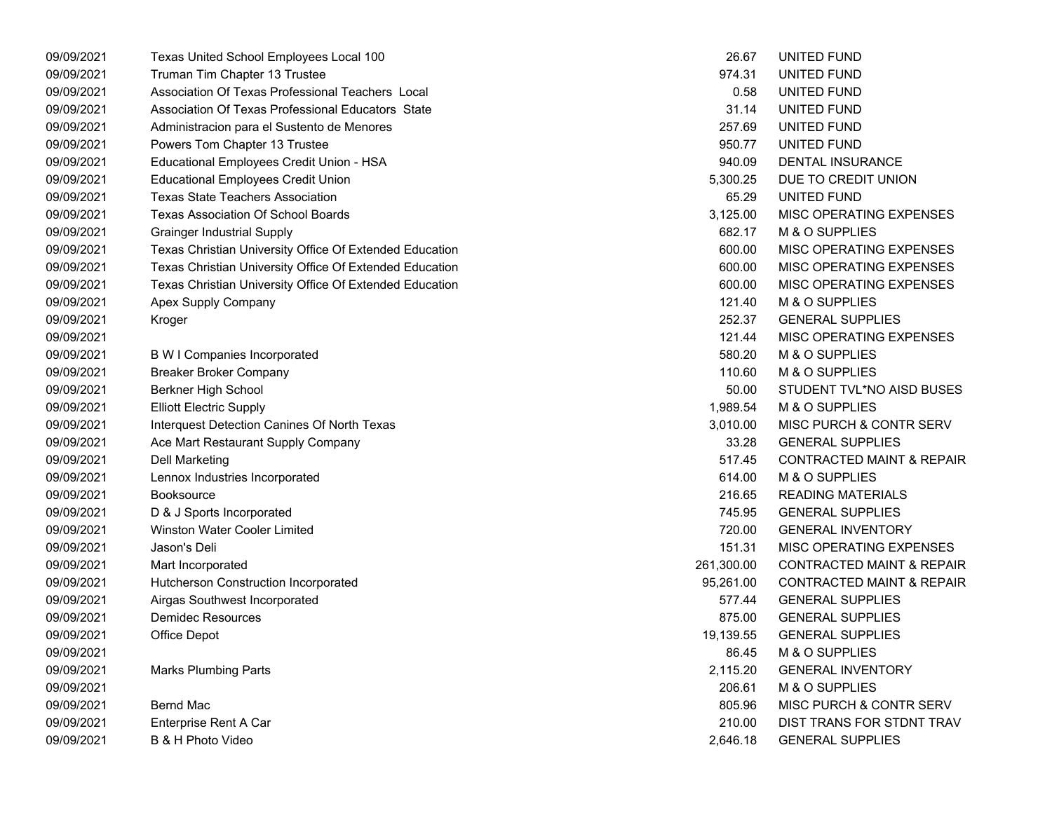| | | | |
|---|---|---|---|
| 09/09/2021 | Texas United School Employees Local 100 | 26.67 | UNITED FUND |
| 09/09/2021 | Truman Tim Chapter 13 Trustee | 974.31 | UNITED FUND |
| 09/09/2021 | Association Of Texas Professional Teachers Local | 0.58 | UNITED FUND |
| 09/09/2021 | Association Of Texas Professional Educators State | 31.14 | UNITED FUND |
| 09/09/2021 | Administracion para el Sustento de Menores | 257.69 | UNITED FUND |
| 09/09/2021 | Powers Tom Chapter 13 Trustee | 950.77 | UNITED FUND |
| 09/09/2021 | Educational Employees Credit Union - HSA | 940.09 | DENTAL INSURANCE |
| 09/09/2021 | Educational Employees Credit Union | 5,300.25 | DUE TO CREDIT UNION |
| 09/09/2021 | Texas State Teachers Association | 65.29 | UNITED FUND |
| 09/09/2021 | Texas Association Of School Boards | 3,125.00 | MISC OPERATING EXPENSES |
| 09/09/2021 | Grainger Industrial Supply | 682.17 | M & O SUPPLIES |
| 09/09/2021 | Texas Christian University Office Of Extended Education | 600.00 | MISC OPERATING EXPENSES |
| 09/09/2021 | Texas Christian University Office Of Extended Education | 600.00 | MISC OPERATING EXPENSES |
| 09/09/2021 | Texas Christian University Office Of Extended Education | 600.00 | MISC OPERATING EXPENSES |
| 09/09/2021 | Apex Supply Company | 121.40 | M & O SUPPLIES |
| 09/09/2021 | Kroger | 252.37 | GENERAL SUPPLIES |
| 09/09/2021 | | 121.44 | MISC OPERATING EXPENSES |
| 09/09/2021 | B W I Companies Incorporated | 580.20 | M & O SUPPLIES |
| 09/09/2021 | Breaker Broker Company | 110.60 | M & O SUPPLIES |
| 09/09/2021 | Berkner High School | 50.00 | STUDENT TVL*NO AISD BUSES |
| 09/09/2021 | Elliott Electric Supply | 1,989.54 | M & O SUPPLIES |
| 09/09/2021 | Interquest Detection Canines Of North Texas | 3,010.00 | MISC PURCH & CONTR SERV |
| 09/09/2021 | Ace Mart Restaurant Supply Company | 33.28 | GENERAL SUPPLIES |
| 09/09/2021 | Dell Marketing | 517.45 | CONTRACTED MAINT & REPAIR |
| 09/09/2021 | Lennox Industries Incorporated | 614.00 | M & O SUPPLIES |
| 09/09/2021 | Booksource | 216.65 | READING MATERIALS |
| 09/09/2021 | D & J Sports Incorporated | 745.95 | GENERAL SUPPLIES |
| 09/09/2021 | Winston Water Cooler Limited | 720.00 | GENERAL INVENTORY |
| 09/09/2021 | Jason's Deli | 151.31 | MISC OPERATING EXPENSES |
| 09/09/2021 | Mart Incorporated | 261,300.00 | CONTRACTED MAINT & REPAIR |
| 09/09/2021 | Hutcherson Construction Incorporated | 95,261.00 | CONTRACTED MAINT & REPAIR |
| 09/09/2021 | Airgas Southwest Incorporated | 577.44 | GENERAL SUPPLIES |
| 09/09/2021 | Demidec Resources | 875.00 | GENERAL SUPPLIES |
| 09/09/2021 | Office Depot | 19,139.55 | GENERAL SUPPLIES |
| 09/09/2021 | | 86.45 | M & O SUPPLIES |
| 09/09/2021 | Marks Plumbing Parts | 2,115.20 | GENERAL INVENTORY |
| 09/09/2021 | | 206.61 | M & O SUPPLIES |
| 09/09/2021 | Bernd Mac | 805.96 | MISC PURCH & CONTR SERV |
| 09/09/2021 | Enterprise Rent A Car | 210.00 | DIST TRANS FOR STDNT TRAV |
| 09/09/2021 | B & H Photo Video | 2,646.18 | GENERAL SUPPLIES |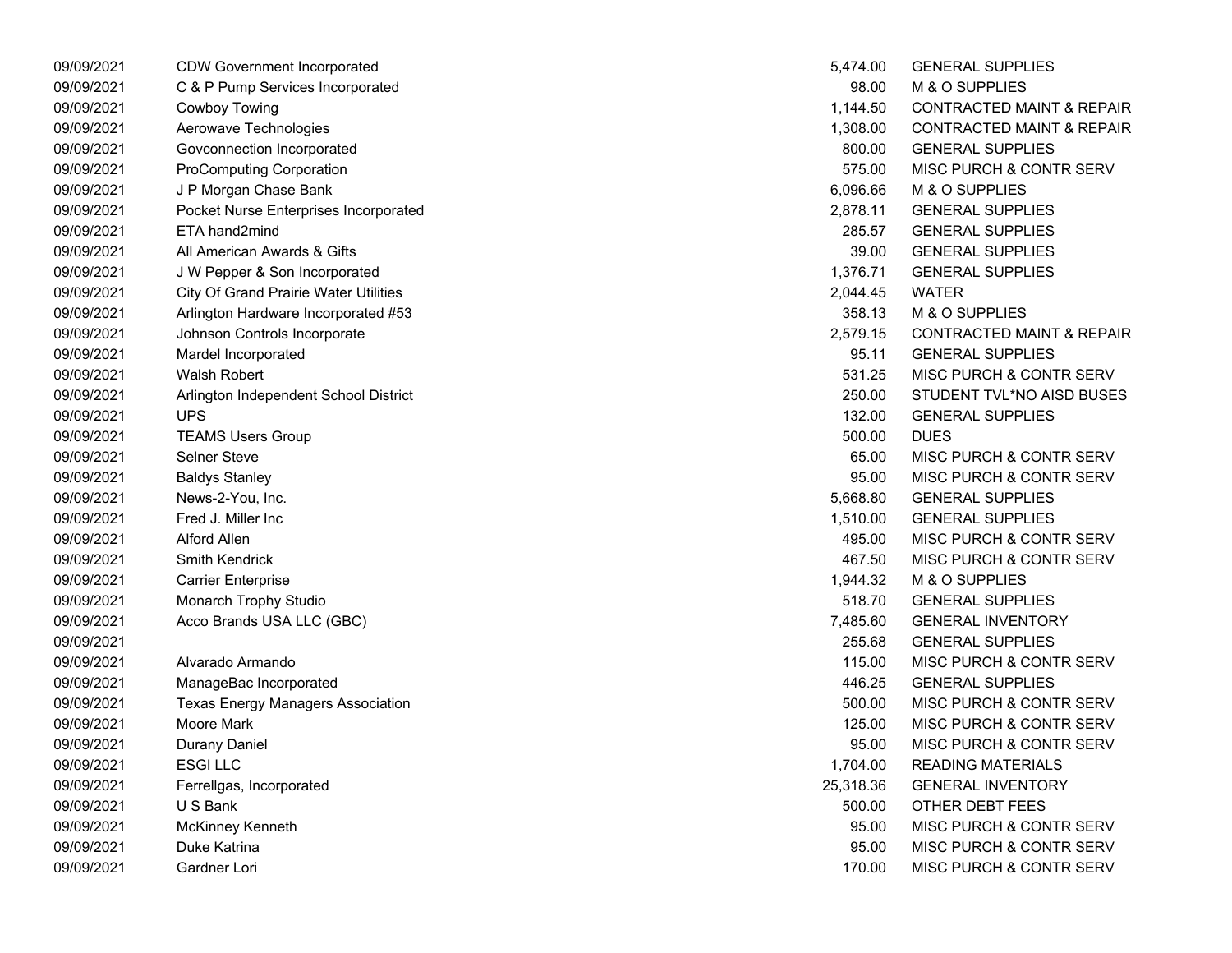| | | | |
|---|---|---|---|
| 09/09/2021 | CDW Government Incorporated | 5,474.00 | GENERAL SUPPLIES |
| 09/09/2021 | C & P Pump Services Incorporated | 98.00 | M & O SUPPLIES |
| 09/09/2021 | Cowboy Towing | 1,144.50 | CONTRACTED MAINT & REPAIR |
| 09/09/2021 | Aerowave Technologies | 1,308.00 | CONTRACTED MAINT & REPAIR |
| 09/09/2021 | Govconnection Incorporated | 800.00 | GENERAL SUPPLIES |
| 09/09/2021 | ProComputing Corporation | 575.00 | MISC PURCH & CONTR SERV |
| 09/09/2021 | J P Morgan Chase Bank | 6,096.66 | M & O SUPPLIES |
| 09/09/2021 | Pocket Nurse Enterprises Incorporated | 2,878.11 | GENERAL SUPPLIES |
| 09/09/2021 | ETA hand2mind | 285.57 | GENERAL SUPPLIES |
| 09/09/2021 | All American Awards & Gifts | 39.00 | GENERAL SUPPLIES |
| 09/09/2021 | J W Pepper & Son Incorporated | 1,376.71 | GENERAL SUPPLIES |
| 09/09/2021 | City Of Grand Prairie Water Utilities | 2,044.45 | WATER |
| 09/09/2021 | Arlington Hardware Incorporated #53 | 358.13 | M & O SUPPLIES |
| 09/09/2021 | Johnson Controls Incorporate | 2,579.15 | CONTRACTED MAINT & REPAIR |
| 09/09/2021 | Mardel Incorporated | 95.11 | GENERAL SUPPLIES |
| 09/09/2021 | Walsh Robert | 531.25 | MISC PURCH & CONTR SERV |
| 09/09/2021 | Arlington Independent School District | 250.00 | STUDENT TVL*NO AISD BUSES |
| 09/09/2021 | UPS | 132.00 | GENERAL SUPPLIES |
| 09/09/2021 | TEAMS Users Group | 500.00 | DUES |
| 09/09/2021 | Selner Steve | 65.00 | MISC PURCH & CONTR SERV |
| 09/09/2021 | Baldys Stanley | 95.00 | MISC PURCH & CONTR SERV |
| 09/09/2021 | News-2-You, Inc. | 5,668.80 | GENERAL SUPPLIES |
| 09/09/2021 | Fred J. Miller Inc | 1,510.00 | GENERAL SUPPLIES |
| 09/09/2021 | Alford Allen | 495.00 | MISC PURCH & CONTR SERV |
| 09/09/2021 | Smith Kendrick | 467.50 | MISC PURCH & CONTR SERV |
| 09/09/2021 | Carrier Enterprise | 1,944.32 | M & O SUPPLIES |
| 09/09/2021 | Monarch Trophy Studio | 518.70 | GENERAL SUPPLIES |
| 09/09/2021 | Acco Brands USA LLC (GBC) | 7,485.60 | GENERAL INVENTORY |
| 09/09/2021 | | 255.68 | GENERAL SUPPLIES |
| 09/09/2021 | Alvarado Armando | 115.00 | MISC PURCH & CONTR SERV |
| 09/09/2021 | ManageBac Incorporated | 446.25 | GENERAL SUPPLIES |
| 09/09/2021 | Texas Energy Managers Association | 500.00 | MISC PURCH & CONTR SERV |
| 09/09/2021 | Moore Mark | 125.00 | MISC PURCH & CONTR SERV |
| 09/09/2021 | Durany Daniel | 95.00 | MISC PURCH & CONTR SERV |
| 09/09/2021 | ESGI LLC | 1,704.00 | READING MATERIALS |
| 09/09/2021 | Ferrellgas, Incorporated | 25,318.36 | GENERAL INVENTORY |
| 09/09/2021 | U S Bank | 500.00 | OTHER DEBT FEES |
| 09/09/2021 | McKinney Kenneth | 95.00 | MISC PURCH & CONTR SERV |
| 09/09/2021 | Duke Katrina | 95.00 | MISC PURCH & CONTR SERV |
| 09/09/2021 | Gardner Lori | 170.00 | MISC PURCH & CONTR SERV |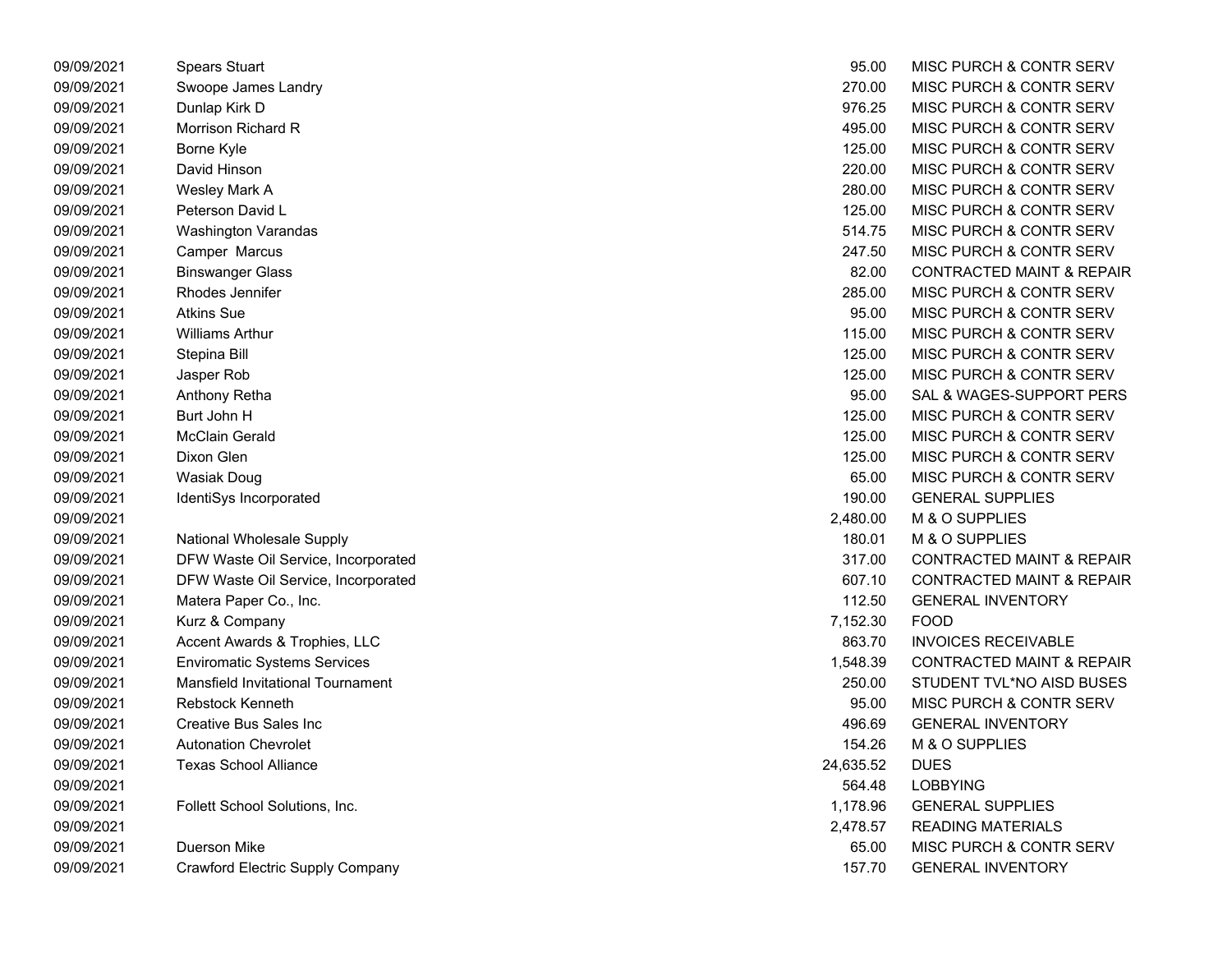| | | | |
|---|---|---|---|
| 09/09/2021 | Spears Stuart | 95.00 | MISC PURCH & CONTR SERV |
| 09/09/2021 | Swoope James Landry | 270.00 | MISC PURCH & CONTR SERV |
| 09/09/2021 | Dunlap Kirk D | 976.25 | MISC PURCH & CONTR SERV |
| 09/09/2021 | Morrison Richard R | 495.00 | MISC PURCH & CONTR SERV |
| 09/09/2021 | Borne Kyle | 125.00 | MISC PURCH & CONTR SERV |
| 09/09/2021 | David Hinson | 220.00 | MISC PURCH & CONTR SERV |
| 09/09/2021 | Wesley Mark A | 280.00 | MISC PURCH & CONTR SERV |
| 09/09/2021 | Peterson David L | 125.00 | MISC PURCH & CONTR SERV |
| 09/09/2021 | Washington Varandas | 514.75 | MISC PURCH & CONTR SERV |
| 09/09/2021 | Camper Marcus | 247.50 | MISC PURCH & CONTR SERV |
| 09/09/2021 | Binswanger Glass | 82.00 | CONTRACTED MAINT & REPAIR |
| 09/09/2021 | Rhodes Jennifer | 285.00 | MISC PURCH & CONTR SERV |
| 09/09/2021 | Atkins Sue | 95.00 | MISC PURCH & CONTR SERV |
| 09/09/2021 | Williams Arthur | 115.00 | MISC PURCH & CONTR SERV |
| 09/09/2021 | Stepina Bill | 125.00 | MISC PURCH & CONTR SERV |
| 09/09/2021 | Jasper Rob | 125.00 | MISC PURCH & CONTR SERV |
| 09/09/2021 | Anthony Retha | 95.00 | SAL & WAGES-SUPPORT PERS |
| 09/09/2021 | Burt John H | 125.00 | MISC PURCH & CONTR SERV |
| 09/09/2021 | McClain Gerald | 125.00 | MISC PURCH & CONTR SERV |
| 09/09/2021 | Dixon Glen | 125.00 | MISC PURCH & CONTR SERV |
| 09/09/2021 | Wasiak Doug | 65.00 | MISC PURCH & CONTR SERV |
| 09/09/2021 | IdentiSys Incorporated | 190.00 | GENERAL SUPPLIES |
| 09/09/2021 | | 2,480.00 | M & O SUPPLIES |
| 09/09/2021 | National Wholesale Supply | 180.01 | M & O SUPPLIES |
| 09/09/2021 | DFW Waste Oil Service, Incorporated | 317.00 | CONTRACTED MAINT & REPAIR |
| 09/09/2021 | DFW Waste Oil Service, Incorporated | 607.10 | CONTRACTED MAINT & REPAIR |
| 09/09/2021 | Matera Paper Co., Inc. | 112.50 | GENERAL INVENTORY |
| 09/09/2021 | Kurz & Company | 7,152.30 | FOOD |
| 09/09/2021 | Accent Awards & Trophies, LLC | 863.70 | INVOICES RECEIVABLE |
| 09/09/2021 | Enviromatic Systems Services | 1,548.39 | CONTRACTED MAINT & REPAIR |
| 09/09/2021 | Mansfield Invitational Tournament | 250.00 | STUDENT TVL*NO AISD BUSES |
| 09/09/2021 | Rebstock Kenneth | 95.00 | MISC PURCH & CONTR SERV |
| 09/09/2021 | Creative Bus Sales Inc | 496.69 | GENERAL INVENTORY |
| 09/09/2021 | Autonation Chevrolet | 154.26 | M & O SUPPLIES |
| 09/09/2021 | Texas School Alliance | 24,635.52 | DUES |
| 09/09/2021 | | 564.48 | LOBBYING |
| 09/09/2021 | Follett School Solutions, Inc. | 1,178.96 | GENERAL SUPPLIES |
| 09/09/2021 | | 2,478.57 | READING MATERIALS |
| 09/09/2021 | Duerson Mike | 65.00 | MISC PURCH & CONTR SERV |
| 09/09/2021 | Crawford Electric Supply Company | 157.70 | GENERAL INVENTORY |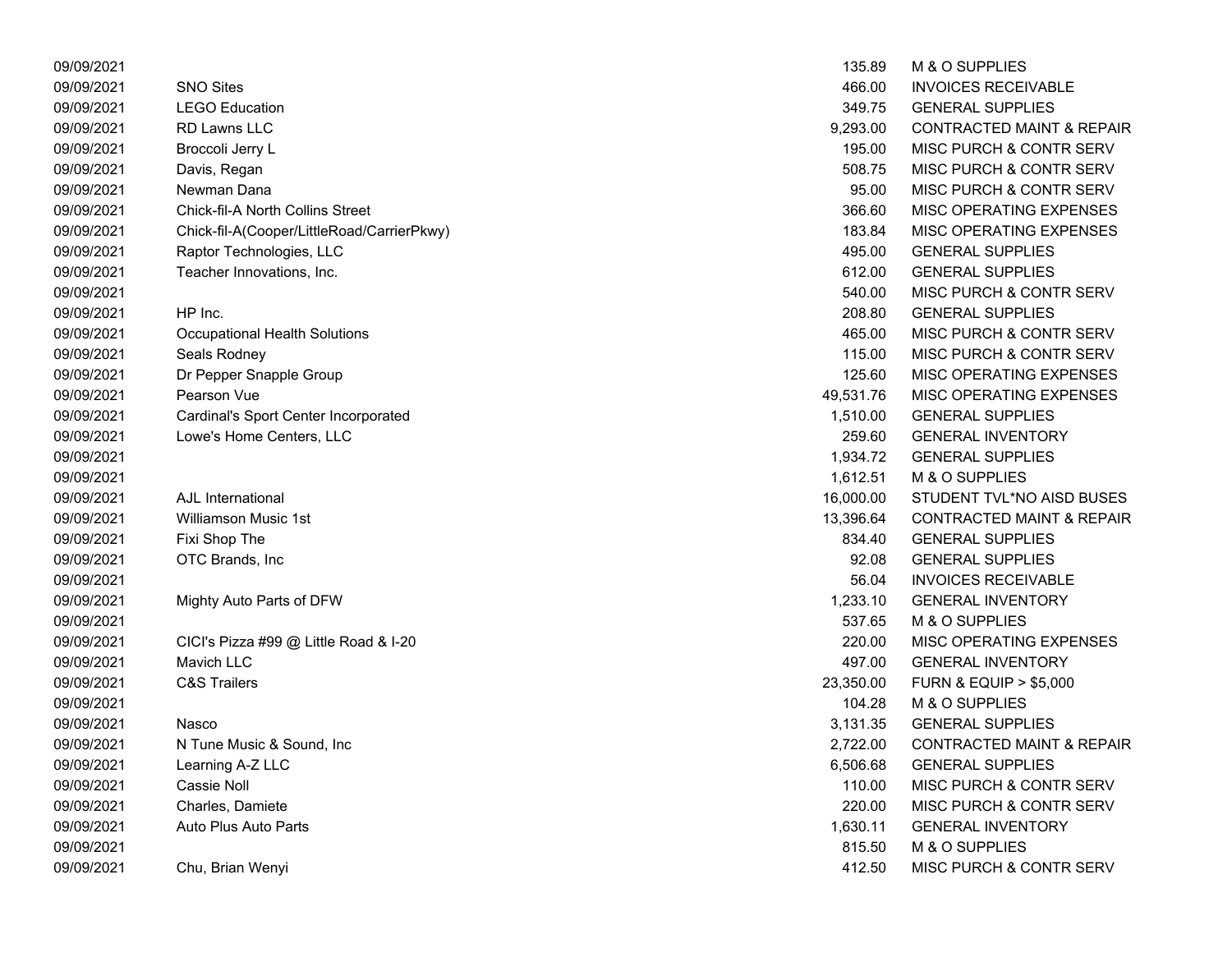| | | | |
|---|---|---|---|
| 09/09/2021 | | 135.89 | M & O SUPPLIES |
| 09/09/2021 | SNO Sites | 466.00 | INVOICES RECEIVABLE |
| 09/09/2021 | LEGO Education | 349.75 | GENERAL SUPPLIES |
| 09/09/2021 | RD Lawns LLC | 9,293.00 | CONTRACTED MAINT & REPAIR |
| 09/09/2021 | Broccoli Jerry L | 195.00 | MISC PURCH & CONTR SERV |
| 09/09/2021 | Davis, Regan | 508.75 | MISC PURCH & CONTR SERV |
| 09/09/2021 | Newman Dana | 95.00 | MISC PURCH & CONTR SERV |
| 09/09/2021 | Chick-fil-A North Collins Street | 366.60 | MISC OPERATING EXPENSES |
| 09/09/2021 | Chick-fil-A(Cooper/LittleRoad/CarrierPkwy) | 183.84 | MISC OPERATING EXPENSES |
| 09/09/2021 | Raptor Technologies, LLC | 495.00 | GENERAL SUPPLIES |
| 09/09/2021 | Teacher Innovations, Inc. | 612.00 | GENERAL SUPPLIES |
| 09/09/2021 | | 540.00 | MISC PURCH & CONTR SERV |
| 09/09/2021 | HP Inc. | 208.80 | GENERAL SUPPLIES |
| 09/09/2021 | Occupational Health Solutions | 465.00 | MISC PURCH & CONTR SERV |
| 09/09/2021 | Seals Rodney | 115.00 | MISC PURCH & CONTR SERV |
| 09/09/2021 | Dr Pepper Snapple Group | 125.60 | MISC OPERATING EXPENSES |
| 09/09/2021 | Pearson Vue | 49,531.76 | MISC OPERATING EXPENSES |
| 09/09/2021 | Cardinal's Sport Center Incorporated | 1,510.00 | GENERAL SUPPLIES |
| 09/09/2021 | Lowe's Home Centers, LLC | 259.60 | GENERAL INVENTORY |
| 09/09/2021 | | 1,934.72 | GENERAL SUPPLIES |
| 09/09/2021 | | 1,612.51 | M & O SUPPLIES |
| 09/09/2021 | AJL International | 16,000.00 | STUDENT TVL*NO AISD BUSES |
| 09/09/2021 | Williamson Music 1st | 13,396.64 | CONTRACTED MAINT & REPAIR |
| 09/09/2021 | Fixi Shop The | 834.40 | GENERAL SUPPLIES |
| 09/09/2021 | OTC Brands, Inc | 92.08 | GENERAL SUPPLIES |
| 09/09/2021 | | 56.04 | INVOICES RECEIVABLE |
| 09/09/2021 | Mighty Auto Parts of DFW | 1,233.10 | GENERAL INVENTORY |
| 09/09/2021 | | 537.65 | M & O SUPPLIES |
| 09/09/2021 | CICI's Pizza #99 @ Little Road & I-20 | 220.00 | MISC OPERATING EXPENSES |
| 09/09/2021 | Mavich LLC | 497.00 | GENERAL INVENTORY |
| 09/09/2021 | C&S Trailers | 23,350.00 | FURN & EQUIP > $5,000 |
| 09/09/2021 | | 104.28 | M & O SUPPLIES |
| 09/09/2021 | Nasco | 3,131.35 | GENERAL SUPPLIES |
| 09/09/2021 | N Tune Music & Sound, Inc | 2,722.00 | CONTRACTED MAINT & REPAIR |
| 09/09/2021 | Learning A-Z LLC | 6,506.68 | GENERAL SUPPLIES |
| 09/09/2021 | Cassie Noll | 110.00 | MISC PURCH & CONTR SERV |
| 09/09/2021 | Charles, Damiete | 220.00 | MISC PURCH & CONTR SERV |
| 09/09/2021 | Auto Plus Auto Parts | 1,630.11 | GENERAL INVENTORY |
| 09/09/2021 | | 815.50 | M & O SUPPLIES |
| 09/09/2021 | Chu, Brian Wenyi | 412.50 | MISC PURCH & CONTR SERV |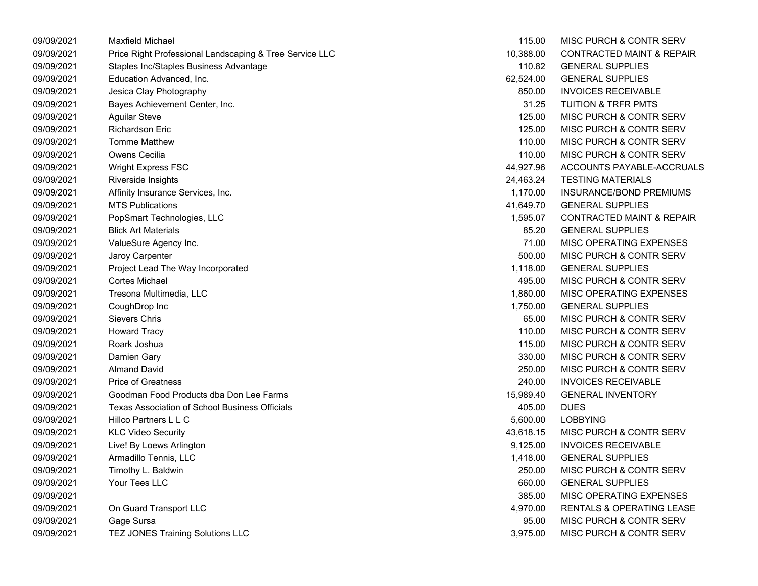| | | | |
|---|---|---|---|
| 09/09/2021 | Maxfield Michael | 115.00 | MISC PURCH & CONTR SERV |
| 09/09/2021 | Price Right Professional Landscaping & Tree Service LLC | 10,388.00 | CONTRACTED MAINT & REPAIR |
| 09/09/2021 | Staples Inc/Staples Business Advantage | 110.82 | GENERAL SUPPLIES |
| 09/09/2021 | Education Advanced, Inc. | 62,524.00 | GENERAL SUPPLIES |
| 09/09/2021 | Jesica Clay Photography | 850.00 | INVOICES RECEIVABLE |
| 09/09/2021 | Bayes Achievement Center, Inc. | 31.25 | TUITION & TRFR PMTS |
| 09/09/2021 | Aguilar Steve | 125.00 | MISC PURCH & CONTR SERV |
| 09/09/2021 | Richardson Eric | 125.00 | MISC PURCH & CONTR SERV |
| 09/09/2021 | Tomme Matthew | 110.00 | MISC PURCH & CONTR SERV |
| 09/09/2021 | Owens Cecilia | 110.00 | MISC PURCH & CONTR SERV |
| 09/09/2021 | Wright Express FSC | 44,927.96 | ACCOUNTS PAYABLE-ACCRUALS |
| 09/09/2021 | Riverside Insights | 24,463.24 | TESTING MATERIALS |
| 09/09/2021 | Affinity Insurance Services, Inc. | 1,170.00 | INSURANCE/BOND PREMIUMS |
| 09/09/2021 | MTS Publications | 41,649.70 | GENERAL SUPPLIES |
| 09/09/2021 | PopSmart Technologies, LLC | 1,595.07 | CONTRACTED MAINT & REPAIR |
| 09/09/2021 | Blick Art Materials | 85.20 | GENERAL SUPPLIES |
| 09/09/2021 | ValueSure Agency Inc. | 71.00 | MISC OPERATING EXPENSES |
| 09/09/2021 | Jaroy Carpenter | 500.00 | MISC PURCH & CONTR SERV |
| 09/09/2021 | Project Lead The Way Incorporated | 1,118.00 | GENERAL SUPPLIES |
| 09/09/2021 | Cortes Michael | 495.00 | MISC PURCH & CONTR SERV |
| 09/09/2021 | Tresona Multimedia, LLC | 1,860.00 | MISC OPERATING EXPENSES |
| 09/09/2021 | CoughDrop Inc | 1,750.00 | GENERAL SUPPLIES |
| 09/09/2021 | Sievers Chris | 65.00 | MISC PURCH & CONTR SERV |
| 09/09/2021 | Howard Tracy | 110.00 | MISC PURCH & CONTR SERV |
| 09/09/2021 | Roark Joshua | 115.00 | MISC PURCH & CONTR SERV |
| 09/09/2021 | Damien Gary | 330.00 | MISC PURCH & CONTR SERV |
| 09/09/2021 | Almand David | 250.00 | MISC PURCH & CONTR SERV |
| 09/09/2021 | Price of Greatness | 240.00 | INVOICES RECEIVABLE |
| 09/09/2021 | Goodman Food Products dba Don Lee Farms | 15,989.40 | GENERAL INVENTORY |
| 09/09/2021 | Texas Association of School Business Officials | 405.00 | DUES |
| 09/09/2021 | Hillco Partners L L C | 5,600.00 | LOBBYING |
| 09/09/2021 | KLC Video Security | 43,618.15 | MISC PURCH & CONTR SERV |
| 09/09/2021 | Live! By Loews Arlington | 9,125.00 | INVOICES RECEIVABLE |
| 09/09/2021 | Armadillo Tennis, LLC | 1,418.00 | GENERAL SUPPLIES |
| 09/09/2021 | Timothy L. Baldwin | 250.00 | MISC PURCH & CONTR SERV |
| 09/09/2021 | Your Tees LLC | 660.00 | GENERAL SUPPLIES |
| 09/09/2021 | | 385.00 | MISC OPERATING EXPENSES |
| 09/09/2021 | On Guard Transport LLC | 4,970.00 | RENTALS & OPERATING LEASE |
| 09/09/2021 | Gage Sursa | 95.00 | MISC PURCH & CONTR SERV |
| 09/09/2021 | TEZ JONES Training Solutions LLC | 3,975.00 | MISC PURCH & CONTR SERV |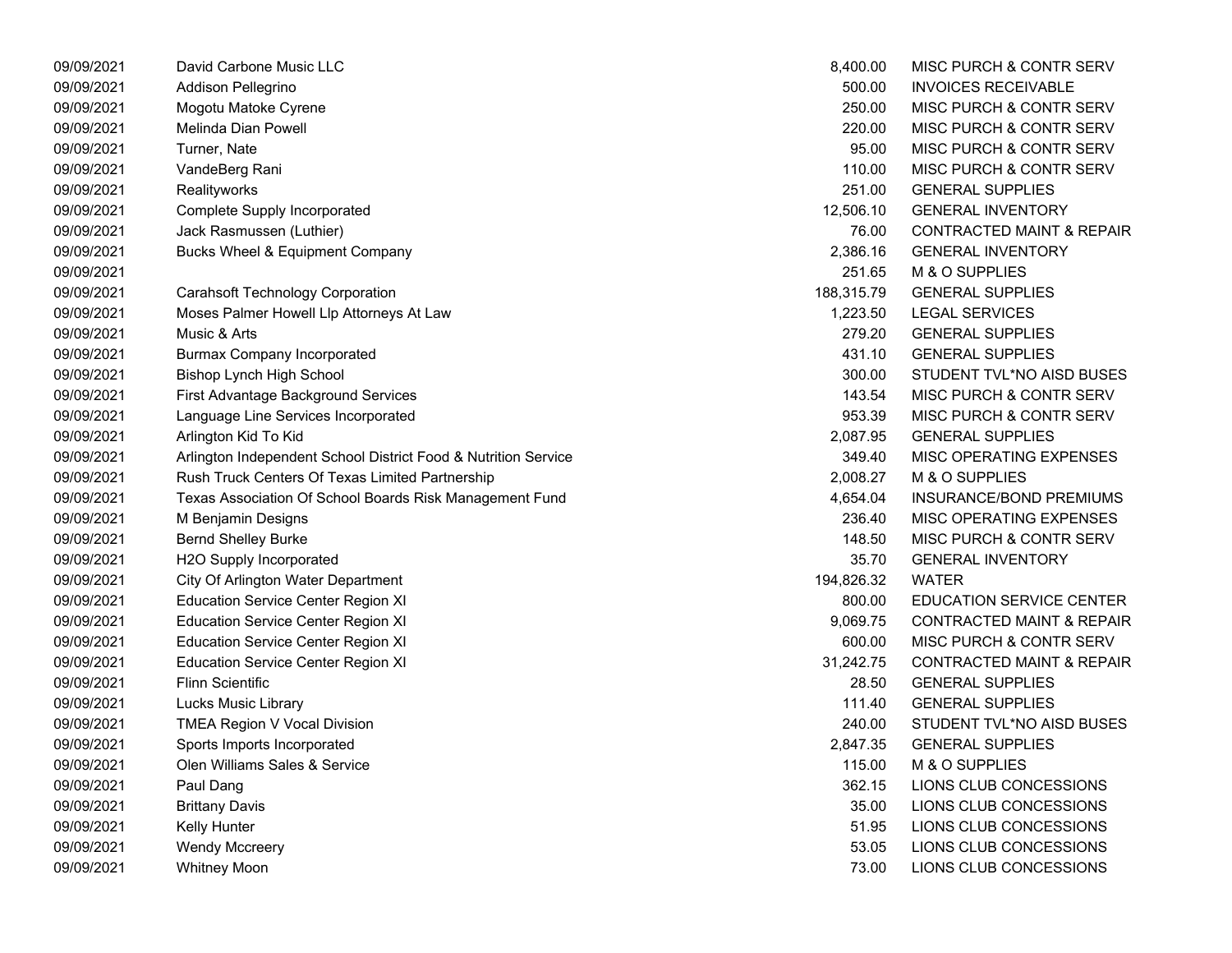| | | | |
|---|---|---|---|
| 09/09/2021 | David Carbone Music LLC | 8,400.00 | MISC PURCH & CONTR SERV |
| 09/09/2021 | Addison Pellegrino | 500.00 | INVOICES RECEIVABLE |
| 09/09/2021 | Mogotu Matoke Cyrene | 250.00 | MISC PURCH & CONTR SERV |
| 09/09/2021 | Melinda Dian Powell | 220.00 | MISC PURCH & CONTR SERV |
| 09/09/2021 | Turner, Nate | 95.00 | MISC PURCH & CONTR SERV |
| 09/09/2021 | VandeBerg Rani | 110.00 | MISC PURCH & CONTR SERV |
| 09/09/2021 | Realityworks | 251.00 | GENERAL SUPPLIES |
| 09/09/2021 | Complete Supply Incorporated | 12,506.10 | GENERAL INVENTORY |
| 09/09/2021 | Jack Rasmussen (Luthier) | 76.00 | CONTRACTED MAINT & REPAIR |
| 09/09/2021 | Bucks Wheel & Equipment Company | 2,386.16 | GENERAL INVENTORY |
| 09/09/2021 | | 251.65 | M & O SUPPLIES |
| 09/09/2021 | Carahsoft Technology Corporation | 188,315.79 | GENERAL SUPPLIES |
| 09/09/2021 | Moses Palmer Howell Llp Attorneys At Law | 1,223.50 | LEGAL SERVICES |
| 09/09/2021 | Music & Arts | 279.20 | GENERAL SUPPLIES |
| 09/09/2021 | Burmax Company Incorporated | 431.10 | GENERAL SUPPLIES |
| 09/09/2021 | Bishop Lynch High School | 300.00 | STUDENT TVL*NO AISD BUSES |
| 09/09/2021 | First Advantage Background Services | 143.54 | MISC PURCH & CONTR SERV |
| 09/09/2021 | Language Line Services Incorporated | 953.39 | MISC PURCH & CONTR SERV |
| 09/09/2021 | Arlington Kid To Kid | 2,087.95 | GENERAL SUPPLIES |
| 09/09/2021 | Arlington Independent School District Food & Nutrition Service | 349.40 | MISC OPERATING EXPENSES |
| 09/09/2021 | Rush Truck Centers Of Texas Limited Partnership | 2,008.27 | M & O SUPPLIES |
| 09/09/2021 | Texas Association Of School Boards Risk Management Fund | 4,654.04 | INSURANCE/BOND PREMIUMS |
| 09/09/2021 | M Benjamin Designs | 236.40 | MISC OPERATING EXPENSES |
| 09/09/2021 | Bernd Shelley Burke | 148.50 | MISC PURCH & CONTR SERV |
| 09/09/2021 | H2O Supply Incorporated | 35.70 | GENERAL INVENTORY |
| 09/09/2021 | City Of Arlington Water Department | 194,826.32 | WATER |
| 09/09/2021 | Education Service Center Region XI | 800.00 | EDUCATION SERVICE CENTER |
| 09/09/2021 | Education Service Center Region XI | 9,069.75 | CONTRACTED MAINT & REPAIR |
| 09/09/2021 | Education Service Center Region XI | 600.00 | MISC PURCH & CONTR SERV |
| 09/09/2021 | Education Service Center Region XI | 31,242.75 | CONTRACTED MAINT & REPAIR |
| 09/09/2021 | Flinn Scientific | 28.50 | GENERAL SUPPLIES |
| 09/09/2021 | Lucks Music Library | 111.40 | GENERAL SUPPLIES |
| 09/09/2021 | TMEA Region V Vocal Division | 240.00 | STUDENT TVL*NO AISD BUSES |
| 09/09/2021 | Sports Imports Incorporated | 2,847.35 | GENERAL SUPPLIES |
| 09/09/2021 | Olen Williams Sales & Service | 115.00 | M & O SUPPLIES |
| 09/09/2021 | Paul Dang | 362.15 | LIONS CLUB CONCESSIONS |
| 09/09/2021 | Brittany Davis | 35.00 | LIONS CLUB CONCESSIONS |
| 09/09/2021 | Kelly Hunter | 51.95 | LIONS CLUB CONCESSIONS |
| 09/09/2021 | Wendy Mccreery | 53.05 | LIONS CLUB CONCESSIONS |
| 09/09/2021 | Whitney Moon | 73.00 | LIONS CLUB CONCESSIONS |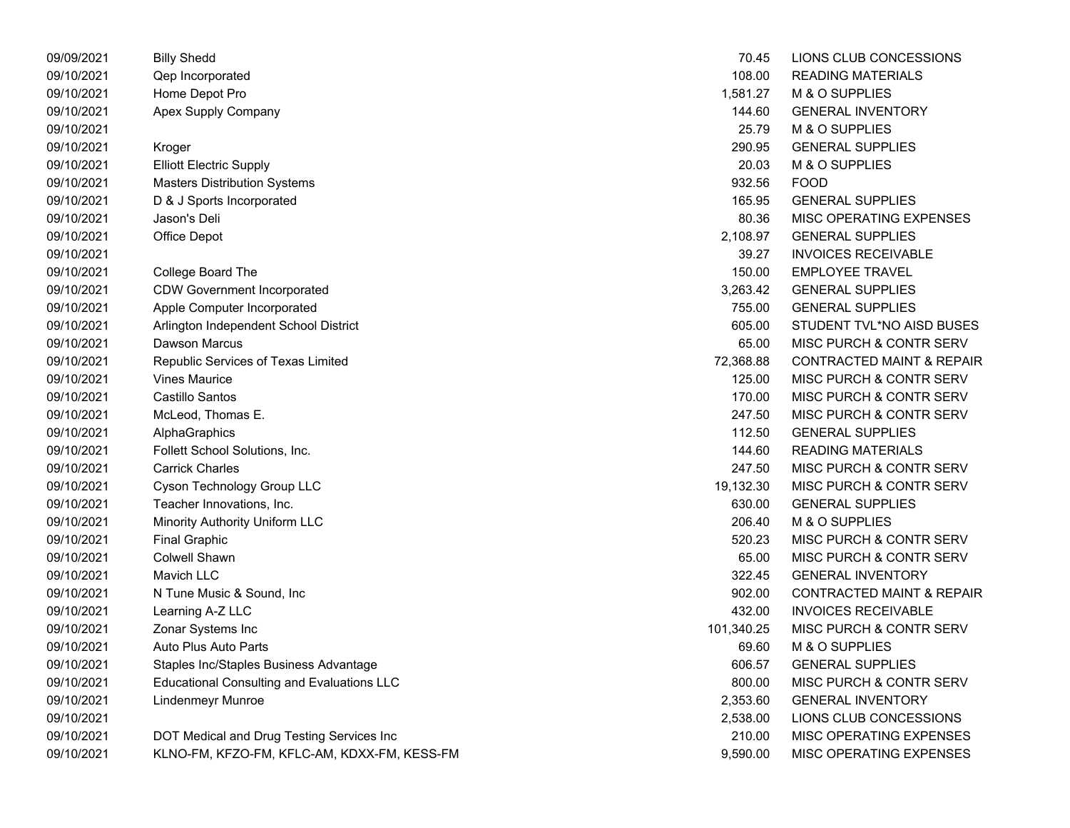| | | | |
|---|---|---|---|
| 09/09/2021 | Billy Shedd | 70.45 | LIONS CLUB CONCESSIONS |
| 09/10/2021 | Qep Incorporated | 108.00 | READING MATERIALS |
| 09/10/2021 | Home Depot Pro | 1,581.27 | M & O SUPPLIES |
| 09/10/2021 | Apex Supply Company | 144.60 | GENERAL INVENTORY |
| 09/10/2021 | | 25.79 | M & O SUPPLIES |
| 09/10/2021 | Kroger | 290.95 | GENERAL SUPPLIES |
| 09/10/2021 | Elliott Electric Supply | 20.03 | M & O SUPPLIES |
| 09/10/2021 | Masters Distribution Systems | 932.56 | FOOD |
| 09/10/2021 | D & J Sports Incorporated | 165.95 | GENERAL SUPPLIES |
| 09/10/2021 | Jason's Deli | 80.36 | MISC OPERATING EXPENSES |
| 09/10/2021 | Office Depot | 2,108.97 | GENERAL SUPPLIES |
| 09/10/2021 | | 39.27 | INVOICES RECEIVABLE |
| 09/10/2021 | College Board The | 150.00 | EMPLOYEE TRAVEL |
| 09/10/2021 | CDW Government Incorporated | 3,263.42 | GENERAL SUPPLIES |
| 09/10/2021 | Apple Computer Incorporated | 755.00 | GENERAL SUPPLIES |
| 09/10/2021 | Arlington Independent School District | 605.00 | STUDENT TVL*NO AISD BUSES |
| 09/10/2021 | Dawson Marcus | 65.00 | MISC PURCH & CONTR SERV |
| 09/10/2021 | Republic Services of Texas Limited | 72,368.88 | CONTRACTED MAINT & REPAIR |
| 09/10/2021 | Vines Maurice | 125.00 | MISC PURCH & CONTR SERV |
| 09/10/2021 | Castillo Santos | 170.00 | MISC PURCH & CONTR SERV |
| 09/10/2021 | McLeod, Thomas E. | 247.50 | MISC PURCH & CONTR SERV |
| 09/10/2021 | AlphaGraphics | 112.50 | GENERAL SUPPLIES |
| 09/10/2021 | Follett School Solutions, Inc. | 144.60 | READING MATERIALS |
| 09/10/2021 | Carrick Charles | 247.50 | MISC PURCH & CONTR SERV |
| 09/10/2021 | Cyson Technology Group LLC | 19,132.30 | MISC PURCH & CONTR SERV |
| 09/10/2021 | Teacher Innovations, Inc. | 630.00 | GENERAL SUPPLIES |
| 09/10/2021 | Minority Authority Uniform LLC | 206.40 | M & O SUPPLIES |
| 09/10/2021 | Final Graphic | 520.23 | MISC PURCH & CONTR SERV |
| 09/10/2021 | Colwell Shawn | 65.00 | MISC PURCH & CONTR SERV |
| 09/10/2021 | Mavich LLC | 322.45 | GENERAL INVENTORY |
| 09/10/2021 | N Tune Music & Sound, Inc | 902.00 | CONTRACTED MAINT & REPAIR |
| 09/10/2021 | Learning A-Z LLC | 432.00 | INVOICES RECEIVABLE |
| 09/10/2021 | Zonar Systems Inc | 101,340.25 | MISC PURCH & CONTR SERV |
| 09/10/2021 | Auto Plus Auto Parts | 69.60 | M & O SUPPLIES |
| 09/10/2021 | Staples Inc/Staples Business Advantage | 606.57 | GENERAL SUPPLIES |
| 09/10/2021 | Educational Consulting and Evaluations LLC | 800.00 | MISC PURCH & CONTR SERV |
| 09/10/2021 | Lindenmeyr Munroe | 2,353.60 | GENERAL INVENTORY |
| 09/10/2021 | | 2,538.00 | LIONS CLUB CONCESSIONS |
| 09/10/2021 | DOT Medical and Drug Testing Services Inc | 210.00 | MISC OPERATING EXPENSES |
| 09/10/2021 | KLNO-FM, KFZO-FM, KFLC-AM, KDXX-FM, KESS-FM | 9,590.00 | MISC OPERATING EXPENSES |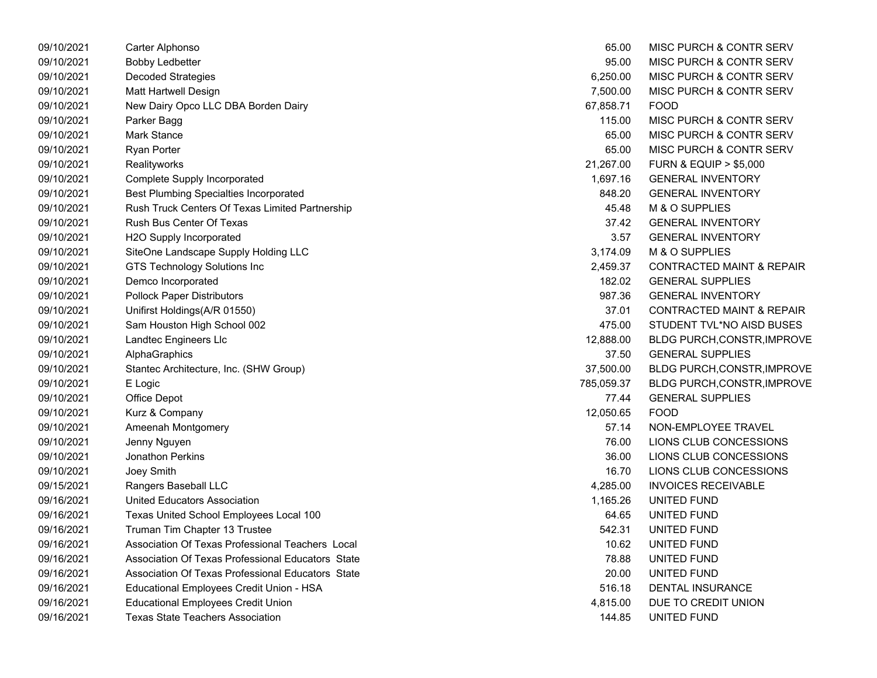| | | | |
|---|---|---|---|
| 09/10/2021 | Carter Alphonso | 65.00 | MISC PURCH & CONTR SERV |
| 09/10/2021 | Bobby Ledbetter | 95.00 | MISC PURCH & CONTR SERV |
| 09/10/2021 | Decoded Strategies | 6,250.00 | MISC PURCH & CONTR SERV |
| 09/10/2021 | Matt Hartwell Design | 7,500.00 | MISC PURCH & CONTR SERV |
| 09/10/2021 | New Dairy Opco LLC DBA Borden Dairy | 67,858.71 | FOOD |
| 09/10/2021 | Parker Bagg | 115.00 | MISC PURCH & CONTR SERV |
| 09/10/2021 | Mark Stance | 65.00 | MISC PURCH & CONTR SERV |
| 09/10/2021 | Ryan Porter | 65.00 | MISC PURCH & CONTR SERV |
| 09/10/2021 | Realityworks | 21,267.00 | FURN & EQUIP > $5,000 |
| 09/10/2021 | Complete Supply Incorporated | 1,697.16 | GENERAL INVENTORY |
| 09/10/2021 | Best Plumbing Specialties Incorporated | 848.20 | GENERAL INVENTORY |
| 09/10/2021 | Rush Truck Centers Of Texas Limited Partnership | 45.48 | M & O SUPPLIES |
| 09/10/2021 | Rush Bus Center Of Texas | 37.42 | GENERAL INVENTORY |
| 09/10/2021 | H2O Supply Incorporated | 3.57 | GENERAL INVENTORY |
| 09/10/2021 | SiteOne Landscape Supply Holding LLC | 3,174.09 | M & O SUPPLIES |
| 09/10/2021 | GTS Technology Solutions Inc | 2,459.37 | CONTRACTED MAINT & REPAIR |
| 09/10/2021 | Demco Incorporated | 182.02 | GENERAL SUPPLIES |
| 09/10/2021 | Pollock Paper Distributors | 987.36 | GENERAL INVENTORY |
| 09/10/2021 | Unifirst Holdings(A/R 01550) | 37.01 | CONTRACTED MAINT & REPAIR |
| 09/10/2021 | Sam Houston High School 002 | 475.00 | STUDENT TVL*NO AISD BUSES |
| 09/10/2021 | Landtec Engineers Llc | 12,888.00 | BLDG PURCH,CONSTR,IMPROVE |
| 09/10/2021 | AlphaGraphics | 37.50 | GENERAL SUPPLIES |
| 09/10/2021 | Stantec Architecture, Inc. (SHW Group) | 37,500.00 | BLDG PURCH,CONSTR,IMPROVE |
| 09/10/2021 | E Logic | 785,059.37 | BLDG PURCH,CONSTR,IMPROVE |
| 09/10/2021 | Office Depot | 77.44 | GENERAL SUPPLIES |
| 09/10/2021 | Kurz & Company | 12,050.65 | FOOD |
| 09/10/2021 | Ameenah Montgomery | 57.14 | NON-EMPLOYEE TRAVEL |
| 09/10/2021 | Jenny Nguyen | 76.00 | LIONS CLUB CONCESSIONS |
| 09/10/2021 | Jonathon Perkins | 36.00 | LIONS CLUB CONCESSIONS |
| 09/10/2021 | Joey Smith | 16.70 | LIONS CLUB CONCESSIONS |
| 09/15/2021 | Rangers Baseball LLC | 4,285.00 | INVOICES RECEIVABLE |
| 09/16/2021 | United Educators Association | 1,165.26 | UNITED FUND |
| 09/16/2021 | Texas United School Employees Local 100 | 64.65 | UNITED FUND |
| 09/16/2021 | Truman Tim Chapter 13 Trustee | 542.31 | UNITED FUND |
| 09/16/2021 | Association Of Texas Professional Teachers Local | 10.62 | UNITED FUND |
| 09/16/2021 | Association Of Texas Professional Educators State | 78.88 | UNITED FUND |
| 09/16/2021 | Association Of Texas Professional Educators State | 20.00 | UNITED FUND |
| 09/16/2021 | Educational Employees Credit Union - HSA | 516.18 | DENTAL INSURANCE |
| 09/16/2021 | Educational Employees Credit Union | 4,815.00 | DUE TO CREDIT UNION |
| 09/16/2021 | Texas State Teachers Association | 144.85 | UNITED FUND |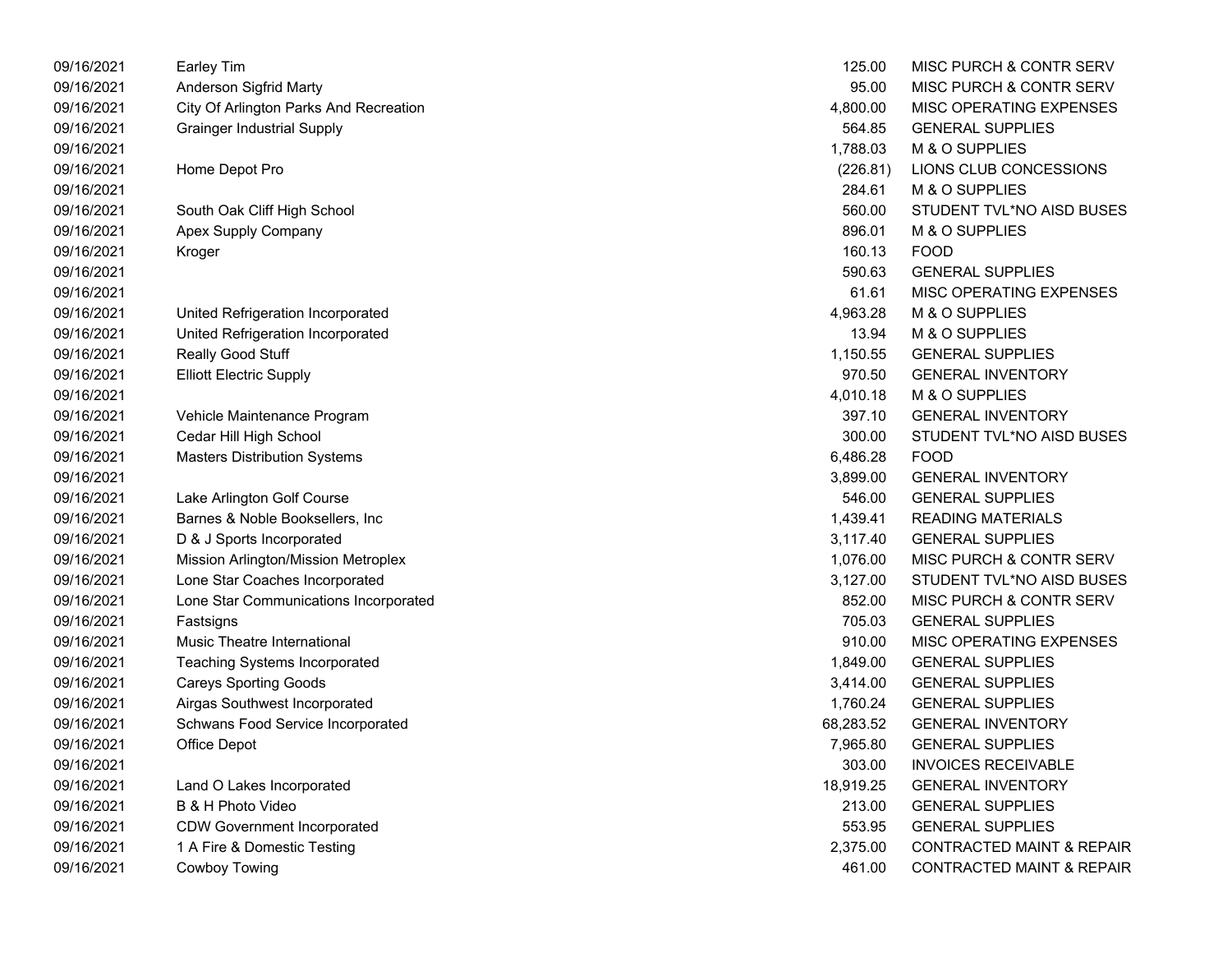| | | | |
|---|---|---|---|
| 09/16/2021 | Earley Tim | 125.00 | MISC PURCH & CONTR SERV |
| 09/16/2021 | Anderson Sigfrid Marty | 95.00 | MISC PURCH & CONTR SERV |
| 09/16/2021 | City Of Arlington Parks And Recreation | 4,800.00 | MISC OPERATING EXPENSES |
| 09/16/2021 | Grainger Industrial Supply | 564.85 | GENERAL SUPPLIES |
| 09/16/2021 | | 1,788.03 | M & O SUPPLIES |
| 09/16/2021 | Home Depot Pro | (226.81) | LIONS CLUB CONCESSIONS |
| 09/16/2021 | | 284.61 | M & O SUPPLIES |
| 09/16/2021 | South Oak Cliff High School | 560.00 | STUDENT TVL*NO AISD BUSES |
| 09/16/2021 | Apex Supply Company | 896.01 | M & O SUPPLIES |
| 09/16/2021 | Kroger | 160.13 | FOOD |
| 09/16/2021 | | 590.63 | GENERAL SUPPLIES |
| 09/16/2021 | | 61.61 | MISC OPERATING EXPENSES |
| 09/16/2021 | United Refrigeration Incorporated | 4,963.28 | M & O SUPPLIES |
| 09/16/2021 | United Refrigeration Incorporated | 13.94 | M & O SUPPLIES |
| 09/16/2021 | Really Good Stuff | 1,150.55 | GENERAL SUPPLIES |
| 09/16/2021 | Elliott Electric Supply | 970.50 | GENERAL INVENTORY |
| 09/16/2021 | | 4,010.18 | M & O SUPPLIES |
| 09/16/2021 | Vehicle Maintenance Program | 397.10 | GENERAL INVENTORY |
| 09/16/2021 | Cedar Hill High School | 300.00 | STUDENT TVL*NO AISD BUSES |
| 09/16/2021 | Masters Distribution Systems | 6,486.28 | FOOD |
| 09/16/2021 | | 3,899.00 | GENERAL INVENTORY |
| 09/16/2021 | Lake Arlington Golf Course | 546.00 | GENERAL SUPPLIES |
| 09/16/2021 | Barnes & Noble Booksellers, Inc | 1,439.41 | READING MATERIALS |
| 09/16/2021 | D & J Sports Incorporated | 3,117.40 | GENERAL SUPPLIES |
| 09/16/2021 | Mission Arlington/Mission Metroplex | 1,076.00 | MISC PURCH & CONTR SERV |
| 09/16/2021 | Lone Star Coaches Incorporated | 3,127.00 | STUDENT TVL*NO AISD BUSES |
| 09/16/2021 | Lone Star Communications Incorporated | 852.00 | MISC PURCH & CONTR SERV |
| 09/16/2021 | Fastsigns | 705.03 | GENERAL SUPPLIES |
| 09/16/2021 | Music Theatre International | 910.00 | MISC OPERATING EXPENSES |
| 09/16/2021 | Teaching Systems Incorporated | 1,849.00 | GENERAL SUPPLIES |
| 09/16/2021 | Careys Sporting Goods | 3,414.00 | GENERAL SUPPLIES |
| 09/16/2021 | Airgas Southwest Incorporated | 1,760.24 | GENERAL SUPPLIES |
| 09/16/2021 | Schwans Food Service Incorporated | 68,283.52 | GENERAL INVENTORY |
| 09/16/2021 | Office Depot | 7,965.80 | GENERAL SUPPLIES |
| 09/16/2021 | | 303.00 | INVOICES RECEIVABLE |
| 09/16/2021 | Land O Lakes Incorporated | 18,919.25 | GENERAL INVENTORY |
| 09/16/2021 | B & H Photo Video | 213.00 | GENERAL SUPPLIES |
| 09/16/2021 | CDW Government Incorporated | 553.95 | GENERAL SUPPLIES |
| 09/16/2021 | 1 A Fire & Domestic Testing | 2,375.00 | CONTRACTED MAINT & REPAIR |
| 09/16/2021 | Cowboy Towing | 461.00 | CONTRACTED MAINT & REPAIR |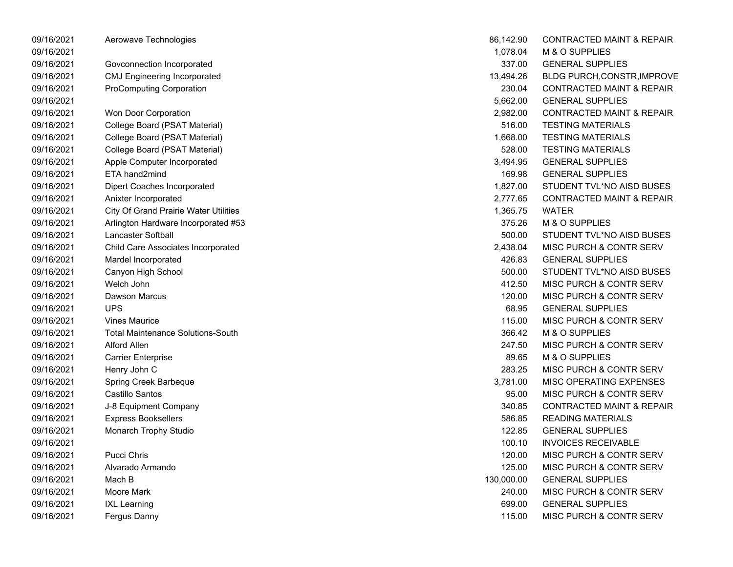| | | | |
|---|---|---|---|
| 09/16/2021 | Aerowave Technologies | 86,142.90 | CONTRACTED MAINT & REPAIR |
| 09/16/2021 | | 1,078.04 | M & O SUPPLIES |
| 09/16/2021 | Govconnection Incorporated | 337.00 | GENERAL SUPPLIES |
| 09/16/2021 | CMJ Engineering Incorporated | 13,494.26 | BLDG PURCH,CONSTR,IMPROVE |
| 09/16/2021 | ProComputing Corporation | 230.04 | CONTRACTED MAINT & REPAIR |
| 09/16/2021 | | 5,662.00 | GENERAL SUPPLIES |
| 09/16/2021 | Won Door Corporation | 2,982.00 | CONTRACTED MAINT & REPAIR |
| 09/16/2021 | College Board (PSAT Material) | 516.00 | TESTING MATERIALS |
| 09/16/2021 | College Board (PSAT Material) | 1,668.00 | TESTING MATERIALS |
| 09/16/2021 | College Board (PSAT Material) | 528.00 | TESTING MATERIALS |
| 09/16/2021 | Apple Computer Incorporated | 3,494.95 | GENERAL SUPPLIES |
| 09/16/2021 | ETA hand2mind | 169.98 | GENERAL SUPPLIES |
| 09/16/2021 | Dipert Coaches Incorporated | 1,827.00 | STUDENT TVL*NO AISD BUSES |
| 09/16/2021 | Anixter Incorporated | 2,777.65 | CONTRACTED MAINT & REPAIR |
| 09/16/2021 | City Of Grand Prairie Water Utilities | 1,365.75 | WATER |
| 09/16/2021 | Arlington Hardware Incorporated #53 | 375.26 | M & O SUPPLIES |
| 09/16/2021 | Lancaster Softball | 500.00 | STUDENT TVL*NO AISD BUSES |
| 09/16/2021 | Child Care Associates Incorporated | 2,438.04 | MISC PURCH & CONTR SERV |
| 09/16/2021 | Mardel Incorporated | 426.83 | GENERAL SUPPLIES |
| 09/16/2021 | Canyon High School | 500.00 | STUDENT TVL*NO AISD BUSES |
| 09/16/2021 | Welch John | 412.50 | MISC PURCH & CONTR SERV |
| 09/16/2021 | Dawson Marcus | 120.00 | MISC PURCH & CONTR SERV |
| 09/16/2021 | UPS | 68.95 | GENERAL SUPPLIES |
| 09/16/2021 | Vines Maurice | 115.00 | MISC PURCH & CONTR SERV |
| 09/16/2021 | Total Maintenance Solutions-South | 366.42 | M & O SUPPLIES |
| 09/16/2021 | Alford Allen | 247.50 | MISC PURCH & CONTR SERV |
| 09/16/2021 | Carrier Enterprise | 89.65 | M & O SUPPLIES |
| 09/16/2021 | Henry John C | 283.25 | MISC PURCH & CONTR SERV |
| 09/16/2021 | Spring Creek Barbeque | 3,781.00 | MISC OPERATING EXPENSES |
| 09/16/2021 | Castillo Santos | 95.00 | MISC PURCH & CONTR SERV |
| 09/16/2021 | J-8 Equipment Company | 340.85 | CONTRACTED MAINT & REPAIR |
| 09/16/2021 | Express Booksellers | 586.85 | READING MATERIALS |
| 09/16/2021 | Monarch Trophy Studio | 122.85 | GENERAL SUPPLIES |
| 09/16/2021 | | 100.10 | INVOICES RECEIVABLE |
| 09/16/2021 | Pucci Chris | 120.00 | MISC PURCH & CONTR SERV |
| 09/16/2021 | Alvarado Armando | 125.00 | MISC PURCH & CONTR SERV |
| 09/16/2021 | Mach B | 130,000.00 | GENERAL SUPPLIES |
| 09/16/2021 | Moore Mark | 240.00 | MISC PURCH & CONTR SERV |
| 09/16/2021 | IXL Learning | 699.00 | GENERAL SUPPLIES |
| 09/16/2021 | Fergus Danny | 115.00 | MISC PURCH & CONTR SERV |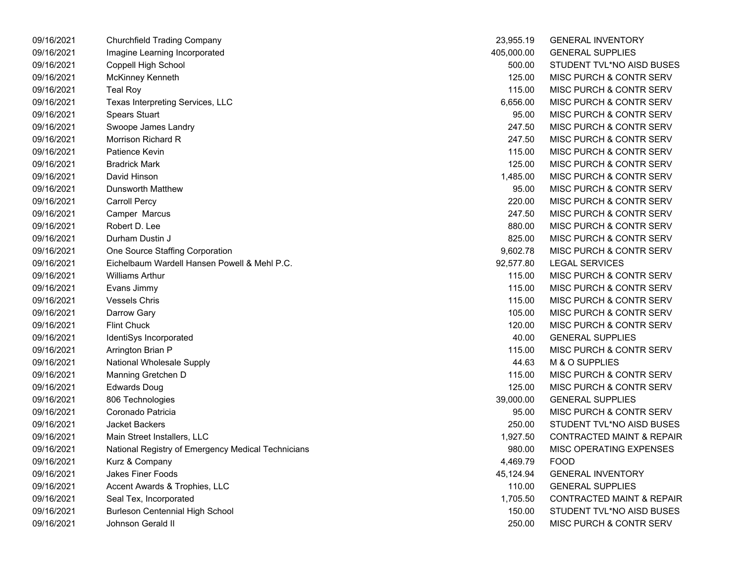| | | | |
|---|---|---|---|
| 09/16/2021 | Churchfield Trading Company | 23,955.19 | GENERAL INVENTORY |
| 09/16/2021 | Imagine Learning Incorporated | 405,000.00 | GENERAL SUPPLIES |
| 09/16/2021 | Coppell High School | 500.00 | STUDENT TVL*NO AISD BUSES |
| 09/16/2021 | McKinney Kenneth | 125.00 | MISC PURCH & CONTR SERV |
| 09/16/2021 | Teal Roy | 115.00 | MISC PURCH & CONTR SERV |
| 09/16/2021 | Texas Interpreting Services, LLC | 6,656.00 | MISC PURCH & CONTR SERV |
| 09/16/2021 | Spears Stuart | 95.00 | MISC PURCH & CONTR SERV |
| 09/16/2021 | Swoope James Landry | 247.50 | MISC PURCH & CONTR SERV |
| 09/16/2021 | Morrison Richard R | 247.50 | MISC PURCH & CONTR SERV |
| 09/16/2021 | Patience Kevin | 115.00 | MISC PURCH & CONTR SERV |
| 09/16/2021 | Bradrick Mark | 125.00 | MISC PURCH & CONTR SERV |
| 09/16/2021 | David Hinson | 1,485.00 | MISC PURCH & CONTR SERV |
| 09/16/2021 | Dunsworth Matthew | 95.00 | MISC PURCH & CONTR SERV |
| 09/16/2021 | Carroll Percy | 220.00 | MISC PURCH & CONTR SERV |
| 09/16/2021 | Camper Marcus | 247.50 | MISC PURCH & CONTR SERV |
| 09/16/2021 | Robert D. Lee | 880.00 | MISC PURCH & CONTR SERV |
| 09/16/2021 | Durham Dustin J | 825.00 | MISC PURCH & CONTR SERV |
| 09/16/2021 | One Source Staffing Corporation | 9,602.78 | MISC PURCH & CONTR SERV |
| 09/16/2021 | Eichelbaum Wardell Hansen Powell & Mehl P.C. | 92,577.80 | LEGAL SERVICES |
| 09/16/2021 | Williams Arthur | 115.00 | MISC PURCH & CONTR SERV |
| 09/16/2021 | Evans Jimmy | 115.00 | MISC PURCH & CONTR SERV |
| 09/16/2021 | Vessels Chris | 115.00 | MISC PURCH & CONTR SERV |
| 09/16/2021 | Darrow Gary | 105.00 | MISC PURCH & CONTR SERV |
| 09/16/2021 | Flint Chuck | 120.00 | MISC PURCH & CONTR SERV |
| 09/16/2021 | IdentiSys Incorporated | 40.00 | GENERAL SUPPLIES |
| 09/16/2021 | Arrington Brian P | 115.00 | MISC PURCH & CONTR SERV |
| 09/16/2021 | National Wholesale Supply | 44.63 | M & O SUPPLIES |
| 09/16/2021 | Manning Gretchen D | 115.00 | MISC PURCH & CONTR SERV |
| 09/16/2021 | Edwards Doug | 125.00 | MISC PURCH & CONTR SERV |
| 09/16/2021 | 806 Technologies | 39,000.00 | GENERAL SUPPLIES |
| 09/16/2021 | Coronado Patricia | 95.00 | MISC PURCH & CONTR SERV |
| 09/16/2021 | Jacket Backers | 250.00 | STUDENT TVL*NO AISD BUSES |
| 09/16/2021 | Main Street Installers, LLC | 1,927.50 | CONTRACTED MAINT & REPAIR |
| 09/16/2021 | National Registry of Emergency Medical Technicians | 980.00 | MISC OPERATING EXPENSES |
| 09/16/2021 | Kurz & Company | 4,469.79 | FOOD |
| 09/16/2021 | Jakes Finer Foods | 45,124.94 | GENERAL INVENTORY |
| 09/16/2021 | Accent Awards & Trophies, LLC | 110.00 | GENERAL SUPPLIES |
| 09/16/2021 | Seal Tex, Incorporated | 1,705.50 | CONTRACTED MAINT & REPAIR |
| 09/16/2021 | Burleson Centennial High School | 150.00 | STUDENT TVL*NO AISD BUSES |
| 09/16/2021 | Johnson Gerald II | 250.00 | MISC PURCH & CONTR SERV |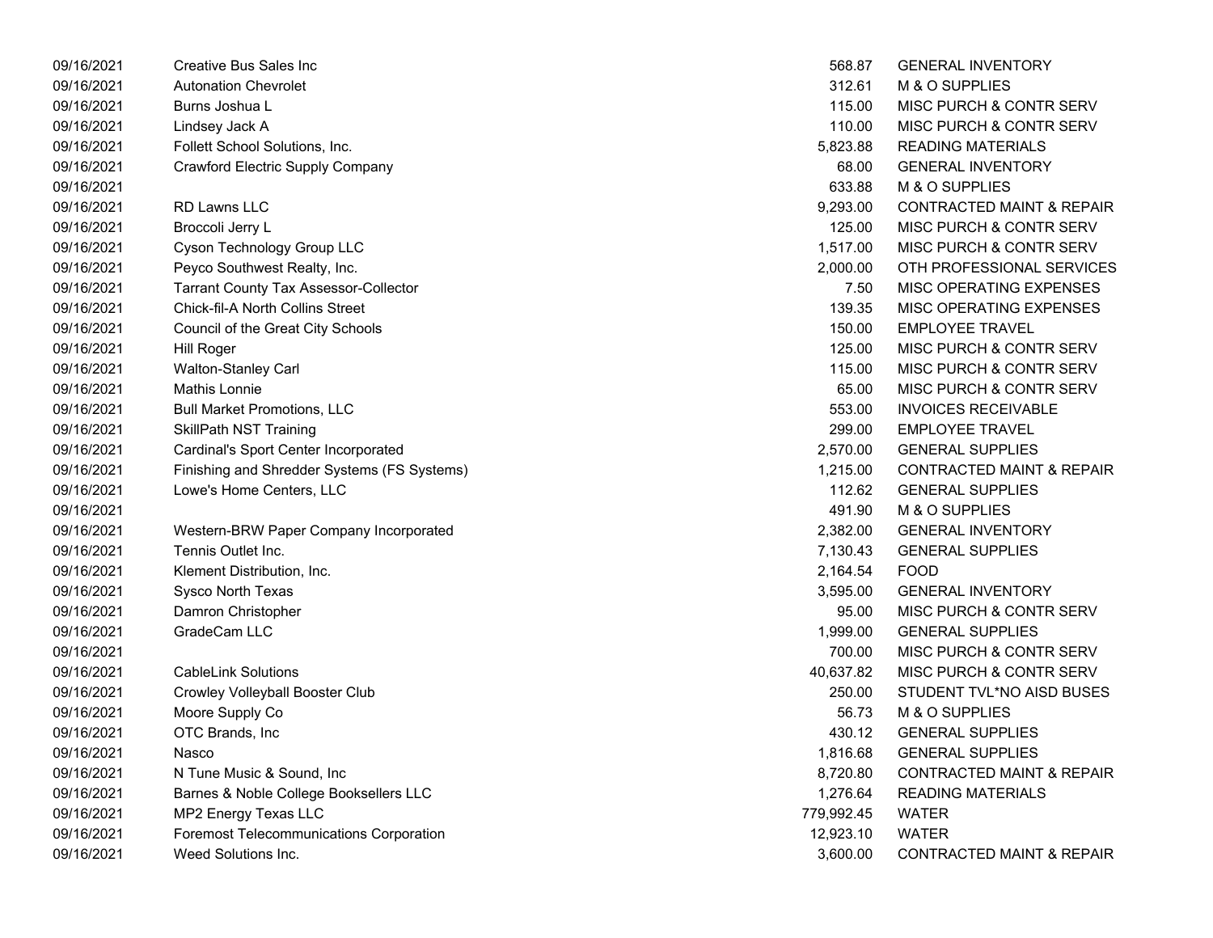| | | | |
|---|---|---|---|
| 09/16/2021 | Creative Bus Sales Inc | 568.87 | GENERAL INVENTORY |
| 09/16/2021 | Autonation Chevrolet | 312.61 | M & O SUPPLIES |
| 09/16/2021 | Burns Joshua L | 115.00 | MISC PURCH & CONTR SERV |
| 09/16/2021 | Lindsey Jack A | 110.00 | MISC PURCH & CONTR SERV |
| 09/16/2021 | Follett School Solutions, Inc. | 5,823.88 | READING MATERIALS |
| 09/16/2021 | Crawford Electric Supply Company | 68.00 | GENERAL INVENTORY |
| 09/16/2021 | | 633.88 | M & O SUPPLIES |
| 09/16/2021 | RD Lawns LLC | 9,293.00 | CONTRACTED MAINT & REPAIR |
| 09/16/2021 | Broccoli Jerry L | 125.00 | MISC PURCH & CONTR SERV |
| 09/16/2021 | Cyson Technology Group LLC | 1,517.00 | MISC PURCH & CONTR SERV |
| 09/16/2021 | Peyco Southwest Realty, Inc. | 2,000.00 | OTH PROFESSIONAL SERVICES |
| 09/16/2021 | Tarrant County Tax Assessor-Collector | 7.50 | MISC OPERATING EXPENSES |
| 09/16/2021 | Chick-fil-A North Collins Street | 139.35 | MISC OPERATING EXPENSES |
| 09/16/2021 | Council of the Great City Schools | 150.00 | EMPLOYEE TRAVEL |
| 09/16/2021 | Hill Roger | 125.00 | MISC PURCH & CONTR SERV |
| 09/16/2021 | Walton-Stanley Carl | 115.00 | MISC PURCH & CONTR SERV |
| 09/16/2021 | Mathis Lonnie | 65.00 | MISC PURCH & CONTR SERV |
| 09/16/2021 | Bull Market Promotions, LLC | 553.00 | INVOICES RECEIVABLE |
| 09/16/2021 | SkillPath NST Training | 299.00 | EMPLOYEE TRAVEL |
| 09/16/2021 | Cardinal's Sport Center Incorporated | 2,570.00 | GENERAL SUPPLIES |
| 09/16/2021 | Finishing and Shredder Systems (FS Systems) | 1,215.00 | CONTRACTED MAINT & REPAIR |
| 09/16/2021 | Lowe's Home Centers, LLC | 112.62 | GENERAL SUPPLIES |
| 09/16/2021 | | 491.90 | M & O SUPPLIES |
| 09/16/2021 | Western-BRW Paper Company Incorporated | 2,382.00 | GENERAL INVENTORY |
| 09/16/2021 | Tennis Outlet Inc. | 7,130.43 | GENERAL SUPPLIES |
| 09/16/2021 | Klement Distribution, Inc. | 2,164.54 | FOOD |
| 09/16/2021 | Sysco North Texas | 3,595.00 | GENERAL INVENTORY |
| 09/16/2021 | Damron Christopher | 95.00 | MISC PURCH & CONTR SERV |
| 09/16/2021 | GradeCam LLC | 1,999.00 | GENERAL SUPPLIES |
| 09/16/2021 | | 700.00 | MISC PURCH & CONTR SERV |
| 09/16/2021 | CableLink Solutions | 40,637.82 | MISC PURCH & CONTR SERV |
| 09/16/2021 | Crowley Volleyball Booster Club | 250.00 | STUDENT TVL*NO AISD BUSES |
| 09/16/2021 | Moore Supply Co | 56.73 | M & O SUPPLIES |
| 09/16/2021 | OTC Brands, Inc | 430.12 | GENERAL SUPPLIES |
| 09/16/2021 | Nasco | 1,816.68 | GENERAL SUPPLIES |
| 09/16/2021 | N Tune Music & Sound, Inc | 8,720.80 | CONTRACTED MAINT & REPAIR |
| 09/16/2021 | Barnes & Noble College Booksellers LLC | 1,276.64 | READING MATERIALS |
| 09/16/2021 | MP2 Energy Texas LLC | 779,992.45 | WATER |
| 09/16/2021 | Foremost Telecommunications Corporation | 12,923.10 | WATER |
| 09/16/2021 | Weed Solutions Inc. | 3,600.00 | CONTRACTED MAINT & REPAIR |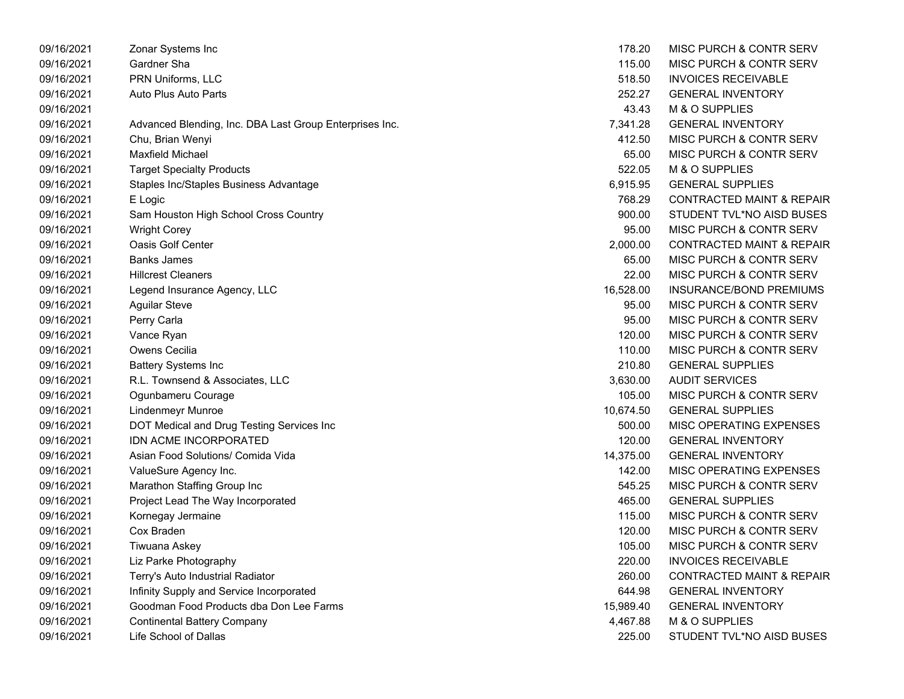| | | | |
|---|---|---|---|
| 09/16/2021 | Zonar Systems Inc | 178.20 | MISC PURCH & CONTR SERV |
| 09/16/2021 | Gardner Sha | 115.00 | MISC PURCH & CONTR SERV |
| 09/16/2021 | PRN Uniforms, LLC | 518.50 | INVOICES RECEIVABLE |
| 09/16/2021 | Auto Plus Auto Parts | 252.27 | GENERAL INVENTORY |
| 09/16/2021 | | 43.43 | M & O SUPPLIES |
| 09/16/2021 | Advanced Blending, Inc. DBA Last Group Enterprises Inc. | 7,341.28 | GENERAL INVENTORY |
| 09/16/2021 | Chu, Brian Wenyi | 412.50 | MISC PURCH & CONTR SERV |
| 09/16/2021 | Maxfield Michael | 65.00 | MISC PURCH & CONTR SERV |
| 09/16/2021 | Target Specialty Products | 522.05 | M & O SUPPLIES |
| 09/16/2021 | Staples Inc/Staples Business Advantage | 6,915.95 | GENERAL SUPPLIES |
| 09/16/2021 | E Logic | 768.29 | CONTRACTED MAINT & REPAIR |
| 09/16/2021 | Sam Houston High School Cross Country | 900.00 | STUDENT TVL*NO AISD BUSES |
| 09/16/2021 | Wright Corey | 95.00 | MISC PURCH & CONTR SERV |
| 09/16/2021 | Oasis Golf Center | 2,000.00 | CONTRACTED MAINT & REPAIR |
| 09/16/2021 | Banks James | 65.00 | MISC PURCH & CONTR SERV |
| 09/16/2021 | Hillcrest Cleaners | 22.00 | MISC PURCH & CONTR SERV |
| 09/16/2021 | Legend Insurance Agency, LLC | 16,528.00 | INSURANCE/BOND PREMIUMS |
| 09/16/2021 | Aguilar Steve | 95.00 | MISC PURCH & CONTR SERV |
| 09/16/2021 | Perry Carla | 95.00 | MISC PURCH & CONTR SERV |
| 09/16/2021 | Vance Ryan | 120.00 | MISC PURCH & CONTR SERV |
| 09/16/2021 | Owens Cecilia | 110.00 | MISC PURCH & CONTR SERV |
| 09/16/2021 | Battery Systems Inc | 210.80 | GENERAL SUPPLIES |
| 09/16/2021 | R.L. Townsend & Associates, LLC | 3,630.00 | AUDIT SERVICES |
| 09/16/2021 | Ogunbameru Courage | 105.00 | MISC PURCH & CONTR SERV |
| 09/16/2021 | Lindenmeyr Munroe | 10,674.50 | GENERAL SUPPLIES |
| 09/16/2021 | DOT Medical and Drug Testing Services Inc | 500.00 | MISC OPERATING EXPENSES |
| 09/16/2021 | IDN ACME INCORPORATED | 120.00 | GENERAL INVENTORY |
| 09/16/2021 | Asian Food Solutions/ Comida Vida | 14,375.00 | GENERAL INVENTORY |
| 09/16/2021 | ValueSure Agency Inc. | 142.00 | MISC OPERATING EXPENSES |
| 09/16/2021 | Marathon Staffing Group Inc | 545.25 | MISC PURCH & CONTR SERV |
| 09/16/2021 | Project Lead The Way Incorporated | 465.00 | GENERAL SUPPLIES |
| 09/16/2021 | Kornegay Jermaine | 115.00 | MISC PURCH & CONTR SERV |
| 09/16/2021 | Cox Braden | 120.00 | MISC PURCH & CONTR SERV |
| 09/16/2021 | Tiwuana Askey | 105.00 | MISC PURCH & CONTR SERV |
| 09/16/2021 | Liz Parke Photography | 220.00 | INVOICES RECEIVABLE |
| 09/16/2021 | Terry's Auto Industrial Radiator | 260.00 | CONTRACTED MAINT & REPAIR |
| 09/16/2021 | Infinity Supply and Service Incorporated | 644.98 | GENERAL INVENTORY |
| 09/16/2021 | Goodman Food Products dba Don Lee Farms | 15,989.40 | GENERAL INVENTORY |
| 09/16/2021 | Continental Battery Company | 4,467.88 | M & O SUPPLIES |
| 09/16/2021 | Life School of Dallas | 225.00 | STUDENT TVL*NO AISD BUSES |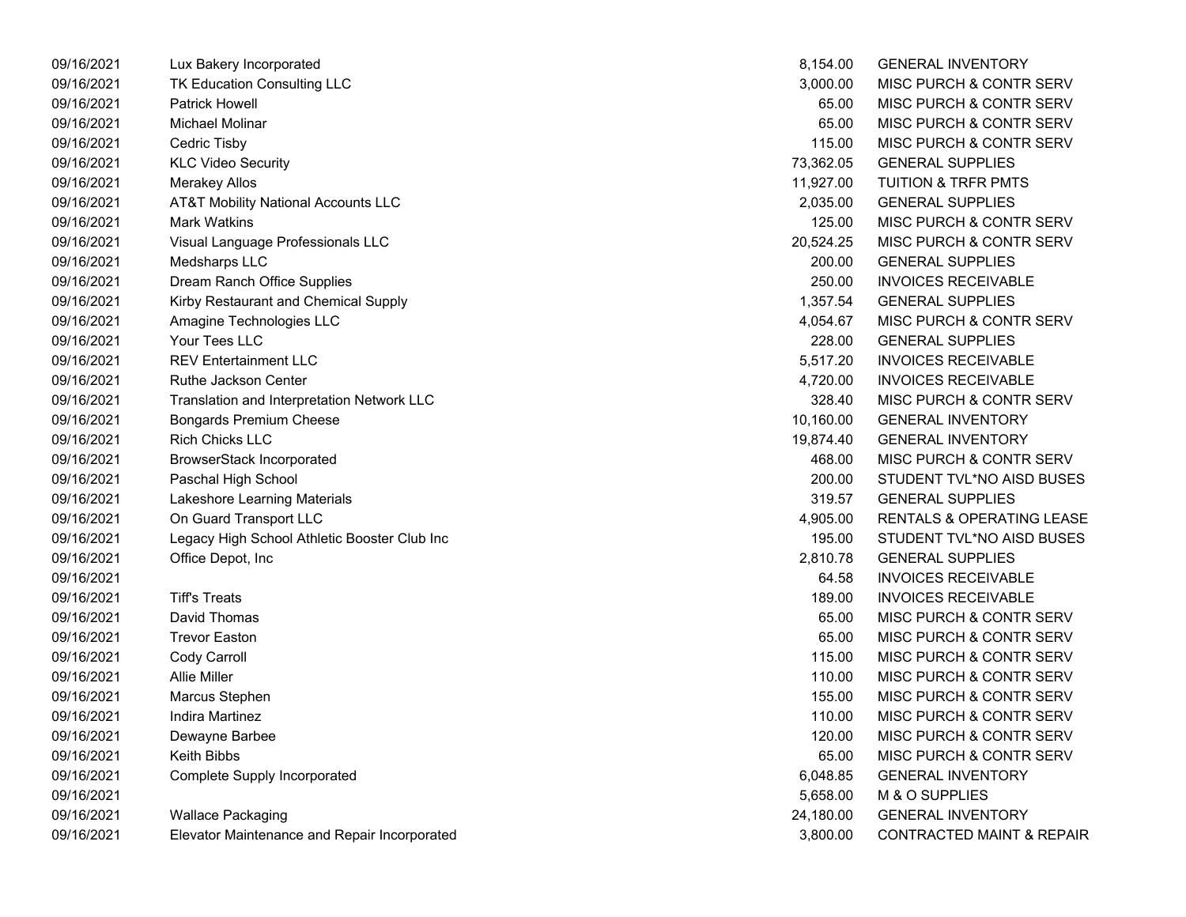| | | | |
|---|---|---|---|
| 09/16/2021 | Lux Bakery Incorporated | 8,154.00 | GENERAL INVENTORY |
| 09/16/2021 | TK Education Consulting LLC | 3,000.00 | MISC PURCH & CONTR SERV |
| 09/16/2021 | Patrick Howell | 65.00 | MISC PURCH & CONTR SERV |
| 09/16/2021 | Michael Molinar | 65.00 | MISC PURCH & CONTR SERV |
| 09/16/2021 | Cedric Tisby | 115.00 | MISC PURCH & CONTR SERV |
| 09/16/2021 | KLC Video Security | 73,362.05 | GENERAL SUPPLIES |
| 09/16/2021 | Merakey Allos | 11,927.00 | TUITION & TRFR PMTS |
| 09/16/2021 | AT&T Mobility National Accounts LLC | 2,035.00 | GENERAL SUPPLIES |
| 09/16/2021 | Mark Watkins | 125.00 | MISC PURCH & CONTR SERV |
| 09/16/2021 | Visual Language Professionals LLC | 20,524.25 | MISC PURCH & CONTR SERV |
| 09/16/2021 | Medsharps LLC | 200.00 | GENERAL SUPPLIES |
| 09/16/2021 | Dream Ranch Office Supplies | 250.00 | INVOICES RECEIVABLE |
| 09/16/2021 | Kirby Restaurant and Chemical Supply | 1,357.54 | GENERAL SUPPLIES |
| 09/16/2021 | Amagine Technologies LLC | 4,054.67 | MISC PURCH & CONTR SERV |
| 09/16/2021 | Your Tees LLC | 228.00 | GENERAL SUPPLIES |
| 09/16/2021 | REV Entertainment LLC | 5,517.20 | INVOICES RECEIVABLE |
| 09/16/2021 | Ruthe Jackson Center | 4,720.00 | INVOICES RECEIVABLE |
| 09/16/2021 | Translation and Interpretation Network LLC | 328.40 | MISC PURCH & CONTR SERV |
| 09/16/2021 | Bongards Premium Cheese | 10,160.00 | GENERAL INVENTORY |
| 09/16/2021 | Rich Chicks LLC | 19,874.40 | GENERAL INVENTORY |
| 09/16/2021 | BrowserStack Incorporated | 468.00 | MISC PURCH & CONTR SERV |
| 09/16/2021 | Paschal High School | 200.00 | STUDENT TVL*NO AISD BUSES |
| 09/16/2021 | Lakeshore Learning Materials | 319.57 | GENERAL SUPPLIES |
| 09/16/2021 | On Guard Transport LLC | 4,905.00 | RENTALS & OPERATING LEASE |
| 09/16/2021 | Legacy High School Athletic Booster Club Inc | 195.00 | STUDENT TVL*NO AISD BUSES |
| 09/16/2021 | Office Depot, Inc | 2,810.78 | GENERAL SUPPLIES |
| 09/16/2021 | | 64.58 | INVOICES RECEIVABLE |
| 09/16/2021 | Tiff's Treats | 189.00 | INVOICES RECEIVABLE |
| 09/16/2021 | David Thomas | 65.00 | MISC PURCH & CONTR SERV |
| 09/16/2021 | Trevor Easton | 65.00 | MISC PURCH & CONTR SERV |
| 09/16/2021 | Cody Carroll | 115.00 | MISC PURCH & CONTR SERV |
| 09/16/2021 | Allie Miller | 110.00 | MISC PURCH & CONTR SERV |
| 09/16/2021 | Marcus Stephen | 155.00 | MISC PURCH & CONTR SERV |
| 09/16/2021 | Indira Martinez | 110.00 | MISC PURCH & CONTR SERV |
| 09/16/2021 | Dewayne Barbee | 120.00 | MISC PURCH & CONTR SERV |
| 09/16/2021 | Keith Bibbs | 65.00 | MISC PURCH & CONTR SERV |
| 09/16/2021 | Complete Supply Incorporated | 6,048.85 | GENERAL INVENTORY |
| 09/16/2021 | | 5,658.00 | M & O SUPPLIES |
| 09/16/2021 | Wallace Packaging | 24,180.00 | GENERAL INVENTORY |
| 09/16/2021 | Elevator Maintenance and Repair Incorporated | 3,800.00 | CONTRACTED MAINT & REPAIR |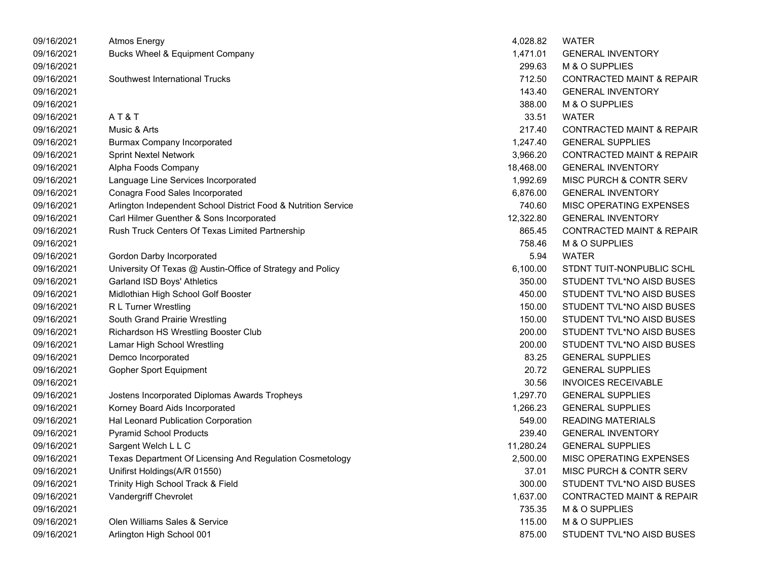| | | | |
|---|---|---|---|
| 09/16/2021 | Atmos Energy | 4,028.82 | WATER |
| 09/16/2021 | Bucks Wheel & Equipment Company | 1,471.01 | GENERAL INVENTORY |
| 09/16/2021 | | 299.63 | M & O SUPPLIES |
| 09/16/2021 | Southwest International Trucks | 712.50 | CONTRACTED MAINT & REPAIR |
| 09/16/2021 | | 143.40 | GENERAL INVENTORY |
| 09/16/2021 | | 388.00 | M & O SUPPLIES |
| 09/16/2021 | A T & T | 33.51 | WATER |
| 09/16/2021 | Music & Arts | 217.40 | CONTRACTED MAINT & REPAIR |
| 09/16/2021 | Burmax Company Incorporated | 1,247.40 | GENERAL SUPPLIES |
| 09/16/2021 | Sprint Nextel Network | 3,966.20 | CONTRACTED MAINT & REPAIR |
| 09/16/2021 | Alpha Foods Company | 18,468.00 | GENERAL INVENTORY |
| 09/16/2021 | Language Line Services Incorporated | 1,992.69 | MISC PURCH & CONTR SERV |
| 09/16/2021 | Conagra Food Sales Incorporated | 6,876.00 | GENERAL INVENTORY |
| 09/16/2021 | Arlington Independent School District Food & Nutrition Service | 740.60 | MISC OPERATING EXPENSES |
| 09/16/2021 | Carl Hilmer Guenther & Sons Incorporated | 12,322.80 | GENERAL INVENTORY |
| 09/16/2021 | Rush Truck Centers Of Texas Limited Partnership | 865.45 | CONTRACTED MAINT & REPAIR |
| 09/16/2021 | | 758.46 | M & O SUPPLIES |
| 09/16/2021 | Gordon Darby Incorporated | 5.94 | WATER |
| 09/16/2021 | University Of Texas @ Austin-Office of Strategy and Policy | 6,100.00 | STDNT TUIT-NONPUBLIC SCHL |
| 09/16/2021 | Garland ISD Boys' Athletics | 350.00 | STUDENT TVL*NO AISD BUSES |
| 09/16/2021 | Midlothian High School Golf Booster | 450.00 | STUDENT TVL*NO AISD BUSES |
| 09/16/2021 | R L Turner Wrestling | 150.00 | STUDENT TVL*NO AISD BUSES |
| 09/16/2021 | South Grand Prairie Wrestling | 150.00 | STUDENT TVL*NO AISD BUSES |
| 09/16/2021 | Richardson HS Wrestling Booster Club | 200.00 | STUDENT TVL*NO AISD BUSES |
| 09/16/2021 | Lamar High School Wrestling | 200.00 | STUDENT TVL*NO AISD BUSES |
| 09/16/2021 | Demco Incorporated | 83.25 | GENERAL SUPPLIES |
| 09/16/2021 | Gopher Sport Equipment | 20.72 | GENERAL SUPPLIES |
| 09/16/2021 | | 30.56 | INVOICES RECEIVABLE |
| 09/16/2021 | Jostens Incorporated Diplomas Awards Tropheys | 1,297.70 | GENERAL SUPPLIES |
| 09/16/2021 | Korney Board Aids Incorporated | 1,266.23 | GENERAL SUPPLIES |
| 09/16/2021 | Hal Leonard Publication Corporation | 549.00 | READING MATERIALS |
| 09/16/2021 | Pyramid School Products | 239.40 | GENERAL INVENTORY |
| 09/16/2021 | Sargent Welch L L C | 11,280.24 | GENERAL SUPPLIES |
| 09/16/2021 | Texas Department Of Licensing And Regulation Cosmetology | 2,500.00 | MISC OPERATING EXPENSES |
| 09/16/2021 | Unifirst Holdings(A/R 01550) | 37.01 | MISC PURCH & CONTR SERV |
| 09/16/2021 | Trinity High School Track & Field | 300.00 | STUDENT TVL*NO AISD BUSES |
| 09/16/2021 | Vandergriff Chevrolet | 1,637.00 | CONTRACTED MAINT & REPAIR |
| 09/16/2021 | | 735.35 | M & O SUPPLIES |
| 09/16/2021 | Olen Williams Sales & Service | 115.00 | M & O SUPPLIES |
| 09/16/2021 | Arlington High School 001 | 875.00 | STUDENT TVL*NO AISD BUSES |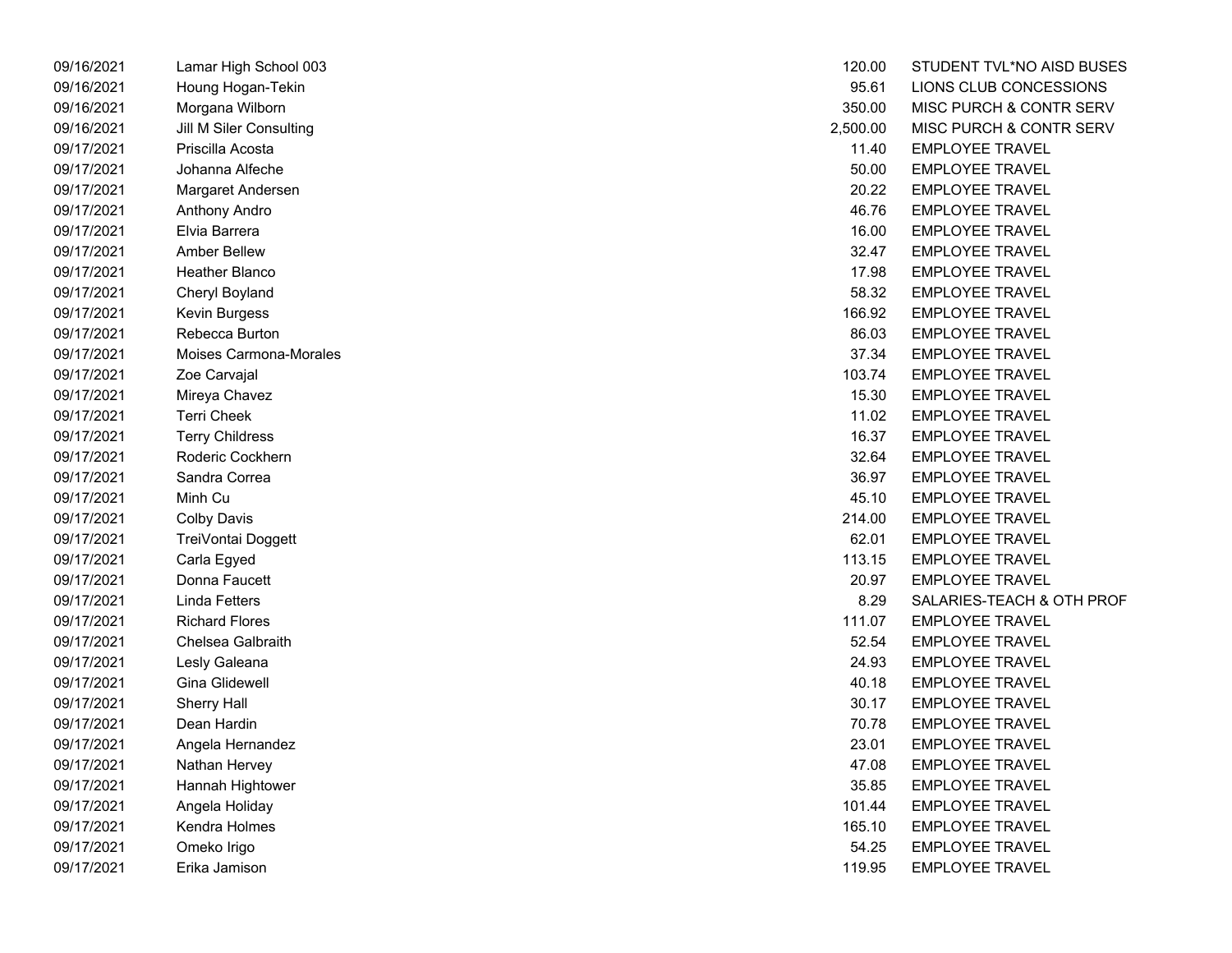| | | | |
|---|---|---|---|
| 09/16/2021 | Lamar High School 003 | 120.00 | STUDENT TVL*NO AISD BUSES |
| 09/16/2021 | Houng Hogan-Tekin | 95.61 | LIONS CLUB CONCESSIONS |
| 09/16/2021 | Morgana Wilborn | 350.00 | MISC PURCH & CONTR SERV |
| 09/16/2021 | Jill M Siler Consulting | 2,500.00 | MISC PURCH & CONTR SERV |
| 09/17/2021 | Priscilla Acosta | 11.40 | EMPLOYEE TRAVEL |
| 09/17/2021 | Johanna Alfeche | 50.00 | EMPLOYEE TRAVEL |
| 09/17/2021 | Margaret Andersen | 20.22 | EMPLOYEE TRAVEL |
| 09/17/2021 | Anthony Andro | 46.76 | EMPLOYEE TRAVEL |
| 09/17/2021 | Elvia Barrera | 16.00 | EMPLOYEE TRAVEL |
| 09/17/2021 | Amber Bellew | 32.47 | EMPLOYEE TRAVEL |
| 09/17/2021 | Heather Blanco | 17.98 | EMPLOYEE TRAVEL |
| 09/17/2021 | Cheryl Boyland | 58.32 | EMPLOYEE TRAVEL |
| 09/17/2021 | Kevin Burgess | 166.92 | EMPLOYEE TRAVEL |
| 09/17/2021 | Rebecca Burton | 86.03 | EMPLOYEE TRAVEL |
| 09/17/2021 | Moises Carmona-Morales | 37.34 | EMPLOYEE TRAVEL |
| 09/17/2021 | Zoe Carvajal | 103.74 | EMPLOYEE TRAVEL |
| 09/17/2021 | Mireya Chavez | 15.30 | EMPLOYEE TRAVEL |
| 09/17/2021 | Terri Cheek | 11.02 | EMPLOYEE TRAVEL |
| 09/17/2021 | Terry Childress | 16.37 | EMPLOYEE TRAVEL |
| 09/17/2021 | Roderic Cockhern | 32.64 | EMPLOYEE TRAVEL |
| 09/17/2021 | Sandra Correa | 36.97 | EMPLOYEE TRAVEL |
| 09/17/2021 | Minh Cu | 45.10 | EMPLOYEE TRAVEL |
| 09/17/2021 | Colby Davis | 214.00 | EMPLOYEE TRAVEL |
| 09/17/2021 | TreiVontai Doggett | 62.01 | EMPLOYEE TRAVEL |
| 09/17/2021 | Carla Egyed | 113.15 | EMPLOYEE TRAVEL |
| 09/17/2021 | Donna Faucett | 20.97 | EMPLOYEE TRAVEL |
| 09/17/2021 | Linda Fetters | 8.29 | SALARIES-TEACH & OTH PROF |
| 09/17/2021 | Richard Flores | 111.07 | EMPLOYEE TRAVEL |
| 09/17/2021 | Chelsea Galbraith | 52.54 | EMPLOYEE TRAVEL |
| 09/17/2021 | Lesly Galeana | 24.93 | EMPLOYEE TRAVEL |
| 09/17/2021 | Gina Glidewell | 40.18 | EMPLOYEE TRAVEL |
| 09/17/2021 | Sherry Hall | 30.17 | EMPLOYEE TRAVEL |
| 09/17/2021 | Dean Hardin | 70.78 | EMPLOYEE TRAVEL |
| 09/17/2021 | Angela Hernandez | 23.01 | EMPLOYEE TRAVEL |
| 09/17/2021 | Nathan Hervey | 47.08 | EMPLOYEE TRAVEL |
| 09/17/2021 | Hannah Hightower | 35.85 | EMPLOYEE TRAVEL |
| 09/17/2021 | Angela Holiday | 101.44 | EMPLOYEE TRAVEL |
| 09/17/2021 | Kendra Holmes | 165.10 | EMPLOYEE TRAVEL |
| 09/17/2021 | Omeko Irigo | 54.25 | EMPLOYEE TRAVEL |
| 09/17/2021 | Erika Jamison | 119.95 | EMPLOYEE TRAVEL |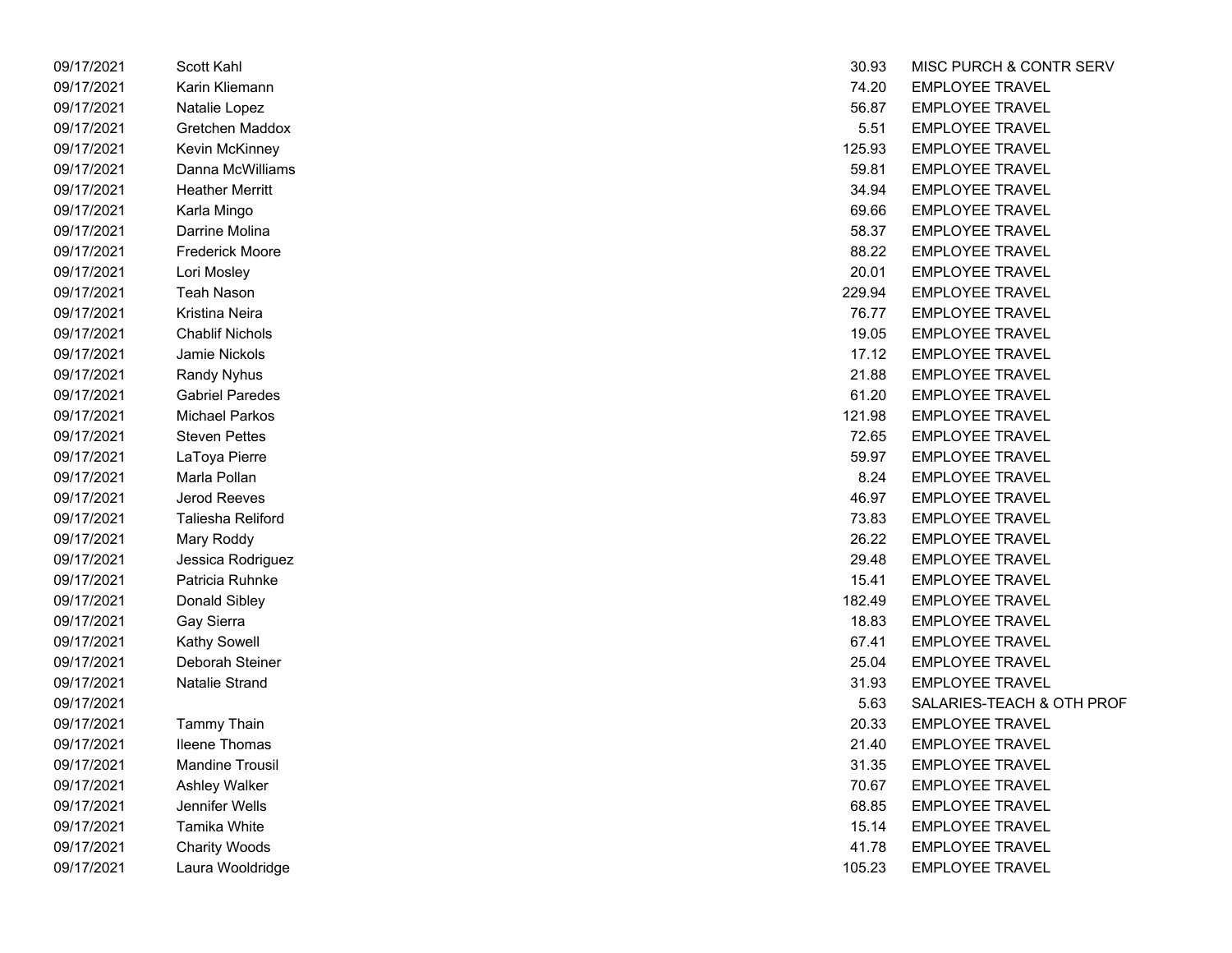| | | | |
|---|---|---|---|
| 09/17/2021 | Scott Kahl | 30.93 | MISC PURCH & CONTR SERV |
| 09/17/2021 | Karin Kliemann | 74.20 | EMPLOYEE TRAVEL |
| 09/17/2021 | Natalie Lopez | 56.87 | EMPLOYEE TRAVEL |
| 09/17/2021 | Gretchen Maddox | 5.51 | EMPLOYEE TRAVEL |
| 09/17/2021 | Kevin McKinney | 125.93 | EMPLOYEE TRAVEL |
| 09/17/2021 | Danna McWilliams | 59.81 | EMPLOYEE TRAVEL |
| 09/17/2021 | Heather Merritt | 34.94 | EMPLOYEE TRAVEL |
| 09/17/2021 | Karla Mingo | 69.66 | EMPLOYEE TRAVEL |
| 09/17/2021 | Darrine Molina | 58.37 | EMPLOYEE TRAVEL |
| 09/17/2021 | Frederick Moore | 88.22 | EMPLOYEE TRAVEL |
| 09/17/2021 | Lori Mosley | 20.01 | EMPLOYEE TRAVEL |
| 09/17/2021 | Teah Nason | 229.94 | EMPLOYEE TRAVEL |
| 09/17/2021 | Kristina Neira | 76.77 | EMPLOYEE TRAVEL |
| 09/17/2021 | Chablif Nichols | 19.05 | EMPLOYEE TRAVEL |
| 09/17/2021 | Jamie Nickols | 17.12 | EMPLOYEE TRAVEL |
| 09/17/2021 | Randy Nyhus | 21.88 | EMPLOYEE TRAVEL |
| 09/17/2021 | Gabriel Paredes | 61.20 | EMPLOYEE TRAVEL |
| 09/17/2021 | Michael Parkos | 121.98 | EMPLOYEE TRAVEL |
| 09/17/2021 | Steven Pettes | 72.65 | EMPLOYEE TRAVEL |
| 09/17/2021 | LaToya Pierre | 59.97 | EMPLOYEE TRAVEL |
| 09/17/2021 | Marla Pollan | 8.24 | EMPLOYEE TRAVEL |
| 09/17/2021 | Jerod Reeves | 46.97 | EMPLOYEE TRAVEL |
| 09/17/2021 | Taliesha Reliford | 73.83 | EMPLOYEE TRAVEL |
| 09/17/2021 | Mary Roddy | 26.22 | EMPLOYEE TRAVEL |
| 09/17/2021 | Jessica Rodriguez | 29.48 | EMPLOYEE TRAVEL |
| 09/17/2021 | Patricia Ruhnke | 15.41 | EMPLOYEE TRAVEL |
| 09/17/2021 | Donald Sibley | 182.49 | EMPLOYEE TRAVEL |
| 09/17/2021 | Gay Sierra | 18.83 | EMPLOYEE TRAVEL |
| 09/17/2021 | Kathy Sowell | 67.41 | EMPLOYEE TRAVEL |
| 09/17/2021 | Deborah Steiner | 25.04 | EMPLOYEE TRAVEL |
| 09/17/2021 | Natalie Strand | 31.93 | EMPLOYEE TRAVEL |
| 09/17/2021 | | 5.63 | SALARIES-TEACH & OTH PROF |
| 09/17/2021 | Tammy Thain | 20.33 | EMPLOYEE TRAVEL |
| 09/17/2021 | Ileene Thomas | 21.40 | EMPLOYEE TRAVEL |
| 09/17/2021 | Mandine Trousil | 31.35 | EMPLOYEE TRAVEL |
| 09/17/2021 | Ashley Walker | 70.67 | EMPLOYEE TRAVEL |
| 09/17/2021 | Jennifer Wells | 68.85 | EMPLOYEE TRAVEL |
| 09/17/2021 | Tamika White | 15.14 | EMPLOYEE TRAVEL |
| 09/17/2021 | Charity Woods | 41.78 | EMPLOYEE TRAVEL |
| 09/17/2021 | Laura Wooldridge | 105.23 | EMPLOYEE TRAVEL |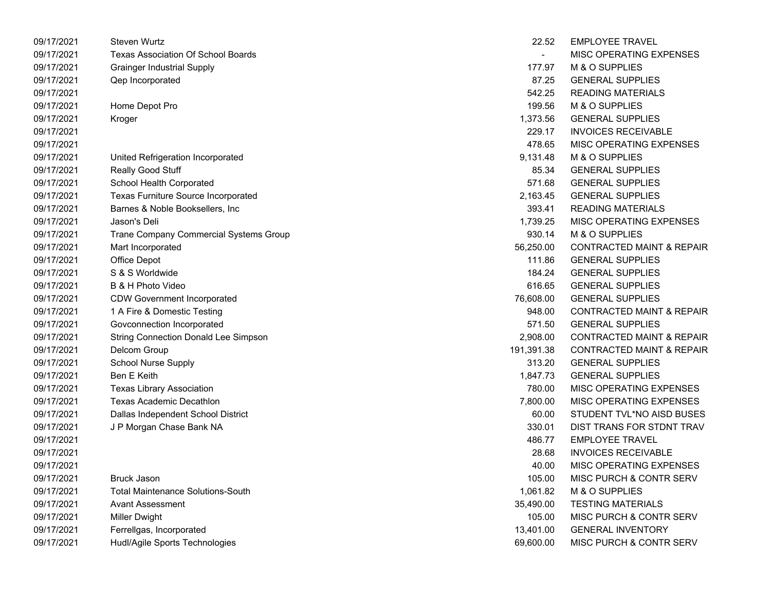| | | | |
|---|---|---|---|
| 09/17/2021 | Steven Wurtz | 22.52 | EMPLOYEE TRAVEL |
| 09/17/2021 | Texas Association Of School Boards | - | MISC OPERATING EXPENSES |
| 09/17/2021 | Grainger Industrial Supply | 177.97 | M & O SUPPLIES |
| 09/17/2021 | Qep Incorporated | 87.25 | GENERAL SUPPLIES |
| 09/17/2021 | | 542.25 | READING MATERIALS |
| 09/17/2021 | Home Depot Pro | 199.56 | M & O SUPPLIES |
| 09/17/2021 | Kroger | 1,373.56 | GENERAL SUPPLIES |
| 09/17/2021 | | 229.17 | INVOICES RECEIVABLE |
| 09/17/2021 | | 478.65 | MISC OPERATING EXPENSES |
| 09/17/2021 | United Refrigeration Incorporated | 9,131.48 | M & O SUPPLIES |
| 09/17/2021 | Really Good Stuff | 85.34 | GENERAL SUPPLIES |
| 09/17/2021 | School Health Corporated | 571.68 | GENERAL SUPPLIES |
| 09/17/2021 | Texas Furniture Source Incorporated | 2,163.45 | GENERAL SUPPLIES |
| 09/17/2021 | Barnes & Noble Booksellers, Inc | 393.41 | READING MATERIALS |
| 09/17/2021 | Jason's Deli | 1,739.25 | MISC OPERATING EXPENSES |
| 09/17/2021 | Trane Company Commercial Systems Group | 930.14 | M & O SUPPLIES |
| 09/17/2021 | Mart Incorporated | 56,250.00 | CONTRACTED MAINT & REPAIR |
| 09/17/2021 | Office Depot | 111.86 | GENERAL SUPPLIES |
| 09/17/2021 | S & S Worldwide | 184.24 | GENERAL SUPPLIES |
| 09/17/2021 | B & H Photo Video | 616.65 | GENERAL SUPPLIES |
| 09/17/2021 | CDW Government Incorporated | 76,608.00 | GENERAL SUPPLIES |
| 09/17/2021 | 1 A Fire & Domestic Testing | 948.00 | CONTRACTED MAINT & REPAIR |
| 09/17/2021 | Govconnection Incorporated | 571.50 | GENERAL SUPPLIES |
| 09/17/2021 | String Connection Donald Lee Simpson | 2,908.00 | CONTRACTED MAINT & REPAIR |
| 09/17/2021 | Delcom Group | 191,391.38 | CONTRACTED MAINT & REPAIR |
| 09/17/2021 | School Nurse Supply | 313.20 | GENERAL SUPPLIES |
| 09/17/2021 | Ben E Keith | 1,847.73 | GENERAL SUPPLIES |
| 09/17/2021 | Texas Library Association | 780.00 | MISC OPERATING EXPENSES |
| 09/17/2021 | Texas Academic Decathlon | 7,800.00 | MISC OPERATING EXPENSES |
| 09/17/2021 | Dallas Independent School District | 60.00 | STUDENT TVL*NO AISD BUSES |
| 09/17/2021 | J P Morgan Chase Bank NA | 330.01 | DIST TRANS FOR STDNT TRAV |
| 09/17/2021 | | 486.77 | EMPLOYEE TRAVEL |
| 09/17/2021 | | 28.68 | INVOICES RECEIVABLE |
| 09/17/2021 | | 40.00 | MISC OPERATING EXPENSES |
| 09/17/2021 | Bruck Jason | 105.00 | MISC PURCH & CONTR SERV |
| 09/17/2021 | Total Maintenance Solutions-South | 1,061.82 | M & O SUPPLIES |
| 09/17/2021 | Avant Assessment | 35,490.00 | TESTING MATERIALS |
| 09/17/2021 | Miller Dwight | 105.00 | MISC PURCH & CONTR SERV |
| 09/17/2021 | Ferrellgas, Incorporated | 13,401.00 | GENERAL INVENTORY |
| 09/17/2021 | Hudl/Agile Sports Technologies | 69,600.00 | MISC PURCH & CONTR SERV |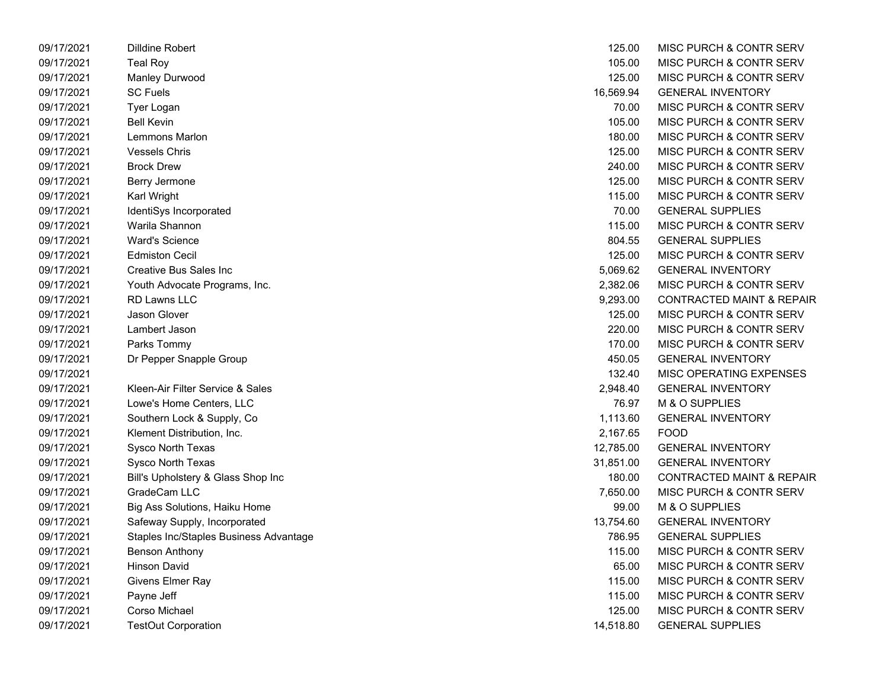| | | | |
|---|---|---|---|
| 09/17/2021 | Dilldine Robert | 125.00 | MISC PURCH & CONTR SERV |
| 09/17/2021 | Teal Roy | 105.00 | MISC PURCH & CONTR SERV |
| 09/17/2021 | Manley Durwood | 125.00 | MISC PURCH & CONTR SERV |
| 09/17/2021 | SC Fuels | 16,569.94 | GENERAL INVENTORY |
| 09/17/2021 | Tyer Logan | 70.00 | MISC PURCH & CONTR SERV |
| 09/17/2021 | Bell Kevin | 105.00 | MISC PURCH & CONTR SERV |
| 09/17/2021 | Lemmons Marlon | 180.00 | MISC PURCH & CONTR SERV |
| 09/17/2021 | Vessels Chris | 125.00 | MISC PURCH & CONTR SERV |
| 09/17/2021 | Brock Drew | 240.00 | MISC PURCH & CONTR SERV |
| 09/17/2021 | Berry Jermone | 125.00 | MISC PURCH & CONTR SERV |
| 09/17/2021 | Karl Wright | 115.00 | MISC PURCH & CONTR SERV |
| 09/17/2021 | IdentiSys Incorporated | 70.00 | GENERAL SUPPLIES |
| 09/17/2021 | Warila Shannon | 115.00 | MISC PURCH & CONTR SERV |
| 09/17/2021 | Ward's Science | 804.55 | GENERAL SUPPLIES |
| 09/17/2021 | Edmiston Cecil | 125.00 | MISC PURCH & CONTR SERV |
| 09/17/2021 | Creative Bus Sales Inc | 5,069.62 | GENERAL INVENTORY |
| 09/17/2021 | Youth Advocate Programs, Inc. | 2,382.06 | MISC PURCH & CONTR SERV |
| 09/17/2021 | RD Lawns LLC | 9,293.00 | CONTRACTED MAINT & REPAIR |
| 09/17/2021 | Jason Glover | 125.00 | MISC PURCH & CONTR SERV |
| 09/17/2021 | Lambert Jason | 220.00 | MISC PURCH & CONTR SERV |
| 09/17/2021 | Parks Tommy | 170.00 | MISC PURCH & CONTR SERV |
| 09/17/2021 | Dr Pepper Snapple Group | 450.05 | GENERAL INVENTORY |
| 09/17/2021 | | 132.40 | MISC OPERATING EXPENSES |
| 09/17/2021 | Kleen-Air Filter Service & Sales | 2,948.40 | GENERAL INVENTORY |
| 09/17/2021 | Lowe's Home Centers, LLC | 76.97 | M & O SUPPLIES |
| 09/17/2021 | Southern Lock & Supply, Co | 1,113.60 | GENERAL INVENTORY |
| 09/17/2021 | Klement Distribution, Inc. | 2,167.65 | FOOD |
| 09/17/2021 | Sysco North Texas | 12,785.00 | GENERAL INVENTORY |
| 09/17/2021 | Sysco North Texas | 31,851.00 | GENERAL INVENTORY |
| 09/17/2021 | Bill's Upholstery & Glass Shop Inc | 180.00 | CONTRACTED MAINT & REPAIR |
| 09/17/2021 | GradeCam LLC | 7,650.00 | MISC PURCH & CONTR SERV |
| 09/17/2021 | Big Ass Solutions, Haiku Home | 99.00 | M & O SUPPLIES |
| 09/17/2021 | Safeway Supply, Incorporated | 13,754.60 | GENERAL INVENTORY |
| 09/17/2021 | Staples Inc/Staples Business Advantage | 786.95 | GENERAL SUPPLIES |
| 09/17/2021 | Benson Anthony | 115.00 | MISC PURCH & CONTR SERV |
| 09/17/2021 | Hinson David | 65.00 | MISC PURCH & CONTR SERV |
| 09/17/2021 | Givens Elmer Ray | 115.00 | MISC PURCH & CONTR SERV |
| 09/17/2021 | Payne Jeff | 115.00 | MISC PURCH & CONTR SERV |
| 09/17/2021 | Corso Michael | 125.00 | MISC PURCH & CONTR SERV |
| 09/17/2021 | TestOut Corporation | 14,518.80 | GENERAL SUPPLIES |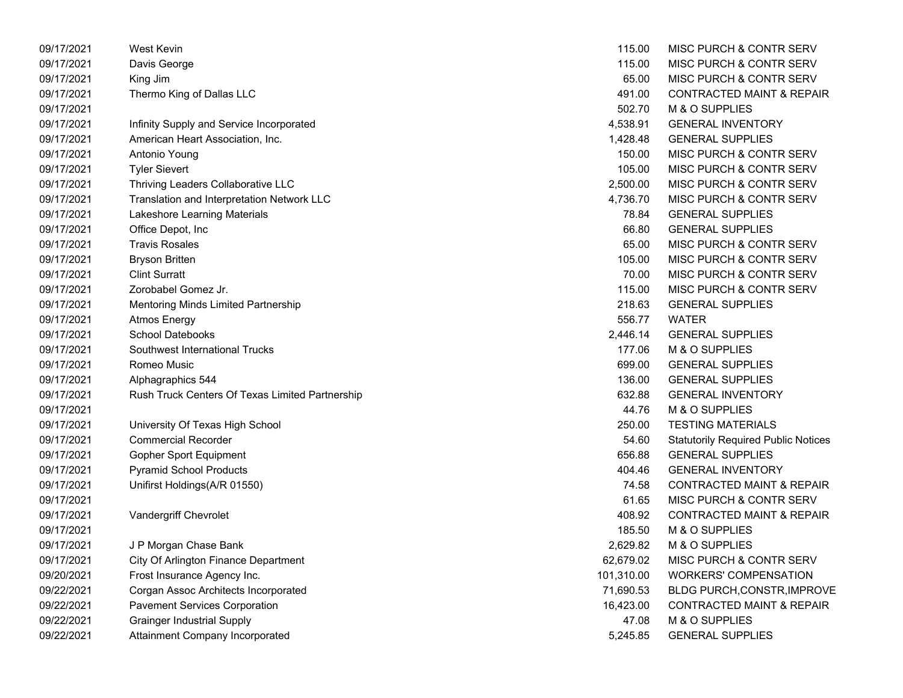| | | | |
|---|---|---|---|
| 09/17/2021 | West Kevin | 115.00 | MISC PURCH & CONTR SERV |
| 09/17/2021 | Davis George | 115.00 | MISC PURCH & CONTR SERV |
| 09/17/2021 | King Jim | 65.00 | MISC PURCH & CONTR SERV |
| 09/17/2021 | Thermo King of Dallas LLC | 491.00 | CONTRACTED MAINT & REPAIR |
| 09/17/2021 | | 502.70 | M & O SUPPLIES |
| 09/17/2021 | Infinity Supply and Service Incorporated | 4,538.91 | GENERAL INVENTORY |
| 09/17/2021 | American Heart Association, Inc. | 1,428.48 | GENERAL SUPPLIES |
| 09/17/2021 | Antonio Young | 150.00 | MISC PURCH & CONTR SERV |
| 09/17/2021 | Tyler Sievert | 105.00 | MISC PURCH & CONTR SERV |
| 09/17/2021 | Thriving Leaders Collaborative LLC | 2,500.00 | MISC PURCH & CONTR SERV |
| 09/17/2021 | Translation and Interpretation Network LLC | 4,736.70 | MISC PURCH & CONTR SERV |
| 09/17/2021 | Lakeshore Learning Materials | 78.84 | GENERAL SUPPLIES |
| 09/17/2021 | Office Depot, Inc | 66.80 | GENERAL SUPPLIES |
| 09/17/2021 | Travis Rosales | 65.00 | MISC PURCH & CONTR SERV |
| 09/17/2021 | Bryson Britten | 105.00 | MISC PURCH & CONTR SERV |
| 09/17/2021 | Clint Surratt | 70.00 | MISC PURCH & CONTR SERV |
| 09/17/2021 | Zorobabel Gomez Jr. | 115.00 | MISC PURCH & CONTR SERV |
| 09/17/2021 | Mentoring Minds Limited Partnership | 218.63 | GENERAL SUPPLIES |
| 09/17/2021 | Atmos Energy | 556.77 | WATER |
| 09/17/2021 | School Datebooks | 2,446.14 | GENERAL SUPPLIES |
| 09/17/2021 | Southwest International Trucks | 177.06 | M & O SUPPLIES |
| 09/17/2021 | Romeo Music | 699.00 | GENERAL SUPPLIES |
| 09/17/2021 | Alphagraphics 544 | 136.00 | GENERAL SUPPLIES |
| 09/17/2021 | Rush Truck Centers Of Texas Limited Partnership | 632.88 | GENERAL INVENTORY |
| 09/17/2021 | | 44.76 | M & O SUPPLIES |
| 09/17/2021 | University Of Texas High School | 250.00 | TESTING MATERIALS |
| 09/17/2021 | Commercial Recorder | 54.60 | Statutorily Required Public Notices |
| 09/17/2021 | Gopher Sport Equipment | 656.88 | GENERAL SUPPLIES |
| 09/17/2021 | Pyramid School Products | 404.46 | GENERAL INVENTORY |
| 09/17/2021 | Unifirst Holdings(A/R 01550) | 74.58 | CONTRACTED MAINT & REPAIR |
| 09/17/2021 | | 61.65 | MISC PURCH & CONTR SERV |
| 09/17/2021 | Vandergriff Chevrolet | 408.92 | CONTRACTED MAINT & REPAIR |
| 09/17/2021 | | 185.50 | M & O SUPPLIES |
| 09/17/2021 | J P Morgan Chase Bank | 2,629.82 | M & O SUPPLIES |
| 09/17/2021 | City Of Arlington Finance Department | 62,679.02 | MISC PURCH & CONTR SERV |
| 09/20/2021 | Frost Insurance Agency Inc. | 101,310.00 | WORKERS' COMPENSATION |
| 09/22/2021 | Corgan Assoc Architects Incorporated | 71,690.53 | BLDG PURCH,CONSTR,IMPROVE |
| 09/22/2021 | Pavement Services Corporation | 16,423.00 | CONTRACTED MAINT & REPAIR |
| 09/22/2021 | Grainger Industrial Supply | 47.08 | M & O SUPPLIES |
| 09/22/2021 | Attainment Company Incorporated | 5,245.85 | GENERAL SUPPLIES |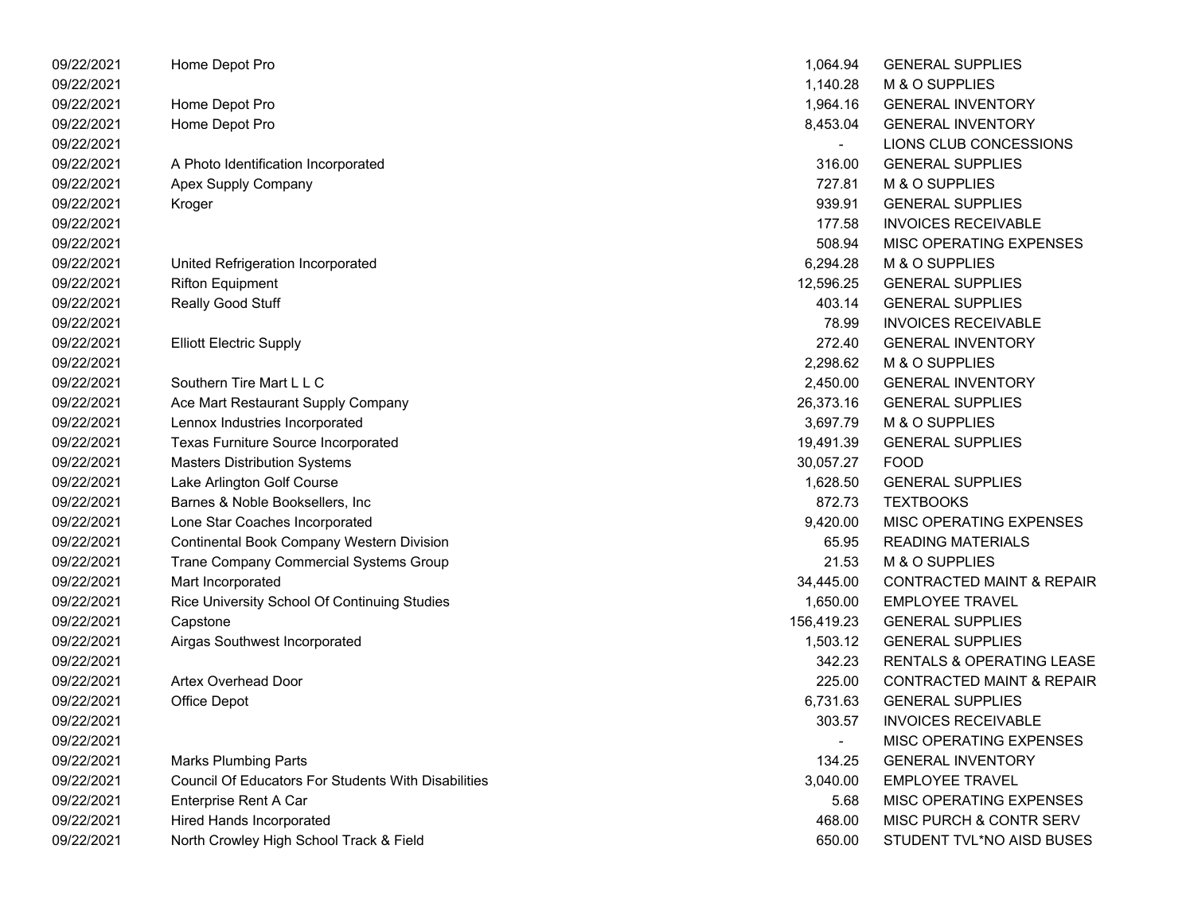| | | | |
|---|---|---|---|
| 09/22/2021 | Home Depot Pro | 1,064.94 | GENERAL SUPPLIES |
| 09/22/2021 | | 1,140.28 | M & O SUPPLIES |
| 09/22/2021 | Home Depot Pro | 1,964.16 | GENERAL INVENTORY |
| 09/22/2021 | Home Depot Pro | 8,453.04 | GENERAL INVENTORY |
| 09/22/2021 | | - | LIONS CLUB CONCESSIONS |
| 09/22/2021 | A Photo Identification Incorporated | 316.00 | GENERAL SUPPLIES |
| 09/22/2021 | Apex Supply Company | 727.81 | M & O SUPPLIES |
| 09/22/2021 | Kroger | 939.91 | GENERAL SUPPLIES |
| 09/22/2021 | | 177.58 | INVOICES RECEIVABLE |
| 09/22/2021 | | 508.94 | MISC OPERATING EXPENSES |
| 09/22/2021 | United Refrigeration Incorporated | 6,294.28 | M & O SUPPLIES |
| 09/22/2021 | Rifton Equipment | 12,596.25 | GENERAL SUPPLIES |
| 09/22/2021 | Really Good Stuff | 403.14 | GENERAL SUPPLIES |
| 09/22/2021 | | 78.99 | INVOICES RECEIVABLE |
| 09/22/2021 | Elliott Electric Supply | 272.40 | GENERAL INVENTORY |
| 09/22/2021 | | 2,298.62 | M & O SUPPLIES |
| 09/22/2021 | Southern Tire Mart L L C | 2,450.00 | GENERAL INVENTORY |
| 09/22/2021 | Ace Mart Restaurant Supply Company | 26,373.16 | GENERAL SUPPLIES |
| 09/22/2021 | Lennox Industries Incorporated | 3,697.79 | M & O SUPPLIES |
| 09/22/2021 | Texas Furniture Source Incorporated | 19,491.39 | GENERAL SUPPLIES |
| 09/22/2021 | Masters Distribution Systems | 30,057.27 | FOOD |
| 09/22/2021 | Lake Arlington Golf Course | 1,628.50 | GENERAL SUPPLIES |
| 09/22/2021 | Barnes & Noble Booksellers, Inc | 872.73 | TEXTBOOKS |
| 09/22/2021 | Lone Star Coaches Incorporated | 9,420.00 | MISC OPERATING EXPENSES |
| 09/22/2021 | Continental Book Company Western Division | 65.95 | READING MATERIALS |
| 09/22/2021 | Trane Company Commercial Systems Group | 21.53 | M & O SUPPLIES |
| 09/22/2021 | Mart Incorporated | 34,445.00 | CONTRACTED MAINT & REPAIR |
| 09/22/2021 | Rice University School Of Continuing Studies | 1,650.00 | EMPLOYEE TRAVEL |
| 09/22/2021 | Capstone | 156,419.23 | GENERAL SUPPLIES |
| 09/22/2021 | Airgas Southwest Incorporated | 1,503.12 | GENERAL SUPPLIES |
| 09/22/2021 | | 342.23 | RENTALS & OPERATING LEASE |
| 09/22/2021 | Artex Overhead Door | 225.00 | CONTRACTED MAINT & REPAIR |
| 09/22/2021 | Office Depot | 6,731.63 | GENERAL SUPPLIES |
| 09/22/2021 | | 303.57 | INVOICES RECEIVABLE |
| 09/22/2021 | | - | MISC OPERATING EXPENSES |
| 09/22/2021 | Marks Plumbing Parts | 134.25 | GENERAL INVENTORY |
| 09/22/2021 | Council Of Educators For Students With Disabilities | 3,040.00 | EMPLOYEE TRAVEL |
| 09/22/2021 | Enterprise Rent A Car | 5.68 | MISC OPERATING EXPENSES |
| 09/22/2021 | Hired Hands Incorporated | 468.00 | MISC PURCH & CONTR SERV |
| 09/22/2021 | North Crowley High School Track & Field | 650.00 | STUDENT TVL*NO AISD BUSES |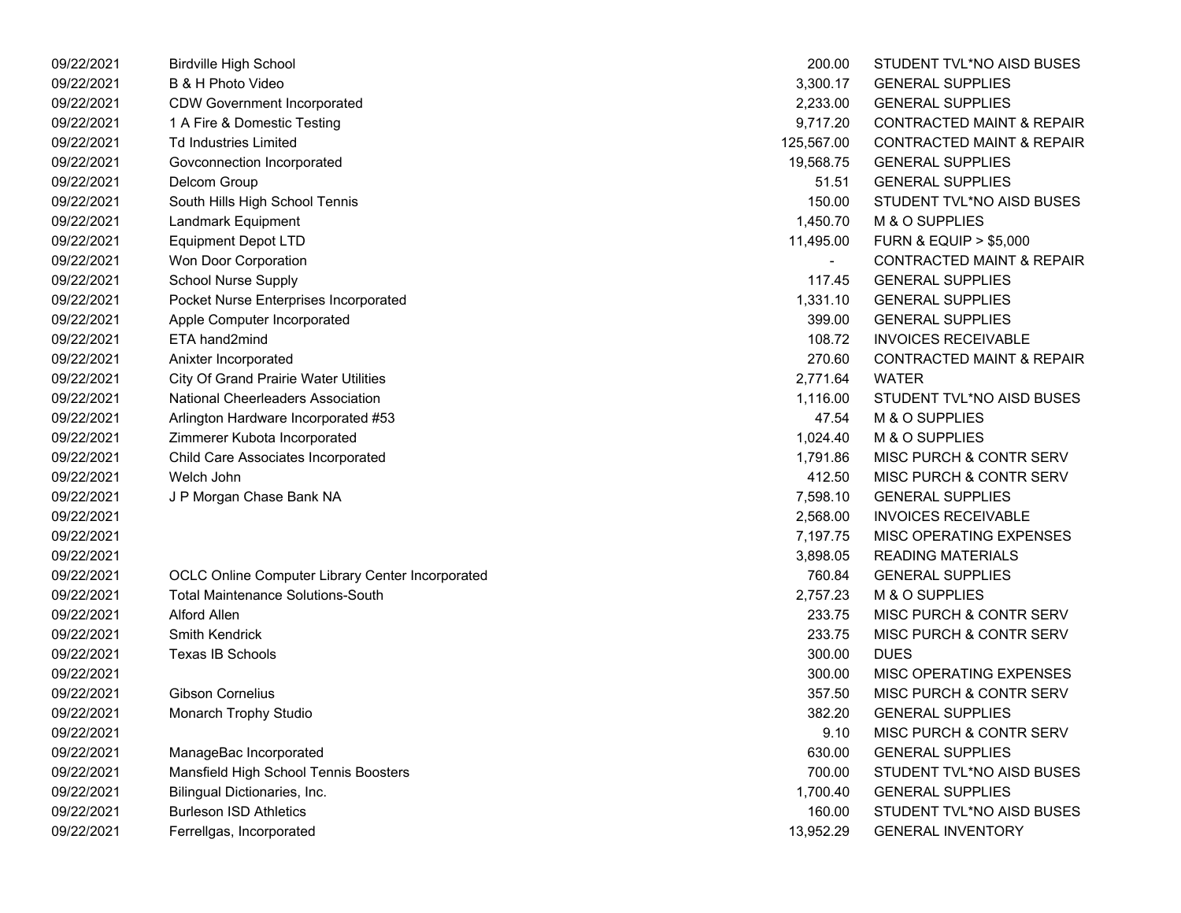| | | | |
|---|---|---|---|
| 09/22/2021 | Birdville High School | 200.00 | STUDENT TVL*NO AISD BUSES |
| 09/22/2021 | B & H Photo Video | 3,300.17 | GENERAL SUPPLIES |
| 09/22/2021 | CDW Government Incorporated | 2,233.00 | GENERAL SUPPLIES |
| 09/22/2021 | 1 A Fire & Domestic Testing | 9,717.20 | CONTRACTED MAINT & REPAIR |
| 09/22/2021 | Td Industries Limited | 125,567.00 | CONTRACTED MAINT & REPAIR |
| 09/22/2021 | Govconnection Incorporated | 19,568.75 | GENERAL SUPPLIES |
| 09/22/2021 | Delcom Group | 51.51 | GENERAL SUPPLIES |
| 09/22/2021 | South Hills High School Tennis | 150.00 | STUDENT TVL*NO AISD BUSES |
| 09/22/2021 | Landmark Equipment | 1,450.70 | M & O SUPPLIES |
| 09/22/2021 | Equipment Depot LTD | 11,495.00 | FURN & EQUIP > $5,000 |
| 09/22/2021 | Won Door Corporation | - | CONTRACTED MAINT & REPAIR |
| 09/22/2021 | School Nurse Supply | 117.45 | GENERAL SUPPLIES |
| 09/22/2021 | Pocket Nurse Enterprises Incorporated | 1,331.10 | GENERAL SUPPLIES |
| 09/22/2021 | Apple Computer Incorporated | 399.00 | GENERAL SUPPLIES |
| 09/22/2021 | ETA hand2mind | 108.72 | INVOICES RECEIVABLE |
| 09/22/2021 | Anixter Incorporated | 270.60 | CONTRACTED MAINT & REPAIR |
| 09/22/2021 | City Of Grand Prairie Water Utilities | 2,771.64 | WATER |
| 09/22/2021 | National Cheerleaders Association | 1,116.00 | STUDENT TVL*NO AISD BUSES |
| 09/22/2021 | Arlington Hardware Incorporated #53 | 47.54 | M & O SUPPLIES |
| 09/22/2021 | Zimmerer Kubota Incorporated | 1,024.40 | M & O SUPPLIES |
| 09/22/2021 | Child Care Associates Incorporated | 1,791.86 | MISC PURCH & CONTR SERV |
| 09/22/2021 | Welch John | 412.50 | MISC PURCH & CONTR SERV |
| 09/22/2021 | J P Morgan Chase Bank NA | 7,598.10 | GENERAL SUPPLIES |
| 09/22/2021 | | 2,568.00 | INVOICES RECEIVABLE |
| 09/22/2021 | | 7,197.75 | MISC OPERATING EXPENSES |
| 09/22/2021 | | 3,898.05 | READING MATERIALS |
| 09/22/2021 | OCLC Online Computer Library Center Incorporated | 760.84 | GENERAL SUPPLIES |
| 09/22/2021 | Total Maintenance Solutions-South | 2,757.23 | M & O SUPPLIES |
| 09/22/2021 | Alford Allen | 233.75 | MISC PURCH & CONTR SERV |
| 09/22/2021 | Smith Kendrick | 233.75 | MISC PURCH & CONTR SERV |
| 09/22/2021 | Texas IB Schools | 300.00 | DUES |
| 09/22/2021 | | 300.00 | MISC OPERATING EXPENSES |
| 09/22/2021 | Gibson Cornelius | 357.50 | MISC PURCH & CONTR SERV |
| 09/22/2021 | Monarch Trophy Studio | 382.20 | GENERAL SUPPLIES |
| 09/22/2021 | | 9.10 | MISC PURCH & CONTR SERV |
| 09/22/2021 | ManageBac Incorporated | 630.00 | GENERAL SUPPLIES |
| 09/22/2021 | Mansfield High School Tennis Boosters | 700.00 | STUDENT TVL*NO AISD BUSES |
| 09/22/2021 | Bilingual Dictionaries, Inc. | 1,700.40 | GENERAL SUPPLIES |
| 09/22/2021 | Burleson ISD Athletics | 160.00 | STUDENT TVL*NO AISD BUSES |
| 09/22/2021 | Ferrellgas, Incorporated | 13,952.29 | GENERAL INVENTORY |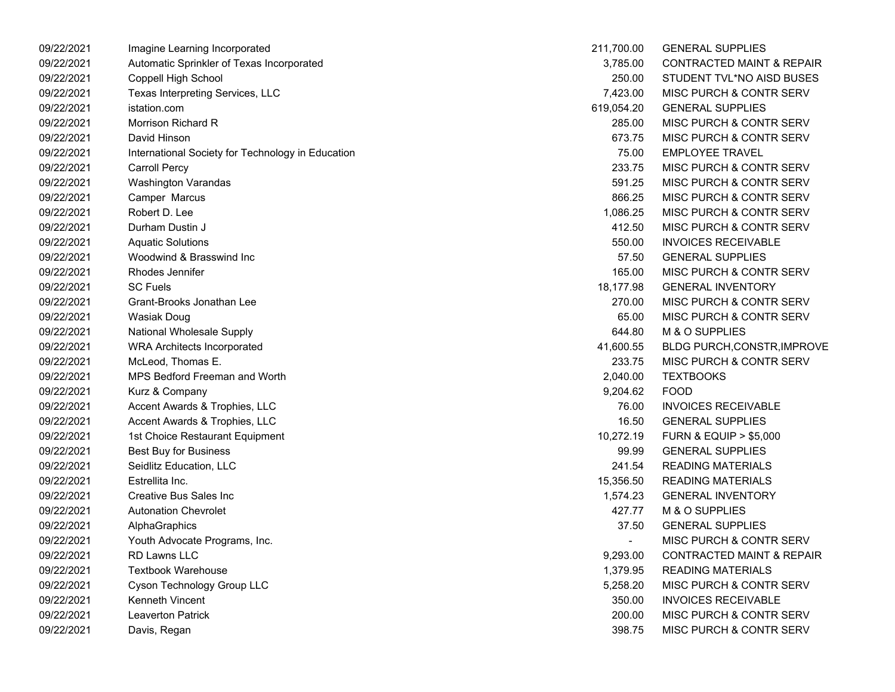| | | | |
|---|---|---|---|
| 09/22/2021 | Imagine Learning Incorporated | 211,700.00 | GENERAL SUPPLIES |
| 09/22/2021 | Automatic Sprinkler of Texas Incorporated | 3,785.00 | CONTRACTED MAINT & REPAIR |
| 09/22/2021 | Coppell High School | 250.00 | STUDENT TVL*NO AISD BUSES |
| 09/22/2021 | Texas Interpreting Services, LLC | 7,423.00 | MISC PURCH & CONTR SERV |
| 09/22/2021 | istation.com | 619,054.20 | GENERAL SUPPLIES |
| 09/22/2021 | Morrison Richard R | 285.00 | MISC PURCH & CONTR SERV |
| 09/22/2021 | David Hinson | 673.75 | MISC PURCH & CONTR SERV |
| 09/22/2021 | International Society for Technology in Education | 75.00 | EMPLOYEE TRAVEL |
| 09/22/2021 | Carroll Percy | 233.75 | MISC PURCH & CONTR SERV |
| 09/22/2021 | Washington Varandas | 591.25 | MISC PURCH & CONTR SERV |
| 09/22/2021 | Camper Marcus | 866.25 | MISC PURCH & CONTR SERV |
| 09/22/2021 | Robert D. Lee | 1,086.25 | MISC PURCH & CONTR SERV |
| 09/22/2021 | Durham Dustin J | 412.50 | MISC PURCH & CONTR SERV |
| 09/22/2021 | Aquatic Solutions | 550.00 | INVOICES RECEIVABLE |
| 09/22/2021 | Woodwind & Brasswind Inc | 57.50 | GENERAL SUPPLIES |
| 09/22/2021 | Rhodes Jennifer | 165.00 | MISC PURCH & CONTR SERV |
| 09/22/2021 | SC Fuels | 18,177.98 | GENERAL INVENTORY |
| 09/22/2021 | Grant-Brooks Jonathan Lee | 270.00 | MISC PURCH & CONTR SERV |
| 09/22/2021 | Wasiak Doug | 65.00 | MISC PURCH & CONTR SERV |
| 09/22/2021 | National Wholesale Supply | 644.80 | M & O SUPPLIES |
| 09/22/2021 | WRA Architects Incorporated | 41,600.55 | BLDG PURCH,CONSTR,IMPROVE |
| 09/22/2021 | McLeod, Thomas E. | 233.75 | MISC PURCH & CONTR SERV |
| 09/22/2021 | MPS Bedford Freeman and Worth | 2,040.00 | TEXTBOOKS |
| 09/22/2021 | Kurz & Company | 9,204.62 | FOOD |
| 09/22/2021 | Accent Awards & Trophies, LLC | 76.00 | INVOICES RECEIVABLE |
| 09/22/2021 | Accent Awards & Trophies, LLC | 16.50 | GENERAL SUPPLIES |
| 09/22/2021 | 1st Choice Restaurant Equipment | 10,272.19 | FURN & EQUIP > $5,000 |
| 09/22/2021 | Best Buy for Business | 99.99 | GENERAL SUPPLIES |
| 09/22/2021 | Seidlitz Education, LLC | 241.54 | READING MATERIALS |
| 09/22/2021 | Estrellita Inc. | 15,356.50 | READING MATERIALS |
| 09/22/2021 | Creative Bus Sales Inc | 1,574.23 | GENERAL INVENTORY |
| 09/22/2021 | Autonation Chevrolet | 427.77 | M & O SUPPLIES |
| 09/22/2021 | AlphaGraphics | 37.50 | GENERAL SUPPLIES |
| 09/22/2021 | Youth Advocate Programs, Inc. | - | MISC PURCH & CONTR SERV |
| 09/22/2021 | RD Lawns LLC | 9,293.00 | CONTRACTED MAINT & REPAIR |
| 09/22/2021 | Textbook Warehouse | 1,379.95 | READING MATERIALS |
| 09/22/2021 | Cyson Technology Group LLC | 5,258.20 | MISC PURCH & CONTR SERV |
| 09/22/2021 | Kenneth Vincent | 350.00 | INVOICES RECEIVABLE |
| 09/22/2021 | Leaverton Patrick | 200.00 | MISC PURCH & CONTR SERV |
| 09/22/2021 | Davis, Regan | 398.75 | MISC PURCH & CONTR SERV |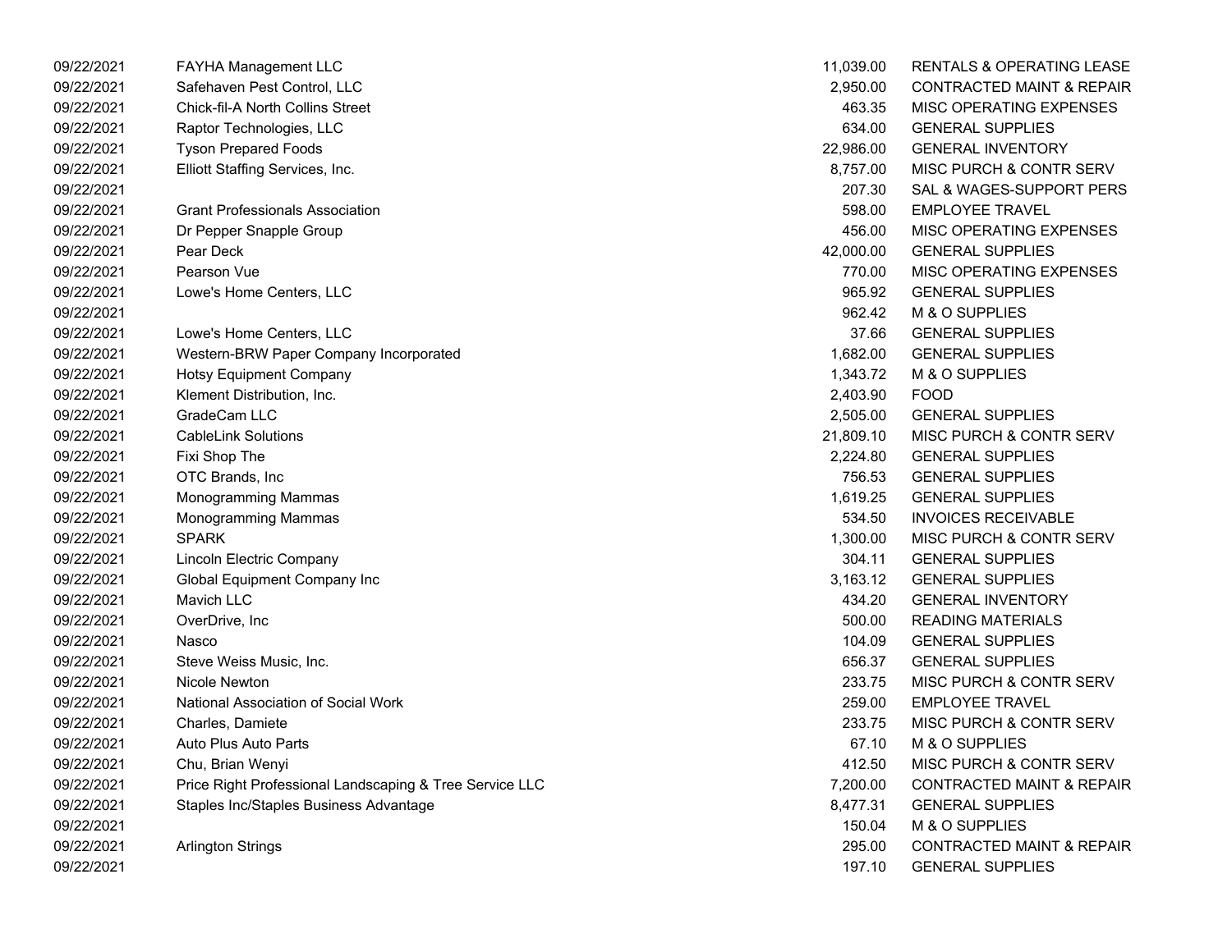| | | | |
|---|---|---|---|
| 09/22/2021 | FAYHA Management LLC | 11,039.00 | RENTALS & OPERATING LEASE |
| 09/22/2021 | Safehaven Pest Control, LLC | 2,950.00 | CONTRACTED MAINT & REPAIR |
| 09/22/2021 | Chick-fil-A North Collins Street | 463.35 | MISC OPERATING EXPENSES |
| 09/22/2021 | Raptor Technologies, LLC | 634.00 | GENERAL SUPPLIES |
| 09/22/2021 | Tyson Prepared Foods | 22,986.00 | GENERAL INVENTORY |
| 09/22/2021 | Elliott Staffing Services, Inc. | 8,757.00 | MISC PURCH & CONTR SERV |
| 09/22/2021 | | 207.30 | SAL & WAGES-SUPPORT PERS |
| 09/22/2021 | Grant Professionals Association | 598.00 | EMPLOYEE TRAVEL |
| 09/22/2021 | Dr Pepper Snapple Group | 456.00 | MISC OPERATING EXPENSES |
| 09/22/2021 | Pear Deck | 42,000.00 | GENERAL SUPPLIES |
| 09/22/2021 | Pearson Vue | 770.00 | MISC OPERATING EXPENSES |
| 09/22/2021 | Lowe's Home Centers, LLC | 965.92 | GENERAL SUPPLIES |
| 09/22/2021 | | 962.42 | M & O SUPPLIES |
| 09/22/2021 | Lowe's Home Centers, LLC | 37.66 | GENERAL SUPPLIES |
| 09/22/2021 | Western-BRW Paper Company Incorporated | 1,682.00 | GENERAL SUPPLIES |
| 09/22/2021 | Hotsy Equipment Company | 1,343.72 | M & O SUPPLIES |
| 09/22/2021 | Klement Distribution, Inc. | 2,403.90 | FOOD |
| 09/22/2021 | GradeCam LLC | 2,505.00 | GENERAL SUPPLIES |
| 09/22/2021 | CableLink Solutions | 21,809.10 | MISC PURCH & CONTR SERV |
| 09/22/2021 | Fixi Shop The | 2,224.80 | GENERAL SUPPLIES |
| 09/22/2021 | OTC Brands, Inc | 756.53 | GENERAL SUPPLIES |
| 09/22/2021 | Monogramming Mammas | 1,619.25 | GENERAL SUPPLIES |
| 09/22/2021 | Monogramming Mammas | 534.50 | INVOICES RECEIVABLE |
| 09/22/2021 | SPARK | 1,300.00 | MISC PURCH & CONTR SERV |
| 09/22/2021 | Lincoln Electric Company | 304.11 | GENERAL SUPPLIES |
| 09/22/2021 | Global Equipment Company Inc | 3,163.12 | GENERAL SUPPLIES |
| 09/22/2021 | Mavich LLC | 434.20 | GENERAL INVENTORY |
| 09/22/2021 | OverDrive, Inc | 500.00 | READING MATERIALS |
| 09/22/2021 | Nasco | 104.09 | GENERAL SUPPLIES |
| 09/22/2021 | Steve Weiss Music, Inc. | 656.37 | GENERAL SUPPLIES |
| 09/22/2021 | Nicole Newton | 233.75 | MISC PURCH & CONTR SERV |
| 09/22/2021 | National Association of Social Work | 259.00 | EMPLOYEE TRAVEL |
| 09/22/2021 | Charles, Damiete | 233.75 | MISC PURCH & CONTR SERV |
| 09/22/2021 | Auto Plus Auto Parts | 67.10 | M & O SUPPLIES |
| 09/22/2021 | Chu, Brian Wenyi | 412.50 | MISC PURCH & CONTR SERV |
| 09/22/2021 | Price Right Professional Landscaping & Tree Service LLC | 7,200.00 | CONTRACTED MAINT & REPAIR |
| 09/22/2021 | Staples Inc/Staples Business Advantage | 8,477.31 | GENERAL SUPPLIES |
| 09/22/2021 | | 150.04 | M & O SUPPLIES |
| 09/22/2021 | Arlington Strings | 295.00 | CONTRACTED MAINT & REPAIR |
| 09/22/2021 | | 197.10 | GENERAL SUPPLIES |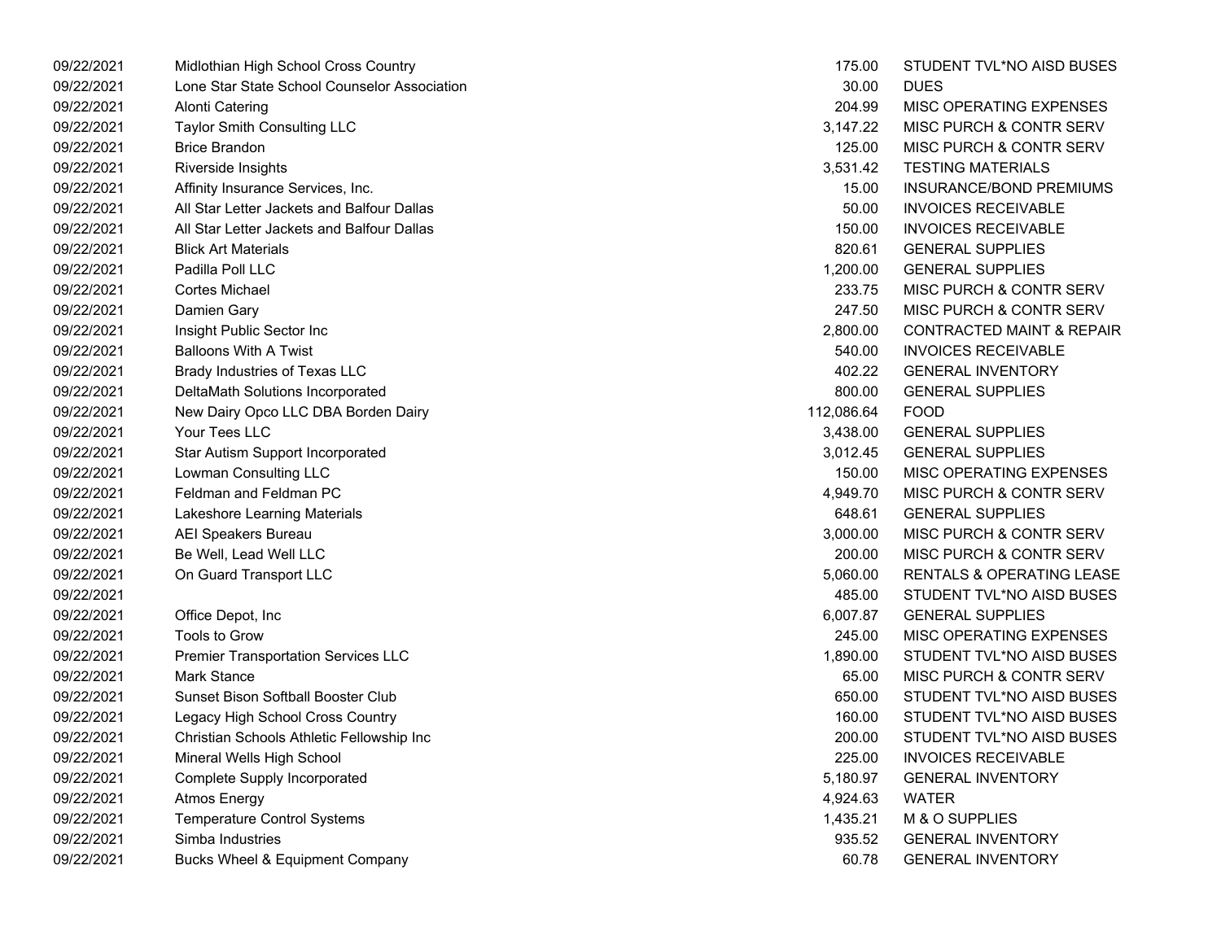| | | | |
|---|---|---|---|
| 09/22/2021 | Midlothian High School Cross Country | 175.00 | STUDENT TVL*NO AISD BUSES |
| 09/22/2021 | Lone Star State School Counselor Association | 30.00 | DUES |
| 09/22/2021 | Alonti Catering | 204.99 | MISC OPERATING EXPENSES |
| 09/22/2021 | Taylor Smith Consulting LLC | 3,147.22 | MISC PURCH & CONTR SERV |
| 09/22/2021 | Brice Brandon | 125.00 | MISC PURCH & CONTR SERV |
| 09/22/2021 | Riverside Insights | 3,531.42 | TESTING MATERIALS |
| 09/22/2021 | Affinity Insurance Services, Inc. | 15.00 | INSURANCE/BOND PREMIUMS |
| 09/22/2021 | All Star Letter Jackets and Balfour Dallas | 50.00 | INVOICES RECEIVABLE |
| 09/22/2021 | All Star Letter Jackets and Balfour Dallas | 150.00 | INVOICES RECEIVABLE |
| 09/22/2021 | Blick Art Materials | 820.61 | GENERAL SUPPLIES |
| 09/22/2021 | Padilla Poll LLC | 1,200.00 | GENERAL SUPPLIES |
| 09/22/2021 | Cortes Michael | 233.75 | MISC PURCH & CONTR SERV |
| 09/22/2021 | Damien Gary | 247.50 | MISC PURCH & CONTR SERV |
| 09/22/2021 | Insight Public Sector Inc | 2,800.00 | CONTRACTED MAINT & REPAIR |
| 09/22/2021 | Balloons With A Twist | 540.00 | INVOICES RECEIVABLE |
| 09/22/2021 | Brady Industries of Texas LLC | 402.22 | GENERAL INVENTORY |
| 09/22/2021 | DeltaMath Solutions Incorporated | 800.00 | GENERAL SUPPLIES |
| 09/22/2021 | New Dairy Opco LLC DBA Borden Dairy | 112,086.64 | FOOD |
| 09/22/2021 | Your Tees LLC | 3,438.00 | GENERAL SUPPLIES |
| 09/22/2021 | Star Autism Support Incorporated | 3,012.45 | GENERAL SUPPLIES |
| 09/22/2021 | Lowman Consulting LLC | 150.00 | MISC OPERATING EXPENSES |
| 09/22/2021 | Feldman and Feldman PC | 4,949.70 | MISC PURCH & CONTR SERV |
| 09/22/2021 | Lakeshore Learning Materials | 648.61 | GENERAL SUPPLIES |
| 09/22/2021 | AEI Speakers Bureau | 3,000.00 | MISC PURCH & CONTR SERV |
| 09/22/2021 | Be Well, Lead Well LLC | 200.00 | MISC PURCH & CONTR SERV |
| 09/22/2021 | On Guard Transport LLC | 5,060.00 | RENTALS & OPERATING LEASE |
| 09/22/2021 | | 485.00 | STUDENT TVL*NO AISD BUSES |
| 09/22/2021 | Office Depot, Inc | 6,007.87 | GENERAL SUPPLIES |
| 09/22/2021 | Tools to Grow | 245.00 | MISC OPERATING EXPENSES |
| 09/22/2021 | Premier Transportation Services LLC | 1,890.00 | STUDENT TVL*NO AISD BUSES |
| 09/22/2021 | Mark Stance | 65.00 | MISC PURCH & CONTR SERV |
| 09/22/2021 | Sunset Bison Softball Booster Club | 650.00 | STUDENT TVL*NO AISD BUSES |
| 09/22/2021 | Legacy High School Cross Country | 160.00 | STUDENT TVL*NO AISD BUSES |
| 09/22/2021 | Christian Schools Athletic Fellowship Inc | 200.00 | STUDENT TVL*NO AISD BUSES |
| 09/22/2021 | Mineral Wells High School | 225.00 | INVOICES RECEIVABLE |
| 09/22/2021 | Complete Supply Incorporated | 5,180.97 | GENERAL INVENTORY |
| 09/22/2021 | Atmos Energy | 4,924.63 | WATER |
| 09/22/2021 | Temperature Control Systems | 1,435.21 | M & O SUPPLIES |
| 09/22/2021 | Simba Industries | 935.52 | GENERAL INVENTORY |
| 09/22/2021 | Bucks Wheel & Equipment Company | 60.78 | GENERAL INVENTORY |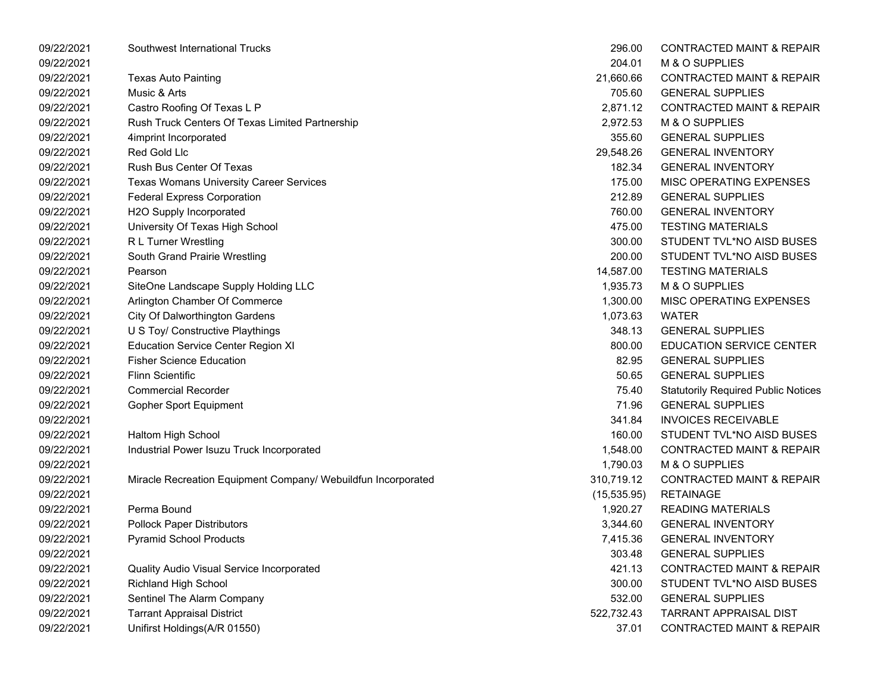| | | | |
|---|---|---|---|
| 09/22/2021 | Southwest International Trucks | 296.00 | CONTRACTED MAINT & REPAIR |
| 09/22/2021 | | 204.01 | M & O SUPPLIES |
| 09/22/2021 | Texas Auto Painting | 21,660.66 | CONTRACTED MAINT & REPAIR |
| 09/22/2021 | Music & Arts | 705.60 | GENERAL SUPPLIES |
| 09/22/2021 | Castro Roofing Of Texas L P | 2,871.12 | CONTRACTED MAINT & REPAIR |
| 09/22/2021 | Rush Truck Centers Of Texas Limited Partnership | 2,972.53 | M & O SUPPLIES |
| 09/22/2021 | 4imprint Incorporated | 355.60 | GENERAL SUPPLIES |
| 09/22/2021 | Red Gold Llc | 29,548.26 | GENERAL INVENTORY |
| 09/22/2021 | Rush Bus Center Of Texas | 182.34 | GENERAL INVENTORY |
| 09/22/2021 | Texas Womans University Career Services | 175.00 | MISC OPERATING EXPENSES |
| 09/22/2021 | Federal Express Corporation | 212.89 | GENERAL SUPPLIES |
| 09/22/2021 | H2O Supply Incorporated | 760.00 | GENERAL INVENTORY |
| 09/22/2021 | University Of Texas High School | 475.00 | TESTING MATERIALS |
| 09/22/2021 | R L Turner Wrestling | 300.00 | STUDENT TVL*NO AISD BUSES |
| 09/22/2021 | South Grand Prairie Wrestling | 200.00 | STUDENT TVL*NO AISD BUSES |
| 09/22/2021 | Pearson | 14,587.00 | TESTING MATERIALS |
| 09/22/2021 | SiteOne Landscape Supply Holding LLC | 1,935.73 | M & O SUPPLIES |
| 09/22/2021 | Arlington Chamber Of Commerce | 1,300.00 | MISC OPERATING EXPENSES |
| 09/22/2021 | City Of Dalworthington Gardens | 1,073.63 | WATER |
| 09/22/2021 | U S Toy/ Constructive Playthings | 348.13 | GENERAL SUPPLIES |
| 09/22/2021 | Education Service Center Region XI | 800.00 | EDUCATION SERVICE CENTER |
| 09/22/2021 | Fisher Science Education | 82.95 | GENERAL SUPPLIES |
| 09/22/2021 | Flinn Scientific | 50.65 | GENERAL SUPPLIES |
| 09/22/2021 | Commercial Recorder | 75.40 | Statutorily Required Public Notices |
| 09/22/2021 | Gopher Sport Equipment | 71.96 | GENERAL SUPPLIES |
| 09/22/2021 | | 341.84 | INVOICES RECEIVABLE |
| 09/22/2021 | Haltom High School | 160.00 | STUDENT TVL*NO AISD BUSES |
| 09/22/2021 | Industrial Power Isuzu Truck Incorporated | 1,548.00 | CONTRACTED MAINT & REPAIR |
| 09/22/2021 | | 1,790.03 | M & O SUPPLIES |
| 09/22/2021 | Miracle Recreation Equipment Company/ Webuildfun Incorporated | 310,719.12 | CONTRACTED MAINT & REPAIR |
| 09/22/2021 | | (15,535.95) | RETAINAGE |
| 09/22/2021 | Perma Bound | 1,920.27 | READING MATERIALS |
| 09/22/2021 | Pollock Paper Distributors | 3,344.60 | GENERAL INVENTORY |
| 09/22/2021 | Pyramid School Products | 7,415.36 | GENERAL INVENTORY |
| 09/22/2021 | | 303.48 | GENERAL SUPPLIES |
| 09/22/2021 | Quality Audio Visual Service Incorporated | 421.13 | CONTRACTED MAINT & REPAIR |
| 09/22/2021 | Richland High School | 300.00 | STUDENT TVL*NO AISD BUSES |
| 09/22/2021 | Sentinel The Alarm Company | 532.00 | GENERAL SUPPLIES |
| 09/22/2021 | Tarrant Appraisal District | 522,732.43 | TARRANT APPRAISAL DIST |
| 09/22/2021 | Unifirst Holdings(A/R 01550) | 37.01 | CONTRACTED MAINT & REPAIR |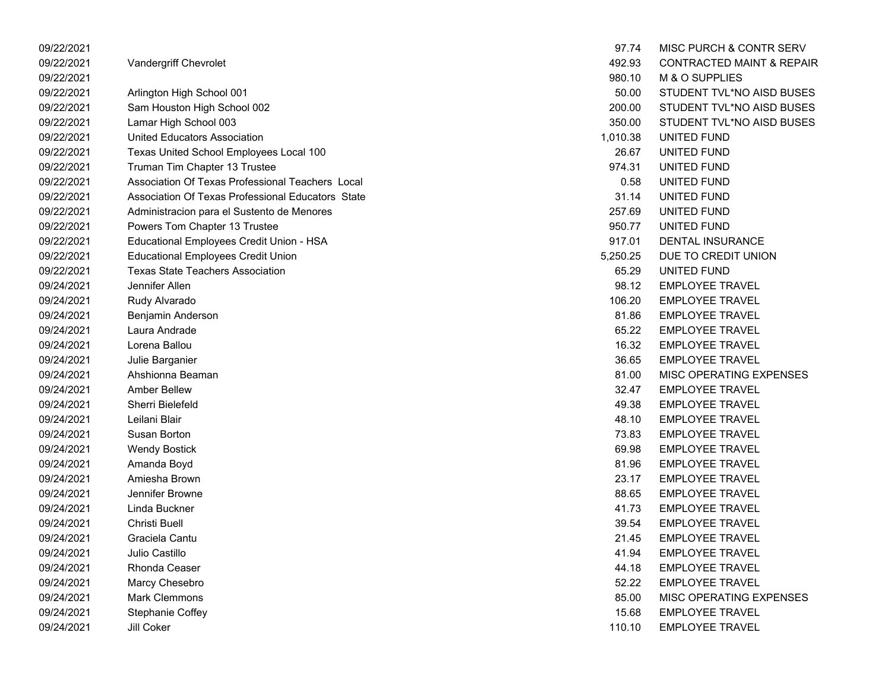| | | | |
|---|---|---|---|
| 09/22/2021 | | 97.74 | MISC PURCH & CONTR SERV |
| 09/22/2021 | Vandergriff Chevrolet | 492.93 | CONTRACTED MAINT & REPAIR |
| 09/22/2021 | | 980.10 | M & O SUPPLIES |
| 09/22/2021 | Arlington High School 001 | 50.00 | STUDENT TVL*NO AISD BUSES |
| 09/22/2021 | Sam Houston High School 002 | 200.00 | STUDENT TVL*NO AISD BUSES |
| 09/22/2021 | Lamar High School 003 | 350.00 | STUDENT TVL*NO AISD BUSES |
| 09/22/2021 | United Educators Association | 1,010.38 | UNITED FUND |
| 09/22/2021 | Texas United School Employees Local 100 | 26.67 | UNITED FUND |
| 09/22/2021 | Truman Tim Chapter 13 Trustee | 974.31 | UNITED FUND |
| 09/22/2021 | Association Of Texas Professional Teachers Local | 0.58 | UNITED FUND |
| 09/22/2021 | Association Of Texas Professional Educators State | 31.14 | UNITED FUND |
| 09/22/2021 | Administracion para el Sustento de Menores | 257.69 | UNITED FUND |
| 09/22/2021 | Powers Tom Chapter 13 Trustee | 950.77 | UNITED FUND |
| 09/22/2021 | Educational Employees Credit Union - HSA | 917.01 | DENTAL INSURANCE |
| 09/22/2021 | Educational Employees Credit Union | 5,250.25 | DUE TO CREDIT UNION |
| 09/22/2021 | Texas State Teachers Association | 65.29 | UNITED FUND |
| 09/24/2021 | Jennifer Allen | 98.12 | EMPLOYEE TRAVEL |
| 09/24/2021 | Rudy Alvarado | 106.20 | EMPLOYEE TRAVEL |
| 09/24/2021 | Benjamin Anderson | 81.86 | EMPLOYEE TRAVEL |
| 09/24/2021 | Laura Andrade | 65.22 | EMPLOYEE TRAVEL |
| 09/24/2021 | Lorena Ballou | 16.32 | EMPLOYEE TRAVEL |
| 09/24/2021 | Julie Barganier | 36.65 | EMPLOYEE TRAVEL |
| 09/24/2021 | Ahshionna Beaman | 81.00 | MISC OPERATING EXPENSES |
| 09/24/2021 | Amber Bellew | 32.47 | EMPLOYEE TRAVEL |
| 09/24/2021 | Sherri Bielefeld | 49.38 | EMPLOYEE TRAVEL |
| 09/24/2021 | Leilani Blair | 48.10 | EMPLOYEE TRAVEL |
| 09/24/2021 | Susan Borton | 73.83 | EMPLOYEE TRAVEL |
| 09/24/2021 | Wendy Bostick | 69.98 | EMPLOYEE TRAVEL |
| 09/24/2021 | Amanda Boyd | 81.96 | EMPLOYEE TRAVEL |
| 09/24/2021 | Amiesha Brown | 23.17 | EMPLOYEE TRAVEL |
| 09/24/2021 | Jennifer Browne | 88.65 | EMPLOYEE TRAVEL |
| 09/24/2021 | Linda Buckner | 41.73 | EMPLOYEE TRAVEL |
| 09/24/2021 | Christi Buell | 39.54 | EMPLOYEE TRAVEL |
| 09/24/2021 | Graciela Cantu | 21.45 | EMPLOYEE TRAVEL |
| 09/24/2021 | Julio Castillo | 41.94 | EMPLOYEE TRAVEL |
| 09/24/2021 | Rhonda Ceaser | 44.18 | EMPLOYEE TRAVEL |
| 09/24/2021 | Marcy Chesebro | 52.22 | EMPLOYEE TRAVEL |
| 09/24/2021 | Mark Clemmons | 85.00 | MISC OPERATING EXPENSES |
| 09/24/2021 | Stephanie Coffey | 15.68 | EMPLOYEE TRAVEL |
| 09/24/2021 | Jill Coker | 110.10 | EMPLOYEE TRAVEL |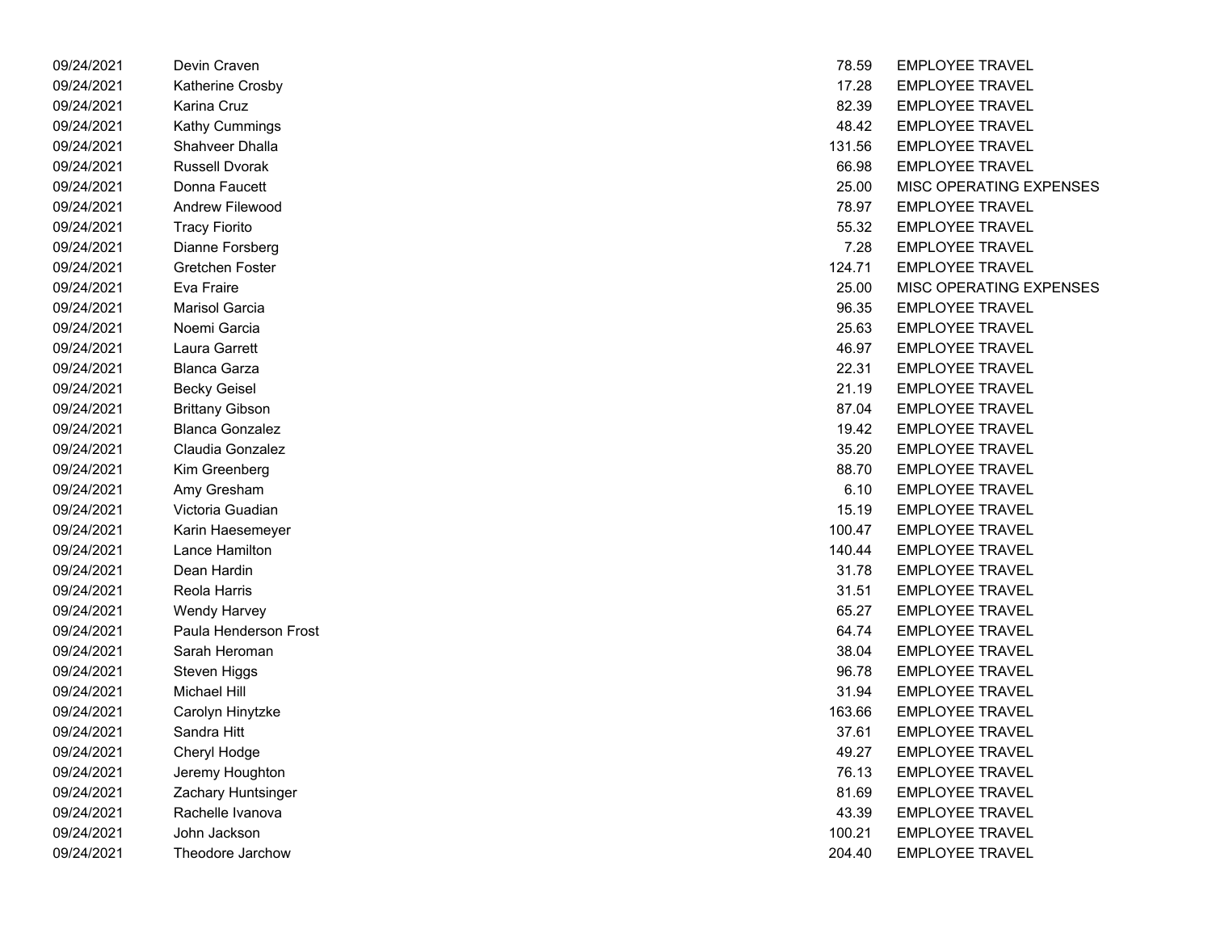| | | | |
|---|---|---|---|
| 09/24/2021 | Devin Craven | 78.59 | EMPLOYEE TRAVEL |
| 09/24/2021 | Katherine Crosby | 17.28 | EMPLOYEE TRAVEL |
| 09/24/2021 | Karina Cruz | 82.39 | EMPLOYEE TRAVEL |
| 09/24/2021 | Kathy Cummings | 48.42 | EMPLOYEE TRAVEL |
| 09/24/2021 | Shahveer Dhalla | 131.56 | EMPLOYEE TRAVEL |
| 09/24/2021 | Russell Dvorak | 66.98 | EMPLOYEE TRAVEL |
| 09/24/2021 | Donna Faucett | 25.00 | MISC OPERATING EXPENSES |
| 09/24/2021 | Andrew Filewood | 78.97 | EMPLOYEE TRAVEL |
| 09/24/2021 | Tracy Fiorito | 55.32 | EMPLOYEE TRAVEL |
| 09/24/2021 | Dianne Forsberg | 7.28 | EMPLOYEE TRAVEL |
| 09/24/2021 | Gretchen Foster | 124.71 | EMPLOYEE TRAVEL |
| 09/24/2021 | Eva Fraire | 25.00 | MISC OPERATING EXPENSES |
| 09/24/2021 | Marisol Garcia | 96.35 | EMPLOYEE TRAVEL |
| 09/24/2021 | Noemi Garcia | 25.63 | EMPLOYEE TRAVEL |
| 09/24/2021 | Laura Garrett | 46.97 | EMPLOYEE TRAVEL |
| 09/24/2021 | Blanca Garza | 22.31 | EMPLOYEE TRAVEL |
| 09/24/2021 | Becky Geisel | 21.19 | EMPLOYEE TRAVEL |
| 09/24/2021 | Brittany Gibson | 87.04 | EMPLOYEE TRAVEL |
| 09/24/2021 | Blanca Gonzalez | 19.42 | EMPLOYEE TRAVEL |
| 09/24/2021 | Claudia Gonzalez | 35.20 | EMPLOYEE TRAVEL |
| 09/24/2021 | Kim Greenberg | 88.70 | EMPLOYEE TRAVEL |
| 09/24/2021 | Amy Gresham | 6.10 | EMPLOYEE TRAVEL |
| 09/24/2021 | Victoria Guadian | 15.19 | EMPLOYEE TRAVEL |
| 09/24/2021 | Karin Haesemeyer | 100.47 | EMPLOYEE TRAVEL |
| 09/24/2021 | Lance Hamilton | 140.44 | EMPLOYEE TRAVEL |
| 09/24/2021 | Dean Hardin | 31.78 | EMPLOYEE TRAVEL |
| 09/24/2021 | Reola Harris | 31.51 | EMPLOYEE TRAVEL |
| 09/24/2021 | Wendy Harvey | 65.27 | EMPLOYEE TRAVEL |
| 09/24/2021 | Paula Henderson Frost | 64.74 | EMPLOYEE TRAVEL |
| 09/24/2021 | Sarah Heroman | 38.04 | EMPLOYEE TRAVEL |
| 09/24/2021 | Steven Higgs | 96.78 | EMPLOYEE TRAVEL |
| 09/24/2021 | Michael Hill | 31.94 | EMPLOYEE TRAVEL |
| 09/24/2021 | Carolyn Hinytzke | 163.66 | EMPLOYEE TRAVEL |
| 09/24/2021 | Sandra Hitt | 37.61 | EMPLOYEE TRAVEL |
| 09/24/2021 | Cheryl Hodge | 49.27 | EMPLOYEE TRAVEL |
| 09/24/2021 | Jeremy Houghton | 76.13 | EMPLOYEE TRAVEL |
| 09/24/2021 | Zachary Huntsinger | 81.69 | EMPLOYEE TRAVEL |
| 09/24/2021 | Rachelle Ivanova | 43.39 | EMPLOYEE TRAVEL |
| 09/24/2021 | John Jackson | 100.21 | EMPLOYEE TRAVEL |
| 09/24/2021 | Theodore Jarchow | 204.40 | EMPLOYEE TRAVEL |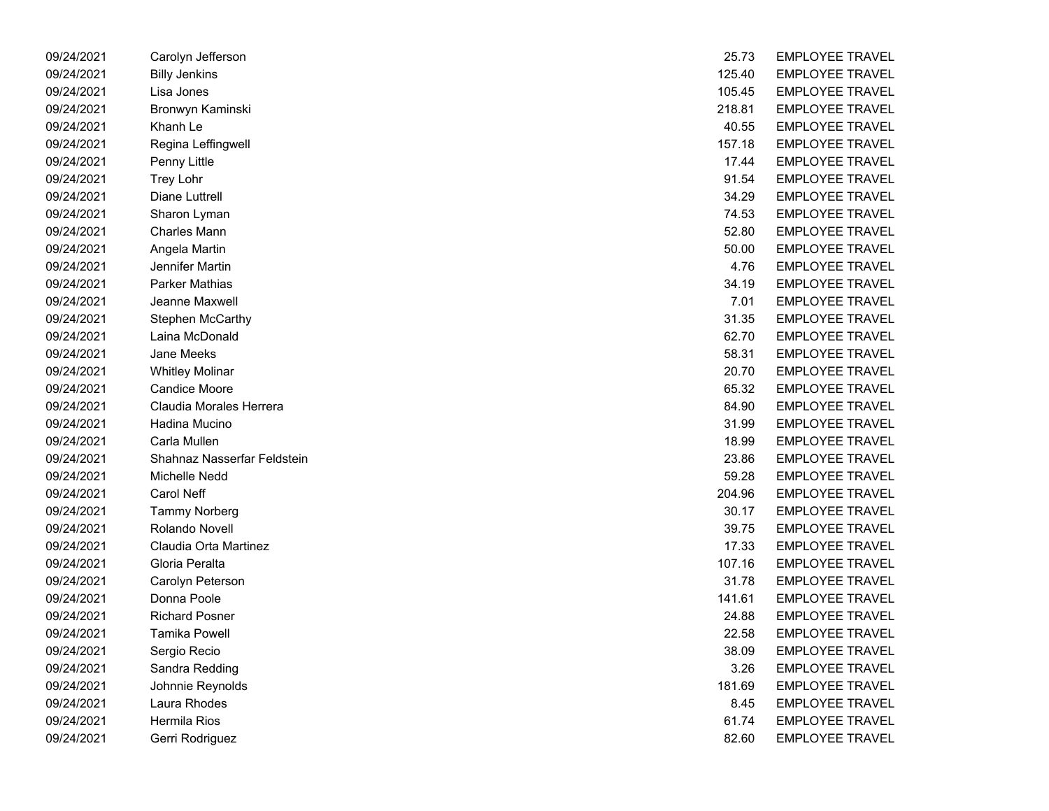| | | | |
|---|---|---|---|
| 09/24/2021 | Carolyn Jefferson | 25.73 | EMPLOYEE TRAVEL |
| 09/24/2021 | Billy Jenkins | 125.40 | EMPLOYEE TRAVEL |
| 09/24/2021 | Lisa Jones | 105.45 | EMPLOYEE TRAVEL |
| 09/24/2021 | Bronwyn Kaminski | 218.81 | EMPLOYEE TRAVEL |
| 09/24/2021 | Khanh Le | 40.55 | EMPLOYEE TRAVEL |
| 09/24/2021 | Regina Leffingwell | 157.18 | EMPLOYEE TRAVEL |
| 09/24/2021 | Penny Little | 17.44 | EMPLOYEE TRAVEL |
| 09/24/2021 | Trey Lohr | 91.54 | EMPLOYEE TRAVEL |
| 09/24/2021 | Diane Luttrell | 34.29 | EMPLOYEE TRAVEL |
| 09/24/2021 | Sharon Lyman | 74.53 | EMPLOYEE TRAVEL |
| 09/24/2021 | Charles Mann | 52.80 | EMPLOYEE TRAVEL |
| 09/24/2021 | Angela Martin | 50.00 | EMPLOYEE TRAVEL |
| 09/24/2021 | Jennifer Martin | 4.76 | EMPLOYEE TRAVEL |
| 09/24/2021 | Parker Mathias | 34.19 | EMPLOYEE TRAVEL |
| 09/24/2021 | Jeanne Maxwell | 7.01 | EMPLOYEE TRAVEL |
| 09/24/2021 | Stephen McCarthy | 31.35 | EMPLOYEE TRAVEL |
| 09/24/2021 | Laina McDonald | 62.70 | EMPLOYEE TRAVEL |
| 09/24/2021 | Jane Meeks | 58.31 | EMPLOYEE TRAVEL |
| 09/24/2021 | Whitley Molinar | 20.70 | EMPLOYEE TRAVEL |
| 09/24/2021 | Candice Moore | 65.32 | EMPLOYEE TRAVEL |
| 09/24/2021 | Claudia Morales Herrera | 84.90 | EMPLOYEE TRAVEL |
| 09/24/2021 | Hadina Mucino | 31.99 | EMPLOYEE TRAVEL |
| 09/24/2021 | Carla Mullen | 18.99 | EMPLOYEE TRAVEL |
| 09/24/2021 | Shahnaz Nasserfar Feldstein | 23.86 | EMPLOYEE TRAVEL |
| 09/24/2021 | Michelle Nedd | 59.28 | EMPLOYEE TRAVEL |
| 09/24/2021 | Carol Neff | 204.96 | EMPLOYEE TRAVEL |
| 09/24/2021 | Tammy Norberg | 30.17 | EMPLOYEE TRAVEL |
| 09/24/2021 | Rolando Novell | 39.75 | EMPLOYEE TRAVEL |
| 09/24/2021 | Claudia Orta Martinez | 17.33 | EMPLOYEE TRAVEL |
| 09/24/2021 | Gloria Peralta | 107.16 | EMPLOYEE TRAVEL |
| 09/24/2021 | Carolyn Peterson | 31.78 | EMPLOYEE TRAVEL |
| 09/24/2021 | Donna Poole | 141.61 | EMPLOYEE TRAVEL |
| 09/24/2021 | Richard Posner | 24.88 | EMPLOYEE TRAVEL |
| 09/24/2021 | Tamika Powell | 22.58 | EMPLOYEE TRAVEL |
| 09/24/2021 | Sergio Recio | 38.09 | EMPLOYEE TRAVEL |
| 09/24/2021 | Sandra Redding | 3.26 | EMPLOYEE TRAVEL |
| 09/24/2021 | Johnnie Reynolds | 181.69 | EMPLOYEE TRAVEL |
| 09/24/2021 | Laura Rhodes | 8.45 | EMPLOYEE TRAVEL |
| 09/24/2021 | Hermila Rios | 61.74 | EMPLOYEE TRAVEL |
| 09/24/2021 | Gerri Rodriguez | 82.60 | EMPLOYEE TRAVEL |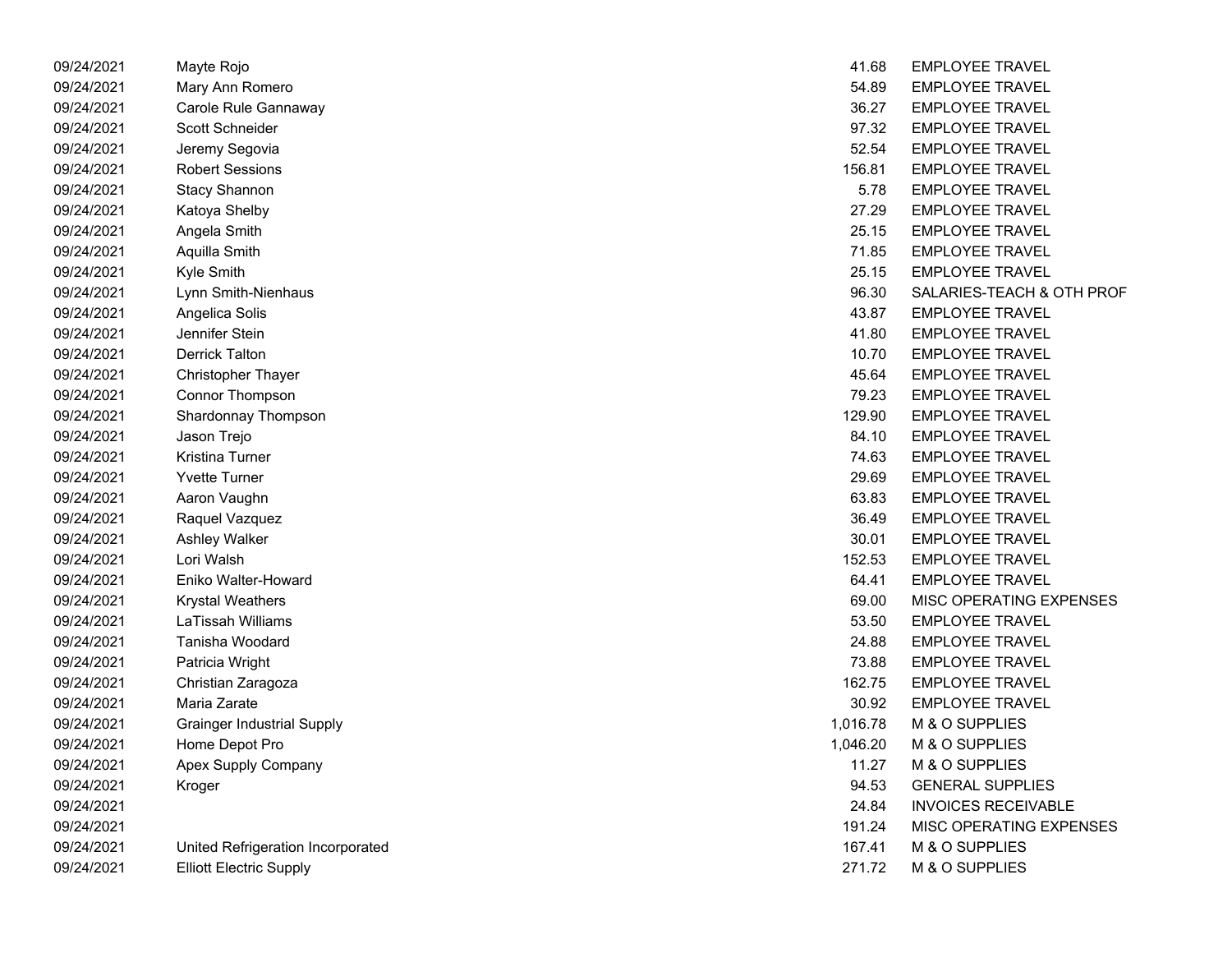| | | | |
|---|---|---|---|
| 09/24/2021 | Mayte Rojo | 41.68 | EMPLOYEE TRAVEL |
| 09/24/2021 | Mary Ann Romero | 54.89 | EMPLOYEE TRAVEL |
| 09/24/2021 | Carole Rule Gannaway | 36.27 | EMPLOYEE TRAVEL |
| 09/24/2021 | Scott Schneider | 97.32 | EMPLOYEE TRAVEL |
| 09/24/2021 | Jeremy Segovia | 52.54 | EMPLOYEE TRAVEL |
| 09/24/2021 | Robert Sessions | 156.81 | EMPLOYEE TRAVEL |
| 09/24/2021 | Stacy Shannon | 5.78 | EMPLOYEE TRAVEL |
| 09/24/2021 | Katoya Shelby | 27.29 | EMPLOYEE TRAVEL |
| 09/24/2021 | Angela Smith | 25.15 | EMPLOYEE TRAVEL |
| 09/24/2021 | Aquilla Smith | 71.85 | EMPLOYEE TRAVEL |
| 09/24/2021 | Kyle Smith | 25.15 | EMPLOYEE TRAVEL |
| 09/24/2021 | Lynn Smith-Nienhaus | 96.30 | SALARIES-TEACH & OTH PROF |
| 09/24/2021 | Angelica Solis | 43.87 | EMPLOYEE TRAVEL |
| 09/24/2021 | Jennifer Stein | 41.80 | EMPLOYEE TRAVEL |
| 09/24/2021 | Derrick Talton | 10.70 | EMPLOYEE TRAVEL |
| 09/24/2021 | Christopher Thayer | 45.64 | EMPLOYEE TRAVEL |
| 09/24/2021 | Connor Thompson | 79.23 | EMPLOYEE TRAVEL |
| 09/24/2021 | Shardonnay Thompson | 129.90 | EMPLOYEE TRAVEL |
| 09/24/2021 | Jason Trejo | 84.10 | EMPLOYEE TRAVEL |
| 09/24/2021 | Kristina Turner | 74.63 | EMPLOYEE TRAVEL |
| 09/24/2021 | Yvette Turner | 29.69 | EMPLOYEE TRAVEL |
| 09/24/2021 | Aaron Vaughn | 63.83 | EMPLOYEE TRAVEL |
| 09/24/2021 | Raquel Vazquez | 36.49 | EMPLOYEE TRAVEL |
| 09/24/2021 | Ashley Walker | 30.01 | EMPLOYEE TRAVEL |
| 09/24/2021 | Lori Walsh | 152.53 | EMPLOYEE TRAVEL |
| 09/24/2021 | Eniko Walter-Howard | 64.41 | EMPLOYEE TRAVEL |
| 09/24/2021 | Krystal Weathers | 69.00 | MISC OPERATING EXPENSES |
| 09/24/2021 | LaTissah Williams | 53.50 | EMPLOYEE TRAVEL |
| 09/24/2021 | Tanisha Woodard | 24.88 | EMPLOYEE TRAVEL |
| 09/24/2021 | Patricia Wright | 73.88 | EMPLOYEE TRAVEL |
| 09/24/2021 | Christian Zaragoza | 162.75 | EMPLOYEE TRAVEL |
| 09/24/2021 | Maria Zarate | 30.92 | EMPLOYEE TRAVEL |
| 09/24/2021 | Grainger Industrial Supply | 1,016.78 | M & O SUPPLIES |
| 09/24/2021 | Home Depot Pro | 1,046.20 | M & O SUPPLIES |
| 09/24/2021 | Apex Supply Company | 11.27 | M & O SUPPLIES |
| 09/24/2021 | Kroger | 94.53 | GENERAL SUPPLIES |
| 09/24/2021 | | 24.84 | INVOICES RECEIVABLE |
| 09/24/2021 | | 191.24 | MISC OPERATING EXPENSES |
| 09/24/2021 | United Refrigeration Incorporated | 167.41 | M & O SUPPLIES |
| 09/24/2021 | Elliott Electric Supply | 271.72 | M & O SUPPLIES |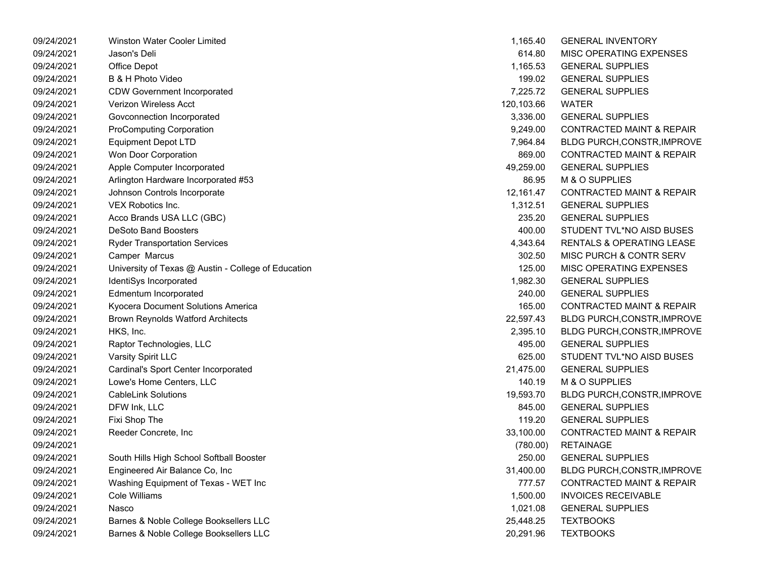| | | | |
|---|---|---|---|
| 09/24/2021 | Winston Water Cooler Limited | 1,165.40 | GENERAL INVENTORY |
| 09/24/2021 | Jason's Deli | 614.80 | MISC OPERATING EXPENSES |
| 09/24/2021 | Office Depot | 1,165.53 | GENERAL SUPPLIES |
| 09/24/2021 | B & H Photo Video | 199.02 | GENERAL SUPPLIES |
| 09/24/2021 | CDW Government Incorporated | 7,225.72 | GENERAL SUPPLIES |
| 09/24/2021 | Verizon Wireless Acct | 120,103.66 | WATER |
| 09/24/2021 | Govconnection Incorporated | 3,336.00 | GENERAL SUPPLIES |
| 09/24/2021 | ProComputing Corporation | 9,249.00 | CONTRACTED MAINT & REPAIR |
| 09/24/2021 | Equipment Depot LTD | 7,964.84 | BLDG PURCH,CONSTR,IMPROVE |
| 09/24/2021 | Won Door Corporation | 869.00 | CONTRACTED MAINT & REPAIR |
| 09/24/2021 | Apple Computer Incorporated | 49,259.00 | GENERAL SUPPLIES |
| 09/24/2021 | Arlington Hardware Incorporated #53 | 86.95 | M & O SUPPLIES |
| 09/24/2021 | Johnson Controls Incorporate | 12,161.47 | CONTRACTED MAINT & REPAIR |
| 09/24/2021 | VEX Robotics Inc. | 1,312.51 | GENERAL SUPPLIES |
| 09/24/2021 | Acco Brands USA LLC (GBC) | 235.20 | GENERAL SUPPLIES |
| 09/24/2021 | DeSoto Band Boosters | 400.00 | STUDENT TVL*NO AISD BUSES |
| 09/24/2021 | Ryder Transportation Services | 4,343.64 | RENTALS & OPERATING LEASE |
| 09/24/2021 | Camper Marcus | 302.50 | MISC PURCH & CONTR SERV |
| 09/24/2021 | University of Texas @ Austin - College of Education | 125.00 | MISC OPERATING EXPENSES |
| 09/24/2021 | IdentiSys Incorporated | 1,982.30 | GENERAL SUPPLIES |
| 09/24/2021 | Edmentum Incorporated | 240.00 | GENERAL SUPPLIES |
| 09/24/2021 | Kyocera Document Solutions America | 165.00 | CONTRACTED MAINT & REPAIR |
| 09/24/2021 | Brown Reynolds Watford Architects | 22,597.43 | BLDG PURCH,CONSTR,IMPROVE |
| 09/24/2021 | HKS, Inc. | 2,395.10 | BLDG PURCH,CONSTR,IMPROVE |
| 09/24/2021 | Raptor Technologies, LLC | 495.00 | GENERAL SUPPLIES |
| 09/24/2021 | Varsity Spirit LLC | 625.00 | STUDENT TVL*NO AISD BUSES |
| 09/24/2021 | Cardinal's Sport Center Incorporated | 21,475.00 | GENERAL SUPPLIES |
| 09/24/2021 | Lowe's Home Centers, LLC | 140.19 | M & O SUPPLIES |
| 09/24/2021 | CableLink Solutions | 19,593.70 | BLDG PURCH,CONSTR,IMPROVE |
| 09/24/2021 | DFW Ink, LLC | 845.00 | GENERAL SUPPLIES |
| 09/24/2021 | Fixi Shop The | 119.20 | GENERAL SUPPLIES |
| 09/24/2021 | Reeder Concrete, Inc | 33,100.00 | CONTRACTED MAINT & REPAIR |
| 09/24/2021 | | (780.00) | RETAINAGE |
| 09/24/2021 | South Hills High School Softball Booster | 250.00 | GENERAL SUPPLIES |
| 09/24/2021 | Engineered Air Balance Co, Inc | 31,400.00 | BLDG PURCH,CONSTR,IMPROVE |
| 09/24/2021 | Washing Equipment of Texas - WET Inc | 777.57 | CONTRACTED MAINT & REPAIR |
| 09/24/2021 | Cole Williams | 1,500.00 | INVOICES RECEIVABLE |
| 09/24/2021 | Nasco | 1,021.08 | GENERAL SUPPLIES |
| 09/24/2021 | Barnes & Noble College Booksellers LLC | 25,448.25 | TEXTBOOKS |
| 09/24/2021 | Barnes & Noble College Booksellers LLC | 20,291.96 | TEXTBOOKS |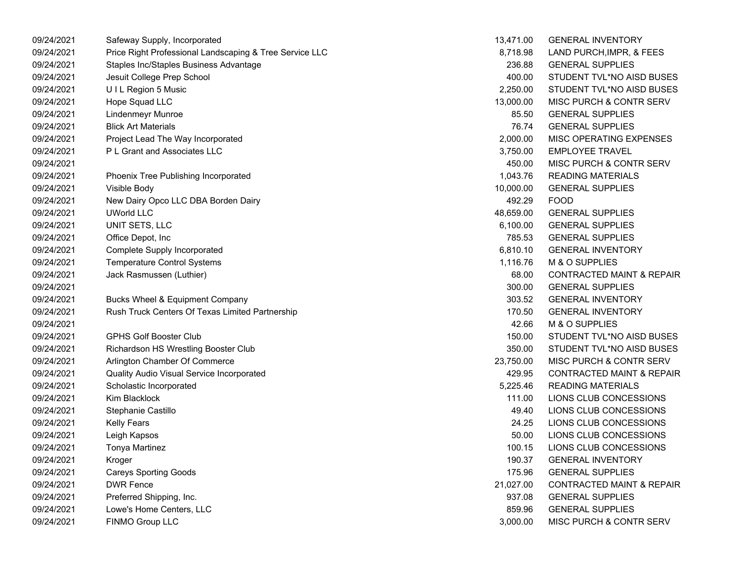| | | | |
|---|---|---|---|
| 09/24/2021 | Safeway Supply, Incorporated | 13,471.00 | GENERAL INVENTORY |
| 09/24/2021 | Price Right Professional Landscaping & Tree Service LLC | 8,718.98 | LAND PURCH,IMPR, & FEES |
| 09/24/2021 | Staples Inc/Staples Business Advantage | 236.88 | GENERAL SUPPLIES |
| 09/24/2021 | Jesuit College Prep School | 400.00 | STUDENT TVL*NO AISD BUSES |
| 09/24/2021 | U I L Region 5 Music | 2,250.00 | STUDENT TVL*NO AISD BUSES |
| 09/24/2021 | Hope Squad LLC | 13,000.00 | MISC PURCH & CONTR SERV |
| 09/24/2021 | Lindenmeyr Munroe | 85.50 | GENERAL SUPPLIES |
| 09/24/2021 | Blick Art Materials | 76.74 | GENERAL SUPPLIES |
| 09/24/2021 | Project Lead The Way Incorporated | 2,000.00 | MISC OPERATING EXPENSES |
| 09/24/2021 | P L Grant and Associates LLC | 3,750.00 | EMPLOYEE TRAVEL |
| 09/24/2021 | | 450.00 | MISC PURCH & CONTR SERV |
| 09/24/2021 | Phoenix Tree Publishing Incorporated | 1,043.76 | READING MATERIALS |
| 09/24/2021 | Visible Body | 10,000.00 | GENERAL SUPPLIES |
| 09/24/2021 | New Dairy Opco LLC DBA Borden Dairy | 492.29 | FOOD |
| 09/24/2021 | UWorld LLC | 48,659.00 | GENERAL SUPPLIES |
| 09/24/2021 | UNIT SETS, LLC | 6,100.00 | GENERAL SUPPLIES |
| 09/24/2021 | Office Depot, Inc | 785.53 | GENERAL SUPPLIES |
| 09/24/2021 | Complete Supply Incorporated | 6,810.10 | GENERAL INVENTORY |
| 09/24/2021 | Temperature Control Systems | 1,116.76 | M & O SUPPLIES |
| 09/24/2021 | Jack Rasmussen (Luthier) | 68.00 | CONTRACTED MAINT & REPAIR |
| 09/24/2021 | | 300.00 | GENERAL SUPPLIES |
| 09/24/2021 | Bucks Wheel & Equipment Company | 303.52 | GENERAL INVENTORY |
| 09/24/2021 | Rush Truck Centers Of Texas Limited Partnership | 170.50 | GENERAL INVENTORY |
| 09/24/2021 | | 42.66 | M & O SUPPLIES |
| 09/24/2021 | GPHS Golf Booster Club | 150.00 | STUDENT TVL*NO AISD BUSES |
| 09/24/2021 | Richardson HS Wrestling Booster Club | 350.00 | STUDENT TVL*NO AISD BUSES |
| 09/24/2021 | Arlington Chamber Of Commerce | 23,750.00 | MISC PURCH & CONTR SERV |
| 09/24/2021 | Quality Audio Visual Service Incorporated | 429.95 | CONTRACTED MAINT & REPAIR |
| 09/24/2021 | Scholastic Incorporated | 5,225.46 | READING MATERIALS |
| 09/24/2021 | Kim Blacklock | 111.00 | LIONS CLUB CONCESSIONS |
| 09/24/2021 | Stephanie Castillo | 49.40 | LIONS CLUB CONCESSIONS |
| 09/24/2021 | Kelly Fears | 24.25 | LIONS CLUB CONCESSIONS |
| 09/24/2021 | Leigh Kapsos | 50.00 | LIONS CLUB CONCESSIONS |
| 09/24/2021 | Tonya Martinez | 100.15 | LIONS CLUB CONCESSIONS |
| 09/24/2021 | Kroger | 190.37 | GENERAL INVENTORY |
| 09/24/2021 | Careys Sporting Goods | 175.96 | GENERAL SUPPLIES |
| 09/24/2021 | DWR Fence | 21,027.00 | CONTRACTED MAINT & REPAIR |
| 09/24/2021 | Preferred Shipping, Inc. | 937.08 | GENERAL SUPPLIES |
| 09/24/2021 | Lowe's Home Centers, LLC | 859.96 | GENERAL SUPPLIES |
| 09/24/2021 | FINMO Group LLC | 3,000.00 | MISC PURCH & CONTR SERV |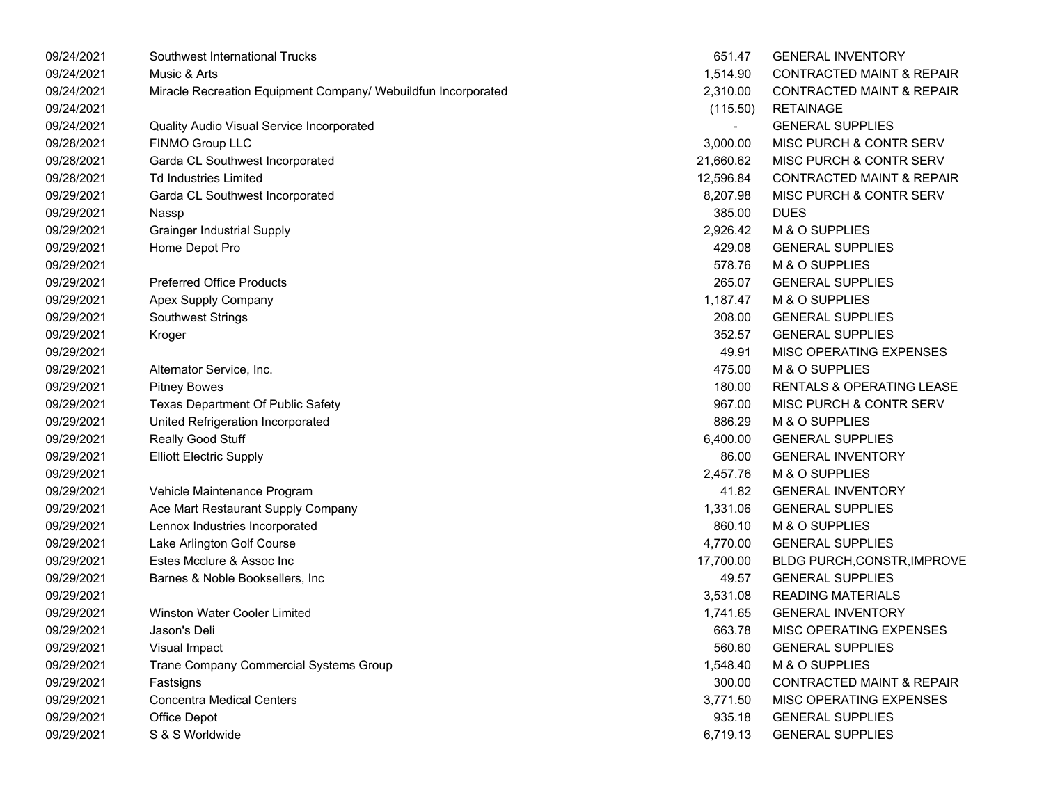| | | | |
|---|---|---|---|
| 09/24/2021 | Southwest International Trucks | 651.47 | GENERAL INVENTORY |
| 09/24/2021 | Music & Arts | 1,514.90 | CONTRACTED MAINT & REPAIR |
| 09/24/2021 | Miracle Recreation Equipment Company/ Webuildfun Incorporated | 2,310.00 | CONTRACTED MAINT & REPAIR |
| 09/24/2021 | | (115.50) | RETAINAGE |
| 09/24/2021 | Quality Audio Visual Service Incorporated | - | GENERAL SUPPLIES |
| 09/28/2021 | FINMO Group LLC | 3,000.00 | MISC PURCH & CONTR SERV |
| 09/28/2021 | Garda CL Southwest Incorporated | 21,660.62 | MISC PURCH & CONTR SERV |
| 09/28/2021 | Td Industries Limited | 12,596.84 | CONTRACTED MAINT & REPAIR |
| 09/29/2021 | Garda CL Southwest Incorporated | 8,207.98 | MISC PURCH & CONTR SERV |
| 09/29/2021 | Nassp | 385.00 | DUES |
| 09/29/2021 | Grainger Industrial Supply | 2,926.42 | M & O SUPPLIES |
| 09/29/2021 | Home Depot Pro | 429.08 | GENERAL SUPPLIES |
| 09/29/2021 | | 578.76 | M & O SUPPLIES |
| 09/29/2021 | Preferred Office Products | 265.07 | GENERAL SUPPLIES |
| 09/29/2021 | Apex Supply Company | 1,187.47 | M & O SUPPLIES |
| 09/29/2021 | Southwest Strings | 208.00 | GENERAL SUPPLIES |
| 09/29/2021 | Kroger | 352.57 | GENERAL SUPPLIES |
| 09/29/2021 | | 49.91 | MISC OPERATING EXPENSES |
| 09/29/2021 | Alternator Service, Inc. | 475.00 | M & O SUPPLIES |
| 09/29/2021 | Pitney Bowes | 180.00 | RENTALS & OPERATING LEASE |
| 09/29/2021 | Texas Department Of Public Safety | 967.00 | MISC PURCH & CONTR SERV |
| 09/29/2021 | United Refrigeration Incorporated | 886.29 | M & O SUPPLIES |
| 09/29/2021 | Really Good Stuff | 6,400.00 | GENERAL SUPPLIES |
| 09/29/2021 | Elliott Electric Supply | 86.00 | GENERAL INVENTORY |
| 09/29/2021 | | 2,457.76 | M & O SUPPLIES |
| 09/29/2021 | Vehicle Maintenance Program | 41.82 | GENERAL INVENTORY |
| 09/29/2021 | Ace Mart Restaurant Supply Company | 1,331.06 | GENERAL SUPPLIES |
| 09/29/2021 | Lennox Industries Incorporated | 860.10 | M & O SUPPLIES |
| 09/29/2021 | Lake Arlington Golf Course | 4,770.00 | GENERAL SUPPLIES |
| 09/29/2021 | Estes Mcclure & Assoc Inc | 17,700.00 | BLDG PURCH,CONSTR,IMPROVE |
| 09/29/2021 | Barnes & Noble Booksellers, Inc | 49.57 | GENERAL SUPPLIES |
| 09/29/2021 | | 3,531.08 | READING MATERIALS |
| 09/29/2021 | Winston Water Cooler Limited | 1,741.65 | GENERAL INVENTORY |
| 09/29/2021 | Jason's Deli | 663.78 | MISC OPERATING EXPENSES |
| 09/29/2021 | Visual Impact | 560.60 | GENERAL SUPPLIES |
| 09/29/2021 | Trane Company Commercial Systems Group | 1,548.40 | M & O SUPPLIES |
| 09/29/2021 | Fastsigns | 300.00 | CONTRACTED MAINT & REPAIR |
| 09/29/2021 | Concentra Medical Centers | 3,771.50 | MISC OPERATING EXPENSES |
| 09/29/2021 | Office Depot | 935.18 | GENERAL SUPPLIES |
| 09/29/2021 | S & S Worldwide | 6,719.13 | GENERAL SUPPLIES |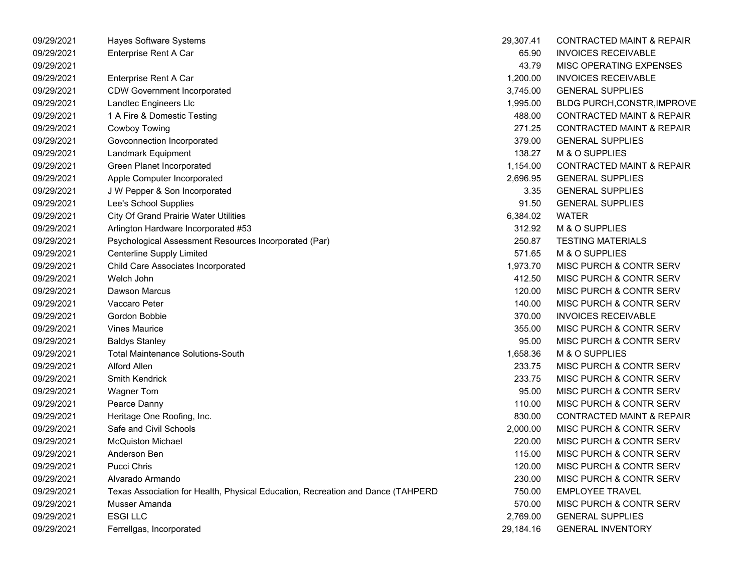| | | | |
|---|---|---|---|
| 09/29/2021 | Hayes Software Systems | 29,307.41 | CONTRACTED MAINT & REPAIR |
| 09/29/2021 | Enterprise Rent A Car | 65.90 | INVOICES RECEIVABLE |
| 09/29/2021 | | 43.79 | MISC OPERATING EXPENSES |
| 09/29/2021 | Enterprise Rent A Car | 1,200.00 | INVOICES RECEIVABLE |
| 09/29/2021 | CDW Government Incorporated | 3,745.00 | GENERAL SUPPLIES |
| 09/29/2021 | Landtec Engineers Llc | 1,995.00 | BLDG PURCH,CONSTR,IMPROVE |
| 09/29/2021 | 1 A Fire & Domestic Testing | 488.00 | CONTRACTED MAINT & REPAIR |
| 09/29/2021 | Cowboy Towing | 271.25 | CONTRACTED MAINT & REPAIR |
| 09/29/2021 | Govconnection Incorporated | 379.00 | GENERAL SUPPLIES |
| 09/29/2021 | Landmark Equipment | 138.27 | M & O SUPPLIES |
| 09/29/2021 | Green Planet Incorporated | 1,154.00 | CONTRACTED MAINT & REPAIR |
| 09/29/2021 | Apple Computer Incorporated | 2,696.95 | GENERAL SUPPLIES |
| 09/29/2021 | J W Pepper & Son Incorporated | 3.35 | GENERAL SUPPLIES |
| 09/29/2021 | Lee's School Supplies | 91.50 | GENERAL SUPPLIES |
| 09/29/2021 | City Of Grand Prairie Water Utilities | 6,384.02 | WATER |
| 09/29/2021 | Arlington Hardware Incorporated #53 | 312.92 | M & O SUPPLIES |
| 09/29/2021 | Psychological Assessment Resources Incorporated (Par) | 250.87 | TESTING MATERIALS |
| 09/29/2021 | Centerline Supply Limited | 571.65 | M & O SUPPLIES |
| 09/29/2021 | Child Care Associates Incorporated | 1,973.70 | MISC PURCH & CONTR SERV |
| 09/29/2021 | Welch John | 412.50 | MISC PURCH & CONTR SERV |
| 09/29/2021 | Dawson Marcus | 120.00 | MISC PURCH & CONTR SERV |
| 09/29/2021 | Vaccaro Peter | 140.00 | MISC PURCH & CONTR SERV |
| 09/29/2021 | Gordon Bobbie | 370.00 | INVOICES RECEIVABLE |
| 09/29/2021 | Vines Maurice | 355.00 | MISC PURCH & CONTR SERV |
| 09/29/2021 | Baldys Stanley | 95.00 | MISC PURCH & CONTR SERV |
| 09/29/2021 | Total Maintenance Solutions-South | 1,658.36 | M & O SUPPLIES |
| 09/29/2021 | Alford Allen | 233.75 | MISC PURCH & CONTR SERV |
| 09/29/2021 | Smith Kendrick | 233.75 | MISC PURCH & CONTR SERV |
| 09/29/2021 | Wagner Tom | 95.00 | MISC PURCH & CONTR SERV |
| 09/29/2021 | Pearce Danny | 110.00 | MISC PURCH & CONTR SERV |
| 09/29/2021 | Heritage One Roofing, Inc. | 830.00 | CONTRACTED MAINT & REPAIR |
| 09/29/2021 | Safe and Civil Schools | 2,000.00 | MISC PURCH & CONTR SERV |
| 09/29/2021 | McQuiston Michael | 220.00 | MISC PURCH & CONTR SERV |
| 09/29/2021 | Anderson Ben | 115.00 | MISC PURCH & CONTR SERV |
| 09/29/2021 | Pucci Chris | 120.00 | MISC PURCH & CONTR SERV |
| 09/29/2021 | Alvarado Armando | 230.00 | MISC PURCH & CONTR SERV |
| 09/29/2021 | Texas Association for Health, Physical Education, Recreation and Dance (TAHPERD | 750.00 | EMPLOYEE TRAVEL |
| 09/29/2021 | Musser Amanda | 570.00 | MISC PURCH & CONTR SERV |
| 09/29/2021 | ESGI LLC | 2,769.00 | GENERAL SUPPLIES |
| 09/29/2021 | Ferrellgas, Incorporated | 29,184.16 | GENERAL INVENTORY |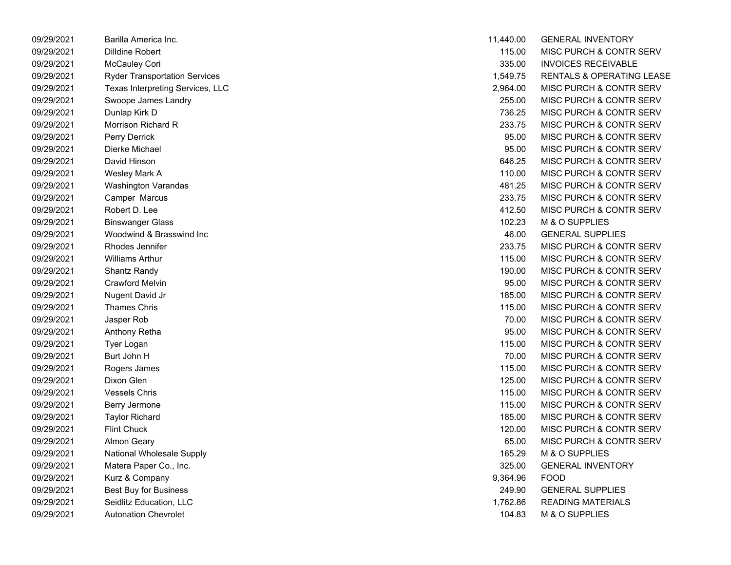| | | | |
|---|---|---|---|
| 09/29/2021 | Barilla America Inc. | 11,440.00 | GENERAL INVENTORY |
| 09/29/2021 | Dilldine Robert | 115.00 | MISC PURCH & CONTR SERV |
| 09/29/2021 | McCauley Cori | 335.00 | INVOICES RECEIVABLE |
| 09/29/2021 | Ryder Transportation Services | 1,549.75 | RENTALS & OPERATING LEASE |
| 09/29/2021 | Texas Interpreting Services, LLC | 2,964.00 | MISC PURCH & CONTR SERV |
| 09/29/2021 | Swoope James Landry | 255.00 | MISC PURCH & CONTR SERV |
| 09/29/2021 | Dunlap Kirk D | 736.25 | MISC PURCH & CONTR SERV |
| 09/29/2021 | Morrison Richard R | 233.75 | MISC PURCH & CONTR SERV |
| 09/29/2021 | Perry Derrick | 95.00 | MISC PURCH & CONTR SERV |
| 09/29/2021 | Dierke Michael | 95.00 | MISC PURCH & CONTR SERV |
| 09/29/2021 | David Hinson | 646.25 | MISC PURCH & CONTR SERV |
| 09/29/2021 | Wesley Mark A | 110.00 | MISC PURCH & CONTR SERV |
| 09/29/2021 | Washington Varandas | 481.25 | MISC PURCH & CONTR SERV |
| 09/29/2021 | Camper Marcus | 233.75 | MISC PURCH & CONTR SERV |
| 09/29/2021 | Robert D. Lee | 412.50 | MISC PURCH & CONTR SERV |
| 09/29/2021 | Binswanger Glass | 102.23 | M & O SUPPLIES |
| 09/29/2021 | Woodwind & Brasswind Inc | 46.00 | GENERAL SUPPLIES |
| 09/29/2021 | Rhodes Jennifer | 233.75 | MISC PURCH & CONTR SERV |
| 09/29/2021 | Williams Arthur | 115.00 | MISC PURCH & CONTR SERV |
| 09/29/2021 | Shantz Randy | 190.00 | MISC PURCH & CONTR SERV |
| 09/29/2021 | Crawford Melvin | 95.00 | MISC PURCH & CONTR SERV |
| 09/29/2021 | Nugent David Jr | 185.00 | MISC PURCH & CONTR SERV |
| 09/29/2021 | Thames Chris | 115.00 | MISC PURCH & CONTR SERV |
| 09/29/2021 | Jasper Rob | 70.00 | MISC PURCH & CONTR SERV |
| 09/29/2021 | Anthony Retha | 95.00 | MISC PURCH & CONTR SERV |
| 09/29/2021 | Tyer Logan | 115.00 | MISC PURCH & CONTR SERV |
| 09/29/2021 | Burt John H | 70.00 | MISC PURCH & CONTR SERV |
| 09/29/2021 | Rogers James | 115.00 | MISC PURCH & CONTR SERV |
| 09/29/2021 | Dixon Glen | 125.00 | MISC PURCH & CONTR SERV |
| 09/29/2021 | Vessels Chris | 115.00 | MISC PURCH & CONTR SERV |
| 09/29/2021 | Berry Jermone | 115.00 | MISC PURCH & CONTR SERV |
| 09/29/2021 | Taylor Richard | 185.00 | MISC PURCH & CONTR SERV |
| 09/29/2021 | Flint Chuck | 120.00 | MISC PURCH & CONTR SERV |
| 09/29/2021 | Almon Geary | 65.00 | MISC PURCH & CONTR SERV |
| 09/29/2021 | National Wholesale Supply | 165.29 | M & O SUPPLIES |
| 09/29/2021 | Matera Paper Co., Inc. | 325.00 | GENERAL INVENTORY |
| 09/29/2021 | Kurz & Company | 9,364.96 | FOOD |
| 09/29/2021 | Best Buy for Business | 249.90 | GENERAL SUPPLIES |
| 09/29/2021 | Seidlitz Education, LLC | 1,762.86 | READING MATERIALS |
| 09/29/2021 | Autonation Chevrolet | 104.83 | M & O SUPPLIES |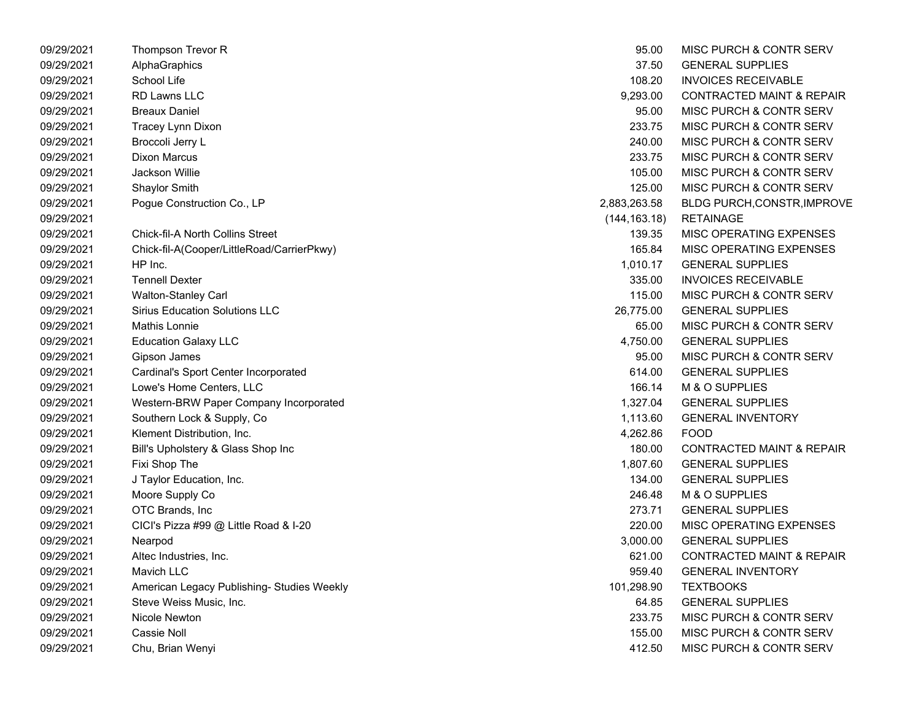| Date | Vendor | Amount | Description |
|---|---|---|---|
| 09/29/2021 | Thompson Trevor R | 95.00 | MISC PURCH & CONTR SERV |
| 09/29/2021 | AlphaGraphics | 37.50 | GENERAL SUPPLIES |
| 09/29/2021 | School Life | 108.20 | INVOICES RECEIVABLE |
| 09/29/2021 | RD Lawns LLC | 9,293.00 | CONTRACTED MAINT & REPAIR |
| 09/29/2021 | Breaux Daniel | 95.00 | MISC PURCH & CONTR SERV |
| 09/29/2021 | Tracey Lynn Dixon | 233.75 | MISC PURCH & CONTR SERV |
| 09/29/2021 | Broccoli Jerry L | 240.00 | MISC PURCH & CONTR SERV |
| 09/29/2021 | Dixon Marcus | 233.75 | MISC PURCH & CONTR SERV |
| 09/29/2021 | Jackson Willie | 105.00 | MISC PURCH & CONTR SERV |
| 09/29/2021 | Shaylor Smith | 125.00 | MISC PURCH & CONTR SERV |
| 09/29/2021 | Pogue Construction Co., LP | 2,883,263.58 | BLDG PURCH,CONSTR,IMPROVE |
| 09/29/2021 | | (144,163.18) | RETAINAGE |
| 09/29/2021 | Chick-fil-A North Collins Street | 139.35 | MISC OPERATING EXPENSES |
| 09/29/2021 | Chick-fil-A(Cooper/LittleRoad/CarrierPkwy) | 165.84 | MISC OPERATING EXPENSES |
| 09/29/2021 | HP Inc. | 1,010.17 | GENERAL SUPPLIES |
| 09/29/2021 | Tennell Dexter | 335.00 | INVOICES RECEIVABLE |
| 09/29/2021 | Walton-Stanley Carl | 115.00 | MISC PURCH & CONTR SERV |
| 09/29/2021 | Sirius Education Solutions LLC | 26,775.00 | GENERAL SUPPLIES |
| 09/29/2021 | Mathis Lonnie | 65.00 | MISC PURCH & CONTR SERV |
| 09/29/2021 | Education Galaxy LLC | 4,750.00 | GENERAL SUPPLIES |
| 09/29/2021 | Gipson James | 95.00 | MISC PURCH & CONTR SERV |
| 09/29/2021 | Cardinal's Sport Center Incorporated | 614.00 | GENERAL SUPPLIES |
| 09/29/2021 | Lowe's Home Centers, LLC | 166.14 | M & O SUPPLIES |
| 09/29/2021 | Western-BRW Paper Company Incorporated | 1,327.04 | GENERAL SUPPLIES |
| 09/29/2021 | Southern Lock & Supply, Co | 1,113.60 | GENERAL INVENTORY |
| 09/29/2021 | Klement Distribution, Inc. | 4,262.86 | FOOD |
| 09/29/2021 | Bill's Upholstery & Glass Shop Inc | 180.00 | CONTRACTED MAINT & REPAIR |
| 09/29/2021 | Fixi Shop The | 1,807.60 | GENERAL SUPPLIES |
| 09/29/2021 | J Taylor Education, Inc. | 134.00 | GENERAL SUPPLIES |
| 09/29/2021 | Moore Supply Co | 246.48 | M & O SUPPLIES |
| 09/29/2021 | OTC Brands, Inc | 273.71 | GENERAL SUPPLIES |
| 09/29/2021 | CICI's Pizza #99 @ Little Road & I-20 | 220.00 | MISC OPERATING EXPENSES |
| 09/29/2021 | Nearpod | 3,000.00 | GENERAL SUPPLIES |
| 09/29/2021 | Altec Industries, Inc. | 621.00 | CONTRACTED MAINT & REPAIR |
| 09/29/2021 | Mavich LLC | 959.40 | GENERAL INVENTORY |
| 09/29/2021 | American Legacy Publishing- Studies Weekly | 101,298.90 | TEXTBOOKS |
| 09/29/2021 | Steve Weiss Music, Inc. | 64.85 | GENERAL SUPPLIES |
| 09/29/2021 | Nicole Newton | 233.75 | MISC PURCH & CONTR SERV |
| 09/29/2021 | Cassie Noll | 155.00 | MISC PURCH & CONTR SERV |
| 09/29/2021 | Chu, Brian Wenyi | 412.50 | MISC PURCH & CONTR SERV |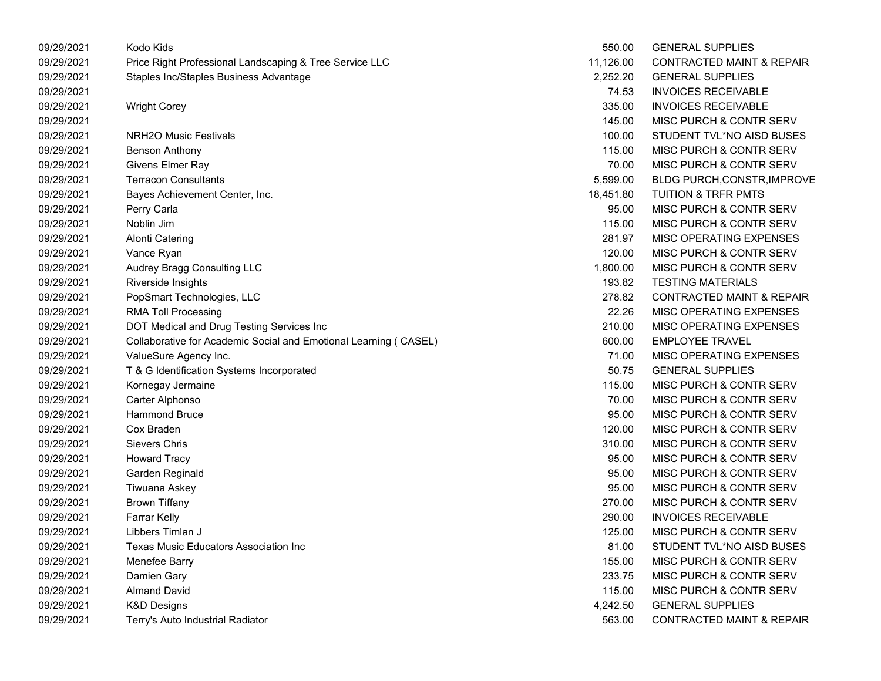| | | | |
|---|---|---|---|
| 09/29/2021 | Kodo Kids | 550.00 | GENERAL SUPPLIES |
| 09/29/2021 | Price Right Professional Landscaping & Tree Service LLC | 11,126.00 | CONTRACTED MAINT & REPAIR |
| 09/29/2021 | Staples Inc/Staples Business Advantage | 2,252.20 | GENERAL SUPPLIES |
| 09/29/2021 | | 74.53 | INVOICES RECEIVABLE |
| 09/29/2021 | Wright Corey | 335.00 | INVOICES RECEIVABLE |
| 09/29/2021 | | 145.00 | MISC PURCH & CONTR SERV |
| 09/29/2021 | NRH2O Music Festivals | 100.00 | STUDENT TVL*NO AISD BUSES |
| 09/29/2021 | Benson Anthony | 115.00 | MISC PURCH & CONTR SERV |
| 09/29/2021 | Givens Elmer Ray | 70.00 | MISC PURCH & CONTR SERV |
| 09/29/2021 | Terracon Consultants | 5,599.00 | BLDG PURCH,CONSTR,IMPROVE |
| 09/29/2021 | Bayes Achievement Center, Inc. | 18,451.80 | TUITION & TRFR PMTS |
| 09/29/2021 | Perry Carla | 95.00 | MISC PURCH & CONTR SERV |
| 09/29/2021 | Noblin Jim | 115.00 | MISC PURCH & CONTR SERV |
| 09/29/2021 | Alonti Catering | 281.97 | MISC OPERATING EXPENSES |
| 09/29/2021 | Vance Ryan | 120.00 | MISC PURCH & CONTR SERV |
| 09/29/2021 | Audrey Bragg Consulting LLC | 1,800.00 | MISC PURCH & CONTR SERV |
| 09/29/2021 | Riverside Insights | 193.82 | TESTING MATERIALS |
| 09/29/2021 | PopSmart Technologies, LLC | 278.82 | CONTRACTED MAINT & REPAIR |
| 09/29/2021 | RMA Toll Processing | 22.26 | MISC OPERATING EXPENSES |
| 09/29/2021 | DOT Medical and Drug Testing Services Inc | 210.00 | MISC OPERATING EXPENSES |
| 09/29/2021 | Collaborative for Academic Social and Emotional Learning ( CASEL) | 600.00 | EMPLOYEE TRAVEL |
| 09/29/2021 | ValueSure Agency Inc. | 71.00 | MISC OPERATING EXPENSES |
| 09/29/2021 | T & G Identification Systems Incorporated | 50.75 | GENERAL SUPPLIES |
| 09/29/2021 | Kornegay Jermaine | 115.00 | MISC PURCH & CONTR SERV |
| 09/29/2021 | Carter Alphonso | 70.00 | MISC PURCH & CONTR SERV |
| 09/29/2021 | Hammond Bruce | 95.00 | MISC PURCH & CONTR SERV |
| 09/29/2021 | Cox Braden | 120.00 | MISC PURCH & CONTR SERV |
| 09/29/2021 | Sievers Chris | 310.00 | MISC PURCH & CONTR SERV |
| 09/29/2021 | Howard Tracy | 95.00 | MISC PURCH & CONTR SERV |
| 09/29/2021 | Garden Reginald | 95.00 | MISC PURCH & CONTR SERV |
| 09/29/2021 | Tiwuana Askey | 95.00 | MISC PURCH & CONTR SERV |
| 09/29/2021 | Brown Tiffany | 270.00 | MISC PURCH & CONTR SERV |
| 09/29/2021 | Farrar Kelly | 290.00 | INVOICES RECEIVABLE |
| 09/29/2021 | Libbers Timlan J | 125.00 | MISC PURCH & CONTR SERV |
| 09/29/2021 | Texas Music Educators Association Inc | 81.00 | STUDENT TVL*NO AISD BUSES |
| 09/29/2021 | Menefee Barry | 155.00 | MISC PURCH & CONTR SERV |
| 09/29/2021 | Damien Gary | 233.75 | MISC PURCH & CONTR SERV |
| 09/29/2021 | Almand David | 115.00 | MISC PURCH & CONTR SERV |
| 09/29/2021 | K&D Designs | 4,242.50 | GENERAL SUPPLIES |
| 09/29/2021 | Terry's Auto Industrial Radiator | 563.00 | CONTRACTED MAINT & REPAIR |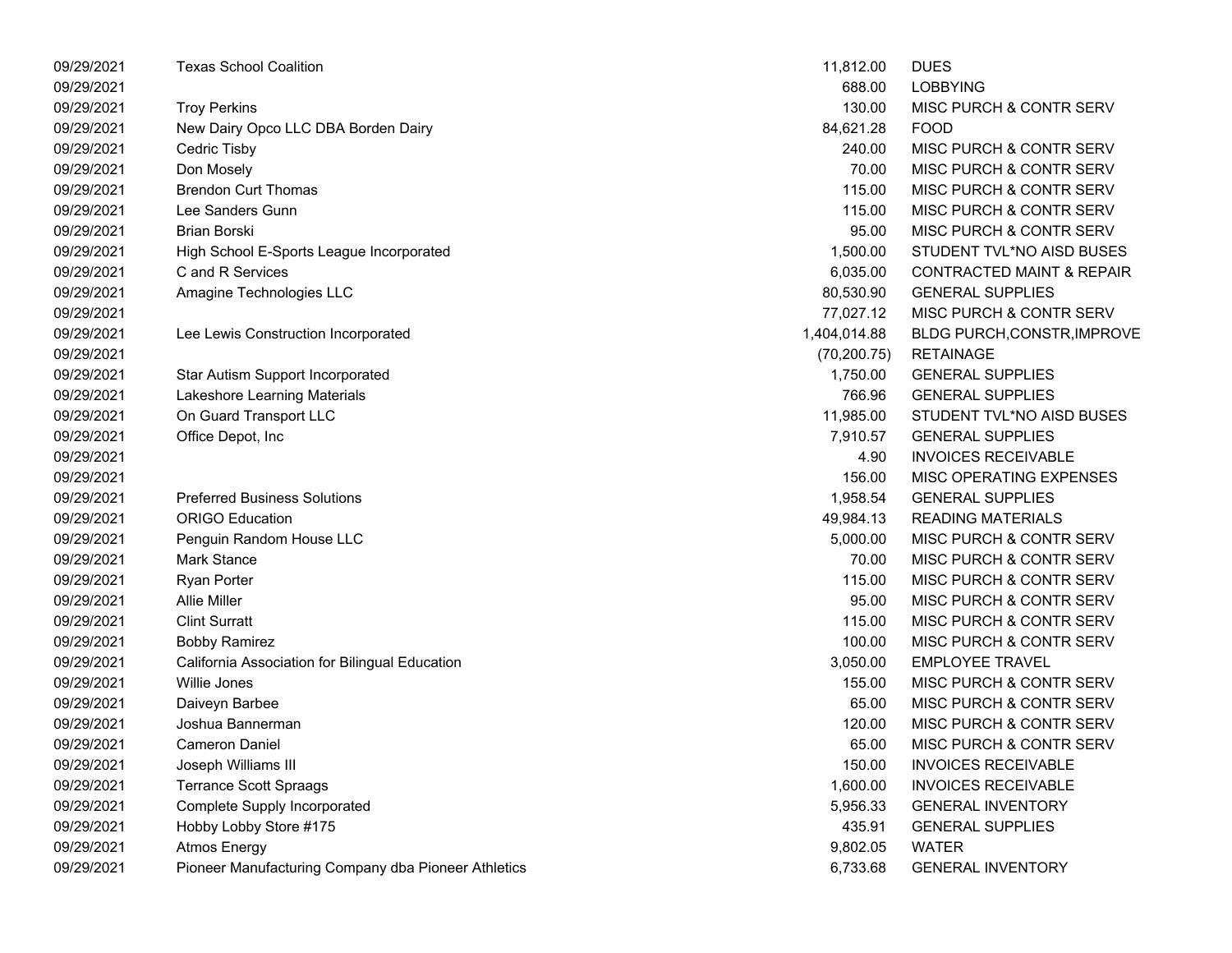| | | | |
|---|---|---|---|
| 09/29/2021 | Texas School Coalition | 11,812.00 | DUES |
| 09/29/2021 | | 688.00 | LOBBYING |
| 09/29/2021 | Troy Perkins | 130.00 | MISC PURCH & CONTR SERV |
| 09/29/2021 | New Dairy Opco LLC DBA Borden Dairy | 84,621.28 | FOOD |
| 09/29/2021 | Cedric Tisby | 240.00 | MISC PURCH & CONTR SERV |
| 09/29/2021 | Don Mosely | 70.00 | MISC PURCH & CONTR SERV |
| 09/29/2021 | Brendon Curt Thomas | 115.00 | MISC PURCH & CONTR SERV |
| 09/29/2021 | Lee Sanders Gunn | 115.00 | MISC PURCH & CONTR SERV |
| 09/29/2021 | Brian Borski | 95.00 | MISC PURCH & CONTR SERV |
| 09/29/2021 | High School E-Sports League Incorporated | 1,500.00 | STUDENT TVL*NO AISD BUSES |
| 09/29/2021 | C and R Services | 6,035.00 | CONTRACTED MAINT & REPAIR |
| 09/29/2021 | Amagine Technologies LLC | 80,530.90 | GENERAL SUPPLIES |
| 09/29/2021 | | 77,027.12 | MISC PURCH & CONTR SERV |
| 09/29/2021 | Lee Lewis Construction Incorporated | 1,404,014.88 | BLDG PURCH,CONSTR,IMPROVE |
| 09/29/2021 | | (70,200.75) | RETAINAGE |
| 09/29/2021 | Star Autism Support Incorporated | 1,750.00 | GENERAL SUPPLIES |
| 09/29/2021 | Lakeshore Learning Materials | 766.96 | GENERAL SUPPLIES |
| 09/29/2021 | On Guard Transport LLC | 11,985.00 | STUDENT TVL*NO AISD BUSES |
| 09/29/2021 | Office Depot, Inc | 7,910.57 | GENERAL SUPPLIES |
| 09/29/2021 | | 4.90 | INVOICES RECEIVABLE |
| 09/29/2021 | | 156.00 | MISC OPERATING EXPENSES |
| 09/29/2021 | Preferred Business Solutions | 1,958.54 | GENERAL SUPPLIES |
| 09/29/2021 | ORIGO Education | 49,984.13 | READING MATERIALS |
| 09/29/2021 | Penguin Random House LLC | 5,000.00 | MISC PURCH & CONTR SERV |
| 09/29/2021 | Mark Stance | 70.00 | MISC PURCH & CONTR SERV |
| 09/29/2021 | Ryan Porter | 115.00 | MISC PURCH & CONTR SERV |
| 09/29/2021 | Allie Miller | 95.00 | MISC PURCH & CONTR SERV |
| 09/29/2021 | Clint Surratt | 115.00 | MISC PURCH & CONTR SERV |
| 09/29/2021 | Bobby Ramirez | 100.00 | MISC PURCH & CONTR SERV |
| 09/29/2021 | California Association for Bilingual Education | 3,050.00 | EMPLOYEE TRAVEL |
| 09/29/2021 | Willie Jones | 155.00 | MISC PURCH & CONTR SERV |
| 09/29/2021 | Daiveyn Barbee | 65.00 | MISC PURCH & CONTR SERV |
| 09/29/2021 | Joshua Bannerman | 120.00 | MISC PURCH & CONTR SERV |
| 09/29/2021 | Cameron Daniel | 65.00 | MISC PURCH & CONTR SERV |
| 09/29/2021 | Joseph Williams III | 150.00 | INVOICES RECEIVABLE |
| 09/29/2021 | Terrance Scott Spraags | 1,600.00 | INVOICES RECEIVABLE |
| 09/29/2021 | Complete Supply Incorporated | 5,956.33 | GENERAL INVENTORY |
| 09/29/2021 | Hobby Lobby Store #175 | 435.91 | GENERAL SUPPLIES |
| 09/29/2021 | Atmos Energy | 9,802.05 | WATER |
| 09/29/2021 | Pioneer Manufacturing Company dba Pioneer Athletics | 6,733.68 | GENERAL INVENTORY |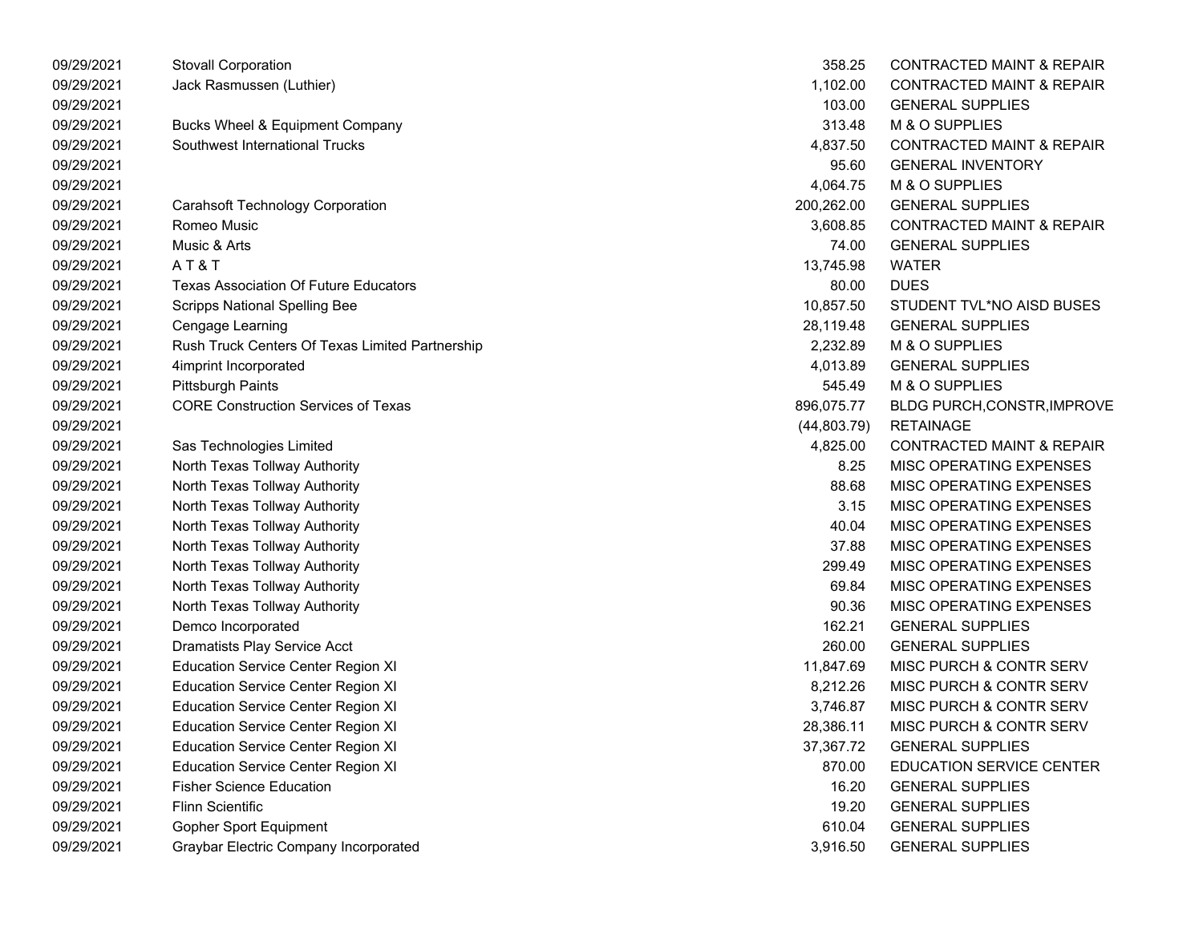| | | | |
|---|---|---|---|
| 09/29/2021 | Stovall Corporation | 358.25 | CONTRACTED MAINT & REPAIR |
| 09/29/2021 | Jack Rasmussen (Luthier) | 1,102.00 | CONTRACTED MAINT & REPAIR |
| 09/29/2021 | | 103.00 | GENERAL SUPPLIES |
| 09/29/2021 | Bucks Wheel & Equipment Company | 313.48 | M & O SUPPLIES |
| 09/29/2021 | Southwest International Trucks | 4,837.50 | CONTRACTED MAINT & REPAIR |
| 09/29/2021 | | 95.60 | GENERAL INVENTORY |
| 09/29/2021 | | 4,064.75 | M & O SUPPLIES |
| 09/29/2021 | Carahsoft Technology Corporation | 200,262.00 | GENERAL SUPPLIES |
| 09/29/2021 | Romeo Music | 3,608.85 | CONTRACTED MAINT & REPAIR |
| 09/29/2021 | Music & Arts | 74.00 | GENERAL SUPPLIES |
| 09/29/2021 | A T & T | 13,745.98 | WATER |
| 09/29/2021 | Texas Association Of Future Educators | 80.00 | DUES |
| 09/29/2021 | Scripps National Spelling Bee | 10,857.50 | STUDENT TVL*NO AISD BUSES |
| 09/29/2021 | Cengage Learning | 28,119.48 | GENERAL SUPPLIES |
| 09/29/2021 | Rush Truck Centers Of Texas Limited Partnership | 2,232.89 | M & O SUPPLIES |
| 09/29/2021 | 4imprint Incorporated | 4,013.89 | GENERAL SUPPLIES |
| 09/29/2021 | Pittsburgh Paints | 545.49 | M & O SUPPLIES |
| 09/29/2021 | CORE Construction Services of Texas | 896,075.77 | BLDG PURCH,CONSTR,IMPROVE |
| 09/29/2021 | | (44,803.79) | RETAINAGE |
| 09/29/2021 | Sas Technologies Limited | 4,825.00 | CONTRACTED MAINT & REPAIR |
| 09/29/2021 | North Texas Tollway Authority | 8.25 | MISC OPERATING EXPENSES |
| 09/29/2021 | North Texas Tollway Authority | 88.68 | MISC OPERATING EXPENSES |
| 09/29/2021 | North Texas Tollway Authority | 3.15 | MISC OPERATING EXPENSES |
| 09/29/2021 | North Texas Tollway Authority | 40.04 | MISC OPERATING EXPENSES |
| 09/29/2021 | North Texas Tollway Authority | 37.88 | MISC OPERATING EXPENSES |
| 09/29/2021 | North Texas Tollway Authority | 299.49 | MISC OPERATING EXPENSES |
| 09/29/2021 | North Texas Tollway Authority | 69.84 | MISC OPERATING EXPENSES |
| 09/29/2021 | North Texas Tollway Authority | 90.36 | MISC OPERATING EXPENSES |
| 09/29/2021 | Demco Incorporated | 162.21 | GENERAL SUPPLIES |
| 09/29/2021 | Dramatists Play Service Acct | 260.00 | GENERAL SUPPLIES |
| 09/29/2021 | Education Service Center Region XI | 11,847.69 | MISC PURCH & CONTR SERV |
| 09/29/2021 | Education Service Center Region XI | 8,212.26 | MISC PURCH & CONTR SERV |
| 09/29/2021 | Education Service Center Region XI | 3,746.87 | MISC PURCH & CONTR SERV |
| 09/29/2021 | Education Service Center Region XI | 28,386.11 | MISC PURCH & CONTR SERV |
| 09/29/2021 | Education Service Center Region XI | 37,367.72 | GENERAL SUPPLIES |
| 09/29/2021 | Education Service Center Region XI | 870.00 | EDUCATION SERVICE CENTER |
| 09/29/2021 | Fisher Science Education | 16.20 | GENERAL SUPPLIES |
| 09/29/2021 | Flinn Scientific | 19.20 | GENERAL SUPPLIES |
| 09/29/2021 | Gopher Sport Equipment | 610.04 | GENERAL SUPPLIES |
| 09/29/2021 | Graybar Electric Company Incorporated | 3,916.50 | GENERAL SUPPLIES |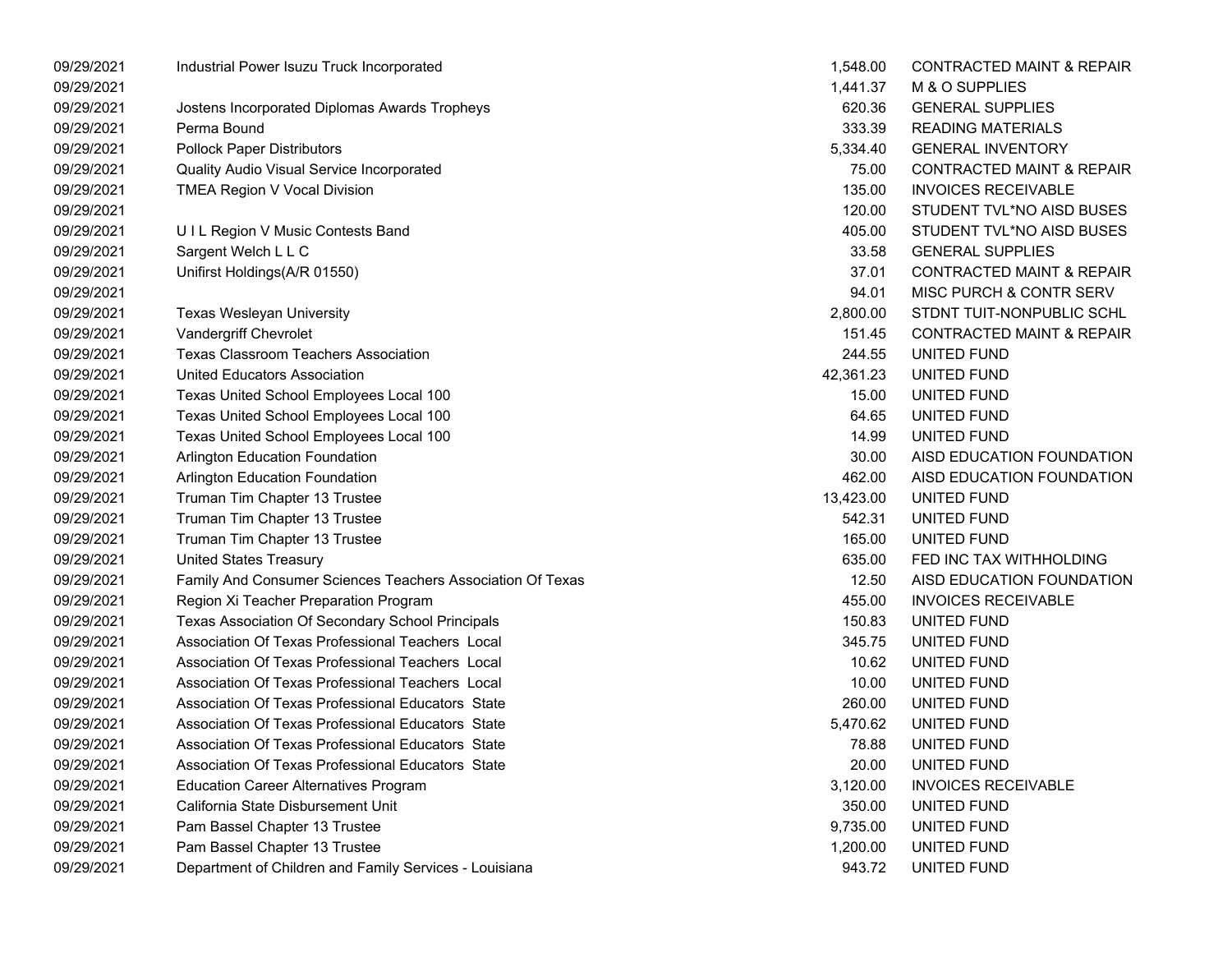| | | | |
|---|---|---|---|
| 09/29/2021 | Industrial Power Isuzu Truck Incorporated | 1,548.00 | CONTRACTED MAINT & REPAIR |
| 09/29/2021 | | 1,441.37 | M & O SUPPLIES |
| 09/29/2021 | Jostens Incorporated Diplomas Awards Tropheys | 620.36 | GENERAL SUPPLIES |
| 09/29/2021 | Perma Bound | 333.39 | READING MATERIALS |
| 09/29/2021 | Pollock Paper Distributors | 5,334.40 | GENERAL INVENTORY |
| 09/29/2021 | Quality Audio Visual Service Incorporated | 75.00 | CONTRACTED MAINT & REPAIR |
| 09/29/2021 | TMEA Region V Vocal Division | 135.00 | INVOICES RECEIVABLE |
| 09/29/2021 | | 120.00 | STUDENT TVL*NO AISD BUSES |
| 09/29/2021 | U I L Region V Music Contests Band | 405.00 | STUDENT TVL*NO AISD BUSES |
| 09/29/2021 | Sargent Welch L L C | 33.58 | GENERAL SUPPLIES |
| 09/29/2021 | Unifirst Holdings(A/R 01550) | 37.01 | CONTRACTED MAINT & REPAIR |
| 09/29/2021 | | 94.01 | MISC PURCH & CONTR SERV |
| 09/29/2021 | Texas Wesleyan University | 2,800.00 | STDNT TUIT-NONPUBLIC SCHL |
| 09/29/2021 | Vandergriff Chevrolet | 151.45 | CONTRACTED MAINT & REPAIR |
| 09/29/2021 | Texas Classroom Teachers Association | 244.55 | UNITED FUND |
| 09/29/2021 | United Educators Association | 42,361.23 | UNITED FUND |
| 09/29/2021 | Texas United School Employees Local 100 | 15.00 | UNITED FUND |
| 09/29/2021 | Texas United School Employees Local 100 | 64.65 | UNITED FUND |
| 09/29/2021 | Texas United School Employees Local 100 | 14.99 | UNITED FUND |
| 09/29/2021 | Arlington Education Foundation | 30.00 | AISD EDUCATION FOUNDATION |
| 09/29/2021 | Arlington Education Foundation | 462.00 | AISD EDUCATION FOUNDATION |
| 09/29/2021 | Truman Tim Chapter 13 Trustee | 13,423.00 | UNITED FUND |
| 09/29/2021 | Truman Tim Chapter 13 Trustee | 542.31 | UNITED FUND |
| 09/29/2021 | Truman Tim Chapter 13 Trustee | 165.00 | UNITED FUND |
| 09/29/2021 | United States Treasury | 635.00 | FED INC TAX WITHHOLDING |
| 09/29/2021 | Family And Consumer Sciences Teachers Association Of Texas | 12.50 | AISD EDUCATION FOUNDATION |
| 09/29/2021 | Region Xi Teacher Preparation Program | 455.00 | INVOICES RECEIVABLE |
| 09/29/2021 | Texas Association Of Secondary School Principals | 150.83 | UNITED FUND |
| 09/29/2021 | Association Of Texas Professional Teachers Local | 345.75 | UNITED FUND |
| 09/29/2021 | Association Of Texas Professional Teachers Local | 10.62 | UNITED FUND |
| 09/29/2021 | Association Of Texas Professional Teachers Local | 10.00 | UNITED FUND |
| 09/29/2021 | Association Of Texas Professional Educators State | 260.00 | UNITED FUND |
| 09/29/2021 | Association Of Texas Professional Educators State | 5,470.62 | UNITED FUND |
| 09/29/2021 | Association Of Texas Professional Educators State | 78.88 | UNITED FUND |
| 09/29/2021 | Association Of Texas Professional Educators State | 20.00 | UNITED FUND |
| 09/29/2021 | Education Career Alternatives Program | 3,120.00 | INVOICES RECEIVABLE |
| 09/29/2021 | California State Disbursement Unit | 350.00 | UNITED FUND |
| 09/29/2021 | Pam Bassel Chapter 13 Trustee | 9,735.00 | UNITED FUND |
| 09/29/2021 | Pam Bassel Chapter 13 Trustee | 1,200.00 | UNITED FUND |
| 09/29/2021 | Department of Children and Family Services - Louisiana | 943.72 | UNITED FUND |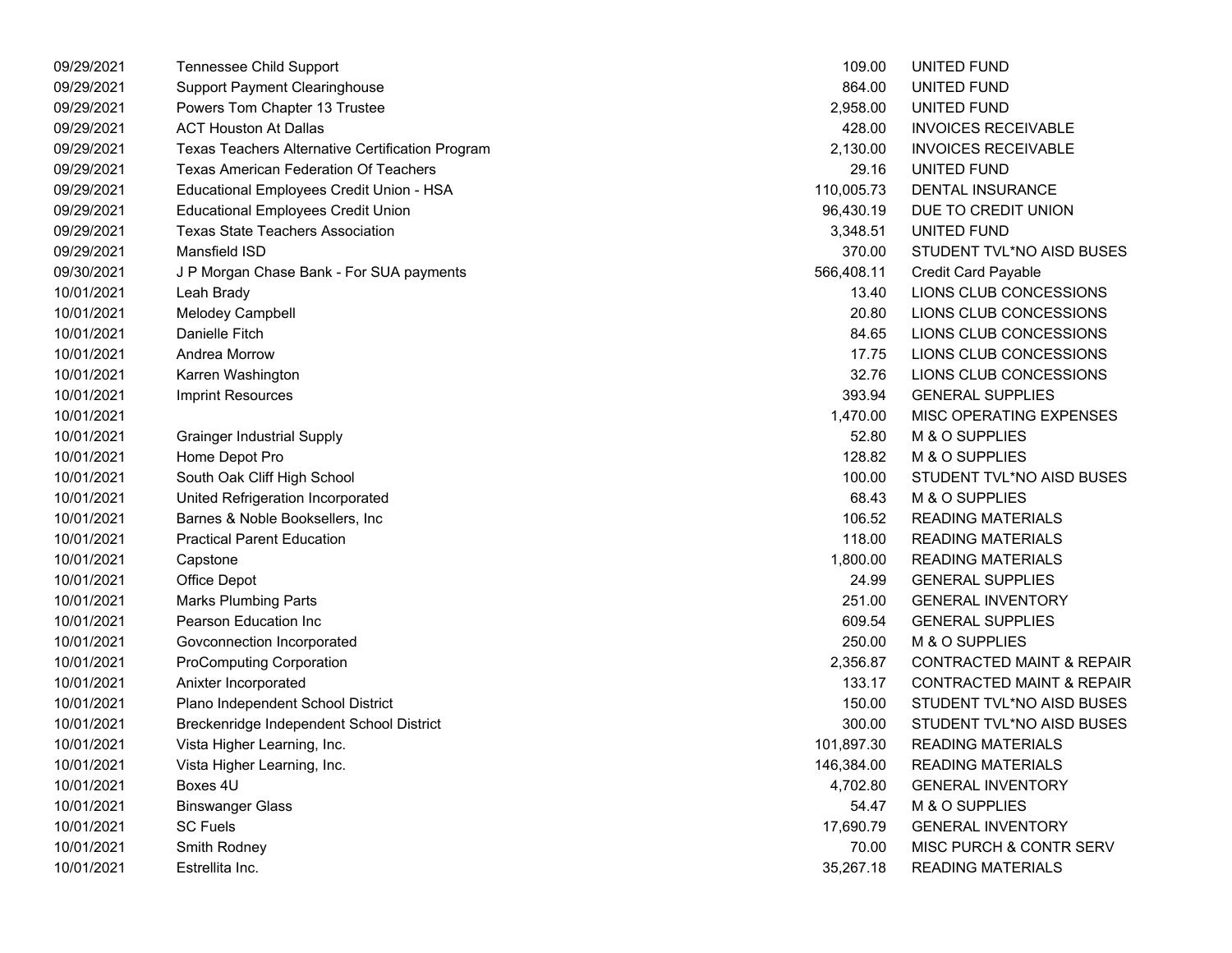| | | | |
|---|---|---|---|
| 09/29/2021 | Tennessee Child Support | 109.00 | UNITED FUND |
| 09/29/2021 | Support Payment Clearinghouse | 864.00 | UNITED FUND |
| 09/29/2021 | Powers Tom Chapter 13 Trustee | 2,958.00 | UNITED FUND |
| 09/29/2021 | ACT Houston At Dallas | 428.00 | INVOICES RECEIVABLE |
| 09/29/2021 | Texas Teachers Alternative Certification Program | 2,130.00 | INVOICES RECEIVABLE |
| 09/29/2021 | Texas American Federation Of Teachers | 29.16 | UNITED FUND |
| 09/29/2021 | Educational Employees Credit Union - HSA | 110,005.73 | DENTAL INSURANCE |
| 09/29/2021 | Educational Employees Credit Union | 96,430.19 | DUE TO CREDIT UNION |
| 09/29/2021 | Texas State Teachers Association | 3,348.51 | UNITED FUND |
| 09/29/2021 | Mansfield ISD | 370.00 | STUDENT TVL*NO AISD BUSES |
| 09/30/2021 | J P Morgan Chase Bank - For SUA payments | 566,408.11 | Credit Card Payable |
| 10/01/2021 | Leah Brady | 13.40 | LIONS CLUB CONCESSIONS |
| 10/01/2021 | Melodey Campbell | 20.80 | LIONS CLUB CONCESSIONS |
| 10/01/2021 | Danielle Fitch | 84.65 | LIONS CLUB CONCESSIONS |
| 10/01/2021 | Andrea Morrow | 17.75 | LIONS CLUB CONCESSIONS |
| 10/01/2021 | Karren Washington | 32.76 | LIONS CLUB CONCESSIONS |
| 10/01/2021 | Imprint Resources | 393.94 | GENERAL SUPPLIES |
| 10/01/2021 | | 1,470.00 | MISC OPERATING EXPENSES |
| 10/01/2021 | Grainger Industrial Supply | 52.80 | M & O SUPPLIES |
| 10/01/2021 | Home Depot Pro | 128.82 | M & O SUPPLIES |
| 10/01/2021 | South Oak Cliff High School | 100.00 | STUDENT TVL*NO AISD BUSES |
| 10/01/2021 | United Refrigeration Incorporated | 68.43 | M & O SUPPLIES |
| 10/01/2021 | Barnes & Noble Booksellers, Inc | 106.52 | READING MATERIALS |
| 10/01/2021 | Practical Parent Education | 118.00 | READING MATERIALS |
| 10/01/2021 | Capstone | 1,800.00 | READING MATERIALS |
| 10/01/2021 | Office Depot | 24.99 | GENERAL SUPPLIES |
| 10/01/2021 | Marks Plumbing Parts | 251.00 | GENERAL INVENTORY |
| 10/01/2021 | Pearson Education Inc | 609.54 | GENERAL SUPPLIES |
| 10/01/2021 | Govconnection Incorporated | 250.00 | M & O SUPPLIES |
| 10/01/2021 | ProComputing Corporation | 2,356.87 | CONTRACTED MAINT & REPAIR |
| 10/01/2021 | Anixter Incorporated | 133.17 | CONTRACTED MAINT & REPAIR |
| 10/01/2021 | Plano Independent School District | 150.00 | STUDENT TVL*NO AISD BUSES |
| 10/01/2021 | Breckenridge Independent School District | 300.00 | STUDENT TVL*NO AISD BUSES |
| 10/01/2021 | Vista Higher Learning, Inc. | 101,897.30 | READING MATERIALS |
| 10/01/2021 | Vista Higher Learning, Inc. | 146,384.00 | READING MATERIALS |
| 10/01/2021 | Boxes 4U | 4,702.80 | GENERAL INVENTORY |
| 10/01/2021 | Binswanger Glass | 54.47 | M & O SUPPLIES |
| 10/01/2021 | SC Fuels | 17,690.79 | GENERAL INVENTORY |
| 10/01/2021 | Smith Rodney | 70.00 | MISC PURCH & CONTR SERV |
| 10/01/2021 | Estrellita Inc. | 35,267.18 | READING MATERIALS |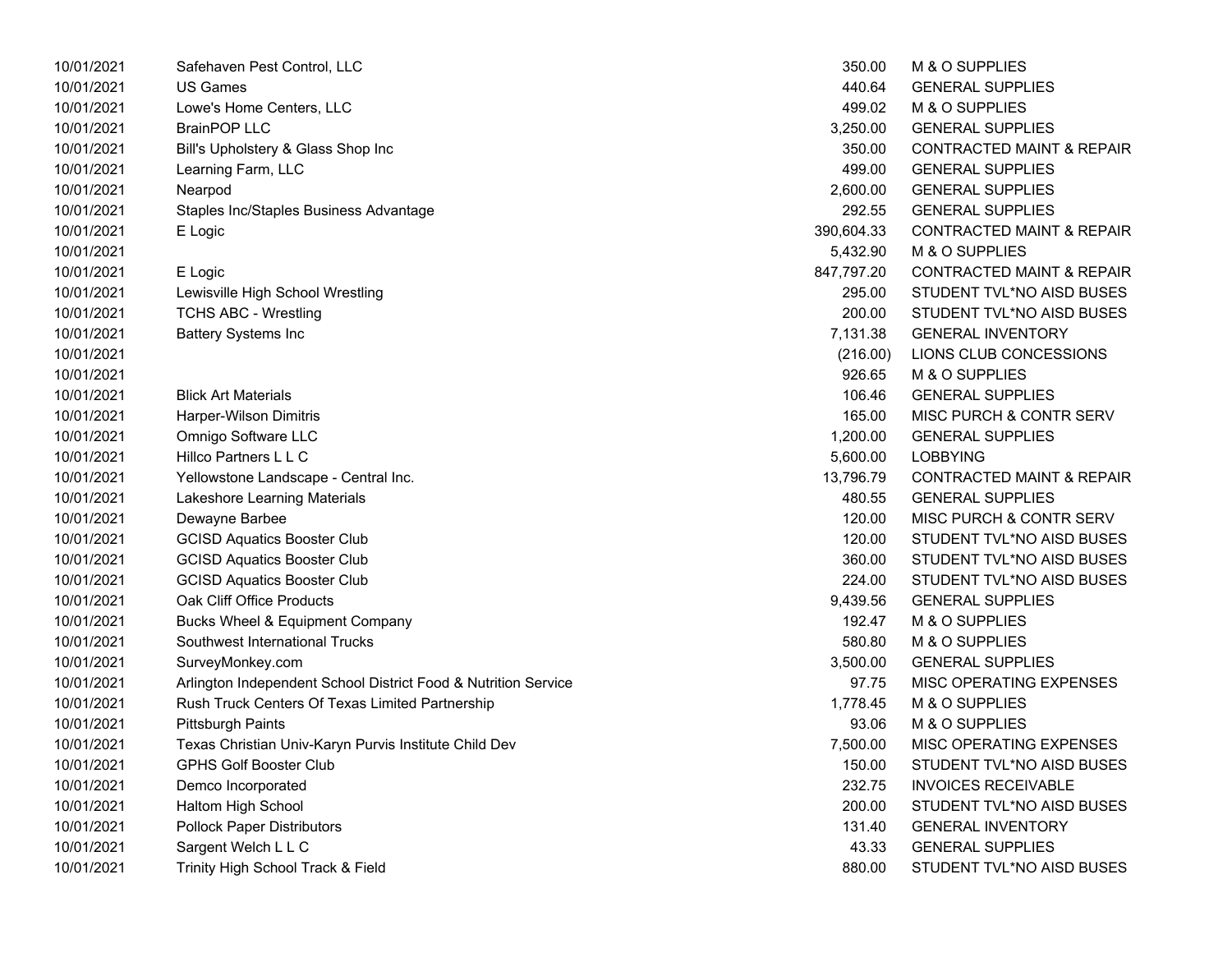| | | | |
|---|---|---|---|
| 10/01/2021 | Safehaven Pest Control, LLC | 350.00 | M & O SUPPLIES |
| 10/01/2021 | US Games | 440.64 | GENERAL SUPPLIES |
| 10/01/2021 | Lowe's Home Centers, LLC | 499.02 | M & O SUPPLIES |
| 10/01/2021 | BrainPOP LLC | 3,250.00 | GENERAL SUPPLIES |
| 10/01/2021 | Bill's Upholstery & Glass Shop Inc | 350.00 | CONTRACTED MAINT & REPAIR |
| 10/01/2021 | Learning Farm, LLC | 499.00 | GENERAL SUPPLIES |
| 10/01/2021 | Nearpod | 2,600.00 | GENERAL SUPPLIES |
| 10/01/2021 | Staples Inc/Staples Business Advantage | 292.55 | GENERAL SUPPLIES |
| 10/01/2021 | E Logic | 390,604.33 | CONTRACTED MAINT & REPAIR |
| 10/01/2021 | | 5,432.90 | M & O SUPPLIES |
| 10/01/2021 | E Logic | 847,797.20 | CONTRACTED MAINT & REPAIR |
| 10/01/2021 | Lewisville High School Wrestling | 295.00 | STUDENT TVL*NO AISD BUSES |
| 10/01/2021 | TCHS ABC - Wrestling | 200.00 | STUDENT TVL*NO AISD BUSES |
| 10/01/2021 | Battery Systems Inc | 7,131.38 | GENERAL INVENTORY |
| 10/01/2021 | | (216.00) | LIONS CLUB CONCESSIONS |
| 10/01/2021 | | 926.65 | M & O SUPPLIES |
| 10/01/2021 | Blick Art Materials | 106.46 | GENERAL SUPPLIES |
| 10/01/2021 | Harper-Wilson Dimitris | 165.00 | MISC PURCH & CONTR SERV |
| 10/01/2021 | Omnigo Software LLC | 1,200.00 | GENERAL SUPPLIES |
| 10/01/2021 | Hillco Partners L L C | 5,600.00 | LOBBYING |
| 10/01/2021 | Yellowstone Landscape - Central Inc. | 13,796.79 | CONTRACTED MAINT & REPAIR |
| 10/01/2021 | Lakeshore Learning Materials | 480.55 | GENERAL SUPPLIES |
| 10/01/2021 | Dewayne Barbee | 120.00 | MISC PURCH & CONTR SERV |
| 10/01/2021 | GCISD Aquatics Booster Club | 120.00 | STUDENT TVL*NO AISD BUSES |
| 10/01/2021 | GCISD Aquatics Booster Club | 360.00 | STUDENT TVL*NO AISD BUSES |
| 10/01/2021 | GCISD Aquatics Booster Club | 224.00 | STUDENT TVL*NO AISD BUSES |
| 10/01/2021 | Oak Cliff Office Products | 9,439.56 | GENERAL SUPPLIES |
| 10/01/2021 | Bucks Wheel & Equipment Company | 192.47 | M & O SUPPLIES |
| 10/01/2021 | Southwest International Trucks | 580.80 | M & O SUPPLIES |
| 10/01/2021 | SurveyMonkey.com | 3,500.00 | GENERAL SUPPLIES |
| 10/01/2021 | Arlington Independent School District Food & Nutrition Service | 97.75 | MISC OPERATING EXPENSES |
| 10/01/2021 | Rush Truck Centers Of Texas Limited Partnership | 1,778.45 | M & O SUPPLIES |
| 10/01/2021 | Pittsburgh Paints | 93.06 | M & O SUPPLIES |
| 10/01/2021 | Texas Christian Univ-Karyn Purvis Institute Child Dev | 7,500.00 | MISC OPERATING EXPENSES |
| 10/01/2021 | GPHS Golf Booster Club | 150.00 | STUDENT TVL*NO AISD BUSES |
| 10/01/2021 | Demco Incorporated | 232.75 | INVOICES RECEIVABLE |
| 10/01/2021 | Haltom High School | 200.00 | STUDENT TVL*NO AISD BUSES |
| 10/01/2021 | Pollock Paper Distributors | 131.40 | GENERAL INVENTORY |
| 10/01/2021 | Sargent Welch L L C | 43.33 | GENERAL SUPPLIES |
| 10/01/2021 | Trinity High School Track & Field | 880.00 | STUDENT TVL*NO AISD BUSES |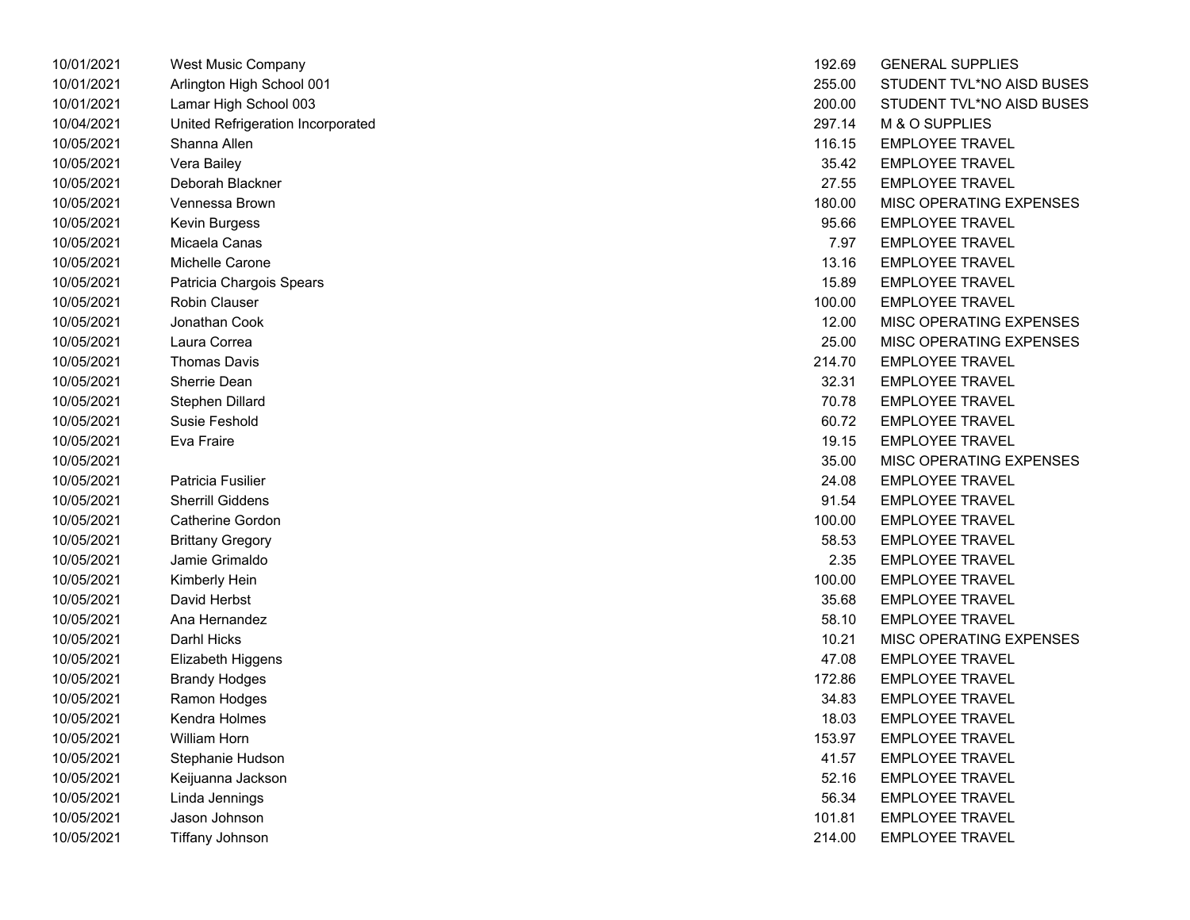| | | | |
|---|---|---|---|
| 10/01/2021 | West Music Company | 192.69 | GENERAL SUPPLIES |
| 10/01/2021 | Arlington High School 001 | 255.00 | STUDENT TVL*NO AISD BUSES |
| 10/01/2021 | Lamar High School 003 | 200.00 | STUDENT TVL*NO AISD BUSES |
| 10/04/2021 | United Refrigeration Incorporated | 297.14 | M & O SUPPLIES |
| 10/05/2021 | Shanna Allen | 116.15 | EMPLOYEE TRAVEL |
| 10/05/2021 | Vera Bailey | 35.42 | EMPLOYEE TRAVEL |
| 10/05/2021 | Deborah Blackner | 27.55 | EMPLOYEE TRAVEL |
| 10/05/2021 | Vennessa Brown | 180.00 | MISC OPERATING EXPENSES |
| 10/05/2021 | Kevin Burgess | 95.66 | EMPLOYEE TRAVEL |
| 10/05/2021 | Micaela Canas | 7.97 | EMPLOYEE TRAVEL |
| 10/05/2021 | Michelle Carone | 13.16 | EMPLOYEE TRAVEL |
| 10/05/2021 | Patricia Chargois Spears | 15.89 | EMPLOYEE TRAVEL |
| 10/05/2021 | Robin Clauser | 100.00 | EMPLOYEE TRAVEL |
| 10/05/2021 | Jonathan Cook | 12.00 | MISC OPERATING EXPENSES |
| 10/05/2021 | Laura Correa | 25.00 | MISC OPERATING EXPENSES |
| 10/05/2021 | Thomas Davis | 214.70 | EMPLOYEE TRAVEL |
| 10/05/2021 | Sherrie Dean | 32.31 | EMPLOYEE TRAVEL |
| 10/05/2021 | Stephen Dillard | 70.78 | EMPLOYEE TRAVEL |
| 10/05/2021 | Susie Feshold | 60.72 | EMPLOYEE TRAVEL |
| 10/05/2021 | Eva Fraire | 19.15 | EMPLOYEE TRAVEL |
| 10/05/2021 | | 35.00 | MISC OPERATING EXPENSES |
| 10/05/2021 | Patricia Fusilier | 24.08 | EMPLOYEE TRAVEL |
| 10/05/2021 | Sherrill Giddens | 91.54 | EMPLOYEE TRAVEL |
| 10/05/2021 | Catherine Gordon | 100.00 | EMPLOYEE TRAVEL |
| 10/05/2021 | Brittany Gregory | 58.53 | EMPLOYEE TRAVEL |
| 10/05/2021 | Jamie Grimaldo | 2.35 | EMPLOYEE TRAVEL |
| 10/05/2021 | Kimberly Hein | 100.00 | EMPLOYEE TRAVEL |
| 10/05/2021 | David Herbst | 35.68 | EMPLOYEE TRAVEL |
| 10/05/2021 | Ana Hernandez | 58.10 | EMPLOYEE TRAVEL |
| 10/05/2021 | Darhl Hicks | 10.21 | MISC OPERATING EXPENSES |
| 10/05/2021 | Elizabeth Higgens | 47.08 | EMPLOYEE TRAVEL |
| 10/05/2021 | Brandy Hodges | 172.86 | EMPLOYEE TRAVEL |
| 10/05/2021 | Ramon Hodges | 34.83 | EMPLOYEE TRAVEL |
| 10/05/2021 | Kendra Holmes | 18.03 | EMPLOYEE TRAVEL |
| 10/05/2021 | William Horn | 153.97 | EMPLOYEE TRAVEL |
| 10/05/2021 | Stephanie Hudson | 41.57 | EMPLOYEE TRAVEL |
| 10/05/2021 | Keijuanna Jackson | 52.16 | EMPLOYEE TRAVEL |
| 10/05/2021 | Linda Jennings | 56.34 | EMPLOYEE TRAVEL |
| 10/05/2021 | Jason Johnson | 101.81 | EMPLOYEE TRAVEL |
| 10/05/2021 | Tiffany Johnson | 214.00 | EMPLOYEE TRAVEL |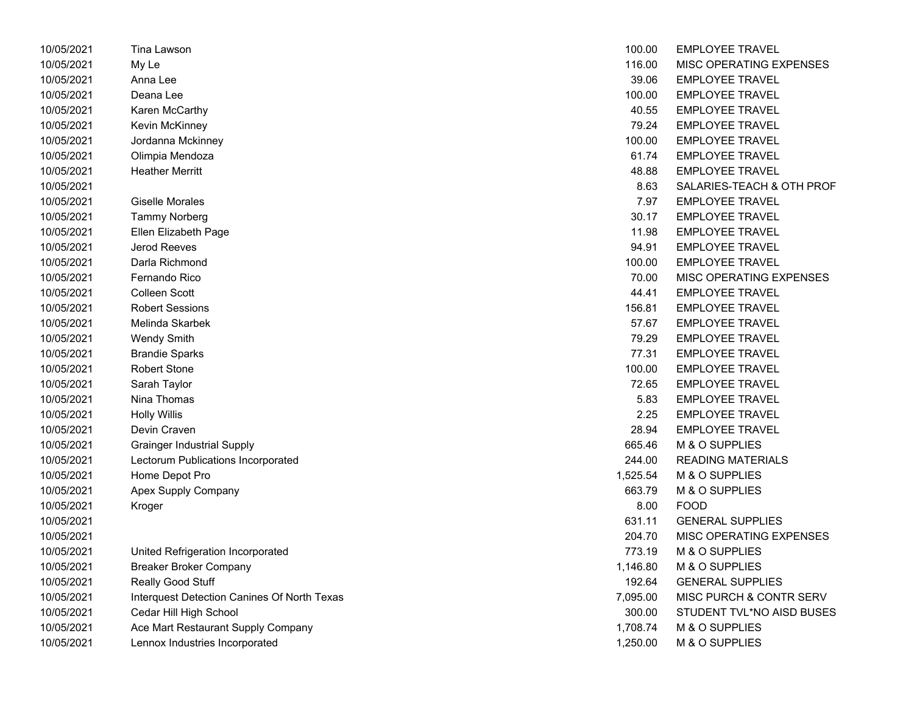| | | | |
|---|---|---|---|
| 10/05/2021 | Tina Lawson | 100.00 | EMPLOYEE TRAVEL |
| 10/05/2021 | My Le | 116.00 | MISC OPERATING EXPENSES |
| 10/05/2021 | Anna Lee | 39.06 | EMPLOYEE TRAVEL |
| 10/05/2021 | Deana Lee | 100.00 | EMPLOYEE TRAVEL |
| 10/05/2021 | Karen McCarthy | 40.55 | EMPLOYEE TRAVEL |
| 10/05/2021 | Kevin McKinney | 79.24 | EMPLOYEE TRAVEL |
| 10/05/2021 | Jordanna Mckinney | 100.00 | EMPLOYEE TRAVEL |
| 10/05/2021 | Olimpia Mendoza | 61.74 | EMPLOYEE TRAVEL |
| 10/05/2021 | Heather Merritt | 48.88 | EMPLOYEE TRAVEL |
| 10/05/2021 | | 8.63 | SALARIES-TEACH & OTH PROF |
| 10/05/2021 | Giselle Morales | 7.97 | EMPLOYEE TRAVEL |
| 10/05/2021 | Tammy Norberg | 30.17 | EMPLOYEE TRAVEL |
| 10/05/2021 | Ellen Elizabeth Page | 11.98 | EMPLOYEE TRAVEL |
| 10/05/2021 | Jerod Reeves | 94.91 | EMPLOYEE TRAVEL |
| 10/05/2021 | Darla Richmond | 100.00 | EMPLOYEE TRAVEL |
| 10/05/2021 | Fernando Rico | 70.00 | MISC OPERATING EXPENSES |
| 10/05/2021 | Colleen Scott | 44.41 | EMPLOYEE TRAVEL |
| 10/05/2021 | Robert Sessions | 156.81 | EMPLOYEE TRAVEL |
| 10/05/2021 | Melinda Skarbek | 57.67 | EMPLOYEE TRAVEL |
| 10/05/2021 | Wendy Smith | 79.29 | EMPLOYEE TRAVEL |
| 10/05/2021 | Brandie Sparks | 77.31 | EMPLOYEE TRAVEL |
| 10/05/2021 | Robert Stone | 100.00 | EMPLOYEE TRAVEL |
| 10/05/2021 | Sarah Taylor | 72.65 | EMPLOYEE TRAVEL |
| 10/05/2021 | Nina Thomas | 5.83 | EMPLOYEE TRAVEL |
| 10/05/2021 | Holly Willis | 2.25 | EMPLOYEE TRAVEL |
| 10/05/2021 | Devin Craven | 28.94 | EMPLOYEE TRAVEL |
| 10/05/2021 | Grainger Industrial Supply | 665.46 | M & O SUPPLIES |
| 10/05/2021 | Lectorum Publications Incorporated | 244.00 | READING MATERIALS |
| 10/05/2021 | Home Depot Pro | 1,525.54 | M & O SUPPLIES |
| 10/05/2021 | Apex Supply Company | 663.79 | M & O SUPPLIES |
| 10/05/2021 | Kroger | 8.00 | FOOD |
| 10/05/2021 | | 631.11 | GENERAL SUPPLIES |
| 10/05/2021 | | 204.70 | MISC OPERATING EXPENSES |
| 10/05/2021 | United Refrigeration Incorporated | 773.19 | M & O SUPPLIES |
| 10/05/2021 | Breaker Broker Company | 1,146.80 | M & O SUPPLIES |
| 10/05/2021 | Really Good Stuff | 192.64 | GENERAL SUPPLIES |
| 10/05/2021 | Interquest Detection Canines Of North Texas | 7,095.00 | MISC PURCH & CONTR SERV |
| 10/05/2021 | Cedar Hill High School | 300.00 | STUDENT TVL*NO AISD BUSES |
| 10/05/2021 | Ace Mart Restaurant Supply Company | 1,708.74 | M & O SUPPLIES |
| 10/05/2021 | Lennox Industries Incorporated | 1,250.00 | M & O SUPPLIES |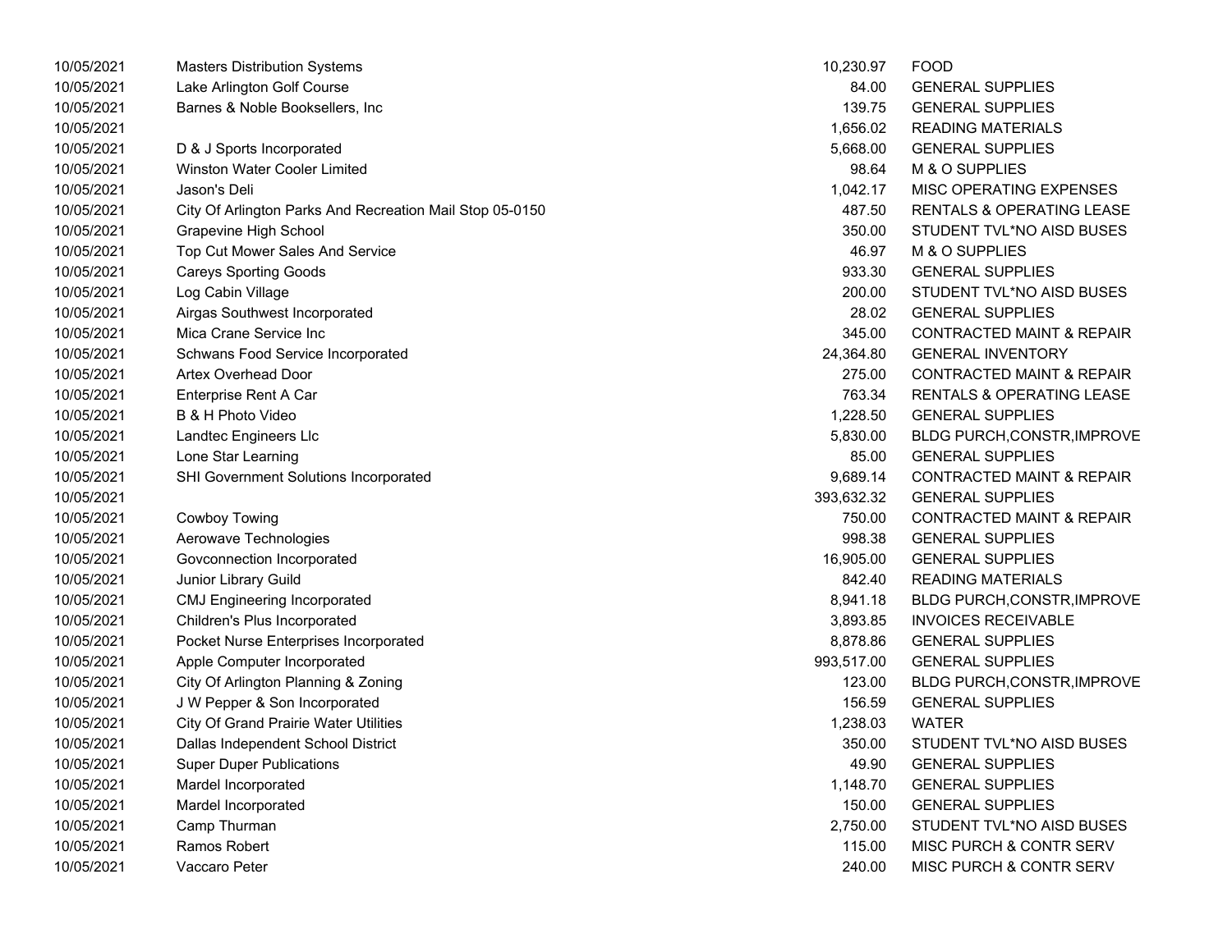| | | | |
|---|---|---|---|
| 10/05/2021 | Masters Distribution Systems | 10,230.97 | FOOD |
| 10/05/2021 | Lake Arlington Golf Course | 84.00 | GENERAL SUPPLIES |
| 10/05/2021 | Barnes & Noble Booksellers, Inc | 139.75 | GENERAL SUPPLIES |
| 10/05/2021 | | 1,656.02 | READING MATERIALS |
| 10/05/2021 | D & J Sports Incorporated | 5,668.00 | GENERAL SUPPLIES |
| 10/05/2021 | Winston Water Cooler Limited | 98.64 | M & O SUPPLIES |
| 10/05/2021 | Jason's Deli | 1,042.17 | MISC OPERATING EXPENSES |
| 10/05/2021 | City Of Arlington Parks And Recreation Mail Stop 05-0150 | 487.50 | RENTALS & OPERATING LEASE |
| 10/05/2021 | Grapevine High School | 350.00 | STUDENT TVL*NO AISD BUSES |
| 10/05/2021 | Top Cut Mower Sales And Service | 46.97 | M & O SUPPLIES |
| 10/05/2021 | Careys Sporting Goods | 933.30 | GENERAL SUPPLIES |
| 10/05/2021 | Log Cabin Village | 200.00 | STUDENT TVL*NO AISD BUSES |
| 10/05/2021 | Airgas Southwest Incorporated | 28.02 | GENERAL SUPPLIES |
| 10/05/2021 | Mica Crane Service Inc | 345.00 | CONTRACTED MAINT & REPAIR |
| 10/05/2021 | Schwans Food Service Incorporated | 24,364.80 | GENERAL INVENTORY |
| 10/05/2021 | Artex Overhead Door | 275.00 | CONTRACTED MAINT & REPAIR |
| 10/05/2021 | Enterprise Rent A Car | 763.34 | RENTALS & OPERATING LEASE |
| 10/05/2021 | B & H Photo Video | 1,228.50 | GENERAL SUPPLIES |
| 10/05/2021 | Landtec Engineers Llc | 5,830.00 | BLDG PURCH,CONSTR,IMPROVE |
| 10/05/2021 | Lone Star Learning | 85.00 | GENERAL SUPPLIES |
| 10/05/2021 | SHI Government Solutions Incorporated | 9,689.14 | CONTRACTED MAINT & REPAIR |
| 10/05/2021 | | 393,632.32 | GENERAL SUPPLIES |
| 10/05/2021 | Cowboy Towing | 750.00 | CONTRACTED MAINT & REPAIR |
| 10/05/2021 | Aerowave Technologies | 998.38 | GENERAL SUPPLIES |
| 10/05/2021 | Govconnection Incorporated | 16,905.00 | GENERAL SUPPLIES |
| 10/05/2021 | Junior Library Guild | 842.40 | READING MATERIALS |
| 10/05/2021 | CMJ Engineering Incorporated | 8,941.18 | BLDG PURCH,CONSTR,IMPROVE |
| 10/05/2021 | Children's Plus Incorporated | 3,893.85 | INVOICES RECEIVABLE |
| 10/05/2021 | Pocket Nurse Enterprises Incorporated | 8,878.86 | GENERAL SUPPLIES |
| 10/05/2021 | Apple Computer Incorporated | 993,517.00 | GENERAL SUPPLIES |
| 10/05/2021 | City Of Arlington Planning & Zoning | 123.00 | BLDG PURCH,CONSTR,IMPROVE |
| 10/05/2021 | J W Pepper & Son Incorporated | 156.59 | GENERAL SUPPLIES |
| 10/05/2021 | City Of Grand Prairie Water Utilities | 1,238.03 | WATER |
| 10/05/2021 | Dallas Independent School District | 350.00 | STUDENT TVL*NO AISD BUSES |
| 10/05/2021 | Super Duper Publications | 49.90 | GENERAL SUPPLIES |
| 10/05/2021 | Mardel Incorporated | 1,148.70 | GENERAL SUPPLIES |
| 10/05/2021 | Mardel Incorporated | 150.00 | GENERAL SUPPLIES |
| 10/05/2021 | Camp Thurman | 2,750.00 | STUDENT TVL*NO AISD BUSES |
| 10/05/2021 | Ramos Robert | 115.00 | MISC PURCH & CONTR SERV |
| 10/05/2021 | Vaccaro Peter | 240.00 | MISC PURCH & CONTR SERV |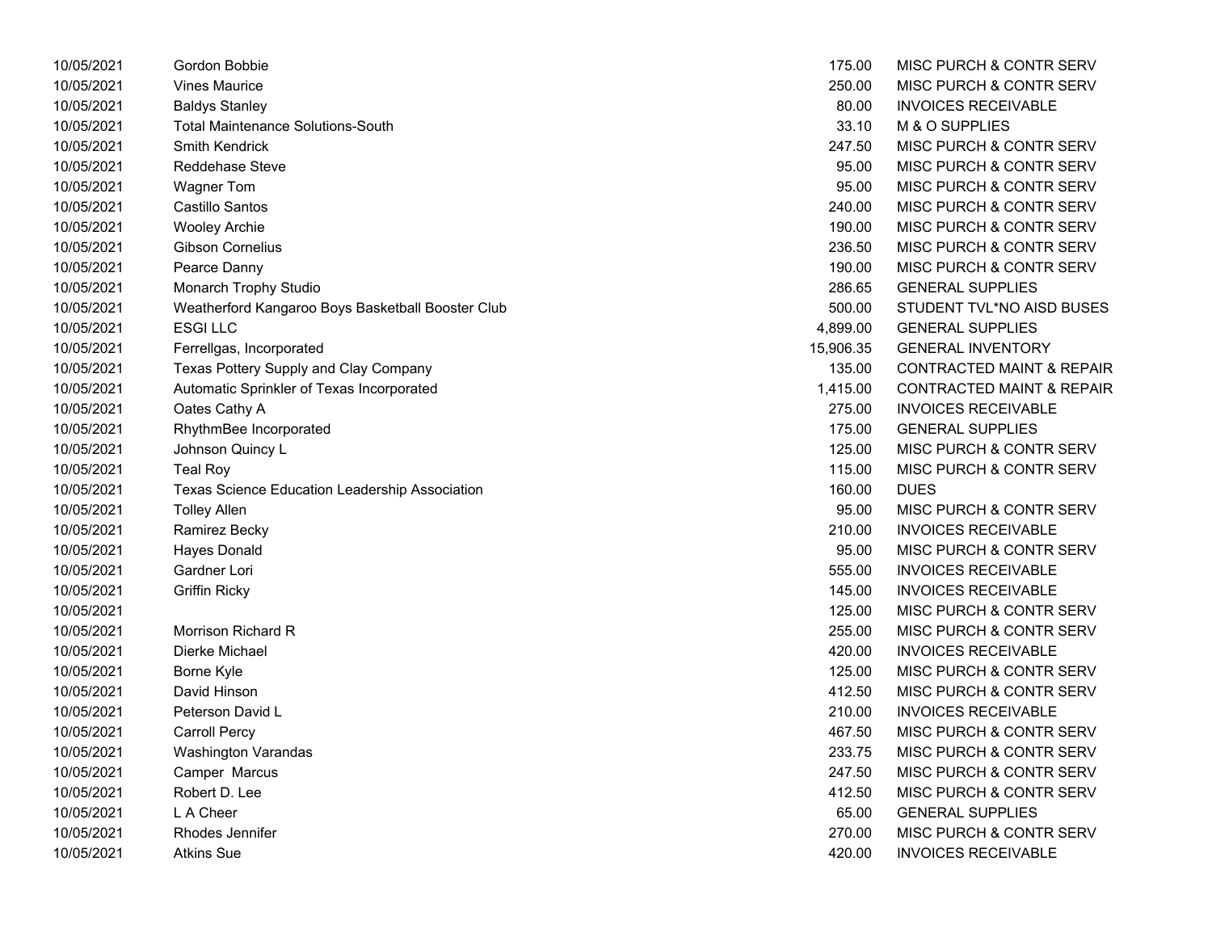| | | | |
|---|---|---|---|
| 10/05/2021 | Gordon Bobbie | 175.00 | MISC PURCH & CONTR SERV |
| 10/05/2021 | Vines Maurice | 250.00 | MISC PURCH & CONTR SERV |
| 10/05/2021 | Baldys Stanley | 80.00 | INVOICES RECEIVABLE |
| 10/05/2021 | Total Maintenance Solutions-South | 33.10 | M & O SUPPLIES |
| 10/05/2021 | Smith Kendrick | 247.50 | MISC PURCH & CONTR SERV |
| 10/05/2021 | Reddehase Steve | 95.00 | MISC PURCH & CONTR SERV |
| 10/05/2021 | Wagner Tom | 95.00 | MISC PURCH & CONTR SERV |
| 10/05/2021 | Castillo Santos | 240.00 | MISC PURCH & CONTR SERV |
| 10/05/2021 | Wooley Archie | 190.00 | MISC PURCH & CONTR SERV |
| 10/05/2021 | Gibson Cornelius | 236.50 | MISC PURCH & CONTR SERV |
| 10/05/2021 | Pearce Danny | 190.00 | MISC PURCH & CONTR SERV |
| 10/05/2021 | Monarch Trophy Studio | 286.65 | GENERAL SUPPLIES |
| 10/05/2021 | Weatherford Kangaroo Boys Basketball Booster Club | 500.00 | STUDENT TVL*NO AISD BUSES |
| 10/05/2021 | ESGI LLC | 4,899.00 | GENERAL SUPPLIES |
| 10/05/2021 | Ferrellgas, Incorporated | 15,906.35 | GENERAL INVENTORY |
| 10/05/2021 | Texas Pottery Supply and Clay Company | 135.00 | CONTRACTED MAINT & REPAIR |
| 10/05/2021 | Automatic Sprinkler of Texas Incorporated | 1,415.00 | CONTRACTED MAINT & REPAIR |
| 10/05/2021 | Oates Cathy A | 275.00 | INVOICES RECEIVABLE |
| 10/05/2021 | RhythmBee Incorporated | 175.00 | GENERAL SUPPLIES |
| 10/05/2021 | Johnson Quincy L | 125.00 | MISC PURCH & CONTR SERV |
| 10/05/2021 | Teal Roy | 115.00 | MISC PURCH & CONTR SERV |
| 10/05/2021 | Texas Science Education Leadership Association | 160.00 | DUES |
| 10/05/2021 | Tolley Allen | 95.00 | MISC PURCH & CONTR SERV |
| 10/05/2021 | Ramirez Becky | 210.00 | INVOICES RECEIVABLE |
| 10/05/2021 | Hayes Donald | 95.00 | MISC PURCH & CONTR SERV |
| 10/05/2021 | Gardner Lori | 555.00 | INVOICES RECEIVABLE |
| 10/05/2021 | Griffin Ricky | 145.00 | INVOICES RECEIVABLE |
| 10/05/2021 | | 125.00 | MISC PURCH & CONTR SERV |
| 10/05/2021 | Morrison Richard R | 255.00 | MISC PURCH & CONTR SERV |
| 10/05/2021 | Dierke Michael | 420.00 | INVOICES RECEIVABLE |
| 10/05/2021 | Borne Kyle | 125.00 | MISC PURCH & CONTR SERV |
| 10/05/2021 | David Hinson | 412.50 | MISC PURCH & CONTR SERV |
| 10/05/2021 | Peterson David L | 210.00 | INVOICES RECEIVABLE |
| 10/05/2021 | Carroll Percy | 467.50 | MISC PURCH & CONTR SERV |
| 10/05/2021 | Washington Varandas | 233.75 | MISC PURCH & CONTR SERV |
| 10/05/2021 | Camper Marcus | 247.50 | MISC PURCH & CONTR SERV |
| 10/05/2021 | Robert D. Lee | 412.50 | MISC PURCH & CONTR SERV |
| 10/05/2021 | L A Cheer | 65.00 | GENERAL SUPPLIES |
| 10/05/2021 | Rhodes Jennifer | 270.00 | MISC PURCH & CONTR SERV |
| 10/05/2021 | Atkins Sue | 420.00 | INVOICES RECEIVABLE |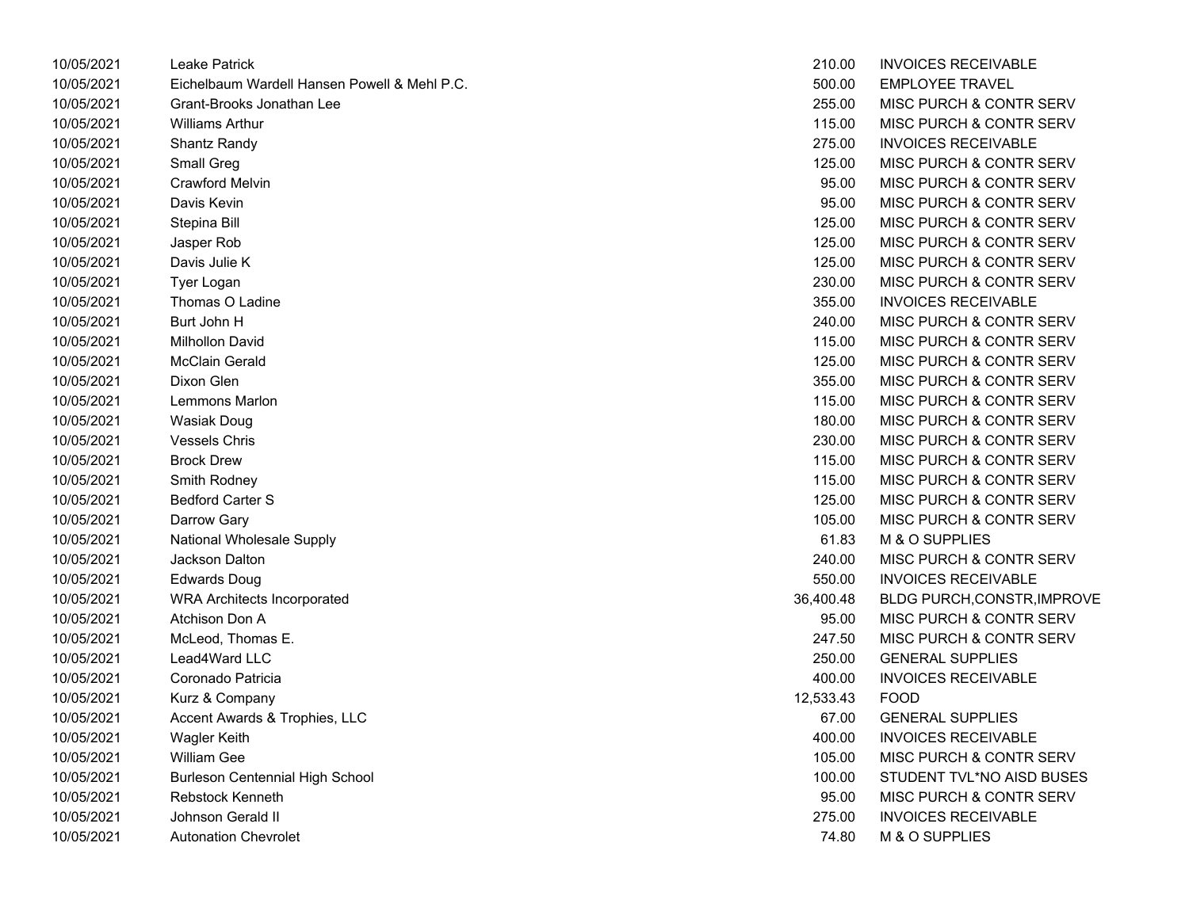| | | | |
|---|---|---|---|
| 10/05/2021 | Leake Patrick | 210.00 | INVOICES RECEIVABLE |
| 10/05/2021 | Eichelbaum Wardell Hansen Powell & Mehl P.C. | 500.00 | EMPLOYEE TRAVEL |
| 10/05/2021 | Grant-Brooks Jonathan Lee | 255.00 | MISC PURCH & CONTR SERV |
| 10/05/2021 | Williams Arthur | 115.00 | MISC PURCH & CONTR SERV |
| 10/05/2021 | Shantz Randy | 275.00 | INVOICES RECEIVABLE |
| 10/05/2021 | Small Greg | 125.00 | MISC PURCH & CONTR SERV |
| 10/05/2021 | Crawford Melvin | 95.00 | MISC PURCH & CONTR SERV |
| 10/05/2021 | Davis Kevin | 95.00 | MISC PURCH & CONTR SERV |
| 10/05/2021 | Stepina Bill | 125.00 | MISC PURCH & CONTR SERV |
| 10/05/2021 | Jasper Rob | 125.00 | MISC PURCH & CONTR SERV |
| 10/05/2021 | Davis Julie K | 125.00 | MISC PURCH & CONTR SERV |
| 10/05/2021 | Tyer Logan | 230.00 | MISC PURCH & CONTR SERV |
| 10/05/2021 | Thomas O Ladine | 355.00 | INVOICES RECEIVABLE |
| 10/05/2021 | Burt John H | 240.00 | MISC PURCH & CONTR SERV |
| 10/05/2021 | Milhollon David | 115.00 | MISC PURCH & CONTR SERV |
| 10/05/2021 | McClain Gerald | 125.00 | MISC PURCH & CONTR SERV |
| 10/05/2021 | Dixon Glen | 355.00 | MISC PURCH & CONTR SERV |
| 10/05/2021 | Lemmons Marlon | 115.00 | MISC PURCH & CONTR SERV |
| 10/05/2021 | Wasiak Doug | 180.00 | MISC PURCH & CONTR SERV |
| 10/05/2021 | Vessels Chris | 230.00 | MISC PURCH & CONTR SERV |
| 10/05/2021 | Brock Drew | 115.00 | MISC PURCH & CONTR SERV |
| 10/05/2021 | Smith Rodney | 115.00 | MISC PURCH & CONTR SERV |
| 10/05/2021 | Bedford Carter S | 125.00 | MISC PURCH & CONTR SERV |
| 10/05/2021 | Darrow Gary | 105.00 | MISC PURCH & CONTR SERV |
| 10/05/2021 | National Wholesale Supply | 61.83 | M & O SUPPLIES |
| 10/05/2021 | Jackson Dalton | 240.00 | MISC PURCH & CONTR SERV |
| 10/05/2021 | Edwards Doug | 550.00 | INVOICES RECEIVABLE |
| 10/05/2021 | WRA Architects Incorporated | 36,400.48 | BLDG PURCH,CONSTR,IMPROVE |
| 10/05/2021 | Atchison Don A | 95.00 | MISC PURCH & CONTR SERV |
| 10/05/2021 | McLeod, Thomas E. | 247.50 | MISC PURCH & CONTR SERV |
| 10/05/2021 | Lead4Ward LLC | 250.00 | GENERAL SUPPLIES |
| 10/05/2021 | Coronado Patricia | 400.00 | INVOICES RECEIVABLE |
| 10/05/2021 | Kurz & Company | 12,533.43 | FOOD |
| 10/05/2021 | Accent Awards & Trophies, LLC | 67.00 | GENERAL SUPPLIES |
| 10/05/2021 | Wagler Keith | 400.00 | INVOICES RECEIVABLE |
| 10/05/2021 | William Gee | 105.00 | MISC PURCH & CONTR SERV |
| 10/05/2021 | Burleson Centennial High School | 100.00 | STUDENT TVL*NO AISD BUSES |
| 10/05/2021 | Rebstock Kenneth | 95.00 | MISC PURCH & CONTR SERV |
| 10/05/2021 | Johnson Gerald II | 275.00 | INVOICES RECEIVABLE |
| 10/05/2021 | Autonation Chevrolet | 74.80 | M & O SUPPLIES |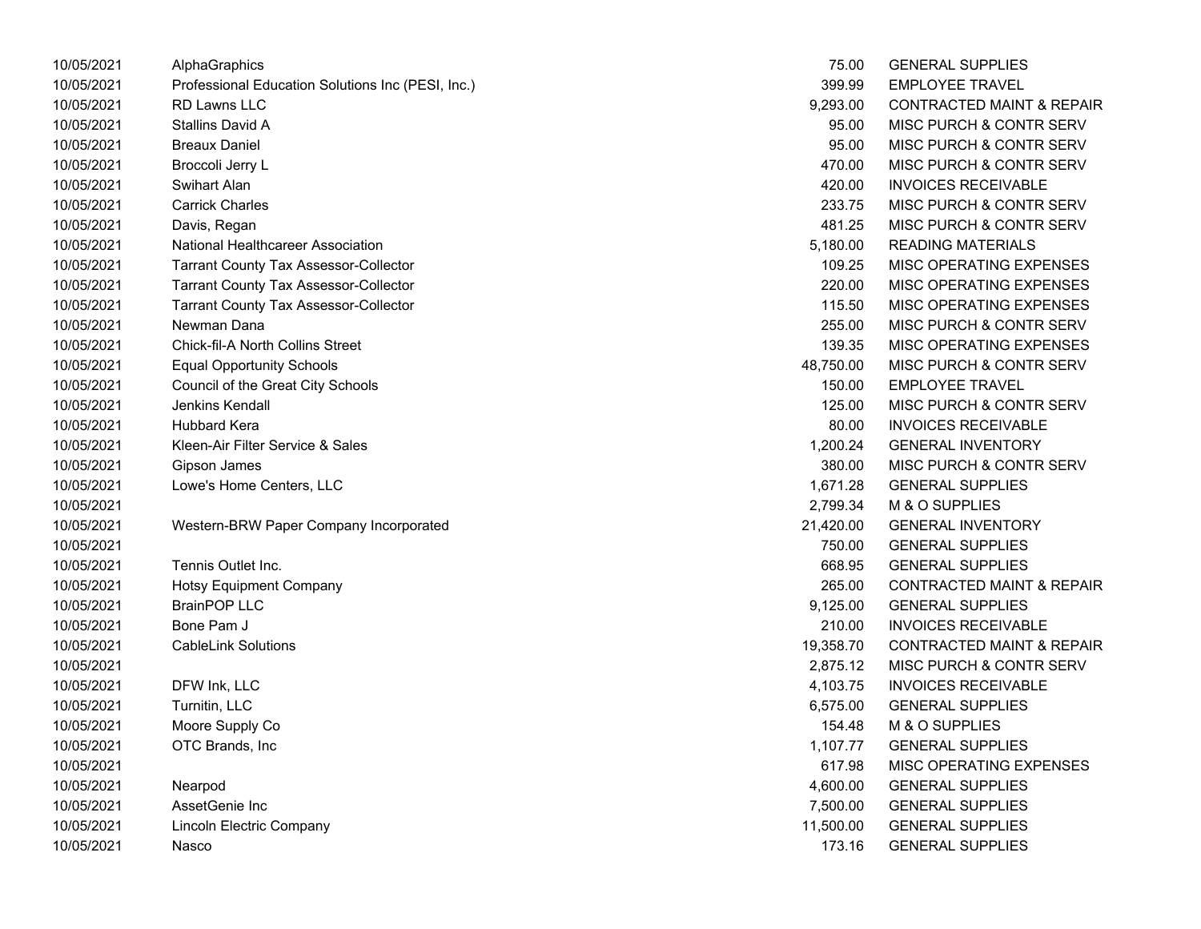| | | | |
|---|---|---|---|
| 10/05/2021 | AlphaGraphics | 75.00 | GENERAL SUPPLIES |
| 10/05/2021 | Professional Education Solutions Inc (PESI, Inc.) | 399.99 | EMPLOYEE TRAVEL |
| 10/05/2021 | RD Lawns LLC | 9,293.00 | CONTRACTED MAINT & REPAIR |
| 10/05/2021 | Stallins David A | 95.00 | MISC PURCH & CONTR SERV |
| 10/05/2021 | Breaux Daniel | 95.00 | MISC PURCH & CONTR SERV |
| 10/05/2021 | Broccoli Jerry L | 470.00 | MISC PURCH & CONTR SERV |
| 10/05/2021 | Swihart Alan | 420.00 | INVOICES RECEIVABLE |
| 10/05/2021 | Carrick Charles | 233.75 | MISC PURCH & CONTR SERV |
| 10/05/2021 | Davis, Regan | 481.25 | MISC PURCH & CONTR SERV |
| 10/05/2021 | National Healthcareer Association | 5,180.00 | READING MATERIALS |
| 10/05/2021 | Tarrant County Tax Assessor-Collector | 109.25 | MISC OPERATING EXPENSES |
| 10/05/2021 | Tarrant County Tax Assessor-Collector | 220.00 | MISC OPERATING EXPENSES |
| 10/05/2021 | Tarrant County Tax Assessor-Collector | 115.50 | MISC OPERATING EXPENSES |
| 10/05/2021 | Newman Dana | 255.00 | MISC PURCH & CONTR SERV |
| 10/05/2021 | Chick-fil-A North Collins Street | 139.35 | MISC OPERATING EXPENSES |
| 10/05/2021 | Equal Opportunity Schools | 48,750.00 | MISC PURCH & CONTR SERV |
| 10/05/2021 | Council of the Great City Schools | 150.00 | EMPLOYEE TRAVEL |
| 10/05/2021 | Jenkins Kendall | 125.00 | MISC PURCH & CONTR SERV |
| 10/05/2021 | Hubbard Kera | 80.00 | INVOICES RECEIVABLE |
| 10/05/2021 | Kleen-Air Filter Service & Sales | 1,200.24 | GENERAL INVENTORY |
| 10/05/2021 | Gipson James | 380.00 | MISC PURCH & CONTR SERV |
| 10/05/2021 | Lowe's Home Centers, LLC | 1,671.28 | GENERAL SUPPLIES |
| 10/05/2021 | | 2,799.34 | M & O SUPPLIES |
| 10/05/2021 | Western-BRW Paper Company Incorporated | 21,420.00 | GENERAL INVENTORY |
| 10/05/2021 | | 750.00 | GENERAL SUPPLIES |
| 10/05/2021 | Tennis Outlet Inc. | 668.95 | GENERAL SUPPLIES |
| 10/05/2021 | Hotsy Equipment Company | 265.00 | CONTRACTED MAINT & REPAIR |
| 10/05/2021 | BrainPOP LLC | 9,125.00 | GENERAL SUPPLIES |
| 10/05/2021 | Bone Pam J | 210.00 | INVOICES RECEIVABLE |
| 10/05/2021 | CableLink Solutions | 19,358.70 | CONTRACTED MAINT & REPAIR |
| 10/05/2021 | | 2,875.12 | MISC PURCH & CONTR SERV |
| 10/05/2021 | DFW Ink, LLC | 4,103.75 | INVOICES RECEIVABLE |
| 10/05/2021 | Turnitin, LLC | 6,575.00 | GENERAL SUPPLIES |
| 10/05/2021 | Moore Supply Co | 154.48 | M & O SUPPLIES |
| 10/05/2021 | OTC Brands, Inc | 1,107.77 | GENERAL SUPPLIES |
| 10/05/2021 | | 617.98 | MISC OPERATING EXPENSES |
| 10/05/2021 | Nearpod | 4,600.00 | GENERAL SUPPLIES |
| 10/05/2021 | AssetGenie Inc | 7,500.00 | GENERAL SUPPLIES |
| 10/05/2021 | Lincoln Electric Company | 11,500.00 | GENERAL SUPPLIES |
| 10/05/2021 | Nasco | 173.16 | GENERAL SUPPLIES |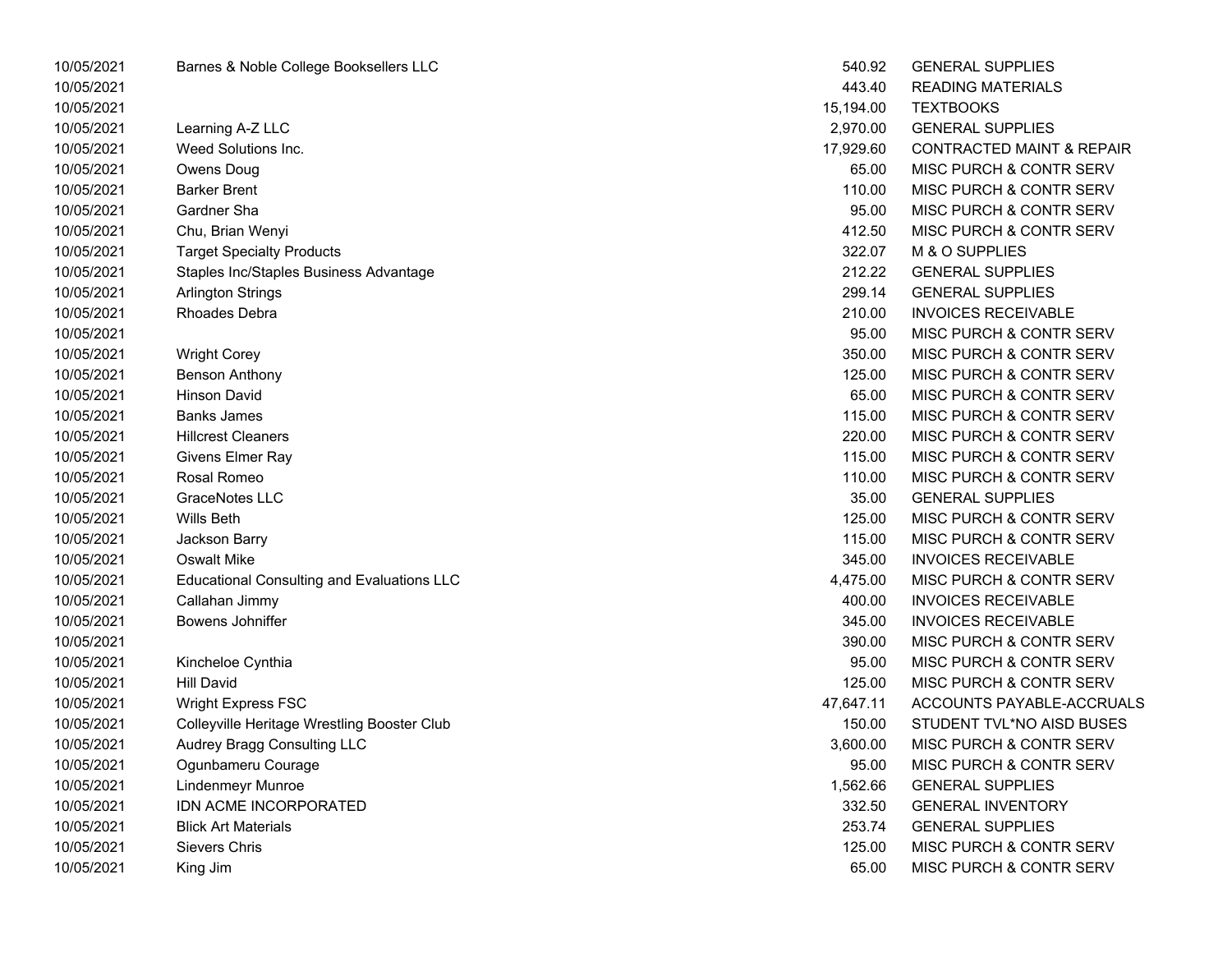| | | | |
|---|---|---|---|
| 10/05/2021 | Barnes & Noble College Booksellers LLC | 540.92 | GENERAL SUPPLIES |
| 10/05/2021 | | 443.40 | READING MATERIALS |
| 10/05/2021 | | 15,194.00 | TEXTBOOKS |
| 10/05/2021 | Learning A-Z LLC | 2,970.00 | GENERAL SUPPLIES |
| 10/05/2021 | Weed Solutions Inc. | 17,929.60 | CONTRACTED MAINT & REPAIR |
| 10/05/2021 | Owens Doug | 65.00 | MISC PURCH & CONTR SERV |
| 10/05/2021 | Barker Brent | 110.00 | MISC PURCH & CONTR SERV |
| 10/05/2021 | Gardner Sha | 95.00 | MISC PURCH & CONTR SERV |
| 10/05/2021 | Chu, Brian Wenyi | 412.50 | MISC PURCH & CONTR SERV |
| 10/05/2021 | Target Specialty Products | 322.07 | M & O SUPPLIES |
| 10/05/2021 | Staples Inc/Staples Business Advantage | 212.22 | GENERAL SUPPLIES |
| 10/05/2021 | Arlington Strings | 299.14 | GENERAL SUPPLIES |
| 10/05/2021 | Rhoades Debra | 210.00 | INVOICES RECEIVABLE |
| 10/05/2021 | | 95.00 | MISC PURCH & CONTR SERV |
| 10/05/2021 | Wright Corey | 350.00 | MISC PURCH & CONTR SERV |
| 10/05/2021 | Benson Anthony | 125.00 | MISC PURCH & CONTR SERV |
| 10/05/2021 | Hinson David | 65.00 | MISC PURCH & CONTR SERV |
| 10/05/2021 | Banks James | 115.00 | MISC PURCH & CONTR SERV |
| 10/05/2021 | Hillcrest Cleaners | 220.00 | MISC PURCH & CONTR SERV |
| 10/05/2021 | Givens Elmer Ray | 115.00 | MISC PURCH & CONTR SERV |
| 10/05/2021 | Rosal Romeo | 110.00 | MISC PURCH & CONTR SERV |
| 10/05/2021 | GraceNotes LLC | 35.00 | GENERAL SUPPLIES |
| 10/05/2021 | Wills Beth | 125.00 | MISC PURCH & CONTR SERV |
| 10/05/2021 | Jackson Barry | 115.00 | MISC PURCH & CONTR SERV |
| 10/05/2021 | Oswalt Mike | 345.00 | INVOICES RECEIVABLE |
| 10/05/2021 | Educational Consulting and Evaluations LLC | 4,475.00 | MISC PURCH & CONTR SERV |
| 10/05/2021 | Callahan Jimmy | 400.00 | INVOICES RECEIVABLE |
| 10/05/2021 | Bowens Johniffer | 345.00 | INVOICES RECEIVABLE |
| 10/05/2021 | | 390.00 | MISC PURCH & CONTR SERV |
| 10/05/2021 | Kincheloe Cynthia | 95.00 | MISC PURCH & CONTR SERV |
| 10/05/2021 | Hill David | 125.00 | MISC PURCH & CONTR SERV |
| 10/05/2021 | Wright Express FSC | 47,647.11 | ACCOUNTS PAYABLE-ACCRUALS |
| 10/05/2021 | Colleyville Heritage Wrestling Booster Club | 150.00 | STUDENT TVL*NO AISD BUSES |
| 10/05/2021 | Audrey Bragg Consulting LLC | 3,600.00 | MISC PURCH & CONTR SERV |
| 10/05/2021 | Ogunbameru Courage | 95.00 | MISC PURCH & CONTR SERV |
| 10/05/2021 | Lindenmeyr Munroe | 1,562.66 | GENERAL SUPPLIES |
| 10/05/2021 | IDN ACME INCORPORATED | 332.50 | GENERAL INVENTORY |
| 10/05/2021 | Blick Art Materials | 253.74 | GENERAL SUPPLIES |
| 10/05/2021 | Sievers Chris | 125.00 | MISC PURCH & CONTR SERV |
| 10/05/2021 | King Jim | 65.00 | MISC PURCH & CONTR SERV |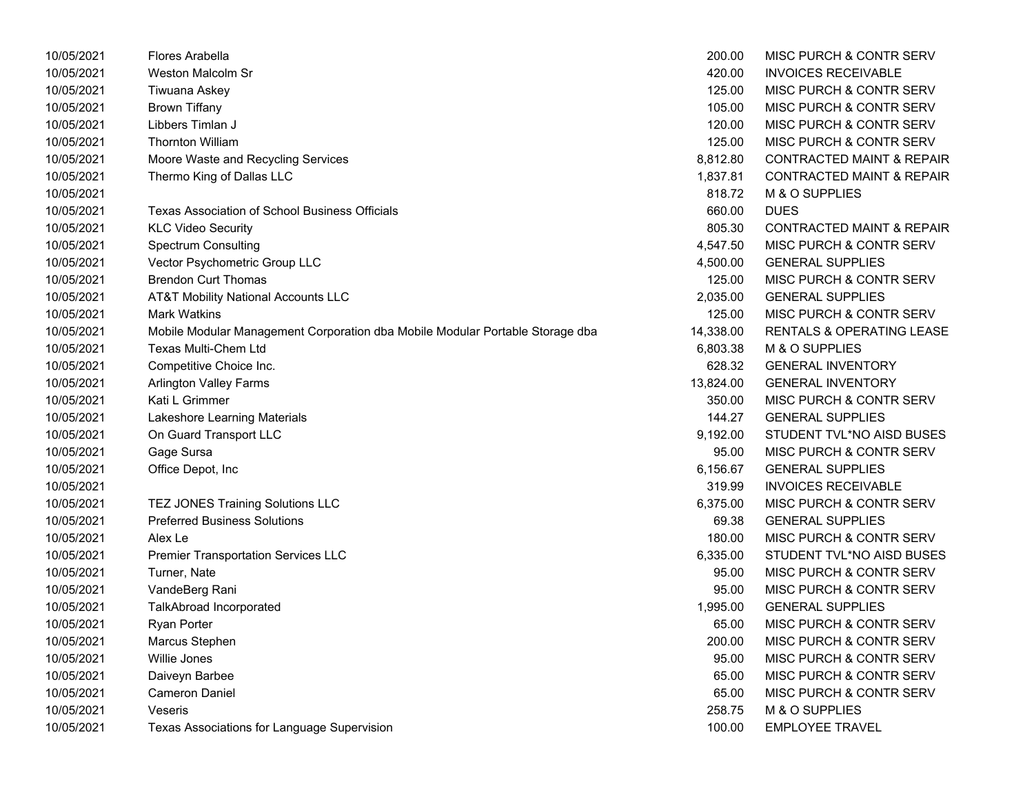| | | | |
|---|---|---|---|
| 10/05/2021 | Flores Arabella | 200.00 | MISC PURCH & CONTR SERV |
| 10/05/2021 | Weston Malcolm Sr | 420.00 | INVOICES RECEIVABLE |
| 10/05/2021 | Tiwuana Askey | 125.00 | MISC PURCH & CONTR SERV |
| 10/05/2021 | Brown Tiffany | 105.00 | MISC PURCH & CONTR SERV |
| 10/05/2021 | Libbers Timlan J | 120.00 | MISC PURCH & CONTR SERV |
| 10/05/2021 | Thornton William | 125.00 | MISC PURCH & CONTR SERV |
| 10/05/2021 | Moore Waste and Recycling Services | 8,812.80 | CONTRACTED MAINT & REPAIR |
| 10/05/2021 | Thermo King of Dallas LLC | 1,837.81 | CONTRACTED MAINT & REPAIR |
| 10/05/2021 | | 818.72 | M & O SUPPLIES |
| 10/05/2021 | Texas Association of School Business Officials | 660.00 | DUES |
| 10/05/2021 | KLC Video Security | 805.30 | CONTRACTED MAINT & REPAIR |
| 10/05/2021 | Spectrum Consulting | 4,547.50 | MISC PURCH & CONTR SERV |
| 10/05/2021 | Vector Psychometric Group LLC | 4,500.00 | GENERAL SUPPLIES |
| 10/05/2021 | Brendon Curt Thomas | 125.00 | MISC PURCH & CONTR SERV |
| 10/05/2021 | AT&T Mobility National Accounts LLC | 2,035.00 | GENERAL SUPPLIES |
| 10/05/2021 | Mark Watkins | 125.00 | MISC PURCH & CONTR SERV |
| 10/05/2021 | Mobile Modular Management Corporation dba Mobile Modular Portable Storage dba | 14,338.00 | RENTALS & OPERATING LEASE |
| 10/05/2021 | Texas Multi-Chem Ltd | 6,803.38 | M & O SUPPLIES |
| 10/05/2021 | Competitive Choice Inc. | 628.32 | GENERAL INVENTORY |
| 10/05/2021 | Arlington Valley Farms | 13,824.00 | GENERAL INVENTORY |
| 10/05/2021 | Kati L Grimmer | 350.00 | MISC PURCH & CONTR SERV |
| 10/05/2021 | Lakeshore Learning Materials | 144.27 | GENERAL SUPPLIES |
| 10/05/2021 | On Guard Transport LLC | 9,192.00 | STUDENT TVL*NO AISD BUSES |
| 10/05/2021 | Gage Sursa | 95.00 | MISC PURCH & CONTR SERV |
| 10/05/2021 | Office Depot, Inc | 6,156.67 | GENERAL SUPPLIES |
| 10/05/2021 | | 319.99 | INVOICES RECEIVABLE |
| 10/05/2021 | TEZ JONES Training Solutions LLC | 6,375.00 | MISC PURCH & CONTR SERV |
| 10/05/2021 | Preferred Business Solutions | 69.38 | GENERAL SUPPLIES |
| 10/05/2021 | Alex Le | 180.00 | MISC PURCH & CONTR SERV |
| 10/05/2021 | Premier Transportation Services LLC | 6,335.00 | STUDENT TVL*NO AISD BUSES |
| 10/05/2021 | Turner, Nate | 95.00 | MISC PURCH & CONTR SERV |
| 10/05/2021 | VandeBerg Rani | 95.00 | MISC PURCH & CONTR SERV |
| 10/05/2021 | TalkAbroad Incorporated | 1,995.00 | GENERAL SUPPLIES |
| 10/05/2021 | Ryan Porter | 65.00 | MISC PURCH & CONTR SERV |
| 10/05/2021 | Marcus Stephen | 200.00 | MISC PURCH & CONTR SERV |
| 10/05/2021 | Willie Jones | 95.00 | MISC PURCH & CONTR SERV |
| 10/05/2021 | Daiveyn Barbee | 65.00 | MISC PURCH & CONTR SERV |
| 10/05/2021 | Cameron Daniel | 65.00 | MISC PURCH & CONTR SERV |
| 10/05/2021 | Veseris | 258.75 | M & O SUPPLIES |
| 10/05/2021 | Texas Associations for Language Supervision | 100.00 | EMPLOYEE TRAVEL |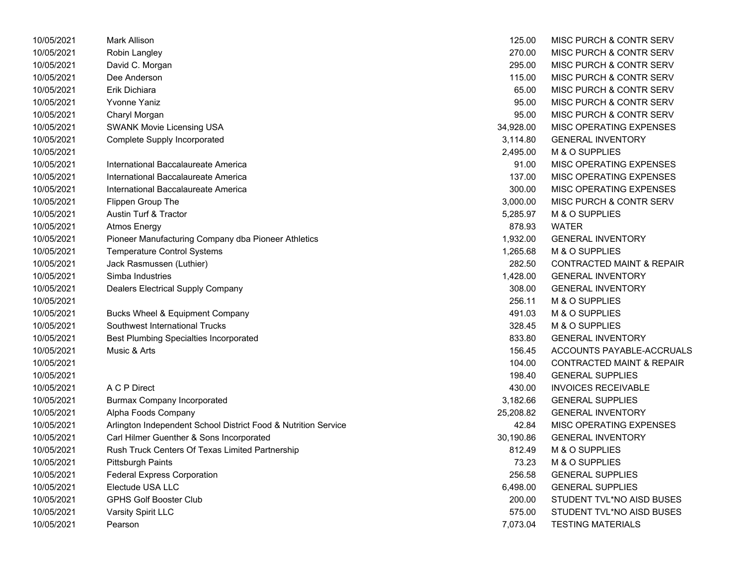| | | | |
|---|---|---|---|
| 10/05/2021 | Mark Allison | 125.00 | MISC PURCH & CONTR SERV |
| 10/05/2021 | Robin Langley | 270.00 | MISC PURCH & CONTR SERV |
| 10/05/2021 | David C. Morgan | 295.00 | MISC PURCH & CONTR SERV |
| 10/05/2021 | Dee Anderson | 115.00 | MISC PURCH & CONTR SERV |
| 10/05/2021 | Erik Dichiara | 65.00 | MISC PURCH & CONTR SERV |
| 10/05/2021 | Yvonne Yaniz | 95.00 | MISC PURCH & CONTR SERV |
| 10/05/2021 | Charyl Morgan | 95.00 | MISC PURCH & CONTR SERV |
| 10/05/2021 | SWANK Movie Licensing USA | 34,928.00 | MISC OPERATING EXPENSES |
| 10/05/2021 | Complete Supply Incorporated | 3,114.80 | GENERAL INVENTORY |
| 10/05/2021 | | 2,495.00 | M & O SUPPLIES |
| 10/05/2021 | International Baccalaureate America | 91.00 | MISC OPERATING EXPENSES |
| 10/05/2021 | International Baccalaureate America | 137.00 | MISC OPERATING EXPENSES |
| 10/05/2021 | International Baccalaureate America | 300.00 | MISC OPERATING EXPENSES |
| 10/05/2021 | Flippen Group The | 3,000.00 | MISC PURCH & CONTR SERV |
| 10/05/2021 | Austin Turf & Tractor | 5,285.97 | M & O SUPPLIES |
| 10/05/2021 | Atmos Energy | 878.93 | WATER |
| 10/05/2021 | Pioneer Manufacturing Company dba Pioneer Athletics | 1,932.00 | GENERAL INVENTORY |
| 10/05/2021 | Temperature Control Systems | 1,265.68 | M & O SUPPLIES |
| 10/05/2021 | Jack Rasmussen (Luthier) | 282.50 | CONTRACTED MAINT & REPAIR |
| 10/05/2021 | Simba Industries | 1,428.00 | GENERAL INVENTORY |
| 10/05/2021 | Dealers Electrical Supply Company | 308.00 | GENERAL INVENTORY |
| 10/05/2021 | | 256.11 | M & O SUPPLIES |
| 10/05/2021 | Bucks Wheel & Equipment Company | 491.03 | M & O SUPPLIES |
| 10/05/2021 | Southwest International Trucks | 328.45 | M & O SUPPLIES |
| 10/05/2021 | Best Plumbing Specialties Incorporated | 833.80 | GENERAL INVENTORY |
| 10/05/2021 | Music & Arts | 156.45 | ACCOUNTS PAYABLE-ACCRUALS |
| 10/05/2021 | | 104.00 | CONTRACTED MAINT & REPAIR |
| 10/05/2021 | | 198.40 | GENERAL SUPPLIES |
| 10/05/2021 | A C P Direct | 430.00 | INVOICES RECEIVABLE |
| 10/05/2021 | Burmax Company Incorporated | 3,182.66 | GENERAL SUPPLIES |
| 10/05/2021 | Alpha Foods Company | 25,208.82 | GENERAL INVENTORY |
| 10/05/2021 | Arlington Independent School District Food & Nutrition Service | 42.84 | MISC OPERATING EXPENSES |
| 10/05/2021 | Carl Hilmer Guenther & Sons Incorporated | 30,190.86 | GENERAL INVENTORY |
| 10/05/2021 | Rush Truck Centers Of Texas Limited Partnership | 812.49 | M & O SUPPLIES |
| 10/05/2021 | Pittsburgh Paints | 73.23 | M & O SUPPLIES |
| 10/05/2021 | Federal Express Corporation | 256.58 | GENERAL SUPPLIES |
| 10/05/2021 | Electude USA LLC | 6,498.00 | GENERAL SUPPLIES |
| 10/05/2021 | GPHS Golf Booster Club | 200.00 | STUDENT TVL*NO AISD BUSES |
| 10/05/2021 | Varsity Spirit LLC | 575.00 | STUDENT TVL*NO AISD BUSES |
| 10/05/2021 | Pearson | 7,073.04 | TESTING MATERIALS |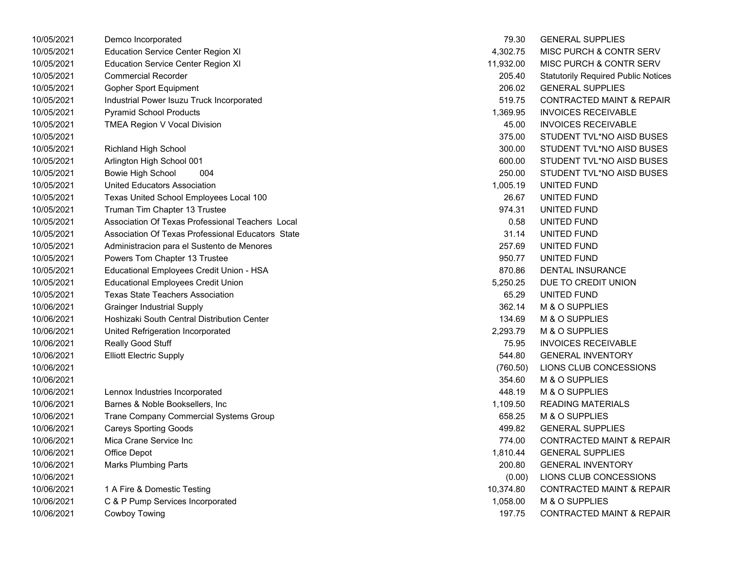| | | | |
|---|---|---|---|
| 10/05/2021 | Demco Incorporated | 79.30 | GENERAL SUPPLIES |
| 10/05/2021 | Education Service Center Region XI | 4,302.75 | MISC PURCH & CONTR SERV |
| 10/05/2021 | Education Service Center Region XI | 11,932.00 | MISC PURCH & CONTR SERV |
| 10/05/2021 | Commercial Recorder | 205.40 | Statutorily Required Public Notices |
| 10/05/2021 | Gopher Sport Equipment | 206.02 | GENERAL SUPPLIES |
| 10/05/2021 | Industrial Power Isuzu Truck Incorporated | 519.75 | CONTRACTED MAINT & REPAIR |
| 10/05/2021 | Pyramid School Products | 1,369.95 | INVOICES RECEIVABLE |
| 10/05/2021 | TMEA Region V Vocal Division | 45.00 | INVOICES RECEIVABLE |
| 10/05/2021 | | 375.00 | STUDENT TVL*NO AISD BUSES |
| 10/05/2021 | Richland High School | 300.00 | STUDENT TVL*NO AISD BUSES |
| 10/05/2021 | Arlington High School 001 | 600.00 | STUDENT TVL*NO AISD BUSES |
| 10/05/2021 | Bowie High School 004 | 250.00 | STUDENT TVL*NO AISD BUSES |
| 10/05/2021 | United Educators Association | 1,005.19 | UNITED FUND |
| 10/05/2021 | Texas United School Employees Local 100 | 26.67 | UNITED FUND |
| 10/05/2021 | Truman Tim Chapter 13 Trustee | 974.31 | UNITED FUND |
| 10/05/2021 | Association Of Texas Professional Teachers Local | 0.58 | UNITED FUND |
| 10/05/2021 | Association Of Texas Professional Educators State | 31.14 | UNITED FUND |
| 10/05/2021 | Administracion para el Sustento de Menores | 257.69 | UNITED FUND |
| 10/05/2021 | Powers Tom Chapter 13 Trustee | 950.77 | UNITED FUND |
| 10/05/2021 | Educational Employees Credit Union - HSA | 870.86 | DENTAL INSURANCE |
| 10/05/2021 | Educational Employees Credit Union | 5,250.25 | DUE TO CREDIT UNION |
| 10/05/2021 | Texas State Teachers Association | 65.29 | UNITED FUND |
| 10/06/2021 | Grainger Industrial Supply | 362.14 | M & O SUPPLIES |
| 10/06/2021 | Hoshizaki South Central Distribution Center | 134.69 | M & O SUPPLIES |
| 10/06/2021 | United Refrigeration Incorporated | 2,293.79 | M & O SUPPLIES |
| 10/06/2021 | Really Good Stuff | 75.95 | INVOICES RECEIVABLE |
| 10/06/2021 | Elliott Electric Supply | 544.80 | GENERAL INVENTORY |
| 10/06/2021 | | (760.50) | LIONS CLUB CONCESSIONS |
| 10/06/2021 | | 354.60 | M & O SUPPLIES |
| 10/06/2021 | Lennox Industries Incorporated | 448.19 | M & O SUPPLIES |
| 10/06/2021 | Barnes & Noble Booksellers, Inc | 1,109.50 | READING MATERIALS |
| 10/06/2021 | Trane Company Commercial Systems Group | 658.25 | M & O SUPPLIES |
| 10/06/2021 | Careys Sporting Goods | 499.82 | GENERAL SUPPLIES |
| 10/06/2021 | Mica Crane Service Inc | 774.00 | CONTRACTED MAINT & REPAIR |
| 10/06/2021 | Office Depot | 1,810.44 | GENERAL SUPPLIES |
| 10/06/2021 | Marks Plumbing Parts | 200.80 | GENERAL INVENTORY |
| 10/06/2021 | | (0.00) | LIONS CLUB CONCESSIONS |
| 10/06/2021 | 1 A Fire & Domestic Testing | 10,374.80 | CONTRACTED MAINT & REPAIR |
| 10/06/2021 | C & P Pump Services Incorporated | 1,058.00 | M & O SUPPLIES |
| 10/06/2021 | Cowboy Towing | 197.75 | CONTRACTED MAINT & REPAIR |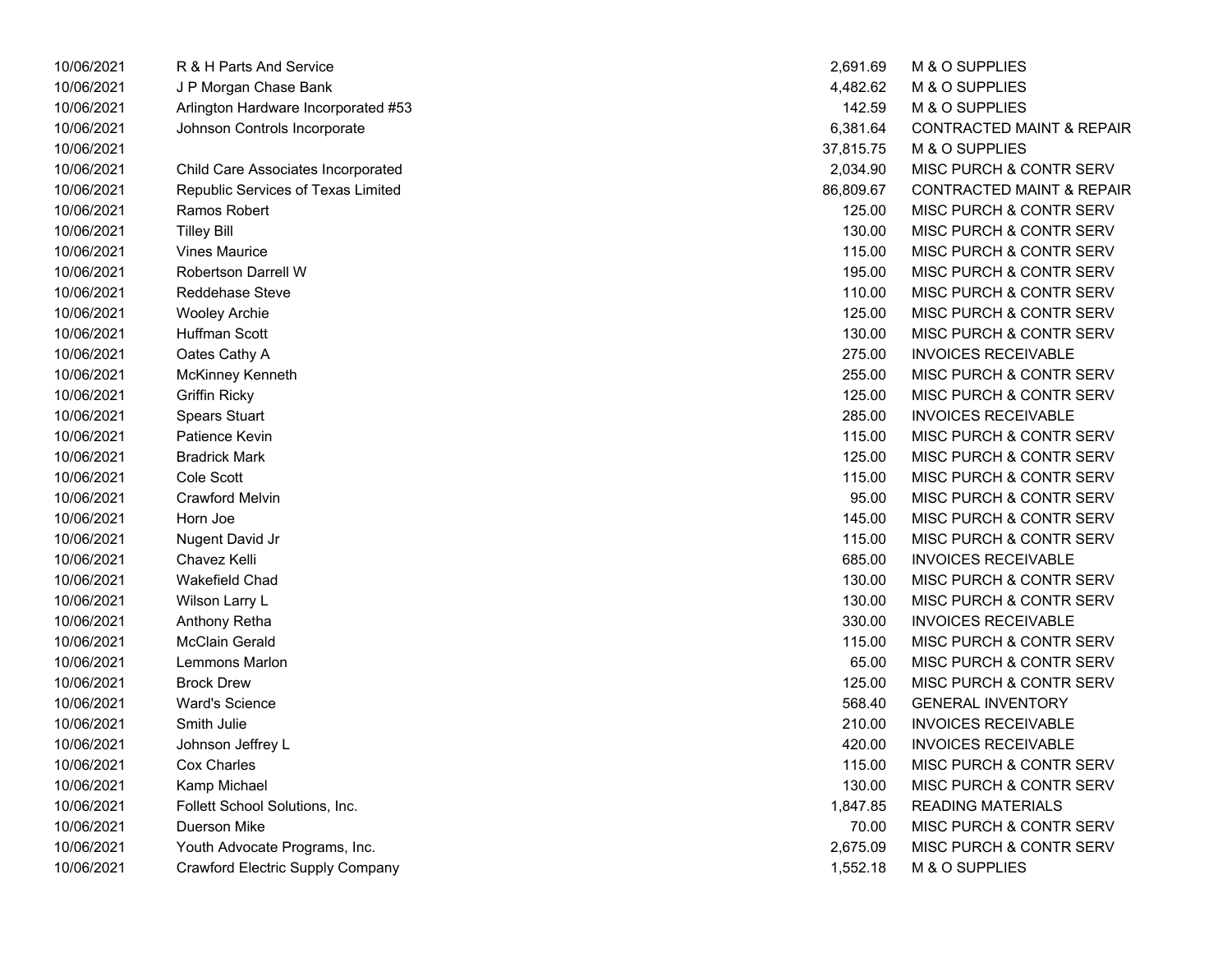| | | | |
|---|---|---|---|
| 10/06/2021 | R & H Parts And Service | 2,691.69 | M & O SUPPLIES |
| 10/06/2021 | J P Morgan Chase Bank | 4,482.62 | M & O SUPPLIES |
| 10/06/2021 | Arlington Hardware Incorporated #53 | 142.59 | M & O SUPPLIES |
| 10/06/2021 | Johnson Controls Incorporate | 6,381.64 | CONTRACTED MAINT & REPAIR |
| 10/06/2021 | | 37,815.75 | M & O SUPPLIES |
| 10/06/2021 | Child Care Associates Incorporated | 2,034.90 | MISC PURCH & CONTR SERV |
| 10/06/2021 | Republic Services of Texas Limited | 86,809.67 | CONTRACTED MAINT & REPAIR |
| 10/06/2021 | Ramos Robert | 125.00 | MISC PURCH & CONTR SERV |
| 10/06/2021 | Tilley Bill | 130.00 | MISC PURCH & CONTR SERV |
| 10/06/2021 | Vines Maurice | 115.00 | MISC PURCH & CONTR SERV |
| 10/06/2021 | Robertson Darrell W | 195.00 | MISC PURCH & CONTR SERV |
| 10/06/2021 | Reddehase Steve | 110.00 | MISC PURCH & CONTR SERV |
| 10/06/2021 | Wooley Archie | 125.00 | MISC PURCH & CONTR SERV |
| 10/06/2021 | Huffman Scott | 130.00 | MISC PURCH & CONTR SERV |
| 10/06/2021 | Oates Cathy A | 275.00 | INVOICES RECEIVABLE |
| 10/06/2021 | McKinney Kenneth | 255.00 | MISC PURCH & CONTR SERV |
| 10/06/2021 | Griffin Ricky | 125.00 | MISC PURCH & CONTR SERV |
| 10/06/2021 | Spears Stuart | 285.00 | INVOICES RECEIVABLE |
| 10/06/2021 | Patience Kevin | 115.00 | MISC PURCH & CONTR SERV |
| 10/06/2021 | Bradrick Mark | 125.00 | MISC PURCH & CONTR SERV |
| 10/06/2021 | Cole Scott | 115.00 | MISC PURCH & CONTR SERV |
| 10/06/2021 | Crawford Melvin | 95.00 | MISC PURCH & CONTR SERV |
| 10/06/2021 | Horn Joe | 145.00 | MISC PURCH & CONTR SERV |
| 10/06/2021 | Nugent David Jr | 115.00 | MISC PURCH & CONTR SERV |
| 10/06/2021 | Chavez Kelli | 685.00 | INVOICES RECEIVABLE |
| 10/06/2021 | Wakefield Chad | 130.00 | MISC PURCH & CONTR SERV |
| 10/06/2021 | Wilson Larry L | 130.00 | MISC PURCH & CONTR SERV |
| 10/06/2021 | Anthony Retha | 330.00 | INVOICES RECEIVABLE |
| 10/06/2021 | McClain Gerald | 115.00 | MISC PURCH & CONTR SERV |
| 10/06/2021 | Lemmons Marlon | 65.00 | MISC PURCH & CONTR SERV |
| 10/06/2021 | Brock Drew | 125.00 | MISC PURCH & CONTR SERV |
| 10/06/2021 | Ward's Science | 568.40 | GENERAL INVENTORY |
| 10/06/2021 | Smith Julie | 210.00 | INVOICES RECEIVABLE |
| 10/06/2021 | Johnson Jeffrey L | 420.00 | INVOICES RECEIVABLE |
| 10/06/2021 | Cox Charles | 115.00 | MISC PURCH & CONTR SERV |
| 10/06/2021 | Kamp Michael | 130.00 | MISC PURCH & CONTR SERV |
| 10/06/2021 | Follett School Solutions, Inc. | 1,847.85 | READING MATERIALS |
| 10/06/2021 | Duerson Mike | 70.00 | MISC PURCH & CONTR SERV |
| 10/06/2021 | Youth Advocate Programs, Inc. | 2,675.09 | MISC PURCH & CONTR SERV |
| 10/06/2021 | Crawford Electric Supply Company | 1,552.18 | M & O SUPPLIES |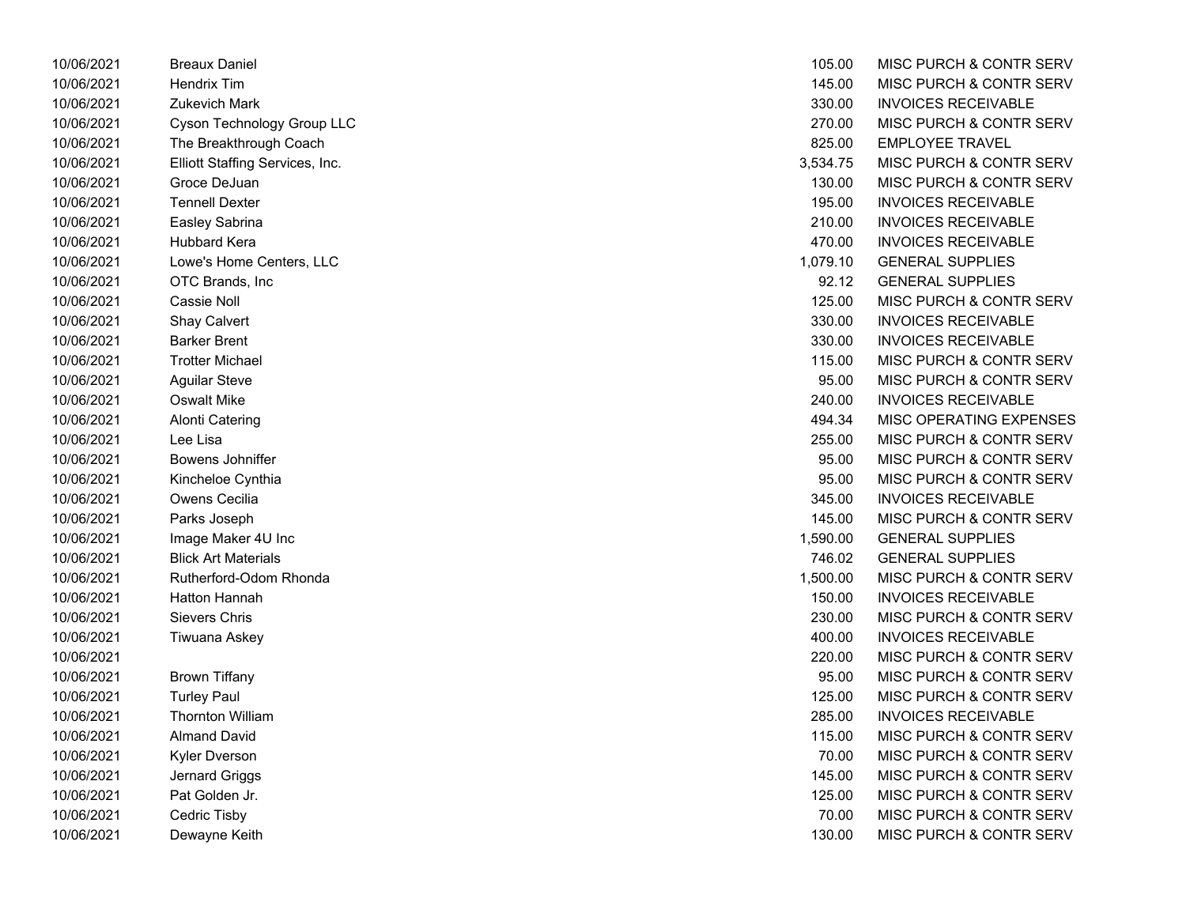| | | | |
|---|---|---|---|
| 10/06/2021 | Breaux Daniel | 105.00 | MISC PURCH & CONTR SERV |
| 10/06/2021 | Hendrix Tim | 145.00 | MISC PURCH & CONTR SERV |
| 10/06/2021 | Zukevich Mark | 330.00 | INVOICES RECEIVABLE |
| 10/06/2021 | Cyson Technology Group LLC | 270.00 | MISC PURCH & CONTR SERV |
| 10/06/2021 | The Breakthrough Coach | 825.00 | EMPLOYEE TRAVEL |
| 10/06/2021 | Elliott Staffing Services, Inc. | 3,534.75 | MISC PURCH & CONTR SERV |
| 10/06/2021 | Groce DeJuan | 130.00 | MISC PURCH & CONTR SERV |
| 10/06/2021 | Tennell Dexter | 195.00 | INVOICES RECEIVABLE |
| 10/06/2021 | Easley Sabrina | 210.00 | INVOICES RECEIVABLE |
| 10/06/2021 | Hubbard Kera | 470.00 | INVOICES RECEIVABLE |
| 10/06/2021 | Lowe's Home Centers, LLC | 1,079.10 | GENERAL SUPPLIES |
| 10/06/2021 | OTC Brands, Inc | 92.12 | GENERAL SUPPLIES |
| 10/06/2021 | Cassie Noll | 125.00 | MISC PURCH & CONTR SERV |
| 10/06/2021 | Shay Calvert | 330.00 | INVOICES RECEIVABLE |
| 10/06/2021 | Barker Brent | 330.00 | INVOICES RECEIVABLE |
| 10/06/2021 | Trotter Michael | 115.00 | MISC PURCH & CONTR SERV |
| 10/06/2021 | Aguilar Steve | 95.00 | MISC PURCH & CONTR SERV |
| 10/06/2021 | Oswalt Mike | 240.00 | INVOICES RECEIVABLE |
| 10/06/2021 | Alonti Catering | 494.34 | MISC OPERATING EXPENSES |
| 10/06/2021 | Lee Lisa | 255.00 | MISC PURCH & CONTR SERV |
| 10/06/2021 | Bowens Johniffer | 95.00 | MISC PURCH & CONTR SERV |
| 10/06/2021 | Kincheloe Cynthia | 95.00 | MISC PURCH & CONTR SERV |
| 10/06/2021 | Owens Cecilia | 345.00 | INVOICES RECEIVABLE |
| 10/06/2021 | Parks Joseph | 145.00 | MISC PURCH & CONTR SERV |
| 10/06/2021 | Image Maker 4U Inc | 1,590.00 | GENERAL SUPPLIES |
| 10/06/2021 | Blick Art Materials | 746.02 | GENERAL SUPPLIES |
| 10/06/2021 | Rutherford-Odom Rhonda | 1,500.00 | MISC PURCH & CONTR SERV |
| 10/06/2021 | Hatton Hannah | 150.00 | INVOICES RECEIVABLE |
| 10/06/2021 | Sievers Chris | 230.00 | MISC PURCH & CONTR SERV |
| 10/06/2021 | Tiwuana Askey | 400.00 | INVOICES RECEIVABLE |
| 10/06/2021 | | 220.00 | MISC PURCH & CONTR SERV |
| 10/06/2021 | Brown Tiffany | 95.00 | MISC PURCH & CONTR SERV |
| 10/06/2021 | Turley Paul | 125.00 | MISC PURCH & CONTR SERV |
| 10/06/2021 | Thornton William | 285.00 | INVOICES RECEIVABLE |
| 10/06/2021 | Almand David | 115.00 | MISC PURCH & CONTR SERV |
| 10/06/2021 | Kyler Dverson | 70.00 | MISC PURCH & CONTR SERV |
| 10/06/2021 | Jernard Griggs | 145.00 | MISC PURCH & CONTR SERV |
| 10/06/2021 | Pat Golden Jr. | 125.00 | MISC PURCH & CONTR SERV |
| 10/06/2021 | Cedric Tisby | 70.00 | MISC PURCH & CONTR SERV |
| 10/06/2021 | Dewayne Keith | 130.00 | MISC PURCH & CONTR SERV |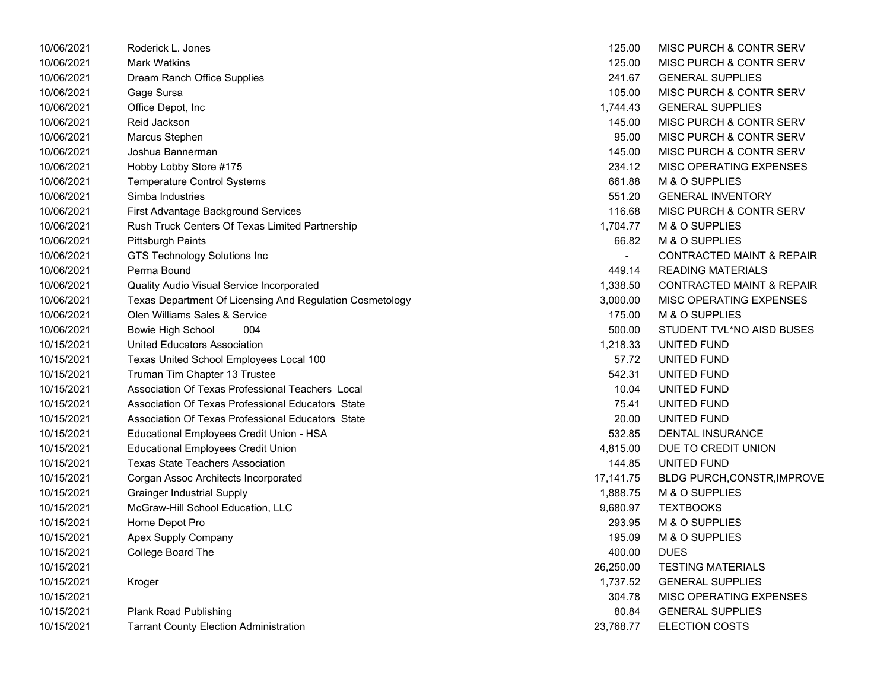| | | | |
|---|---|---|---|
| 10/06/2021 | Roderick L. Jones | 125.00 | MISC PURCH & CONTR SERV |
| 10/06/2021 | Mark Watkins | 125.00 | MISC PURCH & CONTR SERV |
| 10/06/2021 | Dream Ranch Office Supplies | 241.67 | GENERAL SUPPLIES |
| 10/06/2021 | Gage Sursa | 105.00 | MISC PURCH & CONTR SERV |
| 10/06/2021 | Office Depot, Inc | 1,744.43 | GENERAL SUPPLIES |
| 10/06/2021 | Reid Jackson | 145.00 | MISC PURCH & CONTR SERV |
| 10/06/2021 | Marcus Stephen | 95.00 | MISC PURCH & CONTR SERV |
| 10/06/2021 | Joshua Bannerman | 145.00 | MISC PURCH & CONTR SERV |
| 10/06/2021 | Hobby Lobby Store #175 | 234.12 | MISC OPERATING EXPENSES |
| 10/06/2021 | Temperature Control Systems | 661.88 | M & O SUPPLIES |
| 10/06/2021 | Simba Industries | 551.20 | GENERAL INVENTORY |
| 10/06/2021 | First Advantage Background Services | 116.68 | MISC PURCH & CONTR SERV |
| 10/06/2021 | Rush Truck Centers Of Texas Limited Partnership | 1,704.77 | M & O SUPPLIES |
| 10/06/2021 | Pittsburgh Paints | 66.82 | M & O SUPPLIES |
| 10/06/2021 | GTS Technology Solutions Inc | - | CONTRACTED MAINT & REPAIR |
| 10/06/2021 | Perma Bound | 449.14 | READING MATERIALS |
| 10/06/2021 | Quality Audio Visual Service Incorporated | 1,338.50 | CONTRACTED MAINT & REPAIR |
| 10/06/2021 | Texas Department Of Licensing And Regulation Cosmetology | 3,000.00 | MISC OPERATING EXPENSES |
| 10/06/2021 | Olen Williams Sales & Service | 175.00 | M & O SUPPLIES |
| 10/06/2021 | Bowie High School 004 | 500.00 | STUDENT TVL*NO AISD BUSES |
| 10/15/2021 | United Educators Association | 1,218.33 | UNITED FUND |
| 10/15/2021 | Texas United School Employees Local 100 | 57.72 | UNITED FUND |
| 10/15/2021 | Truman Tim Chapter 13 Trustee | 542.31 | UNITED FUND |
| 10/15/2021 | Association Of Texas Professional Teachers Local | 10.04 | UNITED FUND |
| 10/15/2021 | Association Of Texas Professional Educators State | 75.41 | UNITED FUND |
| 10/15/2021 | Association Of Texas Professional Educators State | 20.00 | UNITED FUND |
| 10/15/2021 | Educational Employees Credit Union - HSA | 532.85 | DENTAL INSURANCE |
| 10/15/2021 | Educational Employees Credit Union | 4,815.00 | DUE TO CREDIT UNION |
| 10/15/2021 | Texas State Teachers Association | 144.85 | UNITED FUND |
| 10/15/2021 | Corgan Assoc Architects Incorporated | 17,141.75 | BLDG PURCH,CONSTR,IMPROVE |
| 10/15/2021 | Grainger Industrial Supply | 1,888.75 | M & O SUPPLIES |
| 10/15/2021 | McGraw-Hill School Education, LLC | 9,680.97 | TEXTBOOKS |
| 10/15/2021 | Home Depot Pro | 293.95 | M & O SUPPLIES |
| 10/15/2021 | Apex Supply Company | 195.09 | M & O SUPPLIES |
| 10/15/2021 | College Board The | 400.00 | DUES |
| 10/15/2021 | | 26,250.00 | TESTING MATERIALS |
| 10/15/2021 | Kroger | 1,737.52 | GENERAL SUPPLIES |
| 10/15/2021 | | 304.78 | MISC OPERATING EXPENSES |
| 10/15/2021 | Plank Road Publishing | 80.84 | GENERAL SUPPLIES |
| 10/15/2021 | Tarrant County Election Administration | 23,768.77 | ELECTION COSTS |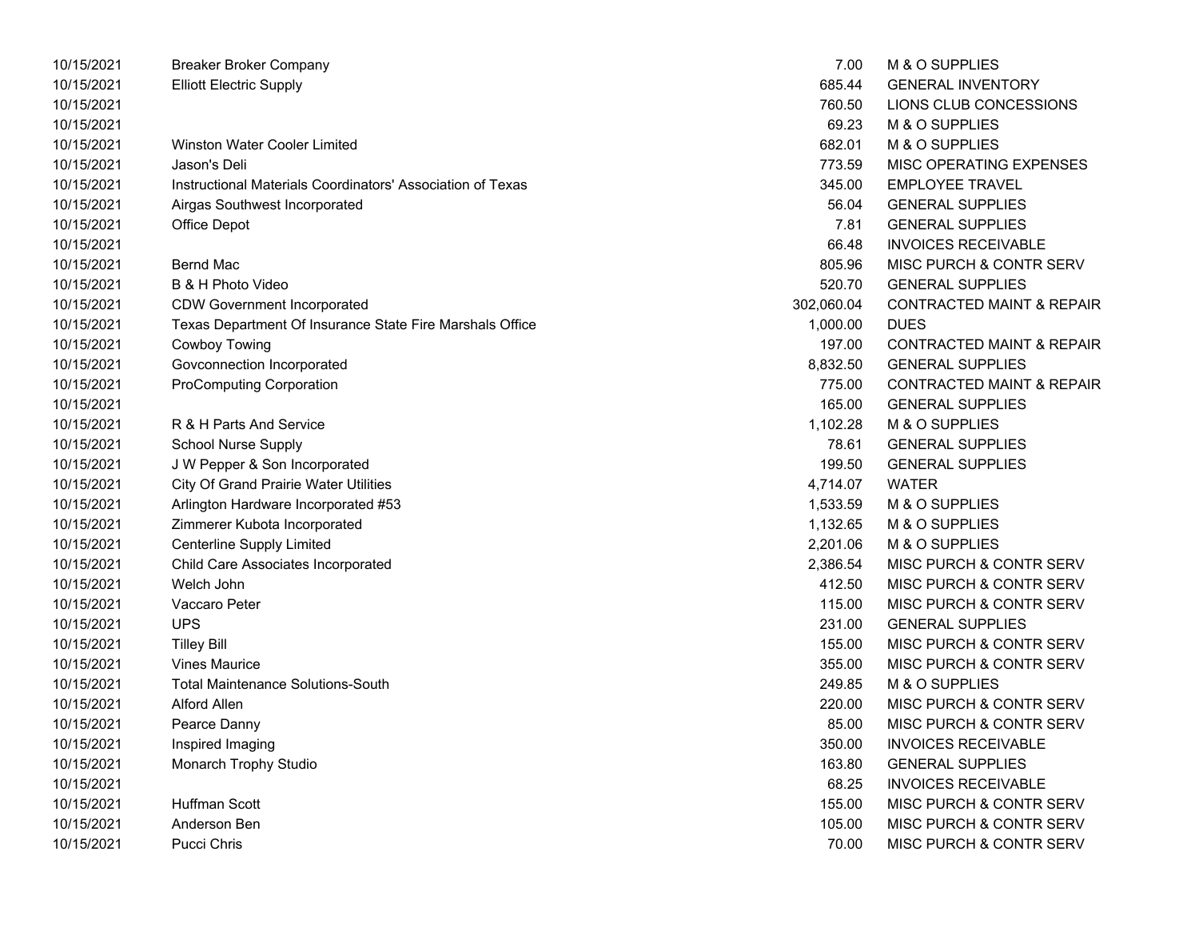| Date | Vendor | Amount | Description |
|---|---|---|---|
| 10/15/2021 | Breaker Broker Company | 7.00 | M & O SUPPLIES |
| 10/15/2021 | Elliott Electric Supply | 685.44 | GENERAL INVENTORY |
| 10/15/2021 | | 760.50 | LIONS CLUB CONCESSIONS |
| 10/15/2021 | | 69.23 | M & O SUPPLIES |
| 10/15/2021 | Winston Water Cooler Limited | 682.01 | M & O SUPPLIES |
| 10/15/2021 | Jason's Deli | 773.59 | MISC OPERATING EXPENSES |
| 10/15/2021 | Instructional Materials Coordinators' Association of Texas | 345.00 | EMPLOYEE TRAVEL |
| 10/15/2021 | Airgas Southwest Incorporated | 56.04 | GENERAL SUPPLIES |
| 10/15/2021 | Office Depot | 7.81 | GENERAL SUPPLIES |
| 10/15/2021 | | 66.48 | INVOICES RECEIVABLE |
| 10/15/2021 | Bernd Mac | 805.96 | MISC PURCH & CONTR SERV |
| 10/15/2021 | B & H Photo Video | 520.70 | GENERAL SUPPLIES |
| 10/15/2021 | CDW Government Incorporated | 302,060.04 | CONTRACTED MAINT & REPAIR |
| 10/15/2021 | Texas Department Of Insurance State Fire Marshals Office | 1,000.00 | DUES |
| 10/15/2021 | Cowboy Towing | 197.00 | CONTRACTED MAINT & REPAIR |
| 10/15/2021 | Govconnection Incorporated | 8,832.50 | GENERAL SUPPLIES |
| 10/15/2021 | ProComputing Corporation | 775.00 | CONTRACTED MAINT & REPAIR |
| 10/15/2021 | | 165.00 | GENERAL SUPPLIES |
| 10/15/2021 | R & H Parts And Service | 1,102.28 | M & O SUPPLIES |
| 10/15/2021 | School Nurse Supply | 78.61 | GENERAL SUPPLIES |
| 10/15/2021 | J W Pepper & Son Incorporated | 199.50 | GENERAL SUPPLIES |
| 10/15/2021 | City Of Grand Prairie Water Utilities | 4,714.07 | WATER |
| 10/15/2021 | Arlington Hardware Incorporated #53 | 1,533.59 | M & O SUPPLIES |
| 10/15/2021 | Zimmerer Kubota Incorporated | 1,132.65 | M & O SUPPLIES |
| 10/15/2021 | Centerline Supply Limited | 2,201.06 | M & O SUPPLIES |
| 10/15/2021 | Child Care Associates Incorporated | 2,386.54 | MISC PURCH & CONTR SERV |
| 10/15/2021 | Welch John | 412.50 | MISC PURCH & CONTR SERV |
| 10/15/2021 | Vaccaro Peter | 115.00 | MISC PURCH & CONTR SERV |
| 10/15/2021 | UPS | 231.00 | GENERAL SUPPLIES |
| 10/15/2021 | Tilley Bill | 155.00 | MISC PURCH & CONTR SERV |
| 10/15/2021 | Vines Maurice | 355.00 | MISC PURCH & CONTR SERV |
| 10/15/2021 | Total Maintenance Solutions-South | 249.85 | M & O SUPPLIES |
| 10/15/2021 | Alford Allen | 220.00 | MISC PURCH & CONTR SERV |
| 10/15/2021 | Pearce Danny | 85.00 | MISC PURCH & CONTR SERV |
| 10/15/2021 | Inspired Imaging | 350.00 | INVOICES RECEIVABLE |
| 10/15/2021 | Monarch Trophy Studio | 163.80 | GENERAL SUPPLIES |
| 10/15/2021 | | 68.25 | INVOICES RECEIVABLE |
| 10/15/2021 | Huffman Scott | 155.00 | MISC PURCH & CONTR SERV |
| 10/15/2021 | Anderson Ben | 105.00 | MISC PURCH & CONTR SERV |
| 10/15/2021 | Pucci Chris | 70.00 | MISC PURCH & CONTR SERV |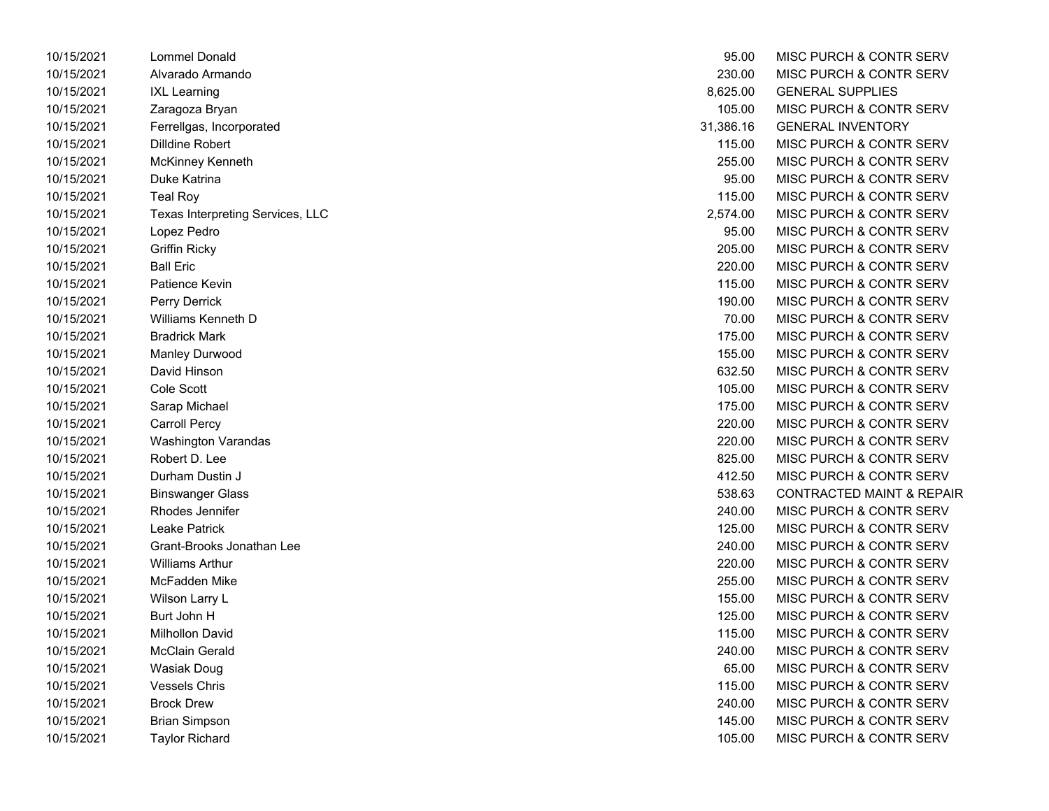| | | | |
|---|---|---|---|
| 10/15/2021 | Lommel Donald | 95.00 | MISC PURCH & CONTR SERV |
| 10/15/2021 | Alvarado Armando | 230.00 | MISC PURCH & CONTR SERV |
| 10/15/2021 | IXL Learning | 8,625.00 | GENERAL SUPPLIES |
| 10/15/2021 | Zaragoza Bryan | 105.00 | MISC PURCH & CONTR SERV |
| 10/15/2021 | Ferrellgas, Incorporated | 31,386.16 | GENERAL INVENTORY |
| 10/15/2021 | Dilldine Robert | 115.00 | MISC PURCH & CONTR SERV |
| 10/15/2021 | McKinney Kenneth | 255.00 | MISC PURCH & CONTR SERV |
| 10/15/2021 | Duke Katrina | 95.00 | MISC PURCH & CONTR SERV |
| 10/15/2021 | Teal Roy | 115.00 | MISC PURCH & CONTR SERV |
| 10/15/2021 | Texas Interpreting Services, LLC | 2,574.00 | MISC PURCH & CONTR SERV |
| 10/15/2021 | Lopez Pedro | 95.00 | MISC PURCH & CONTR SERV |
| 10/15/2021 | Griffin Ricky | 205.00 | MISC PURCH & CONTR SERV |
| 10/15/2021 | Ball Eric | 220.00 | MISC PURCH & CONTR SERV |
| 10/15/2021 | Patience Kevin | 115.00 | MISC PURCH & CONTR SERV |
| 10/15/2021 | Perry Derrick | 190.00 | MISC PURCH & CONTR SERV |
| 10/15/2021 | Williams Kenneth D | 70.00 | MISC PURCH & CONTR SERV |
| 10/15/2021 | Bradrick Mark | 175.00 | MISC PURCH & CONTR SERV |
| 10/15/2021 | Manley Durwood | 155.00 | MISC PURCH & CONTR SERV |
| 10/15/2021 | David Hinson | 632.50 | MISC PURCH & CONTR SERV |
| 10/15/2021 | Cole Scott | 105.00 | MISC PURCH & CONTR SERV |
| 10/15/2021 | Sarap Michael | 175.00 | MISC PURCH & CONTR SERV |
| 10/15/2021 | Carroll Percy | 220.00 | MISC PURCH & CONTR SERV |
| 10/15/2021 | Washington Varandas | 220.00 | MISC PURCH & CONTR SERV |
| 10/15/2021 | Robert D. Lee | 825.00 | MISC PURCH & CONTR SERV |
| 10/15/2021 | Durham Dustin J | 412.50 | MISC PURCH & CONTR SERV |
| 10/15/2021 | Binswanger Glass | 538.63 | CONTRACTED MAINT & REPAIR |
| 10/15/2021 | Rhodes Jennifer | 240.00 | MISC PURCH & CONTR SERV |
| 10/15/2021 | Leake Patrick | 125.00 | MISC PURCH & CONTR SERV |
| 10/15/2021 | Grant-Brooks Jonathan Lee | 240.00 | MISC PURCH & CONTR SERV |
| 10/15/2021 | Williams Arthur | 220.00 | MISC PURCH & CONTR SERV |
| 10/15/2021 | McFadden Mike | 255.00 | MISC PURCH & CONTR SERV |
| 10/15/2021 | Wilson Larry L | 155.00 | MISC PURCH & CONTR SERV |
| 10/15/2021 | Burt John H | 125.00 | MISC PURCH & CONTR SERV |
| 10/15/2021 | Milhollon David | 115.00 | MISC PURCH & CONTR SERV |
| 10/15/2021 | McClain Gerald | 240.00 | MISC PURCH & CONTR SERV |
| 10/15/2021 | Wasiak Doug | 65.00 | MISC PURCH & CONTR SERV |
| 10/15/2021 | Vessels Chris | 115.00 | MISC PURCH & CONTR SERV |
| 10/15/2021 | Brock Drew | 240.00 | MISC PURCH & CONTR SERV |
| 10/15/2021 | Brian Simpson | 145.00 | MISC PURCH & CONTR SERV |
| 10/15/2021 | Taylor Richard | 105.00 | MISC PURCH & CONTR SERV |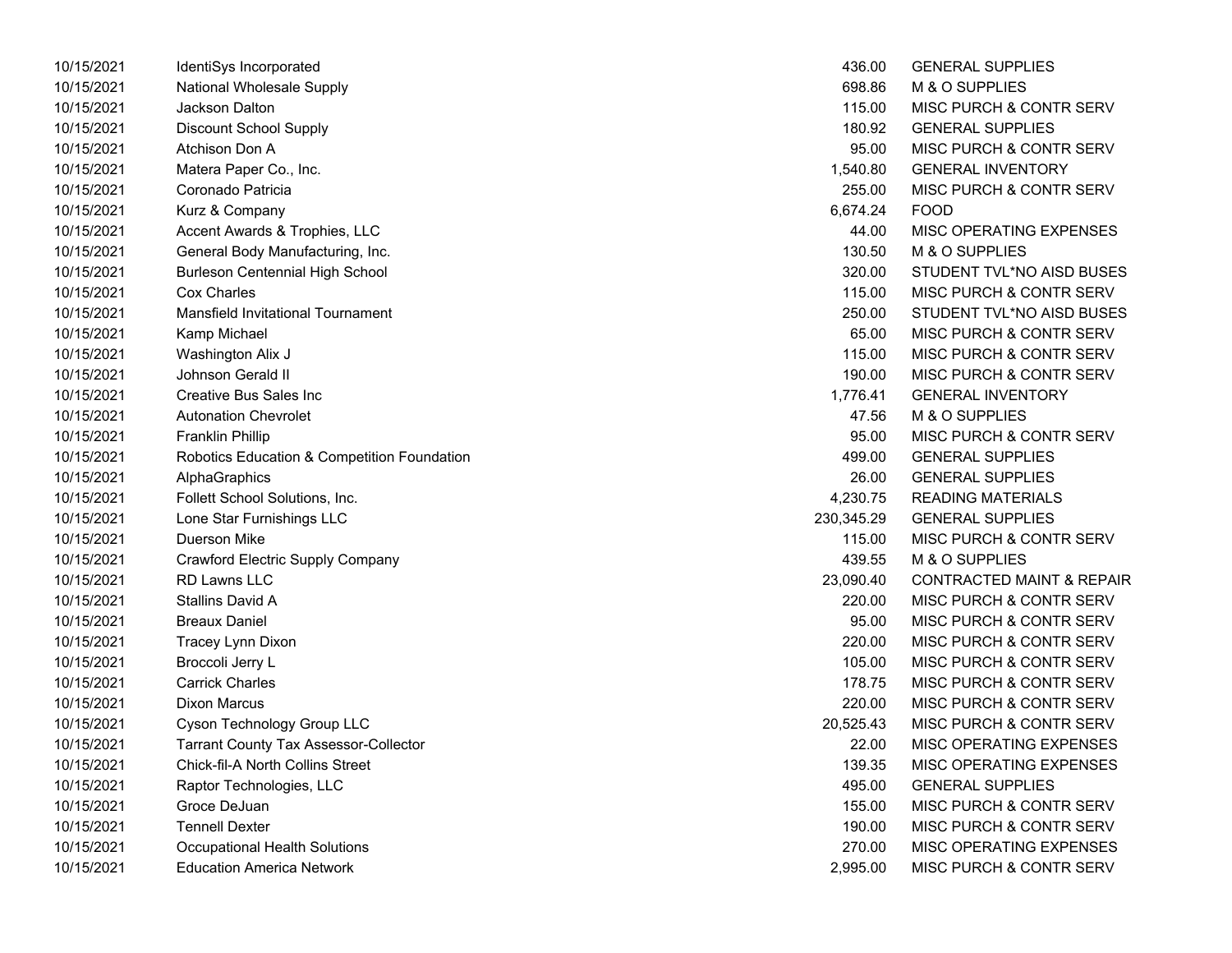| | | | |
|---|---|---|---|
| 10/15/2021 | IdentiSys Incorporated | 436.00 | GENERAL SUPPLIES |
| 10/15/2021 | National Wholesale Supply | 698.86 | M & O SUPPLIES |
| 10/15/2021 | Jackson Dalton | 115.00 | MISC PURCH & CONTR SERV |
| 10/15/2021 | Discount School Supply | 180.92 | GENERAL SUPPLIES |
| 10/15/2021 | Atchison Don A | 95.00 | MISC PURCH & CONTR SERV |
| 10/15/2021 | Matera Paper Co., Inc. | 1,540.80 | GENERAL INVENTORY |
| 10/15/2021 | Coronado Patricia | 255.00 | MISC PURCH & CONTR SERV |
| 10/15/2021 | Kurz & Company | 6,674.24 | FOOD |
| 10/15/2021 | Accent Awards & Trophies, LLC | 44.00 | MISC OPERATING EXPENSES |
| 10/15/2021 | General Body Manufacturing, Inc. | 130.50 | M & O SUPPLIES |
| 10/15/2021 | Burleson Centennial High School | 320.00 | STUDENT TVL*NO AISD BUSES |
| 10/15/2021 | Cox Charles | 115.00 | MISC PURCH & CONTR SERV |
| 10/15/2021 | Mansfield Invitational Tournament | 250.00 | STUDENT TVL*NO AISD BUSES |
| 10/15/2021 | Kamp Michael | 65.00 | MISC PURCH & CONTR SERV |
| 10/15/2021 | Washington Alix J | 115.00 | MISC PURCH & CONTR SERV |
| 10/15/2021 | Johnson Gerald II | 190.00 | MISC PURCH & CONTR SERV |
| 10/15/2021 | Creative Bus Sales Inc | 1,776.41 | GENERAL INVENTORY |
| 10/15/2021 | Autonation Chevrolet | 47.56 | M & O SUPPLIES |
| 10/15/2021 | Franklin Phillip | 95.00 | MISC PURCH & CONTR SERV |
| 10/15/2021 | Robotics Education & Competition Foundation | 499.00 | GENERAL SUPPLIES |
| 10/15/2021 | AlphaGraphics | 26.00 | GENERAL SUPPLIES |
| 10/15/2021 | Follett School Solutions, Inc. | 4,230.75 | READING MATERIALS |
| 10/15/2021 | Lone Star Furnishings LLC | 230,345.29 | GENERAL SUPPLIES |
| 10/15/2021 | Duerson Mike | 115.00 | MISC PURCH & CONTR SERV |
| 10/15/2021 | Crawford Electric Supply Company | 439.55 | M & O SUPPLIES |
| 10/15/2021 | RD Lawns LLC | 23,090.40 | CONTRACTED MAINT & REPAIR |
| 10/15/2021 | Stallins David A | 220.00 | MISC PURCH & CONTR SERV |
| 10/15/2021 | Breaux Daniel | 95.00 | MISC PURCH & CONTR SERV |
| 10/15/2021 | Tracey Lynn Dixon | 220.00 | MISC PURCH & CONTR SERV |
| 10/15/2021 | Broccoli Jerry L | 105.00 | MISC PURCH & CONTR SERV |
| 10/15/2021 | Carrick Charles | 178.75 | MISC PURCH & CONTR SERV |
| 10/15/2021 | Dixon Marcus | 220.00 | MISC PURCH & CONTR SERV |
| 10/15/2021 | Cyson Technology Group LLC | 20,525.43 | MISC PURCH & CONTR SERV |
| 10/15/2021 | Tarrant County Tax Assessor-Collector | 22.00 | MISC OPERATING EXPENSES |
| 10/15/2021 | Chick-fil-A North Collins Street | 139.35 | MISC OPERATING EXPENSES |
| 10/15/2021 | Raptor Technologies, LLC | 495.00 | GENERAL SUPPLIES |
| 10/15/2021 | Groce DeJuan | 155.00 | MISC PURCH & CONTR SERV |
| 10/15/2021 | Tennell Dexter | 190.00 | MISC PURCH & CONTR SERV |
| 10/15/2021 | Occupational Health Solutions | 270.00 | MISC OPERATING EXPENSES |
| 10/15/2021 | Education America Network | 2,995.00 | MISC PURCH & CONTR SERV |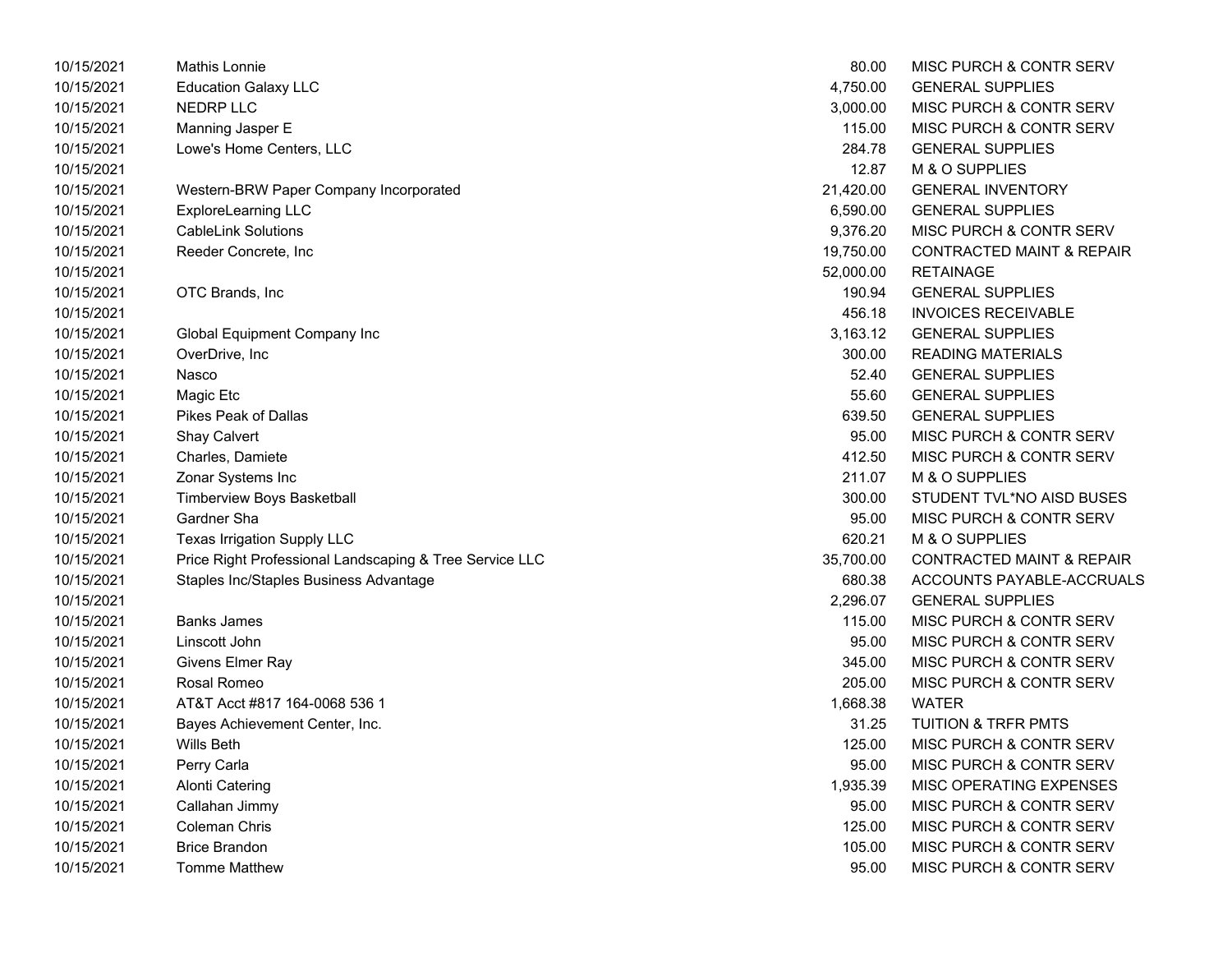| Date | Vendor | Amount | Description |
|---|---|---|---|
| 10/15/2021 | Mathis Lonnie | 80.00 | MISC PURCH & CONTR SERV |
| 10/15/2021 | Education Galaxy LLC | 4,750.00 | GENERAL SUPPLIES |
| 10/15/2021 | NEDRP LLC | 3,000.00 | MISC PURCH & CONTR SERV |
| 10/15/2021 | Manning Jasper E | 115.00 | MISC PURCH & CONTR SERV |
| 10/15/2021 | Lowe's Home Centers, LLC | 284.78 | GENERAL SUPPLIES |
| 10/15/2021 | | 12.87 | M & O SUPPLIES |
| 10/15/2021 | Western-BRW Paper Company Incorporated | 21,420.00 | GENERAL INVENTORY |
| 10/15/2021 | ExploreLearning LLC | 6,590.00 | GENERAL SUPPLIES |
| 10/15/2021 | CableLink Solutions | 9,376.20 | MISC PURCH & CONTR SERV |
| 10/15/2021 | Reeder Concrete, Inc | 19,750.00 | CONTRACTED MAINT & REPAIR |
| 10/15/2021 | | 52,000.00 | RETAINAGE |
| 10/15/2021 | OTC Brands, Inc | 190.94 | GENERAL SUPPLIES |
| 10/15/2021 | | 456.18 | INVOICES RECEIVABLE |
| 10/15/2021 | Global Equipment Company Inc | 3,163.12 | GENERAL SUPPLIES |
| 10/15/2021 | OverDrive, Inc | 300.00 | READING MATERIALS |
| 10/15/2021 | Nasco | 52.40 | GENERAL SUPPLIES |
| 10/15/2021 | Magic Etc | 55.60 | GENERAL SUPPLIES |
| 10/15/2021 | Pikes Peak of Dallas | 639.50 | GENERAL SUPPLIES |
| 10/15/2021 | Shay Calvert | 95.00 | MISC PURCH & CONTR SERV |
| 10/15/2021 | Charles, Damiete | 412.50 | MISC PURCH & CONTR SERV |
| 10/15/2021 | Zonar Systems Inc | 211.07 | M & O SUPPLIES |
| 10/15/2021 | Timberview Boys Basketball | 300.00 | STUDENT TVL*NO AISD BUSES |
| 10/15/2021 | Gardner Sha | 95.00 | MISC PURCH & CONTR SERV |
| 10/15/2021 | Texas Irrigation Supply LLC | 620.21 | M & O SUPPLIES |
| 10/15/2021 | Price Right Professional Landscaping & Tree Service LLC | 35,700.00 | CONTRACTED MAINT & REPAIR |
| 10/15/2021 | Staples Inc/Staples Business Advantage | 680.38 | ACCOUNTS PAYABLE-ACCRUALS |
| 10/15/2021 | | 2,296.07 | GENERAL SUPPLIES |
| 10/15/2021 | Banks James | 115.00 | MISC PURCH & CONTR SERV |
| 10/15/2021 | Linscott John | 95.00 | MISC PURCH & CONTR SERV |
| 10/15/2021 | Givens Elmer Ray | 345.00 | MISC PURCH & CONTR SERV |
| 10/15/2021 | Rosal Romeo | 205.00 | MISC PURCH & CONTR SERV |
| 10/15/2021 | AT&T Acct #817 164-0068 536 1 | 1,668.38 | WATER |
| 10/15/2021 | Bayes Achievement Center, Inc. | 31.25 | TUITION & TRFR PMTS |
| 10/15/2021 | Wills Beth | 125.00 | MISC PURCH & CONTR SERV |
| 10/15/2021 | Perry Carla | 95.00 | MISC PURCH & CONTR SERV |
| 10/15/2021 | Alonti Catering | 1,935.39 | MISC OPERATING EXPENSES |
| 10/15/2021 | Callahan Jimmy | 95.00 | MISC PURCH & CONTR SERV |
| 10/15/2021 | Coleman Chris | 125.00 | MISC PURCH & CONTR SERV |
| 10/15/2021 | Brice Brandon | 105.00 | MISC PURCH & CONTR SERV |
| 10/15/2021 | Tomme Matthew | 95.00 | MISC PURCH & CONTR SERV |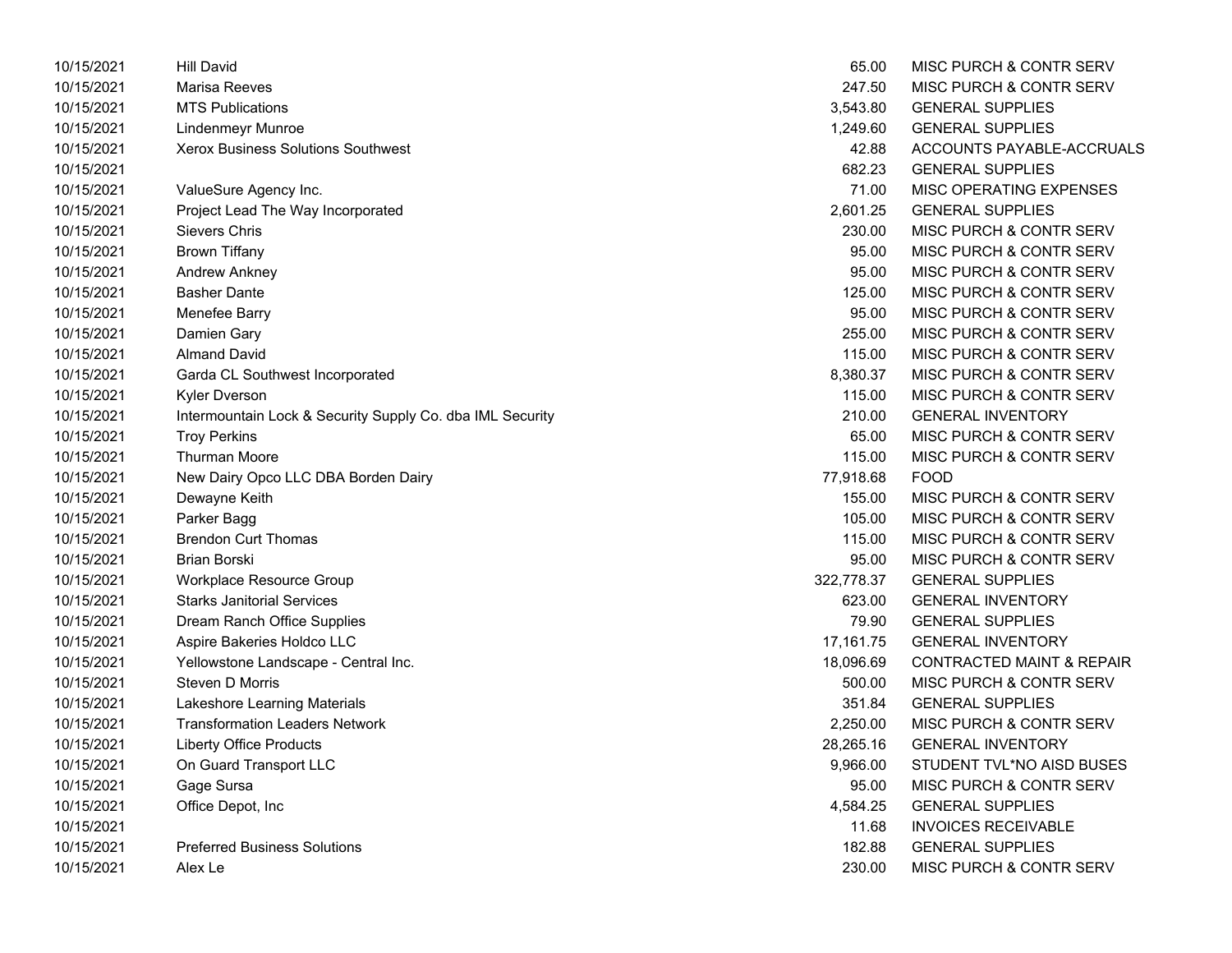| | | | |
|---|---|---|---|
| 10/15/2021 | Hill David | 65.00 | MISC PURCH & CONTR SERV |
| 10/15/2021 | Marisa Reeves | 247.50 | MISC PURCH & CONTR SERV |
| 10/15/2021 | MTS Publications | 3,543.80 | GENERAL SUPPLIES |
| 10/15/2021 | Lindenmeyr Munroe | 1,249.60 | GENERAL SUPPLIES |
| 10/15/2021 | Xerox Business Solutions Southwest | 42.88 | ACCOUNTS PAYABLE-ACCRUALS |
| 10/15/2021 | | 682.23 | GENERAL SUPPLIES |
| 10/15/2021 | ValueSure Agency Inc. | 71.00 | MISC OPERATING EXPENSES |
| 10/15/2021 | Project Lead The Way Incorporated | 2,601.25 | GENERAL SUPPLIES |
| 10/15/2021 | Sievers Chris | 230.00 | MISC PURCH & CONTR SERV |
| 10/15/2021 | Brown Tiffany | 95.00 | MISC PURCH & CONTR SERV |
| 10/15/2021 | Andrew Ankney | 95.00 | MISC PURCH & CONTR SERV |
| 10/15/2021 | Basher Dante | 125.00 | MISC PURCH & CONTR SERV |
| 10/15/2021 | Menefee Barry | 95.00 | MISC PURCH & CONTR SERV |
| 10/15/2021 | Damien Gary | 255.00 | MISC PURCH & CONTR SERV |
| 10/15/2021 | Almand David | 115.00 | MISC PURCH & CONTR SERV |
| 10/15/2021 | Garda CL Southwest Incorporated | 8,380.37 | MISC PURCH & CONTR SERV |
| 10/15/2021 | Kyler Dverson | 115.00 | MISC PURCH & CONTR SERV |
| 10/15/2021 | Intermountain Lock & Security Supply Co. dba IML Security | 210.00 | GENERAL INVENTORY |
| 10/15/2021 | Troy Perkins | 65.00 | MISC PURCH & CONTR SERV |
| 10/15/2021 | Thurman Moore | 115.00 | MISC PURCH & CONTR SERV |
| 10/15/2021 | New Dairy Opco LLC DBA Borden Dairy | 77,918.68 | FOOD |
| 10/15/2021 | Dewayne Keith | 155.00 | MISC PURCH & CONTR SERV |
| 10/15/2021 | Parker Bagg | 105.00 | MISC PURCH & CONTR SERV |
| 10/15/2021 | Brendon Curt Thomas | 115.00 | MISC PURCH & CONTR SERV |
| 10/15/2021 | Brian Borski | 95.00 | MISC PURCH & CONTR SERV |
| 10/15/2021 | Workplace Resource Group | 322,778.37 | GENERAL SUPPLIES |
| 10/15/2021 | Starks Janitorial Services | 623.00 | GENERAL INVENTORY |
| 10/15/2021 | Dream Ranch Office Supplies | 79.90 | GENERAL SUPPLIES |
| 10/15/2021 | Aspire Bakeries Holdco LLC | 17,161.75 | GENERAL INVENTORY |
| 10/15/2021 | Yellowstone Landscape - Central Inc. | 18,096.69 | CONTRACTED MAINT & REPAIR |
| 10/15/2021 | Steven D Morris | 500.00 | MISC PURCH & CONTR SERV |
| 10/15/2021 | Lakeshore Learning Materials | 351.84 | GENERAL SUPPLIES |
| 10/15/2021 | Transformation Leaders Network | 2,250.00 | MISC PURCH & CONTR SERV |
| 10/15/2021 | Liberty Office Products | 28,265.16 | GENERAL INVENTORY |
| 10/15/2021 | On Guard Transport LLC | 9,966.00 | STUDENT TVL*NO AISD BUSES |
| 10/15/2021 | Gage Sursa | 95.00 | MISC PURCH & CONTR SERV |
| 10/15/2021 | Office Depot, Inc | 4,584.25 | GENERAL SUPPLIES |
| 10/15/2021 | | 11.68 | INVOICES RECEIVABLE |
| 10/15/2021 | Preferred Business Solutions | 182.88 | GENERAL SUPPLIES |
| 10/15/2021 | Alex Le | 230.00 | MISC PURCH & CONTR SERV |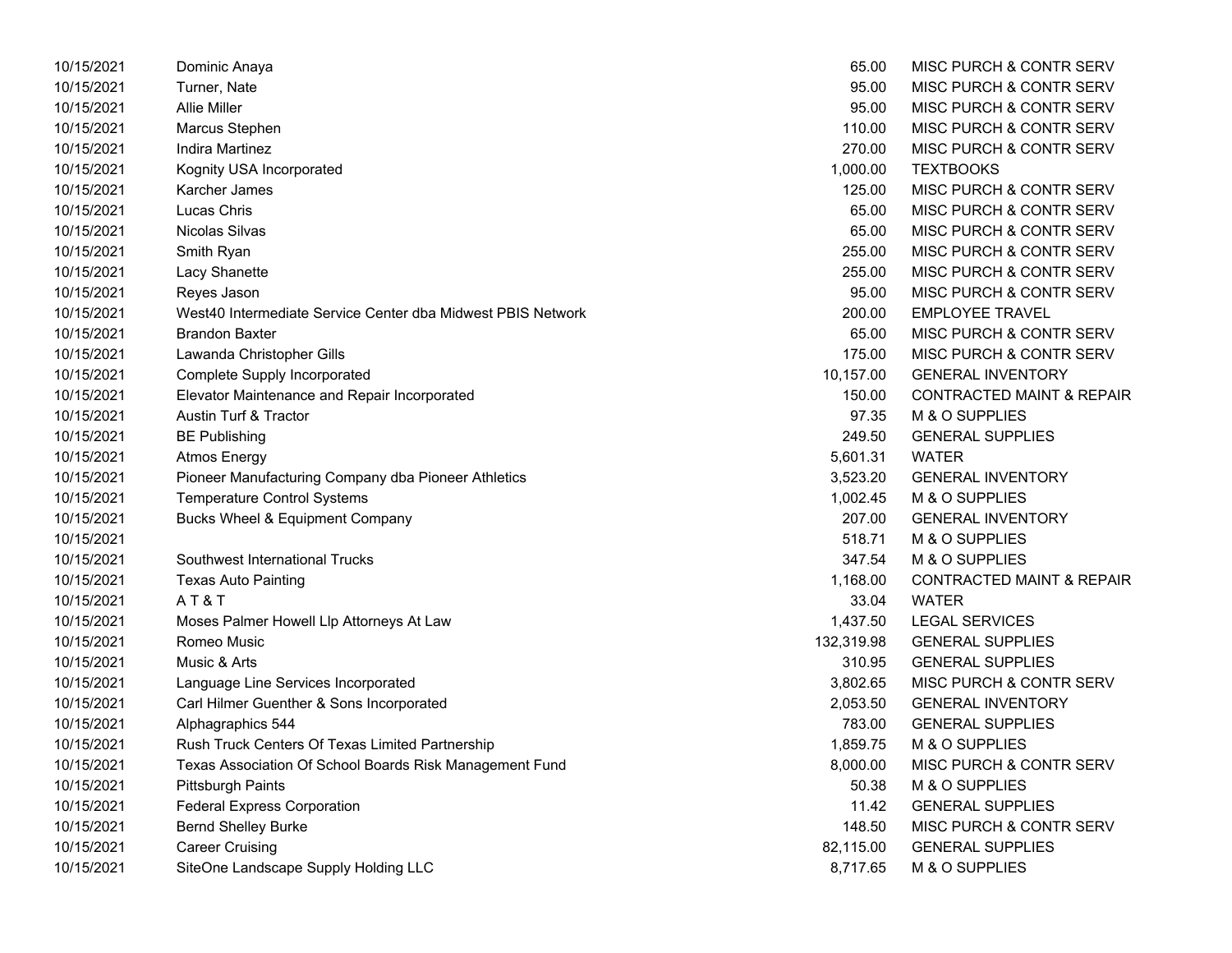| | | | |
|---|---|---|---|
| 10/15/2021 | Dominic Anaya | 65.00 | MISC PURCH & CONTR SERV |
| 10/15/2021 | Turner, Nate | 95.00 | MISC PURCH & CONTR SERV |
| 10/15/2021 | Allie Miller | 95.00 | MISC PURCH & CONTR SERV |
| 10/15/2021 | Marcus Stephen | 110.00 | MISC PURCH & CONTR SERV |
| 10/15/2021 | Indira Martinez | 270.00 | MISC PURCH & CONTR SERV |
| 10/15/2021 | Kognity USA Incorporated | 1,000.00 | TEXTBOOKS |
| 10/15/2021 | Karcher James | 125.00 | MISC PURCH & CONTR SERV |
| 10/15/2021 | Lucas Chris | 65.00 | MISC PURCH & CONTR SERV |
| 10/15/2021 | Nicolas Silvas | 65.00 | MISC PURCH & CONTR SERV |
| 10/15/2021 | Smith Ryan | 255.00 | MISC PURCH & CONTR SERV |
| 10/15/2021 | Lacy Shanette | 255.00 | MISC PURCH & CONTR SERV |
| 10/15/2021 | Reyes Jason | 95.00 | MISC PURCH & CONTR SERV |
| 10/15/2021 | West40 Intermediate Service Center dba Midwest PBIS Network | 200.00 | EMPLOYEE TRAVEL |
| 10/15/2021 | Brandon Baxter | 65.00 | MISC PURCH & CONTR SERV |
| 10/15/2021 | Lawanda Christopher Gills | 175.00 | MISC PURCH & CONTR SERV |
| 10/15/2021 | Complete Supply Incorporated | 10,157.00 | GENERAL INVENTORY |
| 10/15/2021 | Elevator Maintenance and Repair Incorporated | 150.00 | CONTRACTED MAINT & REPAIR |
| 10/15/2021 | Austin Turf & Tractor | 97.35 | M & O SUPPLIES |
| 10/15/2021 | BE Publishing | 249.50 | GENERAL SUPPLIES |
| 10/15/2021 | Atmos Energy | 5,601.31 | WATER |
| 10/15/2021 | Pioneer Manufacturing Company dba Pioneer Athletics | 3,523.20 | GENERAL INVENTORY |
| 10/15/2021 | Temperature Control Systems | 1,002.45 | M & O SUPPLIES |
| 10/15/2021 | Bucks Wheel & Equipment Company | 207.00 | GENERAL INVENTORY |
| 10/15/2021 | | 518.71 | M & O SUPPLIES |
| 10/15/2021 | Southwest International Trucks | 347.54 | M & O SUPPLIES |
| 10/15/2021 | Texas Auto Painting | 1,168.00 | CONTRACTED MAINT & REPAIR |
| 10/15/2021 | A T & T | 33.04 | WATER |
| 10/15/2021 | Moses Palmer Howell Llp Attorneys At Law | 1,437.50 | LEGAL SERVICES |
| 10/15/2021 | Romeo Music | 132,319.98 | GENERAL SUPPLIES |
| 10/15/2021 | Music & Arts | 310.95 | GENERAL SUPPLIES |
| 10/15/2021 | Language Line Services Incorporated | 3,802.65 | MISC PURCH & CONTR SERV |
| 10/15/2021 | Carl Hilmer Guenther & Sons Incorporated | 2,053.50 | GENERAL INVENTORY |
| 10/15/2021 | Alphagraphics 544 | 783.00 | GENERAL SUPPLIES |
| 10/15/2021 | Rush Truck Centers Of Texas Limited Partnership | 1,859.75 | M & O SUPPLIES |
| 10/15/2021 | Texas Association Of School Boards Risk Management Fund | 8,000.00 | MISC PURCH & CONTR SERV |
| 10/15/2021 | Pittsburgh Paints | 50.38 | M & O SUPPLIES |
| 10/15/2021 | Federal Express Corporation | 11.42 | GENERAL SUPPLIES |
| 10/15/2021 | Bernd Shelley Burke | 148.50 | MISC PURCH & CONTR SERV |
| 10/15/2021 | Career Cruising | 82,115.00 | GENERAL SUPPLIES |
| 10/15/2021 | SiteOne Landscape Supply Holding LLC | 8,717.65 | M & O SUPPLIES |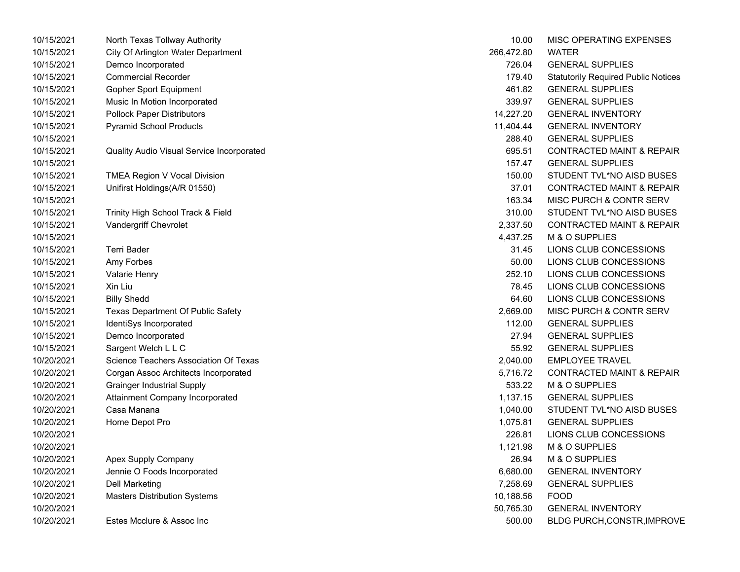| Date | Vendor | Amount | Description |
|---|---|---|---|
| 10/15/2021 | North Texas Tollway Authority | 10.00 | MISC OPERATING EXPENSES |
| 10/15/2021 | City Of Arlington Water Department | 266,472.80 | WATER |
| 10/15/2021 | Demco Incorporated | 726.04 | GENERAL SUPPLIES |
| 10/15/2021 | Commercial Recorder | 179.40 | Statutorily Required Public Notices |
| 10/15/2021 | Gopher Sport Equipment | 461.82 | GENERAL SUPPLIES |
| 10/15/2021 | Music In Motion Incorporated | 339.97 | GENERAL SUPPLIES |
| 10/15/2021 | Pollock Paper Distributors | 14,227.20 | GENERAL INVENTORY |
| 10/15/2021 | Pyramid School Products | 11,404.44 | GENERAL INVENTORY |
| 10/15/2021 | | 288.40 | GENERAL SUPPLIES |
| 10/15/2021 | Quality Audio Visual Service Incorporated | 695.51 | CONTRACTED MAINT & REPAIR |
| 10/15/2021 | | 157.47 | GENERAL SUPPLIES |
| 10/15/2021 | TMEA Region V Vocal Division | 150.00 | STUDENT TVL*NO AISD BUSES |
| 10/15/2021 | Unifirst Holdings(A/R 01550) | 37.01 | CONTRACTED MAINT & REPAIR |
| 10/15/2021 | | 163.34 | MISC PURCH & CONTR SERV |
| 10/15/2021 | Trinity High School Track & Field | 310.00 | STUDENT TVL*NO AISD BUSES |
| 10/15/2021 | Vandergriff Chevrolet | 2,337.50 | CONTRACTED MAINT & REPAIR |
| 10/15/2021 | | 4,437.25 | M & O SUPPLIES |
| 10/15/2021 | Terri Bader | 31.45 | LIONS CLUB CONCESSIONS |
| 10/15/2021 | Amy Forbes | 50.00 | LIONS CLUB CONCESSIONS |
| 10/15/2021 | Valarie Henry | 252.10 | LIONS CLUB CONCESSIONS |
| 10/15/2021 | Xin Liu | 78.45 | LIONS CLUB CONCESSIONS |
| 10/15/2021 | Billy Shedd | 64.60 | LIONS CLUB CONCESSIONS |
| 10/15/2021 | Texas Department Of Public Safety | 2,669.00 | MISC PURCH & CONTR SERV |
| 10/15/2021 | IdentiSys Incorporated | 112.00 | GENERAL SUPPLIES |
| 10/15/2021 | Demco Incorporated | 27.94 | GENERAL SUPPLIES |
| 10/15/2021 | Sargent Welch L L C | 55.92 | GENERAL SUPPLIES |
| 10/20/2021 | Science Teachers Association Of Texas | 2,040.00 | EMPLOYEE TRAVEL |
| 10/20/2021 | Corgan Assoc Architects Incorporated | 5,716.72 | CONTRACTED MAINT & REPAIR |
| 10/20/2021 | Grainger Industrial Supply | 533.22 | M & O SUPPLIES |
| 10/20/2021 | Attainment Company Incorporated | 1,137.15 | GENERAL SUPPLIES |
| 10/20/2021 | Casa Manana | 1,040.00 | STUDENT TVL*NO AISD BUSES |
| 10/20/2021 | Home Depot Pro | 1,075.81 | GENERAL SUPPLIES |
| 10/20/2021 | | 226.81 | LIONS CLUB CONCESSIONS |
| 10/20/2021 | | 1,121.98 | M & O SUPPLIES |
| 10/20/2021 | Apex Supply Company | 26.94 | M & O SUPPLIES |
| 10/20/2021 | Jennie O Foods Incorporated | 6,680.00 | GENERAL INVENTORY |
| 10/20/2021 | Dell Marketing | 7,258.69 | GENERAL SUPPLIES |
| 10/20/2021 | Masters Distribution Systems | 10,188.56 | FOOD |
| 10/20/2021 | | 50,765.30 | GENERAL INVENTORY |
| 10/20/2021 | Estes Mcclure & Assoc Inc | 500.00 | BLDG PURCH,CONSTR,IMPROVE |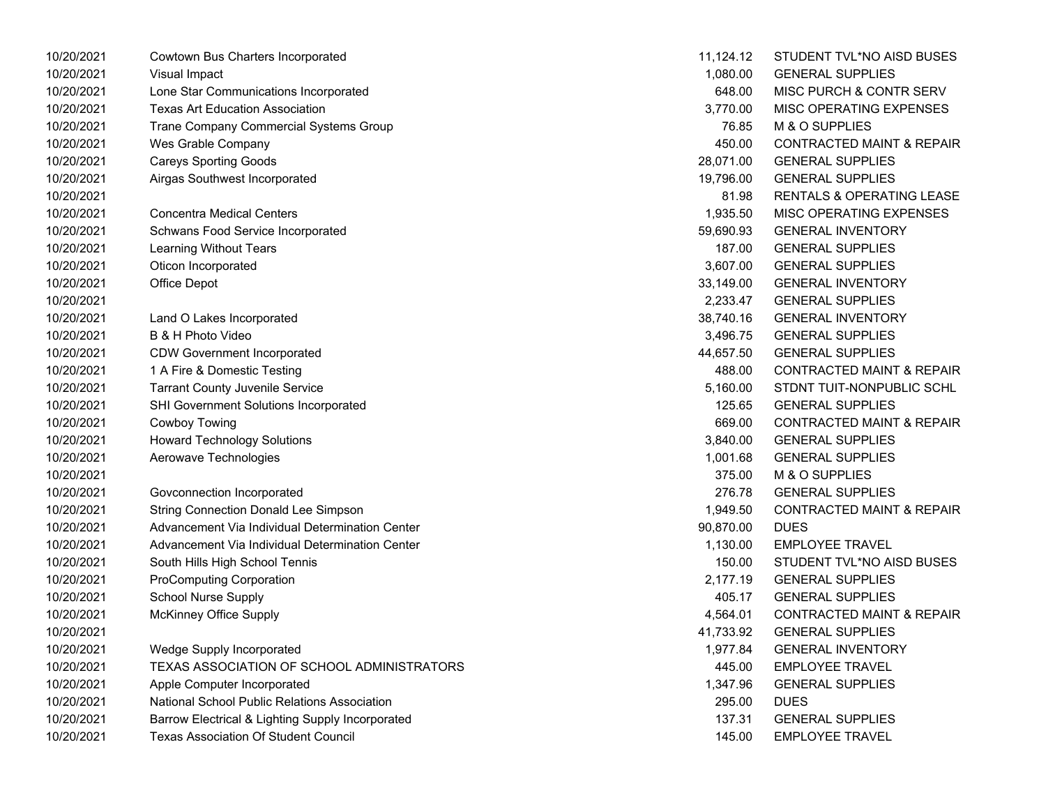| | | | |
|---|---|---|---|
| 10/20/2021 | Cowtown Bus Charters Incorporated | 11,124.12 | STUDENT TVL*NO AISD BUSES |
| 10/20/2021 | Visual Impact | 1,080.00 | GENERAL SUPPLIES |
| 10/20/2021 | Lone Star Communications Incorporated | 648.00 | MISC PURCH & CONTR SERV |
| 10/20/2021 | Texas Art Education Association | 3,770.00 | MISC OPERATING EXPENSES |
| 10/20/2021 | Trane Company Commercial Systems Group | 76.85 | M & O SUPPLIES |
| 10/20/2021 | Wes Grable Company | 450.00 | CONTRACTED MAINT & REPAIR |
| 10/20/2021 | Careys Sporting Goods | 28,071.00 | GENERAL SUPPLIES |
| 10/20/2021 | Airgas Southwest Incorporated | 19,796.00 | GENERAL SUPPLIES |
| 10/20/2021 | | 81.98 | RENTALS & OPERATING LEASE |
| 10/20/2021 | Concentra Medical Centers | 1,935.50 | MISC OPERATING EXPENSES |
| 10/20/2021 | Schwans Food Service Incorporated | 59,690.93 | GENERAL INVENTORY |
| 10/20/2021 | Learning Without Tears | 187.00 | GENERAL SUPPLIES |
| 10/20/2021 | Oticon Incorporated | 3,607.00 | GENERAL SUPPLIES |
| 10/20/2021 | Office Depot | 33,149.00 | GENERAL INVENTORY |
| 10/20/2021 | | 2,233.47 | GENERAL SUPPLIES |
| 10/20/2021 | Land O Lakes Incorporated | 38,740.16 | GENERAL INVENTORY |
| 10/20/2021 | B & H Photo Video | 3,496.75 | GENERAL SUPPLIES |
| 10/20/2021 | CDW Government Incorporated | 44,657.50 | GENERAL SUPPLIES |
| 10/20/2021 | 1 A Fire & Domestic Testing | 488.00 | CONTRACTED MAINT & REPAIR |
| 10/20/2021 | Tarrant County Juvenile Service | 5,160.00 | STDNT TUIT-NONPUBLIC SCHL |
| 10/20/2021 | SHI Government Solutions Incorporated | 125.65 | GENERAL SUPPLIES |
| 10/20/2021 | Cowboy Towing | 669.00 | CONTRACTED MAINT & REPAIR |
| 10/20/2021 | Howard Technology Solutions | 3,840.00 | GENERAL SUPPLIES |
| 10/20/2021 | Aerowave Technologies | 1,001.68 | GENERAL SUPPLIES |
| 10/20/2021 | | 375.00 | M & O SUPPLIES |
| 10/20/2021 | Govconnection Incorporated | 276.78 | GENERAL SUPPLIES |
| 10/20/2021 | String Connection Donald Lee Simpson | 1,949.50 | CONTRACTED MAINT & REPAIR |
| 10/20/2021 | Advancement Via Individual Determination Center | 90,870.00 | DUES |
| 10/20/2021 | Advancement Via Individual Determination Center | 1,130.00 | EMPLOYEE TRAVEL |
| 10/20/2021 | South Hills High School Tennis | 150.00 | STUDENT TVL*NO AISD BUSES |
| 10/20/2021 | ProComputing Corporation | 2,177.19 | GENERAL SUPPLIES |
| 10/20/2021 | School Nurse Supply | 405.17 | GENERAL SUPPLIES |
| 10/20/2021 | McKinney Office Supply | 4,564.01 | CONTRACTED MAINT & REPAIR |
| 10/20/2021 | | 41,733.92 | GENERAL SUPPLIES |
| 10/20/2021 | Wedge Supply Incorporated | 1,977.84 | GENERAL INVENTORY |
| 10/20/2021 | TEXAS ASSOCIATION OF SCHOOL ADMINISTRATORS | 445.00 | EMPLOYEE TRAVEL |
| 10/20/2021 | Apple Computer Incorporated | 1,347.96 | GENERAL SUPPLIES |
| 10/20/2021 | National School Public Relations Association | 295.00 | DUES |
| 10/20/2021 | Barrow Electrical & Lighting Supply Incorporated | 137.31 | GENERAL SUPPLIES |
| 10/20/2021 | Texas Association Of Student Council | 145.00 | EMPLOYEE TRAVEL |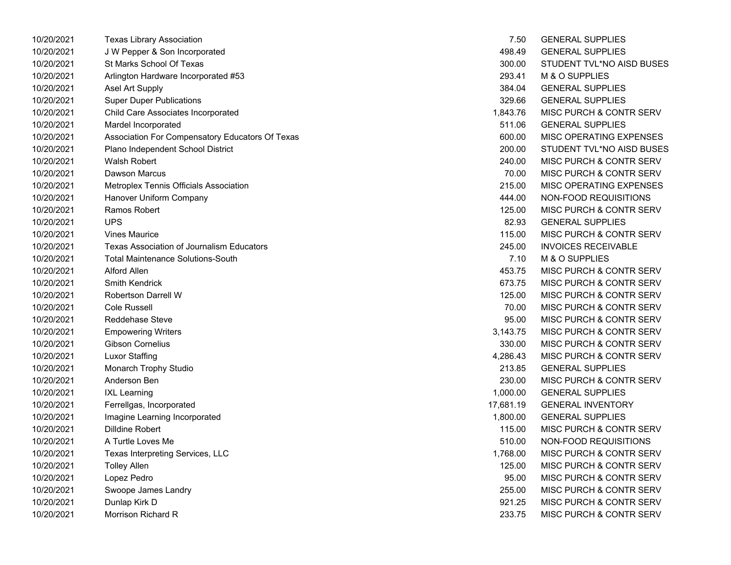| | | | |
|---|---|---|---|
| 10/20/2021 | Texas Library Association | 7.50 | GENERAL SUPPLIES |
| 10/20/2021 | J W Pepper & Son Incorporated | 498.49 | GENERAL SUPPLIES |
| 10/20/2021 | St Marks School Of Texas | 300.00 | STUDENT TVL*NO AISD BUSES |
| 10/20/2021 | Arlington Hardware Incorporated #53 | 293.41 | M & O SUPPLIES |
| 10/20/2021 | Asel Art Supply | 384.04 | GENERAL SUPPLIES |
| 10/20/2021 | Super Duper Publications | 329.66 | GENERAL SUPPLIES |
| 10/20/2021 | Child Care Associates Incorporated | 1,843.76 | MISC PURCH & CONTR SERV |
| 10/20/2021 | Mardel Incorporated | 511.06 | GENERAL SUPPLIES |
| 10/20/2021 | Association For Compensatory Educators Of Texas | 600.00 | MISC OPERATING EXPENSES |
| 10/20/2021 | Plano Independent School District | 200.00 | STUDENT TVL*NO AISD BUSES |
| 10/20/2021 | Walsh Robert | 240.00 | MISC PURCH & CONTR SERV |
| 10/20/2021 | Dawson Marcus | 70.00 | MISC PURCH & CONTR SERV |
| 10/20/2021 | Metroplex Tennis Officials Association | 215.00 | MISC OPERATING EXPENSES |
| 10/20/2021 | Hanover Uniform Company | 444.00 | NON-FOOD REQUISITIONS |
| 10/20/2021 | Ramos Robert | 125.00 | MISC PURCH & CONTR SERV |
| 10/20/2021 | UPS | 82.93 | GENERAL SUPPLIES |
| 10/20/2021 | Vines Maurice | 115.00 | MISC PURCH & CONTR SERV |
| 10/20/2021 | Texas Association of Journalism Educators | 245.00 | INVOICES RECEIVABLE |
| 10/20/2021 | Total Maintenance Solutions-South | 7.10 | M & O SUPPLIES |
| 10/20/2021 | Alford Allen | 453.75 | MISC PURCH & CONTR SERV |
| 10/20/2021 | Smith Kendrick | 673.75 | MISC PURCH & CONTR SERV |
| 10/20/2021 | Robertson Darrell W | 125.00 | MISC PURCH & CONTR SERV |
| 10/20/2021 | Cole Russell | 70.00 | MISC PURCH & CONTR SERV |
| 10/20/2021 | Reddehase Steve | 95.00 | MISC PURCH & CONTR SERV |
| 10/20/2021 | Empowering Writers | 3,143.75 | MISC PURCH & CONTR SERV |
| 10/20/2021 | Gibson Cornelius | 330.00 | MISC PURCH & CONTR SERV |
| 10/20/2021 | Luxor Staffing | 4,286.43 | MISC PURCH & CONTR SERV |
| 10/20/2021 | Monarch Trophy Studio | 213.85 | GENERAL SUPPLIES |
| 10/20/2021 | Anderson Ben | 230.00 | MISC PURCH & CONTR SERV |
| 10/20/2021 | IXL Learning | 1,000.00 | GENERAL SUPPLIES |
| 10/20/2021 | Ferrellgas, Incorporated | 17,681.19 | GENERAL INVENTORY |
| 10/20/2021 | Imagine Learning Incorporated | 1,800.00 | GENERAL SUPPLIES |
| 10/20/2021 | Dilldine Robert | 115.00 | MISC PURCH & CONTR SERV |
| 10/20/2021 | A Turtle Loves Me | 510.00 | NON-FOOD REQUISITIONS |
| 10/20/2021 | Texas Interpreting Services, LLC | 1,768.00 | MISC PURCH & CONTR SERV |
| 10/20/2021 | Tolley Allen | 125.00 | MISC PURCH & CONTR SERV |
| 10/20/2021 | Lopez Pedro | 95.00 | MISC PURCH & CONTR SERV |
| 10/20/2021 | Swoope James Landry | 255.00 | MISC PURCH & CONTR SERV |
| 10/20/2021 | Dunlap Kirk D | 921.25 | MISC PURCH & CONTR SERV |
| 10/20/2021 | Morrison Richard R | 233.75 | MISC PURCH & CONTR SERV |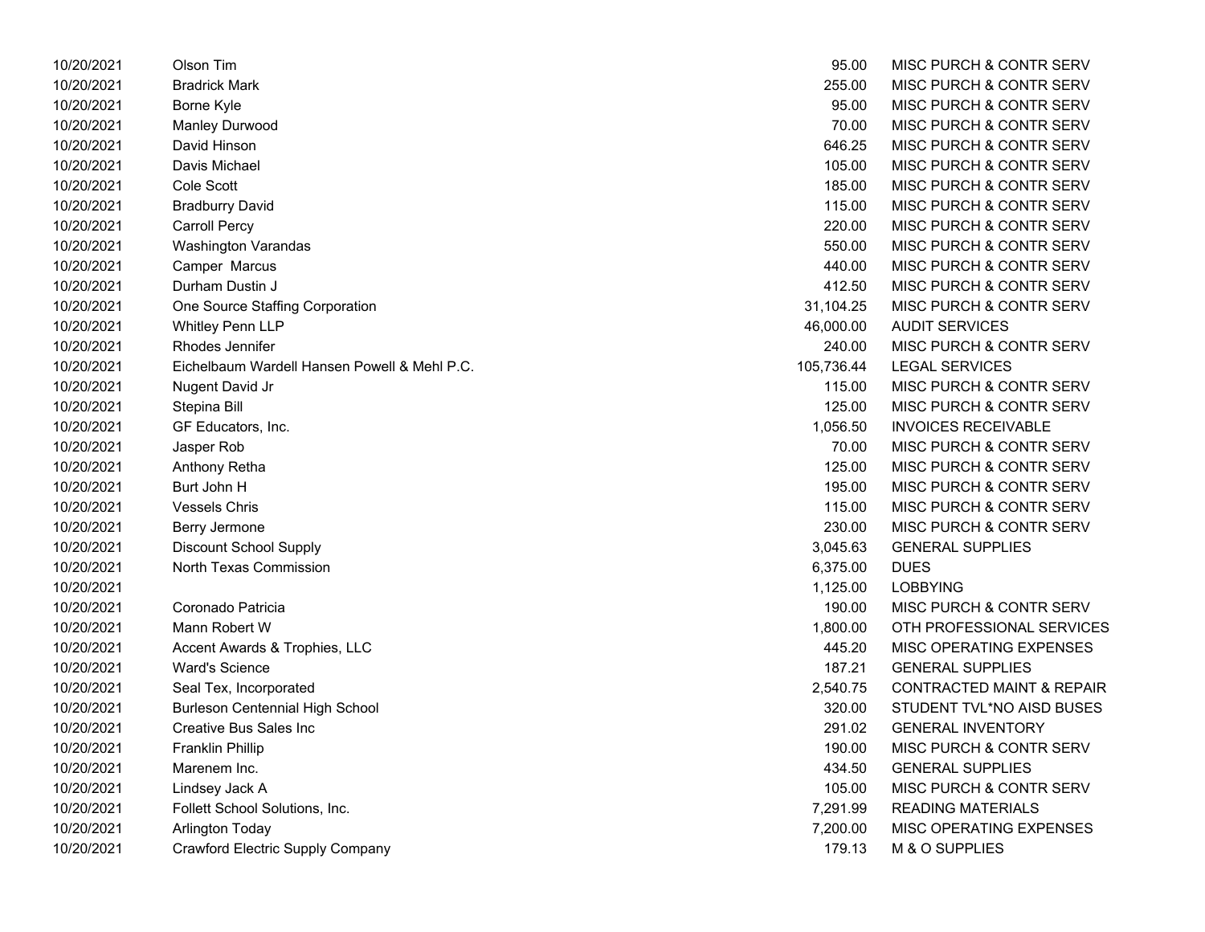| | | | |
|---|---|---|---|
| 10/20/2021 | Olson Tim | 95.00 | MISC PURCH & CONTR SERV |
| 10/20/2021 | Bradrick Mark | 255.00 | MISC PURCH & CONTR SERV |
| 10/20/2021 | Borne Kyle | 95.00 | MISC PURCH & CONTR SERV |
| 10/20/2021 | Manley Durwood | 70.00 | MISC PURCH & CONTR SERV |
| 10/20/2021 | David Hinson | 646.25 | MISC PURCH & CONTR SERV |
| 10/20/2021 | Davis Michael | 105.00 | MISC PURCH & CONTR SERV |
| 10/20/2021 | Cole Scott | 185.00 | MISC PURCH & CONTR SERV |
| 10/20/2021 | Bradburry David | 115.00 | MISC PURCH & CONTR SERV |
| 10/20/2021 | Carroll Percy | 220.00 | MISC PURCH & CONTR SERV |
| 10/20/2021 | Washington Varandas | 550.00 | MISC PURCH & CONTR SERV |
| 10/20/2021 | Camper Marcus | 440.00 | MISC PURCH & CONTR SERV |
| 10/20/2021 | Durham Dustin J | 412.50 | MISC PURCH & CONTR SERV |
| 10/20/2021 | One Source Staffing Corporation | 31,104.25 | MISC PURCH & CONTR SERV |
| 10/20/2021 | Whitley Penn LLP | 46,000.00 | AUDIT SERVICES |
| 10/20/2021 | Rhodes Jennifer | 240.00 | MISC PURCH & CONTR SERV |
| 10/20/2021 | Eichelbaum Wardell Hansen Powell & Mehl P.C. | 105,736.44 | LEGAL SERVICES |
| 10/20/2021 | Nugent David Jr | 115.00 | MISC PURCH & CONTR SERV |
| 10/20/2021 | Stepina Bill | 125.00 | MISC PURCH & CONTR SERV |
| 10/20/2021 | GF Educators, Inc. | 1,056.50 | INVOICES RECEIVABLE |
| 10/20/2021 | Jasper Rob | 70.00 | MISC PURCH & CONTR SERV |
| 10/20/2021 | Anthony Retha | 125.00 | MISC PURCH & CONTR SERV |
| 10/20/2021 | Burt John H | 195.00 | MISC PURCH & CONTR SERV |
| 10/20/2021 | Vessels Chris | 115.00 | MISC PURCH & CONTR SERV |
| 10/20/2021 | Berry Jermone | 230.00 | MISC PURCH & CONTR SERV |
| 10/20/2021 | Discount School Supply | 3,045.63 | GENERAL SUPPLIES |
| 10/20/2021 | North Texas Commission | 6,375.00 | DUES |
| 10/20/2021 | | 1,125.00 | LOBBYING |
| 10/20/2021 | Coronado Patricia | 190.00 | MISC PURCH & CONTR SERV |
| 10/20/2021 | Mann Robert W | 1,800.00 | OTH PROFESSIONAL SERVICES |
| 10/20/2021 | Accent Awards & Trophies, LLC | 445.20 | MISC OPERATING EXPENSES |
| 10/20/2021 | Ward's Science | 187.21 | GENERAL SUPPLIES |
| 10/20/2021 | Seal Tex, Incorporated | 2,540.75 | CONTRACTED MAINT & REPAIR |
| 10/20/2021 | Burleson Centennial High School | 320.00 | STUDENT TVL*NO AISD BUSES |
| 10/20/2021 | Creative Bus Sales Inc | 291.02 | GENERAL INVENTORY |
| 10/20/2021 | Franklin Phillip | 190.00 | MISC PURCH & CONTR SERV |
| 10/20/2021 | Marenem Inc. | 434.50 | GENERAL SUPPLIES |
| 10/20/2021 | Lindsey Jack A | 105.00 | MISC PURCH & CONTR SERV |
| 10/20/2021 | Follett School Solutions, Inc. | 7,291.99 | READING MATERIALS |
| 10/20/2021 | Arlington Today | 7,200.00 | MISC OPERATING EXPENSES |
| 10/20/2021 | Crawford Electric Supply Company | 179.13 | M & O SUPPLIES |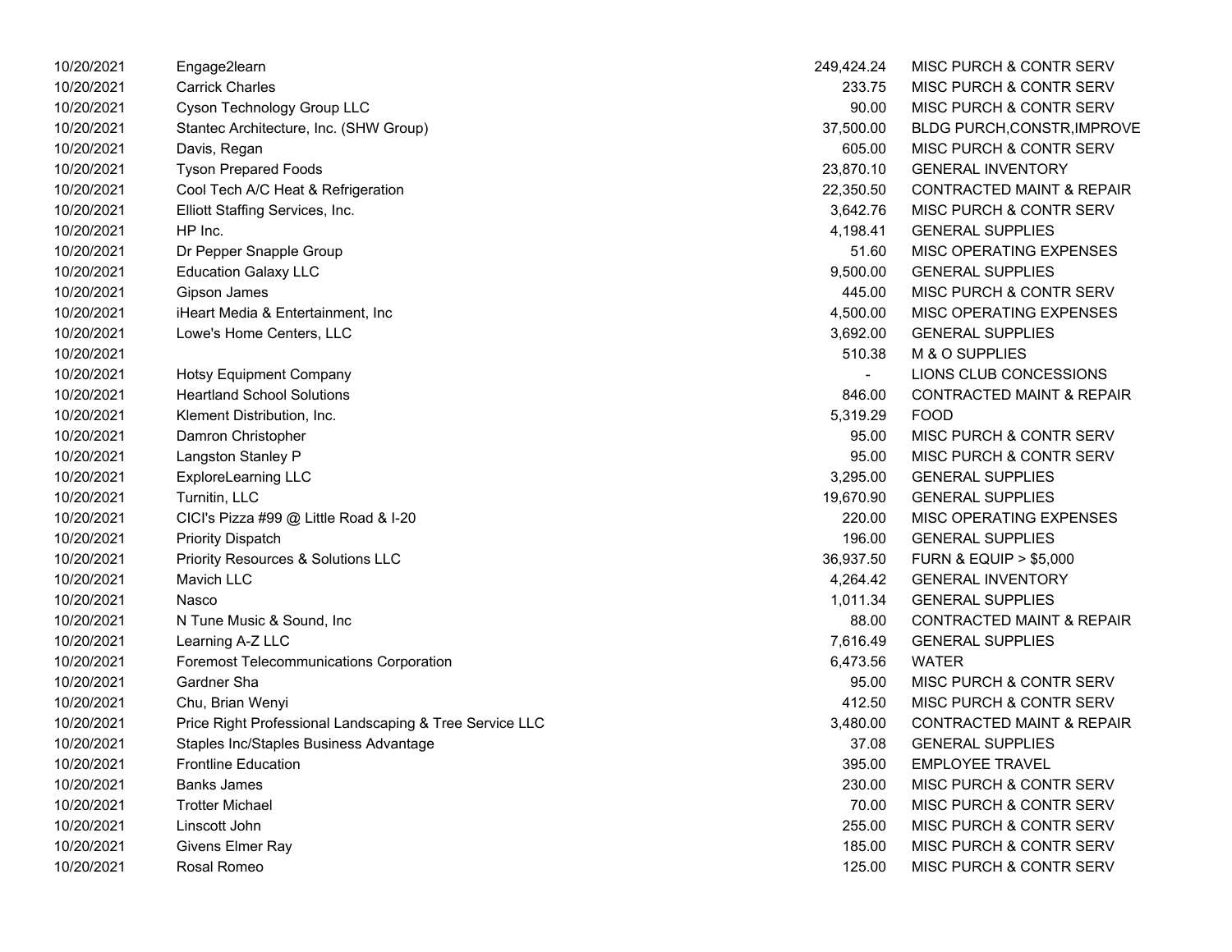| | | | |
|---|---|---|---|
| 10/20/2021 | Engage2learn | 249,424.24 | MISC PURCH & CONTR SERV |
| 10/20/2021 | Carrick Charles | 233.75 | MISC PURCH & CONTR SERV |
| 10/20/2021 | Cyson Technology Group LLC | 90.00 | MISC PURCH & CONTR SERV |
| 10/20/2021 | Stantec Architecture, Inc. (SHW Group) | 37,500.00 | BLDG PURCH,CONSTR,IMPROVE |
| 10/20/2021 | Davis, Regan | 605.00 | MISC PURCH & CONTR SERV |
| 10/20/2021 | Tyson Prepared Foods | 23,870.10 | GENERAL INVENTORY |
| 10/20/2021 | Cool Tech A/C Heat & Refrigeration | 22,350.50 | CONTRACTED MAINT & REPAIR |
| 10/20/2021 | Elliott Staffing Services, Inc. | 3,642.76 | MISC PURCH & CONTR SERV |
| 10/20/2021 | HP Inc. | 4,198.41 | GENERAL SUPPLIES |
| 10/20/2021 | Dr Pepper Snapple Group | 51.60 | MISC OPERATING EXPENSES |
| 10/20/2021 | Education Galaxy LLC | 9,500.00 | GENERAL SUPPLIES |
| 10/20/2021 | Gipson James | 445.00 | MISC PURCH & CONTR SERV |
| 10/20/2021 | iHeart Media & Entertainment, Inc | 4,500.00 | MISC OPERATING EXPENSES |
| 10/20/2021 | Lowe's Home Centers, LLC | 3,692.00 | GENERAL SUPPLIES |
| 10/20/2021 | | 510.38 | M & O SUPPLIES |
| 10/20/2021 | Hotsy Equipment Company | - | LIONS CLUB CONCESSIONS |
| 10/20/2021 | Heartland School Solutions | 846.00 | CONTRACTED MAINT & REPAIR |
| 10/20/2021 | Klement Distribution, Inc. | 5,319.29 | FOOD |
| 10/20/2021 | Damron Christopher | 95.00 | MISC PURCH & CONTR SERV |
| 10/20/2021 | Langston Stanley P | 95.00 | MISC PURCH & CONTR SERV |
| 10/20/2021 | ExploreLearning LLC | 3,295.00 | GENERAL SUPPLIES |
| 10/20/2021 | Turnitin, LLC | 19,670.90 | GENERAL SUPPLIES |
| 10/20/2021 | CICI's Pizza #99 @ Little Road & I-20 | 220.00 | MISC OPERATING EXPENSES |
| 10/20/2021 | Priority Dispatch | 196.00 | GENERAL SUPPLIES |
| 10/20/2021 | Priority Resources & Solutions LLC | 36,937.50 | FURN & EQUIP > $5,000 |
| 10/20/2021 | Mavich LLC | 4,264.42 | GENERAL INVENTORY |
| 10/20/2021 | Nasco | 1,011.34 | GENERAL SUPPLIES |
| 10/20/2021 | N Tune Music & Sound, Inc | 88.00 | CONTRACTED MAINT & REPAIR |
| 10/20/2021 | Learning A-Z LLC | 7,616.49 | GENERAL SUPPLIES |
| 10/20/2021 | Foremost Telecommunications Corporation | 6,473.56 | WATER |
| 10/20/2021 | Gardner Sha | 95.00 | MISC PURCH & CONTR SERV |
| 10/20/2021 | Chu, Brian Wenyi | 412.50 | MISC PURCH & CONTR SERV |
| 10/20/2021 | Price Right Professional Landscaping & Tree Service LLC | 3,480.00 | CONTRACTED MAINT & REPAIR |
| 10/20/2021 | Staples Inc/Staples Business Advantage | 37.08 | GENERAL SUPPLIES |
| 10/20/2021 | Frontline Education | 395.00 | EMPLOYEE TRAVEL |
| 10/20/2021 | Banks James | 230.00 | MISC PURCH & CONTR SERV |
| 10/20/2021 | Trotter Michael | 70.00 | MISC PURCH & CONTR SERV |
| 10/20/2021 | Linscott John | 255.00 | MISC PURCH & CONTR SERV |
| 10/20/2021 | Givens Elmer Ray | 185.00 | MISC PURCH & CONTR SERV |
| 10/20/2021 | Rosal Romeo | 125.00 | MISC PURCH & CONTR SERV |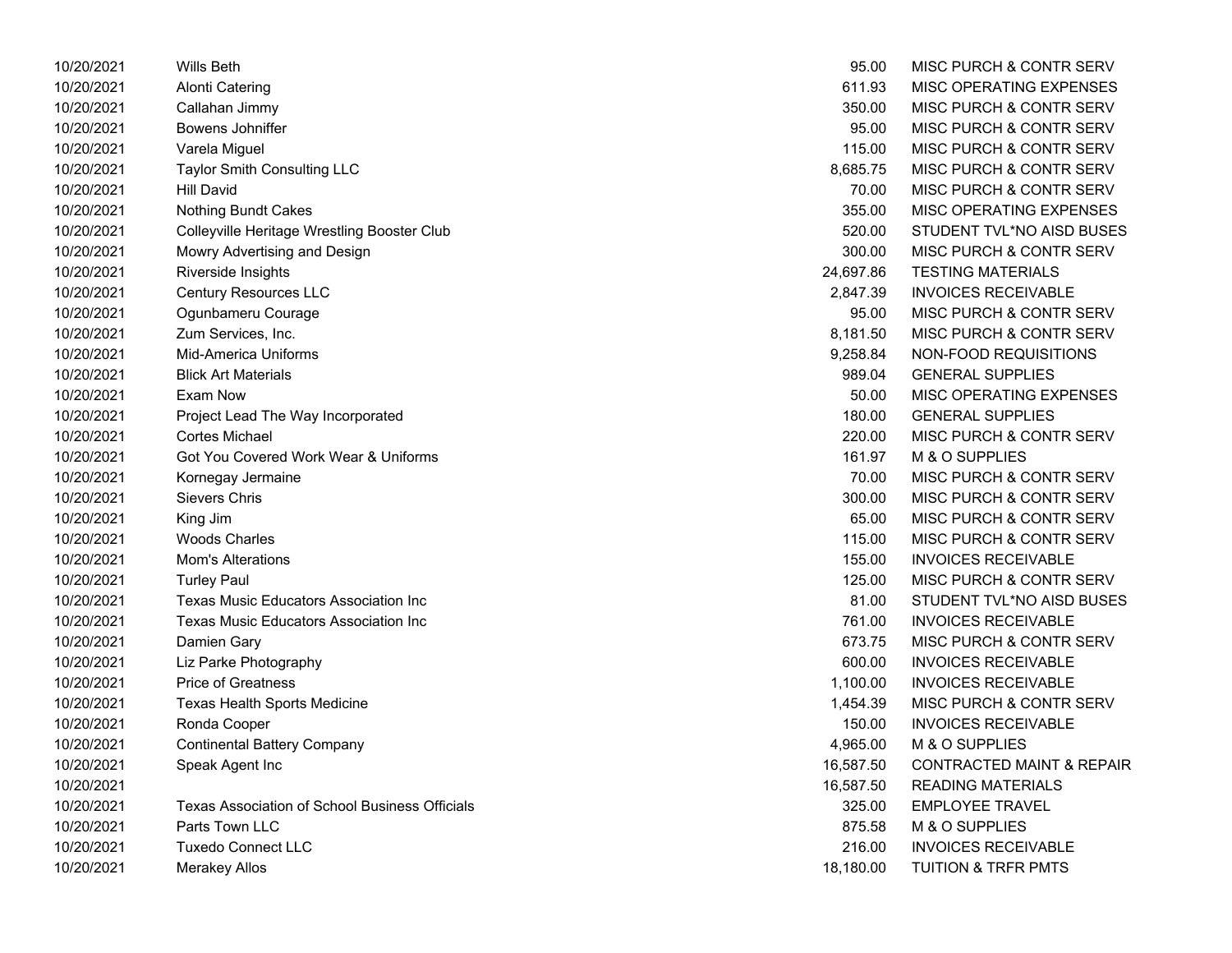| | | | |
|---|---|---|---|
| 10/20/2021 | Wills Beth | 95.00 | MISC PURCH & CONTR SERV |
| 10/20/2021 | Alonti Catering | 611.93 | MISC OPERATING EXPENSES |
| 10/20/2021 | Callahan Jimmy | 350.00 | MISC PURCH & CONTR SERV |
| 10/20/2021 | Bowens Johniffer | 95.00 | MISC PURCH & CONTR SERV |
| 10/20/2021 | Varela Miguel | 115.00 | MISC PURCH & CONTR SERV |
| 10/20/2021 | Taylor Smith Consulting LLC | 8,685.75 | MISC PURCH & CONTR SERV |
| 10/20/2021 | Hill David | 70.00 | MISC PURCH & CONTR SERV |
| 10/20/2021 | Nothing Bundt Cakes | 355.00 | MISC OPERATING EXPENSES |
| 10/20/2021 | Colleyville Heritage Wrestling Booster Club | 520.00 | STUDENT TVL*NO AISD BUSES |
| 10/20/2021 | Mowry Advertising and Design | 300.00 | MISC PURCH & CONTR SERV |
| 10/20/2021 | Riverside Insights | 24,697.86 | TESTING MATERIALS |
| 10/20/2021 | Century Resources LLC | 2,847.39 | INVOICES RECEIVABLE |
| 10/20/2021 | Ogunbameru Courage | 95.00 | MISC PURCH & CONTR SERV |
| 10/20/2021 | Zum Services, Inc. | 8,181.50 | MISC PURCH & CONTR SERV |
| 10/20/2021 | Mid-America Uniforms | 9,258.84 | NON-FOOD REQUISITIONS |
| 10/20/2021 | Blick Art Materials | 989.04 | GENERAL SUPPLIES |
| 10/20/2021 | Exam Now | 50.00 | MISC OPERATING EXPENSES |
| 10/20/2021 | Project Lead The Way Incorporated | 180.00 | GENERAL SUPPLIES |
| 10/20/2021 | Cortes Michael | 220.00 | MISC PURCH & CONTR SERV |
| 10/20/2021 | Got You Covered Work Wear & Uniforms | 161.97 | M & O SUPPLIES |
| 10/20/2021 | Kornegay Jermaine | 70.00 | MISC PURCH & CONTR SERV |
| 10/20/2021 | Sievers Chris | 300.00 | MISC PURCH & CONTR SERV |
| 10/20/2021 | King Jim | 65.00 | MISC PURCH & CONTR SERV |
| 10/20/2021 | Woods Charles | 115.00 | MISC PURCH & CONTR SERV |
| 10/20/2021 | Mom's Alterations | 155.00 | INVOICES RECEIVABLE |
| 10/20/2021 | Turley Paul | 125.00 | MISC PURCH & CONTR SERV |
| 10/20/2021 | Texas Music Educators Association Inc | 81.00 | STUDENT TVL*NO AISD BUSES |
| 10/20/2021 | Texas Music Educators Association Inc | 761.00 | INVOICES RECEIVABLE |
| 10/20/2021 | Damien Gary | 673.75 | MISC PURCH & CONTR SERV |
| 10/20/2021 | Liz Parke Photography | 600.00 | INVOICES RECEIVABLE |
| 10/20/2021 | Price of Greatness | 1,100.00 | INVOICES RECEIVABLE |
| 10/20/2021 | Texas Health Sports Medicine | 1,454.39 | MISC PURCH & CONTR SERV |
| 10/20/2021 | Ronda Cooper | 150.00 | INVOICES RECEIVABLE |
| 10/20/2021 | Continental Battery Company | 4,965.00 | M & O SUPPLIES |
| 10/20/2021 | Speak Agent Inc | 16,587.50 | CONTRACTED MAINT & REPAIR |
| 10/20/2021 | | 16,587.50 | READING MATERIALS |
| 10/20/2021 | Texas Association of School Business Officials | 325.00 | EMPLOYEE TRAVEL |
| 10/20/2021 | Parts Town LLC | 875.58 | M & O SUPPLIES |
| 10/20/2021 | Tuxedo Connect LLC | 216.00 | INVOICES RECEIVABLE |
| 10/20/2021 | Merakey Allos | 18,180.00 | TUITION & TRFR PMTS |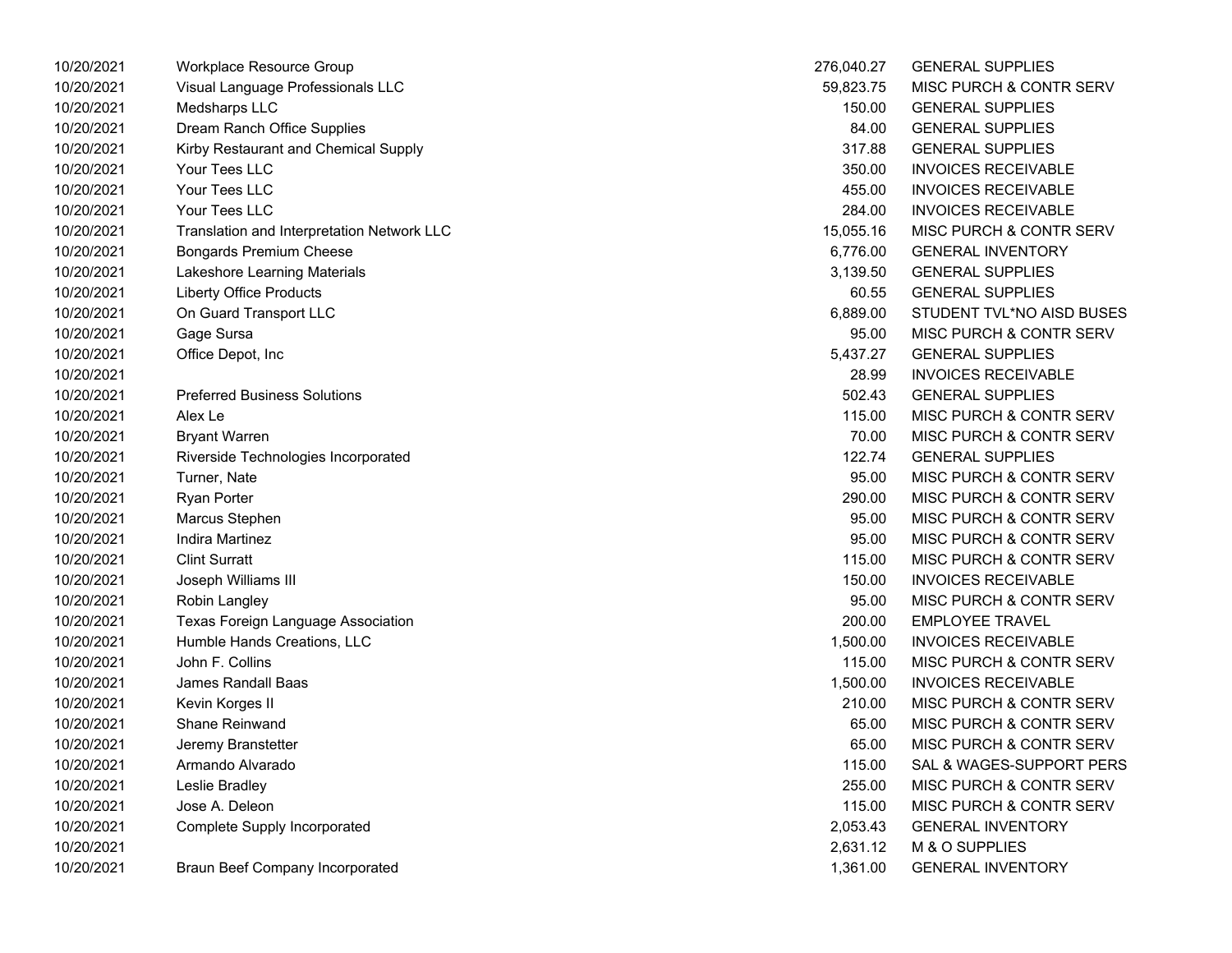| | | | |
|---|---|---|---|
| 10/20/2021 | Workplace Resource Group | 276,040.27 | GENERAL SUPPLIES |
| 10/20/2021 | Visual Language Professionals LLC | 59,823.75 | MISC PURCH & CONTR SERV |
| 10/20/2021 | Medsharps LLC | 150.00 | GENERAL SUPPLIES |
| 10/20/2021 | Dream Ranch Office Supplies | 84.00 | GENERAL SUPPLIES |
| 10/20/2021 | Kirby Restaurant and Chemical Supply | 317.88 | GENERAL SUPPLIES |
| 10/20/2021 | Your Tees LLC | 350.00 | INVOICES RECEIVABLE |
| 10/20/2021 | Your Tees LLC | 455.00 | INVOICES RECEIVABLE |
| 10/20/2021 | Your Tees LLC | 284.00 | INVOICES RECEIVABLE |
| 10/20/2021 | Translation and Interpretation Network LLC | 15,055.16 | MISC PURCH & CONTR SERV |
| 10/20/2021 | Bongards Premium Cheese | 6,776.00 | GENERAL INVENTORY |
| 10/20/2021 | Lakeshore Learning Materials | 3,139.50 | GENERAL SUPPLIES |
| 10/20/2021 | Liberty Office Products | 60.55 | GENERAL SUPPLIES |
| 10/20/2021 | On Guard Transport LLC | 6,889.00 | STUDENT TVL*NO AISD BUSES |
| 10/20/2021 | Gage Sursa | 95.00 | MISC PURCH & CONTR SERV |
| 10/20/2021 | Office Depot, Inc | 5,437.27 | GENERAL SUPPLIES |
| 10/20/2021 | | 28.99 | INVOICES RECEIVABLE |
| 10/20/2021 | Preferred Business Solutions | 502.43 | GENERAL SUPPLIES |
| 10/20/2021 | Alex Le | 115.00 | MISC PURCH & CONTR SERV |
| 10/20/2021 | Bryant Warren | 70.00 | MISC PURCH & CONTR SERV |
| 10/20/2021 | Riverside Technologies Incorporated | 122.74 | GENERAL SUPPLIES |
| 10/20/2021 | Turner, Nate | 95.00 | MISC PURCH & CONTR SERV |
| 10/20/2021 | Ryan Porter | 290.00 | MISC PURCH & CONTR SERV |
| 10/20/2021 | Marcus Stephen | 95.00 | MISC PURCH & CONTR SERV |
| 10/20/2021 | Indira Martinez | 95.00 | MISC PURCH & CONTR SERV |
| 10/20/2021 | Clint Surratt | 115.00 | MISC PURCH & CONTR SERV |
| 10/20/2021 | Joseph Williams III | 150.00 | INVOICES RECEIVABLE |
| 10/20/2021 | Robin Langley | 95.00 | MISC PURCH & CONTR SERV |
| 10/20/2021 | Texas Foreign Language Association | 200.00 | EMPLOYEE TRAVEL |
| 10/20/2021 | Humble Hands Creations, LLC | 1,500.00 | INVOICES RECEIVABLE |
| 10/20/2021 | John F. Collins | 115.00 | MISC PURCH & CONTR SERV |
| 10/20/2021 | James Randall Baas | 1,500.00 | INVOICES RECEIVABLE |
| 10/20/2021 | Kevin Korges II | 210.00 | MISC PURCH & CONTR SERV |
| 10/20/2021 | Shane Reinwand | 65.00 | MISC PURCH & CONTR SERV |
| 10/20/2021 | Jeremy Branstetter | 65.00 | MISC PURCH & CONTR SERV |
| 10/20/2021 | Armando Alvarado | 115.00 | SAL & WAGES-SUPPORT PERS |
| 10/20/2021 | Leslie Bradley | 255.00 | MISC PURCH & CONTR SERV |
| 10/20/2021 | Jose A. Deleon | 115.00 | MISC PURCH & CONTR SERV |
| 10/20/2021 | Complete Supply Incorporated | 2,053.43 | GENERAL INVENTORY |
| 10/20/2021 | | 2,631.12 | M & O SUPPLIES |
| 10/20/2021 | Braun Beef Company Incorporated | 1,361.00 | GENERAL INVENTORY |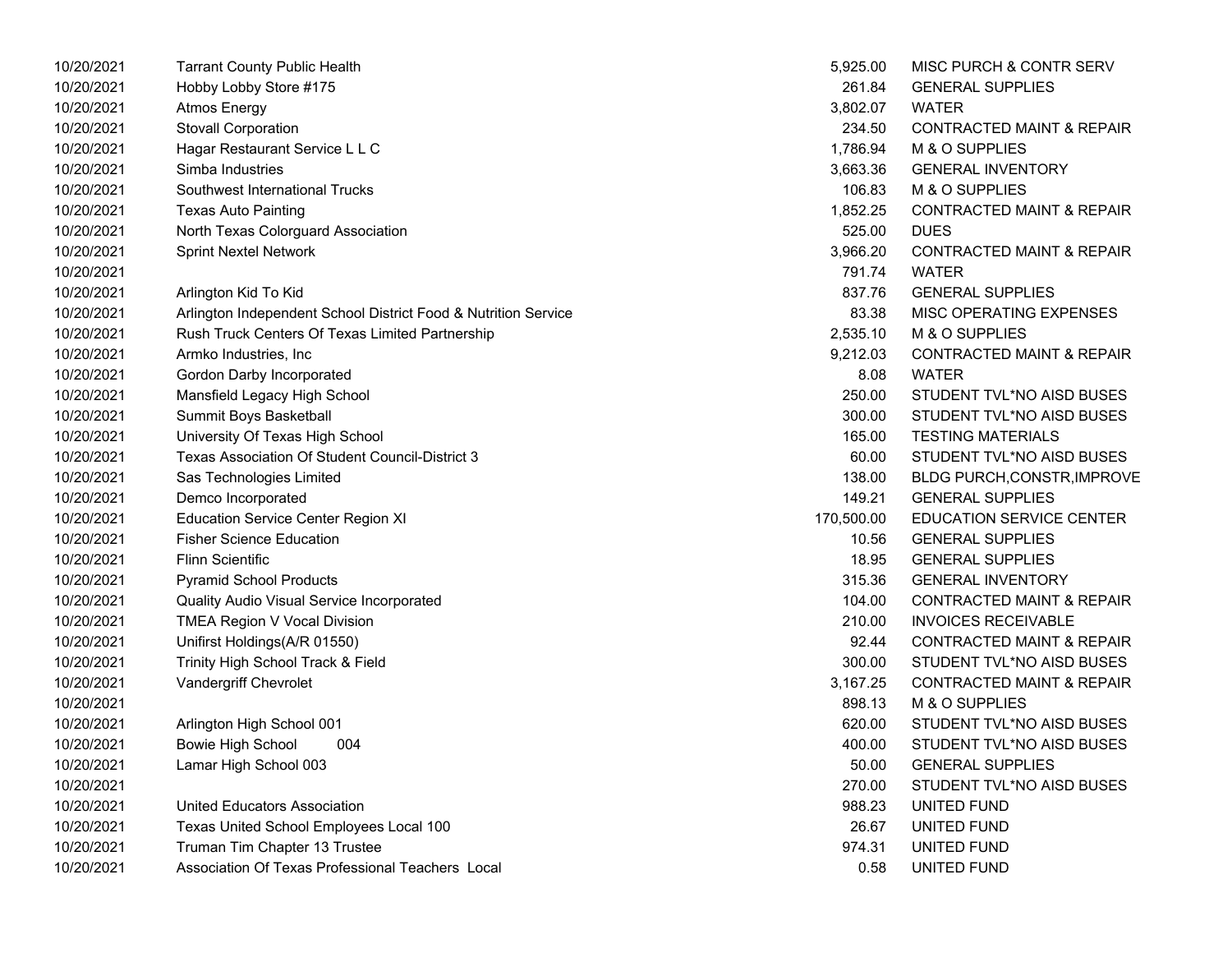| Date | Vendor | Amount | Description |
|---|---|---|---|
| 10/20/2021 | Tarrant County Public Health | 5,925.00 | MISC PURCH & CONTR SERV |
| 10/20/2021 | Hobby Lobby Store #175 | 261.84 | GENERAL SUPPLIES |
| 10/20/2021 | Atmos Energy | 3,802.07 | WATER |
| 10/20/2021 | Stovall Corporation | 234.50 | CONTRACTED MAINT & REPAIR |
| 10/20/2021 | Hagar Restaurant Service L L C | 1,786.94 | M & O SUPPLIES |
| 10/20/2021 | Simba Industries | 3,663.36 | GENERAL INVENTORY |
| 10/20/2021 | Southwest International Trucks | 106.83 | M & O SUPPLIES |
| 10/20/2021 | Texas Auto Painting | 1,852.25 | CONTRACTED MAINT & REPAIR |
| 10/20/2021 | North Texas Colorguard Association | 525.00 | DUES |
| 10/20/2021 | Sprint Nextel Network | 3,966.20 | CONTRACTED MAINT & REPAIR |
| 10/20/2021 | | 791.74 | WATER |
| 10/20/2021 | Arlington Kid To Kid | 837.76 | GENERAL SUPPLIES |
| 10/20/2021 | Arlington Independent School District Food & Nutrition Service | 83.38 | MISC OPERATING EXPENSES |
| 10/20/2021 | Rush Truck Centers Of Texas Limited Partnership | 2,535.10 | M & O SUPPLIES |
| 10/20/2021 | Armko Industries, Inc | 9,212.03 | CONTRACTED MAINT & REPAIR |
| 10/20/2021 | Gordon Darby Incorporated | 8.08 | WATER |
| 10/20/2021 | Mansfield Legacy High School | 250.00 | STUDENT TVL*NO AISD BUSES |
| 10/20/2021 | Summit Boys Basketball | 300.00 | STUDENT TVL*NO AISD BUSES |
| 10/20/2021 | University Of Texas High School | 165.00 | TESTING MATERIALS |
| 10/20/2021 | Texas Association Of Student Council-District 3 | 60.00 | STUDENT TVL*NO AISD BUSES |
| 10/20/2021 | Sas Technologies Limited | 138.00 | BLDG PURCH,CONSTR,IMPROVE |
| 10/20/2021 | Demco Incorporated | 149.21 | GENERAL SUPPLIES |
| 10/20/2021 | Education Service Center Region XI | 170,500.00 | EDUCATION SERVICE CENTER |
| 10/20/2021 | Fisher Science Education | 10.56 | GENERAL SUPPLIES |
| 10/20/2021 | Flinn Scientific | 18.95 | GENERAL SUPPLIES |
| 10/20/2021 | Pyramid School Products | 315.36 | GENERAL INVENTORY |
| 10/20/2021 | Quality Audio Visual Service Incorporated | 104.00 | CONTRACTED MAINT & REPAIR |
| 10/20/2021 | TMEA Region V Vocal Division | 210.00 | INVOICES RECEIVABLE |
| 10/20/2021 | Unifirst Holdings(A/R 01550) | 92.44 | CONTRACTED MAINT & REPAIR |
| 10/20/2021 | Trinity High School Track & Field | 300.00 | STUDENT TVL*NO AISD BUSES |
| 10/20/2021 | Vandergriff Chevrolet | 3,167.25 | CONTRACTED MAINT & REPAIR |
| 10/20/2021 | | 898.13 | M & O SUPPLIES |
| 10/20/2021 | Arlington High School 001 | 620.00 | STUDENT TVL*NO AISD BUSES |
| 10/20/2021 | Bowie High School 004 | 400.00 | STUDENT TVL*NO AISD BUSES |
| 10/20/2021 | Lamar High School 003 | 50.00 | GENERAL SUPPLIES |
| 10/20/2021 | | 270.00 | STUDENT TVL*NO AISD BUSES |
| 10/20/2021 | United Educators Association | 988.23 | UNITED FUND |
| 10/20/2021 | Texas United School Employees Local 100 | 26.67 | UNITED FUND |
| 10/20/2021 | Truman Tim Chapter 13 Trustee | 974.31 | UNITED FUND |
| 10/20/2021 | Association Of Texas Professional Teachers Local | 0.58 | UNITED FUND |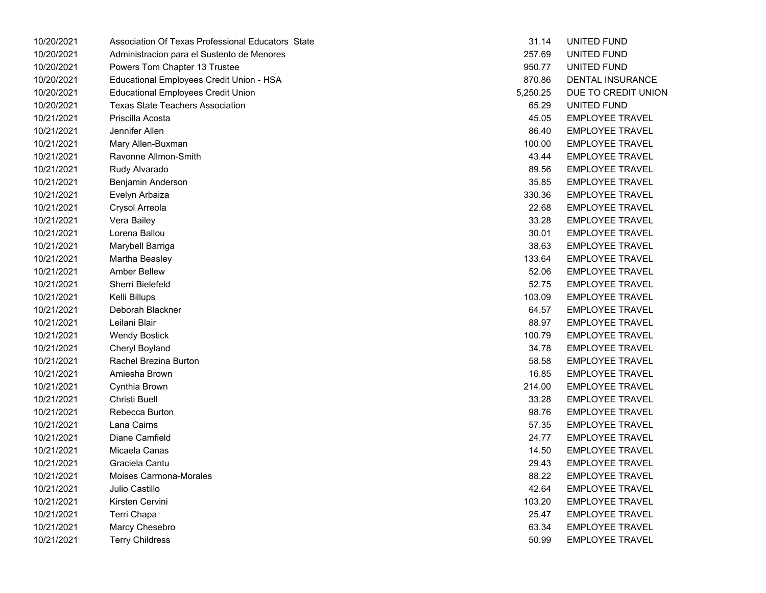| | | | |
|---|---|---|---|
| 10/20/2021 | Association Of Texas Professional Educators State | 31.14 | UNITED FUND |
| 10/20/2021 | Administracion para el Sustento de Menores | 257.69 | UNITED FUND |
| 10/20/2021 | Powers Tom Chapter 13 Trustee | 950.77 | UNITED FUND |
| 10/20/2021 | Educational Employees Credit Union - HSA | 870.86 | DENTAL INSURANCE |
| 10/20/2021 | Educational Employees Credit Union | 5,250.25 | DUE TO CREDIT UNION |
| 10/20/2021 | Texas State Teachers Association | 65.29 | UNITED FUND |
| 10/21/2021 | Priscilla Acosta | 45.05 | EMPLOYEE TRAVEL |
| 10/21/2021 | Jennifer Allen | 86.40 | EMPLOYEE TRAVEL |
| 10/21/2021 | Mary Allen-Buxman | 100.00 | EMPLOYEE TRAVEL |
| 10/21/2021 | Ravonne Allmon-Smith | 43.44 | EMPLOYEE TRAVEL |
| 10/21/2021 | Rudy Alvarado | 89.56 | EMPLOYEE TRAVEL |
| 10/21/2021 | Benjamin Anderson | 35.85 | EMPLOYEE TRAVEL |
| 10/21/2021 | Evelyn Arbaiza | 330.36 | EMPLOYEE TRAVEL |
| 10/21/2021 | Crysol Arreola | 22.68 | EMPLOYEE TRAVEL |
| 10/21/2021 | Vera Bailey | 33.28 | EMPLOYEE TRAVEL |
| 10/21/2021 | Lorena Ballou | 30.01 | EMPLOYEE TRAVEL |
| 10/21/2021 | Marybell Barriga | 38.63 | EMPLOYEE TRAVEL |
| 10/21/2021 | Martha Beasley | 133.64 | EMPLOYEE TRAVEL |
| 10/21/2021 | Amber Bellew | 52.06 | EMPLOYEE TRAVEL |
| 10/21/2021 | Sherri Bielefeld | 52.75 | EMPLOYEE TRAVEL |
| 10/21/2021 | Kelli Billups | 103.09 | EMPLOYEE TRAVEL |
| 10/21/2021 | Deborah Blackner | 64.57 | EMPLOYEE TRAVEL |
| 10/21/2021 | Leilani Blair | 88.97 | EMPLOYEE TRAVEL |
| 10/21/2021 | Wendy Bostick | 100.79 | EMPLOYEE TRAVEL |
| 10/21/2021 | Cheryl Boyland | 34.78 | EMPLOYEE TRAVEL |
| 10/21/2021 | Rachel Brezina Burton | 58.58 | EMPLOYEE TRAVEL |
| 10/21/2021 | Amiesha Brown | 16.85 | EMPLOYEE TRAVEL |
| 10/21/2021 | Cynthia Brown | 214.00 | EMPLOYEE TRAVEL |
| 10/21/2021 | Christi Buell | 33.28 | EMPLOYEE TRAVEL |
| 10/21/2021 | Rebecca Burton | 98.76 | EMPLOYEE TRAVEL |
| 10/21/2021 | Lana Cairns | 57.35 | EMPLOYEE TRAVEL |
| 10/21/2021 | Diane Camfield | 24.77 | EMPLOYEE TRAVEL |
| 10/21/2021 | Micaela Canas | 14.50 | EMPLOYEE TRAVEL |
| 10/21/2021 | Graciela Cantu | 29.43 | EMPLOYEE TRAVEL |
| 10/21/2021 | Moises Carmona-Morales | 88.22 | EMPLOYEE TRAVEL |
| 10/21/2021 | Julio Castillo | 42.64 | EMPLOYEE TRAVEL |
| 10/21/2021 | Kirsten Cervini | 103.20 | EMPLOYEE TRAVEL |
| 10/21/2021 | Terri Chapa | 25.47 | EMPLOYEE TRAVEL |
| 10/21/2021 | Marcy Chesebro | 63.34 | EMPLOYEE TRAVEL |
| 10/21/2021 | Terry Childress | 50.99 | EMPLOYEE TRAVEL |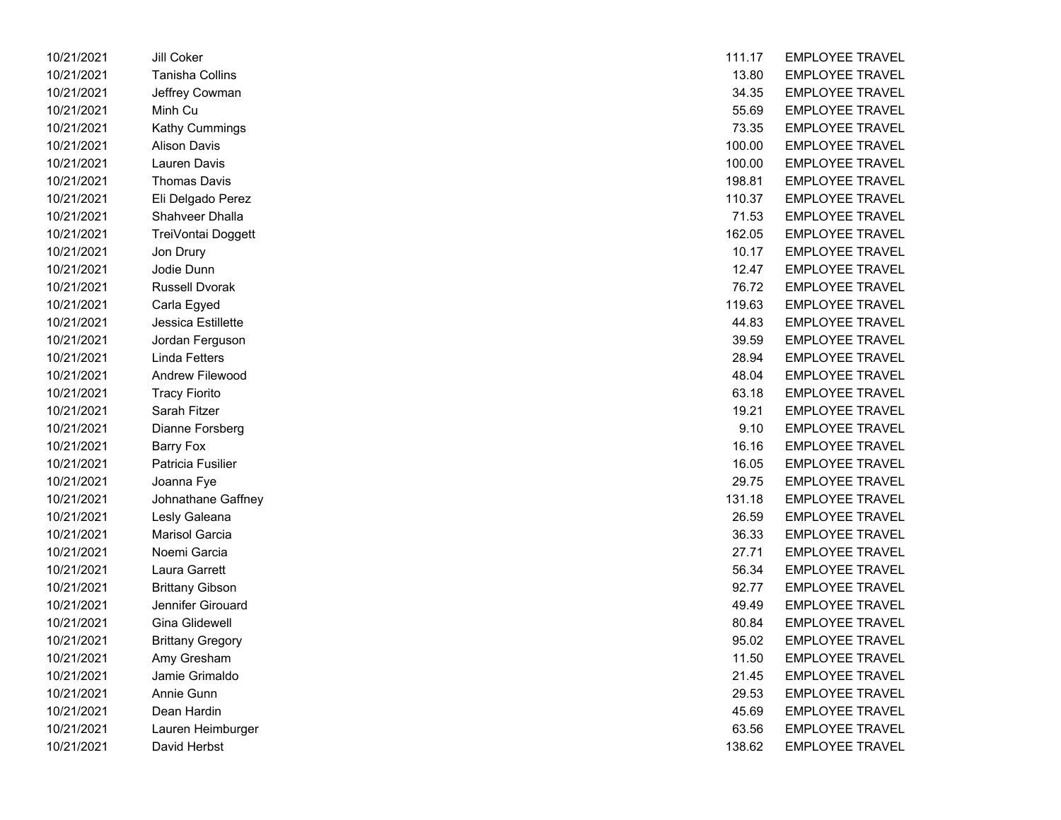| | | | |
|---|---|---|---|
| 10/21/2021 | Jill Coker | 111.17 | EMPLOYEE TRAVEL |
| 10/21/2021 | Tanisha Collins | 13.80 | EMPLOYEE TRAVEL |
| 10/21/2021 | Jeffrey Cowman | 34.35 | EMPLOYEE TRAVEL |
| 10/21/2021 | Minh Cu | 55.69 | EMPLOYEE TRAVEL |
| 10/21/2021 | Kathy Cummings | 73.35 | EMPLOYEE TRAVEL |
| 10/21/2021 | Alison Davis | 100.00 | EMPLOYEE TRAVEL |
| 10/21/2021 | Lauren Davis | 100.00 | EMPLOYEE TRAVEL |
| 10/21/2021 | Thomas Davis | 198.81 | EMPLOYEE TRAVEL |
| 10/21/2021 | Eli Delgado Perez | 110.37 | EMPLOYEE TRAVEL |
| 10/21/2021 | Shahveer Dhalla | 71.53 | EMPLOYEE TRAVEL |
| 10/21/2021 | TreiVontai Doggett | 162.05 | EMPLOYEE TRAVEL |
| 10/21/2021 | Jon Drury | 10.17 | EMPLOYEE TRAVEL |
| 10/21/2021 | Jodie Dunn | 12.47 | EMPLOYEE TRAVEL |
| 10/21/2021 | Russell Dvorak | 76.72 | EMPLOYEE TRAVEL |
| 10/21/2021 | Carla Egyed | 119.63 | EMPLOYEE TRAVEL |
| 10/21/2021 | Jessica Estillette | 44.83 | EMPLOYEE TRAVEL |
| 10/21/2021 | Jordan Ferguson | 39.59 | EMPLOYEE TRAVEL |
| 10/21/2021 | Linda Fetters | 28.94 | EMPLOYEE TRAVEL |
| 10/21/2021 | Andrew Filewood | 48.04 | EMPLOYEE TRAVEL |
| 10/21/2021 | Tracy Fiorito | 63.18 | EMPLOYEE TRAVEL |
| 10/21/2021 | Sarah Fitzer | 19.21 | EMPLOYEE TRAVEL |
| 10/21/2021 | Dianne Forsberg | 9.10 | EMPLOYEE TRAVEL |
| 10/21/2021 | Barry Fox | 16.16 | EMPLOYEE TRAVEL |
| 10/21/2021 | Patricia Fusilier | 16.05 | EMPLOYEE TRAVEL |
| 10/21/2021 | Joanna Fye | 29.75 | EMPLOYEE TRAVEL |
| 10/21/2021 | Johnathane Gaffney | 131.18 | EMPLOYEE TRAVEL |
| 10/21/2021 | Lesly Galeana | 26.59 | EMPLOYEE TRAVEL |
| 10/21/2021 | Marisol Garcia | 36.33 | EMPLOYEE TRAVEL |
| 10/21/2021 | Noemi Garcia | 27.71 | EMPLOYEE TRAVEL |
| 10/21/2021 | Laura Garrett | 56.34 | EMPLOYEE TRAVEL |
| 10/21/2021 | Brittany Gibson | 92.77 | EMPLOYEE TRAVEL |
| 10/21/2021 | Jennifer Girouard | 49.49 | EMPLOYEE TRAVEL |
| 10/21/2021 | Gina Glidewell | 80.84 | EMPLOYEE TRAVEL |
| 10/21/2021 | Brittany Gregory | 95.02 | EMPLOYEE TRAVEL |
| 10/21/2021 | Amy Gresham | 11.50 | EMPLOYEE TRAVEL |
| 10/21/2021 | Jamie Grimaldo | 21.45 | EMPLOYEE TRAVEL |
| 10/21/2021 | Annie Gunn | 29.53 | EMPLOYEE TRAVEL |
| 10/21/2021 | Dean Hardin | 45.69 | EMPLOYEE TRAVEL |
| 10/21/2021 | Lauren Heimburger | 63.56 | EMPLOYEE TRAVEL |
| 10/21/2021 | David Herbst | 138.62 | EMPLOYEE TRAVEL |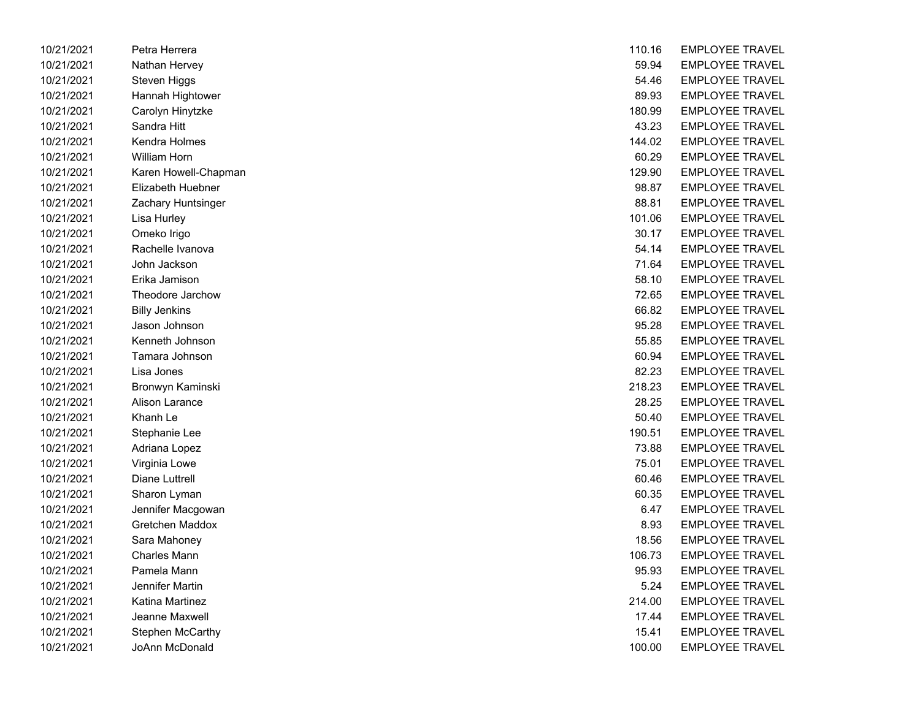| | | | |
|---|---|---|---|
| 10/21/2021 | Petra Herrera | 110.16 | EMPLOYEE TRAVEL |
| 10/21/2021 | Nathan Hervey | 59.94 | EMPLOYEE TRAVEL |
| 10/21/2021 | Steven Higgs | 54.46 | EMPLOYEE TRAVEL |
| 10/21/2021 | Hannah Hightower | 89.93 | EMPLOYEE TRAVEL |
| 10/21/2021 | Carolyn Hinytzke | 180.99 | EMPLOYEE TRAVEL |
| 10/21/2021 | Sandra Hitt | 43.23 | EMPLOYEE TRAVEL |
| 10/21/2021 | Kendra Holmes | 144.02 | EMPLOYEE TRAVEL |
| 10/21/2021 | William Horn | 60.29 | EMPLOYEE TRAVEL |
| 10/21/2021 | Karen Howell-Chapman | 129.90 | EMPLOYEE TRAVEL |
| 10/21/2021 | Elizabeth Huebner | 98.87 | EMPLOYEE TRAVEL |
| 10/21/2021 | Zachary Huntsinger | 88.81 | EMPLOYEE TRAVEL |
| 10/21/2021 | Lisa Hurley | 101.06 | EMPLOYEE TRAVEL |
| 10/21/2021 | Omeko Irigo | 30.17 | EMPLOYEE TRAVEL |
| 10/21/2021 | Rachelle Ivanova | 54.14 | EMPLOYEE TRAVEL |
| 10/21/2021 | John Jackson | 71.64 | EMPLOYEE TRAVEL |
| 10/21/2021 | Erika Jamison | 58.10 | EMPLOYEE TRAVEL |
| 10/21/2021 | Theodore Jarchow | 72.65 | EMPLOYEE TRAVEL |
| 10/21/2021 | Billy Jenkins | 66.82 | EMPLOYEE TRAVEL |
| 10/21/2021 | Jason Johnson | 95.28 | EMPLOYEE TRAVEL |
| 10/21/2021 | Kenneth Johnson | 55.85 | EMPLOYEE TRAVEL |
| 10/21/2021 | Tamara Johnson | 60.94 | EMPLOYEE TRAVEL |
| 10/21/2021 | Lisa Jones | 82.23 | EMPLOYEE TRAVEL |
| 10/21/2021 | Bronwyn Kaminski | 218.23 | EMPLOYEE TRAVEL |
| 10/21/2021 | Alison Larance | 28.25 | EMPLOYEE TRAVEL |
| 10/21/2021 | Khanh Le | 50.40 | EMPLOYEE TRAVEL |
| 10/21/2021 | Stephanie Lee | 190.51 | EMPLOYEE TRAVEL |
| 10/21/2021 | Adriana Lopez | 73.88 | EMPLOYEE TRAVEL |
| 10/21/2021 | Virginia Lowe | 75.01 | EMPLOYEE TRAVEL |
| 10/21/2021 | Diane Luttrell | 60.46 | EMPLOYEE TRAVEL |
| 10/21/2021 | Sharon Lyman | 60.35 | EMPLOYEE TRAVEL |
| 10/21/2021 | Jennifer Macgowan | 6.47 | EMPLOYEE TRAVEL |
| 10/21/2021 | Gretchen Maddox | 8.93 | EMPLOYEE TRAVEL |
| 10/21/2021 | Sara Mahoney | 18.56 | EMPLOYEE TRAVEL |
| 10/21/2021 | Charles Mann | 106.73 | EMPLOYEE TRAVEL |
| 10/21/2021 | Pamela Mann | 95.93 | EMPLOYEE TRAVEL |
| 10/21/2021 | Jennifer Martin | 5.24 | EMPLOYEE TRAVEL |
| 10/21/2021 | Katina Martinez | 214.00 | EMPLOYEE TRAVEL |
| 10/21/2021 | Jeanne Maxwell | 17.44 | EMPLOYEE TRAVEL |
| 10/21/2021 | Stephen McCarthy | 15.41 | EMPLOYEE TRAVEL |
| 10/21/2021 | JoAnn McDonald | 100.00 | EMPLOYEE TRAVEL |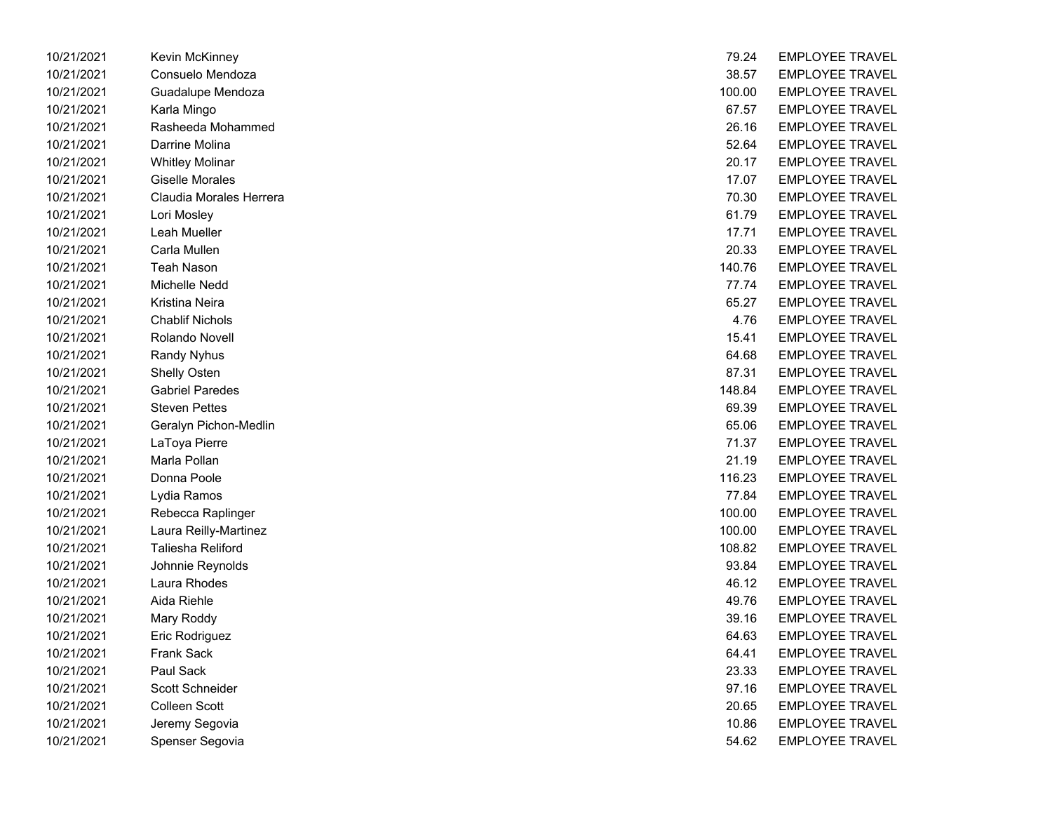| | | | |
|---|---|---|---|
| 10/21/2021 | Kevin McKinney | 79.24 | EMPLOYEE TRAVEL |
| 10/21/2021 | Consuelo Mendoza | 38.57 | EMPLOYEE TRAVEL |
| 10/21/2021 | Guadalupe Mendoza | 100.00 | EMPLOYEE TRAVEL |
| 10/21/2021 | Karla Mingo | 67.57 | EMPLOYEE TRAVEL |
| 10/21/2021 | Rasheeda Mohammed | 26.16 | EMPLOYEE TRAVEL |
| 10/21/2021 | Darrine Molina | 52.64 | EMPLOYEE TRAVEL |
| 10/21/2021 | Whitley Molinar | 20.17 | EMPLOYEE TRAVEL |
| 10/21/2021 | Giselle Morales | 17.07 | EMPLOYEE TRAVEL |
| 10/21/2021 | Claudia Morales Herrera | 70.30 | EMPLOYEE TRAVEL |
| 10/21/2021 | Lori Mosley | 61.79 | EMPLOYEE TRAVEL |
| 10/21/2021 | Leah Mueller | 17.71 | EMPLOYEE TRAVEL |
| 10/21/2021 | Carla Mullen | 20.33 | EMPLOYEE TRAVEL |
| 10/21/2021 | Teah Nason | 140.76 | EMPLOYEE TRAVEL |
| 10/21/2021 | Michelle Nedd | 77.74 | EMPLOYEE TRAVEL |
| 10/21/2021 | Kristina Neira | 65.27 | EMPLOYEE TRAVEL |
| 10/21/2021 | Chablif Nichols | 4.76 | EMPLOYEE TRAVEL |
| 10/21/2021 | Rolando Novell | 15.41 | EMPLOYEE TRAVEL |
| 10/21/2021 | Randy Nyhus | 64.68 | EMPLOYEE TRAVEL |
| 10/21/2021 | Shelly Osten | 87.31 | EMPLOYEE TRAVEL |
| 10/21/2021 | Gabriel Paredes | 148.84 | EMPLOYEE TRAVEL |
| 10/21/2021 | Steven Pettes | 69.39 | EMPLOYEE TRAVEL |
| 10/21/2021 | Geralyn Pichon-Medlin | 65.06 | EMPLOYEE TRAVEL |
| 10/21/2021 | LaToya Pierre | 71.37 | EMPLOYEE TRAVEL |
| 10/21/2021 | Marla Pollan | 21.19 | EMPLOYEE TRAVEL |
| 10/21/2021 | Donna Poole | 116.23 | EMPLOYEE TRAVEL |
| 10/21/2021 | Lydia Ramos | 77.84 | EMPLOYEE TRAVEL |
| 10/21/2021 | Rebecca Raplinger | 100.00 | EMPLOYEE TRAVEL |
| 10/21/2021 | Laura Reilly-Martinez | 100.00 | EMPLOYEE TRAVEL |
| 10/21/2021 | Taliesha Reliford | 108.82 | EMPLOYEE TRAVEL |
| 10/21/2021 | Johnnie Reynolds | 93.84 | EMPLOYEE TRAVEL |
| 10/21/2021 | Laura Rhodes | 46.12 | EMPLOYEE TRAVEL |
| 10/21/2021 | Aida Riehle | 49.76 | EMPLOYEE TRAVEL |
| 10/21/2021 | Mary Roddy | 39.16 | EMPLOYEE TRAVEL |
| 10/21/2021 | Eric Rodriguez | 64.63 | EMPLOYEE TRAVEL |
| 10/21/2021 | Frank Sack | 64.41 | EMPLOYEE TRAVEL |
| 10/21/2021 | Paul Sack | 23.33 | EMPLOYEE TRAVEL |
| 10/21/2021 | Scott Schneider | 97.16 | EMPLOYEE TRAVEL |
| 10/21/2021 | Colleen Scott | 20.65 | EMPLOYEE TRAVEL |
| 10/21/2021 | Jeremy Segovia | 10.86 | EMPLOYEE TRAVEL |
| 10/21/2021 | Spenser Segovia | 54.62 | EMPLOYEE TRAVEL |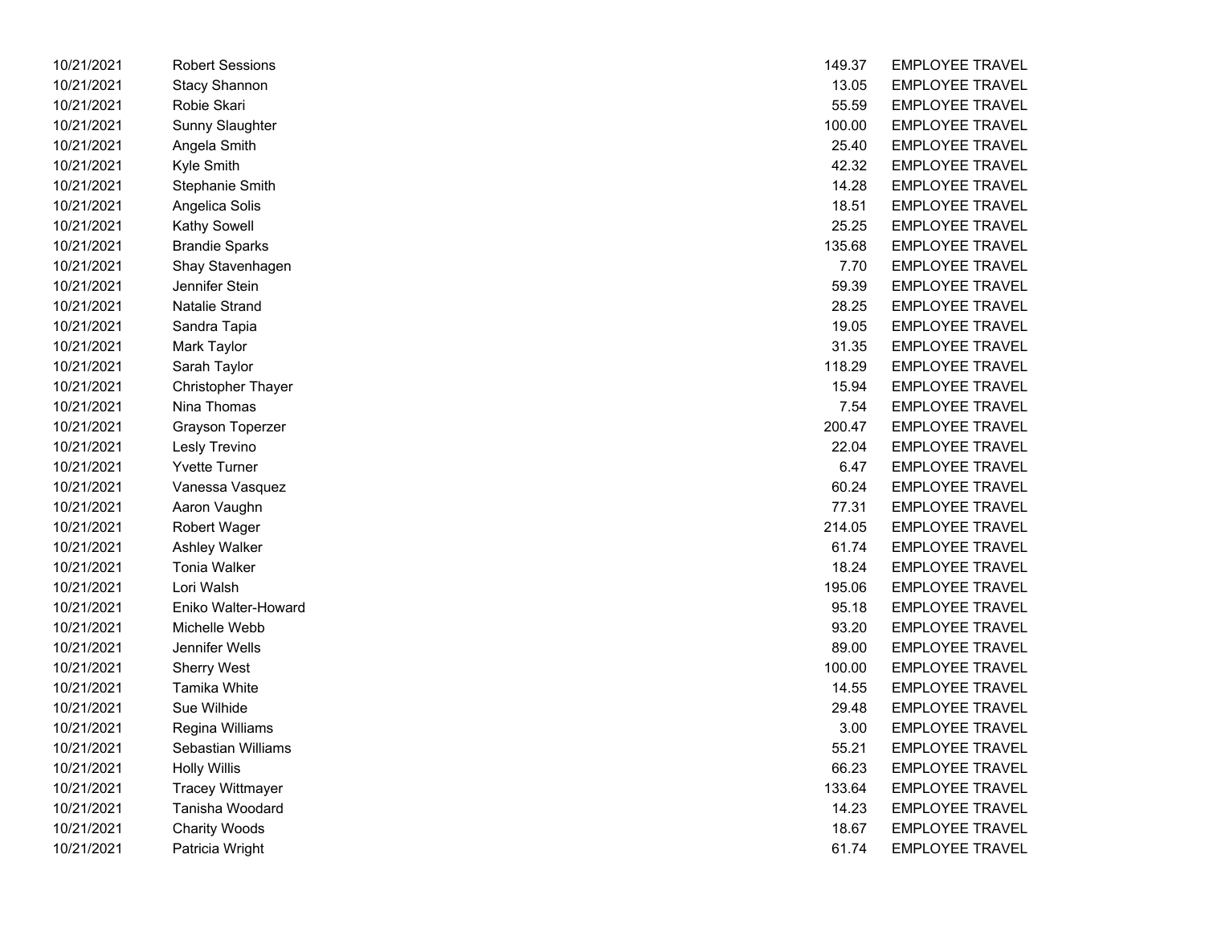| | | | |
|---|---|---|---|
| 10/21/2021 | Robert Sessions | 149.37 | EMPLOYEE TRAVEL |
| 10/21/2021 | Stacy Shannon | 13.05 | EMPLOYEE TRAVEL |
| 10/21/2021 | Robie Skari | 55.59 | EMPLOYEE TRAVEL |
| 10/21/2021 | Sunny Slaughter | 100.00 | EMPLOYEE TRAVEL |
| 10/21/2021 | Angela Smith | 25.40 | EMPLOYEE TRAVEL |
| 10/21/2021 | Kyle Smith | 42.32 | EMPLOYEE TRAVEL |
| 10/21/2021 | Stephanie Smith | 14.28 | EMPLOYEE TRAVEL |
| 10/21/2021 | Angelica Solis | 18.51 | EMPLOYEE TRAVEL |
| 10/21/2021 | Kathy Sowell | 25.25 | EMPLOYEE TRAVEL |
| 10/21/2021 | Brandie Sparks | 135.68 | EMPLOYEE TRAVEL |
| 10/21/2021 | Shay Stavenhagen | 7.70 | EMPLOYEE TRAVEL |
| 10/21/2021 | Jennifer Stein | 59.39 | EMPLOYEE TRAVEL |
| 10/21/2021 | Natalie Strand | 28.25 | EMPLOYEE TRAVEL |
| 10/21/2021 | Sandra Tapia | 19.05 | EMPLOYEE TRAVEL |
| 10/21/2021 | Mark Taylor | 31.35 | EMPLOYEE TRAVEL |
| 10/21/2021 | Sarah Taylor | 118.29 | EMPLOYEE TRAVEL |
| 10/21/2021 | Christopher Thayer | 15.94 | EMPLOYEE TRAVEL |
| 10/21/2021 | Nina Thomas | 7.54 | EMPLOYEE TRAVEL |
| 10/21/2021 | Grayson Toperzer | 200.47 | EMPLOYEE TRAVEL |
| 10/21/2021 | Lesly Trevino | 22.04 | EMPLOYEE TRAVEL |
| 10/21/2021 | Yvette Turner | 6.47 | EMPLOYEE TRAVEL |
| 10/21/2021 | Vanessa Vasquez | 60.24 | EMPLOYEE TRAVEL |
| 10/21/2021 | Aaron Vaughn | 77.31 | EMPLOYEE TRAVEL |
| 10/21/2021 | Robert Wager | 214.05 | EMPLOYEE TRAVEL |
| 10/21/2021 | Ashley Walker | 61.74 | EMPLOYEE TRAVEL |
| 10/21/2021 | Tonia Walker | 18.24 | EMPLOYEE TRAVEL |
| 10/21/2021 | Lori Walsh | 195.06 | EMPLOYEE TRAVEL |
| 10/21/2021 | Eniko Walter-Howard | 95.18 | EMPLOYEE TRAVEL |
| 10/21/2021 | Michelle Webb | 93.20 | EMPLOYEE TRAVEL |
| 10/21/2021 | Jennifer Wells | 89.00 | EMPLOYEE TRAVEL |
| 10/21/2021 | Sherry West | 100.00 | EMPLOYEE TRAVEL |
| 10/21/2021 | Tamika White | 14.55 | EMPLOYEE TRAVEL |
| 10/21/2021 | Sue Wilhide | 29.48 | EMPLOYEE TRAVEL |
| 10/21/2021 | Regina Williams | 3.00 | EMPLOYEE TRAVEL |
| 10/21/2021 | Sebastian Williams | 55.21 | EMPLOYEE TRAVEL |
| 10/21/2021 | Holly Willis | 66.23 | EMPLOYEE TRAVEL |
| 10/21/2021 | Tracey Wittmayer | 133.64 | EMPLOYEE TRAVEL |
| 10/21/2021 | Tanisha Woodard | 14.23 | EMPLOYEE TRAVEL |
| 10/21/2021 | Charity Woods | 18.67 | EMPLOYEE TRAVEL |
| 10/21/2021 | Patricia Wright | 61.74 | EMPLOYEE TRAVEL |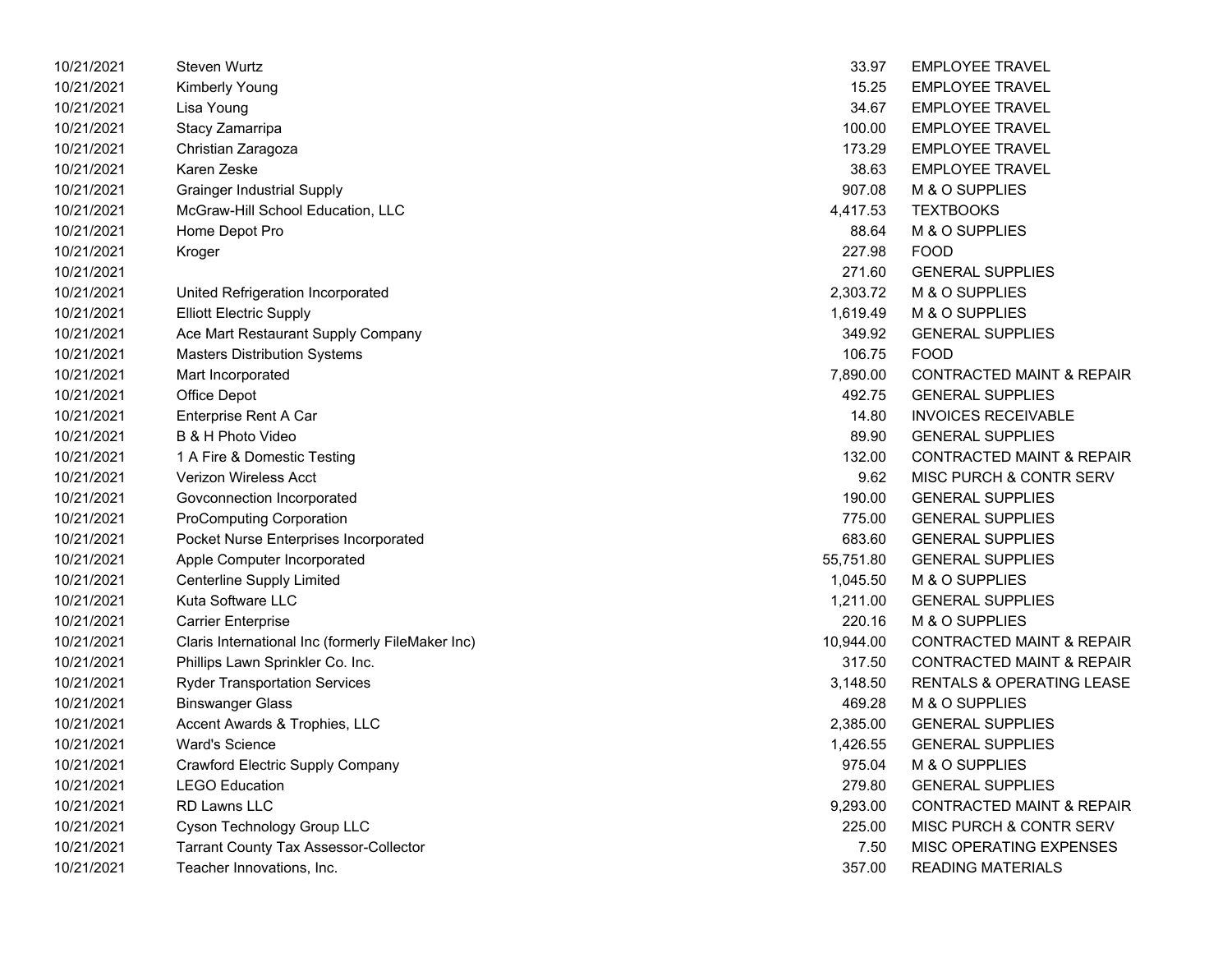| | | | |
|---|---|---|---|
| 10/21/2021 | Steven Wurtz | 33.97 | EMPLOYEE TRAVEL |
| 10/21/2021 | Kimberly Young | 15.25 | EMPLOYEE TRAVEL |
| 10/21/2021 | Lisa Young | 34.67 | EMPLOYEE TRAVEL |
| 10/21/2021 | Stacy Zamarripa | 100.00 | EMPLOYEE TRAVEL |
| 10/21/2021 | Christian Zaragoza | 173.29 | EMPLOYEE TRAVEL |
| 10/21/2021 | Karen Zeske | 38.63 | EMPLOYEE TRAVEL |
| 10/21/2021 | Grainger Industrial Supply | 907.08 | M & O SUPPLIES |
| 10/21/2021 | McGraw-Hill School Education, LLC | 4,417.53 | TEXTBOOKS |
| 10/21/2021 | Home Depot Pro | 88.64 | M & O SUPPLIES |
| 10/21/2021 | Kroger | 227.98 | FOOD |
| 10/21/2021 | | 271.60 | GENERAL SUPPLIES |
| 10/21/2021 | United Refrigeration Incorporated | 2,303.72 | M & O SUPPLIES |
| 10/21/2021 | Elliott Electric Supply | 1,619.49 | M & O SUPPLIES |
| 10/21/2021 | Ace Mart Restaurant Supply Company | 349.92 | GENERAL SUPPLIES |
| 10/21/2021 | Masters Distribution Systems | 106.75 | FOOD |
| 10/21/2021 | Mart Incorporated | 7,890.00 | CONTRACTED MAINT & REPAIR |
| 10/21/2021 | Office Depot | 492.75 | GENERAL SUPPLIES |
| 10/21/2021 | Enterprise Rent A Car | 14.80 | INVOICES RECEIVABLE |
| 10/21/2021 | B & H Photo Video | 89.90 | GENERAL SUPPLIES |
| 10/21/2021 | 1 A Fire & Domestic Testing | 132.00 | CONTRACTED MAINT & REPAIR |
| 10/21/2021 | Verizon Wireless Acct | 9.62 | MISC PURCH & CONTR SERV |
| 10/21/2021 | Govconnection Incorporated | 190.00 | GENERAL SUPPLIES |
| 10/21/2021 | ProComputing Corporation | 775.00 | GENERAL SUPPLIES |
| 10/21/2021 | Pocket Nurse Enterprises Incorporated | 683.60 | GENERAL SUPPLIES |
| 10/21/2021 | Apple Computer Incorporated | 55,751.80 | GENERAL SUPPLIES |
| 10/21/2021 | Centerline Supply Limited | 1,045.50 | M & O SUPPLIES |
| 10/21/2021 | Kuta Software LLC | 1,211.00 | GENERAL SUPPLIES |
| 10/21/2021 | Carrier Enterprise | 220.16 | M & O SUPPLIES |
| 10/21/2021 | Claris International Inc (formerly FileMaker Inc) | 10,944.00 | CONTRACTED MAINT & REPAIR |
| 10/21/2021 | Phillips Lawn Sprinkler Co. Inc. | 317.50 | CONTRACTED MAINT & REPAIR |
| 10/21/2021 | Ryder Transportation Services | 3,148.50 | RENTALS & OPERATING LEASE |
| 10/21/2021 | Binswanger Glass | 469.28 | M & O SUPPLIES |
| 10/21/2021 | Accent Awards & Trophies, LLC | 2,385.00 | GENERAL SUPPLIES |
| 10/21/2021 | Ward's Science | 1,426.55 | GENERAL SUPPLIES |
| 10/21/2021 | Crawford Electric Supply Company | 975.04 | M & O SUPPLIES |
| 10/21/2021 | LEGO Education | 279.80 | GENERAL SUPPLIES |
| 10/21/2021 | RD Lawns LLC | 9,293.00 | CONTRACTED MAINT & REPAIR |
| 10/21/2021 | Cyson Technology Group LLC | 225.00 | MISC PURCH & CONTR SERV |
| 10/21/2021 | Tarrant County Tax Assessor-Collector | 7.50 | MISC OPERATING EXPENSES |
| 10/21/2021 | Teacher Innovations, Inc. | 357.00 | READING MATERIALS |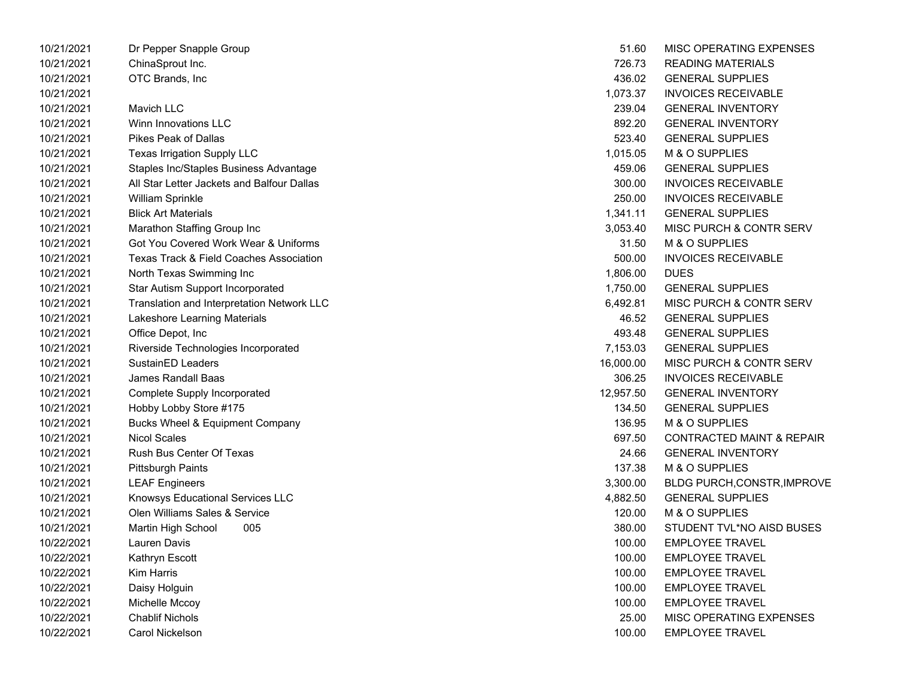| | | | |
|---|---|---|---|
| 10/21/2021 | Dr Pepper Snapple Group | 51.60 | MISC OPERATING EXPENSES |
| 10/21/2021 | ChinaSprout Inc. | 726.73 | READING MATERIALS |
| 10/21/2021 | OTC Brands, Inc | 436.02 | GENERAL SUPPLIES |
| 10/21/2021 | | 1,073.37 | INVOICES RECEIVABLE |
| 10/21/2021 | Mavich LLC | 239.04 | GENERAL INVENTORY |
| 10/21/2021 | Winn Innovations LLC | 892.20 | GENERAL INVENTORY |
| 10/21/2021 | Pikes Peak of Dallas | 523.40 | GENERAL SUPPLIES |
| 10/21/2021 | Texas Irrigation Supply LLC | 1,015.05 | M & O SUPPLIES |
| 10/21/2021 | Staples Inc/Staples Business Advantage | 459.06 | GENERAL SUPPLIES |
| 10/21/2021 | All Star Letter Jackets and Balfour Dallas | 300.00 | INVOICES RECEIVABLE |
| 10/21/2021 | William Sprinkle | 250.00 | INVOICES RECEIVABLE |
| 10/21/2021 | Blick Art Materials | 1,341.11 | GENERAL SUPPLIES |
| 10/21/2021 | Marathon Staffing Group Inc | 3,053.40 | MISC PURCH & CONTR SERV |
| 10/21/2021 | Got You Covered Work Wear & Uniforms | 31.50 | M & O SUPPLIES |
| 10/21/2021 | Texas Track & Field Coaches Association | 500.00 | INVOICES RECEIVABLE |
| 10/21/2021 | North Texas Swimming Inc | 1,806.00 | DUES |
| 10/21/2021 | Star Autism Support Incorporated | 1,750.00 | GENERAL SUPPLIES |
| 10/21/2021 | Translation and Interpretation Network LLC | 6,492.81 | MISC PURCH & CONTR SERV |
| 10/21/2021 | Lakeshore Learning Materials | 46.52 | GENERAL SUPPLIES |
| 10/21/2021 | Office Depot, Inc | 493.48 | GENERAL SUPPLIES |
| 10/21/2021 | Riverside Technologies Incorporated | 7,153.03 | GENERAL SUPPLIES |
| 10/21/2021 | SustainED Leaders | 16,000.00 | MISC PURCH & CONTR SERV |
| 10/21/2021 | James Randall Baas | 306.25 | INVOICES RECEIVABLE |
| 10/21/2021 | Complete Supply Incorporated | 12,957.50 | GENERAL INVENTORY |
| 10/21/2021 | Hobby Lobby Store #175 | 134.50 | GENERAL SUPPLIES |
| 10/21/2021 | Bucks Wheel & Equipment Company | 136.95 | M & O SUPPLIES |
| 10/21/2021 | Nicol Scales | 697.50 | CONTRACTED MAINT & REPAIR |
| 10/21/2021 | Rush Bus Center Of Texas | 24.66 | GENERAL INVENTORY |
| 10/21/2021 | Pittsburgh Paints | 137.38 | M & O SUPPLIES |
| 10/21/2021 | LEAF Engineers | 3,300.00 | BLDG PURCH,CONSTR,IMPROVE |
| 10/21/2021 | Knowsys Educational Services LLC | 4,882.50 | GENERAL SUPPLIES |
| 10/21/2021 | Olen Williams Sales & Service | 120.00 | M & O SUPPLIES |
| 10/21/2021 | Martin High School 005 | 380.00 | STUDENT TVL*NO AISD BUSES |
| 10/22/2021 | Lauren Davis | 100.00 | EMPLOYEE TRAVEL |
| 10/22/2021 | Kathryn Escott | 100.00 | EMPLOYEE TRAVEL |
| 10/22/2021 | Kim Harris | 100.00 | EMPLOYEE TRAVEL |
| 10/22/2021 | Daisy Holguin | 100.00 | EMPLOYEE TRAVEL |
| 10/22/2021 | Michelle Mccoy | 100.00 | EMPLOYEE TRAVEL |
| 10/22/2021 | Chablif Nichols | 25.00 | MISC OPERATING EXPENSES |
| 10/22/2021 | Carol Nickelson | 100.00 | EMPLOYEE TRAVEL |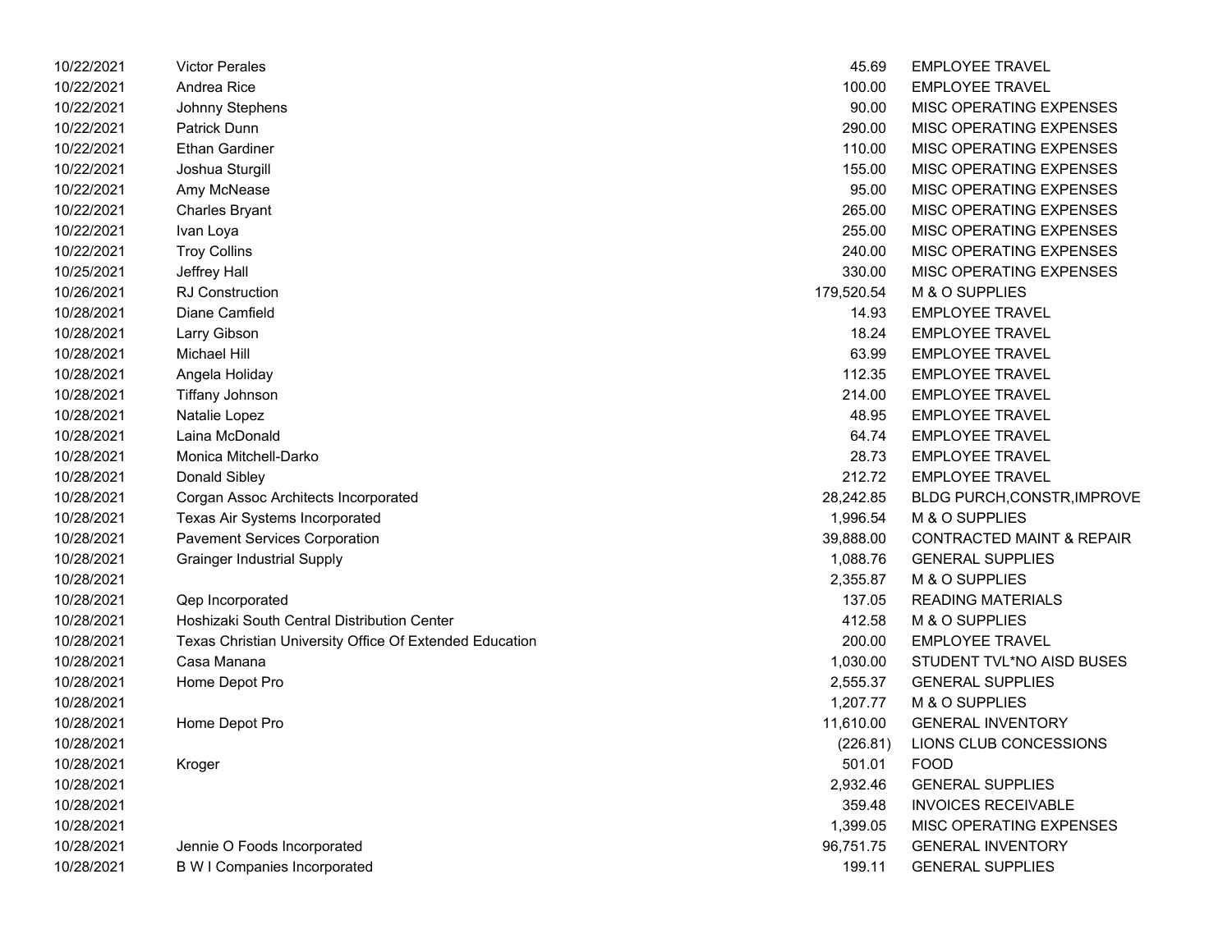| | | | |
|---|---|---|---|
| 10/22/2021 | Victor Perales | 45.69 | EMPLOYEE TRAVEL |
| 10/22/2021 | Andrea Rice | 100.00 | EMPLOYEE TRAVEL |
| 10/22/2021 | Johnny Stephens | 90.00 | MISC OPERATING EXPENSES |
| 10/22/2021 | Patrick Dunn | 290.00 | MISC OPERATING EXPENSES |
| 10/22/2021 | Ethan Gardiner | 110.00 | MISC OPERATING EXPENSES |
| 10/22/2021 | Joshua Sturgill | 155.00 | MISC OPERATING EXPENSES |
| 10/22/2021 | Amy McNease | 95.00 | MISC OPERATING EXPENSES |
| 10/22/2021 | Charles Bryant | 265.00 | MISC OPERATING EXPENSES |
| 10/22/2021 | Ivan Loya | 255.00 | MISC OPERATING EXPENSES |
| 10/22/2021 | Troy Collins | 240.00 | MISC OPERATING EXPENSES |
| 10/25/2021 | Jeffrey Hall | 330.00 | MISC OPERATING EXPENSES |
| 10/26/2021 | RJ Construction | 179,520.54 | M & O SUPPLIES |
| 10/28/2021 | Diane Camfield | 14.93 | EMPLOYEE TRAVEL |
| 10/28/2021 | Larry Gibson | 18.24 | EMPLOYEE TRAVEL |
| 10/28/2021 | Michael Hill | 63.99 | EMPLOYEE TRAVEL |
| 10/28/2021 | Angela Holiday | 112.35 | EMPLOYEE TRAVEL |
| 10/28/2021 | Tiffany Johnson | 214.00 | EMPLOYEE TRAVEL |
| 10/28/2021 | Natalie Lopez | 48.95 | EMPLOYEE TRAVEL |
| 10/28/2021 | Laina McDonald | 64.74 | EMPLOYEE TRAVEL |
| 10/28/2021 | Monica Mitchell-Darko | 28.73 | EMPLOYEE TRAVEL |
| 10/28/2021 | Donald Sibley | 212.72 | EMPLOYEE TRAVEL |
| 10/28/2021 | Corgan Assoc Architects Incorporated | 28,242.85 | BLDG PURCH,CONSTR,IMPROVE |
| 10/28/2021 | Texas Air Systems Incorporated | 1,996.54 | M & O SUPPLIES |
| 10/28/2021 | Pavement Services Corporation | 39,888.00 | CONTRACTED MAINT & REPAIR |
| 10/28/2021 | Grainger Industrial Supply | 1,088.76 | GENERAL SUPPLIES |
| 10/28/2021 | | 2,355.87 | M & O SUPPLIES |
| 10/28/2021 | Qep Incorporated | 137.05 | READING MATERIALS |
| 10/28/2021 | Hoshizaki South Central Distribution Center | 412.58 | M & O SUPPLIES |
| 10/28/2021 | Texas Christian University Office Of Extended Education | 200.00 | EMPLOYEE TRAVEL |
| 10/28/2021 | Casa Manana | 1,030.00 | STUDENT TVL*NO AISD BUSES |
| 10/28/2021 | Home Depot Pro | 2,555.37 | GENERAL SUPPLIES |
| 10/28/2021 | | 1,207.77 | M & O SUPPLIES |
| 10/28/2021 | Home Depot Pro | 11,610.00 | GENERAL INVENTORY |
| 10/28/2021 | | (226.81) | LIONS CLUB CONCESSIONS |
| 10/28/2021 | Kroger | 501.01 | FOOD |
| 10/28/2021 | | 2,932.46 | GENERAL SUPPLIES |
| 10/28/2021 | | 359.48 | INVOICES RECEIVABLE |
| 10/28/2021 | | 1,399.05 | MISC OPERATING EXPENSES |
| 10/28/2021 | Jennie O Foods Incorporated | 96,751.75 | GENERAL INVENTORY |
| 10/28/2021 | B W I Companies Incorporated | 199.11 | GENERAL SUPPLIES |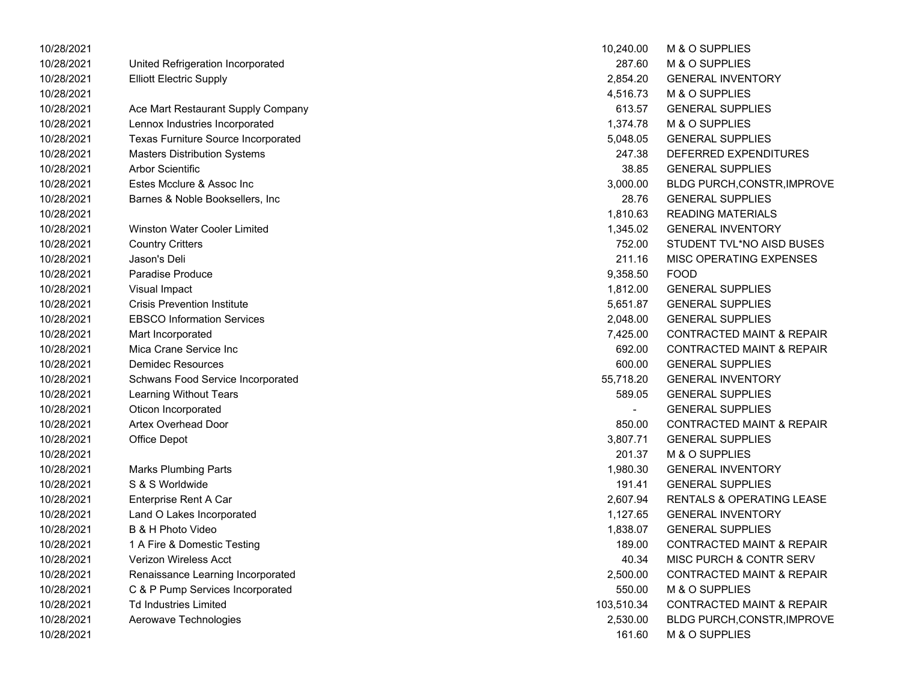| | | | |
|---|---|---|---|
| 10/28/2021 | | 10,240.00 | M & O SUPPLIES |
| 10/28/2021 | United Refrigeration Incorporated | 287.60 | M & O SUPPLIES |
| 10/28/2021 | Elliott Electric Supply | 2,854.20 | GENERAL INVENTORY |
| 10/28/2021 | | 4,516.73 | M & O SUPPLIES |
| 10/28/2021 | Ace Mart Restaurant Supply Company | 613.57 | GENERAL SUPPLIES |
| 10/28/2021 | Lennox Industries Incorporated | 1,374.78 | M & O SUPPLIES |
| 10/28/2021 | Texas Furniture Source Incorporated | 5,048.05 | GENERAL SUPPLIES |
| 10/28/2021 | Masters Distribution Systems | 247.38 | DEFERRED EXPENDITURES |
| 10/28/2021 | Arbor Scientific | 38.85 | GENERAL SUPPLIES |
| 10/28/2021 | Estes Mcclure & Assoc Inc | 3,000.00 | BLDG PURCH,CONSTR,IMPROVE |
| 10/28/2021 | Barnes & Noble Booksellers, Inc | 28.76 | GENERAL SUPPLIES |
| 10/28/2021 | | 1,810.63 | READING MATERIALS |
| 10/28/2021 | Winston Water Cooler Limited | 1,345.02 | GENERAL INVENTORY |
| 10/28/2021 | Country Critters | 752.00 | STUDENT TVL*NO AISD BUSES |
| 10/28/2021 | Jason's Deli | 211.16 | MISC OPERATING EXPENSES |
| 10/28/2021 | Paradise Produce | 9,358.50 | FOOD |
| 10/28/2021 | Visual Impact | 1,812.00 | GENERAL SUPPLIES |
| 10/28/2021 | Crisis Prevention Institute | 5,651.87 | GENERAL SUPPLIES |
| 10/28/2021 | EBSCO Information Services | 2,048.00 | GENERAL SUPPLIES |
| 10/28/2021 | Mart Incorporated | 7,425.00 | CONTRACTED MAINT & REPAIR |
| 10/28/2021 | Mica Crane Service Inc | 692.00 | CONTRACTED MAINT & REPAIR |
| 10/28/2021 | Demidec Resources | 600.00 | GENERAL SUPPLIES |
| 10/28/2021 | Schwans Food Service Incorporated | 55,718.20 | GENERAL INVENTORY |
| 10/28/2021 | Learning Without Tears | 589.05 | GENERAL SUPPLIES |
| 10/28/2021 | Oticon Incorporated | - | GENERAL SUPPLIES |
| 10/28/2021 | Artex Overhead Door | 850.00 | CONTRACTED MAINT & REPAIR |
| 10/28/2021 | Office Depot | 3,807.71 | GENERAL SUPPLIES |
| 10/28/2021 | | 201.37 | M & O SUPPLIES |
| 10/28/2021 | Marks Plumbing Parts | 1,980.30 | GENERAL INVENTORY |
| 10/28/2021 | S & S Worldwide | 191.41 | GENERAL SUPPLIES |
| 10/28/2021 | Enterprise Rent A Car | 2,607.94 | RENTALS & OPERATING LEASE |
| 10/28/2021 | Land O Lakes Incorporated | 1,127.65 | GENERAL INVENTORY |
| 10/28/2021 | B & H Photo Video | 1,838.07 | GENERAL SUPPLIES |
| 10/28/2021 | 1 A Fire & Domestic Testing | 189.00 | CONTRACTED MAINT & REPAIR |
| 10/28/2021 | Verizon Wireless Acct | 40.34 | MISC PURCH & CONTR SERV |
| 10/28/2021 | Renaissance Learning Incorporated | 2,500.00 | CONTRACTED MAINT & REPAIR |
| 10/28/2021 | C & P Pump Services Incorporated | 550.00 | M & O SUPPLIES |
| 10/28/2021 | Td Industries Limited | 103,510.34 | CONTRACTED MAINT & REPAIR |
| 10/28/2021 | Aerowave Technologies | 2,530.00 | BLDG PURCH,CONSTR,IMPROVE |
| 10/28/2021 | | 161.60 | M & O SUPPLIES |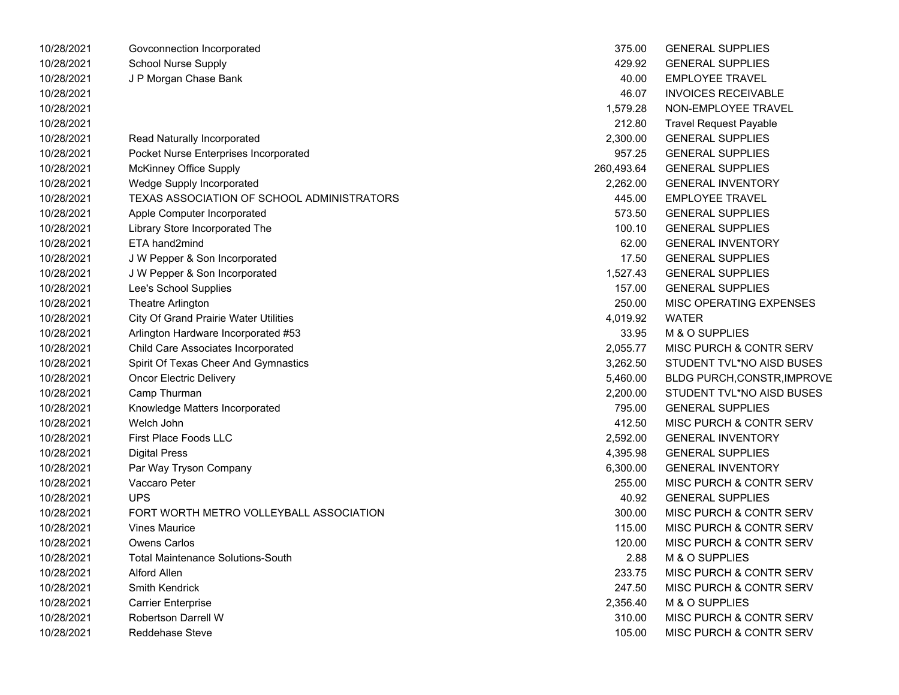| | | | |
|---|---|---|---|
| 10/28/2021 | Govconnection Incorporated | 375.00 | GENERAL SUPPLIES |
| 10/28/2021 | School Nurse Supply | 429.92 | GENERAL SUPPLIES |
| 10/28/2021 | J P Morgan Chase Bank | 40.00 | EMPLOYEE TRAVEL |
| 10/28/2021 | | 46.07 | INVOICES RECEIVABLE |
| 10/28/2021 | | 1,579.28 | NON-EMPLOYEE TRAVEL |
| 10/28/2021 | | 212.80 | Travel Request Payable |
| 10/28/2021 | Read Naturally Incorporated | 2,300.00 | GENERAL SUPPLIES |
| 10/28/2021 | Pocket Nurse Enterprises Incorporated | 957.25 | GENERAL SUPPLIES |
| 10/28/2021 | McKinney Office Supply | 260,493.64 | GENERAL SUPPLIES |
| 10/28/2021 | Wedge Supply Incorporated | 2,262.00 | GENERAL INVENTORY |
| 10/28/2021 | TEXAS ASSOCIATION OF SCHOOL ADMINISTRATORS | 445.00 | EMPLOYEE TRAVEL |
| 10/28/2021 | Apple Computer Incorporated | 573.50 | GENERAL SUPPLIES |
| 10/28/2021 | Library Store Incorporated The | 100.10 | GENERAL SUPPLIES |
| 10/28/2021 | ETA hand2mind | 62.00 | GENERAL INVENTORY |
| 10/28/2021 | J W Pepper & Son Incorporated | 17.50 | GENERAL SUPPLIES |
| 10/28/2021 | J W Pepper & Son Incorporated | 1,527.43 | GENERAL SUPPLIES |
| 10/28/2021 | Lee's School Supplies | 157.00 | GENERAL SUPPLIES |
| 10/28/2021 | Theatre Arlington | 250.00 | MISC OPERATING EXPENSES |
| 10/28/2021 | City Of Grand Prairie Water Utilities | 4,019.92 | WATER |
| 10/28/2021 | Arlington Hardware Incorporated #53 | 33.95 | M & O SUPPLIES |
| 10/28/2021 | Child Care Associates Incorporated | 2,055.77 | MISC PURCH & CONTR SERV |
| 10/28/2021 | Spirit Of Texas Cheer And Gymnastics | 3,262.50 | STUDENT TVL*NO AISD BUSES |
| 10/28/2021 | Oncor Electric Delivery | 5,460.00 | BLDG PURCH,CONSTR,IMPROVE |
| 10/28/2021 | Camp Thurman | 2,200.00 | STUDENT TVL*NO AISD BUSES |
| 10/28/2021 | Knowledge Matters Incorporated | 795.00 | GENERAL SUPPLIES |
| 10/28/2021 | Welch John | 412.50 | MISC PURCH & CONTR SERV |
| 10/28/2021 | First Place Foods LLC | 2,592.00 | GENERAL INVENTORY |
| 10/28/2021 | Digital Press | 4,395.98 | GENERAL SUPPLIES |
| 10/28/2021 | Par Way Tryson Company | 6,300.00 | GENERAL INVENTORY |
| 10/28/2021 | Vaccaro Peter | 255.00 | MISC PURCH & CONTR SERV |
| 10/28/2021 | UPS | 40.92 | GENERAL SUPPLIES |
| 10/28/2021 | FORT WORTH METRO VOLLEYBALL ASSOCIATION | 300.00 | MISC PURCH & CONTR SERV |
| 10/28/2021 | Vines Maurice | 115.00 | MISC PURCH & CONTR SERV |
| 10/28/2021 | Owens Carlos | 120.00 | MISC PURCH & CONTR SERV |
| 10/28/2021 | Total Maintenance Solutions-South | 2.88 | M & O SUPPLIES |
| 10/28/2021 | Alford Allen | 233.75 | MISC PURCH & CONTR SERV |
| 10/28/2021 | Smith Kendrick | 247.50 | MISC PURCH & CONTR SERV |
| 10/28/2021 | Carrier Enterprise | 2,356.40 | M & O SUPPLIES |
| 10/28/2021 | Robertson Darrell W | 310.00 | MISC PURCH & CONTR SERV |
| 10/28/2021 | Reddehase Steve | 105.00 | MISC PURCH & CONTR SERV |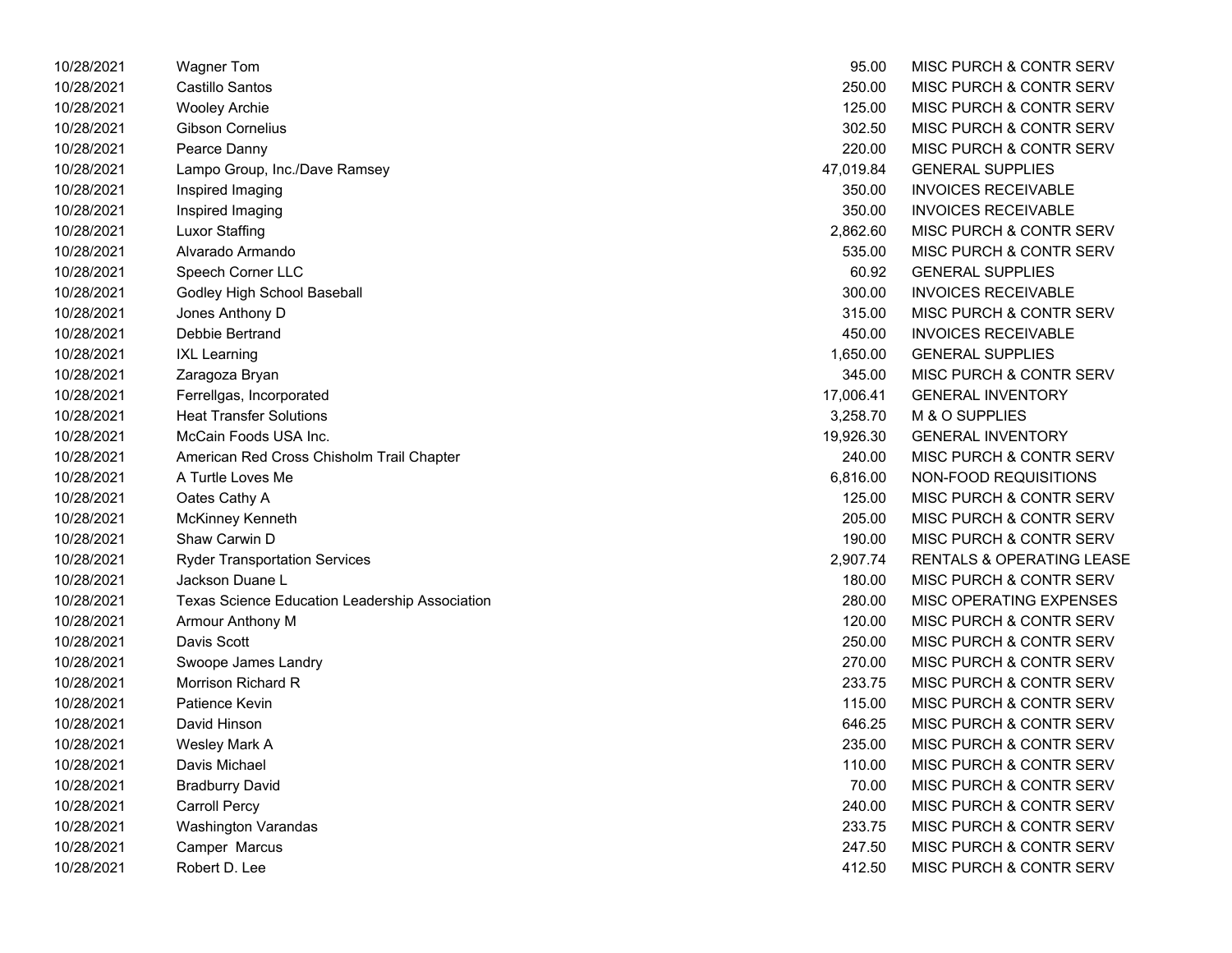| | | | |
|---|---|---|---|
| 10/28/2021 | Wagner Tom | 95.00 | MISC PURCH & CONTR SERV |
| 10/28/2021 | Castillo Santos | 250.00 | MISC PURCH & CONTR SERV |
| 10/28/2021 | Wooley Archie | 125.00 | MISC PURCH & CONTR SERV |
| 10/28/2021 | Gibson Cornelius | 302.50 | MISC PURCH & CONTR SERV |
| 10/28/2021 | Pearce Danny | 220.00 | MISC PURCH & CONTR SERV |
| 10/28/2021 | Lampo Group, Inc./Dave Ramsey | 47,019.84 | GENERAL SUPPLIES |
| 10/28/2021 | Inspired Imaging | 350.00 | INVOICES RECEIVABLE |
| 10/28/2021 | Inspired Imaging | 350.00 | INVOICES RECEIVABLE |
| 10/28/2021 | Luxor Staffing | 2,862.60 | MISC PURCH & CONTR SERV |
| 10/28/2021 | Alvarado Armando | 535.00 | MISC PURCH & CONTR SERV |
| 10/28/2021 | Speech Corner LLC | 60.92 | GENERAL SUPPLIES |
| 10/28/2021 | Godley High School Baseball | 300.00 | INVOICES RECEIVABLE |
| 10/28/2021 | Jones Anthony D | 315.00 | MISC PURCH & CONTR SERV |
| 10/28/2021 | Debbie Bertrand | 450.00 | INVOICES RECEIVABLE |
| 10/28/2021 | IXL Learning | 1,650.00 | GENERAL SUPPLIES |
| 10/28/2021 | Zaragoza Bryan | 345.00 | MISC PURCH & CONTR SERV |
| 10/28/2021 | Ferrellgas, Incorporated | 17,006.41 | GENERAL INVENTORY |
| 10/28/2021 | Heat Transfer Solutions | 3,258.70 | M & O SUPPLIES |
| 10/28/2021 | McCain Foods USA Inc. | 19,926.30 | GENERAL INVENTORY |
| 10/28/2021 | American Red Cross Chisholm Trail Chapter | 240.00 | MISC PURCH & CONTR SERV |
| 10/28/2021 | A Turtle Loves Me | 6,816.00 | NON-FOOD REQUISITIONS |
| 10/28/2021 | Oates Cathy A | 125.00 | MISC PURCH & CONTR SERV |
| 10/28/2021 | McKinney Kenneth | 205.00 | MISC PURCH & CONTR SERV |
| 10/28/2021 | Shaw Carwin D | 190.00 | MISC PURCH & CONTR SERV |
| 10/28/2021 | Ryder Transportation Services | 2,907.74 | RENTALS & OPERATING LEASE |
| 10/28/2021 | Jackson Duane L | 180.00 | MISC PURCH & CONTR SERV |
| 10/28/2021 | Texas Science Education Leadership Association | 280.00 | MISC OPERATING EXPENSES |
| 10/28/2021 | Armour Anthony M | 120.00 | MISC PURCH & CONTR SERV |
| 10/28/2021 | Davis Scott | 250.00 | MISC PURCH & CONTR SERV |
| 10/28/2021 | Swoope James Landry | 270.00 | MISC PURCH & CONTR SERV |
| 10/28/2021 | Morrison Richard R | 233.75 | MISC PURCH & CONTR SERV |
| 10/28/2021 | Patience Kevin | 115.00 | MISC PURCH & CONTR SERV |
| 10/28/2021 | David Hinson | 646.25 | MISC PURCH & CONTR SERV |
| 10/28/2021 | Wesley Mark A | 235.00 | MISC PURCH & CONTR SERV |
| 10/28/2021 | Davis Michael | 110.00 | MISC PURCH & CONTR SERV |
| 10/28/2021 | Bradburry David | 70.00 | MISC PURCH & CONTR SERV |
| 10/28/2021 | Carroll Percy | 240.00 | MISC PURCH & CONTR SERV |
| 10/28/2021 | Washington Varandas | 233.75 | MISC PURCH & CONTR SERV |
| 10/28/2021 | Camper Marcus | 247.50 | MISC PURCH & CONTR SERV |
| 10/28/2021 | Robert D. Lee | 412.50 | MISC PURCH & CONTR SERV |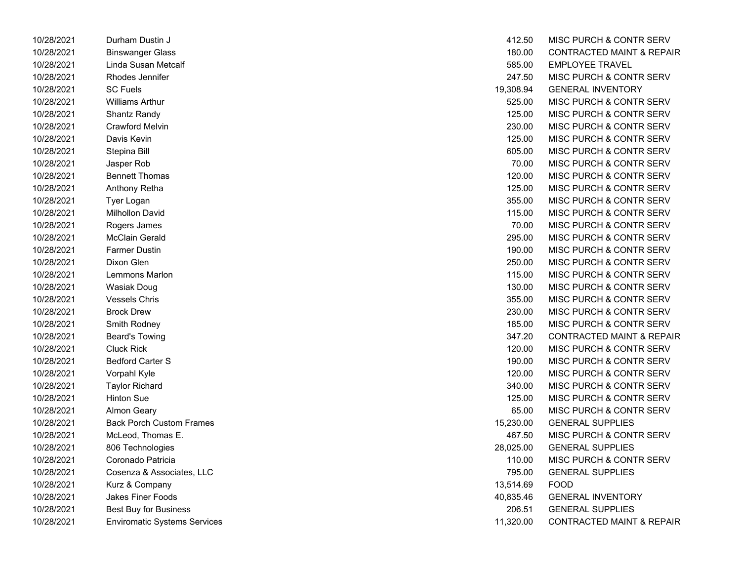| | | | |
|---|---|---|---|
| 10/28/2021 | Durham Dustin J | 412.50 | MISC PURCH & CONTR SERV |
| 10/28/2021 | Binswanger Glass | 180.00 | CONTRACTED MAINT & REPAIR |
| 10/28/2021 | Linda Susan Metcalf | 585.00 | EMPLOYEE TRAVEL |
| 10/28/2021 | Rhodes Jennifer | 247.50 | MISC PURCH & CONTR SERV |
| 10/28/2021 | SC Fuels | 19,308.94 | GENERAL INVENTORY |
| 10/28/2021 | Williams Arthur | 525.00 | MISC PURCH & CONTR SERV |
| 10/28/2021 | Shantz Randy | 125.00 | MISC PURCH & CONTR SERV |
| 10/28/2021 | Crawford Melvin | 230.00 | MISC PURCH & CONTR SERV |
| 10/28/2021 | Davis Kevin | 125.00 | MISC PURCH & CONTR SERV |
| 10/28/2021 | Stepina Bill | 605.00 | MISC PURCH & CONTR SERV |
| 10/28/2021 | Jasper Rob | 70.00 | MISC PURCH & CONTR SERV |
| 10/28/2021 | Bennett Thomas | 120.00 | MISC PURCH & CONTR SERV |
| 10/28/2021 | Anthony Retha | 125.00 | MISC PURCH & CONTR SERV |
| 10/28/2021 | Tyer Logan | 355.00 | MISC PURCH & CONTR SERV |
| 10/28/2021 | Milhollon David | 115.00 | MISC PURCH & CONTR SERV |
| 10/28/2021 | Rogers James | 70.00 | MISC PURCH & CONTR SERV |
| 10/28/2021 | McClain Gerald | 295.00 | MISC PURCH & CONTR SERV |
| 10/28/2021 | Farmer Dustin | 190.00 | MISC PURCH & CONTR SERV |
| 10/28/2021 | Dixon Glen | 250.00 | MISC PURCH & CONTR SERV |
| 10/28/2021 | Lemmons Marlon | 115.00 | MISC PURCH & CONTR SERV |
| 10/28/2021 | Wasiak Doug | 130.00 | MISC PURCH & CONTR SERV |
| 10/28/2021 | Vessels Chris | 355.00 | MISC PURCH & CONTR SERV |
| 10/28/2021 | Brock Drew | 230.00 | MISC PURCH & CONTR SERV |
| 10/28/2021 | Smith Rodney | 185.00 | MISC PURCH & CONTR SERV |
| 10/28/2021 | Beard's Towing | 347.20 | CONTRACTED MAINT & REPAIR |
| 10/28/2021 | Cluck Rick | 120.00 | MISC PURCH & CONTR SERV |
| 10/28/2021 | Bedford Carter S | 190.00 | MISC PURCH & CONTR SERV |
| 10/28/2021 | Vorpahl Kyle | 120.00 | MISC PURCH & CONTR SERV |
| 10/28/2021 | Taylor Richard | 340.00 | MISC PURCH & CONTR SERV |
| 10/28/2021 | Hinton Sue | 125.00 | MISC PURCH & CONTR SERV |
| 10/28/2021 | Almon Geary | 65.00 | MISC PURCH & CONTR SERV |
| 10/28/2021 | Back Porch Custom Frames | 15,230.00 | GENERAL SUPPLIES |
| 10/28/2021 | McLeod, Thomas E. | 467.50 | MISC PURCH & CONTR SERV |
| 10/28/2021 | 806 Technologies | 28,025.00 | GENERAL SUPPLIES |
| 10/28/2021 | Coronado Patricia | 110.00 | MISC PURCH & CONTR SERV |
| 10/28/2021 | Cosenza & Associates, LLC | 795.00 | GENERAL SUPPLIES |
| 10/28/2021 | Kurz & Company | 13,514.69 | FOOD |
| 10/28/2021 | Jakes Finer Foods | 40,835.46 | GENERAL INVENTORY |
| 10/28/2021 | Best Buy for Business | 206.51 | GENERAL SUPPLIES |
| 10/28/2021 | Enviromatic Systems Services | 11,320.00 | CONTRACTED MAINT & REPAIR |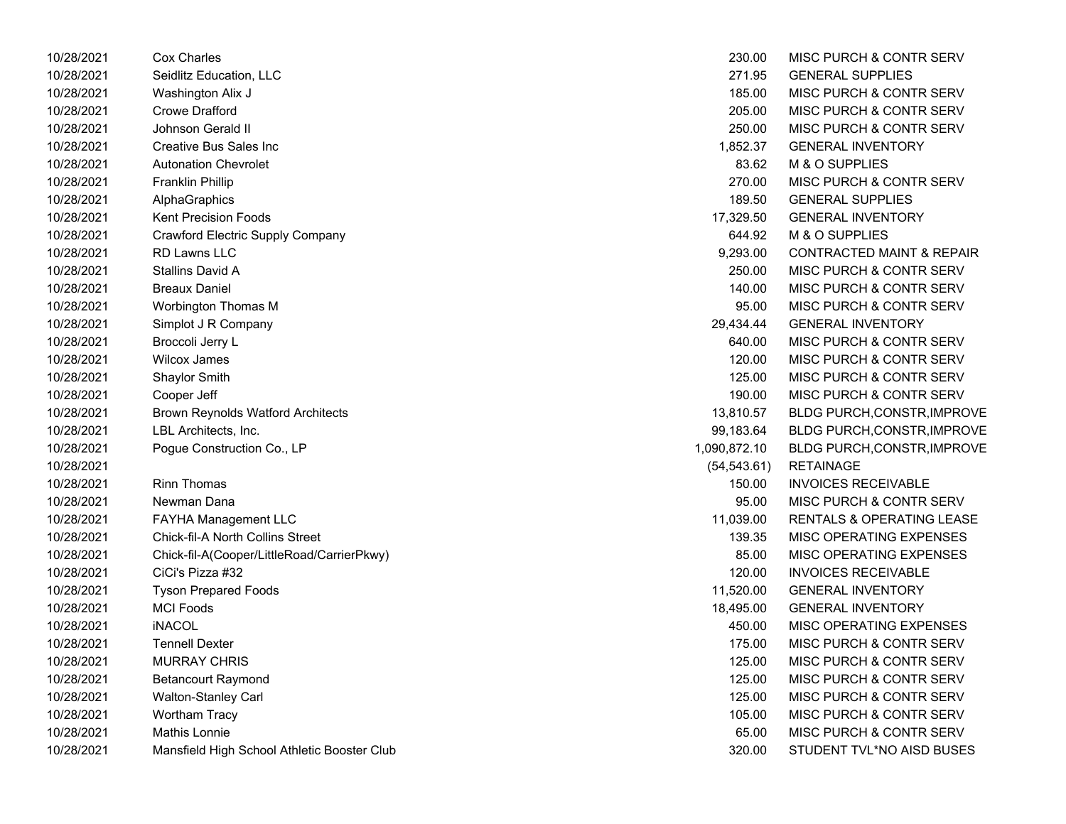| | | | |
|---|---|---|---|
| 10/28/2021 | Cox Charles | 230.00 | MISC PURCH & CONTR SERV |
| 10/28/2021 | Seidlitz Education, LLC | 271.95 | GENERAL SUPPLIES |
| 10/28/2021 | Washington Alix J | 185.00 | MISC PURCH & CONTR SERV |
| 10/28/2021 | Crowe Drafford | 205.00 | MISC PURCH & CONTR SERV |
| 10/28/2021 | Johnson Gerald II | 250.00 | MISC PURCH & CONTR SERV |
| 10/28/2021 | Creative Bus Sales Inc | 1,852.37 | GENERAL INVENTORY |
| 10/28/2021 | Autonation Chevrolet | 83.62 | M & O SUPPLIES |
| 10/28/2021 | Franklin Phillip | 270.00 | MISC PURCH & CONTR SERV |
| 10/28/2021 | AlphaGraphics | 189.50 | GENERAL SUPPLIES |
| 10/28/2021 | Kent Precision Foods | 17,329.50 | GENERAL INVENTORY |
| 10/28/2021 | Crawford Electric Supply Company | 644.92 | M & O SUPPLIES |
| 10/28/2021 | RD Lawns LLC | 9,293.00 | CONTRACTED MAINT & REPAIR |
| 10/28/2021 | Stallins David A | 250.00 | MISC PURCH & CONTR SERV |
| 10/28/2021 | Breaux Daniel | 140.00 | MISC PURCH & CONTR SERV |
| 10/28/2021 | Worbington Thomas M | 95.00 | MISC PURCH & CONTR SERV |
| 10/28/2021 | Simplot J R Company | 29,434.44 | GENERAL INVENTORY |
| 10/28/2021 | Broccoli Jerry L | 640.00 | MISC PURCH & CONTR SERV |
| 10/28/2021 | Wilcox James | 120.00 | MISC PURCH & CONTR SERV |
| 10/28/2021 | Shaylor Smith | 125.00 | MISC PURCH & CONTR SERV |
| 10/28/2021 | Cooper Jeff | 190.00 | MISC PURCH & CONTR SERV |
| 10/28/2021 | Brown Reynolds Watford Architects | 13,810.57 | BLDG PURCH,CONSTR,IMPROVE |
| 10/28/2021 | LBL Architects, Inc. | 99,183.64 | BLDG PURCH,CONSTR,IMPROVE |
| 10/28/2021 | Pogue Construction Co., LP | 1,090,872.10 | BLDG PURCH,CONSTR,IMPROVE |
| 10/28/2021 | | (54,543.61) | RETAINAGE |
| 10/28/2021 | Rinn Thomas | 150.00 | INVOICES RECEIVABLE |
| 10/28/2021 | Newman Dana | 95.00 | MISC PURCH & CONTR SERV |
| 10/28/2021 | FAYHA Management LLC | 11,039.00 | RENTALS & OPERATING LEASE |
| 10/28/2021 | Chick-fil-A North Collins Street | 139.35 | MISC OPERATING EXPENSES |
| 10/28/2021 | Chick-fil-A(Cooper/LittleRoad/CarrierPkwy) | 85.00 | MISC OPERATING EXPENSES |
| 10/28/2021 | CiCi's Pizza #32 | 120.00 | INVOICES RECEIVABLE |
| 10/28/2021 | Tyson Prepared Foods | 11,520.00 | GENERAL INVENTORY |
| 10/28/2021 | MCI Foods | 18,495.00 | GENERAL INVENTORY |
| 10/28/2021 | iNACOL | 450.00 | MISC OPERATING EXPENSES |
| 10/28/2021 | Tennell Dexter | 175.00 | MISC PURCH & CONTR SERV |
| 10/28/2021 | MURRAY CHRIS | 125.00 | MISC PURCH & CONTR SERV |
| 10/28/2021 | Betancourt Raymond | 125.00 | MISC PURCH & CONTR SERV |
| 10/28/2021 | Walton-Stanley Carl | 125.00 | MISC PURCH & CONTR SERV |
| 10/28/2021 | Wortham Tracy | 105.00 | MISC PURCH & CONTR SERV |
| 10/28/2021 | Mathis Lonnie | 65.00 | MISC PURCH & CONTR SERV |
| 10/28/2021 | Mansfield High School Athletic Booster Club | 320.00 | STUDENT TVL*NO AISD BUSES |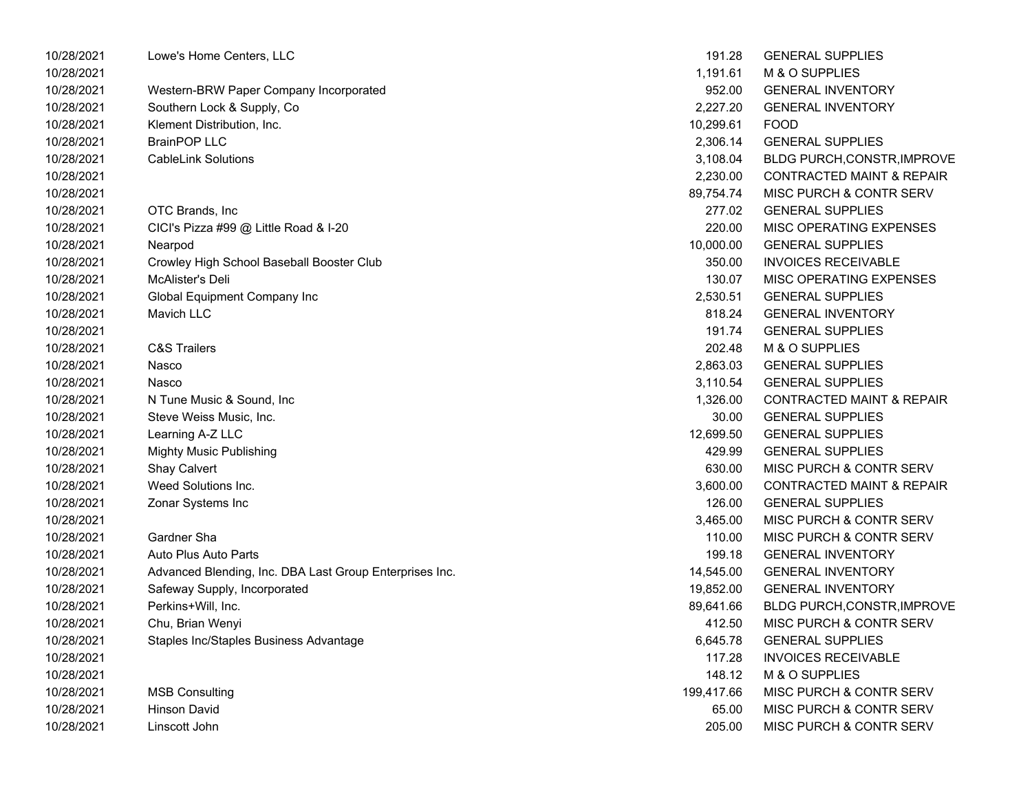| | | | |
|---|---|---|---|
| 10/28/2021 | Lowe's Home Centers, LLC | 191.28 | GENERAL SUPPLIES |
| 10/28/2021 | | 1,191.61 | M & O SUPPLIES |
| 10/28/2021 | Western-BRW Paper Company Incorporated | 952.00 | GENERAL INVENTORY |
| 10/28/2021 | Southern Lock & Supply, Co | 2,227.20 | GENERAL INVENTORY |
| 10/28/2021 | Klement Distribution, Inc. | 10,299.61 | FOOD |
| 10/28/2021 | BrainPOP LLC | 2,306.14 | GENERAL SUPPLIES |
| 10/28/2021 | CableLink Solutions | 3,108.04 | BLDG PURCH,CONSTR,IMPROVE |
| 10/28/2021 | | 2,230.00 | CONTRACTED MAINT & REPAIR |
| 10/28/2021 | | 89,754.74 | MISC PURCH & CONTR SERV |
| 10/28/2021 | OTC Brands, Inc | 277.02 | GENERAL SUPPLIES |
| 10/28/2021 | CICI's Pizza #99 @ Little Road & I-20 | 220.00 | MISC OPERATING EXPENSES |
| 10/28/2021 | Nearpod | 10,000.00 | GENERAL SUPPLIES |
| 10/28/2021 | Crowley High School Baseball Booster Club | 350.00 | INVOICES RECEIVABLE |
| 10/28/2021 | McAlister's Deli | 130.07 | MISC OPERATING EXPENSES |
| 10/28/2021 | Global Equipment Company Inc | 2,530.51 | GENERAL SUPPLIES |
| 10/28/2021 | Mavich LLC | 818.24 | GENERAL INVENTORY |
| 10/28/2021 | | 191.74 | GENERAL SUPPLIES |
| 10/28/2021 | C&S Trailers | 202.48 | M & O SUPPLIES |
| 10/28/2021 | Nasco | 2,863.03 | GENERAL SUPPLIES |
| 10/28/2021 | Nasco | 3,110.54 | GENERAL SUPPLIES |
| 10/28/2021 | N Tune Music & Sound, Inc | 1,326.00 | CONTRACTED MAINT & REPAIR |
| 10/28/2021 | Steve Weiss Music, Inc. | 30.00 | GENERAL SUPPLIES |
| 10/28/2021 | Learning A-Z LLC | 12,699.50 | GENERAL SUPPLIES |
| 10/28/2021 | Mighty Music Publishing | 429.99 | GENERAL SUPPLIES |
| 10/28/2021 | Shay Calvert | 630.00 | MISC PURCH & CONTR SERV |
| 10/28/2021 | Weed Solutions Inc. | 3,600.00 | CONTRACTED MAINT & REPAIR |
| 10/28/2021 | Zonar Systems Inc | 126.00 | GENERAL SUPPLIES |
| 10/28/2021 | | 3,465.00 | MISC PURCH & CONTR SERV |
| 10/28/2021 | Gardner Sha | 110.00 | MISC PURCH & CONTR SERV |
| 10/28/2021 | Auto Plus Auto Parts | 199.18 | GENERAL INVENTORY |
| 10/28/2021 | Advanced Blending, Inc. DBA Last Group Enterprises Inc. | 14,545.00 | GENERAL INVENTORY |
| 10/28/2021 | Safeway Supply, Incorporated | 19,852.00 | GENERAL INVENTORY |
| 10/28/2021 | Perkins+Will, Inc. | 89,641.66 | BLDG PURCH,CONSTR,IMPROVE |
| 10/28/2021 | Chu, Brian Wenyi | 412.50 | MISC PURCH & CONTR SERV |
| 10/28/2021 | Staples Inc/Staples Business Advantage | 6,645.78 | GENERAL SUPPLIES |
| 10/28/2021 | | 117.28 | INVOICES RECEIVABLE |
| 10/28/2021 | | 148.12 | M & O SUPPLIES |
| 10/28/2021 | MSB Consulting | 199,417.66 | MISC PURCH & CONTR SERV |
| 10/28/2021 | Hinson David | 65.00 | MISC PURCH & CONTR SERV |
| 10/28/2021 | Linscott John | 205.00 | MISC PURCH & CONTR SERV |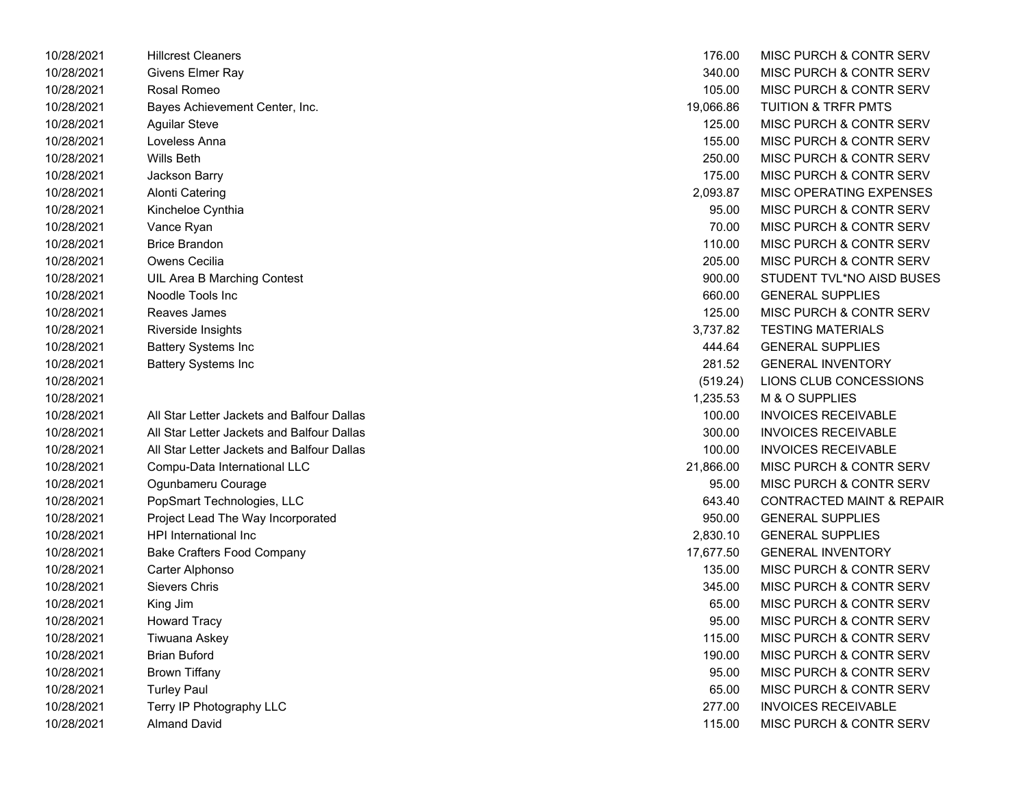| | | | |
|---|---|---|---|
| 10/28/2021 | Hillcrest Cleaners | 176.00 | MISC PURCH & CONTR SERV |
| 10/28/2021 | Givens Elmer Ray | 340.00 | MISC PURCH & CONTR SERV |
| 10/28/2021 | Rosal Romeo | 105.00 | MISC PURCH & CONTR SERV |
| 10/28/2021 | Bayes Achievement Center, Inc. | 19,066.86 | TUITION & TRFR PMTS |
| 10/28/2021 | Aguilar Steve | 125.00 | MISC PURCH & CONTR SERV |
| 10/28/2021 | Loveless Anna | 155.00 | MISC PURCH & CONTR SERV |
| 10/28/2021 | Wills Beth | 250.00 | MISC PURCH & CONTR SERV |
| 10/28/2021 | Jackson Barry | 175.00 | MISC PURCH & CONTR SERV |
| 10/28/2021 | Alonti Catering | 2,093.87 | MISC OPERATING EXPENSES |
| 10/28/2021 | Kincheloe Cynthia | 95.00 | MISC PURCH & CONTR SERV |
| 10/28/2021 | Vance Ryan | 70.00 | MISC PURCH & CONTR SERV |
| 10/28/2021 | Brice Brandon | 110.00 | MISC PURCH & CONTR SERV |
| 10/28/2021 | Owens Cecilia | 205.00 | MISC PURCH & CONTR SERV |
| 10/28/2021 | UIL Area B Marching Contest | 900.00 | STUDENT TVL*NO AISD BUSES |
| 10/28/2021 | Noodle Tools Inc | 660.00 | GENERAL SUPPLIES |
| 10/28/2021 | Reaves James | 125.00 | MISC PURCH & CONTR SERV |
| 10/28/2021 | Riverside Insights | 3,737.82 | TESTING MATERIALS |
| 10/28/2021 | Battery Systems Inc | 444.64 | GENERAL SUPPLIES |
| 10/28/2021 | Battery Systems Inc | 281.52 | GENERAL INVENTORY |
| 10/28/2021 | | (519.24) | LIONS CLUB CONCESSIONS |
| 10/28/2021 | | 1,235.53 | M & O SUPPLIES |
| 10/28/2021 | All Star Letter Jackets and Balfour Dallas | 100.00 | INVOICES RECEIVABLE |
| 10/28/2021 | All Star Letter Jackets and Balfour Dallas | 300.00 | INVOICES RECEIVABLE |
| 10/28/2021 | All Star Letter Jackets and Balfour Dallas | 100.00 | INVOICES RECEIVABLE |
| 10/28/2021 | Compu-Data International LLC | 21,866.00 | MISC PURCH & CONTR SERV |
| 10/28/2021 | Ogunbameru Courage | 95.00 | MISC PURCH & CONTR SERV |
| 10/28/2021 | PopSmart Technologies, LLC | 643.40 | CONTRACTED MAINT & REPAIR |
| 10/28/2021 | Project Lead The Way Incorporated | 950.00 | GENERAL SUPPLIES |
| 10/28/2021 | HPI International Inc | 2,830.10 | GENERAL SUPPLIES |
| 10/28/2021 | Bake Crafters Food Company | 17,677.50 | GENERAL INVENTORY |
| 10/28/2021 | Carter Alphonso | 135.00 | MISC PURCH & CONTR SERV |
| 10/28/2021 | Sievers Chris | 345.00 | MISC PURCH & CONTR SERV |
| 10/28/2021 | King Jim | 65.00 | MISC PURCH & CONTR SERV |
| 10/28/2021 | Howard Tracy | 95.00 | MISC PURCH & CONTR SERV |
| 10/28/2021 | Tiwuana Askey | 115.00 | MISC PURCH & CONTR SERV |
| 10/28/2021 | Brian Buford | 190.00 | MISC PURCH & CONTR SERV |
| 10/28/2021 | Brown Tiffany | 95.00 | MISC PURCH & CONTR SERV |
| 10/28/2021 | Turley Paul | 65.00 | MISC PURCH & CONTR SERV |
| 10/28/2021 | Terry IP Photography LLC | 277.00 | INVOICES RECEIVABLE |
| 10/28/2021 | Almand David | 115.00 | MISC PURCH & CONTR SERV |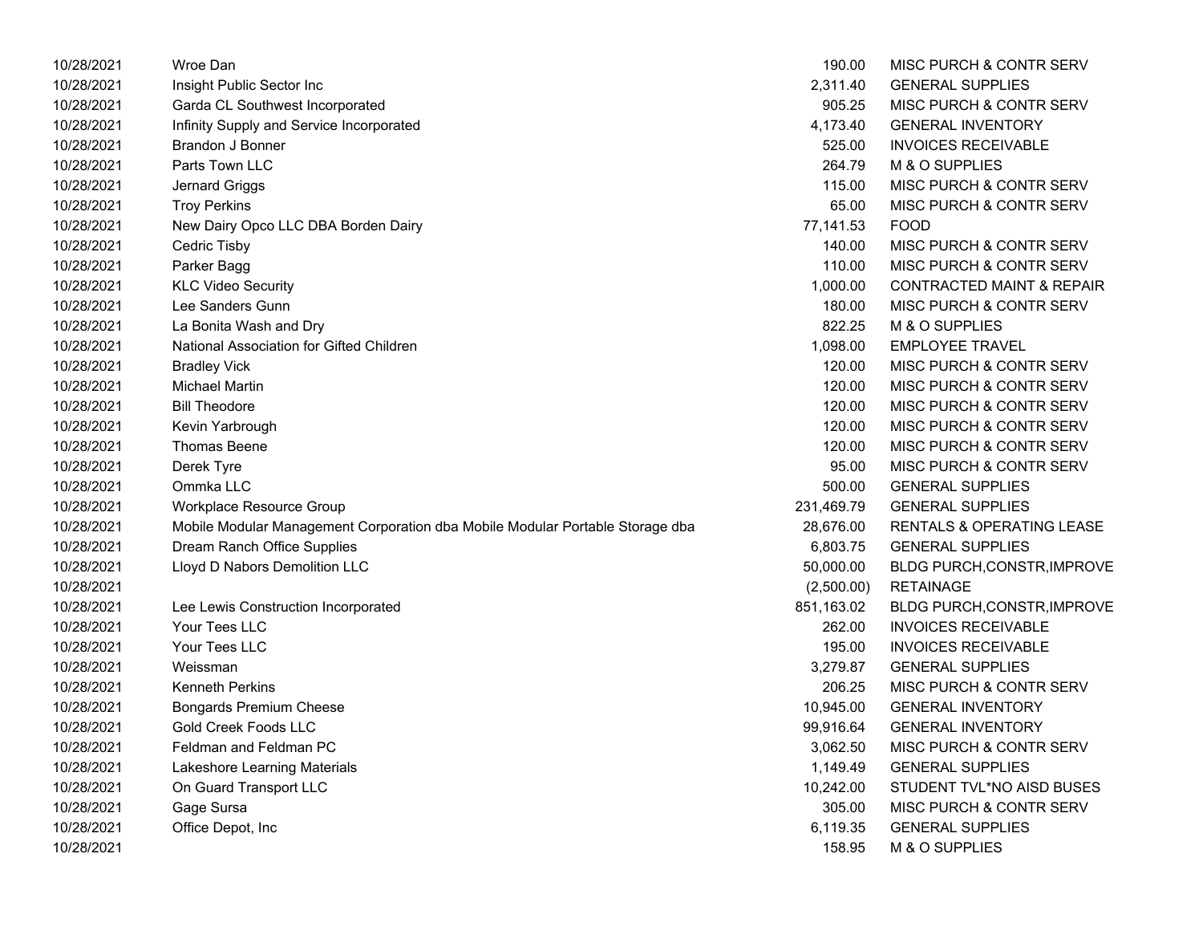| | | | |
|---|---|---|---|
| 10/28/2021 | Wroe Dan | 190.00 | MISC PURCH & CONTR SERV |
| 10/28/2021 | Insight Public Sector Inc | 2,311.40 | GENERAL SUPPLIES |
| 10/28/2021 | Garda CL Southwest Incorporated | 905.25 | MISC PURCH & CONTR SERV |
| 10/28/2021 | Infinity Supply and Service Incorporated | 4,173.40 | GENERAL INVENTORY |
| 10/28/2021 | Brandon J Bonner | 525.00 | INVOICES RECEIVABLE |
| 10/28/2021 | Parts Town LLC | 264.79 | M & O SUPPLIES |
| 10/28/2021 | Jernard Griggs | 115.00 | MISC PURCH & CONTR SERV |
| 10/28/2021 | Troy Perkins | 65.00 | MISC PURCH & CONTR SERV |
| 10/28/2021 | New Dairy Opco LLC DBA Borden Dairy | 77,141.53 | FOOD |
| 10/28/2021 | Cedric Tisby | 140.00 | MISC PURCH & CONTR SERV |
| 10/28/2021 | Parker Bagg | 110.00 | MISC PURCH & CONTR SERV |
| 10/28/2021 | KLC Video Security | 1,000.00 | CONTRACTED MAINT & REPAIR |
| 10/28/2021 | Lee Sanders Gunn | 180.00 | MISC PURCH & CONTR SERV |
| 10/28/2021 | La Bonita Wash and Dry | 822.25 | M & O SUPPLIES |
| 10/28/2021 | National Association for Gifted Children | 1,098.00 | EMPLOYEE TRAVEL |
| 10/28/2021 | Bradley Vick | 120.00 | MISC PURCH & CONTR SERV |
| 10/28/2021 | Michael Martin | 120.00 | MISC PURCH & CONTR SERV |
| 10/28/2021 | Bill Theodore | 120.00 | MISC PURCH & CONTR SERV |
| 10/28/2021 | Kevin Yarbrough | 120.00 | MISC PURCH & CONTR SERV |
| 10/28/2021 | Thomas Beene | 120.00 | MISC PURCH & CONTR SERV |
| 10/28/2021 | Derek Tyre | 95.00 | MISC PURCH & CONTR SERV |
| 10/28/2021 | Ommka LLC | 500.00 | GENERAL SUPPLIES |
| 10/28/2021 | Workplace Resource Group | 231,469.79 | GENERAL SUPPLIES |
| 10/28/2021 | Mobile Modular Management Corporation dba Mobile Modular Portable Storage dba | 28,676.00 | RENTALS & OPERATING LEASE |
| 10/28/2021 | Dream Ranch Office Supplies | 6,803.75 | GENERAL SUPPLIES |
| 10/28/2021 | Lloyd D Nabors Demolition LLC | 50,000.00 | BLDG PURCH,CONSTR,IMPROVE |
| 10/28/2021 | | (2,500.00) | RETAINAGE |
| 10/28/2021 | Lee Lewis Construction Incorporated | 851,163.02 | BLDG PURCH,CONSTR,IMPROVE |
| 10/28/2021 | Your Tees LLC | 262.00 | INVOICES RECEIVABLE |
| 10/28/2021 | Your Tees LLC | 195.00 | INVOICES RECEIVABLE |
| 10/28/2021 | Weissman | 3,279.87 | GENERAL SUPPLIES |
| 10/28/2021 | Kenneth Perkins | 206.25 | MISC PURCH & CONTR SERV |
| 10/28/2021 | Bongards Premium Cheese | 10,945.00 | GENERAL INVENTORY |
| 10/28/2021 | Gold Creek Foods LLC | 99,916.64 | GENERAL INVENTORY |
| 10/28/2021 | Feldman and Feldman PC | 3,062.50 | MISC PURCH & CONTR SERV |
| 10/28/2021 | Lakeshore Learning Materials | 1,149.49 | GENERAL SUPPLIES |
| 10/28/2021 | On Guard Transport LLC | 10,242.00 | STUDENT TVL*NO AISD BUSES |
| 10/28/2021 | Gage Sursa | 305.00 | MISC PURCH & CONTR SERV |
| 10/28/2021 | Office Depot, Inc | 6,119.35 | GENERAL SUPPLIES |
| 10/28/2021 | | 158.95 | M & O SUPPLIES |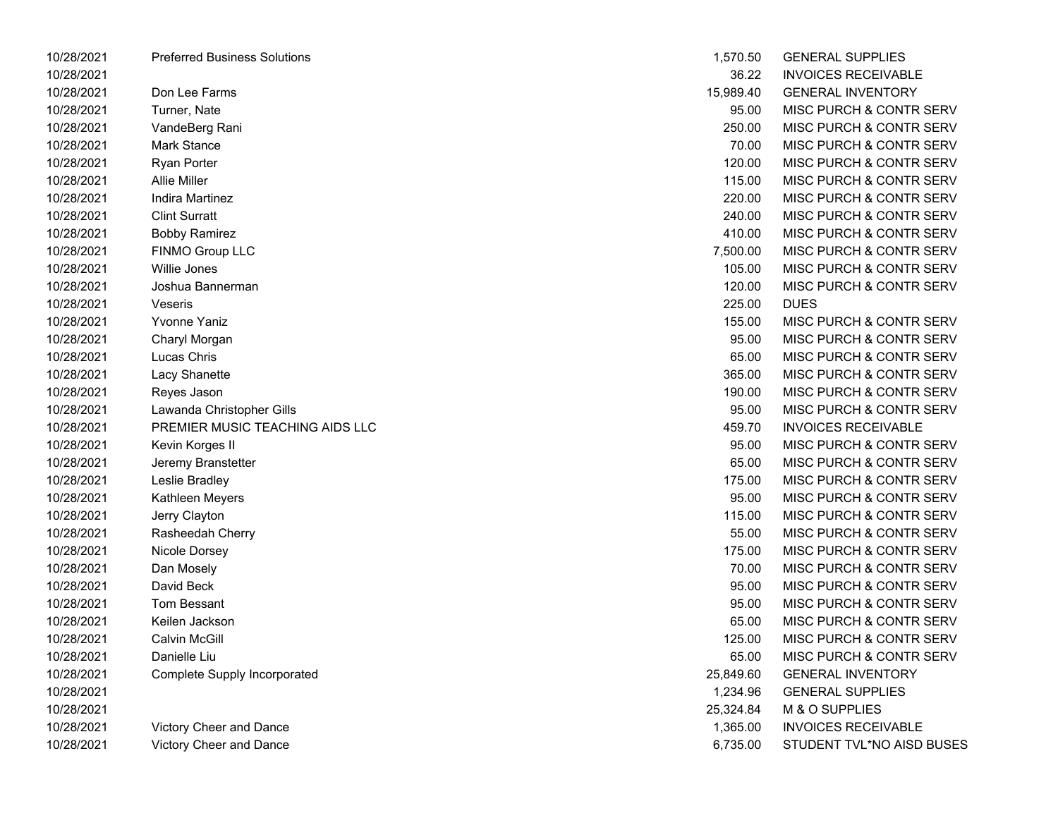| | | | |
|---|---|---|---|
| 10/28/2021 | Preferred Business Solutions | 1,570.50 | GENERAL SUPPLIES |
| 10/28/2021 | | 36.22 | INVOICES RECEIVABLE |
| 10/28/2021 | Don Lee Farms | 15,989.40 | GENERAL INVENTORY |
| 10/28/2021 | Turner, Nate | 95.00 | MISC PURCH & CONTR SERV |
| 10/28/2021 | VandeBerg Rani | 250.00 | MISC PURCH & CONTR SERV |
| 10/28/2021 | Mark Stance | 70.00 | MISC PURCH & CONTR SERV |
| 10/28/2021 | Ryan Porter | 120.00 | MISC PURCH & CONTR SERV |
| 10/28/2021 | Allie Miller | 115.00 | MISC PURCH & CONTR SERV |
| 10/28/2021 | Indira Martinez | 220.00 | MISC PURCH & CONTR SERV |
| 10/28/2021 | Clint Surratt | 240.00 | MISC PURCH & CONTR SERV |
| 10/28/2021 | Bobby Ramirez | 410.00 | MISC PURCH & CONTR SERV |
| 10/28/2021 | FINMO Group LLC | 7,500.00 | MISC PURCH & CONTR SERV |
| 10/28/2021 | Willie Jones | 105.00 | MISC PURCH & CONTR SERV |
| 10/28/2021 | Joshua Bannerman | 120.00 | MISC PURCH & CONTR SERV |
| 10/28/2021 | Veseris | 225.00 | DUES |
| 10/28/2021 | Yvonne Yaniz | 155.00 | MISC PURCH & CONTR SERV |
| 10/28/2021 | Charyl Morgan | 95.00 | MISC PURCH & CONTR SERV |
| 10/28/2021 | Lucas Chris | 65.00 | MISC PURCH & CONTR SERV |
| 10/28/2021 | Lacy Shanette | 365.00 | MISC PURCH & CONTR SERV |
| 10/28/2021 | Reyes Jason | 190.00 | MISC PURCH & CONTR SERV |
| 10/28/2021 | Lawanda Christopher Gills | 95.00 | MISC PURCH & CONTR SERV |
| 10/28/2021 | PREMIER MUSIC TEACHING AIDS LLC | 459.70 | INVOICES RECEIVABLE |
| 10/28/2021 | Kevin Korges II | 95.00 | MISC PURCH & CONTR SERV |
| 10/28/2021 | Jeremy Branstetter | 65.00 | MISC PURCH & CONTR SERV |
| 10/28/2021 | Leslie Bradley | 175.00 | MISC PURCH & CONTR SERV |
| 10/28/2021 | Kathleen Meyers | 95.00 | MISC PURCH & CONTR SERV |
| 10/28/2021 | Jerry Clayton | 115.00 | MISC PURCH & CONTR SERV |
| 10/28/2021 | Rasheedah Cherry | 55.00 | MISC PURCH & CONTR SERV |
| 10/28/2021 | Nicole Dorsey | 175.00 | MISC PURCH & CONTR SERV |
| 10/28/2021 | Dan Mosely | 70.00 | MISC PURCH & CONTR SERV |
| 10/28/2021 | David Beck | 95.00 | MISC PURCH & CONTR SERV |
| 10/28/2021 | Tom Bessant | 95.00 | MISC PURCH & CONTR SERV |
| 10/28/2021 | Keilen Jackson | 65.00 | MISC PURCH & CONTR SERV |
| 10/28/2021 | Calvin McGill | 125.00 | MISC PURCH & CONTR SERV |
| 10/28/2021 | Danielle Liu | 65.00 | MISC PURCH & CONTR SERV |
| 10/28/2021 | Complete Supply Incorporated | 25,849.60 | GENERAL INVENTORY |
| 10/28/2021 | | 1,234.96 | GENERAL SUPPLIES |
| 10/28/2021 | | 25,324.84 | M & O SUPPLIES |
| 10/28/2021 | Victory Cheer and Dance | 1,365.00 | INVOICES RECEIVABLE |
| 10/28/2021 | Victory Cheer and Dance | 6,735.00 | STUDENT TVL*NO AISD BUSES |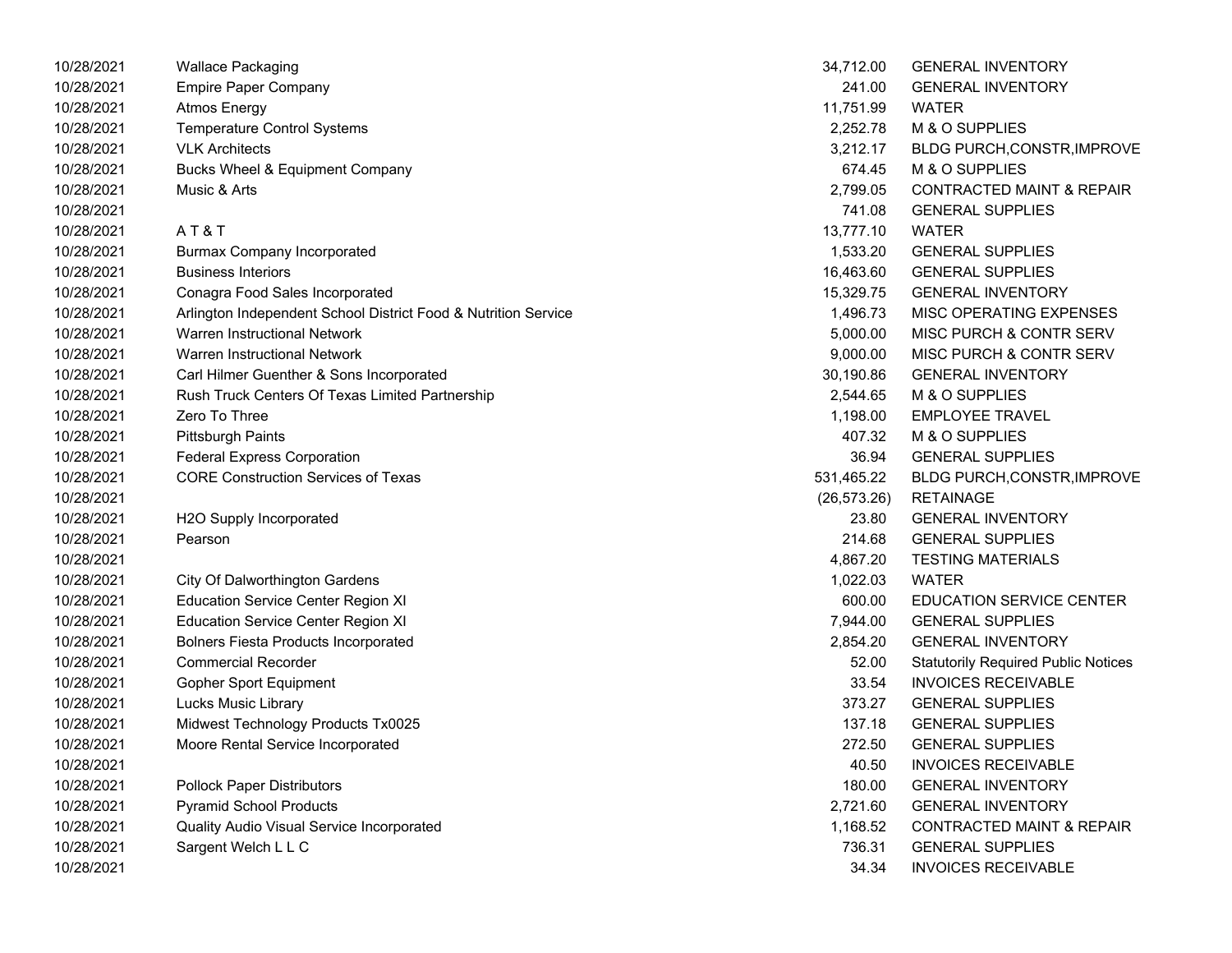| | | | |
|---|---|---|---|
| 10/28/2021 | Wallace Packaging | 34,712.00 | GENERAL INVENTORY |
| 10/28/2021 | Empire Paper Company | 241.00 | GENERAL INVENTORY |
| 10/28/2021 | Atmos Energy | 11,751.99 | WATER |
| 10/28/2021 | Temperature Control Systems | 2,252.78 | M & O SUPPLIES |
| 10/28/2021 | VLK Architects | 3,212.17 | BLDG PURCH,CONSTR,IMPROVE |
| 10/28/2021 | Bucks Wheel & Equipment Company | 674.45 | M & O SUPPLIES |
| 10/28/2021 | Music & Arts | 2,799.05 | CONTRACTED MAINT & REPAIR |
| 10/28/2021 | | 741.08 | GENERAL SUPPLIES |
| 10/28/2021 | A T & T | 13,777.10 | WATER |
| 10/28/2021 | Burmax Company Incorporated | 1,533.20 | GENERAL SUPPLIES |
| 10/28/2021 | Business Interiors | 16,463.60 | GENERAL SUPPLIES |
| 10/28/2021 | Conagra Food Sales Incorporated | 15,329.75 | GENERAL INVENTORY |
| 10/28/2021 | Arlington Independent School District Food & Nutrition Service | 1,496.73 | MISC OPERATING EXPENSES |
| 10/28/2021 | Warren Instructional Network | 5,000.00 | MISC PURCH & CONTR SERV |
| 10/28/2021 | Warren Instructional Network | 9,000.00 | MISC PURCH & CONTR SERV |
| 10/28/2021 | Carl Hilmer Guenther & Sons Incorporated | 30,190.86 | GENERAL INVENTORY |
| 10/28/2021 | Rush Truck Centers Of Texas Limited Partnership | 2,544.65 | M & O SUPPLIES |
| 10/28/2021 | Zero To Three | 1,198.00 | EMPLOYEE TRAVEL |
| 10/28/2021 | Pittsburgh Paints | 407.32 | M & O SUPPLIES |
| 10/28/2021 | Federal Express Corporation | 36.94 | GENERAL SUPPLIES |
| 10/28/2021 | CORE Construction Services of Texas | 531,465.22 | BLDG PURCH,CONSTR,IMPROVE |
| 10/28/2021 | | (26,573.26) | RETAINAGE |
| 10/28/2021 | H2O Supply Incorporated | 23.80 | GENERAL INVENTORY |
| 10/28/2021 | Pearson | 214.68 | GENERAL SUPPLIES |
| 10/28/2021 | | 4,867.20 | TESTING MATERIALS |
| 10/28/2021 | City Of Dalworthington Gardens | 1,022.03 | WATER |
| 10/28/2021 | Education Service Center Region XI | 600.00 | EDUCATION SERVICE CENTER |
| 10/28/2021 | Education Service Center Region XI | 7,944.00 | GENERAL SUPPLIES |
| 10/28/2021 | Bolners Fiesta Products Incorporated | 2,854.20 | GENERAL INVENTORY |
| 10/28/2021 | Commercial Recorder | 52.00 | Statutorily Required Public Notices |
| 10/28/2021 | Gopher Sport Equipment | 33.54 | INVOICES RECEIVABLE |
| 10/28/2021 | Lucks Music Library | 373.27 | GENERAL SUPPLIES |
| 10/28/2021 | Midwest Technology Products Tx0025 | 137.18 | GENERAL SUPPLIES |
| 10/28/2021 | Moore Rental Service Incorporated | 272.50 | GENERAL SUPPLIES |
| 10/28/2021 | | 40.50 | INVOICES RECEIVABLE |
| 10/28/2021 | Pollock Paper Distributors | 180.00 | GENERAL INVENTORY |
| 10/28/2021 | Pyramid School Products | 2,721.60 | GENERAL INVENTORY |
| 10/28/2021 | Quality Audio Visual Service Incorporated | 1,168.52 | CONTRACTED MAINT & REPAIR |
| 10/28/2021 | Sargent Welch L L C | 736.31 | GENERAL SUPPLIES |
| 10/28/2021 | | 34.34 | INVOICES RECEIVABLE |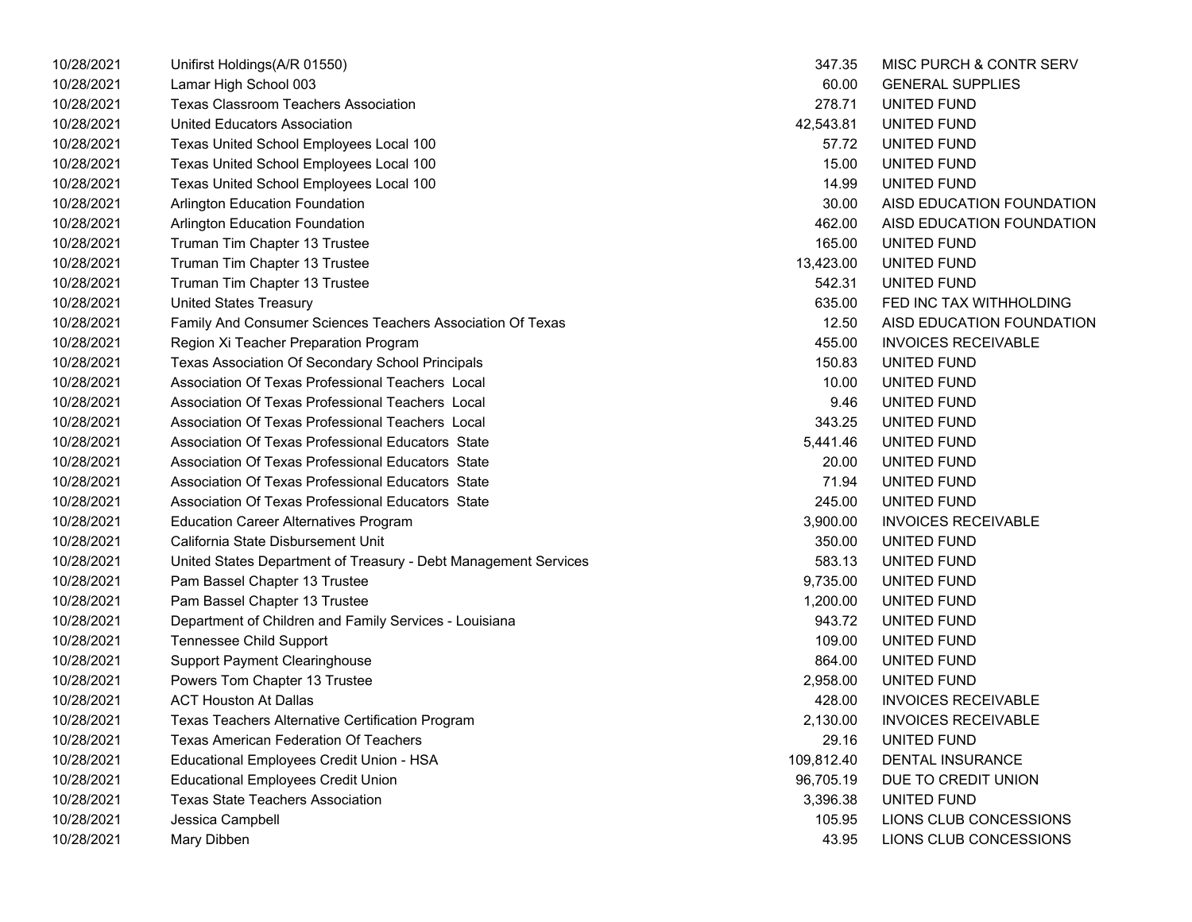| | | | |
|---|---|---|---|
| 10/28/2021 | Unifirst Holdings(A/R 01550) | 347.35 | MISC PURCH & CONTR SERV |
| 10/28/2021 | Lamar High School 003 | 60.00 | GENERAL SUPPLIES |
| 10/28/2021 | Texas Classroom Teachers Association | 278.71 | UNITED FUND |
| 10/28/2021 | United Educators Association | 42,543.81 | UNITED FUND |
| 10/28/2021 | Texas United School Employees Local 100 | 57.72 | UNITED FUND |
| 10/28/2021 | Texas United School Employees Local 100 | 15.00 | UNITED FUND |
| 10/28/2021 | Texas United School Employees Local 100 | 14.99 | UNITED FUND |
| 10/28/2021 | Arlington Education Foundation | 30.00 | AISD EDUCATION FOUNDATION |
| 10/28/2021 | Arlington Education Foundation | 462.00 | AISD EDUCATION FOUNDATION |
| 10/28/2021 | Truman Tim Chapter 13 Trustee | 165.00 | UNITED FUND |
| 10/28/2021 | Truman Tim Chapter 13 Trustee | 13,423.00 | UNITED FUND |
| 10/28/2021 | Truman Tim Chapter 13 Trustee | 542.31 | UNITED FUND |
| 10/28/2021 | United States Treasury | 635.00 | FED INC TAX WITHHOLDING |
| 10/28/2021 | Family And Consumer Sciences Teachers Association Of Texas | 12.50 | AISD EDUCATION FOUNDATION |
| 10/28/2021 | Region Xi Teacher Preparation Program | 455.00 | INVOICES RECEIVABLE |
| 10/28/2021 | Texas Association Of Secondary School Principals | 150.83 | UNITED FUND |
| 10/28/2021 | Association Of Texas Professional Teachers Local | 10.00 | UNITED FUND |
| 10/28/2021 | Association Of Texas Professional Teachers Local | 9.46 | UNITED FUND |
| 10/28/2021 | Association Of Texas Professional Teachers Local | 343.25 | UNITED FUND |
| 10/28/2021 | Association Of Texas Professional Educators State | 5,441.46 | UNITED FUND |
| 10/28/2021 | Association Of Texas Professional Educators State | 20.00 | UNITED FUND |
| 10/28/2021 | Association Of Texas Professional Educators State | 71.94 | UNITED FUND |
| 10/28/2021 | Association Of Texas Professional Educators State | 245.00 | UNITED FUND |
| 10/28/2021 | Education Career Alternatives Program | 3,900.00 | INVOICES RECEIVABLE |
| 10/28/2021 | California State Disbursement Unit | 350.00 | UNITED FUND |
| 10/28/2021 | United States Department of Treasury - Debt Management Services | 583.13 | UNITED FUND |
| 10/28/2021 | Pam Bassel Chapter 13 Trustee | 9,735.00 | UNITED FUND |
| 10/28/2021 | Pam Bassel Chapter 13 Trustee | 1,200.00 | UNITED FUND |
| 10/28/2021 | Department of Children and Family Services - Louisiana | 943.72 | UNITED FUND |
| 10/28/2021 | Tennessee Child Support | 109.00 | UNITED FUND |
| 10/28/2021 | Support Payment Clearinghouse | 864.00 | UNITED FUND |
| 10/28/2021 | Powers Tom Chapter 13 Trustee | 2,958.00 | UNITED FUND |
| 10/28/2021 | ACT Houston At Dallas | 428.00 | INVOICES RECEIVABLE |
| 10/28/2021 | Texas Teachers Alternative Certification Program | 2,130.00 | INVOICES RECEIVABLE |
| 10/28/2021 | Texas American Federation Of Teachers | 29.16 | UNITED FUND |
| 10/28/2021 | Educational Employees Credit Union - HSA | 109,812.40 | DENTAL INSURANCE |
| 10/28/2021 | Educational Employees Credit Union | 96,705.19 | DUE TO CREDIT UNION |
| 10/28/2021 | Texas State Teachers Association | 3,396.38 | UNITED FUND |
| 10/28/2021 | Jessica Campbell | 105.95 | LIONS CLUB CONCESSIONS |
| 10/28/2021 | Mary Dibben | 43.95 | LIONS CLUB CONCESSIONS |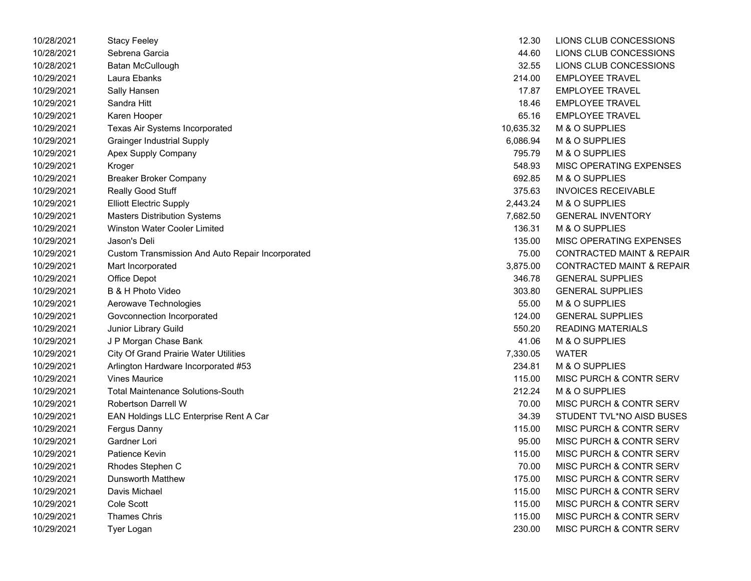| | | | |
|---|---|---|---|
| 10/28/2021 | Stacy Feeley | 12.30 | LIONS CLUB CONCESSIONS |
| 10/28/2021 | Sebrena Garcia | 44.60 | LIONS CLUB CONCESSIONS |
| 10/28/2021 | Batan McCullough | 32.55 | LIONS CLUB CONCESSIONS |
| 10/29/2021 | Laura Ebanks | 214.00 | EMPLOYEE TRAVEL |
| 10/29/2021 | Sally Hansen | 17.87 | EMPLOYEE TRAVEL |
| 10/29/2021 | Sandra Hitt | 18.46 | EMPLOYEE TRAVEL |
| 10/29/2021 | Karen Hooper | 65.16 | EMPLOYEE TRAVEL |
| 10/29/2021 | Texas Air Systems Incorporated | 10,635.32 | M & O SUPPLIES |
| 10/29/2021 | Grainger Industrial Supply | 6,086.94 | M & O SUPPLIES |
| 10/29/2021 | Apex Supply Company | 795.79 | M & O SUPPLIES |
| 10/29/2021 | Kroger | 548.93 | MISC OPERATING EXPENSES |
| 10/29/2021 | Breaker Broker Company | 692.85 | M & O SUPPLIES |
| 10/29/2021 | Really Good Stuff | 375.63 | INVOICES RECEIVABLE |
| 10/29/2021 | Elliott Electric Supply | 2,443.24 | M & O SUPPLIES |
| 10/29/2021 | Masters Distribution Systems | 7,682.50 | GENERAL INVENTORY |
| 10/29/2021 | Winston Water Cooler Limited | 136.31 | M & O SUPPLIES |
| 10/29/2021 | Jason's Deli | 135.00 | MISC OPERATING EXPENSES |
| 10/29/2021 | Custom Transmission And Auto Repair Incorporated | 75.00 | CONTRACTED MAINT & REPAIR |
| 10/29/2021 | Mart Incorporated | 3,875.00 | CONTRACTED MAINT & REPAIR |
| 10/29/2021 | Office Depot | 346.78 | GENERAL SUPPLIES |
| 10/29/2021 | B & H Photo Video | 303.80 | GENERAL SUPPLIES |
| 10/29/2021 | Aerowave Technologies | 55.00 | M & O SUPPLIES |
| 10/29/2021 | Govconnection Incorporated | 124.00 | GENERAL SUPPLIES |
| 10/29/2021 | Junior Library Guild | 550.20 | READING MATERIALS |
| 10/29/2021 | J P Morgan Chase Bank | 41.06 | M & O SUPPLIES |
| 10/29/2021 | City Of Grand Prairie Water Utilities | 7,330.05 | WATER |
| 10/29/2021 | Arlington Hardware Incorporated #53 | 234.81 | M & O SUPPLIES |
| 10/29/2021 | Vines Maurice | 115.00 | MISC PURCH & CONTR SERV |
| 10/29/2021 | Total Maintenance Solutions-South | 212.24 | M & O SUPPLIES |
| 10/29/2021 | Robertson Darrell W | 70.00 | MISC PURCH & CONTR SERV |
| 10/29/2021 | EAN Holdings LLC Enterprise Rent A Car | 34.39 | STUDENT TVL*NO AISD BUSES |
| 10/29/2021 | Fergus Danny | 115.00 | MISC PURCH & CONTR SERV |
| 10/29/2021 | Gardner Lori | 95.00 | MISC PURCH & CONTR SERV |
| 10/29/2021 | Patience Kevin | 115.00 | MISC PURCH & CONTR SERV |
| 10/29/2021 | Rhodes Stephen C | 70.00 | MISC PURCH & CONTR SERV |
| 10/29/2021 | Dunsworth Matthew | 175.00 | MISC PURCH & CONTR SERV |
| 10/29/2021 | Davis Michael | 115.00 | MISC PURCH & CONTR SERV |
| 10/29/2021 | Cole Scott | 115.00 | MISC PURCH & CONTR SERV |
| 10/29/2021 | Thames Chris | 115.00 | MISC PURCH & CONTR SERV |
| 10/29/2021 | Tyer Logan | 230.00 | MISC PURCH & CONTR SERV |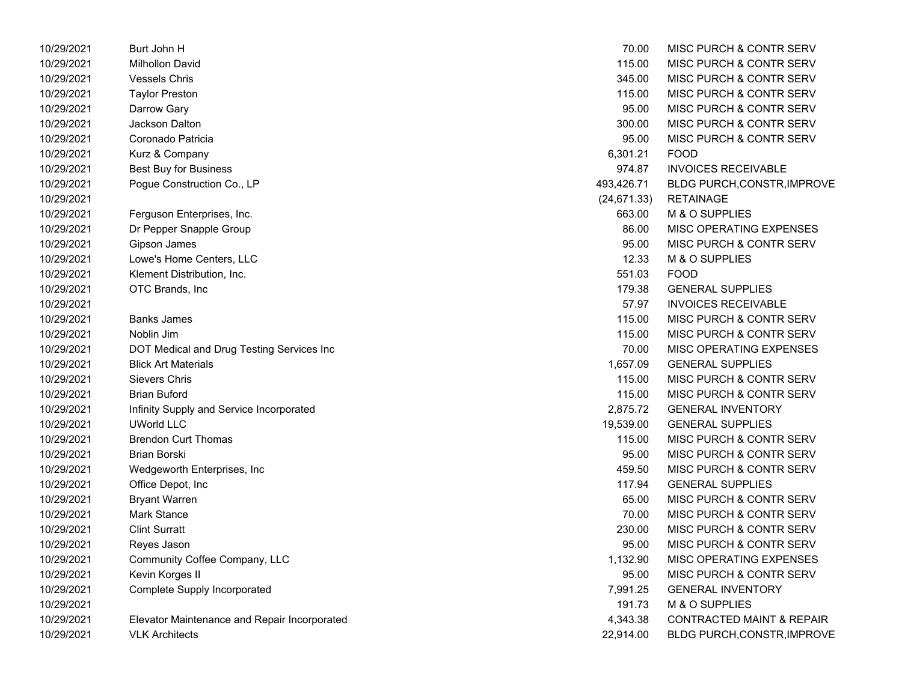| | | | |
|---|---|---|---|
| 10/29/2021 | Burt John H | 70.00 | MISC PURCH & CONTR SERV |
| 10/29/2021 | Milhollon David | 115.00 | MISC PURCH & CONTR SERV |
| 10/29/2021 | Vessels Chris | 345.00 | MISC PURCH & CONTR SERV |
| 10/29/2021 | Taylor Preston | 115.00 | MISC PURCH & CONTR SERV |
| 10/29/2021 | Darrow Gary | 95.00 | MISC PURCH & CONTR SERV |
| 10/29/2021 | Jackson Dalton | 300.00 | MISC PURCH & CONTR SERV |
| 10/29/2021 | Coronado Patricia | 95.00 | MISC PURCH & CONTR SERV |
| 10/29/2021 | Kurz & Company | 6,301.21 | FOOD |
| 10/29/2021 | Best Buy for Business | 974.87 | INVOICES RECEIVABLE |
| 10/29/2021 | Pogue Construction Co., LP | 493,426.71 | BLDG PURCH,CONSTR,IMPROVE |
| 10/29/2021 | | (24,671.33) | RETAINAGE |
| 10/29/2021 | Ferguson Enterprises, Inc. | 663.00 | M & O SUPPLIES |
| 10/29/2021 | Dr Pepper Snapple Group | 86.00 | MISC OPERATING EXPENSES |
| 10/29/2021 | Gipson James | 95.00 | MISC PURCH & CONTR SERV |
| 10/29/2021 | Lowe's Home Centers, LLC | 12.33 | M & O SUPPLIES |
| 10/29/2021 | Klement Distribution, Inc. | 551.03 | FOOD |
| 10/29/2021 | OTC Brands, Inc | 179.38 | GENERAL SUPPLIES |
| 10/29/2021 | | 57.97 | INVOICES RECEIVABLE |
| 10/29/2021 | Banks James | 115.00 | MISC PURCH & CONTR SERV |
| 10/29/2021 | Noblin Jim | 115.00 | MISC PURCH & CONTR SERV |
| 10/29/2021 | DOT Medical and Drug Testing Services Inc | 70.00 | MISC OPERATING EXPENSES |
| 10/29/2021 | Blick Art Materials | 1,657.09 | GENERAL SUPPLIES |
| 10/29/2021 | Sievers Chris | 115.00 | MISC PURCH & CONTR SERV |
| 10/29/2021 | Brian Buford | 115.00 | MISC PURCH & CONTR SERV |
| 10/29/2021 | Infinity Supply and Service Incorporated | 2,875.72 | GENERAL INVENTORY |
| 10/29/2021 | UWorld LLC | 19,539.00 | GENERAL SUPPLIES |
| 10/29/2021 | Brendon Curt Thomas | 115.00 | MISC PURCH & CONTR SERV |
| 10/29/2021 | Brian Borski | 95.00 | MISC PURCH & CONTR SERV |
| 10/29/2021 | Wedgeworth Enterprises, Inc | 459.50 | MISC PURCH & CONTR SERV |
| 10/29/2021 | Office Depot, Inc | 117.94 | GENERAL SUPPLIES |
| 10/29/2021 | Bryant Warren | 65.00 | MISC PURCH & CONTR SERV |
| 10/29/2021 | Mark Stance | 70.00 | MISC PURCH & CONTR SERV |
| 10/29/2021 | Clint Surratt | 230.00 | MISC PURCH & CONTR SERV |
| 10/29/2021 | Reyes Jason | 95.00 | MISC PURCH & CONTR SERV |
| 10/29/2021 | Community Coffee Company, LLC | 1,132.90 | MISC OPERATING EXPENSES |
| 10/29/2021 | Kevin Korges II | 95.00 | MISC PURCH & CONTR SERV |
| 10/29/2021 | Complete Supply Incorporated | 7,991.25 | GENERAL INVENTORY |
| 10/29/2021 | | 191.73 | M & O SUPPLIES |
| 10/29/2021 | Elevator Maintenance and Repair Incorporated | 4,343.38 | CONTRACTED MAINT & REPAIR |
| 10/29/2021 | VLK Architects | 22,914.00 | BLDG PURCH,CONSTR,IMPROVE |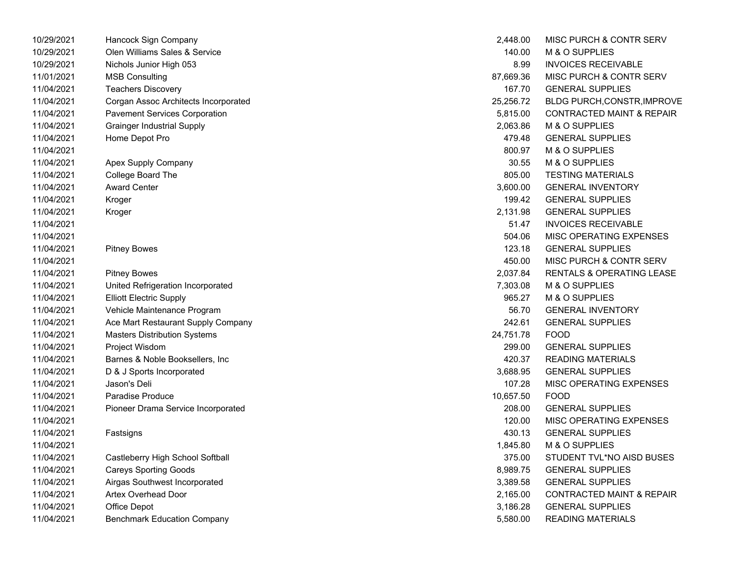| | | | |
|---|---|---|---|
| 10/29/2021 | Hancock Sign Company | 2,448.00 | MISC PURCH & CONTR SERV |
| 10/29/2021 | Olen Williams Sales & Service | 140.00 | M & O SUPPLIES |
| 10/29/2021 | Nichols Junior High 053 | 8.99 | INVOICES RECEIVABLE |
| 11/01/2021 | MSB Consulting | 87,669.36 | MISC PURCH & CONTR SERV |
| 11/04/2021 | Teachers Discovery | 167.70 | GENERAL SUPPLIES |
| 11/04/2021 | Corgan Assoc Architects Incorporated | 25,256.72 | BLDG PURCH,CONSTR,IMPROVE |
| 11/04/2021 | Pavement Services Corporation | 5,815.00 | CONTRACTED MAINT & REPAIR |
| 11/04/2021 | Grainger Industrial Supply | 2,063.86 | M & O SUPPLIES |
| 11/04/2021 | Home Depot Pro | 479.48 | GENERAL SUPPLIES |
| 11/04/2021 | | 800.97 | M & O SUPPLIES |
| 11/04/2021 | Apex Supply Company | 30.55 | M & O SUPPLIES |
| 11/04/2021 | College Board The | 805.00 | TESTING MATERIALS |
| 11/04/2021 | Award Center | 3,600.00 | GENERAL INVENTORY |
| 11/04/2021 | Kroger | 199.42 | GENERAL SUPPLIES |
| 11/04/2021 | Kroger | 2,131.98 | GENERAL SUPPLIES |
| 11/04/2021 | | 51.47 | INVOICES RECEIVABLE |
| 11/04/2021 | | 504.06 | MISC OPERATING EXPENSES |
| 11/04/2021 | Pitney Bowes | 123.18 | GENERAL SUPPLIES |
| 11/04/2021 | | 450.00 | MISC PURCH & CONTR SERV |
| 11/04/2021 | Pitney Bowes | 2,037.84 | RENTALS & OPERATING LEASE |
| 11/04/2021 | United Refrigeration Incorporated | 7,303.08 | M & O SUPPLIES |
| 11/04/2021 | Elliott Electric Supply | 965.27 | M & O SUPPLIES |
| 11/04/2021 | Vehicle Maintenance Program | 56.70 | GENERAL INVENTORY |
| 11/04/2021 | Ace Mart Restaurant Supply Company | 242.61 | GENERAL SUPPLIES |
| 11/04/2021 | Masters Distribution Systems | 24,751.78 | FOOD |
| 11/04/2021 | Project Wisdom | 299.00 | GENERAL SUPPLIES |
| 11/04/2021 | Barnes & Noble Booksellers, Inc | 420.37 | READING MATERIALS |
| 11/04/2021 | D & J Sports Incorporated | 3,688.95 | GENERAL SUPPLIES |
| 11/04/2021 | Jason's Deli | 107.28 | MISC OPERATING EXPENSES |
| 11/04/2021 | Paradise Produce | 10,657.50 | FOOD |
| 11/04/2021 | Pioneer Drama Service Incorporated | 208.00 | GENERAL SUPPLIES |
| 11/04/2021 | | 120.00 | MISC OPERATING EXPENSES |
| 11/04/2021 | Fastsigns | 430.13 | GENERAL SUPPLIES |
| 11/04/2021 | | 1,845.80 | M & O SUPPLIES |
| 11/04/2021 | Castleberry High School Softball | 375.00 | STUDENT TVL*NO AISD BUSES |
| 11/04/2021 | Careys Sporting Goods | 8,989.75 | GENERAL SUPPLIES |
| 11/04/2021 | Airgas Southwest Incorporated | 3,389.58 | GENERAL SUPPLIES |
| 11/04/2021 | Artex Overhead Door | 2,165.00 | CONTRACTED MAINT & REPAIR |
| 11/04/2021 | Office Depot | 3,186.28 | GENERAL SUPPLIES |
| 11/04/2021 | Benchmark Education Company | 5,580.00 | READING MATERIALS |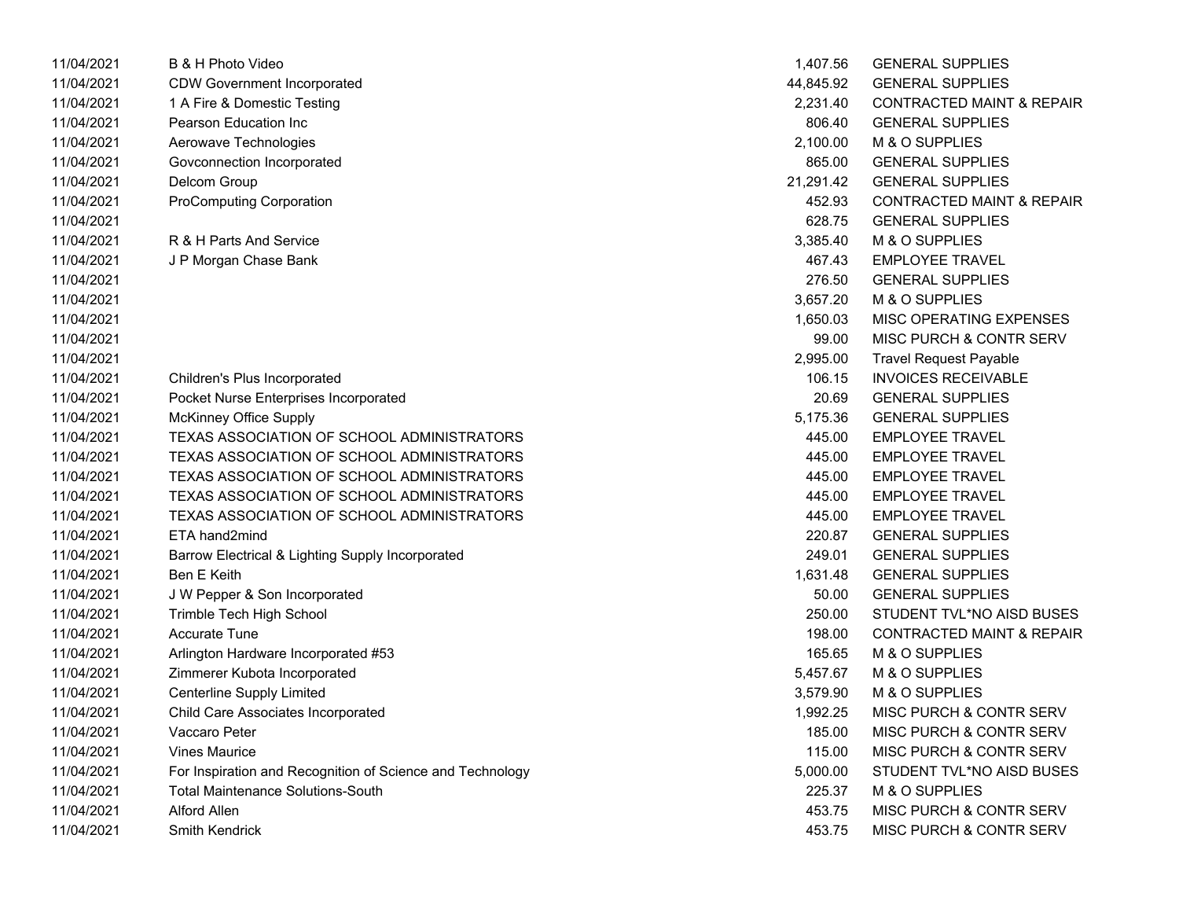| | | | |
|---|---|---|---|
| 11/04/2021 | B & H Photo Video | 1,407.56 | GENERAL SUPPLIES |
| 11/04/2021 | CDW Government Incorporated | 44,845.92 | GENERAL SUPPLIES |
| 11/04/2021 | 1 A Fire & Domestic Testing | 2,231.40 | CONTRACTED MAINT & REPAIR |
| 11/04/2021 | Pearson Education Inc | 806.40 | GENERAL SUPPLIES |
| 11/04/2021 | Aerowave Technologies | 2,100.00 | M & O SUPPLIES |
| 11/04/2021 | Govconnection Incorporated | 865.00 | GENERAL SUPPLIES |
| 11/04/2021 | Delcom Group | 21,291.42 | GENERAL SUPPLIES |
| 11/04/2021 | ProComputing Corporation | 452.93 | CONTRACTED MAINT & REPAIR |
| 11/04/2021 | | 628.75 | GENERAL SUPPLIES |
| 11/04/2021 | R & H Parts And Service | 3,385.40 | M & O SUPPLIES |
| 11/04/2021 | J P Morgan Chase Bank | 467.43 | EMPLOYEE TRAVEL |
| 11/04/2021 | | 276.50 | GENERAL SUPPLIES |
| 11/04/2021 | | 3,657.20 | M & O SUPPLIES |
| 11/04/2021 | | 1,650.03 | MISC OPERATING EXPENSES |
| 11/04/2021 | | 99.00 | MISC PURCH & CONTR SERV |
| 11/04/2021 | | 2,995.00 | Travel Request Payable |
| 11/04/2021 | Children's Plus Incorporated | 106.15 | INVOICES RECEIVABLE |
| 11/04/2021 | Pocket Nurse Enterprises Incorporated | 20.69 | GENERAL SUPPLIES |
| 11/04/2021 | McKinney Office Supply | 5,175.36 | GENERAL SUPPLIES |
| 11/04/2021 | TEXAS ASSOCIATION OF SCHOOL ADMINISTRATORS | 445.00 | EMPLOYEE TRAVEL |
| 11/04/2021 | TEXAS ASSOCIATION OF SCHOOL ADMINISTRATORS | 445.00 | EMPLOYEE TRAVEL |
| 11/04/2021 | TEXAS ASSOCIATION OF SCHOOL ADMINISTRATORS | 445.00 | EMPLOYEE TRAVEL |
| 11/04/2021 | TEXAS ASSOCIATION OF SCHOOL ADMINISTRATORS | 445.00 | EMPLOYEE TRAVEL |
| 11/04/2021 | TEXAS ASSOCIATION OF SCHOOL ADMINISTRATORS | 445.00 | EMPLOYEE TRAVEL |
| 11/04/2021 | ETA hand2mind | 220.87 | GENERAL SUPPLIES |
| 11/04/2021 | Barrow Electrical & Lighting Supply Incorporated | 249.01 | GENERAL SUPPLIES |
| 11/04/2021 | Ben E Keith | 1,631.48 | GENERAL SUPPLIES |
| 11/04/2021 | J W Pepper & Son Incorporated | 50.00 | GENERAL SUPPLIES |
| 11/04/2021 | Trimble Tech High School | 250.00 | STUDENT TVL*NO AISD BUSES |
| 11/04/2021 | Accurate Tune | 198.00 | CONTRACTED MAINT & REPAIR |
| 11/04/2021 | Arlington Hardware Incorporated #53 | 165.65 | M & O SUPPLIES |
| 11/04/2021 | Zimmerer Kubota Incorporated | 5,457.67 | M & O SUPPLIES |
| 11/04/2021 | Centerline Supply Limited | 3,579.90 | M & O SUPPLIES |
| 11/04/2021 | Child Care Associates Incorporated | 1,992.25 | MISC PURCH & CONTR SERV |
| 11/04/2021 | Vaccaro Peter | 185.00 | MISC PURCH & CONTR SERV |
| 11/04/2021 | Vines Maurice | 115.00 | MISC PURCH & CONTR SERV |
| 11/04/2021 | For Inspiration and Recognition of Science and Technology | 5,000.00 | STUDENT TVL*NO AISD BUSES |
| 11/04/2021 | Total Maintenance Solutions-South | 225.37 | M & O SUPPLIES |
| 11/04/2021 | Alford Allen | 453.75 | MISC PURCH & CONTR SERV |
| 11/04/2021 | Smith Kendrick | 453.75 | MISC PURCH & CONTR SERV |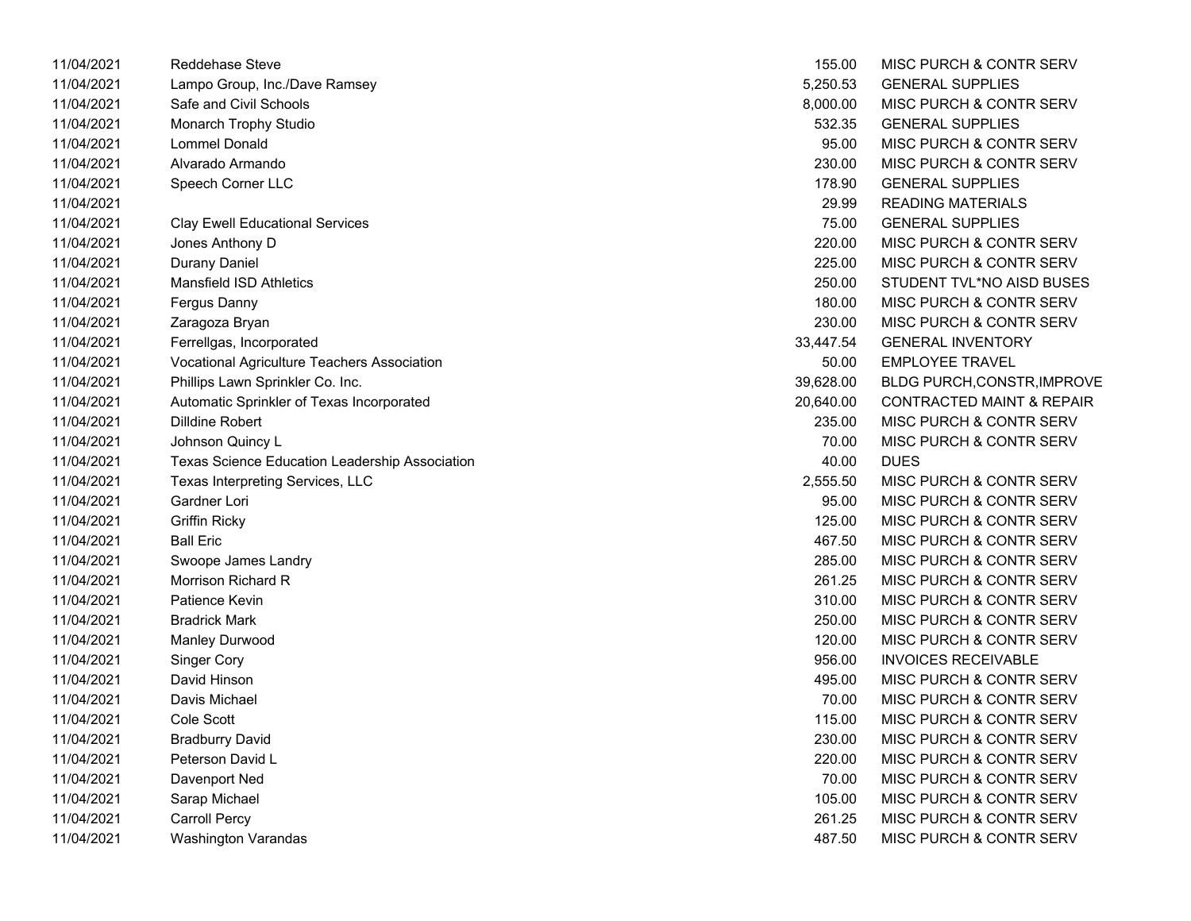| | | | |
|---|---|---|---|
| 11/04/2021 | Reddehase Steve | 155.00 | MISC PURCH & CONTR SERV |
| 11/04/2021 | Lampo Group, Inc./Dave Ramsey | 5,250.53 | GENERAL SUPPLIES |
| 11/04/2021 | Safe and Civil Schools | 8,000.00 | MISC PURCH & CONTR SERV |
| 11/04/2021 | Monarch Trophy Studio | 532.35 | GENERAL SUPPLIES |
| 11/04/2021 | Lommel Donald | 95.00 | MISC PURCH & CONTR SERV |
| 11/04/2021 | Alvarado Armando | 230.00 | MISC PURCH & CONTR SERV |
| 11/04/2021 | Speech Corner LLC | 178.90 | GENERAL SUPPLIES |
| 11/04/2021 | | 29.99 | READING MATERIALS |
| 11/04/2021 | Clay Ewell Educational Services | 75.00 | GENERAL SUPPLIES |
| 11/04/2021 | Jones Anthony D | 220.00 | MISC PURCH & CONTR SERV |
| 11/04/2021 | Durany Daniel | 225.00 | MISC PURCH & CONTR SERV |
| 11/04/2021 | Mansfield ISD Athletics | 250.00 | STUDENT TVL*NO AISD BUSES |
| 11/04/2021 | Fergus Danny | 180.00 | MISC PURCH & CONTR SERV |
| 11/04/2021 | Zaragoza Bryan | 230.00 | MISC PURCH & CONTR SERV |
| 11/04/2021 | Ferrellgas, Incorporated | 33,447.54 | GENERAL INVENTORY |
| 11/04/2021 | Vocational Agriculture Teachers Association | 50.00 | EMPLOYEE TRAVEL |
| 11/04/2021 | Phillips Lawn Sprinkler Co. Inc. | 39,628.00 | BLDG PURCH,CONSTR,IMPROVE |
| 11/04/2021 | Automatic Sprinkler of Texas Incorporated | 20,640.00 | CONTRACTED MAINT & REPAIR |
| 11/04/2021 | Dilldine Robert | 235.00 | MISC PURCH & CONTR SERV |
| 11/04/2021 | Johnson Quincy L | 70.00 | MISC PURCH & CONTR SERV |
| 11/04/2021 | Texas Science Education Leadership Association | 40.00 | DUES |
| 11/04/2021 | Texas Interpreting Services, LLC | 2,555.50 | MISC PURCH & CONTR SERV |
| 11/04/2021 | Gardner Lori | 95.00 | MISC PURCH & CONTR SERV |
| 11/04/2021 | Griffin Ricky | 125.00 | MISC PURCH & CONTR SERV |
| 11/04/2021 | Ball Eric | 467.50 | MISC PURCH & CONTR SERV |
| 11/04/2021 | Swoope James Landry | 285.00 | MISC PURCH & CONTR SERV |
| 11/04/2021 | Morrison Richard R | 261.25 | MISC PURCH & CONTR SERV |
| 11/04/2021 | Patience Kevin | 310.00 | MISC PURCH & CONTR SERV |
| 11/04/2021 | Bradrick Mark | 250.00 | MISC PURCH & CONTR SERV |
| 11/04/2021 | Manley Durwood | 120.00 | MISC PURCH & CONTR SERV |
| 11/04/2021 | Singer Cory | 956.00 | INVOICES RECEIVABLE |
| 11/04/2021 | David Hinson | 495.00 | MISC PURCH & CONTR SERV |
| 11/04/2021 | Davis Michael | 70.00 | MISC PURCH & CONTR SERV |
| 11/04/2021 | Cole Scott | 115.00 | MISC PURCH & CONTR SERV |
| 11/04/2021 | Bradburry David | 230.00 | MISC PURCH & CONTR SERV |
| 11/04/2021 | Peterson David L | 220.00 | MISC PURCH & CONTR SERV |
| 11/04/2021 | Davenport Ned | 70.00 | MISC PURCH & CONTR SERV |
| 11/04/2021 | Sarap Michael | 105.00 | MISC PURCH & CONTR SERV |
| 11/04/2021 | Carroll Percy | 261.25 | MISC PURCH & CONTR SERV |
| 11/04/2021 | Washington Varandas | 487.50 | MISC PURCH & CONTR SERV |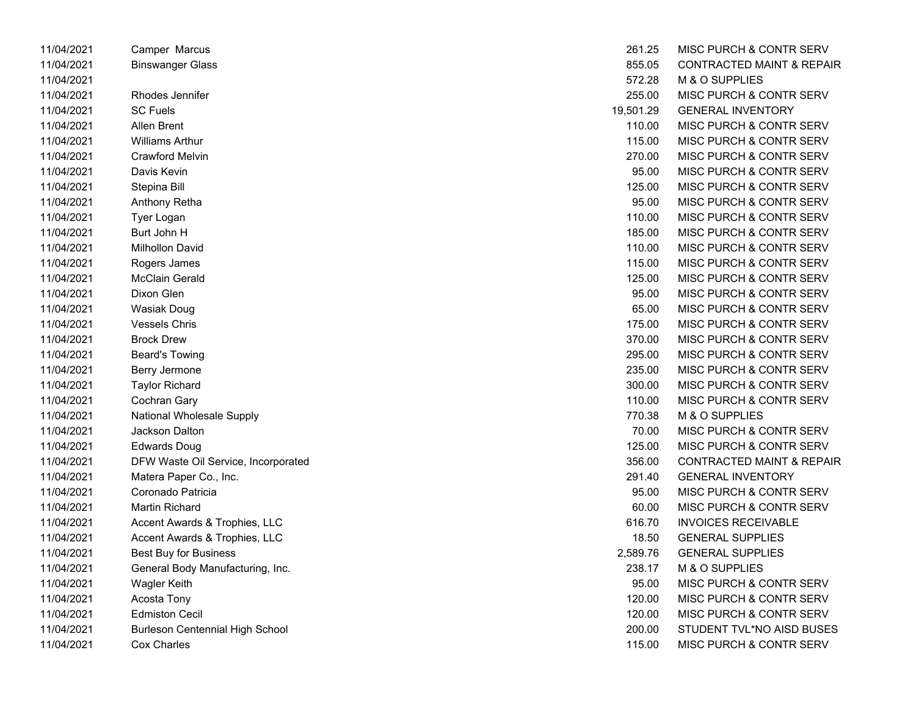| | | | |
|---|---|---|---|
| 11/04/2021 | Camper Marcus | 261.25 | MISC PURCH & CONTR SERV |
| 11/04/2021 | Binswanger Glass | 855.05 | CONTRACTED MAINT & REPAIR |
| 11/04/2021 | | 572.28 | M & O SUPPLIES |
| 11/04/2021 | Rhodes Jennifer | 255.00 | MISC PURCH & CONTR SERV |
| 11/04/2021 | SC Fuels | 19,501.29 | GENERAL INVENTORY |
| 11/04/2021 | Allen Brent | 110.00 | MISC PURCH & CONTR SERV |
| 11/04/2021 | Williams Arthur | 115.00 | MISC PURCH & CONTR SERV |
| 11/04/2021 | Crawford Melvin | 270.00 | MISC PURCH & CONTR SERV |
| 11/04/2021 | Davis Kevin | 95.00 | MISC PURCH & CONTR SERV |
| 11/04/2021 | Stepina Bill | 125.00 | MISC PURCH & CONTR SERV |
| 11/04/2021 | Anthony Retha | 95.00 | MISC PURCH & CONTR SERV |
| 11/04/2021 | Tyer Logan | 110.00 | MISC PURCH & CONTR SERV |
| 11/04/2021 | Burt John H | 185.00 | MISC PURCH & CONTR SERV |
| 11/04/2021 | Milhollon David | 110.00 | MISC PURCH & CONTR SERV |
| 11/04/2021 | Rogers James | 115.00 | MISC PURCH & CONTR SERV |
| 11/04/2021 | McClain Gerald | 125.00 | MISC PURCH & CONTR SERV |
| 11/04/2021 | Dixon Glen | 95.00 | MISC PURCH & CONTR SERV |
| 11/04/2021 | Wasiak Doug | 65.00 | MISC PURCH & CONTR SERV |
| 11/04/2021 | Vessels Chris | 175.00 | MISC PURCH & CONTR SERV |
| 11/04/2021 | Brock Drew | 370.00 | MISC PURCH & CONTR SERV |
| 11/04/2021 | Beard's Towing | 295.00 | MISC PURCH & CONTR SERV |
| 11/04/2021 | Berry Jermone | 235.00 | MISC PURCH & CONTR SERV |
| 11/04/2021 | Taylor Richard | 300.00 | MISC PURCH & CONTR SERV |
| 11/04/2021 | Cochran Gary | 110.00 | MISC PURCH & CONTR SERV |
| 11/04/2021 | National Wholesale Supply | 770.38 | M & O SUPPLIES |
| 11/04/2021 | Jackson Dalton | 70.00 | MISC PURCH & CONTR SERV |
| 11/04/2021 | Edwards Doug | 125.00 | MISC PURCH & CONTR SERV |
| 11/04/2021 | DFW Waste Oil Service, Incorporated | 356.00 | CONTRACTED MAINT & REPAIR |
| 11/04/2021 | Matera Paper Co., Inc. | 291.40 | GENERAL INVENTORY |
| 11/04/2021 | Coronado Patricia | 95.00 | MISC PURCH & CONTR SERV |
| 11/04/2021 | Martin Richard | 60.00 | MISC PURCH & CONTR SERV |
| 11/04/2021 | Accent Awards & Trophies, LLC | 616.70 | INVOICES RECEIVABLE |
| 11/04/2021 | Accent Awards & Trophies, LLC | 18.50 | GENERAL SUPPLIES |
| 11/04/2021 | Best Buy for Business | 2,589.76 | GENERAL SUPPLIES |
| 11/04/2021 | General Body Manufacturing, Inc. | 238.17 | M & O SUPPLIES |
| 11/04/2021 | Wagler Keith | 95.00 | MISC PURCH & CONTR SERV |
| 11/04/2021 | Acosta Tony | 120.00 | MISC PURCH & CONTR SERV |
| 11/04/2021 | Edmiston Cecil | 120.00 | MISC PURCH & CONTR SERV |
| 11/04/2021 | Burleson Centennial High School | 200.00 | STUDENT TVL*NO AISD BUSES |
| 11/04/2021 | Cox Charles | 115.00 | MISC PURCH & CONTR SERV |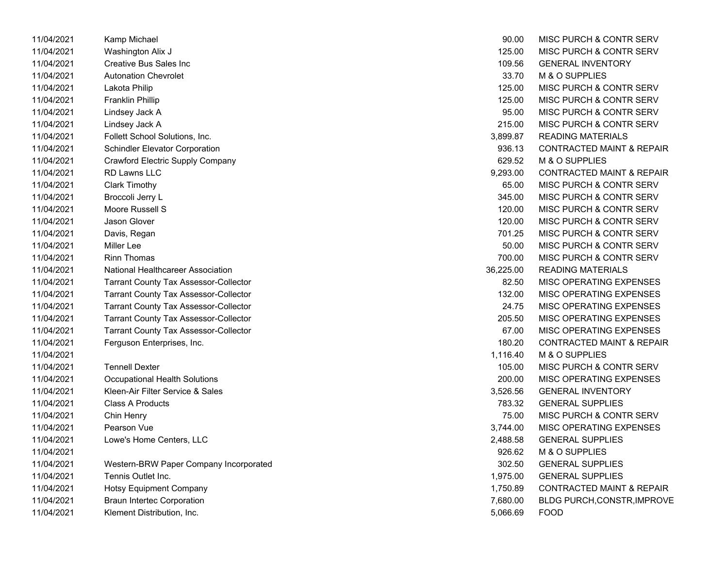| | | | |
|---|---|---|---|
| 11/04/2021 | Kamp Michael | 90.00 | MISC PURCH & CONTR SERV |
| 11/04/2021 | Washington Alix J | 125.00 | MISC PURCH & CONTR SERV |
| 11/04/2021 | Creative Bus Sales Inc | 109.56 | GENERAL INVENTORY |
| 11/04/2021 | Autonation Chevrolet | 33.70 | M & O SUPPLIES |
| 11/04/2021 | Lakota Philip | 125.00 | MISC PURCH & CONTR SERV |
| 11/04/2021 | Franklin Phillip | 125.00 | MISC PURCH & CONTR SERV |
| 11/04/2021 | Lindsey Jack A | 95.00 | MISC PURCH & CONTR SERV |
| 11/04/2021 | Lindsey Jack A | 215.00 | MISC PURCH & CONTR SERV |
| 11/04/2021 | Follett School Solutions, Inc. | 3,899.87 | READING MATERIALS |
| 11/04/2021 | Schindler Elevator Corporation | 936.13 | CONTRACTED MAINT & REPAIR |
| 11/04/2021 | Crawford Electric Supply Company | 629.52 | M & O SUPPLIES |
| 11/04/2021 | RD Lawns LLC | 9,293.00 | CONTRACTED MAINT & REPAIR |
| 11/04/2021 | Clark Timothy | 65.00 | MISC PURCH & CONTR SERV |
| 11/04/2021 | Broccoli Jerry L | 345.00 | MISC PURCH & CONTR SERV |
| 11/04/2021 | Moore Russell S | 120.00 | MISC PURCH & CONTR SERV |
| 11/04/2021 | Jason Glover | 120.00 | MISC PURCH & CONTR SERV |
| 11/04/2021 | Davis, Regan | 701.25 | MISC PURCH & CONTR SERV |
| 11/04/2021 | Miller Lee | 50.00 | MISC PURCH & CONTR SERV |
| 11/04/2021 | Rinn Thomas | 700.00 | MISC PURCH & CONTR SERV |
| 11/04/2021 | National Healthcareer Association | 36,225.00 | READING MATERIALS |
| 11/04/2021 | Tarrant County Tax Assessor-Collector | 82.50 | MISC OPERATING EXPENSES |
| 11/04/2021 | Tarrant County Tax Assessor-Collector | 132.00 | MISC OPERATING EXPENSES |
| 11/04/2021 | Tarrant County Tax Assessor-Collector | 24.75 | MISC OPERATING EXPENSES |
| 11/04/2021 | Tarrant County Tax Assessor-Collector | 205.50 | MISC OPERATING EXPENSES |
| 11/04/2021 | Tarrant County Tax Assessor-Collector | 67.00 | MISC OPERATING EXPENSES |
| 11/04/2021 | Ferguson Enterprises, Inc. | 180.20 | CONTRACTED MAINT & REPAIR |
| 11/04/2021 | | 1,116.40 | M & O SUPPLIES |
| 11/04/2021 | Tennell Dexter | 105.00 | MISC PURCH & CONTR SERV |
| 11/04/2021 | Occupational Health Solutions | 200.00 | MISC OPERATING EXPENSES |
| 11/04/2021 | Kleen-Air Filter Service & Sales | 3,526.56 | GENERAL INVENTORY |
| 11/04/2021 | Class A Products | 783.32 | GENERAL SUPPLIES |
| 11/04/2021 | Chin Henry | 75.00 | MISC PURCH & CONTR SERV |
| 11/04/2021 | Pearson Vue | 3,744.00 | MISC OPERATING EXPENSES |
| 11/04/2021 | Lowe's Home Centers, LLC | 2,488.58 | GENERAL SUPPLIES |
| 11/04/2021 | | 926.62 | M & O SUPPLIES |
| 11/04/2021 | Western-BRW Paper Company Incorporated | 302.50 | GENERAL SUPPLIES |
| 11/04/2021 | Tennis Outlet Inc. | 1,975.00 | GENERAL SUPPLIES |
| 11/04/2021 | Hotsy Equipment Company | 1,750.89 | CONTRACTED MAINT & REPAIR |
| 11/04/2021 | Braun Intertec Corporation | 7,680.00 | BLDG PURCH,CONSTR,IMPROVE |
| 11/04/2021 | Klement Distribution, Inc. | 5,066.69 | FOOD |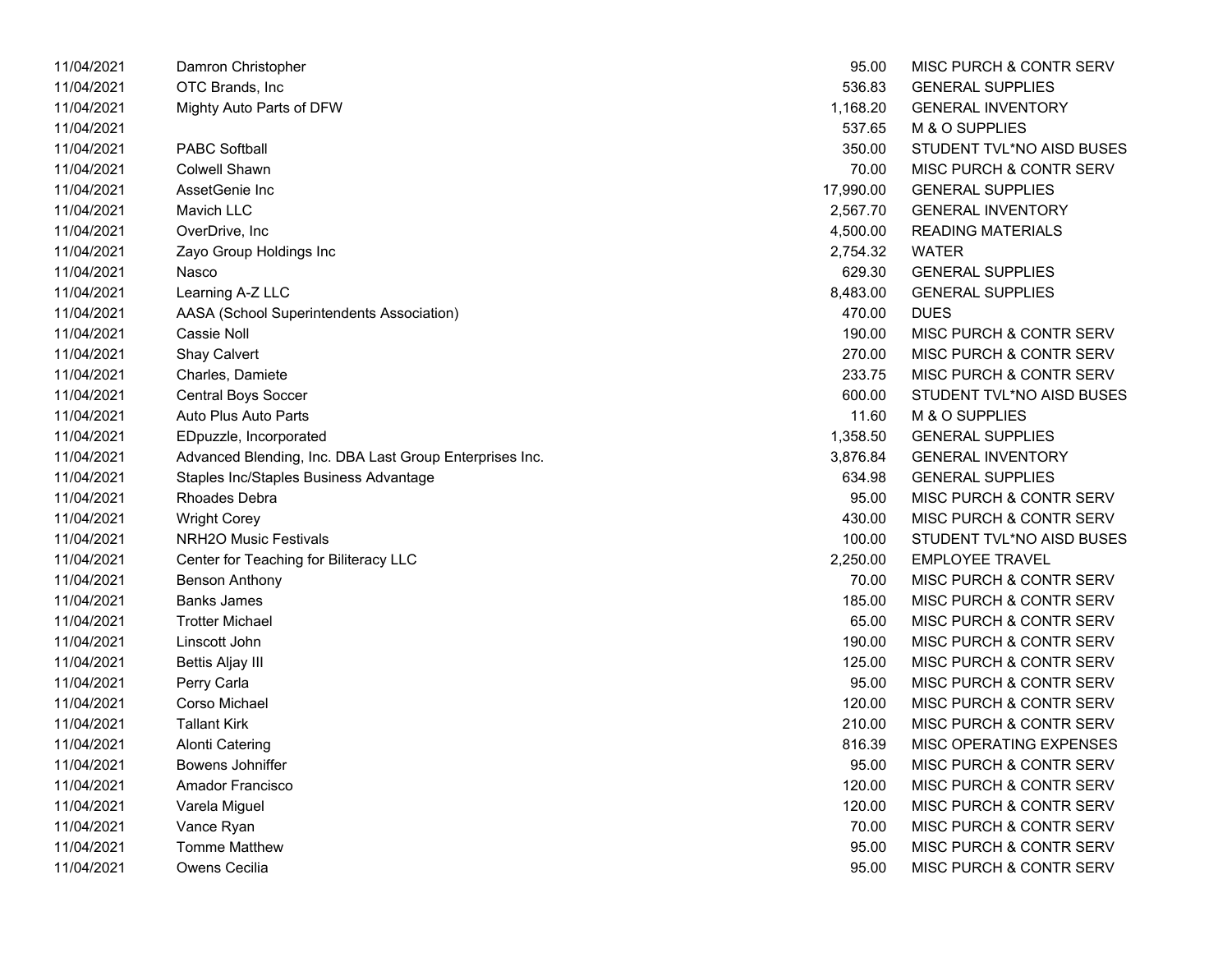| | | | |
|---|---|---|---|
| 11/04/2021 | Damron Christopher | 95.00 | MISC PURCH & CONTR SERV |
| 11/04/2021 | OTC Brands, Inc | 536.83 | GENERAL SUPPLIES |
| 11/04/2021 | Mighty Auto Parts of DFW | 1,168.20 | GENERAL INVENTORY |
| 11/04/2021 | | 537.65 | M & O SUPPLIES |
| 11/04/2021 | PABC Softball | 350.00 | STUDENT TVL*NO AISD BUSES |
| 11/04/2021 | Colwell Shawn | 70.00 | MISC PURCH & CONTR SERV |
| 11/04/2021 | AssetGenie Inc | 17,990.00 | GENERAL SUPPLIES |
| 11/04/2021 | Mavich LLC | 2,567.70 | GENERAL INVENTORY |
| 11/04/2021 | OverDrive, Inc | 4,500.00 | READING MATERIALS |
| 11/04/2021 | Zayo Group Holdings Inc | 2,754.32 | WATER |
| 11/04/2021 | Nasco | 629.30 | GENERAL SUPPLIES |
| 11/04/2021 | Learning A-Z LLC | 8,483.00 | GENERAL SUPPLIES |
| 11/04/2021 | AASA (School Superintendents Association) | 470.00 | DUES |
| 11/04/2021 | Cassie Noll | 190.00 | MISC PURCH & CONTR SERV |
| 11/04/2021 | Shay Calvert | 270.00 | MISC PURCH & CONTR SERV |
| 11/04/2021 | Charles, Damiete | 233.75 | MISC PURCH & CONTR SERV |
| 11/04/2021 | Central Boys Soccer | 600.00 | STUDENT TVL*NO AISD BUSES |
| 11/04/2021 | Auto Plus Auto Parts | 11.60 | M & O SUPPLIES |
| 11/04/2021 | EDpuzzle, Incorporated | 1,358.50 | GENERAL SUPPLIES |
| 11/04/2021 | Advanced Blending, Inc. DBA Last Group Enterprises Inc. | 3,876.84 | GENERAL INVENTORY |
| 11/04/2021 | Staples Inc/Staples Business Advantage | 634.98 | GENERAL SUPPLIES |
| 11/04/2021 | Rhoades Debra | 95.00 | MISC PURCH & CONTR SERV |
| 11/04/2021 | Wright Corey | 430.00 | MISC PURCH & CONTR SERV |
| 11/04/2021 | NRH2O Music Festivals | 100.00 | STUDENT TVL*NO AISD BUSES |
| 11/04/2021 | Center for Teaching for Biliteracy LLC | 2,250.00 | EMPLOYEE TRAVEL |
| 11/04/2021 | Benson Anthony | 70.00 | MISC PURCH & CONTR SERV |
| 11/04/2021 | Banks James | 185.00 | MISC PURCH & CONTR SERV |
| 11/04/2021 | Trotter Michael | 65.00 | MISC PURCH & CONTR SERV |
| 11/04/2021 | Linscott John | 190.00 | MISC PURCH & CONTR SERV |
| 11/04/2021 | Bettis Aljay III | 125.00 | MISC PURCH & CONTR SERV |
| 11/04/2021 | Perry Carla | 95.00 | MISC PURCH & CONTR SERV |
| 11/04/2021 | Corso Michael | 120.00 | MISC PURCH & CONTR SERV |
| 11/04/2021 | Tallant Kirk | 210.00 | MISC PURCH & CONTR SERV |
| 11/04/2021 | Alonti Catering | 816.39 | MISC OPERATING EXPENSES |
| 11/04/2021 | Bowens Johniffer | 95.00 | MISC PURCH & CONTR SERV |
| 11/04/2021 | Amador Francisco | 120.00 | MISC PURCH & CONTR SERV |
| 11/04/2021 | Varela Miguel | 120.00 | MISC PURCH & CONTR SERV |
| 11/04/2021 | Vance Ryan | 70.00 | MISC PURCH & CONTR SERV |
| 11/04/2021 | Tomme Matthew | 95.00 | MISC PURCH & CONTR SERV |
| 11/04/2021 | Owens Cecilia | 95.00 | MISC PURCH & CONTR SERV |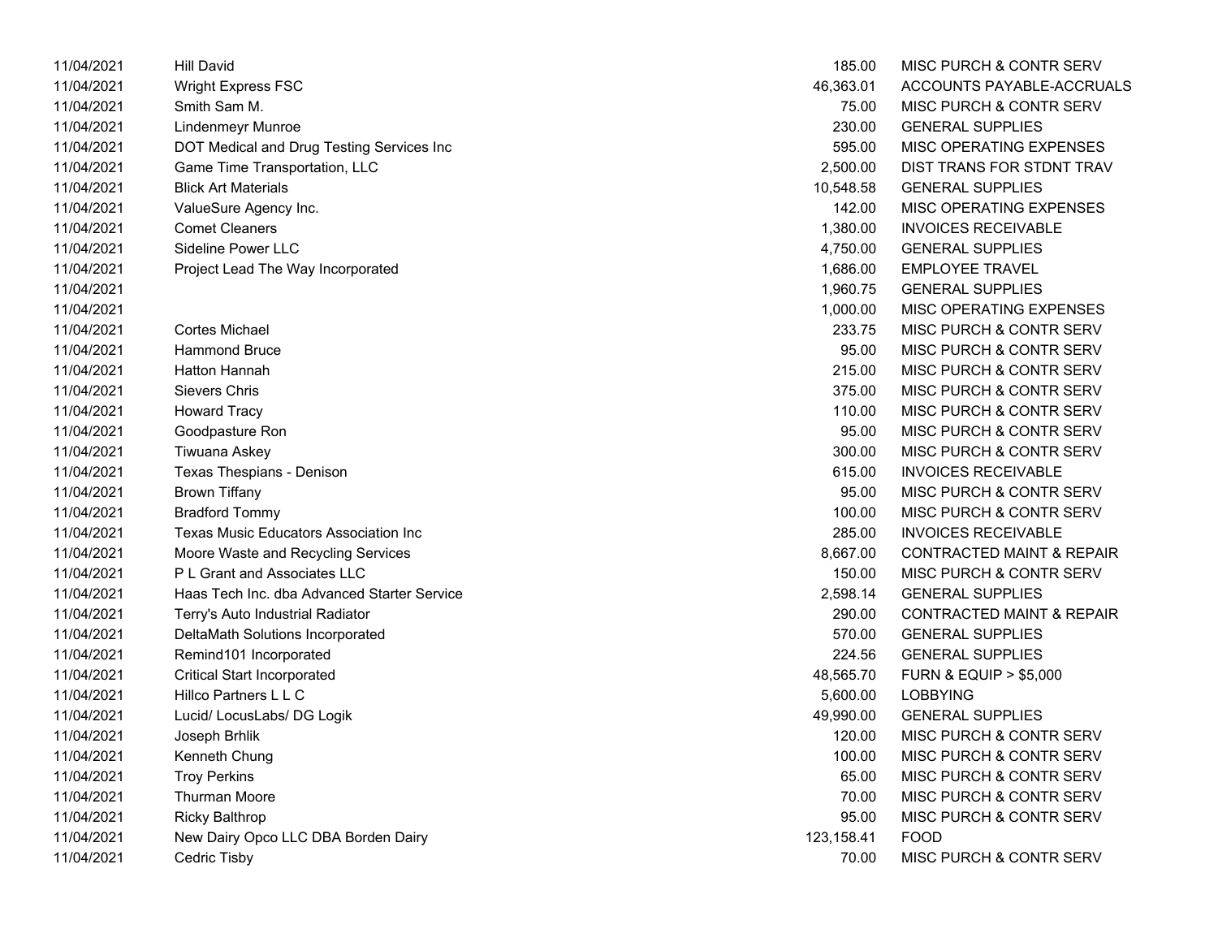| | | | |
|---|---|---|---|
| 11/04/2021 | Hill David | 185.00 | MISC PURCH & CONTR SERV |
| 11/04/2021 | Wright Express FSC | 46,363.01 | ACCOUNTS PAYABLE-ACCRUALS |
| 11/04/2021 | Smith Sam M. | 75.00 | MISC PURCH & CONTR SERV |
| 11/04/2021 | Lindenmeyr Munroe | 230.00 | GENERAL SUPPLIES |
| 11/04/2021 | DOT Medical and Drug Testing Services Inc | 595.00 | MISC OPERATING EXPENSES |
| 11/04/2021 | Game Time Transportation, LLC | 2,500.00 | DIST TRANS FOR STDNT TRAV |
| 11/04/2021 | Blick Art Materials | 10,548.58 | GENERAL SUPPLIES |
| 11/04/2021 | ValueSure Agency Inc. | 142.00 | MISC OPERATING EXPENSES |
| 11/04/2021 | Comet Cleaners | 1,380.00 | INVOICES RECEIVABLE |
| 11/04/2021 | Sideline Power LLC | 4,750.00 | GENERAL SUPPLIES |
| 11/04/2021 | Project Lead The Way Incorporated | 1,686.00 | EMPLOYEE TRAVEL |
| 11/04/2021 | | 1,960.75 | GENERAL SUPPLIES |
| 11/04/2021 | | 1,000.00 | MISC OPERATING EXPENSES |
| 11/04/2021 | Cortes Michael | 233.75 | MISC PURCH & CONTR SERV |
| 11/04/2021 | Hammond Bruce | 95.00 | MISC PURCH & CONTR SERV |
| 11/04/2021 | Hatton Hannah | 215.00 | MISC PURCH & CONTR SERV |
| 11/04/2021 | Sievers Chris | 375.00 | MISC PURCH & CONTR SERV |
| 11/04/2021 | Howard Tracy | 110.00 | MISC PURCH & CONTR SERV |
| 11/04/2021 | Goodpasture Ron | 95.00 | MISC PURCH & CONTR SERV |
| 11/04/2021 | Tiwuana Askey | 300.00 | MISC PURCH & CONTR SERV |
| 11/04/2021 | Texas Thespians - Denison | 615.00 | INVOICES RECEIVABLE |
| 11/04/2021 | Brown Tiffany | 95.00 | MISC PURCH & CONTR SERV |
| 11/04/2021 | Bradford Tommy | 100.00 | MISC PURCH & CONTR SERV |
| 11/04/2021 | Texas Music Educators Association Inc | 285.00 | INVOICES RECEIVABLE |
| 11/04/2021 | Moore Waste and Recycling Services | 8,667.00 | CONTRACTED MAINT & REPAIR |
| 11/04/2021 | P L Grant and Associates LLC | 150.00 | MISC PURCH & CONTR SERV |
| 11/04/2021 | Haas Tech Inc. dba Advanced Starter Service | 2,598.14 | GENERAL SUPPLIES |
| 11/04/2021 | Terry's Auto Industrial Radiator | 290.00 | CONTRACTED MAINT & REPAIR |
| 11/04/2021 | DeltaMath Solutions Incorporated | 570.00 | GENERAL SUPPLIES |
| 11/04/2021 | Remind101 Incorporated | 224.56 | GENERAL SUPPLIES |
| 11/04/2021 | Critical Start Incorporated | 48,565.70 | FURN & EQUIP > $5,000 |
| 11/04/2021 | Hillco Partners L L C | 5,600.00 | LOBBYING |
| 11/04/2021 | Lucid/ LocusLabs/ DG Logik | 49,990.00 | GENERAL SUPPLIES |
| 11/04/2021 | Joseph Brhlik | 120.00 | MISC PURCH & CONTR SERV |
| 11/04/2021 | Kenneth Chung | 100.00 | MISC PURCH & CONTR SERV |
| 11/04/2021 | Troy Perkins | 65.00 | MISC PURCH & CONTR SERV |
| 11/04/2021 | Thurman Moore | 70.00 | MISC PURCH & CONTR SERV |
| 11/04/2021 | Ricky Balthrop | 95.00 | MISC PURCH & CONTR SERV |
| 11/04/2021 | New Dairy Opco LLC DBA Borden Dairy | 123,158.41 | FOOD |
| 11/04/2021 | Cedric Tisby | 70.00 | MISC PURCH & CONTR SERV |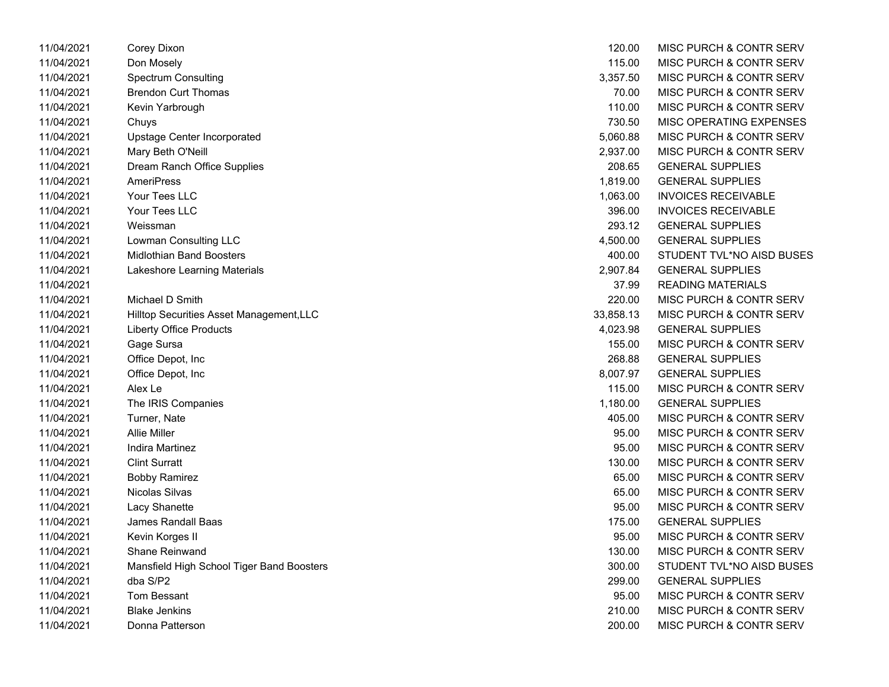| | | | |
|---|---|---|---|
| 11/04/2021 | Corey Dixon | 120.00 | MISC PURCH & CONTR SERV |
| 11/04/2021 | Don Mosely | 115.00 | MISC PURCH & CONTR SERV |
| 11/04/2021 | Spectrum Consulting | 3,357.50 | MISC PURCH & CONTR SERV |
| 11/04/2021 | Brendon Curt Thomas | 70.00 | MISC PURCH & CONTR SERV |
| 11/04/2021 | Kevin Yarbrough | 110.00 | MISC PURCH & CONTR SERV |
| 11/04/2021 | Chuys | 730.50 | MISC OPERATING EXPENSES |
| 11/04/2021 | Upstage Center Incorporated | 5,060.88 | MISC PURCH & CONTR SERV |
| 11/04/2021 | Mary Beth O'Neill | 2,937.00 | MISC PURCH & CONTR SERV |
| 11/04/2021 | Dream Ranch Office Supplies | 208.65 | GENERAL SUPPLIES |
| 11/04/2021 | AmeriPress | 1,819.00 | GENERAL SUPPLIES |
| 11/04/2021 | Your Tees LLC | 1,063.00 | INVOICES RECEIVABLE |
| 11/04/2021 | Your Tees LLC | 396.00 | INVOICES RECEIVABLE |
| 11/04/2021 | Weissman | 293.12 | GENERAL SUPPLIES |
| 11/04/2021 | Lowman Consulting LLC | 4,500.00 | GENERAL SUPPLIES |
| 11/04/2021 | Midlothian Band Boosters | 400.00 | STUDENT TVL*NO AISD BUSES |
| 11/04/2021 | Lakeshore Learning Materials | 2,907.84 | GENERAL SUPPLIES |
| 11/04/2021 | | 37.99 | READING MATERIALS |
| 11/04/2021 | Michael D Smith | 220.00 | MISC PURCH & CONTR SERV |
| 11/04/2021 | Hilltop Securities Asset Management,LLC | 33,858.13 | MISC PURCH & CONTR SERV |
| 11/04/2021 | Liberty Office Products | 4,023.98 | GENERAL SUPPLIES |
| 11/04/2021 | Gage Sursa | 155.00 | MISC PURCH & CONTR SERV |
| 11/04/2021 | Office Depot, Inc | 268.88 | GENERAL SUPPLIES |
| 11/04/2021 | Office Depot, Inc | 8,007.97 | GENERAL SUPPLIES |
| 11/04/2021 | Alex Le | 115.00 | MISC PURCH & CONTR SERV |
| 11/04/2021 | The IRIS Companies | 1,180.00 | GENERAL SUPPLIES |
| 11/04/2021 | Turner, Nate | 405.00 | MISC PURCH & CONTR SERV |
| 11/04/2021 | Allie Miller | 95.00 | MISC PURCH & CONTR SERV |
| 11/04/2021 | Indira Martinez | 95.00 | MISC PURCH & CONTR SERV |
| 11/04/2021 | Clint Surratt | 130.00 | MISC PURCH & CONTR SERV |
| 11/04/2021 | Bobby Ramirez | 65.00 | MISC PURCH & CONTR SERV |
| 11/04/2021 | Nicolas Silvas | 65.00 | MISC PURCH & CONTR SERV |
| 11/04/2021 | Lacy Shanette | 95.00 | MISC PURCH & CONTR SERV |
| 11/04/2021 | James Randall Baas | 175.00 | GENERAL SUPPLIES |
| 11/04/2021 | Kevin Korges II | 95.00 | MISC PURCH & CONTR SERV |
| 11/04/2021 | Shane Reinwand | 130.00 | MISC PURCH & CONTR SERV |
| 11/04/2021 | Mansfield High School Tiger Band Boosters | 300.00 | STUDENT TVL*NO AISD BUSES |
| 11/04/2021 | dba S/P2 | 299.00 | GENERAL SUPPLIES |
| 11/04/2021 | Tom Bessant | 95.00 | MISC PURCH & CONTR SERV |
| 11/04/2021 | Blake Jenkins | 210.00 | MISC PURCH & CONTR SERV |
| 11/04/2021 | Donna Patterson | 200.00 | MISC PURCH & CONTR SERV |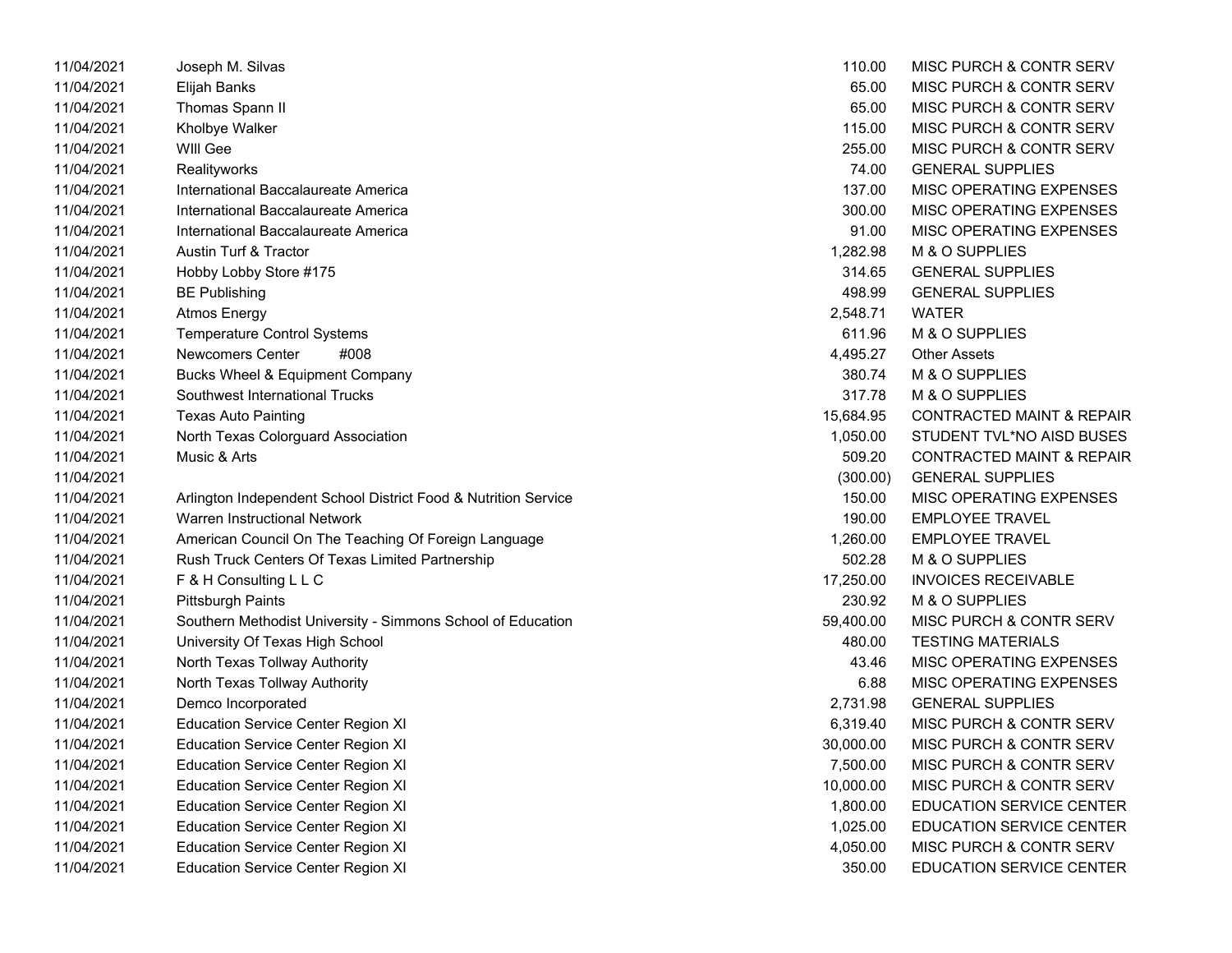| | | | |
|---|---|---|---|
| 11/04/2021 | Joseph M. Silvas | 110.00 | MISC PURCH & CONTR SERV |
| 11/04/2021 | Elijah Banks | 65.00 | MISC PURCH & CONTR SERV |
| 11/04/2021 | Thomas Spann II | 65.00 | MISC PURCH & CONTR SERV |
| 11/04/2021 | Kholbye Walker | 115.00 | MISC PURCH & CONTR SERV |
| 11/04/2021 | WIll Gee | 255.00 | MISC PURCH & CONTR SERV |
| 11/04/2021 | Realityworks | 74.00 | GENERAL SUPPLIES |
| 11/04/2021 | International Baccalaureate America | 137.00 | MISC OPERATING EXPENSES |
| 11/04/2021 | International Baccalaureate America | 300.00 | MISC OPERATING EXPENSES |
| 11/04/2021 | International Baccalaureate America | 91.00 | MISC OPERATING EXPENSES |
| 11/04/2021 | Austin Turf & Tractor | 1,282.98 | M & O SUPPLIES |
| 11/04/2021 | Hobby Lobby Store #175 | 314.65 | GENERAL SUPPLIES |
| 11/04/2021 | BE Publishing | 498.99 | GENERAL SUPPLIES |
| 11/04/2021 | Atmos Energy | 2,548.71 | WATER |
| 11/04/2021 | Temperature Control Systems | 611.96 | M & O SUPPLIES |
| 11/04/2021 | Newcomers Center #008 | 4,495.27 | Other Assets |
| 11/04/2021 | Bucks Wheel & Equipment Company | 380.74 | M & O SUPPLIES |
| 11/04/2021 | Southwest International Trucks | 317.78 | M & O SUPPLIES |
| 11/04/2021 | Texas Auto Painting | 15,684.95 | CONTRACTED MAINT & REPAIR |
| 11/04/2021 | North Texas Colorguard Association | 1,050.00 | STUDENT TVL*NO AISD BUSES |
| 11/04/2021 | Music & Arts | 509.20 | CONTRACTED MAINT & REPAIR |
| 11/04/2021 | | (300.00) | GENERAL SUPPLIES |
| 11/04/2021 | Arlington Independent School District Food & Nutrition Service | 150.00 | MISC OPERATING EXPENSES |
| 11/04/2021 | Warren Instructional Network | 190.00 | EMPLOYEE TRAVEL |
| 11/04/2021 | American Council On The Teaching Of Foreign Language | 1,260.00 | EMPLOYEE TRAVEL |
| 11/04/2021 | Rush Truck Centers Of Texas Limited Partnership | 502.28 | M & O SUPPLIES |
| 11/04/2021 | F & H Consulting L L C | 17,250.00 | INVOICES RECEIVABLE |
| 11/04/2021 | Pittsburgh Paints | 230.92 | M & O SUPPLIES |
| 11/04/2021 | Southern Methodist University - Simmons School of Education | 59,400.00 | MISC PURCH & CONTR SERV |
| 11/04/2021 | University Of Texas High School | 480.00 | TESTING MATERIALS |
| 11/04/2021 | North Texas Tollway Authority | 43.46 | MISC OPERATING EXPENSES |
| 11/04/2021 | North Texas Tollway Authority | 6.88 | MISC OPERATING EXPENSES |
| 11/04/2021 | Demco Incorporated | 2,731.98 | GENERAL SUPPLIES |
| 11/04/2021 | Education Service Center Region XI | 6,319.40 | MISC PURCH & CONTR SERV |
| 11/04/2021 | Education Service Center Region XI | 30,000.00 | MISC PURCH & CONTR SERV |
| 11/04/2021 | Education Service Center Region XI | 7,500.00 | MISC PURCH & CONTR SERV |
| 11/04/2021 | Education Service Center Region XI | 10,000.00 | MISC PURCH & CONTR SERV |
| 11/04/2021 | Education Service Center Region XI | 1,800.00 | EDUCATION SERVICE CENTER |
| 11/04/2021 | Education Service Center Region XI | 1,025.00 | EDUCATION SERVICE CENTER |
| 11/04/2021 | Education Service Center Region XI | 4,050.00 | MISC PURCH & CONTR SERV |
| 11/04/2021 | Education Service Center Region XI | 350.00 | EDUCATION SERVICE CENTER |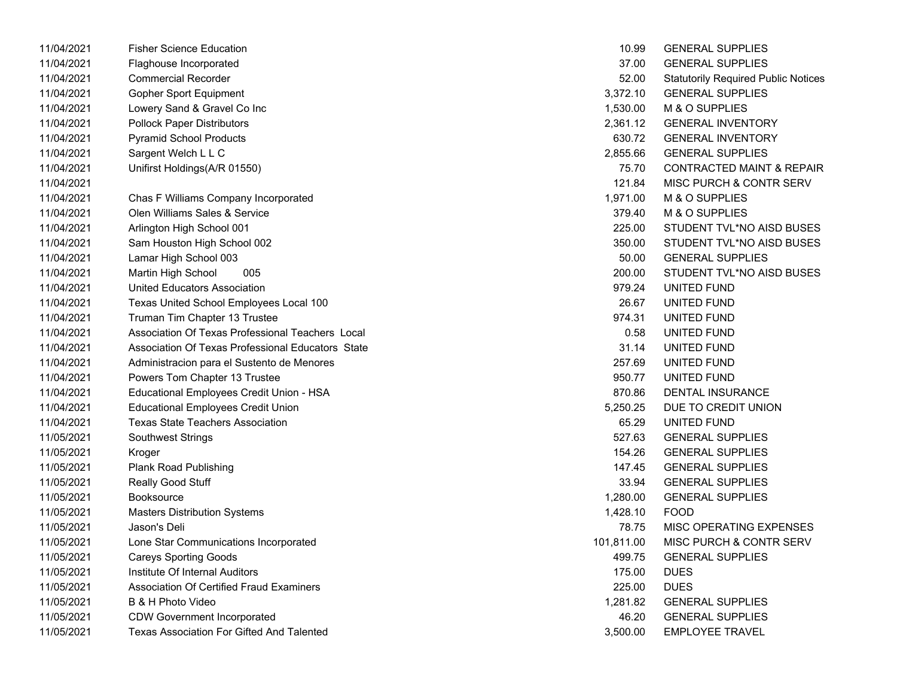| | | | |
|---|---|---|---|
| 11/04/2021 | Fisher Science Education | 10.99 | GENERAL SUPPLIES |
| 11/04/2021 | Flaghouse Incorporated | 37.00 | GENERAL SUPPLIES |
| 11/04/2021 | Commercial Recorder | 52.00 | Statutorily Required Public Notices |
| 11/04/2021 | Gopher Sport Equipment | 3,372.10 | GENERAL SUPPLIES |
| 11/04/2021 | Lowery Sand & Gravel Co Inc | 1,530.00 | M & O SUPPLIES |
| 11/04/2021 | Pollock Paper Distributors | 2,361.12 | GENERAL INVENTORY |
| 11/04/2021 | Pyramid School Products | 630.72 | GENERAL INVENTORY |
| 11/04/2021 | Sargent Welch L L C | 2,855.66 | GENERAL SUPPLIES |
| 11/04/2021 | Unifirst Holdings(A/R 01550) | 75.70 | CONTRACTED MAINT & REPAIR |
| 11/04/2021 | | 121.84 | MISC PURCH & CONTR SERV |
| 11/04/2021 | Chas F Williams Company Incorporated | 1,971.00 | M & O SUPPLIES |
| 11/04/2021 | Olen Williams Sales & Service | 379.40 | M & O SUPPLIES |
| 11/04/2021 | Arlington High School 001 | 225.00 | STUDENT TVL*NO AISD BUSES |
| 11/04/2021 | Sam Houston High School 002 | 350.00 | STUDENT TVL*NO AISD BUSES |
| 11/04/2021 | Lamar High School 003 | 50.00 | GENERAL SUPPLIES |
| 11/04/2021 | Martin High School 005 | 200.00 | STUDENT TVL*NO AISD BUSES |
| 11/04/2021 | United Educators Association | 979.24 | UNITED FUND |
| 11/04/2021 | Texas United School Employees Local 100 | 26.67 | UNITED FUND |
| 11/04/2021 | Truman Tim Chapter 13 Trustee | 974.31 | UNITED FUND |
| 11/04/2021 | Association Of Texas Professional Teachers Local | 0.58 | UNITED FUND |
| 11/04/2021 | Association Of Texas Professional Educators State | 31.14 | UNITED FUND |
| 11/04/2021 | Administracion para el Sustento de Menores | 257.69 | UNITED FUND |
| 11/04/2021 | Powers Tom Chapter 13 Trustee | 950.77 | UNITED FUND |
| 11/04/2021 | Educational Employees Credit Union - HSA | 870.86 | DENTAL INSURANCE |
| 11/04/2021 | Educational Employees Credit Union | 5,250.25 | DUE TO CREDIT UNION |
| 11/04/2021 | Texas State Teachers Association | 65.29 | UNITED FUND |
| 11/05/2021 | Southwest Strings | 527.63 | GENERAL SUPPLIES |
| 11/05/2021 | Kroger | 154.26 | GENERAL SUPPLIES |
| 11/05/2021 | Plank Road Publishing | 147.45 | GENERAL SUPPLIES |
| 11/05/2021 | Really Good Stuff | 33.94 | GENERAL SUPPLIES |
| 11/05/2021 | Booksource | 1,280.00 | GENERAL SUPPLIES |
| 11/05/2021 | Masters Distribution Systems | 1,428.10 | FOOD |
| 11/05/2021 | Jason's Deli | 78.75 | MISC OPERATING EXPENSES |
| 11/05/2021 | Lone Star Communications Incorporated | 101,811.00 | MISC PURCH & CONTR SERV |
| 11/05/2021 | Careys Sporting Goods | 499.75 | GENERAL SUPPLIES |
| 11/05/2021 | Institute Of Internal Auditors | 175.00 | DUES |
| 11/05/2021 | Association Of Certified Fraud Examiners | 225.00 | DUES |
| 11/05/2021 | B & H Photo Video | 1,281.82 | GENERAL SUPPLIES |
| 11/05/2021 | CDW Government Incorporated | 46.20 | GENERAL SUPPLIES |
| 11/05/2021 | Texas Association For Gifted And Talented | 3,500.00 | EMPLOYEE TRAVEL |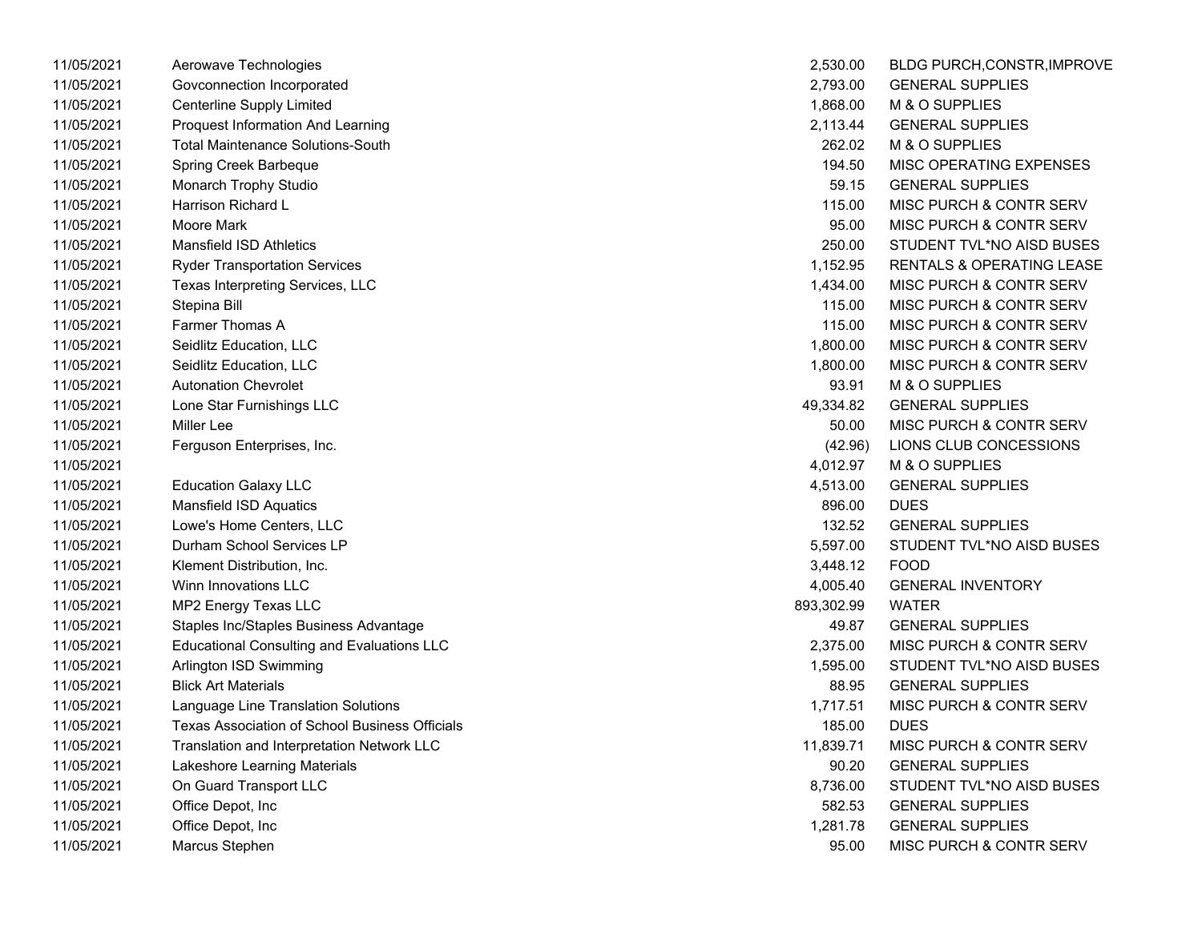| | | | |
|---|---|---|---|
| 11/05/2021 | Aerowave Technologies | 2,530.00 | BLDG PURCH,CONSTR,IMPROVE |
| 11/05/2021 | Govconnection Incorporated | 2,793.00 | GENERAL SUPPLIES |
| 11/05/2021 | Centerline Supply Limited | 1,868.00 | M & O SUPPLIES |
| 11/05/2021 | Proquest Information And Learning | 2,113.44 | GENERAL SUPPLIES |
| 11/05/2021 | Total Maintenance Solutions-South | 262.02 | M & O SUPPLIES |
| 11/05/2021 | Spring Creek Barbeque | 194.50 | MISC OPERATING EXPENSES |
| 11/05/2021 | Monarch Trophy Studio | 59.15 | GENERAL SUPPLIES |
| 11/05/2021 | Harrison Richard L | 115.00 | MISC PURCH & CONTR SERV |
| 11/05/2021 | Moore Mark | 95.00 | MISC PURCH & CONTR SERV |
| 11/05/2021 | Mansfield ISD Athletics | 250.00 | STUDENT TVL*NO AISD BUSES |
| 11/05/2021 | Ryder Transportation Services | 1,152.95 | RENTALS & OPERATING LEASE |
| 11/05/2021 | Texas Interpreting Services, LLC | 1,434.00 | MISC PURCH & CONTR SERV |
| 11/05/2021 | Stepina Bill | 115.00 | MISC PURCH & CONTR SERV |
| 11/05/2021 | Farmer Thomas A | 115.00 | MISC PURCH & CONTR SERV |
| 11/05/2021 | Seidlitz Education, LLC | 1,800.00 | MISC PURCH & CONTR SERV |
| 11/05/2021 | Seidlitz Education, LLC | 1,800.00 | MISC PURCH & CONTR SERV |
| 11/05/2021 | Autonation Chevrolet | 93.91 | M & O SUPPLIES |
| 11/05/2021 | Lone Star Furnishings LLC | 49,334.82 | GENERAL SUPPLIES |
| 11/05/2021 | Miller Lee | 50.00 | MISC PURCH & CONTR SERV |
| 11/05/2021 | Ferguson Enterprises, Inc. | (42.96) | LIONS CLUB CONCESSIONS |
| 11/05/2021 | | 4,012.97 | M & O SUPPLIES |
| 11/05/2021 | Education Galaxy LLC | 4,513.00 | GENERAL SUPPLIES |
| 11/05/2021 | Mansfield ISD Aquatics | 896.00 | DUES |
| 11/05/2021 | Lowe's Home Centers, LLC | 132.52 | GENERAL SUPPLIES |
| 11/05/2021 | Durham School Services LP | 5,597.00 | STUDENT TVL*NO AISD BUSES |
| 11/05/2021 | Klement Distribution, Inc. | 3,448.12 | FOOD |
| 11/05/2021 | Winn Innovations LLC | 4,005.40 | GENERAL INVENTORY |
| 11/05/2021 | MP2 Energy Texas LLC | 893,302.99 | WATER |
| 11/05/2021 | Staples Inc/Staples Business Advantage | 49.87 | GENERAL SUPPLIES |
| 11/05/2021 | Educational Consulting and Evaluations LLC | 2,375.00 | MISC PURCH & CONTR SERV |
| 11/05/2021 | Arlington ISD Swimming | 1,595.00 | STUDENT TVL*NO AISD BUSES |
| 11/05/2021 | Blick Art Materials | 88.95 | GENERAL SUPPLIES |
| 11/05/2021 | Language Line Translation Solutions | 1,717.51 | MISC PURCH & CONTR SERV |
| 11/05/2021 | Texas Association of School Business Officials | 185.00 | DUES |
| 11/05/2021 | Translation and Interpretation Network LLC | 11,839.71 | MISC PURCH & CONTR SERV |
| 11/05/2021 | Lakeshore Learning Materials | 90.20 | GENERAL SUPPLIES |
| 11/05/2021 | On Guard Transport LLC | 8,736.00 | STUDENT TVL*NO AISD BUSES |
| 11/05/2021 | Office Depot, Inc | 582.53 | GENERAL SUPPLIES |
| 11/05/2021 | Office Depot, Inc | 1,281.78 | GENERAL SUPPLIES |
| 11/05/2021 | Marcus Stephen | 95.00 | MISC PURCH & CONTR SERV |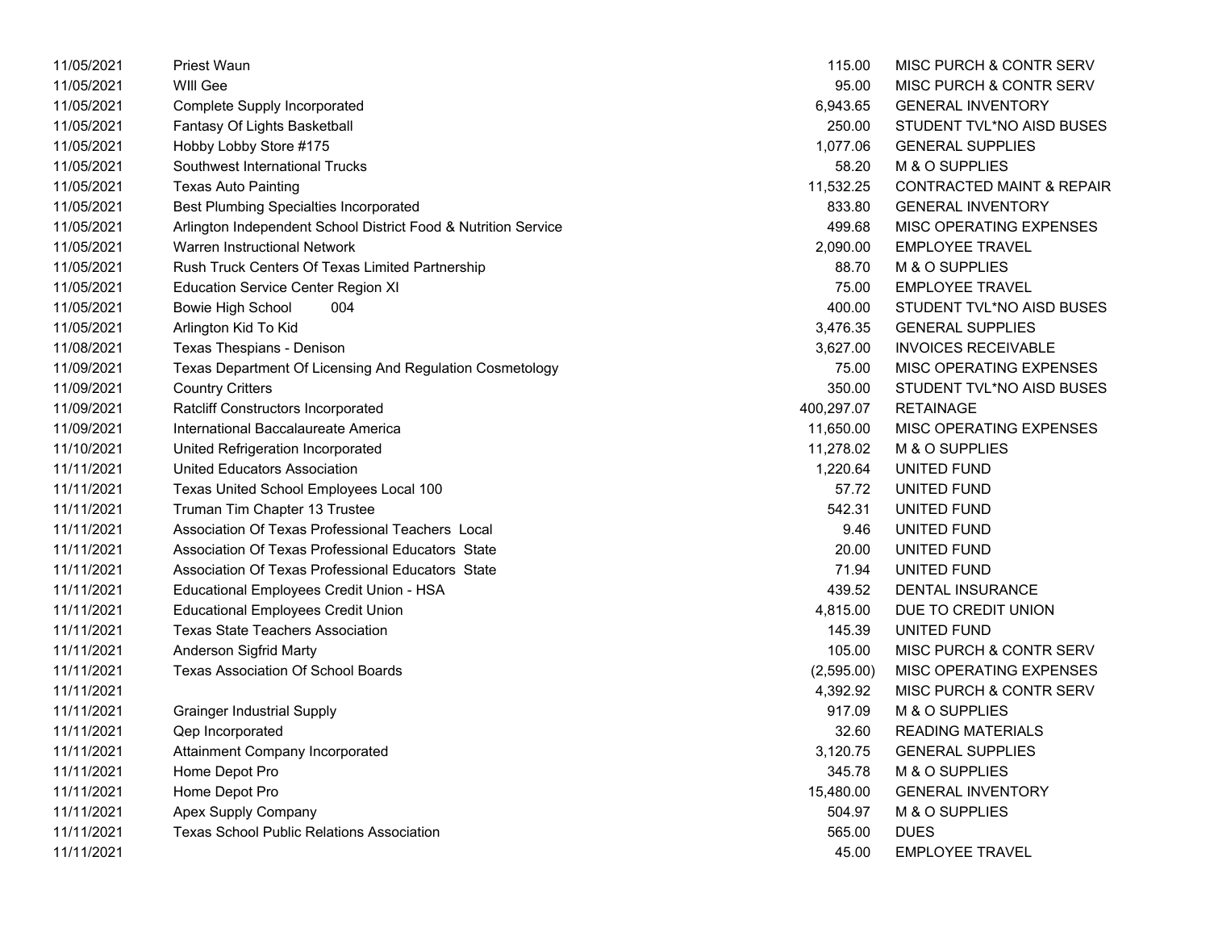| | | | |
|---|---|---|---|
| 11/05/2021 | Priest Waun | 115.00 | MISC PURCH & CONTR SERV |
| 11/05/2021 | WIll Gee | 95.00 | MISC PURCH & CONTR SERV |
| 11/05/2021 | Complete Supply Incorporated | 6,943.65 | GENERAL INVENTORY |
| 11/05/2021 | Fantasy Of Lights Basketball | 250.00 | STUDENT TVL*NO AISD BUSES |
| 11/05/2021 | Hobby Lobby Store #175 | 1,077.06 | GENERAL SUPPLIES |
| 11/05/2021 | Southwest International Trucks | 58.20 | M & O SUPPLIES |
| 11/05/2021 | Texas Auto Painting | 11,532.25 | CONTRACTED MAINT & REPAIR |
| 11/05/2021 | Best Plumbing Specialties Incorporated | 833.80 | GENERAL INVENTORY |
| 11/05/2021 | Arlington Independent School District Food & Nutrition Service | 499.68 | MISC OPERATING EXPENSES |
| 11/05/2021 | Warren Instructional Network | 2,090.00 | EMPLOYEE TRAVEL |
| 11/05/2021 | Rush Truck Centers Of Texas Limited Partnership | 88.70 | M & O SUPPLIES |
| 11/05/2021 | Education Service Center Region XI | 75.00 | EMPLOYEE TRAVEL |
| 11/05/2021 | Bowie High School 004 | 400.00 | STUDENT TVL*NO AISD BUSES |
| 11/05/2021 | Arlington Kid To Kid | 3,476.35 | GENERAL SUPPLIES |
| 11/08/2021 | Texas Thespians - Denison | 3,627.00 | INVOICES RECEIVABLE |
| 11/09/2021 | Texas Department Of Licensing And Regulation Cosmetology | 75.00 | MISC OPERATING EXPENSES |
| 11/09/2021 | Country Critters | 350.00 | STUDENT TVL*NO AISD BUSES |
| 11/09/2021 | Ratcliff Constructors Incorporated | 400,297.07 | RETAINAGE |
| 11/09/2021 | International Baccalaureate America | 11,650.00 | MISC OPERATING EXPENSES |
| 11/10/2021 | United Refrigeration Incorporated | 11,278.02 | M & O SUPPLIES |
| 11/11/2021 | United Educators Association | 1,220.64 | UNITED FUND |
| 11/11/2021 | Texas United School Employees Local 100 | 57.72 | UNITED FUND |
| 11/11/2021 | Truman Tim Chapter 13 Trustee | 542.31 | UNITED FUND |
| 11/11/2021 | Association Of Texas Professional Teachers Local | 9.46 | UNITED FUND |
| 11/11/2021 | Association Of Texas Professional Educators State | 20.00 | UNITED FUND |
| 11/11/2021 | Association Of Texas Professional Educators State | 71.94 | UNITED FUND |
| 11/11/2021 | Educational Employees Credit Union - HSA | 439.52 | DENTAL INSURANCE |
| 11/11/2021 | Educational Employees Credit Union | 4,815.00 | DUE TO CREDIT UNION |
| 11/11/2021 | Texas State Teachers Association | 145.39 | UNITED FUND |
| 11/11/2021 | Anderson Sigfrid Marty | 105.00 | MISC PURCH & CONTR SERV |
| 11/11/2021 | Texas Association Of School Boards | (2,595.00) | MISC OPERATING EXPENSES |
| 11/11/2021 | | 4,392.92 | MISC PURCH & CONTR SERV |
| 11/11/2021 | Grainger Industrial Supply | 917.09 | M & O SUPPLIES |
| 11/11/2021 | Qep Incorporated | 32.60 | READING MATERIALS |
| 11/11/2021 | Attainment Company Incorporated | 3,120.75 | GENERAL SUPPLIES |
| 11/11/2021 | Home Depot Pro | 345.78 | M & O SUPPLIES |
| 11/11/2021 | Home Depot Pro | 15,480.00 | GENERAL INVENTORY |
| 11/11/2021 | Apex Supply Company | 504.97 | M & O SUPPLIES |
| 11/11/2021 | Texas School Public Relations Association | 565.00 | DUES |
| 11/11/2021 | | 45.00 | EMPLOYEE TRAVEL |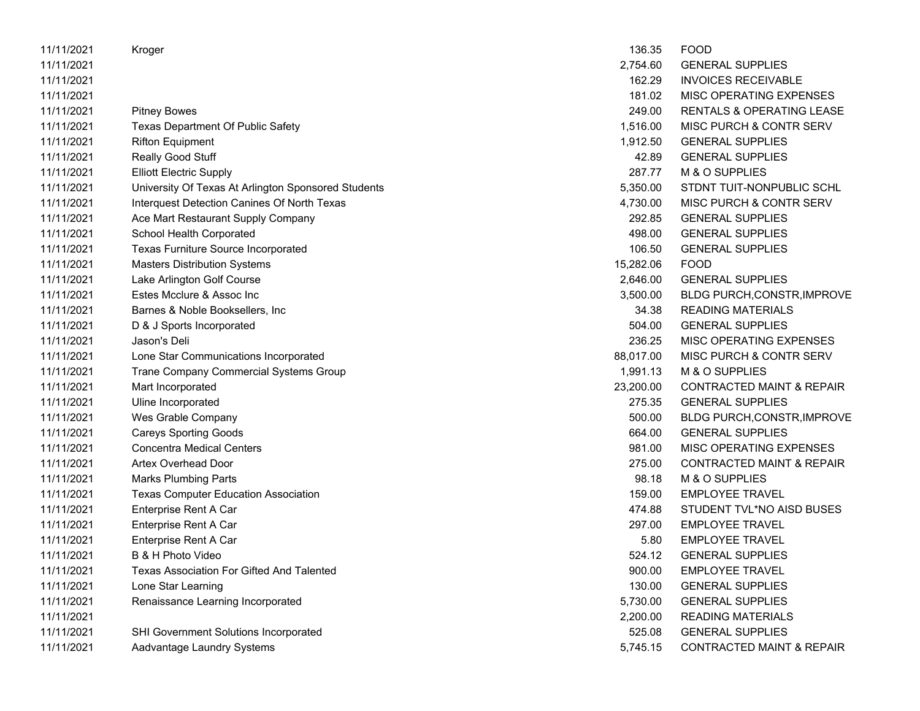| | | | |
|---|---|---|---|
| 11/11/2021 | Kroger | 136.35 | FOOD |
| 11/11/2021 | | 2,754.60 | GENERAL SUPPLIES |
| 11/11/2021 | | 162.29 | INVOICES RECEIVABLE |
| 11/11/2021 | | 181.02 | MISC OPERATING EXPENSES |
| 11/11/2021 | Pitney Bowes | 249.00 | RENTALS & OPERATING LEASE |
| 11/11/2021 | Texas Department Of Public Safety | 1,516.00 | MISC PURCH & CONTR SERV |
| 11/11/2021 | Rifton Equipment | 1,912.50 | GENERAL SUPPLIES |
| 11/11/2021 | Really Good Stuff | 42.89 | GENERAL SUPPLIES |
| 11/11/2021 | Elliott Electric Supply | 287.77 | M & O SUPPLIES |
| 11/11/2021 | University Of Texas At Arlington Sponsored Students | 5,350.00 | STDNT TUIT-NONPUBLIC SCHL |
| 11/11/2021 | Interquest Detection Canines Of North Texas | 4,730.00 | MISC PURCH & CONTR SERV |
| 11/11/2021 | Ace Mart Restaurant Supply Company | 292.85 | GENERAL SUPPLIES |
| 11/11/2021 | School Health Corporated | 498.00 | GENERAL SUPPLIES |
| 11/11/2021 | Texas Furniture Source Incorporated | 106.50 | GENERAL SUPPLIES |
| 11/11/2021 | Masters Distribution Systems | 15,282.06 | FOOD |
| 11/11/2021 | Lake Arlington Golf Course | 2,646.00 | GENERAL SUPPLIES |
| 11/11/2021 | Estes Mcclure & Assoc Inc | 3,500.00 | BLDG PURCH,CONSTR,IMPROVE |
| 11/11/2021 | Barnes & Noble Booksellers, Inc | 34.38 | READING MATERIALS |
| 11/11/2021 | D & J Sports Incorporated | 504.00 | GENERAL SUPPLIES |
| 11/11/2021 | Jason's Deli | 236.25 | MISC OPERATING EXPENSES |
| 11/11/2021 | Lone Star Communications Incorporated | 88,017.00 | MISC PURCH & CONTR SERV |
| 11/11/2021 | Trane Company Commercial Systems Group | 1,991.13 | M & O SUPPLIES |
| 11/11/2021 | Mart Incorporated | 23,200.00 | CONTRACTED MAINT & REPAIR |
| 11/11/2021 | Uline Incorporated | 275.35 | GENERAL SUPPLIES |
| 11/11/2021 | Wes Grable Company | 500.00 | BLDG PURCH,CONSTR,IMPROVE |
| 11/11/2021 | Careys Sporting Goods | 664.00 | GENERAL SUPPLIES |
| 11/11/2021 | Concentra Medical Centers | 981.00 | MISC OPERATING EXPENSES |
| 11/11/2021 | Artex Overhead Door | 275.00 | CONTRACTED MAINT & REPAIR |
| 11/11/2021 | Marks Plumbing Parts | 98.18 | M & O SUPPLIES |
| 11/11/2021 | Texas Computer Education Association | 159.00 | EMPLOYEE TRAVEL |
| 11/11/2021 | Enterprise Rent A Car | 474.88 | STUDENT TVL*NO AISD BUSES |
| 11/11/2021 | Enterprise Rent A Car | 297.00 | EMPLOYEE TRAVEL |
| 11/11/2021 | Enterprise Rent A Car | 5.80 | EMPLOYEE TRAVEL |
| 11/11/2021 | B & H Photo Video | 524.12 | GENERAL SUPPLIES |
| 11/11/2021 | Texas Association For Gifted And Talented | 900.00 | EMPLOYEE TRAVEL |
| 11/11/2021 | Lone Star Learning | 130.00 | GENERAL SUPPLIES |
| 11/11/2021 | Renaissance Learning Incorporated | 5,730.00 | GENERAL SUPPLIES |
| 11/11/2021 | | 2,200.00 | READING MATERIALS |
| 11/11/2021 | SHI Government Solutions Incorporated | 525.08 | GENERAL SUPPLIES |
| 11/11/2021 | Aadvantage Laundry Systems | 5,745.15 | CONTRACTED MAINT & REPAIR |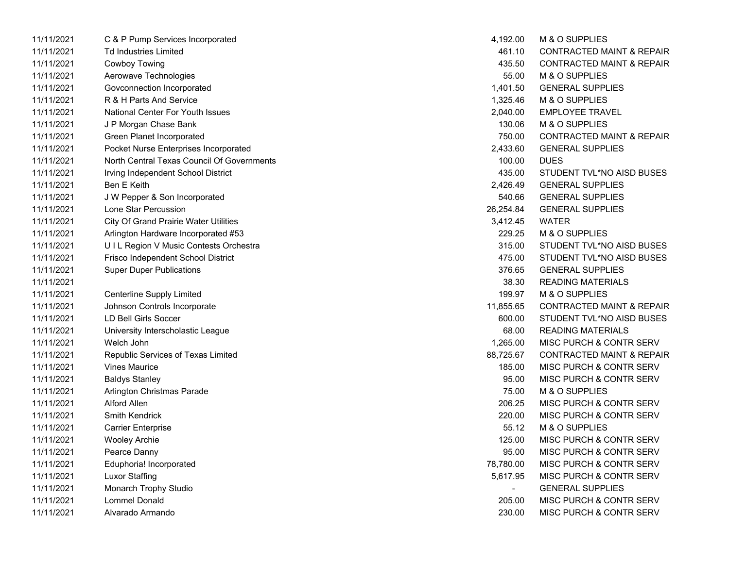| | | | |
|---|---|---|---|
| 11/11/2021 | C & P Pump Services Incorporated | 4,192.00 | M & O SUPPLIES |
| 11/11/2021 | Td Industries Limited | 461.10 | CONTRACTED MAINT & REPAIR |
| 11/11/2021 | Cowboy Towing | 435.50 | CONTRACTED MAINT & REPAIR |
| 11/11/2021 | Aerowave Technologies | 55.00 | M & O SUPPLIES |
| 11/11/2021 | Govconnection Incorporated | 1,401.50 | GENERAL SUPPLIES |
| 11/11/2021 | R & H Parts And Service | 1,325.46 | M & O SUPPLIES |
| 11/11/2021 | National Center For Youth Issues | 2,040.00 | EMPLOYEE TRAVEL |
| 11/11/2021 | J P Morgan Chase Bank | 130.06 | M & O SUPPLIES |
| 11/11/2021 | Green Planet Incorporated | 750.00 | CONTRACTED MAINT & REPAIR |
| 11/11/2021 | Pocket Nurse Enterprises Incorporated | 2,433.60 | GENERAL SUPPLIES |
| 11/11/2021 | North Central Texas Council Of Governments | 100.00 | DUES |
| 11/11/2021 | Irving Independent School District | 435.00 | STUDENT TVL*NO AISD BUSES |
| 11/11/2021 | Ben E Keith | 2,426.49 | GENERAL SUPPLIES |
| 11/11/2021 | J W Pepper & Son Incorporated | 540.66 | GENERAL SUPPLIES |
| 11/11/2021 | Lone Star Percussion | 26,254.84 | GENERAL SUPPLIES |
| 11/11/2021 | City Of Grand Prairie Water Utilities | 3,412.45 | WATER |
| 11/11/2021 | Arlington Hardware Incorporated #53 | 229.25 | M & O SUPPLIES |
| 11/11/2021 | U I L Region V Music Contests Orchestra | 315.00 | STUDENT TVL*NO AISD BUSES |
| 11/11/2021 | Frisco Independent School District | 475.00 | STUDENT TVL*NO AISD BUSES |
| 11/11/2021 | Super Duper Publications | 376.65 | GENERAL SUPPLIES |
| 11/11/2021 | | 38.30 | READING MATERIALS |
| 11/11/2021 | Centerline Supply Limited | 199.97 | M & O SUPPLIES |
| 11/11/2021 | Johnson Controls Incorporate | 11,855.65 | CONTRACTED MAINT & REPAIR |
| 11/11/2021 | LD Bell Girls Soccer | 600.00 | STUDENT TVL*NO AISD BUSES |
| 11/11/2021 | University Interscholastic League | 68.00 | READING MATERIALS |
| 11/11/2021 | Welch John | 1,265.00 | MISC PURCH & CONTR SERV |
| 11/11/2021 | Republic Services of Texas Limited | 88,725.67 | CONTRACTED MAINT & REPAIR |
| 11/11/2021 | Vines Maurice | 185.00 | MISC PURCH & CONTR SERV |
| 11/11/2021 | Baldys Stanley | 95.00 | MISC PURCH & CONTR SERV |
| 11/11/2021 | Arlington Christmas Parade | 75.00 | M & O SUPPLIES |
| 11/11/2021 | Alford Allen | 206.25 | MISC PURCH & CONTR SERV |
| 11/11/2021 | Smith Kendrick | 220.00 | MISC PURCH & CONTR SERV |
| 11/11/2021 | Carrier Enterprise | 55.12 | M & O SUPPLIES |
| 11/11/2021 | Wooley Archie | 125.00 | MISC PURCH & CONTR SERV |
| 11/11/2021 | Pearce Danny | 95.00 | MISC PURCH & CONTR SERV |
| 11/11/2021 | Euphoria! Incorporated | 78,780.00 | MISC PURCH & CONTR SERV |
| 11/11/2021 | Luxor Staffing | 5,617.95 | MISC PURCH & CONTR SERV |
| 11/11/2021 | Monarch Trophy Studio | - | GENERAL SUPPLIES |
| 11/11/2021 | Lommel Donald | 205.00 | MISC PURCH & CONTR SERV |
| 11/11/2021 | Alvarado Armando | 230.00 | MISC PURCH & CONTR SERV |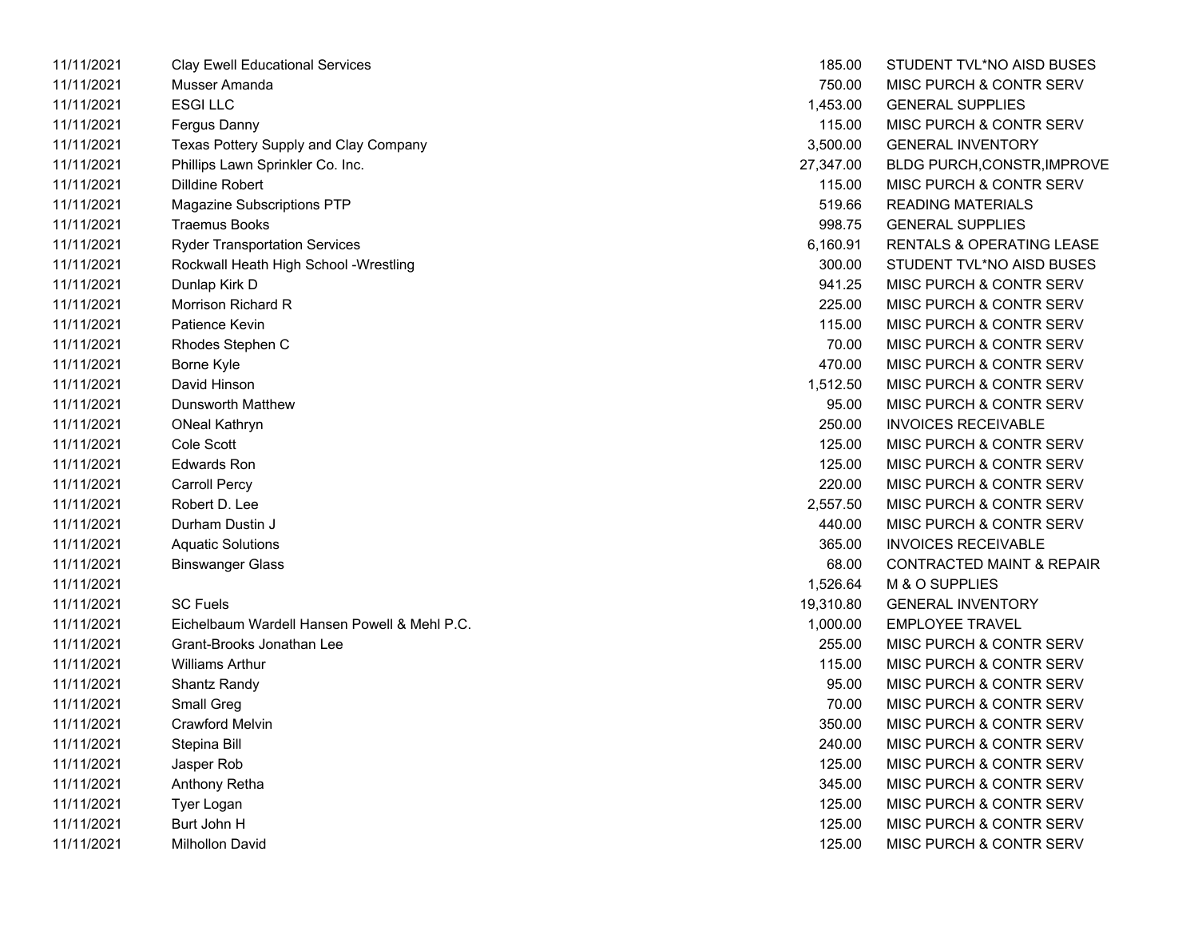| | | | |
|---|---|---|---|
| 11/11/2021 | Clay Ewell Educational Services | 185.00 | STUDENT TVL*NO AISD BUSES |
| 11/11/2021 | Musser Amanda | 750.00 | MISC PURCH & CONTR SERV |
| 11/11/2021 | ESGI LLC | 1,453.00 | GENERAL SUPPLIES |
| 11/11/2021 | Fergus Danny | 115.00 | MISC PURCH & CONTR SERV |
| 11/11/2021 | Texas Pottery Supply and Clay Company | 3,500.00 | GENERAL INVENTORY |
| 11/11/2021 | Phillips Lawn Sprinkler Co. Inc. | 27,347.00 | BLDG PURCH,CONSTR,IMPROVE |
| 11/11/2021 | Dilldine Robert | 115.00 | MISC PURCH & CONTR SERV |
| 11/11/2021 | Magazine Subscriptions PTP | 519.66 | READING MATERIALS |
| 11/11/2021 | Traemus Books | 998.75 | GENERAL SUPPLIES |
| 11/11/2021 | Ryder Transportation Services | 6,160.91 | RENTALS & OPERATING LEASE |
| 11/11/2021 | Rockwall Heath High School -Wrestling | 300.00 | STUDENT TVL*NO AISD BUSES |
| 11/11/2021 | Dunlap Kirk D | 941.25 | MISC PURCH & CONTR SERV |
| 11/11/2021 | Morrison Richard R | 225.00 | MISC PURCH & CONTR SERV |
| 11/11/2021 | Patience Kevin | 115.00 | MISC PURCH & CONTR SERV |
| 11/11/2021 | Rhodes Stephen C | 70.00 | MISC PURCH & CONTR SERV |
| 11/11/2021 | Borne Kyle | 470.00 | MISC PURCH & CONTR SERV |
| 11/11/2021 | David Hinson | 1,512.50 | MISC PURCH & CONTR SERV |
| 11/11/2021 | Dunsworth Matthew | 95.00 | MISC PURCH & CONTR SERV |
| 11/11/2021 | ONeal Kathryn | 250.00 | INVOICES RECEIVABLE |
| 11/11/2021 | Cole Scott | 125.00 | MISC PURCH & CONTR SERV |
| 11/11/2021 | Edwards Ron | 125.00 | MISC PURCH & CONTR SERV |
| 11/11/2021 | Carroll Percy | 220.00 | MISC PURCH & CONTR SERV |
| 11/11/2021 | Robert D. Lee | 2,557.50 | MISC PURCH & CONTR SERV |
| 11/11/2021 | Durham Dustin J | 440.00 | MISC PURCH & CONTR SERV |
| 11/11/2021 | Aquatic Solutions | 365.00 | INVOICES RECEIVABLE |
| 11/11/2021 | Binswanger Glass | 68.00 | CONTRACTED MAINT & REPAIR |
| 11/11/2021 | | 1,526.64 | M & O SUPPLIES |
| 11/11/2021 | SC Fuels | 19,310.80 | GENERAL INVENTORY |
| 11/11/2021 | Eichelbaum Wardell Hansen Powell & Mehl P.C. | 1,000.00 | EMPLOYEE TRAVEL |
| 11/11/2021 | Grant-Brooks Jonathan Lee | 255.00 | MISC PURCH & CONTR SERV |
| 11/11/2021 | Williams Arthur | 115.00 | MISC PURCH & CONTR SERV |
| 11/11/2021 | Shantz Randy | 95.00 | MISC PURCH & CONTR SERV |
| 11/11/2021 | Small Greg | 70.00 | MISC PURCH & CONTR SERV |
| 11/11/2021 | Crawford Melvin | 350.00 | MISC PURCH & CONTR SERV |
| 11/11/2021 | Stepina Bill | 240.00 | MISC PURCH & CONTR SERV |
| 11/11/2021 | Jasper Rob | 125.00 | MISC PURCH & CONTR SERV |
| 11/11/2021 | Anthony Retha | 345.00 | MISC PURCH & CONTR SERV |
| 11/11/2021 | Tyer Logan | 125.00 | MISC PURCH & CONTR SERV |
| 11/11/2021 | Burt John H | 125.00 | MISC PURCH & CONTR SERV |
| 11/11/2021 | Milhollon David | 125.00 | MISC PURCH & CONTR SERV |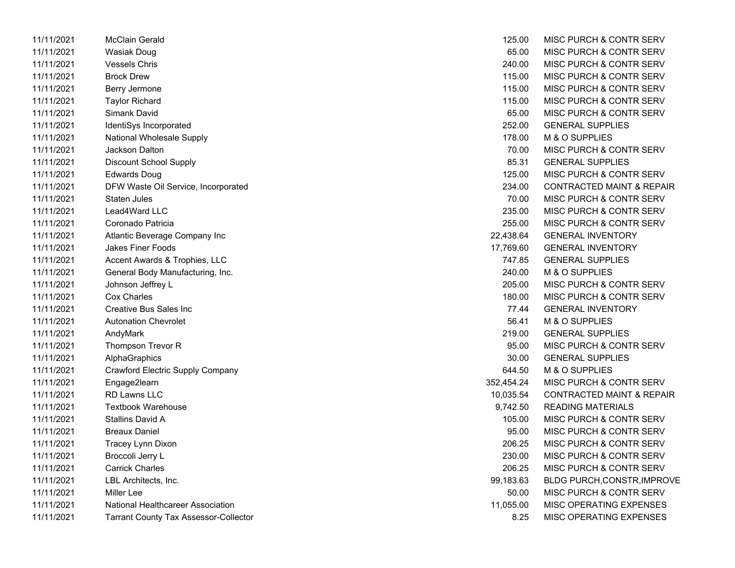| | | | |
|---|---|---|---|
| 11/11/2021 | McClain Gerald | 125.00 | MISC PURCH & CONTR SERV |
| 11/11/2021 | Wasiak Doug | 65.00 | MISC PURCH & CONTR SERV |
| 11/11/2021 | Vessels Chris | 240.00 | MISC PURCH & CONTR SERV |
| 11/11/2021 | Brock Drew | 115.00 | MISC PURCH & CONTR SERV |
| 11/11/2021 | Berry Jermone | 115.00 | MISC PURCH & CONTR SERV |
| 11/11/2021 | Taylor Richard | 115.00 | MISC PURCH & CONTR SERV |
| 11/11/2021 | Simank David | 65.00 | MISC PURCH & CONTR SERV |
| 11/11/2021 | IdentiSys Incorporated | 252.00 | GENERAL SUPPLIES |
| 11/11/2021 | National Wholesale Supply | 178.00 | M & O SUPPLIES |
| 11/11/2021 | Jackson Dalton | 70.00 | MISC PURCH & CONTR SERV |
| 11/11/2021 | Discount School Supply | 85.31 | GENERAL SUPPLIES |
| 11/11/2021 | Edwards Doug | 125.00 | MISC PURCH & CONTR SERV |
| 11/11/2021 | DFW Waste Oil Service, Incorporated | 234.00 | CONTRACTED MAINT & REPAIR |
| 11/11/2021 | Staten Jules | 70.00 | MISC PURCH & CONTR SERV |
| 11/11/2021 | Lead4Ward LLC | 235.00 | MISC PURCH & CONTR SERV |
| 11/11/2021 | Coronado Patricia | 255.00 | MISC PURCH & CONTR SERV |
| 11/11/2021 | Atlantic Beverage Company Inc | 22,438.64 | GENERAL INVENTORY |
| 11/11/2021 | Jakes Finer Foods | 17,769.60 | GENERAL INVENTORY |
| 11/11/2021 | Accent Awards & Trophies, LLC | 747.85 | GENERAL SUPPLIES |
| 11/11/2021 | General Body Manufacturing, Inc. | 240.00 | M & O SUPPLIES |
| 11/11/2021 | Johnson Jeffrey L | 205.00 | MISC PURCH & CONTR SERV |
| 11/11/2021 | Cox Charles | 180.00 | MISC PURCH & CONTR SERV |
| 11/11/2021 | Creative Bus Sales Inc | 77.44 | GENERAL INVENTORY |
| 11/11/2021 | Autonation Chevrolet | 56.41 | M & O SUPPLIES |
| 11/11/2021 | AndyMark | 219.00 | GENERAL SUPPLIES |
| 11/11/2021 | Thompson Trevor R | 95.00 | MISC PURCH & CONTR SERV |
| 11/11/2021 | AlphaGraphics | 30.00 | GENERAL SUPPLIES |
| 11/11/2021 | Crawford Electric Supply Company | 644.50 | M & O SUPPLIES |
| 11/11/2021 | Engage2learn | 352,454.24 | MISC PURCH & CONTR SERV |
| 11/11/2021 | RD Lawns LLC | 10,035.54 | CONTRACTED MAINT & REPAIR |
| 11/11/2021 | Textbook Warehouse | 9,742.50 | READING MATERIALS |
| 11/11/2021 | Stallins David A | 105.00 | MISC PURCH & CONTR SERV |
| 11/11/2021 | Breaux Daniel | 95.00 | MISC PURCH & CONTR SERV |
| 11/11/2021 | Tracey Lynn Dixon | 206.25 | MISC PURCH & CONTR SERV |
| 11/11/2021 | Broccoli Jerry L | 230.00 | MISC PURCH & CONTR SERV |
| 11/11/2021 | Carrick Charles | 206.25 | MISC PURCH & CONTR SERV |
| 11/11/2021 | LBL Architects, Inc. | 99,183.63 | BLDG PURCH,CONSTR,IMPROVE |
| 11/11/2021 | Miller Lee | 50.00 | MISC PURCH & CONTR SERV |
| 11/11/2021 | National Healthcareer Association | 11,055.00 | MISC OPERATING EXPENSES |
| 11/11/2021 | Tarrant County Tax Assessor-Collector | 8.25 | MISC OPERATING EXPENSES |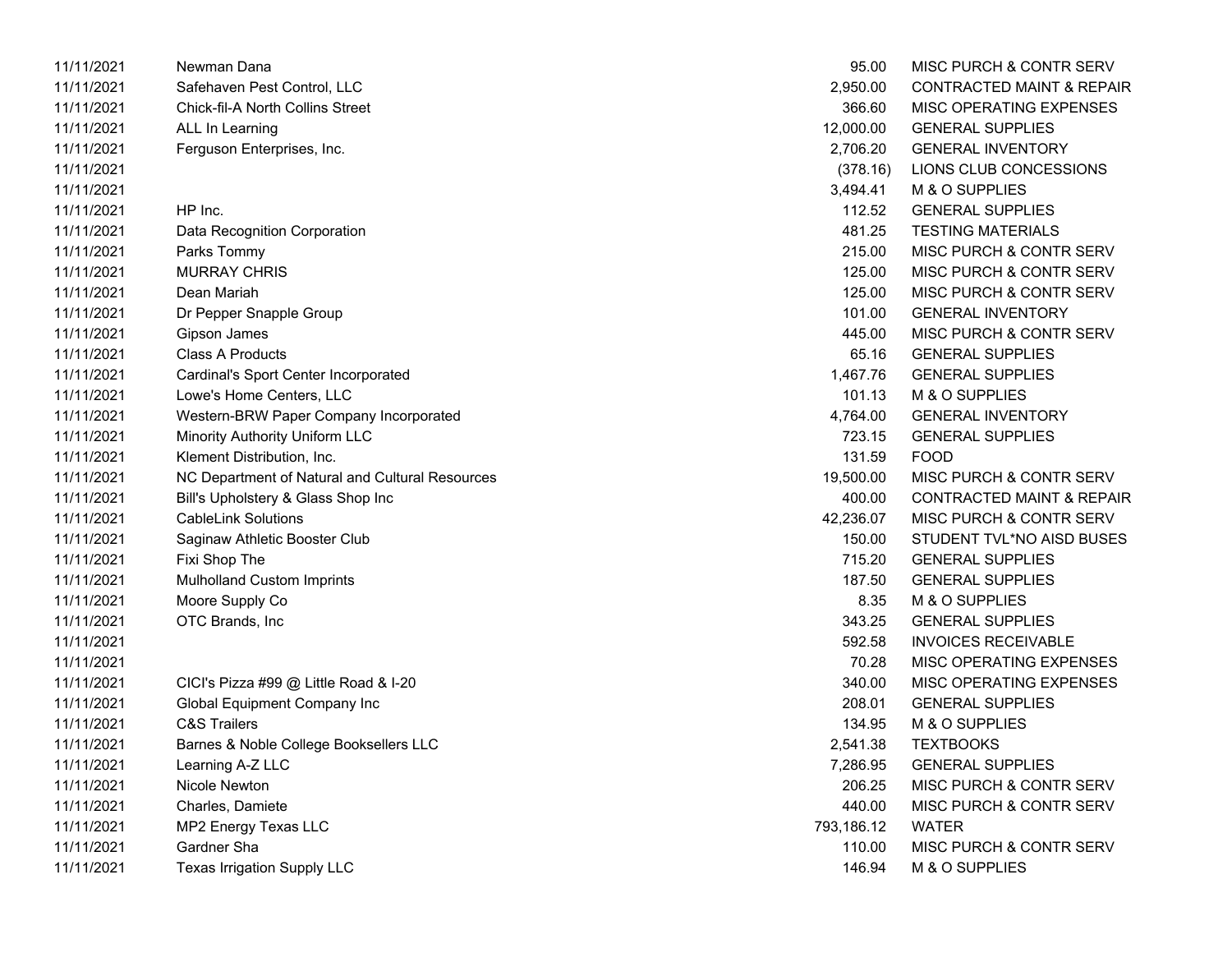| | | | |
|---|---|---|---|
| 11/11/2021 | Newman Dana | 95.00 | MISC PURCH & CONTR SERV |
| 11/11/2021 | Safehaven Pest Control, LLC | 2,950.00 | CONTRACTED MAINT & REPAIR |
| 11/11/2021 | Chick-fil-A North Collins Street | 366.60 | MISC OPERATING EXPENSES |
| 11/11/2021 | ALL In Learning | 12,000.00 | GENERAL SUPPLIES |
| 11/11/2021 | Ferguson Enterprises, Inc. | 2,706.20 | GENERAL INVENTORY |
| 11/11/2021 | | (378.16) | LIONS CLUB CONCESSIONS |
| 11/11/2021 | | 3,494.41 | M & O SUPPLIES |
| 11/11/2021 | HP Inc. | 112.52 | GENERAL SUPPLIES |
| 11/11/2021 | Data Recognition Corporation | 481.25 | TESTING MATERIALS |
| 11/11/2021 | Parks Tommy | 215.00 | MISC PURCH & CONTR SERV |
| 11/11/2021 | MURRAY CHRIS | 125.00 | MISC PURCH & CONTR SERV |
| 11/11/2021 | Dean Mariah | 125.00 | MISC PURCH & CONTR SERV |
| 11/11/2021 | Dr Pepper Snapple Group | 101.00 | GENERAL INVENTORY |
| 11/11/2021 | Gipson James | 445.00 | MISC PURCH & CONTR SERV |
| 11/11/2021 | Class A Products | 65.16 | GENERAL SUPPLIES |
| 11/11/2021 | Cardinal's Sport Center Incorporated | 1,467.76 | GENERAL SUPPLIES |
| 11/11/2021 | Lowe's Home Centers, LLC | 101.13 | M & O SUPPLIES |
| 11/11/2021 | Western-BRW Paper Company Incorporated | 4,764.00 | GENERAL INVENTORY |
| 11/11/2021 | Minority Authority Uniform LLC | 723.15 | GENERAL SUPPLIES |
| 11/11/2021 | Klement Distribution, Inc. | 131.59 | FOOD |
| 11/11/2021 | NC Department of Natural and Cultural Resources | 19,500.00 | MISC PURCH & CONTR SERV |
| 11/11/2021 | Bill's Upholstery & Glass Shop Inc | 400.00 | CONTRACTED MAINT & REPAIR |
| 11/11/2021 | CableLink Solutions | 42,236.07 | MISC PURCH & CONTR SERV |
| 11/11/2021 | Saginaw Athletic Booster Club | 150.00 | STUDENT TVL*NO AISD BUSES |
| 11/11/2021 | Fixi Shop The | 715.20 | GENERAL SUPPLIES |
| 11/11/2021 | Mulholland Custom Imprints | 187.50 | GENERAL SUPPLIES |
| 11/11/2021 | Moore Supply Co | 8.35 | M & O SUPPLIES |
| 11/11/2021 | OTC Brands, Inc | 343.25 | GENERAL SUPPLIES |
| 11/11/2021 | | 592.58 | INVOICES RECEIVABLE |
| 11/11/2021 | | 70.28 | MISC OPERATING EXPENSES |
| 11/11/2021 | CICI's Pizza #99 @ Little Road & I-20 | 340.00 | MISC OPERATING EXPENSES |
| 11/11/2021 | Global Equipment Company Inc | 208.01 | GENERAL SUPPLIES |
| 11/11/2021 | C&S Trailers | 134.95 | M & O SUPPLIES |
| 11/11/2021 | Barnes & Noble College Booksellers LLC | 2,541.38 | TEXTBOOKS |
| 11/11/2021 | Learning A-Z LLC | 7,286.95 | GENERAL SUPPLIES |
| 11/11/2021 | Nicole Newton | 206.25 | MISC PURCH & CONTR SERV |
| 11/11/2021 | Charles, Damiete | 440.00 | MISC PURCH & CONTR SERV |
| 11/11/2021 | MP2 Energy Texas LLC | 793,186.12 | WATER |
| 11/11/2021 | Gardner Sha | 110.00 | MISC PURCH & CONTR SERV |
| 11/11/2021 | Texas Irrigation Supply LLC | 146.94 | M & O SUPPLIES |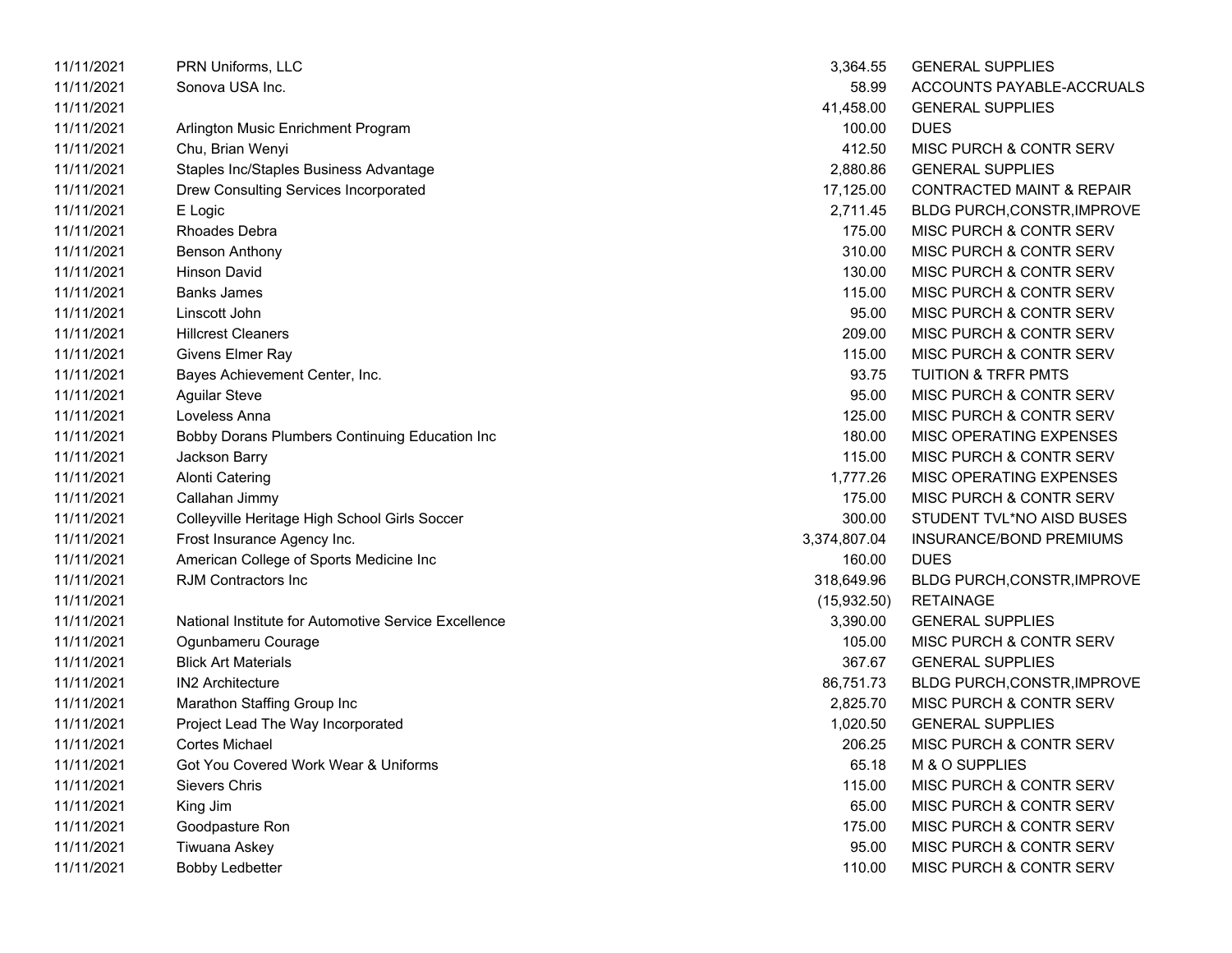| | | | |
|---|---|---|---|
| 11/11/2021 | PRN Uniforms, LLC | 3,364.55 | GENERAL SUPPLIES |
| 11/11/2021 | Sonova USA Inc. | 58.99 | ACCOUNTS PAYABLE-ACCRUALS |
| 11/11/2021 | | 41,458.00 | GENERAL SUPPLIES |
| 11/11/2021 | Arlington Music Enrichment Program | 100.00 | DUES |
| 11/11/2021 | Chu, Brian Wenyi | 412.50 | MISC PURCH & CONTR SERV |
| 11/11/2021 | Staples Inc/Staples Business Advantage | 2,880.86 | GENERAL SUPPLIES |
| 11/11/2021 | Drew Consulting Services Incorporated | 17,125.00 | CONTRACTED MAINT & REPAIR |
| 11/11/2021 | E Logic | 2,711.45 | BLDG PURCH,CONSTR,IMPROVE |
| 11/11/2021 | Rhoades Debra | 175.00 | MISC PURCH & CONTR SERV |
| 11/11/2021 | Benson Anthony | 310.00 | MISC PURCH & CONTR SERV |
| 11/11/2021 | Hinson David | 130.00 | MISC PURCH & CONTR SERV |
| 11/11/2021 | Banks James | 115.00 | MISC PURCH & CONTR SERV |
| 11/11/2021 | Linscott John | 95.00 | MISC PURCH & CONTR SERV |
| 11/11/2021 | Hillcrest Cleaners | 209.00 | MISC PURCH & CONTR SERV |
| 11/11/2021 | Givens Elmer Ray | 115.00 | MISC PURCH & CONTR SERV |
| 11/11/2021 | Bayes Achievement Center, Inc. | 93.75 | TUITION & TRFR PMTS |
| 11/11/2021 | Aguilar Steve | 95.00 | MISC PURCH & CONTR SERV |
| 11/11/2021 | Loveless Anna | 125.00 | MISC PURCH & CONTR SERV |
| 11/11/2021 | Bobby Dorans Plumbers Continuing Education Inc | 180.00 | MISC OPERATING EXPENSES |
| 11/11/2021 | Jackson Barry | 115.00 | MISC PURCH & CONTR SERV |
| 11/11/2021 | Alonti Catering | 1,777.26 | MISC OPERATING EXPENSES |
| 11/11/2021 | Callahan Jimmy | 175.00 | MISC PURCH & CONTR SERV |
| 11/11/2021 | Colleyville Heritage High School Girls Soccer | 300.00 | STUDENT TVL*NO AISD BUSES |
| 11/11/2021 | Frost Insurance Agency Inc. | 3,374,807.04 | INSURANCE/BOND PREMIUMS |
| 11/11/2021 | American College of Sports Medicine Inc | 160.00 | DUES |
| 11/11/2021 | RJM Contractors Inc | 318,649.96 | BLDG PURCH,CONSTR,IMPROVE |
| 11/11/2021 | | (15,932.50) | RETAINAGE |
| 11/11/2021 | National Institute for Automotive Service Excellence | 3,390.00 | GENERAL SUPPLIES |
| 11/11/2021 | Ogunbameru Courage | 105.00 | MISC PURCH & CONTR SERV |
| 11/11/2021 | Blick Art Materials | 367.67 | GENERAL SUPPLIES |
| 11/11/2021 | IN2 Architecture | 86,751.73 | BLDG PURCH,CONSTR,IMPROVE |
| 11/11/2021 | Marathon Staffing Group Inc | 2,825.70 | MISC PURCH & CONTR SERV |
| 11/11/2021 | Project Lead The Way Incorporated | 1,020.50 | GENERAL SUPPLIES |
| 11/11/2021 | Cortes Michael | 206.25 | MISC PURCH & CONTR SERV |
| 11/11/2021 | Got You Covered Work Wear & Uniforms | 65.18 | M & O SUPPLIES |
| 11/11/2021 | Sievers Chris | 115.00 | MISC PURCH & CONTR SERV |
| 11/11/2021 | King Jim | 65.00 | MISC PURCH & CONTR SERV |
| 11/11/2021 | Goodpasture Ron | 175.00 | MISC PURCH & CONTR SERV |
| 11/11/2021 | Tiwuana Askey | 95.00 | MISC PURCH & CONTR SERV |
| 11/11/2021 | Bobby Ledbetter | 110.00 | MISC PURCH & CONTR SERV |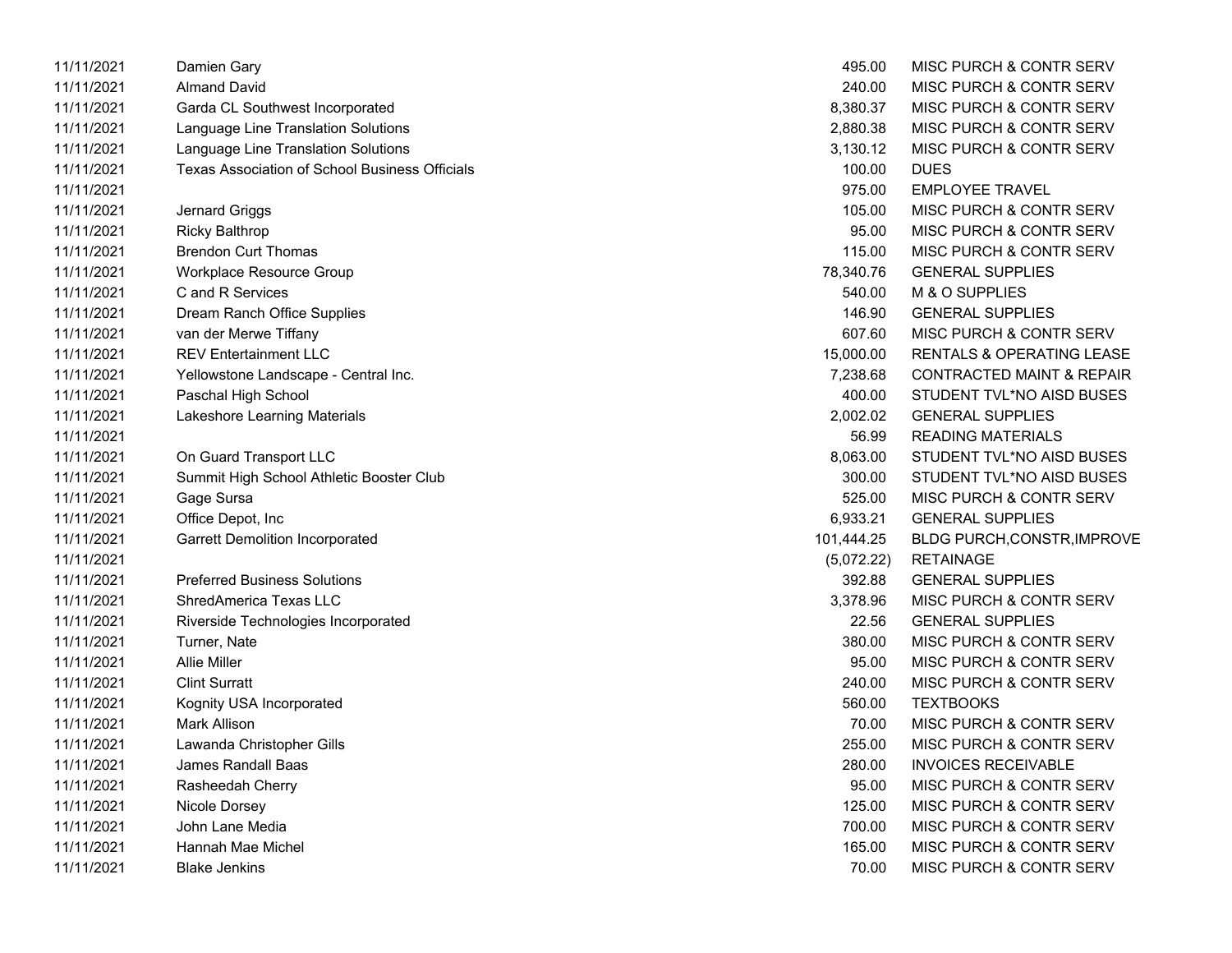| | | | |
|---|---|---|---|
| 11/11/2021 | Damien Gary | 495.00 | MISC PURCH & CONTR SERV |
| 11/11/2021 | Almand David | 240.00 | MISC PURCH & CONTR SERV |
| 11/11/2021 | Garda CL Southwest Incorporated | 8,380.37 | MISC PURCH & CONTR SERV |
| 11/11/2021 | Language Line Translation Solutions | 2,880.38 | MISC PURCH & CONTR SERV |
| 11/11/2021 | Language Line Translation Solutions | 3,130.12 | MISC PURCH & CONTR SERV |
| 11/11/2021 | Texas Association of School Business Officials | 100.00 | DUES |
| 11/11/2021 | | 975.00 | EMPLOYEE TRAVEL |
| 11/11/2021 | Jernard Griggs | 105.00 | MISC PURCH & CONTR SERV |
| 11/11/2021 | Ricky Balthrop | 95.00 | MISC PURCH & CONTR SERV |
| 11/11/2021 | Brendon Curt Thomas | 115.00 | MISC PURCH & CONTR SERV |
| 11/11/2021 | Workplace Resource Group | 78,340.76 | GENERAL SUPPLIES |
| 11/11/2021 | C and R Services | 540.00 | M & O SUPPLIES |
| 11/11/2021 | Dream Ranch Office Supplies | 146.90 | GENERAL SUPPLIES |
| 11/11/2021 | van der Merwe Tiffany | 607.60 | MISC PURCH & CONTR SERV |
| 11/11/2021 | REV Entertainment LLC | 15,000.00 | RENTALS & OPERATING LEASE |
| 11/11/2021 | Yellowstone Landscape - Central Inc. | 7,238.68 | CONTRACTED MAINT & REPAIR |
| 11/11/2021 | Paschal High School | 400.00 | STUDENT TVL*NO AISD BUSES |
| 11/11/2021 | Lakeshore Learning Materials | 2,002.02 | GENERAL SUPPLIES |
| 11/11/2021 | | 56.99 | READING MATERIALS |
| 11/11/2021 | On Guard Transport LLC | 8,063.00 | STUDENT TVL*NO AISD BUSES |
| 11/11/2021 | Summit High School Athletic Booster Club | 300.00 | STUDENT TVL*NO AISD BUSES |
| 11/11/2021 | Gage Sursa | 525.00 | MISC PURCH & CONTR SERV |
| 11/11/2021 | Office Depot, Inc | 6,933.21 | GENERAL SUPPLIES |
| 11/11/2021 | Garrett Demolition Incorporated | 101,444.25 | BLDG PURCH,CONSTR,IMPROVE |
| 11/11/2021 | | (5,072.22) | RETAINAGE |
| 11/11/2021 | Preferred Business Solutions | 392.88 | GENERAL SUPPLIES |
| 11/11/2021 | ShredAmerica Texas LLC | 3,378.96 | MISC PURCH & CONTR SERV |
| 11/11/2021 | Riverside Technologies Incorporated | 22.56 | GENERAL SUPPLIES |
| 11/11/2021 | Turner, Nate | 380.00 | MISC PURCH & CONTR SERV |
| 11/11/2021 | Allie Miller | 95.00 | MISC PURCH & CONTR SERV |
| 11/11/2021 | Clint Surratt | 240.00 | MISC PURCH & CONTR SERV |
| 11/11/2021 | Kognity USA Incorporated | 560.00 | TEXTBOOKS |
| 11/11/2021 | Mark Allison | 70.00 | MISC PURCH & CONTR SERV |
| 11/11/2021 | Lawanda Christopher Gills | 255.00 | MISC PURCH & CONTR SERV |
| 11/11/2021 | James Randall Baas | 280.00 | INVOICES RECEIVABLE |
| 11/11/2021 | Rasheedah Cherry | 95.00 | MISC PURCH & CONTR SERV |
| 11/11/2021 | Nicole Dorsey | 125.00 | MISC PURCH & CONTR SERV |
| 11/11/2021 | John Lane Media | 700.00 | MISC PURCH & CONTR SERV |
| 11/11/2021 | Hannah Mae Michel | 165.00 | MISC PURCH & CONTR SERV |
| 11/11/2021 | Blake Jenkins | 70.00 | MISC PURCH & CONTR SERV |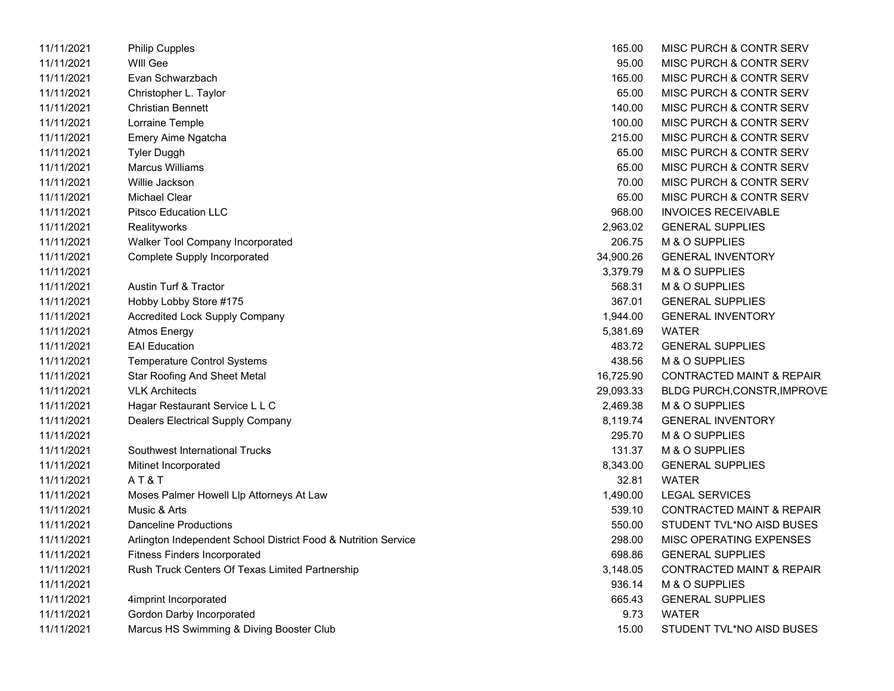| | | | |
|---|---|---|---|
| 11/11/2021 | Philip Cupples | 165.00 | MISC PURCH & CONTR SERV |
| 11/11/2021 | WIll Gee | 95.00 | MISC PURCH & CONTR SERV |
| 11/11/2021 | Evan Schwarzbach | 165.00 | MISC PURCH & CONTR SERV |
| 11/11/2021 | Christopher L. Taylor | 65.00 | MISC PURCH & CONTR SERV |
| 11/11/2021 | Christian Bennett | 140.00 | MISC PURCH & CONTR SERV |
| 11/11/2021 | Lorraine Temple | 100.00 | MISC PURCH & CONTR SERV |
| 11/11/2021 | Emery Aime Ngatcha | 215.00 | MISC PURCH & CONTR SERV |
| 11/11/2021 | Tyler Duggh | 65.00 | MISC PURCH & CONTR SERV |
| 11/11/2021 | Marcus Williams | 65.00 | MISC PURCH & CONTR SERV |
| 11/11/2021 | Willie Jackson | 70.00 | MISC PURCH & CONTR SERV |
| 11/11/2021 | Michael Clear | 65.00 | MISC PURCH & CONTR SERV |
| 11/11/2021 | Pitsco Education LLC | 968.00 | INVOICES RECEIVABLE |
| 11/11/2021 | Realityworks | 2,963.02 | GENERAL SUPPLIES |
| 11/11/2021 | Walker Tool Company Incorporated | 206.75 | M & O SUPPLIES |
| 11/11/2021 | Complete Supply Incorporated | 34,900.26 | GENERAL INVENTORY |
| 11/11/2021 | | 3,379.79 | M & O SUPPLIES |
| 11/11/2021 | Austin Turf & Tractor | 568.31 | M & O SUPPLIES |
| 11/11/2021 | Hobby Lobby Store #175 | 367.01 | GENERAL SUPPLIES |
| 11/11/2021 | Accredited Lock Supply Company | 1,944.00 | GENERAL INVENTORY |
| 11/11/2021 | Atmos Energy | 5,381.69 | WATER |
| 11/11/2021 | EAI Education | 483.72 | GENERAL SUPPLIES |
| 11/11/2021 | Temperature Control Systems | 438.56 | M & O SUPPLIES |
| 11/11/2021 | Star Roofing And Sheet Metal | 16,725.90 | CONTRACTED MAINT & REPAIR |
| 11/11/2021 | VLK Architects | 29,093.33 | BLDG PURCH,CONSTR,IMPROVE |
| 11/11/2021 | Hagar Restaurant Service L L C | 2,469.38 | M & O SUPPLIES |
| 11/11/2021 | Dealers Electrical Supply Company | 8,119.74 | GENERAL INVENTORY |
| 11/11/2021 | | 295.70 | M & O SUPPLIES |
| 11/11/2021 | Southwest International Trucks | 131.37 | M & O SUPPLIES |
| 11/11/2021 | Mitinet Incorporated | 8,343.00 | GENERAL SUPPLIES |
| 11/11/2021 | A T & T | 32.81 | WATER |
| 11/11/2021 | Moses Palmer Howell Llp Attorneys At Law | 1,490.00 | LEGAL SERVICES |
| 11/11/2021 | Music & Arts | 539.10 | CONTRACTED MAINT & REPAIR |
| 11/11/2021 | Danceline Productions | 550.00 | STUDENT TVL*NO AISD BUSES |
| 11/11/2021 | Arlington Independent School District Food & Nutrition Service | 298.00 | MISC OPERATING EXPENSES |
| 11/11/2021 | Fitness Finders Incorporated | 698.86 | GENERAL SUPPLIES |
| 11/11/2021 | Rush Truck Centers Of Texas Limited Partnership | 3,148.05 | CONTRACTED MAINT & REPAIR |
| 11/11/2021 | | 936.14 | M & O SUPPLIES |
| 11/11/2021 | 4imprint Incorporated | 665.43 | GENERAL SUPPLIES |
| 11/11/2021 | Gordon Darby Incorporated | 9.73 | WATER |
| 11/11/2021 | Marcus HS Swimming & Diving Booster Club | 15.00 | STUDENT TVL*NO AISD BUSES |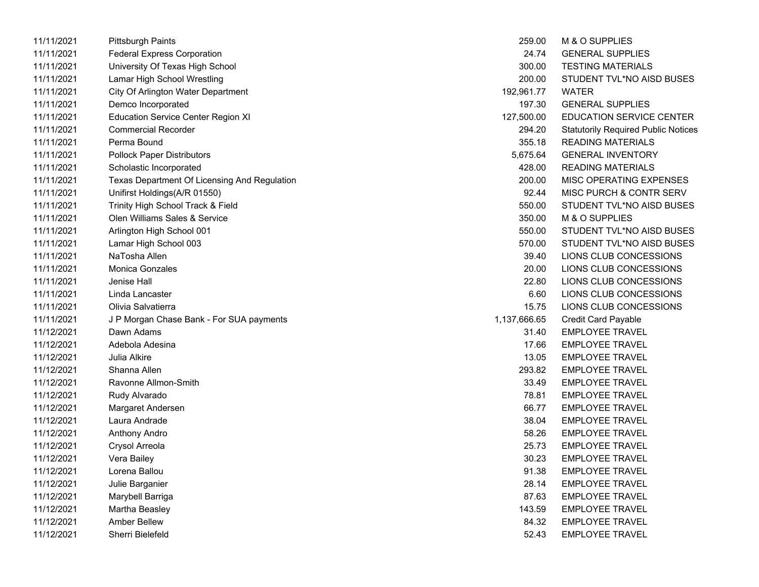| | | | |
|---|---|---|---|
| 11/11/2021 | Pittsburgh Paints | 259.00 | M & O SUPPLIES |
| 11/11/2021 | Federal Express Corporation | 24.74 | GENERAL SUPPLIES |
| 11/11/2021 | University Of Texas High School | 300.00 | TESTING MATERIALS |
| 11/11/2021 | Lamar High School Wrestling | 200.00 | STUDENT TVL*NO AISD BUSES |
| 11/11/2021 | City Of Arlington Water Department | 192,961.77 | WATER |
| 11/11/2021 | Demco Incorporated | 197.30 | GENERAL SUPPLIES |
| 11/11/2021 | Education Service Center Region XI | 127,500.00 | EDUCATION SERVICE CENTER |
| 11/11/2021 | Commercial Recorder | 294.20 | Statutorily Required Public Notices |
| 11/11/2021 | Perma Bound | 355.18 | READING MATERIALS |
| 11/11/2021 | Pollock Paper Distributors | 5,675.64 | GENERAL INVENTORY |
| 11/11/2021 | Scholastic Incorporated | 428.00 | READING MATERIALS |
| 11/11/2021 | Texas Department Of Licensing And Regulation | 200.00 | MISC OPERATING EXPENSES |
| 11/11/2021 | Unifirst Holdings(A/R 01550) | 92.44 | MISC PURCH & CONTR SERV |
| 11/11/2021 | Trinity High School Track & Field | 550.00 | STUDENT TVL*NO AISD BUSES |
| 11/11/2021 | Olen Williams Sales & Service | 350.00 | M & O SUPPLIES |
| 11/11/2021 | Arlington High School 001 | 550.00 | STUDENT TVL*NO AISD BUSES |
| 11/11/2021 | Lamar High School 003 | 570.00 | STUDENT TVL*NO AISD BUSES |
| 11/11/2021 | NaTosha Allen | 39.40 | LIONS CLUB CONCESSIONS |
| 11/11/2021 | Monica Gonzales | 20.00 | LIONS CLUB CONCESSIONS |
| 11/11/2021 | Jenise Hall | 22.80 | LIONS CLUB CONCESSIONS |
| 11/11/2021 | Linda Lancaster | 6.60 | LIONS CLUB CONCESSIONS |
| 11/11/2021 | Olivia Salvatierra | 15.75 | LIONS CLUB CONCESSIONS |
| 11/11/2021 | J P Morgan Chase Bank - For SUA payments | 1,137,666.65 | Credit Card Payable |
| 11/12/2021 | Dawn Adams | 31.40 | EMPLOYEE TRAVEL |
| 11/12/2021 | Adebola Adesina | 17.66 | EMPLOYEE TRAVEL |
| 11/12/2021 | Julia Alkire | 13.05 | EMPLOYEE TRAVEL |
| 11/12/2021 | Shanna Allen | 293.82 | EMPLOYEE TRAVEL |
| 11/12/2021 | Ravonne Allmon-Smith | 33.49 | EMPLOYEE TRAVEL |
| 11/12/2021 | Rudy Alvarado | 78.81 | EMPLOYEE TRAVEL |
| 11/12/2021 | Margaret Andersen | 66.77 | EMPLOYEE TRAVEL |
| 11/12/2021 | Laura Andrade | 38.04 | EMPLOYEE TRAVEL |
| 11/12/2021 | Anthony Andro | 58.26 | EMPLOYEE TRAVEL |
| 11/12/2021 | Crysol Arreola | 25.73 | EMPLOYEE TRAVEL |
| 11/12/2021 | Vera Bailey | 30.23 | EMPLOYEE TRAVEL |
| 11/12/2021 | Lorena Ballou | 91.38 | EMPLOYEE TRAVEL |
| 11/12/2021 | Julie Barganier | 28.14 | EMPLOYEE TRAVEL |
| 11/12/2021 | Marybell Barriga | 87.63 | EMPLOYEE TRAVEL |
| 11/12/2021 | Martha Beasley | 143.59 | EMPLOYEE TRAVEL |
| 11/12/2021 | Amber Bellew | 84.32 | EMPLOYEE TRAVEL |
| 11/12/2021 | Sherri Bielefeld | 52.43 | EMPLOYEE TRAVEL |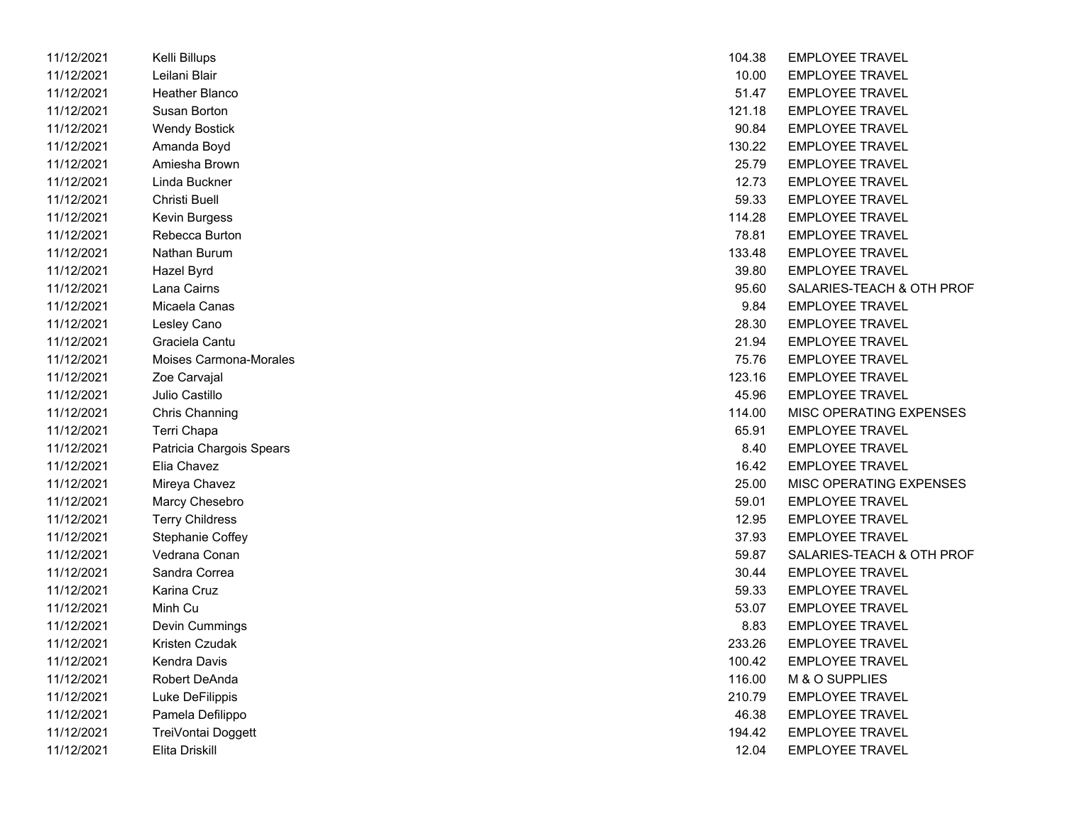| | | | |
|---|---|---|---|
| 11/12/2021 | Kelli Billups | 104.38 | EMPLOYEE TRAVEL |
| 11/12/2021 | Leilani Blair | 10.00 | EMPLOYEE TRAVEL |
| 11/12/2021 | Heather Blanco | 51.47 | EMPLOYEE TRAVEL |
| 11/12/2021 | Susan Borton | 121.18 | EMPLOYEE TRAVEL |
| 11/12/2021 | Wendy Bostick | 90.84 | EMPLOYEE TRAVEL |
| 11/12/2021 | Amanda Boyd | 130.22 | EMPLOYEE TRAVEL |
| 11/12/2021 | Amiesha Brown | 25.79 | EMPLOYEE TRAVEL |
| 11/12/2021 | Linda Buckner | 12.73 | EMPLOYEE TRAVEL |
| 11/12/2021 | Christi Buell | 59.33 | EMPLOYEE TRAVEL |
| 11/12/2021 | Kevin Burgess | 114.28 | EMPLOYEE TRAVEL |
| 11/12/2021 | Rebecca Burton | 78.81 | EMPLOYEE TRAVEL |
| 11/12/2021 | Nathan Burum | 133.48 | EMPLOYEE TRAVEL |
| 11/12/2021 | Hazel Byrd | 39.80 | EMPLOYEE TRAVEL |
| 11/12/2021 | Lana Cairns | 95.60 | SALARIES-TEACH & OTH PROF |
| 11/12/2021 | Micaela Canas | 9.84 | EMPLOYEE TRAVEL |
| 11/12/2021 | Lesley Cano | 28.30 | EMPLOYEE TRAVEL |
| 11/12/2021 | Graciela Cantu | 21.94 | EMPLOYEE TRAVEL |
| 11/12/2021 | Moises Carmona-Morales | 75.76 | EMPLOYEE TRAVEL |
| 11/12/2021 | Zoe Carvajal | 123.16 | EMPLOYEE TRAVEL |
| 11/12/2021 | Julio Castillo | 45.96 | EMPLOYEE TRAVEL |
| 11/12/2021 | Chris Channing | 114.00 | MISC OPERATING EXPENSES |
| 11/12/2021 | Terri Chapa | 65.91 | EMPLOYEE TRAVEL |
| 11/12/2021 | Patricia Chargois Spears | 8.40 | EMPLOYEE TRAVEL |
| 11/12/2021 | Elia Chavez | 16.42 | EMPLOYEE TRAVEL |
| 11/12/2021 | Mireya Chavez | 25.00 | MISC OPERATING EXPENSES |
| 11/12/2021 | Marcy Chesebro | 59.01 | EMPLOYEE TRAVEL |
| 11/12/2021 | Terry Childress | 12.95 | EMPLOYEE TRAVEL |
| 11/12/2021 | Stephanie Coffey | 37.93 | EMPLOYEE TRAVEL |
| 11/12/2021 | Vedrana Conan | 59.87 | SALARIES-TEACH & OTH PROF |
| 11/12/2021 | Sandra Correa | 30.44 | EMPLOYEE TRAVEL |
| 11/12/2021 | Karina Cruz | 59.33 | EMPLOYEE TRAVEL |
| 11/12/2021 | Minh Cu | 53.07 | EMPLOYEE TRAVEL |
| 11/12/2021 | Devin Cummings | 8.83 | EMPLOYEE TRAVEL |
| 11/12/2021 | Kristen Czudak | 233.26 | EMPLOYEE TRAVEL |
| 11/12/2021 | Kendra Davis | 100.42 | EMPLOYEE TRAVEL |
| 11/12/2021 | Robert DeAnda | 116.00 | M & O SUPPLIES |
| 11/12/2021 | Luke DeFilippis | 210.79 | EMPLOYEE TRAVEL |
| 11/12/2021 | Pamela Defilippo | 46.38 | EMPLOYEE TRAVEL |
| 11/12/2021 | TreiVontai Doggett | 194.42 | EMPLOYEE TRAVEL |
| 11/12/2021 | Elita Driskill | 12.04 | EMPLOYEE TRAVEL |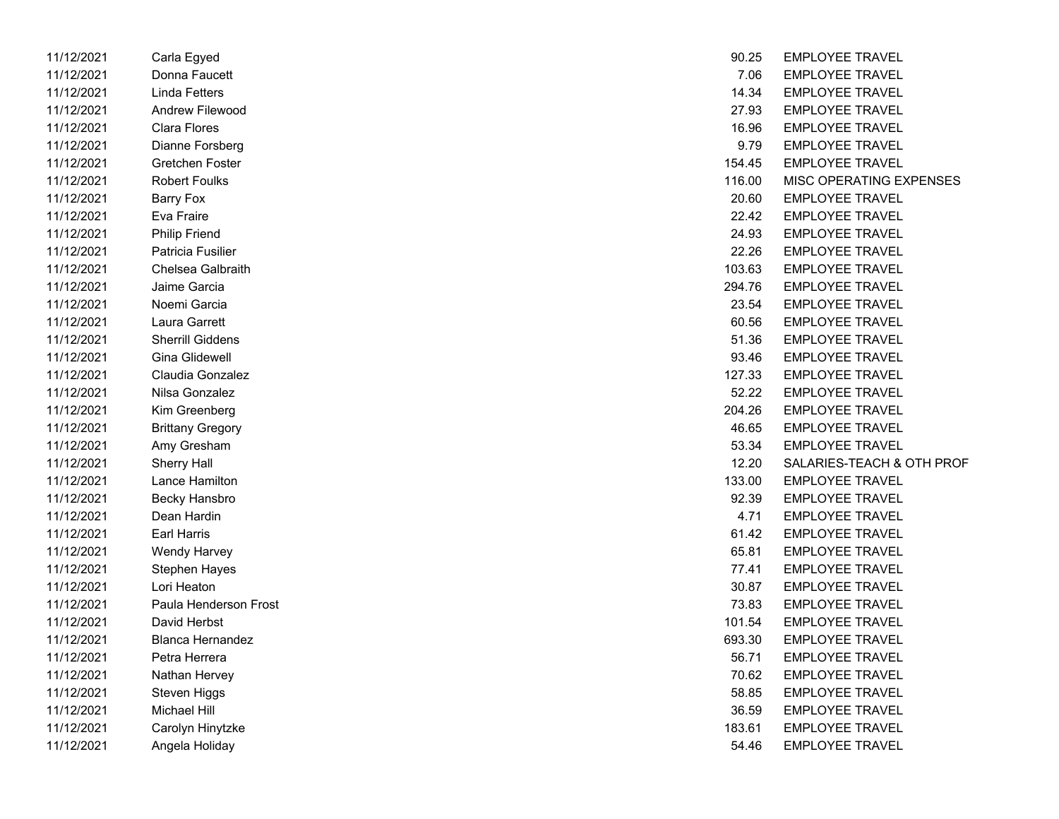| | | | |
|---|---|---|---|
| 11/12/2021 | Carla Egyed | 90.25 | EMPLOYEE TRAVEL |
| 11/12/2021 | Donna Faucett | 7.06 | EMPLOYEE TRAVEL |
| 11/12/2021 | Linda Fetters | 14.34 | EMPLOYEE TRAVEL |
| 11/12/2021 | Andrew Filewood | 27.93 | EMPLOYEE TRAVEL |
| 11/12/2021 | Clara Flores | 16.96 | EMPLOYEE TRAVEL |
| 11/12/2021 | Dianne Forsberg | 9.79 | EMPLOYEE TRAVEL |
| 11/12/2021 | Gretchen Foster | 154.45 | EMPLOYEE TRAVEL |
| 11/12/2021 | Robert Foulks | 116.00 | MISC OPERATING EXPENSES |
| 11/12/2021 | Barry Fox | 20.60 | EMPLOYEE TRAVEL |
| 11/12/2021 | Eva Fraire | 22.42 | EMPLOYEE TRAVEL |
| 11/12/2021 | Philip Friend | 24.93 | EMPLOYEE TRAVEL |
| 11/12/2021 | Patricia Fusilier | 22.26 | EMPLOYEE TRAVEL |
| 11/12/2021 | Chelsea Galbraith | 103.63 | EMPLOYEE TRAVEL |
| 11/12/2021 | Jaime Garcia | 294.76 | EMPLOYEE TRAVEL |
| 11/12/2021 | Noemi Garcia | 23.54 | EMPLOYEE TRAVEL |
| 11/12/2021 | Laura Garrett | 60.56 | EMPLOYEE TRAVEL |
| 11/12/2021 | Sherrill Giddens | 51.36 | EMPLOYEE TRAVEL |
| 11/12/2021 | Gina Glidewell | 93.46 | EMPLOYEE TRAVEL |
| 11/12/2021 | Claudia Gonzalez | 127.33 | EMPLOYEE TRAVEL |
| 11/12/2021 | Nilsa Gonzalez | 52.22 | EMPLOYEE TRAVEL |
| 11/12/2021 | Kim Greenberg | 204.26 | EMPLOYEE TRAVEL |
| 11/12/2021 | Brittany Gregory | 46.65 | EMPLOYEE TRAVEL |
| 11/12/2021 | Amy Gresham | 53.34 | EMPLOYEE TRAVEL |
| 11/12/2021 | Sherry Hall | 12.20 | SALARIES-TEACH & OTH PROF |
| 11/12/2021 | Lance Hamilton | 133.00 | EMPLOYEE TRAVEL |
| 11/12/2021 | Becky Hansbro | 92.39 | EMPLOYEE TRAVEL |
| 11/12/2021 | Dean Hardin | 4.71 | EMPLOYEE TRAVEL |
| 11/12/2021 | Earl Harris | 61.42 | EMPLOYEE TRAVEL |
| 11/12/2021 | Wendy Harvey | 65.81 | EMPLOYEE TRAVEL |
| 11/12/2021 | Stephen Hayes | 77.41 | EMPLOYEE TRAVEL |
| 11/12/2021 | Lori Heaton | 30.87 | EMPLOYEE TRAVEL |
| 11/12/2021 | Paula Henderson Frost | 73.83 | EMPLOYEE TRAVEL |
| 11/12/2021 | David Herbst | 101.54 | EMPLOYEE TRAVEL |
| 11/12/2021 | Blanca Hernandez | 693.30 | EMPLOYEE TRAVEL |
| 11/12/2021 | Petra Herrera | 56.71 | EMPLOYEE TRAVEL |
| 11/12/2021 | Nathan Hervey | 70.62 | EMPLOYEE TRAVEL |
| 11/12/2021 | Steven Higgs | 58.85 | EMPLOYEE TRAVEL |
| 11/12/2021 | Michael Hill | 36.59 | EMPLOYEE TRAVEL |
| 11/12/2021 | Carolyn Hinytzke | 183.61 | EMPLOYEE TRAVEL |
| 11/12/2021 | Angela Holiday | 54.46 | EMPLOYEE TRAVEL |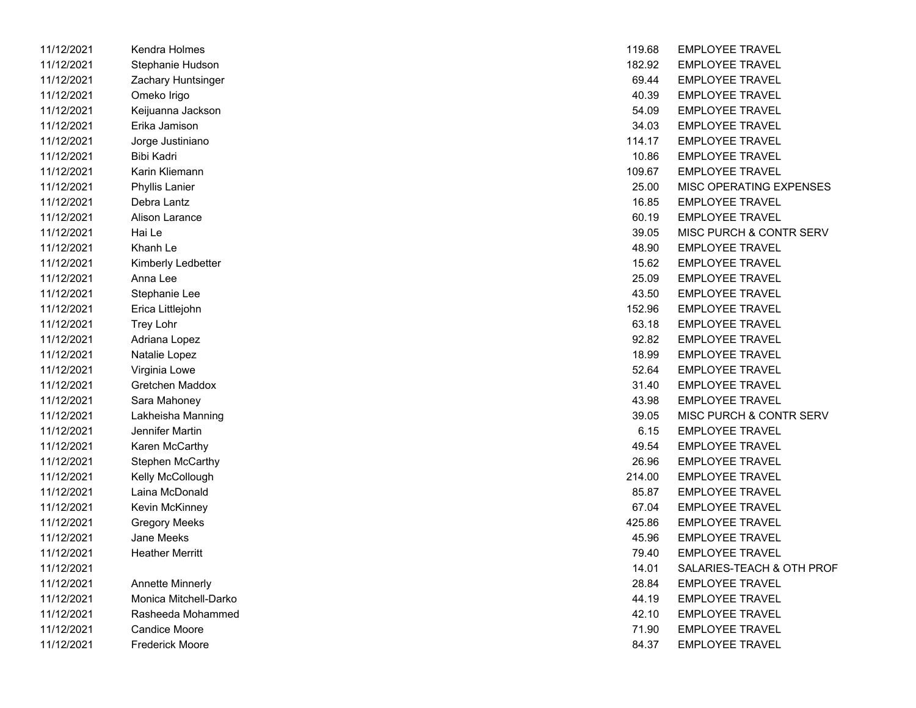| | | | |
|---|---|---|---|
| 11/12/2021 | Kendra Holmes | 119.68 | EMPLOYEE TRAVEL |
| 11/12/2021 | Stephanie Hudson | 182.92 | EMPLOYEE TRAVEL |
| 11/12/2021 | Zachary Huntsinger | 69.44 | EMPLOYEE TRAVEL |
| 11/12/2021 | Omeko Irigo | 40.39 | EMPLOYEE TRAVEL |
| 11/12/2021 | Keijuanna Jackson | 54.09 | EMPLOYEE TRAVEL |
| 11/12/2021 | Erika Jamison | 34.03 | EMPLOYEE TRAVEL |
| 11/12/2021 | Jorge Justiniano | 114.17 | EMPLOYEE TRAVEL |
| 11/12/2021 | Bibi Kadri | 10.86 | EMPLOYEE TRAVEL |
| 11/12/2021 | Karin Kliemann | 109.67 | EMPLOYEE TRAVEL |
| 11/12/2021 | Phyllis Lanier | 25.00 | MISC OPERATING EXPENSES |
| 11/12/2021 | Debra Lantz | 16.85 | EMPLOYEE TRAVEL |
| 11/12/2021 | Alison Larance | 60.19 | EMPLOYEE TRAVEL |
| 11/12/2021 | Hai Le | 39.05 | MISC PURCH & CONTR SERV |
| 11/12/2021 | Khanh Le | 48.90 | EMPLOYEE TRAVEL |
| 11/12/2021 | Kimberly Ledbetter | 15.62 | EMPLOYEE TRAVEL |
| 11/12/2021 | Anna Lee | 25.09 | EMPLOYEE TRAVEL |
| 11/12/2021 | Stephanie Lee | 43.50 | EMPLOYEE TRAVEL |
| 11/12/2021 | Erica Littlejohn | 152.96 | EMPLOYEE TRAVEL |
| 11/12/2021 | Trey Lohr | 63.18 | EMPLOYEE TRAVEL |
| 11/12/2021 | Adriana Lopez | 92.82 | EMPLOYEE TRAVEL |
| 11/12/2021 | Natalie Lopez | 18.99 | EMPLOYEE TRAVEL |
| 11/12/2021 | Virginia Lowe | 52.64 | EMPLOYEE TRAVEL |
| 11/12/2021 | Gretchen Maddox | 31.40 | EMPLOYEE TRAVEL |
| 11/12/2021 | Sara Mahoney | 43.98 | EMPLOYEE TRAVEL |
| 11/12/2021 | Lakheisha Manning | 39.05 | MISC PURCH & CONTR SERV |
| 11/12/2021 | Jennifer Martin | 6.15 | EMPLOYEE TRAVEL |
| 11/12/2021 | Karen McCarthy | 49.54 | EMPLOYEE TRAVEL |
| 11/12/2021 | Stephen McCarthy | 26.96 | EMPLOYEE TRAVEL |
| 11/12/2021 | Kelly McCollough | 214.00 | EMPLOYEE TRAVEL |
| 11/12/2021 | Laina McDonald | 85.87 | EMPLOYEE TRAVEL |
| 11/12/2021 | Kevin McKinney | 67.04 | EMPLOYEE TRAVEL |
| 11/12/2021 | Gregory Meeks | 425.86 | EMPLOYEE TRAVEL |
| 11/12/2021 | Jane Meeks | 45.96 | EMPLOYEE TRAVEL |
| 11/12/2021 | Heather Merritt | 79.40 | EMPLOYEE TRAVEL |
| 11/12/2021 | | 14.01 | SALARIES-TEACH & OTH PROF |
| 11/12/2021 | Annette Minnerly | 28.84 | EMPLOYEE TRAVEL |
| 11/12/2021 | Monica Mitchell-Darko | 44.19 | EMPLOYEE TRAVEL |
| 11/12/2021 | Rasheeda Mohammed | 42.10 | EMPLOYEE TRAVEL |
| 11/12/2021 | Candice Moore | 71.90 | EMPLOYEE TRAVEL |
| 11/12/2021 | Frederick Moore | 84.37 | EMPLOYEE TRAVEL |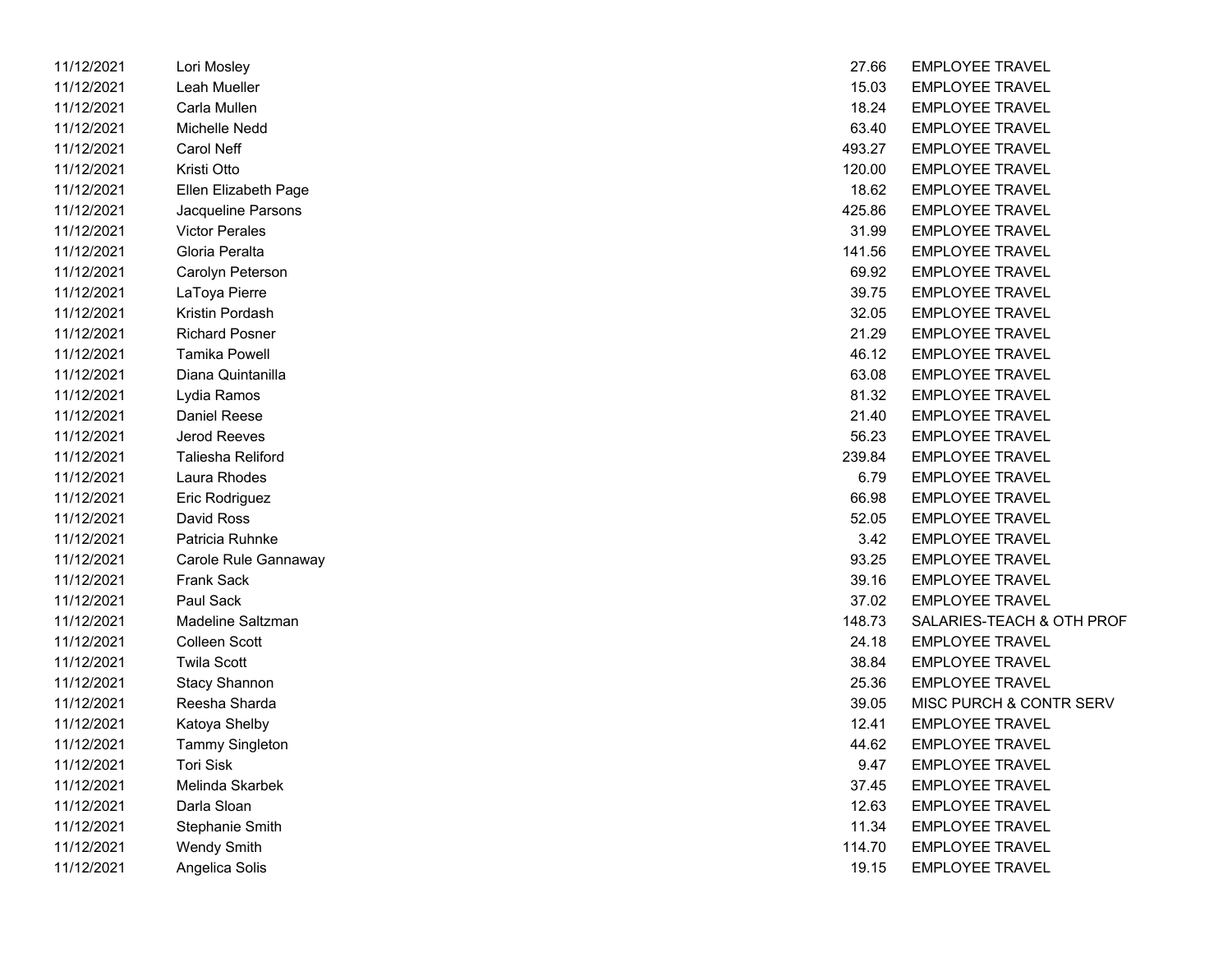| | | | |
|---|---|---|---|
| 11/12/2021 | Lori Mosley | 27.66 | EMPLOYEE TRAVEL |
| 11/12/2021 | Leah Mueller | 15.03 | EMPLOYEE TRAVEL |
| 11/12/2021 | Carla Mullen | 18.24 | EMPLOYEE TRAVEL |
| 11/12/2021 | Michelle Nedd | 63.40 | EMPLOYEE TRAVEL |
| 11/12/2021 | Carol Neff | 493.27 | EMPLOYEE TRAVEL |
| 11/12/2021 | Kristi Otto | 120.00 | EMPLOYEE TRAVEL |
| 11/12/2021 | Ellen Elizabeth Page | 18.62 | EMPLOYEE TRAVEL |
| 11/12/2021 | Jacqueline Parsons | 425.86 | EMPLOYEE TRAVEL |
| 11/12/2021 | Victor Perales | 31.99 | EMPLOYEE TRAVEL |
| 11/12/2021 | Gloria Peralta | 141.56 | EMPLOYEE TRAVEL |
| 11/12/2021 | Carolyn Peterson | 69.92 | EMPLOYEE TRAVEL |
| 11/12/2021 | LaToya Pierre | 39.75 | EMPLOYEE TRAVEL |
| 11/12/2021 | Kristin Pordash | 32.05 | EMPLOYEE TRAVEL |
| 11/12/2021 | Richard Posner | 21.29 | EMPLOYEE TRAVEL |
| 11/12/2021 | Tamika Powell | 46.12 | EMPLOYEE TRAVEL |
| 11/12/2021 | Diana Quintanilla | 63.08 | EMPLOYEE TRAVEL |
| 11/12/2021 | Lydia Ramos | 81.32 | EMPLOYEE TRAVEL |
| 11/12/2021 | Daniel Reese | 21.40 | EMPLOYEE TRAVEL |
| 11/12/2021 | Jerod Reeves | 56.23 | EMPLOYEE TRAVEL |
| 11/12/2021 | Taliesha Reliford | 239.84 | EMPLOYEE TRAVEL |
| 11/12/2021 | Laura Rhodes | 6.79 | EMPLOYEE TRAVEL |
| 11/12/2021 | Eric Rodriguez | 66.98 | EMPLOYEE TRAVEL |
| 11/12/2021 | David Ross | 52.05 | EMPLOYEE TRAVEL |
| 11/12/2021 | Patricia Ruhnke | 3.42 | EMPLOYEE TRAVEL |
| 11/12/2021 | Carole Rule Gannaway | 93.25 | EMPLOYEE TRAVEL |
| 11/12/2021 | Frank Sack | 39.16 | EMPLOYEE TRAVEL |
| 11/12/2021 | Paul Sack | 37.02 | EMPLOYEE TRAVEL |
| 11/12/2021 | Madeline Saltzman | 148.73 | SALARIES-TEACH & OTH PROF |
| 11/12/2021 | Colleen Scott | 24.18 | EMPLOYEE TRAVEL |
| 11/12/2021 | Twila Scott | 38.84 | EMPLOYEE TRAVEL |
| 11/12/2021 | Stacy Shannon | 25.36 | EMPLOYEE TRAVEL |
| 11/12/2021 | Reesha Sharda | 39.05 | MISC PURCH & CONTR SERV |
| 11/12/2021 | Katoya Shelby | 12.41 | EMPLOYEE TRAVEL |
| 11/12/2021 | Tammy Singleton | 44.62 | EMPLOYEE TRAVEL |
| 11/12/2021 | Tori Sisk | 9.47 | EMPLOYEE TRAVEL |
| 11/12/2021 | Melinda Skarbek | 37.45 | EMPLOYEE TRAVEL |
| 11/12/2021 | Darla Sloan | 12.63 | EMPLOYEE TRAVEL |
| 11/12/2021 | Stephanie Smith | 11.34 | EMPLOYEE TRAVEL |
| 11/12/2021 | Wendy Smith | 114.70 | EMPLOYEE TRAVEL |
| 11/12/2021 | Angelica Solis | 19.15 | EMPLOYEE TRAVEL |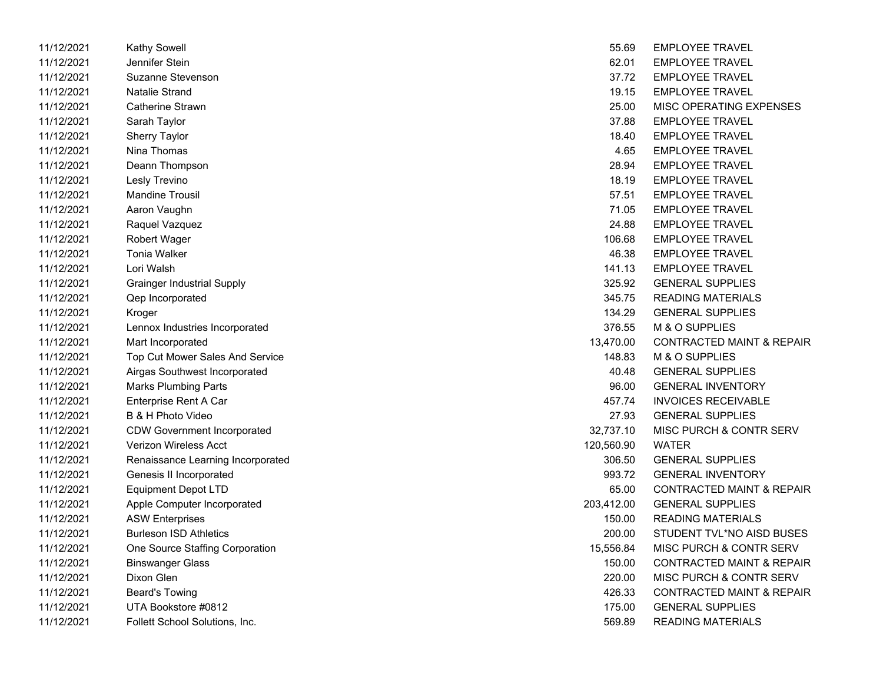| | | | |
|---|---|---|---|
| 11/12/2021 | Kathy Sowell | 55.69 | EMPLOYEE TRAVEL |
| 11/12/2021 | Jennifer Stein | 62.01 | EMPLOYEE TRAVEL |
| 11/12/2021 | Suzanne Stevenson | 37.72 | EMPLOYEE TRAVEL |
| 11/12/2021 | Natalie Strand | 19.15 | EMPLOYEE TRAVEL |
| 11/12/2021 | Catherine Strawn | 25.00 | MISC OPERATING EXPENSES |
| 11/12/2021 | Sarah Taylor | 37.88 | EMPLOYEE TRAVEL |
| 11/12/2021 | Sherry Taylor | 18.40 | EMPLOYEE TRAVEL |
| 11/12/2021 | Nina Thomas | 4.65 | EMPLOYEE TRAVEL |
| 11/12/2021 | Deann Thompson | 28.94 | EMPLOYEE TRAVEL |
| 11/12/2021 | Lesly Trevino | 18.19 | EMPLOYEE TRAVEL |
| 11/12/2021 | Mandine Trousil | 57.51 | EMPLOYEE TRAVEL |
| 11/12/2021 | Aaron Vaughn | 71.05 | EMPLOYEE TRAVEL |
| 11/12/2021 | Raquel Vazquez | 24.88 | EMPLOYEE TRAVEL |
| 11/12/2021 | Robert Wager | 106.68 | EMPLOYEE TRAVEL |
| 11/12/2021 | Tonia Walker | 46.38 | EMPLOYEE TRAVEL |
| 11/12/2021 | Lori Walsh | 141.13 | EMPLOYEE TRAVEL |
| 11/12/2021 | Grainger Industrial Supply | 325.92 | GENERAL SUPPLIES |
| 11/12/2021 | Qep Incorporated | 345.75 | READING MATERIALS |
| 11/12/2021 | Kroger | 134.29 | GENERAL SUPPLIES |
| 11/12/2021 | Lennox Industries Incorporated | 376.55 | M & O SUPPLIES |
| 11/12/2021 | Mart Incorporated | 13,470.00 | CONTRACTED MAINT & REPAIR |
| 11/12/2021 | Top Cut Mower Sales And Service | 148.83 | M & O SUPPLIES |
| 11/12/2021 | Airgas Southwest Incorporated | 40.48 | GENERAL SUPPLIES |
| 11/12/2021 | Marks Plumbing Parts | 96.00 | GENERAL INVENTORY |
| 11/12/2021 | Enterprise Rent A Car | 457.74 | INVOICES RECEIVABLE |
| 11/12/2021 | B & H Photo Video | 27.93 | GENERAL SUPPLIES |
| 11/12/2021 | CDW Government Incorporated | 32,737.10 | MISC PURCH & CONTR SERV |
| 11/12/2021 | Verizon Wireless Acct | 120,560.90 | WATER |
| 11/12/2021 | Renaissance Learning Incorporated | 306.50 | GENERAL SUPPLIES |
| 11/12/2021 | Genesis II Incorporated | 993.72 | GENERAL INVENTORY |
| 11/12/2021 | Equipment Depot LTD | 65.00 | CONTRACTED MAINT & REPAIR |
| 11/12/2021 | Apple Computer Incorporated | 203,412.00 | GENERAL SUPPLIES |
| 11/12/2021 | ASW Enterprises | 150.00 | READING MATERIALS |
| 11/12/2021 | Burleson ISD Athletics | 200.00 | STUDENT TVL*NO AISD BUSES |
| 11/12/2021 | One Source Staffing Corporation | 15,556.84 | MISC PURCH & CONTR SERV |
| 11/12/2021 | Binswanger Glass | 150.00 | CONTRACTED MAINT & REPAIR |
| 11/12/2021 | Dixon Glen | 220.00 | MISC PURCH & CONTR SERV |
| 11/12/2021 | Beard's Towing | 426.33 | CONTRACTED MAINT & REPAIR |
| 11/12/2021 | UTA Bookstore #0812 | 175.00 | GENERAL SUPPLIES |
| 11/12/2021 | Follett School Solutions, Inc. | 569.89 | READING MATERIALS |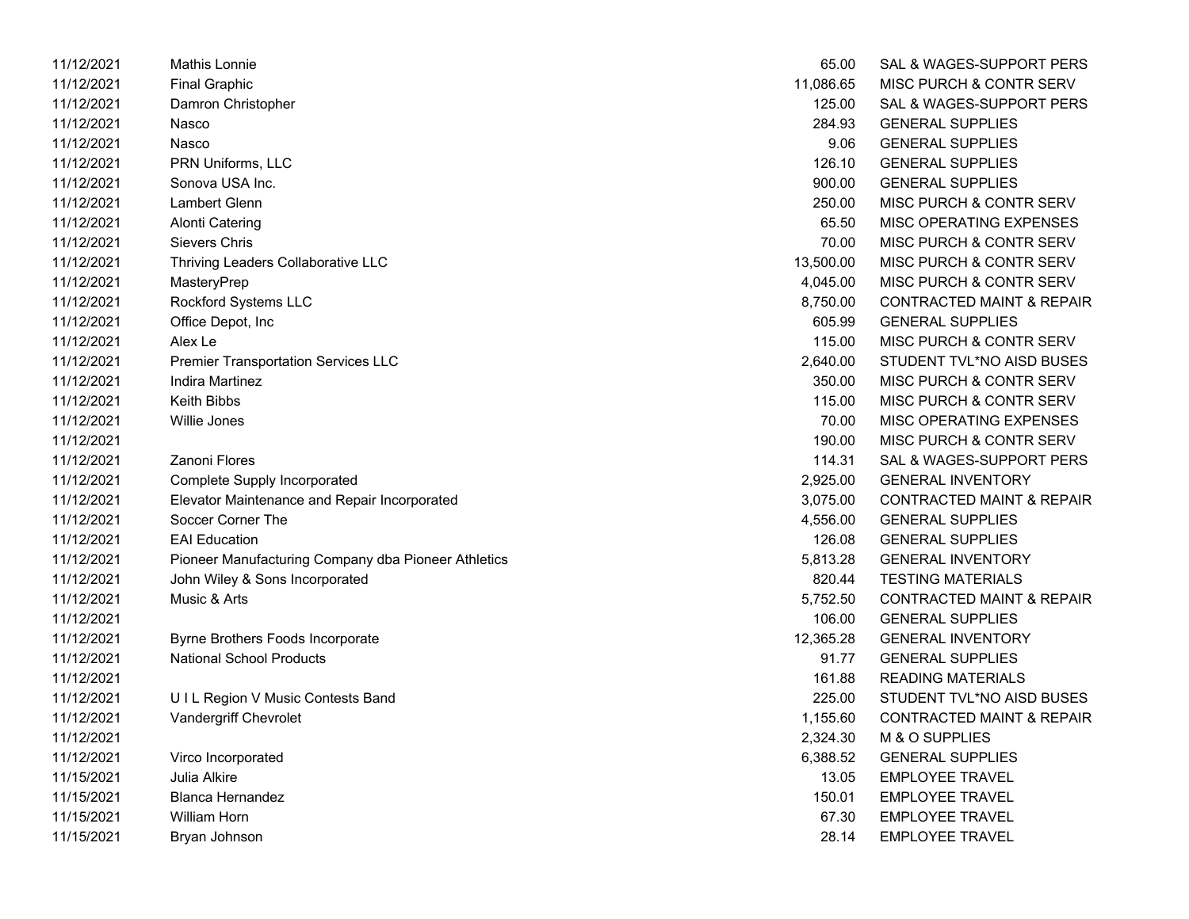| | | | |
|---|---|---|---|
| 11/12/2021 | Mathis Lonnie | 65.00 | SAL & WAGES-SUPPORT PERS |
| 11/12/2021 | Final Graphic | 11,086.65 | MISC PURCH & CONTR SERV |
| 11/12/2021 | Damron Christopher | 125.00 | SAL & WAGES-SUPPORT PERS |
| 11/12/2021 | Nasco | 284.93 | GENERAL SUPPLIES |
| 11/12/2021 | Nasco | 9.06 | GENERAL SUPPLIES |
| 11/12/2021 | PRN Uniforms, LLC | 126.10 | GENERAL SUPPLIES |
| 11/12/2021 | Sonova USA Inc. | 900.00 | GENERAL SUPPLIES |
| 11/12/2021 | Lambert Glenn | 250.00 | MISC PURCH & CONTR SERV |
| 11/12/2021 | Alonti Catering | 65.50 | MISC OPERATING EXPENSES |
| 11/12/2021 | Sievers Chris | 70.00 | MISC PURCH & CONTR SERV |
| 11/12/2021 | Thriving Leaders Collaborative LLC | 13,500.00 | MISC PURCH & CONTR SERV |
| 11/12/2021 | MasteryPrep | 4,045.00 | MISC PURCH & CONTR SERV |
| 11/12/2021 | Rockford Systems LLC | 8,750.00 | CONTRACTED MAINT & REPAIR |
| 11/12/2021 | Office Depot, Inc | 605.99 | GENERAL SUPPLIES |
| 11/12/2021 | Alex Le | 115.00 | MISC PURCH & CONTR SERV |
| 11/12/2021 | Premier Transportation Services LLC | 2,640.00 | STUDENT TVL*NO AISD BUSES |
| 11/12/2021 | Indira Martinez | 350.00 | MISC PURCH & CONTR SERV |
| 11/12/2021 | Keith Bibbs | 115.00 | MISC PURCH & CONTR SERV |
| 11/12/2021 | Willie Jones | 70.00 | MISC OPERATING EXPENSES |
| 11/12/2021 | | 190.00 | MISC PURCH & CONTR SERV |
| 11/12/2021 | Zanoni Flores | 114.31 | SAL & WAGES-SUPPORT PERS |
| 11/12/2021 | Complete Supply Incorporated | 2,925.00 | GENERAL INVENTORY |
| 11/12/2021 | Elevator Maintenance and Repair Incorporated | 3,075.00 | CONTRACTED MAINT & REPAIR |
| 11/12/2021 | Soccer Corner The | 4,556.00 | GENERAL SUPPLIES |
| 11/12/2021 | EAI Education | 126.08 | GENERAL SUPPLIES |
| 11/12/2021 | Pioneer Manufacturing Company dba Pioneer Athletics | 5,813.28 | GENERAL INVENTORY |
| 11/12/2021 | John Wiley & Sons Incorporated | 820.44 | TESTING MATERIALS |
| 11/12/2021 | Music & Arts | 5,752.50 | CONTRACTED MAINT & REPAIR |
| 11/12/2021 | | 106.00 | GENERAL SUPPLIES |
| 11/12/2021 | Byrne Brothers Foods Incorporate | 12,365.28 | GENERAL INVENTORY |
| 11/12/2021 | National School Products | 91.77 | GENERAL SUPPLIES |
| 11/12/2021 | | 161.88 | READING MATERIALS |
| 11/12/2021 | U I L Region V Music Contests Band | 225.00 | STUDENT TVL*NO AISD BUSES |
| 11/12/2021 | Vandergriff Chevrolet | 1,155.60 | CONTRACTED MAINT & REPAIR |
| 11/12/2021 | | 2,324.30 | M & O SUPPLIES |
| 11/12/2021 | Virco Incorporated | 6,388.52 | GENERAL SUPPLIES |
| 11/15/2021 | Julia Alkire | 13.05 | EMPLOYEE TRAVEL |
| 11/15/2021 | Blanca Hernandez | 150.01 | EMPLOYEE TRAVEL |
| 11/15/2021 | William Horn | 67.30 | EMPLOYEE TRAVEL |
| 11/15/2021 | Bryan Johnson | 28.14 | EMPLOYEE TRAVEL |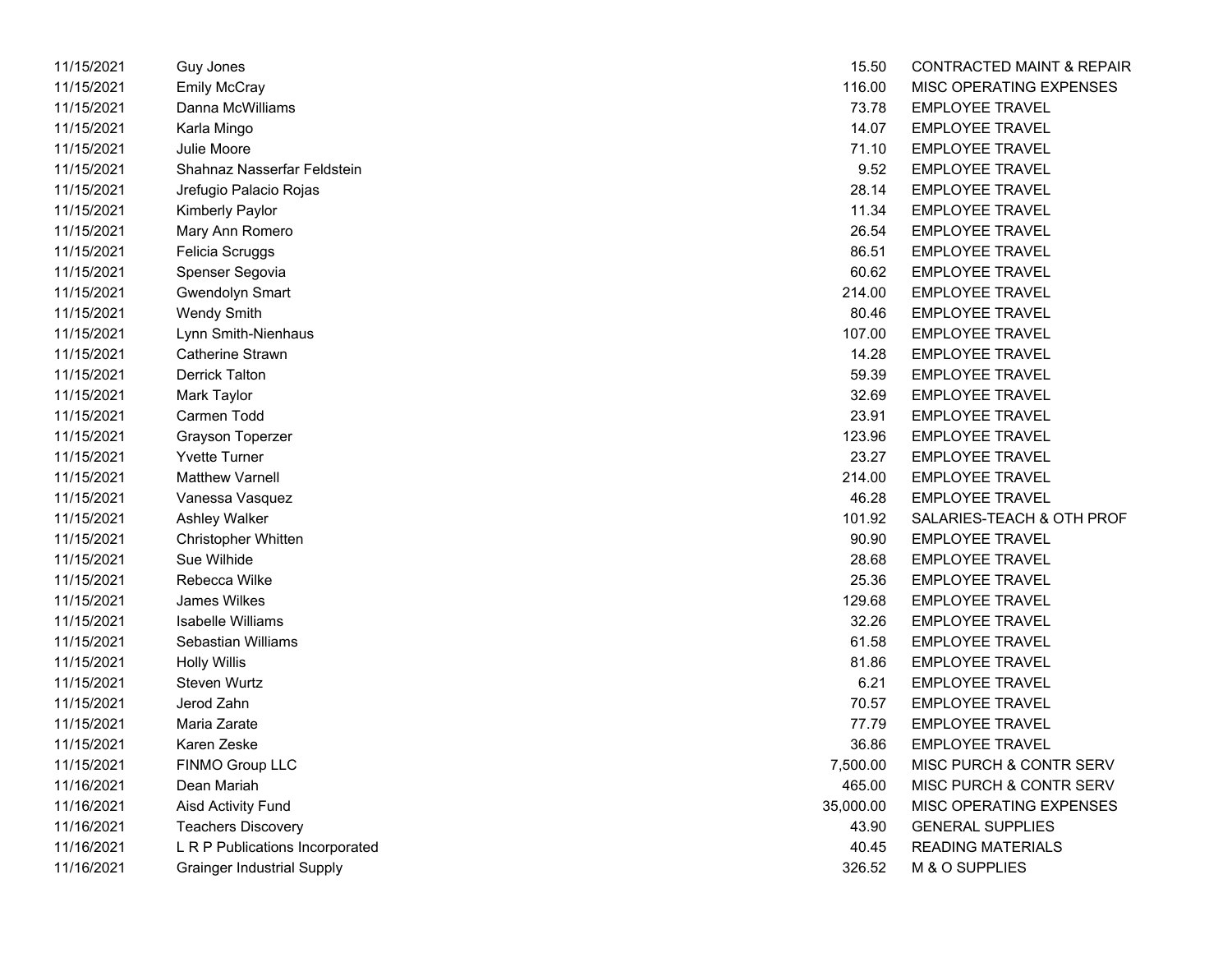| | | | |
|---|---|---|---|
| 11/15/2021 | Guy Jones | 15.50 | CONTRACTED MAINT & REPAIR |
| 11/15/2021 | Emily McCray | 116.00 | MISC OPERATING EXPENSES |
| 11/15/2021 | Danna McWilliams | 73.78 | EMPLOYEE TRAVEL |
| 11/15/2021 | Karla Mingo | 14.07 | EMPLOYEE TRAVEL |
| 11/15/2021 | Julie Moore | 71.10 | EMPLOYEE TRAVEL |
| 11/15/2021 | Shahnaz Nasserfar Feldstein | 9.52 | EMPLOYEE TRAVEL |
| 11/15/2021 | Jrefugio Palacio Rojas | 28.14 | EMPLOYEE TRAVEL |
| 11/15/2021 | Kimberly Paylor | 11.34 | EMPLOYEE TRAVEL |
| 11/15/2021 | Mary Ann Romero | 26.54 | EMPLOYEE TRAVEL |
| 11/15/2021 | Felicia Scruggs | 86.51 | EMPLOYEE TRAVEL |
| 11/15/2021 | Spenser Segovia | 60.62 | EMPLOYEE TRAVEL |
| 11/15/2021 | Gwendolyn Smart | 214.00 | EMPLOYEE TRAVEL |
| 11/15/2021 | Wendy Smith | 80.46 | EMPLOYEE TRAVEL |
| 11/15/2021 | Lynn Smith-Nienhaus | 107.00 | EMPLOYEE TRAVEL |
| 11/15/2021 | Catherine Strawn | 14.28 | EMPLOYEE TRAVEL |
| 11/15/2021 | Derrick Talton | 59.39 | EMPLOYEE TRAVEL |
| 11/15/2021 | Mark Taylor | 32.69 | EMPLOYEE TRAVEL |
| 11/15/2021 | Carmen Todd | 23.91 | EMPLOYEE TRAVEL |
| 11/15/2021 | Grayson Toperzer | 123.96 | EMPLOYEE TRAVEL |
| 11/15/2021 | Yvette Turner | 23.27 | EMPLOYEE TRAVEL |
| 11/15/2021 | Matthew Varnell | 214.00 | EMPLOYEE TRAVEL |
| 11/15/2021 | Vanessa Vasquez | 46.28 | EMPLOYEE TRAVEL |
| 11/15/2021 | Ashley Walker | 101.92 | SALARIES-TEACH & OTH PROF |
| 11/15/2021 | Christopher Whitten | 90.90 | EMPLOYEE TRAVEL |
| 11/15/2021 | Sue Wilhide | 28.68 | EMPLOYEE TRAVEL |
| 11/15/2021 | Rebecca Wilke | 25.36 | EMPLOYEE TRAVEL |
| 11/15/2021 | James Wilkes | 129.68 | EMPLOYEE TRAVEL |
| 11/15/2021 | Isabelle Williams | 32.26 | EMPLOYEE TRAVEL |
| 11/15/2021 | Sebastian Williams | 61.58 | EMPLOYEE TRAVEL |
| 11/15/2021 | Holly Willis | 81.86 | EMPLOYEE TRAVEL |
| 11/15/2021 | Steven Wurtz | 6.21 | EMPLOYEE TRAVEL |
| 11/15/2021 | Jerod Zahn | 70.57 | EMPLOYEE TRAVEL |
| 11/15/2021 | Maria Zarate | 77.79 | EMPLOYEE TRAVEL |
| 11/15/2021 | Karen Zeske | 36.86 | EMPLOYEE TRAVEL |
| 11/15/2021 | FINMO Group LLC | 7,500.00 | MISC PURCH & CONTR SERV |
| 11/16/2021 | Dean Mariah | 465.00 | MISC PURCH & CONTR SERV |
| 11/16/2021 | Aisd Activity Fund | 35,000.00 | MISC OPERATING EXPENSES |
| 11/16/2021 | Teachers Discovery | 43.90 | GENERAL SUPPLIES |
| 11/16/2021 | L R P Publications Incorporated | 40.45 | READING MATERIALS |
| 11/16/2021 | Grainger Industrial Supply | 326.52 | M & O SUPPLIES |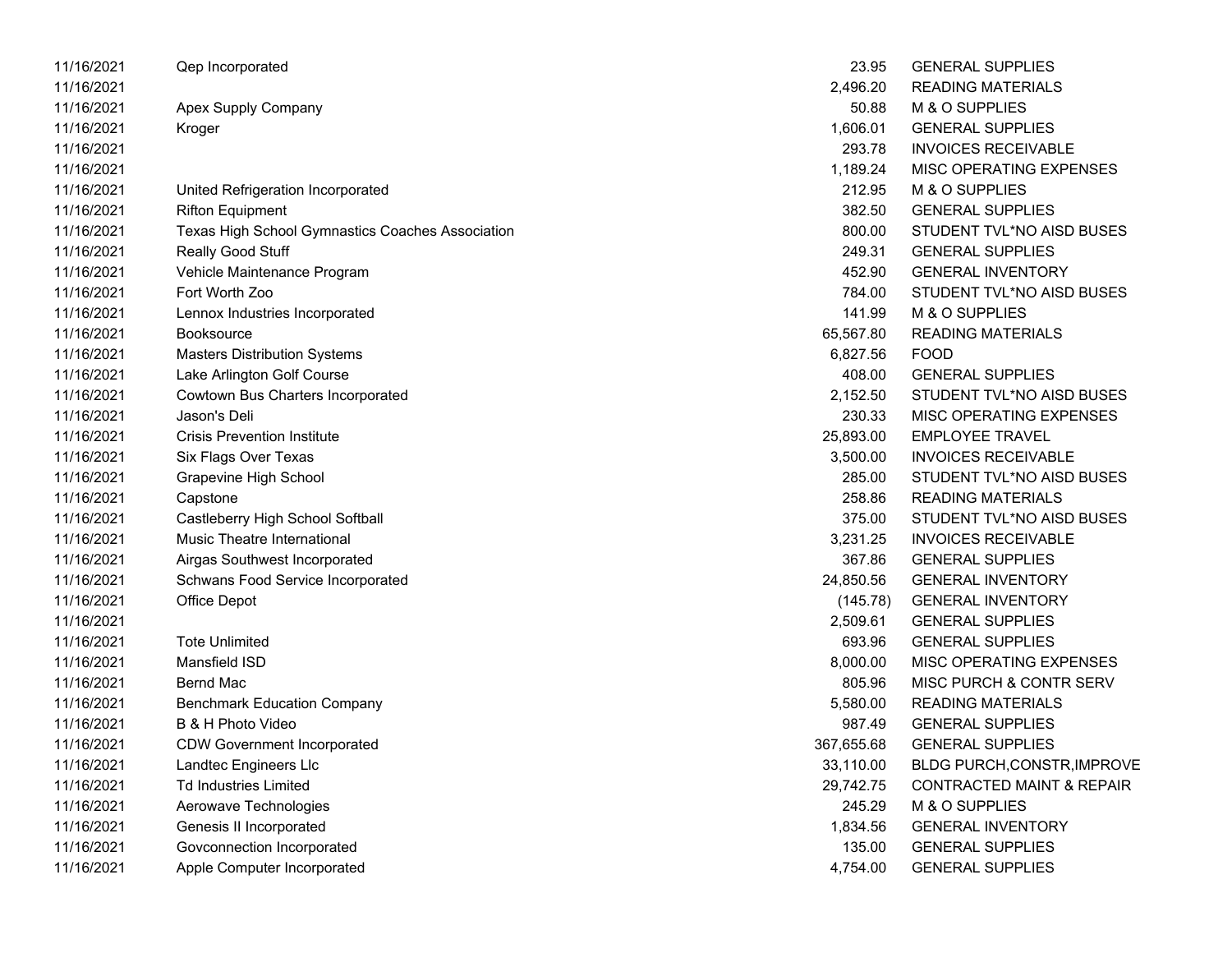| | | | |
|---|---|---|---|
| 11/16/2021 | Qep Incorporated | 23.95 | GENERAL SUPPLIES |
| 11/16/2021 | | 2,496.20 | READING MATERIALS |
| 11/16/2021 | Apex Supply Company | 50.88 | M & O SUPPLIES |
| 11/16/2021 | Kroger | 1,606.01 | GENERAL SUPPLIES |
| 11/16/2021 | | 293.78 | INVOICES RECEIVABLE |
| 11/16/2021 | | 1,189.24 | MISC OPERATING EXPENSES |
| 11/16/2021 | United Refrigeration Incorporated | 212.95 | M & O SUPPLIES |
| 11/16/2021 | Rifton Equipment | 382.50 | GENERAL SUPPLIES |
| 11/16/2021 | Texas High School Gymnastics Coaches Association | 800.00 | STUDENT TVL*NO AISD BUSES |
| 11/16/2021 | Really Good Stuff | 249.31 | GENERAL SUPPLIES |
| 11/16/2021 | Vehicle Maintenance Program | 452.90 | GENERAL INVENTORY |
| 11/16/2021 | Fort Worth Zoo | 784.00 | STUDENT TVL*NO AISD BUSES |
| 11/16/2021 | Lennox Industries Incorporated | 141.99 | M & O SUPPLIES |
| 11/16/2021 | Booksource | 65,567.80 | READING MATERIALS |
| 11/16/2021 | Masters Distribution Systems | 6,827.56 | FOOD |
| 11/16/2021 | Lake Arlington Golf Course | 408.00 | GENERAL SUPPLIES |
| 11/16/2021 | Cowtown Bus Charters Incorporated | 2,152.50 | STUDENT TVL*NO AISD BUSES |
| 11/16/2021 | Jason's Deli | 230.33 | MISC OPERATING EXPENSES |
| 11/16/2021 | Crisis Prevention Institute | 25,893.00 | EMPLOYEE TRAVEL |
| 11/16/2021 | Six Flags Over Texas | 3,500.00 | INVOICES RECEIVABLE |
| 11/16/2021 | Grapevine High School | 285.00 | STUDENT TVL*NO AISD BUSES |
| 11/16/2021 | Capstone | 258.86 | READING MATERIALS |
| 11/16/2021 | Castleberry High School Softball | 375.00 | STUDENT TVL*NO AISD BUSES |
| 11/16/2021 | Music Theatre International | 3,231.25 | INVOICES RECEIVABLE |
| 11/16/2021 | Airgas Southwest Incorporated | 367.86 | GENERAL SUPPLIES |
| 11/16/2021 | Schwans Food Service Incorporated | 24,850.56 | GENERAL INVENTORY |
| 11/16/2021 | Office Depot | (145.78) | GENERAL INVENTORY |
| 11/16/2021 | | 2,509.61 | GENERAL SUPPLIES |
| 11/16/2021 | Tote Unlimited | 693.96 | GENERAL SUPPLIES |
| 11/16/2021 | Mansfield ISD | 8,000.00 | MISC OPERATING EXPENSES |
| 11/16/2021 | Bernd Mac | 805.96 | MISC PURCH & CONTR SERV |
| 11/16/2021 | Benchmark Education Company | 5,580.00 | READING MATERIALS |
| 11/16/2021 | B & H Photo Video | 987.49 | GENERAL SUPPLIES |
| 11/16/2021 | CDW Government Incorporated | 367,655.68 | GENERAL SUPPLIES |
| 11/16/2021 | Landtec Engineers Llc | 33,110.00 | BLDG PURCH,CONSTR,IMPROVE |
| 11/16/2021 | Td Industries Limited | 29,742.75 | CONTRACTED MAINT & REPAIR |
| 11/16/2021 | Aerowave Technologies | 245.29 | M & O SUPPLIES |
| 11/16/2021 | Genesis II Incorporated | 1,834.56 | GENERAL INVENTORY |
| 11/16/2021 | Govconnection Incorporated | 135.00 | GENERAL SUPPLIES |
| 11/16/2021 | Apple Computer Incorporated | 4,754.00 | GENERAL SUPPLIES |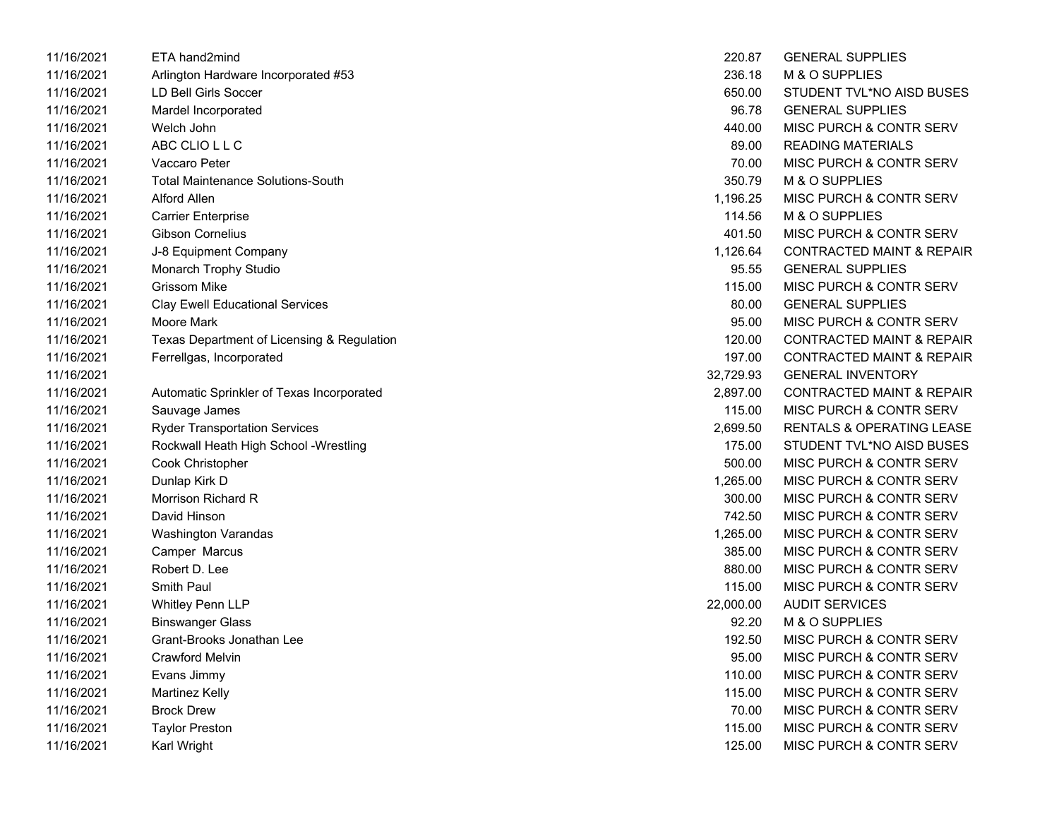| | | | |
|---|---|---|---|
| 11/16/2021 | ETA hand2mind | 220.87 | GENERAL SUPPLIES |
| 11/16/2021 | Arlington Hardware Incorporated #53 | 236.18 | M & O SUPPLIES |
| 11/16/2021 | LD Bell Girls Soccer | 650.00 | STUDENT TVL*NO AISD BUSES |
| 11/16/2021 | Mardel Incorporated | 96.78 | GENERAL SUPPLIES |
| 11/16/2021 | Welch John | 440.00 | MISC PURCH & CONTR SERV |
| 11/16/2021 | ABC CLIO L L C | 89.00 | READING MATERIALS |
| 11/16/2021 | Vaccaro Peter | 70.00 | MISC PURCH & CONTR SERV |
| 11/16/2021 | Total Maintenance Solutions-South | 350.79 | M & O SUPPLIES |
| 11/16/2021 | Alford Allen | 1,196.25 | MISC PURCH & CONTR SERV |
| 11/16/2021 | Carrier Enterprise | 114.56 | M & O SUPPLIES |
| 11/16/2021 | Gibson Cornelius | 401.50 | MISC PURCH & CONTR SERV |
| 11/16/2021 | J-8 Equipment Company | 1,126.64 | CONTRACTED MAINT & REPAIR |
| 11/16/2021 | Monarch Trophy Studio | 95.55 | GENERAL SUPPLIES |
| 11/16/2021 | Grissom Mike | 115.00 | MISC PURCH & CONTR SERV |
| 11/16/2021 | Clay Ewell Educational Services | 80.00 | GENERAL SUPPLIES |
| 11/16/2021 | Moore Mark | 95.00 | MISC PURCH & CONTR SERV |
| 11/16/2021 | Texas Department of Licensing & Regulation | 120.00 | CONTRACTED MAINT & REPAIR |
| 11/16/2021 | Ferrellgas, Incorporated | 197.00 | CONTRACTED MAINT & REPAIR |
| 11/16/2021 | | 32,729.93 | GENERAL INVENTORY |
| 11/16/2021 | Automatic Sprinkler of Texas Incorporated | 2,897.00 | CONTRACTED MAINT & REPAIR |
| 11/16/2021 | Sauvage James | 115.00 | MISC PURCH & CONTR SERV |
| 11/16/2021 | Ryder Transportation Services | 2,699.50 | RENTALS & OPERATING LEASE |
| 11/16/2021 | Rockwall Heath High School -Wrestling | 175.00 | STUDENT TVL*NO AISD BUSES |
| 11/16/2021 | Cook Christopher | 500.00 | MISC PURCH & CONTR SERV |
| 11/16/2021 | Dunlap Kirk D | 1,265.00 | MISC PURCH & CONTR SERV |
| 11/16/2021 | Morrison Richard R | 300.00 | MISC PURCH & CONTR SERV |
| 11/16/2021 | David Hinson | 742.50 | MISC PURCH & CONTR SERV |
| 11/16/2021 | Washington Varandas | 1,265.00 | MISC PURCH & CONTR SERV |
| 11/16/2021 | Camper Marcus | 385.00 | MISC PURCH & CONTR SERV |
| 11/16/2021 | Robert D. Lee | 880.00 | MISC PURCH & CONTR SERV |
| 11/16/2021 | Smith Paul | 115.00 | MISC PURCH & CONTR SERV |
| 11/16/2021 | Whitley Penn LLP | 22,000.00 | AUDIT SERVICES |
| 11/16/2021 | Binswanger Glass | 92.20 | M & O SUPPLIES |
| 11/16/2021 | Grant-Brooks Jonathan Lee | 192.50 | MISC PURCH & CONTR SERV |
| 11/16/2021 | Crawford Melvin | 95.00 | MISC PURCH & CONTR SERV |
| 11/16/2021 | Evans Jimmy | 110.00 | MISC PURCH & CONTR SERV |
| 11/16/2021 | Martinez Kelly | 115.00 | MISC PURCH & CONTR SERV |
| 11/16/2021 | Brock Drew | 70.00 | MISC PURCH & CONTR SERV |
| 11/16/2021 | Taylor Preston | 115.00 | MISC PURCH & CONTR SERV |
| 11/16/2021 | Karl Wright | 125.00 | MISC PURCH & CONTR SERV |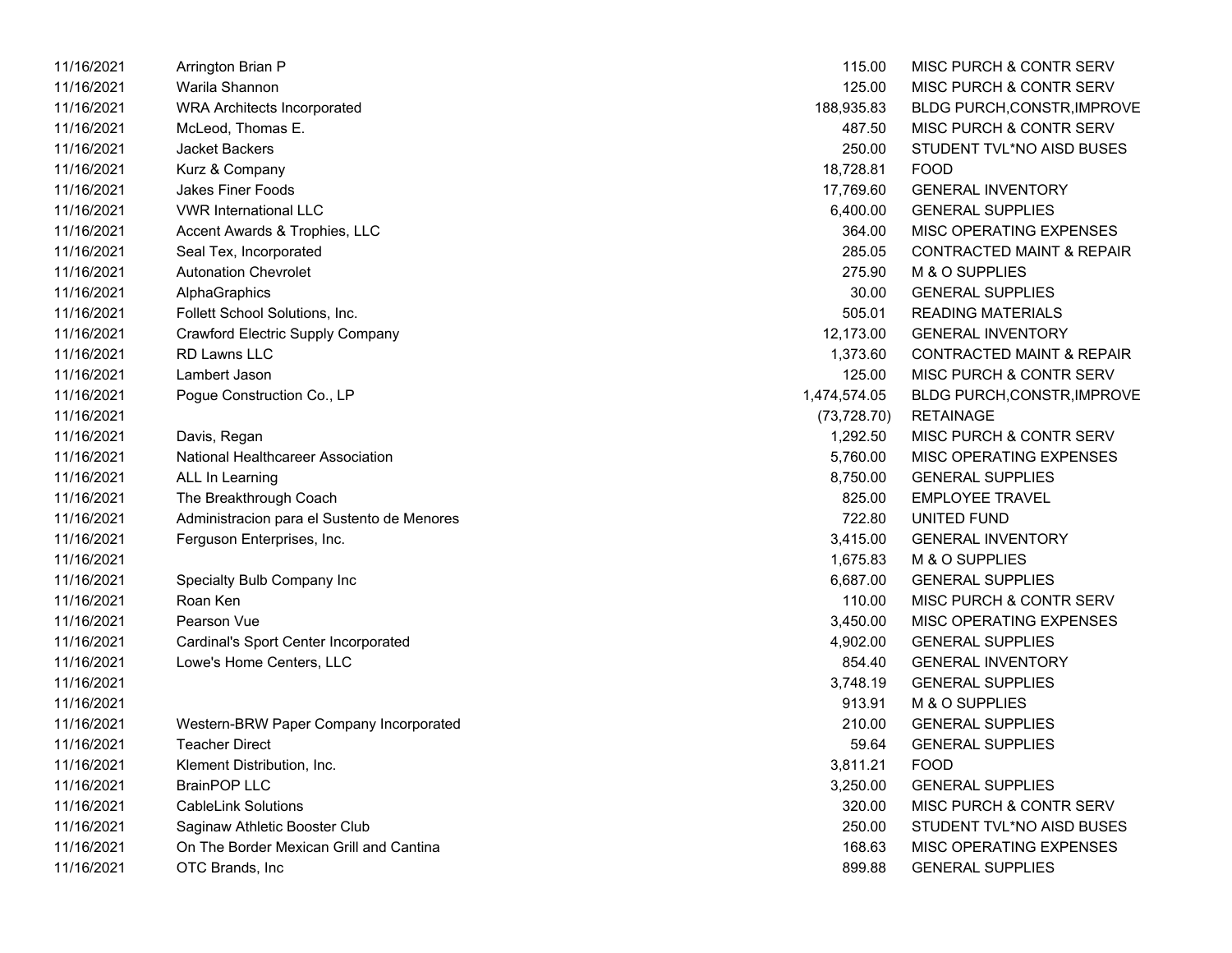| | | | |
|---|---|---|---|
| 11/16/2021 | Arrington Brian P | 115.00 | MISC PURCH & CONTR SERV |
| 11/16/2021 | Warila Shannon | 125.00 | MISC PURCH & CONTR SERV |
| 11/16/2021 | WRA Architects Incorporated | 188,935.83 | BLDG PURCH,CONSTR,IMPROVE |
| 11/16/2021 | McLeod, Thomas E. | 487.50 | MISC PURCH & CONTR SERV |
| 11/16/2021 | Jacket Backers | 250.00 | STUDENT TVL*NO AISD BUSES |
| 11/16/2021 | Kurz & Company | 18,728.81 | FOOD |
| 11/16/2021 | Jakes Finer Foods | 17,769.60 | GENERAL INVENTORY |
| 11/16/2021 | VWR International LLC | 6,400.00 | GENERAL SUPPLIES |
| 11/16/2021 | Accent Awards & Trophies, LLC | 364.00 | MISC OPERATING EXPENSES |
| 11/16/2021 | Seal Tex, Incorporated | 285.05 | CONTRACTED MAINT & REPAIR |
| 11/16/2021 | Autonation Chevrolet | 275.90 | M & O SUPPLIES |
| 11/16/2021 | AlphaGraphics | 30.00 | GENERAL SUPPLIES |
| 11/16/2021 | Follett School Solutions, Inc. | 505.01 | READING MATERIALS |
| 11/16/2021 | Crawford Electric Supply Company | 12,173.00 | GENERAL INVENTORY |
| 11/16/2021 | RD Lawns LLC | 1,373.60 | CONTRACTED MAINT & REPAIR |
| 11/16/2021 | Lambert Jason | 125.00 | MISC PURCH & CONTR SERV |
| 11/16/2021 | Pogue Construction Co., LP | 1,474,574.05 | BLDG PURCH,CONSTR,IMPROVE |
| 11/16/2021 | | (73,728.70) | RETAINAGE |
| 11/16/2021 | Davis, Regan | 1,292.50 | MISC PURCH & CONTR SERV |
| 11/16/2021 | National Healthcareer Association | 5,760.00 | MISC OPERATING EXPENSES |
| 11/16/2021 | ALL In Learning | 8,750.00 | GENERAL SUPPLIES |
| 11/16/2021 | The Breakthrough Coach | 825.00 | EMPLOYEE TRAVEL |
| 11/16/2021 | Administracion para el Sustento de Menores | 722.80 | UNITED FUND |
| 11/16/2021 | Ferguson Enterprises, Inc. | 3,415.00 | GENERAL INVENTORY |
| 11/16/2021 | | 1,675.83 | M & O SUPPLIES |
| 11/16/2021 | Specialty Bulb Company Inc | 6,687.00 | GENERAL SUPPLIES |
| 11/16/2021 | Roan Ken | 110.00 | MISC PURCH & CONTR SERV |
| 11/16/2021 | Pearson Vue | 3,450.00 | MISC OPERATING EXPENSES |
| 11/16/2021 | Cardinal's Sport Center Incorporated | 4,902.00 | GENERAL SUPPLIES |
| 11/16/2021 | Lowe's Home Centers, LLC | 854.40 | GENERAL INVENTORY |
| 11/16/2021 | | 3,748.19 | GENERAL SUPPLIES |
| 11/16/2021 | | 913.91 | M & O SUPPLIES |
| 11/16/2021 | Western-BRW Paper Company Incorporated | 210.00 | GENERAL SUPPLIES |
| 11/16/2021 | Teacher Direct | 59.64 | GENERAL SUPPLIES |
| 11/16/2021 | Klement Distribution, Inc. | 3,811.21 | FOOD |
| 11/16/2021 | BrainPOP LLC | 3,250.00 | GENERAL SUPPLIES |
| 11/16/2021 | CableLink Solutions | 320.00 | MISC PURCH & CONTR SERV |
| 11/16/2021 | Saginaw Athletic Booster Club | 250.00 | STUDENT TVL*NO AISD BUSES |
| 11/16/2021 | On The Border Mexican Grill and Cantina | 168.63 | MISC OPERATING EXPENSES |
| 11/16/2021 | OTC Brands, Inc | 899.88 | GENERAL SUPPLIES |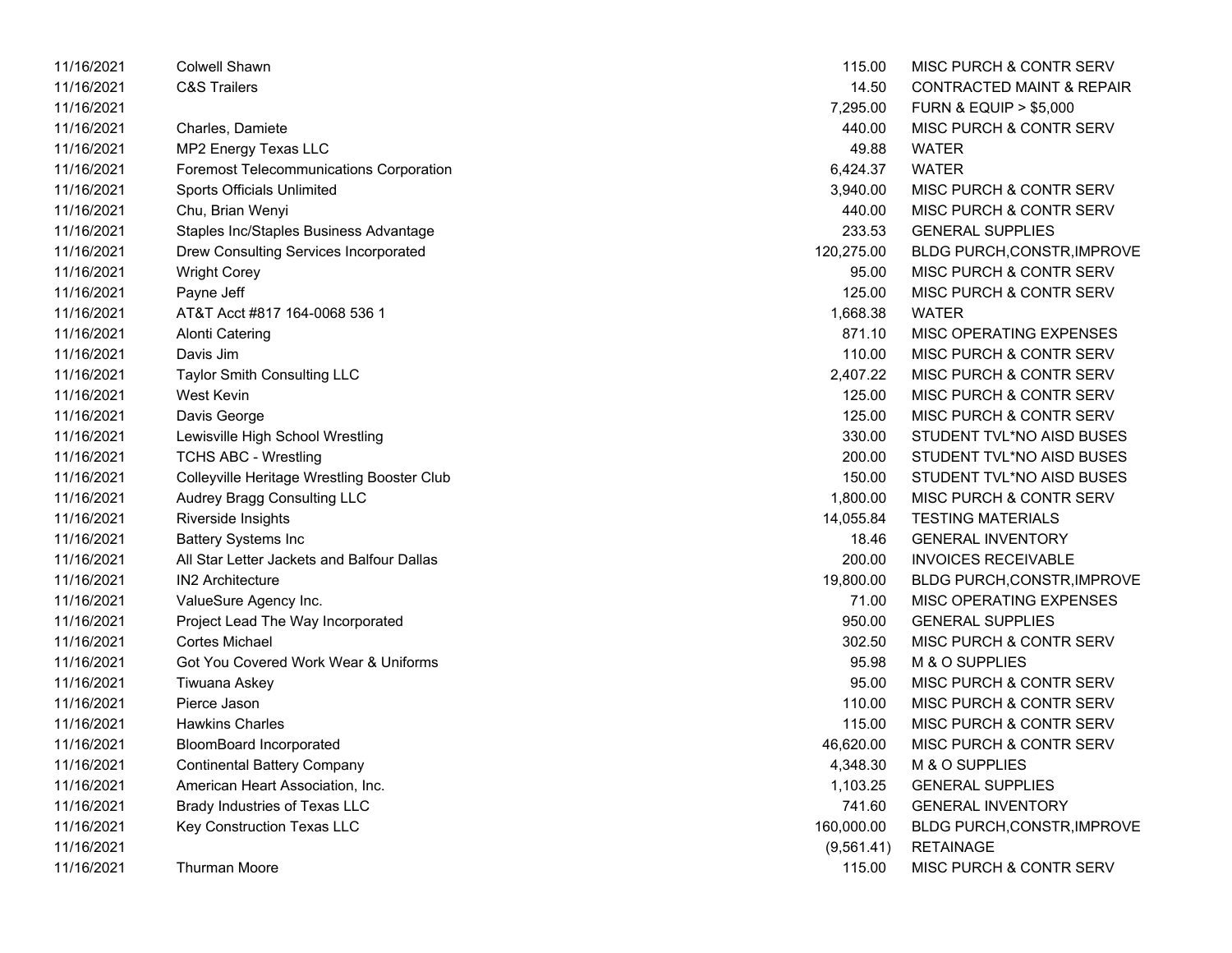| | | | |
|---|---|---|---|
| 11/16/2021 | Colwell Shawn | 115.00 | MISC PURCH & CONTR SERV |
| 11/16/2021 | C&S Trailers | 14.50 | CONTRACTED MAINT & REPAIR |
| 11/16/2021 | | 7,295.00 | FURN & EQUIP > $5,000 |
| 11/16/2021 | Charles, Damiete | 440.00 | MISC PURCH & CONTR SERV |
| 11/16/2021 | MP2 Energy Texas LLC | 49.88 | WATER |
| 11/16/2021 | Foremost Telecommunications Corporation | 6,424.37 | WATER |
| 11/16/2021 | Sports Officials Unlimited | 3,940.00 | MISC PURCH & CONTR SERV |
| 11/16/2021 | Chu, Brian Wenyi | 440.00 | MISC PURCH & CONTR SERV |
| 11/16/2021 | Staples Inc/Staples Business Advantage | 233.53 | GENERAL SUPPLIES |
| 11/16/2021 | Drew Consulting Services Incorporated | 120,275.00 | BLDG PURCH,CONSTR,IMPROVE |
| 11/16/2021 | Wright Corey | 95.00 | MISC PURCH & CONTR SERV |
| 11/16/2021 | Payne Jeff | 125.00 | MISC PURCH & CONTR SERV |
| 11/16/2021 | AT&T Acct #817 164-0068 536 1 | 1,668.38 | WATER |
| 11/16/2021 | Alonti Catering | 871.10 | MISC OPERATING EXPENSES |
| 11/16/2021 | Davis Jim | 110.00 | MISC PURCH & CONTR SERV |
| 11/16/2021 | Taylor Smith Consulting LLC | 2,407.22 | MISC PURCH & CONTR SERV |
| 11/16/2021 | West Kevin | 125.00 | MISC PURCH & CONTR SERV |
| 11/16/2021 | Davis George | 125.00 | MISC PURCH & CONTR SERV |
| 11/16/2021 | Lewisville High School Wrestling | 330.00 | STUDENT TVL*NO AISD BUSES |
| 11/16/2021 | TCHS ABC - Wrestling | 200.00 | STUDENT TVL*NO AISD BUSES |
| 11/16/2021 | Colleyville Heritage Wrestling Booster Club | 150.00 | STUDENT TVL*NO AISD BUSES |
| 11/16/2021 | Audrey Bragg Consulting LLC | 1,800.00 | MISC PURCH & CONTR SERV |
| 11/16/2021 | Riverside Insights | 14,055.84 | TESTING MATERIALS |
| 11/16/2021 | Battery Systems Inc | 18.46 | GENERAL INVENTORY |
| 11/16/2021 | All Star Letter Jackets and Balfour Dallas | 200.00 | INVOICES RECEIVABLE |
| 11/16/2021 | IN2 Architecture | 19,800.00 | BLDG PURCH,CONSTR,IMPROVE |
| 11/16/2021 | ValueSure Agency Inc. | 71.00 | MISC OPERATING EXPENSES |
| 11/16/2021 | Project Lead The Way Incorporated | 950.00 | GENERAL SUPPLIES |
| 11/16/2021 | Cortes Michael | 302.50 | MISC PURCH & CONTR SERV |
| 11/16/2021 | Got You Covered Work Wear & Uniforms | 95.98 | M & O SUPPLIES |
| 11/16/2021 | Tiwuana Askey | 95.00 | MISC PURCH & CONTR SERV |
| 11/16/2021 | Pierce Jason | 110.00 | MISC PURCH & CONTR SERV |
| 11/16/2021 | Hawkins Charles | 115.00 | MISC PURCH & CONTR SERV |
| 11/16/2021 | BloomBoard Incorporated | 46,620.00 | MISC PURCH & CONTR SERV |
| 11/16/2021 | Continental Battery Company | 4,348.30 | M & O SUPPLIES |
| 11/16/2021 | American Heart Association, Inc. | 1,103.25 | GENERAL SUPPLIES |
| 11/16/2021 | Brady Industries of Texas LLC | 741.60 | GENERAL INVENTORY |
| 11/16/2021 | Key Construction Texas LLC | 160,000.00 | BLDG PURCH,CONSTR,IMPROVE |
| 11/16/2021 | | (9,561.41) | RETAINAGE |
| 11/16/2021 | Thurman Moore | 115.00 | MISC PURCH & CONTR SERV |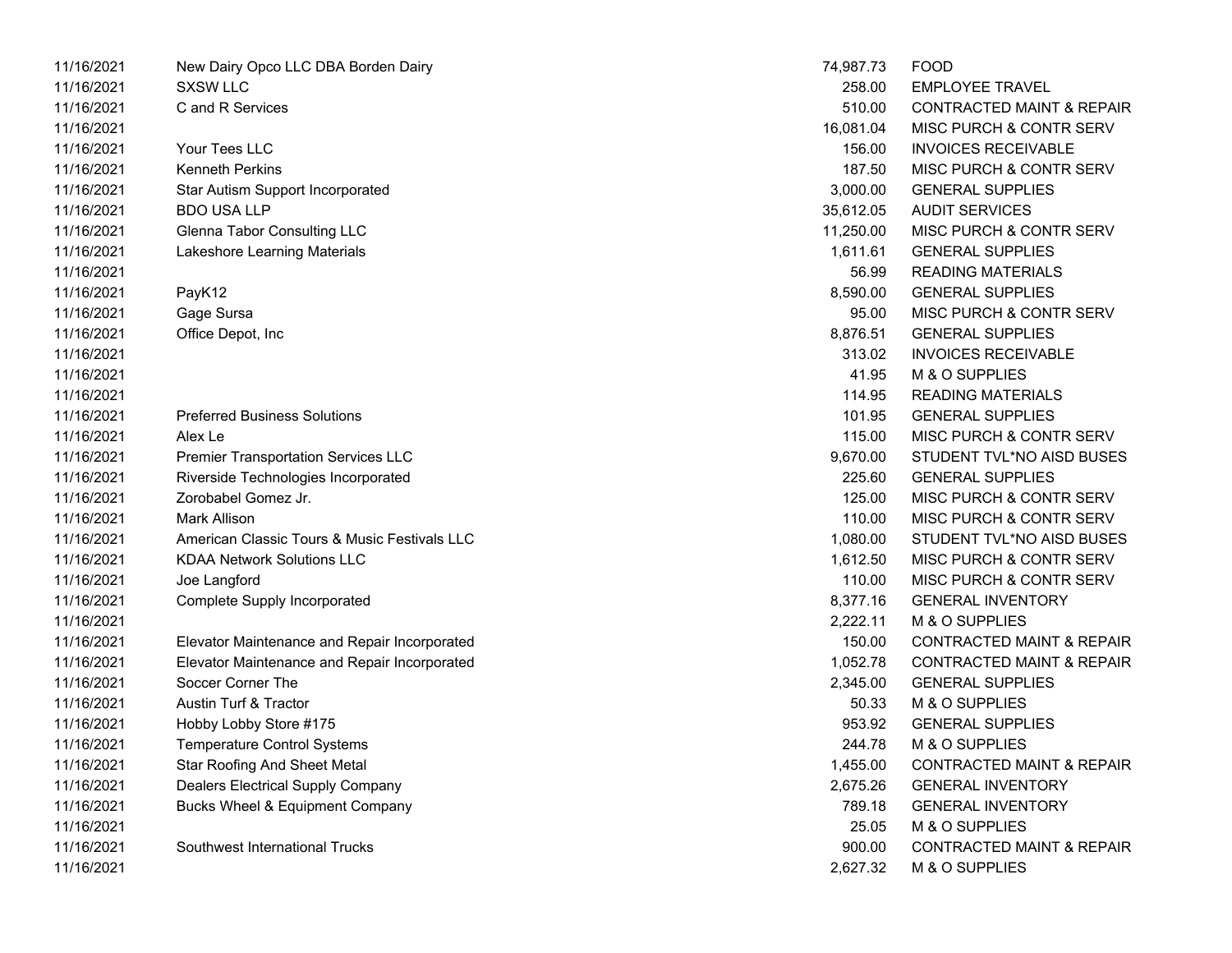| | | | |
|---|---|---|---|
| 11/16/2021 | New Dairy Opco LLC DBA Borden Dairy | 74,987.73 | FOOD |
| 11/16/2021 | SXSW LLC | 258.00 | EMPLOYEE TRAVEL |
| 11/16/2021 | C and R Services | 510.00 | CONTRACTED MAINT & REPAIR |
| 11/16/2021 | | 16,081.04 | MISC PURCH & CONTR SERV |
| 11/16/2021 | Your Tees LLC | 156.00 | INVOICES RECEIVABLE |
| 11/16/2021 | Kenneth Perkins | 187.50 | MISC PURCH & CONTR SERV |
| 11/16/2021 | Star Autism Support Incorporated | 3,000.00 | GENERAL SUPPLIES |
| 11/16/2021 | BDO USA LLP | 35,612.05 | AUDIT SERVICES |
| 11/16/2021 | Glenna Tabor Consulting LLC | 11,250.00 | MISC PURCH & CONTR SERV |
| 11/16/2021 | Lakeshore Learning Materials | 1,611.61 | GENERAL SUPPLIES |
| 11/16/2021 | | 56.99 | READING MATERIALS |
| 11/16/2021 | PayK12 | 8,590.00 | GENERAL SUPPLIES |
| 11/16/2021 | Gage Sursa | 95.00 | MISC PURCH & CONTR SERV |
| 11/16/2021 | Office Depot, Inc | 8,876.51 | GENERAL SUPPLIES |
| 11/16/2021 | | 313.02 | INVOICES RECEIVABLE |
| 11/16/2021 | | 41.95 | M & O SUPPLIES |
| 11/16/2021 | | 114.95 | READING MATERIALS |
| 11/16/2021 | Preferred Business Solutions | 101.95 | GENERAL SUPPLIES |
| 11/16/2021 | Alex Le | 115.00 | MISC PURCH & CONTR SERV |
| 11/16/2021 | Premier Transportation Services LLC | 9,670.00 | STUDENT TVL*NO AISD BUSES |
| 11/16/2021 | Riverside Technologies Incorporated | 225.60 | GENERAL SUPPLIES |
| 11/16/2021 | Zorobabel Gomez Jr. | 125.00 | MISC PURCH & CONTR SERV |
| 11/16/2021 | Mark Allison | 110.00 | MISC PURCH & CONTR SERV |
| 11/16/2021 | American Classic Tours & Music Festivals LLC | 1,080.00 | STUDENT TVL*NO AISD BUSES |
| 11/16/2021 | KDAA Network Solutions LLC | 1,612.50 | MISC PURCH & CONTR SERV |
| 11/16/2021 | Joe Langford | 110.00 | MISC PURCH & CONTR SERV |
| 11/16/2021 | Complete Supply Incorporated | 8,377.16 | GENERAL INVENTORY |
| 11/16/2021 | | 2,222.11 | M & O SUPPLIES |
| 11/16/2021 | Elevator Maintenance and Repair Incorporated | 150.00 | CONTRACTED MAINT & REPAIR |
| 11/16/2021 | Elevator Maintenance and Repair Incorporated | 1,052.78 | CONTRACTED MAINT & REPAIR |
| 11/16/2021 | Soccer Corner The | 2,345.00 | GENERAL SUPPLIES |
| 11/16/2021 | Austin Turf & Tractor | 50.33 | M & O SUPPLIES |
| 11/16/2021 | Hobby Lobby Store #175 | 953.92 | GENERAL SUPPLIES |
| 11/16/2021 | Temperature Control Systems | 244.78 | M & O SUPPLIES |
| 11/16/2021 | Star Roofing And Sheet Metal | 1,455.00 | CONTRACTED MAINT & REPAIR |
| 11/16/2021 | Dealers Electrical Supply Company | 2,675.26 | GENERAL INVENTORY |
| 11/16/2021 | Bucks Wheel & Equipment Company | 789.18 | GENERAL INVENTORY |
| 11/16/2021 | | 25.05 | M & O SUPPLIES |
| 11/16/2021 | Southwest International Trucks | 900.00 | CONTRACTED MAINT & REPAIR |
| 11/16/2021 | | 2,627.32 | M & O SUPPLIES |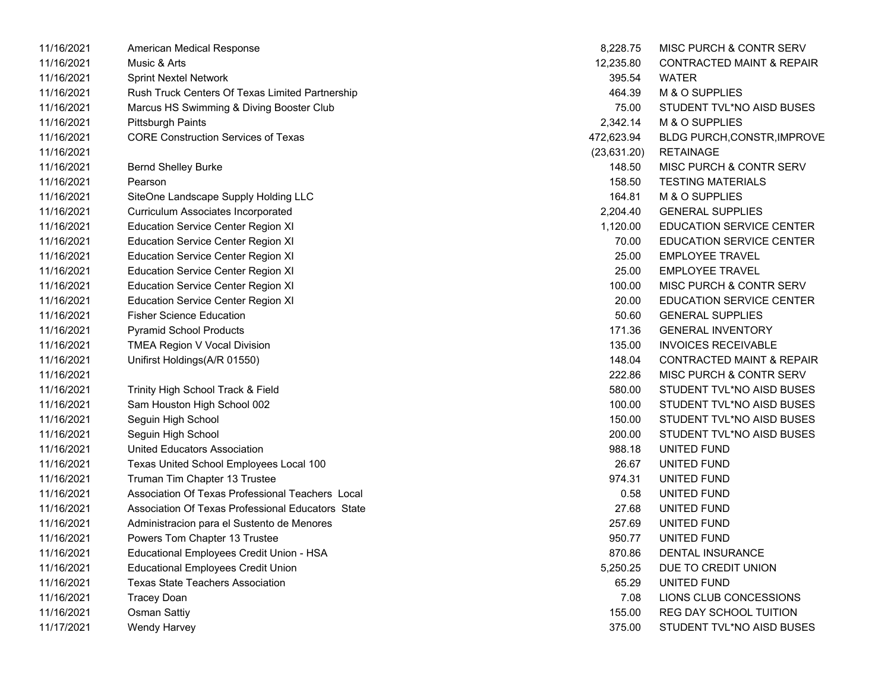| | | | |
|---|---|---|---|
| 11/16/2021 | American Medical Response | 8,228.75 | MISC PURCH & CONTR SERV |
| 11/16/2021 | Music & Arts | 12,235.80 | CONTRACTED MAINT & REPAIR |
| 11/16/2021 | Sprint Nextel Network | 395.54 | WATER |
| 11/16/2021 | Rush Truck Centers Of Texas Limited Partnership | 464.39 | M & O SUPPLIES |
| 11/16/2021 | Marcus HS Swimming & Diving Booster Club | 75.00 | STUDENT TVL*NO AISD BUSES |
| 11/16/2021 | Pittsburgh Paints | 2,342.14 | M & O SUPPLIES |
| 11/16/2021 | CORE Construction Services of Texas | 472,623.94 | BLDG PURCH,CONSTR,IMPROVE |
| 11/16/2021 | | (23,631.20) | RETAINAGE |
| 11/16/2021 | Bernd Shelley Burke | 148.50 | MISC PURCH & CONTR SERV |
| 11/16/2021 | Pearson | 158.50 | TESTING MATERIALS |
| 11/16/2021 | SiteOne Landscape Supply Holding LLC | 164.81 | M & O SUPPLIES |
| 11/16/2021 | Curriculum Associates Incorporated | 2,204.40 | GENERAL SUPPLIES |
| 11/16/2021 | Education Service Center Region XI | 1,120.00 | EDUCATION SERVICE CENTER |
| 11/16/2021 | Education Service Center Region XI | 70.00 | EDUCATION SERVICE CENTER |
| 11/16/2021 | Education Service Center Region XI | 25.00 | EMPLOYEE TRAVEL |
| 11/16/2021 | Education Service Center Region XI | 25.00 | EMPLOYEE TRAVEL |
| 11/16/2021 | Education Service Center Region XI | 100.00 | MISC PURCH & CONTR SERV |
| 11/16/2021 | Education Service Center Region XI | 20.00 | EDUCATION SERVICE CENTER |
| 11/16/2021 | Fisher Science Education | 50.60 | GENERAL SUPPLIES |
| 11/16/2021 | Pyramid School Products | 171.36 | GENERAL INVENTORY |
| 11/16/2021 | TMEA Region V Vocal Division | 135.00 | INVOICES RECEIVABLE |
| 11/16/2021 | Unifirst Holdings(A/R 01550) | 148.04 | CONTRACTED MAINT & REPAIR |
| 11/16/2021 | | 222.86 | MISC PURCH & CONTR SERV |
| 11/16/2021 | Trinity High School Track & Field | 580.00 | STUDENT TVL*NO AISD BUSES |
| 11/16/2021 | Sam Houston High School 002 | 100.00 | STUDENT TVL*NO AISD BUSES |
| 11/16/2021 | Seguin High School | 150.00 | STUDENT TVL*NO AISD BUSES |
| 11/16/2021 | Seguin High School | 200.00 | STUDENT TVL*NO AISD BUSES |
| 11/16/2021 | United Educators Association | 988.18 | UNITED FUND |
| 11/16/2021 | Texas United School Employees Local 100 | 26.67 | UNITED FUND |
| 11/16/2021 | Truman Tim Chapter 13 Trustee | 974.31 | UNITED FUND |
| 11/16/2021 | Association Of Texas Professional Teachers Local | 0.58 | UNITED FUND |
| 11/16/2021 | Association Of Texas Professional Educators State | 27.68 | UNITED FUND |
| 11/16/2021 | Administracion para el Sustento de Menores | 257.69 | UNITED FUND |
| 11/16/2021 | Powers Tom Chapter 13 Trustee | 950.77 | UNITED FUND |
| 11/16/2021 | Educational Employees Credit Union - HSA | 870.86 | DENTAL INSURANCE |
| 11/16/2021 | Educational Employees Credit Union | 5,250.25 | DUE TO CREDIT UNION |
| 11/16/2021 | Texas State Teachers Association | 65.29 | UNITED FUND |
| 11/16/2021 | Tracey Doan | 7.08 | LIONS CLUB CONCESSIONS |
| 11/16/2021 | Osman Sattiy | 155.00 | REG DAY SCHOOL TUITION |
| 11/17/2021 | Wendy Harvey | 375.00 | STUDENT TVL*NO AISD BUSES |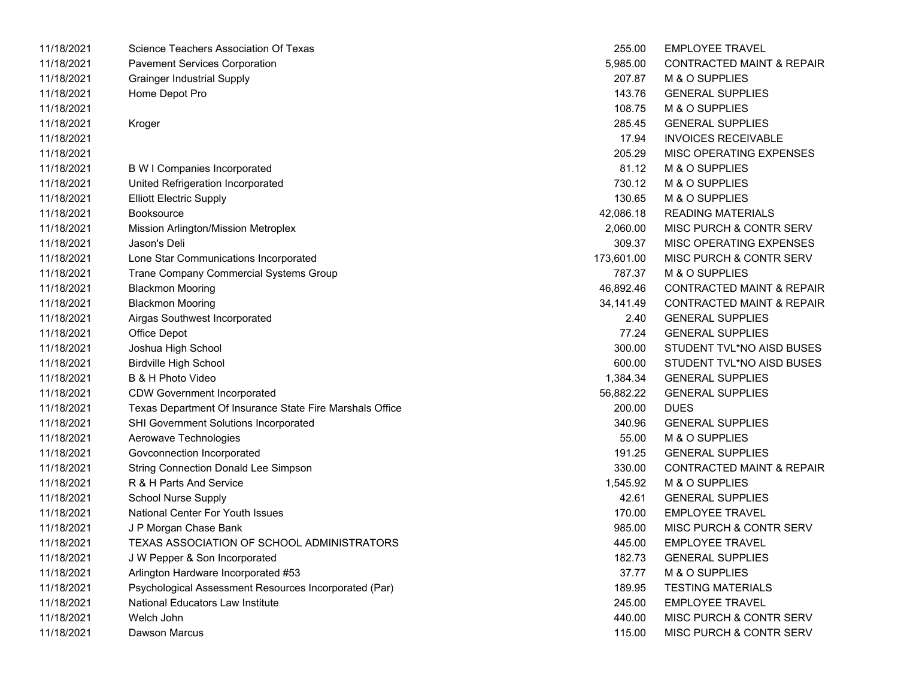| | | | |
|---|---|---|---|
| 11/18/2021 | Science Teachers Association Of Texas | 255.00 | EMPLOYEE TRAVEL |
| 11/18/2021 | Pavement Services Corporation | 5,985.00 | CONTRACTED MAINT & REPAIR |
| 11/18/2021 | Grainger Industrial Supply | 207.87 | M & O SUPPLIES |
| 11/18/2021 | Home Depot Pro | 143.76 | GENERAL SUPPLIES |
| 11/18/2021 | | 108.75 | M & O SUPPLIES |
| 11/18/2021 | Kroger | 285.45 | GENERAL SUPPLIES |
| 11/18/2021 | | 17.94 | INVOICES RECEIVABLE |
| 11/18/2021 | | 205.29 | MISC OPERATING EXPENSES |
| 11/18/2021 | B W I Companies Incorporated | 81.12 | M & O SUPPLIES |
| 11/18/2021 | United Refrigeration Incorporated | 730.12 | M & O SUPPLIES |
| 11/18/2021 | Elliott Electric Supply | 130.65 | M & O SUPPLIES |
| 11/18/2021 | Booksource | 42,086.18 | READING MATERIALS |
| 11/18/2021 | Mission Arlington/Mission Metroplex | 2,060.00 | MISC PURCH & CONTR SERV |
| 11/18/2021 | Jason's Deli | 309.37 | MISC OPERATING EXPENSES |
| 11/18/2021 | Lone Star Communications Incorporated | 173,601.00 | MISC PURCH & CONTR SERV |
| 11/18/2021 | Trane Company Commercial Systems Group | 787.37 | M & O SUPPLIES |
| 11/18/2021 | Blackmon Mooring | 46,892.46 | CONTRACTED MAINT & REPAIR |
| 11/18/2021 | Blackmon Mooring | 34,141.49 | CONTRACTED MAINT & REPAIR |
| 11/18/2021 | Airgas Southwest Incorporated | 2.40 | GENERAL SUPPLIES |
| 11/18/2021 | Office Depot | 77.24 | GENERAL SUPPLIES |
| 11/18/2021 | Joshua High School | 300.00 | STUDENT TVL*NO AISD BUSES |
| 11/18/2021 | Birdville High School | 600.00 | STUDENT TVL*NO AISD BUSES |
| 11/18/2021 | B & H Photo Video | 1,384.34 | GENERAL SUPPLIES |
| 11/18/2021 | CDW Government Incorporated | 56,882.22 | GENERAL SUPPLIES |
| 11/18/2021 | Texas Department Of Insurance State Fire Marshals Office | 200.00 | DUES |
| 11/18/2021 | SHI Government Solutions Incorporated | 340.96 | GENERAL SUPPLIES |
| 11/18/2021 | Aerowave Technologies | 55.00 | M & O SUPPLIES |
| 11/18/2021 | Govconnection Incorporated | 191.25 | GENERAL SUPPLIES |
| 11/18/2021 | String Connection Donald Lee Simpson | 330.00 | CONTRACTED MAINT & REPAIR |
| 11/18/2021 | R & H Parts And Service | 1,545.92 | M & O SUPPLIES |
| 11/18/2021 | School Nurse Supply | 42.61 | GENERAL SUPPLIES |
| 11/18/2021 | National Center For Youth Issues | 170.00 | EMPLOYEE TRAVEL |
| 11/18/2021 | J P Morgan Chase Bank | 985.00 | MISC PURCH & CONTR SERV |
| 11/18/2021 | TEXAS ASSOCIATION OF SCHOOL ADMINISTRATORS | 445.00 | EMPLOYEE TRAVEL |
| 11/18/2021 | J W Pepper & Son Incorporated | 182.73 | GENERAL SUPPLIES |
| 11/18/2021 | Arlington Hardware Incorporated #53 | 37.77 | M & O SUPPLIES |
| 11/18/2021 | Psychological Assessment Resources Incorporated (Par) | 189.95 | TESTING MATERIALS |
| 11/18/2021 | National Educators Law Institute | 245.00 | EMPLOYEE TRAVEL |
| 11/18/2021 | Welch John | 440.00 | MISC PURCH & CONTR SERV |
| 11/18/2021 | Dawson Marcus | 115.00 | MISC PURCH & CONTR SERV |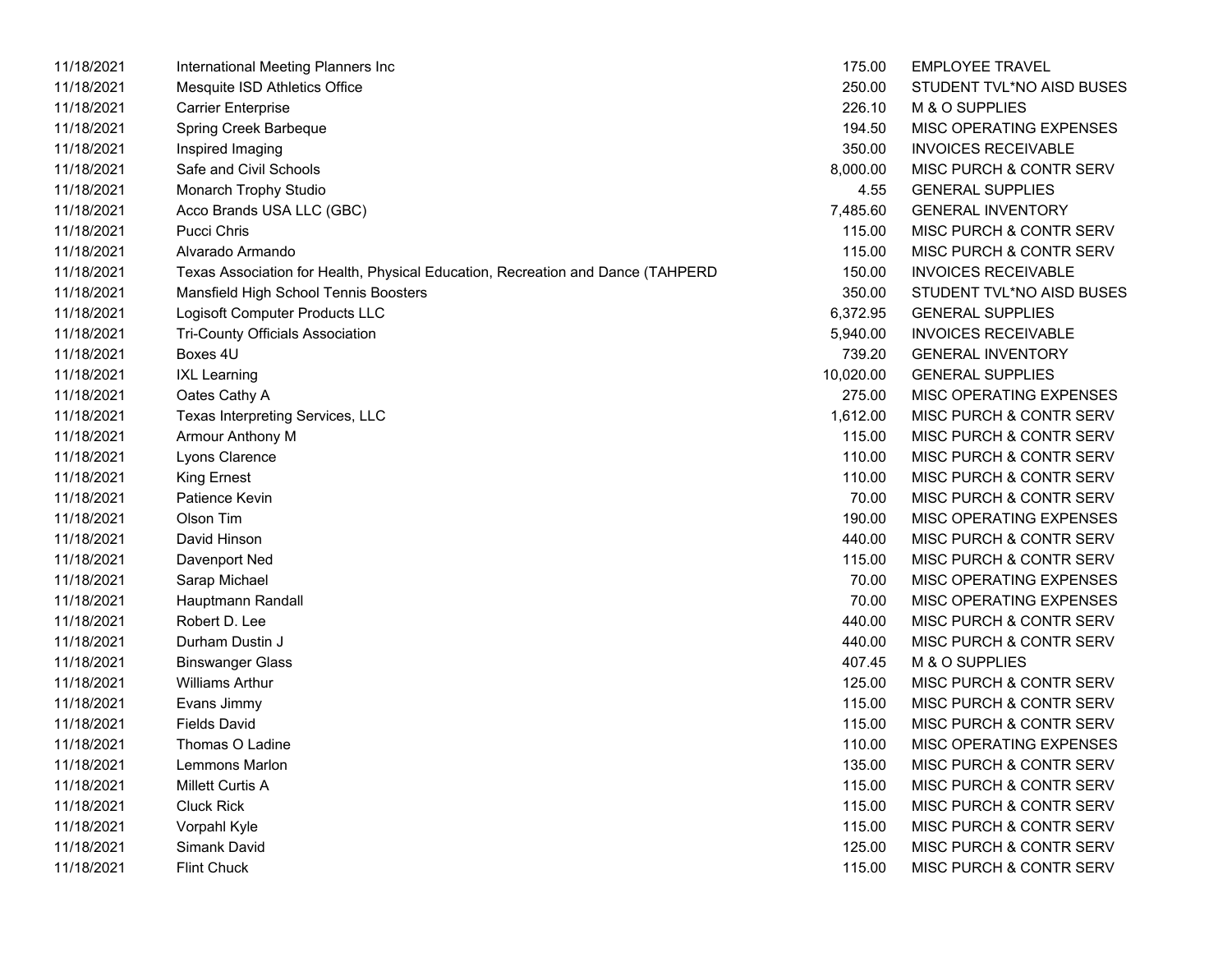| | | | |
|---|---|---|---|
| 11/18/2021 | International Meeting Planners Inc | 175.00 | EMPLOYEE TRAVEL |
| 11/18/2021 | Mesquite ISD Athletics Office | 250.00 | STUDENT TVL*NO AISD BUSES |
| 11/18/2021 | Carrier Enterprise | 226.10 | M & O SUPPLIES |
| 11/18/2021 | Spring Creek Barbeque | 194.50 | MISC OPERATING EXPENSES |
| 11/18/2021 | Inspired Imaging | 350.00 | INVOICES RECEIVABLE |
| 11/18/2021 | Safe and Civil Schools | 8,000.00 | MISC PURCH & CONTR SERV |
| 11/18/2021 | Monarch Trophy Studio | 4.55 | GENERAL SUPPLIES |
| 11/18/2021 | Acco Brands USA LLC (GBC) | 7,485.60 | GENERAL INVENTORY |
| 11/18/2021 | Pucci Chris | 115.00 | MISC PURCH & CONTR SERV |
| 11/18/2021 | Alvarado Armando | 115.00 | MISC PURCH & CONTR SERV |
| 11/18/2021 | Texas Association for Health, Physical Education, Recreation and Dance (TAHPERD | 150.00 | INVOICES RECEIVABLE |
| 11/18/2021 | Mansfield High School Tennis Boosters | 350.00 | STUDENT TVL*NO AISD BUSES |
| 11/18/2021 | Logisoft Computer Products LLC | 6,372.95 | GENERAL SUPPLIES |
| 11/18/2021 | Tri-County Officials Association | 5,940.00 | INVOICES RECEIVABLE |
| 11/18/2021 | Boxes 4U | 739.20 | GENERAL INVENTORY |
| 11/18/2021 | IXL Learning | 10,020.00 | GENERAL SUPPLIES |
| 11/18/2021 | Oates Cathy A | 275.00 | MISC OPERATING EXPENSES |
| 11/18/2021 | Texas Interpreting Services, LLC | 1,612.00 | MISC PURCH & CONTR SERV |
| 11/18/2021 | Armour Anthony M | 115.00 | MISC PURCH & CONTR SERV |
| 11/18/2021 | Lyons Clarence | 110.00 | MISC PURCH & CONTR SERV |
| 11/18/2021 | King Ernest | 110.00 | MISC PURCH & CONTR SERV |
| 11/18/2021 | Patience Kevin | 70.00 | MISC PURCH & CONTR SERV |
| 11/18/2021 | Olson Tim | 190.00 | MISC OPERATING EXPENSES |
| 11/18/2021 | David Hinson | 440.00 | MISC PURCH & CONTR SERV |
| 11/18/2021 | Davenport Ned | 115.00 | MISC PURCH & CONTR SERV |
| 11/18/2021 | Sarap Michael | 70.00 | MISC OPERATING EXPENSES |
| 11/18/2021 | Hauptmann Randall | 70.00 | MISC OPERATING EXPENSES |
| 11/18/2021 | Robert D. Lee | 440.00 | MISC PURCH & CONTR SERV |
| 11/18/2021 | Durham Dustin J | 440.00 | MISC PURCH & CONTR SERV |
| 11/18/2021 | Binswanger Glass | 407.45 | M & O SUPPLIES |
| 11/18/2021 | Williams Arthur | 125.00 | MISC PURCH & CONTR SERV |
| 11/18/2021 | Evans Jimmy | 115.00 | MISC PURCH & CONTR SERV |
| 11/18/2021 | Fields David | 115.00 | MISC PURCH & CONTR SERV |
| 11/18/2021 | Thomas O Ladine | 110.00 | MISC OPERATING EXPENSES |
| 11/18/2021 | Lemmons Marlon | 135.00 | MISC PURCH & CONTR SERV |
| 11/18/2021 | Millett Curtis A | 115.00 | MISC PURCH & CONTR SERV |
| 11/18/2021 | Cluck Rick | 115.00 | MISC PURCH & CONTR SERV |
| 11/18/2021 | Vorpahl Kyle | 115.00 | MISC PURCH & CONTR SERV |
| 11/18/2021 | Simank David | 125.00 | MISC PURCH & CONTR SERV |
| 11/18/2021 | Flint Chuck | 115.00 | MISC PURCH & CONTR SERV |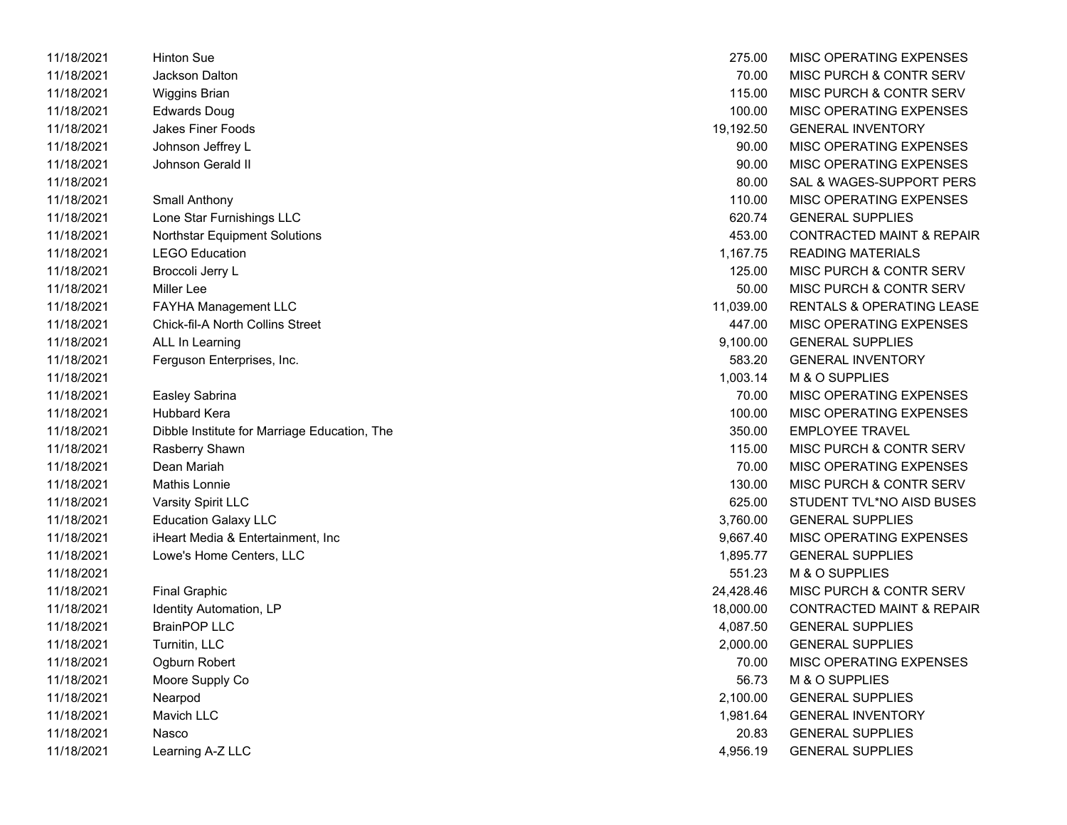| | | | |
|---|---|---|---|
| 11/18/2021 | Hinton Sue | 275.00 | MISC OPERATING EXPENSES |
| 11/18/2021 | Jackson Dalton | 70.00 | MISC PURCH & CONTR SERV |
| 11/18/2021 | Wiggins Brian | 115.00 | MISC PURCH & CONTR SERV |
| 11/18/2021 | Edwards Doug | 100.00 | MISC OPERATING EXPENSES |
| 11/18/2021 | Jakes Finer Foods | 19,192.50 | GENERAL INVENTORY |
| 11/18/2021 | Johnson Jeffrey L | 90.00 | MISC OPERATING EXPENSES |
| 11/18/2021 | Johnson Gerald II | 90.00 | MISC OPERATING EXPENSES |
| 11/18/2021 | | 80.00 | SAL & WAGES-SUPPORT PERS |
| 11/18/2021 | Small Anthony | 110.00 | MISC OPERATING EXPENSES |
| 11/18/2021 | Lone Star Furnishings LLC | 620.74 | GENERAL SUPPLIES |
| 11/18/2021 | Northstar Equipment Solutions | 453.00 | CONTRACTED MAINT & REPAIR |
| 11/18/2021 | LEGO Education | 1,167.75 | READING MATERIALS |
| 11/18/2021 | Broccoli Jerry L | 125.00 | MISC PURCH & CONTR SERV |
| 11/18/2021 | Miller Lee | 50.00 | MISC PURCH & CONTR SERV |
| 11/18/2021 | FAYHA Management LLC | 11,039.00 | RENTALS & OPERATING LEASE |
| 11/18/2021 | Chick-fil-A North Collins Street | 447.00 | MISC OPERATING EXPENSES |
| 11/18/2021 | ALL In Learning | 9,100.00 | GENERAL SUPPLIES |
| 11/18/2021 | Ferguson Enterprises, Inc. | 583.20 | GENERAL INVENTORY |
| 11/18/2021 | | 1,003.14 | M & O SUPPLIES |
| 11/18/2021 | Easley Sabrina | 70.00 | MISC OPERATING EXPENSES |
| 11/18/2021 | Hubbard Kera | 100.00 | MISC OPERATING EXPENSES |
| 11/18/2021 | Dibble Institute for Marriage Education, The | 350.00 | EMPLOYEE TRAVEL |
| 11/18/2021 | Rasberry Shawn | 115.00 | MISC PURCH & CONTR SERV |
| 11/18/2021 | Dean Mariah | 70.00 | MISC OPERATING EXPENSES |
| 11/18/2021 | Mathis Lonnie | 130.00 | MISC PURCH & CONTR SERV |
| 11/18/2021 | Varsity Spirit LLC | 625.00 | STUDENT TVL*NO AISD BUSES |
| 11/18/2021 | Education Galaxy LLC | 3,760.00 | GENERAL SUPPLIES |
| 11/18/2021 | iHeart Media & Entertainment, Inc | 9,667.40 | MISC OPERATING EXPENSES |
| 11/18/2021 | Lowe's Home Centers, LLC | 1,895.77 | GENERAL SUPPLIES |
| 11/18/2021 | | 551.23 | M & O SUPPLIES |
| 11/18/2021 | Final Graphic | 24,428.46 | MISC PURCH & CONTR SERV |
| 11/18/2021 | Identity Automation, LP | 18,000.00 | CONTRACTED MAINT & REPAIR |
| 11/18/2021 | BrainPOP LLC | 4,087.50 | GENERAL SUPPLIES |
| 11/18/2021 | Turnitin, LLC | 2,000.00 | GENERAL SUPPLIES |
| 11/18/2021 | Ogburn Robert | 70.00 | MISC OPERATING EXPENSES |
| 11/18/2021 | Moore Supply Co | 56.73 | M & O SUPPLIES |
| 11/18/2021 | Nearpod | 2,100.00 | GENERAL SUPPLIES |
| 11/18/2021 | Mavich LLC | 1,981.64 | GENERAL INVENTORY |
| 11/18/2021 | Nasco | 20.83 | GENERAL SUPPLIES |
| 11/18/2021 | Learning A-Z LLC | 4,956.19 | GENERAL SUPPLIES |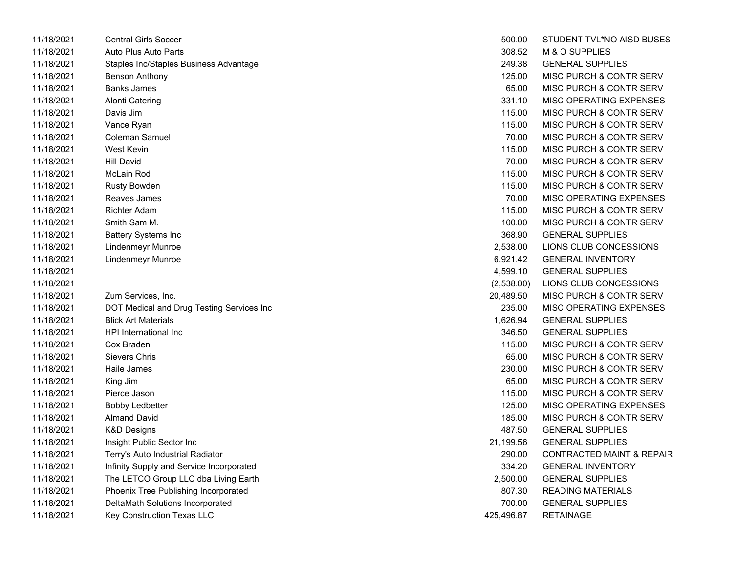| | | | |
|---|---|---|---|
| 11/18/2021 | Central Girls Soccer | 500.00 | STUDENT TVL*NO AISD BUSES |
| 11/18/2021 | Auto Plus Auto Parts | 308.52 | M & O SUPPLIES |
| 11/18/2021 | Staples Inc/Staples Business Advantage | 249.38 | GENERAL SUPPLIES |
| 11/18/2021 | Benson Anthony | 125.00 | MISC PURCH & CONTR SERV |
| 11/18/2021 | Banks James | 65.00 | MISC PURCH & CONTR SERV |
| 11/18/2021 | Alonti Catering | 331.10 | MISC OPERATING EXPENSES |
| 11/18/2021 | Davis Jim | 115.00 | MISC PURCH & CONTR SERV |
| 11/18/2021 | Vance Ryan | 115.00 | MISC PURCH & CONTR SERV |
| 11/18/2021 | Coleman Samuel | 70.00 | MISC PURCH & CONTR SERV |
| 11/18/2021 | West Kevin | 115.00 | MISC PURCH & CONTR SERV |
| 11/18/2021 | Hill David | 70.00 | MISC PURCH & CONTR SERV |
| 11/18/2021 | McLain Rod | 115.00 | MISC PURCH & CONTR SERV |
| 11/18/2021 | Rusty Bowden | 115.00 | MISC PURCH & CONTR SERV |
| 11/18/2021 | Reaves James | 70.00 | MISC OPERATING EXPENSES |
| 11/18/2021 | Richter Adam | 115.00 | MISC PURCH & CONTR SERV |
| 11/18/2021 | Smith Sam M. | 100.00 | MISC PURCH & CONTR SERV |
| 11/18/2021 | Battery Systems Inc | 368.90 | GENERAL SUPPLIES |
| 11/18/2021 | Lindenmeyr Munroe | 2,538.00 | LIONS CLUB CONCESSIONS |
| 11/18/2021 | Lindenmeyr Munroe | 6,921.42 | GENERAL INVENTORY |
| 11/18/2021 | | 4,599.10 | GENERAL SUPPLIES |
| 11/18/2021 | | (2,538.00) | LIONS CLUB CONCESSIONS |
| 11/18/2021 | Zum Services, Inc. | 20,489.50 | MISC PURCH & CONTR SERV |
| 11/18/2021 | DOT Medical and Drug Testing Services Inc | 235.00 | MISC OPERATING EXPENSES |
| 11/18/2021 | Blick Art Materials | 1,626.94 | GENERAL SUPPLIES |
| 11/18/2021 | HPI International Inc | 346.50 | GENERAL SUPPLIES |
| 11/18/2021 | Cox Braden | 115.00 | MISC PURCH & CONTR SERV |
| 11/18/2021 | Sievers Chris | 65.00 | MISC PURCH & CONTR SERV |
| 11/18/2021 | Haile James | 230.00 | MISC PURCH & CONTR SERV |
| 11/18/2021 | King Jim | 65.00 | MISC PURCH & CONTR SERV |
| 11/18/2021 | Pierce Jason | 115.00 | MISC PURCH & CONTR SERV |
| 11/18/2021 | Bobby Ledbetter | 125.00 | MISC OPERATING EXPENSES |
| 11/18/2021 | Almand David | 185.00 | MISC PURCH & CONTR SERV |
| 11/18/2021 | K&D Designs | 487.50 | GENERAL SUPPLIES |
| 11/18/2021 | Insight Public Sector Inc | 21,199.56 | GENERAL SUPPLIES |
| 11/18/2021 | Terry's Auto Industrial Radiator | 290.00 | CONTRACTED MAINT & REPAIR |
| 11/18/2021 | Infinity Supply and Service Incorporated | 334.20 | GENERAL INVENTORY |
| 11/18/2021 | The LETCO Group LLC dba Living Earth | 2,500.00 | GENERAL SUPPLIES |
| 11/18/2021 | Phoenix Tree Publishing Incorporated | 807.30 | READING MATERIALS |
| 11/18/2021 | DeltaMath Solutions Incorporated | 700.00 | GENERAL SUPPLIES |
| 11/18/2021 | Key Construction Texas LLC | 425,496.87 | RETAINAGE |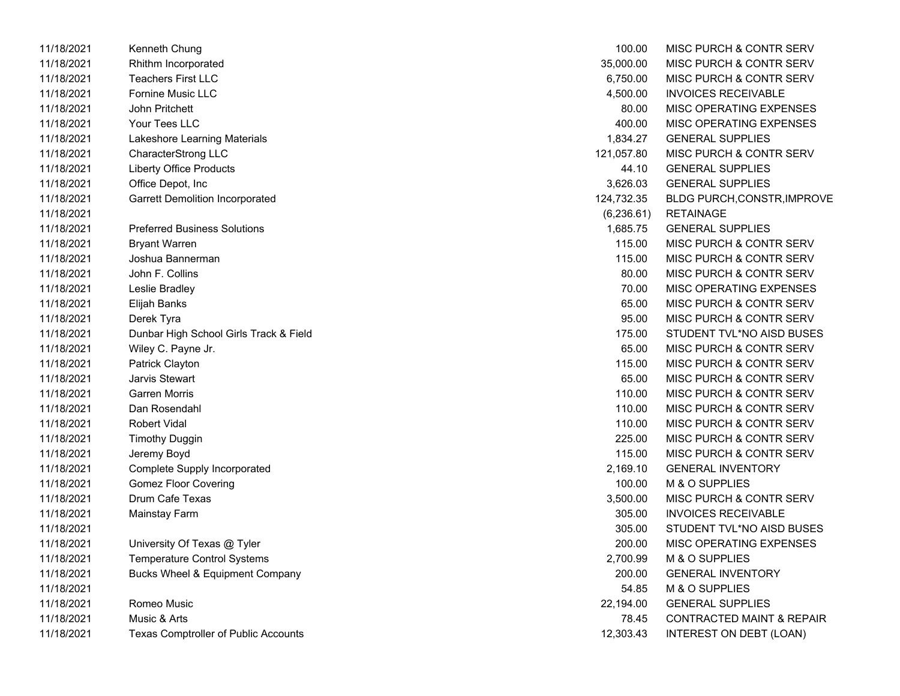| | | | |
|---|---|---|---|
| 11/18/2021 | Kenneth Chung | 100.00 | MISC PURCH & CONTR SERV |
| 11/18/2021 | Rhithm Incorporated | 35,000.00 | MISC PURCH & CONTR SERV |
| 11/18/2021 | Teachers First LLC | 6,750.00 | MISC PURCH & CONTR SERV |
| 11/18/2021 | Fornine Music LLC | 4,500.00 | INVOICES RECEIVABLE |
| 11/18/2021 | John Pritchett | 80.00 | MISC OPERATING EXPENSES |
| 11/18/2021 | Your Tees LLC | 400.00 | MISC OPERATING EXPENSES |
| 11/18/2021 | Lakeshore Learning Materials | 1,834.27 | GENERAL SUPPLIES |
| 11/18/2021 | CharacterStrong LLC | 121,057.80 | MISC PURCH & CONTR SERV |
| 11/18/2021 | Liberty Office Products | 44.10 | GENERAL SUPPLIES |
| 11/18/2021 | Office Depot, Inc | 3,626.03 | GENERAL SUPPLIES |
| 11/18/2021 | Garrett Demolition Incorporated | 124,732.35 | BLDG PURCH,CONSTR,IMPROVE |
| 11/18/2021 | | (6,236.61) | RETAINAGE |
| 11/18/2021 | Preferred Business Solutions | 1,685.75 | GENERAL SUPPLIES |
| 11/18/2021 | Bryant Warren | 115.00 | MISC PURCH & CONTR SERV |
| 11/18/2021 | Joshua Bannerman | 115.00 | MISC PURCH & CONTR SERV |
| 11/18/2021 | John F. Collins | 80.00 | MISC PURCH & CONTR SERV |
| 11/18/2021 | Leslie Bradley | 70.00 | MISC OPERATING EXPENSES |
| 11/18/2021 | Elijah Banks | 65.00 | MISC PURCH & CONTR SERV |
| 11/18/2021 | Derek Tyra | 95.00 | MISC PURCH & CONTR SERV |
| 11/18/2021 | Dunbar High School Girls Track & Field | 175.00 | STUDENT TVL*NO AISD BUSES |
| 11/18/2021 | Wiley C. Payne Jr. | 65.00 | MISC PURCH & CONTR SERV |
| 11/18/2021 | Patrick Clayton | 115.00 | MISC PURCH & CONTR SERV |
| 11/18/2021 | Jarvis Stewart | 65.00 | MISC PURCH & CONTR SERV |
| 11/18/2021 | Garren Morris | 110.00 | MISC PURCH & CONTR SERV |
| 11/18/2021 | Dan Rosendahl | 110.00 | MISC PURCH & CONTR SERV |
| 11/18/2021 | Robert Vidal | 110.00 | MISC PURCH & CONTR SERV |
| 11/18/2021 | Timothy Duggin | 225.00 | MISC PURCH & CONTR SERV |
| 11/18/2021 | Jeremy Boyd | 115.00 | MISC PURCH & CONTR SERV |
| 11/18/2021 | Complete Supply Incorporated | 2,169.10 | GENERAL INVENTORY |
| 11/18/2021 | Gomez Floor Covering | 100.00 | M & O SUPPLIES |
| 11/18/2021 | Drum Cafe Texas | 3,500.00 | MISC PURCH & CONTR SERV |
| 11/18/2021 | Mainstay Farm | 305.00 | INVOICES RECEIVABLE |
| 11/18/2021 | | 305.00 | STUDENT TVL*NO AISD BUSES |
| 11/18/2021 | University Of Texas @ Tyler | 200.00 | MISC OPERATING EXPENSES |
| 11/18/2021 | Temperature Control Systems | 2,700.99 | M & O SUPPLIES |
| 11/18/2021 | Bucks Wheel & Equipment Company | 200.00 | GENERAL INVENTORY |
| 11/18/2021 | | 54.85 | M & O SUPPLIES |
| 11/18/2021 | Romeo Music | 22,194.00 | GENERAL SUPPLIES |
| 11/18/2021 | Music & Arts | 78.45 | CONTRACTED MAINT & REPAIR |
| 11/18/2021 | Texas Comptroller of Public Accounts | 12,303.43 | INTEREST ON DEBT (LOAN) |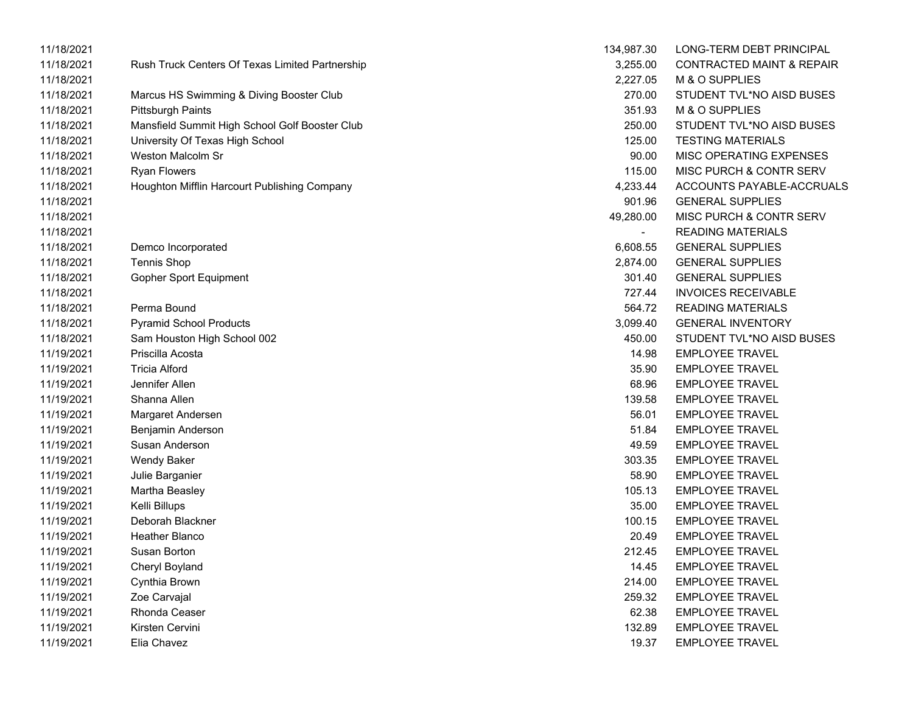| | | | |
|---|---|---|---|
| 11/18/2021 | | 134,987.30 | LONG-TERM DEBT PRINCIPAL |
| 11/18/2021 | Rush Truck Centers Of Texas Limited Partnership | 3,255.00 | CONTRACTED MAINT & REPAIR |
| 11/18/2021 | | 2,227.05 | M & O SUPPLIES |
| 11/18/2021 | Marcus HS Swimming & Diving Booster Club | 270.00 | STUDENT TVL*NO AISD BUSES |
| 11/18/2021 | Pittsburgh Paints | 351.93 | M & O SUPPLIES |
| 11/18/2021 | Mansfield Summit High School Golf Booster Club | 250.00 | STUDENT TVL*NO AISD BUSES |
| 11/18/2021 | University Of Texas High School | 125.00 | TESTING MATERIALS |
| 11/18/2021 | Weston Malcolm Sr | 90.00 | MISC OPERATING EXPENSES |
| 11/18/2021 | Ryan Flowers | 115.00 | MISC PURCH & CONTR SERV |
| 11/18/2021 | Houghton Mifflin Harcourt Publishing Company | 4,233.44 | ACCOUNTS PAYABLE-ACCRUALS |
| 11/18/2021 | | 901.96 | GENERAL SUPPLIES |
| 11/18/2021 | | 49,280.00 | MISC PURCH & CONTR SERV |
| 11/18/2021 | | - | READING MATERIALS |
| 11/18/2021 | Demco Incorporated | 6,608.55 | GENERAL SUPPLIES |
| 11/18/2021 | Tennis Shop | 2,874.00 | GENERAL SUPPLIES |
| 11/18/2021 | Gopher Sport Equipment | 301.40 | GENERAL SUPPLIES |
| 11/18/2021 | | 727.44 | INVOICES RECEIVABLE |
| 11/18/2021 | Perma Bound | 564.72 | READING MATERIALS |
| 11/18/2021 | Pyramid School Products | 3,099.40 | GENERAL INVENTORY |
| 11/18/2021 | Sam Houston High School 002 | 450.00 | STUDENT TVL*NO AISD BUSES |
| 11/19/2021 | Priscilla Acosta | 14.98 | EMPLOYEE TRAVEL |
| 11/19/2021 | Tricia Alford | 35.90 | EMPLOYEE TRAVEL |
| 11/19/2021 | Jennifer Allen | 68.96 | EMPLOYEE TRAVEL |
| 11/19/2021 | Shanna Allen | 139.58 | EMPLOYEE TRAVEL |
| 11/19/2021 | Margaret Andersen | 56.01 | EMPLOYEE TRAVEL |
| 11/19/2021 | Benjamin Anderson | 51.84 | EMPLOYEE TRAVEL |
| 11/19/2021 | Susan Anderson | 49.59 | EMPLOYEE TRAVEL |
| 11/19/2021 | Wendy Baker | 303.35 | EMPLOYEE TRAVEL |
| 11/19/2021 | Julie Barganier | 58.90 | EMPLOYEE TRAVEL |
| 11/19/2021 | Martha Beasley | 105.13 | EMPLOYEE TRAVEL |
| 11/19/2021 | Kelli Billups | 35.00 | EMPLOYEE TRAVEL |
| 11/19/2021 | Deborah Blackner | 100.15 | EMPLOYEE TRAVEL |
| 11/19/2021 | Heather Blanco | 20.49 | EMPLOYEE TRAVEL |
| 11/19/2021 | Susan Borton | 212.45 | EMPLOYEE TRAVEL |
| 11/19/2021 | Cheryl Boyland | 14.45 | EMPLOYEE TRAVEL |
| 11/19/2021 | Cynthia Brown | 214.00 | EMPLOYEE TRAVEL |
| 11/19/2021 | Zoe Carvajal | 259.32 | EMPLOYEE TRAVEL |
| 11/19/2021 | Rhonda Ceaser | 62.38 | EMPLOYEE TRAVEL |
| 11/19/2021 | Kirsten Cervini | 132.89 | EMPLOYEE TRAVEL |
| 11/19/2021 | Elia Chavez | 19.37 | EMPLOYEE TRAVEL |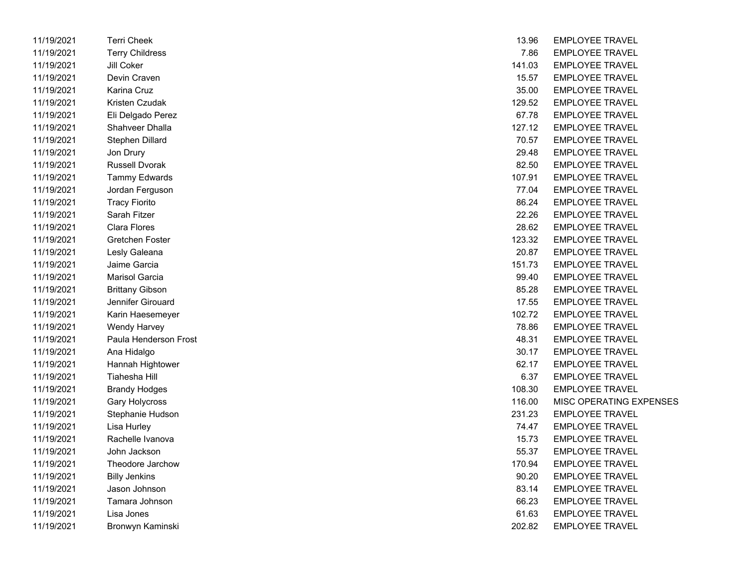| | | | |
|---|---|---|---|
| 11/19/2021 | Terri Cheek | 13.96 | EMPLOYEE TRAVEL |
| 11/19/2021 | Terry Childress | 7.86 | EMPLOYEE TRAVEL |
| 11/19/2021 | Jill Coker | 141.03 | EMPLOYEE TRAVEL |
| 11/19/2021 | Devin Craven | 15.57 | EMPLOYEE TRAVEL |
| 11/19/2021 | Karina Cruz | 35.00 | EMPLOYEE TRAVEL |
| 11/19/2021 | Kristen Czudak | 129.52 | EMPLOYEE TRAVEL |
| 11/19/2021 | Eli Delgado Perez | 67.78 | EMPLOYEE TRAVEL |
| 11/19/2021 | Shahveer Dhalla | 127.12 | EMPLOYEE TRAVEL |
| 11/19/2021 | Stephen Dillard | 70.57 | EMPLOYEE TRAVEL |
| 11/19/2021 | Jon Drury | 29.48 | EMPLOYEE TRAVEL |
| 11/19/2021 | Russell Dvorak | 82.50 | EMPLOYEE TRAVEL |
| 11/19/2021 | Tammy Edwards | 107.91 | EMPLOYEE TRAVEL |
| 11/19/2021 | Jordan Ferguson | 77.04 | EMPLOYEE TRAVEL |
| 11/19/2021 | Tracy Fiorito | 86.24 | EMPLOYEE TRAVEL |
| 11/19/2021 | Sarah Fitzer | 22.26 | EMPLOYEE TRAVEL |
| 11/19/2021 | Clara Flores | 28.62 | EMPLOYEE TRAVEL |
| 11/19/2021 | Gretchen Foster | 123.32 | EMPLOYEE TRAVEL |
| 11/19/2021 | Lesly Galeana | 20.87 | EMPLOYEE TRAVEL |
| 11/19/2021 | Jaime Garcia | 151.73 | EMPLOYEE TRAVEL |
| 11/19/2021 | Marisol Garcia | 99.40 | EMPLOYEE TRAVEL |
| 11/19/2021 | Brittany Gibson | 85.28 | EMPLOYEE TRAVEL |
| 11/19/2021 | Jennifer Girouard | 17.55 | EMPLOYEE TRAVEL |
| 11/19/2021 | Karin Haesemeyer | 102.72 | EMPLOYEE TRAVEL |
| 11/19/2021 | Wendy Harvey | 78.86 | EMPLOYEE TRAVEL |
| 11/19/2021 | Paula Henderson Frost | 48.31 | EMPLOYEE TRAVEL |
| 11/19/2021 | Ana Hidalgo | 30.17 | EMPLOYEE TRAVEL |
| 11/19/2021 | Hannah Hightower | 62.17 | EMPLOYEE TRAVEL |
| 11/19/2021 | Tiahesha Hill | 6.37 | EMPLOYEE TRAVEL |
| 11/19/2021 | Brandy Hodges | 108.30 | EMPLOYEE TRAVEL |
| 11/19/2021 | Gary Holycross | 116.00 | MISC OPERATING EXPENSES |
| 11/19/2021 | Stephanie Hudson | 231.23 | EMPLOYEE TRAVEL |
| 11/19/2021 | Lisa Hurley | 74.47 | EMPLOYEE TRAVEL |
| 11/19/2021 | Rachelle Ivanova | 15.73 | EMPLOYEE TRAVEL |
| 11/19/2021 | John Jackson | 55.37 | EMPLOYEE TRAVEL |
| 11/19/2021 | Theodore Jarchow | 170.94 | EMPLOYEE TRAVEL |
| 11/19/2021 | Billy Jenkins | 90.20 | EMPLOYEE TRAVEL |
| 11/19/2021 | Jason Johnson | 83.14 | EMPLOYEE TRAVEL |
| 11/19/2021 | Tamara Johnson | 66.23 | EMPLOYEE TRAVEL |
| 11/19/2021 | Lisa Jones | 61.63 | EMPLOYEE TRAVEL |
| 11/19/2021 | Bronwyn Kaminski | 202.82 | EMPLOYEE TRAVEL |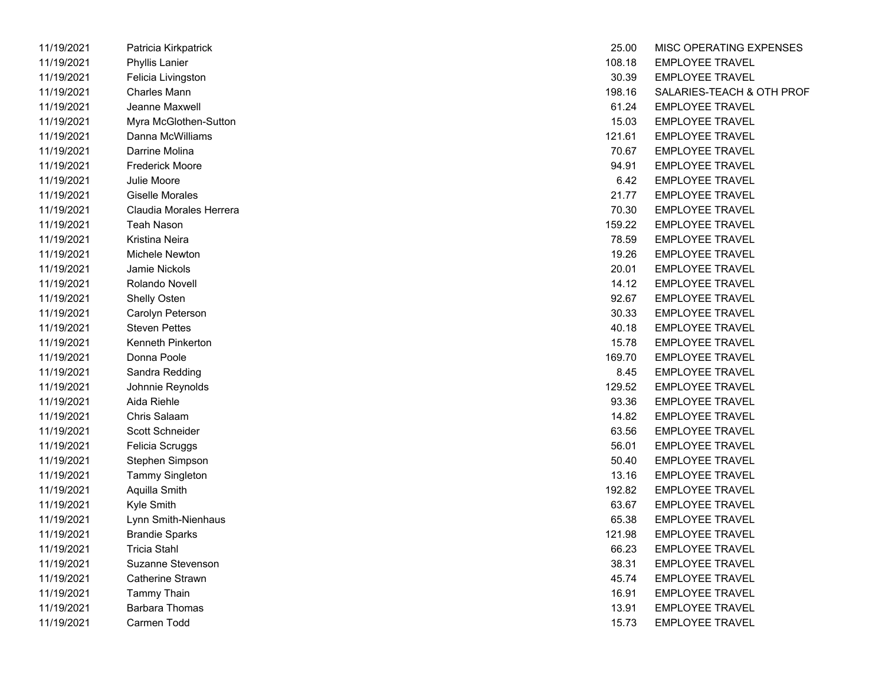| | | | |
|---|---|---|---|
| 11/19/2021 | Patricia Kirkpatrick | 25.00 | MISC OPERATING EXPENSES |
| 11/19/2021 | Phyllis Lanier | 108.18 | EMPLOYEE TRAVEL |
| 11/19/2021 | Felicia Livingston | 30.39 | EMPLOYEE TRAVEL |
| 11/19/2021 | Charles Mann | 198.16 | SALARIES-TEACH & OTH PROF |
| 11/19/2021 | Jeanne Maxwell | 61.24 | EMPLOYEE TRAVEL |
| 11/19/2021 | Myra McGlothen-Sutton | 15.03 | EMPLOYEE TRAVEL |
| 11/19/2021 | Danna McWilliams | 121.61 | EMPLOYEE TRAVEL |
| 11/19/2021 | Darrine Molina | 70.67 | EMPLOYEE TRAVEL |
| 11/19/2021 | Frederick Moore | 94.91 | EMPLOYEE TRAVEL |
| 11/19/2021 | Julie Moore | 6.42 | EMPLOYEE TRAVEL |
| 11/19/2021 | Giselle Morales | 21.77 | EMPLOYEE TRAVEL |
| 11/19/2021 | Claudia Morales Herrera | 70.30 | EMPLOYEE TRAVEL |
| 11/19/2021 | Teah Nason | 159.22 | EMPLOYEE TRAVEL |
| 11/19/2021 | Kristina Neira | 78.59 | EMPLOYEE TRAVEL |
| 11/19/2021 | Michele Newton | 19.26 | EMPLOYEE TRAVEL |
| 11/19/2021 | Jamie Nickols | 20.01 | EMPLOYEE TRAVEL |
| 11/19/2021 | Rolando Novell | 14.12 | EMPLOYEE TRAVEL |
| 11/19/2021 | Shelly Osten | 92.67 | EMPLOYEE TRAVEL |
| 11/19/2021 | Carolyn Peterson | 30.33 | EMPLOYEE TRAVEL |
| 11/19/2021 | Steven Pettes | 40.18 | EMPLOYEE TRAVEL |
| 11/19/2021 | Kenneth Pinkerton | 15.78 | EMPLOYEE TRAVEL |
| 11/19/2021 | Donna Poole | 169.70 | EMPLOYEE TRAVEL |
| 11/19/2021 | Sandra Redding | 8.45 | EMPLOYEE TRAVEL |
| 11/19/2021 | Johnnie Reynolds | 129.52 | EMPLOYEE TRAVEL |
| 11/19/2021 | Aida Riehle | 93.36 | EMPLOYEE TRAVEL |
| 11/19/2021 | Chris Salaam | 14.82 | EMPLOYEE TRAVEL |
| 11/19/2021 | Scott Schneider | 63.56 | EMPLOYEE TRAVEL |
| 11/19/2021 | Felicia Scruggs | 56.01 | EMPLOYEE TRAVEL |
| 11/19/2021 | Stephen Simpson | 50.40 | EMPLOYEE TRAVEL |
| 11/19/2021 | Tammy Singleton | 13.16 | EMPLOYEE TRAVEL |
| 11/19/2021 | Aquilla Smith | 192.82 | EMPLOYEE TRAVEL |
| 11/19/2021 | Kyle Smith | 63.67 | EMPLOYEE TRAVEL |
| 11/19/2021 | Lynn Smith-Nienhaus | 65.38 | EMPLOYEE TRAVEL |
| 11/19/2021 | Brandie Sparks | 121.98 | EMPLOYEE TRAVEL |
| 11/19/2021 | Tricia Stahl | 66.23 | EMPLOYEE TRAVEL |
| 11/19/2021 | Suzanne Stevenson | 38.31 | EMPLOYEE TRAVEL |
| 11/19/2021 | Catherine Strawn | 45.74 | EMPLOYEE TRAVEL |
| 11/19/2021 | Tammy Thain | 16.91 | EMPLOYEE TRAVEL |
| 11/19/2021 | Barbara Thomas | 13.91 | EMPLOYEE TRAVEL |
| 11/19/2021 | Carmen Todd | 15.73 | EMPLOYEE TRAVEL |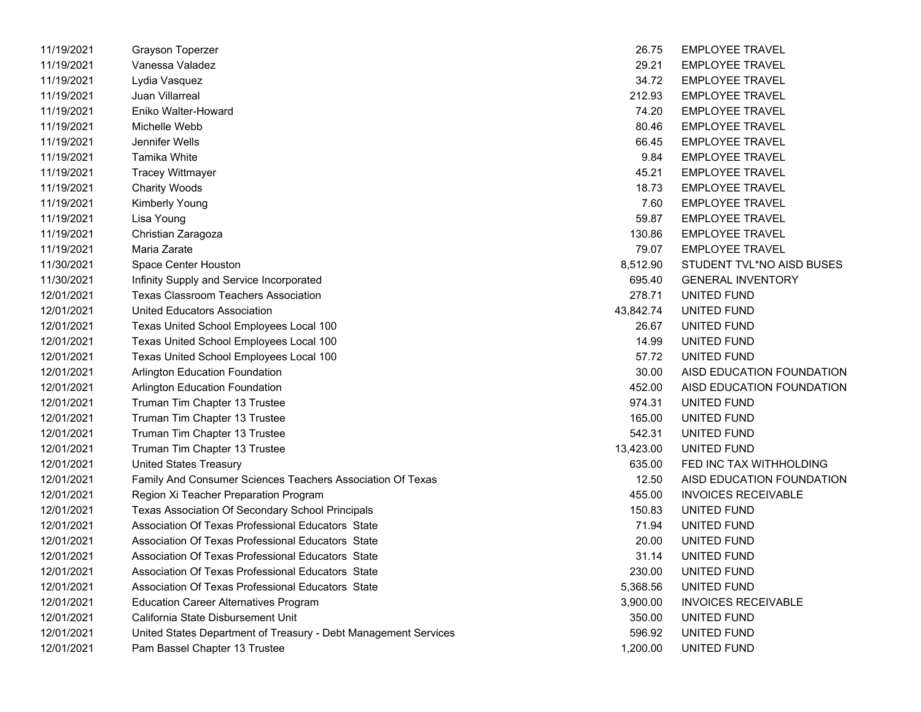| | | | |
|---|---|---|---|
| 11/19/2021 | Grayson Toperzer | 26.75 | EMPLOYEE TRAVEL |
| 11/19/2021 | Vanessa Valadez | 29.21 | EMPLOYEE TRAVEL |
| 11/19/2021 | Lydia Vasquez | 34.72 | EMPLOYEE TRAVEL |
| 11/19/2021 | Juan Villarreal | 212.93 | EMPLOYEE TRAVEL |
| 11/19/2021 | Eniko Walter-Howard | 74.20 | EMPLOYEE TRAVEL |
| 11/19/2021 | Michelle Webb | 80.46 | EMPLOYEE TRAVEL |
| 11/19/2021 | Jennifer Wells | 66.45 | EMPLOYEE TRAVEL |
| 11/19/2021 | Tamika White | 9.84 | EMPLOYEE TRAVEL |
| 11/19/2021 | Tracey Wittmayer | 45.21 | EMPLOYEE TRAVEL |
| 11/19/2021 | Charity Woods | 18.73 | EMPLOYEE TRAVEL |
| 11/19/2021 | Kimberly Young | 7.60 | EMPLOYEE TRAVEL |
| 11/19/2021 | Lisa Young | 59.87 | EMPLOYEE TRAVEL |
| 11/19/2021 | Christian Zaragoza | 130.86 | EMPLOYEE TRAVEL |
| 11/19/2021 | Maria Zarate | 79.07 | EMPLOYEE TRAVEL |
| 11/30/2021 | Space Center Houston | 8,512.90 | STUDENT TVL*NO AISD BUSES |
| 11/30/2021 | Infinity Supply and Service Incorporated | 695.40 | GENERAL INVENTORY |
| 12/01/2021 | Texas Classroom Teachers Association | 278.71 | UNITED FUND |
| 12/01/2021 | United Educators Association | 43,842.74 | UNITED FUND |
| 12/01/2021 | Texas United School Employees Local 100 | 26.67 | UNITED FUND |
| 12/01/2021 | Texas United School Employees Local 100 | 14.99 | UNITED FUND |
| 12/01/2021 | Texas United School Employees Local 100 | 57.72 | UNITED FUND |
| 12/01/2021 | Arlington Education Foundation | 30.00 | AISD EDUCATION FOUNDATION |
| 12/01/2021 | Arlington Education Foundation | 452.00 | AISD EDUCATION FOUNDATION |
| 12/01/2021 | Truman Tim Chapter 13 Trustee | 974.31 | UNITED FUND |
| 12/01/2021 | Truman Tim Chapter 13 Trustee | 165.00 | UNITED FUND |
| 12/01/2021 | Truman Tim Chapter 13 Trustee | 542.31 | UNITED FUND |
| 12/01/2021 | Truman Tim Chapter 13 Trustee | 13,423.00 | UNITED FUND |
| 12/01/2021 | United States Treasury | 635.00 | FED INC TAX WITHHOLDING |
| 12/01/2021 | Family And Consumer Sciences Teachers Association Of Texas | 12.50 | AISD EDUCATION FOUNDATION |
| 12/01/2021 | Region Xi Teacher Preparation Program | 455.00 | INVOICES RECEIVABLE |
| 12/01/2021 | Texas Association Of Secondary School Principals | 150.83 | UNITED FUND |
| 12/01/2021 | Association Of Texas Professional Educators State | 71.94 | UNITED FUND |
| 12/01/2021 | Association Of Texas Professional Educators State | 20.00 | UNITED FUND |
| 12/01/2021 | Association Of Texas Professional Educators State | 31.14 | UNITED FUND |
| 12/01/2021 | Association Of Texas Professional Educators State | 230.00 | UNITED FUND |
| 12/01/2021 | Association Of Texas Professional Educators State | 5,368.56 | UNITED FUND |
| 12/01/2021 | Education Career Alternatives Program | 3,900.00 | INVOICES RECEIVABLE |
| 12/01/2021 | California State Disbursement Unit | 350.00 | UNITED FUND |
| 12/01/2021 | United States Department of Treasury - Debt Management Services | 596.92 | UNITED FUND |
| 12/01/2021 | Pam Bassel Chapter 13 Trustee | 1,200.00 | UNITED FUND |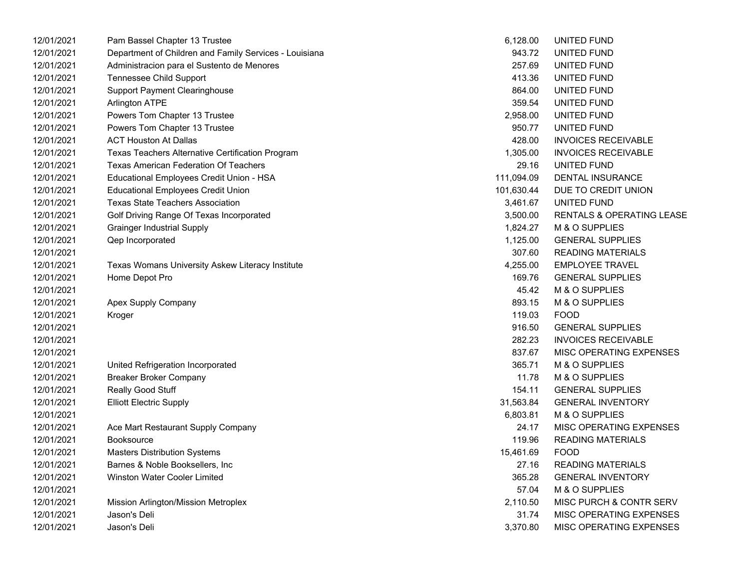| | | | |
|---|---|---|---|
| 12/01/2021 | Pam Bassel Chapter 13 Trustee | 6,128.00 | UNITED FUND |
| 12/01/2021 | Department of Children and Family Services - Louisiana | 943.72 | UNITED FUND |
| 12/01/2021 | Administracion para el Sustento de Menores | 257.69 | UNITED FUND |
| 12/01/2021 | Tennessee Child Support | 413.36 | UNITED FUND |
| 12/01/2021 | Support Payment Clearinghouse | 864.00 | UNITED FUND |
| 12/01/2021 | Arlington ATPE | 359.54 | UNITED FUND |
| 12/01/2021 | Powers Tom Chapter 13 Trustee | 2,958.00 | UNITED FUND |
| 12/01/2021 | Powers Tom Chapter 13 Trustee | 950.77 | UNITED FUND |
| 12/01/2021 | ACT Houston At Dallas | 428.00 | INVOICES RECEIVABLE |
| 12/01/2021 | Texas Teachers Alternative Certification Program | 1,305.00 | INVOICES RECEIVABLE |
| 12/01/2021 | Texas American Federation Of Teachers | 29.16 | UNITED FUND |
| 12/01/2021 | Educational Employees Credit Union - HSA | 111,094.09 | DENTAL INSURANCE |
| 12/01/2021 | Educational Employees Credit Union | 101,630.44 | DUE TO CREDIT UNION |
| 12/01/2021 | Texas State Teachers Association | 3,461.67 | UNITED FUND |
| 12/01/2021 | Golf Driving Range Of Texas Incorporated | 3,500.00 | RENTALS & OPERATING LEASE |
| 12/01/2021 | Grainger Industrial Supply | 1,824.27 | M & O SUPPLIES |
| 12/01/2021 | Qep Incorporated | 1,125.00 | GENERAL SUPPLIES |
| 12/01/2021 | | 307.60 | READING MATERIALS |
| 12/01/2021 | Texas Womans University Askew Literacy Institute | 4,255.00 | EMPLOYEE TRAVEL |
| 12/01/2021 | Home Depot Pro | 169.76 | GENERAL SUPPLIES |
| 12/01/2021 | | 45.42 | M & O SUPPLIES |
| 12/01/2021 | Apex Supply Company | 893.15 | M & O SUPPLIES |
| 12/01/2021 | Kroger | 119.03 | FOOD |
| 12/01/2021 | | 916.50 | GENERAL SUPPLIES |
| 12/01/2021 | | 282.23 | INVOICES RECEIVABLE |
| 12/01/2021 | | 837.67 | MISC OPERATING EXPENSES |
| 12/01/2021 | United Refrigeration Incorporated | 365.71 | M & O SUPPLIES |
| 12/01/2021 | Breaker Broker Company | 11.78 | M & O SUPPLIES |
| 12/01/2021 | Really Good Stuff | 154.11 | GENERAL SUPPLIES |
| 12/01/2021 | Elliott Electric Supply | 31,563.84 | GENERAL INVENTORY |
| 12/01/2021 | | 6,803.81 | M & O SUPPLIES |
| 12/01/2021 | Ace Mart Restaurant Supply Company | 24.17 | MISC OPERATING EXPENSES |
| 12/01/2021 | Booksource | 119.96 | READING MATERIALS |
| 12/01/2021 | Masters Distribution Systems | 15,461.69 | FOOD |
| 12/01/2021 | Barnes & Noble Booksellers, Inc | 27.16 | READING MATERIALS |
| 12/01/2021 | Winston Water Cooler Limited | 365.28 | GENERAL INVENTORY |
| 12/01/2021 | | 57.04 | M & O SUPPLIES |
| 12/01/2021 | Mission Arlington/Mission Metroplex | 2,110.50 | MISC PURCH & CONTR SERV |
| 12/01/2021 | Jason's Deli | 31.74 | MISC OPERATING EXPENSES |
| 12/01/2021 | Jason's Deli | 3,370.80 | MISC OPERATING EXPENSES |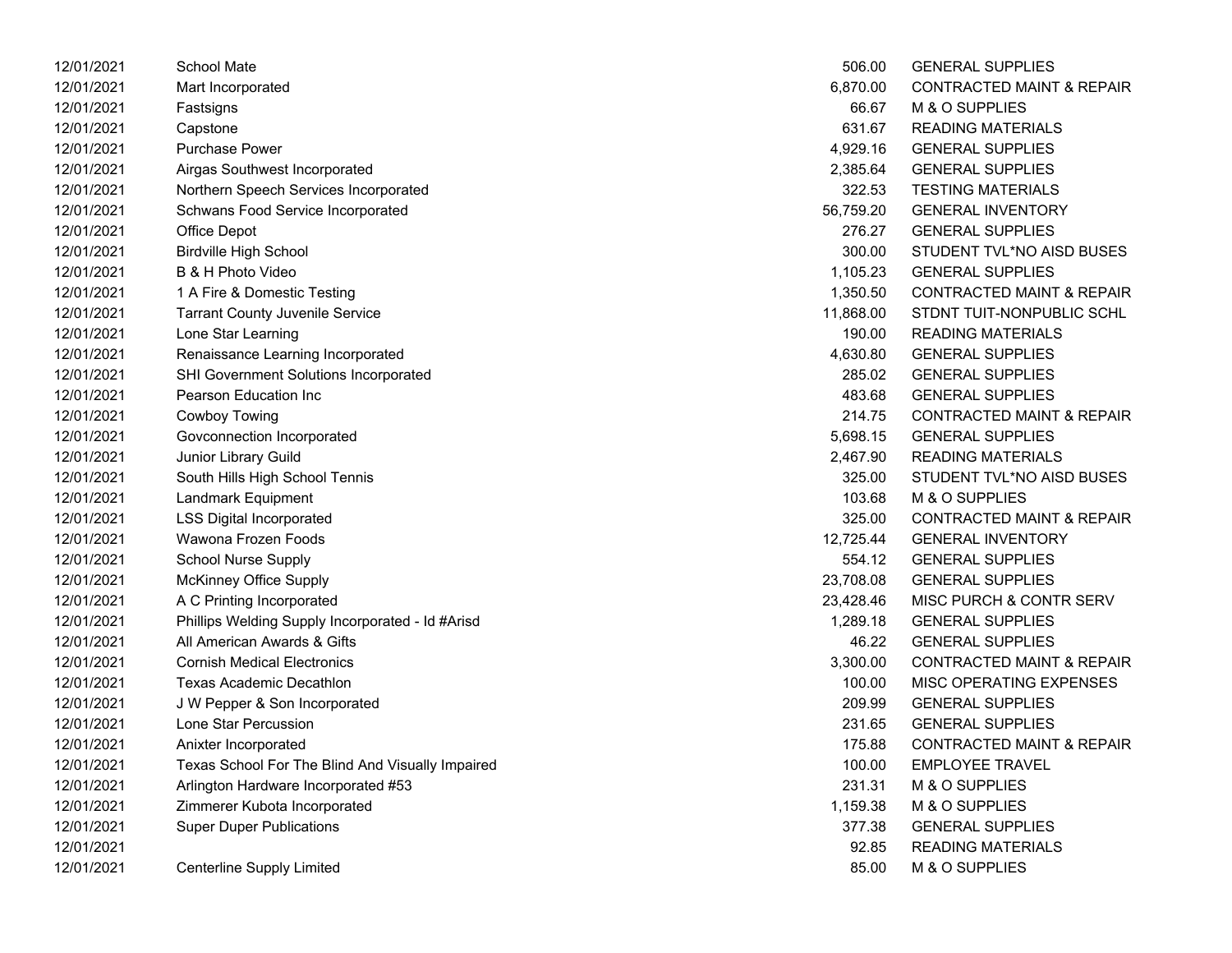| | | | |
|---|---|---|---|
| 12/01/2021 | School Mate | 506.00 | GENERAL SUPPLIES |
| 12/01/2021 | Mart Incorporated | 6,870.00 | CONTRACTED MAINT & REPAIR |
| 12/01/2021 | Fastsigns | 66.67 | M & O SUPPLIES |
| 12/01/2021 | Capstone | 631.67 | READING MATERIALS |
| 12/01/2021 | Purchase Power | 4,929.16 | GENERAL SUPPLIES |
| 12/01/2021 | Airgas Southwest Incorporated | 2,385.64 | GENERAL SUPPLIES |
| 12/01/2021 | Northern Speech Services Incorporated | 322.53 | TESTING MATERIALS |
| 12/01/2021 | Schwans Food Service Incorporated | 56,759.20 | GENERAL INVENTORY |
| 12/01/2021 | Office Depot | 276.27 | GENERAL SUPPLIES |
| 12/01/2021 | Birdville High School | 300.00 | STUDENT TVL*NO AISD BUSES |
| 12/01/2021 | B & H Photo Video | 1,105.23 | GENERAL SUPPLIES |
| 12/01/2021 | 1 A Fire & Domestic Testing | 1,350.50 | CONTRACTED MAINT & REPAIR |
| 12/01/2021 | Tarrant County Juvenile Service | 11,868.00 | STDNT TUIT-NONPUBLIC SCHL |
| 12/01/2021 | Lone Star Learning | 190.00 | READING MATERIALS |
| 12/01/2021 | Renaissance Learning Incorporated | 4,630.80 | GENERAL SUPPLIES |
| 12/01/2021 | SHI Government Solutions Incorporated | 285.02 | GENERAL SUPPLIES |
| 12/01/2021 | Pearson Education Inc | 483.68 | GENERAL SUPPLIES |
| 12/01/2021 | Cowboy Towing | 214.75 | CONTRACTED MAINT & REPAIR |
| 12/01/2021 | Govconnection Incorporated | 5,698.15 | GENERAL SUPPLIES |
| 12/01/2021 | Junior Library Guild | 2,467.90 | READING MATERIALS |
| 12/01/2021 | South Hills High School Tennis | 325.00 | STUDENT TVL*NO AISD BUSES |
| 12/01/2021 | Landmark Equipment | 103.68 | M & O SUPPLIES |
| 12/01/2021 | LSS Digital Incorporated | 325.00 | CONTRACTED MAINT & REPAIR |
| 12/01/2021 | Wawona Frozen Foods | 12,725.44 | GENERAL INVENTORY |
| 12/01/2021 | School Nurse Supply | 554.12 | GENERAL SUPPLIES |
| 12/01/2021 | McKinney Office Supply | 23,708.08 | GENERAL SUPPLIES |
| 12/01/2021 | A C Printing Incorporated | 23,428.46 | MISC PURCH & CONTR SERV |
| 12/01/2021 | Phillips Welding Supply Incorporated - Id #Arisd | 1,289.18 | GENERAL SUPPLIES |
| 12/01/2021 | All American Awards & Gifts | 46.22 | GENERAL SUPPLIES |
| 12/01/2021 | Cornish Medical Electronics | 3,300.00 | CONTRACTED MAINT & REPAIR |
| 12/01/2021 | Texas Academic Decathlon | 100.00 | MISC OPERATING EXPENSES |
| 12/01/2021 | J W Pepper & Son Incorporated | 209.99 | GENERAL SUPPLIES |
| 12/01/2021 | Lone Star Percussion | 231.65 | GENERAL SUPPLIES |
| 12/01/2021 | Anixter Incorporated | 175.88 | CONTRACTED MAINT & REPAIR |
| 12/01/2021 | Texas School For The Blind And Visually Impaired | 100.00 | EMPLOYEE TRAVEL |
| 12/01/2021 | Arlington Hardware Incorporated #53 | 231.31 | M & O SUPPLIES |
| 12/01/2021 | Zimmerer Kubota Incorporated | 1,159.38 | M & O SUPPLIES |
| 12/01/2021 | Super Duper Publications | 377.38 | GENERAL SUPPLIES |
| 12/01/2021 | | 92.85 | READING MATERIALS |
| 12/01/2021 | Centerline Supply Limited | 85.00 | M & O SUPPLIES |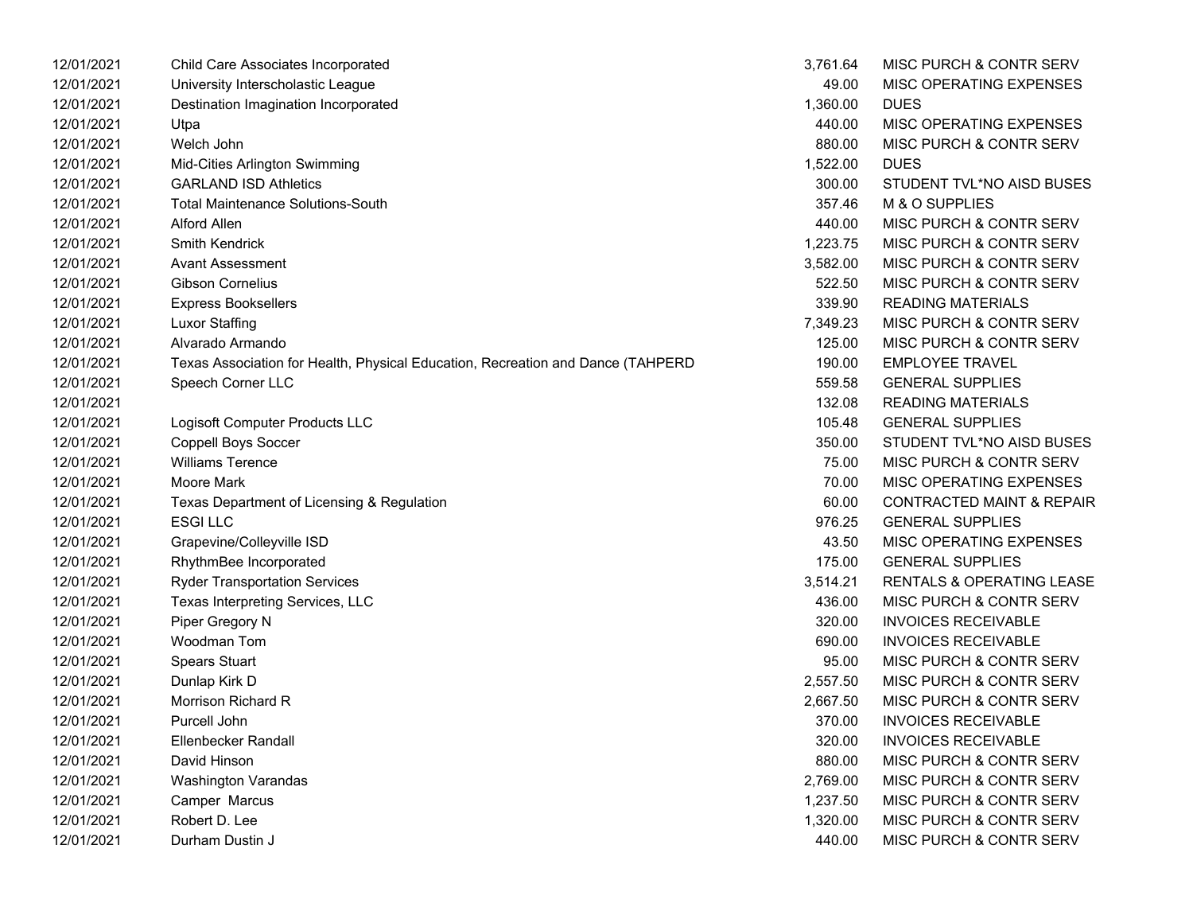| | | | |
|---|---|---|---|
| 12/01/2021 | Child Care Associates Incorporated | 3,761.64 | MISC PURCH & CONTR SERV |
| 12/01/2021 | University Interscholastic League | 49.00 | MISC OPERATING EXPENSES |
| 12/01/2021 | Destination Imagination Incorporated | 1,360.00 | DUES |
| 12/01/2021 | Utpa | 440.00 | MISC OPERATING EXPENSES |
| 12/01/2021 | Welch John | 880.00 | MISC PURCH & CONTR SERV |
| 12/01/2021 | Mid-Cities Arlington Swimming | 1,522.00 | DUES |
| 12/01/2021 | GARLAND ISD Athletics | 300.00 | STUDENT TVL*NO AISD BUSES |
| 12/01/2021 | Total Maintenance Solutions-South | 357.46 | M & O SUPPLIES |
| 12/01/2021 | Alford Allen | 440.00 | MISC PURCH & CONTR SERV |
| 12/01/2021 | Smith Kendrick | 1,223.75 | MISC PURCH & CONTR SERV |
| 12/01/2021 | Avant Assessment | 3,582.00 | MISC PURCH & CONTR SERV |
| 12/01/2021 | Gibson Cornelius | 522.50 | MISC PURCH & CONTR SERV |
| 12/01/2021 | Express Booksellers | 339.90 | READING MATERIALS |
| 12/01/2021 | Luxor Staffing | 7,349.23 | MISC PURCH & CONTR SERV |
| 12/01/2021 | Alvarado Armando | 125.00 | MISC PURCH & CONTR SERV |
| 12/01/2021 | Texas Association for Health, Physical Education, Recreation and Dance (TAHPERD | 190.00 | EMPLOYEE TRAVEL |
| 12/01/2021 | Speech Corner LLC | 559.58 | GENERAL SUPPLIES |
| 12/01/2021 | | 132.08 | READING MATERIALS |
| 12/01/2021 | Logisoft Computer Products LLC | 105.48 | GENERAL SUPPLIES |
| 12/01/2021 | Coppell Boys Soccer | 350.00 | STUDENT TVL*NO AISD BUSES |
| 12/01/2021 | Williams Terence | 75.00 | MISC PURCH & CONTR SERV |
| 12/01/2021 | Moore Mark | 70.00 | MISC OPERATING EXPENSES |
| 12/01/2021 | Texas Department of Licensing & Regulation | 60.00 | CONTRACTED MAINT & REPAIR |
| 12/01/2021 | ESGI LLC | 976.25 | GENERAL SUPPLIES |
| 12/01/2021 | Grapevine/Colleyville ISD | 43.50 | MISC OPERATING EXPENSES |
| 12/01/2021 | RhythmBee Incorporated | 175.00 | GENERAL SUPPLIES |
| 12/01/2021 | Ryder Transportation Services | 3,514.21 | RENTALS & OPERATING LEASE |
| 12/01/2021 | Texas Interpreting Services, LLC | 436.00 | MISC PURCH & CONTR SERV |
| 12/01/2021 | Piper Gregory N | 320.00 | INVOICES RECEIVABLE |
| 12/01/2021 | Woodman Tom | 690.00 | INVOICES RECEIVABLE |
| 12/01/2021 | Spears Stuart | 95.00 | MISC PURCH & CONTR SERV |
| 12/01/2021 | Dunlap Kirk D | 2,557.50 | MISC PURCH & CONTR SERV |
| 12/01/2021 | Morrison Richard R | 2,667.50 | MISC PURCH & CONTR SERV |
| 12/01/2021 | Purcell John | 370.00 | INVOICES RECEIVABLE |
| 12/01/2021 | Ellenbecker Randall | 320.00 | INVOICES RECEIVABLE |
| 12/01/2021 | David Hinson | 880.00 | MISC PURCH & CONTR SERV |
| 12/01/2021 | Washington Varandas | 2,769.00 | MISC PURCH & CONTR SERV |
| 12/01/2021 | Camper Marcus | 1,237.50 | MISC PURCH & CONTR SERV |
| 12/01/2021 | Robert D. Lee | 1,320.00 | MISC PURCH & CONTR SERV |
| 12/01/2021 | Durham Dustin J | 440.00 | MISC PURCH & CONTR SERV |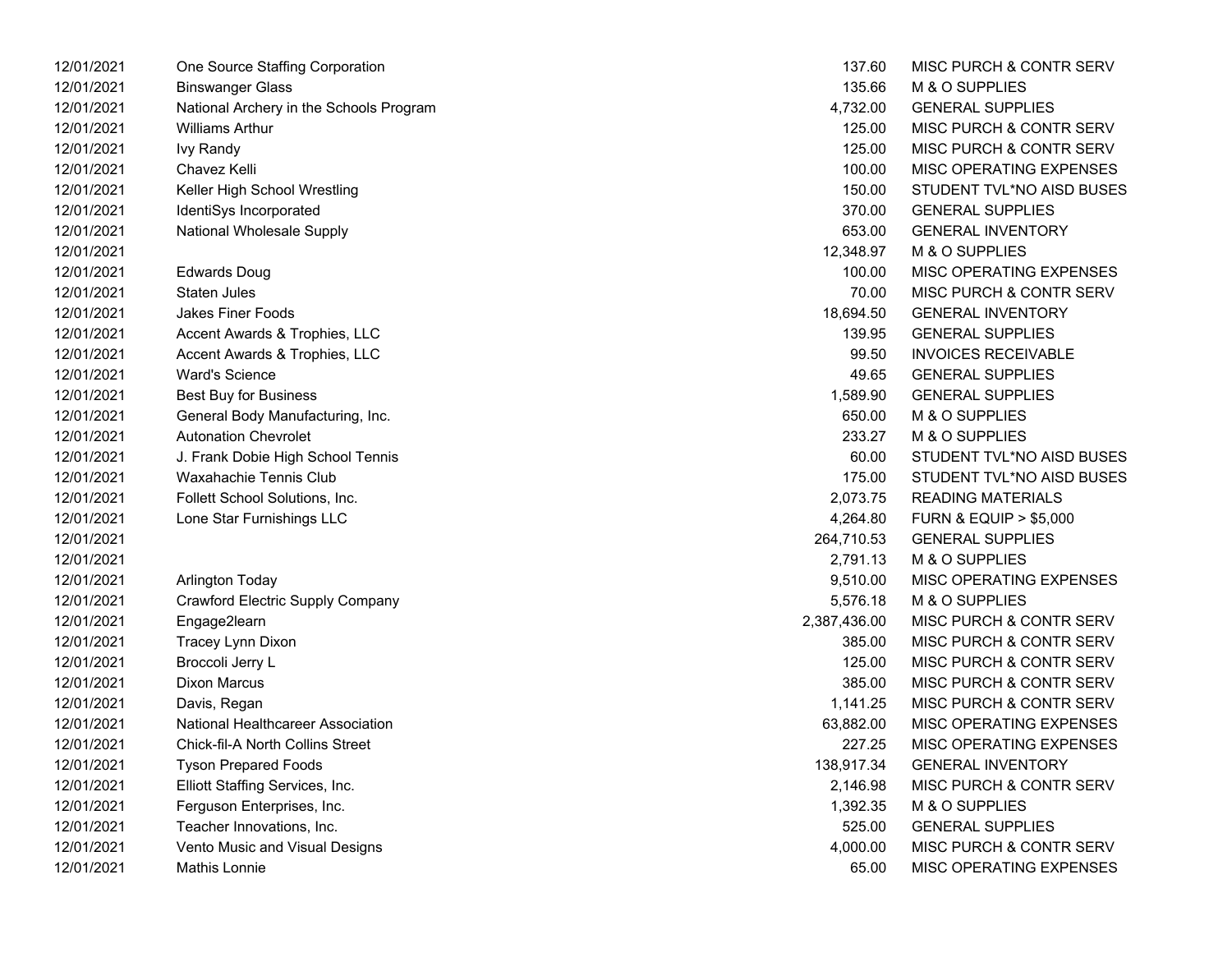| | | | |
|---|---|---|---|
| 12/01/2021 | One Source Staffing Corporation | 137.60 | MISC PURCH & CONTR SERV |
| 12/01/2021 | Binswanger Glass | 135.66 | M & O SUPPLIES |
| 12/01/2021 | National Archery in the Schools Program | 4,732.00 | GENERAL SUPPLIES |
| 12/01/2021 | Williams Arthur | 125.00 | MISC PURCH & CONTR SERV |
| 12/01/2021 | Ivy Randy | 125.00 | MISC PURCH & CONTR SERV |
| 12/01/2021 | Chavez Kelli | 100.00 | MISC OPERATING EXPENSES |
| 12/01/2021 | Keller High School Wrestling | 150.00 | STUDENT TVL*NO AISD BUSES |
| 12/01/2021 | IdentiSys Incorporated | 370.00 | GENERAL SUPPLIES |
| 12/01/2021 | National Wholesale Supply | 653.00 | GENERAL INVENTORY |
| 12/01/2021 | | 12,348.97 | M & O SUPPLIES |
| 12/01/2021 | Edwards Doug | 100.00 | MISC OPERATING EXPENSES |
| 12/01/2021 | Staten Jules | 70.00 | MISC PURCH & CONTR SERV |
| 12/01/2021 | Jakes Finer Foods | 18,694.50 | GENERAL INVENTORY |
| 12/01/2021 | Accent Awards & Trophies, LLC | 139.95 | GENERAL SUPPLIES |
| 12/01/2021 | Accent Awards & Trophies, LLC | 99.50 | INVOICES RECEIVABLE |
| 12/01/2021 | Ward's Science | 49.65 | GENERAL SUPPLIES |
| 12/01/2021 | Best Buy for Business | 1,589.90 | GENERAL SUPPLIES |
| 12/01/2021 | General Body Manufacturing, Inc. | 650.00 | M & O SUPPLIES |
| 12/01/2021 | Autonation Chevrolet | 233.27 | M & O SUPPLIES |
| 12/01/2021 | J. Frank Dobie High School Tennis | 60.00 | STUDENT TVL*NO AISD BUSES |
| 12/01/2021 | Waxahachie Tennis Club | 175.00 | STUDENT TVL*NO AISD BUSES |
| 12/01/2021 | Follett School Solutions, Inc. | 2,073.75 | READING MATERIALS |
| 12/01/2021 | Lone Star Furnishings LLC | 4,264.80 | FURN & EQUIP > $5,000 |
| 12/01/2021 | | 264,710.53 | GENERAL SUPPLIES |
| 12/01/2021 | | 2,791.13 | M & O SUPPLIES |
| 12/01/2021 | Arlington Today | 9,510.00 | MISC OPERATING EXPENSES |
| 12/01/2021 | Crawford Electric Supply Company | 5,576.18 | M & O SUPPLIES |
| 12/01/2021 | Engage2learn | 2,387,436.00 | MISC PURCH & CONTR SERV |
| 12/01/2021 | Tracey Lynn Dixon | 385.00 | MISC PURCH & CONTR SERV |
| 12/01/2021 | Broccoli Jerry L | 125.00 | MISC PURCH & CONTR SERV |
| 12/01/2021 | Dixon Marcus | 385.00 | MISC PURCH & CONTR SERV |
| 12/01/2021 | Davis, Regan | 1,141.25 | MISC PURCH & CONTR SERV |
| 12/01/2021 | National Healthcareer Association | 63,882.00 | MISC OPERATING EXPENSES |
| 12/01/2021 | Chick-fil-A North Collins Street | 227.25 | MISC OPERATING EXPENSES |
| 12/01/2021 | Tyson Prepared Foods | 138,917.34 | GENERAL INVENTORY |
| 12/01/2021 | Elliott Staffing Services, Inc. | 2,146.98 | MISC PURCH & CONTR SERV |
| 12/01/2021 | Ferguson Enterprises, Inc. | 1,392.35 | M & O SUPPLIES |
| 12/01/2021 | Teacher Innovations, Inc. | 525.00 | GENERAL SUPPLIES |
| 12/01/2021 | Vento Music and Visual Designs | 4,000.00 | MISC PURCH & CONTR SERV |
| 12/01/2021 | Mathis Lonnie | 65.00 | MISC OPERATING EXPENSES |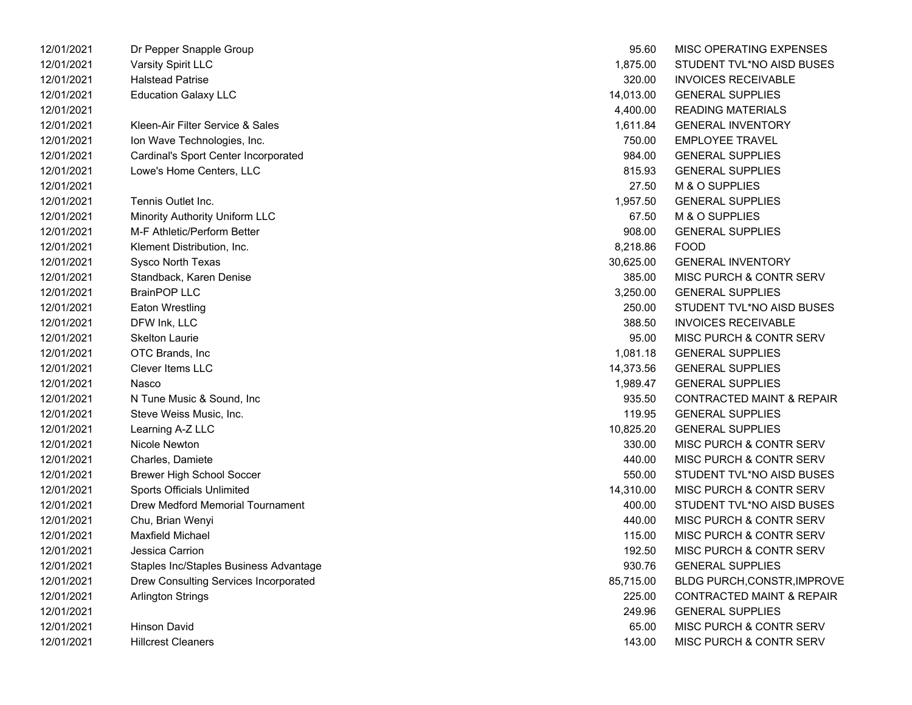| | | | |
|---|---|---|---|
| 12/01/2021 | Dr Pepper Snapple Group | 95.60 | MISC OPERATING EXPENSES |
| 12/01/2021 | Varsity Spirit LLC | 1,875.00 | STUDENT TVL*NO AISD BUSES |
| 12/01/2021 | Halstead Patrise | 320.00 | INVOICES RECEIVABLE |
| 12/01/2021 | Education Galaxy LLC | 14,013.00 | GENERAL SUPPLIES |
| 12/01/2021 | | 4,400.00 | READING MATERIALS |
| 12/01/2021 | Kleen-Air Filter Service & Sales | 1,611.84 | GENERAL INVENTORY |
| 12/01/2021 | Ion Wave Technologies, Inc. | 750.00 | EMPLOYEE TRAVEL |
| 12/01/2021 | Cardinal's Sport Center Incorporated | 984.00 | GENERAL SUPPLIES |
| 12/01/2021 | Lowe's Home Centers, LLC | 815.93 | GENERAL SUPPLIES |
| 12/01/2021 | | 27.50 | M & O SUPPLIES |
| 12/01/2021 | Tennis Outlet Inc. | 1,957.50 | GENERAL SUPPLIES |
| 12/01/2021 | Minority Authority Uniform LLC | 67.50 | M & O SUPPLIES |
| 12/01/2021 | M-F Athletic/Perform Better | 908.00 | GENERAL SUPPLIES |
| 12/01/2021 | Klement Distribution, Inc. | 8,218.86 | FOOD |
| 12/01/2021 | Sysco North Texas | 30,625.00 | GENERAL INVENTORY |
| 12/01/2021 | Standback, Karen Denise | 385.00 | MISC PURCH & CONTR SERV |
| 12/01/2021 | BrainPOP LLC | 3,250.00 | GENERAL SUPPLIES |
| 12/01/2021 | Eaton Wrestling | 250.00 | STUDENT TVL*NO AISD BUSES |
| 12/01/2021 | DFW Ink, LLC | 388.50 | INVOICES RECEIVABLE |
| 12/01/2021 | Skelton Laurie | 95.00 | MISC PURCH & CONTR SERV |
| 12/01/2021 | OTC Brands, Inc | 1,081.18 | GENERAL SUPPLIES |
| 12/01/2021 | Clever Items LLC | 14,373.56 | GENERAL SUPPLIES |
| 12/01/2021 | Nasco | 1,989.47 | GENERAL SUPPLIES |
| 12/01/2021 | N Tune Music & Sound, Inc | 935.50 | CONTRACTED MAINT & REPAIR |
| 12/01/2021 | Steve Weiss Music, Inc. | 119.95 | GENERAL SUPPLIES |
| 12/01/2021 | Learning A-Z LLC | 10,825.20 | GENERAL SUPPLIES |
| 12/01/2021 | Nicole Newton | 330.00 | MISC PURCH & CONTR SERV |
| 12/01/2021 | Charles, Damiete | 440.00 | MISC PURCH & CONTR SERV |
| 12/01/2021 | Brewer High School Soccer | 550.00 | STUDENT TVL*NO AISD BUSES |
| 12/01/2021 | Sports Officials Unlimited | 14,310.00 | MISC PURCH & CONTR SERV |
| 12/01/2021 | Drew Medford Memorial Tournament | 400.00 | STUDENT TVL*NO AISD BUSES |
| 12/01/2021 | Chu, Brian Wenyi | 440.00 | MISC PURCH & CONTR SERV |
| 12/01/2021 | Maxfield Michael | 115.00 | MISC PURCH & CONTR SERV |
| 12/01/2021 | Jessica Carrion | 192.50 | MISC PURCH & CONTR SERV |
| 12/01/2021 | Staples Inc/Staples Business Advantage | 930.76 | GENERAL SUPPLIES |
| 12/01/2021 | Drew Consulting Services Incorporated | 85,715.00 | BLDG PURCH,CONSTR,IMPROVE |
| 12/01/2021 | Arlington Strings | 225.00 | CONTRACTED MAINT & REPAIR |
| 12/01/2021 | | 249.96 | GENERAL SUPPLIES |
| 12/01/2021 | Hinson David | 65.00 | MISC PURCH & CONTR SERV |
| 12/01/2021 | Hillcrest Cleaners | 143.00 | MISC PURCH & CONTR SERV |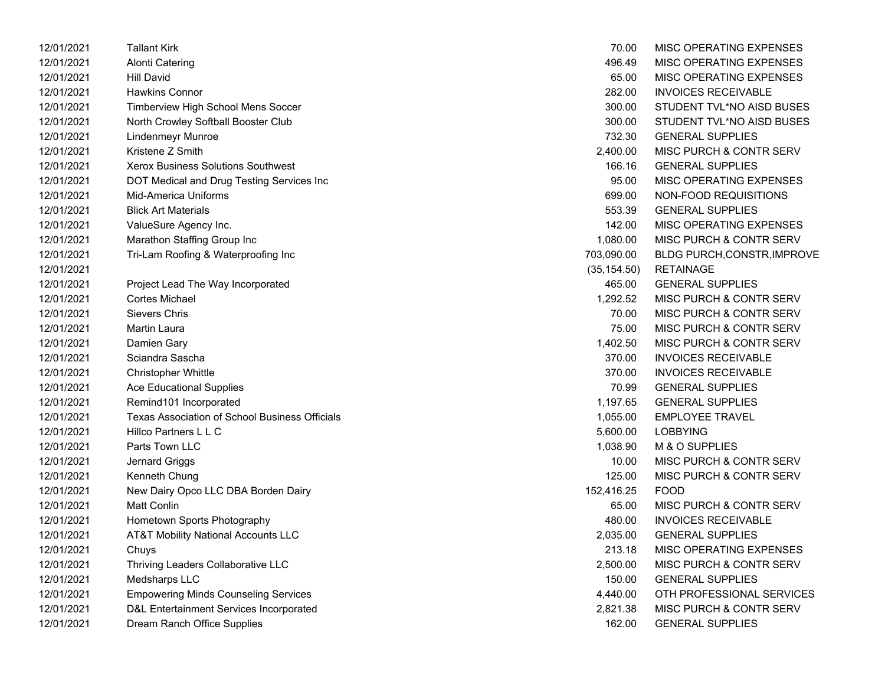| | | | |
|---|---|---|---|
| 12/01/2021 | Tallant Kirk | 70.00 | MISC OPERATING EXPENSES |
| 12/01/2021 | Alonti Catering | 496.49 | MISC OPERATING EXPENSES |
| 12/01/2021 | Hill David | 65.00 | MISC OPERATING EXPENSES |
| 12/01/2021 | Hawkins Connor | 282.00 | INVOICES RECEIVABLE |
| 12/01/2021 | Timberview High School Mens Soccer | 300.00 | STUDENT TVL*NO AISD BUSES |
| 12/01/2021 | North Crowley Softball Booster Club | 300.00 | STUDENT TVL*NO AISD BUSES |
| 12/01/2021 | Lindenmeyr Munroe | 732.30 | GENERAL SUPPLIES |
| 12/01/2021 | Kristene Z Smith | 2,400.00 | MISC PURCH & CONTR SERV |
| 12/01/2021 | Xerox Business Solutions Southwest | 166.16 | GENERAL SUPPLIES |
| 12/01/2021 | DOT Medical and Drug Testing Services Inc | 95.00 | MISC OPERATING EXPENSES |
| 12/01/2021 | Mid-America Uniforms | 699.00 | NON-FOOD REQUISITIONS |
| 12/01/2021 | Blick Art Materials | 553.39 | GENERAL SUPPLIES |
| 12/01/2021 | ValueSure Agency Inc. | 142.00 | MISC OPERATING EXPENSES |
| 12/01/2021 | Marathon Staffing Group Inc | 1,080.00 | MISC PURCH & CONTR SERV |
| 12/01/2021 | Tri-Lam Roofing & Waterproofing Inc | 703,090.00 | BLDG PURCH,CONSTR,IMPROVE |
| 12/01/2021 | | (35,154.50) | RETAINAGE |
| 12/01/2021 | Project Lead The Way Incorporated | 465.00 | GENERAL SUPPLIES |
| 12/01/2021 | Cortes Michael | 1,292.52 | MISC PURCH & CONTR SERV |
| 12/01/2021 | Sievers Chris | 70.00 | MISC PURCH & CONTR SERV |
| 12/01/2021 | Martin Laura | 75.00 | MISC PURCH & CONTR SERV |
| 12/01/2021 | Damien Gary | 1,402.50 | MISC PURCH & CONTR SERV |
| 12/01/2021 | Sciandra Sascha | 370.00 | INVOICES RECEIVABLE |
| 12/01/2021 | Christopher Whittle | 370.00 | INVOICES RECEIVABLE |
| 12/01/2021 | Ace Educational Supplies | 70.99 | GENERAL SUPPLIES |
| 12/01/2021 | Remind101 Incorporated | 1,197.65 | GENERAL SUPPLIES |
| 12/01/2021 | Texas Association of School Business Officials | 1,055.00 | EMPLOYEE TRAVEL |
| 12/01/2021 | Hillco Partners L L C | 5,600.00 | LOBBYING |
| 12/01/2021 | Parts Town LLC | 1,038.90 | M & O SUPPLIES |
| 12/01/2021 | Jernard Griggs | 10.00 | MISC PURCH & CONTR SERV |
| 12/01/2021 | Kenneth Chung | 125.00 | MISC PURCH & CONTR SERV |
| 12/01/2021 | New Dairy Opco LLC DBA Borden Dairy | 152,416.25 | FOOD |
| 12/01/2021 | Matt Conlin | 65.00 | MISC PURCH & CONTR SERV |
| 12/01/2021 | Hometown Sports Photography | 480.00 | INVOICES RECEIVABLE |
| 12/01/2021 | AT&T Mobility National Accounts LLC | 2,035.00 | GENERAL SUPPLIES |
| 12/01/2021 | Chuys | 213.18 | MISC OPERATING EXPENSES |
| 12/01/2021 | Thriving Leaders Collaborative LLC | 2,500.00 | MISC PURCH & CONTR SERV |
| 12/01/2021 | Medsharps LLC | 150.00 | GENERAL SUPPLIES |
| 12/01/2021 | Empowering Minds Counseling Services | 4,440.00 | OTH PROFESSIONAL SERVICES |
| 12/01/2021 | D&L Entertainment Services Incorporated | 2,821.38 | MISC PURCH & CONTR SERV |
| 12/01/2021 | Dream Ranch Office Supplies | 162.00 | GENERAL SUPPLIES |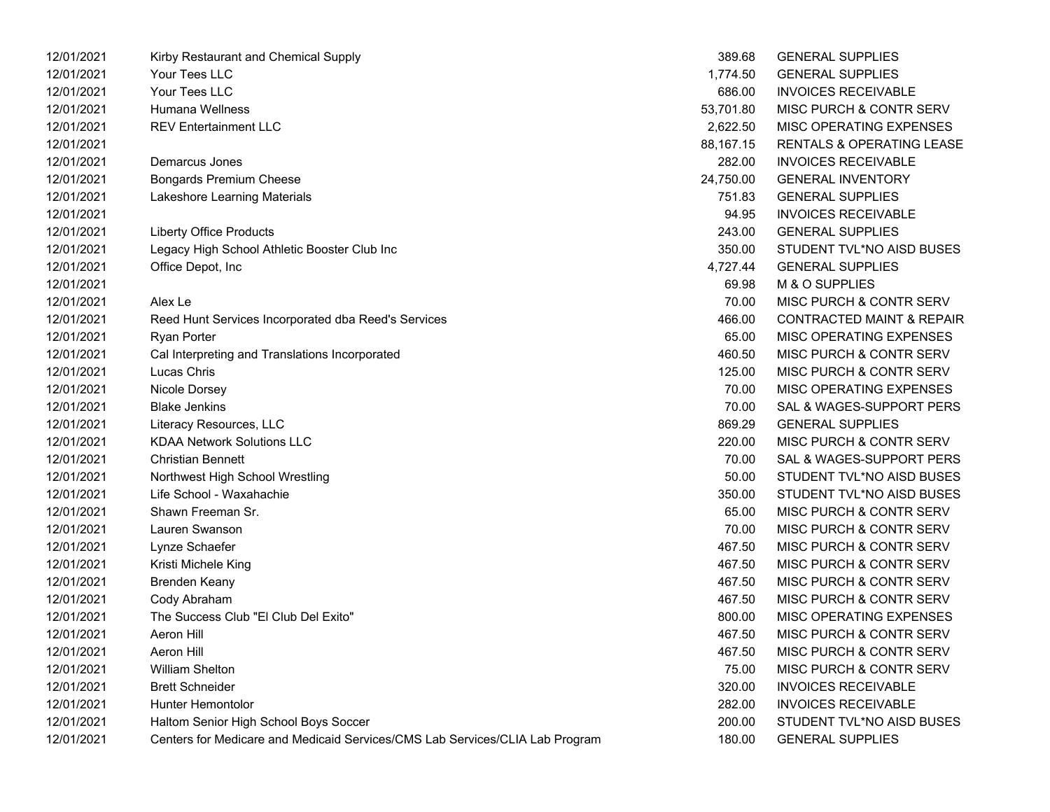| | | | |
|---|---|---|---|
| 12/01/2021 | Kirby Restaurant and Chemical Supply | 389.68 | GENERAL SUPPLIES |
| 12/01/2021 | Your Tees LLC | 1,774.50 | GENERAL SUPPLIES |
| 12/01/2021 | Your Tees LLC | 686.00 | INVOICES RECEIVABLE |
| 12/01/2021 | Humana Wellness | 53,701.80 | MISC PURCH & CONTR SERV |
| 12/01/2021 | REV Entertainment LLC | 2,622.50 | MISC OPERATING EXPENSES |
| 12/01/2021 | | 88,167.15 | RENTALS & OPERATING LEASE |
| 12/01/2021 | Demarcus Jones | 282.00 | INVOICES RECEIVABLE |
| 12/01/2021 | Bongards Premium Cheese | 24,750.00 | GENERAL INVENTORY |
| 12/01/2021 | Lakeshore Learning Materials | 751.83 | GENERAL SUPPLIES |
| 12/01/2021 | | 94.95 | INVOICES RECEIVABLE |
| 12/01/2021 | Liberty Office Products | 243.00 | GENERAL SUPPLIES |
| 12/01/2021 | Legacy High School Athletic Booster Club Inc | 350.00 | STUDENT TVL*NO AISD BUSES |
| 12/01/2021 | Office Depot, Inc | 4,727.44 | GENERAL SUPPLIES |
| 12/01/2021 | | 69.98 | M & O SUPPLIES |
| 12/01/2021 | Alex Le | 70.00 | MISC PURCH & CONTR SERV |
| 12/01/2021 | Reed Hunt Services Incorporated dba Reed's Services | 466.00 | CONTRACTED MAINT & REPAIR |
| 12/01/2021 | Ryan Porter | 65.00 | MISC OPERATING EXPENSES |
| 12/01/2021 | Cal Interpreting and Translations Incorporated | 460.50 | MISC PURCH & CONTR SERV |
| 12/01/2021 | Lucas Chris | 125.00 | MISC PURCH & CONTR SERV |
| 12/01/2021 | Nicole Dorsey | 70.00 | MISC OPERATING EXPENSES |
| 12/01/2021 | Blake Jenkins | 70.00 | SAL & WAGES-SUPPORT PERS |
| 12/01/2021 | Literacy Resources, LLC | 869.29 | GENERAL SUPPLIES |
| 12/01/2021 | KDAA Network Solutions LLC | 220.00 | MISC PURCH & CONTR SERV |
| 12/01/2021 | Christian Bennett | 70.00 | SAL & WAGES-SUPPORT PERS |
| 12/01/2021 | Northwest High School Wrestling | 50.00 | STUDENT TVL*NO AISD BUSES |
| 12/01/2021 | Life School - Waxahachie | 350.00 | STUDENT TVL*NO AISD BUSES |
| 12/01/2021 | Shawn Freeman Sr. | 65.00 | MISC PURCH & CONTR SERV |
| 12/01/2021 | Lauren Swanson | 70.00 | MISC PURCH & CONTR SERV |
| 12/01/2021 | Lynze Schaefer | 467.50 | MISC PURCH & CONTR SERV |
| 12/01/2021 | Kristi Michele King | 467.50 | MISC PURCH & CONTR SERV |
| 12/01/2021 | Brenden Keany | 467.50 | MISC PURCH & CONTR SERV |
| 12/01/2021 | Cody Abraham | 467.50 | MISC PURCH & CONTR SERV |
| 12/01/2021 | The Success Club "El Club Del Exito" | 800.00 | MISC OPERATING EXPENSES |
| 12/01/2021 | Aeron Hill | 467.50 | MISC PURCH & CONTR SERV |
| 12/01/2021 | Aeron Hill | 467.50 | MISC PURCH & CONTR SERV |
| 12/01/2021 | William Shelton | 75.00 | MISC PURCH & CONTR SERV |
| 12/01/2021 | Brett Schneider | 320.00 | INVOICES RECEIVABLE |
| 12/01/2021 | Hunter Hemontolor | 282.00 | INVOICES RECEIVABLE |
| 12/01/2021 | Haltom Senior High School Boys Soccer | 200.00 | STUDENT TVL*NO AISD BUSES |
| 12/01/2021 | Centers for Medicare and Medicaid Services/CMS Lab Services/CLIA Lab Program | 180.00 | GENERAL SUPPLIES |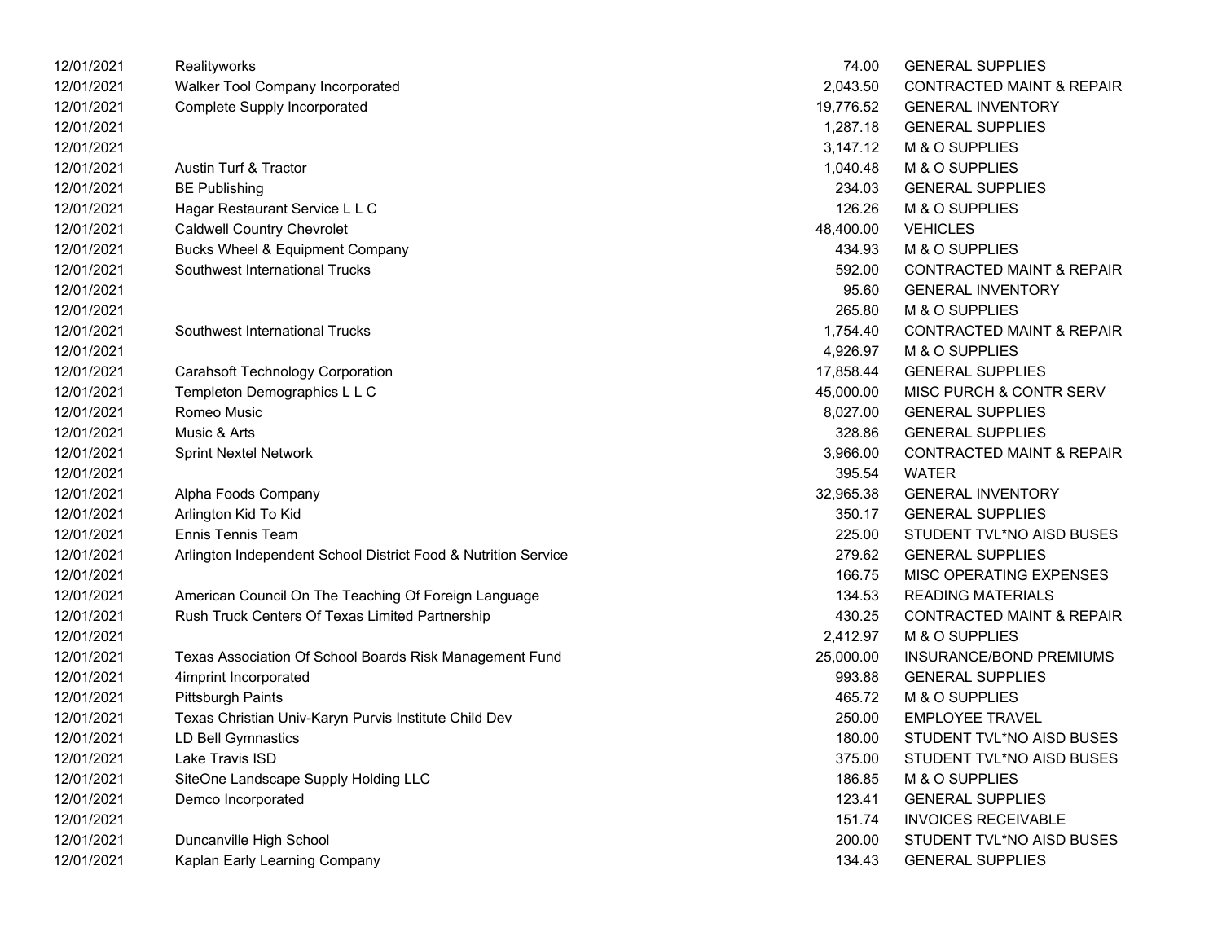| | | | |
|---|---|---|---|
| 12/01/2021 | Realityworks | 74.00 | GENERAL SUPPLIES |
| 12/01/2021 | Walker Tool Company Incorporated | 2,043.50 | CONTRACTED MAINT & REPAIR |
| 12/01/2021 | Complete Supply Incorporated | 19,776.52 | GENERAL INVENTORY |
| 12/01/2021 | | 1,287.18 | GENERAL SUPPLIES |
| 12/01/2021 | | 3,147.12 | M & O SUPPLIES |
| 12/01/2021 | Austin Turf & Tractor | 1,040.48 | M & O SUPPLIES |
| 12/01/2021 | BE Publishing | 234.03 | GENERAL SUPPLIES |
| 12/01/2021 | Hagar Restaurant Service L L C | 126.26 | M & O SUPPLIES |
| 12/01/2021 | Caldwell Country Chevrolet | 48,400.00 | VEHICLES |
| 12/01/2021 | Bucks Wheel & Equipment Company | 434.93 | M & O SUPPLIES |
| 12/01/2021 | Southwest International Trucks | 592.00 | CONTRACTED MAINT & REPAIR |
| 12/01/2021 | | 95.60 | GENERAL INVENTORY |
| 12/01/2021 | | 265.80 | M & O SUPPLIES |
| 12/01/2021 | Southwest International Trucks | 1,754.40 | CONTRACTED MAINT & REPAIR |
| 12/01/2021 | | 4,926.97 | M & O SUPPLIES |
| 12/01/2021 | Carahsoft Technology Corporation | 17,858.44 | GENERAL SUPPLIES |
| 12/01/2021 | Templeton Demographics L L C | 45,000.00 | MISC PURCH & CONTR SERV |
| 12/01/2021 | Romeo Music | 8,027.00 | GENERAL SUPPLIES |
| 12/01/2021 | Music & Arts | 328.86 | GENERAL SUPPLIES |
| 12/01/2021 | Sprint Nextel Network | 3,966.00 | CONTRACTED MAINT & REPAIR |
| 12/01/2021 | | 395.54 | WATER |
| 12/01/2021 | Alpha Foods Company | 32,965.38 | GENERAL INVENTORY |
| 12/01/2021 | Arlington Kid To Kid | 350.17 | GENERAL SUPPLIES |
| 12/01/2021 | Ennis Tennis Team | 225.00 | STUDENT TVL*NO AISD BUSES |
| 12/01/2021 | Arlington Independent School District Food & Nutrition Service | 279.62 | GENERAL SUPPLIES |
| 12/01/2021 | | 166.75 | MISC OPERATING EXPENSES |
| 12/01/2021 | American Council On The Teaching Of Foreign Language | 134.53 | READING MATERIALS |
| 12/01/2021 | Rush Truck Centers Of Texas Limited Partnership | 430.25 | CONTRACTED MAINT & REPAIR |
| 12/01/2021 | | 2,412.97 | M & O SUPPLIES |
| 12/01/2021 | Texas Association Of School Boards Risk Management Fund | 25,000.00 | INSURANCE/BOND PREMIUMS |
| 12/01/2021 | 4imprint Incorporated | 993.88 | GENERAL SUPPLIES |
| 12/01/2021 | Pittsburgh Paints | 465.72 | M & O SUPPLIES |
| 12/01/2021 | Texas Christian Univ-Karyn Purvis Institute Child Dev | 250.00 | EMPLOYEE TRAVEL |
| 12/01/2021 | LD Bell Gymnastics | 180.00 | STUDENT TVL*NO AISD BUSES |
| 12/01/2021 | Lake Travis ISD | 375.00 | STUDENT TVL*NO AISD BUSES |
| 12/01/2021 | SiteOne Landscape Supply Holding LLC | 186.85 | M & O SUPPLIES |
| 12/01/2021 | Demco Incorporated | 123.41 | GENERAL SUPPLIES |
| 12/01/2021 | | 151.74 | INVOICES RECEIVABLE |
| 12/01/2021 | Duncanville High School | 200.00 | STUDENT TVL*NO AISD BUSES |
| 12/01/2021 | Kaplan Early Learning Company | 134.43 | GENERAL SUPPLIES |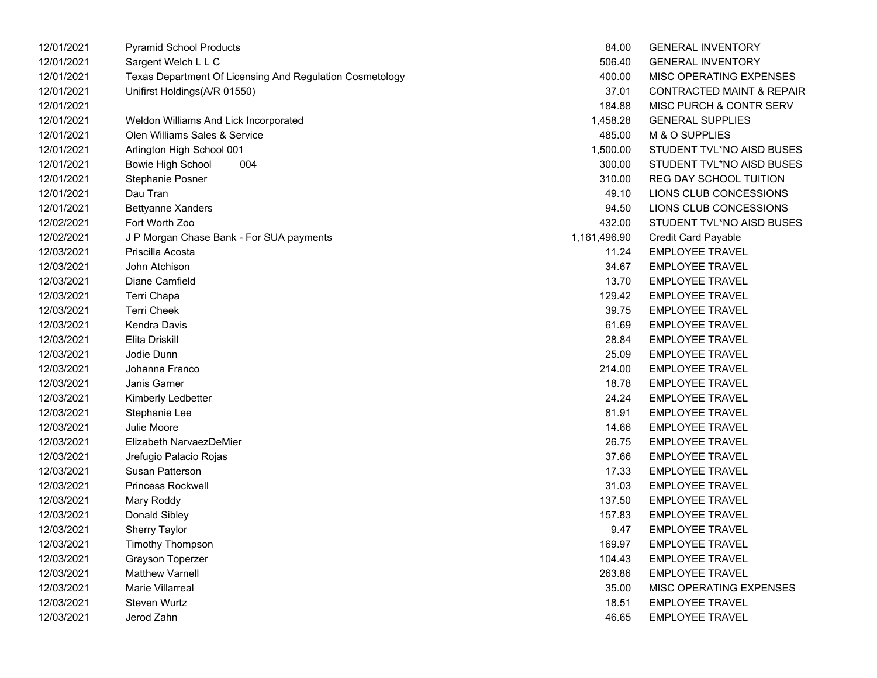| | | | |
|---|---|---|---|
| 12/01/2021 | Pyramid School Products | 84.00 | GENERAL INVENTORY |
| 12/01/2021 | Sargent Welch L L C | 506.40 | GENERAL INVENTORY |
| 12/01/2021 | Texas Department Of Licensing And Regulation Cosmetology | 400.00 | MISC OPERATING EXPENSES |
| 12/01/2021 | Unifirst Holdings(A/R 01550) | 37.01 | CONTRACTED MAINT & REPAIR |
| 12/01/2021 | | 184.88 | MISC PURCH & CONTR SERV |
| 12/01/2021 | Weldon Williams And Lick Incorporated | 1,458.28 | GENERAL SUPPLIES |
| 12/01/2021 | Olen Williams Sales & Service | 485.00 | M & O SUPPLIES |
| 12/01/2021 | Arlington High School 001 | 1,500.00 | STUDENT TVL*NO AISD BUSES |
| 12/01/2021 | Bowie High School 004 | 300.00 | STUDENT TVL*NO AISD BUSES |
| 12/01/2021 | Stephanie Posner | 310.00 | REG DAY SCHOOL TUITION |
| 12/01/2021 | Dau Tran | 49.10 | LIONS CLUB CONCESSIONS |
| 12/01/2021 | Bettyanne Xanders | 94.50 | LIONS CLUB CONCESSIONS |
| 12/02/2021 | Fort Worth Zoo | 432.00 | STUDENT TVL*NO AISD BUSES |
| 12/02/2021 | J P Morgan Chase Bank - For SUA payments | 1,161,496.90 | Credit Card Payable |
| 12/03/2021 | Priscilla Acosta | 11.24 | EMPLOYEE TRAVEL |
| 12/03/2021 | John Atchison | 34.67 | EMPLOYEE TRAVEL |
| 12/03/2021 | Diane Camfield | 13.70 | EMPLOYEE TRAVEL |
| 12/03/2021 | Terri Chapa | 129.42 | EMPLOYEE TRAVEL |
| 12/03/2021 | Terri Cheek | 39.75 | EMPLOYEE TRAVEL |
| 12/03/2021 | Kendra Davis | 61.69 | EMPLOYEE TRAVEL |
| 12/03/2021 | Elita Driskill | 28.84 | EMPLOYEE TRAVEL |
| 12/03/2021 | Jodie Dunn | 25.09 | EMPLOYEE TRAVEL |
| 12/03/2021 | Johanna Franco | 214.00 | EMPLOYEE TRAVEL |
| 12/03/2021 | Janis Garner | 18.78 | EMPLOYEE TRAVEL |
| 12/03/2021 | Kimberly Ledbetter | 24.24 | EMPLOYEE TRAVEL |
| 12/03/2021 | Stephanie Lee | 81.91 | EMPLOYEE TRAVEL |
| 12/03/2021 | Julie Moore | 14.66 | EMPLOYEE TRAVEL |
| 12/03/2021 | Elizabeth NarvaezDeMier | 26.75 | EMPLOYEE TRAVEL |
| 12/03/2021 | Jrefugio Palacio Rojas | 37.66 | EMPLOYEE TRAVEL |
| 12/03/2021 | Susan Patterson | 17.33 | EMPLOYEE TRAVEL |
| 12/03/2021 | Princess Rockwell | 31.03 | EMPLOYEE TRAVEL |
| 12/03/2021 | Mary Roddy | 137.50 | EMPLOYEE TRAVEL |
| 12/03/2021 | Donald Sibley | 157.83 | EMPLOYEE TRAVEL |
| 12/03/2021 | Sherry Taylor | 9.47 | EMPLOYEE TRAVEL |
| 12/03/2021 | Timothy Thompson | 169.97 | EMPLOYEE TRAVEL |
| 12/03/2021 | Grayson Toperzer | 104.43 | EMPLOYEE TRAVEL |
| 12/03/2021 | Matthew Varnell | 263.86 | EMPLOYEE TRAVEL |
| 12/03/2021 | Marie Villarreal | 35.00 | MISC OPERATING EXPENSES |
| 12/03/2021 | Steven Wurtz | 18.51 | EMPLOYEE TRAVEL |
| 12/03/2021 | Jerod Zahn | 46.65 | EMPLOYEE TRAVEL |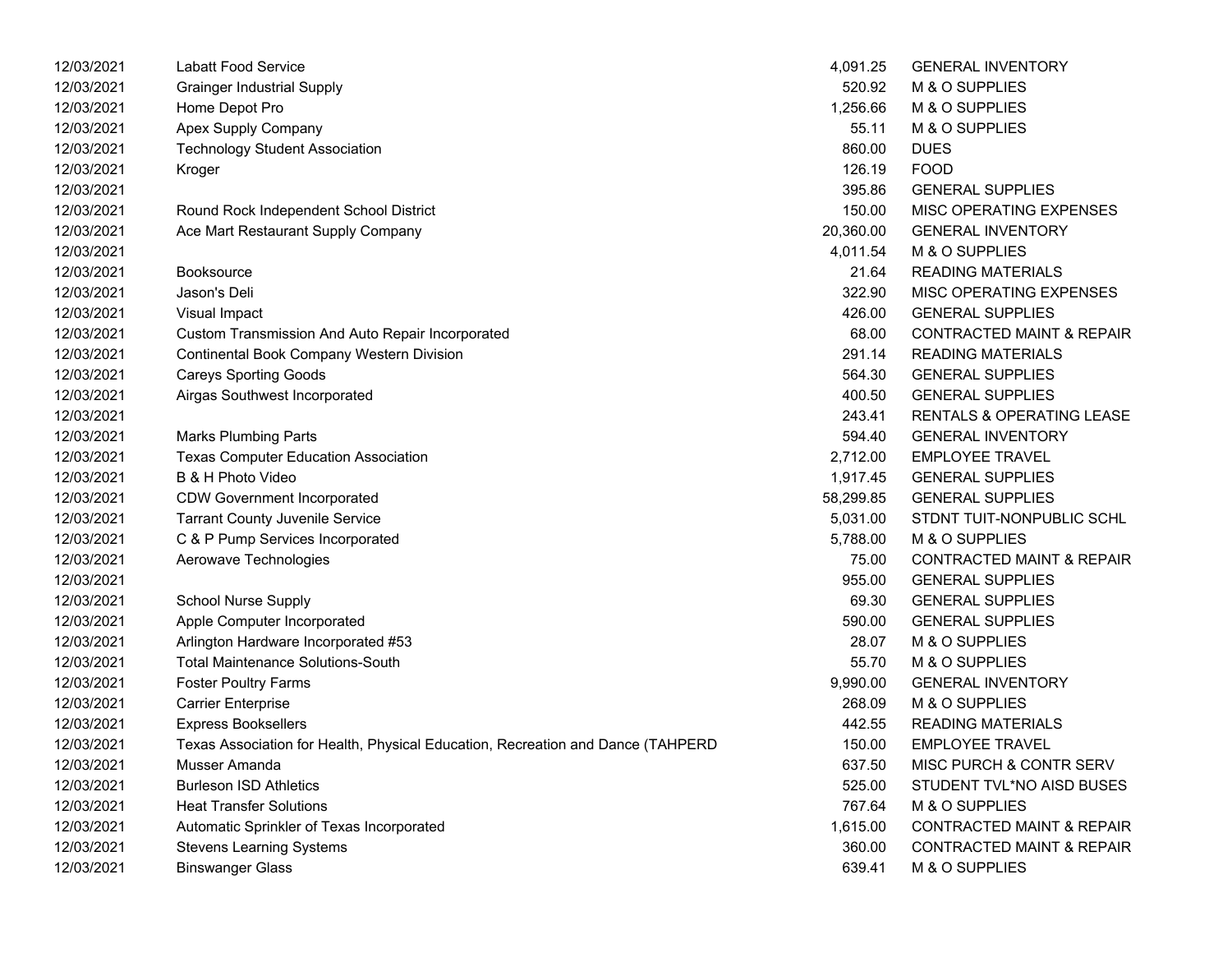| | | | |
|---|---|---|---|
| 12/03/2021 | Labatt Food Service | 4,091.25 | GENERAL INVENTORY |
| 12/03/2021 | Grainger Industrial Supply | 520.92 | M & O SUPPLIES |
| 12/03/2021 | Home Depot Pro | 1,256.66 | M & O SUPPLIES |
| 12/03/2021 | Apex Supply Company | 55.11 | M & O SUPPLIES |
| 12/03/2021 | Technology Student Association | 860.00 | DUES |
| 12/03/2021 | Kroger | 126.19 | FOOD |
| 12/03/2021 | | 395.86 | GENERAL SUPPLIES |
| 12/03/2021 | Round Rock Independent School District | 150.00 | MISC OPERATING EXPENSES |
| 12/03/2021 | Ace Mart Restaurant Supply Company | 20,360.00 | GENERAL INVENTORY |
| 12/03/2021 | | 4,011.54 | M & O SUPPLIES |
| 12/03/2021 | Booksource | 21.64 | READING MATERIALS |
| 12/03/2021 | Jason's Deli | 322.90 | MISC OPERATING EXPENSES |
| 12/03/2021 | Visual Impact | 426.00 | GENERAL SUPPLIES |
| 12/03/2021 | Custom Transmission And Auto Repair Incorporated | 68.00 | CONTRACTED MAINT & REPAIR |
| 12/03/2021 | Continental Book Company Western Division | 291.14 | READING MATERIALS |
| 12/03/2021 | Careys Sporting Goods | 564.30 | GENERAL SUPPLIES |
| 12/03/2021 | Airgas Southwest Incorporated | 400.50 | GENERAL SUPPLIES |
| 12/03/2021 | | 243.41 | RENTALS & OPERATING LEASE |
| 12/03/2021 | Marks Plumbing Parts | 594.40 | GENERAL INVENTORY |
| 12/03/2021 | Texas Computer Education Association | 2,712.00 | EMPLOYEE TRAVEL |
| 12/03/2021 | B & H Photo Video | 1,917.45 | GENERAL SUPPLIES |
| 12/03/2021 | CDW Government Incorporated | 58,299.85 | GENERAL SUPPLIES |
| 12/03/2021 | Tarrant County Juvenile Service | 5,031.00 | STDNT TUIT-NONPUBLIC SCHL |
| 12/03/2021 | C & P Pump Services Incorporated | 5,788.00 | M & O SUPPLIES |
| 12/03/2021 | Aerowave Technologies | 75.00 | CONTRACTED MAINT & REPAIR |
| 12/03/2021 | | 955.00 | GENERAL SUPPLIES |
| 12/03/2021 | School Nurse Supply | 69.30 | GENERAL SUPPLIES |
| 12/03/2021 | Apple Computer Incorporated | 590.00 | GENERAL SUPPLIES |
| 12/03/2021 | Arlington Hardware Incorporated #53 | 28.07 | M & O SUPPLIES |
| 12/03/2021 | Total Maintenance Solutions-South | 55.70 | M & O SUPPLIES |
| 12/03/2021 | Foster Poultry Farms | 9,990.00 | GENERAL INVENTORY |
| 12/03/2021 | Carrier Enterprise | 268.09 | M & O SUPPLIES |
| 12/03/2021 | Express Booksellers | 442.55 | READING MATERIALS |
| 12/03/2021 | Texas Association for Health, Physical Education, Recreation and Dance (TAHPERD | 150.00 | EMPLOYEE TRAVEL |
| 12/03/2021 | Musser Amanda | 637.50 | MISC PURCH & CONTR SERV |
| 12/03/2021 | Burleson ISD Athletics | 525.00 | STUDENT TVL*NO AISD BUSES |
| 12/03/2021 | Heat Transfer Solutions | 767.64 | M & O SUPPLIES |
| 12/03/2021 | Automatic Sprinkler of Texas Incorporated | 1,615.00 | CONTRACTED MAINT & REPAIR |
| 12/03/2021 | Stevens Learning Systems | 360.00 | CONTRACTED MAINT & REPAIR |
| 12/03/2021 | Binswanger Glass | 639.41 | M & O SUPPLIES |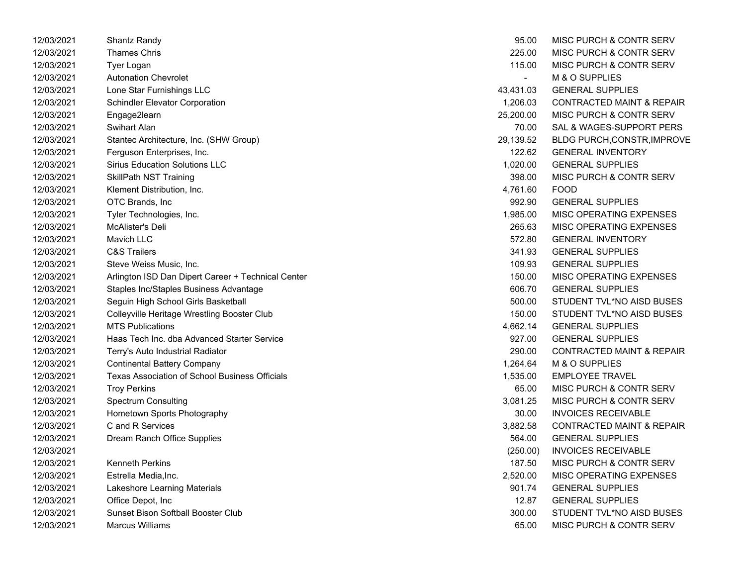| | | | |
|---|---|---|---|
| 12/03/2021 | Shantz Randy | 95.00 | MISC PURCH & CONTR SERV |
| 12/03/2021 | Thames Chris | 225.00 | MISC PURCH & CONTR SERV |
| 12/03/2021 | Tyer Logan | 115.00 | MISC PURCH & CONTR SERV |
| 12/03/2021 | Autonation Chevrolet | - | M & O SUPPLIES |
| 12/03/2021 | Lone Star Furnishings LLC | 43,431.03 | GENERAL SUPPLIES |
| 12/03/2021 | Schindler Elevator Corporation | 1,206.03 | CONTRACTED MAINT & REPAIR |
| 12/03/2021 | Engage2learn | 25,200.00 | MISC PURCH & CONTR SERV |
| 12/03/2021 | Swihart Alan | 70.00 | SAL & WAGES-SUPPORT PERS |
| 12/03/2021 | Stantec Architecture, Inc. (SHW Group) | 29,139.52 | BLDG PURCH,CONSTR,IMPROVE |
| 12/03/2021 | Ferguson Enterprises, Inc. | 122.62 | GENERAL INVENTORY |
| 12/03/2021 | Sirius Education Solutions LLC | 1,020.00 | GENERAL SUPPLIES |
| 12/03/2021 | SkillPath NST Training | 398.00 | MISC PURCH & CONTR SERV |
| 12/03/2021 | Klement Distribution, Inc. | 4,761.60 | FOOD |
| 12/03/2021 | OTC Brands, Inc | 992.90 | GENERAL SUPPLIES |
| 12/03/2021 | Tyler Technologies, Inc. | 1,985.00 | MISC OPERATING EXPENSES |
| 12/03/2021 | McAlister's Deli | 265.63 | MISC OPERATING EXPENSES |
| 12/03/2021 | Mavich LLC | 572.80 | GENERAL INVENTORY |
| 12/03/2021 | C&S Trailers | 341.93 | GENERAL SUPPLIES |
| 12/03/2021 | Steve Weiss Music, Inc. | 109.93 | GENERAL SUPPLIES |
| 12/03/2021 | Arlington ISD Dan Dipert Career + Technical Center | 150.00 | MISC OPERATING EXPENSES |
| 12/03/2021 | Staples Inc/Staples Business Advantage | 606.70 | GENERAL SUPPLIES |
| 12/03/2021 | Seguin High School Girls Basketball | 500.00 | STUDENT TVL*NO AISD BUSES |
| 12/03/2021 | Colleyville Heritage Wrestling Booster Club | 150.00 | STUDENT TVL*NO AISD BUSES |
| 12/03/2021 | MTS Publications | 4,662.14 | GENERAL SUPPLIES |
| 12/03/2021 | Haas Tech Inc. dba Advanced Starter Service | 927.00 | GENERAL SUPPLIES |
| 12/03/2021 | Terry's Auto Industrial Radiator | 290.00 | CONTRACTED MAINT & REPAIR |
| 12/03/2021 | Continental Battery Company | 1,264.64 | M & O SUPPLIES |
| 12/03/2021 | Texas Association of School Business Officials | 1,535.00 | EMPLOYEE TRAVEL |
| 12/03/2021 | Troy Perkins | 65.00 | MISC PURCH & CONTR SERV |
| 12/03/2021 | Spectrum Consulting | 3,081.25 | MISC PURCH & CONTR SERV |
| 12/03/2021 | Hometown Sports Photography | 30.00 | INVOICES RECEIVABLE |
| 12/03/2021 | C and R Services | 3,882.58 | CONTRACTED MAINT & REPAIR |
| 12/03/2021 | Dream Ranch Office Supplies | 564.00 | GENERAL SUPPLIES |
| 12/03/2021 | | (250.00) | INVOICES RECEIVABLE |
| 12/03/2021 | Kenneth Perkins | 187.50 | MISC PURCH & CONTR SERV |
| 12/03/2021 | Estrella Media,Inc. | 2,520.00 | MISC OPERATING EXPENSES |
| 12/03/2021 | Lakeshore Learning Materials | 901.74 | GENERAL SUPPLIES |
| 12/03/2021 | Office Depot, Inc | 12.87 | GENERAL SUPPLIES |
| 12/03/2021 | Sunset Bison Softball Booster Club | 300.00 | STUDENT TVL*NO AISD BUSES |
| 12/03/2021 | Marcus Williams | 65.00 | MISC PURCH & CONTR SERV |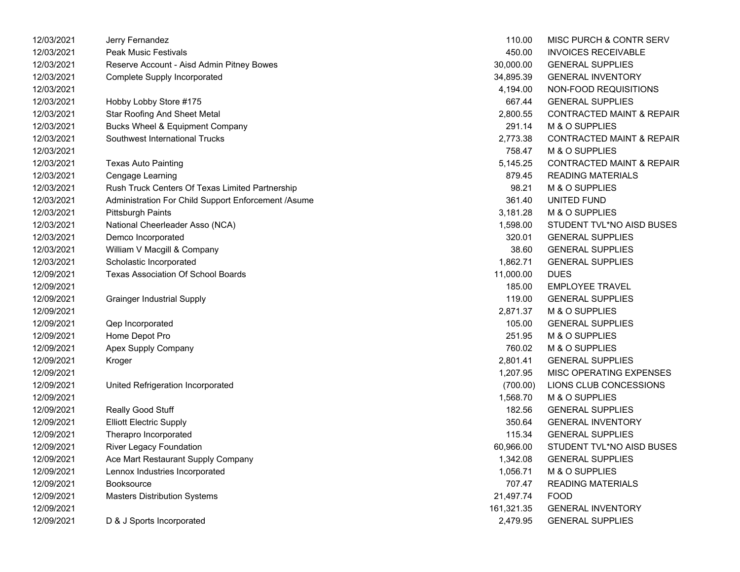| | | | |
|---|---|---|---|
| 12/03/2021 | Jerry Fernandez | 110.00 | MISC PURCH & CONTR SERV |
| 12/03/2021 | Peak Music Festivals | 450.00 | INVOICES RECEIVABLE |
| 12/03/2021 | Reserve Account - Aisd Admin Pitney Bowes | 30,000.00 | GENERAL SUPPLIES |
| 12/03/2021 | Complete Supply Incorporated | 34,895.39 | GENERAL INVENTORY |
| 12/03/2021 | | 4,194.00 | NON-FOOD REQUISITIONS |
| 12/03/2021 | Hobby Lobby Store #175 | 667.44 | GENERAL SUPPLIES |
| 12/03/2021 | Star Roofing And Sheet Metal | 2,800.55 | CONTRACTED MAINT & REPAIR |
| 12/03/2021 | Bucks Wheel & Equipment Company | 291.14 | M & O SUPPLIES |
| 12/03/2021 | Southwest International Trucks | 2,773.38 | CONTRACTED MAINT & REPAIR |
| 12/03/2021 | | 758.47 | M & O SUPPLIES |
| 12/03/2021 | Texas Auto Painting | 5,145.25 | CONTRACTED MAINT & REPAIR |
| 12/03/2021 | Cengage Learning | 879.45 | READING MATERIALS |
| 12/03/2021 | Rush Truck Centers Of Texas Limited Partnership | 98.21 | M & O SUPPLIES |
| 12/03/2021 | Administration For Child Support Enforcement /Asume | 361.40 | UNITED FUND |
| 12/03/2021 | Pittsburgh Paints | 3,181.28 | M & O SUPPLIES |
| 12/03/2021 | National Cheerleader Asso (NCA) | 1,598.00 | STUDENT TVL*NO AISD BUSES |
| 12/03/2021 | Demco Incorporated | 320.01 | GENERAL SUPPLIES |
| 12/03/2021 | William V Macgill & Company | 38.60 | GENERAL SUPPLIES |
| 12/03/2021 | Scholastic Incorporated | 1,862.71 | GENERAL SUPPLIES |
| 12/09/2021 | Texas Association Of School Boards | 11,000.00 | DUES |
| 12/09/2021 | | 185.00 | EMPLOYEE TRAVEL |
| 12/09/2021 | Grainger Industrial Supply | 119.00 | GENERAL SUPPLIES |
| 12/09/2021 | | 2,871.37 | M & O SUPPLIES |
| 12/09/2021 | Qep Incorporated | 105.00 | GENERAL SUPPLIES |
| 12/09/2021 | Home Depot Pro | 251.95 | M & O SUPPLIES |
| 12/09/2021 | Apex Supply Company | 760.02 | M & O SUPPLIES |
| 12/09/2021 | Kroger | 2,801.41 | GENERAL SUPPLIES |
| 12/09/2021 | | 1,207.95 | MISC OPERATING EXPENSES |
| 12/09/2021 | United Refrigeration Incorporated | (700.00) | LIONS CLUB CONCESSIONS |
| 12/09/2021 | | 1,568.70 | M & O SUPPLIES |
| 12/09/2021 | Really Good Stuff | 182.56 | GENERAL SUPPLIES |
| 12/09/2021 | Elliott Electric Supply | 350.64 | GENERAL INVENTORY |
| 12/09/2021 | Therapro Incorporated | 115.34 | GENERAL SUPPLIES |
| 12/09/2021 | River Legacy Foundation | 60,966.00 | STUDENT TVL*NO AISD BUSES |
| 12/09/2021 | Ace Mart Restaurant Supply Company | 1,342.08 | GENERAL SUPPLIES |
| 12/09/2021 | Lennox Industries Incorporated | 1,056.71 | M & O SUPPLIES |
| 12/09/2021 | Booksource | 707.47 | READING MATERIALS |
| 12/09/2021 | Masters Distribution Systems | 21,497.74 | FOOD |
| 12/09/2021 | | 161,321.35 | GENERAL INVENTORY |
| 12/09/2021 | D & J Sports Incorporated | 2,479.95 | GENERAL SUPPLIES |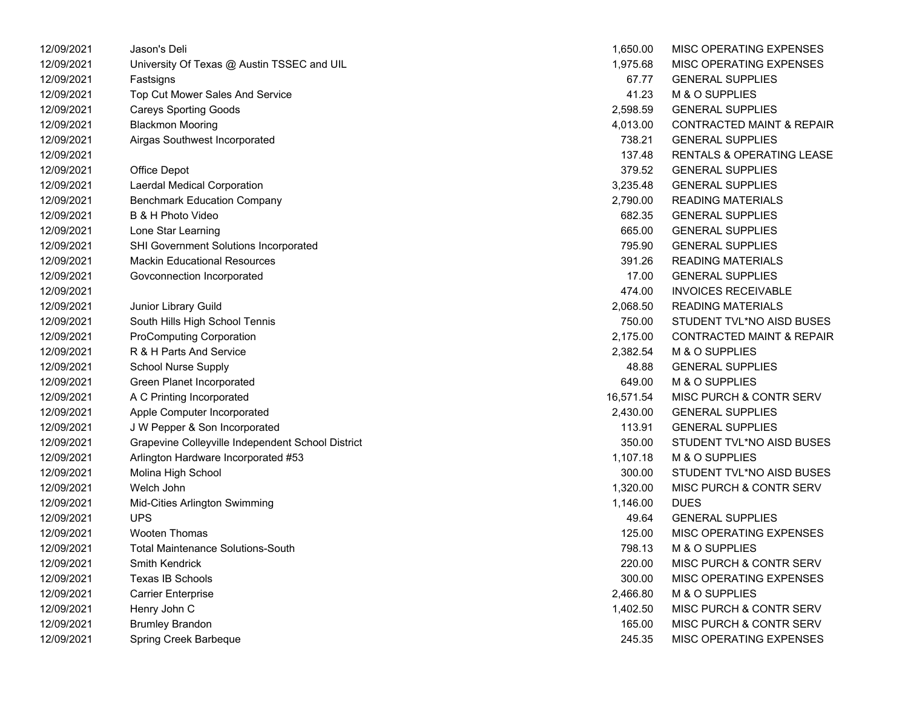| | | | |
|---|---|---|---|
| 12/09/2021 | Jason's Deli | 1,650.00 | MISC OPERATING EXPENSES |
| 12/09/2021 | University Of Texas @ Austin TSSEC and UIL | 1,975.68 | MISC OPERATING EXPENSES |
| 12/09/2021 | Fastsigns | 67.77 | GENERAL SUPPLIES |
| 12/09/2021 | Top Cut Mower Sales And Service | 41.23 | M & O SUPPLIES |
| 12/09/2021 | Careys Sporting Goods | 2,598.59 | GENERAL SUPPLIES |
| 12/09/2021 | Blackmon Mooring | 4,013.00 | CONTRACTED MAINT & REPAIR |
| 12/09/2021 | Airgas Southwest Incorporated | 738.21 | GENERAL SUPPLIES |
| 12/09/2021 | | 137.48 | RENTALS & OPERATING LEASE |
| 12/09/2021 | Office Depot | 379.52 | GENERAL SUPPLIES |
| 12/09/2021 | Laerdal Medical Corporation | 3,235.48 | GENERAL SUPPLIES |
| 12/09/2021 | Benchmark Education Company | 2,790.00 | READING MATERIALS |
| 12/09/2021 | B & H Photo Video | 682.35 | GENERAL SUPPLIES |
| 12/09/2021 | Lone Star Learning | 665.00 | GENERAL SUPPLIES |
| 12/09/2021 | SHI Government Solutions Incorporated | 795.90 | GENERAL SUPPLIES |
| 12/09/2021 | Mackin Educational Resources | 391.26 | READING MATERIALS |
| 12/09/2021 | Govconnection Incorporated | 17.00 | GENERAL SUPPLIES |
| 12/09/2021 | | 474.00 | INVOICES RECEIVABLE |
| 12/09/2021 | Junior Library Guild | 2,068.50 | READING MATERIALS |
| 12/09/2021 | South Hills High School Tennis | 750.00 | STUDENT TVL*NO AISD BUSES |
| 12/09/2021 | ProComputing Corporation | 2,175.00 | CONTRACTED MAINT & REPAIR |
| 12/09/2021 | R & H Parts And Service | 2,382.54 | M & O SUPPLIES |
| 12/09/2021 | School Nurse Supply | 48.88 | GENERAL SUPPLIES |
| 12/09/2021 | Green Planet Incorporated | 649.00 | M & O SUPPLIES |
| 12/09/2021 | A C Printing Incorporated | 16,571.54 | MISC PURCH & CONTR SERV |
| 12/09/2021 | Apple Computer Incorporated | 2,430.00 | GENERAL SUPPLIES |
| 12/09/2021 | J W Pepper & Son Incorporated | 113.91 | GENERAL SUPPLIES |
| 12/09/2021 | Grapevine Colleyville Independent School District | 350.00 | STUDENT TVL*NO AISD BUSES |
| 12/09/2021 | Arlington Hardware Incorporated #53 | 1,107.18 | M & O SUPPLIES |
| 12/09/2021 | Molina High School | 300.00 | STUDENT TVL*NO AISD BUSES |
| 12/09/2021 | Welch John | 1,320.00 | MISC PURCH & CONTR SERV |
| 12/09/2021 | Mid-Cities Arlington Swimming | 1,146.00 | DUES |
| 12/09/2021 | UPS | 49.64 | GENERAL SUPPLIES |
| 12/09/2021 | Wooten Thomas | 125.00 | MISC OPERATING EXPENSES |
| 12/09/2021 | Total Maintenance Solutions-South | 798.13 | M & O SUPPLIES |
| 12/09/2021 | Smith Kendrick | 220.00 | MISC PURCH & CONTR SERV |
| 12/09/2021 | Texas IB Schools | 300.00 | MISC OPERATING EXPENSES |
| 12/09/2021 | Carrier Enterprise | 2,466.80 | M & O SUPPLIES |
| 12/09/2021 | Henry John C | 1,402.50 | MISC PURCH & CONTR SERV |
| 12/09/2021 | Brumley Brandon | 165.00 | MISC PURCH & CONTR SERV |
| 12/09/2021 | Spring Creek Barbeque | 245.35 | MISC OPERATING EXPENSES |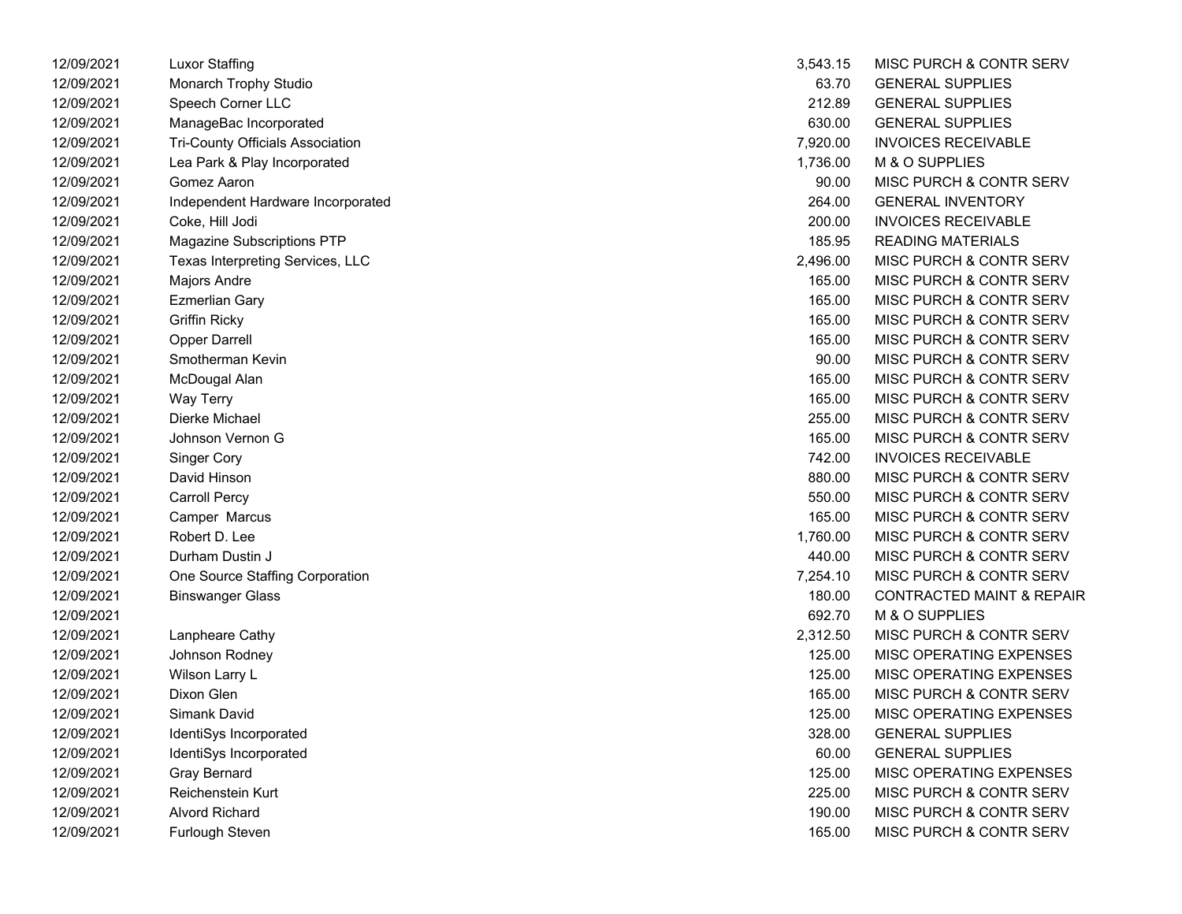| | | | |
|---|---|---|---|
| 12/09/2021 | Luxor Staffing | 3,543.15 | MISC PURCH & CONTR SERV |
| 12/09/2021 | Monarch Trophy Studio | 63.70 | GENERAL SUPPLIES |
| 12/09/2021 | Speech Corner LLC | 212.89 | GENERAL SUPPLIES |
| 12/09/2021 | ManageBac Incorporated | 630.00 | GENERAL SUPPLIES |
| 12/09/2021 | Tri-County Officials Association | 7,920.00 | INVOICES RECEIVABLE |
| 12/09/2021 | Lea Park & Play Incorporated | 1,736.00 | M & O SUPPLIES |
| 12/09/2021 | Gomez Aaron | 90.00 | MISC PURCH & CONTR SERV |
| 12/09/2021 | Independent Hardware Incorporated | 264.00 | GENERAL INVENTORY |
| 12/09/2021 | Coke, Hill Jodi | 200.00 | INVOICES RECEIVABLE |
| 12/09/2021 | Magazine Subscriptions PTP | 185.95 | READING MATERIALS |
| 12/09/2021 | Texas Interpreting Services, LLC | 2,496.00 | MISC PURCH & CONTR SERV |
| 12/09/2021 | Majors Andre | 165.00 | MISC PURCH & CONTR SERV |
| 12/09/2021 | Ezmerlian Gary | 165.00 | MISC PURCH & CONTR SERV |
| 12/09/2021 | Griffin Ricky | 165.00 | MISC PURCH & CONTR SERV |
| 12/09/2021 | Opper Darrell | 165.00 | MISC PURCH & CONTR SERV |
| 12/09/2021 | Smotherman Kevin | 90.00 | MISC PURCH & CONTR SERV |
| 12/09/2021 | McDougal Alan | 165.00 | MISC PURCH & CONTR SERV |
| 12/09/2021 | Way Terry | 165.00 | MISC PURCH & CONTR SERV |
| 12/09/2021 | Dierke Michael | 255.00 | MISC PURCH & CONTR SERV |
| 12/09/2021 | Johnson Vernon G | 165.00 | MISC PURCH & CONTR SERV |
| 12/09/2021 | Singer Cory | 742.00 | INVOICES RECEIVABLE |
| 12/09/2021 | David Hinson | 880.00 | MISC PURCH & CONTR SERV |
| 12/09/2021 | Carroll Percy | 550.00 | MISC PURCH & CONTR SERV |
| 12/09/2021 | Camper Marcus | 165.00 | MISC PURCH & CONTR SERV |
| 12/09/2021 | Robert D. Lee | 1,760.00 | MISC PURCH & CONTR SERV |
| 12/09/2021 | Durham Dustin J | 440.00 | MISC PURCH & CONTR SERV |
| 12/09/2021 | One Source Staffing Corporation | 7,254.10 | MISC PURCH & CONTR SERV |
| 12/09/2021 | Binswanger Glass | 180.00 | CONTRACTED MAINT & REPAIR |
| 12/09/2021 | | 692.70 | M & O SUPPLIES |
| 12/09/2021 | Lanpheare Cathy | 2,312.50 | MISC PURCH & CONTR SERV |
| 12/09/2021 | Johnson Rodney | 125.00 | MISC OPERATING EXPENSES |
| 12/09/2021 | Wilson Larry L | 125.00 | MISC OPERATING EXPENSES |
| 12/09/2021 | Dixon Glen | 165.00 | MISC PURCH & CONTR SERV |
| 12/09/2021 | Simank David | 125.00 | MISC OPERATING EXPENSES |
| 12/09/2021 | IdentiSys Incorporated | 328.00 | GENERAL SUPPLIES |
| 12/09/2021 | IdentiSys Incorporated | 60.00 | GENERAL SUPPLIES |
| 12/09/2021 | Gray Bernard | 125.00 | MISC OPERATING EXPENSES |
| 12/09/2021 | Reichenstein Kurt | 225.00 | MISC PURCH & CONTR SERV |
| 12/09/2021 | Alvord Richard | 190.00 | MISC PURCH & CONTR SERV |
| 12/09/2021 | Furlough Steven | 165.00 | MISC PURCH & CONTR SERV |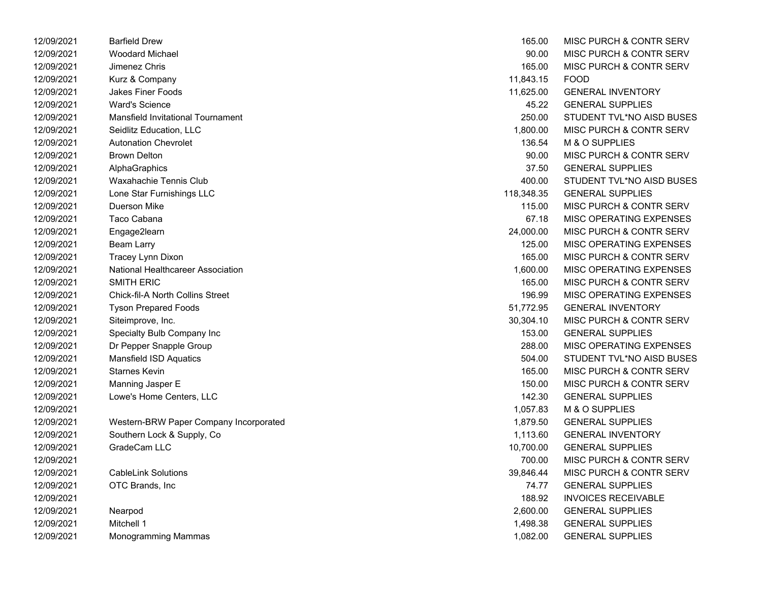| | | | |
|---|---|---|---|
| 12/09/2021 | Barfield Drew | 165.00 | MISC PURCH & CONTR SERV |
| 12/09/2021 | Woodard Michael | 90.00 | MISC PURCH & CONTR SERV |
| 12/09/2021 | Jimenez Chris | 165.00 | MISC PURCH & CONTR SERV |
| 12/09/2021 | Kurz & Company | 11,843.15 | FOOD |
| 12/09/2021 | Jakes Finer Foods | 11,625.00 | GENERAL INVENTORY |
| 12/09/2021 | Ward's Science | 45.22 | GENERAL SUPPLIES |
| 12/09/2021 | Mansfield Invitational Tournament | 250.00 | STUDENT TVL*NO AISD BUSES |
| 12/09/2021 | Seidlitz Education, LLC | 1,800.00 | MISC PURCH & CONTR SERV |
| 12/09/2021 | Autonation Chevrolet | 136.54 | M & O SUPPLIES |
| 12/09/2021 | Brown Delton | 90.00 | MISC PURCH & CONTR SERV |
| 12/09/2021 | AlphaGraphics | 37.50 | GENERAL SUPPLIES |
| 12/09/2021 | Waxahachie Tennis Club | 400.00 | STUDENT TVL*NO AISD BUSES |
| 12/09/2021 | Lone Star Furnishings LLC | 118,348.35 | GENERAL SUPPLIES |
| 12/09/2021 | Duerson Mike | 115.00 | MISC PURCH & CONTR SERV |
| 12/09/2021 | Taco Cabana | 67.18 | MISC OPERATING EXPENSES |
| 12/09/2021 | Engage2learn | 24,000.00 | MISC PURCH & CONTR SERV |
| 12/09/2021 | Beam Larry | 125.00 | MISC OPERATING EXPENSES |
| 12/09/2021 | Tracey Lynn Dixon | 165.00 | MISC PURCH & CONTR SERV |
| 12/09/2021 | National Healthcareer Association | 1,600.00 | MISC OPERATING EXPENSES |
| 12/09/2021 | SMITH ERIC | 165.00 | MISC PURCH & CONTR SERV |
| 12/09/2021 | Chick-fil-A North Collins Street | 196.99 | MISC OPERATING EXPENSES |
| 12/09/2021 | Tyson Prepared Foods | 51,772.95 | GENERAL INVENTORY |
| 12/09/2021 | Siteimprove, Inc. | 30,304.10 | MISC PURCH & CONTR SERV |
| 12/09/2021 | Specialty Bulb Company Inc | 153.00 | GENERAL SUPPLIES |
| 12/09/2021 | Dr Pepper Snapple Group | 288.00 | MISC OPERATING EXPENSES |
| 12/09/2021 | Mansfield ISD Aquatics | 504.00 | STUDENT TVL*NO AISD BUSES |
| 12/09/2021 | Starnes Kevin | 165.00 | MISC PURCH & CONTR SERV |
| 12/09/2021 | Manning Jasper E | 150.00 | MISC PURCH & CONTR SERV |
| 12/09/2021 | Lowe's Home Centers, LLC | 142.30 | GENERAL SUPPLIES |
| 12/09/2021 | | 1,057.83 | M & O SUPPLIES |
| 12/09/2021 | Western-BRW Paper Company Incorporated | 1,879.50 | GENERAL SUPPLIES |
| 12/09/2021 | Southern Lock & Supply, Co | 1,113.60 | GENERAL INVENTORY |
| 12/09/2021 | GradeCam LLC | 10,700.00 | GENERAL SUPPLIES |
| 12/09/2021 | | 700.00 | MISC PURCH & CONTR SERV |
| 12/09/2021 | CableLink Solutions | 39,846.44 | MISC PURCH & CONTR SERV |
| 12/09/2021 | OTC Brands, Inc | 74.77 | GENERAL SUPPLIES |
| 12/09/2021 | | 188.92 | INVOICES RECEIVABLE |
| 12/09/2021 | Nearpod | 2,600.00 | GENERAL SUPPLIES |
| 12/09/2021 | Mitchell 1 | 1,498.38 | GENERAL SUPPLIES |
| 12/09/2021 | Monogramming Mammas | 1,082.00 | GENERAL SUPPLIES |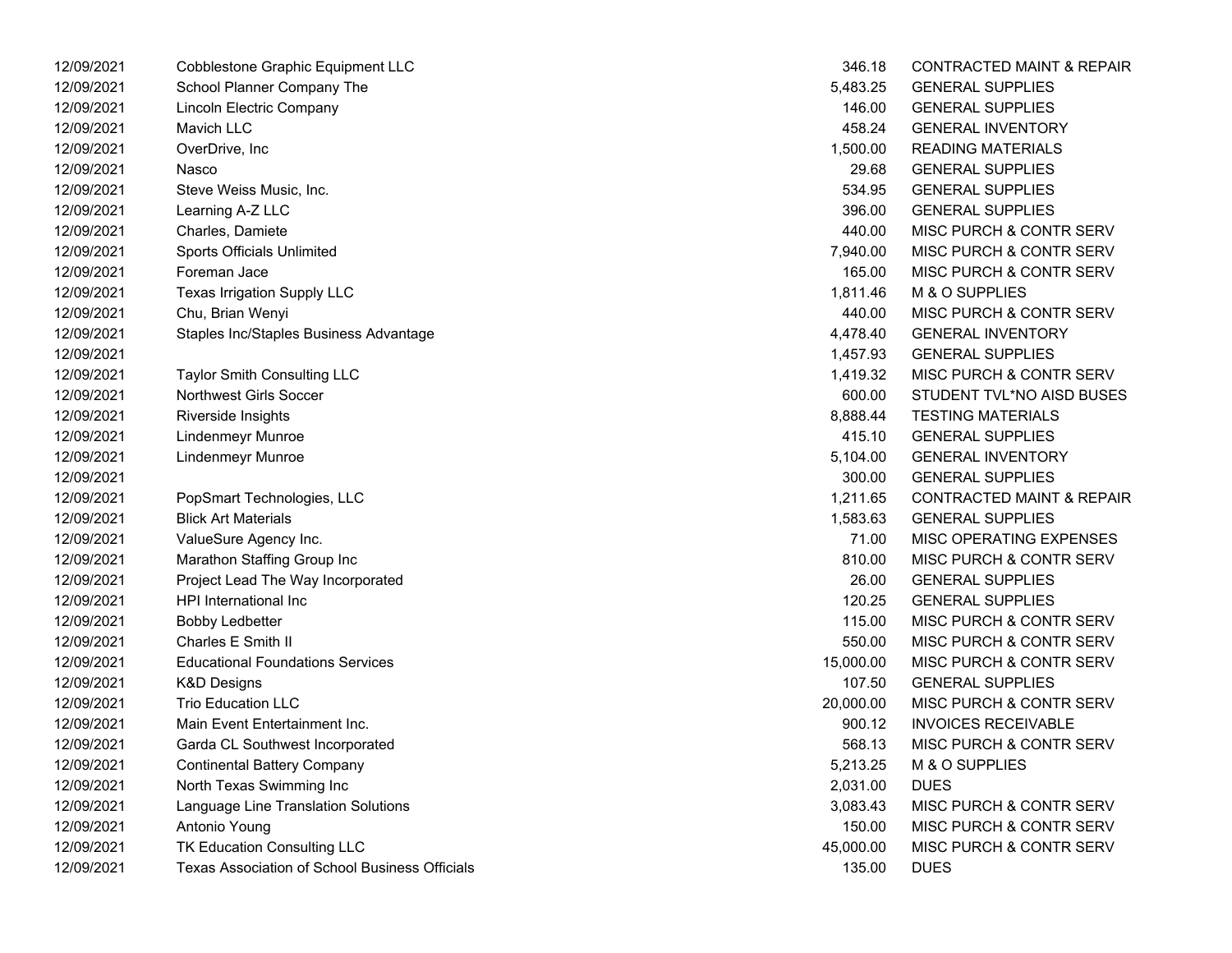| | | | |
|---|---|---|---|
| 12/09/2021 | Cobblestone Graphic Equipment LLC | 346.18 | CONTRACTED MAINT & REPAIR |
| 12/09/2021 | School Planner Company The | 5,483.25 | GENERAL SUPPLIES |
| 12/09/2021 | Lincoln Electric Company | 146.00 | GENERAL SUPPLIES |
| 12/09/2021 | Mavich LLC | 458.24 | GENERAL INVENTORY |
| 12/09/2021 | OverDrive, Inc | 1,500.00 | READING MATERIALS |
| 12/09/2021 | Nasco | 29.68 | GENERAL SUPPLIES |
| 12/09/2021 | Steve Weiss Music, Inc. | 534.95 | GENERAL SUPPLIES |
| 12/09/2021 | Learning A-Z LLC | 396.00 | GENERAL SUPPLIES |
| 12/09/2021 | Charles, Damiete | 440.00 | MISC PURCH & CONTR SERV |
| 12/09/2021 | Sports Officials Unlimited | 7,940.00 | MISC PURCH & CONTR SERV |
| 12/09/2021 | Foreman Jace | 165.00 | MISC PURCH & CONTR SERV |
| 12/09/2021 | Texas Irrigation Supply LLC | 1,811.46 | M & O SUPPLIES |
| 12/09/2021 | Chu, Brian Wenyi | 440.00 | MISC PURCH & CONTR SERV |
| 12/09/2021 | Staples Inc/Staples Business Advantage | 4,478.40 | GENERAL INVENTORY |
| 12/09/2021 | | 1,457.93 | GENERAL SUPPLIES |
| 12/09/2021 | Taylor Smith Consulting LLC | 1,419.32 | MISC PURCH & CONTR SERV |
| 12/09/2021 | Northwest Girls Soccer | 600.00 | STUDENT TVL*NO AISD BUSES |
| 12/09/2021 | Riverside Insights | 8,888.44 | TESTING MATERIALS |
| 12/09/2021 | Lindenmeyr Munroe | 415.10 | GENERAL SUPPLIES |
| 12/09/2021 | Lindenmeyr Munroe | 5,104.00 | GENERAL INVENTORY |
| 12/09/2021 | | 300.00 | GENERAL SUPPLIES |
| 12/09/2021 | PopSmart Technologies, LLC | 1,211.65 | CONTRACTED MAINT & REPAIR |
| 12/09/2021 | Blick Art Materials | 1,583.63 | GENERAL SUPPLIES |
| 12/09/2021 | ValueSure Agency Inc. | 71.00 | MISC OPERATING EXPENSES |
| 12/09/2021 | Marathon Staffing Group Inc | 810.00 | MISC PURCH & CONTR SERV |
| 12/09/2021 | Project Lead The Way Incorporated | 26.00 | GENERAL SUPPLIES |
| 12/09/2021 | HPI International Inc | 120.25 | GENERAL SUPPLIES |
| 12/09/2021 | Bobby Ledbetter | 115.00 | MISC PURCH & CONTR SERV |
| 12/09/2021 | Charles E Smith II | 550.00 | MISC PURCH & CONTR SERV |
| 12/09/2021 | Educational Foundations Services | 15,000.00 | MISC PURCH & CONTR SERV |
| 12/09/2021 | K&D Designs | 107.50 | GENERAL SUPPLIES |
| 12/09/2021 | Trio Education LLC | 20,000.00 | MISC PURCH & CONTR SERV |
| 12/09/2021 | Main Event Entertainment Inc. | 900.12 | INVOICES RECEIVABLE |
| 12/09/2021 | Garda CL Southwest Incorporated | 568.13 | MISC PURCH & CONTR SERV |
| 12/09/2021 | Continental Battery Company | 5,213.25 | M & O SUPPLIES |
| 12/09/2021 | North Texas Swimming Inc | 2,031.00 | DUES |
| 12/09/2021 | Language Line Translation Solutions | 3,083.43 | MISC PURCH & CONTR SERV |
| 12/09/2021 | Antonio Young | 150.00 | MISC PURCH & CONTR SERV |
| 12/09/2021 | TK Education Consulting LLC | 45,000.00 | MISC PURCH & CONTR SERV |
| 12/09/2021 | Texas Association of School Business Officials | 135.00 | DUES |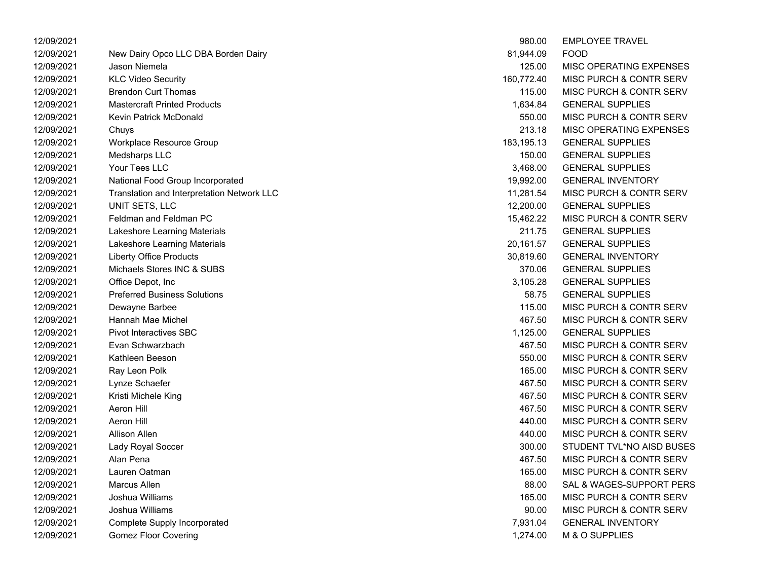| | | | |
|---|---|---|---|
| 12/09/2021 | | 980.00 | EMPLOYEE TRAVEL |
| 12/09/2021 | New Dairy Opco LLC DBA Borden Dairy | 81,944.09 | FOOD |
| 12/09/2021 | Jason Niemela | 125.00 | MISC OPERATING EXPENSES |
| 12/09/2021 | KLC Video Security | 160,772.40 | MISC PURCH & CONTR SERV |
| 12/09/2021 | Brendon Curt Thomas | 115.00 | MISC PURCH & CONTR SERV |
| 12/09/2021 | Mastercraft Printed Products | 1,634.84 | GENERAL SUPPLIES |
| 12/09/2021 | Kevin Patrick McDonald | 550.00 | MISC PURCH & CONTR SERV |
| 12/09/2021 | Chuys | 213.18 | MISC OPERATING EXPENSES |
| 12/09/2021 | Workplace Resource Group | 183,195.13 | GENERAL SUPPLIES |
| 12/09/2021 | Medsharps LLC | 150.00 | GENERAL SUPPLIES |
| 12/09/2021 | Your Tees LLC | 3,468.00 | GENERAL SUPPLIES |
| 12/09/2021 | National Food Group Incorporated | 19,992.00 | GENERAL INVENTORY |
| 12/09/2021 | Translation and Interpretation Network LLC | 11,281.54 | MISC PURCH & CONTR SERV |
| 12/09/2021 | UNIT SETS, LLC | 12,200.00 | GENERAL SUPPLIES |
| 12/09/2021 | Feldman and Feldman PC | 15,462.22 | MISC PURCH & CONTR SERV |
| 12/09/2021 | Lakeshore Learning Materials | 211.75 | GENERAL SUPPLIES |
| 12/09/2021 | Lakeshore Learning Materials | 20,161.57 | GENERAL SUPPLIES |
| 12/09/2021 | Liberty Office Products | 30,819.60 | GENERAL INVENTORY |
| 12/09/2021 | Michaels Stores INC & SUBS | 370.06 | GENERAL SUPPLIES |
| 12/09/2021 | Office Depot, Inc | 3,105.28 | GENERAL SUPPLIES |
| 12/09/2021 | Preferred Business Solutions | 58.75 | GENERAL SUPPLIES |
| 12/09/2021 | Dewayne Barbee | 115.00 | MISC PURCH & CONTR SERV |
| 12/09/2021 | Hannah Mae Michel | 467.50 | MISC PURCH & CONTR SERV |
| 12/09/2021 | Pivot Interactives SBC | 1,125.00 | GENERAL SUPPLIES |
| 12/09/2021 | Evan Schwarzbach | 467.50 | MISC PURCH & CONTR SERV |
| 12/09/2021 | Kathleen Beeson | 550.00 | MISC PURCH & CONTR SERV |
| 12/09/2021 | Ray Leon Polk | 165.00 | MISC PURCH & CONTR SERV |
| 12/09/2021 | Lynze Schaefer | 467.50 | MISC PURCH & CONTR SERV |
| 12/09/2021 | Kristi Michele King | 467.50 | MISC PURCH & CONTR SERV |
| 12/09/2021 | Aeron Hill | 467.50 | MISC PURCH & CONTR SERV |
| 12/09/2021 | Aeron Hill | 440.00 | MISC PURCH & CONTR SERV |
| 12/09/2021 | Allison Allen | 440.00 | MISC PURCH & CONTR SERV |
| 12/09/2021 | Lady Royal Soccer | 300.00 | STUDENT TVL*NO AISD BUSES |
| 12/09/2021 | Alan Pena | 467.50 | MISC PURCH & CONTR SERV |
| 12/09/2021 | Lauren Oatman | 165.00 | MISC PURCH & CONTR SERV |
| 12/09/2021 | Marcus Allen | 88.00 | SAL & WAGES-SUPPORT PERS |
| 12/09/2021 | Joshua Williams | 165.00 | MISC PURCH & CONTR SERV |
| 12/09/2021 | Joshua Williams | 90.00 | MISC PURCH & CONTR SERV |
| 12/09/2021 | Complete Supply Incorporated | 7,931.04 | GENERAL INVENTORY |
| 12/09/2021 | Gomez Floor Covering | 1,274.00 | M & O SUPPLIES |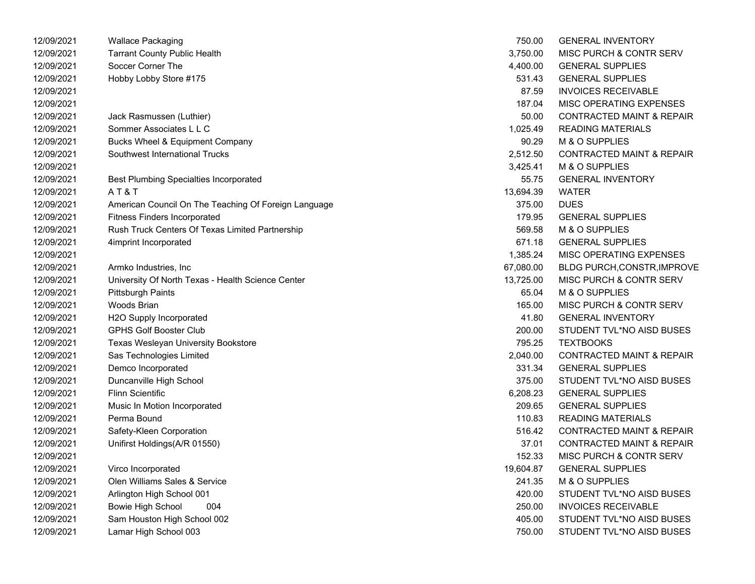| | | | |
|---|---|---|---|
| 12/09/2021 | Wallace Packaging | 750.00 | GENERAL INVENTORY |
| 12/09/2021 | Tarrant County Public Health | 3,750.00 | MISC PURCH & CONTR SERV |
| 12/09/2021 | Soccer Corner The | 4,400.00 | GENERAL SUPPLIES |
| 12/09/2021 | Hobby Lobby Store #175 | 531.43 | GENERAL SUPPLIES |
| 12/09/2021 | | 87.59 | INVOICES RECEIVABLE |
| 12/09/2021 | | 187.04 | MISC OPERATING EXPENSES |
| 12/09/2021 | Jack Rasmussen (Luthier) | 50.00 | CONTRACTED MAINT & REPAIR |
| 12/09/2021 | Sommer Associates L L C | 1,025.49 | READING MATERIALS |
| 12/09/2021 | Bucks Wheel & Equipment Company | 90.29 | M & O SUPPLIES |
| 12/09/2021 | Southwest International Trucks | 2,512.50 | CONTRACTED MAINT & REPAIR |
| 12/09/2021 | | 3,425.41 | M & O SUPPLIES |
| 12/09/2021 | Best Plumbing Specialties Incorporated | 55.75 | GENERAL INVENTORY |
| 12/09/2021 | A T & T | 13,694.39 | WATER |
| 12/09/2021 | American Council On The Teaching Of Foreign Language | 375.00 | DUES |
| 12/09/2021 | Fitness Finders Incorporated | 179.95 | GENERAL SUPPLIES |
| 12/09/2021 | Rush Truck Centers Of Texas Limited Partnership | 569.58 | M & O SUPPLIES |
| 12/09/2021 | 4imprint Incorporated | 671.18 | GENERAL SUPPLIES |
| 12/09/2021 | | 1,385.24 | MISC OPERATING EXPENSES |
| 12/09/2021 | Armko Industries, Inc | 67,080.00 | BLDG PURCH,CONSTR,IMPROVE |
| 12/09/2021 | University Of North Texas - Health Science Center | 13,725.00 | MISC PURCH & CONTR SERV |
| 12/09/2021 | Pittsburgh Paints | 65.04 | M & O SUPPLIES |
| 12/09/2021 | Woods Brian | 165.00 | MISC PURCH & CONTR SERV |
| 12/09/2021 | H2O Supply Incorporated | 41.80 | GENERAL INVENTORY |
| 12/09/2021 | GPHS Golf Booster Club | 200.00 | STUDENT TVL*NO AISD BUSES |
| 12/09/2021 | Texas Wesleyan University Bookstore | 795.25 | TEXTBOOKS |
| 12/09/2021 | Sas Technologies Limited | 2,040.00 | CONTRACTED MAINT & REPAIR |
| 12/09/2021 | Demco Incorporated | 331.34 | GENERAL SUPPLIES |
| 12/09/2021 | Duncanville High School | 375.00 | STUDENT TVL*NO AISD BUSES |
| 12/09/2021 | Flinn Scientific | 6,208.23 | GENERAL SUPPLIES |
| 12/09/2021 | Music In Motion Incorporated | 209.65 | GENERAL SUPPLIES |
| 12/09/2021 | Perma Bound | 110.83 | READING MATERIALS |
| 12/09/2021 | Safety-Kleen Corporation | 516.42 | CONTRACTED MAINT & REPAIR |
| 12/09/2021 | Unifirst Holdings(A/R 01550) | 37.01 | CONTRACTED MAINT & REPAIR |
| 12/09/2021 | | 152.33 | MISC PURCH & CONTR SERV |
| 12/09/2021 | Virco Incorporated | 19,604.87 | GENERAL SUPPLIES |
| 12/09/2021 | Olen Williams Sales & Service | 241.35 | M & O SUPPLIES |
| 12/09/2021 | Arlington High School 001 | 420.00 | STUDENT TVL*NO AISD BUSES |
| 12/09/2021 | Bowie High School 004 | 250.00 | INVOICES RECEIVABLE |
| 12/09/2021 | Sam Houston High School 002 | 405.00 | STUDENT TVL*NO AISD BUSES |
| 12/09/2021 | Lamar High School 003 | 750.00 | STUDENT TVL*NO AISD BUSES |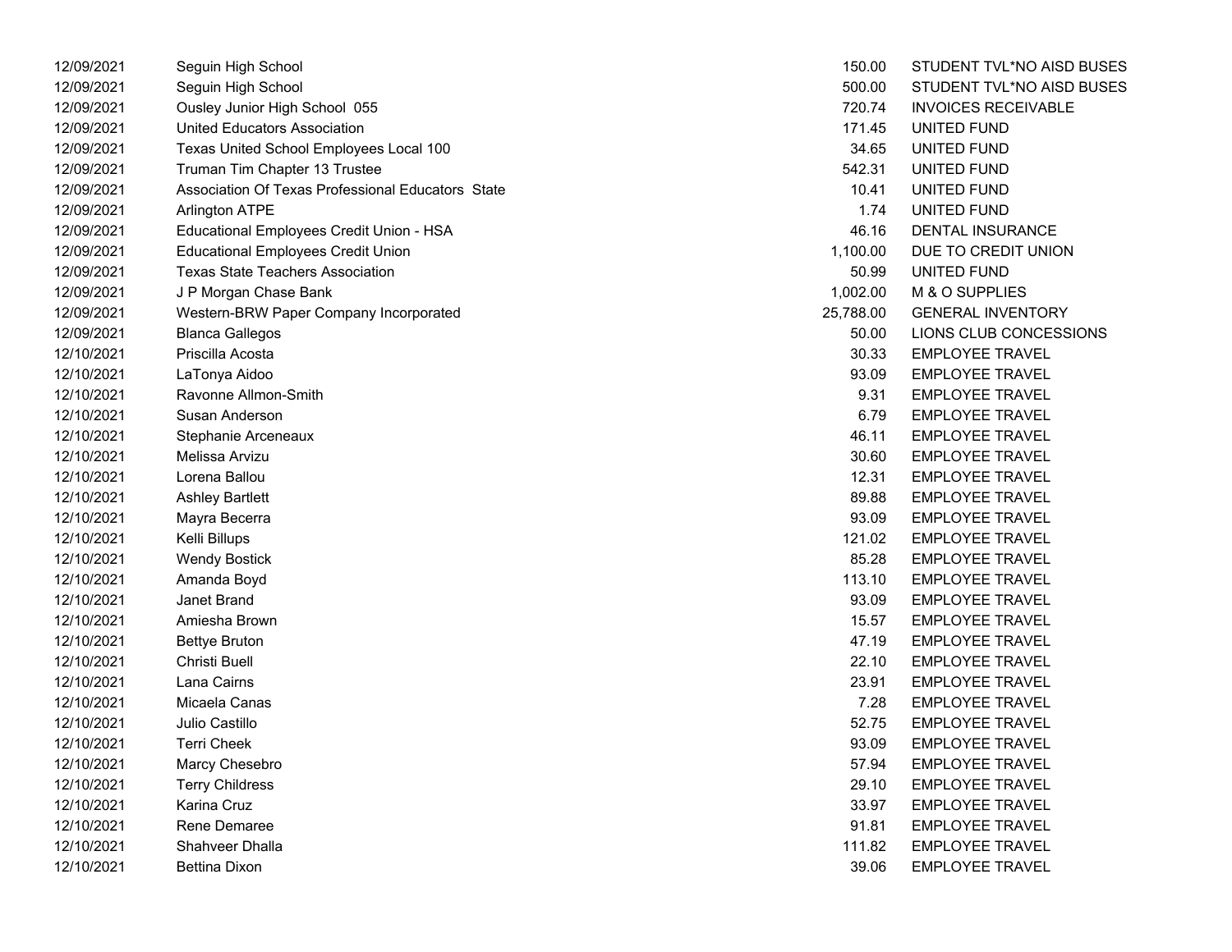| | | | |
|---|---|---|---|
| 12/09/2021 | Seguin High School | 150.00 | STUDENT TVL*NO AISD BUSES |
| 12/09/2021 | Seguin High School | 500.00 | STUDENT TVL*NO AISD BUSES |
| 12/09/2021 | Ousley Junior High School 055 | 720.74 | INVOICES RECEIVABLE |
| 12/09/2021 | United Educators Association | 171.45 | UNITED FUND |
| 12/09/2021 | Texas United School Employees Local 100 | 34.65 | UNITED FUND |
| 12/09/2021 | Truman Tim Chapter 13 Trustee | 542.31 | UNITED FUND |
| 12/09/2021 | Association Of Texas Professional Educators State | 10.41 | UNITED FUND |
| 12/09/2021 | Arlington ATPE | 1.74 | UNITED FUND |
| 12/09/2021 | Educational Employees Credit Union - HSA | 46.16 | DENTAL INSURANCE |
| 12/09/2021 | Educational Employees Credit Union | 1,100.00 | DUE TO CREDIT UNION |
| 12/09/2021 | Texas State Teachers Association | 50.99 | UNITED FUND |
| 12/09/2021 | J P Morgan Chase Bank | 1,002.00 | M & O SUPPLIES |
| 12/09/2021 | Western-BRW Paper Company Incorporated | 25,788.00 | GENERAL INVENTORY |
| 12/09/2021 | Blanca Gallegos | 50.00 | LIONS CLUB CONCESSIONS |
| 12/10/2021 | Priscilla Acosta | 30.33 | EMPLOYEE TRAVEL |
| 12/10/2021 | LaTonya Aidoo | 93.09 | EMPLOYEE TRAVEL |
| 12/10/2021 | Ravonne Allmon-Smith | 9.31 | EMPLOYEE TRAVEL |
| 12/10/2021 | Susan Anderson | 6.79 | EMPLOYEE TRAVEL |
| 12/10/2021 | Stephanie Arceneaux | 46.11 | EMPLOYEE TRAVEL |
| 12/10/2021 | Melissa Arvizu | 30.60 | EMPLOYEE TRAVEL |
| 12/10/2021 | Lorena Ballou | 12.31 | EMPLOYEE TRAVEL |
| 12/10/2021 | Ashley Bartlett | 89.88 | EMPLOYEE TRAVEL |
| 12/10/2021 | Mayra Becerra | 93.09 | EMPLOYEE TRAVEL |
| 12/10/2021 | Kelli Billups | 121.02 | EMPLOYEE TRAVEL |
| 12/10/2021 | Wendy Bostick | 85.28 | EMPLOYEE TRAVEL |
| 12/10/2021 | Amanda Boyd | 113.10 | EMPLOYEE TRAVEL |
| 12/10/2021 | Janet Brand | 93.09 | EMPLOYEE TRAVEL |
| 12/10/2021 | Amiesha Brown | 15.57 | EMPLOYEE TRAVEL |
| 12/10/2021 | Bettye Bruton | 47.19 | EMPLOYEE TRAVEL |
| 12/10/2021 | Christi Buell | 22.10 | EMPLOYEE TRAVEL |
| 12/10/2021 | Lana Cairns | 23.91 | EMPLOYEE TRAVEL |
| 12/10/2021 | Micaela Canas | 7.28 | EMPLOYEE TRAVEL |
| 12/10/2021 | Julio Castillo | 52.75 | EMPLOYEE TRAVEL |
| 12/10/2021 | Terri Cheek | 93.09 | EMPLOYEE TRAVEL |
| 12/10/2021 | Marcy Chesebro | 57.94 | EMPLOYEE TRAVEL |
| 12/10/2021 | Terry Childress | 29.10 | EMPLOYEE TRAVEL |
| 12/10/2021 | Karina Cruz | 33.97 | EMPLOYEE TRAVEL |
| 12/10/2021 | Rene Demaree | 91.81 | EMPLOYEE TRAVEL |
| 12/10/2021 | Shahveer Dhalla | 111.82 | EMPLOYEE TRAVEL |
| 12/10/2021 | Bettina Dixon | 39.06 | EMPLOYEE TRAVEL |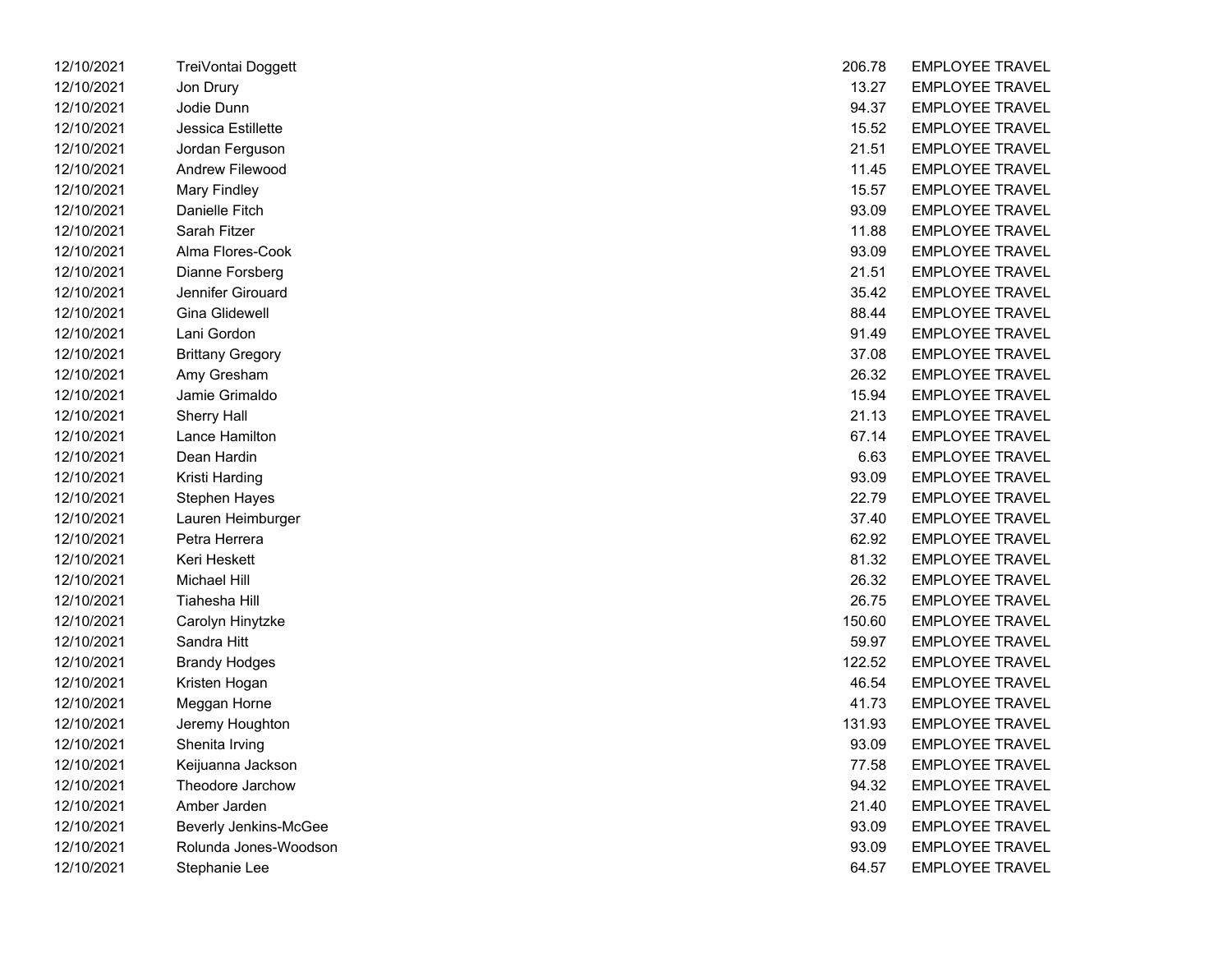| | | | |
|---|---|---|---|
| 12/10/2021 | TreiVontai Doggett | 206.78 | EMPLOYEE TRAVEL |
| 12/10/2021 | Jon Drury | 13.27 | EMPLOYEE TRAVEL |
| 12/10/2021 | Jodie Dunn | 94.37 | EMPLOYEE TRAVEL |
| 12/10/2021 | Jessica Estillette | 15.52 | EMPLOYEE TRAVEL |
| 12/10/2021 | Jordan Ferguson | 21.51 | EMPLOYEE TRAVEL |
| 12/10/2021 | Andrew Filewood | 11.45 | EMPLOYEE TRAVEL |
| 12/10/2021 | Mary Findley | 15.57 | EMPLOYEE TRAVEL |
| 12/10/2021 | Danielle Fitch | 93.09 | EMPLOYEE TRAVEL |
| 12/10/2021 | Sarah Fitzer | 11.88 | EMPLOYEE TRAVEL |
| 12/10/2021 | Alma Flores-Cook | 93.09 | EMPLOYEE TRAVEL |
| 12/10/2021 | Dianne Forsberg | 21.51 | EMPLOYEE TRAVEL |
| 12/10/2021 | Jennifer Girouard | 35.42 | EMPLOYEE TRAVEL |
| 12/10/2021 | Gina Glidewell | 88.44 | EMPLOYEE TRAVEL |
| 12/10/2021 | Lani Gordon | 91.49 | EMPLOYEE TRAVEL |
| 12/10/2021 | Brittany Gregory | 37.08 | EMPLOYEE TRAVEL |
| 12/10/2021 | Amy Gresham | 26.32 | EMPLOYEE TRAVEL |
| 12/10/2021 | Jamie Grimaldo | 15.94 | EMPLOYEE TRAVEL |
| 12/10/2021 | Sherry Hall | 21.13 | EMPLOYEE TRAVEL |
| 12/10/2021 | Lance Hamilton | 67.14 | EMPLOYEE TRAVEL |
| 12/10/2021 | Dean Hardin | 6.63 | EMPLOYEE TRAVEL |
| 12/10/2021 | Kristi Harding | 93.09 | EMPLOYEE TRAVEL |
| 12/10/2021 | Stephen Hayes | 22.79 | EMPLOYEE TRAVEL |
| 12/10/2021 | Lauren Heimburger | 37.40 | EMPLOYEE TRAVEL |
| 12/10/2021 | Petra Herrera | 62.92 | EMPLOYEE TRAVEL |
| 12/10/2021 | Keri Heskett | 81.32 | EMPLOYEE TRAVEL |
| 12/10/2021 | Michael Hill | 26.32 | EMPLOYEE TRAVEL |
| 12/10/2021 | Tiahesha Hill | 26.75 | EMPLOYEE TRAVEL |
| 12/10/2021 | Carolyn Hinytzke | 150.60 | EMPLOYEE TRAVEL |
| 12/10/2021 | Sandra Hitt | 59.97 | EMPLOYEE TRAVEL |
| 12/10/2021 | Brandy Hodges | 122.52 | EMPLOYEE TRAVEL |
| 12/10/2021 | Kristen Hogan | 46.54 | EMPLOYEE TRAVEL |
| 12/10/2021 | Meggan Horne | 41.73 | EMPLOYEE TRAVEL |
| 12/10/2021 | Jeremy Houghton | 131.93 | EMPLOYEE TRAVEL |
| 12/10/2021 | Shenita Irving | 93.09 | EMPLOYEE TRAVEL |
| 12/10/2021 | Keijuanna Jackson | 77.58 | EMPLOYEE TRAVEL |
| 12/10/2021 | Theodore Jarchow | 94.32 | EMPLOYEE TRAVEL |
| 12/10/2021 | Amber Jarden | 21.40 | EMPLOYEE TRAVEL |
| 12/10/2021 | Beverly Jenkins-McGee | 93.09 | EMPLOYEE TRAVEL |
| 12/10/2021 | Rolunda Jones-Woodson | 93.09 | EMPLOYEE TRAVEL |
| 12/10/2021 | Stephanie Lee | 64.57 | EMPLOYEE TRAVEL |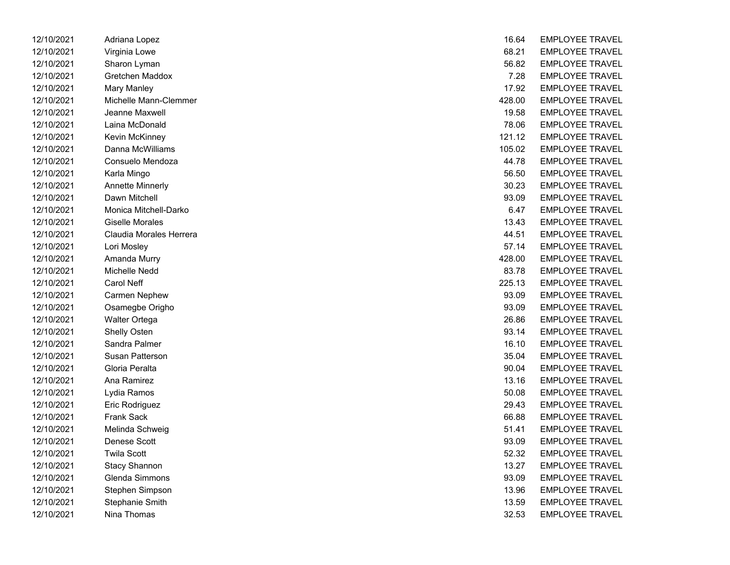| | | | |
|---|---|---|---|
| 12/10/2021 | Adriana Lopez | 16.64 | EMPLOYEE TRAVEL |
| 12/10/2021 | Virginia Lowe | 68.21 | EMPLOYEE TRAVEL |
| 12/10/2021 | Sharon Lyman | 56.82 | EMPLOYEE TRAVEL |
| 12/10/2021 | Gretchen Maddox | 7.28 | EMPLOYEE TRAVEL |
| 12/10/2021 | Mary Manley | 17.92 | EMPLOYEE TRAVEL |
| 12/10/2021 | Michelle Mann-Clemmer | 428.00 | EMPLOYEE TRAVEL |
| 12/10/2021 | Jeanne Maxwell | 19.58 | EMPLOYEE TRAVEL |
| 12/10/2021 | Laina McDonald | 78.06 | EMPLOYEE TRAVEL |
| 12/10/2021 | Kevin McKinney | 121.12 | EMPLOYEE TRAVEL |
| 12/10/2021 | Danna McWilliams | 105.02 | EMPLOYEE TRAVEL |
| 12/10/2021 | Consuelo Mendoza | 44.78 | EMPLOYEE TRAVEL |
| 12/10/2021 | Karla Mingo | 56.50 | EMPLOYEE TRAVEL |
| 12/10/2021 | Annette Minnerly | 30.23 | EMPLOYEE TRAVEL |
| 12/10/2021 | Dawn Mitchell | 93.09 | EMPLOYEE TRAVEL |
| 12/10/2021 | Monica Mitchell-Darko | 6.47 | EMPLOYEE TRAVEL |
| 12/10/2021 | Giselle Morales | 13.43 | EMPLOYEE TRAVEL |
| 12/10/2021 | Claudia Morales Herrera | 44.51 | EMPLOYEE TRAVEL |
| 12/10/2021 | Lori Mosley | 57.14 | EMPLOYEE TRAVEL |
| 12/10/2021 | Amanda Murry | 428.00 | EMPLOYEE TRAVEL |
| 12/10/2021 | Michelle Nedd | 83.78 | EMPLOYEE TRAVEL |
| 12/10/2021 | Carol Neff | 225.13 | EMPLOYEE TRAVEL |
| 12/10/2021 | Carmen Nephew | 93.09 | EMPLOYEE TRAVEL |
| 12/10/2021 | Osamegbe Origho | 93.09 | EMPLOYEE TRAVEL |
| 12/10/2021 | Walter Ortega | 26.86 | EMPLOYEE TRAVEL |
| 12/10/2021 | Shelly Osten | 93.14 | EMPLOYEE TRAVEL |
| 12/10/2021 | Sandra Palmer | 16.10 | EMPLOYEE TRAVEL |
| 12/10/2021 | Susan Patterson | 35.04 | EMPLOYEE TRAVEL |
| 12/10/2021 | Gloria Peralta | 90.04 | EMPLOYEE TRAVEL |
| 12/10/2021 | Ana Ramirez | 13.16 | EMPLOYEE TRAVEL |
| 12/10/2021 | Lydia Ramos | 50.08 | EMPLOYEE TRAVEL |
| 12/10/2021 | Eric Rodriguez | 29.43 | EMPLOYEE TRAVEL |
| 12/10/2021 | Frank Sack | 66.88 | EMPLOYEE TRAVEL |
| 12/10/2021 | Melinda Schweig | 51.41 | EMPLOYEE TRAVEL |
| 12/10/2021 | Denese Scott | 93.09 | EMPLOYEE TRAVEL |
| 12/10/2021 | Twila Scott | 52.32 | EMPLOYEE TRAVEL |
| 12/10/2021 | Stacy Shannon | 13.27 | EMPLOYEE TRAVEL |
| 12/10/2021 | Glenda Simmons | 93.09 | EMPLOYEE TRAVEL |
| 12/10/2021 | Stephen Simpson | 13.96 | EMPLOYEE TRAVEL |
| 12/10/2021 | Stephanie Smith | 13.59 | EMPLOYEE TRAVEL |
| 12/10/2021 | Nina Thomas | 32.53 | EMPLOYEE TRAVEL |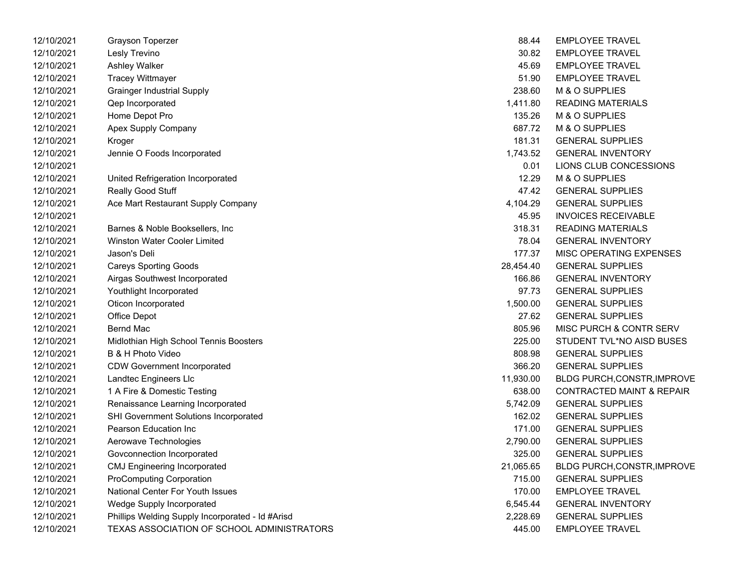| | | | |
|---|---|---|---|
| 12/10/2021 | Grayson Toperzer | 88.44 | EMPLOYEE TRAVEL |
| 12/10/2021 | Lesly Trevino | 30.82 | EMPLOYEE TRAVEL |
| 12/10/2021 | Ashley Walker | 45.69 | EMPLOYEE TRAVEL |
| 12/10/2021 | Tracey Wittmayer | 51.90 | EMPLOYEE TRAVEL |
| 12/10/2021 | Grainger Industrial Supply | 238.60 | M & O SUPPLIES |
| 12/10/2021 | Qep Incorporated | 1,411.80 | READING MATERIALS |
| 12/10/2021 | Home Depot Pro | 135.26 | M & O SUPPLIES |
| 12/10/2021 | Apex Supply Company | 687.72 | M & O SUPPLIES |
| 12/10/2021 | Kroger | 181.31 | GENERAL SUPPLIES |
| 12/10/2021 | Jennie O Foods Incorporated | 1,743.52 | GENERAL INVENTORY |
| 12/10/2021 | | 0.01 | LIONS CLUB CONCESSIONS |
| 12/10/2021 | United Refrigeration Incorporated | 12.29 | M & O SUPPLIES |
| 12/10/2021 | Really Good Stuff | 47.42 | GENERAL SUPPLIES |
| 12/10/2021 | Ace Mart Restaurant Supply Company | 4,104.29 | GENERAL SUPPLIES |
| 12/10/2021 | | 45.95 | INVOICES RECEIVABLE |
| 12/10/2021 | Barnes & Noble Booksellers, Inc | 318.31 | READING MATERIALS |
| 12/10/2021 | Winston Water Cooler Limited | 78.04 | GENERAL INVENTORY |
| 12/10/2021 | Jason's Deli | 177.37 | MISC OPERATING EXPENSES |
| 12/10/2021 | Careys Sporting Goods | 28,454.40 | GENERAL SUPPLIES |
| 12/10/2021 | Airgas Southwest Incorporated | 166.86 | GENERAL INVENTORY |
| 12/10/2021 | Youthlight Incorporated | 97.73 | GENERAL SUPPLIES |
| 12/10/2021 | Oticon Incorporated | 1,500.00 | GENERAL SUPPLIES |
| 12/10/2021 | Office Depot | 27.62 | GENERAL SUPPLIES |
| 12/10/2021 | Bernd Mac | 805.96 | MISC PURCH & CONTR SERV |
| 12/10/2021 | Midlothian High School Tennis Boosters | 225.00 | STUDENT TVL*NO AISD BUSES |
| 12/10/2021 | B & H Photo Video | 808.98 | GENERAL SUPPLIES |
| 12/10/2021 | CDW Government Incorporated | 366.20 | GENERAL SUPPLIES |
| 12/10/2021 | Landtec Engineers Llc | 11,930.00 | BLDG PURCH,CONSTR,IMPROVE |
| 12/10/2021 | 1 A Fire & Domestic Testing | 638.00 | CONTRACTED MAINT & REPAIR |
| 12/10/2021 | Renaissance Learning Incorporated | 5,742.09 | GENERAL SUPPLIES |
| 12/10/2021 | SHI Government Solutions Incorporated | 162.02 | GENERAL SUPPLIES |
| 12/10/2021 | Pearson Education Inc | 171.00 | GENERAL SUPPLIES |
| 12/10/2021 | Aerowave Technologies | 2,790.00 | GENERAL SUPPLIES |
| 12/10/2021 | Govconnection Incorporated | 325.00 | GENERAL SUPPLIES |
| 12/10/2021 | CMJ Engineering Incorporated | 21,065.65 | BLDG PURCH,CONSTR,IMPROVE |
| 12/10/2021 | ProComputing Corporation | 715.00 | GENERAL SUPPLIES |
| 12/10/2021 | National Center For Youth Issues | 170.00 | EMPLOYEE TRAVEL |
| 12/10/2021 | Wedge Supply Incorporated | 6,545.44 | GENERAL INVENTORY |
| 12/10/2021 | Phillips Welding Supply Incorporated - Id #Arisd | 2,228.69 | GENERAL SUPPLIES |
| 12/10/2021 | TEXAS ASSOCIATION OF SCHOOL ADMINISTRATORS | 445.00 | EMPLOYEE TRAVEL |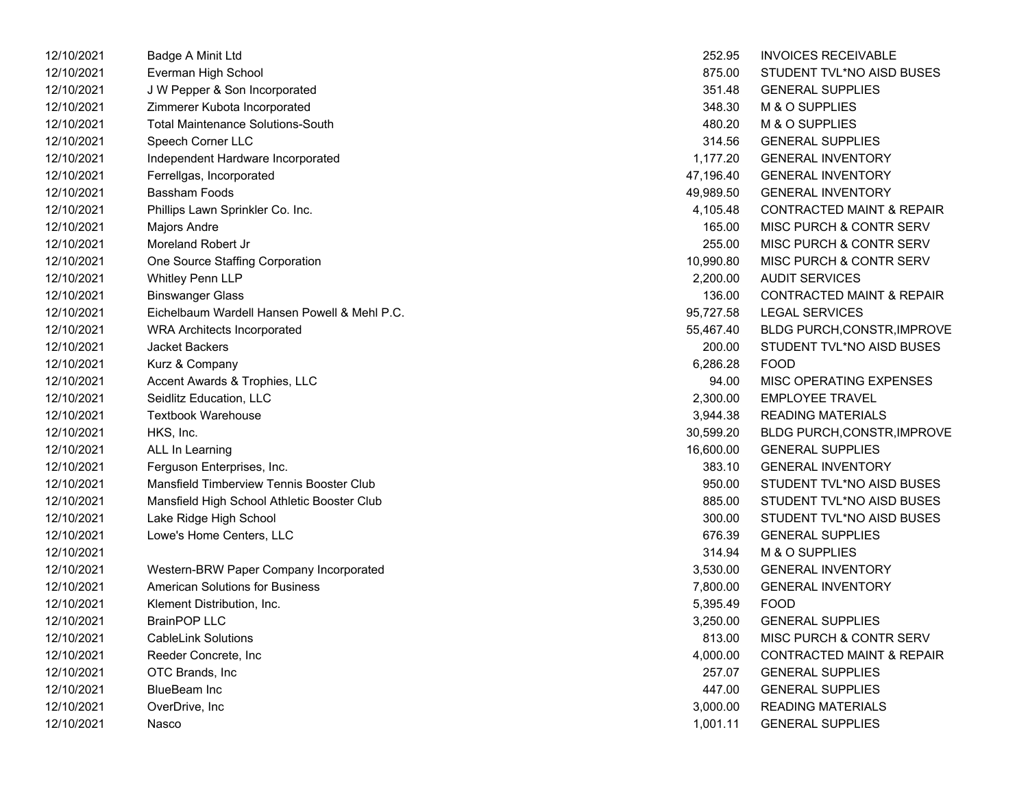| | | | |
|---|---|---|---|
| 12/10/2021 | Badge A Minit Ltd | 252.95 | INVOICES RECEIVABLE |
| 12/10/2021 | Everman High School | 875.00 | STUDENT TVL*NO AISD BUSES |
| 12/10/2021 | J W Pepper & Son Incorporated | 351.48 | GENERAL SUPPLIES |
| 12/10/2021 | Zimmerer Kubota Incorporated | 348.30 | M & O SUPPLIES |
| 12/10/2021 | Total Maintenance Solutions-South | 480.20 | M & O SUPPLIES |
| 12/10/2021 | Speech Corner LLC | 314.56 | GENERAL SUPPLIES |
| 12/10/2021 | Independent Hardware Incorporated | 1,177.20 | GENERAL INVENTORY |
| 12/10/2021 | Ferrellgas, Incorporated | 47,196.40 | GENERAL INVENTORY |
| 12/10/2021 | Bassham Foods | 49,989.50 | GENERAL INVENTORY |
| 12/10/2021 | Phillips Lawn Sprinkler Co. Inc. | 4,105.48 | CONTRACTED MAINT & REPAIR |
| 12/10/2021 | Majors Andre | 165.00 | MISC PURCH & CONTR SERV |
| 12/10/2021 | Moreland Robert Jr | 255.00 | MISC PURCH & CONTR SERV |
| 12/10/2021 | One Source Staffing Corporation | 10,990.80 | MISC PURCH & CONTR SERV |
| 12/10/2021 | Whitley Penn LLP | 2,200.00 | AUDIT SERVICES |
| 12/10/2021 | Binswanger Glass | 136.00 | CONTRACTED MAINT & REPAIR |
| 12/10/2021 | Eichelbaum Wardell Hansen Powell & Mehl P.C. | 95,727.58 | LEGAL SERVICES |
| 12/10/2021 | WRA Architects Incorporated | 55,467.40 | BLDG PURCH,CONSTR,IMPROVE |
| 12/10/2021 | Jacket Backers | 200.00 | STUDENT TVL*NO AISD BUSES |
| 12/10/2021 | Kurz & Company | 6,286.28 | FOOD |
| 12/10/2021 | Accent Awards & Trophies, LLC | 94.00 | MISC OPERATING EXPENSES |
| 12/10/2021 | Seidlitz Education, LLC | 2,300.00 | EMPLOYEE TRAVEL |
| 12/10/2021 | Textbook Warehouse | 3,944.38 | READING MATERIALS |
| 12/10/2021 | HKS, Inc. | 30,599.20 | BLDG PURCH,CONSTR,IMPROVE |
| 12/10/2021 | ALL In Learning | 16,600.00 | GENERAL SUPPLIES |
| 12/10/2021 | Ferguson Enterprises, Inc. | 383.10 | GENERAL INVENTORY |
| 12/10/2021 | Mansfield Timberview Tennis Booster Club | 950.00 | STUDENT TVL*NO AISD BUSES |
| 12/10/2021 | Mansfield High School Athletic Booster Club | 885.00 | STUDENT TVL*NO AISD BUSES |
| 12/10/2021 | Lake Ridge High School | 300.00 | STUDENT TVL*NO AISD BUSES |
| 12/10/2021 | Lowe's Home Centers, LLC | 676.39 | GENERAL SUPPLIES |
| 12/10/2021 | | 314.94 | M & O SUPPLIES |
| 12/10/2021 | Western-BRW Paper Company Incorporated | 3,530.00 | GENERAL INVENTORY |
| 12/10/2021 | American Solutions for Business | 7,800.00 | GENERAL INVENTORY |
| 12/10/2021 | Klement Distribution, Inc. | 5,395.49 | FOOD |
| 12/10/2021 | BrainPOP LLC | 3,250.00 | GENERAL SUPPLIES |
| 12/10/2021 | CableLink Solutions | 813.00 | MISC PURCH & CONTR SERV |
| 12/10/2021 | Reeder Concrete, Inc | 4,000.00 | CONTRACTED MAINT & REPAIR |
| 12/10/2021 | OTC Brands, Inc | 257.07 | GENERAL SUPPLIES |
| 12/10/2021 | BlueBeam Inc | 447.00 | GENERAL SUPPLIES |
| 12/10/2021 | OverDrive, Inc | 3,000.00 | READING MATERIALS |
| 12/10/2021 | Nasco | 1,001.11 | GENERAL SUPPLIES |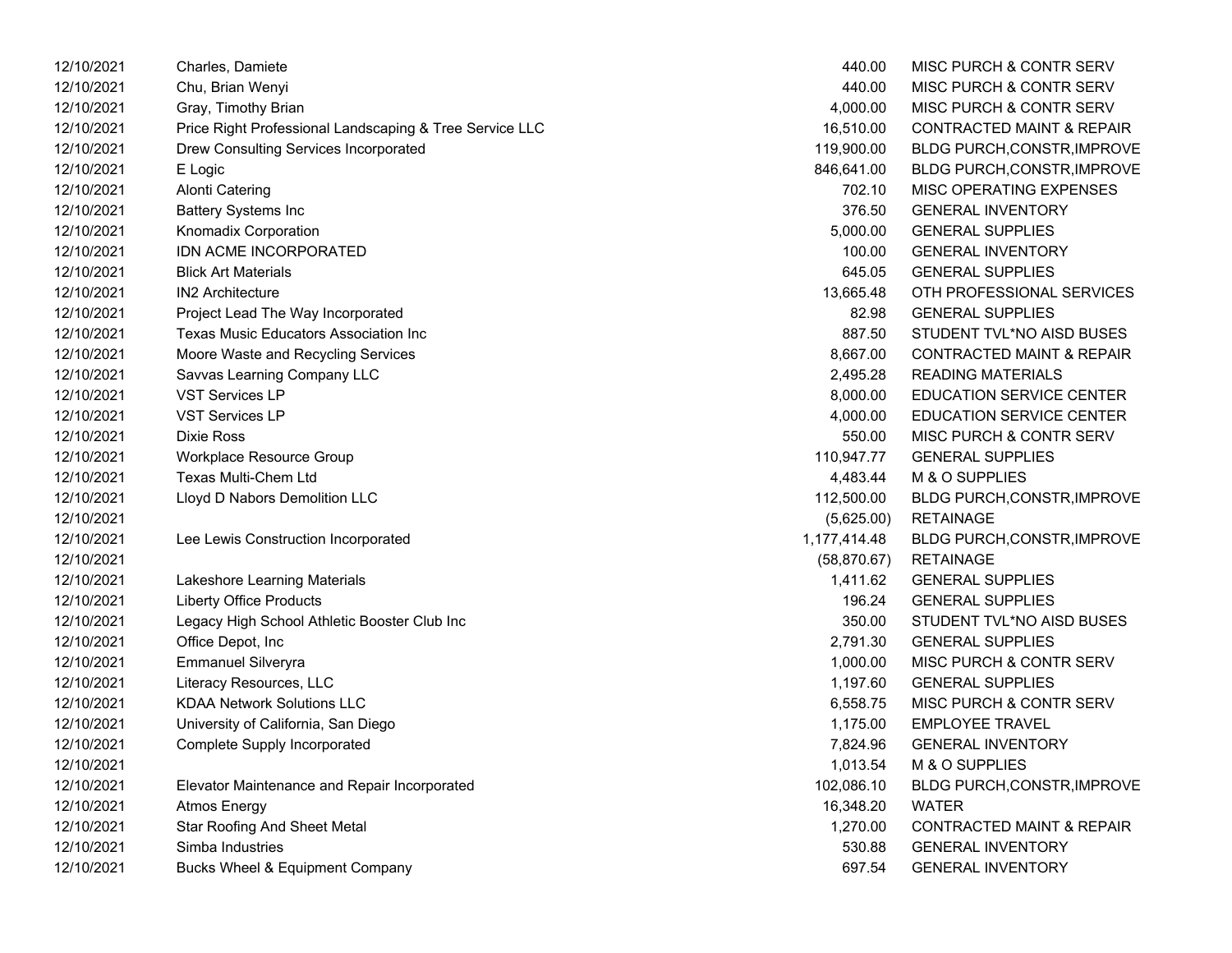| | | | |
|---|---|---|---|
| 12/10/2021 | Charles, Damiete | 440.00 | MISC PURCH & CONTR SERV |
| 12/10/2021 | Chu, Brian Wenyi | 440.00 | MISC PURCH & CONTR SERV |
| 12/10/2021 | Gray, Timothy Brian | 4,000.00 | MISC PURCH & CONTR SERV |
| 12/10/2021 | Price Right Professional Landscaping & Tree Service LLC | 16,510.00 | CONTRACTED MAINT & REPAIR |
| 12/10/2021 | Drew Consulting Services Incorporated | 119,900.00 | BLDG PURCH,CONSTR,IMPROVE |
| 12/10/2021 | E Logic | 846,641.00 | BLDG PURCH,CONSTR,IMPROVE |
| 12/10/2021 | Alonti Catering | 702.10 | MISC OPERATING EXPENSES |
| 12/10/2021 | Battery Systems Inc | 376.50 | GENERAL INVENTORY |
| 12/10/2021 | Knomadix Corporation | 5,000.00 | GENERAL SUPPLIES |
| 12/10/2021 | IDN ACME INCORPORATED | 100.00 | GENERAL INVENTORY |
| 12/10/2021 | Blick Art Materials | 645.05 | GENERAL SUPPLIES |
| 12/10/2021 | IN2 Architecture | 13,665.48 | OTH PROFESSIONAL SERVICES |
| 12/10/2021 | Project Lead The Way Incorporated | 82.98 | GENERAL SUPPLIES |
| 12/10/2021 | Texas Music Educators Association Inc | 887.50 | STUDENT TVL*NO AISD BUSES |
| 12/10/2021 | Moore Waste and Recycling Services | 8,667.00 | CONTRACTED MAINT & REPAIR |
| 12/10/2021 | Savvas Learning Company LLC | 2,495.28 | READING MATERIALS |
| 12/10/2021 | VST Services LP | 8,000.00 | EDUCATION SERVICE CENTER |
| 12/10/2021 | VST Services LP | 4,000.00 | EDUCATION SERVICE CENTER |
| 12/10/2021 | Dixie Ross | 550.00 | MISC PURCH & CONTR SERV |
| 12/10/2021 | Workplace Resource Group | 110,947.77 | GENERAL SUPPLIES |
| 12/10/2021 | Texas Multi-Chem Ltd | 4,483.44 | M & O SUPPLIES |
| 12/10/2021 | Lloyd D Nabors Demolition LLC | 112,500.00 | BLDG PURCH,CONSTR,IMPROVE |
| 12/10/2021 | | (5,625.00) | RETAINAGE |
| 12/10/2021 | Lee Lewis Construction Incorporated | 1,177,414.48 | BLDG PURCH,CONSTR,IMPROVE |
| 12/10/2021 | | (58,870.67) | RETAINAGE |
| 12/10/2021 | Lakeshore Learning Materials | 1,411.62 | GENERAL SUPPLIES |
| 12/10/2021 | Liberty Office Products | 196.24 | GENERAL SUPPLIES |
| 12/10/2021 | Legacy High School Athletic Booster Club Inc | 350.00 | STUDENT TVL*NO AISD BUSES |
| 12/10/2021 | Office Depot, Inc | 2,791.30 | GENERAL SUPPLIES |
| 12/10/2021 | Emmanuel Silveryra | 1,000.00 | MISC PURCH & CONTR SERV |
| 12/10/2021 | Literacy Resources, LLC | 1,197.60 | GENERAL SUPPLIES |
| 12/10/2021 | KDAA Network Solutions LLC | 6,558.75 | MISC PURCH & CONTR SERV |
| 12/10/2021 | University of California, San Diego | 1,175.00 | EMPLOYEE TRAVEL |
| 12/10/2021 | Complete Supply Incorporated | 7,824.96 | GENERAL INVENTORY |
| 12/10/2021 | | 1,013.54 | M & O SUPPLIES |
| 12/10/2021 | Elevator Maintenance and Repair Incorporated | 102,086.10 | BLDG PURCH,CONSTR,IMPROVE |
| 12/10/2021 | Atmos Energy | 16,348.20 | WATER |
| 12/10/2021 | Star Roofing And Sheet Metal | 1,270.00 | CONTRACTED MAINT & REPAIR |
| 12/10/2021 | Simba Industries | 530.88 | GENERAL INVENTORY |
| 12/10/2021 | Bucks Wheel & Equipment Company | 697.54 | GENERAL INVENTORY |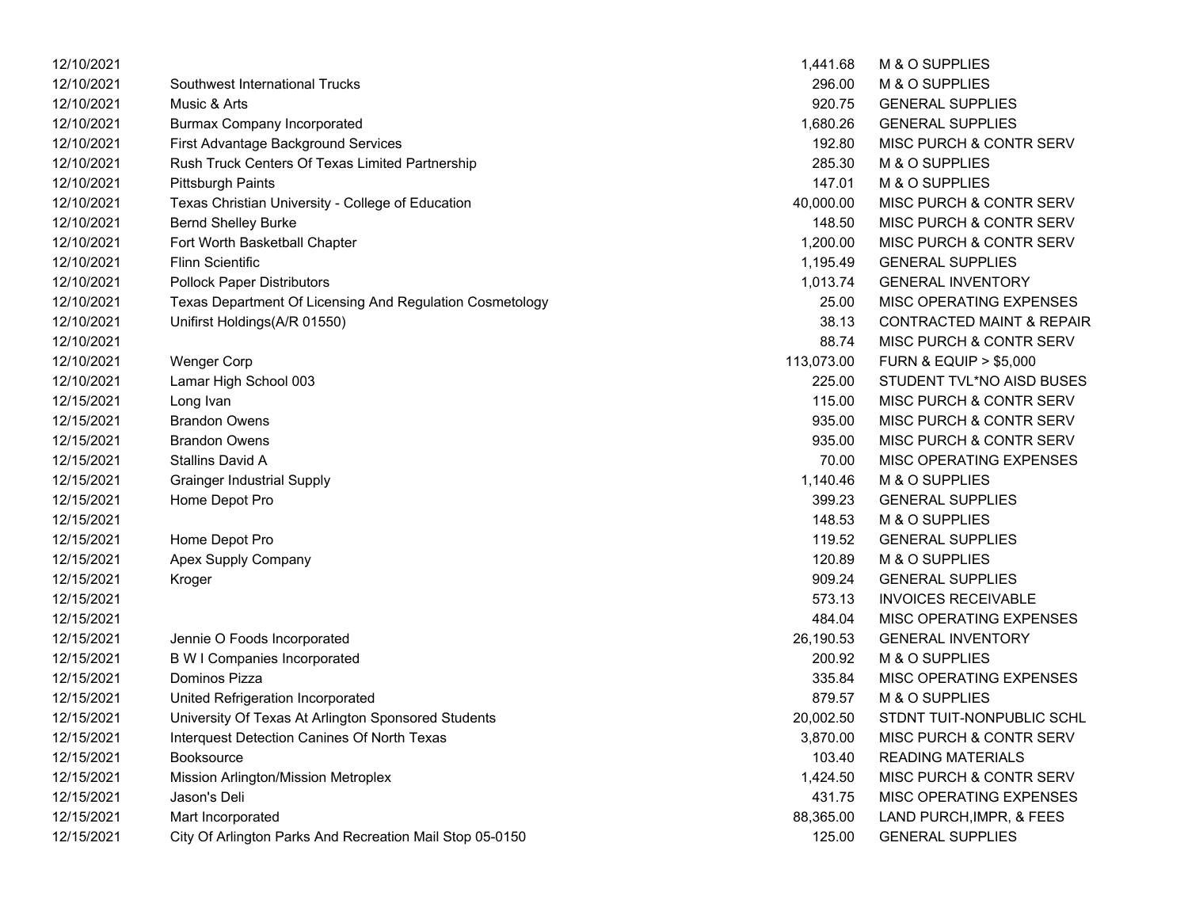| | | | |
|---|---|---|---|
| 12/10/2021 | | 1,441.68 | M & O SUPPLIES |
| 12/10/2021 | Southwest International Trucks | 296.00 | M & O SUPPLIES |
| 12/10/2021 | Music & Arts | 920.75 | GENERAL SUPPLIES |
| 12/10/2021 | Burmax Company Incorporated | 1,680.26 | GENERAL SUPPLIES |
| 12/10/2021 | First Advantage Background Services | 192.80 | MISC PURCH & CONTR SERV |
| 12/10/2021 | Rush Truck Centers Of Texas Limited Partnership | 285.30 | M & O SUPPLIES |
| 12/10/2021 | Pittsburgh Paints | 147.01 | M & O SUPPLIES |
| 12/10/2021 | Texas Christian University - College of Education | 40,000.00 | MISC PURCH & CONTR SERV |
| 12/10/2021 | Bernd Shelley Burke | 148.50 | MISC PURCH & CONTR SERV |
| 12/10/2021 | Fort Worth Basketball Chapter | 1,200.00 | MISC PURCH & CONTR SERV |
| 12/10/2021 | Flinn Scientific | 1,195.49 | GENERAL SUPPLIES |
| 12/10/2021 | Pollock Paper Distributors | 1,013.74 | GENERAL INVENTORY |
| 12/10/2021 | Texas Department Of Licensing And Regulation Cosmetology | 25.00 | MISC OPERATING EXPENSES |
| 12/10/2021 | Unifirst Holdings(A/R 01550) | 38.13 | CONTRACTED MAINT & REPAIR |
| 12/10/2021 | | 88.74 | MISC PURCH & CONTR SERV |
| 12/10/2021 | Wenger Corp | 113,073.00 | FURN & EQUIP > $5,000 |
| 12/10/2021 | Lamar High School 003 | 225.00 | STUDENT TVL*NO AISD BUSES |
| 12/15/2021 | Long Ivan | 115.00 | MISC PURCH & CONTR SERV |
| 12/15/2021 | Brandon Owens | 935.00 | MISC PURCH & CONTR SERV |
| 12/15/2021 | Brandon Owens | 935.00 | MISC PURCH & CONTR SERV |
| 12/15/2021 | Stallins David A | 70.00 | MISC OPERATING EXPENSES |
| 12/15/2021 | Grainger Industrial Supply | 1,140.46 | M & O SUPPLIES |
| 12/15/2021 | Home Depot Pro | 399.23 | GENERAL SUPPLIES |
| 12/15/2021 | | 148.53 | M & O SUPPLIES |
| 12/15/2021 | Home Depot Pro | 119.52 | GENERAL SUPPLIES |
| 12/15/2021 | Apex Supply Company | 120.89 | M & O SUPPLIES |
| 12/15/2021 | Kroger | 909.24 | GENERAL SUPPLIES |
| 12/15/2021 | | 573.13 | INVOICES RECEIVABLE |
| 12/15/2021 | | 484.04 | MISC OPERATING EXPENSES |
| 12/15/2021 | Jennie O Foods Incorporated | 26,190.53 | GENERAL INVENTORY |
| 12/15/2021 | B W I Companies Incorporated | 200.92 | M & O SUPPLIES |
| 12/15/2021 | Dominos Pizza | 335.84 | MISC OPERATING EXPENSES |
| 12/15/2021 | United Refrigeration Incorporated | 879.57 | M & O SUPPLIES |
| 12/15/2021 | University Of Texas At Arlington Sponsored Students | 20,002.50 | STDNT TUIT-NONPUBLIC SCHL |
| 12/15/2021 | Interquest Detection Canines Of North Texas | 3,870.00 | MISC PURCH & CONTR SERV |
| 12/15/2021 | Booksource | 103.40 | READING MATERIALS |
| 12/15/2021 | Mission Arlington/Mission Metroplex | 1,424.50 | MISC PURCH & CONTR SERV |
| 12/15/2021 | Jason's Deli | 431.75 | MISC OPERATING EXPENSES |
| 12/15/2021 | Mart Incorporated | 88,365.00 | LAND PURCH,IMPR, & FEES |
| 12/15/2021 | City Of Arlington Parks And Recreation Mail Stop 05-0150 | 125.00 | GENERAL SUPPLIES |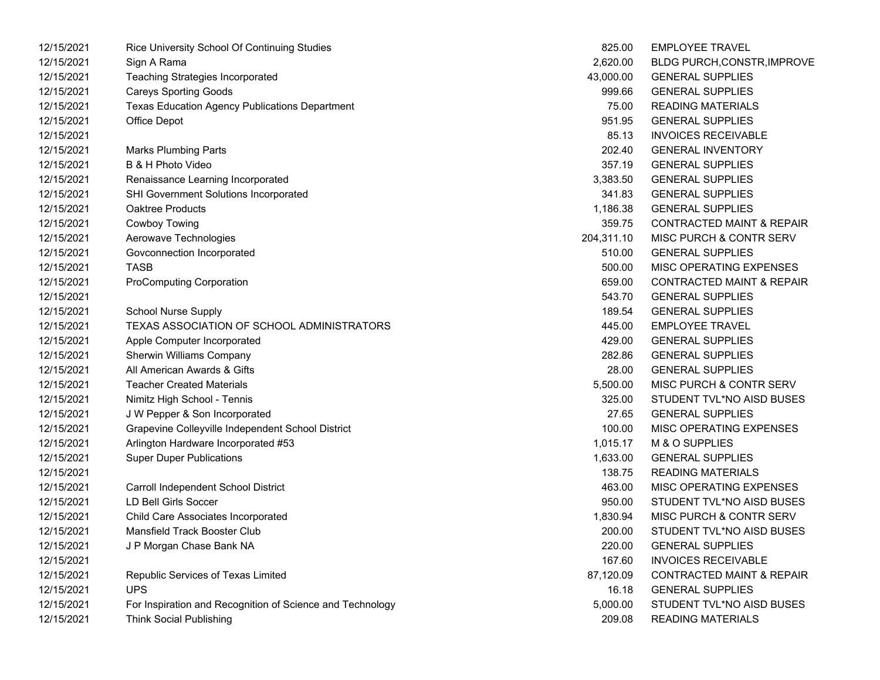| | | | |
|---|---|---|---|
| 12/15/2021 | Rice University School Of Continuing Studies | 825.00 | EMPLOYEE TRAVEL |
| 12/15/2021 | Sign A Rama | 2,620.00 | BLDG PURCH,CONSTR,IMPROVE |
| 12/15/2021 | Teaching Strategies Incorporated | 43,000.00 | GENERAL SUPPLIES |
| 12/15/2021 | Careys Sporting Goods | 999.66 | GENERAL SUPPLIES |
| 12/15/2021 | Texas Education Agency Publications Department | 75.00 | READING MATERIALS |
| 12/15/2021 | Office Depot | 951.95 | GENERAL SUPPLIES |
| 12/15/2021 | | 85.13 | INVOICES RECEIVABLE |
| 12/15/2021 | Marks Plumbing Parts | 202.40 | GENERAL INVENTORY |
| 12/15/2021 | B & H Photo Video | 357.19 | GENERAL SUPPLIES |
| 12/15/2021 | Renaissance Learning Incorporated | 3,383.50 | GENERAL SUPPLIES |
| 12/15/2021 | SHI Government Solutions Incorporated | 341.83 | GENERAL SUPPLIES |
| 12/15/2021 | Oaktree Products | 1,186.38 | GENERAL SUPPLIES |
| 12/15/2021 | Cowboy Towing | 359.75 | CONTRACTED MAINT & REPAIR |
| 12/15/2021 | Aerowave Technologies | 204,311.10 | MISC PURCH & CONTR SERV |
| 12/15/2021 | Govconnection Incorporated | 510.00 | GENERAL SUPPLIES |
| 12/15/2021 | TASB | 500.00 | MISC OPERATING EXPENSES |
| 12/15/2021 | ProComputing Corporation | 659.00 | CONTRACTED MAINT & REPAIR |
| 12/15/2021 | | 543.70 | GENERAL SUPPLIES |
| 12/15/2021 | School Nurse Supply | 189.54 | GENERAL SUPPLIES |
| 12/15/2021 | TEXAS ASSOCIATION OF SCHOOL ADMINISTRATORS | 445.00 | EMPLOYEE TRAVEL |
| 12/15/2021 | Apple Computer Incorporated | 429.00 | GENERAL SUPPLIES |
| 12/15/2021 | Sherwin Williams Company | 282.86 | GENERAL SUPPLIES |
| 12/15/2021 | All American Awards & Gifts | 28.00 | GENERAL SUPPLIES |
| 12/15/2021 | Teacher Created Materials | 5,500.00 | MISC PURCH & CONTR SERV |
| 12/15/2021 | Nimitz High School - Tennis | 325.00 | STUDENT TVL*NO AISD BUSES |
| 12/15/2021 | J W Pepper & Son Incorporated | 27.65 | GENERAL SUPPLIES |
| 12/15/2021 | Grapevine Colleyville Independent School District | 100.00 | MISC OPERATING EXPENSES |
| 12/15/2021 | Arlington Hardware Incorporated #53 | 1,015.17 | M & O SUPPLIES |
| 12/15/2021 | Super Duper Publications | 1,633.00 | GENERAL SUPPLIES |
| 12/15/2021 | | 138.75 | READING MATERIALS |
| 12/15/2021 | Carroll Independent School District | 463.00 | MISC OPERATING EXPENSES |
| 12/15/2021 | LD Bell Girls Soccer | 950.00 | STUDENT TVL*NO AISD BUSES |
| 12/15/2021 | Child Care Associates Incorporated | 1,830.94 | MISC PURCH & CONTR SERV |
| 12/15/2021 | Mansfield Track Booster Club | 200.00 | STUDENT TVL*NO AISD BUSES |
| 12/15/2021 | J P Morgan Chase Bank NA | 220.00 | GENERAL SUPPLIES |
| 12/15/2021 | | 167.60 | INVOICES RECEIVABLE |
| 12/15/2021 | Republic Services of Texas Limited | 87,120.09 | CONTRACTED MAINT & REPAIR |
| 12/15/2021 | UPS | 16.18 | GENERAL SUPPLIES |
| 12/15/2021 | For Inspiration and Recognition of Science and Technology | 5,000.00 | STUDENT TVL*NO AISD BUSES |
| 12/15/2021 | Think Social Publishing | 209.08 | READING MATERIALS |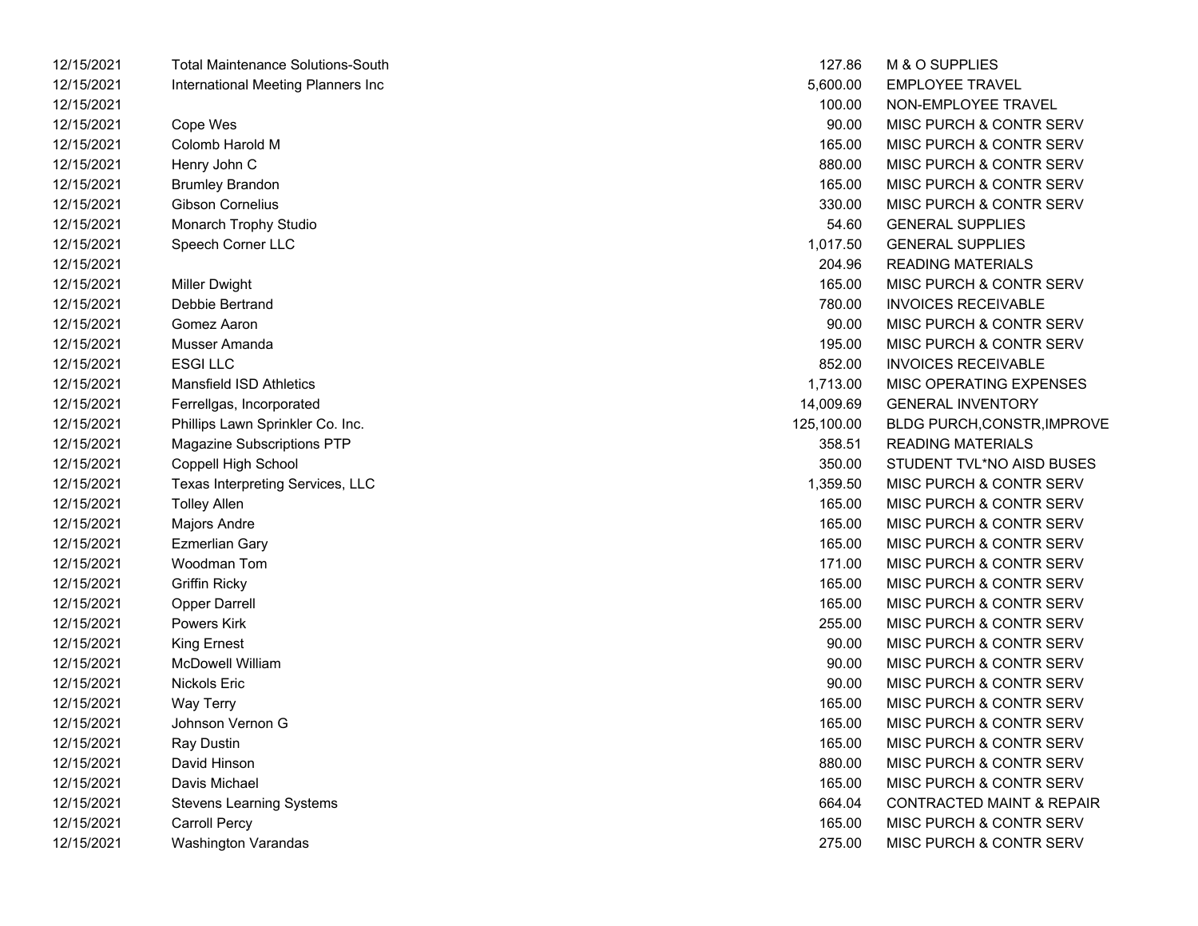| | | | |
|---|---|---|---|
| 12/15/2021 | Total Maintenance Solutions-South | 127.86 | M & O SUPPLIES |
| 12/15/2021 | International Meeting Planners Inc | 5,600.00 | EMPLOYEE TRAVEL |
| 12/15/2021 | | 100.00 | NON-EMPLOYEE TRAVEL |
| 12/15/2021 | Cope Wes | 90.00 | MISC PURCH & CONTR SERV |
| 12/15/2021 | Colomb Harold M | 165.00 | MISC PURCH & CONTR SERV |
| 12/15/2021 | Henry John C | 880.00 | MISC PURCH & CONTR SERV |
| 12/15/2021 | Brumley Brandon | 165.00 | MISC PURCH & CONTR SERV |
| 12/15/2021 | Gibson Cornelius | 330.00 | MISC PURCH & CONTR SERV |
| 12/15/2021 | Monarch Trophy Studio | 54.60 | GENERAL SUPPLIES |
| 12/15/2021 | Speech Corner LLC | 1,017.50 | GENERAL SUPPLIES |
| 12/15/2021 | | 204.96 | READING MATERIALS |
| 12/15/2021 | Miller Dwight | 165.00 | MISC PURCH & CONTR SERV |
| 12/15/2021 | Debbie Bertrand | 780.00 | INVOICES RECEIVABLE |
| 12/15/2021 | Gomez Aaron | 90.00 | MISC PURCH & CONTR SERV |
| 12/15/2021 | Musser Amanda | 195.00 | MISC PURCH & CONTR SERV |
| 12/15/2021 | ESGI LLC | 852.00 | INVOICES RECEIVABLE |
| 12/15/2021 | Mansfield ISD Athletics | 1,713.00 | MISC OPERATING EXPENSES |
| 12/15/2021 | Ferrellgas, Incorporated | 14,009.69 | GENERAL INVENTORY |
| 12/15/2021 | Phillips Lawn Sprinkler Co. Inc. | 125,100.00 | BLDG PURCH,CONSTR,IMPROVE |
| 12/15/2021 | Magazine Subscriptions PTP | 358.51 | READING MATERIALS |
| 12/15/2021 | Coppell High School | 350.00 | STUDENT TVL*NO AISD BUSES |
| 12/15/2021 | Texas Interpreting Services, LLC | 1,359.50 | MISC PURCH & CONTR SERV |
| 12/15/2021 | Tolley Allen | 165.00 | MISC PURCH & CONTR SERV |
| 12/15/2021 | Majors Andre | 165.00 | MISC PURCH & CONTR SERV |
| 12/15/2021 | Ezmerlian Gary | 165.00 | MISC PURCH & CONTR SERV |
| 12/15/2021 | Woodman Tom | 171.00 | MISC PURCH & CONTR SERV |
| 12/15/2021 | Griffin Ricky | 165.00 | MISC PURCH & CONTR SERV |
| 12/15/2021 | Opper Darrell | 165.00 | MISC PURCH & CONTR SERV |
| 12/15/2021 | Powers Kirk | 255.00 | MISC PURCH & CONTR SERV |
| 12/15/2021 | King Ernest | 90.00 | MISC PURCH & CONTR SERV |
| 12/15/2021 | McDowell William | 90.00 | MISC PURCH & CONTR SERV |
| 12/15/2021 | Nickols Eric | 90.00 | MISC PURCH & CONTR SERV |
| 12/15/2021 | Way Terry | 165.00 | MISC PURCH & CONTR SERV |
| 12/15/2021 | Johnson Vernon G | 165.00 | MISC PURCH & CONTR SERV |
| 12/15/2021 | Ray Dustin | 165.00 | MISC PURCH & CONTR SERV |
| 12/15/2021 | David Hinson | 880.00 | MISC PURCH & CONTR SERV |
| 12/15/2021 | Davis Michael | 165.00 | MISC PURCH & CONTR SERV |
| 12/15/2021 | Stevens Learning Systems | 664.04 | CONTRACTED MAINT & REPAIR |
| 12/15/2021 | Carroll Percy | 165.00 | MISC PURCH & CONTR SERV |
| 12/15/2021 | Washington Varandas | 275.00 | MISC PURCH & CONTR SERV |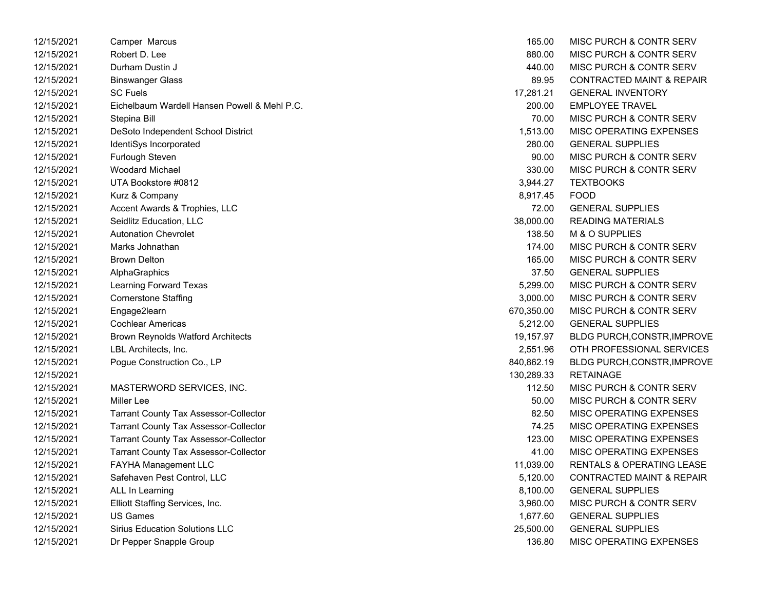| | | | |
|---|---|---|---|
| 12/15/2021 | Camper Marcus | 165.00 | MISC PURCH & CONTR SERV |
| 12/15/2021 | Robert D. Lee | 880.00 | MISC PURCH & CONTR SERV |
| 12/15/2021 | Durham Dustin J | 440.00 | MISC PURCH & CONTR SERV |
| 12/15/2021 | Binswanger Glass | 89.95 | CONTRACTED MAINT & REPAIR |
| 12/15/2021 | SC Fuels | 17,281.21 | GENERAL INVENTORY |
| 12/15/2021 | Eichelbaum Wardell Hansen Powell & Mehl P.C. | 200.00 | EMPLOYEE TRAVEL |
| 12/15/2021 | Stepina Bill | 70.00 | MISC PURCH & CONTR SERV |
| 12/15/2021 | DeSoto Independent School District | 1,513.00 | MISC OPERATING EXPENSES |
| 12/15/2021 | IdentiSys Incorporated | 280.00 | GENERAL SUPPLIES |
| 12/15/2021 | Furlough Steven | 90.00 | MISC PURCH & CONTR SERV |
| 12/15/2021 | Woodard Michael | 330.00 | MISC PURCH & CONTR SERV |
| 12/15/2021 | UTA Bookstore #0812 | 3,944.27 | TEXTBOOKS |
| 12/15/2021 | Kurz & Company | 8,917.45 | FOOD |
| 12/15/2021 | Accent Awards & Trophies, LLC | 72.00 | GENERAL SUPPLIES |
| 12/15/2021 | Seidlitz Education, LLC | 38,000.00 | READING MATERIALS |
| 12/15/2021 | Autonation Chevrolet | 138.50 | M & O SUPPLIES |
| 12/15/2021 | Marks Johnathan | 174.00 | MISC PURCH & CONTR SERV |
| 12/15/2021 | Brown Delton | 165.00 | MISC PURCH & CONTR SERV |
| 12/15/2021 | AlphaGraphics | 37.50 | GENERAL SUPPLIES |
| 12/15/2021 | Learning Forward Texas | 5,299.00 | MISC PURCH & CONTR SERV |
| 12/15/2021 | Cornerstone Staffing | 3,000.00 | MISC PURCH & CONTR SERV |
| 12/15/2021 | Engage2learn | 670,350.00 | MISC PURCH & CONTR SERV |
| 12/15/2021 | Cochlear Americas | 5,212.00 | GENERAL SUPPLIES |
| 12/15/2021 | Brown Reynolds Watford Architects | 19,157.97 | BLDG PURCH,CONSTR,IMPROVE |
| 12/15/2021 | LBL Architects, Inc. | 2,551.96 | OTH PROFESSIONAL SERVICES |
| 12/15/2021 | Pogue Construction Co., LP | 840,862.19 | BLDG PURCH,CONSTR,IMPROVE |
| 12/15/2021 | | 130,289.33 | RETAINAGE |
| 12/15/2021 | MASTERWORD SERVICES, INC. | 112.50 | MISC PURCH & CONTR SERV |
| 12/15/2021 | Miller Lee | 50.00 | MISC PURCH & CONTR SERV |
| 12/15/2021 | Tarrant County Tax Assessor-Collector | 82.50 | MISC OPERATING EXPENSES |
| 12/15/2021 | Tarrant County Tax Assessor-Collector | 74.25 | MISC OPERATING EXPENSES |
| 12/15/2021 | Tarrant County Tax Assessor-Collector | 123.00 | MISC OPERATING EXPENSES |
| 12/15/2021 | Tarrant County Tax Assessor-Collector | 41.00 | MISC OPERATING EXPENSES |
| 12/15/2021 | FAYHA Management LLC | 11,039.00 | RENTALS & OPERATING LEASE |
| 12/15/2021 | Safehaven Pest Control, LLC | 5,120.00 | CONTRACTED MAINT & REPAIR |
| 12/15/2021 | ALL In Learning | 8,100.00 | GENERAL SUPPLIES |
| 12/15/2021 | Elliott Staffing Services, Inc. | 3,960.00 | MISC PURCH & CONTR SERV |
| 12/15/2021 | US Games | 1,677.60 | GENERAL SUPPLIES |
| 12/15/2021 | Sirius Education Solutions LLC | 25,500.00 | GENERAL SUPPLIES |
| 12/15/2021 | Dr Pepper Snapple Group | 136.80 | MISC OPERATING EXPENSES |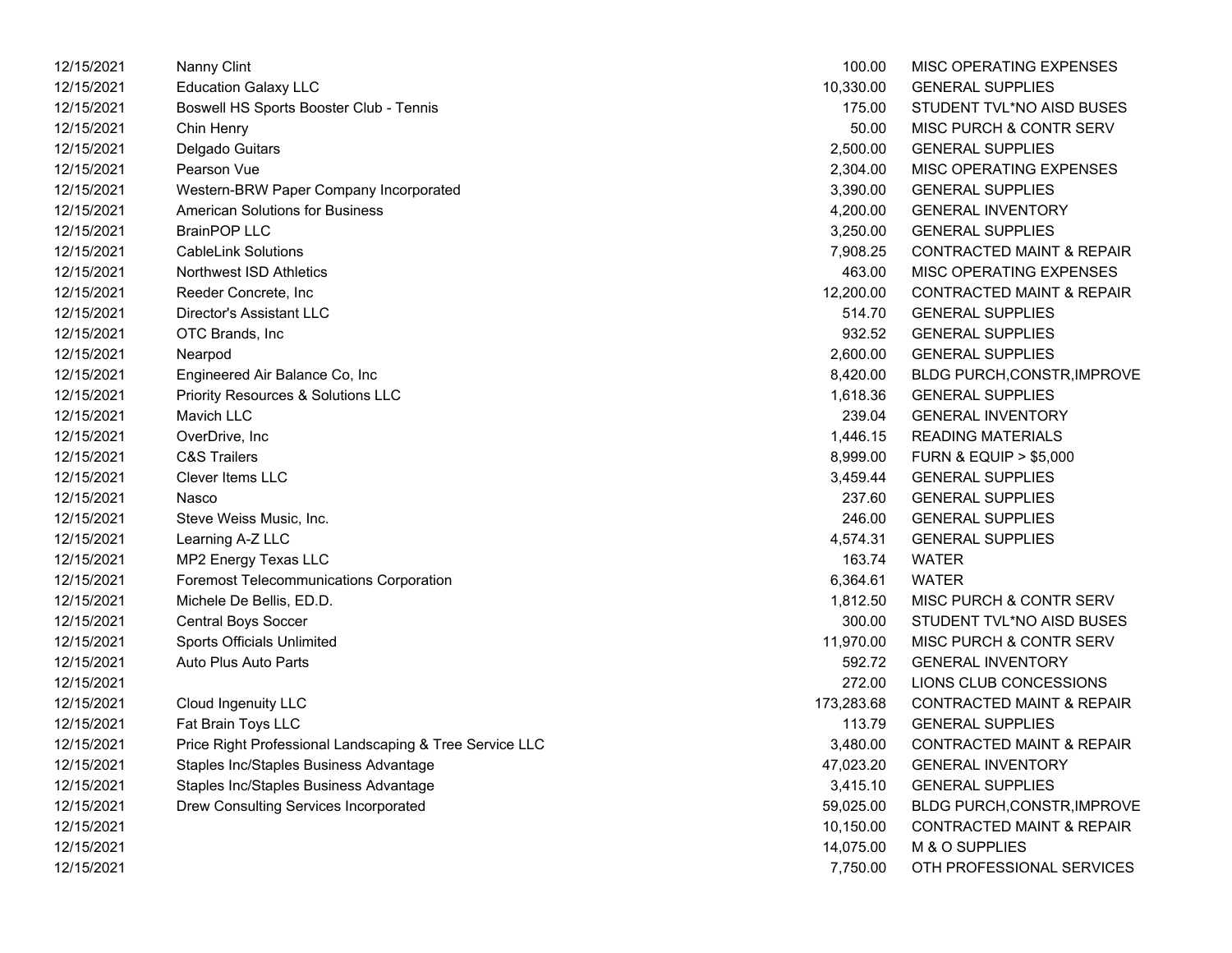| | | | |
|---|---|---|---|
| 12/15/2021 | Nanny Clint | 100.00 | MISC OPERATING EXPENSES |
| 12/15/2021 | Education Galaxy LLC | 10,330.00 | GENERAL SUPPLIES |
| 12/15/2021 | Boswell HS Sports Booster Club - Tennis | 175.00 | STUDENT TVL*NO AISD BUSES |
| 12/15/2021 | Chin Henry | 50.00 | MISC PURCH & CONTR SERV |
| 12/15/2021 | Delgado Guitars | 2,500.00 | GENERAL SUPPLIES |
| 12/15/2021 | Pearson Vue | 2,304.00 | MISC OPERATING EXPENSES |
| 12/15/2021 | Western-BRW Paper Company Incorporated | 3,390.00 | GENERAL SUPPLIES |
| 12/15/2021 | American Solutions for Business | 4,200.00 | GENERAL INVENTORY |
| 12/15/2021 | BrainPOP LLC | 3,250.00 | GENERAL SUPPLIES |
| 12/15/2021 | CableLink Solutions | 7,908.25 | CONTRACTED MAINT & REPAIR |
| 12/15/2021 | Northwest ISD Athletics | 463.00 | MISC OPERATING EXPENSES |
| 12/15/2021 | Reeder Concrete, Inc | 12,200.00 | CONTRACTED MAINT & REPAIR |
| 12/15/2021 | Director's Assistant LLC | 514.70 | GENERAL SUPPLIES |
| 12/15/2021 | OTC Brands, Inc | 932.52 | GENERAL SUPPLIES |
| 12/15/2021 | Nearpod | 2,600.00 | GENERAL SUPPLIES |
| 12/15/2021 | Engineered Air Balance Co, Inc | 8,420.00 | BLDG PURCH,CONSTR,IMPROVE |
| 12/15/2021 | Priority Resources & Solutions LLC | 1,618.36 | GENERAL SUPPLIES |
| 12/15/2021 | Mavich LLC | 239.04 | GENERAL INVENTORY |
| 12/15/2021 | OverDrive, Inc | 1,446.15 | READING MATERIALS |
| 12/15/2021 | C&S Trailers | 8,999.00 | FURN & EQUIP > $5,000 |
| 12/15/2021 | Clever Items LLC | 3,459.44 | GENERAL SUPPLIES |
| 12/15/2021 | Nasco | 237.60 | GENERAL SUPPLIES |
| 12/15/2021 | Steve Weiss Music, Inc. | 246.00 | GENERAL SUPPLIES |
| 12/15/2021 | Learning A-Z LLC | 4,574.31 | GENERAL SUPPLIES |
| 12/15/2021 | MP2 Energy Texas LLC | 163.74 | WATER |
| 12/15/2021 | Foremost Telecommunications Corporation | 6,364.61 | WATER |
| 12/15/2021 | Michele De Bellis, ED.D. | 1,812.50 | MISC PURCH & CONTR SERV |
| 12/15/2021 | Central Boys Soccer | 300.00 | STUDENT TVL*NO AISD BUSES |
| 12/15/2021 | Sports Officials Unlimited | 11,970.00 | MISC PURCH & CONTR SERV |
| 12/15/2021 | Auto Plus Auto Parts | 592.72 | GENERAL INVENTORY |
| 12/15/2021 | | 272.00 | LIONS CLUB CONCESSIONS |
| 12/15/2021 | Cloud Ingenuity LLC | 173,283.68 | CONTRACTED MAINT & REPAIR |
| 12/15/2021 | Fat Brain Toys LLC | 113.79 | GENERAL SUPPLIES |
| 12/15/2021 | Price Right Professional Landscaping & Tree Service LLC | 3,480.00 | CONTRACTED MAINT & REPAIR |
| 12/15/2021 | Staples Inc/Staples Business Advantage | 47,023.20 | GENERAL INVENTORY |
| 12/15/2021 | Staples Inc/Staples Business Advantage | 3,415.10 | GENERAL SUPPLIES |
| 12/15/2021 | Drew Consulting Services Incorporated | 59,025.00 | BLDG PURCH,CONSTR,IMPROVE |
| 12/15/2021 | | 10,150.00 | CONTRACTED MAINT & REPAIR |
| 12/15/2021 | | 14,075.00 | M & O SUPPLIES |
| 12/15/2021 | | 7,750.00 | OTH PROFESSIONAL SERVICES |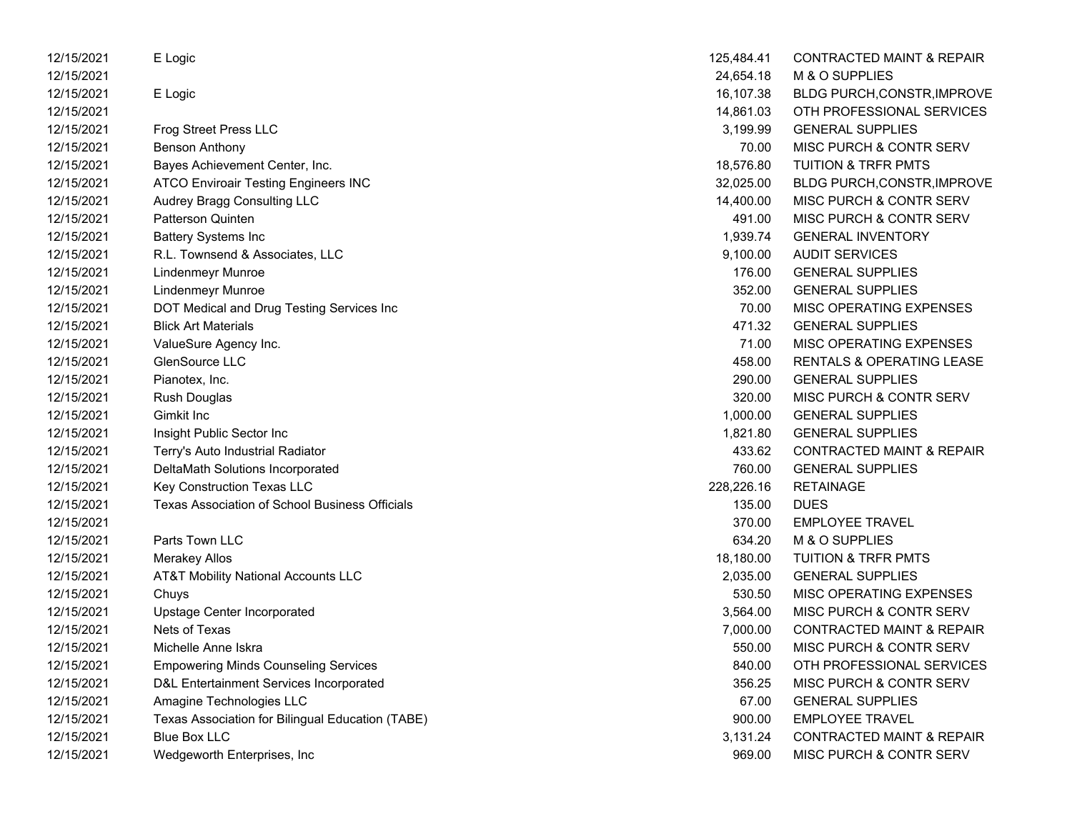| | | | |
|---|---|---|---|
| 12/15/2021 | E Logic | 125,484.41 | CONTRACTED MAINT & REPAIR |
| 12/15/2021 | | 24,654.18 | M & O SUPPLIES |
| 12/15/2021 | E Logic | 16,107.38 | BLDG PURCH,CONSTR,IMPROVE |
| 12/15/2021 | | 14,861.03 | OTH PROFESSIONAL SERVICES |
| 12/15/2021 | Frog Street Press LLC | 3,199.99 | GENERAL SUPPLIES |
| 12/15/2021 | Benson Anthony | 70.00 | MISC PURCH & CONTR SERV |
| 12/15/2021 | Bayes Achievement Center, Inc. | 18,576.80 | TUITION & TRFR PMTS |
| 12/15/2021 | ATCO Enviroair Testing Engineers INC | 32,025.00 | BLDG PURCH,CONSTR,IMPROVE |
| 12/15/2021 | Audrey Bragg Consulting LLC | 14,400.00 | MISC PURCH & CONTR SERV |
| 12/15/2021 | Patterson Quinten | 491.00 | MISC PURCH & CONTR SERV |
| 12/15/2021 | Battery Systems Inc | 1,939.74 | GENERAL INVENTORY |
| 12/15/2021 | R.L. Townsend & Associates, LLC | 9,100.00 | AUDIT SERVICES |
| 12/15/2021 | Lindenmeyr Munroe | 176.00 | GENERAL SUPPLIES |
| 12/15/2021 | Lindenmeyr Munroe | 352.00 | GENERAL SUPPLIES |
| 12/15/2021 | DOT Medical and Drug Testing Services Inc | 70.00 | MISC OPERATING EXPENSES |
| 12/15/2021 | Blick Art Materials | 471.32 | GENERAL SUPPLIES |
| 12/15/2021 | ValueSure Agency Inc. | 71.00 | MISC OPERATING EXPENSES |
| 12/15/2021 | GlenSource LLC | 458.00 | RENTALS & OPERATING LEASE |
| 12/15/2021 | Pianotex, Inc. | 290.00 | GENERAL SUPPLIES |
| 12/15/2021 | Rush Douglas | 320.00 | MISC PURCH & CONTR SERV |
| 12/15/2021 | Gimkit Inc | 1,000.00 | GENERAL SUPPLIES |
| 12/15/2021 | Insight Public Sector Inc | 1,821.80 | GENERAL SUPPLIES |
| 12/15/2021 | Terry's Auto Industrial Radiator | 433.62 | CONTRACTED MAINT & REPAIR |
| 12/15/2021 | DeltaMath Solutions Incorporated | 760.00 | GENERAL SUPPLIES |
| 12/15/2021 | Key Construction Texas LLC | 228,226.16 | RETAINAGE |
| 12/15/2021 | Texas Association of School Business Officials | 135.00 | DUES |
| 12/15/2021 | | 370.00 | EMPLOYEE TRAVEL |
| 12/15/2021 | Parts Town LLC | 634.20 | M & O SUPPLIES |
| 12/15/2021 | Merakey Allos | 18,180.00 | TUITION & TRFR PMTS |
| 12/15/2021 | AT&T Mobility National Accounts LLC | 2,035.00 | GENERAL SUPPLIES |
| 12/15/2021 | Chuys | 530.50 | MISC OPERATING EXPENSES |
| 12/15/2021 | Upstage Center Incorporated | 3,564.00 | MISC PURCH & CONTR SERV |
| 12/15/2021 | Nets of Texas | 7,000.00 | CONTRACTED MAINT & REPAIR |
| 12/15/2021 | Michelle Anne Iskra | 550.00 | MISC PURCH & CONTR SERV |
| 12/15/2021 | Empowering Minds Counseling Services | 840.00 | OTH PROFESSIONAL SERVICES |
| 12/15/2021 | D&L Entertainment Services Incorporated | 356.25 | MISC PURCH & CONTR SERV |
| 12/15/2021 | Amagine Technologies LLC | 67.00 | GENERAL SUPPLIES |
| 12/15/2021 | Texas Association for Bilingual Education (TABE) | 900.00 | EMPLOYEE TRAVEL |
| 12/15/2021 | Blue Box LLC | 3,131.24 | CONTRACTED MAINT & REPAIR |
| 12/15/2021 | Wedgeworth Enterprises, Inc | 969.00 | MISC PURCH & CONTR SERV |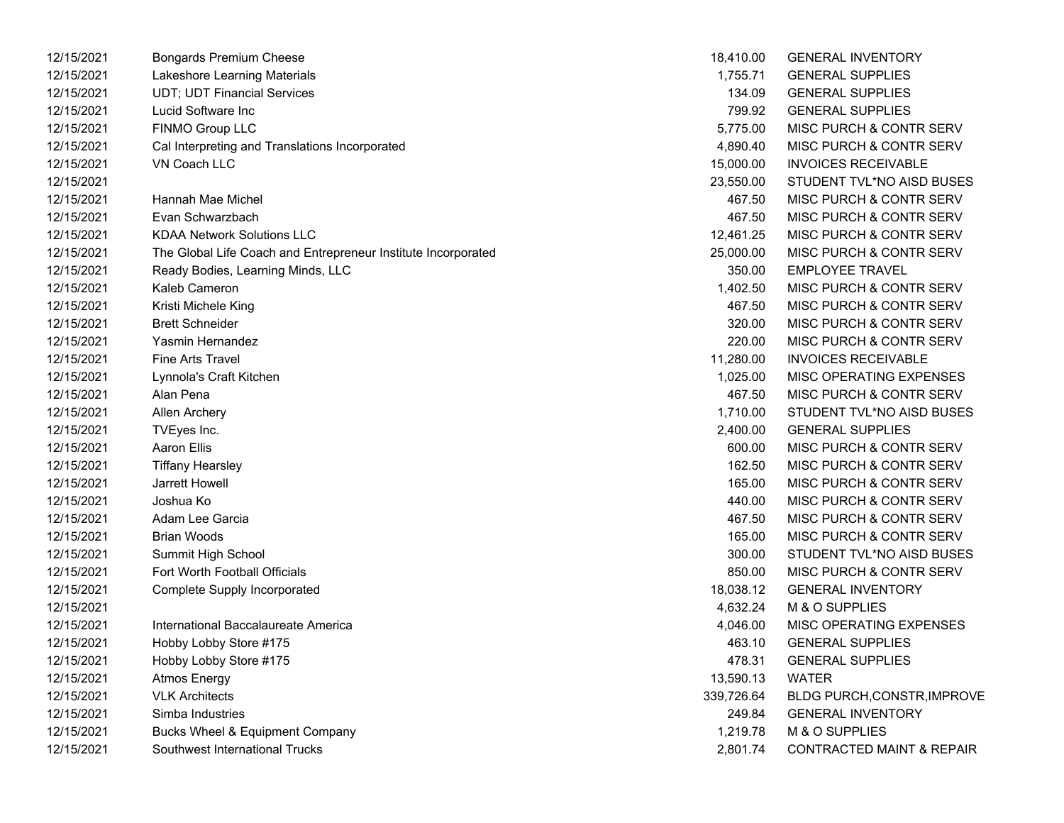| | | | |
|---|---|---|---|
| 12/15/2021 | Bongards Premium Cheese | 18,410.00 | GENERAL INVENTORY |
| 12/15/2021 | Lakeshore Learning Materials | 1,755.71 | GENERAL SUPPLIES |
| 12/15/2021 | UDT; UDT Financial Services | 134.09 | GENERAL SUPPLIES |
| 12/15/2021 | Lucid Software Inc | 799.92 | GENERAL SUPPLIES |
| 12/15/2021 | FINMO Group LLC | 5,775.00 | MISC PURCH & CONTR SERV |
| 12/15/2021 | Cal Interpreting and Translations Incorporated | 4,890.40 | MISC PURCH & CONTR SERV |
| 12/15/2021 | VN Coach LLC | 15,000.00 | INVOICES RECEIVABLE |
| 12/15/2021 | | 23,550.00 | STUDENT TVL*NO AISD BUSES |
| 12/15/2021 | Hannah Mae Michel | 467.50 | MISC PURCH & CONTR SERV |
| 12/15/2021 | Evan Schwarzbach | 467.50 | MISC PURCH & CONTR SERV |
| 12/15/2021 | KDAA Network Solutions LLC | 12,461.25 | MISC PURCH & CONTR SERV |
| 12/15/2021 | The Global Life Coach and Entrepreneur Institute Incorporated | 25,000.00 | MISC PURCH & CONTR SERV |
| 12/15/2021 | Ready Bodies, Learning Minds, LLC | 350.00 | EMPLOYEE TRAVEL |
| 12/15/2021 | Kaleb Cameron | 1,402.50 | MISC PURCH & CONTR SERV |
| 12/15/2021 | Kristi Michele King | 467.50 | MISC PURCH & CONTR SERV |
| 12/15/2021 | Brett Schneider | 320.00 | MISC PURCH & CONTR SERV |
| 12/15/2021 | Yasmin Hernandez | 220.00 | MISC PURCH & CONTR SERV |
| 12/15/2021 | Fine Arts Travel | 11,280.00 | INVOICES RECEIVABLE |
| 12/15/2021 | Lynnola's Craft Kitchen | 1,025.00 | MISC OPERATING EXPENSES |
| 12/15/2021 | Alan Pena | 467.50 | MISC PURCH & CONTR SERV |
| 12/15/2021 | Allen Archery | 1,710.00 | STUDENT TVL*NO AISD BUSES |
| 12/15/2021 | TVEyes Inc. | 2,400.00 | GENERAL SUPPLIES |
| 12/15/2021 | Aaron Ellis | 600.00 | MISC PURCH & CONTR SERV |
| 12/15/2021 | Tiffany Hearsley | 162.50 | MISC PURCH & CONTR SERV |
| 12/15/2021 | Jarrett Howell | 165.00 | MISC PURCH & CONTR SERV |
| 12/15/2021 | Joshua Ko | 440.00 | MISC PURCH & CONTR SERV |
| 12/15/2021 | Adam Lee Garcia | 467.50 | MISC PURCH & CONTR SERV |
| 12/15/2021 | Brian Woods | 165.00 | MISC PURCH & CONTR SERV |
| 12/15/2021 | Summit High School | 300.00 | STUDENT TVL*NO AISD BUSES |
| 12/15/2021 | Fort Worth Football Officials | 850.00 | MISC PURCH & CONTR SERV |
| 12/15/2021 | Complete Supply Incorporated | 18,038.12 | GENERAL INVENTORY |
| 12/15/2021 | | 4,632.24 | M & O SUPPLIES |
| 12/15/2021 | International Baccalaureate America | 4,046.00 | MISC OPERATING EXPENSES |
| 12/15/2021 | Hobby Lobby Store #175 | 463.10 | GENERAL SUPPLIES |
| 12/15/2021 | Hobby Lobby Store #175 | 478.31 | GENERAL SUPPLIES |
| 12/15/2021 | Atmos Energy | 13,590.13 | WATER |
| 12/15/2021 | VLK Architects | 339,726.64 | BLDG PURCH,CONSTR,IMPROVE |
| 12/15/2021 | Simba Industries | 249.84 | GENERAL INVENTORY |
| 12/15/2021 | Bucks Wheel & Equipment Company | 1,219.78 | M & O SUPPLIES |
| 12/15/2021 | Southwest International Trucks | 2,801.74 | CONTRACTED MAINT & REPAIR |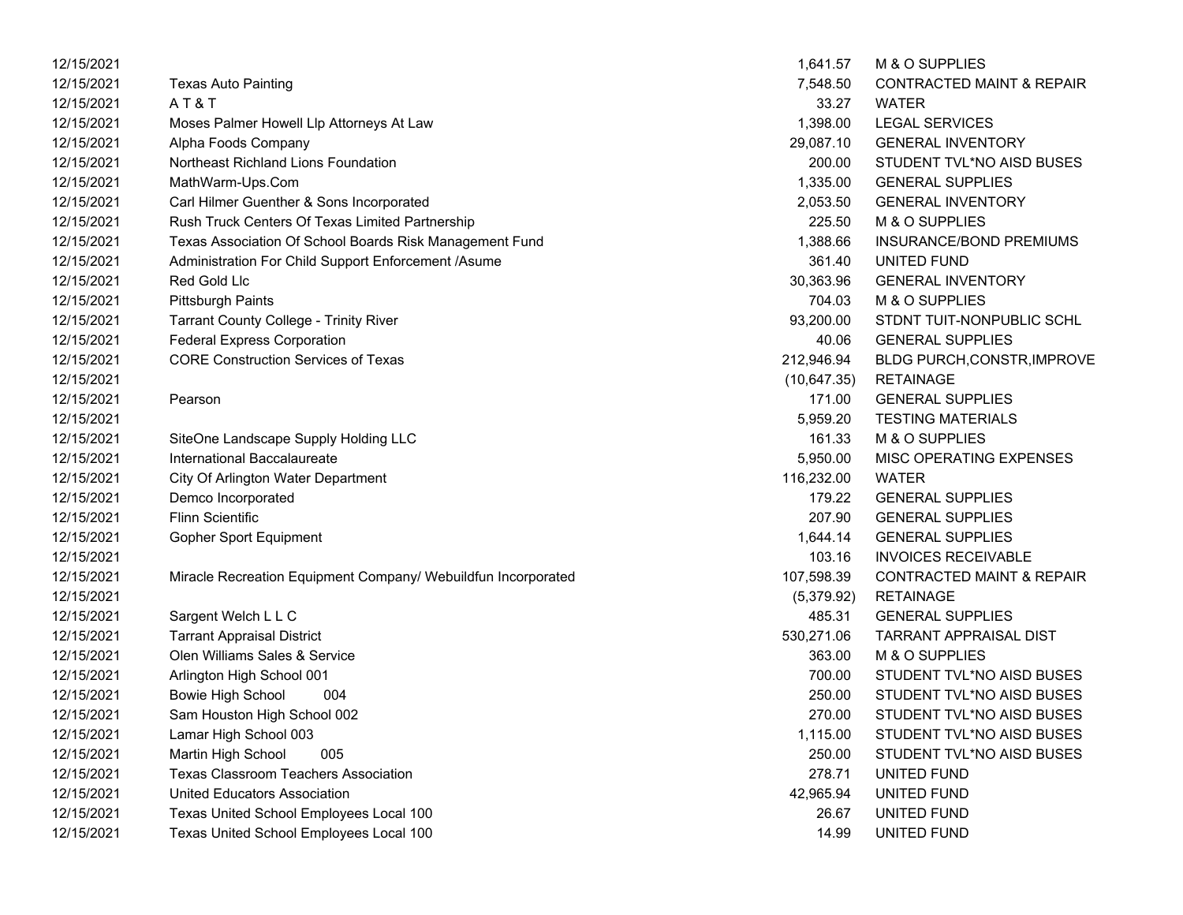| | | | |
|---|---|---|---|
| 12/15/2021 | | 1,641.57 | M & O SUPPLIES |
| 12/15/2021 | Texas Auto Painting | 7,548.50 | CONTRACTED MAINT & REPAIR |
| 12/15/2021 | A T & T | 33.27 | WATER |
| 12/15/2021 | Moses Palmer Howell Llp Attorneys At Law | 1,398.00 | LEGAL SERVICES |
| 12/15/2021 | Alpha Foods Company | 29,087.10 | GENERAL INVENTORY |
| 12/15/2021 | Northeast Richland Lions Foundation | 200.00 | STUDENT TVL*NO AISD BUSES |
| 12/15/2021 | MathWarm-Ups.Com | 1,335.00 | GENERAL SUPPLIES |
| 12/15/2021 | Carl Hilmer Guenther & Sons Incorporated | 2,053.50 | GENERAL INVENTORY |
| 12/15/2021 | Rush Truck Centers Of Texas Limited Partnership | 225.50 | M & O SUPPLIES |
| 12/15/2021 | Texas Association Of School Boards Risk Management Fund | 1,388.66 | INSURANCE/BOND PREMIUMS |
| 12/15/2021 | Administration For Child Support Enforcement /Asume | 361.40 | UNITED FUND |
| 12/15/2021 | Red Gold Llc | 30,363.96 | GENERAL INVENTORY |
| 12/15/2021 | Pittsburgh Paints | 704.03 | M & O SUPPLIES |
| 12/15/2021 | Tarrant County College - Trinity River | 93,200.00 | STDNT TUIT-NONPUBLIC SCHL |
| 12/15/2021 | Federal Express Corporation | 40.06 | GENERAL SUPPLIES |
| 12/15/2021 | CORE Construction Services of Texas | 212,946.94 | BLDG PURCH,CONSTR,IMPROVE |
| 12/15/2021 | | (10,647.35) | RETAINAGE |
| 12/15/2021 | Pearson | 171.00 | GENERAL SUPPLIES |
| 12/15/2021 | | 5,959.20 | TESTING MATERIALS |
| 12/15/2021 | SiteOne Landscape Supply Holding LLC | 161.33 | M & O SUPPLIES |
| 12/15/2021 | International Baccalaureate | 5,950.00 | MISC OPERATING EXPENSES |
| 12/15/2021 | City Of Arlington Water Department | 116,232.00 | WATER |
| 12/15/2021 | Demco Incorporated | 179.22 | GENERAL SUPPLIES |
| 12/15/2021 | Flinn Scientific | 207.90 | GENERAL SUPPLIES |
| 12/15/2021 | Gopher Sport Equipment | 1,644.14 | GENERAL SUPPLIES |
| 12/15/2021 | | 103.16 | INVOICES RECEIVABLE |
| 12/15/2021 | Miracle Recreation Equipment Company/ Webuildfun Incorporated | 107,598.39 | CONTRACTED MAINT & REPAIR |
| 12/15/2021 | | (5,379.92) | RETAINAGE |
| 12/15/2021 | Sargent Welch L L C | 485.31 | GENERAL SUPPLIES |
| 12/15/2021 | Tarrant Appraisal District | 530,271.06 | TARRANT APPRAISAL DIST |
| 12/15/2021 | Olen Williams Sales & Service | 363.00 | M & O SUPPLIES |
| 12/15/2021 | Arlington High School 001 | 700.00 | STUDENT TVL*NO AISD BUSES |
| 12/15/2021 | Bowie High School 004 | 250.00 | STUDENT TVL*NO AISD BUSES |
| 12/15/2021 | Sam Houston High School 002 | 270.00 | STUDENT TVL*NO AISD BUSES |
| 12/15/2021 | Lamar High School 003 | 1,115.00 | STUDENT TVL*NO AISD BUSES |
| 12/15/2021 | Martin High School 005 | 250.00 | STUDENT TVL*NO AISD BUSES |
| 12/15/2021 | Texas Classroom Teachers Association | 278.71 | UNITED FUND |
| 12/15/2021 | United Educators Association | 42,965.94 | UNITED FUND |
| 12/15/2021 | Texas United School Employees Local 100 | 26.67 | UNITED FUND |
| 12/15/2021 | Texas United School Employees Local 100 | 14.99 | UNITED FUND |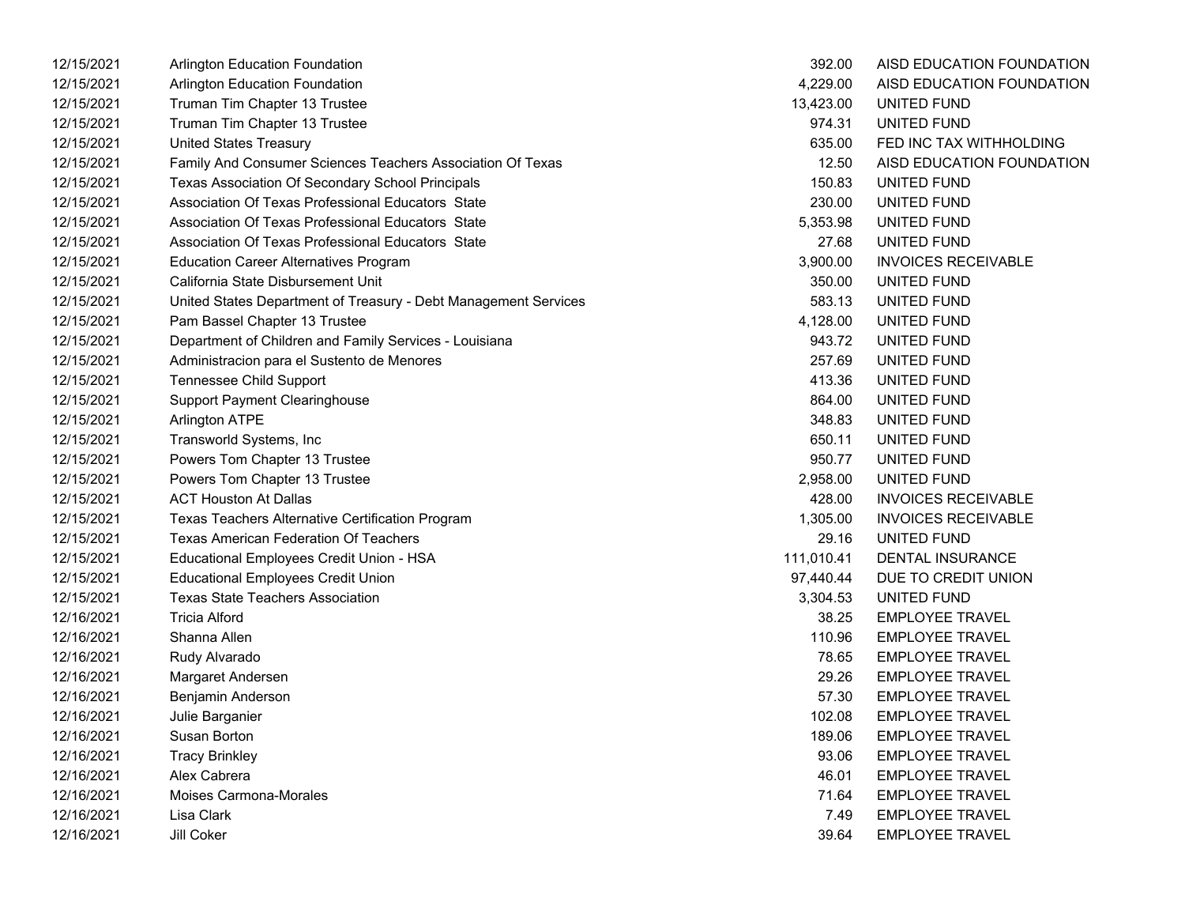| | | | |
|---|---|---|---|
| 12/15/2021 | Arlington Education Foundation | 392.00 | AISD EDUCATION FOUNDATION |
| 12/15/2021 | Arlington Education Foundation | 4,229.00 | AISD EDUCATION FOUNDATION |
| 12/15/2021 | Truman Tim Chapter 13 Trustee | 13,423.00 | UNITED FUND |
| 12/15/2021 | Truman Tim Chapter 13 Trustee | 974.31 | UNITED FUND |
| 12/15/2021 | United States Treasury | 635.00 | FED INC TAX WITHHOLDING |
| 12/15/2021 | Family And Consumer Sciences Teachers Association Of Texas | 12.50 | AISD EDUCATION FOUNDATION |
| 12/15/2021 | Texas Association Of Secondary School Principals | 150.83 | UNITED FUND |
| 12/15/2021 | Association Of Texas Professional Educators State | 230.00 | UNITED FUND |
| 12/15/2021 | Association Of Texas Professional Educators State | 5,353.98 | UNITED FUND |
| 12/15/2021 | Association Of Texas Professional Educators State | 27.68 | UNITED FUND |
| 12/15/2021 | Education Career Alternatives Program | 3,900.00 | INVOICES RECEIVABLE |
| 12/15/2021 | California State Disbursement Unit | 350.00 | UNITED FUND |
| 12/15/2021 | United States Department of Treasury - Debt Management Services | 583.13 | UNITED FUND |
| 12/15/2021 | Pam Bassel Chapter 13 Trustee | 4,128.00 | UNITED FUND |
| 12/15/2021 | Department of Children and Family Services - Louisiana | 943.72 | UNITED FUND |
| 12/15/2021 | Administracion para el Sustento de Menores | 257.69 | UNITED FUND |
| 12/15/2021 | Tennessee Child Support | 413.36 | UNITED FUND |
| 12/15/2021 | Support Payment Clearinghouse | 864.00 | UNITED FUND |
| 12/15/2021 | Arlington ATPE | 348.83 | UNITED FUND |
| 12/15/2021 | Transworld Systems, Inc | 650.11 | UNITED FUND |
| 12/15/2021 | Powers Tom Chapter 13 Trustee | 950.77 | UNITED FUND |
| 12/15/2021 | Powers Tom Chapter 13 Trustee | 2,958.00 | UNITED FUND |
| 12/15/2021 | ACT Houston At Dallas | 428.00 | INVOICES RECEIVABLE |
| 12/15/2021 | Texas Teachers Alternative Certification Program | 1,305.00 | INVOICES RECEIVABLE |
| 12/15/2021 | Texas American Federation Of Teachers | 29.16 | UNITED FUND |
| 12/15/2021 | Educational Employees Credit Union - HSA | 111,010.41 | DENTAL INSURANCE |
| 12/15/2021 | Educational Employees Credit Union | 97,440.44 | DUE TO CREDIT UNION |
| 12/15/2021 | Texas State Teachers Association | 3,304.53 | UNITED FUND |
| 12/16/2021 | Tricia Alford | 38.25 | EMPLOYEE TRAVEL |
| 12/16/2021 | Shanna Allen | 110.96 | EMPLOYEE TRAVEL |
| 12/16/2021 | Rudy Alvarado | 78.65 | EMPLOYEE TRAVEL |
| 12/16/2021 | Margaret Andersen | 29.26 | EMPLOYEE TRAVEL |
| 12/16/2021 | Benjamin Anderson | 57.30 | EMPLOYEE TRAVEL |
| 12/16/2021 | Julie Barganier | 102.08 | EMPLOYEE TRAVEL |
| 12/16/2021 | Susan Borton | 189.06 | EMPLOYEE TRAVEL |
| 12/16/2021 | Tracy Brinkley | 93.06 | EMPLOYEE TRAVEL |
| 12/16/2021 | Alex Cabrera | 46.01 | EMPLOYEE TRAVEL |
| 12/16/2021 | Moises Carmona-Morales | 71.64 | EMPLOYEE TRAVEL |
| 12/16/2021 | Lisa Clark | 7.49 | EMPLOYEE TRAVEL |
| 12/16/2021 | Jill Coker | 39.64 | EMPLOYEE TRAVEL |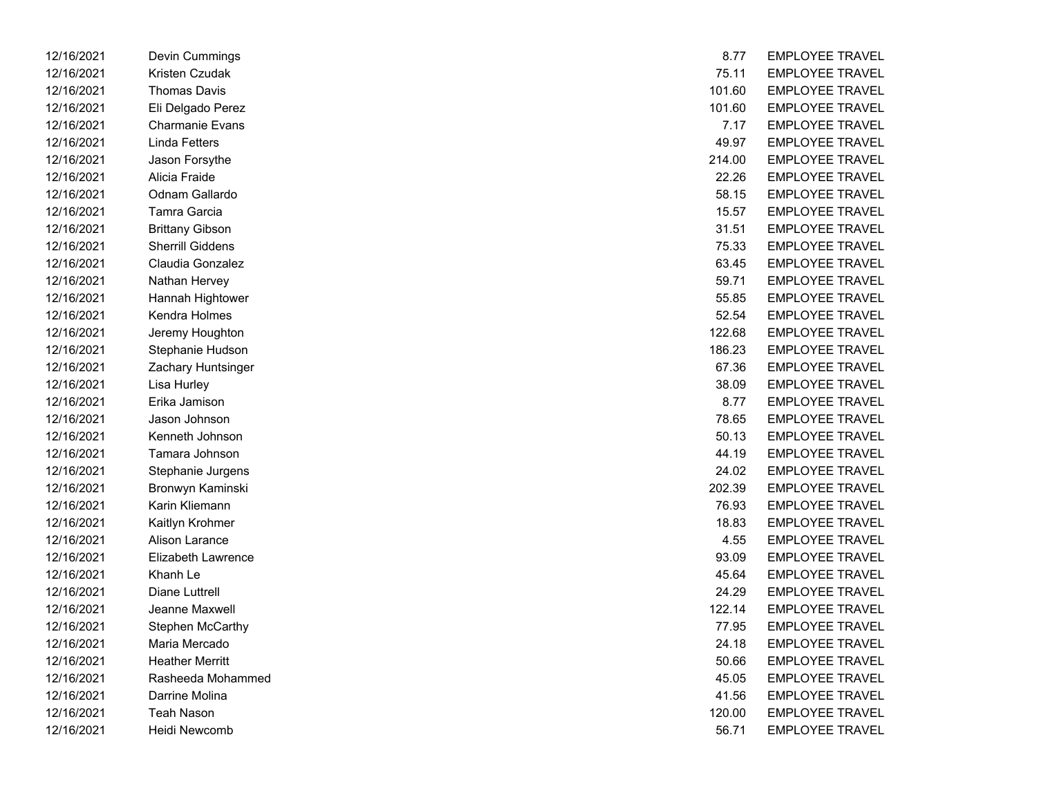| | | | |
|---|---|---|---|
| 12/16/2021 | Devin Cummings | 8.77 | EMPLOYEE TRAVEL |
| 12/16/2021 | Kristen Czudak | 75.11 | EMPLOYEE TRAVEL |
| 12/16/2021 | Thomas Davis | 101.60 | EMPLOYEE TRAVEL |
| 12/16/2021 | Eli Delgado Perez | 101.60 | EMPLOYEE TRAVEL |
| 12/16/2021 | Charmanie Evans | 7.17 | EMPLOYEE TRAVEL |
| 12/16/2021 | Linda Fetters | 49.97 | EMPLOYEE TRAVEL |
| 12/16/2021 | Jason Forsythe | 214.00 | EMPLOYEE TRAVEL |
| 12/16/2021 | Alicia Fraide | 22.26 | EMPLOYEE TRAVEL |
| 12/16/2021 | Odnam Gallardo | 58.15 | EMPLOYEE TRAVEL |
| 12/16/2021 | Tamra Garcia | 15.57 | EMPLOYEE TRAVEL |
| 12/16/2021 | Brittany Gibson | 31.51 | EMPLOYEE TRAVEL |
| 12/16/2021 | Sherrill Giddens | 75.33 | EMPLOYEE TRAVEL |
| 12/16/2021 | Claudia Gonzalez | 63.45 | EMPLOYEE TRAVEL |
| 12/16/2021 | Nathan Hervey | 59.71 | EMPLOYEE TRAVEL |
| 12/16/2021 | Hannah Hightower | 55.85 | EMPLOYEE TRAVEL |
| 12/16/2021 | Kendra Holmes | 52.54 | EMPLOYEE TRAVEL |
| 12/16/2021 | Jeremy Houghton | 122.68 | EMPLOYEE TRAVEL |
| 12/16/2021 | Stephanie Hudson | 186.23 | EMPLOYEE TRAVEL |
| 12/16/2021 | Zachary Huntsinger | 67.36 | EMPLOYEE TRAVEL |
| 12/16/2021 | Lisa Hurley | 38.09 | EMPLOYEE TRAVEL |
| 12/16/2021 | Erika Jamison | 8.77 | EMPLOYEE TRAVEL |
| 12/16/2021 | Jason Johnson | 78.65 | EMPLOYEE TRAVEL |
| 12/16/2021 | Kenneth Johnson | 50.13 | EMPLOYEE TRAVEL |
| 12/16/2021 | Tamara Johnson | 44.19 | EMPLOYEE TRAVEL |
| 12/16/2021 | Stephanie Jurgens | 24.02 | EMPLOYEE TRAVEL |
| 12/16/2021 | Bronwyn Kaminski | 202.39 | EMPLOYEE TRAVEL |
| 12/16/2021 | Karin Kliemann | 76.93 | EMPLOYEE TRAVEL |
| 12/16/2021 | Kaitlyn Krohmer | 18.83 | EMPLOYEE TRAVEL |
| 12/16/2021 | Alison Larance | 4.55 | EMPLOYEE TRAVEL |
| 12/16/2021 | Elizabeth Lawrence | 93.09 | EMPLOYEE TRAVEL |
| 12/16/2021 | Khanh Le | 45.64 | EMPLOYEE TRAVEL |
| 12/16/2021 | Diane Luttrell | 24.29 | EMPLOYEE TRAVEL |
| 12/16/2021 | Jeanne Maxwell | 122.14 | EMPLOYEE TRAVEL |
| 12/16/2021 | Stephen McCarthy | 77.95 | EMPLOYEE TRAVEL |
| 12/16/2021 | Maria Mercado | 24.18 | EMPLOYEE TRAVEL |
| 12/16/2021 | Heather Merritt | 50.66 | EMPLOYEE TRAVEL |
| 12/16/2021 | Rasheeda Mohammed | 45.05 | EMPLOYEE TRAVEL |
| 12/16/2021 | Darrine Molina | 41.56 | EMPLOYEE TRAVEL |
| 12/16/2021 | Teah Nason | 120.00 | EMPLOYEE TRAVEL |
| 12/16/2021 | Heidi Newcomb | 56.71 | EMPLOYEE TRAVEL |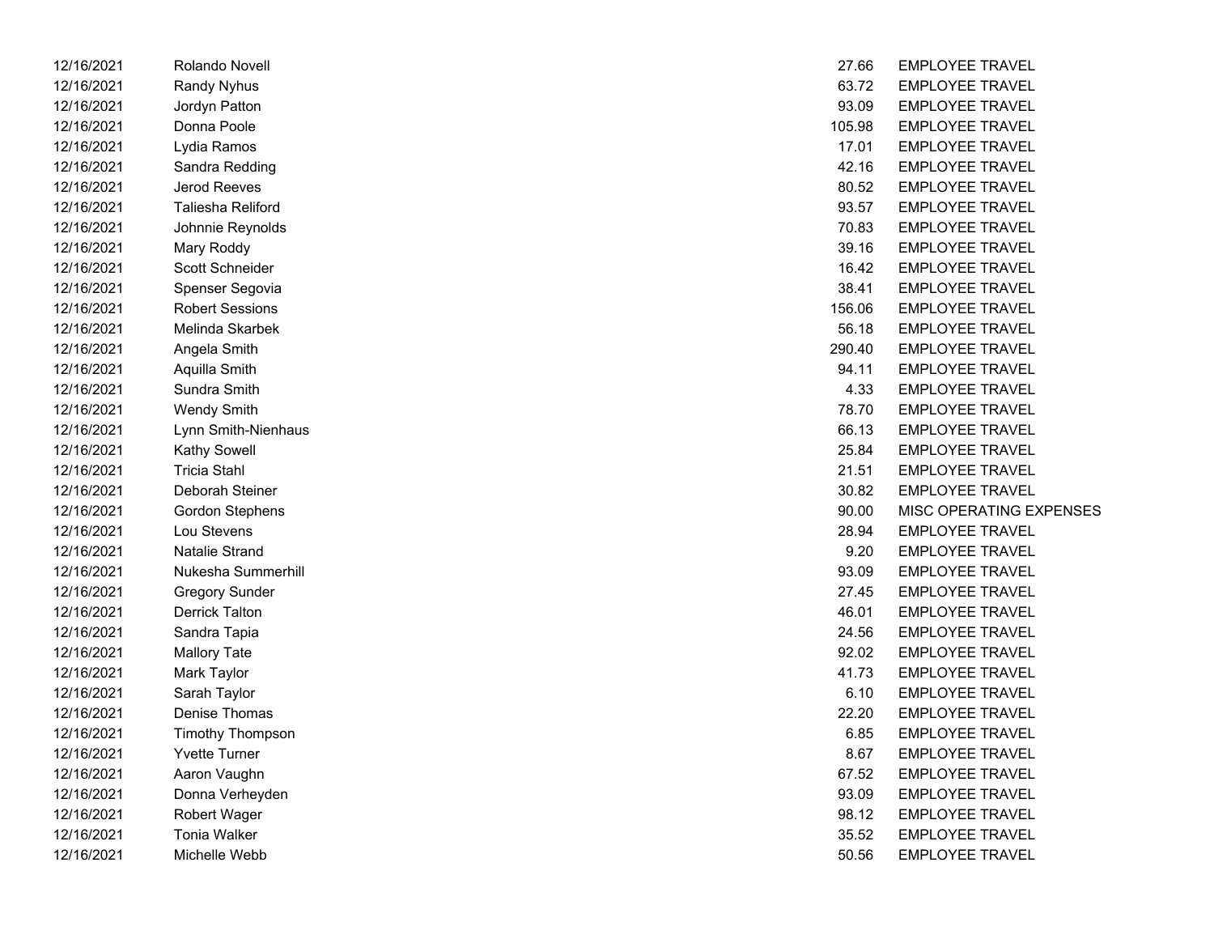| | | | |
|---|---|---|---|
| 12/16/2021 | Rolando Novell | 27.66 | EMPLOYEE TRAVEL |
| 12/16/2021 | Randy Nyhus | 63.72 | EMPLOYEE TRAVEL |
| 12/16/2021 | Jordyn Patton | 93.09 | EMPLOYEE TRAVEL |
| 12/16/2021 | Donna Poole | 105.98 | EMPLOYEE TRAVEL |
| 12/16/2021 | Lydia Ramos | 17.01 | EMPLOYEE TRAVEL |
| 12/16/2021 | Sandra Redding | 42.16 | EMPLOYEE TRAVEL |
| 12/16/2021 | Jerod Reeves | 80.52 | EMPLOYEE TRAVEL |
| 12/16/2021 | Taliesha Reliford | 93.57 | EMPLOYEE TRAVEL |
| 12/16/2021 | Johnnie Reynolds | 70.83 | EMPLOYEE TRAVEL |
| 12/16/2021 | Mary Roddy | 39.16 | EMPLOYEE TRAVEL |
| 12/16/2021 | Scott Schneider | 16.42 | EMPLOYEE TRAVEL |
| 12/16/2021 | Spenser Segovia | 38.41 | EMPLOYEE TRAVEL |
| 12/16/2021 | Robert Sessions | 156.06 | EMPLOYEE TRAVEL |
| 12/16/2021 | Melinda Skarbek | 56.18 | EMPLOYEE TRAVEL |
| 12/16/2021 | Angela Smith | 290.40 | EMPLOYEE TRAVEL |
| 12/16/2021 | Aquilla Smith | 94.11 | EMPLOYEE TRAVEL |
| 12/16/2021 | Sundra Smith | 4.33 | EMPLOYEE TRAVEL |
| 12/16/2021 | Wendy Smith | 78.70 | EMPLOYEE TRAVEL |
| 12/16/2021 | Lynn Smith-Nienhaus | 66.13 | EMPLOYEE TRAVEL |
| 12/16/2021 | Kathy Sowell | 25.84 | EMPLOYEE TRAVEL |
| 12/16/2021 | Tricia Stahl | 21.51 | EMPLOYEE TRAVEL |
| 12/16/2021 | Deborah Steiner | 30.82 | EMPLOYEE TRAVEL |
| 12/16/2021 | Gordon Stephens | 90.00 | MISC OPERATING EXPENSES |
| 12/16/2021 | Lou Stevens | 28.94 | EMPLOYEE TRAVEL |
| 12/16/2021 | Natalie Strand | 9.20 | EMPLOYEE TRAVEL |
| 12/16/2021 | Nukesha Summerhill | 93.09 | EMPLOYEE TRAVEL |
| 12/16/2021 | Gregory Sunder | 27.45 | EMPLOYEE TRAVEL |
| 12/16/2021 | Derrick Talton | 46.01 | EMPLOYEE TRAVEL |
| 12/16/2021 | Sandra Tapia | 24.56 | EMPLOYEE TRAVEL |
| 12/16/2021 | Mallory Tate | 92.02 | EMPLOYEE TRAVEL |
| 12/16/2021 | Mark Taylor | 41.73 | EMPLOYEE TRAVEL |
| 12/16/2021 | Sarah Taylor | 6.10 | EMPLOYEE TRAVEL |
| 12/16/2021 | Denise Thomas | 22.20 | EMPLOYEE TRAVEL |
| 12/16/2021 | Timothy Thompson | 6.85 | EMPLOYEE TRAVEL |
| 12/16/2021 | Yvette Turner | 8.67 | EMPLOYEE TRAVEL |
| 12/16/2021 | Aaron Vaughn | 67.52 | EMPLOYEE TRAVEL |
| 12/16/2021 | Donna Verheyden | 93.09 | EMPLOYEE TRAVEL |
| 12/16/2021 | Robert Wager | 98.12 | EMPLOYEE TRAVEL |
| 12/16/2021 | Tonia Walker | 35.52 | EMPLOYEE TRAVEL |
| 12/16/2021 | Michelle Webb | 50.56 | EMPLOYEE TRAVEL |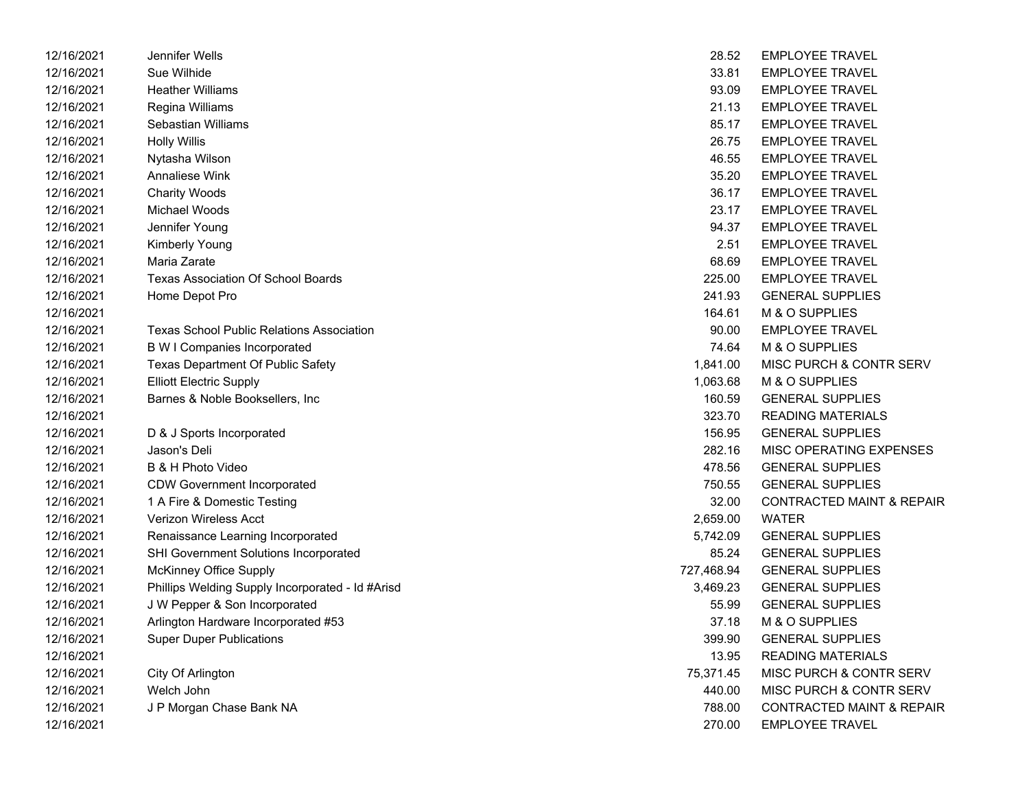| | | | |
|---|---|---|---|
| 12/16/2021 | Jennifer Wells | 28.52 | EMPLOYEE TRAVEL |
| 12/16/2021 | Sue Wilhide | 33.81 | EMPLOYEE TRAVEL |
| 12/16/2021 | Heather Williams | 93.09 | EMPLOYEE TRAVEL |
| 12/16/2021 | Regina Williams | 21.13 | EMPLOYEE TRAVEL |
| 12/16/2021 | Sebastian Williams | 85.17 | EMPLOYEE TRAVEL |
| 12/16/2021 | Holly Willis | 26.75 | EMPLOYEE TRAVEL |
| 12/16/2021 | Nytasha Wilson | 46.55 | EMPLOYEE TRAVEL |
| 12/16/2021 | Annaliese Wink | 35.20 | EMPLOYEE TRAVEL |
| 12/16/2021 | Charity Woods | 36.17 | EMPLOYEE TRAVEL |
| 12/16/2021 | Michael Woods | 23.17 | EMPLOYEE TRAVEL |
| 12/16/2021 | Jennifer Young | 94.37 | EMPLOYEE TRAVEL |
| 12/16/2021 | Kimberly Young | 2.51 | EMPLOYEE TRAVEL |
| 12/16/2021 | Maria Zarate | 68.69 | EMPLOYEE TRAVEL |
| 12/16/2021 | Texas Association Of School Boards | 225.00 | EMPLOYEE TRAVEL |
| 12/16/2021 | Home Depot Pro | 241.93 | GENERAL SUPPLIES |
| 12/16/2021 | | 164.61 | M & O SUPPLIES |
| 12/16/2021 | Texas School Public Relations Association | 90.00 | EMPLOYEE TRAVEL |
| 12/16/2021 | B W I Companies Incorporated | 74.64 | M & O SUPPLIES |
| 12/16/2021 | Texas Department Of Public Safety | 1,841.00 | MISC PURCH & CONTR SERV |
| 12/16/2021 | Elliott Electric Supply | 1,063.68 | M & O SUPPLIES |
| 12/16/2021 | Barnes & Noble Booksellers, Inc | 160.59 | GENERAL SUPPLIES |
| 12/16/2021 | | 323.70 | READING MATERIALS |
| 12/16/2021 | D & J Sports Incorporated | 156.95 | GENERAL SUPPLIES |
| 12/16/2021 | Jason's Deli | 282.16 | MISC OPERATING EXPENSES |
| 12/16/2021 | B & H Photo Video | 478.56 | GENERAL SUPPLIES |
| 12/16/2021 | CDW Government Incorporated | 750.55 | GENERAL SUPPLIES |
| 12/16/2021 | 1 A Fire & Domestic Testing | 32.00 | CONTRACTED MAINT & REPAIR |
| 12/16/2021 | Verizon Wireless Acct | 2,659.00 | WATER |
| 12/16/2021 | Renaissance Learning Incorporated | 5,742.09 | GENERAL SUPPLIES |
| 12/16/2021 | SHI Government Solutions Incorporated | 85.24 | GENERAL SUPPLIES |
| 12/16/2021 | McKinney Office Supply | 727,468.94 | GENERAL SUPPLIES |
| 12/16/2021 | Phillips Welding Supply Incorporated - Id #Arisd | 3,469.23 | GENERAL SUPPLIES |
| 12/16/2021 | J W Pepper & Son Incorporated | 55.99 | GENERAL SUPPLIES |
| 12/16/2021 | Arlington Hardware Incorporated #53 | 37.18 | M & O SUPPLIES |
| 12/16/2021 | Super Duper Publications | 399.90 | GENERAL SUPPLIES |
| 12/16/2021 | | 13.95 | READING MATERIALS |
| 12/16/2021 | City Of Arlington | 75,371.45 | MISC PURCH & CONTR SERV |
| 12/16/2021 | Welch John | 440.00 | MISC PURCH & CONTR SERV |
| 12/16/2021 | J P Morgan Chase Bank NA | 788.00 | CONTRACTED MAINT & REPAIR |
| 12/16/2021 | | 270.00 | EMPLOYEE TRAVEL |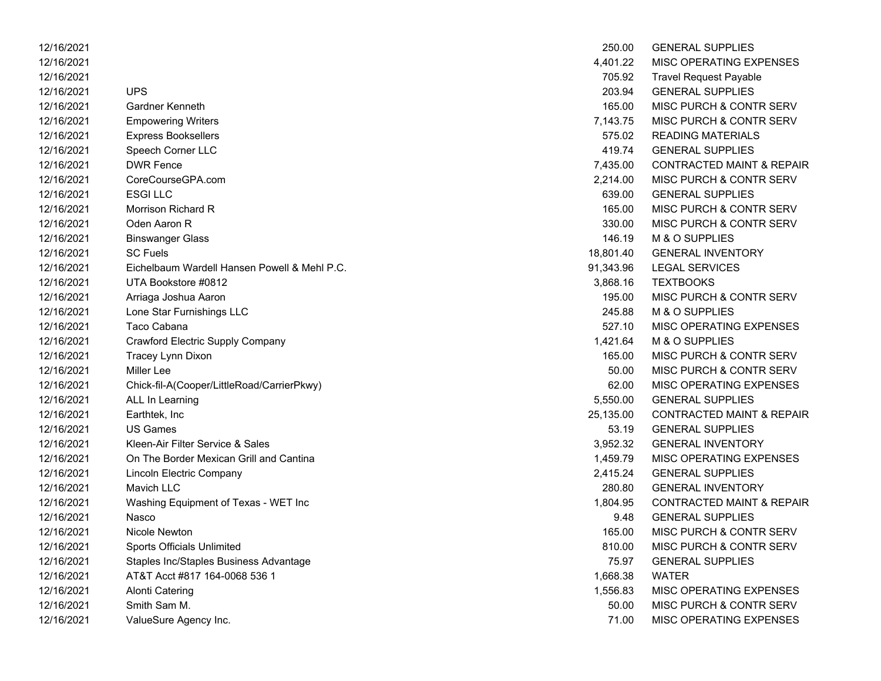| | | | |
|---|---|---|---|
| 12/16/2021 | | 250.00 | GENERAL SUPPLIES |
| 12/16/2021 | | 4,401.22 | MISC OPERATING EXPENSES |
| 12/16/2021 | | 705.92 | Travel Request Payable |
| 12/16/2021 | UPS | 203.94 | GENERAL SUPPLIES |
| 12/16/2021 | Gardner Kenneth | 165.00 | MISC PURCH & CONTR SERV |
| 12/16/2021 | Empowering Writers | 7,143.75 | MISC PURCH & CONTR SERV |
| 12/16/2021 | Express Booksellers | 575.02 | READING MATERIALS |
| 12/16/2021 | Speech Corner LLC | 419.74 | GENERAL SUPPLIES |
| 12/16/2021 | DWR Fence | 7,435.00 | CONTRACTED MAINT & REPAIR |
| 12/16/2021 | CoreCourseGPA.com | 2,214.00 | MISC PURCH & CONTR SERV |
| 12/16/2021 | ESGI LLC | 639.00 | GENERAL SUPPLIES |
| 12/16/2021 | Morrison Richard R | 165.00 | MISC PURCH & CONTR SERV |
| 12/16/2021 | Oden Aaron R | 330.00 | MISC PURCH & CONTR SERV |
| 12/16/2021 | Binswanger Glass | 146.19 | M & O SUPPLIES |
| 12/16/2021 | SC Fuels | 18,801.40 | GENERAL INVENTORY |
| 12/16/2021 | Eichelbaum Wardell Hansen Powell & Mehl P.C. | 91,343.96 | LEGAL SERVICES |
| 12/16/2021 | UTA Bookstore #0812 | 3,868.16 | TEXTBOOKS |
| 12/16/2021 | Arriaga Joshua Aaron | 195.00 | MISC PURCH & CONTR SERV |
| 12/16/2021 | Lone Star Furnishings LLC | 245.88 | M & O SUPPLIES |
| 12/16/2021 | Taco Cabana | 527.10 | MISC OPERATING EXPENSES |
| 12/16/2021 | Crawford Electric Supply Company | 1,421.64 | M & O SUPPLIES |
| 12/16/2021 | Tracey Lynn Dixon | 165.00 | MISC PURCH & CONTR SERV |
| 12/16/2021 | Miller Lee | 50.00 | MISC PURCH & CONTR SERV |
| 12/16/2021 | Chick-fil-A(Cooper/LittleRoad/CarrierPkwy) | 62.00 | MISC OPERATING EXPENSES |
| 12/16/2021 | ALL In Learning | 5,550.00 | GENERAL SUPPLIES |
| 12/16/2021 | Earthtek, Inc | 25,135.00 | CONTRACTED MAINT & REPAIR |
| 12/16/2021 | US Games | 53.19 | GENERAL SUPPLIES |
| 12/16/2021 | Kleen-Air Filter Service & Sales | 3,952.32 | GENERAL INVENTORY |
| 12/16/2021 | On The Border Mexican Grill and Cantina | 1,459.79 | MISC OPERATING EXPENSES |
| 12/16/2021 | Lincoln Electric Company | 2,415.24 | GENERAL SUPPLIES |
| 12/16/2021 | Mavich LLC | 280.80 | GENERAL INVENTORY |
| 12/16/2021 | Washing Equipment of Texas - WET Inc | 1,804.95 | CONTRACTED MAINT & REPAIR |
| 12/16/2021 | Nasco | 9.48 | GENERAL SUPPLIES |
| 12/16/2021 | Nicole Newton | 165.00 | MISC PURCH & CONTR SERV |
| 12/16/2021 | Sports Officials Unlimited | 810.00 | MISC PURCH & CONTR SERV |
| 12/16/2021 | Staples Inc/Staples Business Advantage | 75.97 | GENERAL SUPPLIES |
| 12/16/2021 | AT&T Acct #817 164-0068 536 1 | 1,668.38 | WATER |
| 12/16/2021 | Alonti Catering | 1,556.83 | MISC OPERATING EXPENSES |
| 12/16/2021 | Smith Sam M. | 50.00 | MISC PURCH & CONTR SERV |
| 12/16/2021 | ValueSure Agency Inc. | 71.00 | MISC OPERATING EXPENSES |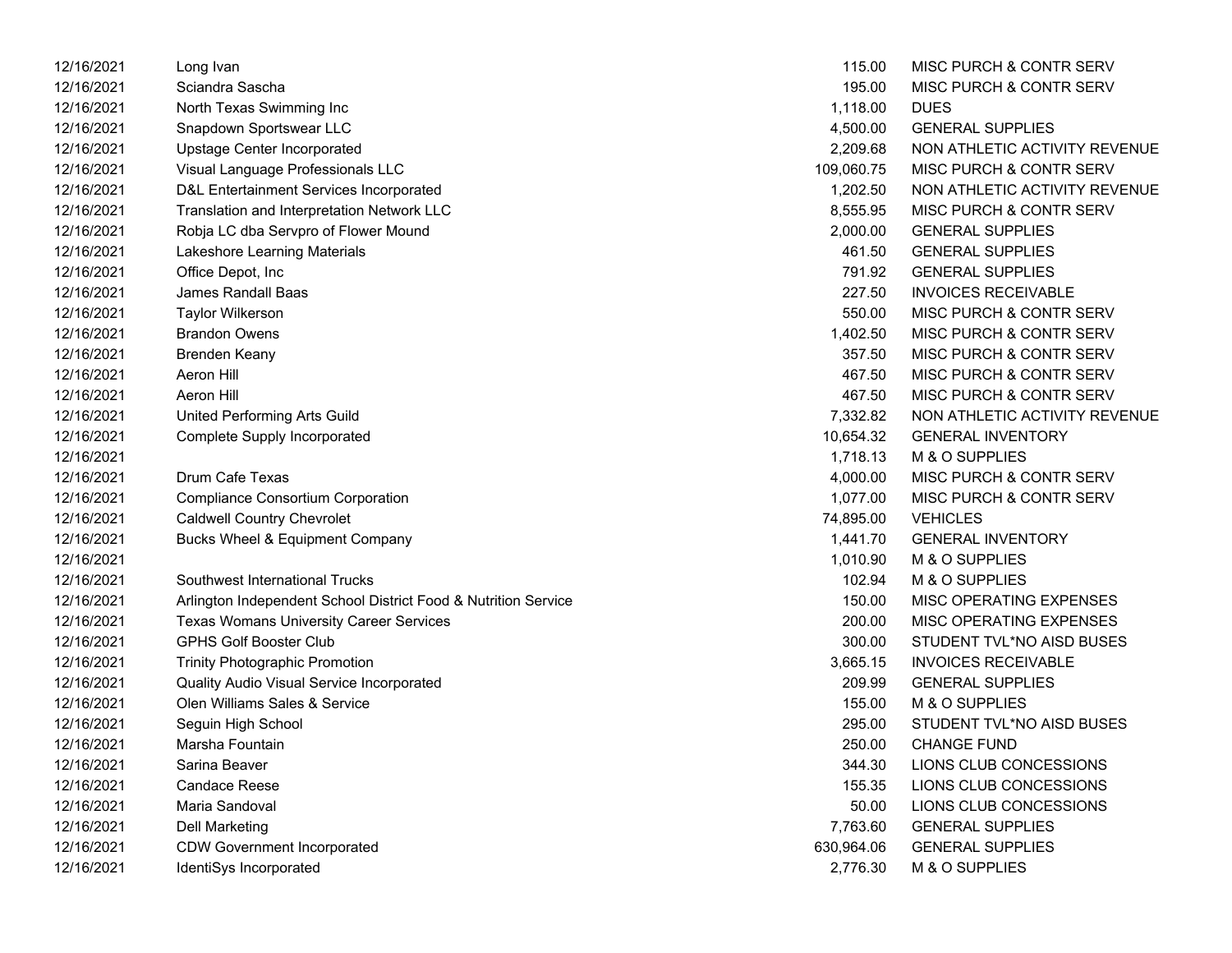| | | | |
|---|---|---|---|
| 12/16/2021 | Long Ivan | 115.00 | MISC PURCH & CONTR SERV |
| 12/16/2021 | Sciandra Sascha | 195.00 | MISC PURCH & CONTR SERV |
| 12/16/2021 | North Texas Swimming Inc | 1,118.00 | DUES |
| 12/16/2021 | Snapdown Sportswear LLC | 4,500.00 | GENERAL SUPPLIES |
| 12/16/2021 | Upstage Center Incorporated | 2,209.68 | NON ATHLETIC ACTIVITY REVENUE |
| 12/16/2021 | Visual Language Professionals LLC | 109,060.75 | MISC PURCH & CONTR SERV |
| 12/16/2021 | D&L Entertainment Services Incorporated | 1,202.50 | NON ATHLETIC ACTIVITY REVENUE |
| 12/16/2021 | Translation and Interpretation Network LLC | 8,555.95 | MISC PURCH & CONTR SERV |
| 12/16/2021 | Robja LC dba Servpro of Flower Mound | 2,000.00 | GENERAL SUPPLIES |
| 12/16/2021 | Lakeshore Learning Materials | 461.50 | GENERAL SUPPLIES |
| 12/16/2021 | Office Depot, Inc | 791.92 | GENERAL SUPPLIES |
| 12/16/2021 | James Randall Baas | 227.50 | INVOICES RECEIVABLE |
| 12/16/2021 | Taylor Wilkerson | 550.00 | MISC PURCH & CONTR SERV |
| 12/16/2021 | Brandon Owens | 1,402.50 | MISC PURCH & CONTR SERV |
| 12/16/2021 | Brenden Keany | 357.50 | MISC PURCH & CONTR SERV |
| 12/16/2021 | Aeron Hill | 467.50 | MISC PURCH & CONTR SERV |
| 12/16/2021 | Aeron Hill | 467.50 | MISC PURCH & CONTR SERV |
| 12/16/2021 | United Performing Arts Guild | 7,332.82 | NON ATHLETIC ACTIVITY REVENUE |
| 12/16/2021 | Complete Supply Incorporated | 10,654.32 | GENERAL INVENTORY |
| 12/16/2021 | | 1,718.13 | M & O SUPPLIES |
| 12/16/2021 | Drum Cafe Texas | 4,000.00 | MISC PURCH & CONTR SERV |
| 12/16/2021 | Compliance Consortium Corporation | 1,077.00 | MISC PURCH & CONTR SERV |
| 12/16/2021 | Caldwell Country Chevrolet | 74,895.00 | VEHICLES |
| 12/16/2021 | Bucks Wheel & Equipment Company | 1,441.70 | GENERAL INVENTORY |
| 12/16/2021 | | 1,010.90 | M & O SUPPLIES |
| 12/16/2021 | Southwest International Trucks | 102.94 | M & O SUPPLIES |
| 12/16/2021 | Arlington Independent School District Food & Nutrition Service | 150.00 | MISC OPERATING EXPENSES |
| 12/16/2021 | Texas Womans University Career Services | 200.00 | MISC OPERATING EXPENSES |
| 12/16/2021 | GPHS Golf Booster Club | 300.00 | STUDENT TVL*NO AISD BUSES |
| 12/16/2021 | Trinity Photographic Promotion | 3,665.15 | INVOICES RECEIVABLE |
| 12/16/2021 | Quality Audio Visual Service Incorporated | 209.99 | GENERAL SUPPLIES |
| 12/16/2021 | Olen Williams Sales & Service | 155.00 | M & O SUPPLIES |
| 12/16/2021 | Seguin High School | 295.00 | STUDENT TVL*NO AISD BUSES |
| 12/16/2021 | Marsha Fountain | 250.00 | CHANGE FUND |
| 12/16/2021 | Sarina Beaver | 344.30 | LIONS CLUB CONCESSIONS |
| 12/16/2021 | Candace Reese | 155.35 | LIONS CLUB CONCESSIONS |
| 12/16/2021 | Maria Sandoval | 50.00 | LIONS CLUB CONCESSIONS |
| 12/16/2021 | Dell Marketing | 7,763.60 | GENERAL SUPPLIES |
| 12/16/2021 | CDW Government Incorporated | 630,964.06 | GENERAL SUPPLIES |
| 12/16/2021 | IdentiSys Incorporated | 2,776.30 | M & O SUPPLIES |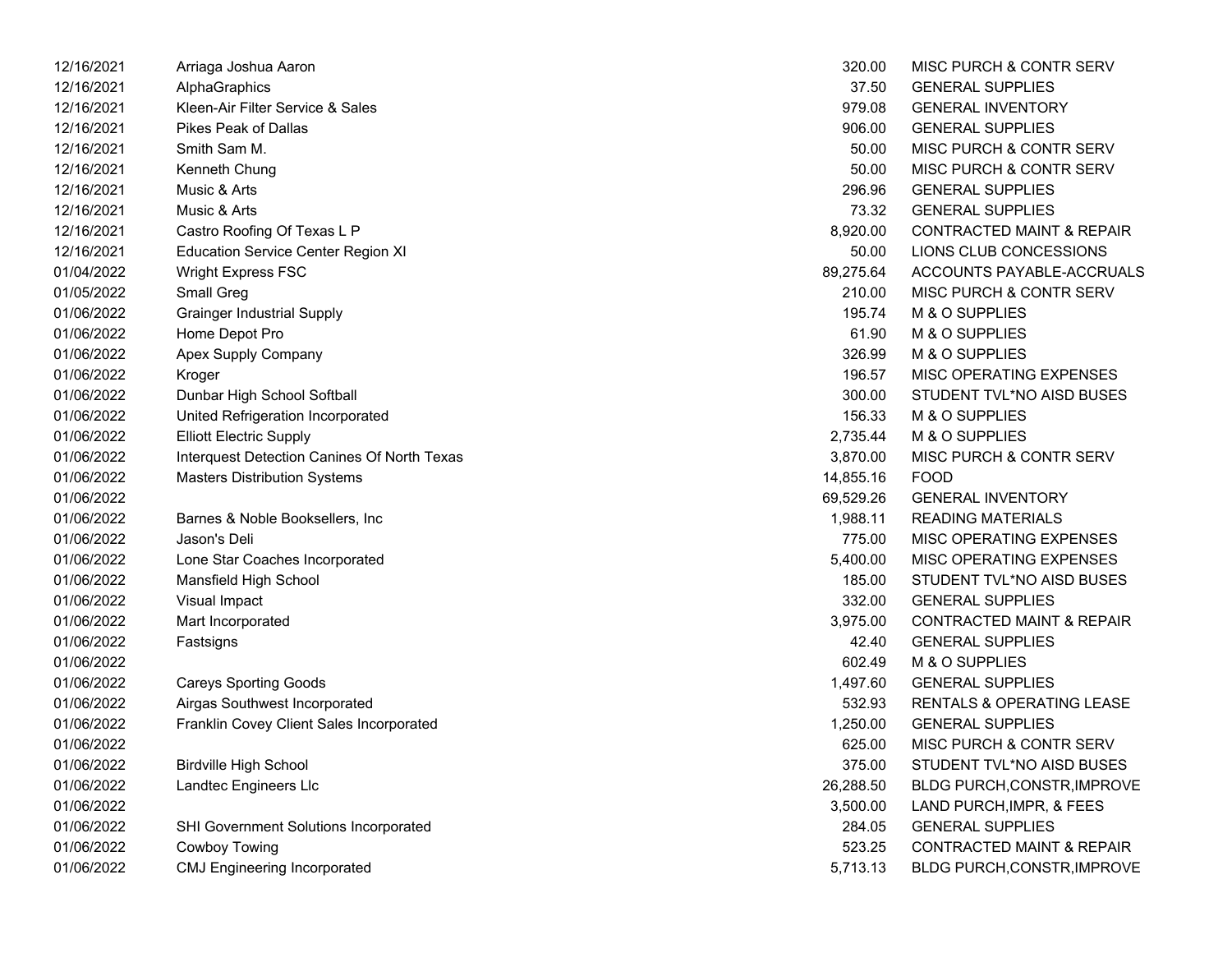| | | | |
|---|---|---|---|
| 12/16/2021 | Arriaga Joshua Aaron | 320.00 | MISC PURCH & CONTR SERV |
| 12/16/2021 | AlphaGraphics | 37.50 | GENERAL SUPPLIES |
| 12/16/2021 | Kleen-Air Filter Service & Sales | 979.08 | GENERAL INVENTORY |
| 12/16/2021 | Pikes Peak of Dallas | 906.00 | GENERAL SUPPLIES |
| 12/16/2021 | Smith Sam M. | 50.00 | MISC PURCH & CONTR SERV |
| 12/16/2021 | Kenneth Chung | 50.00 | MISC PURCH & CONTR SERV |
| 12/16/2021 | Music & Arts | 296.96 | GENERAL SUPPLIES |
| 12/16/2021 | Music & Arts | 73.32 | GENERAL SUPPLIES |
| 12/16/2021 | Castro Roofing Of Texas L P | 8,920.00 | CONTRACTED MAINT & REPAIR |
| 12/16/2021 | Education Service Center Region XI | 50.00 | LIONS CLUB CONCESSIONS |
| 01/04/2022 | Wright Express FSC | 89,275.64 | ACCOUNTS PAYABLE-ACCRUALS |
| 01/05/2022 | Small Greg | 210.00 | MISC PURCH & CONTR SERV |
| 01/06/2022 | Grainger Industrial Supply | 195.74 | M & O SUPPLIES |
| 01/06/2022 | Home Depot Pro | 61.90 | M & O SUPPLIES |
| 01/06/2022 | Apex Supply Company | 326.99 | M & O SUPPLIES |
| 01/06/2022 | Kroger | 196.57 | MISC OPERATING EXPENSES |
| 01/06/2022 | Dunbar High School Softball | 300.00 | STUDENT TVL*NO AISD BUSES |
| 01/06/2022 | United Refrigeration Incorporated | 156.33 | M & O SUPPLIES |
| 01/06/2022 | Elliott Electric Supply | 2,735.44 | M & O SUPPLIES |
| 01/06/2022 | Interquest Detection Canines Of North Texas | 3,870.00 | MISC PURCH & CONTR SERV |
| 01/06/2022 | Masters Distribution Systems | 14,855.16 | FOOD |
| 01/06/2022 | | 69,529.26 | GENERAL INVENTORY |
| 01/06/2022 | Barnes & Noble Booksellers, Inc | 1,988.11 | READING MATERIALS |
| 01/06/2022 | Jason's Deli | 775.00 | MISC OPERATING EXPENSES |
| 01/06/2022 | Lone Star Coaches Incorporated | 5,400.00 | MISC OPERATING EXPENSES |
| 01/06/2022 | Mansfield High School | 185.00 | STUDENT TVL*NO AISD BUSES |
| 01/06/2022 | Visual Impact | 332.00 | GENERAL SUPPLIES |
| 01/06/2022 | Mart Incorporated | 3,975.00 | CONTRACTED MAINT & REPAIR |
| 01/06/2022 | Fastsigns | 42.40 | GENERAL SUPPLIES |
| 01/06/2022 | | 602.49 | M & O SUPPLIES |
| 01/06/2022 | Careys Sporting Goods | 1,497.60 | GENERAL SUPPLIES |
| 01/06/2022 | Airgas Southwest Incorporated | 532.93 | RENTALS & OPERATING LEASE |
| 01/06/2022 | Franklin Covey Client Sales Incorporated | 1,250.00 | GENERAL SUPPLIES |
| 01/06/2022 | | 625.00 | MISC PURCH & CONTR SERV |
| 01/06/2022 | Birdville High School | 375.00 | STUDENT TVL*NO AISD BUSES |
| 01/06/2022 | Landtec Engineers Llc | 26,288.50 | BLDG PURCH,CONSTR,IMPROVE |
| 01/06/2022 | | 3,500.00 | LAND PURCH,IMPR, & FEES |
| 01/06/2022 | SHI Government Solutions Incorporated | 284.05 | GENERAL SUPPLIES |
| 01/06/2022 | Cowboy Towing | 523.25 | CONTRACTED MAINT & REPAIR |
| 01/06/2022 | CMJ Engineering Incorporated | 5,713.13 | BLDG PURCH,CONSTR,IMPROVE |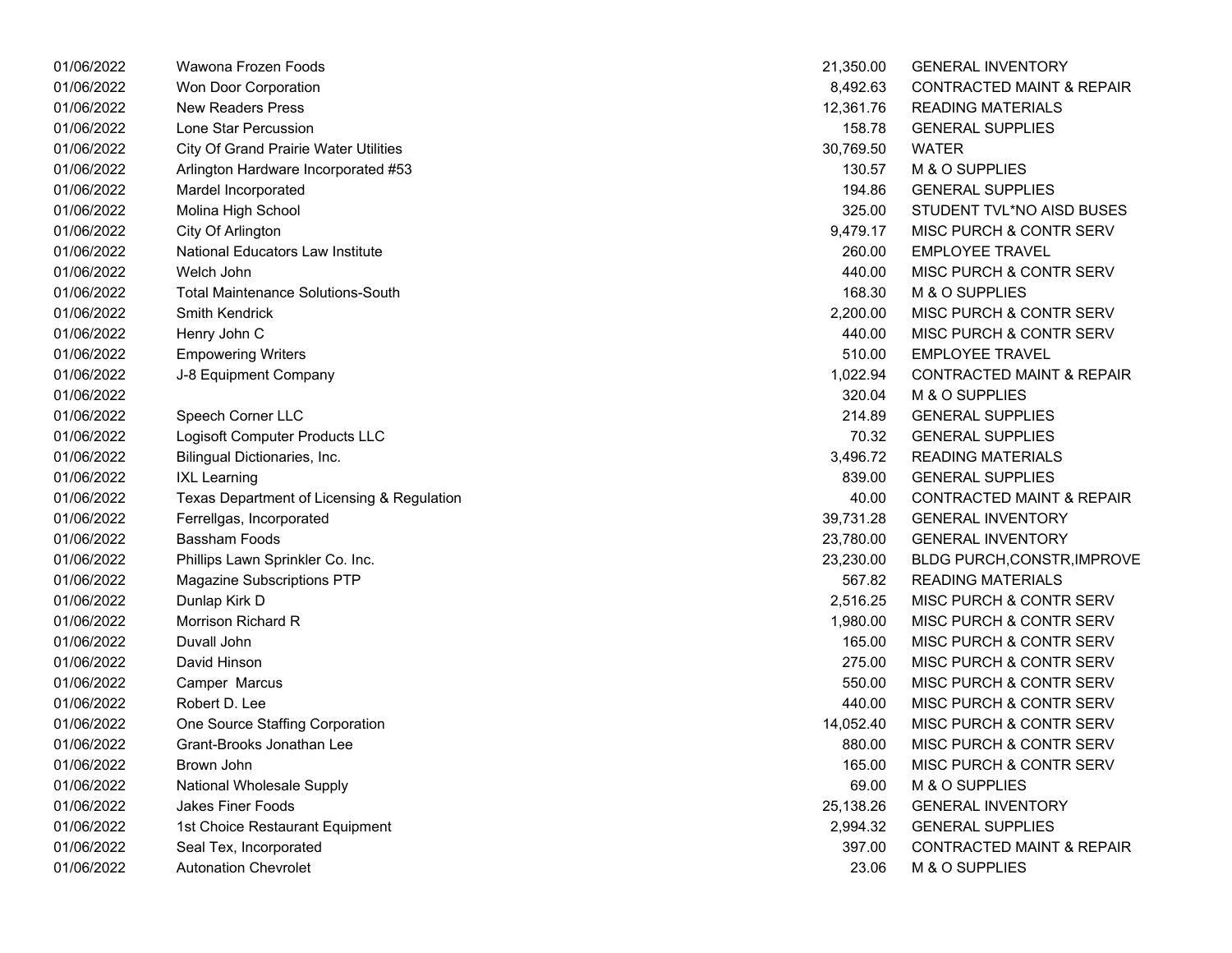| | | | |
|---|---|---|---|
| 01/06/2022 | Wawona Frozen Foods | 21,350.00 | GENERAL INVENTORY |
| 01/06/2022 | Won Door Corporation | 8,492.63 | CONTRACTED MAINT & REPAIR |
| 01/06/2022 | New Readers Press | 12,361.76 | READING MATERIALS |
| 01/06/2022 | Lone Star Percussion | 158.78 | GENERAL SUPPLIES |
| 01/06/2022 | City Of Grand Prairie Water Utilities | 30,769.50 | WATER |
| 01/06/2022 | Arlington Hardware Incorporated #53 | 130.57 | M & O SUPPLIES |
| 01/06/2022 | Mardel Incorporated | 194.86 | GENERAL SUPPLIES |
| 01/06/2022 | Molina High School | 325.00 | STUDENT TVL*NO AISD BUSES |
| 01/06/2022 | City Of Arlington | 9,479.17 | MISC PURCH & CONTR SERV |
| 01/06/2022 | National Educators Law Institute | 260.00 | EMPLOYEE TRAVEL |
| 01/06/2022 | Welch John | 440.00 | MISC PURCH & CONTR SERV |
| 01/06/2022 | Total Maintenance Solutions-South | 168.30 | M & O SUPPLIES |
| 01/06/2022 | Smith Kendrick | 2,200.00 | MISC PURCH & CONTR SERV |
| 01/06/2022 | Henry John C | 440.00 | MISC PURCH & CONTR SERV |
| 01/06/2022 | Empowering Writers | 510.00 | EMPLOYEE TRAVEL |
| 01/06/2022 | J-8 Equipment Company | 1,022.94 | CONTRACTED MAINT & REPAIR |
| 01/06/2022 | | 320.04 | M & O SUPPLIES |
| 01/06/2022 | Speech Corner LLC | 214.89 | GENERAL SUPPLIES |
| 01/06/2022 | Logisoft Computer Products LLC | 70.32 | GENERAL SUPPLIES |
| 01/06/2022 | Bilingual Dictionaries, Inc. | 3,496.72 | READING MATERIALS |
| 01/06/2022 | IXL Learning | 839.00 | GENERAL SUPPLIES |
| 01/06/2022 | Texas Department of Licensing & Regulation | 40.00 | CONTRACTED MAINT & REPAIR |
| 01/06/2022 | Ferrellgas, Incorporated | 39,731.28 | GENERAL INVENTORY |
| 01/06/2022 | Bassham Foods | 23,780.00 | GENERAL INVENTORY |
| 01/06/2022 | Phillips Lawn Sprinkler Co. Inc. | 23,230.00 | BLDG PURCH,CONSTR,IMPROVE |
| 01/06/2022 | Magazine Subscriptions PTP | 567.82 | READING MATERIALS |
| 01/06/2022 | Dunlap Kirk D | 2,516.25 | MISC PURCH & CONTR SERV |
| 01/06/2022 | Morrison Richard R | 1,980.00 | MISC PURCH & CONTR SERV |
| 01/06/2022 | Duvall John | 165.00 | MISC PURCH & CONTR SERV |
| 01/06/2022 | David Hinson | 275.00 | MISC PURCH & CONTR SERV |
| 01/06/2022 | Camper Marcus | 550.00 | MISC PURCH & CONTR SERV |
| 01/06/2022 | Robert D. Lee | 440.00 | MISC PURCH & CONTR SERV |
| 01/06/2022 | One Source Staffing Corporation | 14,052.40 | MISC PURCH & CONTR SERV |
| 01/06/2022 | Grant-Brooks Jonathan Lee | 880.00 | MISC PURCH & CONTR SERV |
| 01/06/2022 | Brown John | 165.00 | MISC PURCH & CONTR SERV |
| 01/06/2022 | National Wholesale Supply | 69.00 | M & O SUPPLIES |
| 01/06/2022 | Jakes Finer Foods | 25,138.26 | GENERAL INVENTORY |
| 01/06/2022 | 1st Choice Restaurant Equipment | 2,994.32 | GENERAL SUPPLIES |
| 01/06/2022 | Seal Tex, Incorporated | 397.00 | CONTRACTED MAINT & REPAIR |
| 01/06/2022 | Autonation Chevrolet | 23.06 | M & O SUPPLIES |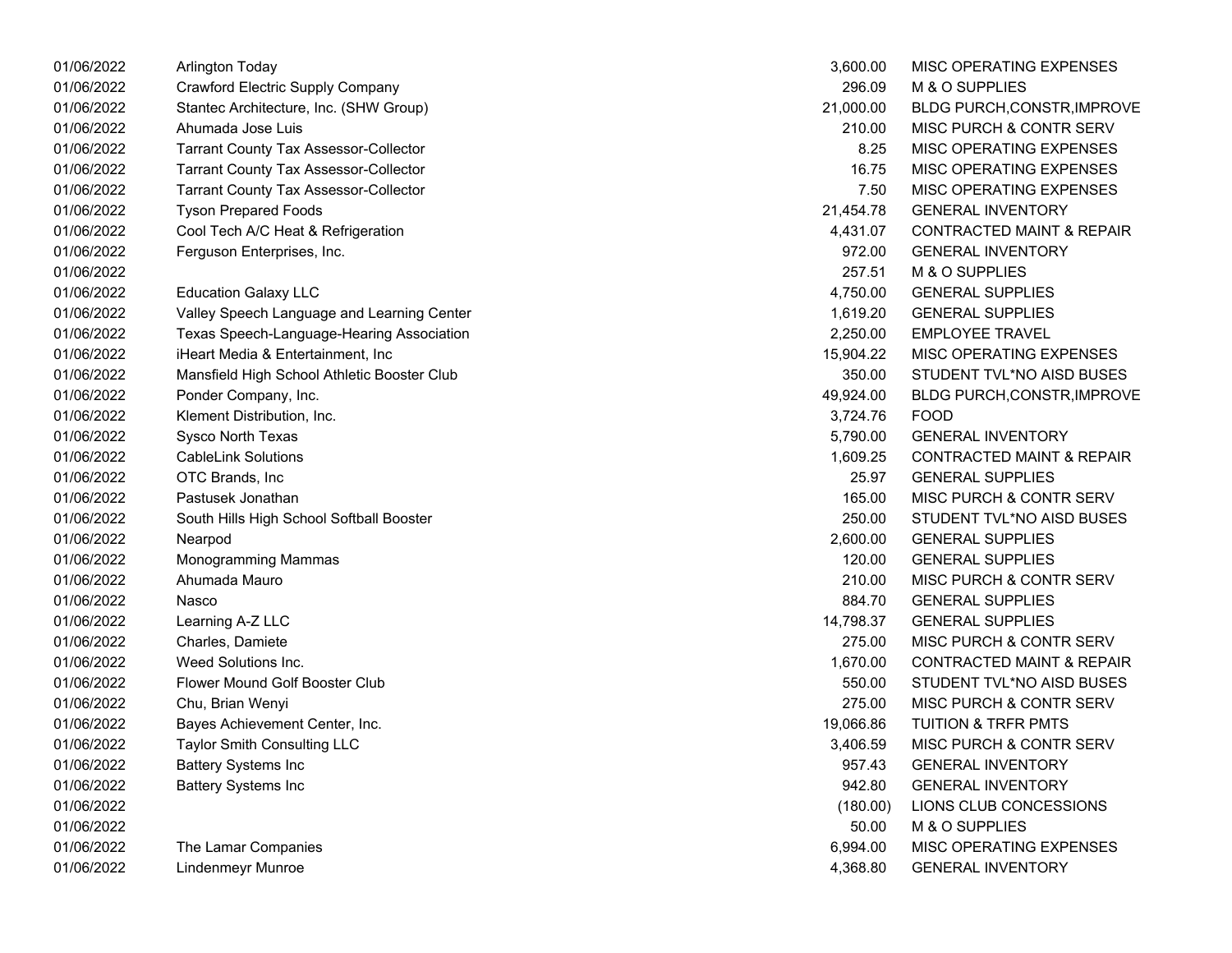| | | | |
|---|---|---|---|
| 01/06/2022 | Arlington Today | 3,600.00 | MISC OPERATING EXPENSES |
| 01/06/2022 | Crawford Electric Supply Company | 296.09 | M & O SUPPLIES |
| 01/06/2022 | Stantec Architecture, Inc. (SHW Group) | 21,000.00 | BLDG PURCH,CONSTR,IMPROVE |
| 01/06/2022 | Ahumada Jose Luis | 210.00 | MISC PURCH & CONTR SERV |
| 01/06/2022 | Tarrant County Tax Assessor-Collector | 8.25 | MISC OPERATING EXPENSES |
| 01/06/2022 | Tarrant County Tax Assessor-Collector | 16.75 | MISC OPERATING EXPENSES |
| 01/06/2022 | Tarrant County Tax Assessor-Collector | 7.50 | MISC OPERATING EXPENSES |
| 01/06/2022 | Tyson Prepared Foods | 21,454.78 | GENERAL INVENTORY |
| 01/06/2022 | Cool Tech A/C Heat & Refrigeration | 4,431.07 | CONTRACTED MAINT & REPAIR |
| 01/06/2022 | Ferguson Enterprises, Inc. | 972.00 | GENERAL INVENTORY |
| 01/06/2022 | | 257.51 | M & O SUPPLIES |
| 01/06/2022 | Education Galaxy LLC | 4,750.00 | GENERAL SUPPLIES |
| 01/06/2022 | Valley Speech Language and Learning Center | 1,619.20 | GENERAL SUPPLIES |
| 01/06/2022 | Texas Speech-Language-Hearing Association | 2,250.00 | EMPLOYEE TRAVEL |
| 01/06/2022 | iHeart Media & Entertainment, Inc | 15,904.22 | MISC OPERATING EXPENSES |
| 01/06/2022 | Mansfield High School Athletic Booster Club | 350.00 | STUDENT TVL*NO AISD BUSES |
| 01/06/2022 | Ponder Company, Inc. | 49,924.00 | BLDG PURCH,CONSTR,IMPROVE |
| 01/06/2022 | Klement Distribution, Inc. | 3,724.76 | FOOD |
| 01/06/2022 | Sysco North Texas | 5,790.00 | GENERAL INVENTORY |
| 01/06/2022 | CableLink Solutions | 1,609.25 | CONTRACTED MAINT & REPAIR |
| 01/06/2022 | OTC Brands, Inc | 25.97 | GENERAL SUPPLIES |
| 01/06/2022 | Pastusek Jonathan | 165.00 | MISC PURCH & CONTR SERV |
| 01/06/2022 | South Hills High School Softball Booster | 250.00 | STUDENT TVL*NO AISD BUSES |
| 01/06/2022 | Nearpod | 2,600.00 | GENERAL SUPPLIES |
| 01/06/2022 | Monogramming Mammas | 120.00 | GENERAL SUPPLIES |
| 01/06/2022 | Ahumada Mauro | 210.00 | MISC PURCH & CONTR SERV |
| 01/06/2022 | Nasco | 884.70 | GENERAL SUPPLIES |
| 01/06/2022 | Learning A-Z LLC | 14,798.37 | GENERAL SUPPLIES |
| 01/06/2022 | Charles, Damiete | 275.00 | MISC PURCH & CONTR SERV |
| 01/06/2022 | Weed Solutions Inc. | 1,670.00 | CONTRACTED MAINT & REPAIR |
| 01/06/2022 | Flower Mound Golf Booster Club | 550.00 | STUDENT TVL*NO AISD BUSES |
| 01/06/2022 | Chu, Brian Wenyi | 275.00 | MISC PURCH & CONTR SERV |
| 01/06/2022 | Bayes Achievement Center, Inc. | 19,066.86 | TUITION & TRFR PMTS |
| 01/06/2022 | Taylor Smith Consulting LLC | 3,406.59 | MISC PURCH & CONTR SERV |
| 01/06/2022 | Battery Systems Inc | 957.43 | GENERAL INVENTORY |
| 01/06/2022 | Battery Systems Inc | 942.80 | GENERAL INVENTORY |
| 01/06/2022 | | (180.00) | LIONS CLUB CONCESSIONS |
| 01/06/2022 | | 50.00 | M & O SUPPLIES |
| 01/06/2022 | The Lamar Companies | 6,994.00 | MISC OPERATING EXPENSES |
| 01/06/2022 | Lindenmeyr Munroe | 4,368.80 | GENERAL INVENTORY |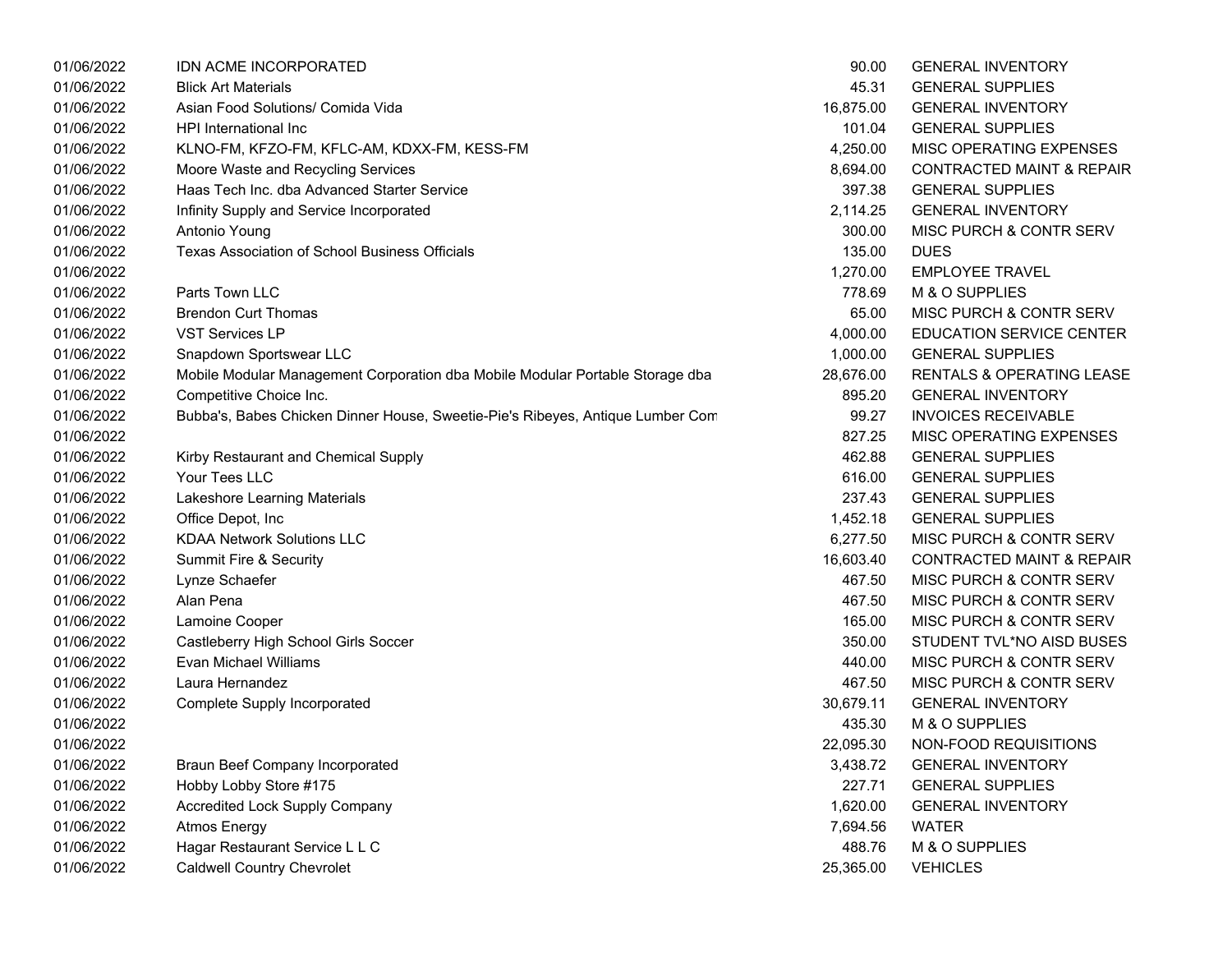| | | | |
|---|---|---|---|
| 01/06/2022 | IDN ACME INCORPORATED | 90.00 | GENERAL INVENTORY |
| 01/06/2022 | Blick Art Materials | 45.31 | GENERAL SUPPLIES |
| 01/06/2022 | Asian Food Solutions/ Comida Vida | 16,875.00 | GENERAL INVENTORY |
| 01/06/2022 | HPI International Inc | 101.04 | GENERAL SUPPLIES |
| 01/06/2022 | KLNO-FM, KFZO-FM, KFLC-AM, KDXX-FM, KESS-FM | 4,250.00 | MISC OPERATING EXPENSES |
| 01/06/2022 | Moore Waste and Recycling Services | 8,694.00 | CONTRACTED MAINT & REPAIR |
| 01/06/2022 | Haas Tech Inc. dba Advanced Starter Service | 397.38 | GENERAL SUPPLIES |
| 01/06/2022 | Infinity Supply and Service Incorporated | 2,114.25 | GENERAL INVENTORY |
| 01/06/2022 | Antonio Young | 300.00 | MISC PURCH & CONTR SERV |
| 01/06/2022 | Texas Association of School Business Officials | 135.00 | DUES |
| 01/06/2022 | | 1,270.00 | EMPLOYEE TRAVEL |
| 01/06/2022 | Parts Town LLC | 778.69 | M & O SUPPLIES |
| 01/06/2022 | Brendon Curt Thomas | 65.00 | MISC PURCH & CONTR SERV |
| 01/06/2022 | VST Services LP | 4,000.00 | EDUCATION SERVICE CENTER |
| 01/06/2022 | Snapdown Sportswear LLC | 1,000.00 | GENERAL SUPPLIES |
| 01/06/2022 | Mobile Modular Management Corporation dba Mobile Modular Portable Storage dba | 28,676.00 | RENTALS & OPERATING LEASE |
| 01/06/2022 | Competitive Choice Inc. | 895.20 | GENERAL INVENTORY |
| 01/06/2022 | Bubba's, Babes Chicken Dinner House, Sweetie-Pie's Ribeyes, Antique Lumber Com | 99.27 | INVOICES RECEIVABLE |
| 01/06/2022 | | 827.25 | MISC OPERATING EXPENSES |
| 01/06/2022 | Kirby Restaurant and Chemical Supply | 462.88 | GENERAL SUPPLIES |
| 01/06/2022 | Your Tees LLC | 616.00 | GENERAL SUPPLIES |
| 01/06/2022 | Lakeshore Learning Materials | 237.43 | GENERAL SUPPLIES |
| 01/06/2022 | Office Depot, Inc | 1,452.18 | GENERAL SUPPLIES |
| 01/06/2022 | KDAA Network Solutions LLC | 6,277.50 | MISC PURCH & CONTR SERV |
| 01/06/2022 | Summit Fire & Security | 16,603.40 | CONTRACTED MAINT & REPAIR |
| 01/06/2022 | Lynze Schaefer | 467.50 | MISC PURCH & CONTR SERV |
| 01/06/2022 | Alan Pena | 467.50 | MISC PURCH & CONTR SERV |
| 01/06/2022 | Lamoine Cooper | 165.00 | MISC PURCH & CONTR SERV |
| 01/06/2022 | Castleberry High School Girls Soccer | 350.00 | STUDENT TVL*NO AISD BUSES |
| 01/06/2022 | Evan Michael Williams | 440.00 | MISC PURCH & CONTR SERV |
| 01/06/2022 | Laura Hernandez | 467.50 | MISC PURCH & CONTR SERV |
| 01/06/2022 | Complete Supply Incorporated | 30,679.11 | GENERAL INVENTORY |
| 01/06/2022 | | 435.30 | M & O SUPPLIES |
| 01/06/2022 | | 22,095.30 | NON-FOOD REQUISITIONS |
| 01/06/2022 | Braun Beef Company Incorporated | 3,438.72 | GENERAL INVENTORY |
| 01/06/2022 | Hobby Lobby Store #175 | 227.71 | GENERAL SUPPLIES |
| 01/06/2022 | Accredited Lock Supply Company | 1,620.00 | GENERAL INVENTORY |
| 01/06/2022 | Atmos Energy | 7,694.56 | WATER |
| 01/06/2022 | Hagar Restaurant Service L L C | 488.76 | M & O SUPPLIES |
| 01/06/2022 | Caldwell Country Chevrolet | 25,365.00 | VEHICLES |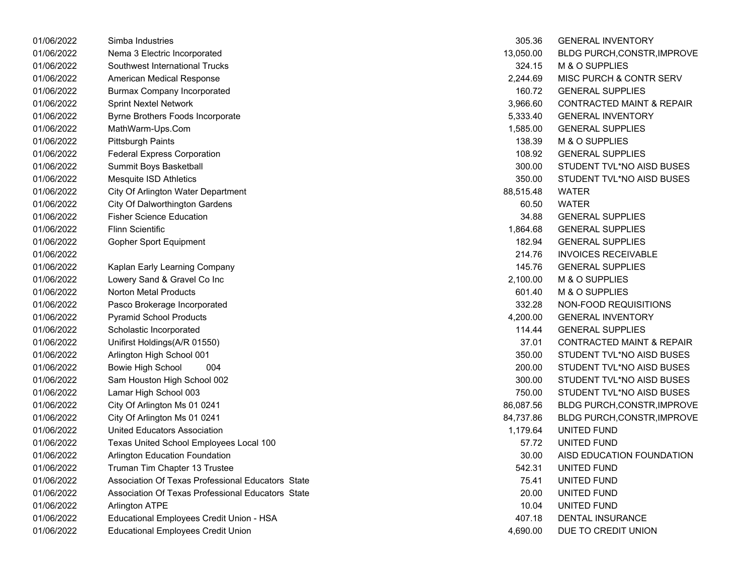| | | | |
|---|---|---|---|
| 01/06/2022 | Simba Industries | 305.36 | GENERAL INVENTORY |
| 01/06/2022 | Nema 3 Electric Incorporated | 13,050.00 | BLDG PURCH,CONSTR,IMPROVE |
| 01/06/2022 | Southwest International Trucks | 324.15 | M & O SUPPLIES |
| 01/06/2022 | American Medical Response | 2,244.69 | MISC PURCH & CONTR SERV |
| 01/06/2022 | Burmax Company Incorporated | 160.72 | GENERAL SUPPLIES |
| 01/06/2022 | Sprint Nextel Network | 3,966.60 | CONTRACTED MAINT & REPAIR |
| 01/06/2022 | Byrne Brothers Foods Incorporate | 5,333.40 | GENERAL INVENTORY |
| 01/06/2022 | MathWarm-Ups.Com | 1,585.00 | GENERAL SUPPLIES |
| 01/06/2022 | Pittsburgh Paints | 138.39 | M & O SUPPLIES |
| 01/06/2022 | Federal Express Corporation | 108.92 | GENERAL SUPPLIES |
| 01/06/2022 | Summit Boys Basketball | 300.00 | STUDENT TVL*NO AISD BUSES |
| 01/06/2022 | Mesquite ISD Athletics | 350.00 | STUDENT TVL*NO AISD BUSES |
| 01/06/2022 | City Of Arlington Water Department | 88,515.48 | WATER |
| 01/06/2022 | City Of Dalworthington Gardens | 60.50 | WATER |
| 01/06/2022 | Fisher Science Education | 34.88 | GENERAL SUPPLIES |
| 01/06/2022 | Flinn Scientific | 1,864.68 | GENERAL SUPPLIES |
| 01/06/2022 | Gopher Sport Equipment | 182.94 | GENERAL SUPPLIES |
| 01/06/2022 | | 214.76 | INVOICES RECEIVABLE |
| 01/06/2022 | Kaplan Early Learning Company | 145.76 | GENERAL SUPPLIES |
| 01/06/2022 | Lowery Sand & Gravel Co Inc | 2,100.00 | M & O SUPPLIES |
| 01/06/2022 | Norton Metal Products | 601.40 | M & O SUPPLIES |
| 01/06/2022 | Pasco Brokerage Incorporated | 332.28 | NON-FOOD REQUISITIONS |
| 01/06/2022 | Pyramid School Products | 4,200.00 | GENERAL INVENTORY |
| 01/06/2022 | Scholastic Incorporated | 114.44 | GENERAL SUPPLIES |
| 01/06/2022 | Unifirst Holdings(A/R 01550) | 37.01 | CONTRACTED MAINT & REPAIR |
| 01/06/2022 | Arlington High School 001 | 350.00 | STUDENT TVL*NO AISD BUSES |
| 01/06/2022 | Bowie High School 004 | 200.00 | STUDENT TVL*NO AISD BUSES |
| 01/06/2022 | Sam Houston High School 002 | 300.00 | STUDENT TVL*NO AISD BUSES |
| 01/06/2022 | Lamar High School 003 | 750.00 | STUDENT TVL*NO AISD BUSES |
| 01/06/2022 | City Of Arlington Ms 01 0241 | 86,087.56 | BLDG PURCH,CONSTR,IMPROVE |
| 01/06/2022 | City Of Arlington Ms 01 0241 | 84,737.86 | BLDG PURCH,CONSTR,IMPROVE |
| 01/06/2022 | United Educators Association | 1,179.64 | UNITED FUND |
| 01/06/2022 | Texas United School Employees Local 100 | 57.72 | UNITED FUND |
| 01/06/2022 | Arlington Education Foundation | 30.00 | AISD EDUCATION FOUNDATION |
| 01/06/2022 | Truman Tim Chapter 13 Trustee | 542.31 | UNITED FUND |
| 01/06/2022 | Association Of Texas Professional Educators State | 75.41 | UNITED FUND |
| 01/06/2022 | Association Of Texas Professional Educators State | 20.00 | UNITED FUND |
| 01/06/2022 | Arlington ATPE | 10.04 | UNITED FUND |
| 01/06/2022 | Educational Employees Credit Union - HSA | 407.18 | DENTAL INSURANCE |
| 01/06/2022 | Educational Employees Credit Union | 4,690.00 | DUE TO CREDIT UNION |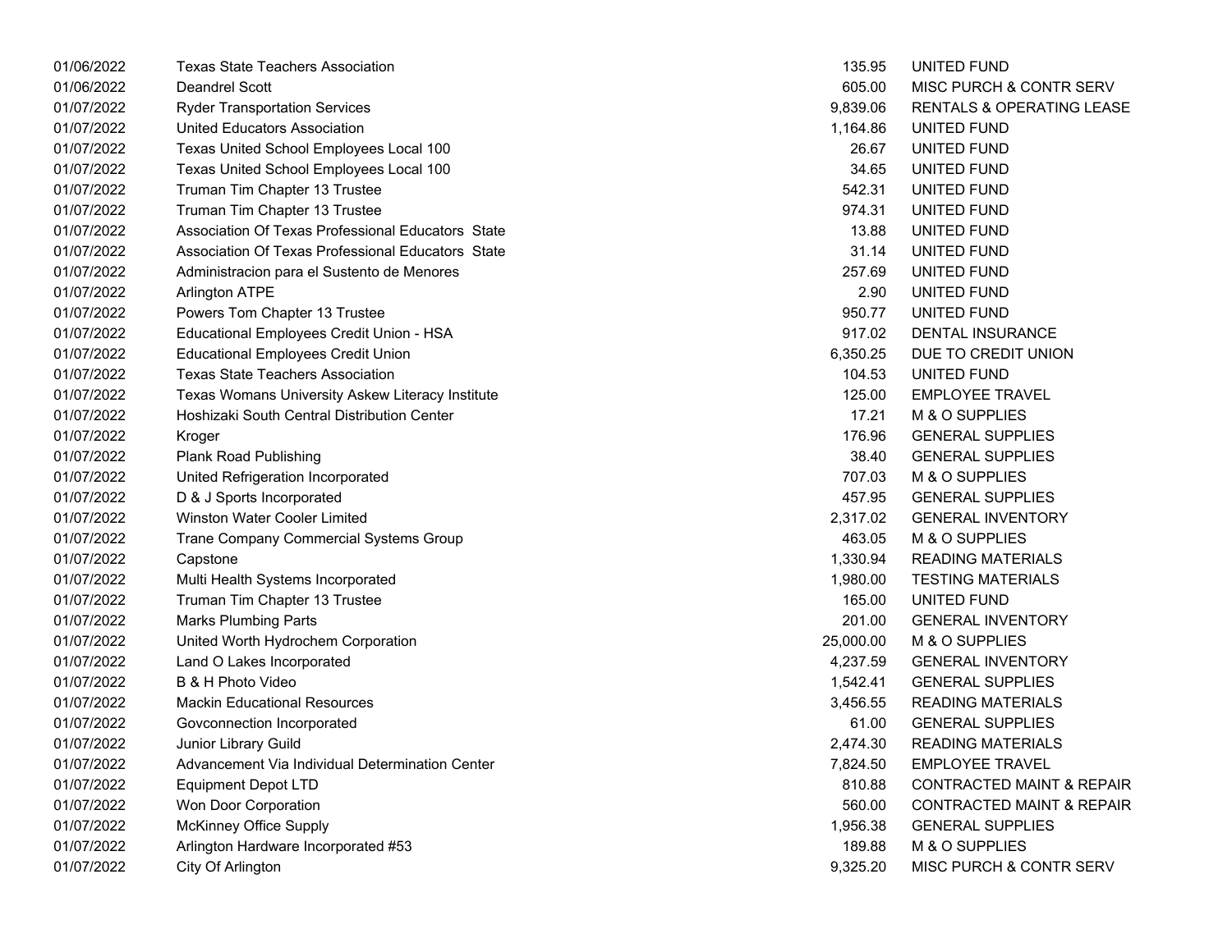| | | | |
|---|---|---|---|
| 01/06/2022 | Texas State Teachers Association | 135.95 | UNITED FUND |
| 01/06/2022 | Deandrel Scott | 605.00 | MISC PURCH & CONTR SERV |
| 01/07/2022 | Ryder Transportation Services | 9,839.06 | RENTALS & OPERATING LEASE |
| 01/07/2022 | United Educators Association | 1,164.86 | UNITED FUND |
| 01/07/2022 | Texas United School Employees Local 100 | 26.67 | UNITED FUND |
| 01/07/2022 | Texas United School Employees Local 100 | 34.65 | UNITED FUND |
| 01/07/2022 | Truman Tim Chapter 13 Trustee | 542.31 | UNITED FUND |
| 01/07/2022 | Truman Tim Chapter 13 Trustee | 974.31 | UNITED FUND |
| 01/07/2022 | Association Of Texas Professional Educators State | 13.88 | UNITED FUND |
| 01/07/2022 | Association Of Texas Professional Educators State | 31.14 | UNITED FUND |
| 01/07/2022 | Administracion para el Sustento de Menores | 257.69 | UNITED FUND |
| 01/07/2022 | Arlington ATPE | 2.90 | UNITED FUND |
| 01/07/2022 | Powers Tom Chapter 13 Trustee | 950.77 | UNITED FUND |
| 01/07/2022 | Educational Employees Credit Union - HSA | 917.02 | DENTAL INSURANCE |
| 01/07/2022 | Educational Employees Credit Union | 6,350.25 | DUE TO CREDIT UNION |
| 01/07/2022 | Texas State Teachers Association | 104.53 | UNITED FUND |
| 01/07/2022 | Texas Womans University Askew Literacy Institute | 125.00 | EMPLOYEE TRAVEL |
| 01/07/2022 | Hoshizaki South Central Distribution Center | 17.21 | M & O SUPPLIES |
| 01/07/2022 | Kroger | 176.96 | GENERAL SUPPLIES |
| 01/07/2022 | Plank Road Publishing | 38.40 | GENERAL SUPPLIES |
| 01/07/2022 | United Refrigeration Incorporated | 707.03 | M & O SUPPLIES |
| 01/07/2022 | D & J Sports Incorporated | 457.95 | GENERAL SUPPLIES |
| 01/07/2022 | Winston Water Cooler Limited | 2,317.02 | GENERAL INVENTORY |
| 01/07/2022 | Trane Company Commercial Systems Group | 463.05 | M & O SUPPLIES |
| 01/07/2022 | Capstone | 1,330.94 | READING MATERIALS |
| 01/07/2022 | Multi Health Systems Incorporated | 1,980.00 | TESTING MATERIALS |
| 01/07/2022 | Truman Tim Chapter 13 Trustee | 165.00 | UNITED FUND |
| 01/07/2022 | Marks Plumbing Parts | 201.00 | GENERAL INVENTORY |
| 01/07/2022 | United Worth Hydrochem Corporation | 25,000.00 | M & O SUPPLIES |
| 01/07/2022 | Land O Lakes Incorporated | 4,237.59 | GENERAL INVENTORY |
| 01/07/2022 | B & H Photo Video | 1,542.41 | GENERAL SUPPLIES |
| 01/07/2022 | Mackin Educational Resources | 3,456.55 | READING MATERIALS |
| 01/07/2022 | Govconnection Incorporated | 61.00 | GENERAL SUPPLIES |
| 01/07/2022 | Junior Library Guild | 2,474.30 | READING MATERIALS |
| 01/07/2022 | Advancement Via Individual Determination Center | 7,824.50 | EMPLOYEE TRAVEL |
| 01/07/2022 | Equipment Depot LTD | 810.88 | CONTRACTED MAINT & REPAIR |
| 01/07/2022 | Won Door Corporation | 560.00 | CONTRACTED MAINT & REPAIR |
| 01/07/2022 | McKinney Office Supply | 1,956.38 | GENERAL SUPPLIES |
| 01/07/2022 | Arlington Hardware Incorporated #53 | 189.88 | M & O SUPPLIES |
| 01/07/2022 | City Of Arlington | 9,325.20 | MISC PURCH & CONTR SERV |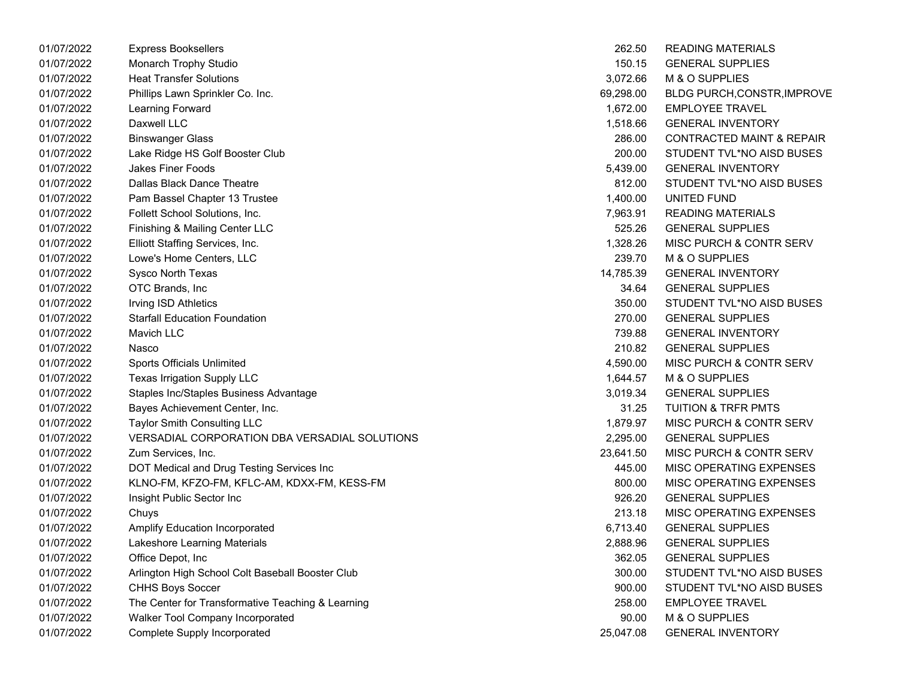| | | | |
|---|---|---|---|
| 01/07/2022 | Express Booksellers | 262.50 | READING MATERIALS |
| 01/07/2022 | Monarch Trophy Studio | 150.15 | GENERAL SUPPLIES |
| 01/07/2022 | Heat Transfer Solutions | 3,072.66 | M & O SUPPLIES |
| 01/07/2022 | Phillips Lawn Sprinkler Co. Inc. | 69,298.00 | BLDG PURCH,CONSTR,IMPROVE |
| 01/07/2022 | Learning Forward | 1,672.00 | EMPLOYEE TRAVEL |
| 01/07/2022 | Daxwell LLC | 1,518.66 | GENERAL INVENTORY |
| 01/07/2022 | Binswanger Glass | 286.00 | CONTRACTED MAINT & REPAIR |
| 01/07/2022 | Lake Ridge HS Golf Booster Club | 200.00 | STUDENT TVL*NO AISD BUSES |
| 01/07/2022 | Jakes Finer Foods | 5,439.00 | GENERAL INVENTORY |
| 01/07/2022 | Dallas Black Dance Theatre | 812.00 | STUDENT TVL*NO AISD BUSES |
| 01/07/2022 | Pam Bassel Chapter 13 Trustee | 1,400.00 | UNITED FUND |
| 01/07/2022 | Follett School Solutions, Inc. | 7,963.91 | READING MATERIALS |
| 01/07/2022 | Finishing & Mailing Center LLC | 525.26 | GENERAL SUPPLIES |
| 01/07/2022 | Elliott Staffing Services, Inc. | 1,328.26 | MISC PURCH & CONTR SERV |
| 01/07/2022 | Lowe's Home Centers, LLC | 239.70 | M & O SUPPLIES |
| 01/07/2022 | Sysco North Texas | 14,785.39 | GENERAL INVENTORY |
| 01/07/2022 | OTC Brands, Inc | 34.64 | GENERAL SUPPLIES |
| 01/07/2022 | Irving ISD Athletics | 350.00 | STUDENT TVL*NO AISD BUSES |
| 01/07/2022 | Starfall Education Foundation | 270.00 | GENERAL SUPPLIES |
| 01/07/2022 | Mavich LLC | 739.88 | GENERAL INVENTORY |
| 01/07/2022 | Nasco | 210.82 | GENERAL SUPPLIES |
| 01/07/2022 | Sports Officials Unlimited | 4,590.00 | MISC PURCH & CONTR SERV |
| 01/07/2022 | Texas Irrigation Supply LLC | 1,644.57 | M & O SUPPLIES |
| 01/07/2022 | Staples Inc/Staples Business Advantage | 3,019.34 | GENERAL SUPPLIES |
| 01/07/2022 | Bayes Achievement Center, Inc. | 31.25 | TUITION & TRFR PMTS |
| 01/07/2022 | Taylor Smith Consulting LLC | 1,879.97 | MISC PURCH & CONTR SERV |
| 01/07/2022 | VERSADIAL CORPORATION DBA VERSADIAL SOLUTIONS | 2,295.00 | GENERAL SUPPLIES |
| 01/07/2022 | Zum Services, Inc. | 23,641.50 | MISC PURCH & CONTR SERV |
| 01/07/2022 | DOT Medical and Drug Testing Services Inc | 445.00 | MISC OPERATING EXPENSES |
| 01/07/2022 | KLNO-FM, KFZO-FM, KFLC-AM, KDXX-FM, KESS-FM | 800.00 | MISC OPERATING EXPENSES |
| 01/07/2022 | Insight Public Sector Inc | 926.20 | GENERAL SUPPLIES |
| 01/07/2022 | Chuys | 213.18 | MISC OPERATING EXPENSES |
| 01/07/2022 | Amplify Education Incorporated | 6,713.40 | GENERAL SUPPLIES |
| 01/07/2022 | Lakeshore Learning Materials | 2,888.96 | GENERAL SUPPLIES |
| 01/07/2022 | Office Depot, Inc | 362.05 | GENERAL SUPPLIES |
| 01/07/2022 | Arlington High School Colt Baseball Booster Club | 300.00 | STUDENT TVL*NO AISD BUSES |
| 01/07/2022 | CHHS Boys Soccer | 900.00 | STUDENT TVL*NO AISD BUSES |
| 01/07/2022 | The Center for Transformative Teaching & Learning | 258.00 | EMPLOYEE TRAVEL |
| 01/07/2022 | Walker Tool Company Incorporated | 90.00 | M & O SUPPLIES |
| 01/07/2022 | Complete Supply Incorporated | 25,047.08 | GENERAL INVENTORY |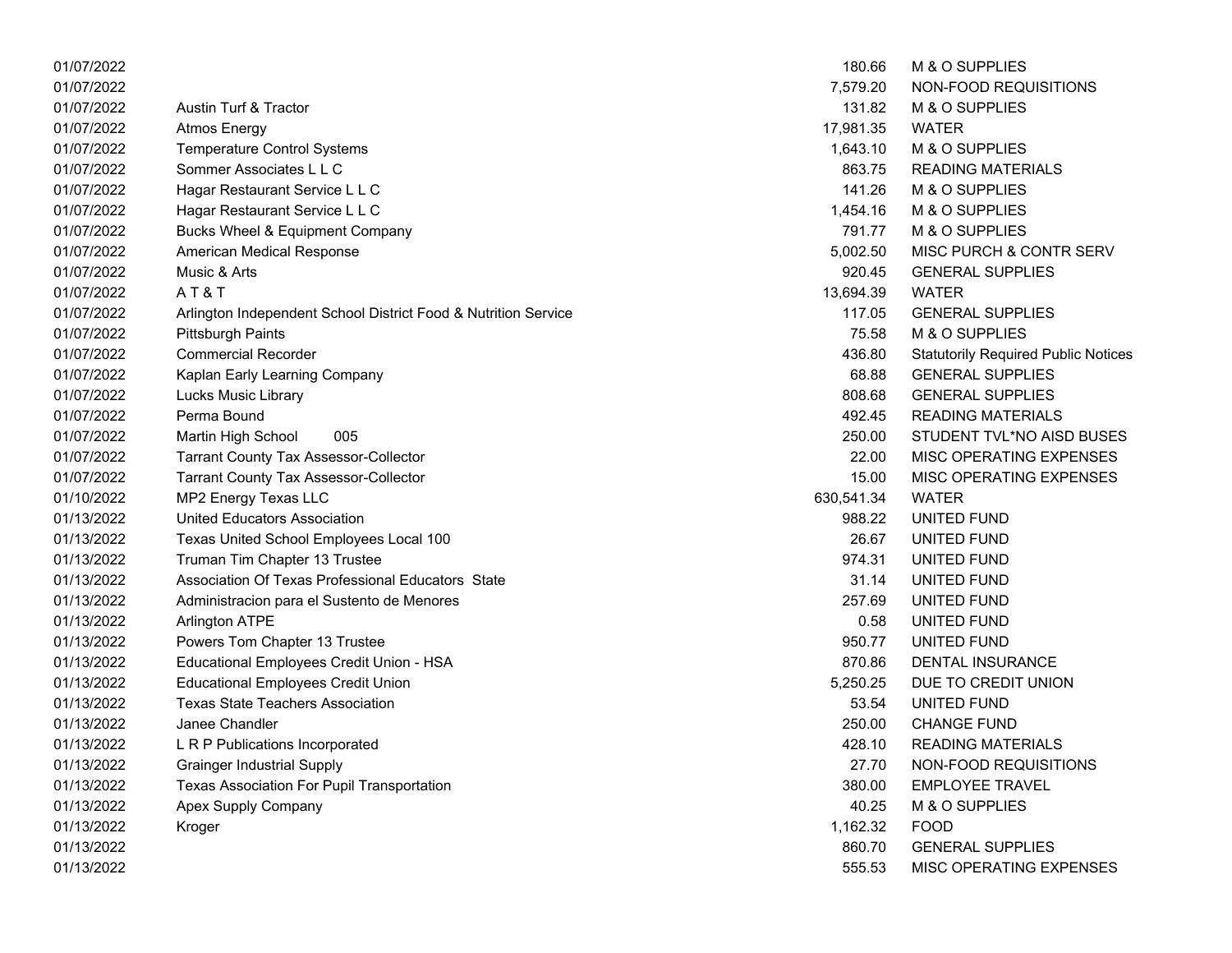| | | | |
|---|---|---|---|
| 01/07/2022 | | 180.66 | M & O SUPPLIES |
| 01/07/2022 | | 7,579.20 | NON-FOOD REQUISITIONS |
| 01/07/2022 | Austin Turf & Tractor | 131.82 | M & O SUPPLIES |
| 01/07/2022 | Atmos Energy | 17,981.35 | WATER |
| 01/07/2022 | Temperature Control Systems | 1,643.10 | M & O SUPPLIES |
| 01/07/2022 | Sommer Associates L L C | 863.75 | READING MATERIALS |
| 01/07/2022 | Hagar Restaurant Service L L C | 141.26 | M & O SUPPLIES |
| 01/07/2022 | Hagar Restaurant Service L L C | 1,454.16 | M & O SUPPLIES |
| 01/07/2022 | Bucks Wheel & Equipment Company | 791.77 | M & O SUPPLIES |
| 01/07/2022 | American Medical Response | 5,002.50 | MISC PURCH & CONTR SERV |
| 01/07/2022 | Music & Arts | 920.45 | GENERAL SUPPLIES |
| 01/07/2022 | A T & T | 13,694.39 | WATER |
| 01/07/2022 | Arlington Independent School District Food & Nutrition Service | 117.05 | GENERAL SUPPLIES |
| 01/07/2022 | Pittsburgh Paints | 75.58 | M & O SUPPLIES |
| 01/07/2022 | Commercial Recorder | 436.80 | Statutorily Required Public Notices |
| 01/07/2022 | Kaplan Early Learning Company | 68.88 | GENERAL SUPPLIES |
| 01/07/2022 | Lucks Music Library | 808.68 | GENERAL SUPPLIES |
| 01/07/2022 | Perma Bound | 492.45 | READING MATERIALS |
| 01/07/2022 | Martin High School 005 | 250.00 | STUDENT TVL*NO AISD BUSES |
| 01/07/2022 | Tarrant County Tax Assessor-Collector | 22.00 | MISC OPERATING EXPENSES |
| 01/07/2022 | Tarrant County Tax Assessor-Collector | 15.00 | MISC OPERATING EXPENSES |
| 01/10/2022 | MP2 Energy Texas LLC | 630,541.34 | WATER |
| 01/13/2022 | United Educators Association | 988.22 | UNITED FUND |
| 01/13/2022 | Texas United School Employees Local 100 | 26.67 | UNITED FUND |
| 01/13/2022 | Truman Tim Chapter 13 Trustee | 974.31 | UNITED FUND |
| 01/13/2022 | Association Of Texas Professional Educators State | 31.14 | UNITED FUND |
| 01/13/2022 | Administracion para el Sustento de Menores | 257.69 | UNITED FUND |
| 01/13/2022 | Arlington ATPE | 0.58 | UNITED FUND |
| 01/13/2022 | Powers Tom Chapter 13 Trustee | 950.77 | UNITED FUND |
| 01/13/2022 | Educational Employees Credit Union - HSA | 870.86 | DENTAL INSURANCE |
| 01/13/2022 | Educational Employees Credit Union | 5,250.25 | DUE TO CREDIT UNION |
| 01/13/2022 | Texas State Teachers Association | 53.54 | UNITED FUND |
| 01/13/2022 | Janee Chandler | 250.00 | CHANGE FUND |
| 01/13/2022 | L R P Publications Incorporated | 428.10 | READING MATERIALS |
| 01/13/2022 | Grainger Industrial Supply | 27.70 | NON-FOOD REQUISITIONS |
| 01/13/2022 | Texas Association For Pupil Transportation | 380.00 | EMPLOYEE TRAVEL |
| 01/13/2022 | Apex Supply Company | 40.25 | M & O SUPPLIES |
| 01/13/2022 | Kroger | 1,162.32 | FOOD |
| 01/13/2022 | | 860.70 | GENERAL SUPPLIES |
| 01/13/2022 | | 555.53 | MISC OPERATING EXPENSES |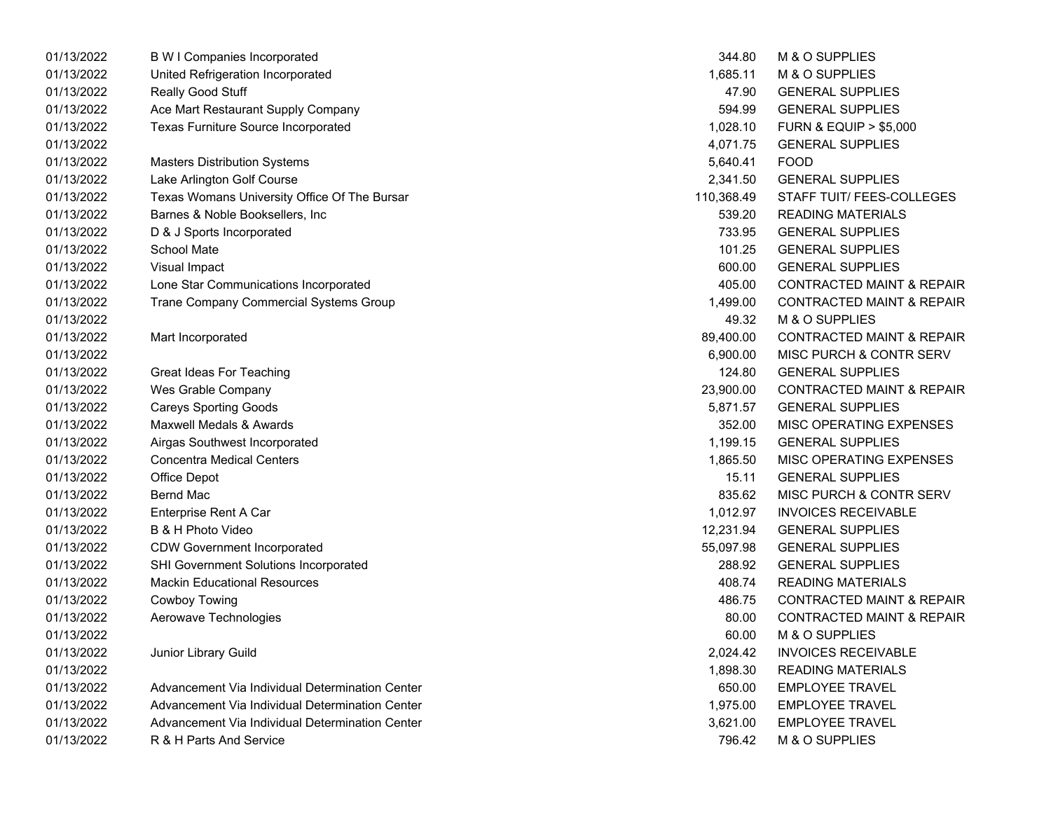| | | | |
|---|---|---|---|
| 01/13/2022 | B W I Companies Incorporated | 344.80 | M & O SUPPLIES |
| 01/13/2022 | United Refrigeration Incorporated | 1,685.11 | M & O SUPPLIES |
| 01/13/2022 | Really Good Stuff | 47.90 | GENERAL SUPPLIES |
| 01/13/2022 | Ace Mart Restaurant Supply Company | 594.99 | GENERAL SUPPLIES |
| 01/13/2022 | Texas Furniture Source Incorporated | 1,028.10 | FURN & EQUIP > $5,000 |
| 01/13/2022 | | 4,071.75 | GENERAL SUPPLIES |
| 01/13/2022 | Masters Distribution Systems | 5,640.41 | FOOD |
| 01/13/2022 | Lake Arlington Golf Course | 2,341.50 | GENERAL SUPPLIES |
| 01/13/2022 | Texas Womans University Office Of The Bursar | 110,368.49 | STAFF TUIT/ FEES-COLLEGES |
| 01/13/2022 | Barnes & Noble Booksellers, Inc | 539.20 | READING MATERIALS |
| 01/13/2022 | D & J Sports Incorporated | 733.95 | GENERAL SUPPLIES |
| 01/13/2022 | School Mate | 101.25 | GENERAL SUPPLIES |
| 01/13/2022 | Visual Impact | 600.00 | GENERAL SUPPLIES |
| 01/13/2022 | Lone Star Communications Incorporated | 405.00 | CONTRACTED MAINT & REPAIR |
| 01/13/2022 | Trane Company Commercial Systems Group | 1,499.00 | CONTRACTED MAINT & REPAIR |
| 01/13/2022 | | 49.32 | M & O SUPPLIES |
| 01/13/2022 | Mart Incorporated | 89,400.00 | CONTRACTED MAINT & REPAIR |
| 01/13/2022 | | 6,900.00 | MISC PURCH & CONTR SERV |
| 01/13/2022 | Great Ideas For Teaching | 124.80 | GENERAL SUPPLIES |
| 01/13/2022 | Wes Grable Company | 23,900.00 | CONTRACTED MAINT & REPAIR |
| 01/13/2022 | Careys Sporting Goods | 5,871.57 | GENERAL SUPPLIES |
| 01/13/2022 | Maxwell Medals & Awards | 352.00 | MISC OPERATING EXPENSES |
| 01/13/2022 | Airgas Southwest Incorporated | 1,199.15 | GENERAL SUPPLIES |
| 01/13/2022 | Concentra Medical Centers | 1,865.50 | MISC OPERATING EXPENSES |
| 01/13/2022 | Office Depot | 15.11 | GENERAL SUPPLIES |
| 01/13/2022 | Bernd Mac | 835.62 | MISC PURCH & CONTR SERV |
| 01/13/2022 | Enterprise Rent A Car | 1,012.97 | INVOICES RECEIVABLE |
| 01/13/2022 | B & H Photo Video | 12,231.94 | GENERAL SUPPLIES |
| 01/13/2022 | CDW Government Incorporated | 55,097.98 | GENERAL SUPPLIES |
| 01/13/2022 | SHI Government Solutions Incorporated | 288.92 | GENERAL SUPPLIES |
| 01/13/2022 | Mackin Educational Resources | 408.74 | READING MATERIALS |
| 01/13/2022 | Cowboy Towing | 486.75 | CONTRACTED MAINT & REPAIR |
| 01/13/2022 | Aerowave Technologies | 80.00 | CONTRACTED MAINT & REPAIR |
| 01/13/2022 | | 60.00 | M & O SUPPLIES |
| 01/13/2022 | Junior Library Guild | 2,024.42 | INVOICES RECEIVABLE |
| 01/13/2022 | | 1,898.30 | READING MATERIALS |
| 01/13/2022 | Advancement Via Individual Determination Center | 650.00 | EMPLOYEE TRAVEL |
| 01/13/2022 | Advancement Via Individual Determination Center | 1,975.00 | EMPLOYEE TRAVEL |
| 01/13/2022 | Advancement Via Individual Determination Center | 3,621.00 | EMPLOYEE TRAVEL |
| 01/13/2022 | R & H Parts And Service | 796.42 | M & O SUPPLIES |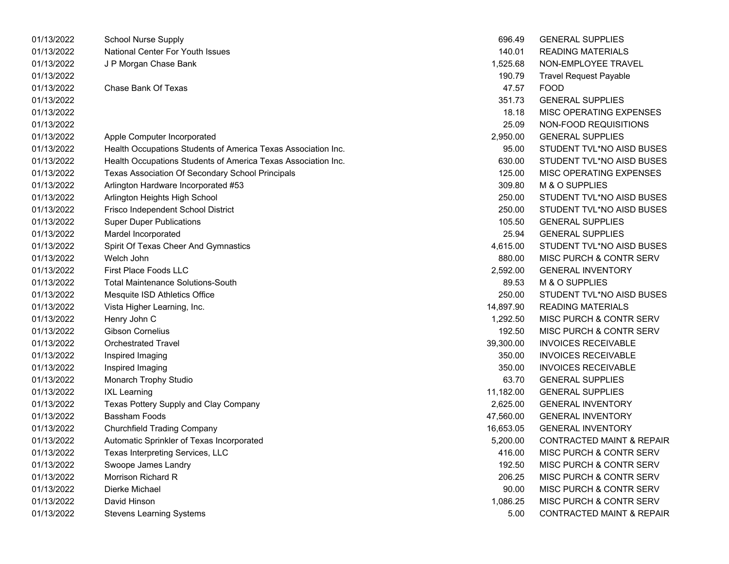| | | | |
|---|---|---|---|
| 01/13/2022 | School Nurse Supply | 696.49 | GENERAL SUPPLIES |
| 01/13/2022 | National Center For Youth Issues | 140.01 | READING MATERIALS |
| 01/13/2022 | J P Morgan Chase Bank | 1,525.68 | NON-EMPLOYEE TRAVEL |
| 01/13/2022 | | 190.79 | Travel Request Payable |
| 01/13/2022 | Chase Bank Of Texas | 47.57 | FOOD |
| 01/13/2022 | | 351.73 | GENERAL SUPPLIES |
| 01/13/2022 | | 18.18 | MISC OPERATING EXPENSES |
| 01/13/2022 | | 25.09 | NON-FOOD REQUISITIONS |
| 01/13/2022 | Apple Computer Incorporated | 2,950.00 | GENERAL SUPPLIES |
| 01/13/2022 | Health Occupations Students of America Texas Association Inc. | 95.00 | STUDENT TVL*NO AISD BUSES |
| 01/13/2022 | Health Occupations Students of America Texas Association Inc. | 630.00 | STUDENT TVL*NO AISD BUSES |
| 01/13/2022 | Texas Association Of Secondary School Principals | 125.00 | MISC OPERATING EXPENSES |
| 01/13/2022 | Arlington Hardware Incorporated #53 | 309.80 | M & O SUPPLIES |
| 01/13/2022 | Arlington Heights High School | 250.00 | STUDENT TVL*NO AISD BUSES |
| 01/13/2022 | Frisco Independent School District | 250.00 | STUDENT TVL*NO AISD BUSES |
| 01/13/2022 | Super Duper Publications | 105.50 | GENERAL SUPPLIES |
| 01/13/2022 | Mardel Incorporated | 25.94 | GENERAL SUPPLIES |
| 01/13/2022 | Spirit Of Texas Cheer And Gymnastics | 4,615.00 | STUDENT TVL*NO AISD BUSES |
| 01/13/2022 | Welch John | 880.00 | MISC PURCH & CONTR SERV |
| 01/13/2022 | First Place Foods LLC | 2,592.00 | GENERAL INVENTORY |
| 01/13/2022 | Total Maintenance Solutions-South | 89.53 | M & O SUPPLIES |
| 01/13/2022 | Mesquite ISD Athletics Office | 250.00 | STUDENT TVL*NO AISD BUSES |
| 01/13/2022 | Vista Higher Learning, Inc. | 14,897.90 | READING MATERIALS |
| 01/13/2022 | Henry John C | 1,292.50 | MISC PURCH & CONTR SERV |
| 01/13/2022 | Gibson Cornelius | 192.50 | MISC PURCH & CONTR SERV |
| 01/13/2022 | Orchestrated Travel | 39,300.00 | INVOICES RECEIVABLE |
| 01/13/2022 | Inspired Imaging | 350.00 | INVOICES RECEIVABLE |
| 01/13/2022 | Inspired Imaging | 350.00 | INVOICES RECEIVABLE |
| 01/13/2022 | Monarch Trophy Studio | 63.70 | GENERAL SUPPLIES |
| 01/13/2022 | IXL Learning | 11,182.00 | GENERAL SUPPLIES |
| 01/13/2022 | Texas Pottery Supply and Clay Company | 2,625.00 | GENERAL INVENTORY |
| 01/13/2022 | Bassham Foods | 47,560.00 | GENERAL INVENTORY |
| 01/13/2022 | Churchfield Trading Company | 16,653.05 | GENERAL INVENTORY |
| 01/13/2022 | Automatic Sprinkler of Texas Incorporated | 5,200.00 | CONTRACTED MAINT & REPAIR |
| 01/13/2022 | Texas Interpreting Services, LLC | 416.00 | MISC PURCH & CONTR SERV |
| 01/13/2022 | Swoope James Landry | 192.50 | MISC PURCH & CONTR SERV |
| 01/13/2022 | Morrison Richard R | 206.25 | MISC PURCH & CONTR SERV |
| 01/13/2022 | Dierke Michael | 90.00 | MISC PURCH & CONTR SERV |
| 01/13/2022 | David Hinson | 1,086.25 | MISC PURCH & CONTR SERV |
| 01/13/2022 | Stevens Learning Systems | 5.00 | CONTRACTED MAINT & REPAIR |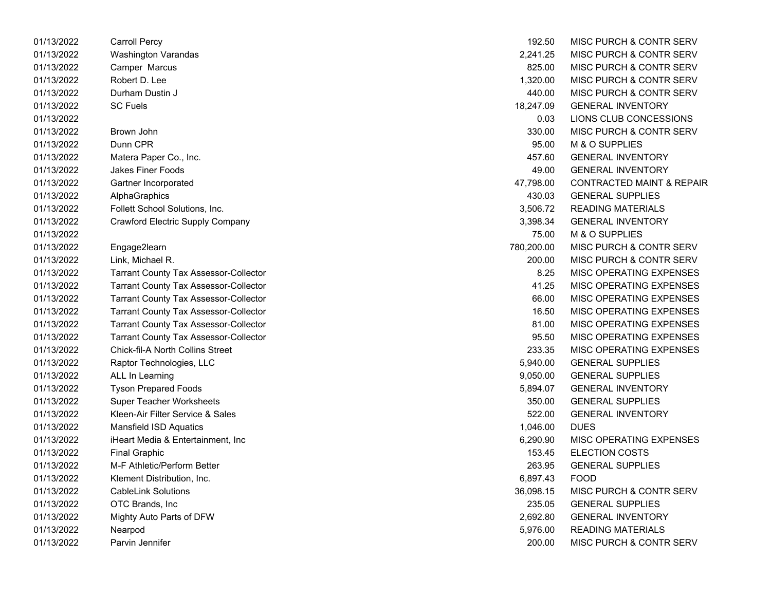| | | | |
|---|---|---|---|
| 01/13/2022 | Carroll Percy | 192.50 | MISC PURCH & CONTR SERV |
| 01/13/2022 | Washington Varandas | 2,241.25 | MISC PURCH & CONTR SERV |
| 01/13/2022 | Camper Marcus | 825.00 | MISC PURCH & CONTR SERV |
| 01/13/2022 | Robert D. Lee | 1,320.00 | MISC PURCH & CONTR SERV |
| 01/13/2022 | Durham Dustin J | 440.00 | MISC PURCH & CONTR SERV |
| 01/13/2022 | SC Fuels | 18,247.09 | GENERAL INVENTORY |
| 01/13/2022 | | 0.03 | LIONS CLUB CONCESSIONS |
| 01/13/2022 | Brown John | 330.00 | MISC PURCH & CONTR SERV |
| 01/13/2022 | Dunn CPR | 95.00 | M & O SUPPLIES |
| 01/13/2022 | Matera Paper Co., Inc. | 457.60 | GENERAL INVENTORY |
| 01/13/2022 | Jakes Finer Foods | 49.00 | GENERAL INVENTORY |
| 01/13/2022 | Gartner Incorporated | 47,798.00 | CONTRACTED MAINT & REPAIR |
| 01/13/2022 | AlphaGraphics | 430.03 | GENERAL SUPPLIES |
| 01/13/2022 | Follett School Solutions, Inc. | 3,506.72 | READING MATERIALS |
| 01/13/2022 | Crawford Electric Supply Company | 3,398.34 | GENERAL INVENTORY |
| 01/13/2022 | | 75.00 | M & O SUPPLIES |
| 01/13/2022 | Engage2learn | 780,200.00 | MISC PURCH & CONTR SERV |
| 01/13/2022 | Link, Michael R. | 200.00 | MISC PURCH & CONTR SERV |
| 01/13/2022 | Tarrant County Tax Assessor-Collector | 8.25 | MISC OPERATING EXPENSES |
| 01/13/2022 | Tarrant County Tax Assessor-Collector | 41.25 | MISC OPERATING EXPENSES |
| 01/13/2022 | Tarrant County Tax Assessor-Collector | 66.00 | MISC OPERATING EXPENSES |
| 01/13/2022 | Tarrant County Tax Assessor-Collector | 16.50 | MISC OPERATING EXPENSES |
| 01/13/2022 | Tarrant County Tax Assessor-Collector | 81.00 | MISC OPERATING EXPENSES |
| 01/13/2022 | Tarrant County Tax Assessor-Collector | 95.50 | MISC OPERATING EXPENSES |
| 01/13/2022 | Chick-fil-A North Collins Street | 233.35 | MISC OPERATING EXPENSES |
| 01/13/2022 | Raptor Technologies, LLC | 5,940.00 | GENERAL SUPPLIES |
| 01/13/2022 | ALL In Learning | 9,050.00 | GENERAL SUPPLIES |
| 01/13/2022 | Tyson Prepared Foods | 5,894.07 | GENERAL INVENTORY |
| 01/13/2022 | Super Teacher Worksheets | 350.00 | GENERAL SUPPLIES |
| 01/13/2022 | Kleen-Air Filter Service & Sales | 522.00 | GENERAL INVENTORY |
| 01/13/2022 | Mansfield ISD Aquatics | 1,046.00 | DUES |
| 01/13/2022 | iHeart Media & Entertainment, Inc | 6,290.90 | MISC OPERATING EXPENSES |
| 01/13/2022 | Final Graphic | 153.45 | ELECTION COSTS |
| 01/13/2022 | M-F Athletic/Perform Better | 263.95 | GENERAL SUPPLIES |
| 01/13/2022 | Klement Distribution, Inc. | 6,897.43 | FOOD |
| 01/13/2022 | CableLink Solutions | 36,098.15 | MISC PURCH & CONTR SERV |
| 01/13/2022 | OTC Brands, Inc | 235.05 | GENERAL SUPPLIES |
| 01/13/2022 | Mighty Auto Parts of DFW | 2,692.80 | GENERAL INVENTORY |
| 01/13/2022 | Nearpod | 5,976.00 | READING MATERIALS |
| 01/13/2022 | Parvin Jennifer | 200.00 | MISC PURCH & CONTR SERV |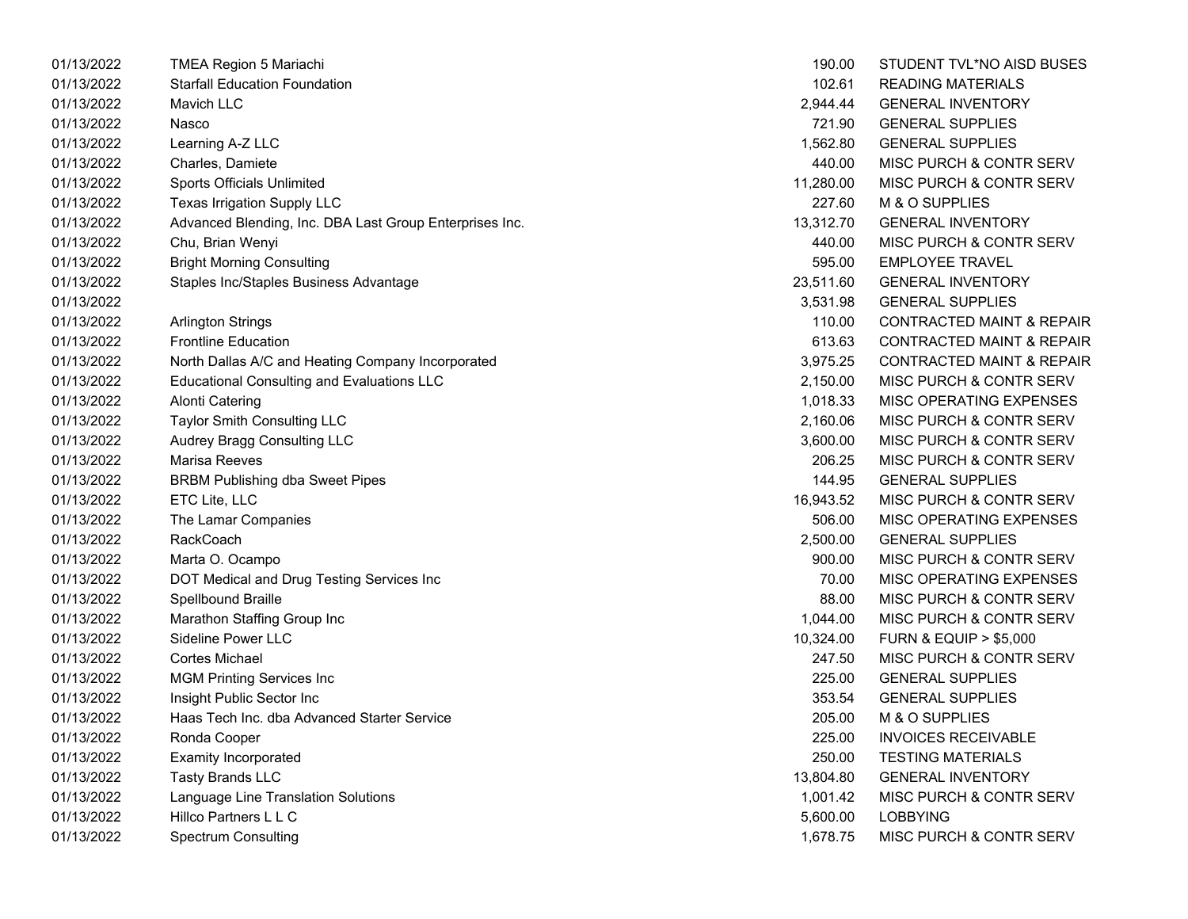| | | | |
|---|---|---|---|
| 01/13/2022 | TMEA Region 5 Mariachi | 190.00 | STUDENT TVL*NO AISD BUSES |
| 01/13/2022 | Starfall Education Foundation | 102.61 | READING MATERIALS |
| 01/13/2022 | Mavich LLC | 2,944.44 | GENERAL INVENTORY |
| 01/13/2022 | Nasco | 721.90 | GENERAL SUPPLIES |
| 01/13/2022 | Learning A-Z LLC | 1,562.80 | GENERAL SUPPLIES |
| 01/13/2022 | Charles, Damiete | 440.00 | MISC PURCH & CONTR SERV |
| 01/13/2022 | Sports Officials Unlimited | 11,280.00 | MISC PURCH & CONTR SERV |
| 01/13/2022 | Texas Irrigation Supply LLC | 227.60 | M & O SUPPLIES |
| 01/13/2022 | Advanced Blending, Inc. DBA Last Group Enterprises Inc. | 13,312.70 | GENERAL INVENTORY |
| 01/13/2022 | Chu, Brian Wenyi | 440.00 | MISC PURCH & CONTR SERV |
| 01/13/2022 | Bright Morning Consulting | 595.00 | EMPLOYEE TRAVEL |
| 01/13/2022 | Staples Inc/Staples Business Advantage | 23,511.60 | GENERAL INVENTORY |
| 01/13/2022 | | 3,531.98 | GENERAL SUPPLIES |
| 01/13/2022 | Arlington Strings | 110.00 | CONTRACTED MAINT & REPAIR |
| 01/13/2022 | Frontline Education | 613.63 | CONTRACTED MAINT & REPAIR |
| 01/13/2022 | North Dallas A/C and Heating Company Incorporated | 3,975.25 | CONTRACTED MAINT & REPAIR |
| 01/13/2022 | Educational Consulting and Evaluations LLC | 2,150.00 | MISC PURCH & CONTR SERV |
| 01/13/2022 | Alonti Catering | 1,018.33 | MISC OPERATING EXPENSES |
| 01/13/2022 | Taylor Smith Consulting LLC | 2,160.06 | MISC PURCH & CONTR SERV |
| 01/13/2022 | Audrey Bragg Consulting LLC | 3,600.00 | MISC PURCH & CONTR SERV |
| 01/13/2022 | Marisa Reeves | 206.25 | MISC PURCH & CONTR SERV |
| 01/13/2022 | BRBM Publishing dba Sweet Pipes | 144.95 | GENERAL SUPPLIES |
| 01/13/2022 | ETC Lite, LLC | 16,943.52 | MISC PURCH & CONTR SERV |
| 01/13/2022 | The Lamar Companies | 506.00 | MISC OPERATING EXPENSES |
| 01/13/2022 | RackCoach | 2,500.00 | GENERAL SUPPLIES |
| 01/13/2022 | Marta O. Ocampo | 900.00 | MISC PURCH & CONTR SERV |
| 01/13/2022 | DOT Medical and Drug Testing Services Inc | 70.00 | MISC OPERATING EXPENSES |
| 01/13/2022 | Spellbound Braille | 88.00 | MISC PURCH & CONTR SERV |
| 01/13/2022 | Marathon Staffing Group Inc | 1,044.00 | MISC PURCH & CONTR SERV |
| 01/13/2022 | Sideline Power LLC | 10,324.00 | FURN & EQUIP > $5,000 |
| 01/13/2022 | Cortes Michael | 247.50 | MISC PURCH & CONTR SERV |
| 01/13/2022 | MGM Printing Services Inc | 225.00 | GENERAL SUPPLIES |
| 01/13/2022 | Insight Public Sector Inc | 353.54 | GENERAL SUPPLIES |
| 01/13/2022 | Haas Tech Inc. dba Advanced Starter Service | 205.00 | M & O SUPPLIES |
| 01/13/2022 | Ronda Cooper | 225.00 | INVOICES RECEIVABLE |
| 01/13/2022 | Examity Incorporated | 250.00 | TESTING MATERIALS |
| 01/13/2022 | Tasty Brands LLC | 13,804.80 | GENERAL INVENTORY |
| 01/13/2022 | Language Line Translation Solutions | 1,001.42 | MISC PURCH & CONTR SERV |
| 01/13/2022 | Hillco Partners L L C | 5,600.00 | LOBBYING |
| 01/13/2022 | Spectrum Consulting | 1,678.75 | MISC PURCH & CONTR SERV |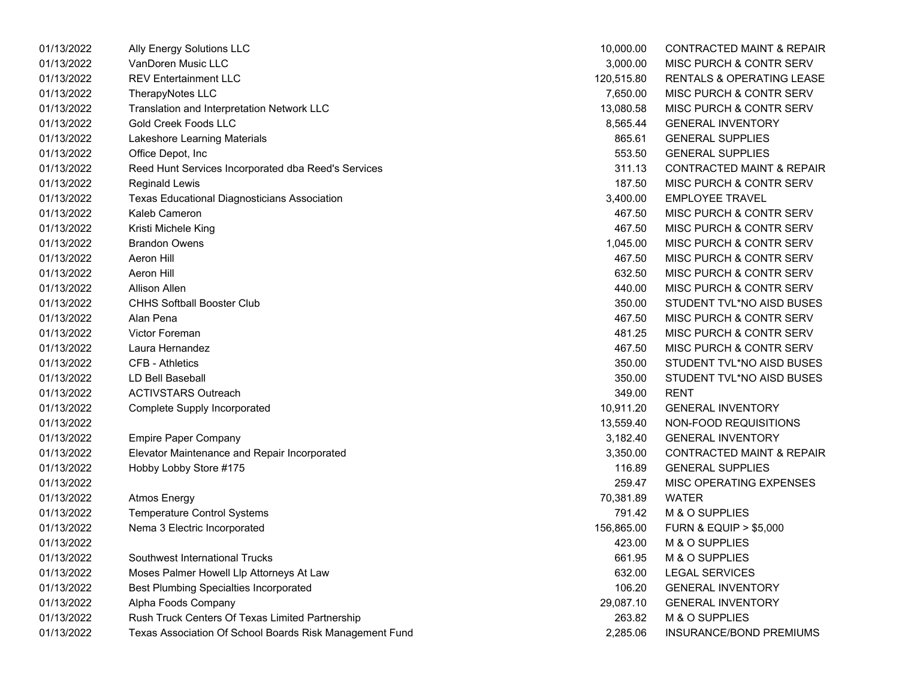| | | | |
|---|---|---|---|
| 01/13/2022 | Ally Energy Solutions LLC | 10,000.00 | CONTRACTED MAINT & REPAIR |
| 01/13/2022 | VanDoren Music LLC | 3,000.00 | MISC PURCH & CONTR SERV |
| 01/13/2022 | REV Entertainment LLC | 120,515.80 | RENTALS & OPERATING LEASE |
| 01/13/2022 | TherapyNotes LLC | 7,650.00 | MISC PURCH & CONTR SERV |
| 01/13/2022 | Translation and Interpretation Network LLC | 13,080.58 | MISC PURCH & CONTR SERV |
| 01/13/2022 | Gold Creek Foods LLC | 8,565.44 | GENERAL INVENTORY |
| 01/13/2022 | Lakeshore Learning Materials | 865.61 | GENERAL SUPPLIES |
| 01/13/2022 | Office Depot, Inc | 553.50 | GENERAL SUPPLIES |
| 01/13/2022 | Reed Hunt Services Incorporated dba Reed's Services | 311.13 | CONTRACTED MAINT & REPAIR |
| 01/13/2022 | Reginald Lewis | 187.50 | MISC PURCH & CONTR SERV |
| 01/13/2022 | Texas Educational Diagnosticians Association | 3,400.00 | EMPLOYEE TRAVEL |
| 01/13/2022 | Kaleb Cameron | 467.50 | MISC PURCH & CONTR SERV |
| 01/13/2022 | Kristi Michele King | 467.50 | MISC PURCH & CONTR SERV |
| 01/13/2022 | Brandon Owens | 1,045.00 | MISC PURCH & CONTR SERV |
| 01/13/2022 | Aeron Hill | 467.50 | MISC PURCH & CONTR SERV |
| 01/13/2022 | Aeron Hill | 632.50 | MISC PURCH & CONTR SERV |
| 01/13/2022 | Allison Allen | 440.00 | MISC PURCH & CONTR SERV |
| 01/13/2022 | CHHS Softball Booster Club | 350.00 | STUDENT TVL*NO AISD BUSES |
| 01/13/2022 | Alan Pena | 467.50 | MISC PURCH & CONTR SERV |
| 01/13/2022 | Victor Foreman | 481.25 | MISC PURCH & CONTR SERV |
| 01/13/2022 | Laura Hernandez | 467.50 | MISC PURCH & CONTR SERV |
| 01/13/2022 | CFB - Athletics | 350.00 | STUDENT TVL*NO AISD BUSES |
| 01/13/2022 | LD Bell Baseball | 350.00 | STUDENT TVL*NO AISD BUSES |
| 01/13/2022 | ACTIVSTARS Outreach | 349.00 | RENT |
| 01/13/2022 | Complete Supply Incorporated | 10,911.20 | GENERAL INVENTORY |
| 01/13/2022 | | 13,559.40 | NON-FOOD REQUISITIONS |
| 01/13/2022 | Empire Paper Company | 3,182.40 | GENERAL INVENTORY |
| 01/13/2022 | Elevator Maintenance and Repair Incorporated | 3,350.00 | CONTRACTED MAINT & REPAIR |
| 01/13/2022 | Hobby Lobby Store #175 | 116.89 | GENERAL SUPPLIES |
| 01/13/2022 | | 259.47 | MISC OPERATING EXPENSES |
| 01/13/2022 | Atmos Energy | 70,381.89 | WATER |
| 01/13/2022 | Temperature Control Systems | 791.42 | M & O SUPPLIES |
| 01/13/2022 | Nema 3 Electric Incorporated | 156,865.00 | FURN & EQUIP > $5,000 |
| 01/13/2022 | | 423.00 | M & O SUPPLIES |
| 01/13/2022 | Southwest International Trucks | 661.95 | M & O SUPPLIES |
| 01/13/2022 | Moses Palmer Howell Llp Attorneys At Law | 632.00 | LEGAL SERVICES |
| 01/13/2022 | Best Plumbing Specialties Incorporated | 106.20 | GENERAL INVENTORY |
| 01/13/2022 | Alpha Foods Company | 29,087.10 | GENERAL INVENTORY |
| 01/13/2022 | Rush Truck Centers Of Texas Limited Partnership | 263.82 | M & O SUPPLIES |
| 01/13/2022 | Texas Association Of School Boards Risk Management Fund | 2,285.06 | INSURANCE/BOND PREMIUMS |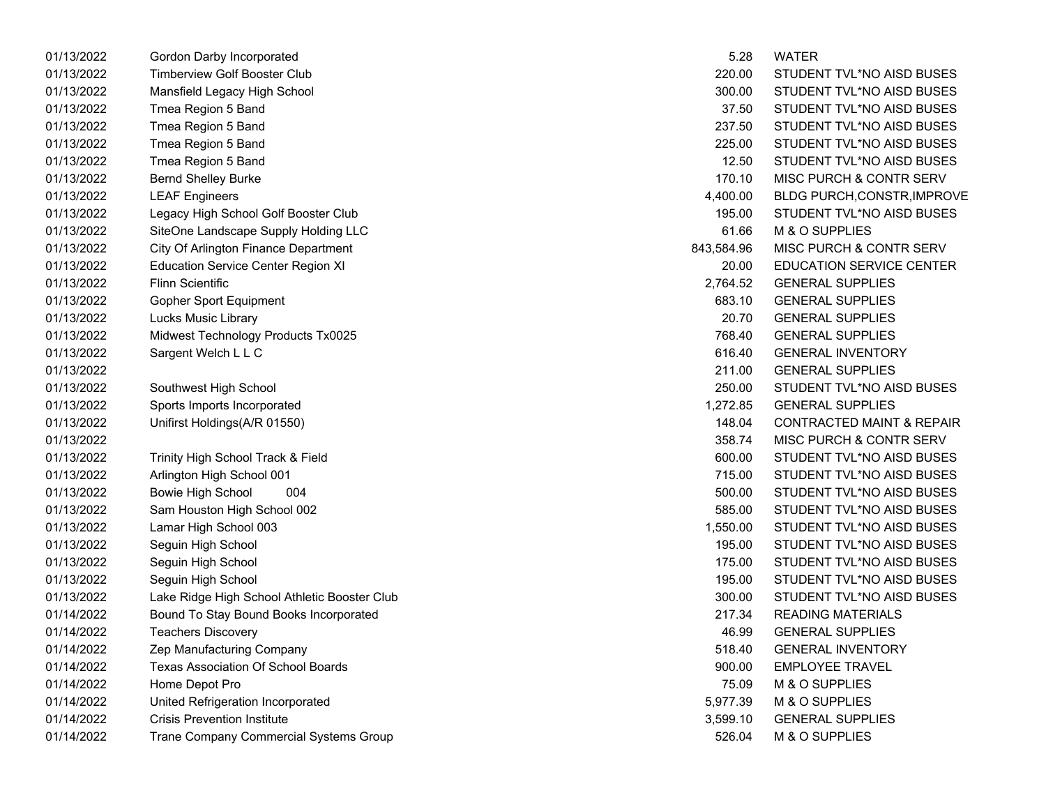| | | | |
|---|---|---|---|
| 01/13/2022 | Gordon Darby Incorporated | 5.28 | WATER |
| 01/13/2022 | Timberview Golf Booster Club | 220.00 | STUDENT TVL*NO AISD BUSES |
| 01/13/2022 | Mansfield Legacy High School | 300.00 | STUDENT TVL*NO AISD BUSES |
| 01/13/2022 | Tmea Region 5 Band | 37.50 | STUDENT TVL*NO AISD BUSES |
| 01/13/2022 | Tmea Region 5 Band | 237.50 | STUDENT TVL*NO AISD BUSES |
| 01/13/2022 | Tmea Region 5 Band | 225.00 | STUDENT TVL*NO AISD BUSES |
| 01/13/2022 | Tmea Region 5 Band | 12.50 | STUDENT TVL*NO AISD BUSES |
| 01/13/2022 | Bernd Shelley Burke | 170.10 | MISC PURCH & CONTR SERV |
| 01/13/2022 | LEAF Engineers | 4,400.00 | BLDG PURCH,CONSTR,IMPROVE |
| 01/13/2022 | Legacy High School Golf Booster Club | 195.00 | STUDENT TVL*NO AISD BUSES |
| 01/13/2022 | SiteOne Landscape Supply Holding LLC | 61.66 | M & O SUPPLIES |
| 01/13/2022 | City Of Arlington Finance Department | 843,584.96 | MISC PURCH & CONTR SERV |
| 01/13/2022 | Education Service Center Region XI | 20.00 | EDUCATION SERVICE CENTER |
| 01/13/2022 | Flinn Scientific | 2,764.52 | GENERAL SUPPLIES |
| 01/13/2022 | Gopher Sport Equipment | 683.10 | GENERAL SUPPLIES |
| 01/13/2022 | Lucks Music Library | 20.70 | GENERAL SUPPLIES |
| 01/13/2022 | Midwest Technology Products Tx0025 | 768.40 | GENERAL SUPPLIES |
| 01/13/2022 | Sargent Welch L L C | 616.40 | GENERAL INVENTORY |
| 01/13/2022 | | 211.00 | GENERAL SUPPLIES |
| 01/13/2022 | Southwest High School | 250.00 | STUDENT TVL*NO AISD BUSES |
| 01/13/2022 | Sports Imports Incorporated | 1,272.85 | GENERAL SUPPLIES |
| 01/13/2022 | Unifirst Holdings(A/R 01550) | 148.04 | CONTRACTED MAINT & REPAIR |
| 01/13/2022 | | 358.74 | MISC PURCH & CONTR SERV |
| 01/13/2022 | Trinity High School Track & Field | 600.00 | STUDENT TVL*NO AISD BUSES |
| 01/13/2022 | Arlington High School 001 | 715.00 | STUDENT TVL*NO AISD BUSES |
| 01/13/2022 | Bowie High School 004 | 500.00 | STUDENT TVL*NO AISD BUSES |
| 01/13/2022 | Sam Houston High School 002 | 585.00 | STUDENT TVL*NO AISD BUSES |
| 01/13/2022 | Lamar High School 003 | 1,550.00 | STUDENT TVL*NO AISD BUSES |
| 01/13/2022 | Seguin High School | 195.00 | STUDENT TVL*NO AISD BUSES |
| 01/13/2022 | Seguin High School | 175.00 | STUDENT TVL*NO AISD BUSES |
| 01/13/2022 | Seguin High School | 195.00 | STUDENT TVL*NO AISD BUSES |
| 01/13/2022 | Lake Ridge High School Athletic Booster Club | 300.00 | STUDENT TVL*NO AISD BUSES |
| 01/14/2022 | Bound To Stay Bound Books Incorporated | 217.34 | READING MATERIALS |
| 01/14/2022 | Teachers Discovery | 46.99 | GENERAL SUPPLIES |
| 01/14/2022 | Zep Manufacturing Company | 518.40 | GENERAL INVENTORY |
| 01/14/2022 | Texas Association Of School Boards | 900.00 | EMPLOYEE TRAVEL |
| 01/14/2022 | Home Depot Pro | 75.09 | M & O SUPPLIES |
| 01/14/2022 | United Refrigeration Incorporated | 5,977.39 | M & O SUPPLIES |
| 01/14/2022 | Crisis Prevention Institute | 3,599.10 | GENERAL SUPPLIES |
| 01/14/2022 | Trane Company Commercial Systems Group | 526.04 | M & O SUPPLIES |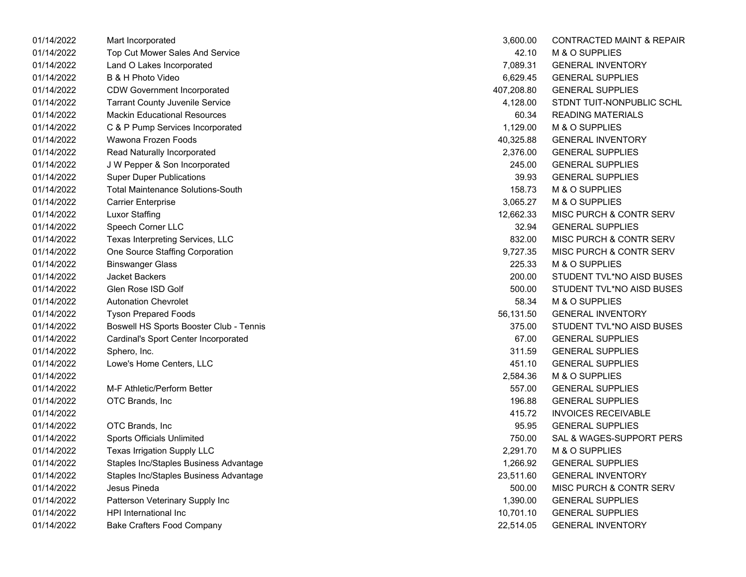| | | | |
|---|---|---|---|
| 01/14/2022 | Mart Incorporated | 3,600.00 | CONTRACTED MAINT & REPAIR |
| 01/14/2022 | Top Cut Mower Sales And Service | 42.10 | M & O SUPPLIES |
| 01/14/2022 | Land O Lakes Incorporated | 7,089.31 | GENERAL INVENTORY |
| 01/14/2022 | B & H Photo Video | 6,629.45 | GENERAL SUPPLIES |
| 01/14/2022 | CDW Government Incorporated | 407,208.80 | GENERAL SUPPLIES |
| 01/14/2022 | Tarrant County Juvenile Service | 4,128.00 | STDNT TUIT-NONPUBLIC SCHL |
| 01/14/2022 | Mackin Educational Resources | 60.34 | READING MATERIALS |
| 01/14/2022 | C & P Pump Services Incorporated | 1,129.00 | M & O SUPPLIES |
| 01/14/2022 | Wawona Frozen Foods | 40,325.88 | GENERAL INVENTORY |
| 01/14/2022 | Read Naturally Incorporated | 2,376.00 | GENERAL SUPPLIES |
| 01/14/2022 | J W Pepper & Son Incorporated | 245.00 | GENERAL SUPPLIES |
| 01/14/2022 | Super Duper Publications | 39.93 | GENERAL SUPPLIES |
| 01/14/2022 | Total Maintenance Solutions-South | 158.73 | M & O SUPPLIES |
| 01/14/2022 | Carrier Enterprise | 3,065.27 | M & O SUPPLIES |
| 01/14/2022 | Luxor Staffing | 12,662.33 | MISC PURCH & CONTR SERV |
| 01/14/2022 | Speech Corner LLC | 32.94 | GENERAL SUPPLIES |
| 01/14/2022 | Texas Interpreting Services, LLC | 832.00 | MISC PURCH & CONTR SERV |
| 01/14/2022 | One Source Staffing Corporation | 9,727.35 | MISC PURCH & CONTR SERV |
| 01/14/2022 | Binswanger Glass | 225.33 | M & O SUPPLIES |
| 01/14/2022 | Jacket Backers | 200.00 | STUDENT TVL*NO AISD BUSES |
| 01/14/2022 | Glen Rose ISD Golf | 500.00 | STUDENT TVL*NO AISD BUSES |
| 01/14/2022 | Autonation Chevrolet | 58.34 | M & O SUPPLIES |
| 01/14/2022 | Tyson Prepared Foods | 56,131.50 | GENERAL INVENTORY |
| 01/14/2022 | Boswell HS Sports Booster Club - Tennis | 375.00 | STUDENT TVL*NO AISD BUSES |
| 01/14/2022 | Cardinal's Sport Center Incorporated | 67.00 | GENERAL SUPPLIES |
| 01/14/2022 | Sphero, Inc. | 311.59 | GENERAL SUPPLIES |
| 01/14/2022 | Lowe's Home Centers, LLC | 451.10 | GENERAL SUPPLIES |
| 01/14/2022 | | 2,584.36 | M & O SUPPLIES |
| 01/14/2022 | M-F Athletic/Perform Better | 557.00 | GENERAL SUPPLIES |
| 01/14/2022 | OTC Brands, Inc | 196.88 | GENERAL SUPPLIES |
| 01/14/2022 | | 415.72 | INVOICES RECEIVABLE |
| 01/14/2022 | OTC Brands, Inc | 95.95 | GENERAL SUPPLIES |
| 01/14/2022 | Sports Officials Unlimited | 750.00 | SAL & WAGES-SUPPORT PERS |
| 01/14/2022 | Texas Irrigation Supply LLC | 2,291.70 | M & O SUPPLIES |
| 01/14/2022 | Staples Inc/Staples Business Advantage | 1,266.92 | GENERAL SUPPLIES |
| 01/14/2022 | Staples Inc/Staples Business Advantage | 23,511.60 | GENERAL INVENTORY |
| 01/14/2022 | Jesus Pineda | 500.00 | MISC PURCH & CONTR SERV |
| 01/14/2022 | Patterson Veterinary Supply Inc | 1,390.00 | GENERAL SUPPLIES |
| 01/14/2022 | HPI International Inc | 10,701.10 | GENERAL SUPPLIES |
| 01/14/2022 | Bake Crafters Food Company | 22,514.05 | GENERAL INVENTORY |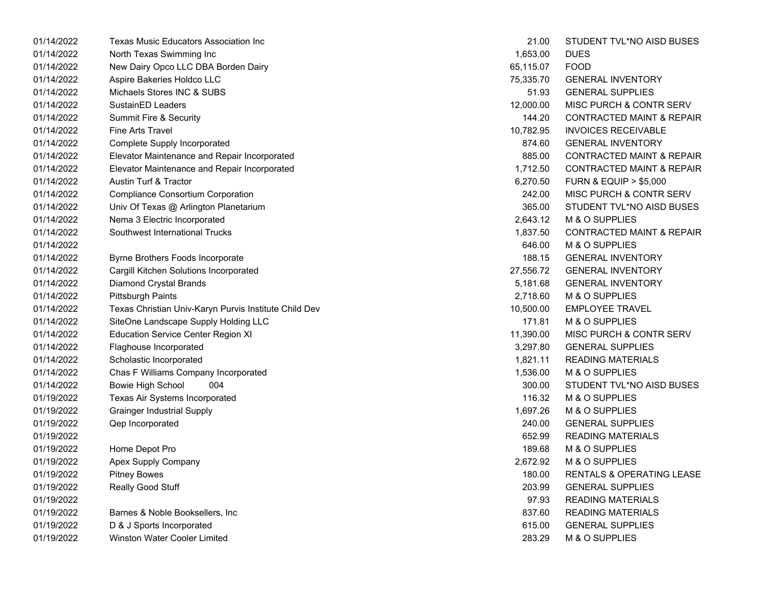| | | | |
|---|---|---|---|
| 01/14/2022 | Texas Music Educators Association Inc | 21.00 | STUDENT TVL*NO AISD BUSES |
| 01/14/2022 | North Texas Swimming Inc | 1,653.00 | DUES |
| 01/14/2022 | New Dairy Opco LLC DBA Borden Dairy | 65,115.07 | FOOD |
| 01/14/2022 | Aspire Bakeries Holdco LLC | 75,335.70 | GENERAL INVENTORY |
| 01/14/2022 | Michaels Stores INC & SUBS | 51.93 | GENERAL SUPPLIES |
| 01/14/2022 | SustainED Leaders | 12,000.00 | MISC PURCH & CONTR SERV |
| 01/14/2022 | Summit Fire & Security | 144.20 | CONTRACTED MAINT & REPAIR |
| 01/14/2022 | Fine Arts Travel | 10,782.95 | INVOICES RECEIVABLE |
| 01/14/2022 | Complete Supply Incorporated | 874.60 | GENERAL INVENTORY |
| 01/14/2022 | Elevator Maintenance and Repair Incorporated | 885.00 | CONTRACTED MAINT & REPAIR |
| 01/14/2022 | Elevator Maintenance and Repair Incorporated | 1,712.50 | CONTRACTED MAINT & REPAIR |
| 01/14/2022 | Austin Turf & Tractor | 6,270.50 | FURN & EQUIP > $5,000 |
| 01/14/2022 | Compliance Consortium Corporation | 242.00 | MISC PURCH & CONTR SERV |
| 01/14/2022 | Univ Of Texas @ Arlington Planetarium | 365.00 | STUDENT TVL*NO AISD BUSES |
| 01/14/2022 | Nema 3 Electric Incorporated | 2,643.12 | M & O SUPPLIES |
| 01/14/2022 | Southwest International Trucks | 1,837.50 | CONTRACTED MAINT & REPAIR |
| 01/14/2022 | | 646.00 | M & O SUPPLIES |
| 01/14/2022 | Byrne Brothers Foods Incorporate | 188.15 | GENERAL INVENTORY |
| 01/14/2022 | Cargill Kitchen Solutions Incorporated | 27,556.72 | GENERAL INVENTORY |
| 01/14/2022 | Diamond Crystal Brands | 5,181.68 | GENERAL INVENTORY |
| 01/14/2022 | Pittsburgh Paints | 2,718.60 | M & O SUPPLIES |
| 01/14/2022 | Texas Christian Univ-Karyn Purvis Institute Child Dev | 10,500.00 | EMPLOYEE TRAVEL |
| 01/14/2022 | SiteOne Landscape Supply Holding LLC | 171.81 | M & O SUPPLIES |
| 01/14/2022 | Education Service Center Region XI | 11,390.00 | MISC PURCH & CONTR SERV |
| 01/14/2022 | Flaghouse Incorporated | 3,297.80 | GENERAL SUPPLIES |
| 01/14/2022 | Scholastic Incorporated | 1,821.11 | READING MATERIALS |
| 01/14/2022 | Chas F Williams Company Incorporated | 1,536.00 | M & O SUPPLIES |
| 01/14/2022 | Bowie High School 004 | 300.00 | STUDENT TVL*NO AISD BUSES |
| 01/19/2022 | Texas Air Systems Incorporated | 116.32 | M & O SUPPLIES |
| 01/19/2022 | Grainger Industrial Supply | 1,697.26 | M & O SUPPLIES |
| 01/19/2022 | Qep Incorporated | 240.00 | GENERAL SUPPLIES |
| 01/19/2022 | | 652.99 | READING MATERIALS |
| 01/19/2022 | Home Depot Pro | 189.68 | M & O SUPPLIES |
| 01/19/2022 | Apex Supply Company | 2,672.92 | M & O SUPPLIES |
| 01/19/2022 | Pitney Bowes | 180.00 | RENTALS & OPERATING LEASE |
| 01/19/2022 | Really Good Stuff | 203.99 | GENERAL SUPPLIES |
| 01/19/2022 | | 97.93 | READING MATERIALS |
| 01/19/2022 | Barnes & Noble Booksellers, Inc | 837.60 | READING MATERIALS |
| 01/19/2022 | D & J Sports Incorporated | 615.00 | GENERAL SUPPLIES |
| 01/19/2022 | Winston Water Cooler Limited | 283.29 | M & O SUPPLIES |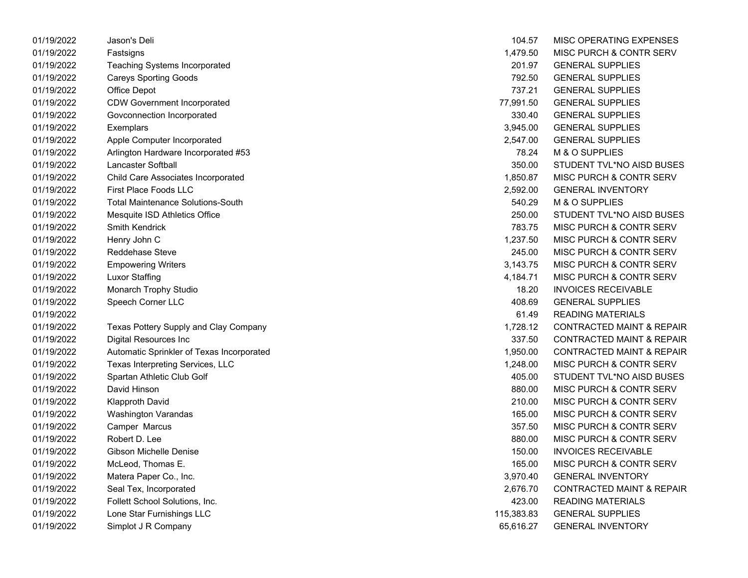| | | | |
|---|---|---|---|
| 01/19/2022 | Jason's Deli | 104.57 | MISC OPERATING EXPENSES |
| 01/19/2022 | Fastsigns | 1,479.50 | MISC PURCH & CONTR SERV |
| 01/19/2022 | Teaching Systems Incorporated | 201.97 | GENERAL SUPPLIES |
| 01/19/2022 | Careys Sporting Goods | 792.50 | GENERAL SUPPLIES |
| 01/19/2022 | Office Depot | 737.21 | GENERAL SUPPLIES |
| 01/19/2022 | CDW Government Incorporated | 77,991.50 | GENERAL SUPPLIES |
| 01/19/2022 | Govconnection Incorporated | 330.40 | GENERAL SUPPLIES |
| 01/19/2022 | Exemplars | 3,945.00 | GENERAL SUPPLIES |
| 01/19/2022 | Apple Computer Incorporated | 2,547.00 | GENERAL SUPPLIES |
| 01/19/2022 | Arlington Hardware Incorporated #53 | 78.24 | M & O SUPPLIES |
| 01/19/2022 | Lancaster Softball | 350.00 | STUDENT TVL*NO AISD BUSES |
| 01/19/2022 | Child Care Associates Incorporated | 1,850.87 | MISC PURCH & CONTR SERV |
| 01/19/2022 | First Place Foods LLC | 2,592.00 | GENERAL INVENTORY |
| 01/19/2022 | Total Maintenance Solutions-South | 540.29 | M & O SUPPLIES |
| 01/19/2022 | Mesquite ISD Athletics Office | 250.00 | STUDENT TVL*NO AISD BUSES |
| 01/19/2022 | Smith Kendrick | 783.75 | MISC PURCH & CONTR SERV |
| 01/19/2022 | Henry John C | 1,237.50 | MISC PURCH & CONTR SERV |
| 01/19/2022 | Reddehase Steve | 245.00 | MISC PURCH & CONTR SERV |
| 01/19/2022 | Empowering Writers | 3,143.75 | MISC PURCH & CONTR SERV |
| 01/19/2022 | Luxor Staffing | 4,184.71 | MISC PURCH & CONTR SERV |
| 01/19/2022 | Monarch Trophy Studio | 18.20 | INVOICES RECEIVABLE |
| 01/19/2022 | Speech Corner LLC | 408.69 | GENERAL SUPPLIES |
| 01/19/2022 | | 61.49 | READING MATERIALS |
| 01/19/2022 | Texas Pottery Supply and Clay Company | 1,728.12 | CONTRACTED MAINT & REPAIR |
| 01/19/2022 | Digital Resources Inc | 337.50 | CONTRACTED MAINT & REPAIR |
| 01/19/2022 | Automatic Sprinkler of Texas Incorporated | 1,950.00 | CONTRACTED MAINT & REPAIR |
| 01/19/2022 | Texas Interpreting Services, LLC | 1,248.00 | MISC PURCH & CONTR SERV |
| 01/19/2022 | Spartan Athletic Club Golf | 405.00 | STUDENT TVL*NO AISD BUSES |
| 01/19/2022 | David Hinson | 880.00 | MISC PURCH & CONTR SERV |
| 01/19/2022 | Klapproth David | 210.00 | MISC PURCH & CONTR SERV |
| 01/19/2022 | Washington Varandas | 165.00 | MISC PURCH & CONTR SERV |
| 01/19/2022 | Camper Marcus | 357.50 | MISC PURCH & CONTR SERV |
| 01/19/2022 | Robert D. Lee | 880.00 | MISC PURCH & CONTR SERV |
| 01/19/2022 | Gibson Michelle Denise | 150.00 | INVOICES RECEIVABLE |
| 01/19/2022 | McLeod, Thomas E. | 165.00 | MISC PURCH & CONTR SERV |
| 01/19/2022 | Matera Paper Co., Inc. | 3,970.40 | GENERAL INVENTORY |
| 01/19/2022 | Seal Tex, Incorporated | 2,676.70 | CONTRACTED MAINT & REPAIR |
| 01/19/2022 | Follett School Solutions, Inc. | 423.00 | READING MATERIALS |
| 01/19/2022 | Lone Star Furnishings LLC | 115,383.83 | GENERAL SUPPLIES |
| 01/19/2022 | Simplot J R Company | 65,616.27 | GENERAL INVENTORY |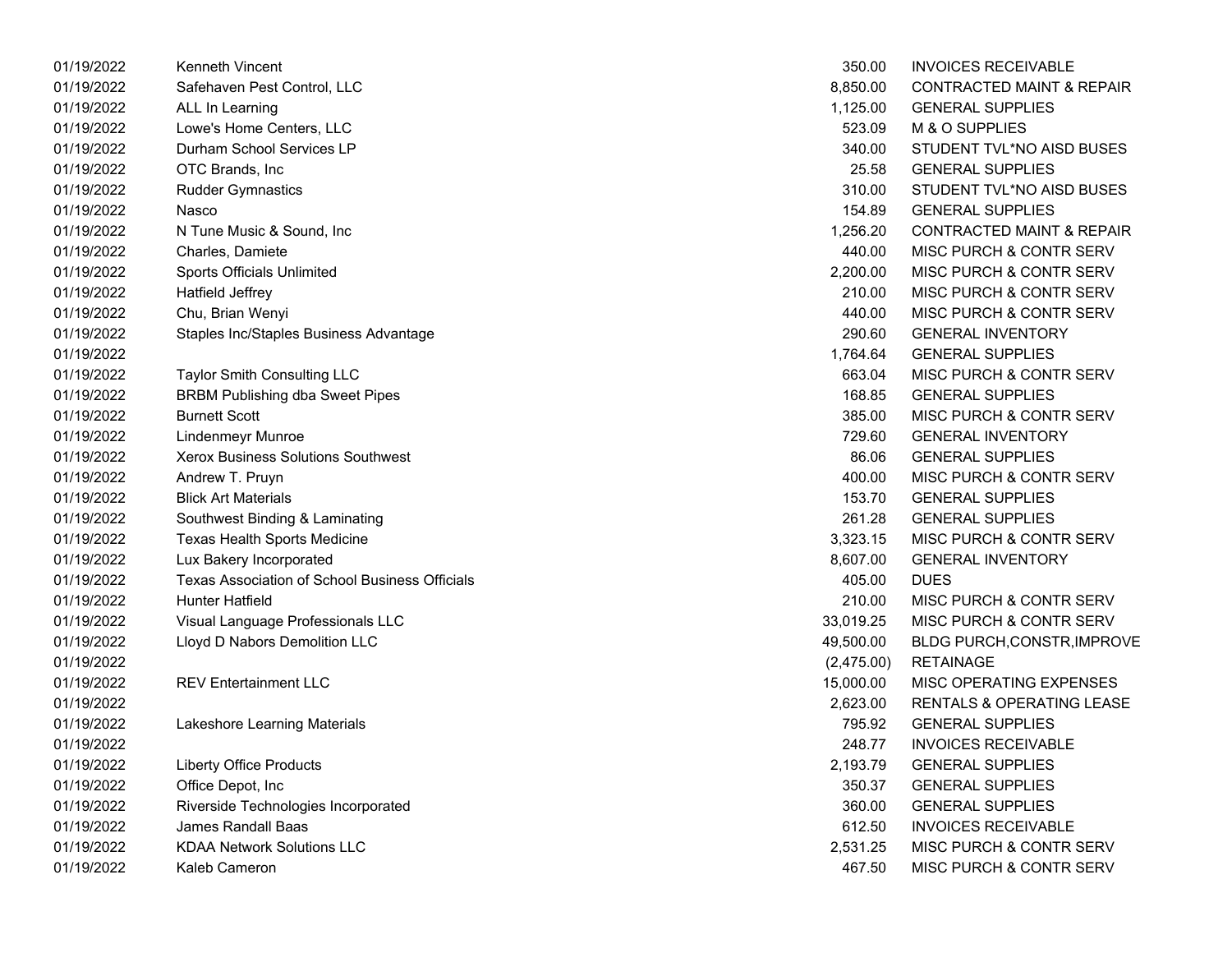| | | | |
|---|---|---|---|
| 01/19/2022 | Kenneth Vincent | 350.00 | INVOICES RECEIVABLE |
| 01/19/2022 | Safehaven Pest Control, LLC | 8,850.00 | CONTRACTED MAINT & REPAIR |
| 01/19/2022 | ALL In Learning | 1,125.00 | GENERAL SUPPLIES |
| 01/19/2022 | Lowe's Home Centers, LLC | 523.09 | M & O SUPPLIES |
| 01/19/2022 | Durham School Services LP | 340.00 | STUDENT TVL*NO AISD BUSES |
| 01/19/2022 | OTC Brands, Inc | 25.58 | GENERAL SUPPLIES |
| 01/19/2022 | Rudder Gymnastics | 310.00 | STUDENT TVL*NO AISD BUSES |
| 01/19/2022 | Nasco | 154.89 | GENERAL SUPPLIES |
| 01/19/2022 | N Tune Music & Sound, Inc | 1,256.20 | CONTRACTED MAINT & REPAIR |
| 01/19/2022 | Charles, Damiete | 440.00 | MISC PURCH & CONTR SERV |
| 01/19/2022 | Sports Officials Unlimited | 2,200.00 | MISC PURCH & CONTR SERV |
| 01/19/2022 | Hatfield Jeffrey | 210.00 | MISC PURCH & CONTR SERV |
| 01/19/2022 | Chu, Brian Wenyi | 440.00 | MISC PURCH & CONTR SERV |
| 01/19/2022 | Staples Inc/Staples Business Advantage | 290.60 | GENERAL INVENTORY |
| 01/19/2022 | | 1,764.64 | GENERAL SUPPLIES |
| 01/19/2022 | Taylor Smith Consulting LLC | 663.04 | MISC PURCH & CONTR SERV |
| 01/19/2022 | BRBM Publishing dba Sweet Pipes | 168.85 | GENERAL SUPPLIES |
| 01/19/2022 | Burnett Scott | 385.00 | MISC PURCH & CONTR SERV |
| 01/19/2022 | Lindenmeyr Munroe | 729.60 | GENERAL INVENTORY |
| 01/19/2022 | Xerox Business Solutions Southwest | 86.06 | GENERAL SUPPLIES |
| 01/19/2022 | Andrew T. Pruyn | 400.00 | MISC PURCH & CONTR SERV |
| 01/19/2022 | Blick Art Materials | 153.70 | GENERAL SUPPLIES |
| 01/19/2022 | Southwest Binding & Laminating | 261.28 | GENERAL SUPPLIES |
| 01/19/2022 | Texas Health Sports Medicine | 3,323.15 | MISC PURCH & CONTR SERV |
| 01/19/2022 | Lux Bakery Incorporated | 8,607.00 | GENERAL INVENTORY |
| 01/19/2022 | Texas Association of School Business Officials | 405.00 | DUES |
| 01/19/2022 | Hunter Hatfield | 210.00 | MISC PURCH & CONTR SERV |
| 01/19/2022 | Visual Language Professionals LLC | 33,019.25 | MISC PURCH & CONTR SERV |
| 01/19/2022 | Lloyd D Nabors Demolition LLC | 49,500.00 | BLDG PURCH,CONSTR,IMPROVE |
| 01/19/2022 | | (2,475.00) | RETAINAGE |
| 01/19/2022 | REV Entertainment LLC | 15,000.00 | MISC OPERATING EXPENSES |
| 01/19/2022 | | 2,623.00 | RENTALS & OPERATING LEASE |
| 01/19/2022 | Lakeshore Learning Materials | 795.92 | GENERAL SUPPLIES |
| 01/19/2022 | | 248.77 | INVOICES RECEIVABLE |
| 01/19/2022 | Liberty Office Products | 2,193.79 | GENERAL SUPPLIES |
| 01/19/2022 | Office Depot, Inc | 350.37 | GENERAL SUPPLIES |
| 01/19/2022 | Riverside Technologies Incorporated | 360.00 | GENERAL SUPPLIES |
| 01/19/2022 | James Randall Baas | 612.50 | INVOICES RECEIVABLE |
| 01/19/2022 | KDAA Network Solutions LLC | 2,531.25 | MISC PURCH & CONTR SERV |
| 01/19/2022 | Kaleb Cameron | 467.50 | MISC PURCH & CONTR SERV |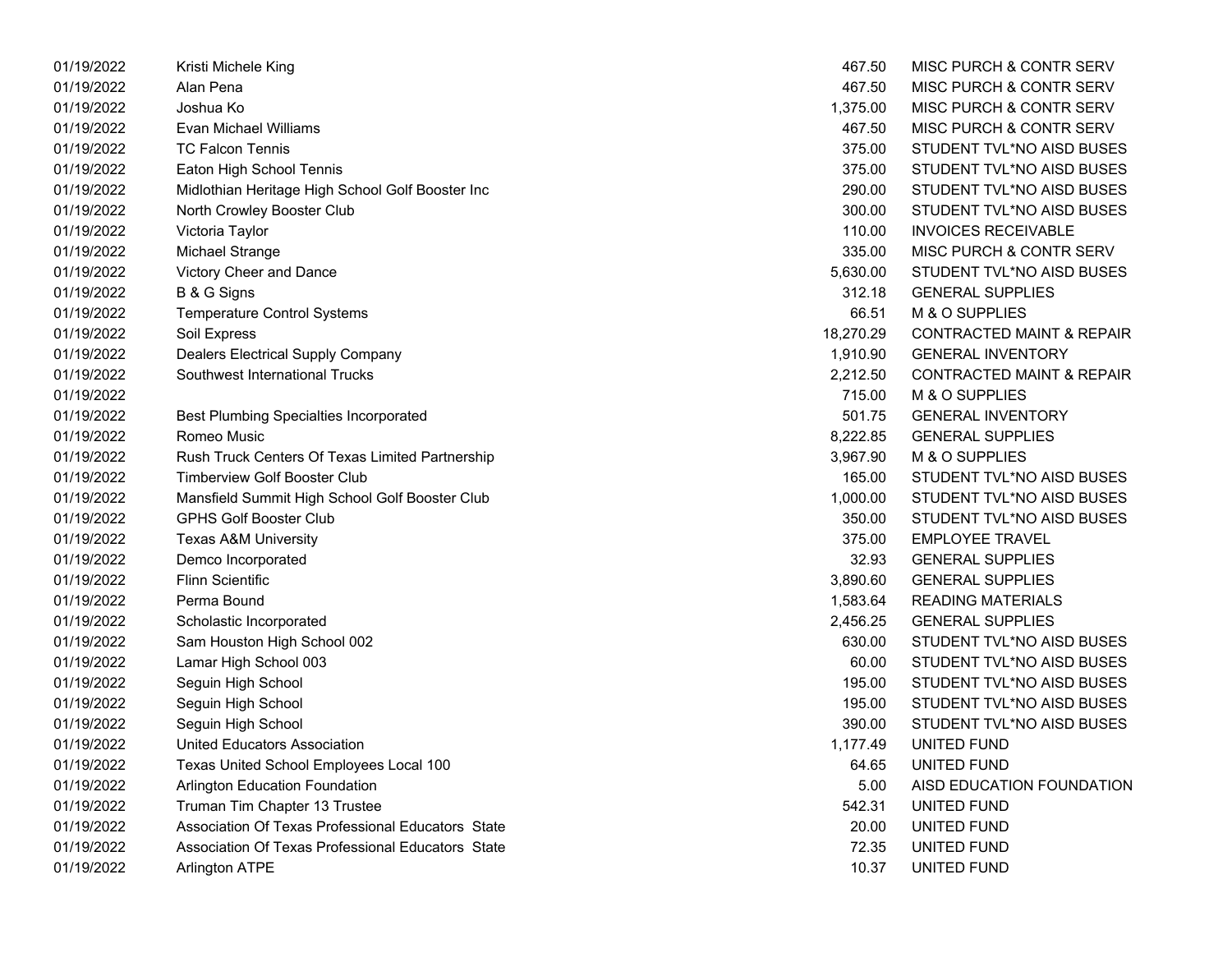| | | | |
|---|---|---|---|
| 01/19/2022 | Kristi Michele King | 467.50 | MISC PURCH & CONTR SERV |
| 01/19/2022 | Alan Pena | 467.50 | MISC PURCH & CONTR SERV |
| 01/19/2022 | Joshua Ko | 1,375.00 | MISC PURCH & CONTR SERV |
| 01/19/2022 | Evan Michael Williams | 467.50 | MISC PURCH & CONTR SERV |
| 01/19/2022 | TC Falcon Tennis | 375.00 | STUDENT TVL*NO AISD BUSES |
| 01/19/2022 | Eaton High School Tennis | 375.00 | STUDENT TVL*NO AISD BUSES |
| 01/19/2022 | Midlothian Heritage High School Golf Booster Inc | 290.00 | STUDENT TVL*NO AISD BUSES |
| 01/19/2022 | North Crowley Booster Club | 300.00 | STUDENT TVL*NO AISD BUSES |
| 01/19/2022 | Victoria Taylor | 110.00 | INVOICES RECEIVABLE |
| 01/19/2022 | Michael Strange | 335.00 | MISC PURCH & CONTR SERV |
| 01/19/2022 | Victory Cheer and Dance | 5,630.00 | STUDENT TVL*NO AISD BUSES |
| 01/19/2022 | B & G Signs | 312.18 | GENERAL SUPPLIES |
| 01/19/2022 | Temperature Control Systems | 66.51 | M & O SUPPLIES |
| 01/19/2022 | Soil Express | 18,270.29 | CONTRACTED MAINT & REPAIR |
| 01/19/2022 | Dealers Electrical Supply Company | 1,910.90 | GENERAL INVENTORY |
| 01/19/2022 | Southwest International Trucks | 2,212.50 | CONTRACTED MAINT & REPAIR |
| 01/19/2022 | | 715.00 | M & O SUPPLIES |
| 01/19/2022 | Best Plumbing Specialties Incorporated | 501.75 | GENERAL INVENTORY |
| 01/19/2022 | Romeo Music | 8,222.85 | GENERAL SUPPLIES |
| 01/19/2022 | Rush Truck Centers Of Texas Limited Partnership | 3,967.90 | M & O SUPPLIES |
| 01/19/2022 | Timberview Golf Booster Club | 165.00 | STUDENT TVL*NO AISD BUSES |
| 01/19/2022 | Mansfield Summit High School Golf Booster Club | 1,000.00 | STUDENT TVL*NO AISD BUSES |
| 01/19/2022 | GPHS Golf Booster Club | 350.00 | STUDENT TVL*NO AISD BUSES |
| 01/19/2022 | Texas A&M University | 375.00 | EMPLOYEE TRAVEL |
| 01/19/2022 | Demco Incorporated | 32.93 | GENERAL SUPPLIES |
| 01/19/2022 | Flinn Scientific | 3,890.60 | GENERAL SUPPLIES |
| 01/19/2022 | Perma Bound | 1,583.64 | READING MATERIALS |
| 01/19/2022 | Scholastic Incorporated | 2,456.25 | GENERAL SUPPLIES |
| 01/19/2022 | Sam Houston High School 002 | 630.00 | STUDENT TVL*NO AISD BUSES |
| 01/19/2022 | Lamar High School 003 | 60.00 | STUDENT TVL*NO AISD BUSES |
| 01/19/2022 | Seguin High School | 195.00 | STUDENT TVL*NO AISD BUSES |
| 01/19/2022 | Seguin High School | 195.00 | STUDENT TVL*NO AISD BUSES |
| 01/19/2022 | Seguin High School | 390.00 | STUDENT TVL*NO AISD BUSES |
| 01/19/2022 | United Educators Association | 1,177.49 | UNITED FUND |
| 01/19/2022 | Texas United School Employees Local 100 | 64.65 | UNITED FUND |
| 01/19/2022 | Arlington Education Foundation | 5.00 | AISD EDUCATION FOUNDATION |
| 01/19/2022 | Truman Tim Chapter 13 Trustee | 542.31 | UNITED FUND |
| 01/19/2022 | Association Of Texas Professional Educators State | 20.00 | UNITED FUND |
| 01/19/2022 | Association Of Texas Professional Educators State | 72.35 | UNITED FUND |
| 01/19/2022 | Arlington ATPE | 10.37 | UNITED FUND |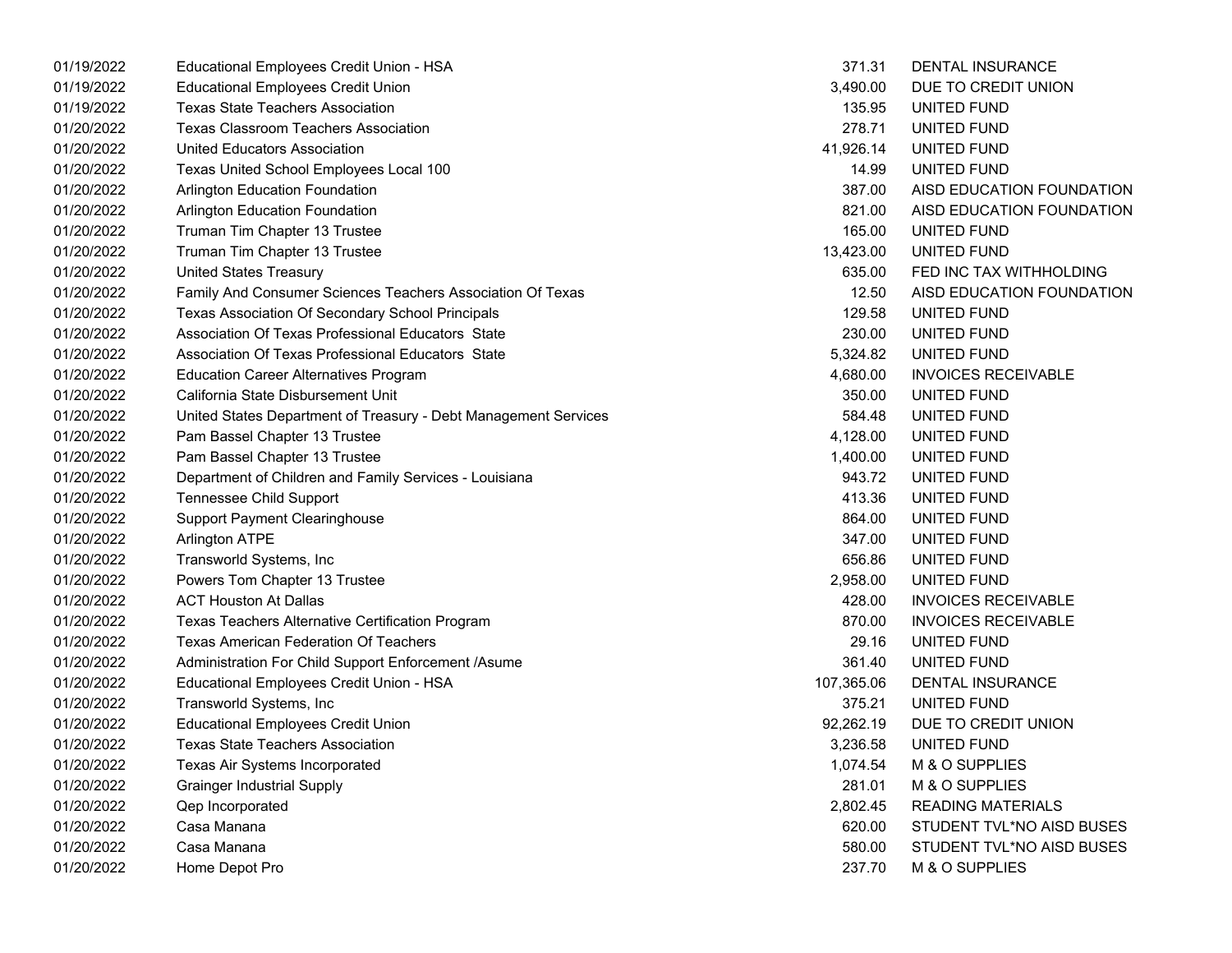| | | | |
|---|---|---|---|
| 01/19/2022 | Educational Employees Credit Union - HSA | 371.31 | DENTAL INSURANCE |
| 01/19/2022 | Educational Employees Credit Union | 3,490.00 | DUE TO CREDIT UNION |
| 01/19/2022 | Texas State Teachers Association | 135.95 | UNITED FUND |
| 01/20/2022 | Texas Classroom Teachers Association | 278.71 | UNITED FUND |
| 01/20/2022 | United Educators Association | 41,926.14 | UNITED FUND |
| 01/20/2022 | Texas United School Employees Local 100 | 14.99 | UNITED FUND |
| 01/20/2022 | Arlington Education Foundation | 387.00 | AISD EDUCATION FOUNDATION |
| 01/20/2022 | Arlington Education Foundation | 821.00 | AISD EDUCATION FOUNDATION |
| 01/20/2022 | Truman Tim Chapter 13 Trustee | 165.00 | UNITED FUND |
| 01/20/2022 | Truman Tim Chapter 13 Trustee | 13,423.00 | UNITED FUND |
| 01/20/2022 | United States Treasury | 635.00 | FED INC TAX WITHHOLDING |
| 01/20/2022 | Family And Consumer Sciences Teachers Association Of Texas | 12.50 | AISD EDUCATION FOUNDATION |
| 01/20/2022 | Texas Association Of Secondary School Principals | 129.58 | UNITED FUND |
| 01/20/2022 | Association Of Texas Professional Educators State | 230.00 | UNITED FUND |
| 01/20/2022 | Association Of Texas Professional Educators State | 5,324.82 | UNITED FUND |
| 01/20/2022 | Education Career Alternatives Program | 4,680.00 | INVOICES RECEIVABLE |
| 01/20/2022 | California State Disbursement Unit | 350.00 | UNITED FUND |
| 01/20/2022 | United States Department of Treasury - Debt Management Services | 584.48 | UNITED FUND |
| 01/20/2022 | Pam Bassel Chapter 13 Trustee | 4,128.00 | UNITED FUND |
| 01/20/2022 | Pam Bassel Chapter 13 Trustee | 1,400.00 | UNITED FUND |
| 01/20/2022 | Department of Children and Family Services - Louisiana | 943.72 | UNITED FUND |
| 01/20/2022 | Tennessee Child Support | 413.36 | UNITED FUND |
| 01/20/2022 | Support Payment Clearinghouse | 864.00 | UNITED FUND |
| 01/20/2022 | Arlington ATPE | 347.00 | UNITED FUND |
| 01/20/2022 | Transworld Systems, Inc | 656.86 | UNITED FUND |
| 01/20/2022 | Powers Tom Chapter 13 Trustee | 2,958.00 | UNITED FUND |
| 01/20/2022 | ACT Houston At Dallas | 428.00 | INVOICES RECEIVABLE |
| 01/20/2022 | Texas Teachers Alternative Certification Program | 870.00 | INVOICES RECEIVABLE |
| 01/20/2022 | Texas American Federation Of Teachers | 29.16 | UNITED FUND |
| 01/20/2022 | Administration For Child Support Enforcement /Asume | 361.40 | UNITED FUND |
| 01/20/2022 | Educational Employees Credit Union - HSA | 107,365.06 | DENTAL INSURANCE |
| 01/20/2022 | Transworld Systems, Inc | 375.21 | UNITED FUND |
| 01/20/2022 | Educational Employees Credit Union | 92,262.19 | DUE TO CREDIT UNION |
| 01/20/2022 | Texas State Teachers Association | 3,236.58 | UNITED FUND |
| 01/20/2022 | Texas Air Systems Incorporated | 1,074.54 | M & O SUPPLIES |
| 01/20/2022 | Grainger Industrial Supply | 281.01 | M & O SUPPLIES |
| 01/20/2022 | Qep Incorporated | 2,802.45 | READING MATERIALS |
| 01/20/2022 | Casa Manana | 620.00 | STUDENT TVL*NO AISD BUSES |
| 01/20/2022 | Casa Manana | 580.00 | STUDENT TVL*NO AISD BUSES |
| 01/20/2022 | Home Depot Pro | 237.70 | M & O SUPPLIES |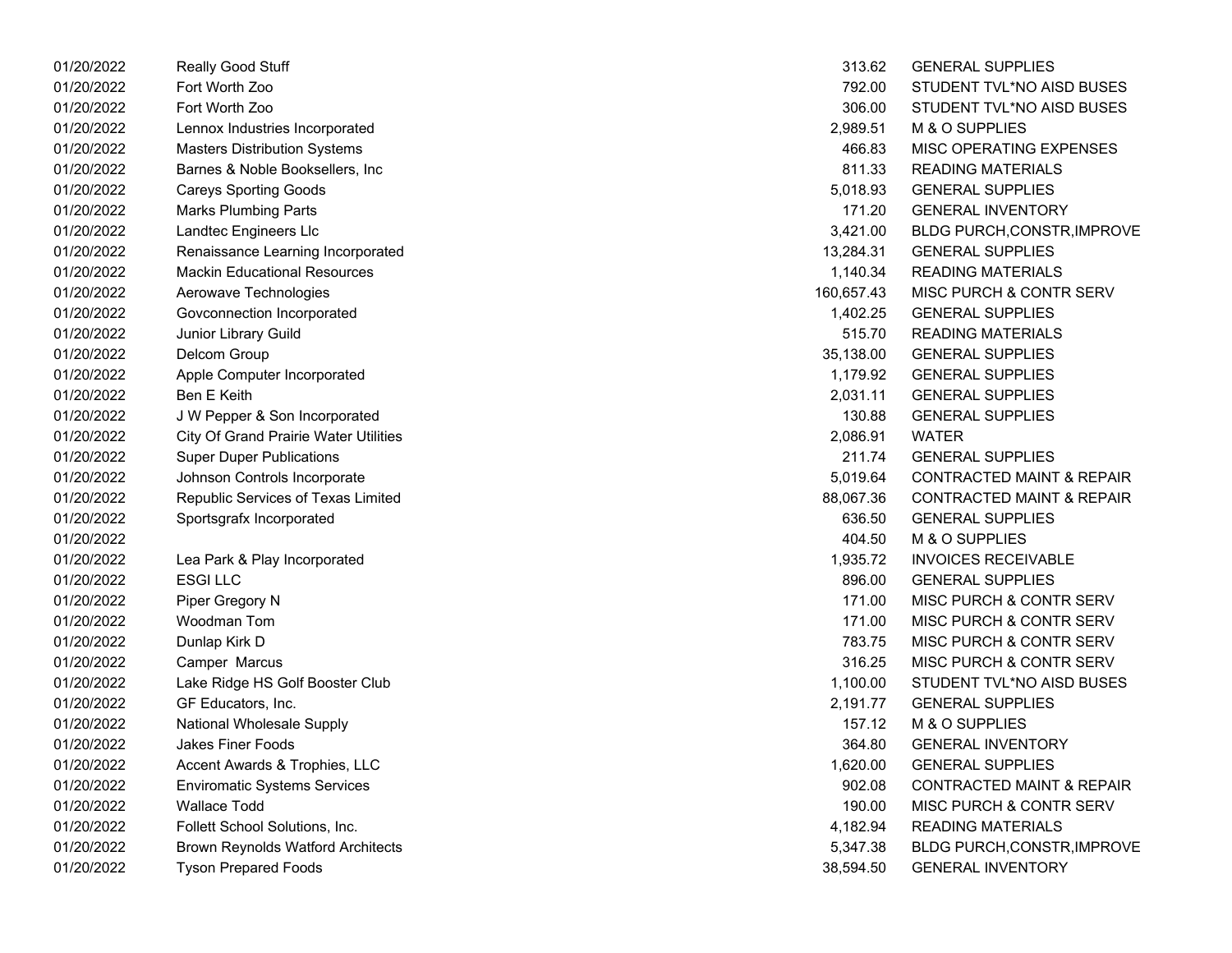| | | | |
|---|---|---|---|
| 01/20/2022 | Really Good Stuff | 313.62 | GENERAL SUPPLIES |
| 01/20/2022 | Fort Worth Zoo | 792.00 | STUDENT TVL*NO AISD BUSES |
| 01/20/2022 | Fort Worth Zoo | 306.00 | STUDENT TVL*NO AISD BUSES |
| 01/20/2022 | Lennox Industries Incorporated | 2,989.51 | M & O SUPPLIES |
| 01/20/2022 | Masters Distribution Systems | 466.83 | MISC OPERATING EXPENSES |
| 01/20/2022 | Barnes & Noble Booksellers, Inc | 811.33 | READING MATERIALS |
| 01/20/2022 | Careys Sporting Goods | 5,018.93 | GENERAL SUPPLIES |
| 01/20/2022 | Marks Plumbing Parts | 171.20 | GENERAL INVENTORY |
| 01/20/2022 | Landtec Engineers Llc | 3,421.00 | BLDG PURCH,CONSTR,IMPROVE |
| 01/20/2022 | Renaissance Learning Incorporated | 13,284.31 | GENERAL SUPPLIES |
| 01/20/2022 | Mackin Educational Resources | 1,140.34 | READING MATERIALS |
| 01/20/2022 | Aerowave Technologies | 160,657.43 | MISC PURCH & CONTR SERV |
| 01/20/2022 | Govconnection Incorporated | 1,402.25 | GENERAL SUPPLIES |
| 01/20/2022 | Junior Library Guild | 515.70 | READING MATERIALS |
| 01/20/2022 | Delcom Group | 35,138.00 | GENERAL SUPPLIES |
| 01/20/2022 | Apple Computer Incorporated | 1,179.92 | GENERAL SUPPLIES |
| 01/20/2022 | Ben E Keith | 2,031.11 | GENERAL SUPPLIES |
| 01/20/2022 | J W Pepper & Son Incorporated | 130.88 | GENERAL SUPPLIES |
| 01/20/2022 | City Of Grand Prairie Water Utilities | 2,086.91 | WATER |
| 01/20/2022 | Super Duper Publications | 211.74 | GENERAL SUPPLIES |
| 01/20/2022 | Johnson Controls Incorporate | 5,019.64 | CONTRACTED MAINT & REPAIR |
| 01/20/2022 | Republic Services of Texas Limited | 88,067.36 | CONTRACTED MAINT & REPAIR |
| 01/20/2022 | Sportsgrafx Incorporated | 636.50 | GENERAL SUPPLIES |
| 01/20/2022 | | 404.50 | M & O SUPPLIES |
| 01/20/2022 | Lea Park & Play Incorporated | 1,935.72 | INVOICES RECEIVABLE |
| 01/20/2022 | ESGI LLC | 896.00 | GENERAL SUPPLIES |
| 01/20/2022 | Piper Gregory N | 171.00 | MISC PURCH & CONTR SERV |
| 01/20/2022 | Woodman Tom | 171.00 | MISC PURCH & CONTR SERV |
| 01/20/2022 | Dunlap Kirk D | 783.75 | MISC PURCH & CONTR SERV |
| 01/20/2022 | Camper Marcus | 316.25 | MISC PURCH & CONTR SERV |
| 01/20/2022 | Lake Ridge HS Golf Booster Club | 1,100.00 | STUDENT TVL*NO AISD BUSES |
| 01/20/2022 | GF Educators, Inc. | 2,191.77 | GENERAL SUPPLIES |
| 01/20/2022 | National Wholesale Supply | 157.12 | M & O SUPPLIES |
| 01/20/2022 | Jakes Finer Foods | 364.80 | GENERAL INVENTORY |
| 01/20/2022 | Accent Awards & Trophies, LLC | 1,620.00 | GENERAL SUPPLIES |
| 01/20/2022 | Enviromatic Systems Services | 902.08 | CONTRACTED MAINT & REPAIR |
| 01/20/2022 | Wallace Todd | 190.00 | MISC PURCH & CONTR SERV |
| 01/20/2022 | Follett School Solutions, Inc. | 4,182.94 | READING MATERIALS |
| 01/20/2022 | Brown Reynolds Watford Architects | 5,347.38 | BLDG PURCH,CONSTR,IMPROVE |
| 01/20/2022 | Tyson Prepared Foods | 38,594.50 | GENERAL INVENTORY |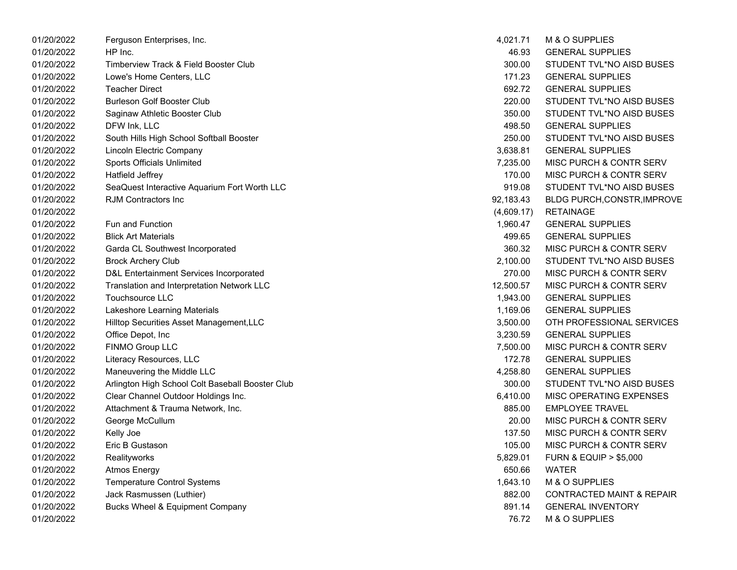| | | | |
|---|---|---|---|
| 01/20/2022 | Ferguson Enterprises, Inc. | 4,021.71 | M & O SUPPLIES |
| 01/20/2022 | HP Inc. | 46.93 | GENERAL SUPPLIES |
| 01/20/2022 | Timberview Track & Field Booster Club | 300.00 | STUDENT TVL*NO AISD BUSES |
| 01/20/2022 | Lowe's Home Centers, LLC | 171.23 | GENERAL SUPPLIES |
| 01/20/2022 | Teacher Direct | 692.72 | GENERAL SUPPLIES |
| 01/20/2022 | Burleson Golf Booster Club | 220.00 | STUDENT TVL*NO AISD BUSES |
| 01/20/2022 | Saginaw Athletic Booster Club | 350.00 | STUDENT TVL*NO AISD BUSES |
| 01/20/2022 | DFW Ink, LLC | 498.50 | GENERAL SUPPLIES |
| 01/20/2022 | South Hills High School Softball Booster | 250.00 | STUDENT TVL*NO AISD BUSES |
| 01/20/2022 | Lincoln Electric Company | 3,638.81 | GENERAL SUPPLIES |
| 01/20/2022 | Sports Officials Unlimited | 7,235.00 | MISC PURCH & CONTR SERV |
| 01/20/2022 | Hatfield Jeffrey | 170.00 | MISC PURCH & CONTR SERV |
| 01/20/2022 | SeaQuest Interactive Aquarium Fort Worth LLC | 919.08 | STUDENT TVL*NO AISD BUSES |
| 01/20/2022 | RJM Contractors Inc | 92,183.43 | BLDG PURCH,CONSTR,IMPROVE |
| 01/20/2022 | | (4,609.17) | RETAINAGE |
| 01/20/2022 | Fun and Function | 1,960.47 | GENERAL SUPPLIES |
| 01/20/2022 | Blick Art Materials | 499.65 | GENERAL SUPPLIES |
| 01/20/2022 | Garda CL Southwest Incorporated | 360.32 | MISC PURCH & CONTR SERV |
| 01/20/2022 | Brock Archery Club | 2,100.00 | STUDENT TVL*NO AISD BUSES |
| 01/20/2022 | D&L Entertainment Services Incorporated | 270.00 | MISC PURCH & CONTR SERV |
| 01/20/2022 | Translation and Interpretation Network LLC | 12,500.57 | MISC PURCH & CONTR SERV |
| 01/20/2022 | Touchsource LLC | 1,943.00 | GENERAL SUPPLIES |
| 01/20/2022 | Lakeshore Learning Materials | 1,169.06 | GENERAL SUPPLIES |
| 01/20/2022 | Hilltop Securities Asset Management,LLC | 3,500.00 | OTH PROFESSIONAL SERVICES |
| 01/20/2022 | Office Depot, Inc | 3,230.59 | GENERAL SUPPLIES |
| 01/20/2022 | FINMO Group LLC | 7,500.00 | MISC PURCH & CONTR SERV |
| 01/20/2022 | Literacy Resources, LLC | 172.78 | GENERAL SUPPLIES |
| 01/20/2022 | Maneuvering the Middle LLC | 4,258.80 | GENERAL SUPPLIES |
| 01/20/2022 | Arlington High School Colt Baseball Booster Club | 300.00 | STUDENT TVL*NO AISD BUSES |
| 01/20/2022 | Clear Channel Outdoor Holdings Inc. | 6,410.00 | MISC OPERATING EXPENSES |
| 01/20/2022 | Attachment & Trauma Network, Inc. | 885.00 | EMPLOYEE TRAVEL |
| 01/20/2022 | George McCullum | 20.00 | MISC PURCH & CONTR SERV |
| 01/20/2022 | Kelly Joe | 137.50 | MISC PURCH & CONTR SERV |
| 01/20/2022 | Eric B Gustason | 105.00 | MISC PURCH & CONTR SERV |
| 01/20/2022 | Realityworks | 5,829.01 | FURN & EQUIP > $5,000 |
| 01/20/2022 | Atmos Energy | 650.66 | WATER |
| 01/20/2022 | Temperature Control Systems | 1,643.10 | M & O SUPPLIES |
| 01/20/2022 | Jack Rasmussen (Luthier) | 882.00 | CONTRACTED MAINT & REPAIR |
| 01/20/2022 | Bucks Wheel & Equipment Company | 891.14 | GENERAL INVENTORY |
| 01/20/2022 | | 76.72 | M & O SUPPLIES |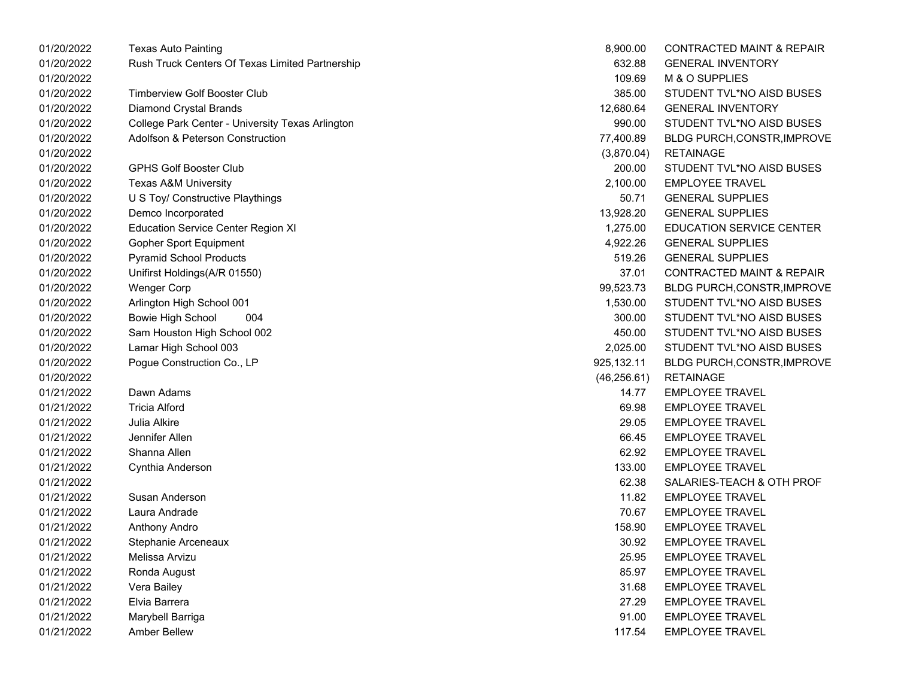| | | | |
|---|---|---|---|
| 01/20/2022 | Texas Auto Painting | 8,900.00 | CONTRACTED MAINT & REPAIR |
| 01/20/2022 | Rush Truck Centers Of Texas Limited Partnership | 632.88 | GENERAL INVENTORY |
| 01/20/2022 | | 109.69 | M & O SUPPLIES |
| 01/20/2022 | Timberview Golf Booster Club | 385.00 | STUDENT TVL*NO AISD BUSES |
| 01/20/2022 | Diamond Crystal Brands | 12,680.64 | GENERAL INVENTORY |
| 01/20/2022 | College Park Center - University Texas Arlington | 990.00 | STUDENT TVL*NO AISD BUSES |
| 01/20/2022 | Adolfson & Peterson Construction | 77,400.89 | BLDG PURCH,CONSTR,IMPROVE |
| 01/20/2022 | | (3,870.04) | RETAINAGE |
| 01/20/2022 | GPHS Golf Booster Club | 200.00 | STUDENT TVL*NO AISD BUSES |
| 01/20/2022 | Texas A&M University | 2,100.00 | EMPLOYEE TRAVEL |
| 01/20/2022 | U S Toy/ Constructive Playthings | 50.71 | GENERAL SUPPLIES |
| 01/20/2022 | Demco Incorporated | 13,928.20 | GENERAL SUPPLIES |
| 01/20/2022 | Education Service Center Region XI | 1,275.00 | EDUCATION SERVICE CENTER |
| 01/20/2022 | Gopher Sport Equipment | 4,922.26 | GENERAL SUPPLIES |
| 01/20/2022 | Pyramid School Products | 519.26 | GENERAL SUPPLIES |
| 01/20/2022 | Unifirst Holdings(A/R 01550) | 37.01 | CONTRACTED MAINT & REPAIR |
| 01/20/2022 | Wenger Corp | 99,523.73 | BLDG PURCH,CONSTR,IMPROVE |
| 01/20/2022 | Arlington High School 001 | 1,530.00 | STUDENT TVL*NO AISD BUSES |
| 01/20/2022 | Bowie High School 004 | 300.00 | STUDENT TVL*NO AISD BUSES |
| 01/20/2022 | Sam Houston High School 002 | 450.00 | STUDENT TVL*NO AISD BUSES |
| 01/20/2022 | Lamar High School 003 | 2,025.00 | STUDENT TVL*NO AISD BUSES |
| 01/20/2022 | Pogue Construction Co., LP | 925,132.11 | BLDG PURCH,CONSTR,IMPROVE |
| 01/20/2022 | | (46,256.61) | RETAINAGE |
| 01/21/2022 | Dawn Adams | 14.77 | EMPLOYEE TRAVEL |
| 01/21/2022 | Tricia Alford | 69.98 | EMPLOYEE TRAVEL |
| 01/21/2022 | Julia Alkire | 29.05 | EMPLOYEE TRAVEL |
| 01/21/2022 | Jennifer Allen | 66.45 | EMPLOYEE TRAVEL |
| 01/21/2022 | Shanna Allen | 62.92 | EMPLOYEE TRAVEL |
| 01/21/2022 | Cynthia Anderson | 133.00 | EMPLOYEE TRAVEL |
| 01/21/2022 | | 62.38 | SALARIES-TEACH & OTH PROF |
| 01/21/2022 | Susan Anderson | 11.82 | EMPLOYEE TRAVEL |
| 01/21/2022 | Laura Andrade | 70.67 | EMPLOYEE TRAVEL |
| 01/21/2022 | Anthony Andro | 158.90 | EMPLOYEE TRAVEL |
| 01/21/2022 | Stephanie Arceneaux | 30.92 | EMPLOYEE TRAVEL |
| 01/21/2022 | Melissa Arvizu | 25.95 | EMPLOYEE TRAVEL |
| 01/21/2022 | Ronda August | 85.97 | EMPLOYEE TRAVEL |
| 01/21/2022 | Vera Bailey | 31.68 | EMPLOYEE TRAVEL |
| 01/21/2022 | Elvia Barrera | 27.29 | EMPLOYEE TRAVEL |
| 01/21/2022 | Marybell Barriga | 91.00 | EMPLOYEE TRAVEL |
| 01/21/2022 | Amber Bellew | 117.54 | EMPLOYEE TRAVEL |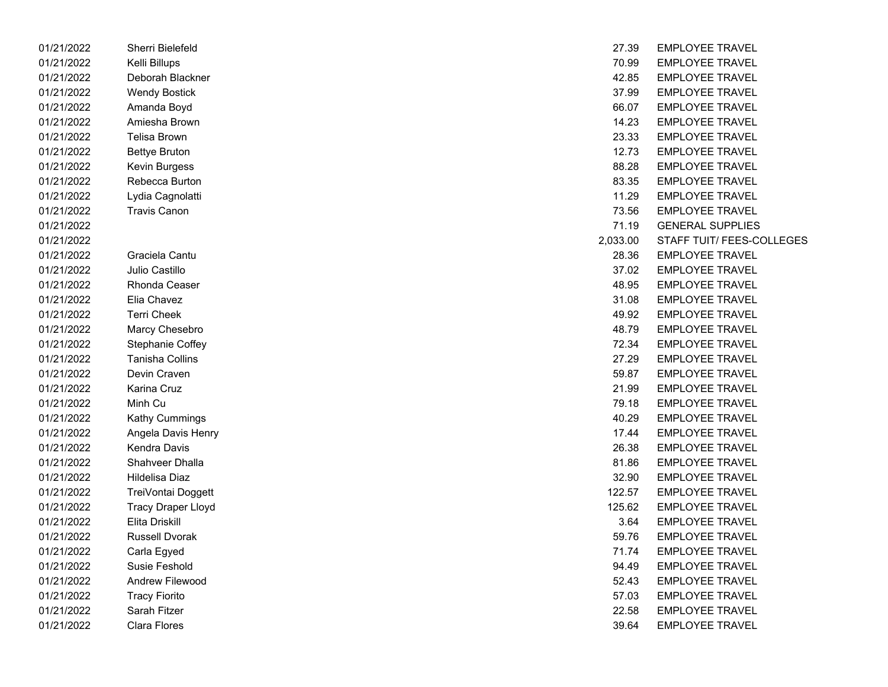| | | | |
|---|---|---|---|
| 01/21/2022 | Sherri Bielefeld | 27.39 | EMPLOYEE TRAVEL |
| 01/21/2022 | Kelli Billups | 70.99 | EMPLOYEE TRAVEL |
| 01/21/2022 | Deborah Blackner | 42.85 | EMPLOYEE TRAVEL |
| 01/21/2022 | Wendy Bostick | 37.99 | EMPLOYEE TRAVEL |
| 01/21/2022 | Amanda Boyd | 66.07 | EMPLOYEE TRAVEL |
| 01/21/2022 | Amiesha Brown | 14.23 | EMPLOYEE TRAVEL |
| 01/21/2022 | Telisa Brown | 23.33 | EMPLOYEE TRAVEL |
| 01/21/2022 | Bettye Bruton | 12.73 | EMPLOYEE TRAVEL |
| 01/21/2022 | Kevin Burgess | 88.28 | EMPLOYEE TRAVEL |
| 01/21/2022 | Rebecca Burton | 83.35 | EMPLOYEE TRAVEL |
| 01/21/2022 | Lydia Cagnolatti | 11.29 | EMPLOYEE TRAVEL |
| 01/21/2022 | Travis Canon | 73.56 | EMPLOYEE TRAVEL |
| 01/21/2022 | | 71.19 | GENERAL SUPPLIES |
| 01/21/2022 | | 2,033.00 | STAFF TUIT/ FEES-COLLEGES |
| 01/21/2022 | Graciela Cantu | 28.36 | EMPLOYEE TRAVEL |
| 01/21/2022 | Julio Castillo | 37.02 | EMPLOYEE TRAVEL |
| 01/21/2022 | Rhonda Ceaser | 48.95 | EMPLOYEE TRAVEL |
| 01/21/2022 | Elia Chavez | 31.08 | EMPLOYEE TRAVEL |
| 01/21/2022 | Terri Cheek | 49.92 | EMPLOYEE TRAVEL |
| 01/21/2022 | Marcy Chesebro | 48.79 | EMPLOYEE TRAVEL |
| 01/21/2022 | Stephanie Coffey | 72.34 | EMPLOYEE TRAVEL |
| 01/21/2022 | Tanisha Collins | 27.29 | EMPLOYEE TRAVEL |
| 01/21/2022 | Devin Craven | 59.87 | EMPLOYEE TRAVEL |
| 01/21/2022 | Karina Cruz | 21.99 | EMPLOYEE TRAVEL |
| 01/21/2022 | Minh Cu | 79.18 | EMPLOYEE TRAVEL |
| 01/21/2022 | Kathy Cummings | 40.29 | EMPLOYEE TRAVEL |
| 01/21/2022 | Angela Davis Henry | 17.44 | EMPLOYEE TRAVEL |
| 01/21/2022 | Kendra Davis | 26.38 | EMPLOYEE TRAVEL |
| 01/21/2022 | Shahveer Dhalla | 81.86 | EMPLOYEE TRAVEL |
| 01/21/2022 | Hildelisa Diaz | 32.90 | EMPLOYEE TRAVEL |
| 01/21/2022 | TreiVontai Doggett | 122.57 | EMPLOYEE TRAVEL |
| 01/21/2022 | Tracy Draper Lloyd | 125.62 | EMPLOYEE TRAVEL |
| 01/21/2022 | Elita Driskill | 3.64 | EMPLOYEE TRAVEL |
| 01/21/2022 | Russell Dvorak | 59.76 | EMPLOYEE TRAVEL |
| 01/21/2022 | Carla Egyed | 71.74 | EMPLOYEE TRAVEL |
| 01/21/2022 | Susie Feshold | 94.49 | EMPLOYEE TRAVEL |
| 01/21/2022 | Andrew Filewood | 52.43 | EMPLOYEE TRAVEL |
| 01/21/2022 | Tracy Fiorito | 57.03 | EMPLOYEE TRAVEL |
| 01/21/2022 | Sarah Fitzer | 22.58 | EMPLOYEE TRAVEL |
| 01/21/2022 | Clara Flores | 39.64 | EMPLOYEE TRAVEL |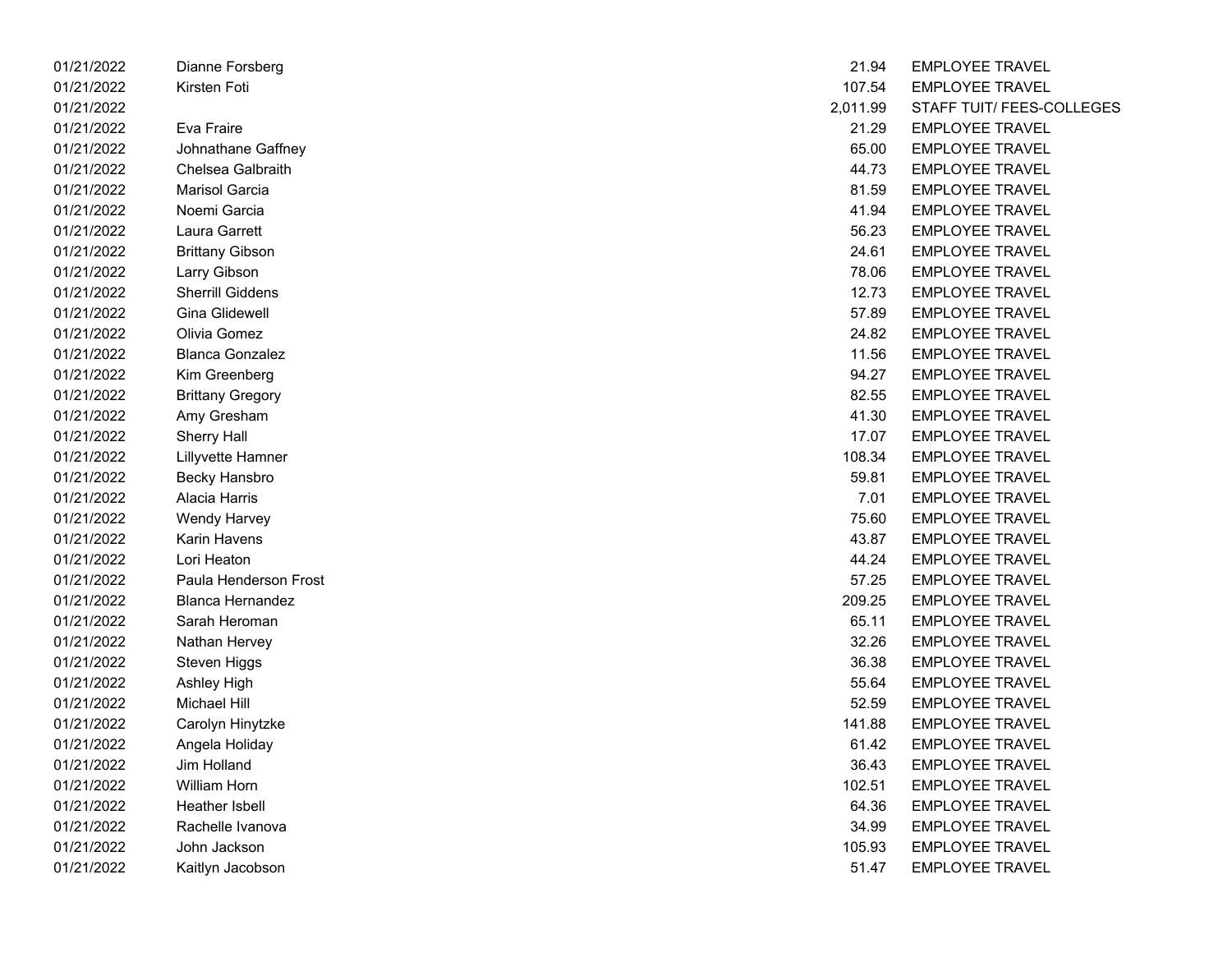| | | | |
|---|---|---|---|
| 01/21/2022 | Dianne Forsberg | 21.94 | EMPLOYEE TRAVEL |
| 01/21/2022 | Kirsten Foti | 107.54 | EMPLOYEE TRAVEL |
| 01/21/2022 | | 2,011.99 | STAFF TUIT/ FEES-COLLEGES |
| 01/21/2022 | Eva Fraire | 21.29 | EMPLOYEE TRAVEL |
| 01/21/2022 | Johnathane Gaffney | 65.00 | EMPLOYEE TRAVEL |
| 01/21/2022 | Chelsea Galbraith | 44.73 | EMPLOYEE TRAVEL |
| 01/21/2022 | Marisol Garcia | 81.59 | EMPLOYEE TRAVEL |
| 01/21/2022 | Noemi Garcia | 41.94 | EMPLOYEE TRAVEL |
| 01/21/2022 | Laura Garrett | 56.23 | EMPLOYEE TRAVEL |
| 01/21/2022 | Brittany Gibson | 24.61 | EMPLOYEE TRAVEL |
| 01/21/2022 | Larry Gibson | 78.06 | EMPLOYEE TRAVEL |
| 01/21/2022 | Sherrill Giddens | 12.73 | EMPLOYEE TRAVEL |
| 01/21/2022 | Gina Glidewell | 57.89 | EMPLOYEE TRAVEL |
| 01/21/2022 | Olivia Gomez | 24.82 | EMPLOYEE TRAVEL |
| 01/21/2022 | Blanca Gonzalez | 11.56 | EMPLOYEE TRAVEL |
| 01/21/2022 | Kim Greenberg | 94.27 | EMPLOYEE TRAVEL |
| 01/21/2022 | Brittany Gregory | 82.55 | EMPLOYEE TRAVEL |
| 01/21/2022 | Amy Gresham | 41.30 | EMPLOYEE TRAVEL |
| 01/21/2022 | Sherry Hall | 17.07 | EMPLOYEE TRAVEL |
| 01/21/2022 | Lillyvette Hamner | 108.34 | EMPLOYEE TRAVEL |
| 01/21/2022 | Becky Hansbro | 59.81 | EMPLOYEE TRAVEL |
| 01/21/2022 | Alacia Harris | 7.01 | EMPLOYEE TRAVEL |
| 01/21/2022 | Wendy Harvey | 75.60 | EMPLOYEE TRAVEL |
| 01/21/2022 | Karin Havens | 43.87 | EMPLOYEE TRAVEL |
| 01/21/2022 | Lori Heaton | 44.24 | EMPLOYEE TRAVEL |
| 01/21/2022 | Paula Henderson Frost | 57.25 | EMPLOYEE TRAVEL |
| 01/21/2022 | Blanca Hernandez | 209.25 | EMPLOYEE TRAVEL |
| 01/21/2022 | Sarah Heroman | 65.11 | EMPLOYEE TRAVEL |
| 01/21/2022 | Nathan Hervey | 32.26 | EMPLOYEE TRAVEL |
| 01/21/2022 | Steven Higgs | 36.38 | EMPLOYEE TRAVEL |
| 01/21/2022 | Ashley High | 55.64 | EMPLOYEE TRAVEL |
| 01/21/2022 | Michael Hill | 52.59 | EMPLOYEE TRAVEL |
| 01/21/2022 | Carolyn Hinytzke | 141.88 | EMPLOYEE TRAVEL |
| 01/21/2022 | Angela Holiday | 61.42 | EMPLOYEE TRAVEL |
| 01/21/2022 | Jim Holland | 36.43 | EMPLOYEE TRAVEL |
| 01/21/2022 | William Horn | 102.51 | EMPLOYEE TRAVEL |
| 01/21/2022 | Heather Isbell | 64.36 | EMPLOYEE TRAVEL |
| 01/21/2022 | Rachelle Ivanova | 34.99 | EMPLOYEE TRAVEL |
| 01/21/2022 | John Jackson | 105.93 | EMPLOYEE TRAVEL |
| 01/21/2022 | Kaitlyn Jacobson | 51.47 | EMPLOYEE TRAVEL |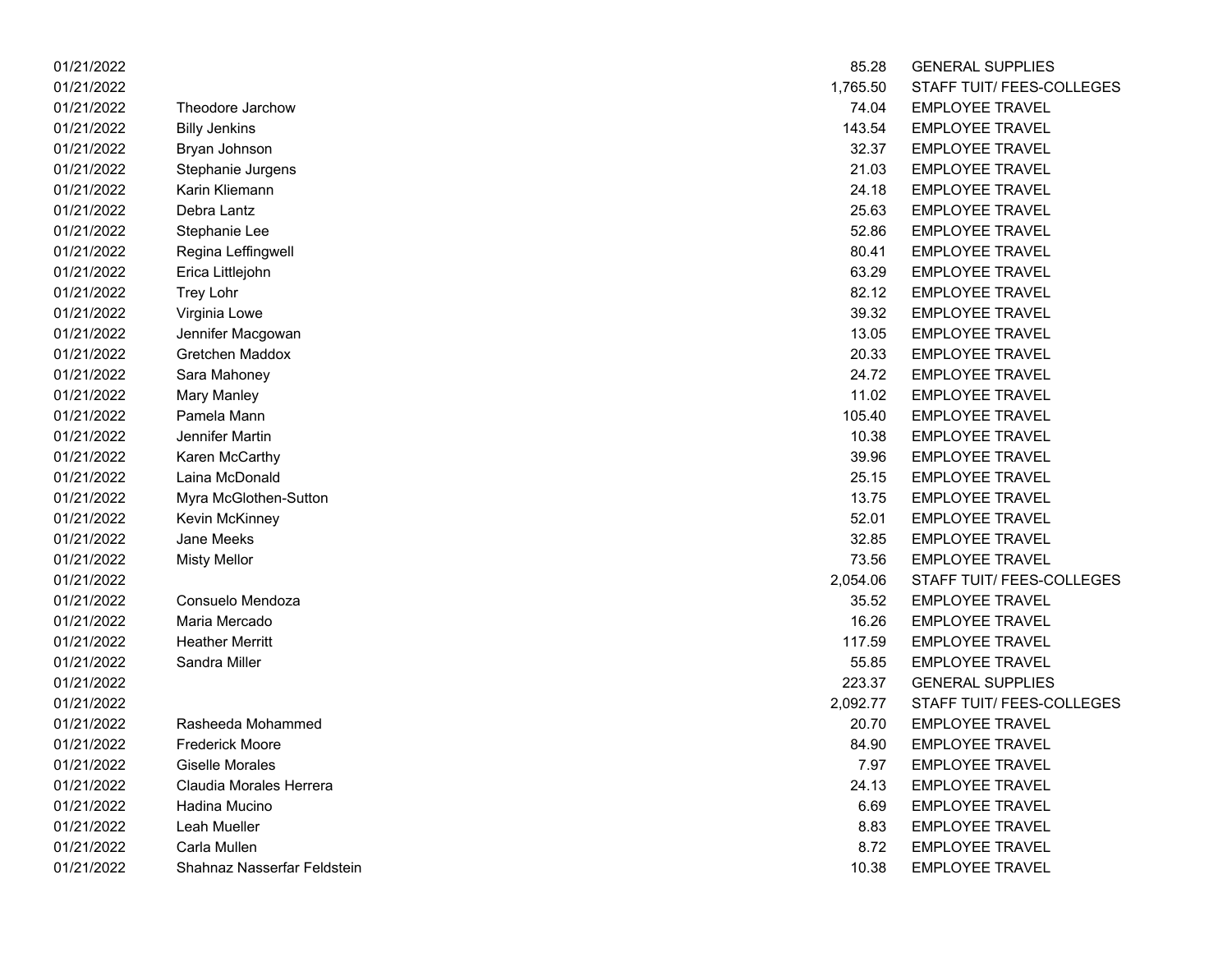| | | | |
|---|---|---|---|
| 01/21/2022 | | 85.28 | GENERAL SUPPLIES |
| 01/21/2022 | | 1,765.50 | STAFF TUIT/ FEES-COLLEGES |
| 01/21/2022 | Theodore Jarchow | 74.04 | EMPLOYEE TRAVEL |
| 01/21/2022 | Billy Jenkins | 143.54 | EMPLOYEE TRAVEL |
| 01/21/2022 | Bryan Johnson | 32.37 | EMPLOYEE TRAVEL |
| 01/21/2022 | Stephanie Jurgens | 21.03 | EMPLOYEE TRAVEL |
| 01/21/2022 | Karin Kliemann | 24.18 | EMPLOYEE TRAVEL |
| 01/21/2022 | Debra Lantz | 25.63 | EMPLOYEE TRAVEL |
| 01/21/2022 | Stephanie Lee | 52.86 | EMPLOYEE TRAVEL |
| 01/21/2022 | Regina Leffingwell | 80.41 | EMPLOYEE TRAVEL |
| 01/21/2022 | Erica Littlejohn | 63.29 | EMPLOYEE TRAVEL |
| 01/21/2022 | Trey Lohr | 82.12 | EMPLOYEE TRAVEL |
| 01/21/2022 | Virginia Lowe | 39.32 | EMPLOYEE TRAVEL |
| 01/21/2022 | Jennifer Macgowan | 13.05 | EMPLOYEE TRAVEL |
| 01/21/2022 | Gretchen Maddox | 20.33 | EMPLOYEE TRAVEL |
| 01/21/2022 | Sara Mahoney | 24.72 | EMPLOYEE TRAVEL |
| 01/21/2022 | Mary Manley | 11.02 | EMPLOYEE TRAVEL |
| 01/21/2022 | Pamela Mann | 105.40 | EMPLOYEE TRAVEL |
| 01/21/2022 | Jennifer Martin | 10.38 | EMPLOYEE TRAVEL |
| 01/21/2022 | Karen McCarthy | 39.96 | EMPLOYEE TRAVEL |
| 01/21/2022 | Laina McDonald | 25.15 | EMPLOYEE TRAVEL |
| 01/21/2022 | Myra McGlothen-Sutton | 13.75 | EMPLOYEE TRAVEL |
| 01/21/2022 | Kevin McKinney | 52.01 | EMPLOYEE TRAVEL |
| 01/21/2022 | Jane Meeks | 32.85 | EMPLOYEE TRAVEL |
| 01/21/2022 | Misty Mellor | 73.56 | EMPLOYEE TRAVEL |
| 01/21/2022 | | 2,054.06 | STAFF TUIT/ FEES-COLLEGES |
| 01/21/2022 | Consuelo Mendoza | 35.52 | EMPLOYEE TRAVEL |
| 01/21/2022 | Maria Mercado | 16.26 | EMPLOYEE TRAVEL |
| 01/21/2022 | Heather Merritt | 117.59 | EMPLOYEE TRAVEL |
| 01/21/2022 | Sandra Miller | 55.85 | EMPLOYEE TRAVEL |
| 01/21/2022 | | 223.37 | GENERAL SUPPLIES |
| 01/21/2022 | | 2,092.77 | STAFF TUIT/ FEES-COLLEGES |
| 01/21/2022 | Rasheeda Mohammed | 20.70 | EMPLOYEE TRAVEL |
| 01/21/2022 | Frederick Moore | 84.90 | EMPLOYEE TRAVEL |
| 01/21/2022 | Giselle Morales | 7.97 | EMPLOYEE TRAVEL |
| 01/21/2022 | Claudia Morales Herrera | 24.13 | EMPLOYEE TRAVEL |
| 01/21/2022 | Hadina Mucino | 6.69 | EMPLOYEE TRAVEL |
| 01/21/2022 | Leah Mueller | 8.83 | EMPLOYEE TRAVEL |
| 01/21/2022 | Carla Mullen | 8.72 | EMPLOYEE TRAVEL |
| 01/21/2022 | Shahnaz Nasserfar Feldstein | 10.38 | EMPLOYEE TRAVEL |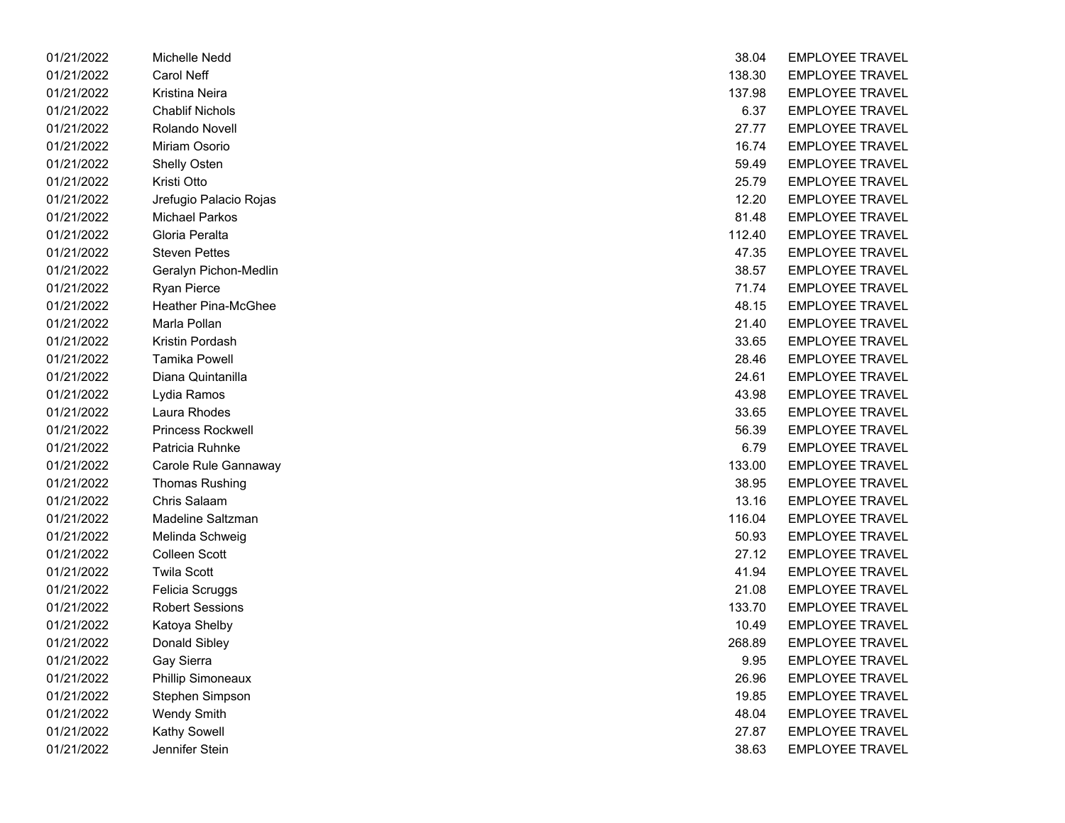| | | | |
|---|---|---|---|
| 01/21/2022 | Michelle Nedd | 38.04 | EMPLOYEE TRAVEL |
| 01/21/2022 | Carol Neff | 138.30 | EMPLOYEE TRAVEL |
| 01/21/2022 | Kristina Neira | 137.98 | EMPLOYEE TRAVEL |
| 01/21/2022 | Chablif Nichols | 6.37 | EMPLOYEE TRAVEL |
| 01/21/2022 | Rolando Novell | 27.77 | EMPLOYEE TRAVEL |
| 01/21/2022 | Miriam Osorio | 16.74 | EMPLOYEE TRAVEL |
| 01/21/2022 | Shelly Osten | 59.49 | EMPLOYEE TRAVEL |
| 01/21/2022 | Kristi Otto | 25.79 | EMPLOYEE TRAVEL |
| 01/21/2022 | Jrefugio Palacio Rojas | 12.20 | EMPLOYEE TRAVEL |
| 01/21/2022 | Michael Parkos | 81.48 | EMPLOYEE TRAVEL |
| 01/21/2022 | Gloria Peralta | 112.40 | EMPLOYEE TRAVEL |
| 01/21/2022 | Steven Pettes | 47.35 | EMPLOYEE TRAVEL |
| 01/21/2022 | Geralyn Pichon-Medlin | 38.57 | EMPLOYEE TRAVEL |
| 01/21/2022 | Ryan Pierce | 71.74 | EMPLOYEE TRAVEL |
| 01/21/2022 | Heather Pina-McGhee | 48.15 | EMPLOYEE TRAVEL |
| 01/21/2022 | Marla Pollan | 21.40 | EMPLOYEE TRAVEL |
| 01/21/2022 | Kristin Pordash | 33.65 | EMPLOYEE TRAVEL |
| 01/21/2022 | Tamika Powell | 28.46 | EMPLOYEE TRAVEL |
| 01/21/2022 | Diana Quintanilla | 24.61 | EMPLOYEE TRAVEL |
| 01/21/2022 | Lydia Ramos | 43.98 | EMPLOYEE TRAVEL |
| 01/21/2022 | Laura Rhodes | 33.65 | EMPLOYEE TRAVEL |
| 01/21/2022 | Princess Rockwell | 56.39 | EMPLOYEE TRAVEL |
| 01/21/2022 | Patricia Ruhnke | 6.79 | EMPLOYEE TRAVEL |
| 01/21/2022 | Carole Rule Gannaway | 133.00 | EMPLOYEE TRAVEL |
| 01/21/2022 | Thomas Rushing | 38.95 | EMPLOYEE TRAVEL |
| 01/21/2022 | Chris Salaam | 13.16 | EMPLOYEE TRAVEL |
| 01/21/2022 | Madeline Saltzman | 116.04 | EMPLOYEE TRAVEL |
| 01/21/2022 | Melinda Schweig | 50.93 | EMPLOYEE TRAVEL |
| 01/21/2022 | Colleen Scott | 27.12 | EMPLOYEE TRAVEL |
| 01/21/2022 | Twila Scott | 41.94 | EMPLOYEE TRAVEL |
| 01/21/2022 | Felicia Scruggs | 21.08 | EMPLOYEE TRAVEL |
| 01/21/2022 | Robert Sessions | 133.70 | EMPLOYEE TRAVEL |
| 01/21/2022 | Katoya Shelby | 10.49 | EMPLOYEE TRAVEL |
| 01/21/2022 | Donald Sibley | 268.89 | EMPLOYEE TRAVEL |
| 01/21/2022 | Gay Sierra | 9.95 | EMPLOYEE TRAVEL |
| 01/21/2022 | Phillip Simoneaux | 26.96 | EMPLOYEE TRAVEL |
| 01/21/2022 | Stephen Simpson | 19.85 | EMPLOYEE TRAVEL |
| 01/21/2022 | Wendy Smith | 48.04 | EMPLOYEE TRAVEL |
| 01/21/2022 | Kathy Sowell | 27.87 | EMPLOYEE TRAVEL |
| 01/21/2022 | Jennifer Stein | 38.63 | EMPLOYEE TRAVEL |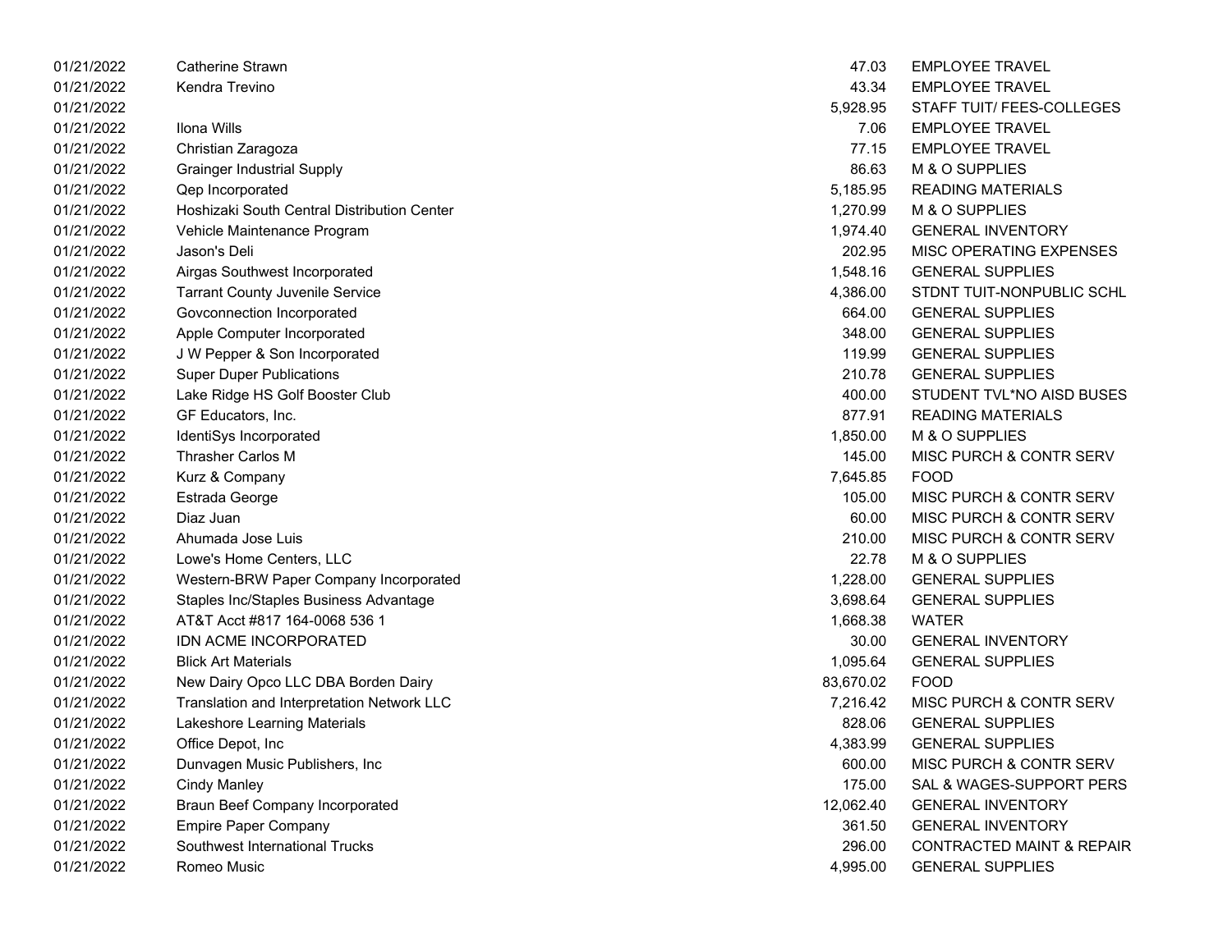| | | | |
|---|---|---|---|
| 01/21/2022 | Catherine Strawn | 47.03 | EMPLOYEE TRAVEL |
| 01/21/2022 | Kendra Trevino | 43.34 | EMPLOYEE TRAVEL |
| 01/21/2022 | | 5,928.95 | STAFF TUIT/ FEES-COLLEGES |
| 01/21/2022 | Ilona Wills | 7.06 | EMPLOYEE TRAVEL |
| 01/21/2022 | Christian Zaragoza | 77.15 | EMPLOYEE TRAVEL |
| 01/21/2022 | Grainger Industrial Supply | 86.63 | M & O SUPPLIES |
| 01/21/2022 | Qep Incorporated | 5,185.95 | READING MATERIALS |
| 01/21/2022 | Hoshizaki South Central Distribution Center | 1,270.99 | M & O SUPPLIES |
| 01/21/2022 | Vehicle Maintenance Program | 1,974.40 | GENERAL INVENTORY |
| 01/21/2022 | Jason's Deli | 202.95 | MISC OPERATING EXPENSES |
| 01/21/2022 | Airgas Southwest Incorporated | 1,548.16 | GENERAL SUPPLIES |
| 01/21/2022 | Tarrant County Juvenile Service | 4,386.00 | STDNT TUIT-NONPUBLIC SCHL |
| 01/21/2022 | Govconnection Incorporated | 664.00 | GENERAL SUPPLIES |
| 01/21/2022 | Apple Computer Incorporated | 348.00 | GENERAL SUPPLIES |
| 01/21/2022 | J W Pepper & Son Incorporated | 119.99 | GENERAL SUPPLIES |
| 01/21/2022 | Super Duper Publications | 210.78 | GENERAL SUPPLIES |
| 01/21/2022 | Lake Ridge HS Golf Booster Club | 400.00 | STUDENT TVL*NO AISD BUSES |
| 01/21/2022 | GF Educators, Inc. | 877.91 | READING MATERIALS |
| 01/21/2022 | IdentiSys Incorporated | 1,850.00 | M & O SUPPLIES |
| 01/21/2022 | Thrasher Carlos M | 145.00 | MISC PURCH & CONTR SERV |
| 01/21/2022 | Kurz & Company | 7,645.85 | FOOD |
| 01/21/2022 | Estrada George | 105.00 | MISC PURCH & CONTR SERV |
| 01/21/2022 | Diaz Juan | 60.00 | MISC PURCH & CONTR SERV |
| 01/21/2022 | Ahumada Jose Luis | 210.00 | MISC PURCH & CONTR SERV |
| 01/21/2022 | Lowe's Home Centers, LLC | 22.78 | M & O SUPPLIES |
| 01/21/2022 | Western-BRW Paper Company Incorporated | 1,228.00 | GENERAL SUPPLIES |
| 01/21/2022 | Staples Inc/Staples Business Advantage | 3,698.64 | GENERAL SUPPLIES |
| 01/21/2022 | AT&T Acct #817 164-0068 536 1 | 1,668.38 | WATER |
| 01/21/2022 | IDN ACME INCORPORATED | 30.00 | GENERAL INVENTORY |
| 01/21/2022 | Blick Art Materials | 1,095.64 | GENERAL SUPPLIES |
| 01/21/2022 | New Dairy Opco LLC DBA Borden Dairy | 83,670.02 | FOOD |
| 01/21/2022 | Translation and Interpretation Network LLC | 7,216.42 | MISC PURCH & CONTR SERV |
| 01/21/2022 | Lakeshore Learning Materials | 828.06 | GENERAL SUPPLIES |
| 01/21/2022 | Office Depot, Inc | 4,383.99 | GENERAL SUPPLIES |
| 01/21/2022 | Dunvagen Music Publishers, Inc | 600.00 | MISC PURCH & CONTR SERV |
| 01/21/2022 | Cindy Manley | 175.00 | SAL & WAGES-SUPPORT PERS |
| 01/21/2022 | Braun Beef Company Incorporated | 12,062.40 | GENERAL INVENTORY |
| 01/21/2022 | Empire Paper Company | 361.50 | GENERAL INVENTORY |
| 01/21/2022 | Southwest International Trucks | 296.00 | CONTRACTED MAINT & REPAIR |
| 01/21/2022 | Romeo Music | 4,995.00 | GENERAL SUPPLIES |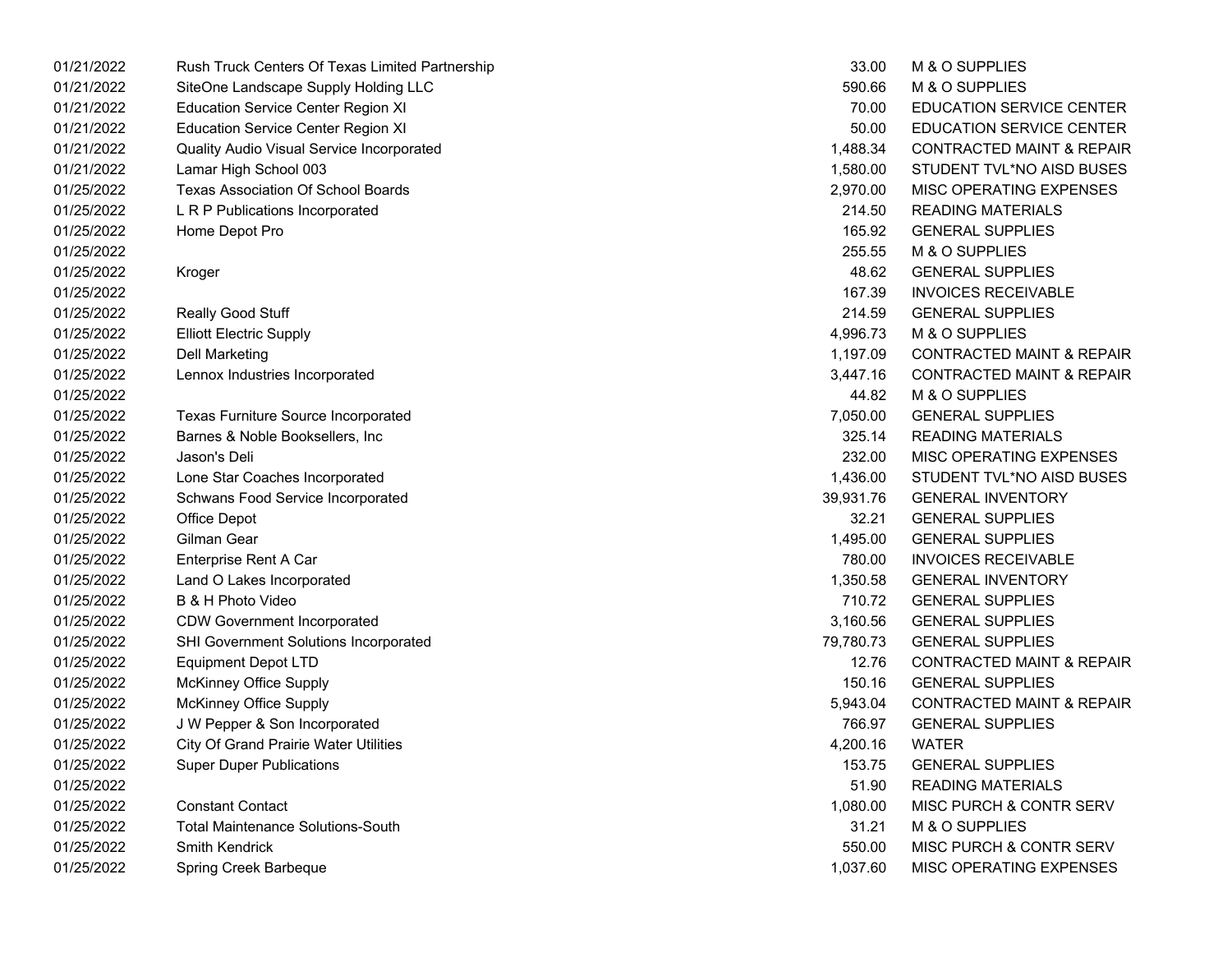| | | | |
|---|---|---|---|
| 01/21/2022 | Rush Truck Centers Of Texas Limited Partnership | 33.00 | M & O SUPPLIES |
| 01/21/2022 | SiteOne Landscape Supply Holding LLC | 590.66 | M & O SUPPLIES |
| 01/21/2022 | Education Service Center Region XI | 70.00 | EDUCATION SERVICE CENTER |
| 01/21/2022 | Education Service Center Region XI | 50.00 | EDUCATION SERVICE CENTER |
| 01/21/2022 | Quality Audio Visual Service Incorporated | 1,488.34 | CONTRACTED MAINT & REPAIR |
| 01/21/2022 | Lamar High School 003 | 1,580.00 | STUDENT TVL*NO AISD BUSES |
| 01/25/2022 | Texas Association Of School Boards | 2,970.00 | MISC OPERATING EXPENSES |
| 01/25/2022 | L R P Publications Incorporated | 214.50 | READING MATERIALS |
| 01/25/2022 | Home Depot Pro | 165.92 | GENERAL SUPPLIES |
| 01/25/2022 | | 255.55 | M & O SUPPLIES |
| 01/25/2022 | Kroger | 48.62 | GENERAL SUPPLIES |
| 01/25/2022 | | 167.39 | INVOICES RECEIVABLE |
| 01/25/2022 | Really Good Stuff | 214.59 | GENERAL SUPPLIES |
| 01/25/2022 | Elliott Electric Supply | 4,996.73 | M & O SUPPLIES |
| 01/25/2022 | Dell Marketing | 1,197.09 | CONTRACTED MAINT & REPAIR |
| 01/25/2022 | Lennox Industries Incorporated | 3,447.16 | CONTRACTED MAINT & REPAIR |
| 01/25/2022 | | 44.82 | M & O SUPPLIES |
| 01/25/2022 | Texas Furniture Source Incorporated | 7,050.00 | GENERAL SUPPLIES |
| 01/25/2022 | Barnes & Noble Booksellers, Inc | 325.14 | READING MATERIALS |
| 01/25/2022 | Jason's Deli | 232.00 | MISC OPERATING EXPENSES |
| 01/25/2022 | Lone Star Coaches Incorporated | 1,436.00 | STUDENT TVL*NO AISD BUSES |
| 01/25/2022 | Schwans Food Service Incorporated | 39,931.76 | GENERAL INVENTORY |
| 01/25/2022 | Office Depot | 32.21 | GENERAL SUPPLIES |
| 01/25/2022 | Gilman Gear | 1,495.00 | GENERAL SUPPLIES |
| 01/25/2022 | Enterprise Rent A Car | 780.00 | INVOICES RECEIVABLE |
| 01/25/2022 | Land O Lakes Incorporated | 1,350.58 | GENERAL INVENTORY |
| 01/25/2022 | B & H Photo Video | 710.72 | GENERAL SUPPLIES |
| 01/25/2022 | CDW Government Incorporated | 3,160.56 | GENERAL SUPPLIES |
| 01/25/2022 | SHI Government Solutions Incorporated | 79,780.73 | GENERAL SUPPLIES |
| 01/25/2022 | Equipment Depot LTD | 12.76 | CONTRACTED MAINT & REPAIR |
| 01/25/2022 | McKinney Office Supply | 150.16 | GENERAL SUPPLIES |
| 01/25/2022 | McKinney Office Supply | 5,943.04 | CONTRACTED MAINT & REPAIR |
| 01/25/2022 | J W Pepper & Son Incorporated | 766.97 | GENERAL SUPPLIES |
| 01/25/2022 | City Of Grand Prairie Water Utilities | 4,200.16 | WATER |
| 01/25/2022 | Super Duper Publications | 153.75 | GENERAL SUPPLIES |
| 01/25/2022 | | 51.90 | READING MATERIALS |
| 01/25/2022 | Constant Contact | 1,080.00 | MISC PURCH & CONTR SERV |
| 01/25/2022 | Total Maintenance Solutions-South | 31.21 | M & O SUPPLIES |
| 01/25/2022 | Smith Kendrick | 550.00 | MISC PURCH & CONTR SERV |
| 01/25/2022 | Spring Creek Barbeque | 1,037.60 | MISC OPERATING EXPENSES |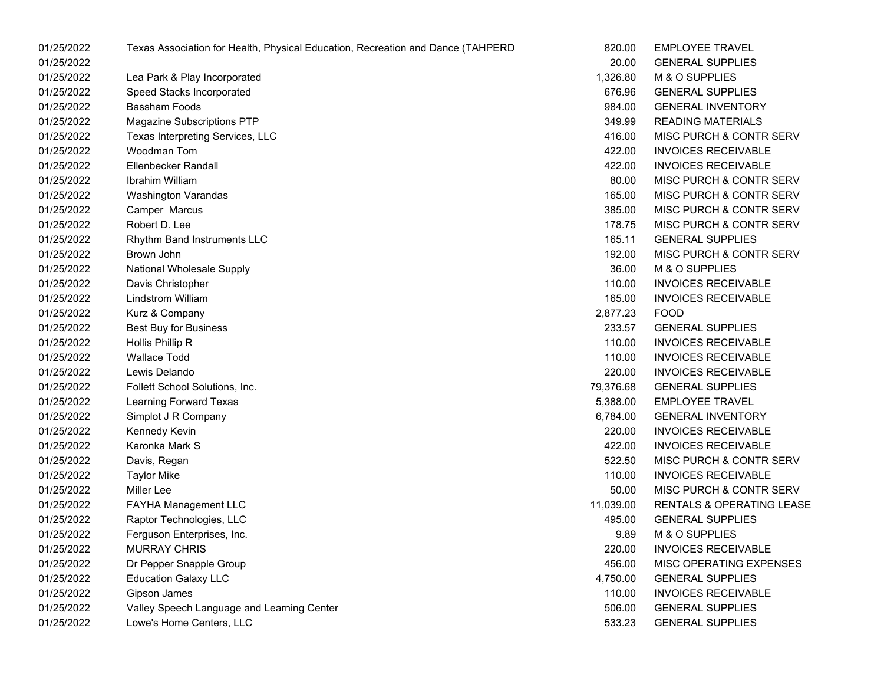| | | | |
|---|---|---|---|
| 01/25/2022 | Texas Association for Health, Physical Education, Recreation and Dance (TAHPERD | 820.00 | EMPLOYEE TRAVEL |
| 01/25/2022 | | 20.00 | GENERAL SUPPLIES |
| 01/25/2022 | Lea Park & Play Incorporated | 1,326.80 | M & O SUPPLIES |
| 01/25/2022 | Speed Stacks Incorporated | 676.96 | GENERAL SUPPLIES |
| 01/25/2022 | Bassham Foods | 984.00 | GENERAL INVENTORY |
| 01/25/2022 | Magazine Subscriptions PTP | 349.99 | READING MATERIALS |
| 01/25/2022 | Texas Interpreting Services, LLC | 416.00 | MISC PURCH & CONTR SERV |
| 01/25/2022 | Woodman Tom | 422.00 | INVOICES RECEIVABLE |
| 01/25/2022 | Ellenbecker Randall | 422.00 | INVOICES RECEIVABLE |
| 01/25/2022 | Ibrahim William | 80.00 | MISC PURCH & CONTR SERV |
| 01/25/2022 | Washington Varandas | 165.00 | MISC PURCH & CONTR SERV |
| 01/25/2022 | Camper Marcus | 385.00 | MISC PURCH & CONTR SERV |
| 01/25/2022 | Robert D. Lee | 178.75 | MISC PURCH & CONTR SERV |
| 01/25/2022 | Rhythm Band Instruments LLC | 165.11 | GENERAL SUPPLIES |
| 01/25/2022 | Brown John | 192.00 | MISC PURCH & CONTR SERV |
| 01/25/2022 | National Wholesale Supply | 36.00 | M & O SUPPLIES |
| 01/25/2022 | Davis Christopher | 110.00 | INVOICES RECEIVABLE |
| 01/25/2022 | Lindstrom William | 165.00 | INVOICES RECEIVABLE |
| 01/25/2022 | Kurz & Company | 2,877.23 | FOOD |
| 01/25/2022 | Best Buy for Business | 233.57 | GENERAL SUPPLIES |
| 01/25/2022 | Hollis Phillip R | 110.00 | INVOICES RECEIVABLE |
| 01/25/2022 | Wallace Todd | 110.00 | INVOICES RECEIVABLE |
| 01/25/2022 | Lewis Delando | 220.00 | INVOICES RECEIVABLE |
| 01/25/2022 | Follett School Solutions, Inc. | 79,376.68 | GENERAL SUPPLIES |
| 01/25/2022 | Learning Forward Texas | 5,388.00 | EMPLOYEE TRAVEL |
| 01/25/2022 | Simplot J R Company | 6,784.00 | GENERAL INVENTORY |
| 01/25/2022 | Kennedy Kevin | 220.00 | INVOICES RECEIVABLE |
| 01/25/2022 | Karonka Mark S | 422.00 | INVOICES RECEIVABLE |
| 01/25/2022 | Davis, Regan | 522.50 | MISC PURCH & CONTR SERV |
| 01/25/2022 | Taylor Mike | 110.00 | INVOICES RECEIVABLE |
| 01/25/2022 | Miller Lee | 50.00 | MISC PURCH & CONTR SERV |
| 01/25/2022 | FAYHA Management LLC | 11,039.00 | RENTALS & OPERATING LEASE |
| 01/25/2022 | Raptor Technologies, LLC | 495.00 | GENERAL SUPPLIES |
| 01/25/2022 | Ferguson Enterprises, Inc. | 9.89 | M & O SUPPLIES |
| 01/25/2022 | MURRAY CHRIS | 220.00 | INVOICES RECEIVABLE |
| 01/25/2022 | Dr Pepper Snapple Group | 456.00 | MISC OPERATING EXPENSES |
| 01/25/2022 | Education Galaxy LLC | 4,750.00 | GENERAL SUPPLIES |
| 01/25/2022 | Gipson James | 110.00 | INVOICES RECEIVABLE |
| 01/25/2022 | Valley Speech Language and Learning Center | 506.00 | GENERAL SUPPLIES |
| 01/25/2022 | Lowe's Home Centers, LLC | 533.23 | GENERAL SUPPLIES |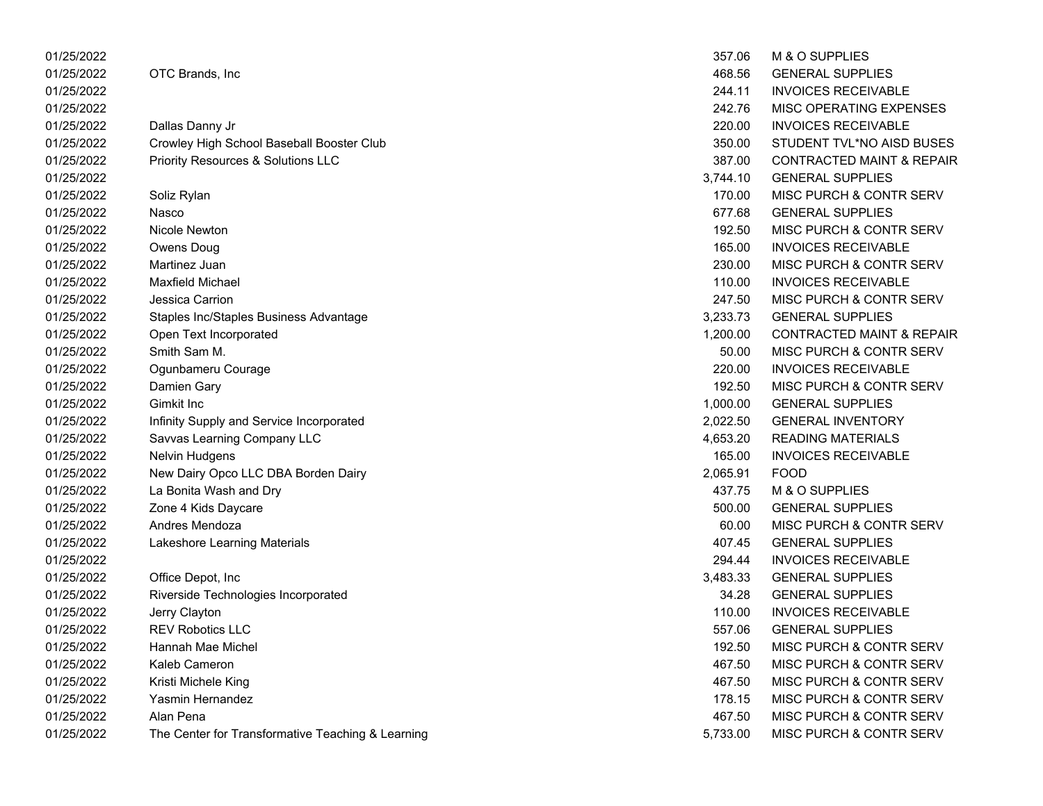| | | | |
|---|---|---|---|
| 01/25/2022 | | 357.06 | M & O SUPPLIES |
| 01/25/2022 | OTC Brands, Inc | 468.56 | GENERAL SUPPLIES |
| 01/25/2022 | | 244.11 | INVOICES RECEIVABLE |
| 01/25/2022 | | 242.76 | MISC OPERATING EXPENSES |
| 01/25/2022 | Dallas Danny Jr | 220.00 | INVOICES RECEIVABLE |
| 01/25/2022 | Crowley High School Baseball Booster Club | 350.00 | STUDENT TVL*NO AISD BUSES |
| 01/25/2022 | Priority Resources & Solutions LLC | 387.00 | CONTRACTED MAINT & REPAIR |
| 01/25/2022 | | 3,744.10 | GENERAL SUPPLIES |
| 01/25/2022 | Soliz Rylan | 170.00 | MISC PURCH & CONTR SERV |
| 01/25/2022 | Nasco | 677.68 | GENERAL SUPPLIES |
| 01/25/2022 | Nicole Newton | 192.50 | MISC PURCH & CONTR SERV |
| 01/25/2022 | Owens Doug | 165.00 | INVOICES RECEIVABLE |
| 01/25/2022 | Martinez Juan | 230.00 | MISC PURCH & CONTR SERV |
| 01/25/2022 | Maxfield Michael | 110.00 | INVOICES RECEIVABLE |
| 01/25/2022 | Jessica Carrion | 247.50 | MISC PURCH & CONTR SERV |
| 01/25/2022 | Staples Inc/Staples Business Advantage | 3,233.73 | GENERAL SUPPLIES |
| 01/25/2022 | Open Text Incorporated | 1,200.00 | CONTRACTED MAINT & REPAIR |
| 01/25/2022 | Smith Sam M. | 50.00 | MISC PURCH & CONTR SERV |
| 01/25/2022 | Ogunbameru Courage | 220.00 | INVOICES RECEIVABLE |
| 01/25/2022 | Damien Gary | 192.50 | MISC PURCH & CONTR SERV |
| 01/25/2022 | Gimkit Inc | 1,000.00 | GENERAL SUPPLIES |
| 01/25/2022 | Infinity Supply and Service Incorporated | 2,022.50 | GENERAL INVENTORY |
| 01/25/2022 | Savvas Learning Company LLC | 4,653.20 | READING MATERIALS |
| 01/25/2022 | Nelvin Hudgens | 165.00 | INVOICES RECEIVABLE |
| 01/25/2022 | New Dairy Opco LLC DBA Borden Dairy | 2,065.91 | FOOD |
| 01/25/2022 | La Bonita Wash and Dry | 437.75 | M & O SUPPLIES |
| 01/25/2022 | Zone 4 Kids Daycare | 500.00 | GENERAL SUPPLIES |
| 01/25/2022 | Andres Mendoza | 60.00 | MISC PURCH & CONTR SERV |
| 01/25/2022 | Lakeshore Learning Materials | 407.45 | GENERAL SUPPLIES |
| 01/25/2022 | | 294.44 | INVOICES RECEIVABLE |
| 01/25/2022 | Office Depot, Inc | 3,483.33 | GENERAL SUPPLIES |
| 01/25/2022 | Riverside Technologies Incorporated | 34.28 | GENERAL SUPPLIES |
| 01/25/2022 | Jerry Clayton | 110.00 | INVOICES RECEIVABLE |
| 01/25/2022 | REV Robotics LLC | 557.06 | GENERAL SUPPLIES |
| 01/25/2022 | Hannah Mae Michel | 192.50 | MISC PURCH & CONTR SERV |
| 01/25/2022 | Kaleb Cameron | 467.50 | MISC PURCH & CONTR SERV |
| 01/25/2022 | Kristi Michele King | 467.50 | MISC PURCH & CONTR SERV |
| 01/25/2022 | Yasmin Hernandez | 178.15 | MISC PURCH & CONTR SERV |
| 01/25/2022 | Alan Pena | 467.50 | MISC PURCH & CONTR SERV |
| 01/25/2022 | The Center for Transformative Teaching & Learning | 5,733.00 | MISC PURCH & CONTR SERV |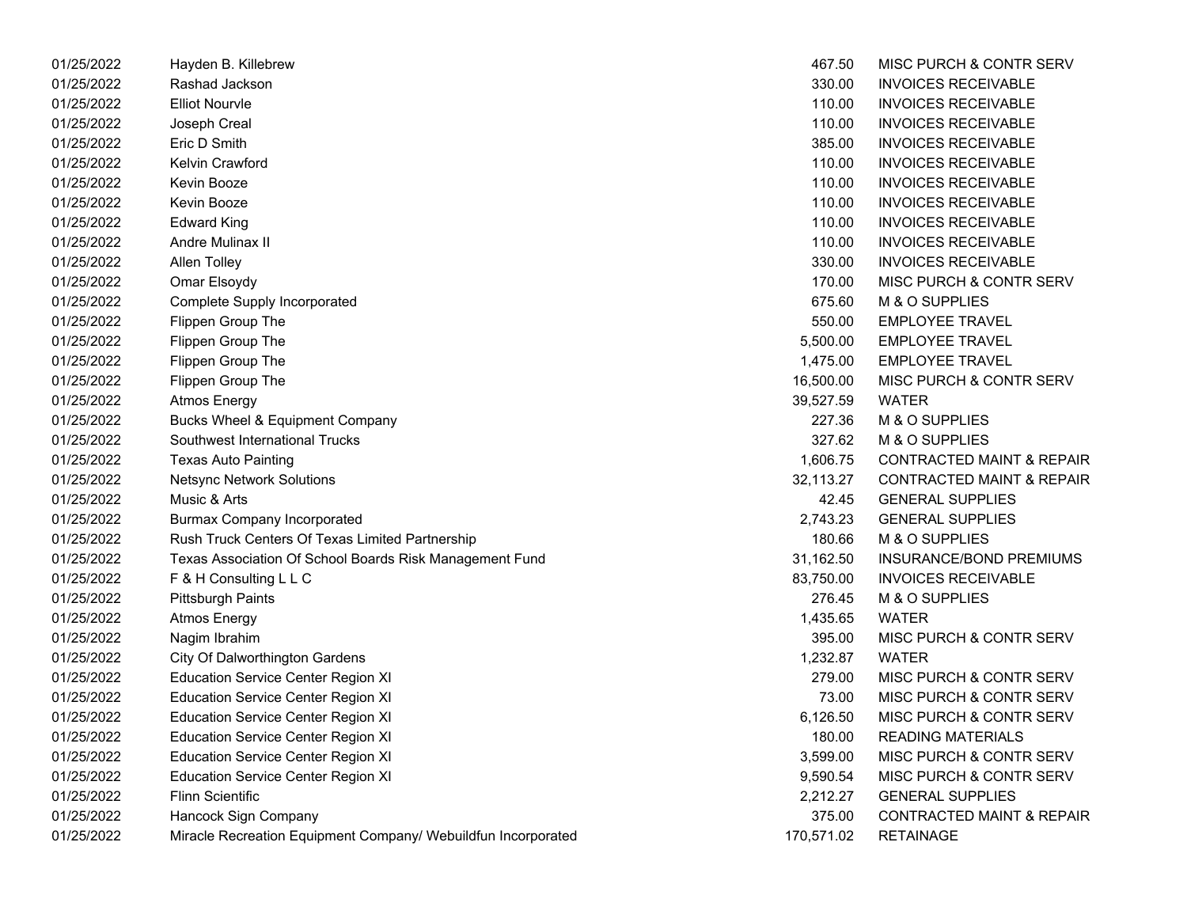| | | | |
|---|---|---|---|
| 01/25/2022 | Hayden B. Killebrew | 467.50 | MISC PURCH & CONTR SERV |
| 01/25/2022 | Rashad Jackson | 330.00 | INVOICES RECEIVABLE |
| 01/25/2022 | Elliot Nourvle | 110.00 | INVOICES RECEIVABLE |
| 01/25/2022 | Joseph Creal | 110.00 | INVOICES RECEIVABLE |
| 01/25/2022 | Eric D Smith | 385.00 | INVOICES RECEIVABLE |
| 01/25/2022 | Kelvin Crawford | 110.00 | INVOICES RECEIVABLE |
| 01/25/2022 | Kevin Booze | 110.00 | INVOICES RECEIVABLE |
| 01/25/2022 | Kevin Booze | 110.00 | INVOICES RECEIVABLE |
| 01/25/2022 | Edward King | 110.00 | INVOICES RECEIVABLE |
| 01/25/2022 | Andre Mulinax II | 110.00 | INVOICES RECEIVABLE |
| 01/25/2022 | Allen Tolley | 330.00 | INVOICES RECEIVABLE |
| 01/25/2022 | Omar Elsoydy | 170.00 | MISC PURCH & CONTR SERV |
| 01/25/2022 | Complete Supply Incorporated | 675.60 | M & O SUPPLIES |
| 01/25/2022 | Flippen Group The | 550.00 | EMPLOYEE TRAVEL |
| 01/25/2022 | Flippen Group The | 5,500.00 | EMPLOYEE TRAVEL |
| 01/25/2022 | Flippen Group The | 1,475.00 | EMPLOYEE TRAVEL |
| 01/25/2022 | Flippen Group The | 16,500.00 | MISC PURCH & CONTR SERV |
| 01/25/2022 | Atmos Energy | 39,527.59 | WATER |
| 01/25/2022 | Bucks Wheel & Equipment Company | 227.36 | M & O SUPPLIES |
| 01/25/2022 | Southwest International Trucks | 327.62 | M & O SUPPLIES |
| 01/25/2022 | Texas Auto Painting | 1,606.75 | CONTRACTED MAINT & REPAIR |
| 01/25/2022 | Netsync Network Solutions | 32,113.27 | CONTRACTED MAINT & REPAIR |
| 01/25/2022 | Music & Arts | 42.45 | GENERAL SUPPLIES |
| 01/25/2022 | Burmax Company Incorporated | 2,743.23 | GENERAL SUPPLIES |
| 01/25/2022 | Rush Truck Centers Of Texas Limited Partnership | 180.66 | M & O SUPPLIES |
| 01/25/2022 | Texas Association Of School Boards Risk Management Fund | 31,162.50 | INSURANCE/BOND PREMIUMS |
| 01/25/2022 | F & H Consulting L L C | 83,750.00 | INVOICES RECEIVABLE |
| 01/25/2022 | Pittsburgh Paints | 276.45 | M & O SUPPLIES |
| 01/25/2022 | Atmos Energy | 1,435.65 | WATER |
| 01/25/2022 | Nagim Ibrahim | 395.00 | MISC PURCH & CONTR SERV |
| 01/25/2022 | City Of Dalworthington Gardens | 1,232.87 | WATER |
| 01/25/2022 | Education Service Center Region XI | 279.00 | MISC PURCH & CONTR SERV |
| 01/25/2022 | Education Service Center Region XI | 73.00 | MISC PURCH & CONTR SERV |
| 01/25/2022 | Education Service Center Region XI | 6,126.50 | MISC PURCH & CONTR SERV |
| 01/25/2022 | Education Service Center Region XI | 180.00 | READING MATERIALS |
| 01/25/2022 | Education Service Center Region XI | 3,599.00 | MISC PURCH & CONTR SERV |
| 01/25/2022 | Education Service Center Region XI | 9,590.54 | MISC PURCH & CONTR SERV |
| 01/25/2022 | Flinn Scientific | 2,212.27 | GENERAL SUPPLIES |
| 01/25/2022 | Hancock Sign Company | 375.00 | CONTRACTED MAINT & REPAIR |
| 01/25/2022 | Miracle Recreation Equipment Company/ Webuildfun Incorporated | 170,571.02 | RETAINAGE |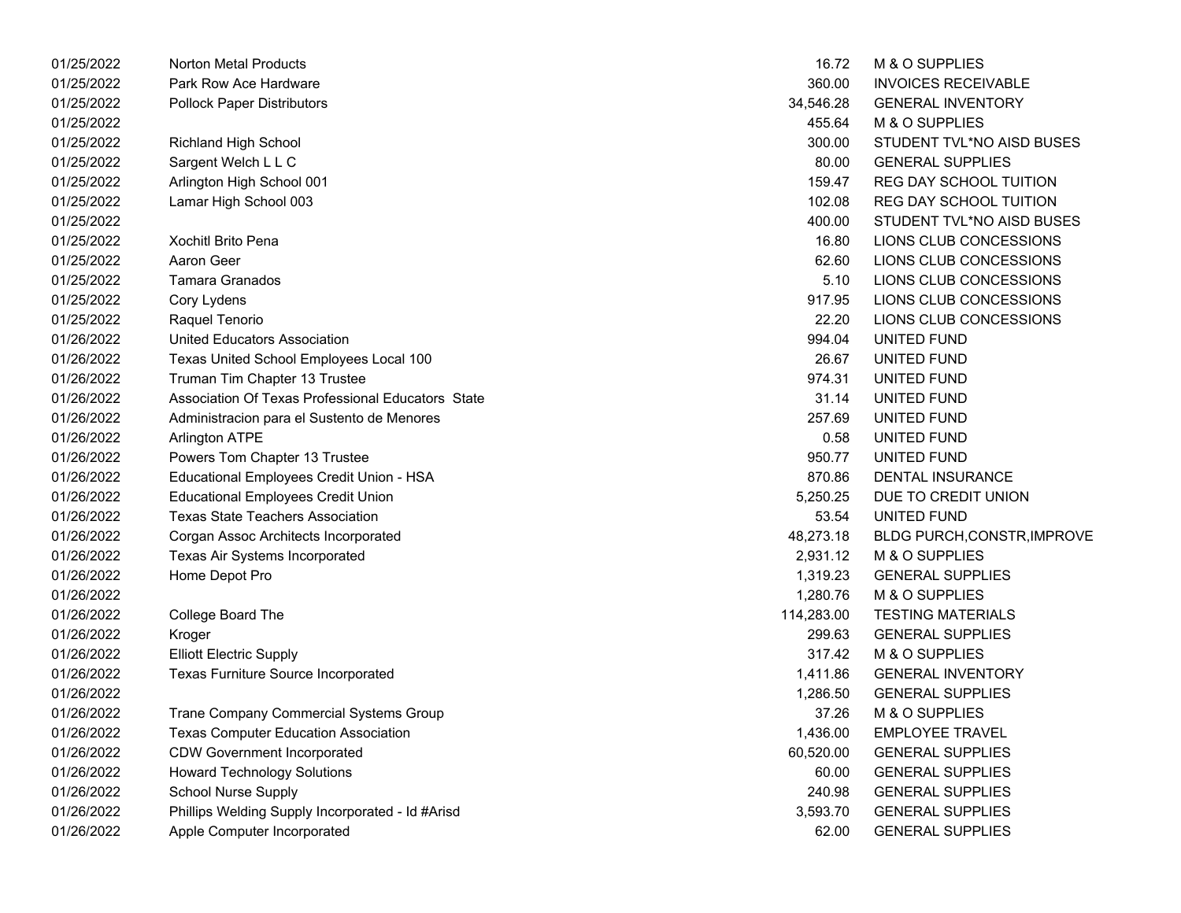| | | | |
|---|---|---|---|
| 01/25/2022 | Norton Metal Products | 16.72 | M & O SUPPLIES |
| 01/25/2022 | Park Row Ace Hardware | 360.00 | INVOICES RECEIVABLE |
| 01/25/2022 | Pollock Paper Distributors | 34,546.28 | GENERAL INVENTORY |
| 01/25/2022 | | 455.64 | M & O SUPPLIES |
| 01/25/2022 | Richland High School | 300.00 | STUDENT TVL*NO AISD BUSES |
| 01/25/2022 | Sargent Welch L L C | 80.00 | GENERAL SUPPLIES |
| 01/25/2022 | Arlington High School 001 | 159.47 | REG DAY SCHOOL TUITION |
| 01/25/2022 | Lamar High School 003 | 102.08 | REG DAY SCHOOL TUITION |
| 01/25/2022 | | 400.00 | STUDENT TVL*NO AISD BUSES |
| 01/25/2022 | Xochitl Brito Pena | 16.80 | LIONS CLUB CONCESSIONS |
| 01/25/2022 | Aaron Geer | 62.60 | LIONS CLUB CONCESSIONS |
| 01/25/2022 | Tamara Granados | 5.10 | LIONS CLUB CONCESSIONS |
| 01/25/2022 | Cory Lydens | 917.95 | LIONS CLUB CONCESSIONS |
| 01/25/2022 | Raquel Tenorio | 22.20 | LIONS CLUB CONCESSIONS |
| 01/26/2022 | United Educators Association | 994.04 | UNITED FUND |
| 01/26/2022 | Texas United School Employees Local 100 | 26.67 | UNITED FUND |
| 01/26/2022 | Truman Tim Chapter 13 Trustee | 974.31 | UNITED FUND |
| 01/26/2022 | Association Of Texas Professional Educators State | 31.14 | UNITED FUND |
| 01/26/2022 | Administracion para el Sustento de Menores | 257.69 | UNITED FUND |
| 01/26/2022 | Arlington ATPE | 0.58 | UNITED FUND |
| 01/26/2022 | Powers Tom Chapter 13 Trustee | 950.77 | UNITED FUND |
| 01/26/2022 | Educational Employees Credit Union - HSA | 870.86 | DENTAL INSURANCE |
| 01/26/2022 | Educational Employees Credit Union | 5,250.25 | DUE TO CREDIT UNION |
| 01/26/2022 | Texas State Teachers Association | 53.54 | UNITED FUND |
| 01/26/2022 | Corgan Assoc Architects Incorporated | 48,273.18 | BLDG PURCH,CONSTR,IMPROVE |
| 01/26/2022 | Texas Air Systems Incorporated | 2,931.12 | M & O SUPPLIES |
| 01/26/2022 | Home Depot Pro | 1,319.23 | GENERAL SUPPLIES |
| 01/26/2022 | | 1,280.76 | M & O SUPPLIES |
| 01/26/2022 | College Board The | 114,283.00 | TESTING MATERIALS |
| 01/26/2022 | Kroger | 299.63 | GENERAL SUPPLIES |
| 01/26/2022 | Elliott Electric Supply | 317.42 | M & O SUPPLIES |
| 01/26/2022 | Texas Furniture Source Incorporated | 1,411.86 | GENERAL INVENTORY |
| 01/26/2022 | | 1,286.50 | GENERAL SUPPLIES |
| 01/26/2022 | Trane Company Commercial Systems Group | 37.26 | M & O SUPPLIES |
| 01/26/2022 | Texas Computer Education Association | 1,436.00 | EMPLOYEE TRAVEL |
| 01/26/2022 | CDW Government Incorporated | 60,520.00 | GENERAL SUPPLIES |
| 01/26/2022 | Howard Technology Solutions | 60.00 | GENERAL SUPPLIES |
| 01/26/2022 | School Nurse Supply | 240.98 | GENERAL SUPPLIES |
| 01/26/2022 | Phillips Welding Supply Incorporated - Id #Arisd | 3,593.70 | GENERAL SUPPLIES |
| 01/26/2022 | Apple Computer Incorporated | 62.00 | GENERAL SUPPLIES |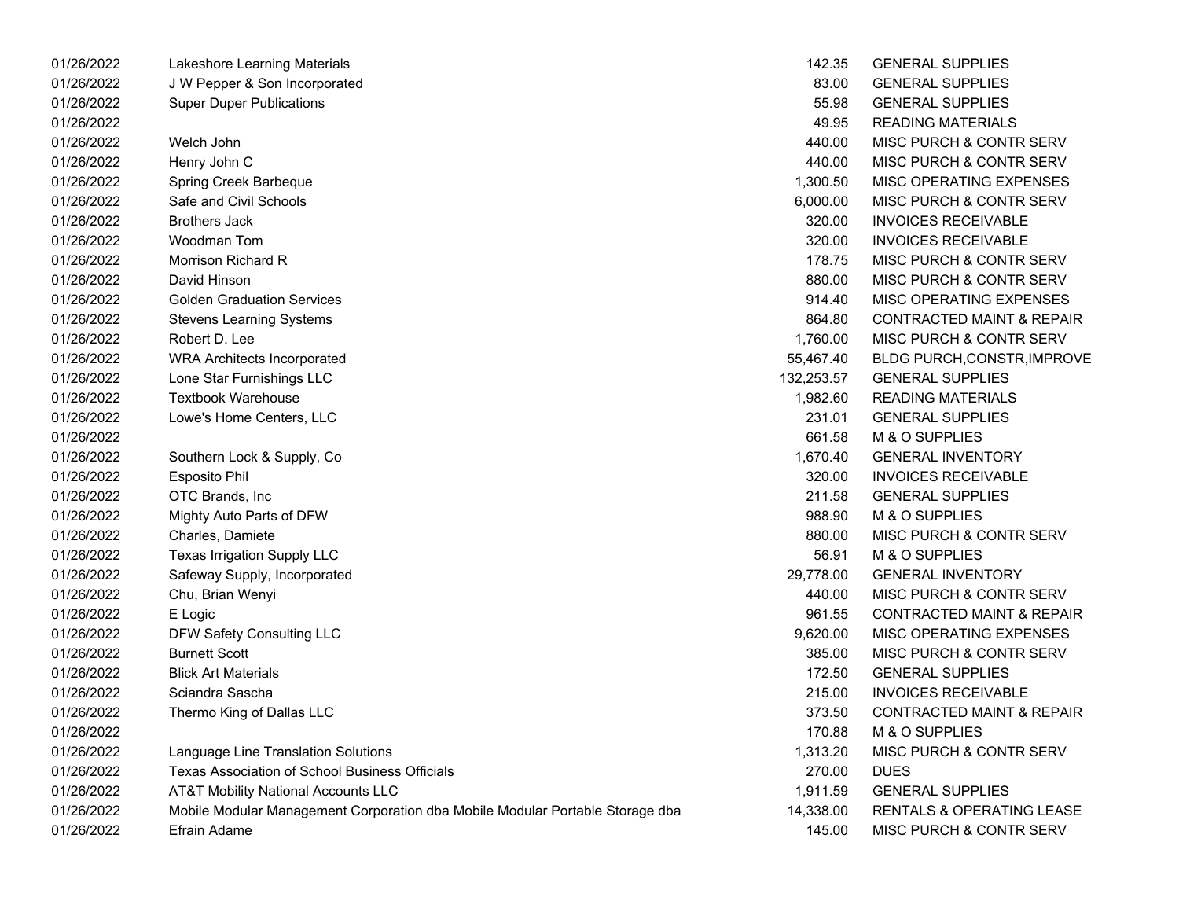| | | | |
|---|---|---|---|
| 01/26/2022 | Lakeshore Learning Materials | 142.35 | GENERAL SUPPLIES |
| 01/26/2022 | J W Pepper & Son Incorporated | 83.00 | GENERAL SUPPLIES |
| 01/26/2022 | Super Duper Publications | 55.98 | GENERAL SUPPLIES |
| 01/26/2022 | | 49.95 | READING MATERIALS |
| 01/26/2022 | Welch John | 440.00 | MISC PURCH & CONTR SERV |
| 01/26/2022 | Henry John C | 440.00 | MISC PURCH & CONTR SERV |
| 01/26/2022 | Spring Creek Barbeque | 1,300.50 | MISC OPERATING EXPENSES |
| 01/26/2022 | Safe and Civil Schools | 6,000.00 | MISC PURCH & CONTR SERV |
| 01/26/2022 | Brothers Jack | 320.00 | INVOICES RECEIVABLE |
| 01/26/2022 | Woodman Tom | 320.00 | INVOICES RECEIVABLE |
| 01/26/2022 | Morrison Richard R | 178.75 | MISC PURCH & CONTR SERV |
| 01/26/2022 | David Hinson | 880.00 | MISC PURCH & CONTR SERV |
| 01/26/2022 | Golden Graduation Services | 914.40 | MISC OPERATING EXPENSES |
| 01/26/2022 | Stevens Learning Systems | 864.80 | CONTRACTED MAINT & REPAIR |
| 01/26/2022 | Robert D. Lee | 1,760.00 | MISC PURCH & CONTR SERV |
| 01/26/2022 | WRA Architects Incorporated | 55,467.40 | BLDG PURCH,CONSTR,IMPROVE |
| 01/26/2022 | Lone Star Furnishings LLC | 132,253.57 | GENERAL SUPPLIES |
| 01/26/2022 | Textbook Warehouse | 1,982.60 | READING MATERIALS |
| 01/26/2022 | Lowe's Home Centers, LLC | 231.01 | GENERAL SUPPLIES |
| 01/26/2022 | | 661.58 | M & O SUPPLIES |
| 01/26/2022 | Southern Lock & Supply, Co | 1,670.40 | GENERAL INVENTORY |
| 01/26/2022 | Esposito Phil | 320.00 | INVOICES RECEIVABLE |
| 01/26/2022 | OTC Brands, Inc | 211.58 | GENERAL SUPPLIES |
| 01/26/2022 | Mighty Auto Parts of DFW | 988.90 | M & O SUPPLIES |
| 01/26/2022 | Charles, Damiete | 880.00 | MISC PURCH & CONTR SERV |
| 01/26/2022 | Texas Irrigation Supply LLC | 56.91 | M & O SUPPLIES |
| 01/26/2022 | Safeway Supply, Incorporated | 29,778.00 | GENERAL INVENTORY |
| 01/26/2022 | Chu, Brian Wenyi | 440.00 | MISC PURCH & CONTR SERV |
| 01/26/2022 | E Logic | 961.55 | CONTRACTED MAINT & REPAIR |
| 01/26/2022 | DFW Safety Consulting LLC | 9,620.00 | MISC OPERATING EXPENSES |
| 01/26/2022 | Burnett Scott | 385.00 | MISC PURCH & CONTR SERV |
| 01/26/2022 | Blick Art Materials | 172.50 | GENERAL SUPPLIES |
| 01/26/2022 | Sciandra Sascha | 215.00 | INVOICES RECEIVABLE |
| 01/26/2022 | Thermo King of Dallas LLC | 373.50 | CONTRACTED MAINT & REPAIR |
| 01/26/2022 | | 170.88 | M & O SUPPLIES |
| 01/26/2022 | Language Line Translation Solutions | 1,313.20 | MISC PURCH & CONTR SERV |
| 01/26/2022 | Texas Association of School Business Officials | 270.00 | DUES |
| 01/26/2022 | AT&T Mobility National Accounts LLC | 1,911.59 | GENERAL SUPPLIES |
| 01/26/2022 | Mobile Modular Management Corporation dba Mobile Modular Portable Storage dba | 14,338.00 | RENTALS & OPERATING LEASE |
| 01/26/2022 | Efrain Adame | 145.00 | MISC PURCH & CONTR SERV |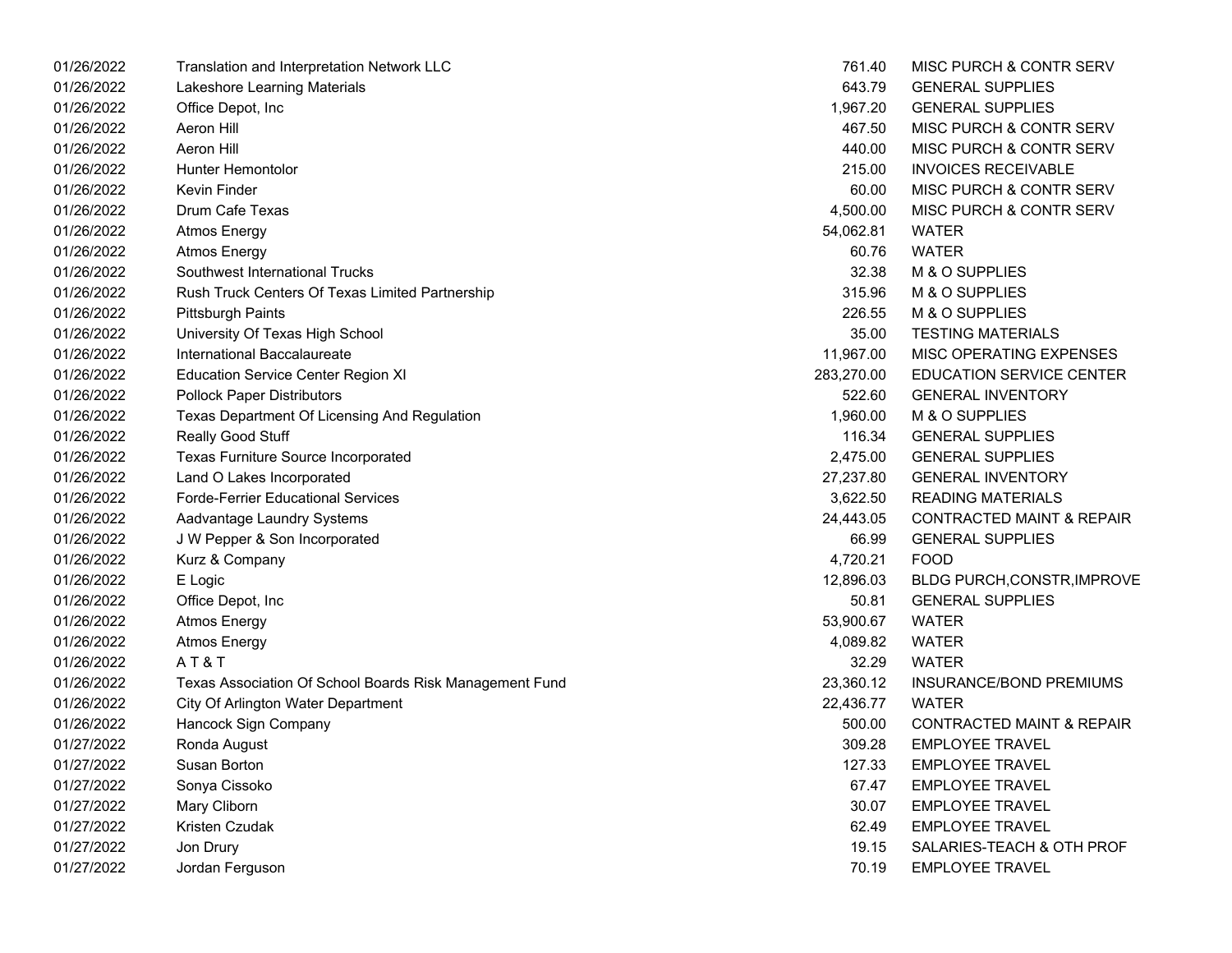| | | | |
|---|---|---|---|
| 01/26/2022 | Translation and Interpretation Network LLC | 761.40 | MISC PURCH & CONTR SERV |
| 01/26/2022 | Lakeshore Learning Materials | 643.79 | GENERAL SUPPLIES |
| 01/26/2022 | Office Depot, Inc | 1,967.20 | GENERAL SUPPLIES |
| 01/26/2022 | Aeron Hill | 467.50 | MISC PURCH & CONTR SERV |
| 01/26/2022 | Aeron Hill | 440.00 | MISC PURCH & CONTR SERV |
| 01/26/2022 | Hunter Hemontolor | 215.00 | INVOICES RECEIVABLE |
| 01/26/2022 | Kevin Finder | 60.00 | MISC PURCH & CONTR SERV |
| 01/26/2022 | Drum Cafe Texas | 4,500.00 | MISC PURCH & CONTR SERV |
| 01/26/2022 | Atmos Energy | 54,062.81 | WATER |
| 01/26/2022 | Atmos Energy | 60.76 | WATER |
| 01/26/2022 | Southwest International Trucks | 32.38 | M & O SUPPLIES |
| 01/26/2022 | Rush Truck Centers Of Texas Limited Partnership | 315.96 | M & O SUPPLIES |
| 01/26/2022 | Pittsburgh Paints | 226.55 | M & O SUPPLIES |
| 01/26/2022 | University Of Texas High School | 35.00 | TESTING MATERIALS |
| 01/26/2022 | International Baccalaureate | 11,967.00 | MISC OPERATING EXPENSES |
| 01/26/2022 | Education Service Center Region XI | 283,270.00 | EDUCATION SERVICE CENTER |
| 01/26/2022 | Pollock Paper Distributors | 522.60 | GENERAL INVENTORY |
| 01/26/2022 | Texas Department Of Licensing And Regulation | 1,960.00 | M & O SUPPLIES |
| 01/26/2022 | Really Good Stuff | 116.34 | GENERAL SUPPLIES |
| 01/26/2022 | Texas Furniture Source Incorporated | 2,475.00 | GENERAL SUPPLIES |
| 01/26/2022 | Land O Lakes Incorporated | 27,237.80 | GENERAL INVENTORY |
| 01/26/2022 | Forde-Ferrier Educational Services | 3,622.50 | READING MATERIALS |
| 01/26/2022 | Aadvantage Laundry Systems | 24,443.05 | CONTRACTED MAINT & REPAIR |
| 01/26/2022 | J W Pepper & Son Incorporated | 66.99 | GENERAL SUPPLIES |
| 01/26/2022 | Kurz & Company | 4,720.21 | FOOD |
| 01/26/2022 | E Logic | 12,896.03 | BLDG PURCH,CONSTR,IMPROVE |
| 01/26/2022 | Office Depot, Inc | 50.81 | GENERAL SUPPLIES |
| 01/26/2022 | Atmos Energy | 53,900.67 | WATER |
| 01/26/2022 | Atmos Energy | 4,089.82 | WATER |
| 01/26/2022 | A T & T | 32.29 | WATER |
| 01/26/2022 | Texas Association Of School Boards Risk Management Fund | 23,360.12 | INSURANCE/BOND PREMIUMS |
| 01/26/2022 | City Of Arlington Water Department | 22,436.77 | WATER |
| 01/26/2022 | Hancock Sign Company | 500.00 | CONTRACTED MAINT & REPAIR |
| 01/27/2022 | Ronda August | 309.28 | EMPLOYEE TRAVEL |
| 01/27/2022 | Susan Borton | 127.33 | EMPLOYEE TRAVEL |
| 01/27/2022 | Sonya Cissoko | 67.47 | EMPLOYEE TRAVEL |
| 01/27/2022 | Mary Cliborn | 30.07 | EMPLOYEE TRAVEL |
| 01/27/2022 | Kristen Czudak | 62.49 | EMPLOYEE TRAVEL |
| 01/27/2022 | Jon Drury | 19.15 | SALARIES-TEACH & OTH PROF |
| 01/27/2022 | Jordan Ferguson | 70.19 | EMPLOYEE TRAVEL |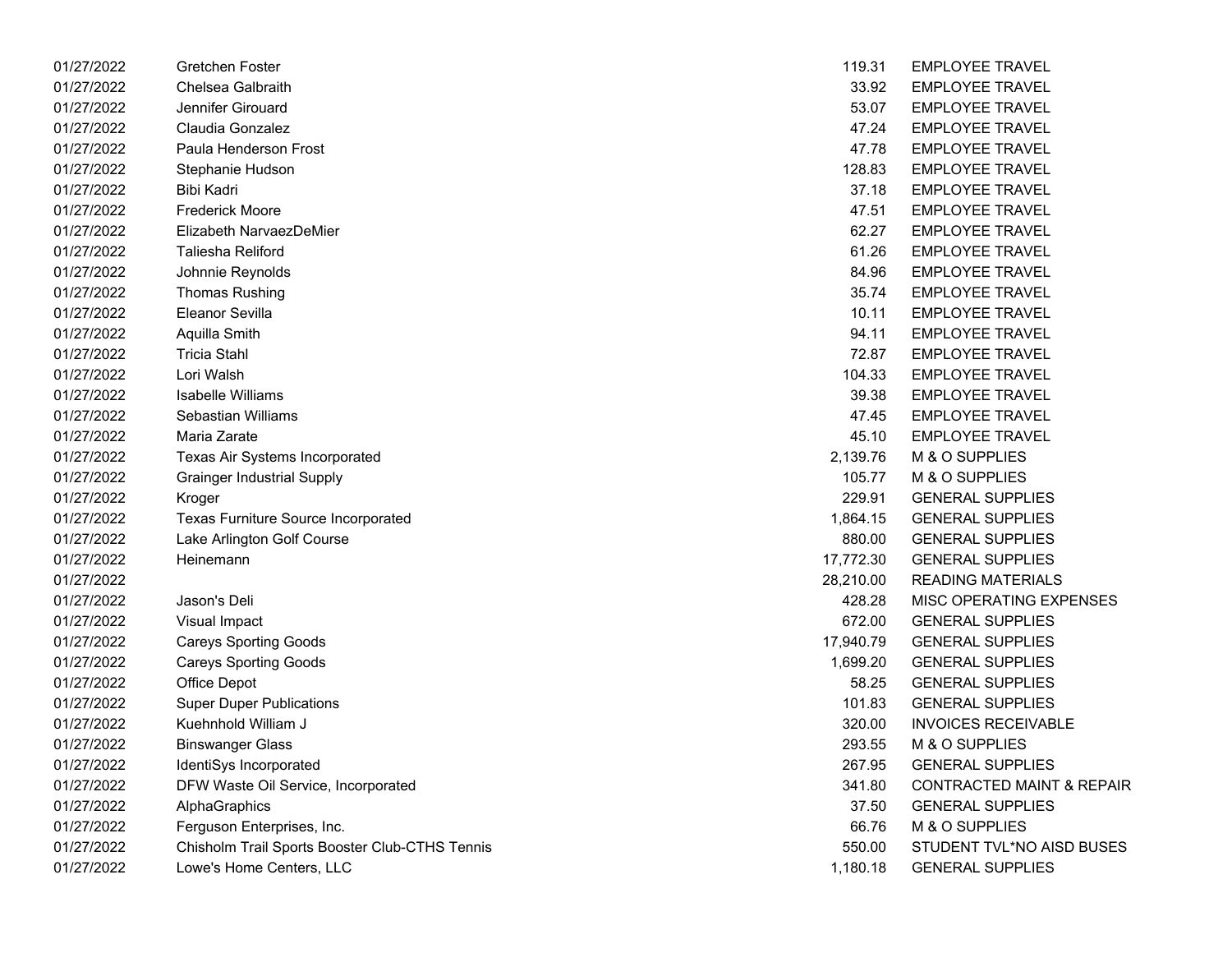| | | | |
|---|---|---|---|
| 01/27/2022 | Gretchen Foster | 119.31 | EMPLOYEE TRAVEL |
| 01/27/2022 | Chelsea Galbraith | 33.92 | EMPLOYEE TRAVEL |
| 01/27/2022 | Jennifer Girouard | 53.07 | EMPLOYEE TRAVEL |
| 01/27/2022 | Claudia Gonzalez | 47.24 | EMPLOYEE TRAVEL |
| 01/27/2022 | Paula Henderson Frost | 47.78 | EMPLOYEE TRAVEL |
| 01/27/2022 | Stephanie Hudson | 128.83 | EMPLOYEE TRAVEL |
| 01/27/2022 | Bibi Kadri | 37.18 | EMPLOYEE TRAVEL |
| 01/27/2022 | Frederick Moore | 47.51 | EMPLOYEE TRAVEL |
| 01/27/2022 | Elizabeth NarvaezDeMier | 62.27 | EMPLOYEE TRAVEL |
| 01/27/2022 | Taliesha Reliford | 61.26 | EMPLOYEE TRAVEL |
| 01/27/2022 | Johnnie Reynolds | 84.96 | EMPLOYEE TRAVEL |
| 01/27/2022 | Thomas Rushing | 35.74 | EMPLOYEE TRAVEL |
| 01/27/2022 | Eleanor Sevilla | 10.11 | EMPLOYEE TRAVEL |
| 01/27/2022 | Aquilla Smith | 94.11 | EMPLOYEE TRAVEL |
| 01/27/2022 | Tricia Stahl | 72.87 | EMPLOYEE TRAVEL |
| 01/27/2022 | Lori Walsh | 104.33 | EMPLOYEE TRAVEL |
| 01/27/2022 | Isabelle Williams | 39.38 | EMPLOYEE TRAVEL |
| 01/27/2022 | Sebastian Williams | 47.45 | EMPLOYEE TRAVEL |
| 01/27/2022 | Maria Zarate | 45.10 | EMPLOYEE TRAVEL |
| 01/27/2022 | Texas Air Systems Incorporated | 2,139.76 | M & O SUPPLIES |
| 01/27/2022 | Grainger Industrial Supply | 105.77 | M & O SUPPLIES |
| 01/27/2022 | Kroger | 229.91 | GENERAL SUPPLIES |
| 01/27/2022 | Texas Furniture Source Incorporated | 1,864.15 | GENERAL SUPPLIES |
| 01/27/2022 | Lake Arlington Golf Course | 880.00 | GENERAL SUPPLIES |
| 01/27/2022 | Heinemann | 17,772.30 | GENERAL SUPPLIES |
| 01/27/2022 | | 28,210.00 | READING MATERIALS |
| 01/27/2022 | Jason's Deli | 428.28 | MISC OPERATING EXPENSES |
| 01/27/2022 | Visual Impact | 672.00 | GENERAL SUPPLIES |
| 01/27/2022 | Careys Sporting Goods | 17,940.79 | GENERAL SUPPLIES |
| 01/27/2022 | Careys Sporting Goods | 1,699.20 | GENERAL SUPPLIES |
| 01/27/2022 | Office Depot | 58.25 | GENERAL SUPPLIES |
| 01/27/2022 | Super Duper Publications | 101.83 | GENERAL SUPPLIES |
| 01/27/2022 | Kuehnhold William J | 320.00 | INVOICES RECEIVABLE |
| 01/27/2022 | Binswanger Glass | 293.55 | M & O SUPPLIES |
| 01/27/2022 | IdentiSys Incorporated | 267.95 | GENERAL SUPPLIES |
| 01/27/2022 | DFW Waste Oil Service, Incorporated | 341.80 | CONTRACTED MAINT & REPAIR |
| 01/27/2022 | AlphaGraphics | 37.50 | GENERAL SUPPLIES |
| 01/27/2022 | Ferguson Enterprises, Inc. | 66.76 | M & O SUPPLIES |
| 01/27/2022 | Chisholm Trail Sports Booster Club-CTHS Tennis | 550.00 | STUDENT TVL*NO AISD BUSES |
| 01/27/2022 | Lowe's Home Centers, LLC | 1,180.18 | GENERAL SUPPLIES |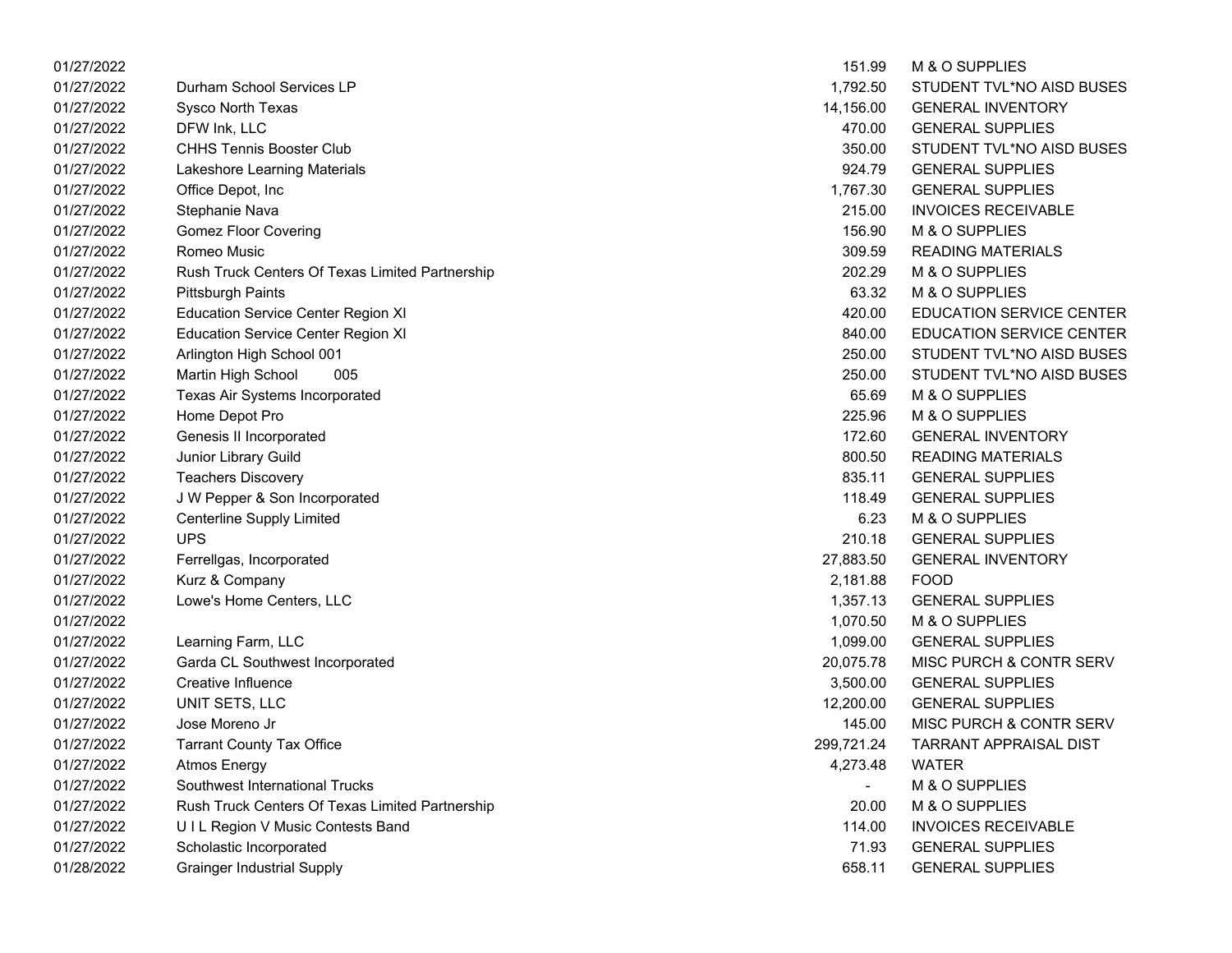| | | | |
|---|---|---|---|
| 01/27/2022 | | 151.99 | M & O SUPPLIES |
| 01/27/2022 | Durham School Services LP | 1,792.50 | STUDENT TVL*NO AISD BUSES |
| 01/27/2022 | Sysco North Texas | 14,156.00 | GENERAL INVENTORY |
| 01/27/2022 | DFW Ink, LLC | 470.00 | GENERAL SUPPLIES |
| 01/27/2022 | CHHS Tennis Booster Club | 350.00 | STUDENT TVL*NO AISD BUSES |
| 01/27/2022 | Lakeshore Learning Materials | 924.79 | GENERAL SUPPLIES |
| 01/27/2022 | Office Depot, Inc | 1,767.30 | GENERAL SUPPLIES |
| 01/27/2022 | Stephanie Nava | 215.00 | INVOICES RECEIVABLE |
| 01/27/2022 | Gomez Floor Covering | 156.90 | M & O SUPPLIES |
| 01/27/2022 | Romeo Music | 309.59 | READING MATERIALS |
| 01/27/2022 | Rush Truck Centers Of Texas Limited Partnership | 202.29 | M & O SUPPLIES |
| 01/27/2022 | Pittsburgh Paints | 63.32 | M & O SUPPLIES |
| 01/27/2022 | Education Service Center Region XI | 420.00 | EDUCATION SERVICE CENTER |
| 01/27/2022 | Education Service Center Region XI | 840.00 | EDUCATION SERVICE CENTER |
| 01/27/2022 | Arlington High School 001 | 250.00 | STUDENT TVL*NO AISD BUSES |
| 01/27/2022 | Martin High School 005 | 250.00 | STUDENT TVL*NO AISD BUSES |
| 01/27/2022 | Texas Air Systems Incorporated | 65.69 | M & O SUPPLIES |
| 01/27/2022 | Home Depot Pro | 225.96 | M & O SUPPLIES |
| 01/27/2022 | Genesis II Incorporated | 172.60 | GENERAL INVENTORY |
| 01/27/2022 | Junior Library Guild | 800.50 | READING MATERIALS |
| 01/27/2022 | Teachers Discovery | 835.11 | GENERAL SUPPLIES |
| 01/27/2022 | J W Pepper & Son Incorporated | 118.49 | GENERAL SUPPLIES |
| 01/27/2022 | Centerline Supply Limited | 6.23 | M & O SUPPLIES |
| 01/27/2022 | UPS | 210.18 | GENERAL SUPPLIES |
| 01/27/2022 | Ferrellgas, Incorporated | 27,883.50 | GENERAL INVENTORY |
| 01/27/2022 | Kurz & Company | 2,181.88 | FOOD |
| 01/27/2022 | Lowe's Home Centers, LLC | 1,357.13 | GENERAL SUPPLIES |
| 01/27/2022 | | 1,070.50 | M & O SUPPLIES |
| 01/27/2022 | Learning Farm, LLC | 1,099.00 | GENERAL SUPPLIES |
| 01/27/2022 | Garda CL Southwest Incorporated | 20,075.78 | MISC PURCH & CONTR SERV |
| 01/27/2022 | Creative Influence | 3,500.00 | GENERAL SUPPLIES |
| 01/27/2022 | UNIT SETS, LLC | 12,200.00 | GENERAL SUPPLIES |
| 01/27/2022 | Jose Moreno Jr | 145.00 | MISC PURCH & CONTR SERV |
| 01/27/2022 | Tarrant County Tax Office | 299,721.24 | TARRANT APPRAISAL DIST |
| 01/27/2022 | Atmos Energy | 4,273.48 | WATER |
| 01/27/2022 | Southwest International Trucks | - | M & O SUPPLIES |
| 01/27/2022 | Rush Truck Centers Of Texas Limited Partnership | 20.00 | M & O SUPPLIES |
| 01/27/2022 | U I L Region V Music Contests Band | 114.00 | INVOICES RECEIVABLE |
| 01/27/2022 | Scholastic Incorporated | 71.93 | GENERAL SUPPLIES |
| 01/28/2022 | Grainger Industrial Supply | 658.11 | GENERAL SUPPLIES |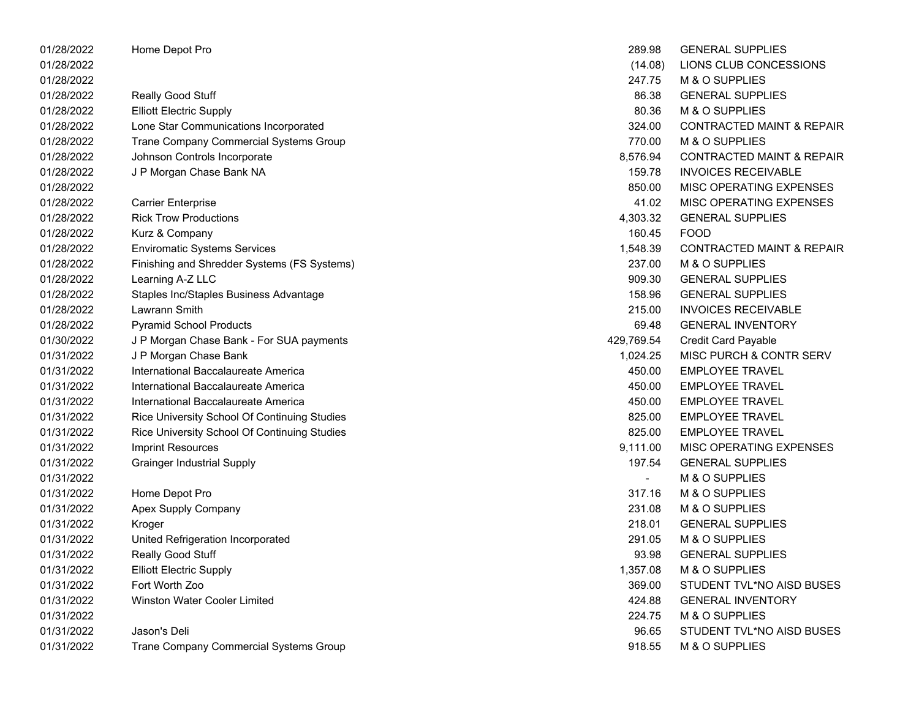| | | | |
|---|---|---|---|
| 01/28/2022 | Home Depot Pro | 289.98 | GENERAL SUPPLIES |
| 01/28/2022 | | (14.08) | LIONS CLUB CONCESSIONS |
| 01/28/2022 | | 247.75 | M & O SUPPLIES |
| 01/28/2022 | Really Good Stuff | 86.38 | GENERAL SUPPLIES |
| 01/28/2022 | Elliott Electric Supply | 80.36 | M & O SUPPLIES |
| 01/28/2022 | Lone Star Communications Incorporated | 324.00 | CONTRACTED MAINT & REPAIR |
| 01/28/2022 | Trane Company Commercial Systems Group | 770.00 | M & O SUPPLIES |
| 01/28/2022 | Johnson Controls Incorporate | 8,576.94 | CONTRACTED MAINT & REPAIR |
| 01/28/2022 | J P Morgan Chase Bank NA | 159.78 | INVOICES RECEIVABLE |
| 01/28/2022 | | 850.00 | MISC OPERATING EXPENSES |
| 01/28/2022 | Carrier Enterprise | 41.02 | MISC OPERATING EXPENSES |
| 01/28/2022 | Rick Trow Productions | 4,303.32 | GENERAL SUPPLIES |
| 01/28/2022 | Kurz & Company | 160.45 | FOOD |
| 01/28/2022 | Enviromatic Systems Services | 1,548.39 | CONTRACTED MAINT & REPAIR |
| 01/28/2022 | Finishing and Shredder Systems (FS Systems) | 237.00 | M & O SUPPLIES |
| 01/28/2022 | Learning A-Z LLC | 909.30 | GENERAL SUPPLIES |
| 01/28/2022 | Staples Inc/Staples Business Advantage | 158.96 | GENERAL SUPPLIES |
| 01/28/2022 | Lawrann Smith | 215.00 | INVOICES RECEIVABLE |
| 01/28/2022 | Pyramid School Products | 69.48 | GENERAL INVENTORY |
| 01/30/2022 | J P Morgan Chase Bank - For SUA payments | 429,769.54 | Credit Card Payable |
| 01/31/2022 | J P Morgan Chase Bank | 1,024.25 | MISC PURCH & CONTR SERV |
| 01/31/2022 | International Baccalaureate America | 450.00 | EMPLOYEE TRAVEL |
| 01/31/2022 | International Baccalaureate America | 450.00 | EMPLOYEE TRAVEL |
| 01/31/2022 | International Baccalaureate America | 450.00 | EMPLOYEE TRAVEL |
| 01/31/2022 | Rice University School Of Continuing Studies | 825.00 | EMPLOYEE TRAVEL |
| 01/31/2022 | Rice University School Of Continuing Studies | 825.00 | EMPLOYEE TRAVEL |
| 01/31/2022 | Imprint Resources | 9,111.00 | MISC OPERATING EXPENSES |
| 01/31/2022 | Grainger Industrial Supply | 197.54 | GENERAL SUPPLIES |
| 01/31/2022 | | - | M & O SUPPLIES |
| 01/31/2022 | Home Depot Pro | 317.16 | M & O SUPPLIES |
| 01/31/2022 | Apex Supply Company | 231.08 | M & O SUPPLIES |
| 01/31/2022 | Kroger | 218.01 | GENERAL SUPPLIES |
| 01/31/2022 | United Refrigeration Incorporated | 291.05 | M & O SUPPLIES |
| 01/31/2022 | Really Good Stuff | 93.98 | GENERAL SUPPLIES |
| 01/31/2022 | Elliott Electric Supply | 1,357.08 | M & O SUPPLIES |
| 01/31/2022 | Fort Worth Zoo | 369.00 | STUDENT TVL*NO AISD BUSES |
| 01/31/2022 | Winston Water Cooler Limited | 424.88 | GENERAL INVENTORY |
| 01/31/2022 | | 224.75 | M & O SUPPLIES |
| 01/31/2022 | Jason's Deli | 96.65 | STUDENT TVL*NO AISD BUSES |
| 01/31/2022 | Trane Company Commercial Systems Group | 918.55 | M & O SUPPLIES |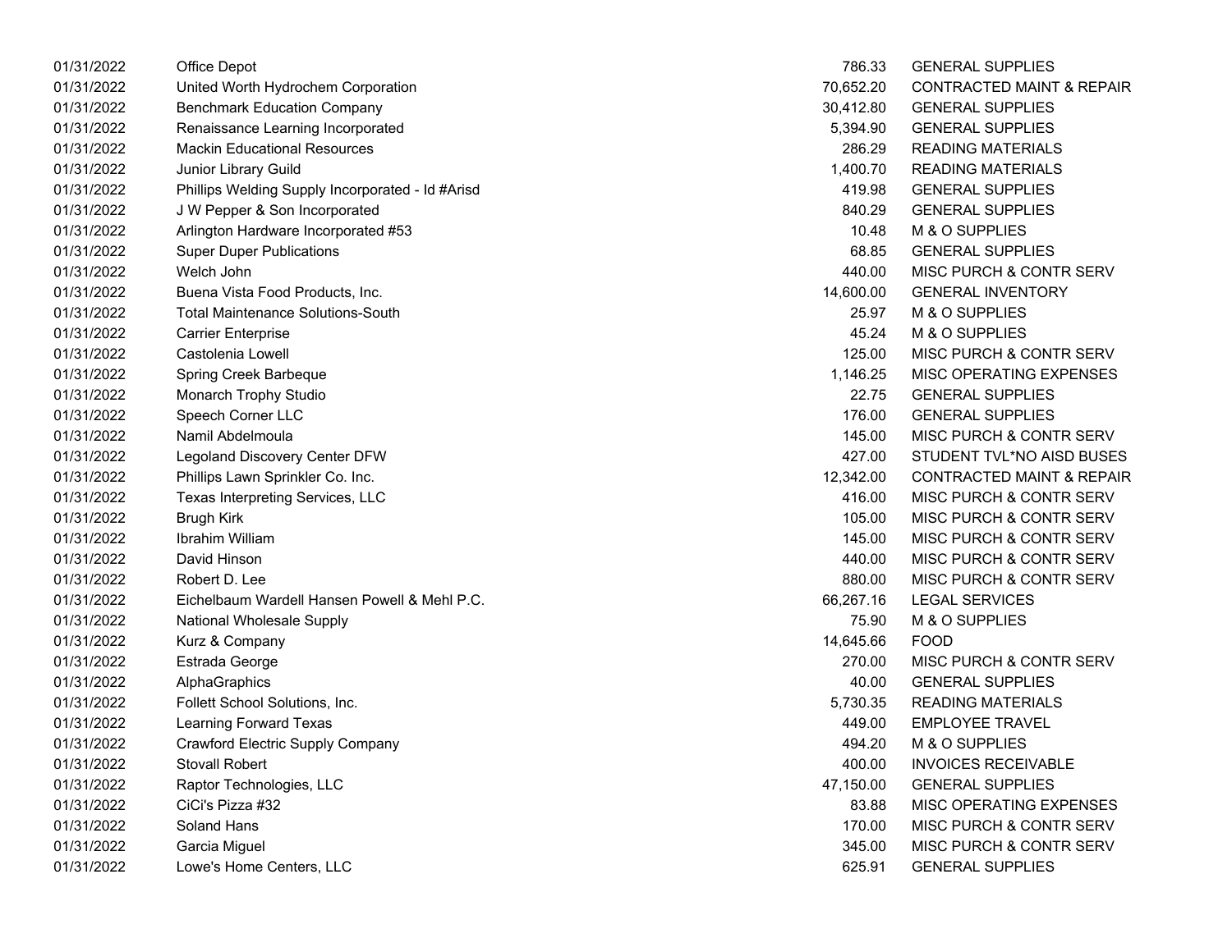| | | | |
|---|---|---|---|
| 01/31/2022 | Office Depot | 786.33 | GENERAL SUPPLIES |
| 01/31/2022 | United Worth Hydrochem Corporation | 70,652.20 | CONTRACTED MAINT & REPAIR |
| 01/31/2022 | Benchmark Education Company | 30,412.80 | GENERAL SUPPLIES |
| 01/31/2022 | Renaissance Learning Incorporated | 5,394.90 | GENERAL SUPPLIES |
| 01/31/2022 | Mackin Educational Resources | 286.29 | READING MATERIALS |
| 01/31/2022 | Junior Library Guild | 1,400.70 | READING MATERIALS |
| 01/31/2022 | Phillips Welding Supply Incorporated - Id #Arisd | 419.98 | GENERAL SUPPLIES |
| 01/31/2022 | J W Pepper & Son Incorporated | 840.29 | GENERAL SUPPLIES |
| 01/31/2022 | Arlington Hardware Incorporated #53 | 10.48 | M & O SUPPLIES |
| 01/31/2022 | Super Duper Publications | 68.85 | GENERAL SUPPLIES |
| 01/31/2022 | Welch John | 440.00 | MISC PURCH & CONTR SERV |
| 01/31/2022 | Buena Vista Food Products, Inc. | 14,600.00 | GENERAL INVENTORY |
| 01/31/2022 | Total Maintenance Solutions-South | 25.97 | M & O SUPPLIES |
| 01/31/2022 | Carrier Enterprise | 45.24 | M & O SUPPLIES |
| 01/31/2022 | Castolenia Lowell | 125.00 | MISC PURCH & CONTR SERV |
| 01/31/2022 | Spring Creek Barbeque | 1,146.25 | MISC OPERATING EXPENSES |
| 01/31/2022 | Monarch Trophy Studio | 22.75 | GENERAL SUPPLIES |
| 01/31/2022 | Speech Corner LLC | 176.00 | GENERAL SUPPLIES |
| 01/31/2022 | Namil Abdelmoula | 145.00 | MISC PURCH & CONTR SERV |
| 01/31/2022 | Legoland Discovery Center DFW | 427.00 | STUDENT TVL*NO AISD BUSES |
| 01/31/2022 | Phillips Lawn Sprinkler Co. Inc. | 12,342.00 | CONTRACTED MAINT & REPAIR |
| 01/31/2022 | Texas Interpreting Services, LLC | 416.00 | MISC PURCH & CONTR SERV |
| 01/31/2022 | Brugh Kirk | 105.00 | MISC PURCH & CONTR SERV |
| 01/31/2022 | Ibrahim William | 145.00 | MISC PURCH & CONTR SERV |
| 01/31/2022 | David Hinson | 440.00 | MISC PURCH & CONTR SERV |
| 01/31/2022 | Robert D. Lee | 880.00 | MISC PURCH & CONTR SERV |
| 01/31/2022 | Eichelbaum Wardell Hansen Powell & Mehl P.C. | 66,267.16 | LEGAL SERVICES |
| 01/31/2022 | National Wholesale Supply | 75.90 | M & O SUPPLIES |
| 01/31/2022 | Kurz & Company | 14,645.66 | FOOD |
| 01/31/2022 | Estrada George | 270.00 | MISC PURCH & CONTR SERV |
| 01/31/2022 | AlphaGraphics | 40.00 | GENERAL SUPPLIES |
| 01/31/2022 | Follett School Solutions, Inc. | 5,730.35 | READING MATERIALS |
| 01/31/2022 | Learning Forward Texas | 449.00 | EMPLOYEE TRAVEL |
| 01/31/2022 | Crawford Electric Supply Company | 494.20 | M & O SUPPLIES |
| 01/31/2022 | Stovall Robert | 400.00 | INVOICES RECEIVABLE |
| 01/31/2022 | Raptor Technologies, LLC | 47,150.00 | GENERAL SUPPLIES |
| 01/31/2022 | CiCi's Pizza #32 | 83.88 | MISC OPERATING EXPENSES |
| 01/31/2022 | Soland Hans | 170.00 | MISC PURCH & CONTR SERV |
| 01/31/2022 | Garcia Miguel | 345.00 | MISC PURCH & CONTR SERV |
| 01/31/2022 | Lowe's Home Centers, LLC | 625.91 | GENERAL SUPPLIES |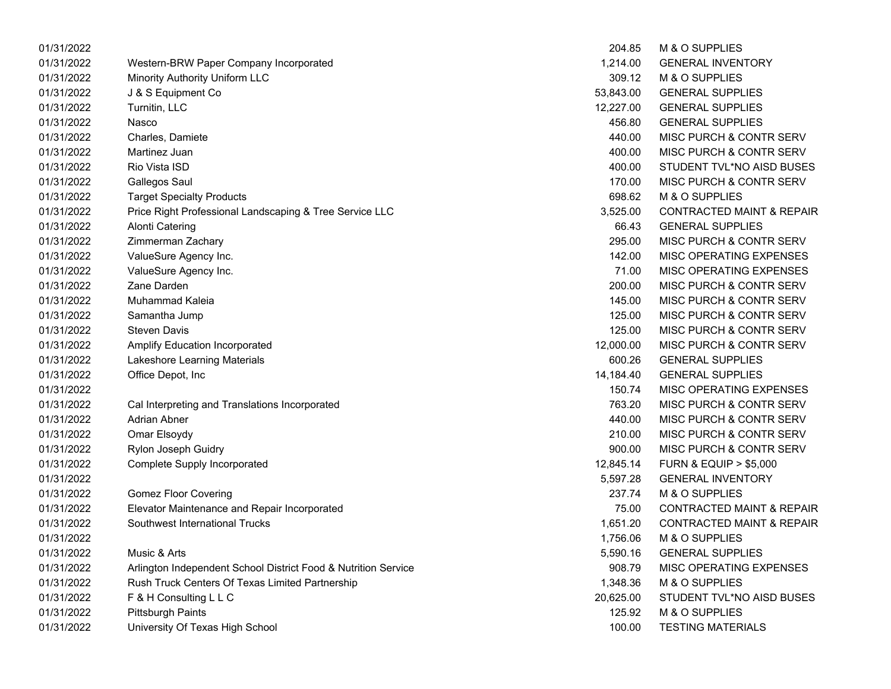| | | | |
|---|---|---|---|
| 01/31/2022 | | 204.85 | M & O SUPPLIES |
| 01/31/2022 | Western-BRW Paper Company Incorporated | 1,214.00 | GENERAL INVENTORY |
| 01/31/2022 | Minority Authority Uniform LLC | 309.12 | M & O SUPPLIES |
| 01/31/2022 | J & S Equipment Co | 53,843.00 | GENERAL SUPPLIES |
| 01/31/2022 | Turnitin, LLC | 12,227.00 | GENERAL SUPPLIES |
| 01/31/2022 | Nasco | 456.80 | GENERAL SUPPLIES |
| 01/31/2022 | Charles, Damiete | 440.00 | MISC PURCH & CONTR SERV |
| 01/31/2022 | Martinez Juan | 400.00 | MISC PURCH & CONTR SERV |
| 01/31/2022 | Rio Vista ISD | 400.00 | STUDENT TVL*NO AISD BUSES |
| 01/31/2022 | Gallegos Saul | 170.00 | MISC PURCH & CONTR SERV |
| 01/31/2022 | Target Specialty Products | 698.62 | M & O SUPPLIES |
| 01/31/2022 | Price Right Professional Landscaping & Tree Service LLC | 3,525.00 | CONTRACTED MAINT & REPAIR |
| 01/31/2022 | Alonti Catering | 66.43 | GENERAL SUPPLIES |
| 01/31/2022 | Zimmerman Zachary | 295.00 | MISC PURCH & CONTR SERV |
| 01/31/2022 | ValueSure Agency Inc. | 142.00 | MISC OPERATING EXPENSES |
| 01/31/2022 | ValueSure Agency Inc. | 71.00 | MISC OPERATING EXPENSES |
| 01/31/2022 | Zane Darden | 200.00 | MISC PURCH & CONTR SERV |
| 01/31/2022 | Muhammad Kaleia | 145.00 | MISC PURCH & CONTR SERV |
| 01/31/2022 | Samantha Jump | 125.00 | MISC PURCH & CONTR SERV |
| 01/31/2022 | Steven Davis | 125.00 | MISC PURCH & CONTR SERV |
| 01/31/2022 | Amplify Education Incorporated | 12,000.00 | MISC PURCH & CONTR SERV |
| 01/31/2022 | Lakeshore Learning Materials | 600.26 | GENERAL SUPPLIES |
| 01/31/2022 | Office Depot, Inc | 14,184.40 | GENERAL SUPPLIES |
| 01/31/2022 | | 150.74 | MISC OPERATING EXPENSES |
| 01/31/2022 | Cal Interpreting and Translations Incorporated | 763.20 | MISC PURCH & CONTR SERV |
| 01/31/2022 | Adrian Abner | 440.00 | MISC PURCH & CONTR SERV |
| 01/31/2022 | Omar Elsoydy | 210.00 | MISC PURCH & CONTR SERV |
| 01/31/2022 | Rylon Joseph Guidry | 900.00 | MISC PURCH & CONTR SERV |
| 01/31/2022 | Complete Supply Incorporated | 12,845.14 | FURN & EQUIP > $5,000 |
| 01/31/2022 | | 5,597.28 | GENERAL INVENTORY |
| 01/31/2022 | Gomez Floor Covering | 237.74 | M & O SUPPLIES |
| 01/31/2022 | Elevator Maintenance and Repair Incorporated | 75.00 | CONTRACTED MAINT & REPAIR |
| 01/31/2022 | Southwest International Trucks | 1,651.20 | CONTRACTED MAINT & REPAIR |
| 01/31/2022 | | 1,756.06 | M & O SUPPLIES |
| 01/31/2022 | Music & Arts | 5,590.16 | GENERAL SUPPLIES |
| 01/31/2022 | Arlington Independent School District Food & Nutrition Service | 908.79 | MISC OPERATING EXPENSES |
| 01/31/2022 | Rush Truck Centers Of Texas Limited Partnership | 1,348.36 | M & O SUPPLIES |
| 01/31/2022 | F & H Consulting L L C | 20,625.00 | STUDENT TVL*NO AISD BUSES |
| 01/31/2022 | Pittsburgh Paints | 125.92 | M & O SUPPLIES |
| 01/31/2022 | University Of Texas High School | 100.00 | TESTING MATERIALS |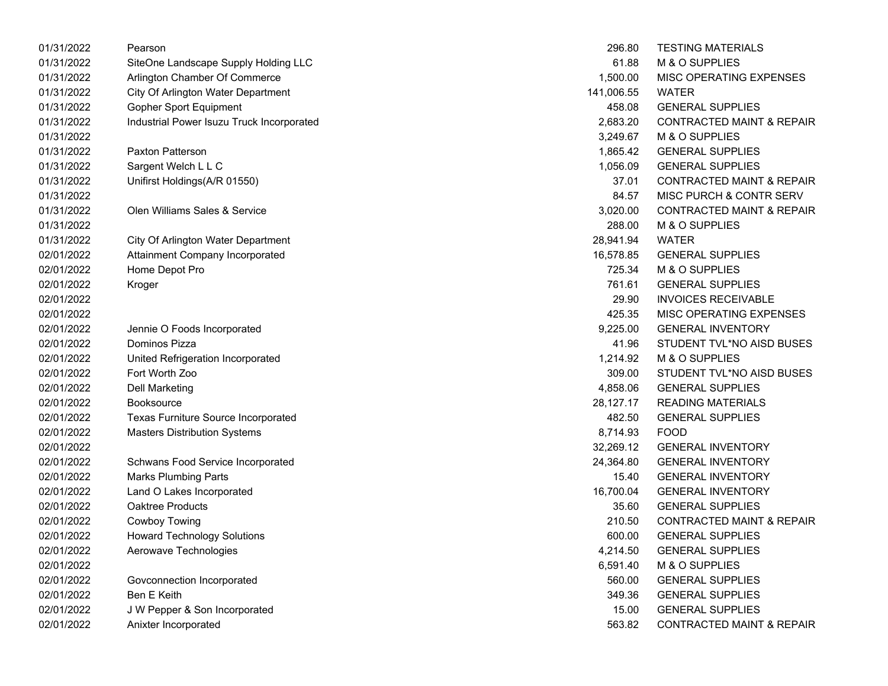| | | | |
|---|---|---|---|
| 01/31/2022 | Pearson | 296.80 | TESTING MATERIALS |
| 01/31/2022 | SiteOne Landscape Supply Holding LLC | 61.88 | M & O SUPPLIES |
| 01/31/2022 | Arlington Chamber Of Commerce | 1,500.00 | MISC OPERATING EXPENSES |
| 01/31/2022 | City Of Arlington Water Department | 141,006.55 | WATER |
| 01/31/2022 | Gopher Sport Equipment | 458.08 | GENERAL SUPPLIES |
| 01/31/2022 | Industrial Power Isuzu Truck Incorporated | 2,683.20 | CONTRACTED MAINT & REPAIR |
| 01/31/2022 | | 3,249.67 | M & O SUPPLIES |
| 01/31/2022 | Paxton Patterson | 1,865.42 | GENERAL SUPPLIES |
| 01/31/2022 | Sargent Welch L L C | 1,056.09 | GENERAL SUPPLIES |
| 01/31/2022 | Unifirst Holdings(A/R 01550) | 37.01 | CONTRACTED MAINT & REPAIR |
| 01/31/2022 | | 84.57 | MISC PURCH & CONTR SERV |
| 01/31/2022 | Olen Williams Sales & Service | 3,020.00 | CONTRACTED MAINT & REPAIR |
| 01/31/2022 | | 288.00 | M & O SUPPLIES |
| 01/31/2022 | City Of Arlington Water Department | 28,941.94 | WATER |
| 02/01/2022 | Attainment Company Incorporated | 16,578.85 | GENERAL SUPPLIES |
| 02/01/2022 | Home Depot Pro | 725.34 | M & O SUPPLIES |
| 02/01/2022 | Kroger | 761.61 | GENERAL SUPPLIES |
| 02/01/2022 | | 29.90 | INVOICES RECEIVABLE |
| 02/01/2022 | | 425.35 | MISC OPERATING EXPENSES |
| 02/01/2022 | Jennie O Foods Incorporated | 9,225.00 | GENERAL INVENTORY |
| 02/01/2022 | Dominos Pizza | 41.96 | STUDENT TVL*NO AISD BUSES |
| 02/01/2022 | United Refrigeration Incorporated | 1,214.92 | M & O SUPPLIES |
| 02/01/2022 | Fort Worth Zoo | 309.00 | STUDENT TVL*NO AISD BUSES |
| 02/01/2022 | Dell Marketing | 4,858.06 | GENERAL SUPPLIES |
| 02/01/2022 | Booksource | 28,127.17 | READING MATERIALS |
| 02/01/2022 | Texas Furniture Source Incorporated | 482.50 | GENERAL SUPPLIES |
| 02/01/2022 | Masters Distribution Systems | 8,714.93 | FOOD |
| 02/01/2022 | | 32,269.12 | GENERAL INVENTORY |
| 02/01/2022 | Schwans Food Service Incorporated | 24,364.80 | GENERAL INVENTORY |
| 02/01/2022 | Marks Plumbing Parts | 15.40 | GENERAL INVENTORY |
| 02/01/2022 | Land O Lakes Incorporated | 16,700.04 | GENERAL INVENTORY |
| 02/01/2022 | Oaktree Products | 35.60 | GENERAL SUPPLIES |
| 02/01/2022 | Cowboy Towing | 210.50 | CONTRACTED MAINT & REPAIR |
| 02/01/2022 | Howard Technology Solutions | 600.00 | GENERAL SUPPLIES |
| 02/01/2022 | Aerowave Technologies | 4,214.50 | GENERAL SUPPLIES |
| 02/01/2022 | | 6,591.40 | M & O SUPPLIES |
| 02/01/2022 | Govconnection Incorporated | 560.00 | GENERAL SUPPLIES |
| 02/01/2022 | Ben E Keith | 349.36 | GENERAL SUPPLIES |
| 02/01/2022 | J W Pepper & Son Incorporated | 15.00 | GENERAL SUPPLIES |
| 02/01/2022 | Anixter Incorporated | 563.82 | CONTRACTED MAINT & REPAIR |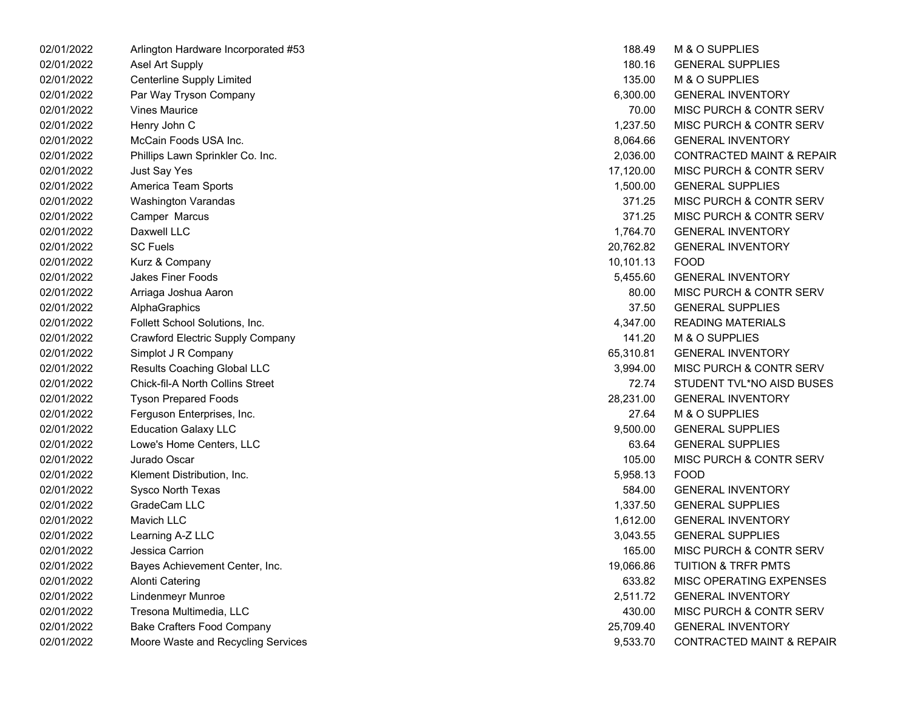| | | | |
|---|---|---|---|
| 02/01/2022 | Arlington Hardware Incorporated #53 | 188.49 | M & O SUPPLIES |
| 02/01/2022 | Asel Art Supply | 180.16 | GENERAL SUPPLIES |
| 02/01/2022 | Centerline Supply Limited | 135.00 | M & O SUPPLIES |
| 02/01/2022 | Par Way Tryson Company | 6,300.00 | GENERAL INVENTORY |
| 02/01/2022 | Vines Maurice | 70.00 | MISC PURCH & CONTR SERV |
| 02/01/2022 | Henry John C | 1,237.50 | MISC PURCH & CONTR SERV |
| 02/01/2022 | McCain Foods USA Inc. | 8,064.66 | GENERAL INVENTORY |
| 02/01/2022 | Phillips Lawn Sprinkler Co. Inc. | 2,036.00 | CONTRACTED MAINT & REPAIR |
| 02/01/2022 | Just Say Yes | 17,120.00 | MISC PURCH & CONTR SERV |
| 02/01/2022 | America Team Sports | 1,500.00 | GENERAL SUPPLIES |
| 02/01/2022 | Washington Varandas | 371.25 | MISC PURCH & CONTR SERV |
| 02/01/2022 | Camper Marcus | 371.25 | MISC PURCH & CONTR SERV |
| 02/01/2022 | Daxwell LLC | 1,764.70 | GENERAL INVENTORY |
| 02/01/2022 | SC Fuels | 20,762.82 | GENERAL INVENTORY |
| 02/01/2022 | Kurz & Company | 10,101.13 | FOOD |
| 02/01/2022 | Jakes Finer Foods | 5,455.60 | GENERAL INVENTORY |
| 02/01/2022 | Arriaga Joshua Aaron | 80.00 | MISC PURCH & CONTR SERV |
| 02/01/2022 | AlphaGraphics | 37.50 | GENERAL SUPPLIES |
| 02/01/2022 | Follett School Solutions, Inc. | 4,347.00 | READING MATERIALS |
| 02/01/2022 | Crawford Electric Supply Company | 141.20 | M & O SUPPLIES |
| 02/01/2022 | Simplot J R Company | 65,310.81 | GENERAL INVENTORY |
| 02/01/2022 | Results Coaching Global LLC | 3,994.00 | MISC PURCH & CONTR SERV |
| 02/01/2022 | Chick-fil-A North Collins Street | 72.74 | STUDENT TVL*NO AISD BUSES |
| 02/01/2022 | Tyson Prepared Foods | 28,231.00 | GENERAL INVENTORY |
| 02/01/2022 | Ferguson Enterprises, Inc. | 27.64 | M & O SUPPLIES |
| 02/01/2022 | Education Galaxy LLC | 9,500.00 | GENERAL SUPPLIES |
| 02/01/2022 | Lowe's Home Centers, LLC | 63.64 | GENERAL SUPPLIES |
| 02/01/2022 | Jurado Oscar | 105.00 | MISC PURCH & CONTR SERV |
| 02/01/2022 | Klement Distribution, Inc. | 5,958.13 | FOOD |
| 02/01/2022 | Sysco North Texas | 584.00 | GENERAL INVENTORY |
| 02/01/2022 | GradeCam LLC | 1,337.50 | GENERAL SUPPLIES |
| 02/01/2022 | Mavich LLC | 1,612.00 | GENERAL INVENTORY |
| 02/01/2022 | Learning A-Z LLC | 3,043.55 | GENERAL SUPPLIES |
| 02/01/2022 | Jessica Carrion | 165.00 | MISC PURCH & CONTR SERV |
| 02/01/2022 | Bayes Achievement Center, Inc. | 19,066.86 | TUITION & TRFR PMTS |
| 02/01/2022 | Alonti Catering | 633.82 | MISC OPERATING EXPENSES |
| 02/01/2022 | Lindenmeyr Munroe | 2,511.72 | GENERAL INVENTORY |
| 02/01/2022 | Tresona Multimedia, LLC | 430.00 | MISC PURCH & CONTR SERV |
| 02/01/2022 | Bake Crafters Food Company | 25,709.40 | GENERAL INVENTORY |
| 02/01/2022 | Moore Waste and Recycling Services | 9,533.70 | CONTRACTED MAINT & REPAIR |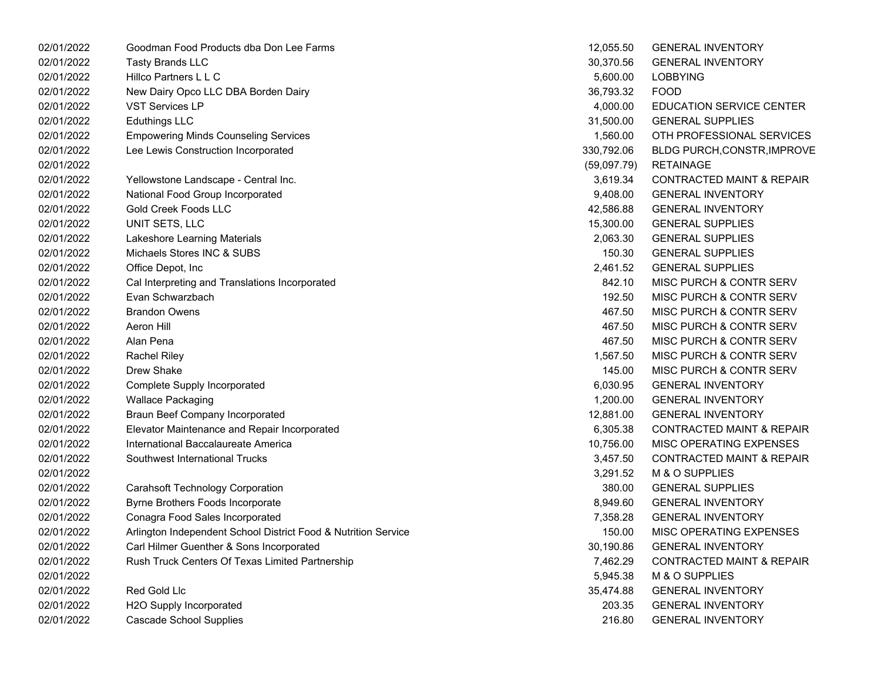| | | | |
|---|---|---|---|
| 02/01/2022 | Goodman Food Products dba Don Lee Farms | 12,055.50 | GENERAL INVENTORY |
| 02/01/2022 | Tasty Brands LLC | 30,370.56 | GENERAL INVENTORY |
| 02/01/2022 | Hillco Partners L L C | 5,600.00 | LOBBYING |
| 02/01/2022 | New Dairy Opco LLC DBA Borden Dairy | 36,793.32 | FOOD |
| 02/01/2022 | VST Services LP | 4,000.00 | EDUCATION SERVICE CENTER |
| 02/01/2022 | Eduthings LLC | 31,500.00 | GENERAL SUPPLIES |
| 02/01/2022 | Empowering Minds Counseling Services | 1,560.00 | OTH PROFESSIONAL SERVICES |
| 02/01/2022 | Lee Lewis Construction Incorporated | 330,792.06 | BLDG PURCH,CONSTR,IMPROVE |
| 02/01/2022 | | (59,097.79) | RETAINAGE |
| 02/01/2022 | Yellowstone Landscape - Central Inc. | 3,619.34 | CONTRACTED MAINT & REPAIR |
| 02/01/2022 | National Food Group Incorporated | 9,408.00 | GENERAL INVENTORY |
| 02/01/2022 | Gold Creek Foods LLC | 42,586.88 | GENERAL INVENTORY |
| 02/01/2022 | UNIT SETS, LLC | 15,300.00 | GENERAL SUPPLIES |
| 02/01/2022 | Lakeshore Learning Materials | 2,063.30 | GENERAL SUPPLIES |
| 02/01/2022 | Michaels Stores INC & SUBS | 150.30 | GENERAL SUPPLIES |
| 02/01/2022 | Office Depot, Inc | 2,461.52 | GENERAL SUPPLIES |
| 02/01/2022 | Cal Interpreting and Translations Incorporated | 842.10 | MISC PURCH & CONTR SERV |
| 02/01/2022 | Evan Schwarzbach | 192.50 | MISC PURCH & CONTR SERV |
| 02/01/2022 | Brandon Owens | 467.50 | MISC PURCH & CONTR SERV |
| 02/01/2022 | Aeron Hill | 467.50 | MISC PURCH & CONTR SERV |
| 02/01/2022 | Alan Pena | 467.50 | MISC PURCH & CONTR SERV |
| 02/01/2022 | Rachel Riley | 1,567.50 | MISC PURCH & CONTR SERV |
| 02/01/2022 | Drew Shake | 145.00 | MISC PURCH & CONTR SERV |
| 02/01/2022 | Complete Supply Incorporated | 6,030.95 | GENERAL INVENTORY |
| 02/01/2022 | Wallace Packaging | 1,200.00 | GENERAL INVENTORY |
| 02/01/2022 | Braun Beef Company Incorporated | 12,881.00 | GENERAL INVENTORY |
| 02/01/2022 | Elevator Maintenance and Repair Incorporated | 6,305.38 | CONTRACTED MAINT & REPAIR |
| 02/01/2022 | International Baccalaureate America | 10,756.00 | MISC OPERATING EXPENSES |
| 02/01/2022 | Southwest International Trucks | 3,457.50 | CONTRACTED MAINT & REPAIR |
| 02/01/2022 | | 3,291.52 | M & O SUPPLIES |
| 02/01/2022 | Carahsoft Technology Corporation | 380.00 | GENERAL SUPPLIES |
| 02/01/2022 | Byrne Brothers Foods Incorporate | 8,949.60 | GENERAL INVENTORY |
| 02/01/2022 | Conagra Food Sales Incorporated | 7,358.28 | GENERAL INVENTORY |
| 02/01/2022 | Arlington Independent School District Food & Nutrition Service | 150.00 | MISC OPERATING EXPENSES |
| 02/01/2022 | Carl Hilmer Guenther & Sons Incorporated | 30,190.86 | GENERAL INVENTORY |
| 02/01/2022 | Rush Truck Centers Of Texas Limited Partnership | 7,462.29 | CONTRACTED MAINT & REPAIR |
| 02/01/2022 | | 5,945.38 | M & O SUPPLIES |
| 02/01/2022 | Red Gold Llc | 35,474.88 | GENERAL INVENTORY |
| 02/01/2022 | H2O Supply Incorporated | 203.35 | GENERAL INVENTORY |
| 02/01/2022 | Cascade School Supplies | 216.80 | GENERAL INVENTORY |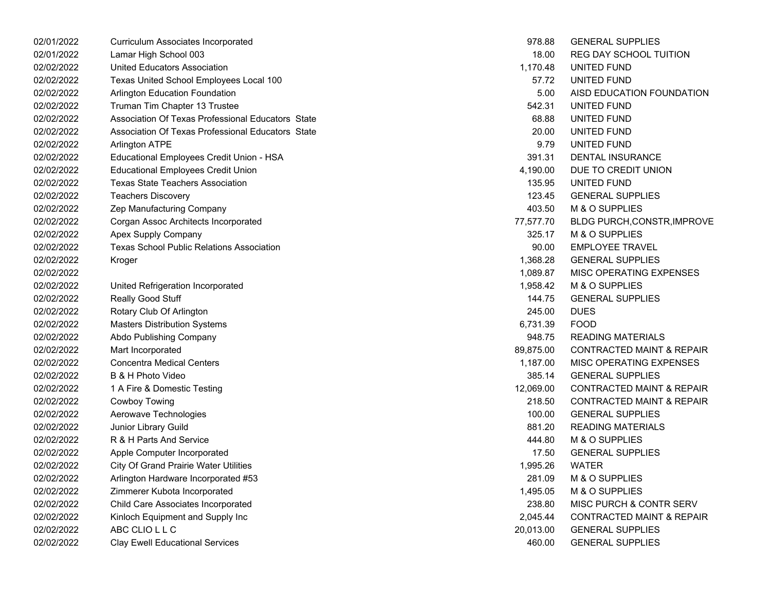| | | | |
|---|---|---|---|
| 02/01/2022 | Curriculum Associates Incorporated | 978.88 | GENERAL SUPPLIES |
| 02/01/2022 | Lamar High School 003 | 18.00 | REG DAY SCHOOL TUITION |
| 02/02/2022 | United Educators Association | 1,170.48 | UNITED FUND |
| 02/02/2022 | Texas United School Employees Local 100 | 57.72 | UNITED FUND |
| 02/02/2022 | Arlington Education Foundation | 5.00 | AISD EDUCATION FOUNDATION |
| 02/02/2022 | Truman Tim Chapter 13 Trustee | 542.31 | UNITED FUND |
| 02/02/2022 | Association Of Texas Professional Educators State | 68.88 | UNITED FUND |
| 02/02/2022 | Association Of Texas Professional Educators State | 20.00 | UNITED FUND |
| 02/02/2022 | Arlington ATPE | 9.79 | UNITED FUND |
| 02/02/2022 | Educational Employees Credit Union - HSA | 391.31 | DENTAL INSURANCE |
| 02/02/2022 | Educational Employees Credit Union | 4,190.00 | DUE TO CREDIT UNION |
| 02/02/2022 | Texas State Teachers Association | 135.95 | UNITED FUND |
| 02/02/2022 | Teachers Discovery | 123.45 | GENERAL SUPPLIES |
| 02/02/2022 | Zep Manufacturing Company | 403.50 | M & O SUPPLIES |
| 02/02/2022 | Corgan Assoc Architects Incorporated | 77,577.70 | BLDG PURCH,CONSTR,IMPROVE |
| 02/02/2022 | Apex Supply Company | 325.17 | M & O SUPPLIES |
| 02/02/2022 | Texas School Public Relations Association | 90.00 | EMPLOYEE TRAVEL |
| 02/02/2022 | Kroger | 1,368.28 | GENERAL SUPPLIES |
| 02/02/2022 | | 1,089.87 | MISC OPERATING EXPENSES |
| 02/02/2022 | United Refrigeration Incorporated | 1,958.42 | M & O SUPPLIES |
| 02/02/2022 | Really Good Stuff | 144.75 | GENERAL SUPPLIES |
| 02/02/2022 | Rotary Club Of Arlington | 245.00 | DUES |
| 02/02/2022 | Masters Distribution Systems | 6,731.39 | FOOD |
| 02/02/2022 | Abdo Publishing Company | 948.75 | READING MATERIALS |
| 02/02/2022 | Mart Incorporated | 89,875.00 | CONTRACTED MAINT & REPAIR |
| 02/02/2022 | Concentra Medical Centers | 1,187.00 | MISC OPERATING EXPENSES |
| 02/02/2022 | B & H Photo Video | 385.14 | GENERAL SUPPLIES |
| 02/02/2022 | 1 A Fire & Domestic Testing | 12,069.00 | CONTRACTED MAINT & REPAIR |
| 02/02/2022 | Cowboy Towing | 218.50 | CONTRACTED MAINT & REPAIR |
| 02/02/2022 | Aerowave Technologies | 100.00 | GENERAL SUPPLIES |
| 02/02/2022 | Junior Library Guild | 881.20 | READING MATERIALS |
| 02/02/2022 | R & H Parts And Service | 444.80 | M & O SUPPLIES |
| 02/02/2022 | Apple Computer Incorporated | 17.50 | GENERAL SUPPLIES |
| 02/02/2022 | City Of Grand Prairie Water Utilities | 1,995.26 | WATER |
| 02/02/2022 | Arlington Hardware Incorporated #53 | 281.09 | M & O SUPPLIES |
| 02/02/2022 | Zimmerer Kubota Incorporated | 1,495.05 | M & O SUPPLIES |
| 02/02/2022 | Child Care Associates Incorporated | 238.80 | MISC PURCH & CONTR SERV |
| 02/02/2022 | Kinloch Equipment and Supply Inc | 2,045.44 | CONTRACTED MAINT & REPAIR |
| 02/02/2022 | ABC CLIO L L C | 20,013.00 | GENERAL SUPPLIES |
| 02/02/2022 | Clay Ewell Educational Services | 460.00 | GENERAL SUPPLIES |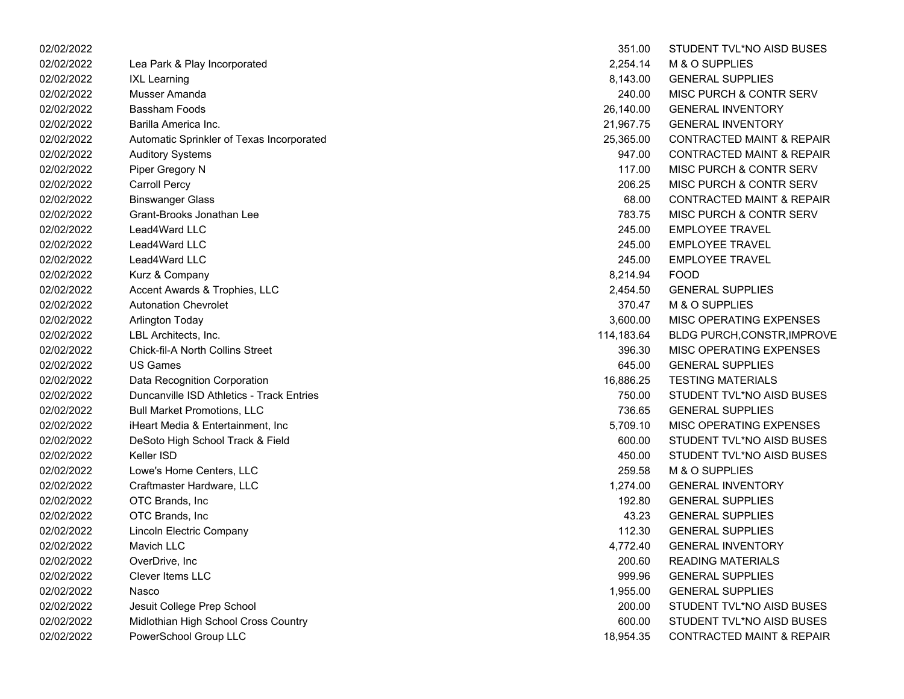| | | | |
|---|---|---|---|
| 02/02/2022 | | 351.00 | STUDENT TVL*NO AISD BUSES |
| 02/02/2022 | Lea Park & Play Incorporated | 2,254.14 | M & O SUPPLIES |
| 02/02/2022 | IXL Learning | 8,143.00 | GENERAL SUPPLIES |
| 02/02/2022 | Musser Amanda | 240.00 | MISC PURCH & CONTR SERV |
| 02/02/2022 | Bassham Foods | 26,140.00 | GENERAL INVENTORY |
| 02/02/2022 | Barilla America Inc. | 21,967.75 | GENERAL INVENTORY |
| 02/02/2022 | Automatic Sprinkler of Texas Incorporated | 25,365.00 | CONTRACTED MAINT & REPAIR |
| 02/02/2022 | Auditory Systems | 947.00 | CONTRACTED MAINT & REPAIR |
| 02/02/2022 | Piper Gregory N | 117.00 | MISC PURCH & CONTR SERV |
| 02/02/2022 | Carroll Percy | 206.25 | MISC PURCH & CONTR SERV |
| 02/02/2022 | Binswanger Glass | 68.00 | CONTRACTED MAINT & REPAIR |
| 02/02/2022 | Grant-Brooks Jonathan Lee | 783.75 | MISC PURCH & CONTR SERV |
| 02/02/2022 | Lead4Ward LLC | 245.00 | EMPLOYEE TRAVEL |
| 02/02/2022 | Lead4Ward LLC | 245.00 | EMPLOYEE TRAVEL |
| 02/02/2022 | Lead4Ward LLC | 245.00 | EMPLOYEE TRAVEL |
| 02/02/2022 | Kurz & Company | 8,214.94 | FOOD |
| 02/02/2022 | Accent Awards & Trophies, LLC | 2,454.50 | GENERAL SUPPLIES |
| 02/02/2022 | Autonation Chevrolet | 370.47 | M & O SUPPLIES |
| 02/02/2022 | Arlington Today | 3,600.00 | MISC OPERATING EXPENSES |
| 02/02/2022 | LBL Architects, Inc. | 114,183.64 | BLDG PURCH,CONSTR,IMPROVE |
| 02/02/2022 | Chick-fil-A North Collins Street | 396.30 | MISC OPERATING EXPENSES |
| 02/02/2022 | US Games | 645.00 | GENERAL SUPPLIES |
| 02/02/2022 | Data Recognition Corporation | 16,886.25 | TESTING MATERIALS |
| 02/02/2022 | Duncanville ISD Athletics - Track Entries | 750.00 | STUDENT TVL*NO AISD BUSES |
| 02/02/2022 | Bull Market Promotions, LLC | 736.65 | GENERAL SUPPLIES |
| 02/02/2022 | iHeart Media & Entertainment, Inc | 5,709.10 | MISC OPERATING EXPENSES |
| 02/02/2022 | DeSoto High School Track & Field | 600.00 | STUDENT TVL*NO AISD BUSES |
| 02/02/2022 | Keller ISD | 450.00 | STUDENT TVL*NO AISD BUSES |
| 02/02/2022 | Lowe's Home Centers, LLC | 259.58 | M & O SUPPLIES |
| 02/02/2022 | Craftmaster Hardware, LLC | 1,274.00 | GENERAL INVENTORY |
| 02/02/2022 | OTC Brands, Inc | 192.80 | GENERAL SUPPLIES |
| 02/02/2022 | OTC Brands, Inc | 43.23 | GENERAL SUPPLIES |
| 02/02/2022 | Lincoln Electric Company | 112.30 | GENERAL SUPPLIES |
| 02/02/2022 | Mavich LLC | 4,772.40 | GENERAL INVENTORY |
| 02/02/2022 | OverDrive, Inc | 200.60 | READING MATERIALS |
| 02/02/2022 | Clever Items LLC | 999.96 | GENERAL SUPPLIES |
| 02/02/2022 | Nasco | 1,955.00 | GENERAL SUPPLIES |
| 02/02/2022 | Jesuit College Prep School | 200.00 | STUDENT TVL*NO AISD BUSES |
| 02/02/2022 | Midlothian High School Cross Country | 600.00 | STUDENT TVL*NO AISD BUSES |
| 02/02/2022 | PowerSchool Group LLC | 18,954.35 | CONTRACTED MAINT & REPAIR |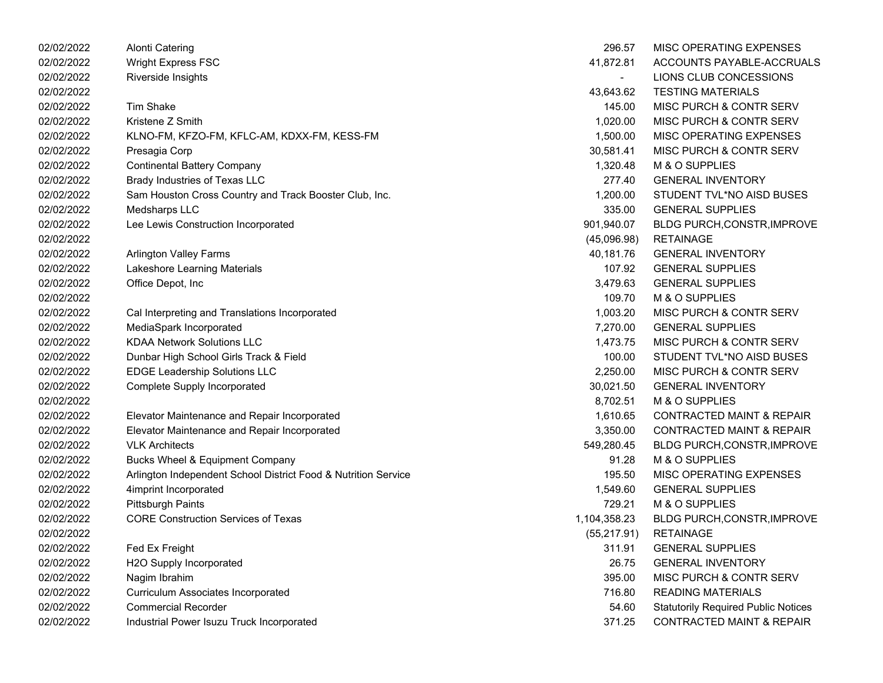| | | | |
|---|---|---|---|
| 02/02/2022 | Alonti Catering | 296.57 | MISC OPERATING EXPENSES |
| 02/02/2022 | Wright Express FSC | 41,872.81 | ACCOUNTS PAYABLE-ACCRUALS |
| 02/02/2022 | Riverside Insights | - | LIONS CLUB CONCESSIONS |
| 02/02/2022 | | 43,643.62 | TESTING MATERIALS |
| 02/02/2022 | Tim Shake | 145.00 | MISC PURCH & CONTR SERV |
| 02/02/2022 | Kristene Z Smith | 1,020.00 | MISC PURCH & CONTR SERV |
| 02/02/2022 | KLNO-FM, KFZO-FM, KFLC-AM, KDXX-FM, KESS-FM | 1,500.00 | MISC OPERATING EXPENSES |
| 02/02/2022 | Presagia Corp | 30,581.41 | MISC PURCH & CONTR SERV |
| 02/02/2022 | Continental Battery Company | 1,320.48 | M & O SUPPLIES |
| 02/02/2022 | Brady Industries of Texas LLC | 277.40 | GENERAL INVENTORY |
| 02/02/2022 | Sam Houston Cross Country and Track Booster Club, Inc. | 1,200.00 | STUDENT TVL*NO AISD BUSES |
| 02/02/2022 | Medsharps LLC | 335.00 | GENERAL SUPPLIES |
| 02/02/2022 | Lee Lewis Construction Incorporated | 901,940.07 | BLDG PURCH,CONSTR,IMPROVE |
| 02/02/2022 | | (45,096.98) | RETAINAGE |
| 02/02/2022 | Arlington Valley Farms | 40,181.76 | GENERAL INVENTORY |
| 02/02/2022 | Lakeshore Learning Materials | 107.92 | GENERAL SUPPLIES |
| 02/02/2022 | Office Depot, Inc | 3,479.63 | GENERAL SUPPLIES |
| 02/02/2022 | | 109.70 | M & O SUPPLIES |
| 02/02/2022 | Cal Interpreting and Translations Incorporated | 1,003.20 | MISC PURCH & CONTR SERV |
| 02/02/2022 | MediaSpark Incorporated | 7,270.00 | GENERAL SUPPLIES |
| 02/02/2022 | KDAA Network Solutions LLC | 1,473.75 | MISC PURCH & CONTR SERV |
| 02/02/2022 | Dunbar High School Girls Track & Field | 100.00 | STUDENT TVL*NO AISD BUSES |
| 02/02/2022 | EDGE Leadership Solutions LLC | 2,250.00 | MISC PURCH & CONTR SERV |
| 02/02/2022 | Complete Supply Incorporated | 30,021.50 | GENERAL INVENTORY |
| 02/02/2022 | | 8,702.51 | M & O SUPPLIES |
| 02/02/2022 | Elevator Maintenance and Repair Incorporated | 1,610.65 | CONTRACTED MAINT & REPAIR |
| 02/02/2022 | Elevator Maintenance and Repair Incorporated | 3,350.00 | CONTRACTED MAINT & REPAIR |
| 02/02/2022 | VLK Architects | 549,280.45 | BLDG PURCH,CONSTR,IMPROVE |
| 02/02/2022 | Bucks Wheel & Equipment Company | 91.28 | M & O SUPPLIES |
| 02/02/2022 | Arlington Independent School District Food & Nutrition Service | 195.50 | MISC OPERATING EXPENSES |
| 02/02/2022 | 4imprint Incorporated | 1,549.60 | GENERAL SUPPLIES |
| 02/02/2022 | Pittsburgh Paints | 729.21 | M & O SUPPLIES |
| 02/02/2022 | CORE Construction Services of Texas | 1,104,358.23 | BLDG PURCH,CONSTR,IMPROVE |
| 02/02/2022 | | (55,217.91) | RETAINAGE |
| 02/02/2022 | Fed Ex Freight | 311.91 | GENERAL SUPPLIES |
| 02/02/2022 | H2O Supply Incorporated | 26.75 | GENERAL INVENTORY |
| 02/02/2022 | Nagim Ibrahim | 395.00 | MISC PURCH & CONTR SERV |
| 02/02/2022 | Curriculum Associates Incorporated | 716.80 | READING MATERIALS |
| 02/02/2022 | Commercial Recorder | 54.60 | Statutorily Required Public Notices |
| 02/02/2022 | Industrial Power Isuzu Truck Incorporated | 371.25 | CONTRACTED MAINT & REPAIR |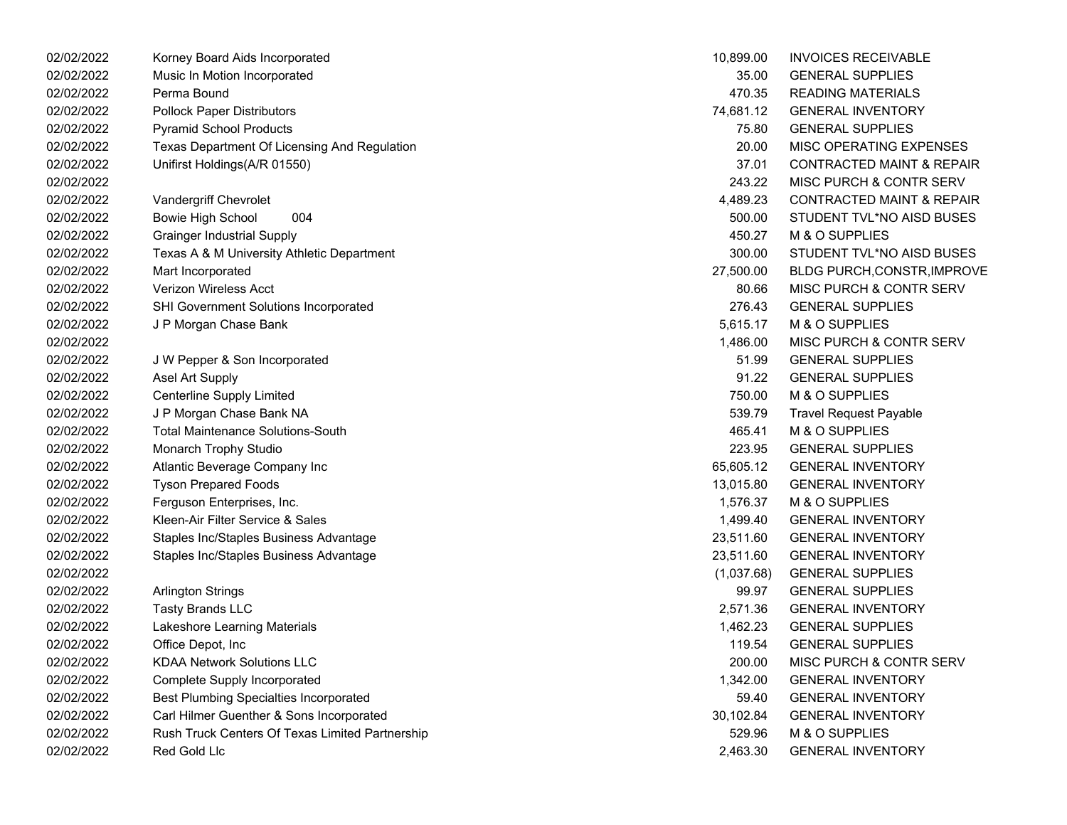| | | | |
|---|---|---|---|
| 02/02/2022 | Korney Board Aids Incorporated | 10,899.00 | INVOICES RECEIVABLE |
| 02/02/2022 | Music In Motion Incorporated | 35.00 | GENERAL SUPPLIES |
| 02/02/2022 | Perma Bound | 470.35 | READING MATERIALS |
| 02/02/2022 | Pollock Paper Distributors | 74,681.12 | GENERAL INVENTORY |
| 02/02/2022 | Pyramid School Products | 75.80 | GENERAL SUPPLIES |
| 02/02/2022 | Texas Department Of Licensing And Regulation | 20.00 | MISC OPERATING EXPENSES |
| 02/02/2022 | Unifirst Holdings(A/R 01550) | 37.01 | CONTRACTED MAINT & REPAIR |
| 02/02/2022 | | 243.22 | MISC PURCH & CONTR SERV |
| 02/02/2022 | Vandergriff Chevrolet | 4,489.23 | CONTRACTED MAINT & REPAIR |
| 02/02/2022 | Bowie High School 004 | 500.00 | STUDENT TVL*NO AISD BUSES |
| 02/02/2022 | Grainger Industrial Supply | 450.27 | M & O SUPPLIES |
| 02/02/2022 | Texas A & M University Athletic Department | 300.00 | STUDENT TVL*NO AISD BUSES |
| 02/02/2022 | Mart Incorporated | 27,500.00 | BLDG PURCH,CONSTR,IMPROVE |
| 02/02/2022 | Verizon Wireless Acct | 80.66 | MISC PURCH & CONTR SERV |
| 02/02/2022 | SHI Government Solutions Incorporated | 276.43 | GENERAL SUPPLIES |
| 02/02/2022 | J P Morgan Chase Bank | 5,615.17 | M & O SUPPLIES |
| 02/02/2022 | | 1,486.00 | MISC PURCH & CONTR SERV |
| 02/02/2022 | J W Pepper & Son Incorporated | 51.99 | GENERAL SUPPLIES |
| 02/02/2022 | Asel Art Supply | 91.22 | GENERAL SUPPLIES |
| 02/02/2022 | Centerline Supply Limited | 750.00 | M & O SUPPLIES |
| 02/02/2022 | J P Morgan Chase Bank NA | 539.79 | Travel Request Payable |
| 02/02/2022 | Total Maintenance Solutions-South | 465.41 | M & O SUPPLIES |
| 02/02/2022 | Monarch Trophy Studio | 223.95 | GENERAL SUPPLIES |
| 02/02/2022 | Atlantic Beverage Company Inc | 65,605.12 | GENERAL INVENTORY |
| 02/02/2022 | Tyson Prepared Foods | 13,015.80 | GENERAL INVENTORY |
| 02/02/2022 | Ferguson Enterprises, Inc. | 1,576.37 | M & O SUPPLIES |
| 02/02/2022 | Kleen-Air Filter Service & Sales | 1,499.40 | GENERAL INVENTORY |
| 02/02/2022 | Staples Inc/Staples Business Advantage | 23,511.60 | GENERAL INVENTORY |
| 02/02/2022 | Staples Inc/Staples Business Advantage | 23,511.60 | GENERAL INVENTORY |
| 02/02/2022 | | (1,037.68) | GENERAL SUPPLIES |
| 02/02/2022 | Arlington Strings | 99.97 | GENERAL SUPPLIES |
| 02/02/2022 | Tasty Brands LLC | 2,571.36 | GENERAL INVENTORY |
| 02/02/2022 | Lakeshore Learning Materials | 1,462.23 | GENERAL SUPPLIES |
| 02/02/2022 | Office Depot, Inc | 119.54 | GENERAL SUPPLIES |
| 02/02/2022 | KDAA Network Solutions LLC | 200.00 | MISC PURCH & CONTR SERV |
| 02/02/2022 | Complete Supply Incorporated | 1,342.00 | GENERAL INVENTORY |
| 02/02/2022 | Best Plumbing Specialties Incorporated | 59.40 | GENERAL INVENTORY |
| 02/02/2022 | Carl Hilmer Guenther & Sons Incorporated | 30,102.84 | GENERAL INVENTORY |
| 02/02/2022 | Rush Truck Centers Of Texas Limited Partnership | 529.96 | M & O SUPPLIES |
| 02/02/2022 | Red Gold Llc | 2,463.30 | GENERAL INVENTORY |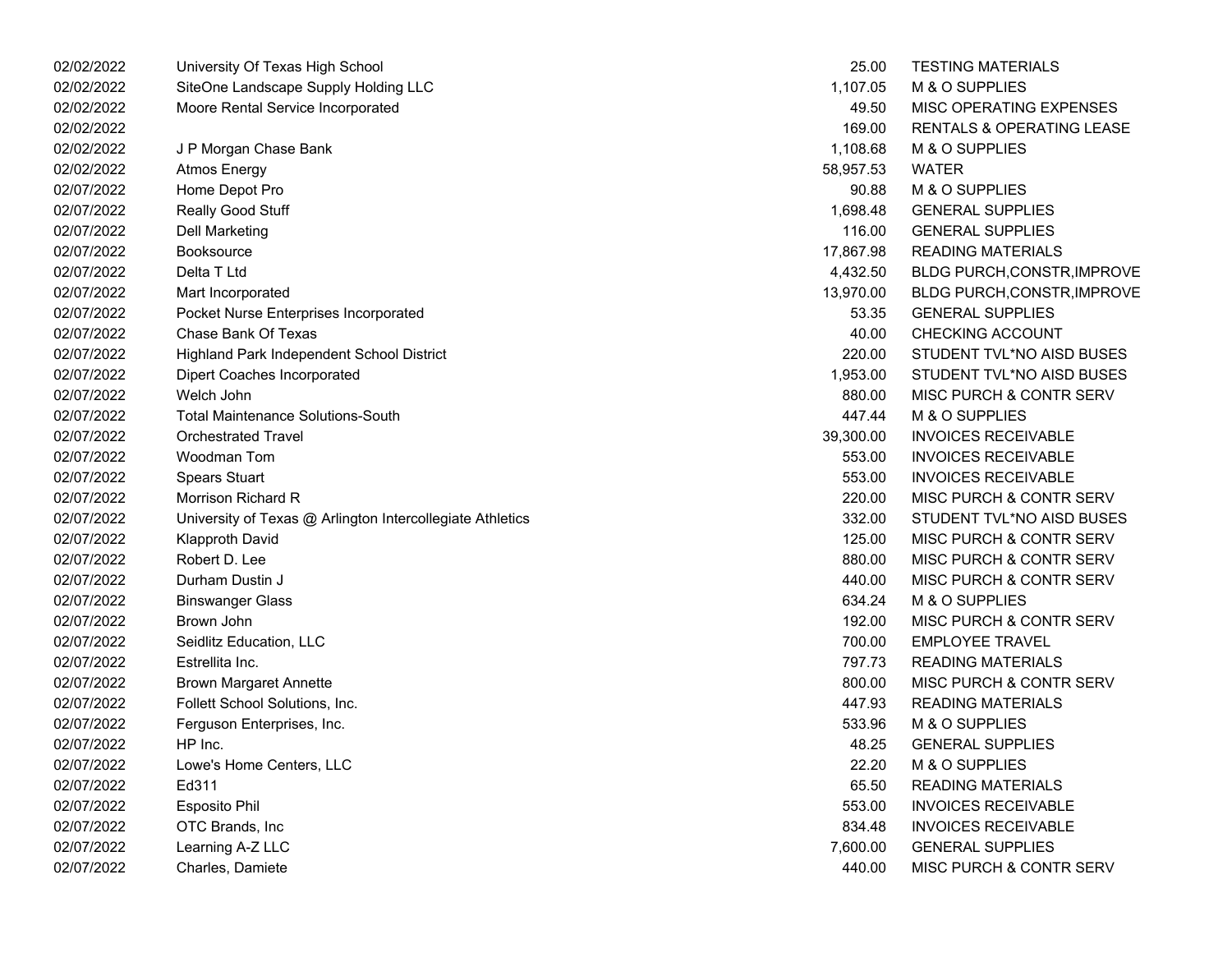| | | | |
|---|---|---|---|
| 02/02/2022 | University Of Texas High School | 25.00 | TESTING MATERIALS |
| 02/02/2022 | SiteOne Landscape Supply Holding LLC | 1,107.05 | M & O SUPPLIES |
| 02/02/2022 | Moore Rental Service Incorporated | 49.50 | MISC OPERATING EXPENSES |
| 02/02/2022 | | 169.00 | RENTALS & OPERATING LEASE |
| 02/02/2022 | J P Morgan Chase Bank | 1,108.68 | M & O SUPPLIES |
| 02/02/2022 | Atmos Energy | 58,957.53 | WATER |
| 02/07/2022 | Home Depot Pro | 90.88 | M & O SUPPLIES |
| 02/07/2022 | Really Good Stuff | 1,698.48 | GENERAL SUPPLIES |
| 02/07/2022 | Dell Marketing | 116.00 | GENERAL SUPPLIES |
| 02/07/2022 | Booksource | 17,867.98 | READING MATERIALS |
| 02/07/2022 | Delta T Ltd | 4,432.50 | BLDG PURCH,CONSTR,IMPROVE |
| 02/07/2022 | Mart Incorporated | 13,970.00 | BLDG PURCH,CONSTR,IMPROVE |
| 02/07/2022 | Pocket Nurse Enterprises Incorporated | 53.35 | GENERAL SUPPLIES |
| 02/07/2022 | Chase Bank Of Texas | 40.00 | CHECKING ACCOUNT |
| 02/07/2022 | Highland Park Independent School District | 220.00 | STUDENT TVL*NO AISD BUSES |
| 02/07/2022 | Dipert Coaches Incorporated | 1,953.00 | STUDENT TVL*NO AISD BUSES |
| 02/07/2022 | Welch John | 880.00 | MISC PURCH & CONTR SERV |
| 02/07/2022 | Total Maintenance Solutions-South | 447.44 | M & O SUPPLIES |
| 02/07/2022 | Orchestrated Travel | 39,300.00 | INVOICES RECEIVABLE |
| 02/07/2022 | Woodman Tom | 553.00 | INVOICES RECEIVABLE |
| 02/07/2022 | Spears Stuart | 553.00 | INVOICES RECEIVABLE |
| 02/07/2022 | Morrison Richard R | 220.00 | MISC PURCH & CONTR SERV |
| 02/07/2022 | University of Texas @ Arlington Intercollegiate Athletics | 332.00 | STUDENT TVL*NO AISD BUSES |
| 02/07/2022 | Klapproth David | 125.00 | MISC PURCH & CONTR SERV |
| 02/07/2022 | Robert D. Lee | 880.00 | MISC PURCH & CONTR SERV |
| 02/07/2022 | Durham Dustin J | 440.00 | MISC PURCH & CONTR SERV |
| 02/07/2022 | Binswanger Glass | 634.24 | M & O SUPPLIES |
| 02/07/2022 | Brown John | 192.00 | MISC PURCH & CONTR SERV |
| 02/07/2022 | Seidlitz Education, LLC | 700.00 | EMPLOYEE TRAVEL |
| 02/07/2022 | Estrellita Inc. | 797.73 | READING MATERIALS |
| 02/07/2022 | Brown Margaret Annette | 800.00 | MISC PURCH & CONTR SERV |
| 02/07/2022 | Follett School Solutions, Inc. | 447.93 | READING MATERIALS |
| 02/07/2022 | Ferguson Enterprises, Inc. | 533.96 | M & O SUPPLIES |
| 02/07/2022 | HP Inc. | 48.25 | GENERAL SUPPLIES |
| 02/07/2022 | Lowe's Home Centers, LLC | 22.20 | M & O SUPPLIES |
| 02/07/2022 | Ed311 | 65.50 | READING MATERIALS |
| 02/07/2022 | Esposito Phil | 553.00 | INVOICES RECEIVABLE |
| 02/07/2022 | OTC Brands, Inc | 834.48 | INVOICES RECEIVABLE |
| 02/07/2022 | Learning A-Z LLC | 7,600.00 | GENERAL SUPPLIES |
| 02/07/2022 | Charles, Damiete | 440.00 | MISC PURCH & CONTR SERV |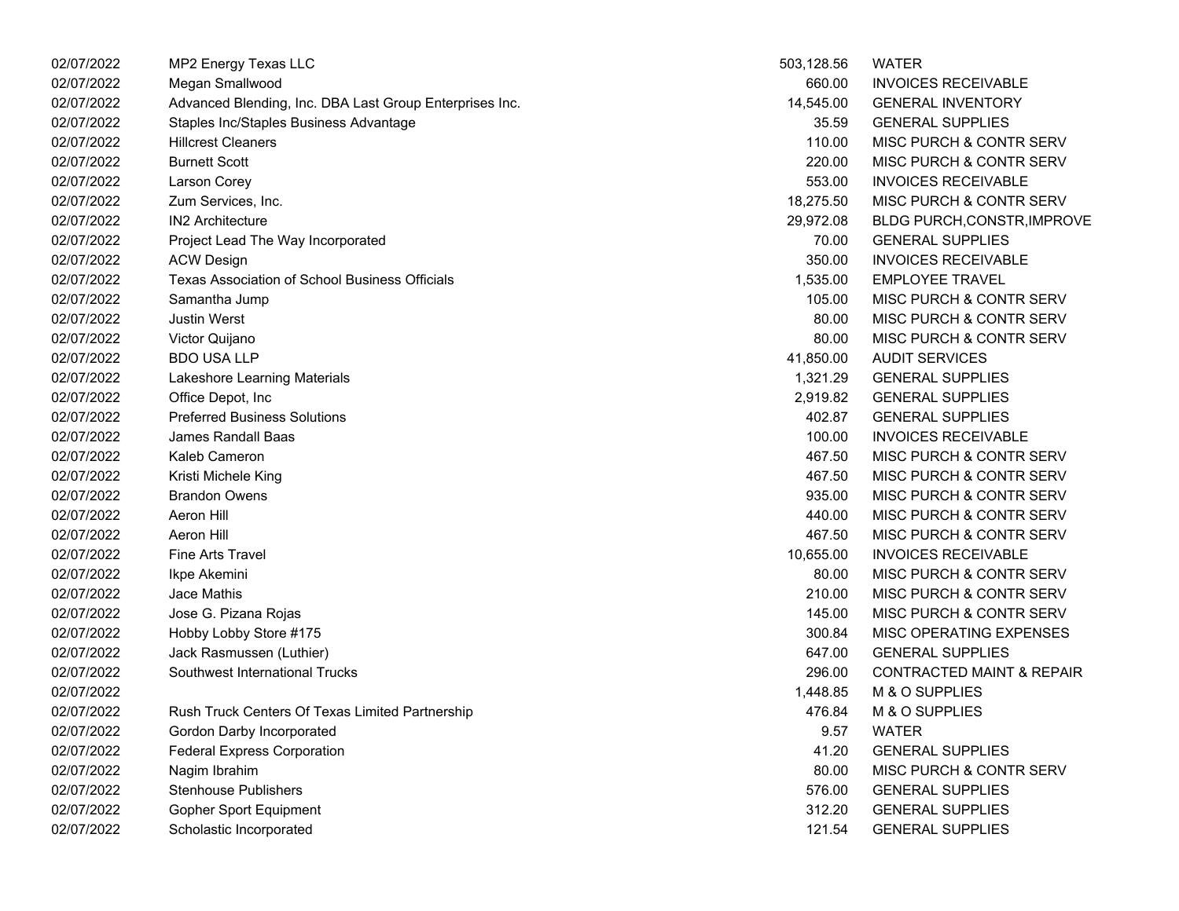| | | | |
|---|---|---|---|
| 02/07/2022 | MP2 Energy Texas LLC | 503,128.56 | WATER |
| 02/07/2022 | Megan Smallwood | 660.00 | INVOICES RECEIVABLE |
| 02/07/2022 | Advanced Blending, Inc. DBA Last Group Enterprises Inc. | 14,545.00 | GENERAL INVENTORY |
| 02/07/2022 | Staples Inc/Staples Business Advantage | 35.59 | GENERAL SUPPLIES |
| 02/07/2022 | Hillcrest Cleaners | 110.00 | MISC PURCH & CONTR SERV |
| 02/07/2022 | Burnett Scott | 220.00 | MISC PURCH & CONTR SERV |
| 02/07/2022 | Larson Corey | 553.00 | INVOICES RECEIVABLE |
| 02/07/2022 | Zum Services, Inc. | 18,275.50 | MISC PURCH & CONTR SERV |
| 02/07/2022 | IN2 Architecture | 29,972.08 | BLDG PURCH,CONSTR,IMPROVE |
| 02/07/2022 | Project Lead The Way Incorporated | 70.00 | GENERAL SUPPLIES |
| 02/07/2022 | ACW Design | 350.00 | INVOICES RECEIVABLE |
| 02/07/2022 | Texas Association of School Business Officials | 1,535.00 | EMPLOYEE TRAVEL |
| 02/07/2022 | Samantha Jump | 105.00 | MISC PURCH & CONTR SERV |
| 02/07/2022 | Justin Werst | 80.00 | MISC PURCH & CONTR SERV |
| 02/07/2022 | Victor Quijano | 80.00 | MISC PURCH & CONTR SERV |
| 02/07/2022 | BDO USA LLP | 41,850.00 | AUDIT SERVICES |
| 02/07/2022 | Lakeshore Learning Materials | 1,321.29 | GENERAL SUPPLIES |
| 02/07/2022 | Office Depot, Inc | 2,919.82 | GENERAL SUPPLIES |
| 02/07/2022 | Preferred Business Solutions | 402.87 | GENERAL SUPPLIES |
| 02/07/2022 | James Randall Baas | 100.00 | INVOICES RECEIVABLE |
| 02/07/2022 | Kaleb Cameron | 467.50 | MISC PURCH & CONTR SERV |
| 02/07/2022 | Kristi Michele King | 467.50 | MISC PURCH & CONTR SERV |
| 02/07/2022 | Brandon Owens | 935.00 | MISC PURCH & CONTR SERV |
| 02/07/2022 | Aeron Hill | 440.00 | MISC PURCH & CONTR SERV |
| 02/07/2022 | Aeron Hill | 467.50 | MISC PURCH & CONTR SERV |
| 02/07/2022 | Fine Arts Travel | 10,655.00 | INVOICES RECEIVABLE |
| 02/07/2022 | Ikpe Akemini | 80.00 | MISC PURCH & CONTR SERV |
| 02/07/2022 | Jace Mathis | 210.00 | MISC PURCH & CONTR SERV |
| 02/07/2022 | Jose G. Pizana Rojas | 145.00 | MISC PURCH & CONTR SERV |
| 02/07/2022 | Hobby Lobby Store #175 | 300.84 | MISC OPERATING EXPENSES |
| 02/07/2022 | Jack Rasmussen (Luthier) | 647.00 | GENERAL SUPPLIES |
| 02/07/2022 | Southwest International Trucks | 296.00 | CONTRACTED MAINT & REPAIR |
| 02/07/2022 | | 1,448.85 | M & O SUPPLIES |
| 02/07/2022 | Rush Truck Centers Of Texas Limited Partnership | 476.84 | M & O SUPPLIES |
| 02/07/2022 | Gordon Darby Incorporated | 9.57 | WATER |
| 02/07/2022 | Federal Express Corporation | 41.20 | GENERAL SUPPLIES |
| 02/07/2022 | Nagim Ibrahim | 80.00 | MISC PURCH & CONTR SERV |
| 02/07/2022 | Stenhouse Publishers | 576.00 | GENERAL SUPPLIES |
| 02/07/2022 | Gopher Sport Equipment | 312.20 | GENERAL SUPPLIES |
| 02/07/2022 | Scholastic Incorporated | 121.54 | GENERAL SUPPLIES |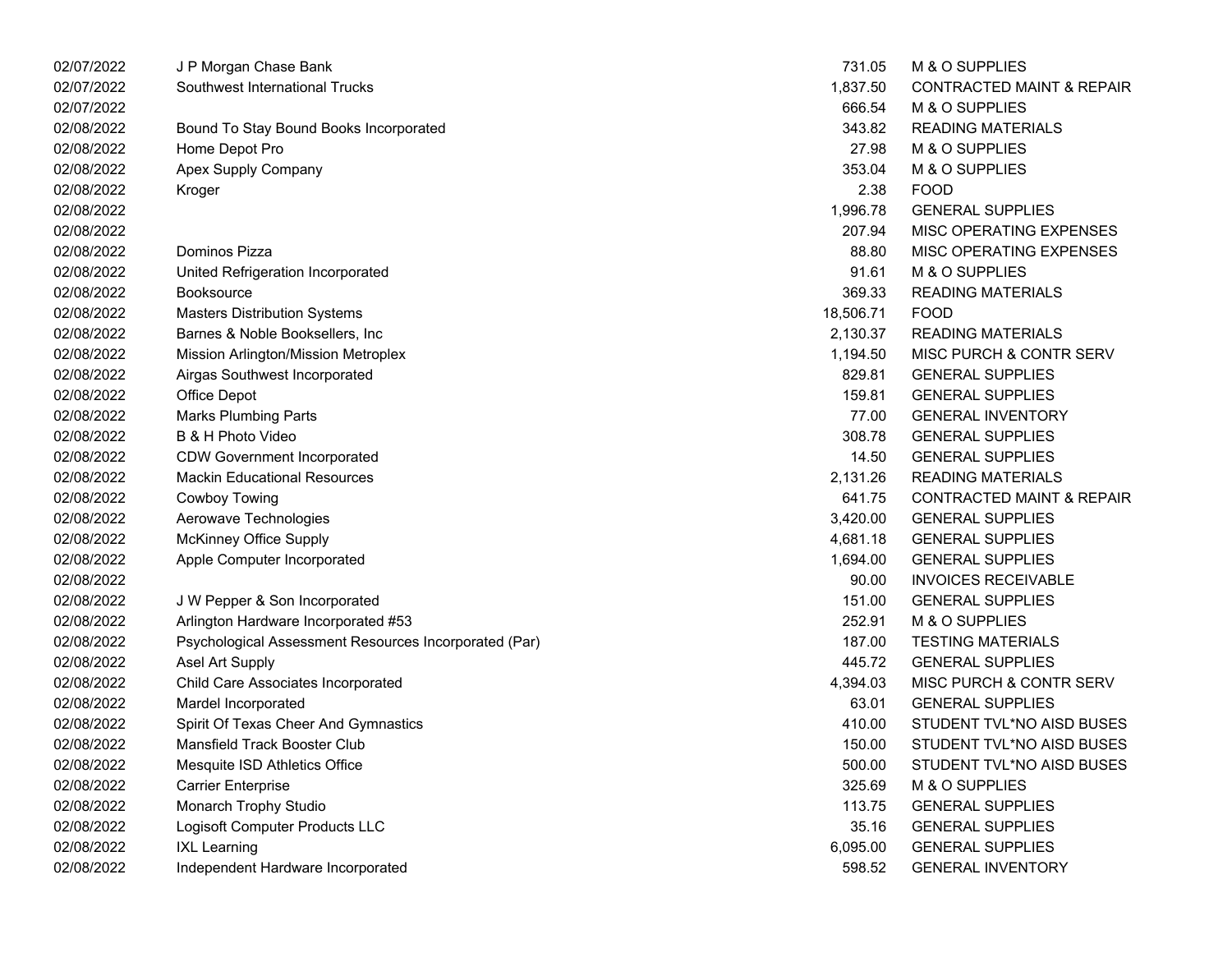| | | | |
|---|---|---|---|
| 02/07/2022 | J P Morgan Chase Bank | 731.05 | M & O SUPPLIES |
| 02/07/2022 | Southwest International Trucks | 1,837.50 | CONTRACTED MAINT & REPAIR |
| 02/07/2022 | | 666.54 | M & O SUPPLIES |
| 02/08/2022 | Bound To Stay Bound Books Incorporated | 343.82 | READING MATERIALS |
| 02/08/2022 | Home Depot Pro | 27.98 | M & O SUPPLIES |
| 02/08/2022 | Apex Supply Company | 353.04 | M & O SUPPLIES |
| 02/08/2022 | Kroger | 2.38 | FOOD |
| 02/08/2022 | | 1,996.78 | GENERAL SUPPLIES |
| 02/08/2022 | | 207.94 | MISC OPERATING EXPENSES |
| 02/08/2022 | Dominos Pizza | 88.80 | MISC OPERATING EXPENSES |
| 02/08/2022 | United Refrigeration Incorporated | 91.61 | M & O SUPPLIES |
| 02/08/2022 | Booksource | 369.33 | READING MATERIALS |
| 02/08/2022 | Masters Distribution Systems | 18,506.71 | FOOD |
| 02/08/2022 | Barnes & Noble Booksellers, Inc | 2,130.37 | READING MATERIALS |
| 02/08/2022 | Mission Arlington/Mission Metroplex | 1,194.50 | MISC PURCH & CONTR SERV |
| 02/08/2022 | Airgas Southwest Incorporated | 829.81 | GENERAL SUPPLIES |
| 02/08/2022 | Office Depot | 159.81 | GENERAL SUPPLIES |
| 02/08/2022 | Marks Plumbing Parts | 77.00 | GENERAL INVENTORY |
| 02/08/2022 | B & H Photo Video | 308.78 | GENERAL SUPPLIES |
| 02/08/2022 | CDW Government Incorporated | 14.50 | GENERAL SUPPLIES |
| 02/08/2022 | Mackin Educational Resources | 2,131.26 | READING MATERIALS |
| 02/08/2022 | Cowboy Towing | 641.75 | CONTRACTED MAINT & REPAIR |
| 02/08/2022 | Aerowave Technologies | 3,420.00 | GENERAL SUPPLIES |
| 02/08/2022 | McKinney Office Supply | 4,681.18 | GENERAL SUPPLIES |
| 02/08/2022 | Apple Computer Incorporated | 1,694.00 | GENERAL SUPPLIES |
| 02/08/2022 | | 90.00 | INVOICES RECEIVABLE |
| 02/08/2022 | J W Pepper & Son Incorporated | 151.00 | GENERAL SUPPLIES |
| 02/08/2022 | Arlington Hardware Incorporated #53 | 252.91 | M & O SUPPLIES |
| 02/08/2022 | Psychological Assessment Resources Incorporated (Par) | 187.00 | TESTING MATERIALS |
| 02/08/2022 | Asel Art Supply | 445.72 | GENERAL SUPPLIES |
| 02/08/2022 | Child Care Associates Incorporated | 4,394.03 | MISC PURCH & CONTR SERV |
| 02/08/2022 | Mardel Incorporated | 63.01 | GENERAL SUPPLIES |
| 02/08/2022 | Spirit Of Texas Cheer And Gymnastics | 410.00 | STUDENT TVL*NO AISD BUSES |
| 02/08/2022 | Mansfield Track Booster Club | 150.00 | STUDENT TVL*NO AISD BUSES |
| 02/08/2022 | Mesquite ISD Athletics Office | 500.00 | STUDENT TVL*NO AISD BUSES |
| 02/08/2022 | Carrier Enterprise | 325.69 | M & O SUPPLIES |
| 02/08/2022 | Monarch Trophy Studio | 113.75 | GENERAL SUPPLIES |
| 02/08/2022 | Logisoft Computer Products LLC | 35.16 | GENERAL SUPPLIES |
| 02/08/2022 | IXL Learning | 6,095.00 | GENERAL SUPPLIES |
| 02/08/2022 | Independent Hardware Incorporated | 598.52 | GENERAL INVENTORY |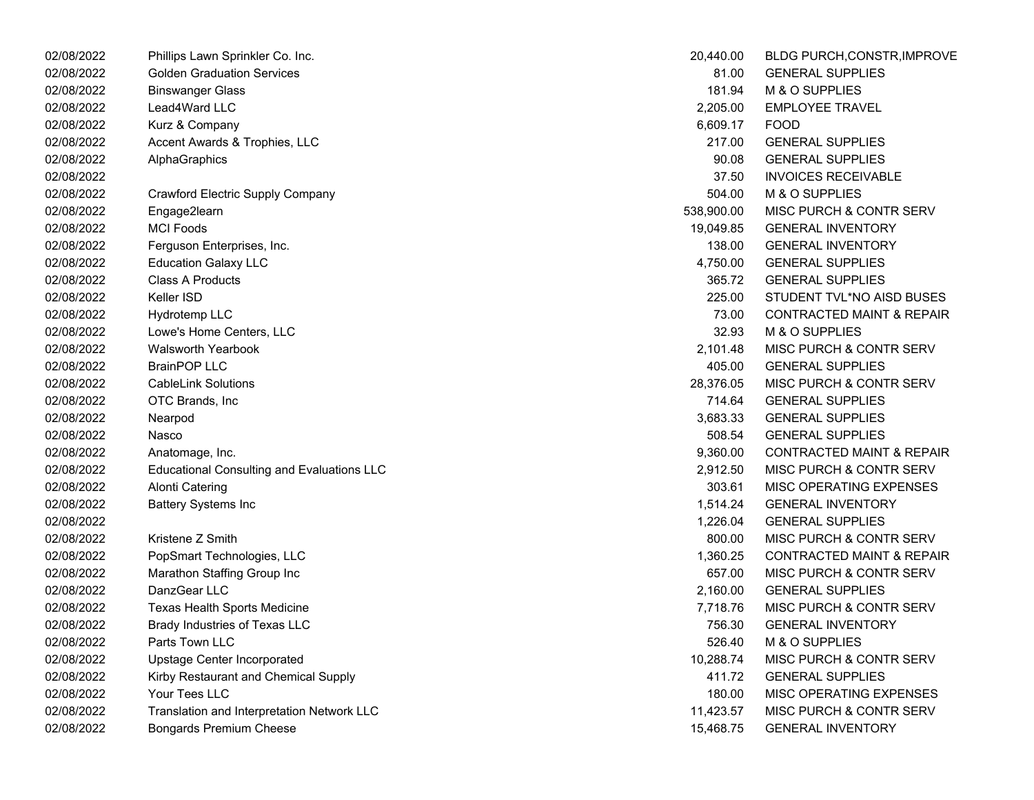| | | | |
|---|---|---|---|
| 02/08/2022 | Phillips Lawn Sprinkler Co. Inc. | 20,440.00 | BLDG PURCH,CONSTR,IMPROVE |
| 02/08/2022 | Golden Graduation Services | 81.00 | GENERAL SUPPLIES |
| 02/08/2022 | Binswanger Glass | 181.94 | M & O SUPPLIES |
| 02/08/2022 | Lead4Ward LLC | 2,205.00 | EMPLOYEE TRAVEL |
| 02/08/2022 | Kurz & Company | 6,609.17 | FOOD |
| 02/08/2022 | Accent Awards & Trophies, LLC | 217.00 | GENERAL SUPPLIES |
| 02/08/2022 | AlphaGraphics | 90.08 | GENERAL SUPPLIES |
| 02/08/2022 | | 37.50 | INVOICES RECEIVABLE |
| 02/08/2022 | Crawford Electric Supply Company | 504.00 | M & O SUPPLIES |
| 02/08/2022 | Engage2learn | 538,900.00 | MISC PURCH & CONTR SERV |
| 02/08/2022 | MCI Foods | 19,049.85 | GENERAL INVENTORY |
| 02/08/2022 | Ferguson Enterprises, Inc. | 138.00 | GENERAL INVENTORY |
| 02/08/2022 | Education Galaxy LLC | 4,750.00 | GENERAL SUPPLIES |
| 02/08/2022 | Class A Products | 365.72 | GENERAL SUPPLIES |
| 02/08/2022 | Keller ISD | 225.00 | STUDENT TVL*NO AISD BUSES |
| 02/08/2022 | Hydrotemp LLC | 73.00 | CONTRACTED MAINT & REPAIR |
| 02/08/2022 | Lowe's Home Centers, LLC | 32.93 | M & O SUPPLIES |
| 02/08/2022 | Walsworth Yearbook | 2,101.48 | MISC PURCH & CONTR SERV |
| 02/08/2022 | BrainPOP LLC | 405.00 | GENERAL SUPPLIES |
| 02/08/2022 | CableLink Solutions | 28,376.05 | MISC PURCH & CONTR SERV |
| 02/08/2022 | OTC Brands, Inc | 714.64 | GENERAL SUPPLIES |
| 02/08/2022 | Nearpod | 3,683.33 | GENERAL SUPPLIES |
| 02/08/2022 | Nasco | 508.54 | GENERAL SUPPLIES |
| 02/08/2022 | Anatomage, Inc. | 9,360.00 | CONTRACTED MAINT & REPAIR |
| 02/08/2022 | Educational Consulting and Evaluations LLC | 2,912.50 | MISC PURCH & CONTR SERV |
| 02/08/2022 | Alonti Catering | 303.61 | MISC OPERATING EXPENSES |
| 02/08/2022 | Battery Systems Inc | 1,514.24 | GENERAL INVENTORY |
| 02/08/2022 | | 1,226.04 | GENERAL SUPPLIES |
| 02/08/2022 | Kristene Z Smith | 800.00 | MISC PURCH & CONTR SERV |
| 02/08/2022 | PopSmart Technologies, LLC | 1,360.25 | CONTRACTED MAINT & REPAIR |
| 02/08/2022 | Marathon Staffing Group Inc | 657.00 | MISC PURCH & CONTR SERV |
| 02/08/2022 | DanzGear LLC | 2,160.00 | GENERAL SUPPLIES |
| 02/08/2022 | Texas Health Sports Medicine | 7,718.76 | MISC PURCH & CONTR SERV |
| 02/08/2022 | Brady Industries of Texas LLC | 756.30 | GENERAL INVENTORY |
| 02/08/2022 | Parts Town LLC | 526.40 | M & O SUPPLIES |
| 02/08/2022 | Upstage Center Incorporated | 10,288.74 | MISC PURCH & CONTR SERV |
| 02/08/2022 | Kirby Restaurant and Chemical Supply | 411.72 | GENERAL SUPPLIES |
| 02/08/2022 | Your Tees LLC | 180.00 | MISC OPERATING EXPENSES |
| 02/08/2022 | Translation and Interpretation Network LLC | 11,423.57 | MISC PURCH & CONTR SERV |
| 02/08/2022 | Bongards Premium Cheese | 15,468.75 | GENERAL INVENTORY |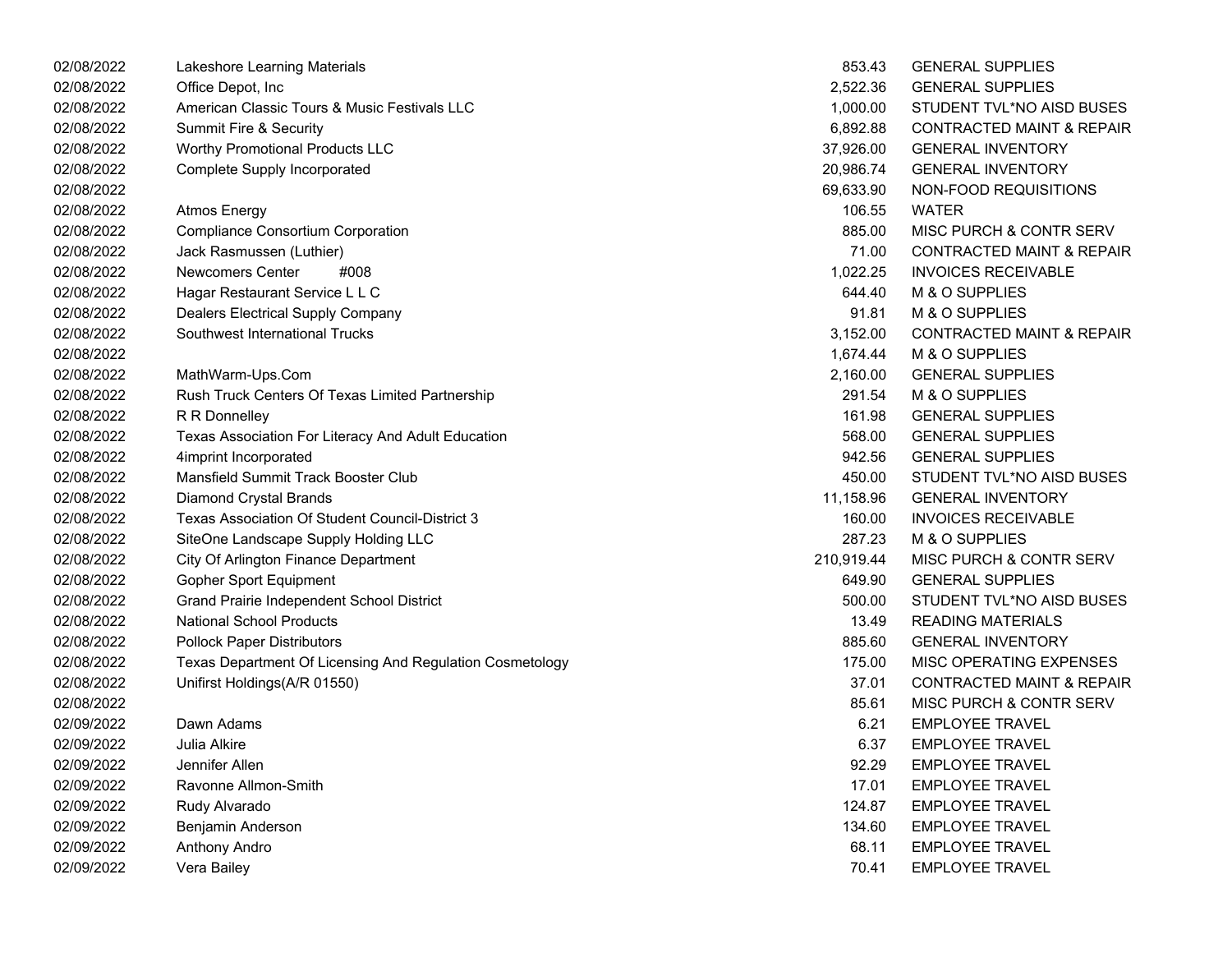| | | | |
|---|---|---|---|
| 02/08/2022 | Lakeshore Learning Materials | 853.43 | GENERAL SUPPLIES |
| 02/08/2022 | Office Depot, Inc | 2,522.36 | GENERAL SUPPLIES |
| 02/08/2022 | American Classic Tours & Music Festivals LLC | 1,000.00 | STUDENT TVL*NO AISD BUSES |
| 02/08/2022 | Summit Fire & Security | 6,892.88 | CONTRACTED MAINT & REPAIR |
| 02/08/2022 | Worthy Promotional Products LLC | 37,926.00 | GENERAL INVENTORY |
| 02/08/2022 | Complete Supply Incorporated | 20,986.74 | GENERAL INVENTORY |
| 02/08/2022 | | 69,633.90 | NON-FOOD REQUISITIONS |
| 02/08/2022 | Atmos Energy | 106.55 | WATER |
| 02/08/2022 | Compliance Consortium Corporation | 885.00 | MISC PURCH & CONTR SERV |
| 02/08/2022 | Jack Rasmussen (Luthier) | 71.00 | CONTRACTED MAINT & REPAIR |
| 02/08/2022 | Newcomers Center #008 | 1,022.25 | INVOICES RECEIVABLE |
| 02/08/2022 | Hagar Restaurant Service L L C | 644.40 | M & O SUPPLIES |
| 02/08/2022 | Dealers Electrical Supply Company | 91.81 | M & O SUPPLIES |
| 02/08/2022 | Southwest International Trucks | 3,152.00 | CONTRACTED MAINT & REPAIR |
| 02/08/2022 | | 1,674.44 | M & O SUPPLIES |
| 02/08/2022 | MathWarm-Ups.Com | 2,160.00 | GENERAL SUPPLIES |
| 02/08/2022 | Rush Truck Centers Of Texas Limited Partnership | 291.54 | M & O SUPPLIES |
| 02/08/2022 | R R Donnelley | 161.98 | GENERAL SUPPLIES |
| 02/08/2022 | Texas Association For Literacy And Adult Education | 568.00 | GENERAL SUPPLIES |
| 02/08/2022 | 4imprint Incorporated | 942.56 | GENERAL SUPPLIES |
| 02/08/2022 | Mansfield Summit Track Booster Club | 450.00 | STUDENT TVL*NO AISD BUSES |
| 02/08/2022 | Diamond Crystal Brands | 11,158.96 | GENERAL INVENTORY |
| 02/08/2022 | Texas Association Of Student Council-District 3 | 160.00 | INVOICES RECEIVABLE |
| 02/08/2022 | SiteOne Landscape Supply Holding LLC | 287.23 | M & O SUPPLIES |
| 02/08/2022 | City Of Arlington Finance Department | 210,919.44 | MISC PURCH & CONTR SERV |
| 02/08/2022 | Gopher Sport Equipment | 649.90 | GENERAL SUPPLIES |
| 02/08/2022 | Grand Prairie Independent School District | 500.00 | STUDENT TVL*NO AISD BUSES |
| 02/08/2022 | National School Products | 13.49 | READING MATERIALS |
| 02/08/2022 | Pollock Paper Distributors | 885.60 | GENERAL INVENTORY |
| 02/08/2022 | Texas Department Of Licensing And Regulation Cosmetology | 175.00 | MISC OPERATING EXPENSES |
| 02/08/2022 | Unifirst Holdings(A/R 01550) | 37.01 | CONTRACTED MAINT & REPAIR |
| 02/08/2022 | | 85.61 | MISC PURCH & CONTR SERV |
| 02/09/2022 | Dawn Adams | 6.21 | EMPLOYEE TRAVEL |
| 02/09/2022 | Julia Alkire | 6.37 | EMPLOYEE TRAVEL |
| 02/09/2022 | Jennifer Allen | 92.29 | EMPLOYEE TRAVEL |
| 02/09/2022 | Ravonne Allmon-Smith | 17.01 | EMPLOYEE TRAVEL |
| 02/09/2022 | Rudy Alvarado | 124.87 | EMPLOYEE TRAVEL |
| 02/09/2022 | Benjamin Anderson | 134.60 | EMPLOYEE TRAVEL |
| 02/09/2022 | Anthony Andro | 68.11 | EMPLOYEE TRAVEL |
| 02/09/2022 | Vera Bailey | 70.41 | EMPLOYEE TRAVEL |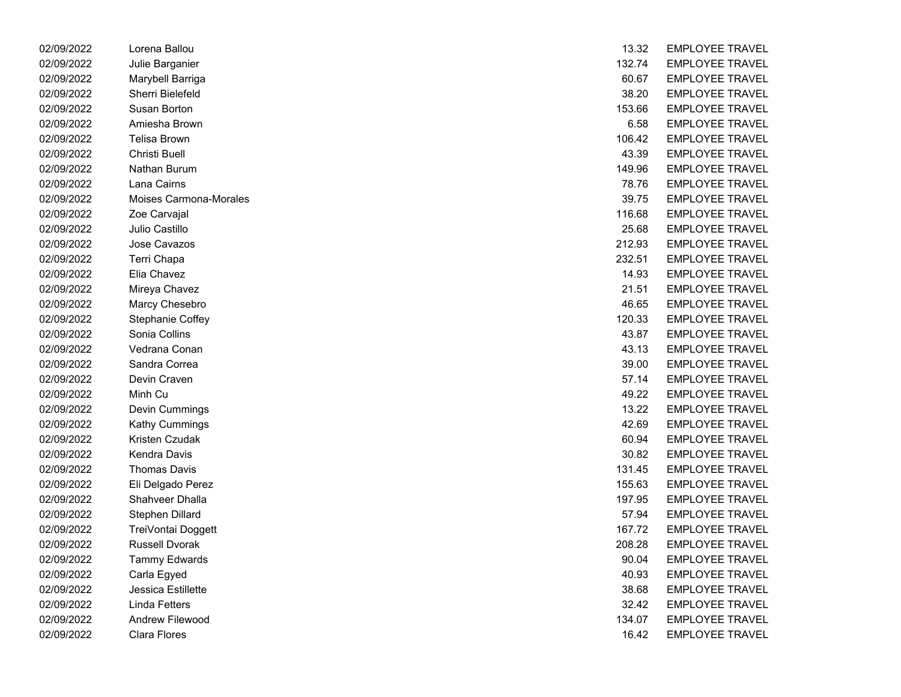| | | | |
|---|---|---|---|
| 02/09/2022 | Lorena Ballou | 13.32 | EMPLOYEE TRAVEL |
| 02/09/2022 | Julie Barganier | 132.74 | EMPLOYEE TRAVEL |
| 02/09/2022 | Marybell Barriga | 60.67 | EMPLOYEE TRAVEL |
| 02/09/2022 | Sherri Bielefeld | 38.20 | EMPLOYEE TRAVEL |
| 02/09/2022 | Susan Borton | 153.66 | EMPLOYEE TRAVEL |
| 02/09/2022 | Amiesha Brown | 6.58 | EMPLOYEE TRAVEL |
| 02/09/2022 | Telisa Brown | 106.42 | EMPLOYEE TRAVEL |
| 02/09/2022 | Christi Buell | 43.39 | EMPLOYEE TRAVEL |
| 02/09/2022 | Nathan Burum | 149.96 | EMPLOYEE TRAVEL |
| 02/09/2022 | Lana Cairns | 78.76 | EMPLOYEE TRAVEL |
| 02/09/2022 | Moises Carmona-Morales | 39.75 | EMPLOYEE TRAVEL |
| 02/09/2022 | Zoe Carvajal | 116.68 | EMPLOYEE TRAVEL |
| 02/09/2022 | Julio Castillo | 25.68 | EMPLOYEE TRAVEL |
| 02/09/2022 | Jose Cavazos | 212.93 | EMPLOYEE TRAVEL |
| 02/09/2022 | Terri Chapa | 232.51 | EMPLOYEE TRAVEL |
| 02/09/2022 | Elia Chavez | 14.93 | EMPLOYEE TRAVEL |
| 02/09/2022 | Mireya Chavez | 21.51 | EMPLOYEE TRAVEL |
| 02/09/2022 | Marcy Chesebro | 46.65 | EMPLOYEE TRAVEL |
| 02/09/2022 | Stephanie Coffey | 120.33 | EMPLOYEE TRAVEL |
| 02/09/2022 | Sonia Collins | 43.87 | EMPLOYEE TRAVEL |
| 02/09/2022 | Vedrana Conan | 43.13 | EMPLOYEE TRAVEL |
| 02/09/2022 | Sandra Correa | 39.00 | EMPLOYEE TRAVEL |
| 02/09/2022 | Devin Craven | 57.14 | EMPLOYEE TRAVEL |
| 02/09/2022 | Minh Cu | 49.22 | EMPLOYEE TRAVEL |
| 02/09/2022 | Devin Cummings | 13.22 | EMPLOYEE TRAVEL |
| 02/09/2022 | Kathy Cummings | 42.69 | EMPLOYEE TRAVEL |
| 02/09/2022 | Kristen Czudak | 60.94 | EMPLOYEE TRAVEL |
| 02/09/2022 | Kendra Davis | 30.82 | EMPLOYEE TRAVEL |
| 02/09/2022 | Thomas Davis | 131.45 | EMPLOYEE TRAVEL |
| 02/09/2022 | Eli Delgado Perez | 155.63 | EMPLOYEE TRAVEL |
| 02/09/2022 | Shahveer Dhalla | 197.95 | EMPLOYEE TRAVEL |
| 02/09/2022 | Stephen Dillard | 57.94 | EMPLOYEE TRAVEL |
| 02/09/2022 | TreiVontai Doggett | 167.72 | EMPLOYEE TRAVEL |
| 02/09/2022 | Russell Dvorak | 208.28 | EMPLOYEE TRAVEL |
| 02/09/2022 | Tammy Edwards | 90.04 | EMPLOYEE TRAVEL |
| 02/09/2022 | Carla Egyed | 40.93 | EMPLOYEE TRAVEL |
| 02/09/2022 | Jessica Estillette | 38.68 | EMPLOYEE TRAVEL |
| 02/09/2022 | Linda Fetters | 32.42 | EMPLOYEE TRAVEL |
| 02/09/2022 | Andrew Filewood | 134.07 | EMPLOYEE TRAVEL |
| 02/09/2022 | Clara Flores | 16.42 | EMPLOYEE TRAVEL |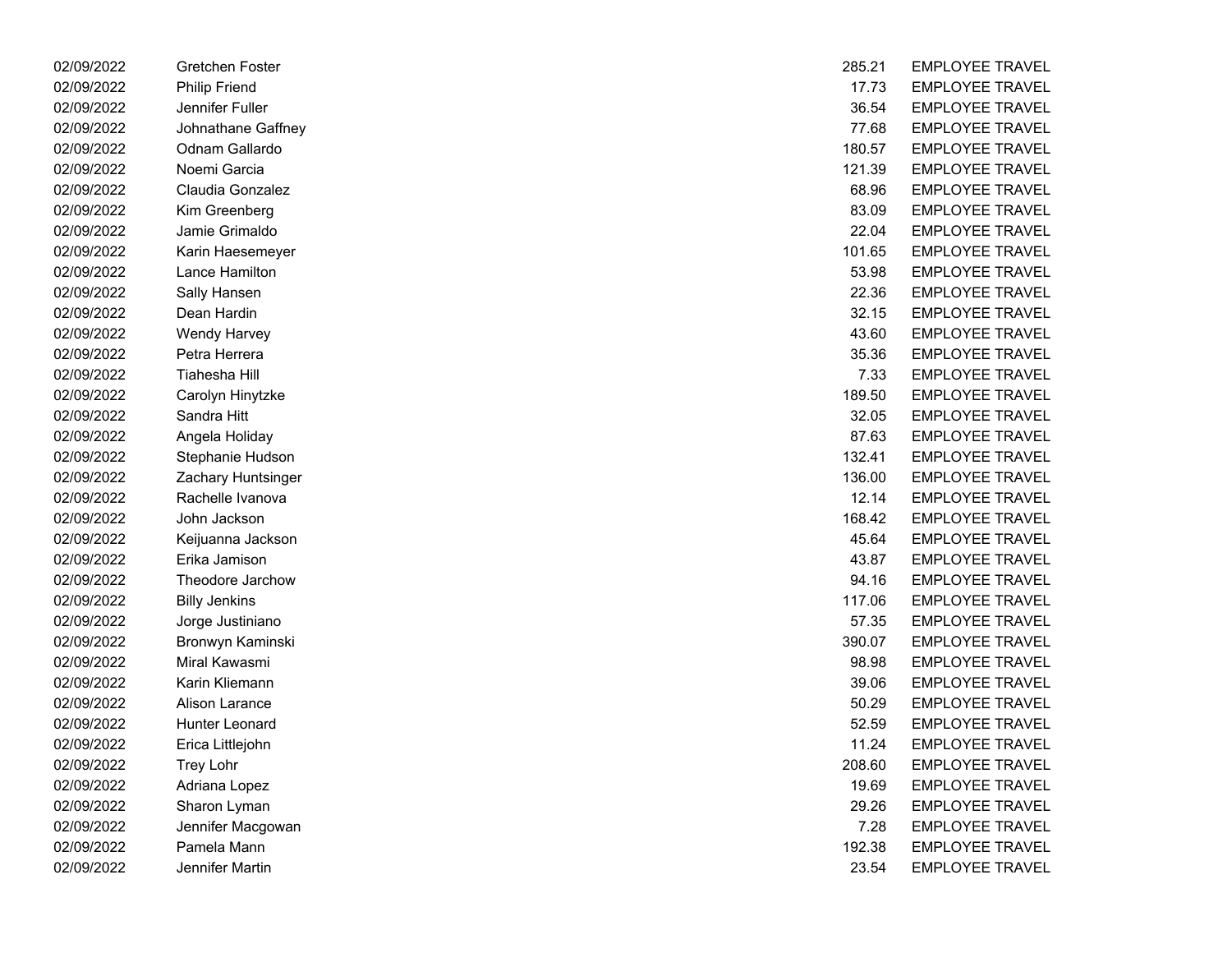| | | | |
|---|---|---|---|
| 02/09/2022 | Gretchen Foster | 285.21 | EMPLOYEE TRAVEL |
| 02/09/2022 | Philip Friend | 17.73 | EMPLOYEE TRAVEL |
| 02/09/2022 | Jennifer Fuller | 36.54 | EMPLOYEE TRAVEL |
| 02/09/2022 | Johnathane Gaffney | 77.68 | EMPLOYEE TRAVEL |
| 02/09/2022 | Odnam Gallardo | 180.57 | EMPLOYEE TRAVEL |
| 02/09/2022 | Noemi Garcia | 121.39 | EMPLOYEE TRAVEL |
| 02/09/2022 | Claudia Gonzalez | 68.96 | EMPLOYEE TRAVEL |
| 02/09/2022 | Kim Greenberg | 83.09 | EMPLOYEE TRAVEL |
| 02/09/2022 | Jamie Grimaldo | 22.04 | EMPLOYEE TRAVEL |
| 02/09/2022 | Karin Haesemeyer | 101.65 | EMPLOYEE TRAVEL |
| 02/09/2022 | Lance Hamilton | 53.98 | EMPLOYEE TRAVEL |
| 02/09/2022 | Sally Hansen | 22.36 | EMPLOYEE TRAVEL |
| 02/09/2022 | Dean Hardin | 32.15 | EMPLOYEE TRAVEL |
| 02/09/2022 | Wendy Harvey | 43.60 | EMPLOYEE TRAVEL |
| 02/09/2022 | Petra Herrera | 35.36 | EMPLOYEE TRAVEL |
| 02/09/2022 | Tiahesha Hill | 7.33 | EMPLOYEE TRAVEL |
| 02/09/2022 | Carolyn Hinytzke | 189.50 | EMPLOYEE TRAVEL |
| 02/09/2022 | Sandra Hitt | 32.05 | EMPLOYEE TRAVEL |
| 02/09/2022 | Angela Holiday | 87.63 | EMPLOYEE TRAVEL |
| 02/09/2022 | Stephanie Hudson | 132.41 | EMPLOYEE TRAVEL |
| 02/09/2022 | Zachary Huntsinger | 136.00 | EMPLOYEE TRAVEL |
| 02/09/2022 | Rachelle Ivanova | 12.14 | EMPLOYEE TRAVEL |
| 02/09/2022 | John Jackson | 168.42 | EMPLOYEE TRAVEL |
| 02/09/2022 | Keijuanna Jackson | 45.64 | EMPLOYEE TRAVEL |
| 02/09/2022 | Erika Jamison | 43.87 | EMPLOYEE TRAVEL |
| 02/09/2022 | Theodore Jarchow | 94.16 | EMPLOYEE TRAVEL |
| 02/09/2022 | Billy Jenkins | 117.06 | EMPLOYEE TRAVEL |
| 02/09/2022 | Jorge Justiniano | 57.35 | EMPLOYEE TRAVEL |
| 02/09/2022 | Bronwyn Kaminski | 390.07 | EMPLOYEE TRAVEL |
| 02/09/2022 | Miral Kawasmi | 98.98 | EMPLOYEE TRAVEL |
| 02/09/2022 | Karin Kliemann | 39.06 | EMPLOYEE TRAVEL |
| 02/09/2022 | Alison Larance | 50.29 | EMPLOYEE TRAVEL |
| 02/09/2022 | Hunter Leonard | 52.59 | EMPLOYEE TRAVEL |
| 02/09/2022 | Erica Littlejohn | 11.24 | EMPLOYEE TRAVEL |
| 02/09/2022 | Trey Lohr | 208.60 | EMPLOYEE TRAVEL |
| 02/09/2022 | Adriana Lopez | 19.69 | EMPLOYEE TRAVEL |
| 02/09/2022 | Sharon Lyman | 29.26 | EMPLOYEE TRAVEL |
| 02/09/2022 | Jennifer Macgowan | 7.28 | EMPLOYEE TRAVEL |
| 02/09/2022 | Pamela Mann | 192.38 | EMPLOYEE TRAVEL |
| 02/09/2022 | Jennifer Martin | 23.54 | EMPLOYEE TRAVEL |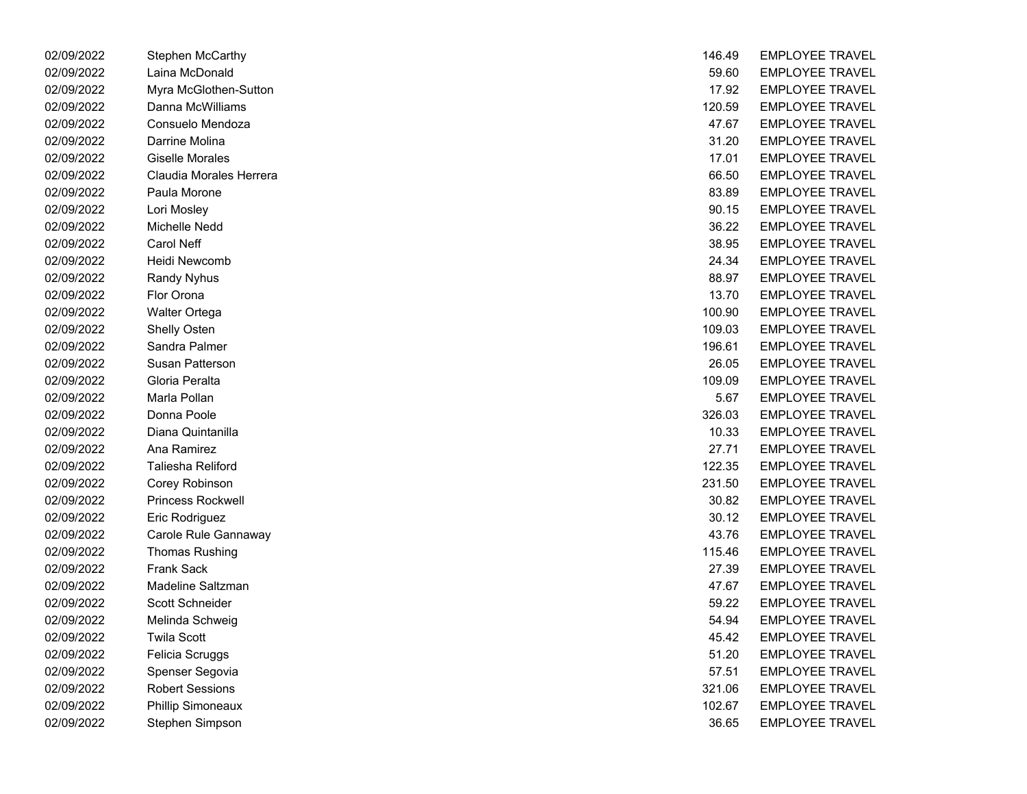| | | | |
|---|---|---|---|
| 02/09/2022 | Stephen McCarthy | 146.49 | EMPLOYEE TRAVEL |
| 02/09/2022 | Laina McDonald | 59.60 | EMPLOYEE TRAVEL |
| 02/09/2022 | Myra McGlothen-Sutton | 17.92 | EMPLOYEE TRAVEL |
| 02/09/2022 | Danna McWilliams | 120.59 | EMPLOYEE TRAVEL |
| 02/09/2022 | Consuelo Mendoza | 47.67 | EMPLOYEE TRAVEL |
| 02/09/2022 | Darrine Molina | 31.20 | EMPLOYEE TRAVEL |
| 02/09/2022 | Giselle Morales | 17.01 | EMPLOYEE TRAVEL |
| 02/09/2022 | Claudia Morales Herrera | 66.50 | EMPLOYEE TRAVEL |
| 02/09/2022 | Paula Morone | 83.89 | EMPLOYEE TRAVEL |
| 02/09/2022 | Lori Mosley | 90.15 | EMPLOYEE TRAVEL |
| 02/09/2022 | Michelle Nedd | 36.22 | EMPLOYEE TRAVEL |
| 02/09/2022 | Carol Neff | 38.95 | EMPLOYEE TRAVEL |
| 02/09/2022 | Heidi Newcomb | 24.34 | EMPLOYEE TRAVEL |
| 02/09/2022 | Randy Nyhus | 88.97 | EMPLOYEE TRAVEL |
| 02/09/2022 | Flor Orona | 13.70 | EMPLOYEE TRAVEL |
| 02/09/2022 | Walter Ortega | 100.90 | EMPLOYEE TRAVEL |
| 02/09/2022 | Shelly Osten | 109.03 | EMPLOYEE TRAVEL |
| 02/09/2022 | Sandra Palmer | 196.61 | EMPLOYEE TRAVEL |
| 02/09/2022 | Susan Patterson | 26.05 | EMPLOYEE TRAVEL |
| 02/09/2022 | Gloria Peralta | 109.09 | EMPLOYEE TRAVEL |
| 02/09/2022 | Marla Pollan | 5.67 | EMPLOYEE TRAVEL |
| 02/09/2022 | Donna Poole | 326.03 | EMPLOYEE TRAVEL |
| 02/09/2022 | Diana Quintanilla | 10.33 | EMPLOYEE TRAVEL |
| 02/09/2022 | Ana Ramirez | 27.71 | EMPLOYEE TRAVEL |
| 02/09/2022 | Taliesha Reliford | 122.35 | EMPLOYEE TRAVEL |
| 02/09/2022 | Corey Robinson | 231.50 | EMPLOYEE TRAVEL |
| 02/09/2022 | Princess Rockwell | 30.82 | EMPLOYEE TRAVEL |
| 02/09/2022 | Eric Rodriguez | 30.12 | EMPLOYEE TRAVEL |
| 02/09/2022 | Carole Rule Gannaway | 43.76 | EMPLOYEE TRAVEL |
| 02/09/2022 | Thomas Rushing | 115.46 | EMPLOYEE TRAVEL |
| 02/09/2022 | Frank Sack | 27.39 | EMPLOYEE TRAVEL |
| 02/09/2022 | Madeline Saltzman | 47.67 | EMPLOYEE TRAVEL |
| 02/09/2022 | Scott Schneider | 59.22 | EMPLOYEE TRAVEL |
| 02/09/2022 | Melinda Schweig | 54.94 | EMPLOYEE TRAVEL |
| 02/09/2022 | Twila Scott | 45.42 | EMPLOYEE TRAVEL |
| 02/09/2022 | Felicia Scruggs | 51.20 | EMPLOYEE TRAVEL |
| 02/09/2022 | Spenser Segovia | 57.51 | EMPLOYEE TRAVEL |
| 02/09/2022 | Robert Sessions | 321.06 | EMPLOYEE TRAVEL |
| 02/09/2022 | Phillip Simoneaux | 102.67 | EMPLOYEE TRAVEL |
| 02/09/2022 | Stephen Simpson | 36.65 | EMPLOYEE TRAVEL |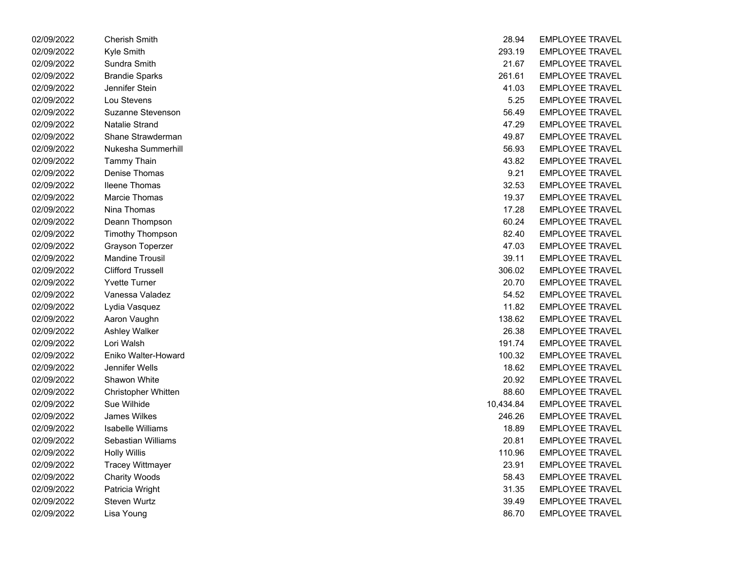| | | | |
|---|---|---|---|
| 02/09/2022 | Cherish Smith | 28.94 | EMPLOYEE TRAVEL |
| 02/09/2022 | Kyle Smith | 293.19 | EMPLOYEE TRAVEL |
| 02/09/2022 | Sundra Smith | 21.67 | EMPLOYEE TRAVEL |
| 02/09/2022 | Brandie Sparks | 261.61 | EMPLOYEE TRAVEL |
| 02/09/2022 | Jennifer Stein | 41.03 | EMPLOYEE TRAVEL |
| 02/09/2022 | Lou Stevens | 5.25 | EMPLOYEE TRAVEL |
| 02/09/2022 | Suzanne Stevenson | 56.49 | EMPLOYEE TRAVEL |
| 02/09/2022 | Natalie Strand | 47.29 | EMPLOYEE TRAVEL |
| 02/09/2022 | Shane Strawderman | 49.87 | EMPLOYEE TRAVEL |
| 02/09/2022 | Nukesha Summerhill | 56.93 | EMPLOYEE TRAVEL |
| 02/09/2022 | Tammy Thain | 43.82 | EMPLOYEE TRAVEL |
| 02/09/2022 | Denise Thomas | 9.21 | EMPLOYEE TRAVEL |
| 02/09/2022 | Ileene Thomas | 32.53 | EMPLOYEE TRAVEL |
| 02/09/2022 | Marcie Thomas | 19.37 | EMPLOYEE TRAVEL |
| 02/09/2022 | Nina Thomas | 17.28 | EMPLOYEE TRAVEL |
| 02/09/2022 | Deann Thompson | 60.24 | EMPLOYEE TRAVEL |
| 02/09/2022 | Timothy Thompson | 82.40 | EMPLOYEE TRAVEL |
| 02/09/2022 | Grayson Toperzer | 47.03 | EMPLOYEE TRAVEL |
| 02/09/2022 | Mandine Trousil | 39.11 | EMPLOYEE TRAVEL |
| 02/09/2022 | Clifford Trussell | 306.02 | EMPLOYEE TRAVEL |
| 02/09/2022 | Yvette Turner | 20.70 | EMPLOYEE TRAVEL |
| 02/09/2022 | Vanessa Valadez | 54.52 | EMPLOYEE TRAVEL |
| 02/09/2022 | Lydia Vasquez | 11.82 | EMPLOYEE TRAVEL |
| 02/09/2022 | Aaron Vaughn | 138.62 | EMPLOYEE TRAVEL |
| 02/09/2022 | Ashley Walker | 26.38 | EMPLOYEE TRAVEL |
| 02/09/2022 | Lori Walsh | 191.74 | EMPLOYEE TRAVEL |
| 02/09/2022 | Eniko Walter-Howard | 100.32 | EMPLOYEE TRAVEL |
| 02/09/2022 | Jennifer Wells | 18.62 | EMPLOYEE TRAVEL |
| 02/09/2022 | Shawon White | 20.92 | EMPLOYEE TRAVEL |
| 02/09/2022 | Christopher Whitten | 88.60 | EMPLOYEE TRAVEL |
| 02/09/2022 | Sue Wilhide | 10,434.84 | EMPLOYEE TRAVEL |
| 02/09/2022 | James Wilkes | 246.26 | EMPLOYEE TRAVEL |
| 02/09/2022 | Isabelle Williams | 18.89 | EMPLOYEE TRAVEL |
| 02/09/2022 | Sebastian Williams | 20.81 | EMPLOYEE TRAVEL |
| 02/09/2022 | Holly Willis | 110.96 | EMPLOYEE TRAVEL |
| 02/09/2022 | Tracey Wittmayer | 23.91 | EMPLOYEE TRAVEL |
| 02/09/2022 | Charity Woods | 58.43 | EMPLOYEE TRAVEL |
| 02/09/2022 | Patricia Wright | 31.35 | EMPLOYEE TRAVEL |
| 02/09/2022 | Steven Wurtz | 39.49 | EMPLOYEE TRAVEL |
| 02/09/2022 | Lisa Young | 86.70 | EMPLOYEE TRAVEL |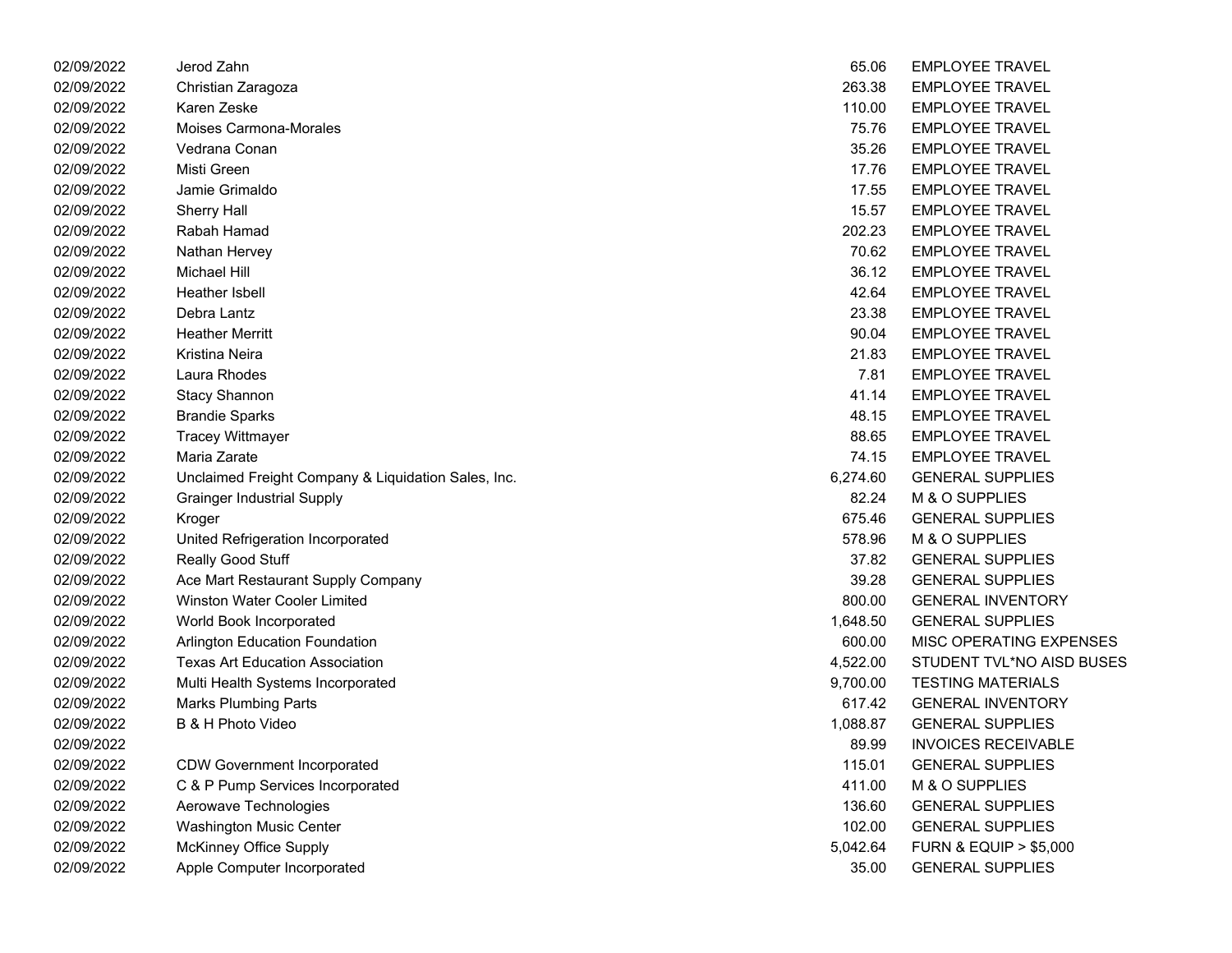| | | | |
|---|---|---|---|
| 02/09/2022 | Jerod Zahn | 65.06 | EMPLOYEE TRAVEL |
| 02/09/2022 | Christian Zaragoza | 263.38 | EMPLOYEE TRAVEL |
| 02/09/2022 | Karen Zeske | 110.00 | EMPLOYEE TRAVEL |
| 02/09/2022 | Moises Carmona-Morales | 75.76 | EMPLOYEE TRAVEL |
| 02/09/2022 | Vedrana Conan | 35.26 | EMPLOYEE TRAVEL |
| 02/09/2022 | Misti Green | 17.76 | EMPLOYEE TRAVEL |
| 02/09/2022 | Jamie Grimaldo | 17.55 | EMPLOYEE TRAVEL |
| 02/09/2022 | Sherry Hall | 15.57 | EMPLOYEE TRAVEL |
| 02/09/2022 | Rabah Hamad | 202.23 | EMPLOYEE TRAVEL |
| 02/09/2022 | Nathan Hervey | 70.62 | EMPLOYEE TRAVEL |
| 02/09/2022 | Michael Hill | 36.12 | EMPLOYEE TRAVEL |
| 02/09/2022 | Heather Isbell | 42.64 | EMPLOYEE TRAVEL |
| 02/09/2022 | Debra Lantz | 23.38 | EMPLOYEE TRAVEL |
| 02/09/2022 | Heather Merritt | 90.04 | EMPLOYEE TRAVEL |
| 02/09/2022 | Kristina Neira | 21.83 | EMPLOYEE TRAVEL |
| 02/09/2022 | Laura Rhodes | 7.81 | EMPLOYEE TRAVEL |
| 02/09/2022 | Stacy Shannon | 41.14 | EMPLOYEE TRAVEL |
| 02/09/2022 | Brandie Sparks | 48.15 | EMPLOYEE TRAVEL |
| 02/09/2022 | Tracey Wittmayer | 88.65 | EMPLOYEE TRAVEL |
| 02/09/2022 | Maria Zarate | 74.15 | EMPLOYEE TRAVEL |
| 02/09/2022 | Unclaimed Freight Company & Liquidation Sales, Inc. | 6,274.60 | GENERAL SUPPLIES |
| 02/09/2022 | Grainger Industrial Supply | 82.24 | M & O SUPPLIES |
| 02/09/2022 | Kroger | 675.46 | GENERAL SUPPLIES |
| 02/09/2022 | United Refrigeration Incorporated | 578.96 | M & O SUPPLIES |
| 02/09/2022 | Really Good Stuff | 37.82 | GENERAL SUPPLIES |
| 02/09/2022 | Ace Mart Restaurant Supply Company | 39.28 | GENERAL SUPPLIES |
| 02/09/2022 | Winston Water Cooler Limited | 800.00 | GENERAL INVENTORY |
| 02/09/2022 | World Book Incorporated | 1,648.50 | GENERAL SUPPLIES |
| 02/09/2022 | Arlington Education Foundation | 600.00 | MISC OPERATING EXPENSES |
| 02/09/2022 | Texas Art Education Association | 4,522.00 | STUDENT TVL*NO AISD BUSES |
| 02/09/2022 | Multi Health Systems Incorporated | 9,700.00 | TESTING MATERIALS |
| 02/09/2022 | Marks Plumbing Parts | 617.42 | GENERAL INVENTORY |
| 02/09/2022 | B & H Photo Video | 1,088.87 | GENERAL SUPPLIES |
| 02/09/2022 | | 89.99 | INVOICES RECEIVABLE |
| 02/09/2022 | CDW Government Incorporated | 115.01 | GENERAL SUPPLIES |
| 02/09/2022 | C & P Pump Services Incorporated | 411.00 | M & O SUPPLIES |
| 02/09/2022 | Aerowave Technologies | 136.60 | GENERAL SUPPLIES |
| 02/09/2022 | Washington Music Center | 102.00 | GENERAL SUPPLIES |
| 02/09/2022 | McKinney Office Supply | 5,042.64 | FURN & EQUIP > $5,000 |
| 02/09/2022 | Apple Computer Incorporated | 35.00 | GENERAL SUPPLIES |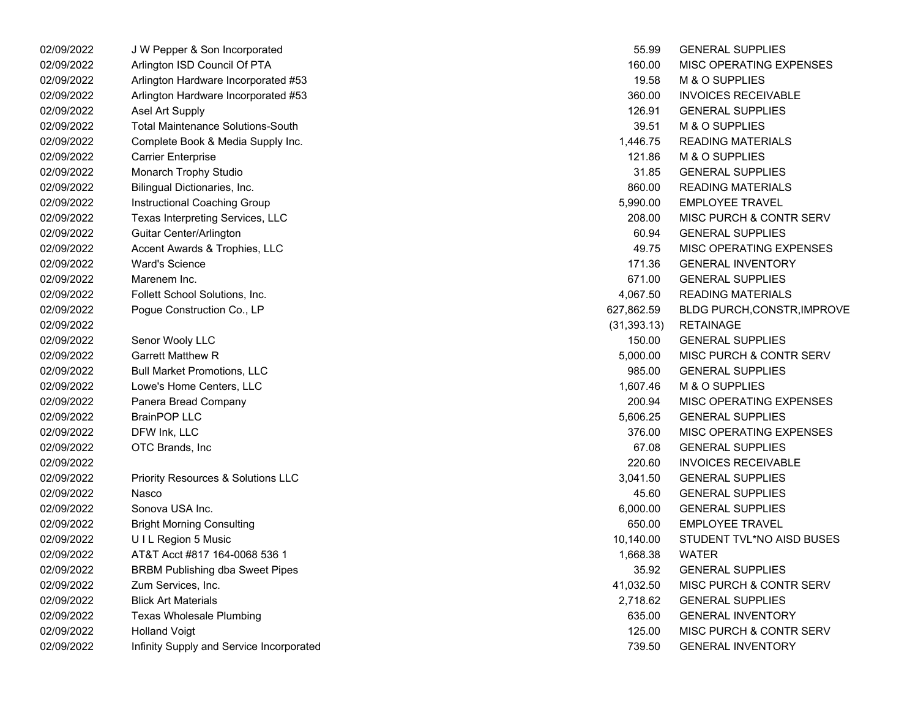| | | | |
|---|---|---|---|
| 02/09/2022 | J W Pepper & Son Incorporated | 55.99 | GENERAL SUPPLIES |
| 02/09/2022 | Arlington ISD Council Of PTA | 160.00 | MISC OPERATING EXPENSES |
| 02/09/2022 | Arlington Hardware Incorporated #53 | 19.58 | M & O SUPPLIES |
| 02/09/2022 | Arlington Hardware Incorporated #53 | 360.00 | INVOICES RECEIVABLE |
| 02/09/2022 | Asel Art Supply | 126.91 | GENERAL SUPPLIES |
| 02/09/2022 | Total Maintenance Solutions-South | 39.51 | M & O SUPPLIES |
| 02/09/2022 | Complete Book & Media Supply Inc. | 1,446.75 | READING MATERIALS |
| 02/09/2022 | Carrier Enterprise | 121.86 | M & O SUPPLIES |
| 02/09/2022 | Monarch Trophy Studio | 31.85 | GENERAL SUPPLIES |
| 02/09/2022 | Bilingual Dictionaries, Inc. | 860.00 | READING MATERIALS |
| 02/09/2022 | Instructional Coaching Group | 5,990.00 | EMPLOYEE TRAVEL |
| 02/09/2022 | Texas Interpreting Services, LLC | 208.00 | MISC PURCH & CONTR SERV |
| 02/09/2022 | Guitar Center/Arlington | 60.94 | GENERAL SUPPLIES |
| 02/09/2022 | Accent Awards & Trophies, LLC | 49.75 | MISC OPERATING EXPENSES |
| 02/09/2022 | Ward's Science | 171.36 | GENERAL INVENTORY |
| 02/09/2022 | Marenem Inc. | 671.00 | GENERAL SUPPLIES |
| 02/09/2022 | Follett School Solutions, Inc. | 4,067.50 | READING MATERIALS |
| 02/09/2022 | Pogue Construction Co., LP | 627,862.59 | BLDG PURCH,CONSTR,IMPROVE |
| 02/09/2022 | | (31,393.13) | RETAINAGE |
| 02/09/2022 | Senor Wooly LLC | 150.00 | GENERAL SUPPLIES |
| 02/09/2022 | Garrett Matthew R | 5,000.00 | MISC PURCH & CONTR SERV |
| 02/09/2022 | Bull Market Promotions, LLC | 985.00 | GENERAL SUPPLIES |
| 02/09/2022 | Lowe's Home Centers, LLC | 1,607.46 | M & O SUPPLIES |
| 02/09/2022 | Panera Bread Company | 200.94 | MISC OPERATING EXPENSES |
| 02/09/2022 | BrainPOP LLC | 5,606.25 | GENERAL SUPPLIES |
| 02/09/2022 | DFW Ink, LLC | 376.00 | MISC OPERATING EXPENSES |
| 02/09/2022 | OTC Brands, Inc | 67.08 | GENERAL SUPPLIES |
| 02/09/2022 | | 220.60 | INVOICES RECEIVABLE |
| 02/09/2022 | Priority Resources & Solutions LLC | 3,041.50 | GENERAL SUPPLIES |
| 02/09/2022 | Nasco | 45.60 | GENERAL SUPPLIES |
| 02/09/2022 | Sonova USA Inc. | 6,000.00 | GENERAL SUPPLIES |
| 02/09/2022 | Bright Morning Consulting | 650.00 | EMPLOYEE TRAVEL |
| 02/09/2022 | U I L Region 5 Music | 10,140.00 | STUDENT TVL*NO AISD BUSES |
| 02/09/2022 | AT&T Acct #817 164-0068 536 1 | 1,668.38 | WATER |
| 02/09/2022 | BRBM Publishing dba Sweet Pipes | 35.92 | GENERAL SUPPLIES |
| 02/09/2022 | Zum Services, Inc. | 41,032.50 | MISC PURCH & CONTR SERV |
| 02/09/2022 | Blick Art Materials | 2,718.62 | GENERAL SUPPLIES |
| 02/09/2022 | Texas Wholesale Plumbing | 635.00 | GENERAL INVENTORY |
| 02/09/2022 | Holland Voigt | 125.00 | MISC PURCH & CONTR SERV |
| 02/09/2022 | Infinity Supply and Service Incorporated | 739.50 | GENERAL INVENTORY |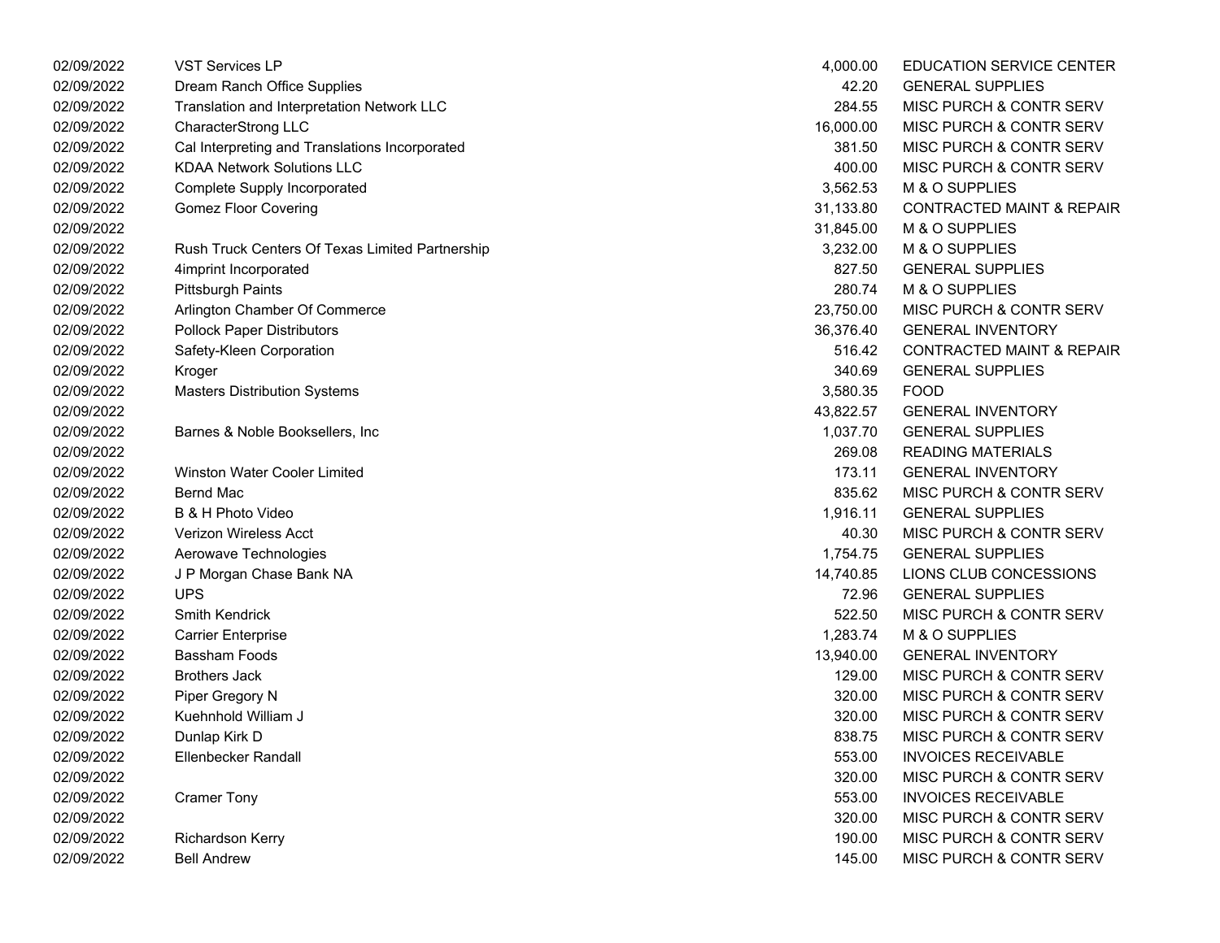| | | | |
|---|---|---|---|
| 02/09/2022 | VST Services LP | 4,000.00 | EDUCATION SERVICE CENTER |
| 02/09/2022 | Dream Ranch Office Supplies | 42.20 | GENERAL SUPPLIES |
| 02/09/2022 | Translation and Interpretation Network LLC | 284.55 | MISC PURCH & CONTR SERV |
| 02/09/2022 | CharacterStrong LLC | 16,000.00 | MISC PURCH & CONTR SERV |
| 02/09/2022 | Cal Interpreting and Translations Incorporated | 381.50 | MISC PURCH & CONTR SERV |
| 02/09/2022 | KDAA Network Solutions LLC | 400.00 | MISC PURCH & CONTR SERV |
| 02/09/2022 | Complete Supply Incorporated | 3,562.53 | M & O SUPPLIES |
| 02/09/2022 | Gomez Floor Covering | 31,133.80 | CONTRACTED MAINT & REPAIR |
| 02/09/2022 | | 31,845.00 | M & O SUPPLIES |
| 02/09/2022 | Rush Truck Centers Of Texas Limited Partnership | 3,232.00 | M & O SUPPLIES |
| 02/09/2022 | 4imprint Incorporated | 827.50 | GENERAL SUPPLIES |
| 02/09/2022 | Pittsburgh Paints | 280.74 | M & O SUPPLIES |
| 02/09/2022 | Arlington Chamber Of Commerce | 23,750.00 | MISC PURCH & CONTR SERV |
| 02/09/2022 | Pollock Paper Distributors | 36,376.40 | GENERAL INVENTORY |
| 02/09/2022 | Safety-Kleen Corporation | 516.42 | CONTRACTED MAINT & REPAIR |
| 02/09/2022 | Kroger | 340.69 | GENERAL SUPPLIES |
| 02/09/2022 | Masters Distribution Systems | 3,580.35 | FOOD |
| 02/09/2022 | | 43,822.57 | GENERAL INVENTORY |
| 02/09/2022 | Barnes & Noble Booksellers, Inc | 1,037.70 | GENERAL SUPPLIES |
| 02/09/2022 | | 269.08 | READING MATERIALS |
| 02/09/2022 | Winston Water Cooler Limited | 173.11 | GENERAL INVENTORY |
| 02/09/2022 | Bernd Mac | 835.62 | MISC PURCH & CONTR SERV |
| 02/09/2022 | B & H Photo Video | 1,916.11 | GENERAL SUPPLIES |
| 02/09/2022 | Verizon Wireless Acct | 40.30 | MISC PURCH & CONTR SERV |
| 02/09/2022 | Aerowave Technologies | 1,754.75 | GENERAL SUPPLIES |
| 02/09/2022 | J P Morgan Chase Bank NA | 14,740.85 | LIONS CLUB CONCESSIONS |
| 02/09/2022 | UPS | 72.96 | GENERAL SUPPLIES |
| 02/09/2022 | Smith Kendrick | 522.50 | MISC PURCH & CONTR SERV |
| 02/09/2022 | Carrier Enterprise | 1,283.74 | M & O SUPPLIES |
| 02/09/2022 | Bassham Foods | 13,940.00 | GENERAL INVENTORY |
| 02/09/2022 | Brothers Jack | 129.00 | MISC PURCH & CONTR SERV |
| 02/09/2022 | Piper Gregory N | 320.00 | MISC PURCH & CONTR SERV |
| 02/09/2022 | Kuehnhold William J | 320.00 | MISC PURCH & CONTR SERV |
| 02/09/2022 | Dunlap Kirk D | 838.75 | MISC PURCH & CONTR SERV |
| 02/09/2022 | Ellenbecker Randall | 553.00 | INVOICES RECEIVABLE |
| 02/09/2022 | | 320.00 | MISC PURCH & CONTR SERV |
| 02/09/2022 | Cramer Tony | 553.00 | INVOICES RECEIVABLE |
| 02/09/2022 | | 320.00 | MISC PURCH & CONTR SERV |
| 02/09/2022 | Richardson Kerry | 190.00 | MISC PURCH & CONTR SERV |
| 02/09/2022 | Bell Andrew | 145.00 | MISC PURCH & CONTR SERV |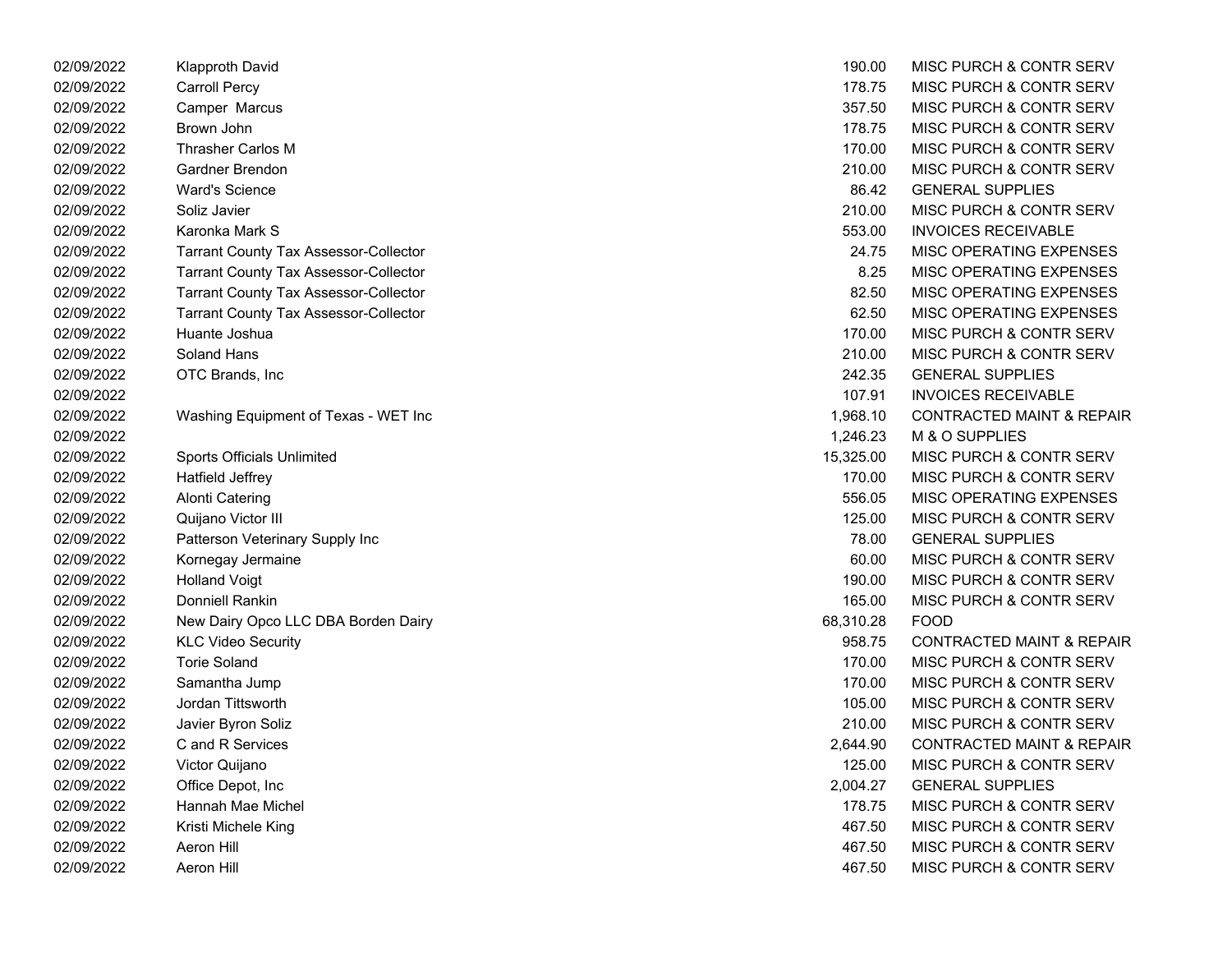| | | | |
|---|---|---|---|
| 02/09/2022 | Klapproth David | 190.00 | MISC PURCH & CONTR SERV |
| 02/09/2022 | Carroll Percy | 178.75 | MISC PURCH & CONTR SERV |
| 02/09/2022 | Camper Marcus | 357.50 | MISC PURCH & CONTR SERV |
| 02/09/2022 | Brown John | 178.75 | MISC PURCH & CONTR SERV |
| 02/09/2022 | Thrasher Carlos M | 170.00 | MISC PURCH & CONTR SERV |
| 02/09/2022 | Gardner Brendon | 210.00 | MISC PURCH & CONTR SERV |
| 02/09/2022 | Ward's Science | 86.42 | GENERAL SUPPLIES |
| 02/09/2022 | Soliz Javier | 210.00 | MISC PURCH & CONTR SERV |
| 02/09/2022 | Karonka Mark S | 553.00 | INVOICES RECEIVABLE |
| 02/09/2022 | Tarrant County Tax Assessor-Collector | 24.75 | MISC OPERATING EXPENSES |
| 02/09/2022 | Tarrant County Tax Assessor-Collector | 8.25 | MISC OPERATING EXPENSES |
| 02/09/2022 | Tarrant County Tax Assessor-Collector | 82.50 | MISC OPERATING EXPENSES |
| 02/09/2022 | Tarrant County Tax Assessor-Collector | 62.50 | MISC OPERATING EXPENSES |
| 02/09/2022 | Huante Joshua | 170.00 | MISC PURCH & CONTR SERV |
| 02/09/2022 | Soland Hans | 210.00 | MISC PURCH & CONTR SERV |
| 02/09/2022 | OTC Brands, Inc | 242.35 | GENERAL SUPPLIES |
| 02/09/2022 | | 107.91 | INVOICES RECEIVABLE |
| 02/09/2022 | Washing Equipment of Texas - WET Inc | 1,968.10 | CONTRACTED MAINT & REPAIR |
| 02/09/2022 | | 1,246.23 | M & O SUPPLIES |
| 02/09/2022 | Sports Officials Unlimited | 15,325.00 | MISC PURCH & CONTR SERV |
| 02/09/2022 | Hatfield Jeffrey | 170.00 | MISC PURCH & CONTR SERV |
| 02/09/2022 | Alonti Catering | 556.05 | MISC OPERATING EXPENSES |
| 02/09/2022 | Quijano Victor III | 125.00 | MISC PURCH & CONTR SERV |
| 02/09/2022 | Patterson Veterinary Supply Inc | 78.00 | GENERAL SUPPLIES |
| 02/09/2022 | Kornegay Jermaine | 60.00 | MISC PURCH & CONTR SERV |
| 02/09/2022 | Holland Voigt | 190.00 | MISC PURCH & CONTR SERV |
| 02/09/2022 | Donniell Rankin | 165.00 | MISC PURCH & CONTR SERV |
| 02/09/2022 | New Dairy Opco LLC DBA Borden Dairy | 68,310.28 | FOOD |
| 02/09/2022 | KLC Video Security | 958.75 | CONTRACTED MAINT & REPAIR |
| 02/09/2022 | Torie Soland | 170.00 | MISC PURCH & CONTR SERV |
| 02/09/2022 | Samantha Jump | 170.00 | MISC PURCH & CONTR SERV |
| 02/09/2022 | Jordan Tittsworth | 105.00 | MISC PURCH & CONTR SERV |
| 02/09/2022 | Javier Byron Soliz | 210.00 | MISC PURCH & CONTR SERV |
| 02/09/2022 | C and R Services | 2,644.90 | CONTRACTED MAINT & REPAIR |
| 02/09/2022 | Victor Quijano | 125.00 | MISC PURCH & CONTR SERV |
| 02/09/2022 | Office Depot, Inc | 2,004.27 | GENERAL SUPPLIES |
| 02/09/2022 | Hannah Mae Michel | 178.75 | MISC PURCH & CONTR SERV |
| 02/09/2022 | Kristi Michele King | 467.50 | MISC PURCH & CONTR SERV |
| 02/09/2022 | Aeron Hill | 467.50 | MISC PURCH & CONTR SERV |
| 02/09/2022 | Aeron Hill | 467.50 | MISC PURCH & CONTR SERV |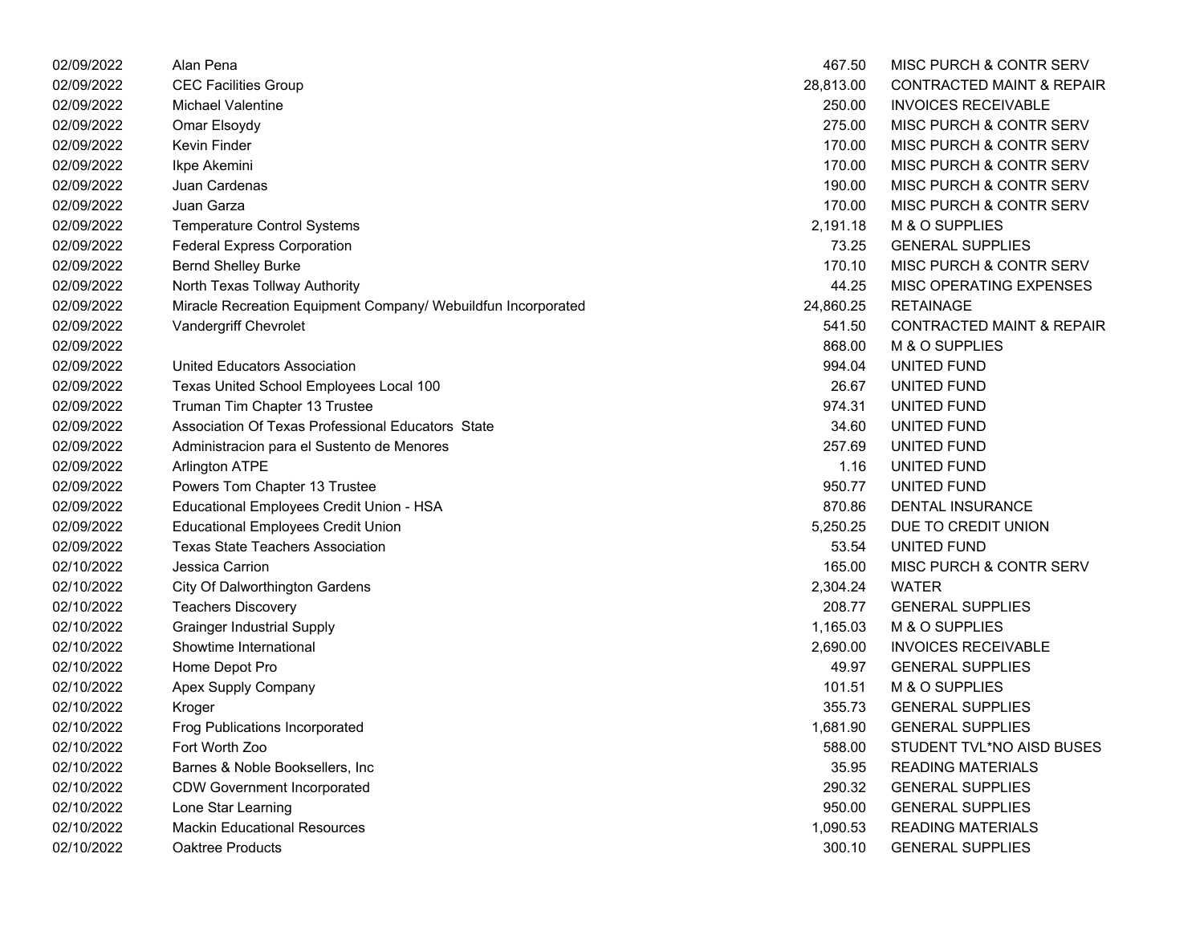| | | | |
|---|---|---|---|
| 02/09/2022 | Alan Pena | 467.50 | MISC PURCH & CONTR SERV |
| 02/09/2022 | CEC Facilities Group | 28,813.00 | CONTRACTED MAINT & REPAIR |
| 02/09/2022 | Michael Valentine | 250.00 | INVOICES RECEIVABLE |
| 02/09/2022 | Omar Elsoydy | 275.00 | MISC PURCH & CONTR SERV |
| 02/09/2022 | Kevin Finder | 170.00 | MISC PURCH & CONTR SERV |
| 02/09/2022 | Ikpe Akemini | 170.00 | MISC PURCH & CONTR SERV |
| 02/09/2022 | Juan Cardenas | 190.00 | MISC PURCH & CONTR SERV |
| 02/09/2022 | Juan Garza | 170.00 | MISC PURCH & CONTR SERV |
| 02/09/2022 | Temperature Control Systems | 2,191.18 | M & O SUPPLIES |
| 02/09/2022 | Federal Express Corporation | 73.25 | GENERAL SUPPLIES |
| 02/09/2022 | Bernd Shelley Burke | 170.10 | MISC PURCH & CONTR SERV |
| 02/09/2022 | North Texas Tollway Authority | 44.25 | MISC OPERATING EXPENSES |
| 02/09/2022 | Miracle Recreation Equipment Company/ Webuildfun Incorporated | 24,860.25 | RETAINAGE |
| 02/09/2022 | Vandergriff Chevrolet | 541.50 | CONTRACTED MAINT & REPAIR |
| 02/09/2022 | | 868.00 | M & O SUPPLIES |
| 02/09/2022 | United Educators Association | 994.04 | UNITED FUND |
| 02/09/2022 | Texas United School Employees Local 100 | 26.67 | UNITED FUND |
| 02/09/2022 | Truman Tim Chapter 13 Trustee | 974.31 | UNITED FUND |
| 02/09/2022 | Association Of Texas Professional Educators State | 34.60 | UNITED FUND |
| 02/09/2022 | Administracion para el Sustento de Menores | 257.69 | UNITED FUND |
| 02/09/2022 | Arlington ATPE | 1.16 | UNITED FUND |
| 02/09/2022 | Powers Tom Chapter 13 Trustee | 950.77 | UNITED FUND |
| 02/09/2022 | Educational Employees Credit Union - HSA | 870.86 | DENTAL INSURANCE |
| 02/09/2022 | Educational Employees Credit Union | 5,250.25 | DUE TO CREDIT UNION |
| 02/09/2022 | Texas State Teachers Association | 53.54 | UNITED FUND |
| 02/10/2022 | Jessica Carrion | 165.00 | MISC PURCH & CONTR SERV |
| 02/10/2022 | City Of Dalworthington Gardens | 2,304.24 | WATER |
| 02/10/2022 | Teachers Discovery | 208.77 | GENERAL SUPPLIES |
| 02/10/2022 | Grainger Industrial Supply | 1,165.03 | M & O SUPPLIES |
| 02/10/2022 | Showtime International | 2,690.00 | INVOICES RECEIVABLE |
| 02/10/2022 | Home Depot Pro | 49.97 | GENERAL SUPPLIES |
| 02/10/2022 | Apex Supply Company | 101.51 | M & O SUPPLIES |
| 02/10/2022 | Kroger | 355.73 | GENERAL SUPPLIES |
| 02/10/2022 | Frog Publications Incorporated | 1,681.90 | GENERAL SUPPLIES |
| 02/10/2022 | Fort Worth Zoo | 588.00 | STUDENT TVL*NO AISD BUSES |
| 02/10/2022 | Barnes & Noble Booksellers, Inc | 35.95 | READING MATERIALS |
| 02/10/2022 | CDW Government Incorporated | 290.32 | GENERAL SUPPLIES |
| 02/10/2022 | Lone Star Learning | 950.00 | GENERAL SUPPLIES |
| 02/10/2022 | Mackin Educational Resources | 1,090.53 | READING MATERIALS |
| 02/10/2022 | Oaktree Products | 300.10 | GENERAL SUPPLIES |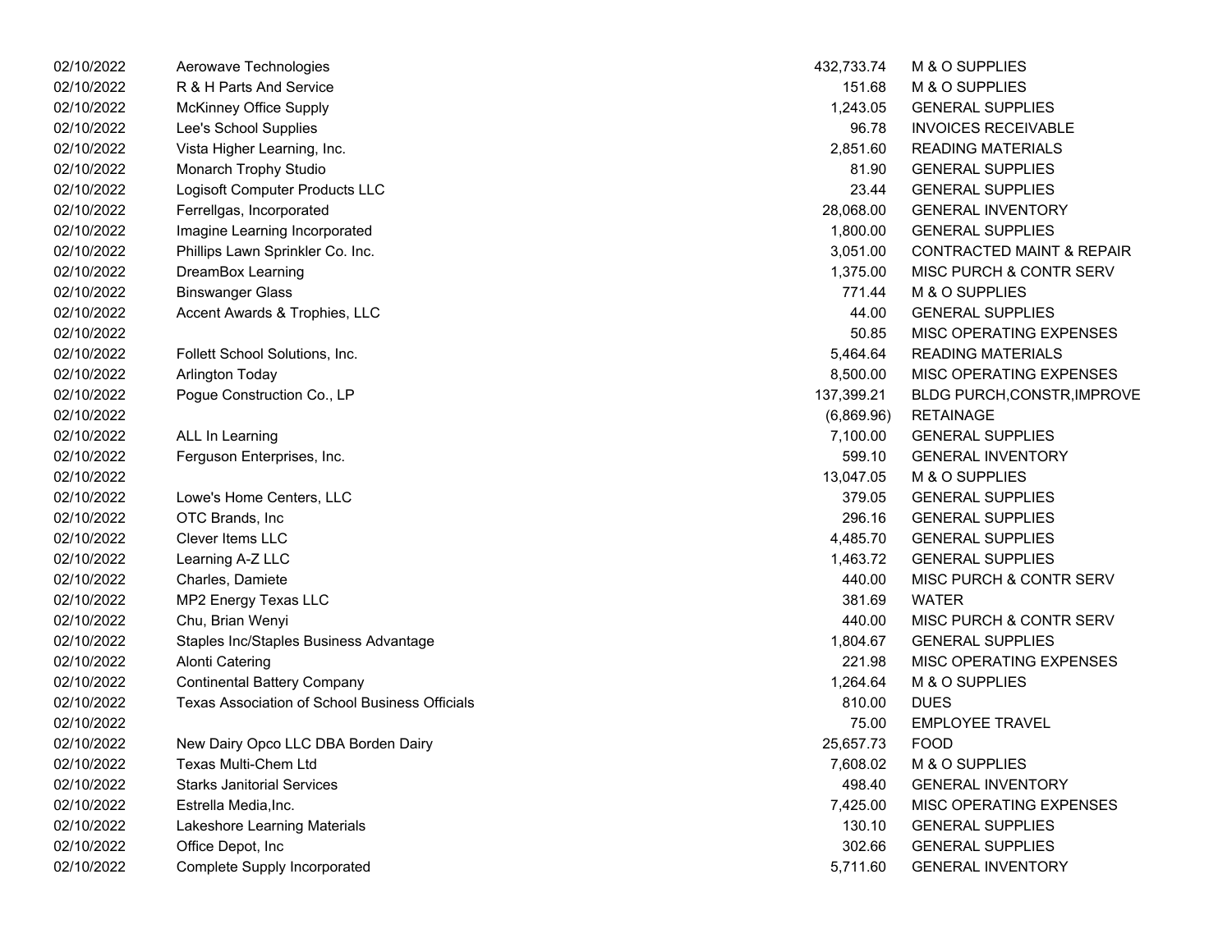| | | | |
|---|---|---|---|
| 02/10/2022 | Aerowave Technologies | 432,733.74 | M & O SUPPLIES |
| 02/10/2022 | R & H Parts And Service | 151.68 | M & O SUPPLIES |
| 02/10/2022 | McKinney Office Supply | 1,243.05 | GENERAL SUPPLIES |
| 02/10/2022 | Lee's School Supplies | 96.78 | INVOICES RECEIVABLE |
| 02/10/2022 | Vista Higher Learning, Inc. | 2,851.60 | READING MATERIALS |
| 02/10/2022 | Monarch Trophy Studio | 81.90 | GENERAL SUPPLIES |
| 02/10/2022 | Logisoft Computer Products LLC | 23.44 | GENERAL SUPPLIES |
| 02/10/2022 | Ferrellgas, Incorporated | 28,068.00 | GENERAL INVENTORY |
| 02/10/2022 | Imagine Learning Incorporated | 1,800.00 | GENERAL SUPPLIES |
| 02/10/2022 | Phillips Lawn Sprinkler Co. Inc. | 3,051.00 | CONTRACTED MAINT & REPAIR |
| 02/10/2022 | DreamBox Learning | 1,375.00 | MISC PURCH & CONTR SERV |
| 02/10/2022 | Binswanger Glass | 771.44 | M & O SUPPLIES |
| 02/10/2022 | Accent Awards & Trophies, LLC | 44.00 | GENERAL SUPPLIES |
| 02/10/2022 | | 50.85 | MISC OPERATING EXPENSES |
| 02/10/2022 | Follett School Solutions, Inc. | 5,464.64 | READING MATERIALS |
| 02/10/2022 | Arlington Today | 8,500.00 | MISC OPERATING EXPENSES |
| 02/10/2022 | Pogue Construction Co., LP | 137,399.21 | BLDG PURCH,CONSTR,IMPROVE |
| 02/10/2022 | | (6,869.96) | RETAINAGE |
| 02/10/2022 | ALL In Learning | 7,100.00 | GENERAL SUPPLIES |
| 02/10/2022 | Ferguson Enterprises, Inc. | 599.10 | GENERAL INVENTORY |
| 02/10/2022 | | 13,047.05 | M & O SUPPLIES |
| 02/10/2022 | Lowe's Home Centers, LLC | 379.05 | GENERAL SUPPLIES |
| 02/10/2022 | OTC Brands, Inc | 296.16 | GENERAL SUPPLIES |
| 02/10/2022 | Clever Items LLC | 4,485.70 | GENERAL SUPPLIES |
| 02/10/2022 | Learning A-Z LLC | 1,463.72 | GENERAL SUPPLIES |
| 02/10/2022 | Charles, Damiete | 440.00 | MISC PURCH & CONTR SERV |
| 02/10/2022 | MP2 Energy Texas LLC | 381.69 | WATER |
| 02/10/2022 | Chu, Brian Wenyi | 440.00 | MISC PURCH & CONTR SERV |
| 02/10/2022 | Staples Inc/Staples Business Advantage | 1,804.67 | GENERAL SUPPLIES |
| 02/10/2022 | Alonti Catering | 221.98 | MISC OPERATING EXPENSES |
| 02/10/2022 | Continental Battery Company | 1,264.64 | M & O SUPPLIES |
| 02/10/2022 | Texas Association of School Business Officials | 810.00 | DUES |
| 02/10/2022 | | 75.00 | EMPLOYEE TRAVEL |
| 02/10/2022 | New Dairy Opco LLC DBA Borden Dairy | 25,657.73 | FOOD |
| 02/10/2022 | Texas Multi-Chem Ltd | 7,608.02 | M & O SUPPLIES |
| 02/10/2022 | Starks Janitorial Services | 498.40 | GENERAL INVENTORY |
| 02/10/2022 | Estrella Media,Inc. | 7,425.00 | MISC OPERATING EXPENSES |
| 02/10/2022 | Lakeshore Learning Materials | 130.10 | GENERAL SUPPLIES |
| 02/10/2022 | Office Depot, Inc | 302.66 | GENERAL SUPPLIES |
| 02/10/2022 | Complete Supply Incorporated | 5,711.60 | GENERAL INVENTORY |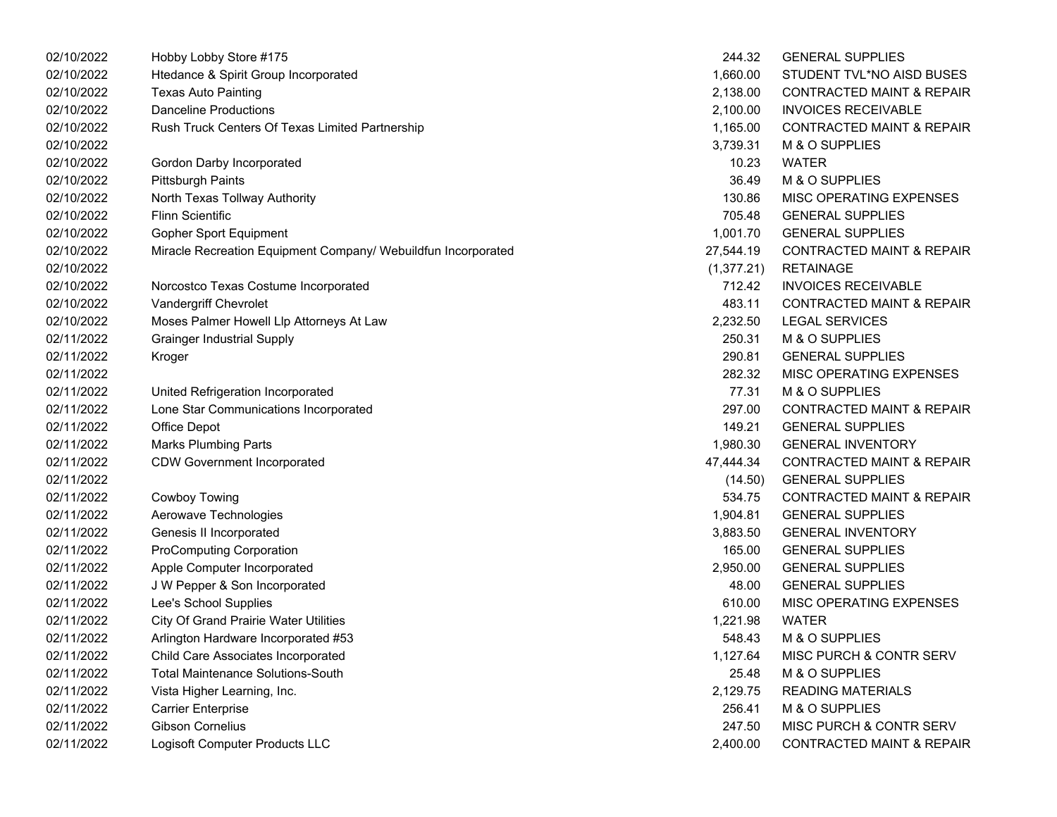| | | | |
|---|---|---|---|
| 02/10/2022 | Hobby Lobby Store #175 | 244.32 | GENERAL SUPPLIES |
| 02/10/2022 | Htedance & Spirit Group Incorporated | 1,660.00 | STUDENT TVL*NO AISD BUSES |
| 02/10/2022 | Texas Auto Painting | 2,138.00 | CONTRACTED MAINT & REPAIR |
| 02/10/2022 | Danceline Productions | 2,100.00 | INVOICES RECEIVABLE |
| 02/10/2022 | Rush Truck Centers Of Texas Limited Partnership | 1,165.00 | CONTRACTED MAINT & REPAIR |
| 02/10/2022 | | 3,739.31 | M & O SUPPLIES |
| 02/10/2022 | Gordon Darby Incorporated | 10.23 | WATER |
| 02/10/2022 | Pittsburgh Paints | 36.49 | M & O SUPPLIES |
| 02/10/2022 | North Texas Tollway Authority | 130.86 | MISC OPERATING EXPENSES |
| 02/10/2022 | Flinn Scientific | 705.48 | GENERAL SUPPLIES |
| 02/10/2022 | Gopher Sport Equipment | 1,001.70 | GENERAL SUPPLIES |
| 02/10/2022 | Miracle Recreation Equipment Company/ Webuildfun Incorporated | 27,544.19 | CONTRACTED MAINT & REPAIR |
| 02/10/2022 | | (1,377.21) | RETAINAGE |
| 02/10/2022 | Norcostco Texas Costume Incorporated | 712.42 | INVOICES RECEIVABLE |
| 02/10/2022 | Vandergriff Chevrolet | 483.11 | CONTRACTED MAINT & REPAIR |
| 02/10/2022 | Moses Palmer Howell Llp Attorneys At Law | 2,232.50 | LEGAL SERVICES |
| 02/11/2022 | Grainger Industrial Supply | 250.31 | M & O SUPPLIES |
| 02/11/2022 | Kroger | 290.81 | GENERAL SUPPLIES |
| 02/11/2022 | | 282.32 | MISC OPERATING EXPENSES |
| 02/11/2022 | United Refrigeration Incorporated | 77.31 | M & O SUPPLIES |
| 02/11/2022 | Lone Star Communications Incorporated | 297.00 | CONTRACTED MAINT & REPAIR |
| 02/11/2022 | Office Depot | 149.21 | GENERAL SUPPLIES |
| 02/11/2022 | Marks Plumbing Parts | 1,980.30 | GENERAL INVENTORY |
| 02/11/2022 | CDW Government Incorporated | 47,444.34 | CONTRACTED MAINT & REPAIR |
| 02/11/2022 | | (14.50) | GENERAL SUPPLIES |
| 02/11/2022 | Cowboy Towing | 534.75 | CONTRACTED MAINT & REPAIR |
| 02/11/2022 | Aerowave Technologies | 1,904.81 | GENERAL SUPPLIES |
| 02/11/2022 | Genesis II Incorporated | 3,883.50 | GENERAL INVENTORY |
| 02/11/2022 | ProComputing Corporation | 165.00 | GENERAL SUPPLIES |
| 02/11/2022 | Apple Computer Incorporated | 2,950.00 | GENERAL SUPPLIES |
| 02/11/2022 | J W Pepper & Son Incorporated | 48.00 | GENERAL SUPPLIES |
| 02/11/2022 | Lee's School Supplies | 610.00 | MISC OPERATING EXPENSES |
| 02/11/2022 | City Of Grand Prairie Water Utilities | 1,221.98 | WATER |
| 02/11/2022 | Arlington Hardware Incorporated #53 | 548.43 | M & O SUPPLIES |
| 02/11/2022 | Child Care Associates Incorporated | 1,127.64 | MISC PURCH & CONTR SERV |
| 02/11/2022 | Total Maintenance Solutions-South | 25.48 | M & O SUPPLIES |
| 02/11/2022 | Vista Higher Learning, Inc. | 2,129.75 | READING MATERIALS |
| 02/11/2022 | Carrier Enterprise | 256.41 | M & O SUPPLIES |
| 02/11/2022 | Gibson Cornelius | 247.50 | MISC PURCH & CONTR SERV |
| 02/11/2022 | Logisoft Computer Products LLC | 2,400.00 | CONTRACTED MAINT & REPAIR |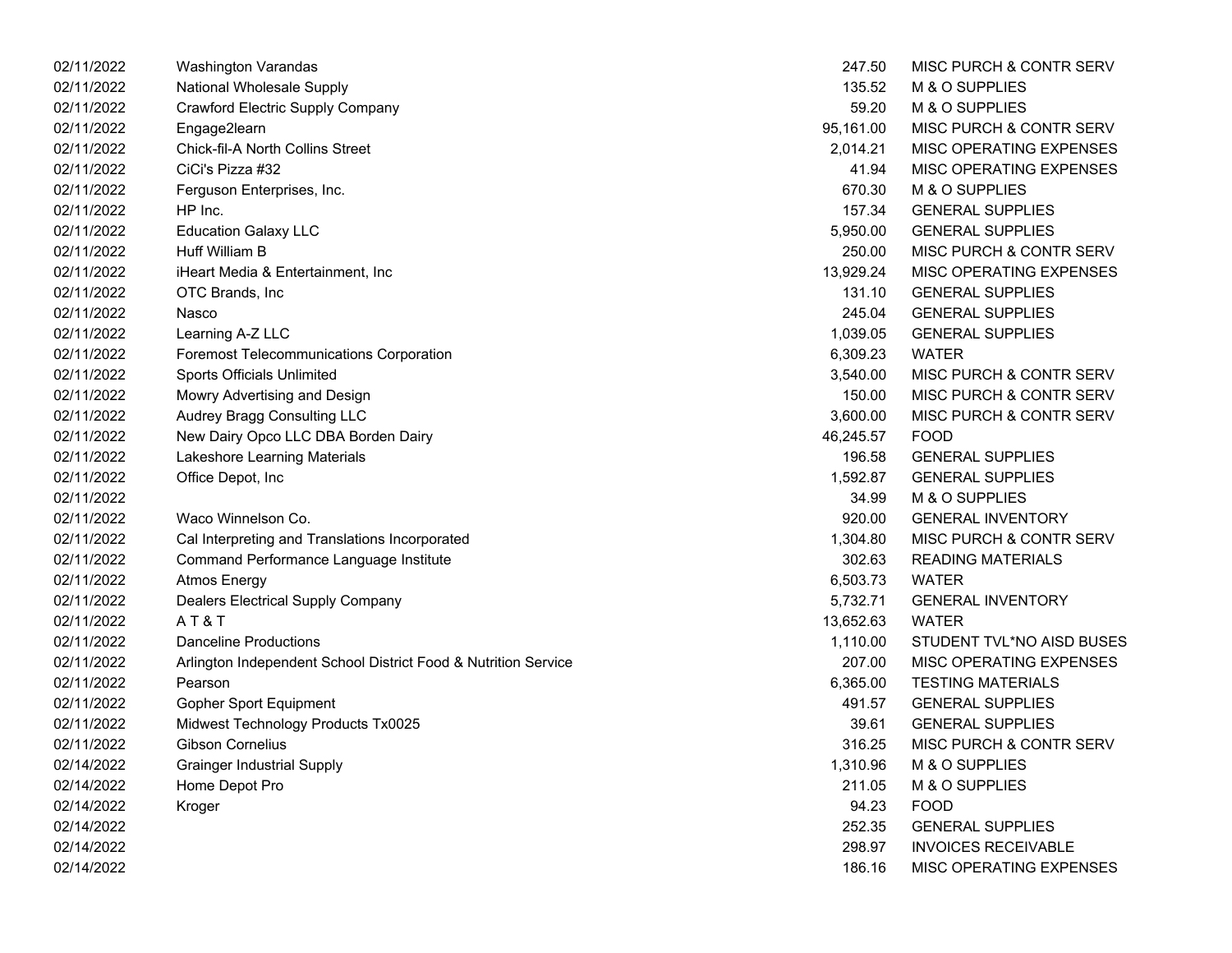| | | | |
|---|---|---|---|
| 02/11/2022 | Washington Varandas | 247.50 | MISC PURCH & CONTR SERV |
| 02/11/2022 | National Wholesale Supply | 135.52 | M & O SUPPLIES |
| 02/11/2022 | Crawford Electric Supply Company | 59.20 | M & O SUPPLIES |
| 02/11/2022 | Engage2learn | 95,161.00 | MISC PURCH & CONTR SERV |
| 02/11/2022 | Chick-fil-A North Collins Street | 2,014.21 | MISC OPERATING EXPENSES |
| 02/11/2022 | CiCi's Pizza #32 | 41.94 | MISC OPERATING EXPENSES |
| 02/11/2022 | Ferguson Enterprises, Inc. | 670.30 | M & O SUPPLIES |
| 02/11/2022 | HP Inc. | 157.34 | GENERAL SUPPLIES |
| 02/11/2022 | Education Galaxy LLC | 5,950.00 | GENERAL SUPPLIES |
| 02/11/2022 | Huff William B | 250.00 | MISC PURCH & CONTR SERV |
| 02/11/2022 | iHeart Media & Entertainment, Inc | 13,929.24 | MISC OPERATING EXPENSES |
| 02/11/2022 | OTC Brands, Inc | 131.10 | GENERAL SUPPLIES |
| 02/11/2022 | Nasco | 245.04 | GENERAL SUPPLIES |
| 02/11/2022 | Learning A-Z LLC | 1,039.05 | GENERAL SUPPLIES |
| 02/11/2022 | Foremost Telecommunications Corporation | 6,309.23 | WATER |
| 02/11/2022 | Sports Officials Unlimited | 3,540.00 | MISC PURCH & CONTR SERV |
| 02/11/2022 | Mowry Advertising and Design | 150.00 | MISC PURCH & CONTR SERV |
| 02/11/2022 | Audrey Bragg Consulting LLC | 3,600.00 | MISC PURCH & CONTR SERV |
| 02/11/2022 | New Dairy Opco LLC DBA Borden Dairy | 46,245.57 | FOOD |
| 02/11/2022 | Lakeshore Learning Materials | 196.58 | GENERAL SUPPLIES |
| 02/11/2022 | Office Depot, Inc | 1,592.87 | GENERAL SUPPLIES |
| 02/11/2022 | | 34.99 | M & O SUPPLIES |
| 02/11/2022 | Waco Winnelson Co. | 920.00 | GENERAL INVENTORY |
| 02/11/2022 | Cal Interpreting and Translations Incorporated | 1,304.80 | MISC PURCH & CONTR SERV |
| 02/11/2022 | Command Performance Language Institute | 302.63 | READING MATERIALS |
| 02/11/2022 | Atmos Energy | 6,503.73 | WATER |
| 02/11/2022 | Dealers Electrical Supply Company | 5,732.71 | GENERAL INVENTORY |
| 02/11/2022 | A T & T | 13,652.63 | WATER |
| 02/11/2022 | Danceline Productions | 1,110.00 | STUDENT TVL*NO AISD BUSES |
| 02/11/2022 | Arlington Independent School District Food & Nutrition Service | 207.00 | MISC OPERATING EXPENSES |
| 02/11/2022 | Pearson | 6,365.00 | TESTING MATERIALS |
| 02/11/2022 | Gopher Sport Equipment | 491.57 | GENERAL SUPPLIES |
| 02/11/2022 | Midwest Technology Products Tx0025 | 39.61 | GENERAL SUPPLIES |
| 02/11/2022 | Gibson Cornelius | 316.25 | MISC PURCH & CONTR SERV |
| 02/14/2022 | Grainger Industrial Supply | 1,310.96 | M & O SUPPLIES |
| 02/14/2022 | Home Depot Pro | 211.05 | M & O SUPPLIES |
| 02/14/2022 | Kroger | 94.23 | FOOD |
| 02/14/2022 | | 252.35 | GENERAL SUPPLIES |
| 02/14/2022 | | 298.97 | INVOICES RECEIVABLE |
| 02/14/2022 | | 186.16 | MISC OPERATING EXPENSES |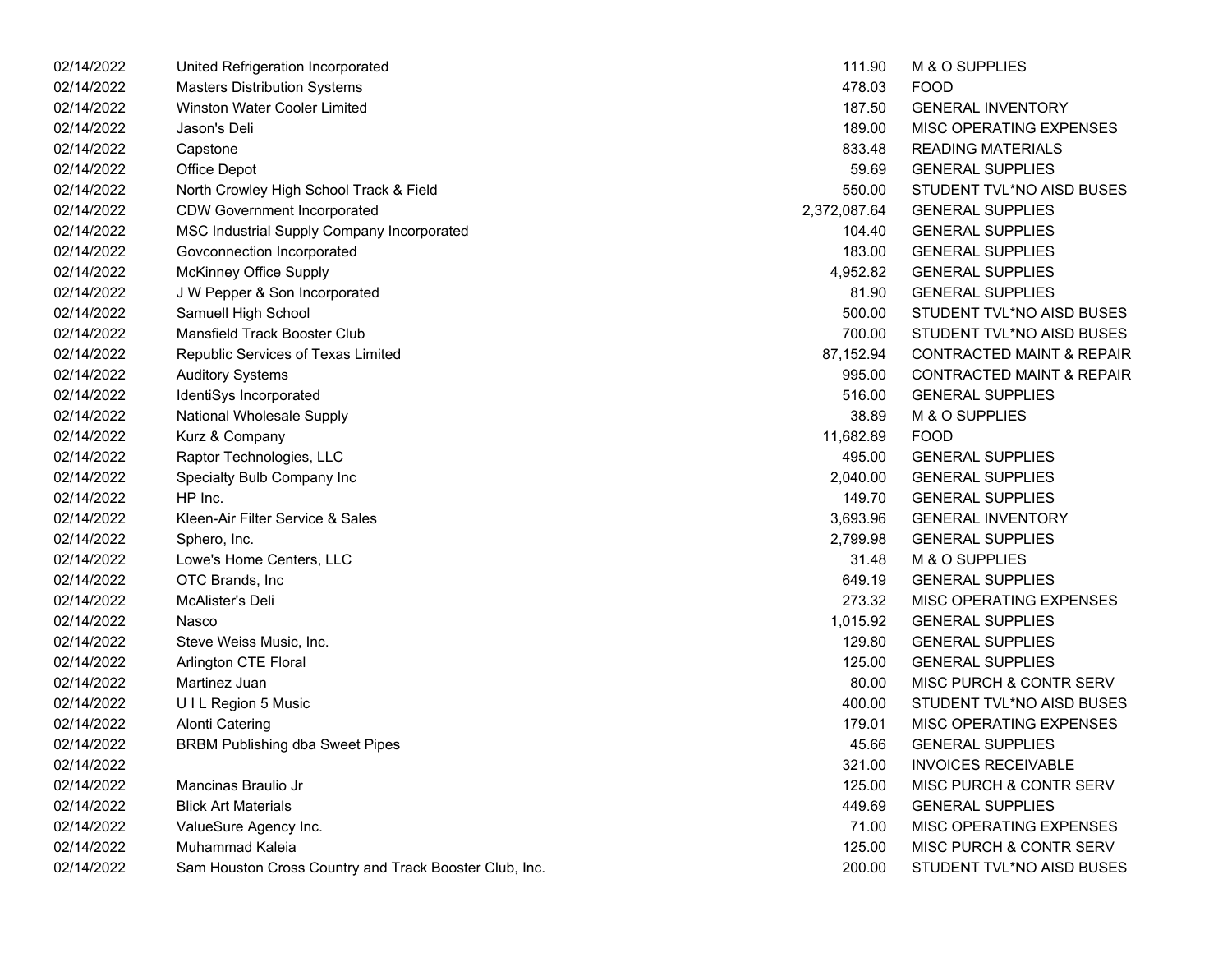| | | | |
|---|---|---|---|
| 02/14/2022 | United Refrigeration Incorporated | 111.90 | M & O SUPPLIES |
| 02/14/2022 | Masters Distribution Systems | 478.03 | FOOD |
| 02/14/2022 | Winston Water Cooler Limited | 187.50 | GENERAL INVENTORY |
| 02/14/2022 | Jason's Deli | 189.00 | MISC OPERATING EXPENSES |
| 02/14/2022 | Capstone | 833.48 | READING MATERIALS |
| 02/14/2022 | Office Depot | 59.69 | GENERAL SUPPLIES |
| 02/14/2022 | North Crowley High School Track & Field | 550.00 | STUDENT TVL*NO AISD BUSES |
| 02/14/2022 | CDW Government Incorporated | 2,372,087.64 | GENERAL SUPPLIES |
| 02/14/2022 | MSC Industrial Supply Company Incorporated | 104.40 | GENERAL SUPPLIES |
| 02/14/2022 | Govconnection Incorporated | 183.00 | GENERAL SUPPLIES |
| 02/14/2022 | McKinney Office Supply | 4,952.82 | GENERAL SUPPLIES |
| 02/14/2022 | J W Pepper & Son Incorporated | 81.90 | GENERAL SUPPLIES |
| 02/14/2022 | Samuell High School | 500.00 | STUDENT TVL*NO AISD BUSES |
| 02/14/2022 | Mansfield Track Booster Club | 700.00 | STUDENT TVL*NO AISD BUSES |
| 02/14/2022 | Republic Services of Texas Limited | 87,152.94 | CONTRACTED MAINT & REPAIR |
| 02/14/2022 | Auditory Systems | 995.00 | CONTRACTED MAINT & REPAIR |
| 02/14/2022 | IdentiSys Incorporated | 516.00 | GENERAL SUPPLIES |
| 02/14/2022 | National Wholesale Supply | 38.89 | M & O SUPPLIES |
| 02/14/2022 | Kurz & Company | 11,682.89 | FOOD |
| 02/14/2022 | Raptor Technologies, LLC | 495.00 | GENERAL SUPPLIES |
| 02/14/2022 | Specialty Bulb Company Inc | 2,040.00 | GENERAL SUPPLIES |
| 02/14/2022 | HP Inc. | 149.70 | GENERAL SUPPLIES |
| 02/14/2022 | Kleen-Air Filter Service & Sales | 3,693.96 | GENERAL INVENTORY |
| 02/14/2022 | Sphero, Inc. | 2,799.98 | GENERAL SUPPLIES |
| 02/14/2022 | Lowe's Home Centers, LLC | 31.48 | M & O SUPPLIES |
| 02/14/2022 | OTC Brands, Inc | 649.19 | GENERAL SUPPLIES |
| 02/14/2022 | McAlister's Deli | 273.32 | MISC OPERATING EXPENSES |
| 02/14/2022 | Nasco | 1,015.92 | GENERAL SUPPLIES |
| 02/14/2022 | Steve Weiss Music, Inc. | 129.80 | GENERAL SUPPLIES |
| 02/14/2022 | Arlington CTE Floral | 125.00 | GENERAL SUPPLIES |
| 02/14/2022 | Martinez Juan | 80.00 | MISC PURCH & CONTR SERV |
| 02/14/2022 | U I L Region 5 Music | 400.00 | STUDENT TVL*NO AISD BUSES |
| 02/14/2022 | Alonti Catering | 179.01 | MISC OPERATING EXPENSES |
| 02/14/2022 | BRBM Publishing dba Sweet Pipes | 45.66 | GENERAL SUPPLIES |
| 02/14/2022 | | 321.00 | INVOICES RECEIVABLE |
| 02/14/2022 | Mancinas Braulio Jr | 125.00 | MISC PURCH & CONTR SERV |
| 02/14/2022 | Blick Art Materials | 449.69 | GENERAL SUPPLIES |
| 02/14/2022 | ValueSure Agency Inc. | 71.00 | MISC OPERATING EXPENSES |
| 02/14/2022 | Muhammad Kaleia | 125.00 | MISC PURCH & CONTR SERV |
| 02/14/2022 | Sam Houston Cross Country and Track Booster Club, Inc. | 200.00 | STUDENT TVL*NO AISD BUSES |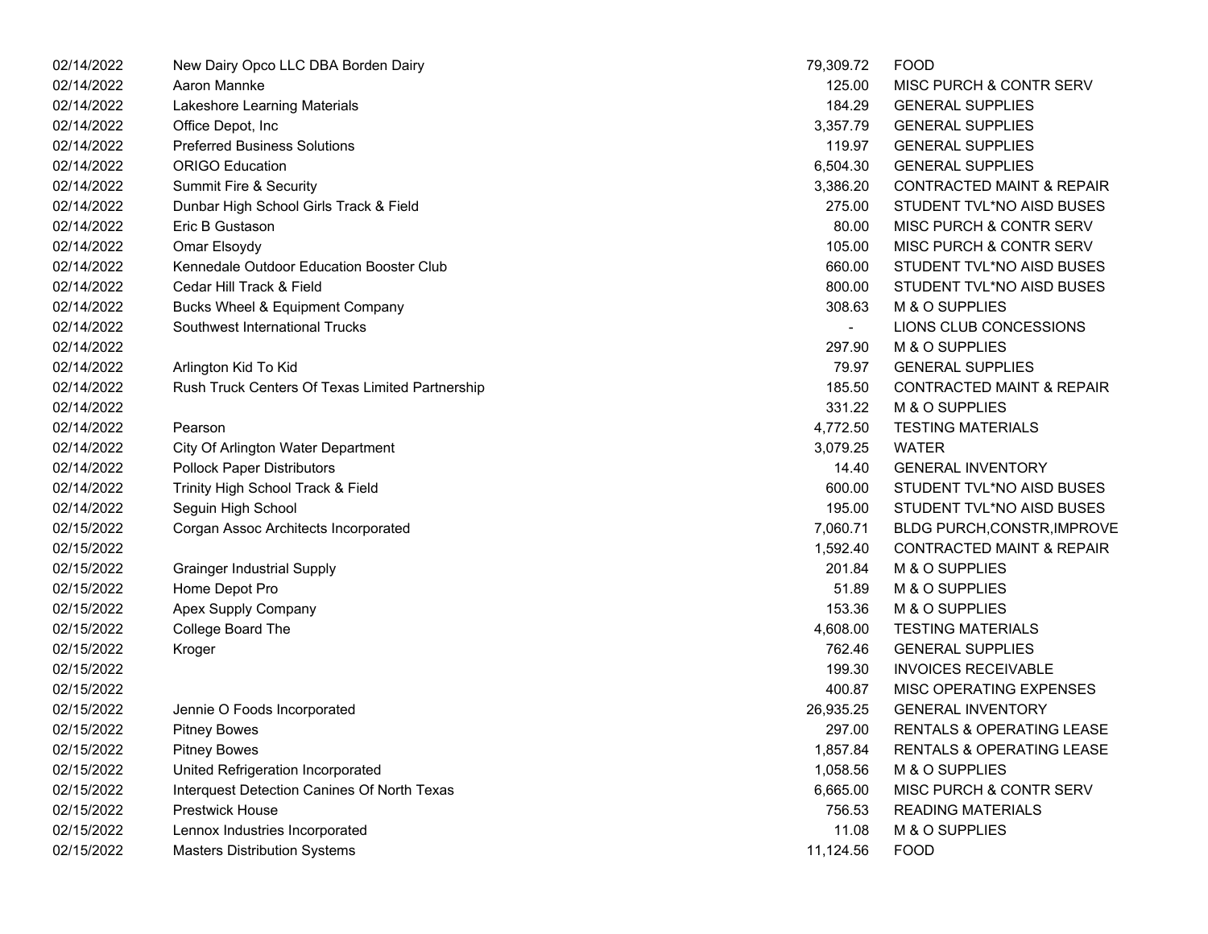| | | | |
|---|---|---|---|
| 02/14/2022 | New Dairy Opco LLC DBA Borden Dairy | 79,309.72 | FOOD |
| 02/14/2022 | Aaron Mannke | 125.00 | MISC PURCH & CONTR SERV |
| 02/14/2022 | Lakeshore Learning Materials | 184.29 | GENERAL SUPPLIES |
| 02/14/2022 | Office Depot, Inc | 3,357.79 | GENERAL SUPPLIES |
| 02/14/2022 | Preferred Business Solutions | 119.97 | GENERAL SUPPLIES |
| 02/14/2022 | ORIGO Education | 6,504.30 | GENERAL SUPPLIES |
| 02/14/2022 | Summit Fire & Security | 3,386.20 | CONTRACTED MAINT & REPAIR |
| 02/14/2022 | Dunbar High School Girls Track & Field | 275.00 | STUDENT TVL*NO AISD BUSES |
| 02/14/2022 | Eric B Gustason | 80.00 | MISC PURCH & CONTR SERV |
| 02/14/2022 | Omar Elsoydy | 105.00 | MISC PURCH & CONTR SERV |
| 02/14/2022 | Kennedale Outdoor Education Booster Club | 660.00 | STUDENT TVL*NO AISD BUSES |
| 02/14/2022 | Cedar Hill Track & Field | 800.00 | STUDENT TVL*NO AISD BUSES |
| 02/14/2022 | Bucks Wheel & Equipment Company | 308.63 | M & O SUPPLIES |
| 02/14/2022 | Southwest International Trucks | - | LIONS CLUB CONCESSIONS |
| 02/14/2022 | | 297.90 | M & O SUPPLIES |
| 02/14/2022 | Arlington Kid To Kid | 79.97 | GENERAL SUPPLIES |
| 02/14/2022 | Rush Truck Centers Of Texas Limited Partnership | 185.50 | CONTRACTED MAINT & REPAIR |
| 02/14/2022 | | 331.22 | M & O SUPPLIES |
| 02/14/2022 | Pearson | 4,772.50 | TESTING MATERIALS |
| 02/14/2022 | City Of Arlington Water Department | 3,079.25 | WATER |
| 02/14/2022 | Pollock Paper Distributors | 14.40 | GENERAL INVENTORY |
| 02/14/2022 | Trinity High School Track & Field | 600.00 | STUDENT TVL*NO AISD BUSES |
| 02/14/2022 | Seguin High School | 195.00 | STUDENT TVL*NO AISD BUSES |
| 02/15/2022 | Corgan Assoc Architects Incorporated | 7,060.71 | BLDG PURCH,CONSTR,IMPROVE |
| 02/15/2022 | | 1,592.40 | CONTRACTED MAINT & REPAIR |
| 02/15/2022 | Grainger Industrial Supply | 201.84 | M & O SUPPLIES |
| 02/15/2022 | Home Depot Pro | 51.89 | M & O SUPPLIES |
| 02/15/2022 | Apex Supply Company | 153.36 | M & O SUPPLIES |
| 02/15/2022 | College Board The | 4,608.00 | TESTING MATERIALS |
| 02/15/2022 | Kroger | 762.46 | GENERAL SUPPLIES |
| 02/15/2022 | | 199.30 | INVOICES RECEIVABLE |
| 02/15/2022 | | 400.87 | MISC OPERATING EXPENSES |
| 02/15/2022 | Jennie O Foods Incorporated | 26,935.25 | GENERAL INVENTORY |
| 02/15/2022 | Pitney Bowes | 297.00 | RENTALS & OPERATING LEASE |
| 02/15/2022 | Pitney Bowes | 1,857.84 | RENTALS & OPERATING LEASE |
| 02/15/2022 | United Refrigeration Incorporated | 1,058.56 | M & O SUPPLIES |
| 02/15/2022 | Interquest Detection Canines Of North Texas | 6,665.00 | MISC PURCH & CONTR SERV |
| 02/15/2022 | Prestwick House | 756.53 | READING MATERIALS |
| 02/15/2022 | Lennox Industries Incorporated | 11.08 | M & O SUPPLIES |
| 02/15/2022 | Masters Distribution Systems | 11,124.56 | FOOD |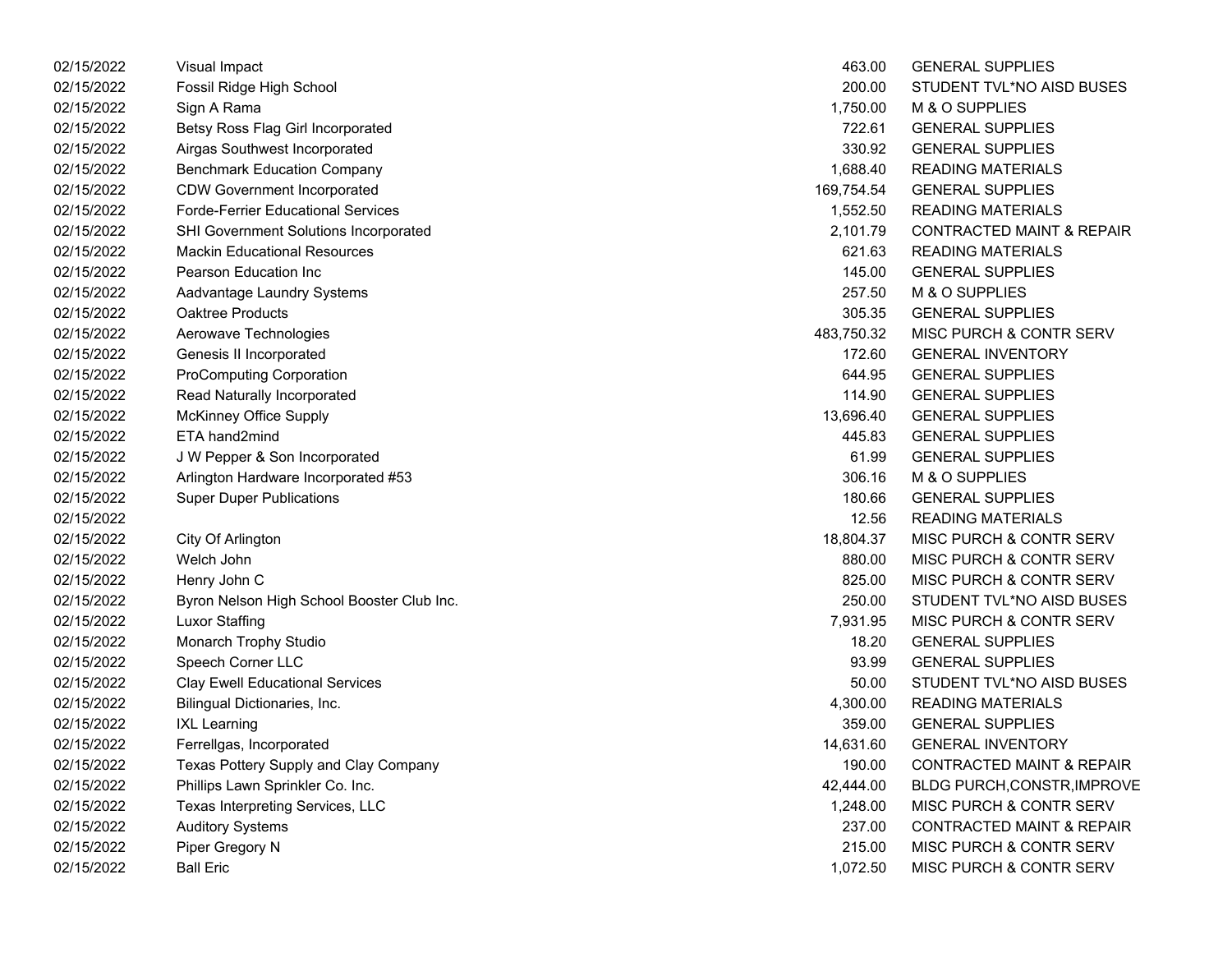| | | | |
|---|---|---|---|
| 02/15/2022 | Visual Impact | 463.00 | GENERAL SUPPLIES |
| 02/15/2022 | Fossil Ridge High School | 200.00 | STUDENT TVL*NO AISD BUSES |
| 02/15/2022 | Sign A Rama | 1,750.00 | M & O SUPPLIES |
| 02/15/2022 | Betsy Ross Flag Girl Incorporated | 722.61 | GENERAL SUPPLIES |
| 02/15/2022 | Airgas Southwest Incorporated | 330.92 | GENERAL SUPPLIES |
| 02/15/2022 | Benchmark Education Company | 1,688.40 | READING MATERIALS |
| 02/15/2022 | CDW Government Incorporated | 169,754.54 | GENERAL SUPPLIES |
| 02/15/2022 | Forde-Ferrier Educational Services | 1,552.50 | READING MATERIALS |
| 02/15/2022 | SHI Government Solutions Incorporated | 2,101.79 | CONTRACTED MAINT & REPAIR |
| 02/15/2022 | Mackin Educational Resources | 621.63 | READING MATERIALS |
| 02/15/2022 | Pearson Education Inc | 145.00 | GENERAL SUPPLIES |
| 02/15/2022 | Aadvantage Laundry Systems | 257.50 | M & O SUPPLIES |
| 02/15/2022 | Oaktree Products | 305.35 | GENERAL SUPPLIES |
| 02/15/2022 | Aerowave Technologies | 483,750.32 | MISC PURCH & CONTR SERV |
| 02/15/2022 | Genesis II Incorporated | 172.60 | GENERAL INVENTORY |
| 02/15/2022 | ProComputing Corporation | 644.95 | GENERAL SUPPLIES |
| 02/15/2022 | Read Naturally Incorporated | 114.90 | GENERAL SUPPLIES |
| 02/15/2022 | McKinney Office Supply | 13,696.40 | GENERAL SUPPLIES |
| 02/15/2022 | ETA hand2mind | 445.83 | GENERAL SUPPLIES |
| 02/15/2022 | J W Pepper & Son Incorporated | 61.99 | GENERAL SUPPLIES |
| 02/15/2022 | Arlington Hardware Incorporated #53 | 306.16 | M & O SUPPLIES |
| 02/15/2022 | Super Duper Publications | 180.66 | GENERAL SUPPLIES |
| 02/15/2022 | | 12.56 | READING MATERIALS |
| 02/15/2022 | City Of Arlington | 18,804.37 | MISC PURCH & CONTR SERV |
| 02/15/2022 | Welch John | 880.00 | MISC PURCH & CONTR SERV |
| 02/15/2022 | Henry John C | 825.00 | MISC PURCH & CONTR SERV |
| 02/15/2022 | Byron Nelson High School Booster Club Inc. | 250.00 | STUDENT TVL*NO AISD BUSES |
| 02/15/2022 | Luxor Staffing | 7,931.95 | MISC PURCH & CONTR SERV |
| 02/15/2022 | Monarch Trophy Studio | 18.20 | GENERAL SUPPLIES |
| 02/15/2022 | Speech Corner LLC | 93.99 | GENERAL SUPPLIES |
| 02/15/2022 | Clay Ewell Educational Services | 50.00 | STUDENT TVL*NO AISD BUSES |
| 02/15/2022 | Bilingual Dictionaries, Inc. | 4,300.00 | READING MATERIALS |
| 02/15/2022 | IXL Learning | 359.00 | GENERAL SUPPLIES |
| 02/15/2022 | Ferrellgas, Incorporated | 14,631.60 | GENERAL INVENTORY |
| 02/15/2022 | Texas Pottery Supply and Clay Company | 190.00 | CONTRACTED MAINT & REPAIR |
| 02/15/2022 | Phillips Lawn Sprinkler Co. Inc. | 42,444.00 | BLDG PURCH,CONSTR,IMPROVE |
| 02/15/2022 | Texas Interpreting Services, LLC | 1,248.00 | MISC PURCH & CONTR SERV |
| 02/15/2022 | Auditory Systems | 237.00 | CONTRACTED MAINT & REPAIR |
| 02/15/2022 | Piper Gregory N | 215.00 | MISC PURCH & CONTR SERV |
| 02/15/2022 | Ball Eric | 1,072.50 | MISC PURCH & CONTR SERV |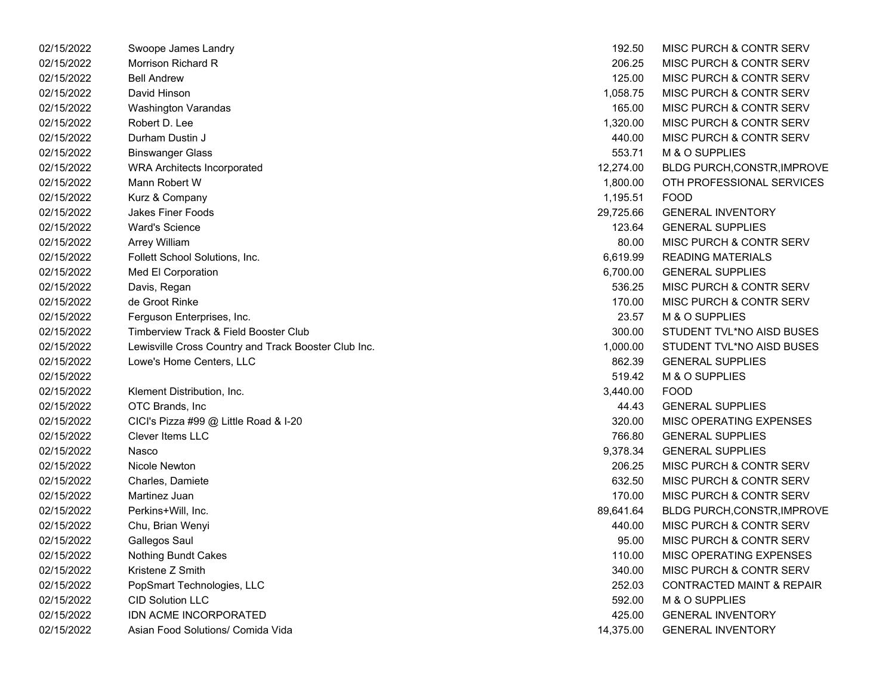| | | | |
|---|---|---|---|
| 02/15/2022 | Swoope James Landry | 192.50 | MISC PURCH & CONTR SERV |
| 02/15/2022 | Morrison Richard R | 206.25 | MISC PURCH & CONTR SERV |
| 02/15/2022 | Bell Andrew | 125.00 | MISC PURCH & CONTR SERV |
| 02/15/2022 | David Hinson | 1,058.75 | MISC PURCH & CONTR SERV |
| 02/15/2022 | Washington Varandas | 165.00 | MISC PURCH & CONTR SERV |
| 02/15/2022 | Robert D. Lee | 1,320.00 | MISC PURCH & CONTR SERV |
| 02/15/2022 | Durham Dustin J | 440.00 | MISC PURCH & CONTR SERV |
| 02/15/2022 | Binswanger Glass | 553.71 | M & O SUPPLIES |
| 02/15/2022 | WRA Architects Incorporated | 12,274.00 | BLDG PURCH,CONSTR,IMPROVE |
| 02/15/2022 | Mann Robert W | 1,800.00 | OTH PROFESSIONAL SERVICES |
| 02/15/2022 | Kurz & Company | 1,195.51 | FOOD |
| 02/15/2022 | Jakes Finer Foods | 29,725.66 | GENERAL INVENTORY |
| 02/15/2022 | Ward's Science | 123.64 | GENERAL SUPPLIES |
| 02/15/2022 | Arrey William | 80.00 | MISC PURCH & CONTR SERV |
| 02/15/2022 | Follett School Solutions, Inc. | 6,619.99 | READING MATERIALS |
| 02/15/2022 | Med El Corporation | 6,700.00 | GENERAL SUPPLIES |
| 02/15/2022 | Davis, Regan | 536.25 | MISC PURCH & CONTR SERV |
| 02/15/2022 | de Groot Rinke | 170.00 | MISC PURCH & CONTR SERV |
| 02/15/2022 | Ferguson Enterprises, Inc. | 23.57 | M & O SUPPLIES |
| 02/15/2022 | Timberview Track & Field Booster Club | 300.00 | STUDENT TVL*NO AISD BUSES |
| 02/15/2022 | Lewisville Cross Country and Track Booster Club Inc. | 1,000.00 | STUDENT TVL*NO AISD BUSES |
| 02/15/2022 | Lowe's Home Centers, LLC | 862.39 | GENERAL SUPPLIES |
| 02/15/2022 | | 519.42 | M & O SUPPLIES |
| 02/15/2022 | Klement Distribution, Inc. | 3,440.00 | FOOD |
| 02/15/2022 | OTC Brands, Inc | 44.43 | GENERAL SUPPLIES |
| 02/15/2022 | CICI's Pizza #99 @ Little Road & I-20 | 320.00 | MISC OPERATING EXPENSES |
| 02/15/2022 | Clever Items LLC | 766.80 | GENERAL SUPPLIES |
| 02/15/2022 | Nasco | 9,378.34 | GENERAL SUPPLIES |
| 02/15/2022 | Nicole Newton | 206.25 | MISC PURCH & CONTR SERV |
| 02/15/2022 | Charles, Damiete | 632.50 | MISC PURCH & CONTR SERV |
| 02/15/2022 | Martinez Juan | 170.00 | MISC PURCH & CONTR SERV |
| 02/15/2022 | Perkins+Will, Inc. | 89,641.64 | BLDG PURCH,CONSTR,IMPROVE |
| 02/15/2022 | Chu, Brian Wenyi | 440.00 | MISC PURCH & CONTR SERV |
| 02/15/2022 | Gallegos Saul | 95.00 | MISC PURCH & CONTR SERV |
| 02/15/2022 | Nothing Bundt Cakes | 110.00 | MISC OPERATING EXPENSES |
| 02/15/2022 | Kristene Z Smith | 340.00 | MISC PURCH & CONTR SERV |
| 02/15/2022 | PopSmart Technologies, LLC | 252.03 | CONTRACTED MAINT & REPAIR |
| 02/15/2022 | CID Solution LLC | 592.00 | M & O SUPPLIES |
| 02/15/2022 | IDN ACME INCORPORATED | 425.00 | GENERAL INVENTORY |
| 02/15/2022 | Asian Food Solutions/ Comida Vida | 14,375.00 | GENERAL INVENTORY |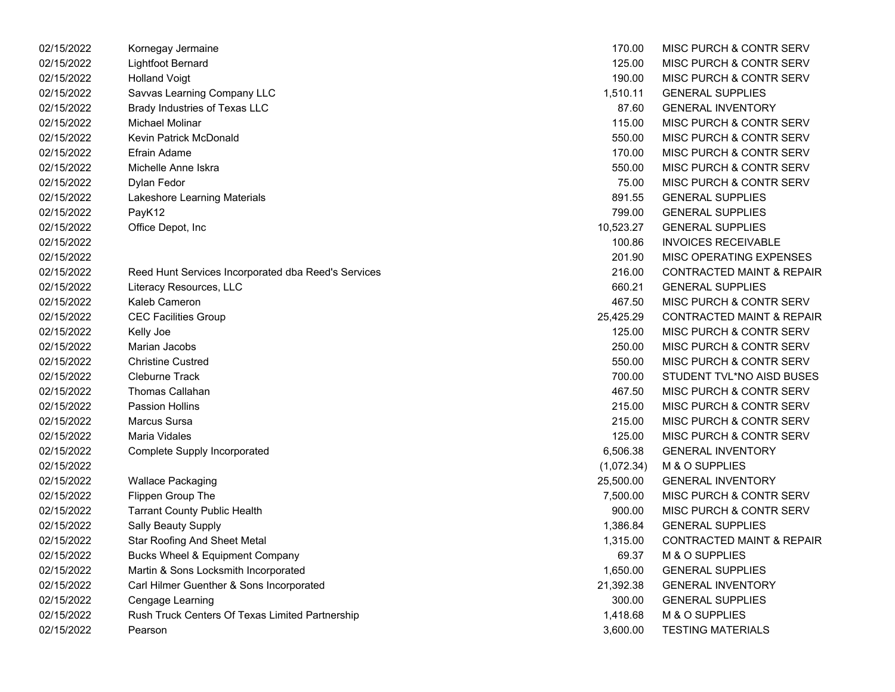| | | | |
|---|---|---|---|
| 02/15/2022 | Kornegay Jermaine | 170.00 | MISC PURCH & CONTR SERV |
| 02/15/2022 | Lightfoot Bernard | 125.00 | MISC PURCH & CONTR SERV |
| 02/15/2022 | Holland Voigt | 190.00 | MISC PURCH & CONTR SERV |
| 02/15/2022 | Savvas Learning Company LLC | 1,510.11 | GENERAL SUPPLIES |
| 02/15/2022 | Brady Industries of Texas LLC | 87.60 | GENERAL INVENTORY |
| 02/15/2022 | Michael Molinar | 115.00 | MISC PURCH & CONTR SERV |
| 02/15/2022 | Kevin Patrick McDonald | 550.00 | MISC PURCH & CONTR SERV |
| 02/15/2022 | Efrain Adame | 170.00 | MISC PURCH & CONTR SERV |
| 02/15/2022 | Michelle Anne Iskra | 550.00 | MISC PURCH & CONTR SERV |
| 02/15/2022 | Dylan Fedor | 75.00 | MISC PURCH & CONTR SERV |
| 02/15/2022 | Lakeshore Learning Materials | 891.55 | GENERAL SUPPLIES |
| 02/15/2022 | PayK12 | 799.00 | GENERAL SUPPLIES |
| 02/15/2022 | Office Depot, Inc | 10,523.27 | GENERAL SUPPLIES |
| 02/15/2022 | | 100.86 | INVOICES RECEIVABLE |
| 02/15/2022 | | 201.90 | MISC OPERATING EXPENSES |
| 02/15/2022 | Reed Hunt Services Incorporated dba Reed's Services | 216.00 | CONTRACTED MAINT & REPAIR |
| 02/15/2022 | Literacy Resources, LLC | 660.21 | GENERAL SUPPLIES |
| 02/15/2022 | Kaleb Cameron | 467.50 | MISC PURCH & CONTR SERV |
| 02/15/2022 | CEC Facilities Group | 25,425.29 | CONTRACTED MAINT & REPAIR |
| 02/15/2022 | Kelly Joe | 125.00 | MISC PURCH & CONTR SERV |
| 02/15/2022 | Marian Jacobs | 250.00 | MISC PURCH & CONTR SERV |
| 02/15/2022 | Christine Custred | 550.00 | MISC PURCH & CONTR SERV |
| 02/15/2022 | Cleburne Track | 700.00 | STUDENT TVL*NO AISD BUSES |
| 02/15/2022 | Thomas Callahan | 467.50 | MISC PURCH & CONTR SERV |
| 02/15/2022 | Passion Hollins | 215.00 | MISC PURCH & CONTR SERV |
| 02/15/2022 | Marcus Sursa | 215.00 | MISC PURCH & CONTR SERV |
| 02/15/2022 | Maria Vidales | 125.00 | MISC PURCH & CONTR SERV |
| 02/15/2022 | Complete Supply Incorporated | 6,506.38 | GENERAL INVENTORY |
| 02/15/2022 | | (1,072.34) | M & O SUPPLIES |
| 02/15/2022 | Wallace Packaging | 25,500.00 | GENERAL INVENTORY |
| 02/15/2022 | Flippen Group The | 7,500.00 | MISC PURCH & CONTR SERV |
| 02/15/2022 | Tarrant County Public Health | 900.00 | MISC PURCH & CONTR SERV |
| 02/15/2022 | Sally Beauty Supply | 1,386.84 | GENERAL SUPPLIES |
| 02/15/2022 | Star Roofing And Sheet Metal | 1,315.00 | CONTRACTED MAINT & REPAIR |
| 02/15/2022 | Bucks Wheel & Equipment Company | 69.37 | M & O SUPPLIES |
| 02/15/2022 | Martin & Sons Locksmith Incorporated | 1,650.00 | GENERAL SUPPLIES |
| 02/15/2022 | Carl Hilmer Guenther & Sons Incorporated | 21,392.38 | GENERAL INVENTORY |
| 02/15/2022 | Cengage Learning | 300.00 | GENERAL SUPPLIES |
| 02/15/2022 | Rush Truck Centers Of Texas Limited Partnership | 1,418.68 | M & O SUPPLIES |
| 02/15/2022 | Pearson | 3,600.00 | TESTING MATERIALS |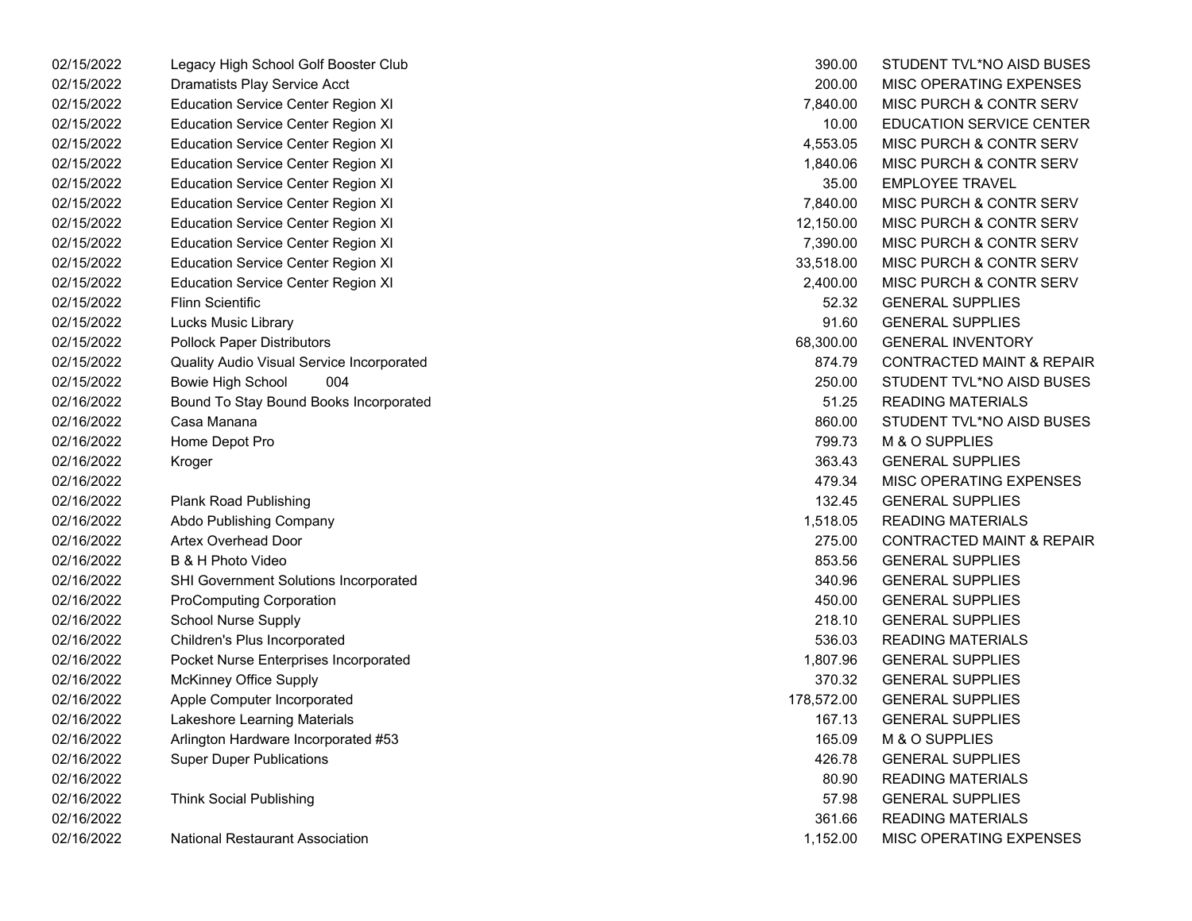| | | | |
|---|---|---|---|
| 02/15/2022 | Legacy High School Golf Booster Club | 390.00 | STUDENT TVL*NO AISD BUSES |
| 02/15/2022 | Dramatists Play Service Acct | 200.00 | MISC OPERATING EXPENSES |
| 02/15/2022 | Education Service Center Region XI | 7,840.00 | MISC PURCH & CONTR SERV |
| 02/15/2022 | Education Service Center Region XI | 10.00 | EDUCATION SERVICE CENTER |
| 02/15/2022 | Education Service Center Region XI | 4,553.05 | MISC PURCH & CONTR SERV |
| 02/15/2022 | Education Service Center Region XI | 1,840.06 | MISC PURCH & CONTR SERV |
| 02/15/2022 | Education Service Center Region XI | 35.00 | EMPLOYEE TRAVEL |
| 02/15/2022 | Education Service Center Region XI | 7,840.00 | MISC PURCH & CONTR SERV |
| 02/15/2022 | Education Service Center Region XI | 12,150.00 | MISC PURCH & CONTR SERV |
| 02/15/2022 | Education Service Center Region XI | 7,390.00 | MISC PURCH & CONTR SERV |
| 02/15/2022 | Education Service Center Region XI | 33,518.00 | MISC PURCH & CONTR SERV |
| 02/15/2022 | Education Service Center Region XI | 2,400.00 | MISC PURCH & CONTR SERV |
| 02/15/2022 | Flinn Scientific | 52.32 | GENERAL SUPPLIES |
| 02/15/2022 | Lucks Music Library | 91.60 | GENERAL SUPPLIES |
| 02/15/2022 | Pollock Paper Distributors | 68,300.00 | GENERAL INVENTORY |
| 02/15/2022 | Quality Audio Visual Service Incorporated | 874.79 | CONTRACTED MAINT & REPAIR |
| 02/15/2022 | Bowie High School 004 | 250.00 | STUDENT TVL*NO AISD BUSES |
| 02/16/2022 | Bound To Stay Bound Books Incorporated | 51.25 | READING MATERIALS |
| 02/16/2022 | Casa Manana | 860.00 | STUDENT TVL*NO AISD BUSES |
| 02/16/2022 | Home Depot Pro | 799.73 | M & O SUPPLIES |
| 02/16/2022 | Kroger | 363.43 | GENERAL SUPPLIES |
| 02/16/2022 | | 479.34 | MISC OPERATING EXPENSES |
| 02/16/2022 | Plank Road Publishing | 132.45 | GENERAL SUPPLIES |
| 02/16/2022 | Abdo Publishing Company | 1,518.05 | READING MATERIALS |
| 02/16/2022 | Artex Overhead Door | 275.00 | CONTRACTED MAINT & REPAIR |
| 02/16/2022 | B & H Photo Video | 853.56 | GENERAL SUPPLIES |
| 02/16/2022 | SHI Government Solutions Incorporated | 340.96 | GENERAL SUPPLIES |
| 02/16/2022 | ProComputing Corporation | 450.00 | GENERAL SUPPLIES |
| 02/16/2022 | School Nurse Supply | 218.10 | GENERAL SUPPLIES |
| 02/16/2022 | Children's Plus Incorporated | 536.03 | READING MATERIALS |
| 02/16/2022 | Pocket Nurse Enterprises Incorporated | 1,807.96 | GENERAL SUPPLIES |
| 02/16/2022 | McKinney Office Supply | 370.32 | GENERAL SUPPLIES |
| 02/16/2022 | Apple Computer Incorporated | 178,572.00 | GENERAL SUPPLIES |
| 02/16/2022 | Lakeshore Learning Materials | 167.13 | GENERAL SUPPLIES |
| 02/16/2022 | Arlington Hardware Incorporated #53 | 165.09 | M & O SUPPLIES |
| 02/16/2022 | Super Duper Publications | 426.78 | GENERAL SUPPLIES |
| 02/16/2022 | | 80.90 | READING MATERIALS |
| 02/16/2022 | Think Social Publishing | 57.98 | GENERAL SUPPLIES |
| 02/16/2022 | | 361.66 | READING MATERIALS |
| 02/16/2022 | National Restaurant Association | 1,152.00 | MISC OPERATING EXPENSES |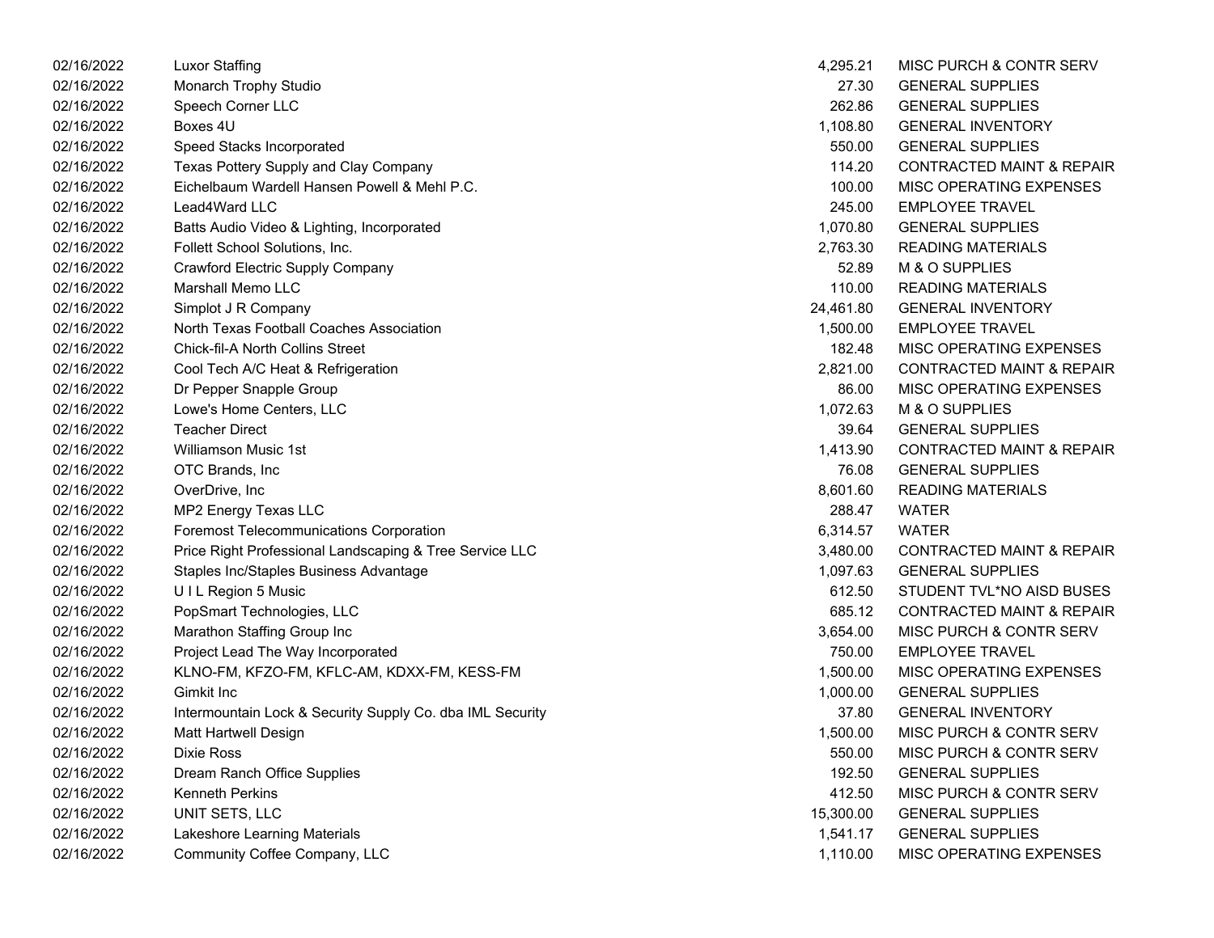| | | | |
|---|---|---|---|
| 02/16/2022 | Luxor Staffing | 4,295.21 | MISC PURCH & CONTR SERV |
| 02/16/2022 | Monarch Trophy Studio | 27.30 | GENERAL SUPPLIES |
| 02/16/2022 | Speech Corner LLC | 262.86 | GENERAL SUPPLIES |
| 02/16/2022 | Boxes 4U | 1,108.80 | GENERAL INVENTORY |
| 02/16/2022 | Speed Stacks Incorporated | 550.00 | GENERAL SUPPLIES |
| 02/16/2022 | Texas Pottery Supply and Clay Company | 114.20 | CONTRACTED MAINT & REPAIR |
| 02/16/2022 | Eichelbaum Wardell Hansen Powell & Mehl P.C. | 100.00 | MISC OPERATING EXPENSES |
| 02/16/2022 | Lead4Ward LLC | 245.00 | EMPLOYEE TRAVEL |
| 02/16/2022 | Batts Audio Video & Lighting, Incorporated | 1,070.80 | GENERAL SUPPLIES |
| 02/16/2022 | Follett School Solutions, Inc. | 2,763.30 | READING MATERIALS |
| 02/16/2022 | Crawford Electric Supply Company | 52.89 | M & O SUPPLIES |
| 02/16/2022 | Marshall Memo LLC | 110.00 | READING MATERIALS |
| 02/16/2022 | Simplot J R Company | 24,461.80 | GENERAL INVENTORY |
| 02/16/2022 | North Texas Football Coaches Association | 1,500.00 | EMPLOYEE TRAVEL |
| 02/16/2022 | Chick-fil-A North Collins Street | 182.48 | MISC OPERATING EXPENSES |
| 02/16/2022 | Cool Tech A/C Heat & Refrigeration | 2,821.00 | CONTRACTED MAINT & REPAIR |
| 02/16/2022 | Dr Pepper Snapple Group | 86.00 | MISC OPERATING EXPENSES |
| 02/16/2022 | Lowe's Home Centers, LLC | 1,072.63 | M & O SUPPLIES |
| 02/16/2022 | Teacher Direct | 39.64 | GENERAL SUPPLIES |
| 02/16/2022 | Williamson Music 1st | 1,413.90 | CONTRACTED MAINT & REPAIR |
| 02/16/2022 | OTC Brands, Inc | 76.08 | GENERAL SUPPLIES |
| 02/16/2022 | OverDrive, Inc | 8,601.60 | READING MATERIALS |
| 02/16/2022 | MP2 Energy Texas LLC | 288.47 | WATER |
| 02/16/2022 | Foremost Telecommunications Corporation | 6,314.57 | WATER |
| 02/16/2022 | Price Right Professional Landscaping & Tree Service LLC | 3,480.00 | CONTRACTED MAINT & REPAIR |
| 02/16/2022 | Staples Inc/Staples Business Advantage | 1,097.63 | GENERAL SUPPLIES |
| 02/16/2022 | U I L Region 5 Music | 612.50 | STUDENT TVL*NO AISD BUSES |
| 02/16/2022 | PopSmart Technologies, LLC | 685.12 | CONTRACTED MAINT & REPAIR |
| 02/16/2022 | Marathon Staffing Group Inc | 3,654.00 | MISC PURCH & CONTR SERV |
| 02/16/2022 | Project Lead The Way Incorporated | 750.00 | EMPLOYEE TRAVEL |
| 02/16/2022 | KLNO-FM, KFZO-FM, KFLC-AM, KDXX-FM, KESS-FM | 1,500.00 | MISC OPERATING EXPENSES |
| 02/16/2022 | Gimkit Inc | 1,000.00 | GENERAL SUPPLIES |
| 02/16/2022 | Intermountain Lock & Security Supply Co. dba IML Security | 37.80 | GENERAL INVENTORY |
| 02/16/2022 | Matt Hartwell Design | 1,500.00 | MISC PURCH & CONTR SERV |
| 02/16/2022 | Dixie Ross | 550.00 | MISC PURCH & CONTR SERV |
| 02/16/2022 | Dream Ranch Office Supplies | 192.50 | GENERAL SUPPLIES |
| 02/16/2022 | Kenneth Perkins | 412.50 | MISC PURCH & CONTR SERV |
| 02/16/2022 | UNIT SETS, LLC | 15,300.00 | GENERAL SUPPLIES |
| 02/16/2022 | Lakeshore Learning Materials | 1,541.17 | GENERAL SUPPLIES |
| 02/16/2022 | Community Coffee Company, LLC | 1,110.00 | MISC OPERATING EXPENSES |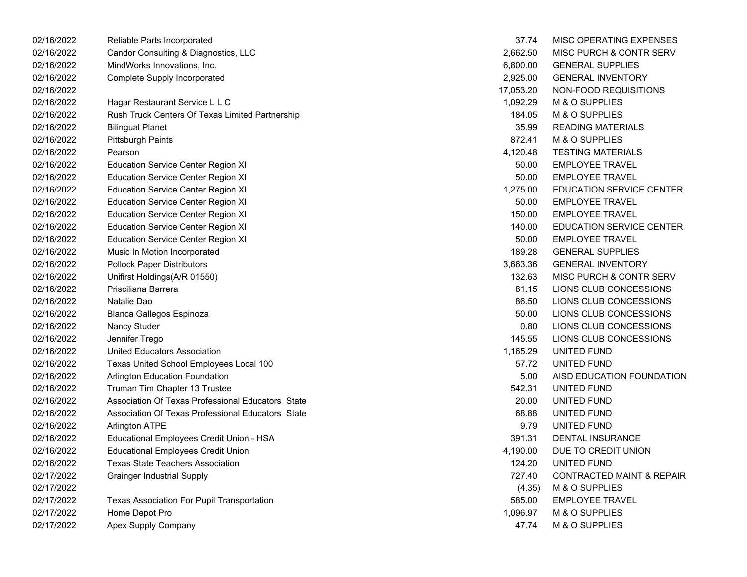| | | | |
|---|---|---|---|
| 02/16/2022 | Reliable Parts Incorporated | 37.74 | MISC OPERATING EXPENSES |
| 02/16/2022 | Candor Consulting & Diagnostics, LLC | 2,662.50 | MISC PURCH & CONTR SERV |
| 02/16/2022 | MindWorks Innovations, Inc. | 6,800.00 | GENERAL SUPPLIES |
| 02/16/2022 | Complete Supply Incorporated | 2,925.00 | GENERAL INVENTORY |
| 02/16/2022 | | 17,053.20 | NON-FOOD REQUISITIONS |
| 02/16/2022 | Hagar Restaurant Service L L C | 1,092.29 | M & O SUPPLIES |
| 02/16/2022 | Rush Truck Centers Of Texas Limited Partnership | 184.05 | M & O SUPPLIES |
| 02/16/2022 | Bilingual Planet | 35.99 | READING MATERIALS |
| 02/16/2022 | Pittsburgh Paints | 872.41 | M & O SUPPLIES |
| 02/16/2022 | Pearson | 4,120.48 | TESTING MATERIALS |
| 02/16/2022 | Education Service Center Region XI | 50.00 | EMPLOYEE TRAVEL |
| 02/16/2022 | Education Service Center Region XI | 50.00 | EMPLOYEE TRAVEL |
| 02/16/2022 | Education Service Center Region XI | 1,275.00 | EDUCATION SERVICE CENTER |
| 02/16/2022 | Education Service Center Region XI | 50.00 | EMPLOYEE TRAVEL |
| 02/16/2022 | Education Service Center Region XI | 150.00 | EMPLOYEE TRAVEL |
| 02/16/2022 | Education Service Center Region XI | 140.00 | EDUCATION SERVICE CENTER |
| 02/16/2022 | Education Service Center Region XI | 50.00 | EMPLOYEE TRAVEL |
| 02/16/2022 | Music In Motion Incorporated | 189.28 | GENERAL SUPPLIES |
| 02/16/2022 | Pollock Paper Distributors | 3,663.36 | GENERAL INVENTORY |
| 02/16/2022 | Unifirst Holdings(A/R 01550) | 132.63 | MISC PURCH & CONTR SERV |
| 02/16/2022 | Prisciliana Barrera | 81.15 | LIONS CLUB CONCESSIONS |
| 02/16/2022 | Natalie Dao | 86.50 | LIONS CLUB CONCESSIONS |
| 02/16/2022 | Blanca Gallegos Espinoza | 50.00 | LIONS CLUB CONCESSIONS |
| 02/16/2022 | Nancy Studer | 0.80 | LIONS CLUB CONCESSIONS |
| 02/16/2022 | Jennifer Trego | 145.55 | LIONS CLUB CONCESSIONS |
| 02/16/2022 | United Educators Association | 1,165.29 | UNITED FUND |
| 02/16/2022 | Texas United School Employees Local 100 | 57.72 | UNITED FUND |
| 02/16/2022 | Arlington Education Foundation | 5.00 | AISD EDUCATION FOUNDATION |
| 02/16/2022 | Truman Tim Chapter 13 Trustee | 542.31 | UNITED FUND |
| 02/16/2022 | Association Of Texas Professional Educators State | 20.00 | UNITED FUND |
| 02/16/2022 | Association Of Texas Professional Educators State | 68.88 | UNITED FUND |
| 02/16/2022 | Arlington ATPE | 9.79 | UNITED FUND |
| 02/16/2022 | Educational Employees Credit Union - HSA | 391.31 | DENTAL INSURANCE |
| 02/16/2022 | Educational Employees Credit Union | 4,190.00 | DUE TO CREDIT UNION |
| 02/16/2022 | Texas State Teachers Association | 124.20 | UNITED FUND |
| 02/17/2022 | Grainger Industrial Supply | 727.40 | CONTRACTED MAINT & REPAIR |
| 02/17/2022 | | (4.35) | M & O SUPPLIES |
| 02/17/2022 | Texas Association For Pupil Transportation | 585.00 | EMPLOYEE TRAVEL |
| 02/17/2022 | Home Depot Pro | 1,096.97 | M & O SUPPLIES |
| 02/17/2022 | Apex Supply Company | 47.74 | M & O SUPPLIES |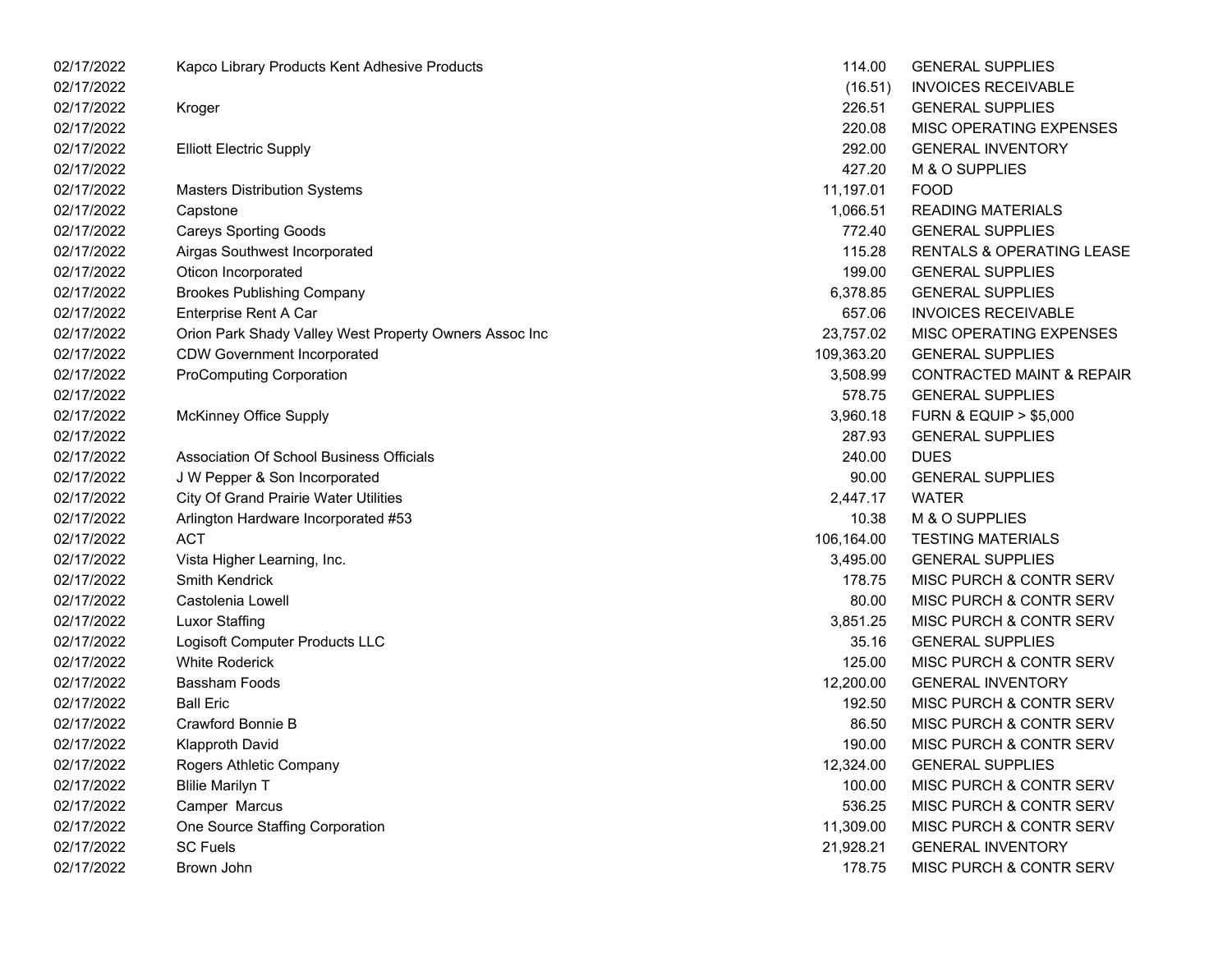| | | | |
|---|---|---|---|
| 02/17/2022 | Kapco Library Products Kent Adhesive Products | 114.00 | GENERAL SUPPLIES |
| 02/17/2022 | | (16.51) | INVOICES RECEIVABLE |
| 02/17/2022 | Kroger | 226.51 | GENERAL SUPPLIES |
| 02/17/2022 | | 220.08 | MISC OPERATING EXPENSES |
| 02/17/2022 | Elliott Electric Supply | 292.00 | GENERAL INVENTORY |
| 02/17/2022 | | 427.20 | M & O SUPPLIES |
| 02/17/2022 | Masters Distribution Systems | 11,197.01 | FOOD |
| 02/17/2022 | Capstone | 1,066.51 | READING MATERIALS |
| 02/17/2022 | Careys Sporting Goods | 772.40 | GENERAL SUPPLIES |
| 02/17/2022 | Airgas Southwest Incorporated | 115.28 | RENTALS & OPERATING LEASE |
| 02/17/2022 | Oticon Incorporated | 199.00 | GENERAL SUPPLIES |
| 02/17/2022 | Brookes Publishing Company | 6,378.85 | GENERAL SUPPLIES |
| 02/17/2022 | Enterprise Rent A Car | 657.06 | INVOICES RECEIVABLE |
| 02/17/2022 | Orion Park Shady Valley West Property Owners Assoc Inc | 23,757.02 | MISC OPERATING EXPENSES |
| 02/17/2022 | CDW Government Incorporated | 109,363.20 | GENERAL SUPPLIES |
| 02/17/2022 | ProComputing Corporation | 3,508.99 | CONTRACTED MAINT & REPAIR |
| 02/17/2022 | | 578.75 | GENERAL SUPPLIES |
| 02/17/2022 | McKinney Office Supply | 3,960.18 | FURN & EQUIP > $5,000 |
| 02/17/2022 | | 287.93 | GENERAL SUPPLIES |
| 02/17/2022 | Association Of School Business Officials | 240.00 | DUES |
| 02/17/2022 | J W Pepper & Son Incorporated | 90.00 | GENERAL SUPPLIES |
| 02/17/2022 | City Of Grand Prairie Water Utilities | 2,447.17 | WATER |
| 02/17/2022 | Arlington Hardware Incorporated #53 | 10.38 | M & O SUPPLIES |
| 02/17/2022 | ACT | 106,164.00 | TESTING MATERIALS |
| 02/17/2022 | Vista Higher Learning, Inc. | 3,495.00 | GENERAL SUPPLIES |
| 02/17/2022 | Smith Kendrick | 178.75 | MISC PURCH & CONTR SERV |
| 02/17/2022 | Castolenia Lowell | 80.00 | MISC PURCH & CONTR SERV |
| 02/17/2022 | Luxor Staffing | 3,851.25 | MISC PURCH & CONTR SERV |
| 02/17/2022 | Logisoft Computer Products LLC | 35.16 | GENERAL SUPPLIES |
| 02/17/2022 | White Roderick | 125.00 | MISC PURCH & CONTR SERV |
| 02/17/2022 | Bassham Foods | 12,200.00 | GENERAL INVENTORY |
| 02/17/2022 | Ball Eric | 192.50 | MISC PURCH & CONTR SERV |
| 02/17/2022 | Crawford Bonnie B | 86.50 | MISC PURCH & CONTR SERV |
| 02/17/2022 | Klapproth David | 190.00 | MISC PURCH & CONTR SERV |
| 02/17/2022 | Rogers Athletic Company | 12,324.00 | GENERAL SUPPLIES |
| 02/17/2022 | Blilie Marilyn T | 100.00 | MISC PURCH & CONTR SERV |
| 02/17/2022 | Camper Marcus | 536.25 | MISC PURCH & CONTR SERV |
| 02/17/2022 | One Source Staffing Corporation | 11,309.00 | MISC PURCH & CONTR SERV |
| 02/17/2022 | SC Fuels | 21,928.21 | GENERAL INVENTORY |
| 02/17/2022 | Brown John | 178.75 | MISC PURCH & CONTR SERV |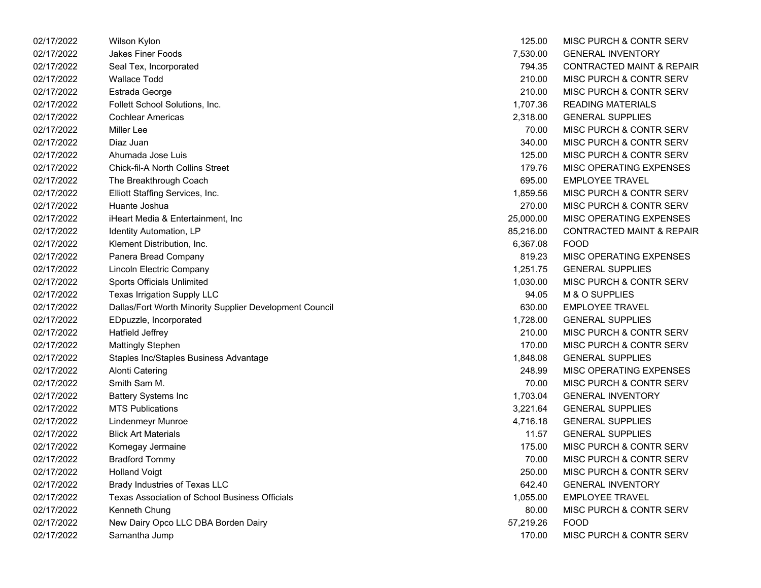| | | | |
|---|---|---|---|
| 02/17/2022 | Wilson Kylon | 125.00 | MISC PURCH & CONTR SERV |
| 02/17/2022 | Jakes Finer Foods | 7,530.00 | GENERAL INVENTORY |
| 02/17/2022 | Seal Tex, Incorporated | 794.35 | CONTRACTED MAINT & REPAIR |
| 02/17/2022 | Wallace Todd | 210.00 | MISC PURCH & CONTR SERV |
| 02/17/2022 | Estrada George | 210.00 | MISC PURCH & CONTR SERV |
| 02/17/2022 | Follett School Solutions, Inc. | 1,707.36 | READING MATERIALS |
| 02/17/2022 | Cochlear Americas | 2,318.00 | GENERAL SUPPLIES |
| 02/17/2022 | Miller Lee | 70.00 | MISC PURCH & CONTR SERV |
| 02/17/2022 | Diaz Juan | 340.00 | MISC PURCH & CONTR SERV |
| 02/17/2022 | Ahumada Jose Luis | 125.00 | MISC PURCH & CONTR SERV |
| 02/17/2022 | Chick-fil-A North Collins Street | 179.76 | MISC OPERATING EXPENSES |
| 02/17/2022 | The Breakthrough Coach | 695.00 | EMPLOYEE TRAVEL |
| 02/17/2022 | Elliott Staffing Services, Inc. | 1,859.56 | MISC PURCH & CONTR SERV |
| 02/17/2022 | Huante Joshua | 270.00 | MISC PURCH & CONTR SERV |
| 02/17/2022 | iHeart Media & Entertainment, Inc | 25,000.00 | MISC OPERATING EXPENSES |
| 02/17/2022 | Identity Automation, LP | 85,216.00 | CONTRACTED MAINT & REPAIR |
| 02/17/2022 | Klement Distribution, Inc. | 6,367.08 | FOOD |
| 02/17/2022 | Panera Bread Company | 819.23 | MISC OPERATING EXPENSES |
| 02/17/2022 | Lincoln Electric Company | 1,251.75 | GENERAL SUPPLIES |
| 02/17/2022 | Sports Officials Unlimited | 1,030.00 | MISC PURCH & CONTR SERV |
| 02/17/2022 | Texas Irrigation Supply LLC | 94.05 | M & O SUPPLIES |
| 02/17/2022 | Dallas/Fort Worth Minority Supplier Development Council | 630.00 | EMPLOYEE TRAVEL |
| 02/17/2022 | EDpuzzle, Incorporated | 1,728.00 | GENERAL SUPPLIES |
| 02/17/2022 | Hatfield Jeffrey | 210.00 | MISC PURCH & CONTR SERV |
| 02/17/2022 | Mattingly Stephen | 170.00 | MISC PURCH & CONTR SERV |
| 02/17/2022 | Staples Inc/Staples Business Advantage | 1,848.08 | GENERAL SUPPLIES |
| 02/17/2022 | Alonti Catering | 248.99 | MISC OPERATING EXPENSES |
| 02/17/2022 | Smith Sam M. | 70.00 | MISC PURCH & CONTR SERV |
| 02/17/2022 | Battery Systems Inc | 1,703.04 | GENERAL INVENTORY |
| 02/17/2022 | MTS Publications | 3,221.64 | GENERAL SUPPLIES |
| 02/17/2022 | Lindenmeyr Munroe | 4,716.18 | GENERAL SUPPLIES |
| 02/17/2022 | Blick Art Materials | 11.57 | GENERAL SUPPLIES |
| 02/17/2022 | Kornegay Jermaine | 175.00 | MISC PURCH & CONTR SERV |
| 02/17/2022 | Bradford Tommy | 70.00 | MISC PURCH & CONTR SERV |
| 02/17/2022 | Holland Voigt | 250.00 | MISC PURCH & CONTR SERV |
| 02/17/2022 | Brady Industries of Texas LLC | 642.40 | GENERAL INVENTORY |
| 02/17/2022 | Texas Association of School Business Officials | 1,055.00 | EMPLOYEE TRAVEL |
| 02/17/2022 | Kenneth Chung | 80.00 | MISC PURCH & CONTR SERV |
| 02/17/2022 | New Dairy Opco LLC DBA Borden Dairy | 57,219.26 | FOOD |
| 02/17/2022 | Samantha Jump | 170.00 | MISC PURCH & CONTR SERV |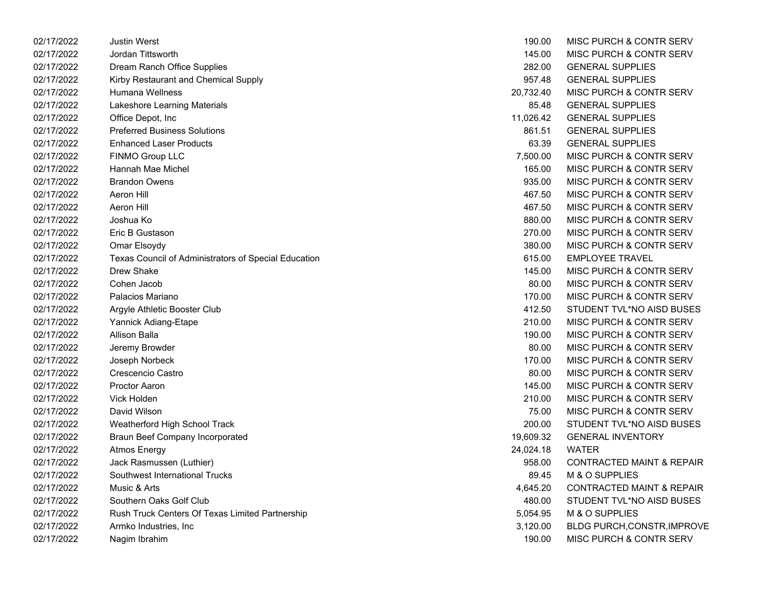| | | | |
|---|---|---|---|
| 02/17/2022 | Justin Werst | 190.00 | MISC PURCH & CONTR SERV |
| 02/17/2022 | Jordan Tittsworth | 145.00 | MISC PURCH & CONTR SERV |
| 02/17/2022 | Dream Ranch Office Supplies | 282.00 | GENERAL SUPPLIES |
| 02/17/2022 | Kirby Restaurant and Chemical Supply | 957.48 | GENERAL SUPPLIES |
| 02/17/2022 | Humana Wellness | 20,732.40 | MISC PURCH & CONTR SERV |
| 02/17/2022 | Lakeshore Learning Materials | 85.48 | GENERAL SUPPLIES |
| 02/17/2022 | Office Depot, Inc | 11,026.42 | GENERAL SUPPLIES |
| 02/17/2022 | Preferred Business Solutions | 861.51 | GENERAL SUPPLIES |
| 02/17/2022 | Enhanced Laser Products | 63.39 | GENERAL SUPPLIES |
| 02/17/2022 | FINMO Group LLC | 7,500.00 | MISC PURCH & CONTR SERV |
| 02/17/2022 | Hannah Mae Michel | 165.00 | MISC PURCH & CONTR SERV |
| 02/17/2022 | Brandon Owens | 935.00 | MISC PURCH & CONTR SERV |
| 02/17/2022 | Aeron Hill | 467.50 | MISC PURCH & CONTR SERV |
| 02/17/2022 | Aeron Hill | 467.50 | MISC PURCH & CONTR SERV |
| 02/17/2022 | Joshua Ko | 880.00 | MISC PURCH & CONTR SERV |
| 02/17/2022 | Eric B Gustason | 270.00 | MISC PURCH & CONTR SERV |
| 02/17/2022 | Omar Elsoydy | 380.00 | MISC PURCH & CONTR SERV |
| 02/17/2022 | Texas Council of Administrators of Special Education | 615.00 | EMPLOYEE TRAVEL |
| 02/17/2022 | Drew Shake | 145.00 | MISC PURCH & CONTR SERV |
| 02/17/2022 | Cohen Jacob | 80.00 | MISC PURCH & CONTR SERV |
| 02/17/2022 | Palacios Mariano | 170.00 | MISC PURCH & CONTR SERV |
| 02/17/2022 | Argyle Athletic Booster Club | 412.50 | STUDENT TVL*NO AISD BUSES |
| 02/17/2022 | Yannick Adiang-Etape | 210.00 | MISC PURCH & CONTR SERV |
| 02/17/2022 | Allison Balla | 190.00 | MISC PURCH & CONTR SERV |
| 02/17/2022 | Jeremy Browder | 80.00 | MISC PURCH & CONTR SERV |
| 02/17/2022 | Joseph Norbeck | 170.00 | MISC PURCH & CONTR SERV |
| 02/17/2022 | Crescencio Castro | 80.00 | MISC PURCH & CONTR SERV |
| 02/17/2022 | Proctor Aaron | 145.00 | MISC PURCH & CONTR SERV |
| 02/17/2022 | Vick Holden | 210.00 | MISC PURCH & CONTR SERV |
| 02/17/2022 | David Wilson | 75.00 | MISC PURCH & CONTR SERV |
| 02/17/2022 | Weatherford High School Track | 200.00 | STUDENT TVL*NO AISD BUSES |
| 02/17/2022 | Braun Beef Company Incorporated | 19,609.32 | GENERAL INVENTORY |
| 02/17/2022 | Atmos Energy | 24,024.18 | WATER |
| 02/17/2022 | Jack Rasmussen (Luthier) | 958.00 | CONTRACTED MAINT & REPAIR |
| 02/17/2022 | Southwest International Trucks | 89.45 | M & O SUPPLIES |
| 02/17/2022 | Music & Arts | 4,645.20 | CONTRACTED MAINT & REPAIR |
| 02/17/2022 | Southern Oaks Golf Club | 480.00 | STUDENT TVL*NO AISD BUSES |
| 02/17/2022 | Rush Truck Centers Of Texas Limited Partnership | 5,054.95 | M & O SUPPLIES |
| 02/17/2022 | Armko Industries, Inc | 3,120.00 | BLDG PURCH,CONSTR,IMPROVE |
| 02/17/2022 | Nagim Ibrahim | 190.00 | MISC PURCH & CONTR SERV |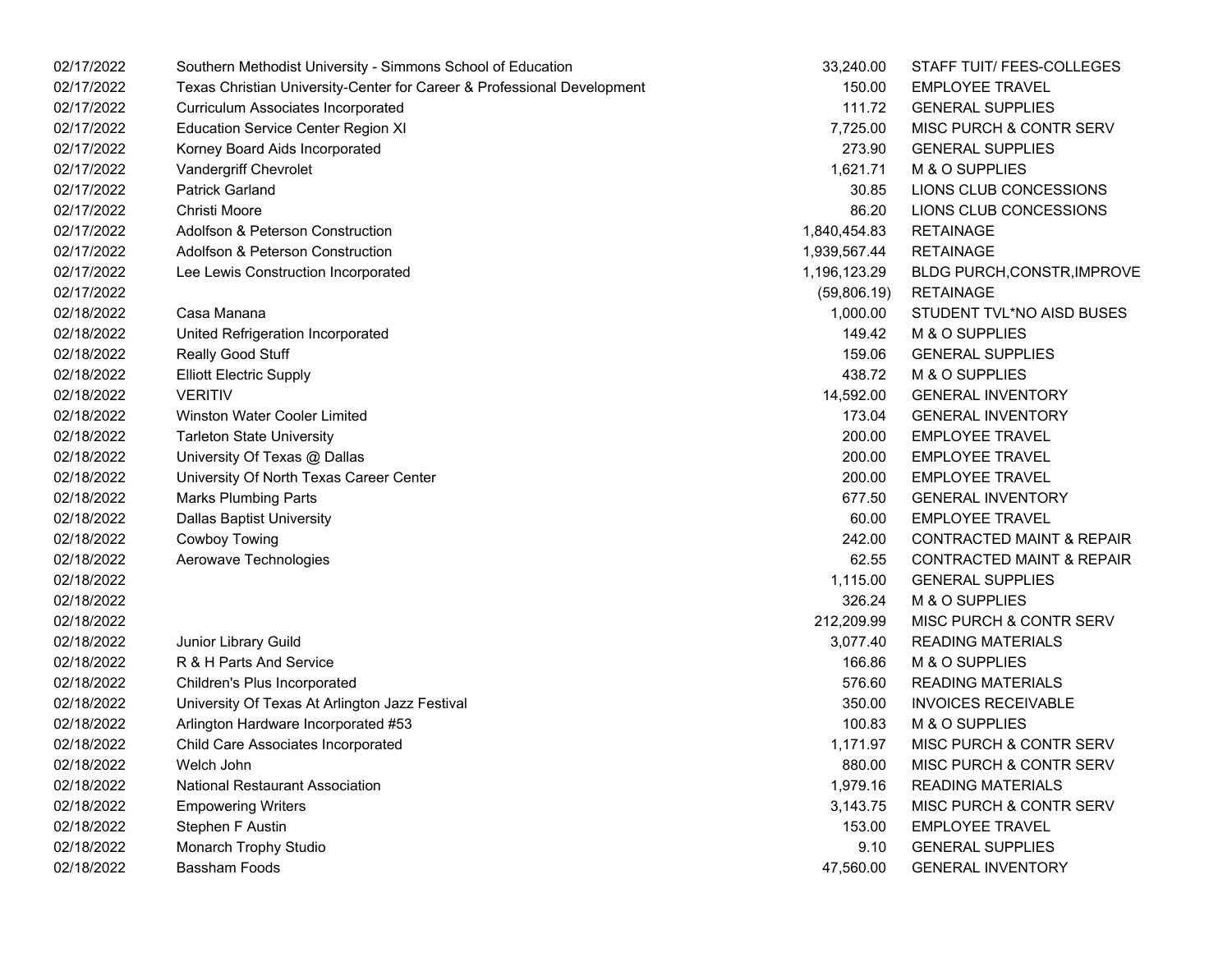| | | | |
|---|---|---|---|
| 02/17/2022 | Southern Methodist University - Simmons School of Education | 33,240.00 | STAFF TUIT/ FEES-COLLEGES |
| 02/17/2022 | Texas Christian University-Center for Career & Professional Development | 150.00 | EMPLOYEE TRAVEL |
| 02/17/2022 | Curriculum Associates Incorporated | 111.72 | GENERAL SUPPLIES |
| 02/17/2022 | Education Service Center Region XI | 7,725.00 | MISC PURCH & CONTR SERV |
| 02/17/2022 | Korney Board Aids Incorporated | 273.90 | GENERAL SUPPLIES |
| 02/17/2022 | Vandergriff Chevrolet | 1,621.71 | M & O SUPPLIES |
| 02/17/2022 | Patrick Garland | 30.85 | LIONS CLUB CONCESSIONS |
| 02/17/2022 | Christi Moore | 86.20 | LIONS CLUB CONCESSIONS |
| 02/17/2022 | Adolfson & Peterson Construction | 1,840,454.83 | RETAINAGE |
| 02/17/2022 | Adolfson & Peterson Construction | 1,939,567.44 | RETAINAGE |
| 02/17/2022 | Lee Lewis Construction Incorporated | 1,196,123.29 | BLDG PURCH,CONSTR,IMPROVE |
| 02/17/2022 | | (59,806.19) | RETAINAGE |
| 02/18/2022 | Casa Manana | 1,000.00 | STUDENT TVL*NO AISD BUSES |
| 02/18/2022 | United Refrigeration Incorporated | 149.42 | M & O SUPPLIES |
| 02/18/2022 | Really Good Stuff | 159.06 | GENERAL SUPPLIES |
| 02/18/2022 | Elliott Electric Supply | 438.72 | M & O SUPPLIES |
| 02/18/2022 | VERITIV | 14,592.00 | GENERAL INVENTORY |
| 02/18/2022 | Winston Water Cooler Limited | 173.04 | GENERAL INVENTORY |
| 02/18/2022 | Tarleton State University | 200.00 | EMPLOYEE TRAVEL |
| 02/18/2022 | University Of Texas @ Dallas | 200.00 | EMPLOYEE TRAVEL |
| 02/18/2022 | University Of North Texas Career Center | 200.00 | EMPLOYEE TRAVEL |
| 02/18/2022 | Marks Plumbing Parts | 677.50 | GENERAL INVENTORY |
| 02/18/2022 | Dallas Baptist University | 60.00 | EMPLOYEE TRAVEL |
| 02/18/2022 | Cowboy Towing | 242.00 | CONTRACTED MAINT & REPAIR |
| 02/18/2022 | Aerowave Technologies | 62.55 | CONTRACTED MAINT & REPAIR |
| 02/18/2022 | | 1,115.00 | GENERAL SUPPLIES |
| 02/18/2022 | | 326.24 | M & O SUPPLIES |
| 02/18/2022 | | 212,209.99 | MISC PURCH & CONTR SERV |
| 02/18/2022 | Junior Library Guild | 3,077.40 | READING MATERIALS |
| 02/18/2022 | R & H Parts And Service | 166.86 | M & O SUPPLIES |
| 02/18/2022 | Children's Plus Incorporated | 576.60 | READING MATERIALS |
| 02/18/2022 | University Of Texas At Arlington Jazz Festival | 350.00 | INVOICES RECEIVABLE |
| 02/18/2022 | Arlington Hardware Incorporated #53 | 100.83 | M & O SUPPLIES |
| 02/18/2022 | Child Care Associates Incorporated | 1,171.97 | MISC PURCH & CONTR SERV |
| 02/18/2022 | Welch John | 880.00 | MISC PURCH & CONTR SERV |
| 02/18/2022 | National Restaurant Association | 1,979.16 | READING MATERIALS |
| 02/18/2022 | Empowering Writers | 3,143.75 | MISC PURCH & CONTR SERV |
| 02/18/2022 | Stephen F Austin | 153.00 | EMPLOYEE TRAVEL |
| 02/18/2022 | Monarch Trophy Studio | 9.10 | GENERAL SUPPLIES |
| 02/18/2022 | Bassham Foods | 47,560.00 | GENERAL INVENTORY |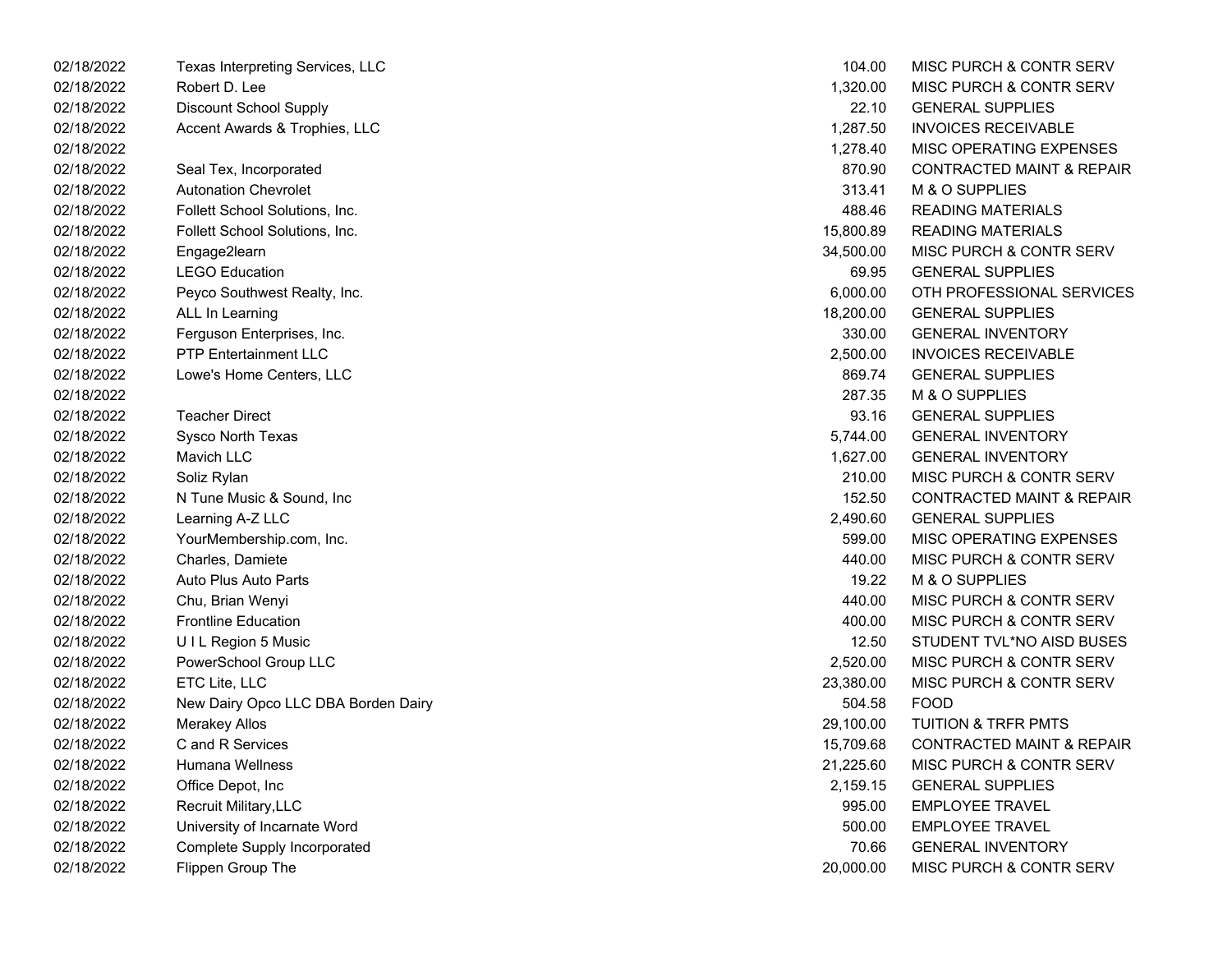| | | | |
|---|---|---|---|
| 02/18/2022 | Texas Interpreting Services, LLC | 104.00 | MISC PURCH & CONTR SERV |
| 02/18/2022 | Robert D. Lee | 1,320.00 | MISC PURCH & CONTR SERV |
| 02/18/2022 | Discount School Supply | 22.10 | GENERAL SUPPLIES |
| 02/18/2022 | Accent Awards & Trophies, LLC | 1,287.50 | INVOICES RECEIVABLE |
| 02/18/2022 | | 1,278.40 | MISC OPERATING EXPENSES |
| 02/18/2022 | Seal Tex, Incorporated | 870.90 | CONTRACTED MAINT & REPAIR |
| 02/18/2022 | Autonation Chevrolet | 313.41 | M & O SUPPLIES |
| 02/18/2022 | Follett School Solutions, Inc. | 488.46 | READING MATERIALS |
| 02/18/2022 | Follett School Solutions, Inc. | 15,800.89 | READING MATERIALS |
| 02/18/2022 | Engage2learn | 34,500.00 | MISC PURCH & CONTR SERV |
| 02/18/2022 | LEGO Education | 69.95 | GENERAL SUPPLIES |
| 02/18/2022 | Peyco Southwest Realty, Inc. | 6,000.00 | OTH PROFESSIONAL SERVICES |
| 02/18/2022 | ALL In Learning | 18,200.00 | GENERAL SUPPLIES |
| 02/18/2022 | Ferguson Enterprises, Inc. | 330.00 | GENERAL INVENTORY |
| 02/18/2022 | PTP Entertainment LLC | 2,500.00 | INVOICES RECEIVABLE |
| 02/18/2022 | Lowe's Home Centers, LLC | 869.74 | GENERAL SUPPLIES |
| 02/18/2022 | | 287.35 | M & O SUPPLIES |
| 02/18/2022 | Teacher Direct | 93.16 | GENERAL SUPPLIES |
| 02/18/2022 | Sysco North Texas | 5,744.00 | GENERAL INVENTORY |
| 02/18/2022 | Mavich LLC | 1,627.00 | GENERAL INVENTORY |
| 02/18/2022 | Soliz Rylan | 210.00 | MISC PURCH & CONTR SERV |
| 02/18/2022 | N Tune Music & Sound, Inc | 152.50 | CONTRACTED MAINT & REPAIR |
| 02/18/2022 | Learning A-Z LLC | 2,490.60 | GENERAL SUPPLIES |
| 02/18/2022 | YourMembership.com, Inc. | 599.00 | MISC OPERATING EXPENSES |
| 02/18/2022 | Charles, Damiete | 440.00 | MISC PURCH & CONTR SERV |
| 02/18/2022 | Auto Plus Auto Parts | 19.22 | M & O SUPPLIES |
| 02/18/2022 | Chu, Brian Wenyi | 440.00 | MISC PURCH & CONTR SERV |
| 02/18/2022 | Frontline Education | 400.00 | MISC PURCH & CONTR SERV |
| 02/18/2022 | U I L Region 5 Music | 12.50 | STUDENT TVL*NO AISD BUSES |
| 02/18/2022 | PowerSchool Group LLC | 2,520.00 | MISC PURCH & CONTR SERV |
| 02/18/2022 | ETC Lite, LLC | 23,380.00 | MISC PURCH & CONTR SERV |
| 02/18/2022 | New Dairy Opco LLC DBA Borden Dairy | 504.58 | FOOD |
| 02/18/2022 | Merakey Allos | 29,100.00 | TUITION & TRFR PMTS |
| 02/18/2022 | C and R Services | 15,709.68 | CONTRACTED MAINT & REPAIR |
| 02/18/2022 | Humana Wellness | 21,225.60 | MISC PURCH & CONTR SERV |
| 02/18/2022 | Office Depot, Inc | 2,159.15 | GENERAL SUPPLIES |
| 02/18/2022 | Recruit Military,LLC | 995.00 | EMPLOYEE TRAVEL |
| 02/18/2022 | University of Incarnate Word | 500.00 | EMPLOYEE TRAVEL |
| 02/18/2022 | Complete Supply Incorporated | 70.66 | GENERAL INVENTORY |
| 02/18/2022 | Flippen Group The | 20,000.00 | MISC PURCH & CONTR SERV |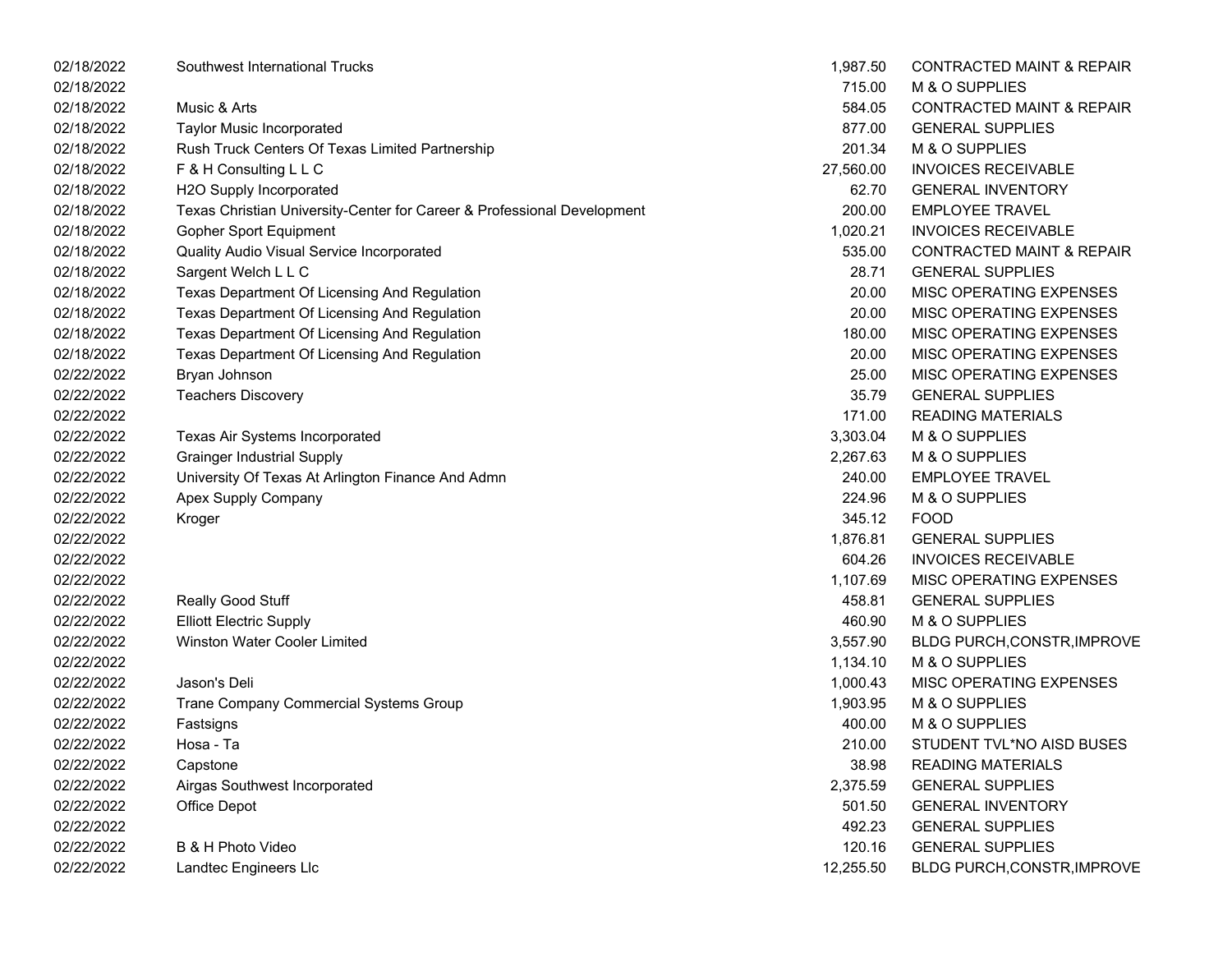| | | | |
|---|---|---|---|
| 02/18/2022 | Southwest International Trucks | 1,987.50 | CONTRACTED MAINT & REPAIR |
| 02/18/2022 | | 715.00 | M & O SUPPLIES |
| 02/18/2022 | Music & Arts | 584.05 | CONTRACTED MAINT & REPAIR |
| 02/18/2022 | Taylor Music Incorporated | 877.00 | GENERAL SUPPLIES |
| 02/18/2022 | Rush Truck Centers Of Texas Limited Partnership | 201.34 | M & O SUPPLIES |
| 02/18/2022 | F & H Consulting L L C | 27,560.00 | INVOICES RECEIVABLE |
| 02/18/2022 | H2O Supply Incorporated | 62.70 | GENERAL INVENTORY |
| 02/18/2022 | Texas Christian University-Center for Career & Professional Development | 200.00 | EMPLOYEE TRAVEL |
| 02/18/2022 | Gopher Sport Equipment | 1,020.21 | INVOICES RECEIVABLE |
| 02/18/2022 | Quality Audio Visual Service Incorporated | 535.00 | CONTRACTED MAINT & REPAIR |
| 02/18/2022 | Sargent Welch L L C | 28.71 | GENERAL SUPPLIES |
| 02/18/2022 | Texas Department Of Licensing And Regulation | 20.00 | MISC OPERATING EXPENSES |
| 02/18/2022 | Texas Department Of Licensing And Regulation | 20.00 | MISC OPERATING EXPENSES |
| 02/18/2022 | Texas Department Of Licensing And Regulation | 180.00 | MISC OPERATING EXPENSES |
| 02/18/2022 | Texas Department Of Licensing And Regulation | 20.00 | MISC OPERATING EXPENSES |
| 02/22/2022 | Bryan Johnson | 25.00 | MISC OPERATING EXPENSES |
| 02/22/2022 | Teachers Discovery | 35.79 | GENERAL SUPPLIES |
| 02/22/2022 | | 171.00 | READING MATERIALS |
| 02/22/2022 | Texas Air Systems Incorporated | 3,303.04 | M & O SUPPLIES |
| 02/22/2022 | Grainger Industrial Supply | 2,267.63 | M & O SUPPLIES |
| 02/22/2022 | University Of Texas At Arlington Finance And Admn | 240.00 | EMPLOYEE TRAVEL |
| 02/22/2022 | Apex Supply Company | 224.96 | M & O SUPPLIES |
| 02/22/2022 | Kroger | 345.12 | FOOD |
| 02/22/2022 | | 1,876.81 | GENERAL SUPPLIES |
| 02/22/2022 | | 604.26 | INVOICES RECEIVABLE |
| 02/22/2022 | | 1,107.69 | MISC OPERATING EXPENSES |
| 02/22/2022 | Really Good Stuff | 458.81 | GENERAL SUPPLIES |
| 02/22/2022 | Elliott Electric Supply | 460.90 | M & O SUPPLIES |
| 02/22/2022 | Winston Water Cooler Limited | 3,557.90 | BLDG PURCH,CONSTR,IMPROVE |
| 02/22/2022 | | 1,134.10 | M & O SUPPLIES |
| 02/22/2022 | Jason's Deli | 1,000.43 | MISC OPERATING EXPENSES |
| 02/22/2022 | Trane Company Commercial Systems Group | 1,903.95 | M & O SUPPLIES |
| 02/22/2022 | Fastsigns | 400.00 | M & O SUPPLIES |
| 02/22/2022 | Hosa - Ta | 210.00 | STUDENT TVL*NO AISD BUSES |
| 02/22/2022 | Capstone | 38.98 | READING MATERIALS |
| 02/22/2022 | Airgas Southwest Incorporated | 2,375.59 | GENERAL SUPPLIES |
| 02/22/2022 | Office Depot | 501.50 | GENERAL INVENTORY |
| 02/22/2022 | | 492.23 | GENERAL SUPPLIES |
| 02/22/2022 | B & H Photo Video | 120.16 | GENERAL SUPPLIES |
| 02/22/2022 | Landtec Engineers Llc | 12,255.50 | BLDG PURCH,CONSTR,IMPROVE |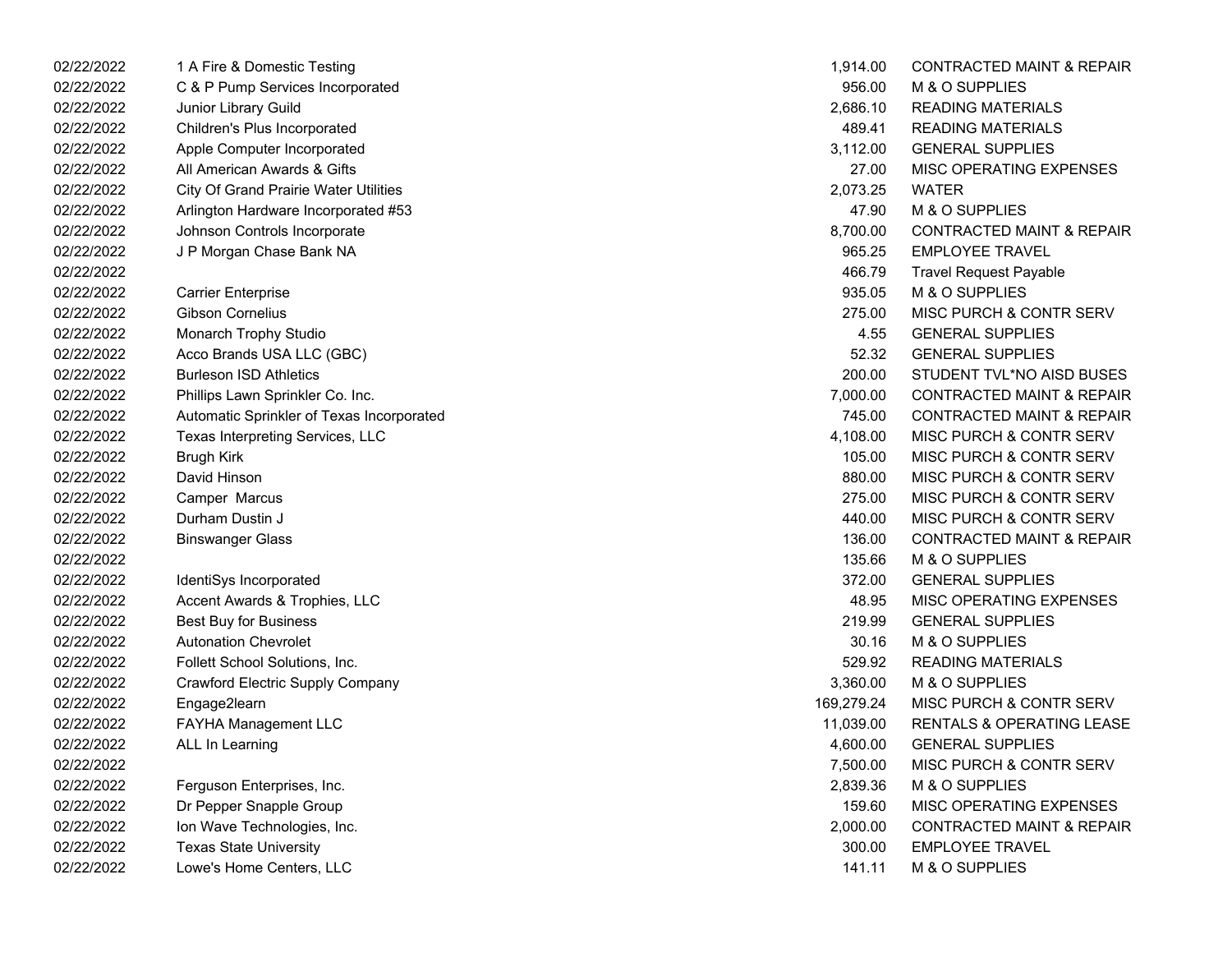| | | | |
|---|---|---|---|
| 02/22/2022 | 1 A Fire & Domestic Testing | 1,914.00 | CONTRACTED MAINT & REPAIR |
| 02/22/2022 | C & P Pump Services Incorporated | 956.00 | M & O SUPPLIES |
| 02/22/2022 | Junior Library Guild | 2,686.10 | READING MATERIALS |
| 02/22/2022 | Children's Plus Incorporated | 489.41 | READING MATERIALS |
| 02/22/2022 | Apple Computer Incorporated | 3,112.00 | GENERAL SUPPLIES |
| 02/22/2022 | All American Awards & Gifts | 27.00 | MISC OPERATING EXPENSES |
| 02/22/2022 | City Of Grand Prairie Water Utilities | 2,073.25 | WATER |
| 02/22/2022 | Arlington Hardware Incorporated #53 | 47.90 | M & O SUPPLIES |
| 02/22/2022 | Johnson Controls Incorporate | 8,700.00 | CONTRACTED MAINT & REPAIR |
| 02/22/2022 | J P Morgan Chase Bank NA | 965.25 | EMPLOYEE TRAVEL |
| 02/22/2022 | | 466.79 | Travel Request Payable |
| 02/22/2022 | Carrier Enterprise | 935.05 | M & O SUPPLIES |
| 02/22/2022 | Gibson Cornelius | 275.00 | MISC PURCH & CONTR SERV |
| 02/22/2022 | Monarch Trophy Studio | 4.55 | GENERAL SUPPLIES |
| 02/22/2022 | Acco Brands USA LLC (GBC) | 52.32 | GENERAL SUPPLIES |
| 02/22/2022 | Burleson ISD Athletics | 200.00 | STUDENT TVL*NO AISD BUSES |
| 02/22/2022 | Phillips Lawn Sprinkler Co. Inc. | 7,000.00 | CONTRACTED MAINT & REPAIR |
| 02/22/2022 | Automatic Sprinkler of Texas Incorporated | 745.00 | CONTRACTED MAINT & REPAIR |
| 02/22/2022 | Texas Interpreting Services, LLC | 4,108.00 | MISC PURCH & CONTR SERV |
| 02/22/2022 | Brugh Kirk | 105.00 | MISC PURCH & CONTR SERV |
| 02/22/2022 | David Hinson | 880.00 | MISC PURCH & CONTR SERV |
| 02/22/2022 | Camper Marcus | 275.00 | MISC PURCH & CONTR SERV |
| 02/22/2022 | Durham Dustin J | 440.00 | MISC PURCH & CONTR SERV |
| 02/22/2022 | Binswanger Glass | 136.00 | CONTRACTED MAINT & REPAIR |
| 02/22/2022 | | 135.66 | M & O SUPPLIES |
| 02/22/2022 | IdentiSys Incorporated | 372.00 | GENERAL SUPPLIES |
| 02/22/2022 | Accent Awards & Trophies, LLC | 48.95 | MISC OPERATING EXPENSES |
| 02/22/2022 | Best Buy for Business | 219.99 | GENERAL SUPPLIES |
| 02/22/2022 | Autonation Chevrolet | 30.16 | M & O SUPPLIES |
| 02/22/2022 | Follett School Solutions, Inc. | 529.92 | READING MATERIALS |
| 02/22/2022 | Crawford Electric Supply Company | 3,360.00 | M & O SUPPLIES |
| 02/22/2022 | Engage2learn | 169,279.24 | MISC PURCH & CONTR SERV |
| 02/22/2022 | FAYHA Management LLC | 11,039.00 | RENTALS & OPERATING LEASE |
| 02/22/2022 | ALL In Learning | 4,600.00 | GENERAL SUPPLIES |
| 02/22/2022 | | 7,500.00 | MISC PURCH & CONTR SERV |
| 02/22/2022 | Ferguson Enterprises, Inc. | 2,839.36 | M & O SUPPLIES |
| 02/22/2022 | Dr Pepper Snapple Group | 159.60 | MISC OPERATING EXPENSES |
| 02/22/2022 | Ion Wave Technologies, Inc. | 2,000.00 | CONTRACTED MAINT & REPAIR |
| 02/22/2022 | Texas State University | 300.00 | EMPLOYEE TRAVEL |
| 02/22/2022 | Lowe's Home Centers, LLC | 141.11 | M & O SUPPLIES |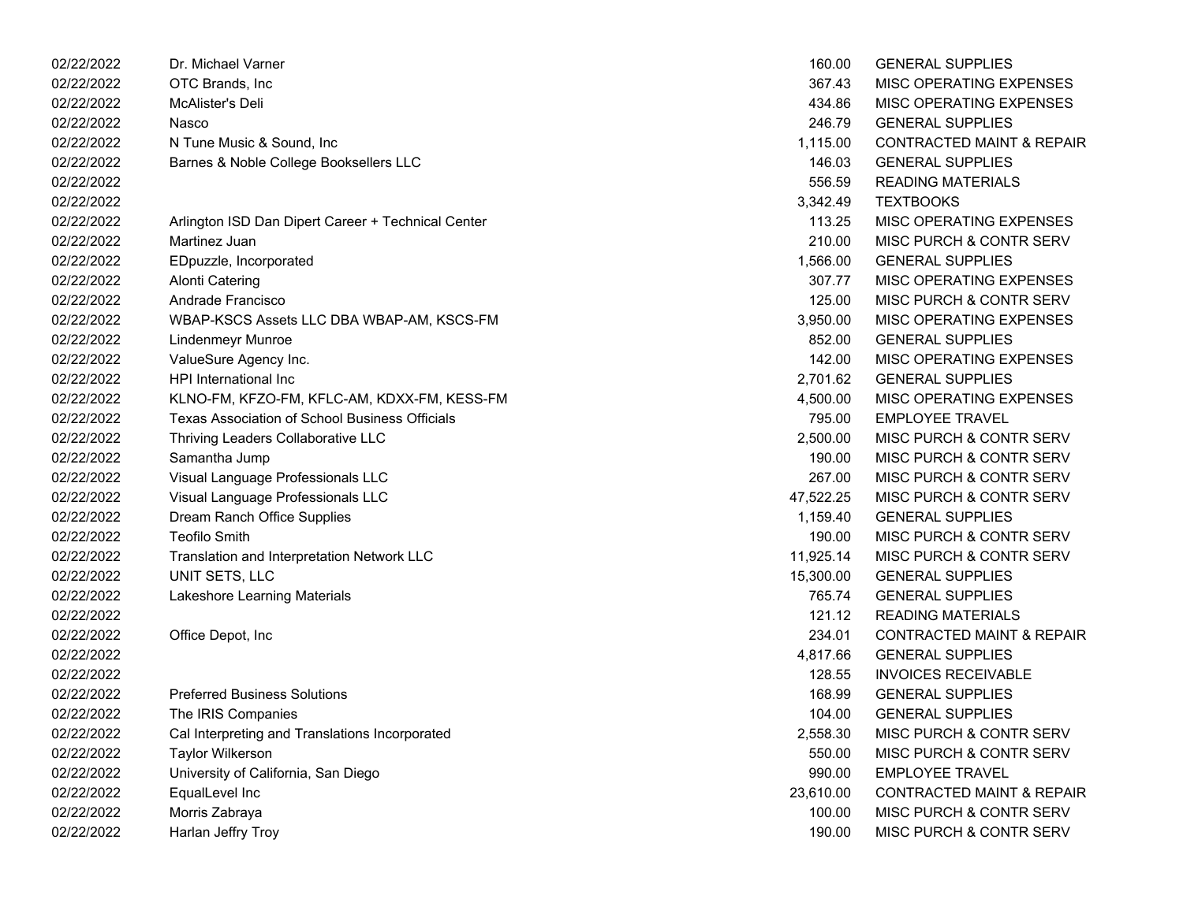| | | | |
|---|---|---|---|
| 02/22/2022 | Dr. Michael Varner | 160.00 | GENERAL SUPPLIES |
| 02/22/2022 | OTC Brands, Inc | 367.43 | MISC OPERATING EXPENSES |
| 02/22/2022 | McAlister's Deli | 434.86 | MISC OPERATING EXPENSES |
| 02/22/2022 | Nasco | 246.79 | GENERAL SUPPLIES |
| 02/22/2022 | N Tune Music & Sound, Inc | 1,115.00 | CONTRACTED MAINT & REPAIR |
| 02/22/2022 | Barnes & Noble College Booksellers LLC | 146.03 | GENERAL SUPPLIES |
| 02/22/2022 | | 556.59 | READING MATERIALS |
| 02/22/2022 | | 3,342.49 | TEXTBOOKS |
| 02/22/2022 | Arlington ISD Dan Dipert Career + Technical Center | 113.25 | MISC OPERATING EXPENSES |
| 02/22/2022 | Martinez Juan | 210.00 | MISC PURCH & CONTR SERV |
| 02/22/2022 | EDpuzzle, Incorporated | 1,566.00 | GENERAL SUPPLIES |
| 02/22/2022 | Alonti Catering | 307.77 | MISC OPERATING EXPENSES |
| 02/22/2022 | Andrade Francisco | 125.00 | MISC PURCH & CONTR SERV |
| 02/22/2022 | WBAP-KSCS Assets LLC DBA WBAP-AM, KSCS-FM | 3,950.00 | MISC OPERATING EXPENSES |
| 02/22/2022 | Lindenmeyr Munroe | 852.00 | GENERAL SUPPLIES |
| 02/22/2022 | ValueSure Agency Inc. | 142.00 | MISC OPERATING EXPENSES |
| 02/22/2022 | HPI International Inc | 2,701.62 | GENERAL SUPPLIES |
| 02/22/2022 | KLNO-FM, KFZO-FM, KFLC-AM, KDXX-FM, KESS-FM | 4,500.00 | MISC OPERATING EXPENSES |
| 02/22/2022 | Texas Association of School Business Officials | 795.00 | EMPLOYEE TRAVEL |
| 02/22/2022 | Thriving Leaders Collaborative LLC | 2,500.00 | MISC PURCH & CONTR SERV |
| 02/22/2022 | Samantha Jump | 190.00 | MISC PURCH & CONTR SERV |
| 02/22/2022 | Visual Language Professionals LLC | 267.00 | MISC PURCH & CONTR SERV |
| 02/22/2022 | Visual Language Professionals LLC | 47,522.25 | MISC PURCH & CONTR SERV |
| 02/22/2022 | Dream Ranch Office Supplies | 1,159.40 | GENERAL SUPPLIES |
| 02/22/2022 | Teofilo Smith | 190.00 | MISC PURCH & CONTR SERV |
| 02/22/2022 | Translation and Interpretation Network LLC | 11,925.14 | MISC PURCH & CONTR SERV |
| 02/22/2022 | UNIT SETS, LLC | 15,300.00 | GENERAL SUPPLIES |
| 02/22/2022 | Lakeshore Learning Materials | 765.74 | GENERAL SUPPLIES |
| 02/22/2022 | | 121.12 | READING MATERIALS |
| 02/22/2022 | Office Depot, Inc | 234.01 | CONTRACTED MAINT & REPAIR |
| 02/22/2022 | | 4,817.66 | GENERAL SUPPLIES |
| 02/22/2022 | | 128.55 | INVOICES RECEIVABLE |
| 02/22/2022 | Preferred Business Solutions | 168.99 | GENERAL SUPPLIES |
| 02/22/2022 | The IRIS Companies | 104.00 | GENERAL SUPPLIES |
| 02/22/2022 | Cal Interpreting and Translations Incorporated | 2,558.30 | MISC PURCH & CONTR SERV |
| 02/22/2022 | Taylor Wilkerson | 550.00 | MISC PURCH & CONTR SERV |
| 02/22/2022 | University of California, San Diego | 990.00 | EMPLOYEE TRAVEL |
| 02/22/2022 | EqualLevel Inc | 23,610.00 | CONTRACTED MAINT & REPAIR |
| 02/22/2022 | Morris Zabraya | 100.00 | MISC PURCH & CONTR SERV |
| 02/22/2022 | Harlan Jeffry Troy | 190.00 | MISC PURCH & CONTR SERV |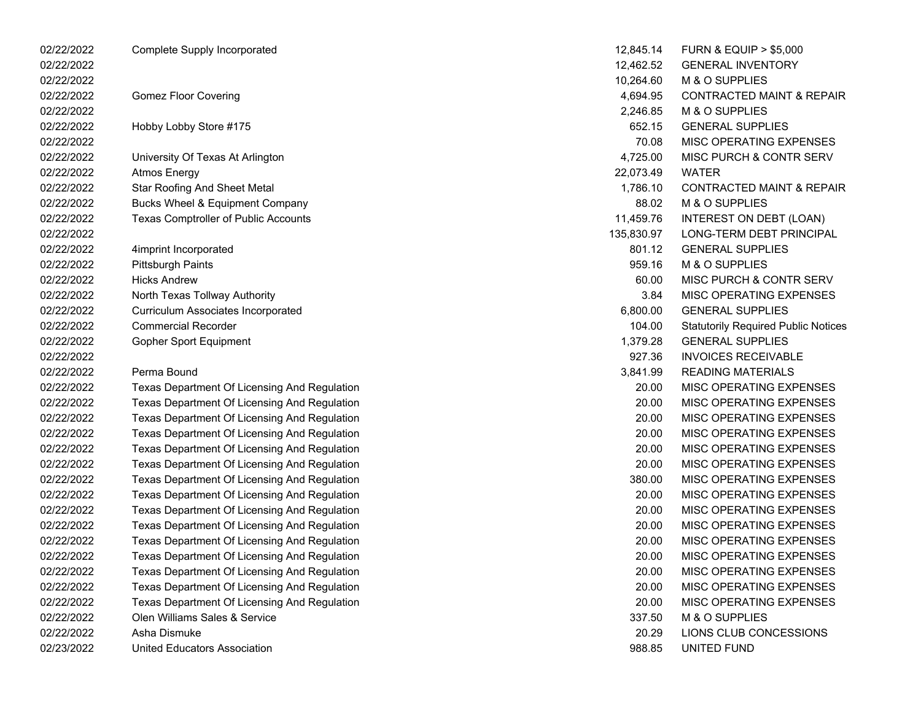| | | | |
|---|---|---|---|
| 02/22/2022 | Complete Supply Incorporated | 12,845.14 | FURN & EQUIP > $5,000 |
| 02/22/2022 | | 12,462.52 | GENERAL INVENTORY |
| 02/22/2022 | | 10,264.60 | M & O SUPPLIES |
| 02/22/2022 | Gomez Floor Covering | 4,694.95 | CONTRACTED MAINT & REPAIR |
| 02/22/2022 | | 2,246.85 | M & O SUPPLIES |
| 02/22/2022 | Hobby Lobby Store #175 | 652.15 | GENERAL SUPPLIES |
| 02/22/2022 | | 70.08 | MISC OPERATING EXPENSES |
| 02/22/2022 | University Of Texas At Arlington | 4,725.00 | MISC PURCH & CONTR SERV |
| 02/22/2022 | Atmos Energy | 22,073.49 | WATER |
| 02/22/2022 | Star Roofing And Sheet Metal | 1,786.10 | CONTRACTED MAINT & REPAIR |
| 02/22/2022 | Bucks Wheel & Equipment Company | 88.02 | M & O SUPPLIES |
| 02/22/2022 | Texas Comptroller of Public Accounts | 11,459.76 | INTEREST ON DEBT (LOAN) |
| 02/22/2022 | | 135,830.97 | LONG-TERM DEBT PRINCIPAL |
| 02/22/2022 | 4imprint Incorporated | 801.12 | GENERAL SUPPLIES |
| 02/22/2022 | Pittsburgh Paints | 959.16 | M & O SUPPLIES |
| 02/22/2022 | Hicks Andrew | 60.00 | MISC PURCH & CONTR SERV |
| 02/22/2022 | North Texas Tollway Authority | 3.84 | MISC OPERATING EXPENSES |
| 02/22/2022 | Curriculum Associates Incorporated | 6,800.00 | GENERAL SUPPLIES |
| 02/22/2022 | Commercial Recorder | 104.00 | Statutorily Required Public Notices |
| 02/22/2022 | Gopher Sport Equipment | 1,379.28 | GENERAL SUPPLIES |
| 02/22/2022 | | 927.36 | INVOICES RECEIVABLE |
| 02/22/2022 | Perma Bound | 3,841.99 | READING MATERIALS |
| 02/22/2022 | Texas Department Of Licensing And Regulation | 20.00 | MISC OPERATING EXPENSES |
| 02/22/2022 | Texas Department Of Licensing And Regulation | 20.00 | MISC OPERATING EXPENSES |
| 02/22/2022 | Texas Department Of Licensing And Regulation | 20.00 | MISC OPERATING EXPENSES |
| 02/22/2022 | Texas Department Of Licensing And Regulation | 20.00 | MISC OPERATING EXPENSES |
| 02/22/2022 | Texas Department Of Licensing And Regulation | 20.00 | MISC OPERATING EXPENSES |
| 02/22/2022 | Texas Department Of Licensing And Regulation | 20.00 | MISC OPERATING EXPENSES |
| 02/22/2022 | Texas Department Of Licensing And Regulation | 380.00 | MISC OPERATING EXPENSES |
| 02/22/2022 | Texas Department Of Licensing And Regulation | 20.00 | MISC OPERATING EXPENSES |
| 02/22/2022 | Texas Department Of Licensing And Regulation | 20.00 | MISC OPERATING EXPENSES |
| 02/22/2022 | Texas Department Of Licensing And Regulation | 20.00 | MISC OPERATING EXPENSES |
| 02/22/2022 | Texas Department Of Licensing And Regulation | 20.00 | MISC OPERATING EXPENSES |
| 02/22/2022 | Texas Department Of Licensing And Regulation | 20.00 | MISC OPERATING EXPENSES |
| 02/22/2022 | Texas Department Of Licensing And Regulation | 20.00 | MISC OPERATING EXPENSES |
| 02/22/2022 | Texas Department Of Licensing And Regulation | 20.00 | MISC OPERATING EXPENSES |
| 02/22/2022 | Texas Department Of Licensing And Regulation | 20.00 | MISC OPERATING EXPENSES |
| 02/22/2022 | Olen Williams Sales & Service | 337.50 | M & O SUPPLIES |
| 02/22/2022 | Asha Dismuke | 20.29 | LIONS CLUB CONCESSIONS |
| 02/23/2022 | United Educators Association | 988.85 | UNITED FUND |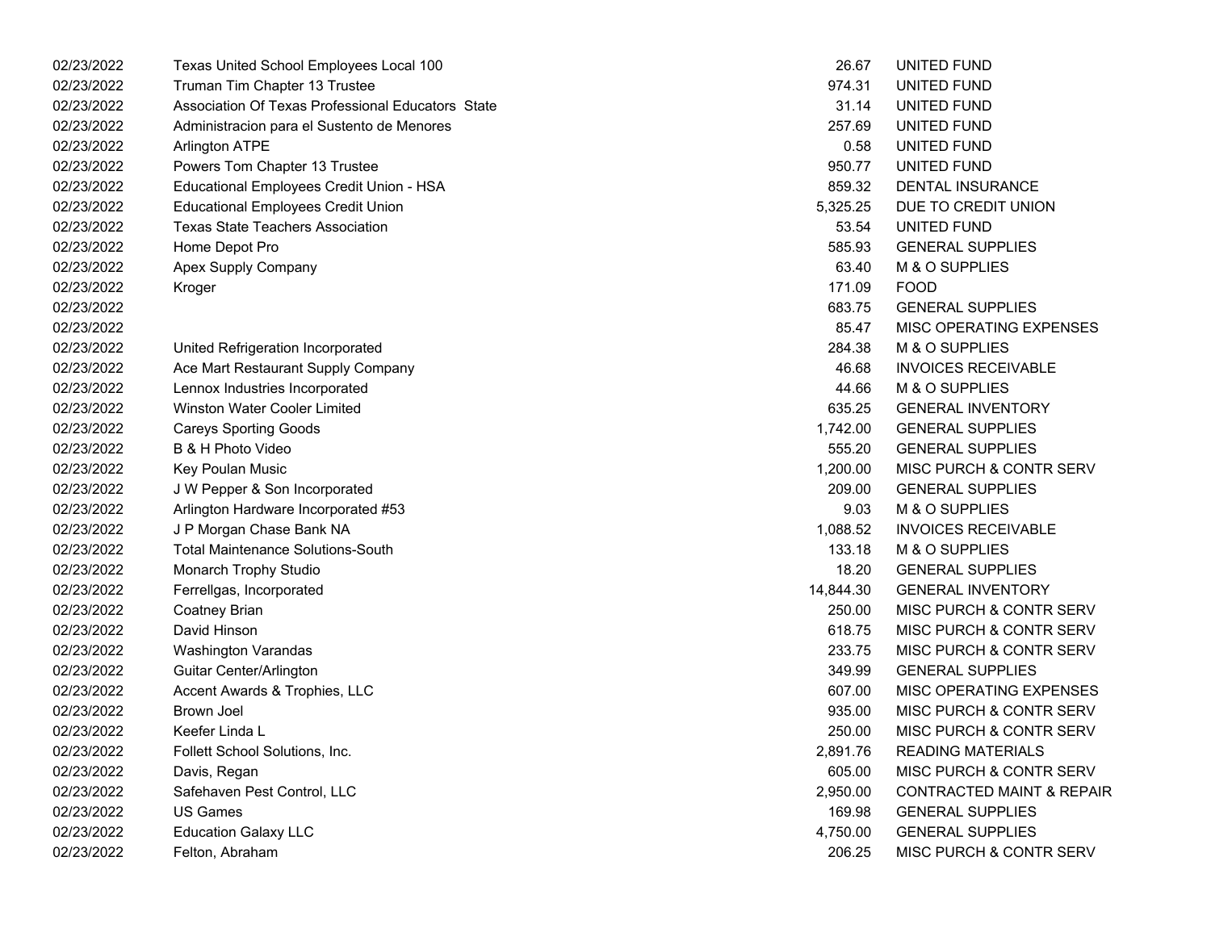| | | | |
|---|---|---|---|
| 02/23/2022 | Texas United School Employees Local 100 | 26.67 | UNITED FUND |
| 02/23/2022 | Truman Tim Chapter 13 Trustee | 974.31 | UNITED FUND |
| 02/23/2022 | Association Of Texas Professional Educators State | 31.14 | UNITED FUND |
| 02/23/2022 | Administracion para el Sustento de Menores | 257.69 | UNITED FUND |
| 02/23/2022 | Arlington ATPE | 0.58 | UNITED FUND |
| 02/23/2022 | Powers Tom Chapter 13 Trustee | 950.77 | UNITED FUND |
| 02/23/2022 | Educational Employees Credit Union - HSA | 859.32 | DENTAL INSURANCE |
| 02/23/2022 | Educational Employees Credit Union | 5,325.25 | DUE TO CREDIT UNION |
| 02/23/2022 | Texas State Teachers Association | 53.54 | UNITED FUND |
| 02/23/2022 | Home Depot Pro | 585.93 | GENERAL SUPPLIES |
| 02/23/2022 | Apex Supply Company | 63.40 | M & O SUPPLIES |
| 02/23/2022 | Kroger | 171.09 | FOOD |
| 02/23/2022 | | 683.75 | GENERAL SUPPLIES |
| 02/23/2022 | | 85.47 | MISC OPERATING EXPENSES |
| 02/23/2022 | United Refrigeration Incorporated | 284.38 | M & O SUPPLIES |
| 02/23/2022 | Ace Mart Restaurant Supply Company | 46.68 | INVOICES RECEIVABLE |
| 02/23/2022 | Lennox Industries Incorporated | 44.66 | M & O SUPPLIES |
| 02/23/2022 | Winston Water Cooler Limited | 635.25 | GENERAL INVENTORY |
| 02/23/2022 | Careys Sporting Goods | 1,742.00 | GENERAL SUPPLIES |
| 02/23/2022 | B & H Photo Video | 555.20 | GENERAL SUPPLIES |
| 02/23/2022 | Key Poulan Music | 1,200.00 | MISC PURCH & CONTR SERV |
| 02/23/2022 | J W Pepper & Son Incorporated | 209.00 | GENERAL SUPPLIES |
| 02/23/2022 | Arlington Hardware Incorporated #53 | 9.03 | M & O SUPPLIES |
| 02/23/2022 | J P Morgan Chase Bank NA | 1,088.52 | INVOICES RECEIVABLE |
| 02/23/2022 | Total Maintenance Solutions-South | 133.18 | M & O SUPPLIES |
| 02/23/2022 | Monarch Trophy Studio | 18.20 | GENERAL SUPPLIES |
| 02/23/2022 | Ferrellgas, Incorporated | 14,844.30 | GENERAL INVENTORY |
| 02/23/2022 | Coatney Brian | 250.00 | MISC PURCH & CONTR SERV |
| 02/23/2022 | David Hinson | 618.75 | MISC PURCH & CONTR SERV |
| 02/23/2022 | Washington Varandas | 233.75 | MISC PURCH & CONTR SERV |
| 02/23/2022 | Guitar Center/Arlington | 349.99 | GENERAL SUPPLIES |
| 02/23/2022 | Accent Awards & Trophies, LLC | 607.00 | MISC OPERATING EXPENSES |
| 02/23/2022 | Brown Joel | 935.00 | MISC PURCH & CONTR SERV |
| 02/23/2022 | Keefer Linda L | 250.00 | MISC PURCH & CONTR SERV |
| 02/23/2022 | Follett School Solutions, Inc. | 2,891.76 | READING MATERIALS |
| 02/23/2022 | Davis, Regan | 605.00 | MISC PURCH & CONTR SERV |
| 02/23/2022 | Safehaven Pest Control, LLC | 2,950.00 | CONTRACTED MAINT & REPAIR |
| 02/23/2022 | US Games | 169.98 | GENERAL SUPPLIES |
| 02/23/2022 | Education Galaxy LLC | 4,750.00 | GENERAL SUPPLIES |
| 02/23/2022 | Felton, Abraham | 206.25 | MISC PURCH & CONTR SERV |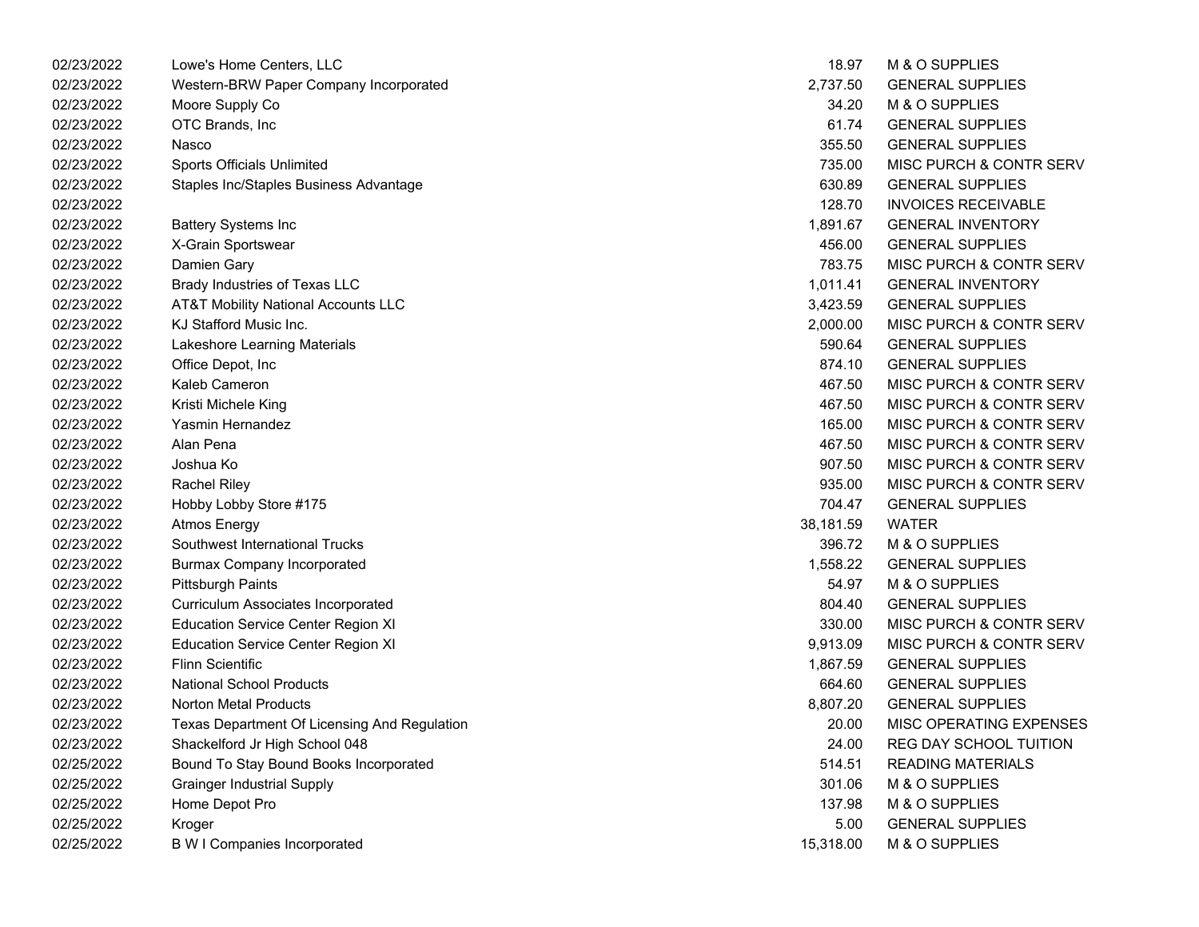| | | | |
|---|---|---|---|
| 02/23/2022 | Lowe's Home Centers, LLC | 18.97 | M & O SUPPLIES |
| 02/23/2022 | Western-BRW Paper Company Incorporated | 2,737.50 | GENERAL SUPPLIES |
| 02/23/2022 | Moore Supply Co | 34.20 | M & O SUPPLIES |
| 02/23/2022 | OTC Brands, Inc | 61.74 | GENERAL SUPPLIES |
| 02/23/2022 | Nasco | 355.50 | GENERAL SUPPLIES |
| 02/23/2022 | Sports Officials Unlimited | 735.00 | MISC PURCH & CONTR SERV |
| 02/23/2022 | Staples Inc/Staples Business Advantage | 630.89 | GENERAL SUPPLIES |
| 02/23/2022 | | 128.70 | INVOICES RECEIVABLE |
| 02/23/2022 | Battery Systems Inc | 1,891.67 | GENERAL INVENTORY |
| 02/23/2022 | X-Grain Sportswear | 456.00 | GENERAL SUPPLIES |
| 02/23/2022 | Damien Gary | 783.75 | MISC PURCH & CONTR SERV |
| 02/23/2022 | Brady Industries of Texas LLC | 1,011.41 | GENERAL INVENTORY |
| 02/23/2022 | AT&T Mobility National Accounts LLC | 3,423.59 | GENERAL SUPPLIES |
| 02/23/2022 | KJ Stafford Music Inc. | 2,000.00 | MISC PURCH & CONTR SERV |
| 02/23/2022 | Lakeshore Learning Materials | 590.64 | GENERAL SUPPLIES |
| 02/23/2022 | Office Depot, Inc | 874.10 | GENERAL SUPPLIES |
| 02/23/2022 | Kaleb Cameron | 467.50 | MISC PURCH & CONTR SERV |
| 02/23/2022 | Kristi Michele King | 467.50 | MISC PURCH & CONTR SERV |
| 02/23/2022 | Yasmin Hernandez | 165.00 | MISC PURCH & CONTR SERV |
| 02/23/2022 | Alan Pena | 467.50 | MISC PURCH & CONTR SERV |
| 02/23/2022 | Joshua Ko | 907.50 | MISC PURCH & CONTR SERV |
| 02/23/2022 | Rachel Riley | 935.00 | MISC PURCH & CONTR SERV |
| 02/23/2022 | Hobby Lobby Store #175 | 704.47 | GENERAL SUPPLIES |
| 02/23/2022 | Atmos Energy | 38,181.59 | WATER |
| 02/23/2022 | Southwest International Trucks | 396.72 | M & O SUPPLIES |
| 02/23/2022 | Burmax Company Incorporated | 1,558.22 | GENERAL SUPPLIES |
| 02/23/2022 | Pittsburgh Paints | 54.97 | M & O SUPPLIES |
| 02/23/2022 | Curriculum Associates Incorporated | 804.40 | GENERAL SUPPLIES |
| 02/23/2022 | Education Service Center Region XI | 330.00 | MISC PURCH & CONTR SERV |
| 02/23/2022 | Education Service Center Region XI | 9,913.09 | MISC PURCH & CONTR SERV |
| 02/23/2022 | Flinn Scientific | 1,867.59 | GENERAL SUPPLIES |
| 02/23/2022 | National School Products | 664.60 | GENERAL SUPPLIES |
| 02/23/2022 | Norton Metal Products | 8,807.20 | GENERAL SUPPLIES |
| 02/23/2022 | Texas Department Of Licensing And Regulation | 20.00 | MISC OPERATING EXPENSES |
| 02/23/2022 | Shackelford Jr High School 048 | 24.00 | REG DAY SCHOOL TUITION |
| 02/25/2022 | Bound To Stay Bound Books Incorporated | 514.51 | READING MATERIALS |
| 02/25/2022 | Grainger Industrial Supply | 301.06 | M & O SUPPLIES |
| 02/25/2022 | Home Depot Pro | 137.98 | M & O SUPPLIES |
| 02/25/2022 | Kroger | 5.00 | GENERAL SUPPLIES |
| 02/25/2022 | B W I Companies Incorporated | 15,318.00 | M & O SUPPLIES |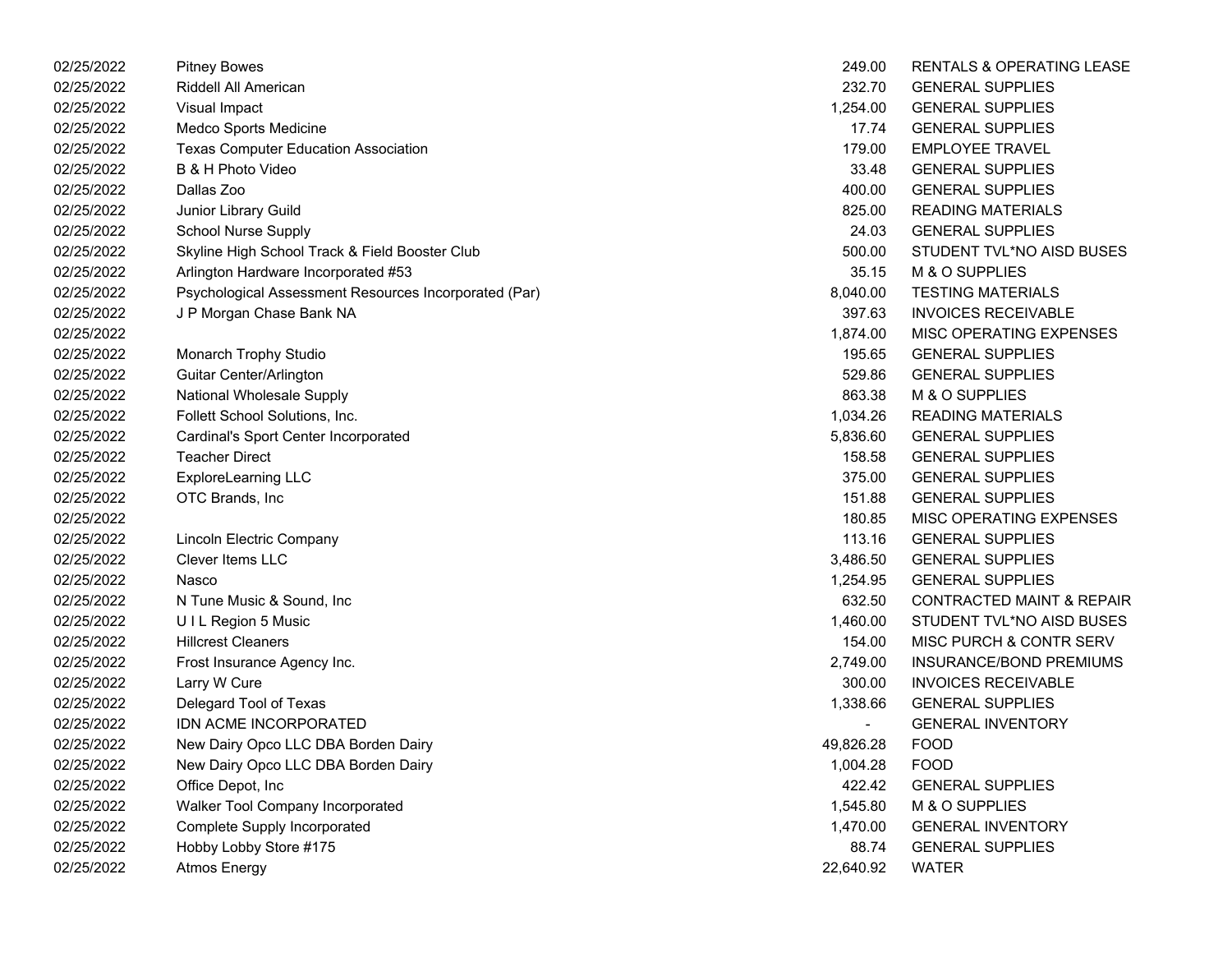| | | | |
|---|---|---|---|
| 02/25/2022 | Pitney Bowes | 249.00 | RENTALS & OPERATING LEASE |
| 02/25/2022 | Riddell All American | 232.70 | GENERAL SUPPLIES |
| 02/25/2022 | Visual Impact | 1,254.00 | GENERAL SUPPLIES |
| 02/25/2022 | Medco Sports Medicine | 17.74 | GENERAL SUPPLIES |
| 02/25/2022 | Texas Computer Education Association | 179.00 | EMPLOYEE TRAVEL |
| 02/25/2022 | B & H Photo Video | 33.48 | GENERAL SUPPLIES |
| 02/25/2022 | Dallas Zoo | 400.00 | GENERAL SUPPLIES |
| 02/25/2022 | Junior Library Guild | 825.00 | READING MATERIALS |
| 02/25/2022 | School Nurse Supply | 24.03 | GENERAL SUPPLIES |
| 02/25/2022 | Skyline High School Track & Field Booster Club | 500.00 | STUDENT TVL*NO AISD BUSES |
| 02/25/2022 | Arlington Hardware Incorporated #53 | 35.15 | M & O SUPPLIES |
| 02/25/2022 | Psychological Assessment Resources Incorporated (Par) | 8,040.00 | TESTING MATERIALS |
| 02/25/2022 | J P Morgan Chase Bank NA | 397.63 | INVOICES RECEIVABLE |
| 02/25/2022 | | 1,874.00 | MISC OPERATING EXPENSES |
| 02/25/2022 | Monarch Trophy Studio | 195.65 | GENERAL SUPPLIES |
| 02/25/2022 | Guitar Center/Arlington | 529.86 | GENERAL SUPPLIES |
| 02/25/2022 | National Wholesale Supply | 863.38 | M & O SUPPLIES |
| 02/25/2022 | Follett School Solutions, Inc. | 1,034.26 | READING MATERIALS |
| 02/25/2022 | Cardinal's Sport Center Incorporated | 5,836.60 | GENERAL SUPPLIES |
| 02/25/2022 | Teacher Direct | 158.58 | GENERAL SUPPLIES |
| 02/25/2022 | ExploreLearning LLC | 375.00 | GENERAL SUPPLIES |
| 02/25/2022 | OTC Brands, Inc | 151.88 | GENERAL SUPPLIES |
| 02/25/2022 | | 180.85 | MISC OPERATING EXPENSES |
| 02/25/2022 | Lincoln Electric Company | 113.16 | GENERAL SUPPLIES |
| 02/25/2022 | Clever Items LLC | 3,486.50 | GENERAL SUPPLIES |
| 02/25/2022 | Nasco | 1,254.95 | GENERAL SUPPLIES |
| 02/25/2022 | N Tune Music & Sound, Inc | 632.50 | CONTRACTED MAINT & REPAIR |
| 02/25/2022 | U I L Region 5 Music | 1,460.00 | STUDENT TVL*NO AISD BUSES |
| 02/25/2022 | Hillcrest Cleaners | 154.00 | MISC PURCH & CONTR SERV |
| 02/25/2022 | Frost Insurance Agency Inc. | 2,749.00 | INSURANCE/BOND PREMIUMS |
| 02/25/2022 | Larry W Cure | 300.00 | INVOICES RECEIVABLE |
| 02/25/2022 | Delegard Tool of Texas | 1,338.66 | GENERAL SUPPLIES |
| 02/25/2022 | IDN ACME INCORPORATED | - | GENERAL INVENTORY |
| 02/25/2022 | New Dairy Opco LLC DBA Borden Dairy | 49,826.28 | FOOD |
| 02/25/2022 | New Dairy Opco LLC DBA Borden Dairy | 1,004.28 | FOOD |
| 02/25/2022 | Office Depot, Inc | 422.42 | GENERAL SUPPLIES |
| 02/25/2022 | Walker Tool Company Incorporated | 1,545.80 | M & O SUPPLIES |
| 02/25/2022 | Complete Supply Incorporated | 1,470.00 | GENERAL INVENTORY |
| 02/25/2022 | Hobby Lobby Store #175 | 88.74 | GENERAL SUPPLIES |
| 02/25/2022 | Atmos Energy | 22,640.92 | WATER |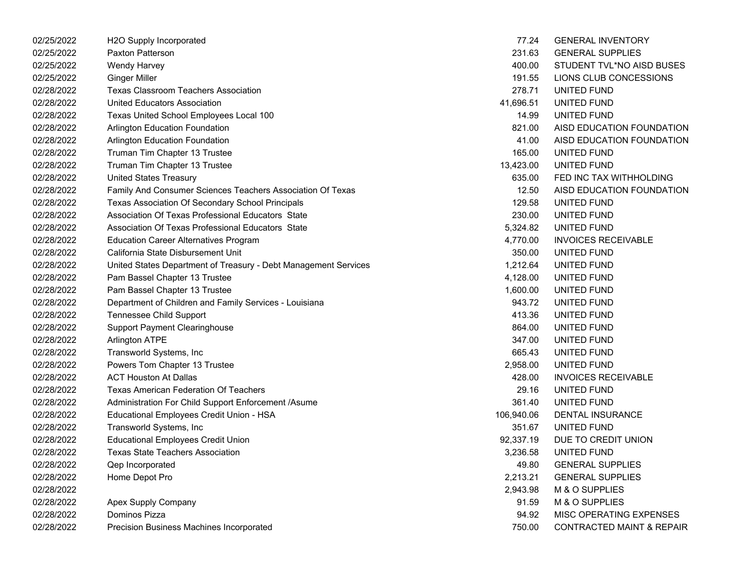| | | | |
|---|---|---|---|
| 02/25/2022 | $H_2O$ Supply Incorporated | 77.24 | GENERAL INVENTORY |
| 02/25/2022 | Paxton Patterson | 231.63 | GENERAL SUPPLIES |
| 02/25/2022 | Wendy Harvey | 400.00 | STUDENT TVL*NO AISD BUSES |
| 02/25/2022 | Ginger Miller | 191.55 | LIONS CLUB CONCESSIONS |
| 02/28/2022 | Texas Classroom Teachers Association | 278.71 | UNITED FUND |
| 02/28/2022 | United Educators Association | 41,696.51 | UNITED FUND |
| 02/28/2022 | Texas United School Employees Local 100 | 14.99 | UNITED FUND |
| 02/28/2022 | Arlington Education Foundation | 821.00 | AISD EDUCATION FOUNDATION |
| 02/28/2022 | Arlington Education Foundation | 41.00 | AISD EDUCATION FOUNDATION |
| 02/28/2022 | Truman Tim Chapter 13 Trustee | 165.00 | UNITED FUND |
| 02/28/2022 | Truman Tim Chapter 13 Trustee | 13,423.00 | UNITED FUND |
| 02/28/2022 | United States Treasury | 635.00 | FED INC TAX WITHHOLDING |
| 02/28/2022 | Family And Consumer Sciences Teachers Association Of Texas | 12.50 | AISD EDUCATION FOUNDATION |
| 02/28/2022 | Texas Association Of Secondary School Principals | 129.58 | UNITED FUND |
| 02/28/2022 | Association Of Texas Professional Educators State | 230.00 | UNITED FUND |
| 02/28/2022 | Association Of Texas Professional Educators State | 5,324.82 | UNITED FUND |
| 02/28/2022 | Education Career Alternatives Program | 4,770.00 | INVOICES RECEIVABLE |
| 02/28/2022 | California State Disbursement Unit | 350.00 | UNITED FUND |
| 02/28/2022 | United States Department of Treasury - Debt Management Services | 1,212.64 | UNITED FUND |
| 02/28/2022 | Pam Bassel Chapter 13 Trustee | 4,128.00 | UNITED FUND |
| 02/28/2022 | Pam Bassel Chapter 13 Trustee | 1,600.00 | UNITED FUND |
| 02/28/2022 | Department of Children and Family Services - Louisiana | 943.72 | UNITED FUND |
| 02/28/2022 | Tennessee Child Support | 413.36 | UNITED FUND |
| 02/28/2022 | Support Payment Clearinghouse | 864.00 | UNITED FUND |
| 02/28/2022 | Arlington ATPE | 347.00 | UNITED FUND |
| 02/28/2022 | Transworld Systems, Inc | 665.43 | UNITED FUND |
| 02/28/2022 | Powers Tom Chapter 13 Trustee | 2,958.00 | UNITED FUND |
| 02/28/2022 | ACT Houston At Dallas | 428.00 | INVOICES RECEIVABLE |
| 02/28/2022 | Texas American Federation Of Teachers | 29.16 | UNITED FUND |
| 02/28/2022 | Administration For Child Support Enforcement /Asume | 361.40 | UNITED FUND |
| 02/28/2022 | Educational Employees Credit Union - HSA | 106,940.06 | DENTAL INSURANCE |
| 02/28/2022 | Transworld Systems, Inc | 351.67 | UNITED FUND |
| 02/28/2022 | Educational Employees Credit Union | 92,337.19 | DUE TO CREDIT UNION |
| 02/28/2022 | Texas State Teachers Association | 3,236.58 | UNITED FUND |
| 02/28/2022 | Qep Incorporated | 49.80 | GENERAL SUPPLIES |
| 02/28/2022 | Home Depot Pro | 2,213.21 | GENERAL SUPPLIES |
| 02/28/2022 | | 2,943.98 | M & O SUPPLIES |
| 02/28/2022 | Apex Supply Company | 91.59 | M & O SUPPLIES |
| 02/28/2022 | Dominos Pizza | 94.92 | MISC OPERATING EXPENSES |
| 02/28/2022 | Precision Business Machines Incorporated | 750.00 | CONTRACTED MAINT & REPAIR |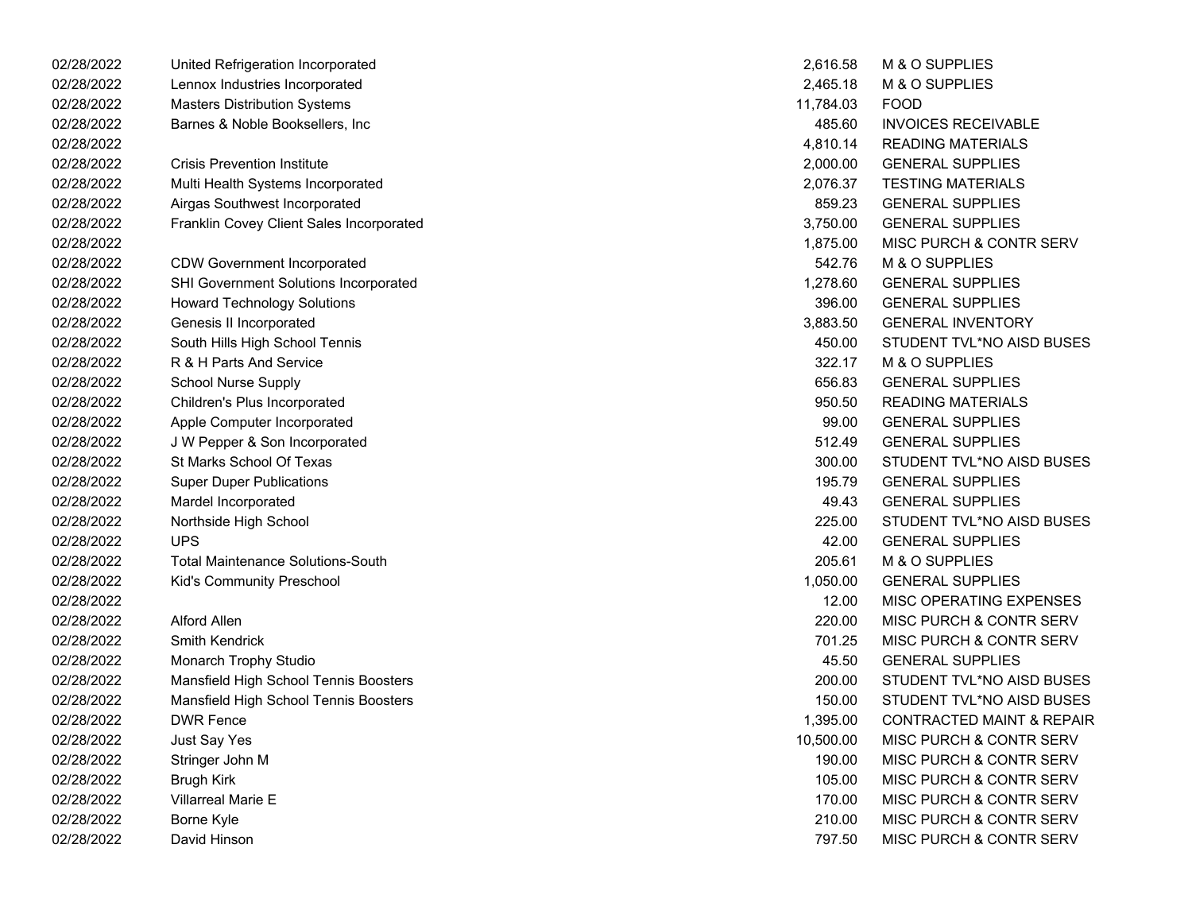| | | | |
|---|---|---|---|
| 02/28/2022 | United Refrigeration Incorporated | 2,616.58 | M & O SUPPLIES |
| 02/28/2022 | Lennox Industries Incorporated | 2,465.18 | M & O SUPPLIES |
| 02/28/2022 | Masters Distribution Systems | 11,784.03 | FOOD |
| 02/28/2022 | Barnes & Noble Booksellers, Inc | 485.60 | INVOICES RECEIVABLE |
| 02/28/2022 | | 4,810.14 | READING MATERIALS |
| 02/28/2022 | Crisis Prevention Institute | 2,000.00 | GENERAL SUPPLIES |
| 02/28/2022 | Multi Health Systems Incorporated | 2,076.37 | TESTING MATERIALS |
| 02/28/2022 | Airgas Southwest Incorporated | 859.23 | GENERAL SUPPLIES |
| 02/28/2022 | Franklin Covey Client Sales Incorporated | 3,750.00 | GENERAL SUPPLIES |
| 02/28/2022 | | 1,875.00 | MISC PURCH & CONTR SERV |
| 02/28/2022 | CDW Government Incorporated | 542.76 | M & O SUPPLIES |
| 02/28/2022 | SHI Government Solutions Incorporated | 1,278.60 | GENERAL SUPPLIES |
| 02/28/2022 | Howard Technology Solutions | 396.00 | GENERAL SUPPLIES |
| 02/28/2022 | Genesis II Incorporated | 3,883.50 | GENERAL INVENTORY |
| 02/28/2022 | South Hills High School Tennis | 450.00 | STUDENT TVL*NO AISD BUSES |
| 02/28/2022 | R & H Parts And Service | 322.17 | M & O SUPPLIES |
| 02/28/2022 | School Nurse Supply | 656.83 | GENERAL SUPPLIES |
| 02/28/2022 | Children's Plus Incorporated | 950.50 | READING MATERIALS |
| 02/28/2022 | Apple Computer Incorporated | 99.00 | GENERAL SUPPLIES |
| 02/28/2022 | J W Pepper & Son Incorporated | 512.49 | GENERAL SUPPLIES |
| 02/28/2022 | St Marks School Of Texas | 300.00 | STUDENT TVL*NO AISD BUSES |
| 02/28/2022 | Super Duper Publications | 195.79 | GENERAL SUPPLIES |
| 02/28/2022 | Mardel Incorporated | 49.43 | GENERAL SUPPLIES |
| 02/28/2022 | Northside High School | 225.00 | STUDENT TVL*NO AISD BUSES |
| 02/28/2022 | UPS | 42.00 | GENERAL SUPPLIES |
| 02/28/2022 | Total Maintenance Solutions-South | 205.61 | M & O SUPPLIES |
| 02/28/2022 | Kid's Community Preschool | 1,050.00 | GENERAL SUPPLIES |
| 02/28/2022 | | 12.00 | MISC OPERATING EXPENSES |
| 02/28/2022 | Alford Allen | 220.00 | MISC PURCH & CONTR SERV |
| 02/28/2022 | Smith Kendrick | 701.25 | MISC PURCH & CONTR SERV |
| 02/28/2022 | Monarch Trophy Studio | 45.50 | GENERAL SUPPLIES |
| 02/28/2022 | Mansfield High School Tennis Boosters | 200.00 | STUDENT TVL*NO AISD BUSES |
| 02/28/2022 | Mansfield High School Tennis Boosters | 150.00 | STUDENT TVL*NO AISD BUSES |
| 02/28/2022 | DWR Fence | 1,395.00 | CONTRACTED MAINT & REPAIR |
| 02/28/2022 | Just Say Yes | 10,500.00 | MISC PURCH & CONTR SERV |
| 02/28/2022 | Stringer John M | 190.00 | MISC PURCH & CONTR SERV |
| 02/28/2022 | Brugh Kirk | 105.00 | MISC PURCH & CONTR SERV |
| 02/28/2022 | Villarreal Marie E | 170.00 | MISC PURCH & CONTR SERV |
| 02/28/2022 | Borne Kyle | 210.00 | MISC PURCH & CONTR SERV |
| 02/28/2022 | David Hinson | 797.50 | MISC PURCH & CONTR SERV |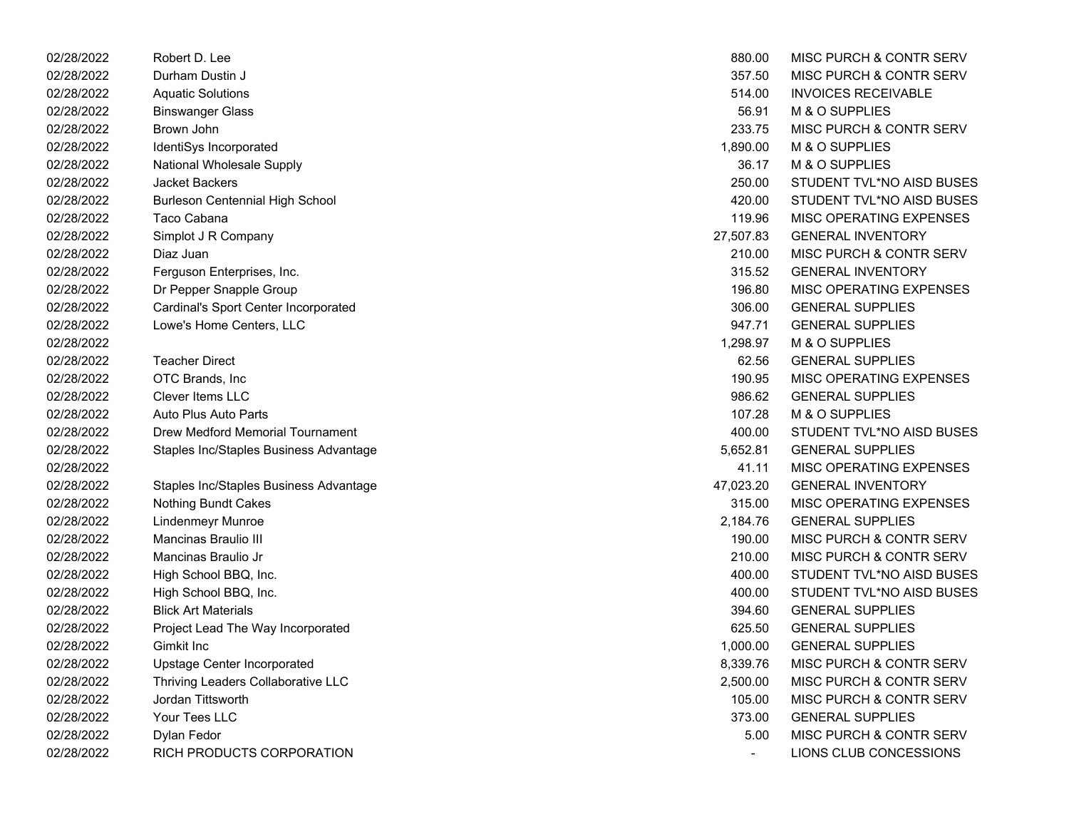| | | | |
|---|---|---|---|
| 02/28/2022 | Robert D. Lee | 880.00 | MISC PURCH & CONTR SERV |
| 02/28/2022 | Durham Dustin J | 357.50 | MISC PURCH & CONTR SERV |
| 02/28/2022 | Aquatic Solutions | 514.00 | INVOICES RECEIVABLE |
| 02/28/2022 | Binswanger Glass | 56.91 | M & O SUPPLIES |
| 02/28/2022 | Brown John | 233.75 | MISC PURCH & CONTR SERV |
| 02/28/2022 | IdentiSys Incorporated | 1,890.00 | M & O SUPPLIES |
| 02/28/2022 | National Wholesale Supply | 36.17 | M & O SUPPLIES |
| 02/28/2022 | Jacket Backers | 250.00 | STUDENT TVL*NO AISD BUSES |
| 02/28/2022 | Burleson Centennial High School | 420.00 | STUDENT TVL*NO AISD BUSES |
| 02/28/2022 | Taco Cabana | 119.96 | MISC OPERATING EXPENSES |
| 02/28/2022 | Simplot J R Company | 27,507.83 | GENERAL INVENTORY |
| 02/28/2022 | Diaz Juan | 210.00 | MISC PURCH & CONTR SERV |
| 02/28/2022 | Ferguson Enterprises, Inc. | 315.52 | GENERAL INVENTORY |
| 02/28/2022 | Dr Pepper Snapple Group | 196.80 | MISC OPERATING EXPENSES |
| 02/28/2022 | Cardinal's Sport Center Incorporated | 306.00 | GENERAL SUPPLIES |
| 02/28/2022 | Lowe's Home Centers, LLC | 947.71 | GENERAL SUPPLIES |
| 02/28/2022 | | 1,298.97 | M & O SUPPLIES |
| 02/28/2022 | Teacher Direct | 62.56 | GENERAL SUPPLIES |
| 02/28/2022 | OTC Brands, Inc | 190.95 | MISC OPERATING EXPENSES |
| 02/28/2022 | Clever Items LLC | 986.62 | GENERAL SUPPLIES |
| 02/28/2022 | Auto Plus Auto Parts | 107.28 | M & O SUPPLIES |
| 02/28/2022 | Drew Medford Memorial Tournament | 400.00 | STUDENT TVL*NO AISD BUSES |
| 02/28/2022 | Staples Inc/Staples Business Advantage | 5,652.81 | GENERAL SUPPLIES |
| 02/28/2022 | | 41.11 | MISC OPERATING EXPENSES |
| 02/28/2022 | Staples Inc/Staples Business Advantage | 47,023.20 | GENERAL INVENTORY |
| 02/28/2022 | Nothing Bundt Cakes | 315.00 | MISC OPERATING EXPENSES |
| 02/28/2022 | Lindenmeyr Munroe | 2,184.76 | GENERAL SUPPLIES |
| 02/28/2022 | Mancinas Braulio III | 190.00 | MISC PURCH & CONTR SERV |
| 02/28/2022 | Mancinas Braulio Jr | 210.00 | MISC PURCH & CONTR SERV |
| 02/28/2022 | High School BBQ, Inc. | 400.00 | STUDENT TVL*NO AISD BUSES |
| 02/28/2022 | High School BBQ, Inc. | 400.00 | STUDENT TVL*NO AISD BUSES |
| 02/28/2022 | Blick Art Materials | 394.60 | GENERAL SUPPLIES |
| 02/28/2022 | Project Lead The Way Incorporated | 625.50 | GENERAL SUPPLIES |
| 02/28/2022 | Gimkit Inc | 1,000.00 | GENERAL SUPPLIES |
| 02/28/2022 | Upstage Center Incorporated | 8,339.76 | MISC PURCH & CONTR SERV |
| 02/28/2022 | Thriving Leaders Collaborative LLC | 2,500.00 | MISC PURCH & CONTR SERV |
| 02/28/2022 | Jordan Tittsworth | 105.00 | MISC PURCH & CONTR SERV |
| 02/28/2022 | Your Tees LLC | 373.00 | GENERAL SUPPLIES |
| 02/28/2022 | Dylan Fedor | 5.00 | MISC PURCH & CONTR SERV |
| 02/28/2022 | RICH PRODUCTS CORPORATION | - | LIONS CLUB CONCESSIONS |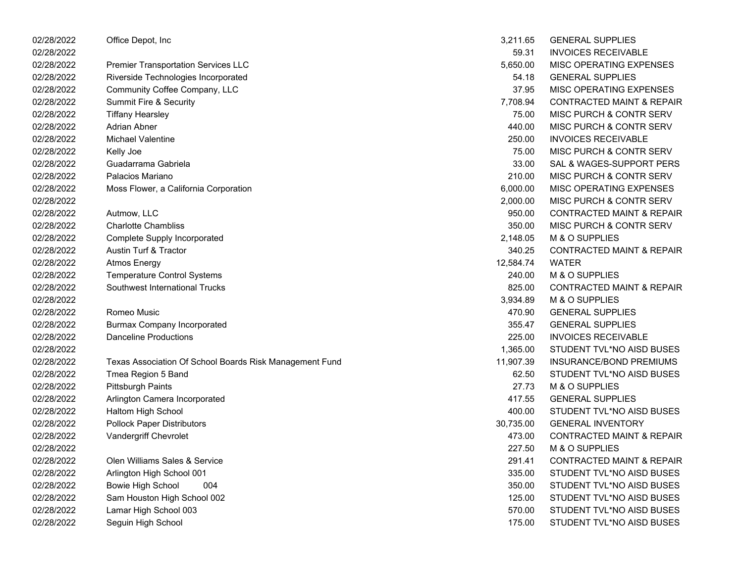| | | | |
|---|---|---|---|
| 02/28/2022 | Office Depot, Inc | 3,211.65 | GENERAL SUPPLIES |
| 02/28/2022 | | 59.31 | INVOICES RECEIVABLE |
| 02/28/2022 | Premier Transportation Services LLC | 5,650.00 | MISC OPERATING EXPENSES |
| 02/28/2022 | Riverside Technologies Incorporated | 54.18 | GENERAL SUPPLIES |
| 02/28/2022 | Community Coffee Company, LLC | 37.95 | MISC OPERATING EXPENSES |
| 02/28/2022 | Summit Fire & Security | 7,708.94 | CONTRACTED MAINT & REPAIR |
| 02/28/2022 | Tiffany Hearsley | 75.00 | MISC PURCH & CONTR SERV |
| 02/28/2022 | Adrian Abner | 440.00 | MISC PURCH & CONTR SERV |
| 02/28/2022 | Michael Valentine | 250.00 | INVOICES RECEIVABLE |
| 02/28/2022 | Kelly Joe | 75.00 | MISC PURCH & CONTR SERV |
| 02/28/2022 | Guadarrama Gabriela | 33.00 | SAL & WAGES-SUPPORT PERS |
| 02/28/2022 | Palacios Mariano | 210.00 | MISC PURCH & CONTR SERV |
| 02/28/2022 | Moss Flower, a California Corporation | 6,000.00 | MISC OPERATING EXPENSES |
| 02/28/2022 | | 2,000.00 | MISC PURCH & CONTR SERV |
| 02/28/2022 | Autmow, LLC | 950.00 | CONTRACTED MAINT & REPAIR |
| 02/28/2022 | Charlotte Chambliss | 350.00 | MISC PURCH & CONTR SERV |
| 02/28/2022 | Complete Supply Incorporated | 2,148.05 | M & O SUPPLIES |
| 02/28/2022 | Austin Turf & Tractor | 340.25 | CONTRACTED MAINT & REPAIR |
| 02/28/2022 | Atmos Energy | 12,584.74 | WATER |
| 02/28/2022 | Temperature Control Systems | 240.00 | M & O SUPPLIES |
| 02/28/2022 | Southwest International Trucks | 825.00 | CONTRACTED MAINT & REPAIR |
| 02/28/2022 | | 3,934.89 | M & O SUPPLIES |
| 02/28/2022 | Romeo Music | 470.90 | GENERAL SUPPLIES |
| 02/28/2022 | Burmax Company Incorporated | 355.47 | GENERAL SUPPLIES |
| 02/28/2022 | Danceline Productions | 225.00 | INVOICES RECEIVABLE |
| 02/28/2022 | | 1,365.00 | STUDENT TVL*NO AISD BUSES |
| 02/28/2022 | Texas Association Of School Boards Risk Management Fund | 11,907.39 | INSURANCE/BOND PREMIUMS |
| 02/28/2022 | Tmea Region 5 Band | 62.50 | STUDENT TVL*NO AISD BUSES |
| 02/28/2022 | Pittsburgh Paints | 27.73 | M & O SUPPLIES |
| 02/28/2022 | Arlington Camera Incorporated | 417.55 | GENERAL SUPPLIES |
| 02/28/2022 | Haltom High School | 400.00 | STUDENT TVL*NO AISD BUSES |
| 02/28/2022 | Pollock Paper Distributors | 30,735.00 | GENERAL INVENTORY |
| 02/28/2022 | Vandergriff Chevrolet | 473.00 | CONTRACTED MAINT & REPAIR |
| 02/28/2022 | | 227.50 | M & O SUPPLIES |
| 02/28/2022 | Olen Williams Sales & Service | 291.41 | CONTRACTED MAINT & REPAIR |
| 02/28/2022 | Arlington High School 001 | 335.00 | STUDENT TVL*NO AISD BUSES |
| 02/28/2022 | Bowie High School 004 | 350.00 | STUDENT TVL*NO AISD BUSES |
| 02/28/2022 | Sam Houston High School 002 | 125.00 | STUDENT TVL*NO AISD BUSES |
| 02/28/2022 | Lamar High School 003 | 570.00 | STUDENT TVL*NO AISD BUSES |
| 02/28/2022 | Seguin High School | 175.00 | STUDENT TVL*NO AISD BUSES |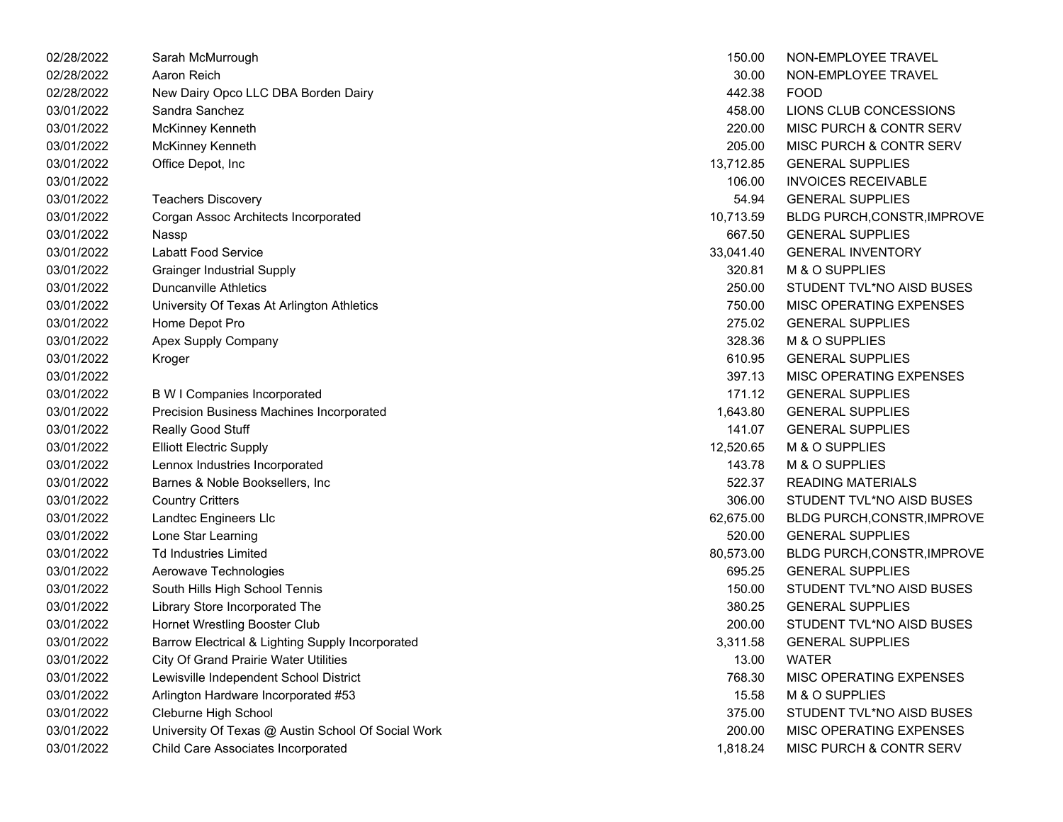| | | | |
|---|---|---|---|
| 02/28/2022 | Sarah McMurrough | 150.00 | NON-EMPLOYEE TRAVEL |
| 02/28/2022 | Aaron Reich | 30.00 | NON-EMPLOYEE TRAVEL |
| 02/28/2022 | New Dairy Opco LLC DBA Borden Dairy | 442.38 | FOOD |
| 03/01/2022 | Sandra Sanchez | 458.00 | LIONS CLUB CONCESSIONS |
| 03/01/2022 | McKinney Kenneth | 220.00 | MISC PURCH & CONTR SERV |
| 03/01/2022 | McKinney Kenneth | 205.00 | MISC PURCH & CONTR SERV |
| 03/01/2022 | Office Depot, Inc | 13,712.85 | GENERAL SUPPLIES |
| 03/01/2022 | | 106.00 | INVOICES RECEIVABLE |
| 03/01/2022 | Teachers Discovery | 54.94 | GENERAL SUPPLIES |
| 03/01/2022 | Corgan Assoc Architects Incorporated | 10,713.59 | BLDG PURCH,CONSTR,IMPROVE |
| 03/01/2022 | Nassp | 667.50 | GENERAL SUPPLIES |
| 03/01/2022 | Labatt Food Service | 33,041.40 | GENERAL INVENTORY |
| 03/01/2022 | Grainger Industrial Supply | 320.81 | M & O SUPPLIES |
| 03/01/2022 | Duncanville Athletics | 250.00 | STUDENT TVL*NO AISD BUSES |
| 03/01/2022 | University Of Texas At Arlington Athletics | 750.00 | MISC OPERATING EXPENSES |
| 03/01/2022 | Home Depot Pro | 275.02 | GENERAL SUPPLIES |
| 03/01/2022 | Apex Supply Company | 328.36 | M & O SUPPLIES |
| 03/01/2022 | Kroger | 610.95 | GENERAL SUPPLIES |
| 03/01/2022 | | 397.13 | MISC OPERATING EXPENSES |
| 03/01/2022 | B W I Companies Incorporated | 171.12 | GENERAL SUPPLIES |
| 03/01/2022 | Precision Business Machines Incorporated | 1,643.80 | GENERAL SUPPLIES |
| 03/01/2022 | Really Good Stuff | 141.07 | GENERAL SUPPLIES |
| 03/01/2022 | Elliott Electric Supply | 12,520.65 | M & O SUPPLIES |
| 03/01/2022 | Lennox Industries Incorporated | 143.78 | M & O SUPPLIES |
| 03/01/2022 | Barnes & Noble Booksellers, Inc | 522.37 | READING MATERIALS |
| 03/01/2022 | Country Critters | 306.00 | STUDENT TVL*NO AISD BUSES |
| 03/01/2022 | Landtec Engineers Llc | 62,675.00 | BLDG PURCH,CONSTR,IMPROVE |
| 03/01/2022 | Lone Star Learning | 520.00 | GENERAL SUPPLIES |
| 03/01/2022 | Td Industries Limited | 80,573.00 | BLDG PURCH,CONSTR,IMPROVE |
| 03/01/2022 | Aerowave Technologies | 695.25 | GENERAL SUPPLIES |
| 03/01/2022 | South Hills High School Tennis | 150.00 | STUDENT TVL*NO AISD BUSES |
| 03/01/2022 | Library Store Incorporated The | 380.25 | GENERAL SUPPLIES |
| 03/01/2022 | Hornet Wrestling Booster Club | 200.00 | STUDENT TVL*NO AISD BUSES |
| 03/01/2022 | Barrow Electrical & Lighting Supply Incorporated | 3,311.58 | GENERAL SUPPLIES |
| 03/01/2022 | City Of Grand Prairie Water Utilities | 13.00 | WATER |
| 03/01/2022 | Lewisville Independent School District | 768.30 | MISC OPERATING EXPENSES |
| 03/01/2022 | Arlington Hardware Incorporated #53 | 15.58 | M & O SUPPLIES |
| 03/01/2022 | Cleburne High School | 375.00 | STUDENT TVL*NO AISD BUSES |
| 03/01/2022 | University Of Texas @ Austin School Of Social Work | 200.00 | MISC OPERATING EXPENSES |
| 03/01/2022 | Child Care Associates Incorporated | 1,818.24 | MISC PURCH & CONTR SERV |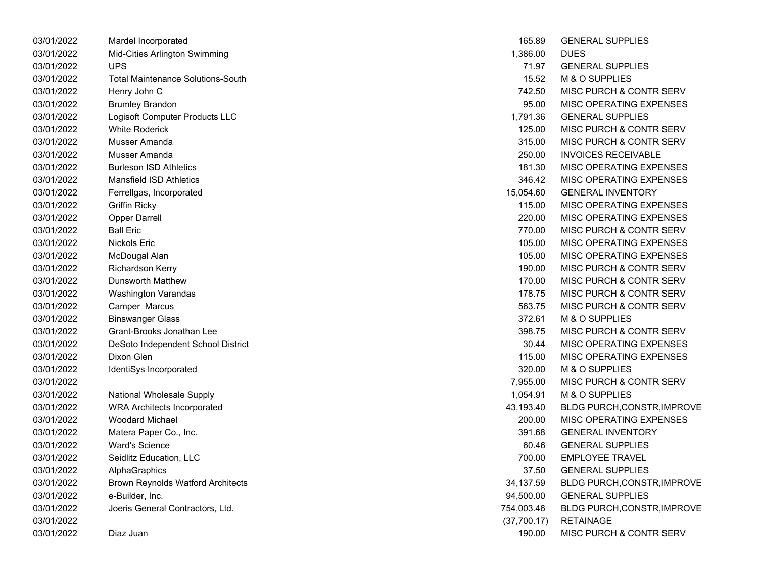| | | | |
|---|---|---|---|
| 03/01/2022 | Mardel Incorporated | 165.89 | GENERAL SUPPLIES |
| 03/01/2022 | Mid-Cities Arlington Swimming | 1,386.00 | DUES |
| 03/01/2022 | UPS | 71.97 | GENERAL SUPPLIES |
| 03/01/2022 | Total Maintenance Solutions-South | 15.52 | M & O SUPPLIES |
| 03/01/2022 | Henry John C | 742.50 | MISC PURCH & CONTR SERV |
| 03/01/2022 | Brumley Brandon | 95.00 | MISC OPERATING EXPENSES |
| 03/01/2022 | Logisoft Computer Products LLC | 1,791.36 | GENERAL SUPPLIES |
| 03/01/2022 | White Roderick | 125.00 | MISC PURCH & CONTR SERV |
| 03/01/2022 | Musser Amanda | 315.00 | MISC PURCH & CONTR SERV |
| 03/01/2022 | Musser Amanda | 250.00 | INVOICES RECEIVABLE |
| 03/01/2022 | Burleson ISD Athletics | 181.30 | MISC OPERATING EXPENSES |
| 03/01/2022 | Mansfield ISD Athletics | 346.42 | MISC OPERATING EXPENSES |
| 03/01/2022 | Ferrellgas, Incorporated | 15,054.60 | GENERAL INVENTORY |
| 03/01/2022 | Griffin Ricky | 115.00 | MISC OPERATING EXPENSES |
| 03/01/2022 | Opper Darrell | 220.00 | MISC OPERATING EXPENSES |
| 03/01/2022 | Ball Eric | 770.00 | MISC PURCH & CONTR SERV |
| 03/01/2022 | Nickols Eric | 105.00 | MISC OPERATING EXPENSES |
| 03/01/2022 | McDougal Alan | 105.00 | MISC OPERATING EXPENSES |
| 03/01/2022 | Richardson Kerry | 190.00 | MISC PURCH & CONTR SERV |
| 03/01/2022 | Dunsworth Matthew | 170.00 | MISC PURCH & CONTR SERV |
| 03/01/2022 | Washington Varandas | 178.75 | MISC PURCH & CONTR SERV |
| 03/01/2022 | Camper Marcus | 563.75 | MISC PURCH & CONTR SERV |
| 03/01/2022 | Binswanger Glass | 372.61 | M & O SUPPLIES |
| 03/01/2022 | Grant-Brooks Jonathan Lee | 398.75 | MISC PURCH & CONTR SERV |
| 03/01/2022 | DeSoto Independent School District | 30.44 | MISC OPERATING EXPENSES |
| 03/01/2022 | Dixon Glen | 115.00 | MISC OPERATING EXPENSES |
| 03/01/2022 | IdentiSys Incorporated | 320.00 | M & O SUPPLIES |
| 03/01/2022 | | 7,955.00 | MISC PURCH & CONTR SERV |
| 03/01/2022 | National Wholesale Supply | 1,054.91 | M & O SUPPLIES |
| 03/01/2022 | WRA Architects Incorporated | 43,193.40 | BLDG PURCH,CONSTR,IMPROVE |
| 03/01/2022 | Woodard Michael | 200.00 | MISC OPERATING EXPENSES |
| 03/01/2022 | Matera Paper Co., Inc. | 391.68 | GENERAL INVENTORY |
| 03/01/2022 | Ward's Science | 60.46 | GENERAL SUPPLIES |
| 03/01/2022 | Seidlitz Education, LLC | 700.00 | EMPLOYEE TRAVEL |
| 03/01/2022 | AlphaGraphics | 37.50 | GENERAL SUPPLIES |
| 03/01/2022 | Brown Reynolds Watford Architects | 34,137.59 | BLDG PURCH,CONSTR,IMPROVE |
| 03/01/2022 | e-Builder, Inc. | 94,500.00 | GENERAL SUPPLIES |
| 03/01/2022 | Joeris General Contractors, Ltd. | 754,003.46 | BLDG PURCH,CONSTR,IMPROVE |
| 03/01/2022 | | (37,700.17) | RETAINAGE |
| 03/01/2022 | Diaz Juan | 190.00 | MISC PURCH & CONTR SERV |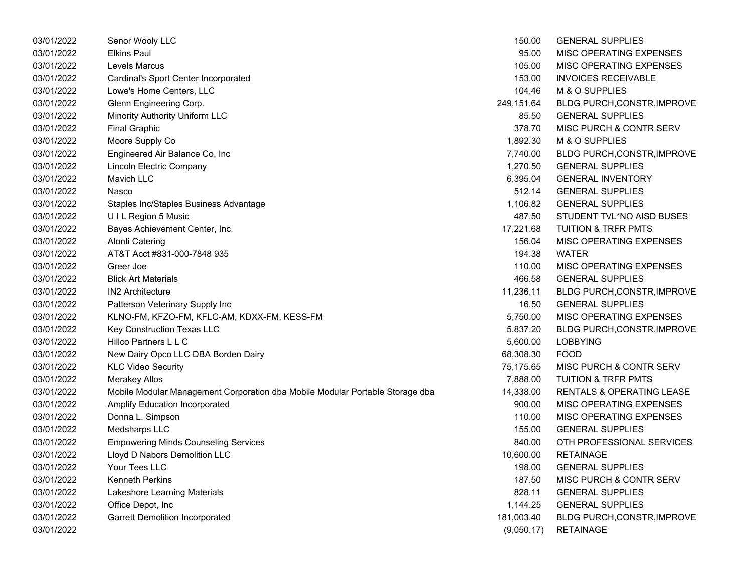| | | | |
|---|---|---|---|
| 03/01/2022 | Senor Wooly LLC | 150.00 | GENERAL SUPPLIES |
| 03/01/2022 | Elkins Paul | 95.00 | MISC OPERATING EXPENSES |
| 03/01/2022 | Levels Marcus | 105.00 | MISC OPERATING EXPENSES |
| 03/01/2022 | Cardinal's Sport Center Incorporated | 153.00 | INVOICES RECEIVABLE |
| 03/01/2022 | Lowe's Home Centers, LLC | 104.46 | M & O SUPPLIES |
| 03/01/2022 | Glenn Engineering Corp. | 249,151.64 | BLDG PURCH,CONSTR,IMPROVE |
| 03/01/2022 | Minority Authority Uniform LLC | 85.50 | GENERAL SUPPLIES |
| 03/01/2022 | Final Graphic | 378.70 | MISC PURCH & CONTR SERV |
| 03/01/2022 | Moore Supply Co | 1,892.30 | M & O SUPPLIES |
| 03/01/2022 | Engineered Air Balance Co, Inc | 7,740.00 | BLDG PURCH,CONSTR,IMPROVE |
| 03/01/2022 | Lincoln Electric Company | 1,270.50 | GENERAL SUPPLIES |
| 03/01/2022 | Mavich LLC | 6,395.04 | GENERAL INVENTORY |
| 03/01/2022 | Nasco | 512.14 | GENERAL SUPPLIES |
| 03/01/2022 | Staples Inc/Staples Business Advantage | 1,106.82 | GENERAL SUPPLIES |
| 03/01/2022 | U I L Region 5 Music | 487.50 | STUDENT TVL*NO AISD BUSES |
| 03/01/2022 | Bayes Achievement Center, Inc. | 17,221.68 | TUITION & TRFR PMTS |
| 03/01/2022 | Alonti Catering | 156.04 | MISC OPERATING EXPENSES |
| 03/01/2022 | AT&T Acct #831-000-7848 935 | 194.38 | WATER |
| 03/01/2022 | Greer Joe | 110.00 | MISC OPERATING EXPENSES |
| 03/01/2022 | Blick Art Materials | 466.58 | GENERAL SUPPLIES |
| 03/01/2022 | IN2 Architecture | 11,236.11 | BLDG PURCH,CONSTR,IMPROVE |
| 03/01/2022 | Patterson Veterinary Supply Inc | 16.50 | GENERAL SUPPLIES |
| 03/01/2022 | KLNO-FM, KFZO-FM, KFLC-AM, KDXX-FM, KESS-FM | 5,750.00 | MISC OPERATING EXPENSES |
| 03/01/2022 | Key Construction Texas LLC | 5,837.20 | BLDG PURCH,CONSTR,IMPROVE |
| 03/01/2022 | Hillco Partners L L C | 5,600.00 | LOBBYING |
| 03/01/2022 | New Dairy Opco LLC DBA Borden Dairy | 68,308.30 | FOOD |
| 03/01/2022 | KLC Video Security | 75,175.65 | MISC PURCH & CONTR SERV |
| 03/01/2022 | Merakey Allos | 7,888.00 | TUITION & TRFR PMTS |
| 03/01/2022 | Mobile Modular Management Corporation dba Mobile Modular Portable Storage dba | 14,338.00 | RENTALS & OPERATING LEASE |
| 03/01/2022 | Amplify Education Incorporated | 900.00 | MISC OPERATING EXPENSES |
| 03/01/2022 | Donna L. Simpson | 110.00 | MISC OPERATING EXPENSES |
| 03/01/2022 | Medsharps LLC | 155.00 | GENERAL SUPPLIES |
| 03/01/2022 | Empowering Minds Counseling Services | 840.00 | OTH PROFESSIONAL SERVICES |
| 03/01/2022 | Lloyd D Nabors Demolition LLC | 10,600.00 | RETAINAGE |
| 03/01/2022 | Your Tees LLC | 198.00 | GENERAL SUPPLIES |
| 03/01/2022 | Kenneth Perkins | 187.50 | MISC PURCH & CONTR SERV |
| 03/01/2022 | Lakeshore Learning Materials | 828.11 | GENERAL SUPPLIES |
| 03/01/2022 | Office Depot, Inc | 1,144.25 | GENERAL SUPPLIES |
| 03/01/2022 | Garrett Demolition Incorporated | 181,003.40 | BLDG PURCH,CONSTR,IMPROVE |
| 03/01/2022 | | (9,050.17) | RETAINAGE |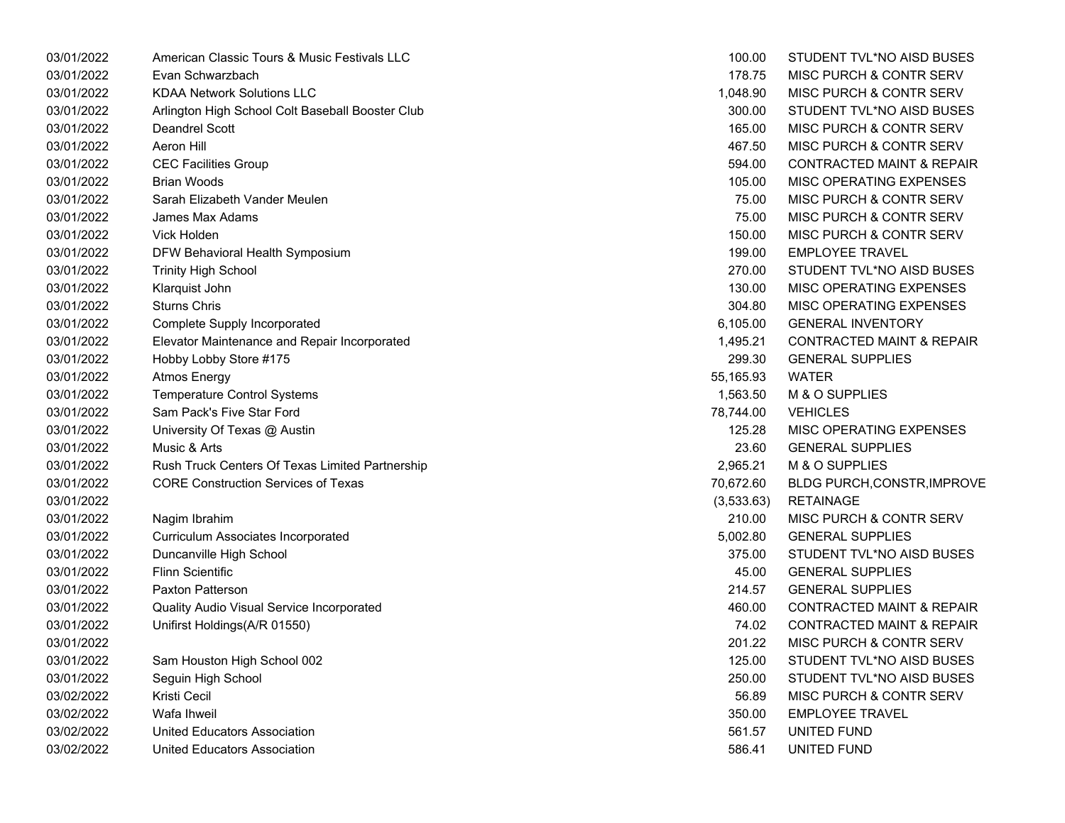| | | | |
|---|---|---|---|
| 03/01/2022 | American Classic Tours & Music Festivals LLC | 100.00 | STUDENT TVL*NO AISD BUSES |
| 03/01/2022 | Evan Schwarzbach | 178.75 | MISC PURCH & CONTR SERV |
| 03/01/2022 | KDAA Network Solutions LLC | 1,048.90 | MISC PURCH & CONTR SERV |
| 03/01/2022 | Arlington High School Colt Baseball Booster Club | 300.00 | STUDENT TVL*NO AISD BUSES |
| 03/01/2022 | Deandrel Scott | 165.00 | MISC PURCH & CONTR SERV |
| 03/01/2022 | Aeron Hill | 467.50 | MISC PURCH & CONTR SERV |
| 03/01/2022 | CEC Facilities Group | 594.00 | CONTRACTED MAINT & REPAIR |
| 03/01/2022 | Brian Woods | 105.00 | MISC OPERATING EXPENSES |
| 03/01/2022 | Sarah Elizabeth Vander Meulen | 75.00 | MISC PURCH & CONTR SERV |
| 03/01/2022 | James Max Adams | 75.00 | MISC PURCH & CONTR SERV |
| 03/01/2022 | Vick Holden | 150.00 | MISC PURCH & CONTR SERV |
| 03/01/2022 | DFW Behavioral Health Symposium | 199.00 | EMPLOYEE TRAVEL |
| 03/01/2022 | Trinity High School | 270.00 | STUDENT TVL*NO AISD BUSES |
| 03/01/2022 | Klarquist John | 130.00 | MISC OPERATING EXPENSES |
| 03/01/2022 | Sturns Chris | 304.80 | MISC OPERATING EXPENSES |
| 03/01/2022 | Complete Supply Incorporated | 6,105.00 | GENERAL INVENTORY |
| 03/01/2022 | Elevator Maintenance and Repair Incorporated | 1,495.21 | CONTRACTED MAINT & REPAIR |
| 03/01/2022 | Hobby Lobby Store #175 | 299.30 | GENERAL SUPPLIES |
| 03/01/2022 | Atmos Energy | 55,165.93 | WATER |
| 03/01/2022 | Temperature Control Systems | 1,563.50 | M & O SUPPLIES |
| 03/01/2022 | Sam Pack's Five Star Ford | 78,744.00 | VEHICLES |
| 03/01/2022 | University Of Texas @ Austin | 125.28 | MISC OPERATING EXPENSES |
| 03/01/2022 | Music & Arts | 23.60 | GENERAL SUPPLIES |
| 03/01/2022 | Rush Truck Centers Of Texas Limited Partnership | 2,965.21 | M & O SUPPLIES |
| 03/01/2022 | CORE Construction Services of Texas | 70,672.60 | BLDG PURCH,CONSTR,IMPROVE |
| 03/01/2022 | | (3,533.63) | RETAINAGE |
| 03/01/2022 | Nagim Ibrahim | 210.00 | MISC PURCH & CONTR SERV |
| 03/01/2022 | Curriculum Associates Incorporated | 5,002.80 | GENERAL SUPPLIES |
| 03/01/2022 | Duncanville High School | 375.00 | STUDENT TVL*NO AISD BUSES |
| 03/01/2022 | Flinn Scientific | 45.00 | GENERAL SUPPLIES |
| 03/01/2022 | Paxton Patterson | 214.57 | GENERAL SUPPLIES |
| 03/01/2022 | Quality Audio Visual Service Incorporated | 460.00 | CONTRACTED MAINT & REPAIR |
| 03/01/2022 | Unifirst Holdings(A/R 01550) | 74.02 | CONTRACTED MAINT & REPAIR |
| 03/01/2022 | | 201.22 | MISC PURCH & CONTR SERV |
| 03/01/2022 | Sam Houston High School 002 | 125.00 | STUDENT TVL*NO AISD BUSES |
| 03/01/2022 | Seguin High School | 250.00 | STUDENT TVL*NO AISD BUSES |
| 03/02/2022 | Kristi Cecil | 56.89 | MISC PURCH & CONTR SERV |
| 03/02/2022 | Wafa Ihweil | 350.00 | EMPLOYEE TRAVEL |
| 03/02/2022 | United Educators Association | 561.57 | UNITED FUND |
| 03/02/2022 | United Educators Association | 586.41 | UNITED FUND |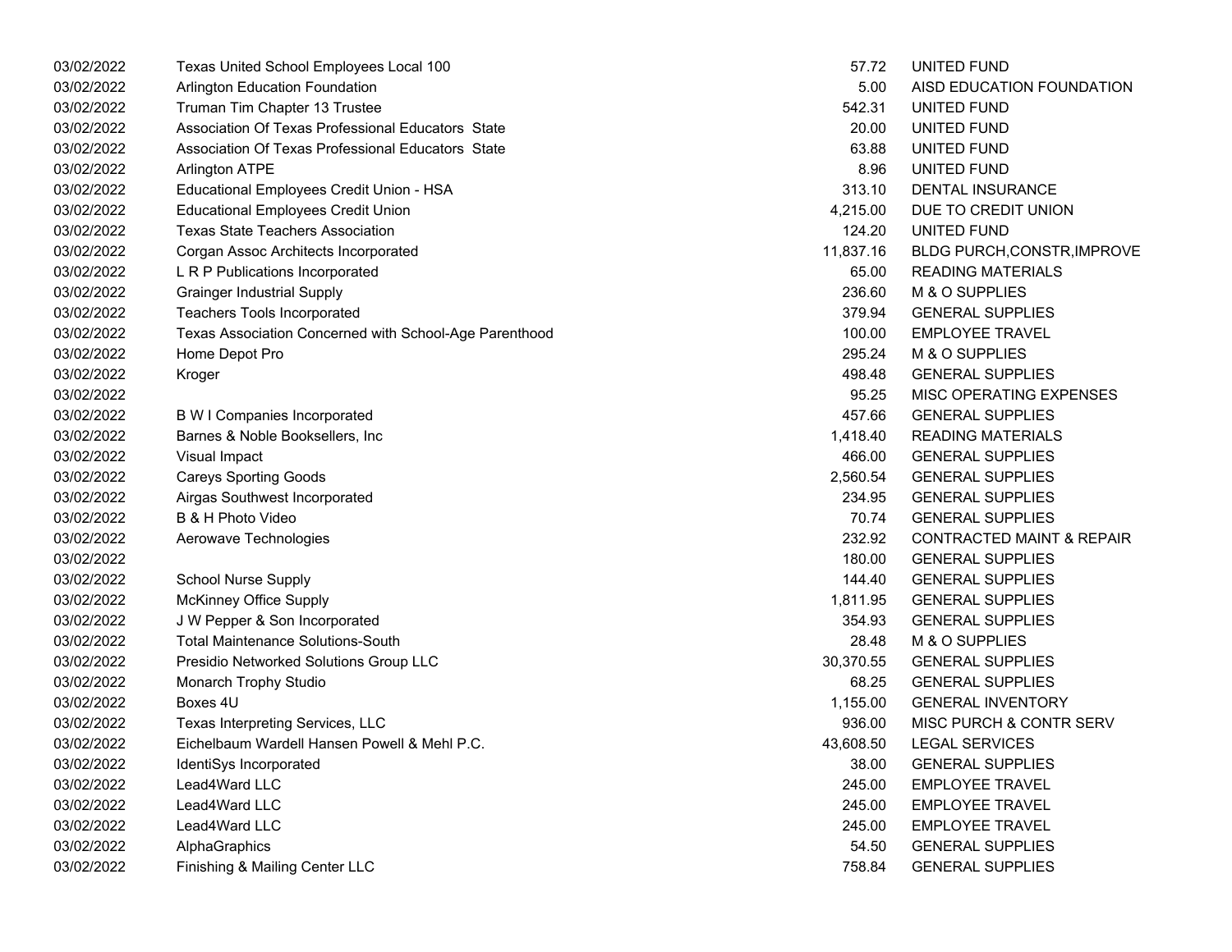| | | | |
|---|---|---|---|
| 03/02/2022 | Texas United School Employees Local 100 | 57.72 | UNITED FUND |
| 03/02/2022 | Arlington Education Foundation | 5.00 | AISD EDUCATION FOUNDATION |
| 03/02/2022 | Truman Tim Chapter 13 Trustee | 542.31 | UNITED FUND |
| 03/02/2022 | Association Of Texas Professional Educators State | 20.00 | UNITED FUND |
| 03/02/2022 | Association Of Texas Professional Educators State | 63.88 | UNITED FUND |
| 03/02/2022 | Arlington ATPE | 8.96 | UNITED FUND |
| 03/02/2022 | Educational Employees Credit Union - HSA | 313.10 | DENTAL INSURANCE |
| 03/02/2022 | Educational Employees Credit Union | 4,215.00 | DUE TO CREDIT UNION |
| 03/02/2022 | Texas State Teachers Association | 124.20 | UNITED FUND |
| 03/02/2022 | Corgan Assoc Architects Incorporated | 11,837.16 | BLDG PURCH,CONSTR,IMPROVE |
| 03/02/2022 | L R P Publications Incorporated | 65.00 | READING MATERIALS |
| 03/02/2022 | Grainger Industrial Supply | 236.60 | M & O SUPPLIES |
| 03/02/2022 | Teachers Tools Incorporated | 379.94 | GENERAL SUPPLIES |
| 03/02/2022 | Texas Association Concerned with School-Age Parenthood | 100.00 | EMPLOYEE TRAVEL |
| 03/02/2022 | Home Depot Pro | 295.24 | M & O SUPPLIES |
| 03/02/2022 | Kroger | 498.48 | GENERAL SUPPLIES |
| 03/02/2022 | | 95.25 | MISC OPERATING EXPENSES |
| 03/02/2022 | B W I Companies Incorporated | 457.66 | GENERAL SUPPLIES |
| 03/02/2022 | Barnes & Noble Booksellers, Inc | 1,418.40 | READING MATERIALS |
| 03/02/2022 | Visual Impact | 466.00 | GENERAL SUPPLIES |
| 03/02/2022 | Careys Sporting Goods | 2,560.54 | GENERAL SUPPLIES |
| 03/02/2022 | Airgas Southwest Incorporated | 234.95 | GENERAL SUPPLIES |
| 03/02/2022 | B & H Photo Video | 70.74 | GENERAL SUPPLIES |
| 03/02/2022 | Aerowave Technologies | 232.92 | CONTRACTED MAINT & REPAIR |
| 03/02/2022 | | 180.00 | GENERAL SUPPLIES |
| 03/02/2022 | School Nurse Supply | 144.40 | GENERAL SUPPLIES |
| 03/02/2022 | McKinney Office Supply | 1,811.95 | GENERAL SUPPLIES |
| 03/02/2022 | J W Pepper & Son Incorporated | 354.93 | GENERAL SUPPLIES |
| 03/02/2022 | Total Maintenance Solutions-South | 28.48 | M & O SUPPLIES |
| 03/02/2022 | Presidio Networked Solutions Group LLC | 30,370.55 | GENERAL SUPPLIES |
| 03/02/2022 | Monarch Trophy Studio | 68.25 | GENERAL SUPPLIES |
| 03/02/2022 | Boxes 4U | 1,155.00 | GENERAL INVENTORY |
| 03/02/2022 | Texas Interpreting Services, LLC | 936.00 | MISC PURCH & CONTR SERV |
| 03/02/2022 | Eichelbaum Wardell Hansen Powell & Mehl P.C. | 43,608.50 | LEGAL SERVICES |
| 03/02/2022 | IdentiSys Incorporated | 38.00 | GENERAL SUPPLIES |
| 03/02/2022 | Lead4Ward LLC | 245.00 | EMPLOYEE TRAVEL |
| 03/02/2022 | Lead4Ward LLC | 245.00 | EMPLOYEE TRAVEL |
| 03/02/2022 | Lead4Ward LLC | 245.00 | EMPLOYEE TRAVEL |
| 03/02/2022 | AlphaGraphics | 54.50 | GENERAL SUPPLIES |
| 03/02/2022 | Finishing & Mailing Center LLC | 758.84 | GENERAL SUPPLIES |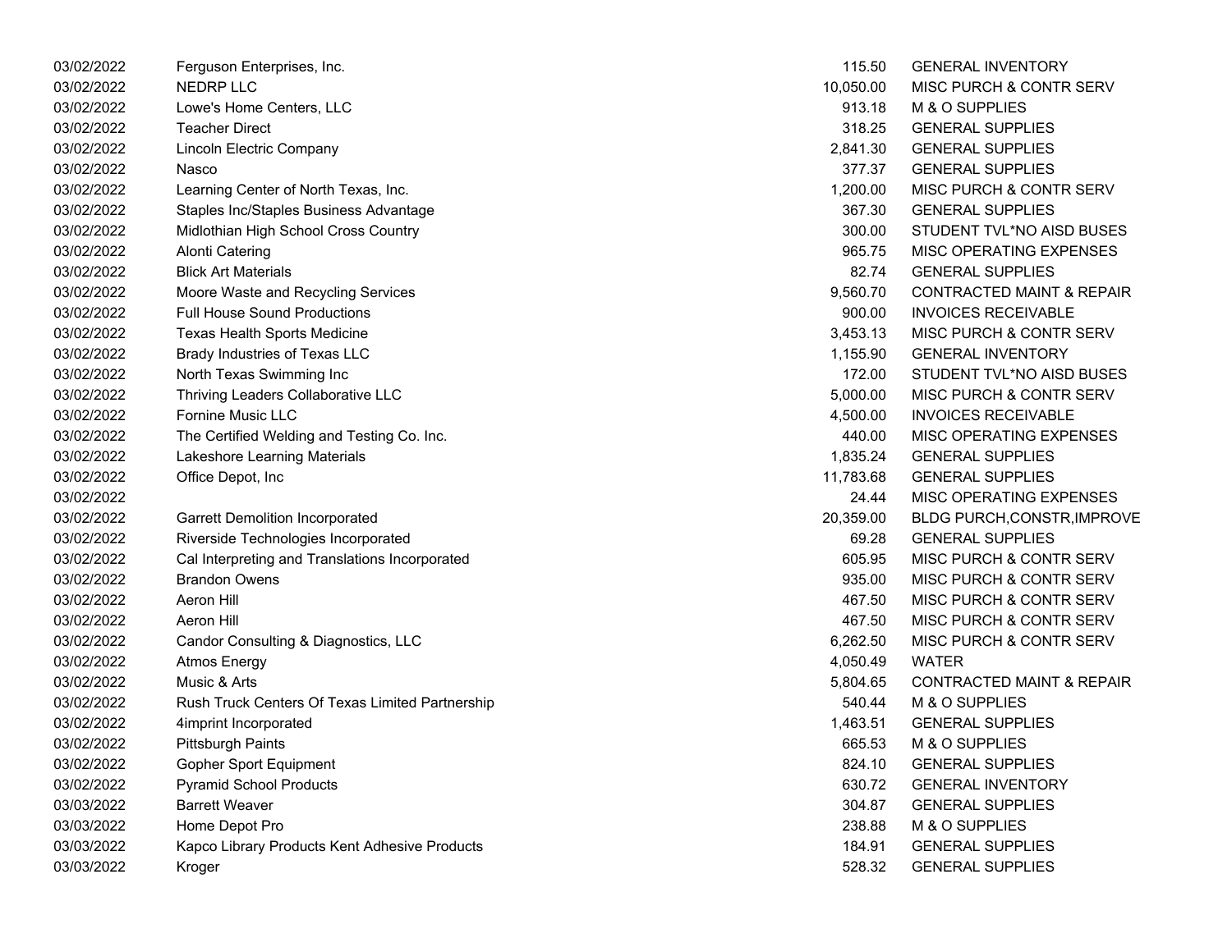| | | | |
|---|---|---|---|
| 03/02/2022 | Ferguson Enterprises, Inc. | 115.50 | GENERAL INVENTORY |
| 03/02/2022 | NEDRP LLC | 10,050.00 | MISC PURCH & CONTR SERV |
| 03/02/2022 | Lowe's Home Centers, LLC | 913.18 | M & O SUPPLIES |
| 03/02/2022 | Teacher Direct | 318.25 | GENERAL SUPPLIES |
| 03/02/2022 | Lincoln Electric Company | 2,841.30 | GENERAL SUPPLIES |
| 03/02/2022 | Nasco | 377.37 | GENERAL SUPPLIES |
| 03/02/2022 | Learning Center of North Texas, Inc. | 1,200.00 | MISC PURCH & CONTR SERV |
| 03/02/2022 | Staples Inc/Staples Business Advantage | 367.30 | GENERAL SUPPLIES |
| 03/02/2022 | Midlothian High School Cross Country | 300.00 | STUDENT TVL*NO AISD BUSES |
| 03/02/2022 | Alonti Catering | 965.75 | MISC OPERATING EXPENSES |
| 03/02/2022 | Blick Art Materials | 82.74 | GENERAL SUPPLIES |
| 03/02/2022 | Moore Waste and Recycling Services | 9,560.70 | CONTRACTED MAINT & REPAIR |
| 03/02/2022 | Full House Sound Productions | 900.00 | INVOICES RECEIVABLE |
| 03/02/2022 | Texas Health Sports Medicine | 3,453.13 | MISC PURCH & CONTR SERV |
| 03/02/2022 | Brady Industries of Texas LLC | 1,155.90 | GENERAL INVENTORY |
| 03/02/2022 | North Texas Swimming Inc | 172.00 | STUDENT TVL*NO AISD BUSES |
| 03/02/2022 | Thriving Leaders Collaborative LLC | 5,000.00 | MISC PURCH & CONTR SERV |
| 03/02/2022 | Fornine Music LLC | 4,500.00 | INVOICES RECEIVABLE |
| 03/02/2022 | The Certified Welding and Testing Co. Inc. | 440.00 | MISC OPERATING EXPENSES |
| 03/02/2022 | Lakeshore Learning Materials | 1,835.24 | GENERAL SUPPLIES |
| 03/02/2022 | Office Depot, Inc | 11,783.68 | GENERAL SUPPLIES |
| 03/02/2022 | | 24.44 | MISC OPERATING EXPENSES |
| 03/02/2022 | Garrett Demolition Incorporated | 20,359.00 | BLDG PURCH,CONSTR,IMPROVE |
| 03/02/2022 | Riverside Technologies Incorporated | 69.28 | GENERAL SUPPLIES |
| 03/02/2022 | Cal Interpreting and Translations Incorporated | 605.95 | MISC PURCH & CONTR SERV |
| 03/02/2022 | Brandon Owens | 935.00 | MISC PURCH & CONTR SERV |
| 03/02/2022 | Aeron Hill | 467.50 | MISC PURCH & CONTR SERV |
| 03/02/2022 | Aeron Hill | 467.50 | MISC PURCH & CONTR SERV |
| 03/02/2022 | Candor Consulting & Diagnostics, LLC | 6,262.50 | MISC PURCH & CONTR SERV |
| 03/02/2022 | Atmos Energy | 4,050.49 | WATER |
| 03/02/2022 | Music & Arts | 5,804.65 | CONTRACTED MAINT & REPAIR |
| 03/02/2022 | Rush Truck Centers Of Texas Limited Partnership | 540.44 | M & O SUPPLIES |
| 03/02/2022 | 4imprint Incorporated | 1,463.51 | GENERAL SUPPLIES |
| 03/02/2022 | Pittsburgh Paints | 665.53 | M & O SUPPLIES |
| 03/02/2022 | Gopher Sport Equipment | 824.10 | GENERAL SUPPLIES |
| 03/02/2022 | Pyramid School Products | 630.72 | GENERAL INVENTORY |
| 03/03/2022 | Barrett Weaver | 304.87 | GENERAL SUPPLIES |
| 03/03/2022 | Home Depot Pro | 238.88 | M & O SUPPLIES |
| 03/03/2022 | Kapco Library Products Kent Adhesive Products | 184.91 | GENERAL SUPPLIES |
| 03/03/2022 | Kroger | 528.32 | GENERAL SUPPLIES |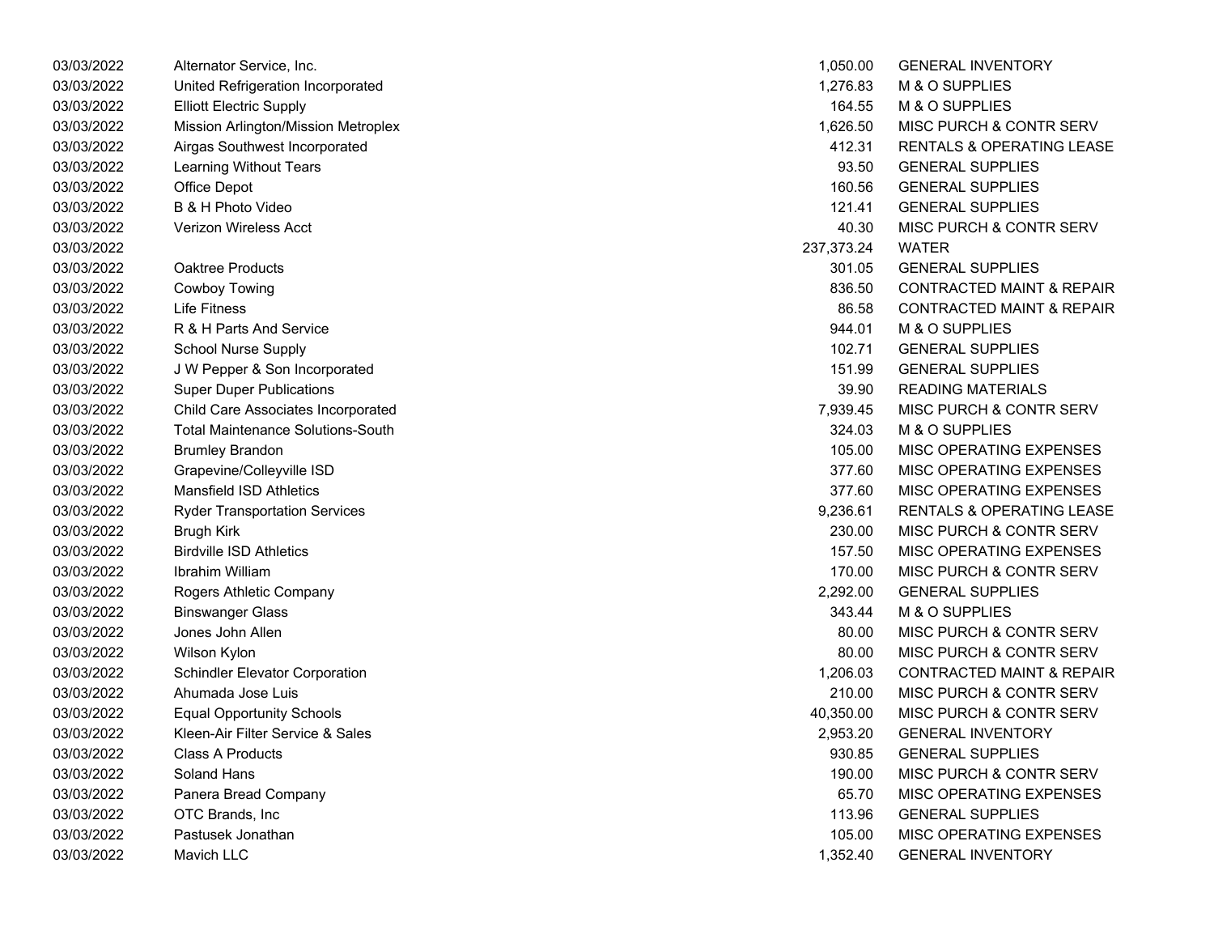| | | | |
|---|---|---|---|
| 03/03/2022 | Alternator Service, Inc. | 1,050.00 | GENERAL INVENTORY |
| 03/03/2022 | United Refrigeration Incorporated | 1,276.83 | M & O SUPPLIES |
| 03/03/2022 | Elliott Electric Supply | 164.55 | M & O SUPPLIES |
| 03/03/2022 | Mission Arlington/Mission Metroplex | 1,626.50 | MISC PURCH & CONTR SERV |
| 03/03/2022 | Airgas Southwest Incorporated | 412.31 | RENTALS & OPERATING LEASE |
| 03/03/2022 | Learning Without Tears | 93.50 | GENERAL SUPPLIES |
| 03/03/2022 | Office Depot | 160.56 | GENERAL SUPPLIES |
| 03/03/2022 | B & H Photo Video | 121.41 | GENERAL SUPPLIES |
| 03/03/2022 | Verizon Wireless Acct | 40.30 | MISC PURCH & CONTR SERV |
| 03/03/2022 | | 237,373.24 | WATER |
| 03/03/2022 | Oaktree Products | 301.05 | GENERAL SUPPLIES |
| 03/03/2022 | Cowboy Towing | 836.50 | CONTRACTED MAINT & REPAIR |
| 03/03/2022 | Life Fitness | 86.58 | CONTRACTED MAINT & REPAIR |
| 03/03/2022 | R & H Parts And Service | 944.01 | M & O SUPPLIES |
| 03/03/2022 | School Nurse Supply | 102.71 | GENERAL SUPPLIES |
| 03/03/2022 | J W Pepper & Son Incorporated | 151.99 | GENERAL SUPPLIES |
| 03/03/2022 | Super Duper Publications | 39.90 | READING MATERIALS |
| 03/03/2022 | Child Care Associates Incorporated | 7,939.45 | MISC PURCH & CONTR SERV |
| 03/03/2022 | Total Maintenance Solutions-South | 324.03 | M & O SUPPLIES |
| 03/03/2022 | Brumley Brandon | 105.00 | MISC OPERATING EXPENSES |
| 03/03/2022 | Grapevine/Colleyville ISD | 377.60 | MISC OPERATING EXPENSES |
| 03/03/2022 | Mansfield ISD Athletics | 377.60 | MISC OPERATING EXPENSES |
| 03/03/2022 | Ryder Transportation Services | 9,236.61 | RENTALS & OPERATING LEASE |
| 03/03/2022 | Brugh Kirk | 230.00 | MISC PURCH & CONTR SERV |
| 03/03/2022 | Birdville ISD Athletics | 157.50 | MISC OPERATING EXPENSES |
| 03/03/2022 | Ibrahim William | 170.00 | MISC PURCH & CONTR SERV |
| 03/03/2022 | Rogers Athletic Company | 2,292.00 | GENERAL SUPPLIES |
| 03/03/2022 | Binswanger Glass | 343.44 | M & O SUPPLIES |
| 03/03/2022 | Jones John Allen | 80.00 | MISC PURCH & CONTR SERV |
| 03/03/2022 | Wilson Kylon | 80.00 | MISC PURCH & CONTR SERV |
| 03/03/2022 | Schindler Elevator Corporation | 1,206.03 | CONTRACTED MAINT & REPAIR |
| 03/03/2022 | Ahumada Jose Luis | 210.00 | MISC PURCH & CONTR SERV |
| 03/03/2022 | Equal Opportunity Schools | 40,350.00 | MISC PURCH & CONTR SERV |
| 03/03/2022 | Kleen-Air Filter Service & Sales | 2,953.20 | GENERAL INVENTORY |
| 03/03/2022 | Class A Products | 930.85 | GENERAL SUPPLIES |
| 03/03/2022 | Soland Hans | 190.00 | MISC PURCH & CONTR SERV |
| 03/03/2022 | Panera Bread Company | 65.70 | MISC OPERATING EXPENSES |
| 03/03/2022 | OTC Brands, Inc | 113.96 | GENERAL SUPPLIES |
| 03/03/2022 | Pastusek Jonathan | 105.00 | MISC OPERATING EXPENSES |
| 03/03/2022 | Mavich LLC | 1,352.40 | GENERAL INVENTORY |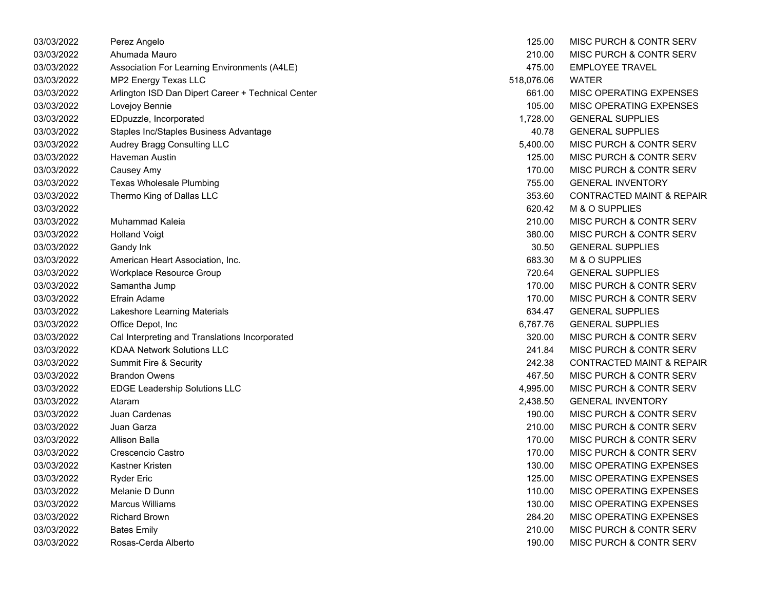| | | | |
|---|---|---|---|
| 03/03/2022 | Perez Angelo | 125.00 | MISC PURCH & CONTR SERV |
| 03/03/2022 | Ahumada Mauro | 210.00 | MISC PURCH & CONTR SERV |
| 03/03/2022 | Association For Learning Environments (A4LE) | 475.00 | EMPLOYEE TRAVEL |
| 03/03/2022 | MP2 Energy Texas LLC | 518,076.06 | WATER |
| 03/03/2022 | Arlington ISD Dan Dipert Career + Technical Center | 661.00 | MISC OPERATING EXPENSES |
| 03/03/2022 | Lovejoy Bennie | 105.00 | MISC OPERATING EXPENSES |
| 03/03/2022 | EDpuzzle, Incorporated | 1,728.00 | GENERAL SUPPLIES |
| 03/03/2022 | Staples Inc/Staples Business Advantage | 40.78 | GENERAL SUPPLIES |
| 03/03/2022 | Audrey Bragg Consulting LLC | 5,400.00 | MISC PURCH & CONTR SERV |
| 03/03/2022 | Haveman Austin | 125.00 | MISC PURCH & CONTR SERV |
| 03/03/2022 | Causey Amy | 170.00 | MISC PURCH & CONTR SERV |
| 03/03/2022 | Texas Wholesale Plumbing | 755.00 | GENERAL INVENTORY |
| 03/03/2022 | Thermo King of Dallas LLC | 353.60 | CONTRACTED MAINT & REPAIR |
| 03/03/2022 | | 620.42 | M & O SUPPLIES |
| 03/03/2022 | Muhammad Kaleia | 210.00 | MISC PURCH & CONTR SERV |
| 03/03/2022 | Holland Voigt | 380.00 | MISC PURCH & CONTR SERV |
| 03/03/2022 | Gandy Ink | 30.50 | GENERAL SUPPLIES |
| 03/03/2022 | American Heart Association, Inc. | 683.30 | M & O SUPPLIES |
| 03/03/2022 | Workplace Resource Group | 720.64 | GENERAL SUPPLIES |
| 03/03/2022 | Samantha Jump | 170.00 | MISC PURCH & CONTR SERV |
| 03/03/2022 | Efrain Adame | 170.00 | MISC PURCH & CONTR SERV |
| 03/03/2022 | Lakeshore Learning Materials | 634.47 | GENERAL SUPPLIES |
| 03/03/2022 | Office Depot, Inc | 6,767.76 | GENERAL SUPPLIES |
| 03/03/2022 | Cal Interpreting and Translations Incorporated | 320.00 | MISC PURCH & CONTR SERV |
| 03/03/2022 | KDAA Network Solutions LLC | 241.84 | MISC PURCH & CONTR SERV |
| 03/03/2022 | Summit Fire & Security | 242.38 | CONTRACTED MAINT & REPAIR |
| 03/03/2022 | Brandon Owens | 467.50 | MISC PURCH & CONTR SERV |
| 03/03/2022 | EDGE Leadership Solutions LLC | 4,995.00 | MISC PURCH & CONTR SERV |
| 03/03/2022 | Ataram | 2,438.50 | GENERAL INVENTORY |
| 03/03/2022 | Juan Cardenas | 190.00 | MISC PURCH & CONTR SERV |
| 03/03/2022 | Juan Garza | 210.00 | MISC PURCH & CONTR SERV |
| 03/03/2022 | Allison Balla | 170.00 | MISC PURCH & CONTR SERV |
| 03/03/2022 | Crescencio Castro | 170.00 | MISC PURCH & CONTR SERV |
| 03/03/2022 | Kastner Kristen | 130.00 | MISC OPERATING EXPENSES |
| 03/03/2022 | Ryder Eric | 125.00 | MISC OPERATING EXPENSES |
| 03/03/2022 | Melanie D Dunn | 110.00 | MISC OPERATING EXPENSES |
| 03/03/2022 | Marcus Williams | 130.00 | MISC OPERATING EXPENSES |
| 03/03/2022 | Richard Brown | 284.20 | MISC OPERATING EXPENSES |
| 03/03/2022 | Bates Emily | 210.00 | MISC PURCH & CONTR SERV |
| 03/03/2022 | Rosas-Cerda Alberto | 190.00 | MISC PURCH & CONTR SERV |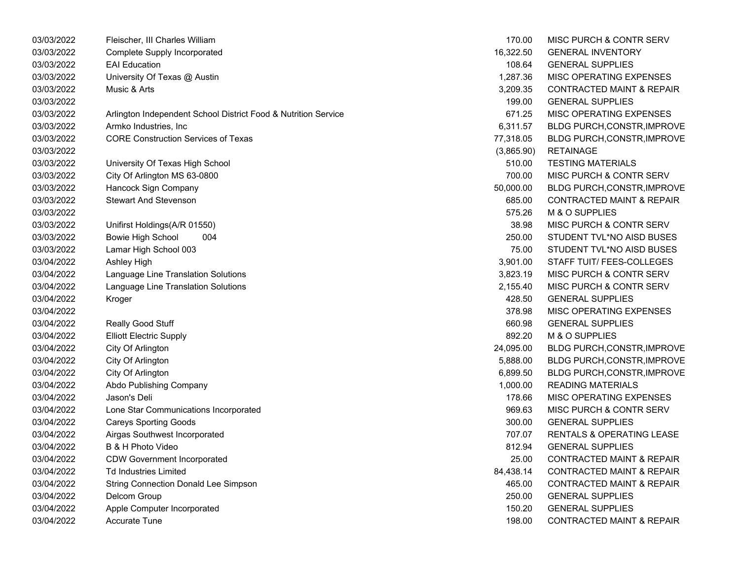| | | | |
|---|---|---|---|
| 03/03/2022 | Fleischer, III Charles William | 170.00 | MISC PURCH & CONTR SERV |
| 03/03/2022 | Complete Supply Incorporated | 16,322.50 | GENERAL INVENTORY |
| 03/03/2022 | EAI Education | 108.64 | GENERAL SUPPLIES |
| 03/03/2022 | University Of Texas @ Austin | 1,287.36 | MISC OPERATING EXPENSES |
| 03/03/2022 | Music & Arts | 3,209.35 | CONTRACTED MAINT & REPAIR |
| 03/03/2022 | | 199.00 | GENERAL SUPPLIES |
| 03/03/2022 | Arlington Independent School District Food & Nutrition Service | 671.25 | MISC OPERATING EXPENSES |
| 03/03/2022 | Armko Industries, Inc | 6,311.57 | BLDG PURCH,CONSTR,IMPROVE |
| 03/03/2022 | CORE Construction Services of Texas | 77,318.05 | BLDG PURCH,CONSTR,IMPROVE |
| 03/03/2022 | | (3,865.90) | RETAINAGE |
| 03/03/2022 | University Of Texas High School | 510.00 | TESTING MATERIALS |
| 03/03/2022 | City Of Arlington MS 63-0800 | 700.00 | MISC PURCH & CONTR SERV |
| 03/03/2022 | Hancock Sign Company | 50,000.00 | BLDG PURCH,CONSTR,IMPROVE |
| 03/03/2022 | Stewart And Stevenson | 685.00 | CONTRACTED MAINT & REPAIR |
| 03/03/2022 | | 575.26 | M & O SUPPLIES |
| 03/03/2022 | Unifirst Holdings(A/R 01550) | 38.98 | MISC PURCH & CONTR SERV |
| 03/03/2022 | Bowie High School 004 | 250.00 | STUDENT TVL*NO AISD BUSES |
| 03/03/2022 | Lamar High School 003 | 75.00 | STUDENT TVL*NO AISD BUSES |
| 03/04/2022 | Ashley High | 3,901.00 | STAFF TUIT/ FEES-COLLEGES |
| 03/04/2022 | Language Line Translation Solutions | 3,823.19 | MISC PURCH & CONTR SERV |
| 03/04/2022 | Language Line Translation Solutions | 2,155.40 | MISC PURCH & CONTR SERV |
| 03/04/2022 | Kroger | 428.50 | GENERAL SUPPLIES |
| 03/04/2022 | | 378.98 | MISC OPERATING EXPENSES |
| 03/04/2022 | Really Good Stuff | 660.98 | GENERAL SUPPLIES |
| 03/04/2022 | Elliott Electric Supply | 892.20 | M & O SUPPLIES |
| 03/04/2022 | City Of Arlington | 24,095.00 | BLDG PURCH,CONSTR,IMPROVE |
| 03/04/2022 | City Of Arlington | 5,888.00 | BLDG PURCH,CONSTR,IMPROVE |
| 03/04/2022 | City Of Arlington | 6,899.50 | BLDG PURCH,CONSTR,IMPROVE |
| 03/04/2022 | Abdo Publishing Company | 1,000.00 | READING MATERIALS |
| 03/04/2022 | Jason's Deli | 178.66 | MISC OPERATING EXPENSES |
| 03/04/2022 | Lone Star Communications Incorporated | 969.63 | MISC PURCH & CONTR SERV |
| 03/04/2022 | Careys Sporting Goods | 300.00 | GENERAL SUPPLIES |
| 03/04/2022 | Airgas Southwest Incorporated | 707.07 | RENTALS & OPERATING LEASE |
| 03/04/2022 | B & H Photo Video | 812.94 | GENERAL SUPPLIES |
| 03/04/2022 | CDW Government Incorporated | 25.00 | CONTRACTED MAINT & REPAIR |
| 03/04/2022 | Td Industries Limited | 84,438.14 | CONTRACTED MAINT & REPAIR |
| 03/04/2022 | String Connection Donald Lee Simpson | 465.00 | CONTRACTED MAINT & REPAIR |
| 03/04/2022 | Delcom Group | 250.00 | GENERAL SUPPLIES |
| 03/04/2022 | Apple Computer Incorporated | 150.20 | GENERAL SUPPLIES |
| 03/04/2022 | Accurate Tune | 198.00 | CONTRACTED MAINT & REPAIR |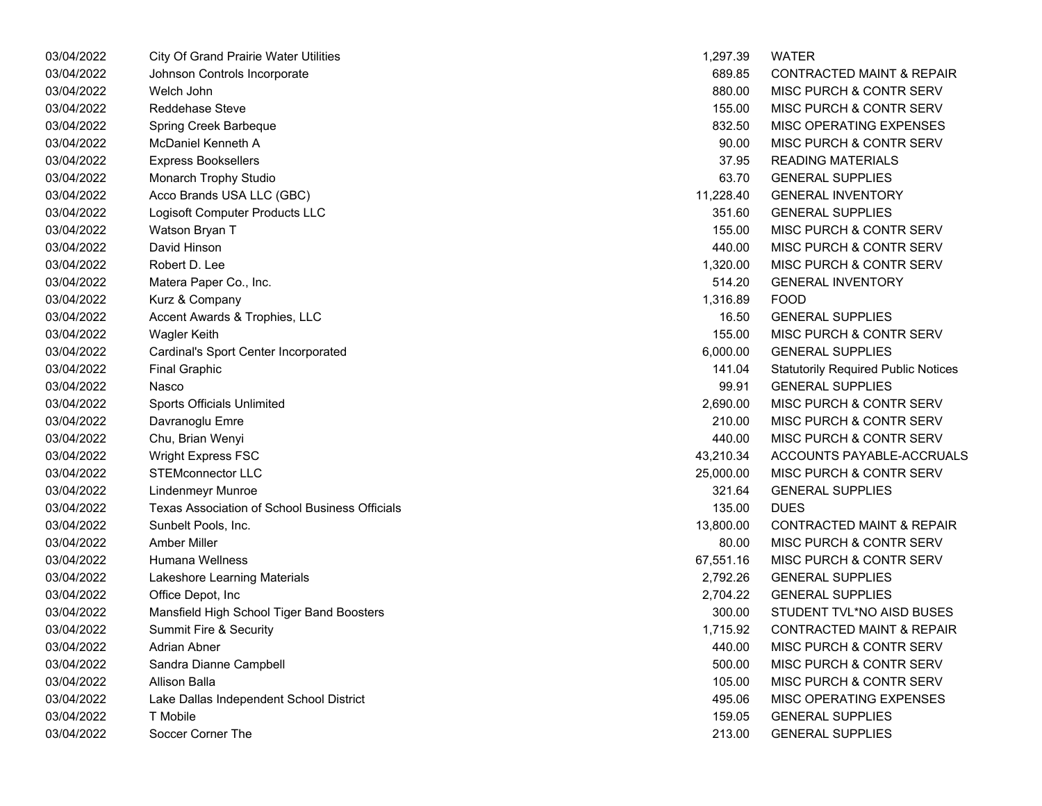| | | | |
|---|---|---|---|
| 03/04/2022 | City Of Grand Prairie Water Utilities | 1,297.39 | WATER |
| 03/04/2022 | Johnson Controls Incorporate | 689.85 | CONTRACTED MAINT & REPAIR |
| 03/04/2022 | Welch John | 880.00 | MISC PURCH & CONTR SERV |
| 03/04/2022 | Reddehase Steve | 155.00 | MISC PURCH & CONTR SERV |
| 03/04/2022 | Spring Creek Barbeque | 832.50 | MISC OPERATING EXPENSES |
| 03/04/2022 | McDaniel Kenneth A | 90.00 | MISC PURCH & CONTR SERV |
| 03/04/2022 | Express Booksellers | 37.95 | READING MATERIALS |
| 03/04/2022 | Monarch Trophy Studio | 63.70 | GENERAL SUPPLIES |
| 03/04/2022 | Acco Brands USA LLC (GBC) | 11,228.40 | GENERAL INVENTORY |
| 03/04/2022 | Logisoft Computer Products LLC | 351.60 | GENERAL SUPPLIES |
| 03/04/2022 | Watson Bryan T | 155.00 | MISC PURCH & CONTR SERV |
| 03/04/2022 | David Hinson | 440.00 | MISC PURCH & CONTR SERV |
| 03/04/2022 | Robert D. Lee | 1,320.00 | MISC PURCH & CONTR SERV |
| 03/04/2022 | Matera Paper Co., Inc. | 514.20 | GENERAL INVENTORY |
| 03/04/2022 | Kurz & Company | 1,316.89 | FOOD |
| 03/04/2022 | Accent Awards & Trophies, LLC | 16.50 | GENERAL SUPPLIES |
| 03/04/2022 | Wagler Keith | 155.00 | MISC PURCH & CONTR SERV |
| 03/04/2022 | Cardinal's Sport Center Incorporated | 6,000.00 | GENERAL SUPPLIES |
| 03/04/2022 | Final Graphic | 141.04 | Statutorily Required Public Notices |
| 03/04/2022 | Nasco | 99.91 | GENERAL SUPPLIES |
| 03/04/2022 | Sports Officials Unlimited | 2,690.00 | MISC PURCH & CONTR SERV |
| 03/04/2022 | Davranoglu Emre | 210.00 | MISC PURCH & CONTR SERV |
| 03/04/2022 | Chu, Brian Wenyi | 440.00 | MISC PURCH & CONTR SERV |
| 03/04/2022 | Wright Express FSC | 43,210.34 | ACCOUNTS PAYABLE-ACCRUALS |
| 03/04/2022 | STEMconnector LLC | 25,000.00 | MISC PURCH & CONTR SERV |
| 03/04/2022 | Lindenmeyr Munroe | 321.64 | GENERAL SUPPLIES |
| 03/04/2022 | Texas Association of School Business Officials | 135.00 | DUES |
| 03/04/2022 | Sunbelt Pools, Inc. | 13,800.00 | CONTRACTED MAINT & REPAIR |
| 03/04/2022 | Amber Miller | 80.00 | MISC PURCH & CONTR SERV |
| 03/04/2022 | Humana Wellness | 67,551.16 | MISC PURCH & CONTR SERV |
| 03/04/2022 | Lakeshore Learning Materials | 2,792.26 | GENERAL SUPPLIES |
| 03/04/2022 | Office Depot, Inc | 2,704.22 | GENERAL SUPPLIES |
| 03/04/2022 | Mansfield High School Tiger Band Boosters | 300.00 | STUDENT TVL*NO AISD BUSES |
| 03/04/2022 | Summit Fire & Security | 1,715.92 | CONTRACTED MAINT & REPAIR |
| 03/04/2022 | Adrian Abner | 440.00 | MISC PURCH & CONTR SERV |
| 03/04/2022 | Sandra Dianne Campbell | 500.00 | MISC PURCH & CONTR SERV |
| 03/04/2022 | Allison Balla | 105.00 | MISC PURCH & CONTR SERV |
| 03/04/2022 | Lake Dallas Independent School District | 495.06 | MISC OPERATING EXPENSES |
| 03/04/2022 | T Mobile | 159.05 | GENERAL SUPPLIES |
| 03/04/2022 | Soccer Corner The | 213.00 | GENERAL SUPPLIES |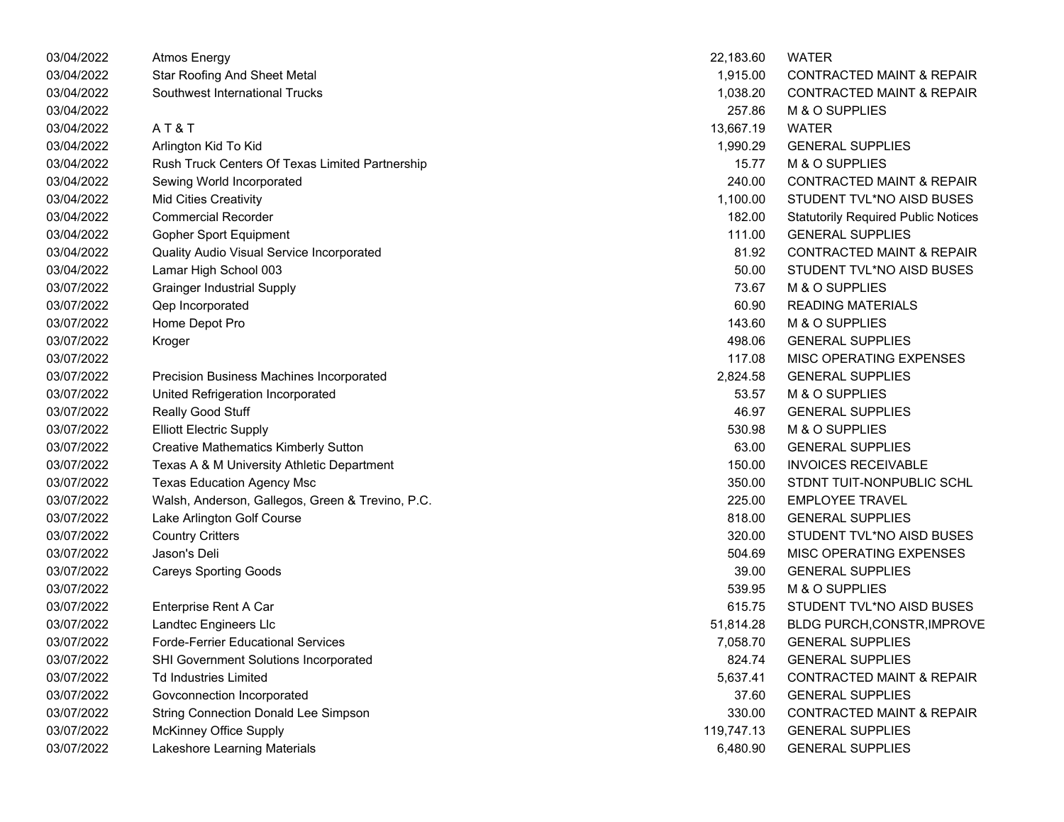| | | | |
|---|---|---|---|
| 03/04/2022 | Atmos Energy | 22,183.60 | WATER |
| 03/04/2022 | Star Roofing And Sheet Metal | 1,915.00 | CONTRACTED MAINT & REPAIR |
| 03/04/2022 | Southwest International Trucks | 1,038.20 | CONTRACTED MAINT & REPAIR |
| 03/04/2022 | | 257.86 | M & O SUPPLIES |
| 03/04/2022 | A T & T | 13,667.19 | WATER |
| 03/04/2022 | Arlington Kid To Kid | 1,990.29 | GENERAL SUPPLIES |
| 03/04/2022 | Rush Truck Centers Of Texas Limited Partnership | 15.77 | M & O SUPPLIES |
| 03/04/2022 | Sewing World Incorporated | 240.00 | CONTRACTED MAINT & REPAIR |
| 03/04/2022 | Mid Cities Creativity | 1,100.00 | STUDENT TVL*NO AISD BUSES |
| 03/04/2022 | Commercial Recorder | 182.00 | Statutorily Required Public Notices |
| 03/04/2022 | Gopher Sport Equipment | 111.00 | GENERAL SUPPLIES |
| 03/04/2022 | Quality Audio Visual Service Incorporated | 81.92 | CONTRACTED MAINT & REPAIR |
| 03/04/2022 | Lamar High School 003 | 50.00 | STUDENT TVL*NO AISD BUSES |
| 03/07/2022 | Grainger Industrial Supply | 73.67 | M & O SUPPLIES |
| 03/07/2022 | Qep Incorporated | 60.90 | READING MATERIALS |
| 03/07/2022 | Home Depot Pro | 143.60 | M & O SUPPLIES |
| 03/07/2022 | Kroger | 498.06 | GENERAL SUPPLIES |
| 03/07/2022 | | 117.08 | MISC OPERATING EXPENSES |
| 03/07/2022 | Precision Business Machines Incorporated | 2,824.58 | GENERAL SUPPLIES |
| 03/07/2022 | United Refrigeration Incorporated | 53.57 | M & O SUPPLIES |
| 03/07/2022 | Really Good Stuff | 46.97 | GENERAL SUPPLIES |
| 03/07/2022 | Elliott Electric Supply | 530.98 | M & O SUPPLIES |
| 03/07/2022 | Creative Mathematics Kimberly Sutton | 63.00 | GENERAL SUPPLIES |
| 03/07/2022 | Texas A & M University Athletic Department | 150.00 | INVOICES RECEIVABLE |
| 03/07/2022 | Texas Education Agency Msc | 350.00 | STDNT TUIT-NONPUBLIC SCHL |
| 03/07/2022 | Walsh, Anderson, Gallegos, Green & Trevino, P.C. | 225.00 | EMPLOYEE TRAVEL |
| 03/07/2022 | Lake Arlington Golf Course | 818.00 | GENERAL SUPPLIES |
| 03/07/2022 | Country Critters | 320.00 | STUDENT TVL*NO AISD BUSES |
| 03/07/2022 | Jason's Deli | 504.69 | MISC OPERATING EXPENSES |
| 03/07/2022 | Careys Sporting Goods | 39.00 | GENERAL SUPPLIES |
| 03/07/2022 | | 539.95 | M & O SUPPLIES |
| 03/07/2022 | Enterprise Rent A Car | 615.75 | STUDENT TVL*NO AISD BUSES |
| 03/07/2022 | Landtec Engineers Llc | 51,814.28 | BLDG PURCH,CONSTR,IMPROVE |
| 03/07/2022 | Forde-Ferrier Educational Services | 7,058.70 | GENERAL SUPPLIES |
| 03/07/2022 | SHI Government Solutions Incorporated | 824.74 | GENERAL SUPPLIES |
| 03/07/2022 | Td Industries Limited | 5,637.41 | CONTRACTED MAINT & REPAIR |
| 03/07/2022 | Govconnection Incorporated | 37.60 | GENERAL SUPPLIES |
| 03/07/2022 | String Connection Donald Lee Simpson | 330.00 | CONTRACTED MAINT & REPAIR |
| 03/07/2022 | McKinney Office Supply | 119,747.13 | GENERAL SUPPLIES |
| 03/07/2022 | Lakeshore Learning Materials | 6,480.90 | GENERAL SUPPLIES |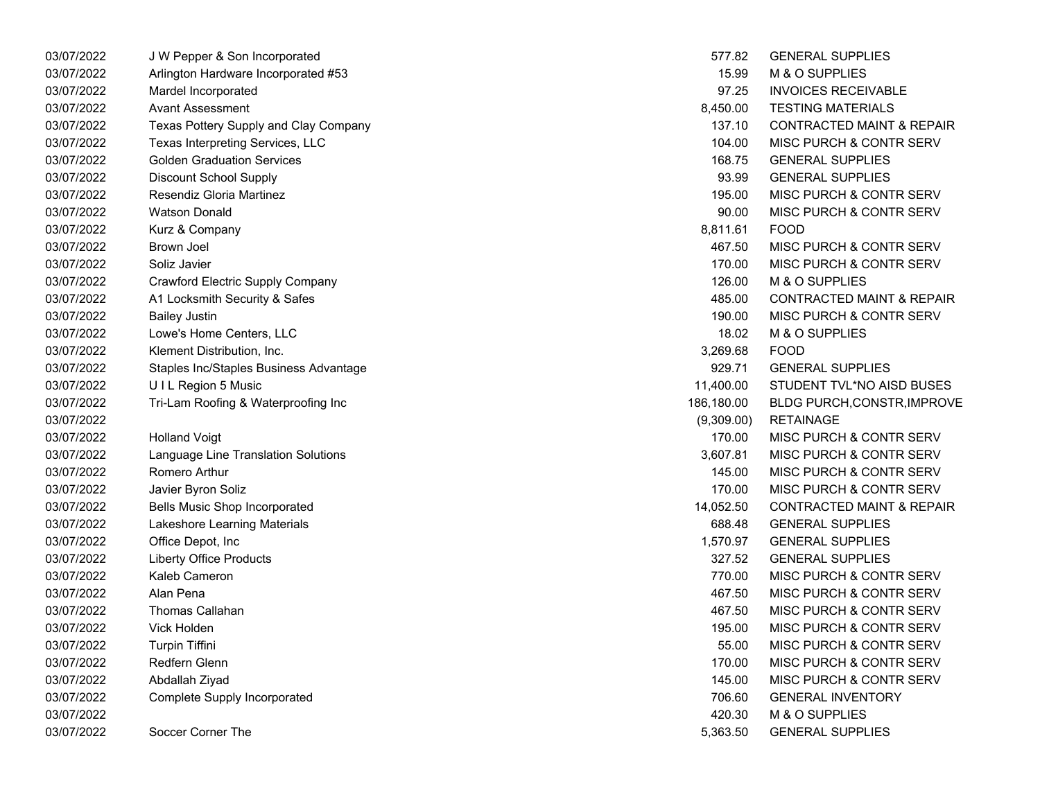| | | | |
|---|---|---|---|
| 03/07/2022 | J W Pepper & Son Incorporated | 577.82 | GENERAL SUPPLIES |
| 03/07/2022 | Arlington Hardware Incorporated #53 | 15.99 | M & O SUPPLIES |
| 03/07/2022 | Mardel Incorporated | 97.25 | INVOICES RECEIVABLE |
| 03/07/2022 | Avant Assessment | 8,450.00 | TESTING MATERIALS |
| 03/07/2022 | Texas Pottery Supply and Clay Company | 137.10 | CONTRACTED MAINT & REPAIR |
| 03/07/2022 | Texas Interpreting Services, LLC | 104.00 | MISC PURCH & CONTR SERV |
| 03/07/2022 | Golden Graduation Services | 168.75 | GENERAL SUPPLIES |
| 03/07/2022 | Discount School Supply | 93.99 | GENERAL SUPPLIES |
| 03/07/2022 | Resendiz Gloria Martinez | 195.00 | MISC PURCH & CONTR SERV |
| 03/07/2022 | Watson Donald | 90.00 | MISC PURCH & CONTR SERV |
| 03/07/2022 | Kurz & Company | 8,811.61 | FOOD |
| 03/07/2022 | Brown Joel | 467.50 | MISC PURCH & CONTR SERV |
| 03/07/2022 | Soliz Javier | 170.00 | MISC PURCH & CONTR SERV |
| 03/07/2022 | Crawford Electric Supply Company | 126.00 | M & O SUPPLIES |
| 03/07/2022 | A1 Locksmith Security & Safes | 485.00 | CONTRACTED MAINT & REPAIR |
| 03/07/2022 | Bailey Justin | 190.00 | MISC PURCH & CONTR SERV |
| 03/07/2022 | Lowe's Home Centers, LLC | 18.02 | M & O SUPPLIES |
| 03/07/2022 | Klement Distribution, Inc. | 3,269.68 | FOOD |
| 03/07/2022 | Staples Inc/Staples Business Advantage | 929.71 | GENERAL SUPPLIES |
| 03/07/2022 | U I L Region 5 Music | 11,400.00 | STUDENT TVL*NO AISD BUSES |
| 03/07/2022 | Tri-Lam Roofing & Waterproofing Inc | 186,180.00 | BLDG PURCH,CONSTR,IMPROVE |
| 03/07/2022 | | (9,309.00) | RETAINAGE |
| 03/07/2022 | Holland Voigt | 170.00 | MISC PURCH & CONTR SERV |
| 03/07/2022 | Language Line Translation Solutions | 3,607.81 | MISC PURCH & CONTR SERV |
| 03/07/2022 | Romero Arthur | 145.00 | MISC PURCH & CONTR SERV |
| 03/07/2022 | Javier Byron Soliz | 170.00 | MISC PURCH & CONTR SERV |
| 03/07/2022 | Bells Music Shop Incorporated | 14,052.50 | CONTRACTED MAINT & REPAIR |
| 03/07/2022 | Lakeshore Learning Materials | 688.48 | GENERAL SUPPLIES |
| 03/07/2022 | Office Depot, Inc | 1,570.97 | GENERAL SUPPLIES |
| 03/07/2022 | Liberty Office Products | 327.52 | GENERAL SUPPLIES |
| 03/07/2022 | Kaleb Cameron | 770.00 | MISC PURCH & CONTR SERV |
| 03/07/2022 | Alan Pena | 467.50 | MISC PURCH & CONTR SERV |
| 03/07/2022 | Thomas Callahan | 467.50 | MISC PURCH & CONTR SERV |
| 03/07/2022 | Vick Holden | 195.00 | MISC PURCH & CONTR SERV |
| 03/07/2022 | Turpin Tiffini | 55.00 | MISC PURCH & CONTR SERV |
| 03/07/2022 | Redfern Glenn | 170.00 | MISC PURCH & CONTR SERV |
| 03/07/2022 | Abdallah Ziyad | 145.00 | MISC PURCH & CONTR SERV |
| 03/07/2022 | Complete Supply Incorporated | 706.60 | GENERAL INVENTORY |
| 03/07/2022 | | 420.30 | M & O SUPPLIES |
| 03/07/2022 | Soccer Corner The | 5,363.50 | GENERAL SUPPLIES |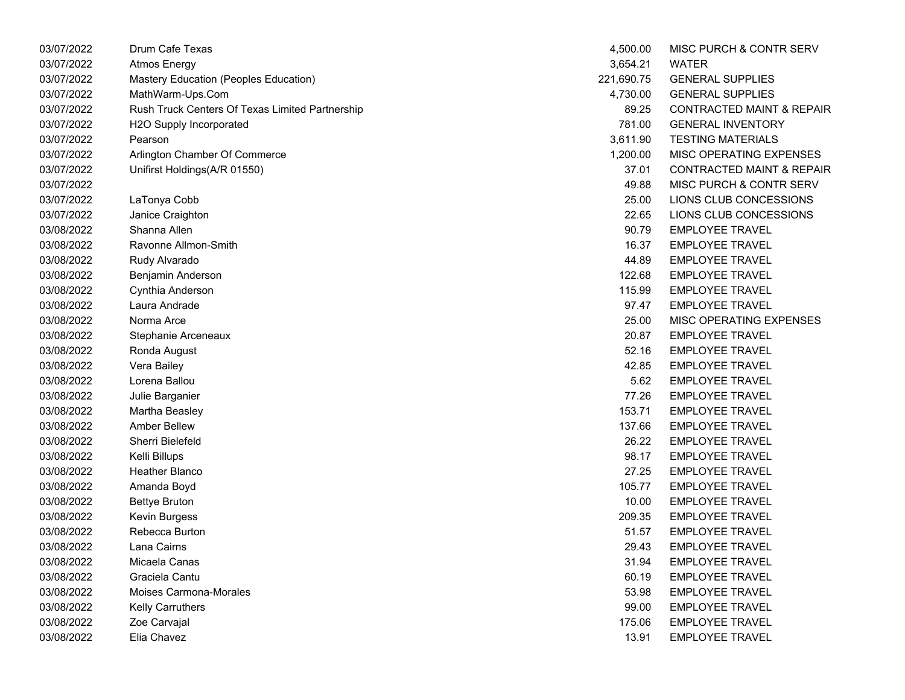| | | | |
|---|---|---|---|
| 03/07/2022 | Drum Cafe Texas | 4,500.00 | MISC PURCH & CONTR SERV |
| 03/07/2022 | Atmos Energy | 3,654.21 | WATER |
| 03/07/2022 | Mastery Education (Peoples Education) | 221,690.75 | GENERAL SUPPLIES |
| 03/07/2022 | MathWarm-Ups.Com | 4,730.00 | GENERAL SUPPLIES |
| 03/07/2022 | Rush Truck Centers Of Texas Limited Partnership | 89.25 | CONTRACTED MAINT & REPAIR |
| 03/07/2022 | H2O Supply Incorporated | 781.00 | GENERAL INVENTORY |
| 03/07/2022 | Pearson | 3,611.90 | TESTING MATERIALS |
| 03/07/2022 | Arlington Chamber Of Commerce | 1,200.00 | MISC OPERATING EXPENSES |
| 03/07/2022 | Unifirst Holdings(A/R 01550) | 37.01 | CONTRACTED MAINT & REPAIR |
| 03/07/2022 | | 49.88 | MISC PURCH & CONTR SERV |
| 03/07/2022 | LaTonya Cobb | 25.00 | LIONS CLUB CONCESSIONS |
| 03/07/2022 | Janice Craighton | 22.65 | LIONS CLUB CONCESSIONS |
| 03/08/2022 | Shanna Allen | 90.79 | EMPLOYEE TRAVEL |
| 03/08/2022 | Ravonne Allmon-Smith | 16.37 | EMPLOYEE TRAVEL |
| 03/08/2022 | Rudy Alvarado | 44.89 | EMPLOYEE TRAVEL |
| 03/08/2022 | Benjamin Anderson | 122.68 | EMPLOYEE TRAVEL |
| 03/08/2022 | Cynthia Anderson | 115.99 | EMPLOYEE TRAVEL |
| 03/08/2022 | Laura Andrade | 97.47 | EMPLOYEE TRAVEL |
| 03/08/2022 | Norma Arce | 25.00 | MISC OPERATING EXPENSES |
| 03/08/2022 | Stephanie Arceneaux | 20.87 | EMPLOYEE TRAVEL |
| 03/08/2022 | Ronda August | 52.16 | EMPLOYEE TRAVEL |
| 03/08/2022 | Vera Bailey | 42.85 | EMPLOYEE TRAVEL |
| 03/08/2022 | Lorena Ballou | 5.62 | EMPLOYEE TRAVEL |
| 03/08/2022 | Julie Barganier | 77.26 | EMPLOYEE TRAVEL |
| 03/08/2022 | Martha Beasley | 153.71 | EMPLOYEE TRAVEL |
| 03/08/2022 | Amber Bellew | 137.66 | EMPLOYEE TRAVEL |
| 03/08/2022 | Sherri Bielefeld | 26.22 | EMPLOYEE TRAVEL |
| 03/08/2022 | Kelli Billups | 98.17 | EMPLOYEE TRAVEL |
| 03/08/2022 | Heather Blanco | 27.25 | EMPLOYEE TRAVEL |
| 03/08/2022 | Amanda Boyd | 105.77 | EMPLOYEE TRAVEL |
| 03/08/2022 | Bettye Bruton | 10.00 | EMPLOYEE TRAVEL |
| 03/08/2022 | Kevin Burgess | 209.35 | EMPLOYEE TRAVEL |
| 03/08/2022 | Rebecca Burton | 51.57 | EMPLOYEE TRAVEL |
| 03/08/2022 | Lana Cairns | 29.43 | EMPLOYEE TRAVEL |
| 03/08/2022 | Micaela Canas | 31.94 | EMPLOYEE TRAVEL |
| 03/08/2022 | Graciela Cantu | 60.19 | EMPLOYEE TRAVEL |
| 03/08/2022 | Moises Carmona-Morales | 53.98 | EMPLOYEE TRAVEL |
| 03/08/2022 | Kelly Carruthers | 99.00 | EMPLOYEE TRAVEL |
| 03/08/2022 | Zoe Carvajal | 175.06 | EMPLOYEE TRAVEL |
| 03/08/2022 | Elia Chavez | 13.91 | EMPLOYEE TRAVEL |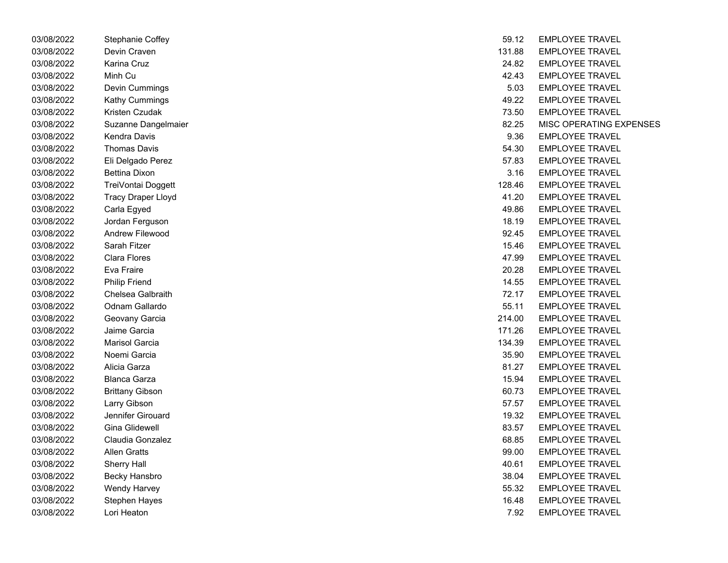| | | | |
|---|---|---|---|
| 03/08/2022 | Stephanie Coffey | 59.12 | EMPLOYEE TRAVEL |
| 03/08/2022 | Devin Craven | 131.88 | EMPLOYEE TRAVEL |
| 03/08/2022 | Karina Cruz | 24.82 | EMPLOYEE TRAVEL |
| 03/08/2022 | Minh Cu | 42.43 | EMPLOYEE TRAVEL |
| 03/08/2022 | Devin Cummings | 5.03 | EMPLOYEE TRAVEL |
| 03/08/2022 | Kathy Cummings | 49.22 | EMPLOYEE TRAVEL |
| 03/08/2022 | Kristen Czudak | 73.50 | EMPLOYEE TRAVEL |
| 03/08/2022 | Suzanne Dangelmaier | 82.25 | MISC OPERATING EXPENSES |
| 03/08/2022 | Kendra Davis | 9.36 | EMPLOYEE TRAVEL |
| 03/08/2022 | Thomas Davis | 54.30 | EMPLOYEE TRAVEL |
| 03/08/2022 | Eli Delgado Perez | 57.83 | EMPLOYEE TRAVEL |
| 03/08/2022 | Bettina Dixon | 3.16 | EMPLOYEE TRAVEL |
| 03/08/2022 | TreiVontai Doggett | 128.46 | EMPLOYEE TRAVEL |
| 03/08/2022 | Tracy Draper Lloyd | 41.20 | EMPLOYEE TRAVEL |
| 03/08/2022 | Carla Egyed | 49.86 | EMPLOYEE TRAVEL |
| 03/08/2022 | Jordan Ferguson | 18.19 | EMPLOYEE TRAVEL |
| 03/08/2022 | Andrew Filewood | 92.45 | EMPLOYEE TRAVEL |
| 03/08/2022 | Sarah Fitzer | 15.46 | EMPLOYEE TRAVEL |
| 03/08/2022 | Clara Flores | 47.99 | EMPLOYEE TRAVEL |
| 03/08/2022 | Eva Fraire | 20.28 | EMPLOYEE TRAVEL |
| 03/08/2022 | Philip Friend | 14.55 | EMPLOYEE TRAVEL |
| 03/08/2022 | Chelsea Galbraith | 72.17 | EMPLOYEE TRAVEL |
| 03/08/2022 | Odnam Gallardo | 55.11 | EMPLOYEE TRAVEL |
| 03/08/2022 | Geovany Garcia | 214.00 | EMPLOYEE TRAVEL |
| 03/08/2022 | Jaime Garcia | 171.26 | EMPLOYEE TRAVEL |
| 03/08/2022 | Marisol Garcia | 134.39 | EMPLOYEE TRAVEL |
| 03/08/2022 | Noemi Garcia | 35.90 | EMPLOYEE TRAVEL |
| 03/08/2022 | Alicia Garza | 81.27 | EMPLOYEE TRAVEL |
| 03/08/2022 | Blanca Garza | 15.94 | EMPLOYEE TRAVEL |
| 03/08/2022 | Brittany Gibson | 60.73 | EMPLOYEE TRAVEL |
| 03/08/2022 | Larry Gibson | 57.57 | EMPLOYEE TRAVEL |
| 03/08/2022 | Jennifer Girouard | 19.32 | EMPLOYEE TRAVEL |
| 03/08/2022 | Gina Glidewell | 83.57 | EMPLOYEE TRAVEL |
| 03/08/2022 | Claudia Gonzalez | 68.85 | EMPLOYEE TRAVEL |
| 03/08/2022 | Allen Gratts | 99.00 | EMPLOYEE TRAVEL |
| 03/08/2022 | Sherry Hall | 40.61 | EMPLOYEE TRAVEL |
| 03/08/2022 | Becky Hansbro | 38.04 | EMPLOYEE TRAVEL |
| 03/08/2022 | Wendy Harvey | 55.32 | EMPLOYEE TRAVEL |
| 03/08/2022 | Stephen Hayes | 16.48 | EMPLOYEE TRAVEL |
| 03/08/2022 | Lori Heaton | 7.92 | EMPLOYEE TRAVEL |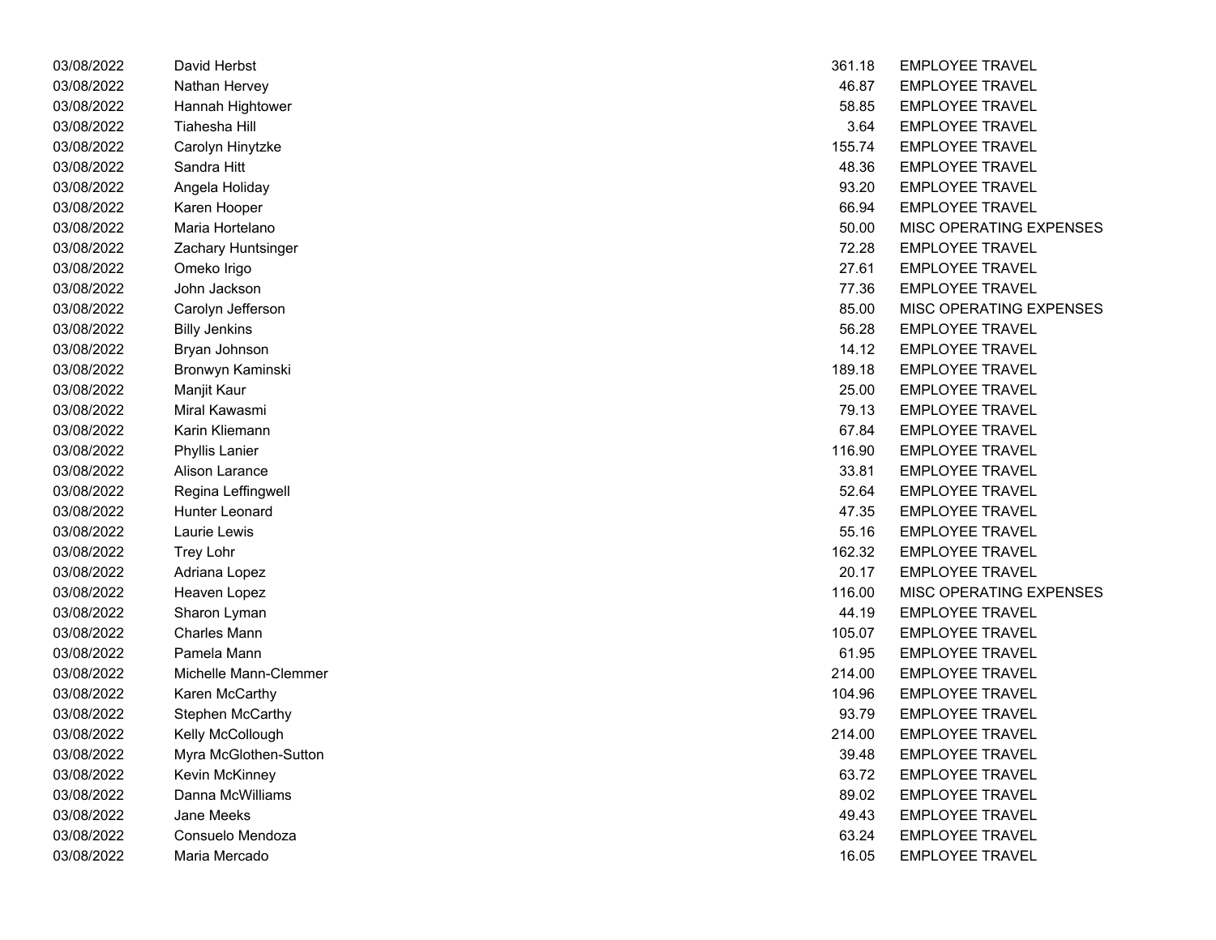| | | | |
|---|---|---|---|
| 03/08/2022 | David Herbst | 361.18 | EMPLOYEE TRAVEL |
| 03/08/2022 | Nathan Hervey | 46.87 | EMPLOYEE TRAVEL |
| 03/08/2022 | Hannah Hightower | 58.85 | EMPLOYEE TRAVEL |
| 03/08/2022 | Tiahesha Hill | 3.64 | EMPLOYEE TRAVEL |
| 03/08/2022 | Carolyn Hinytzke | 155.74 | EMPLOYEE TRAVEL |
| 03/08/2022 | Sandra Hitt | 48.36 | EMPLOYEE TRAVEL |
| 03/08/2022 | Angela Holiday | 93.20 | EMPLOYEE TRAVEL |
| 03/08/2022 | Karen Hooper | 66.94 | EMPLOYEE TRAVEL |
| 03/08/2022 | Maria Hortelano | 50.00 | MISC OPERATING EXPENSES |
| 03/08/2022 | Zachary Huntsinger | 72.28 | EMPLOYEE TRAVEL |
| 03/08/2022 | Omeko Irigo | 27.61 | EMPLOYEE TRAVEL |
| 03/08/2022 | John Jackson | 77.36 | EMPLOYEE TRAVEL |
| 03/08/2022 | Carolyn Jefferson | 85.00 | MISC OPERATING EXPENSES |
| 03/08/2022 | Billy Jenkins | 56.28 | EMPLOYEE TRAVEL |
| 03/08/2022 | Bryan Johnson | 14.12 | EMPLOYEE TRAVEL |
| 03/08/2022 | Bronwyn Kaminski | 189.18 | EMPLOYEE TRAVEL |
| 03/08/2022 | Manjit Kaur | 25.00 | EMPLOYEE TRAVEL |
| 03/08/2022 | Miral Kawasmi | 79.13 | EMPLOYEE TRAVEL |
| 03/08/2022 | Karin Kliemann | 67.84 | EMPLOYEE TRAVEL |
| 03/08/2022 | Phyllis Lanier | 116.90 | EMPLOYEE TRAVEL |
| 03/08/2022 | Alison Larance | 33.81 | EMPLOYEE TRAVEL |
| 03/08/2022 | Regina Leffingwell | 52.64 | EMPLOYEE TRAVEL |
| 03/08/2022 | Hunter Leonard | 47.35 | EMPLOYEE TRAVEL |
| 03/08/2022 | Laurie Lewis | 55.16 | EMPLOYEE TRAVEL |
| 03/08/2022 | Trey Lohr | 162.32 | EMPLOYEE TRAVEL |
| 03/08/2022 | Adriana Lopez | 20.17 | EMPLOYEE TRAVEL |
| 03/08/2022 | Heaven Lopez | 116.00 | MISC OPERATING EXPENSES |
| 03/08/2022 | Sharon Lyman | 44.19 | EMPLOYEE TRAVEL |
| 03/08/2022 | Charles Mann | 105.07 | EMPLOYEE TRAVEL |
| 03/08/2022 | Pamela Mann | 61.95 | EMPLOYEE TRAVEL |
| 03/08/2022 | Michelle Mann-Clemmer | 214.00 | EMPLOYEE TRAVEL |
| 03/08/2022 | Karen McCarthy | 104.96 | EMPLOYEE TRAVEL |
| 03/08/2022 | Stephen McCarthy | 93.79 | EMPLOYEE TRAVEL |
| 03/08/2022 | Kelly McCollough | 214.00 | EMPLOYEE TRAVEL |
| 03/08/2022 | Myra McGlothen-Sutton | 39.48 | EMPLOYEE TRAVEL |
| 03/08/2022 | Kevin McKinney | 63.72 | EMPLOYEE TRAVEL |
| 03/08/2022 | Danna McWilliams | 89.02 | EMPLOYEE TRAVEL |
| 03/08/2022 | Jane Meeks | 49.43 | EMPLOYEE TRAVEL |
| 03/08/2022 | Consuelo Mendoza | 63.24 | EMPLOYEE TRAVEL |
| 03/08/2022 | Maria Mercado | 16.05 | EMPLOYEE TRAVEL |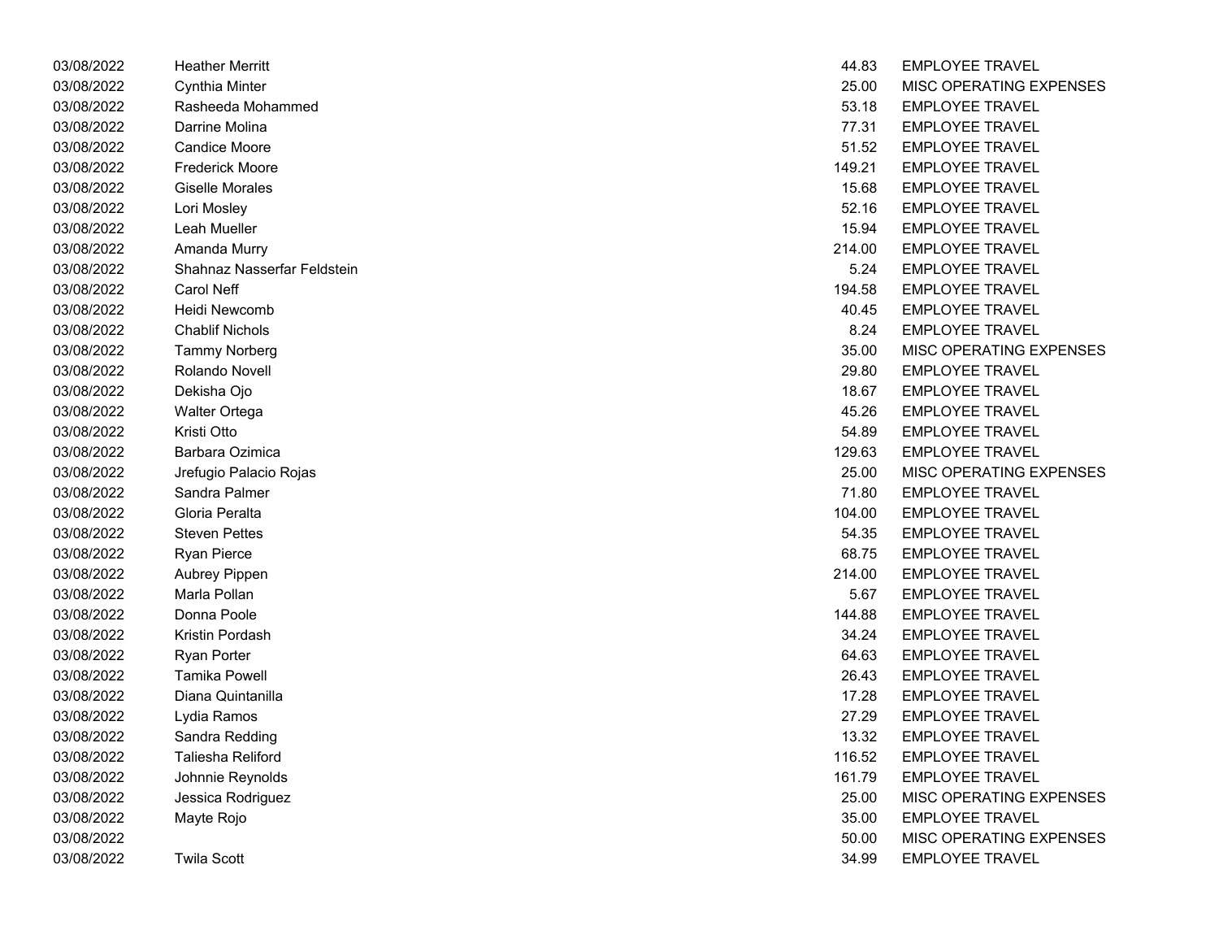| | | | |
|---|---|---|---|
| 03/08/2022 | Heather Merritt | 44.83 | EMPLOYEE TRAVEL |
| 03/08/2022 | Cynthia Minter | 25.00 | MISC OPERATING EXPENSES |
| 03/08/2022 | Rasheeda Mohammed | 53.18 | EMPLOYEE TRAVEL |
| 03/08/2022 | Darrine Molina | 77.31 | EMPLOYEE TRAVEL |
| 03/08/2022 | Candice Moore | 51.52 | EMPLOYEE TRAVEL |
| 03/08/2022 | Frederick Moore | 149.21 | EMPLOYEE TRAVEL |
| 03/08/2022 | Giselle Morales | 15.68 | EMPLOYEE TRAVEL |
| 03/08/2022 | Lori Mosley | 52.16 | EMPLOYEE TRAVEL |
| 03/08/2022 | Leah Mueller | 15.94 | EMPLOYEE TRAVEL |
| 03/08/2022 | Amanda Murry | 214.00 | EMPLOYEE TRAVEL |
| 03/08/2022 | Shahnaz Nasserfar Feldstein | 5.24 | EMPLOYEE TRAVEL |
| 03/08/2022 | Carol Neff | 194.58 | EMPLOYEE TRAVEL |
| 03/08/2022 | Heidi Newcomb | 40.45 | EMPLOYEE TRAVEL |
| 03/08/2022 | Chablif Nichols | 8.24 | EMPLOYEE TRAVEL |
| 03/08/2022 | Tammy Norberg | 35.00 | MISC OPERATING EXPENSES |
| 03/08/2022 | Rolando Novell | 29.80 | EMPLOYEE TRAVEL |
| 03/08/2022 | Dekisha Ojo | 18.67 | EMPLOYEE TRAVEL |
| 03/08/2022 | Walter Ortega | 45.26 | EMPLOYEE TRAVEL |
| 03/08/2022 | Kristi Otto | 54.89 | EMPLOYEE TRAVEL |
| 03/08/2022 | Barbara Ozimica | 129.63 | EMPLOYEE TRAVEL |
| 03/08/2022 | Jrefugio Palacio Rojas | 25.00 | MISC OPERATING EXPENSES |
| 03/08/2022 | Sandra Palmer | 71.80 | EMPLOYEE TRAVEL |
| 03/08/2022 | Gloria Peralta | 104.00 | EMPLOYEE TRAVEL |
| 03/08/2022 | Steven Pettes | 54.35 | EMPLOYEE TRAVEL |
| 03/08/2022 | Ryan Pierce | 68.75 | EMPLOYEE TRAVEL |
| 03/08/2022 | Aubrey Pippen | 214.00 | EMPLOYEE TRAVEL |
| 03/08/2022 | Marla Pollan | 5.67 | EMPLOYEE TRAVEL |
| 03/08/2022 | Donna Poole | 144.88 | EMPLOYEE TRAVEL |
| 03/08/2022 | Kristin Pordash | 34.24 | EMPLOYEE TRAVEL |
| 03/08/2022 | Ryan Porter | 64.63 | EMPLOYEE TRAVEL |
| 03/08/2022 | Tamika Powell | 26.43 | EMPLOYEE TRAVEL |
| 03/08/2022 | Diana Quintanilla | 17.28 | EMPLOYEE TRAVEL |
| 03/08/2022 | Lydia Ramos | 27.29 | EMPLOYEE TRAVEL |
| 03/08/2022 | Sandra Redding | 13.32 | EMPLOYEE TRAVEL |
| 03/08/2022 | Taliesha Reliford | 116.52 | EMPLOYEE TRAVEL |
| 03/08/2022 | Johnnie Reynolds | 161.79 | EMPLOYEE TRAVEL |
| 03/08/2022 | Jessica Rodriguez | 25.00 | MISC OPERATING EXPENSES |
| 03/08/2022 | Mayte Rojo | 35.00 | EMPLOYEE TRAVEL |
| 03/08/2022 | | 50.00 | MISC OPERATING EXPENSES |
| 03/08/2022 | Twila Scott | 34.99 | EMPLOYEE TRAVEL |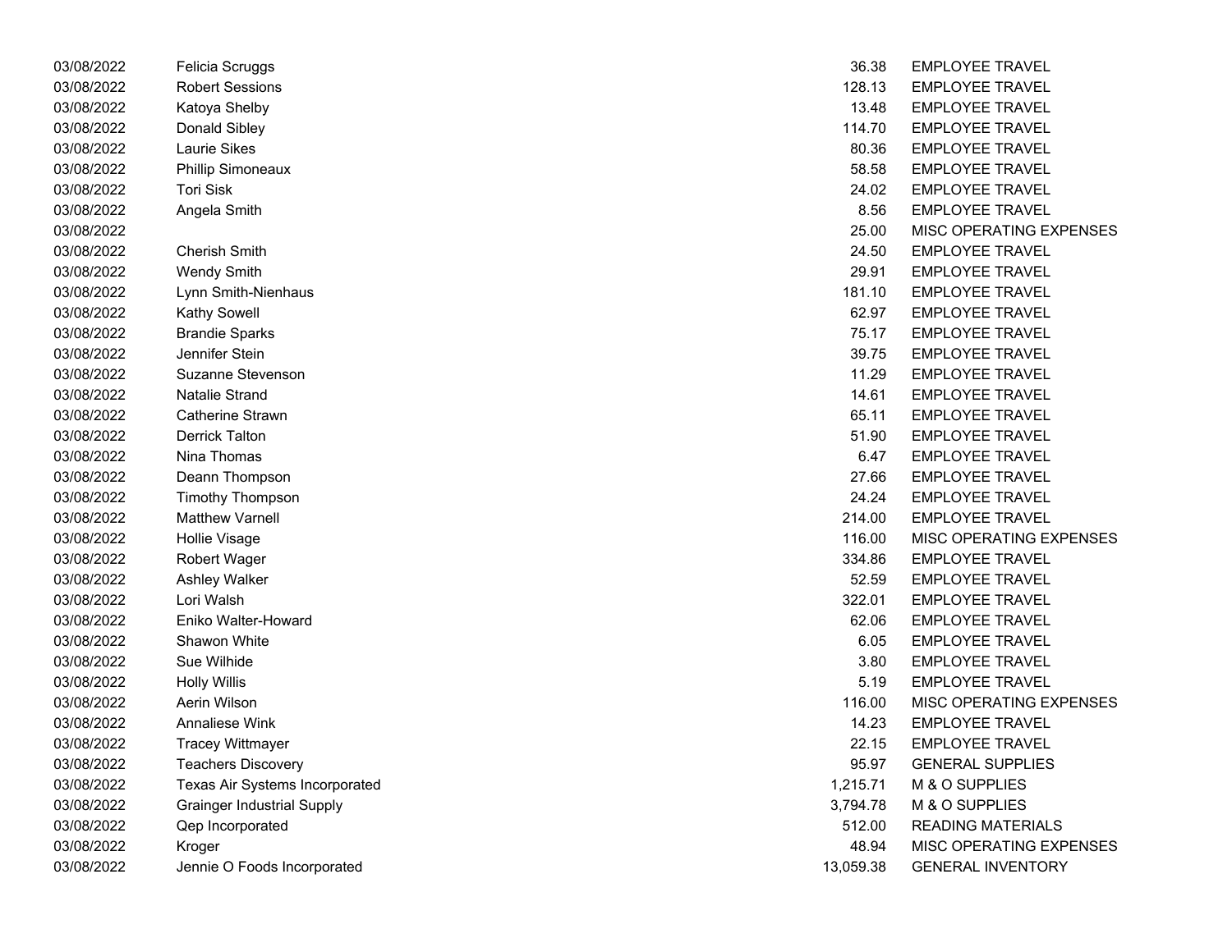| | | | |
|---|---|---|---|
| 03/08/2022 | Felicia Scruggs | 36.38 | EMPLOYEE TRAVEL |
| 03/08/2022 | Robert Sessions | 128.13 | EMPLOYEE TRAVEL |
| 03/08/2022 | Katoya Shelby | 13.48 | EMPLOYEE TRAVEL |
| 03/08/2022 | Donald Sibley | 114.70 | EMPLOYEE TRAVEL |
| 03/08/2022 | Laurie Sikes | 80.36 | EMPLOYEE TRAVEL |
| 03/08/2022 | Phillip Simoneaux | 58.58 | EMPLOYEE TRAVEL |
| 03/08/2022 | Tori Sisk | 24.02 | EMPLOYEE TRAVEL |
| 03/08/2022 | Angela Smith | 8.56 | EMPLOYEE TRAVEL |
| 03/08/2022 | | 25.00 | MISC OPERATING EXPENSES |
| 03/08/2022 | Cherish Smith | 24.50 | EMPLOYEE TRAVEL |
| 03/08/2022 | Wendy Smith | 29.91 | EMPLOYEE TRAVEL |
| 03/08/2022 | Lynn Smith-Nienhaus | 181.10 | EMPLOYEE TRAVEL |
| 03/08/2022 | Kathy Sowell | 62.97 | EMPLOYEE TRAVEL |
| 03/08/2022 | Brandie Sparks | 75.17 | EMPLOYEE TRAVEL |
| 03/08/2022 | Jennifer Stein | 39.75 | EMPLOYEE TRAVEL |
| 03/08/2022 | Suzanne Stevenson | 11.29 | EMPLOYEE TRAVEL |
| 03/08/2022 | Natalie Strand | 14.61 | EMPLOYEE TRAVEL |
| 03/08/2022 | Catherine Strawn | 65.11 | EMPLOYEE TRAVEL |
| 03/08/2022 | Derrick Talton | 51.90 | EMPLOYEE TRAVEL |
| 03/08/2022 | Nina Thomas | 6.47 | EMPLOYEE TRAVEL |
| 03/08/2022 | Deann Thompson | 27.66 | EMPLOYEE TRAVEL |
| 03/08/2022 | Timothy Thompson | 24.24 | EMPLOYEE TRAVEL |
| 03/08/2022 | Matthew Varnell | 214.00 | EMPLOYEE TRAVEL |
| 03/08/2022 | Hollie Visage | 116.00 | MISC OPERATING EXPENSES |
| 03/08/2022 | Robert Wager | 334.86 | EMPLOYEE TRAVEL |
| 03/08/2022 | Ashley Walker | 52.59 | EMPLOYEE TRAVEL |
| 03/08/2022 | Lori Walsh | 322.01 | EMPLOYEE TRAVEL |
| 03/08/2022 | Eniko Walter-Howard | 62.06 | EMPLOYEE TRAVEL |
| 03/08/2022 | Shawon White | 6.05 | EMPLOYEE TRAVEL |
| 03/08/2022 | Sue Wilhide | 3.80 | EMPLOYEE TRAVEL |
| 03/08/2022 | Holly Willis | 5.19 | EMPLOYEE TRAVEL |
| 03/08/2022 | Aerin Wilson | 116.00 | MISC OPERATING EXPENSES |
| 03/08/2022 | Annaliese Wink | 14.23 | EMPLOYEE TRAVEL |
| 03/08/2022 | Tracey Wittmayer | 22.15 | EMPLOYEE TRAVEL |
| 03/08/2022 | Teachers Discovery | 95.97 | GENERAL SUPPLIES |
| 03/08/2022 | Texas Air Systems Incorporated | 1,215.71 | M & O SUPPLIES |
| 03/08/2022 | Grainger Industrial Supply | 3,794.78 | M & O SUPPLIES |
| 03/08/2022 | Qep Incorporated | 512.00 | READING MATERIALS |
| 03/08/2022 | Kroger | 48.94 | MISC OPERATING EXPENSES |
| 03/08/2022 | Jennie O Foods Incorporated | 13,059.38 | GENERAL INVENTORY |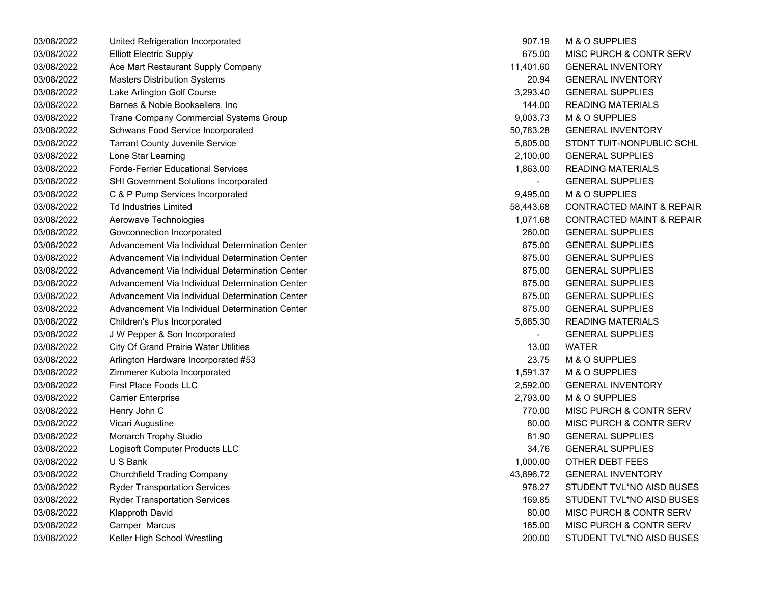| | | | |
|---|---|---|---|
| 03/08/2022 | United Refrigeration Incorporated | 907.19 | M & O SUPPLIES |
| 03/08/2022 | Elliott Electric Supply | 675.00 | MISC PURCH & CONTR SERV |
| 03/08/2022 | Ace Mart Restaurant Supply Company | 11,401.60 | GENERAL INVENTORY |
| 03/08/2022 | Masters Distribution Systems | 20.94 | GENERAL INVENTORY |
| 03/08/2022 | Lake Arlington Golf Course | 3,293.40 | GENERAL SUPPLIES |
| 03/08/2022 | Barnes & Noble Booksellers, Inc | 144.00 | READING MATERIALS |
| 03/08/2022 | Trane Company Commercial Systems Group | 9,003.73 | M & O SUPPLIES |
| 03/08/2022 | Schwans Food Service Incorporated | 50,783.28 | GENERAL INVENTORY |
| 03/08/2022 | Tarrant County Juvenile Service | 5,805.00 | STDNT TUIT-NONPUBLIC SCHL |
| 03/08/2022 | Lone Star Learning | 2,100.00 | GENERAL SUPPLIES |
| 03/08/2022 | Forde-Ferrier Educational Services | 1,863.00 | READING MATERIALS |
| 03/08/2022 | SHI Government Solutions Incorporated | - | GENERAL SUPPLIES |
| 03/08/2022 | C & P Pump Services Incorporated | 9,495.00 | M & O SUPPLIES |
| 03/08/2022 | Td Industries Limited | 58,443.68 | CONTRACTED MAINT & REPAIR |
| 03/08/2022 | Aerowave Technologies | 1,071.68 | CONTRACTED MAINT & REPAIR |
| 03/08/2022 | Govconnection Incorporated | 260.00 | GENERAL SUPPLIES |
| 03/08/2022 | Advancement Via Individual Determination Center | 875.00 | GENERAL SUPPLIES |
| 03/08/2022 | Advancement Via Individual Determination Center | 875.00 | GENERAL SUPPLIES |
| 03/08/2022 | Advancement Via Individual Determination Center | 875.00 | GENERAL SUPPLIES |
| 03/08/2022 | Advancement Via Individual Determination Center | 875.00 | GENERAL SUPPLIES |
| 03/08/2022 | Advancement Via Individual Determination Center | 875.00 | GENERAL SUPPLIES |
| 03/08/2022 | Advancement Via Individual Determination Center | 875.00 | GENERAL SUPPLIES |
| 03/08/2022 | Children's Plus Incorporated | 5,885.30 | READING MATERIALS |
| 03/08/2022 | J W Pepper & Son Incorporated | - | GENERAL SUPPLIES |
| 03/08/2022 | City Of Grand Prairie Water Utilities | 13.00 | WATER |
| 03/08/2022 | Arlington Hardware Incorporated #53 | 23.75 | M & O SUPPLIES |
| 03/08/2022 | Zimmerer Kubota Incorporated | 1,591.37 | M & O SUPPLIES |
| 03/08/2022 | First Place Foods LLC | 2,592.00 | GENERAL INVENTORY |
| 03/08/2022 | Carrier Enterprise | 2,793.00 | M & O SUPPLIES |
| 03/08/2022 | Henry John C | 770.00 | MISC PURCH & CONTR SERV |
| 03/08/2022 | Vicari Augustine | 80.00 | MISC PURCH & CONTR SERV |
| 03/08/2022 | Monarch Trophy Studio | 81.90 | GENERAL SUPPLIES |
| 03/08/2022 | Logisoft Computer Products LLC | 34.76 | GENERAL SUPPLIES |
| 03/08/2022 | U S Bank | 1,000.00 | OTHER DEBT FEES |
| 03/08/2022 | Churchfield Trading Company | 43,896.72 | GENERAL INVENTORY |
| 03/08/2022 | Ryder Transportation Services | 978.27 | STUDENT TVL*NO AISD BUSES |
| 03/08/2022 | Ryder Transportation Services | 169.85 | STUDENT TVL*NO AISD BUSES |
| 03/08/2022 | Klapproth David | 80.00 | MISC PURCH & CONTR SERV |
| 03/08/2022 | Camper Marcus | 165.00 | MISC PURCH & CONTR SERV |
| 03/08/2022 | Keller High School Wrestling | 200.00 | STUDENT TVL*NO AISD BUSES |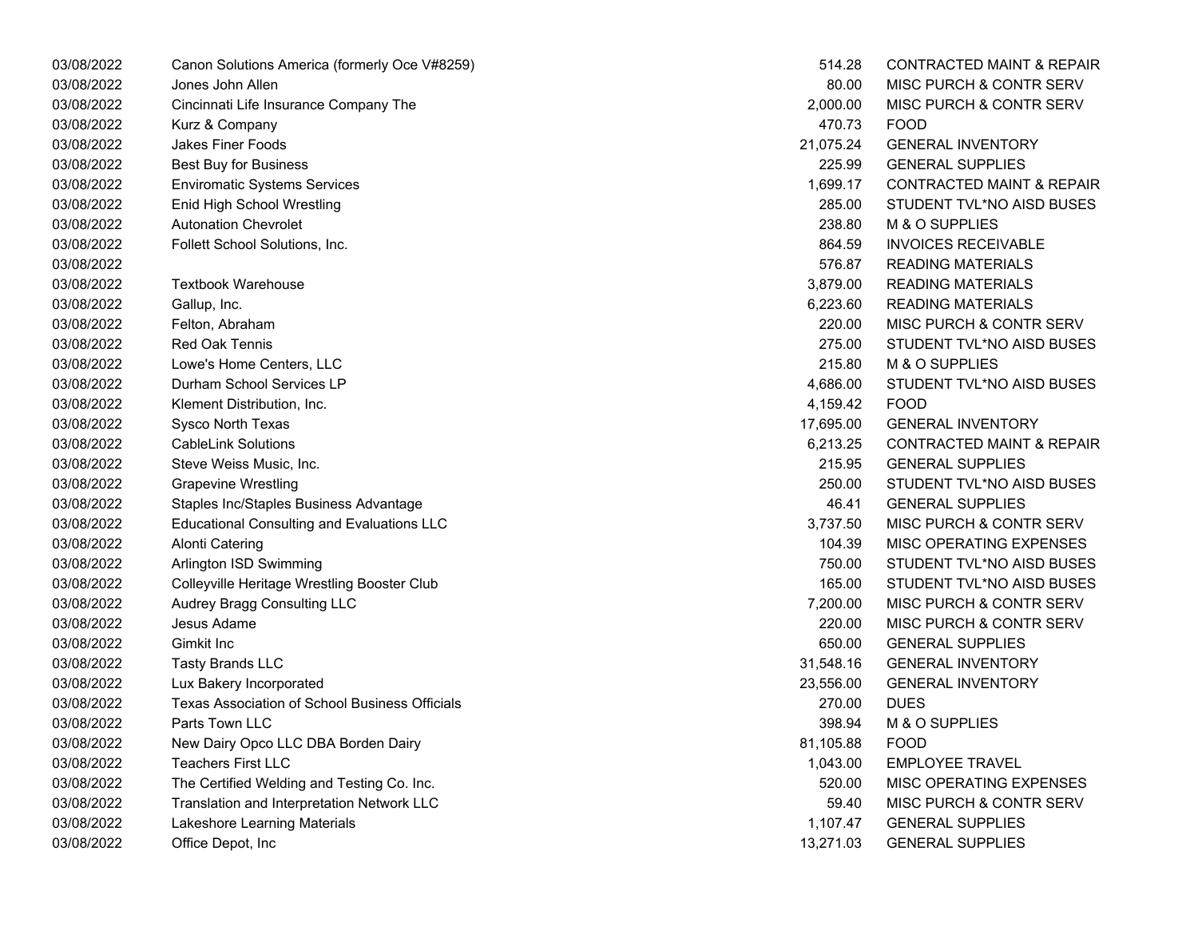| | | | |
|---|---|---|---|
| 03/08/2022 | Canon Solutions America (formerly Oce V#8259) | 514.28 | CONTRACTED MAINT & REPAIR |
| 03/08/2022 | Jones John Allen | 80.00 | MISC PURCH & CONTR SERV |
| 03/08/2022 | Cincinnati Life Insurance Company The | 2,000.00 | MISC PURCH & CONTR SERV |
| 03/08/2022 | Kurz & Company | 470.73 | FOOD |
| 03/08/2022 | Jakes Finer Foods | 21,075.24 | GENERAL INVENTORY |
| 03/08/2022 | Best Buy for Business | 225.99 | GENERAL SUPPLIES |
| 03/08/2022 | Enviromatic Systems Services | 1,699.17 | CONTRACTED MAINT & REPAIR |
| 03/08/2022 | Enid High School Wrestling | 285.00 | STUDENT TVL*NO AISD BUSES |
| 03/08/2022 | Autonation Chevrolet | 238.80 | M & O SUPPLIES |
| 03/08/2022 | Follett School Solutions, Inc. | 864.59 | INVOICES RECEIVABLE |
| 03/08/2022 | | 576.87 | READING MATERIALS |
| 03/08/2022 | Textbook Warehouse | 3,879.00 | READING MATERIALS |
| 03/08/2022 | Gallup, Inc. | 6,223.60 | READING MATERIALS |
| 03/08/2022 | Felton, Abraham | 220.00 | MISC PURCH & CONTR SERV |
| 03/08/2022 | Red Oak Tennis | 275.00 | STUDENT TVL*NO AISD BUSES |
| 03/08/2022 | Lowe's Home Centers, LLC | 215.80 | M & O SUPPLIES |
| 03/08/2022 | Durham School Services LP | 4,686.00 | STUDENT TVL*NO AISD BUSES |
| 03/08/2022 | Klement Distribution, Inc. | 4,159.42 | FOOD |
| 03/08/2022 | Sysco North Texas | 17,695.00 | GENERAL INVENTORY |
| 03/08/2022 | CableLink Solutions | 6,213.25 | CONTRACTED MAINT & REPAIR |
| 03/08/2022 | Steve Weiss Music, Inc. | 215.95 | GENERAL SUPPLIES |
| 03/08/2022 | Grapevine Wrestling | 250.00 | STUDENT TVL*NO AISD BUSES |
| 03/08/2022 | Staples Inc/Staples Business Advantage | 46.41 | GENERAL SUPPLIES |
| 03/08/2022 | Educational Consulting and Evaluations LLC | 3,737.50 | MISC PURCH & CONTR SERV |
| 03/08/2022 | Alonti Catering | 104.39 | MISC OPERATING EXPENSES |
| 03/08/2022 | Arlington ISD Swimming | 750.00 | STUDENT TVL*NO AISD BUSES |
| 03/08/2022 | Colleyville Heritage Wrestling Booster Club | 165.00 | STUDENT TVL*NO AISD BUSES |
| 03/08/2022 | Audrey Bragg Consulting LLC | 7,200.00 | MISC PURCH & CONTR SERV |
| 03/08/2022 | Jesus Adame | 220.00 | MISC PURCH & CONTR SERV |
| 03/08/2022 | Gimkit Inc | 650.00 | GENERAL SUPPLIES |
| 03/08/2022 | Tasty Brands LLC | 31,548.16 | GENERAL INVENTORY |
| 03/08/2022 | Lux Bakery Incorporated | 23,556.00 | GENERAL INVENTORY |
| 03/08/2022 | Texas Association of School Business Officials | 270.00 | DUES |
| 03/08/2022 | Parts Town LLC | 398.94 | M & O SUPPLIES |
| 03/08/2022 | New Dairy Opco LLC DBA Borden Dairy | 81,105.88 | FOOD |
| 03/08/2022 | Teachers First LLC | 1,043.00 | EMPLOYEE TRAVEL |
| 03/08/2022 | The Certified Welding and Testing Co. Inc. | 520.00 | MISC OPERATING EXPENSES |
| 03/08/2022 | Translation and Interpretation Network LLC | 59.40 | MISC PURCH & CONTR SERV |
| 03/08/2022 | Lakeshore Learning Materials | 1,107.47 | GENERAL SUPPLIES |
| 03/08/2022 | Office Depot, Inc | 13,271.03 | GENERAL SUPPLIES |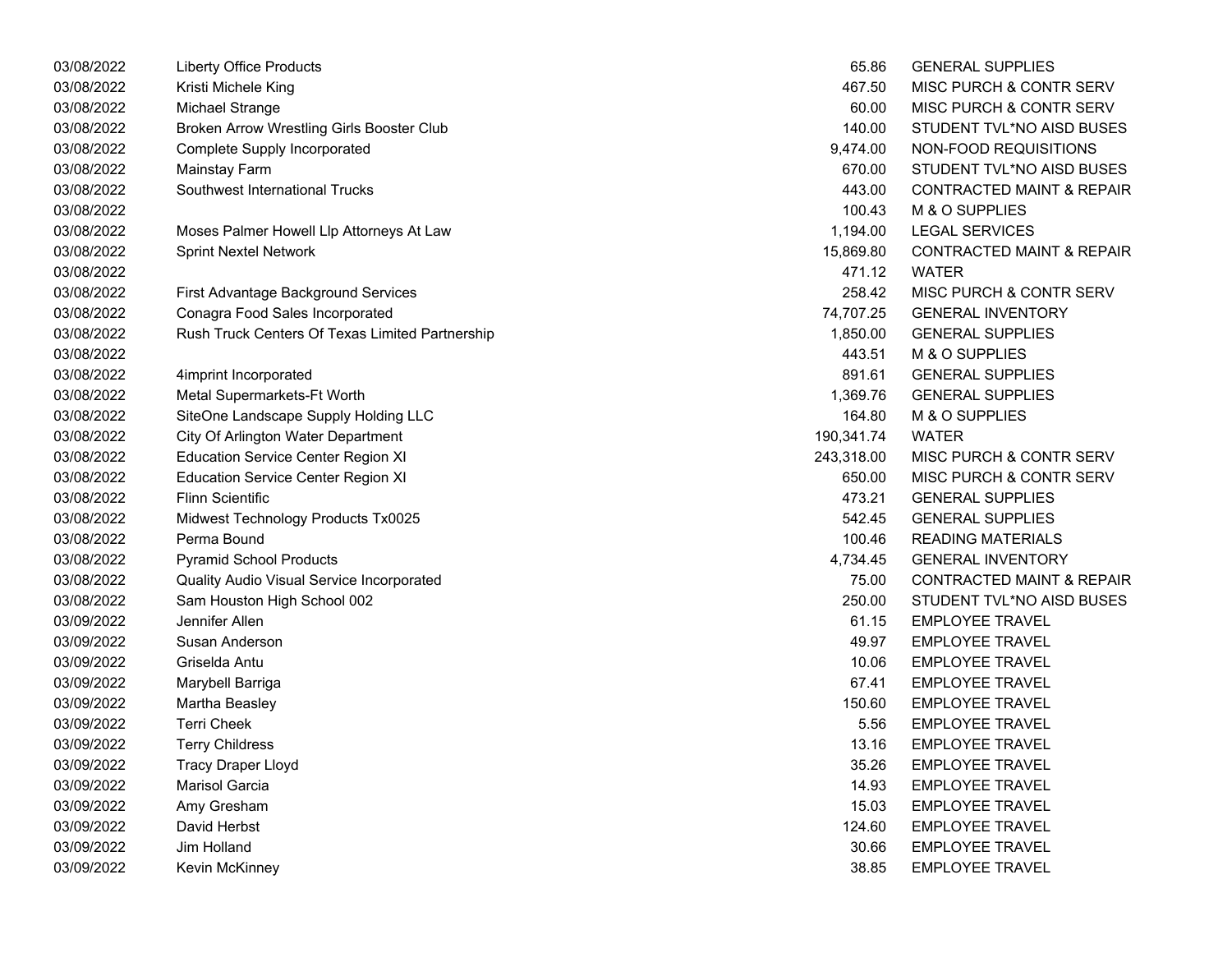| | | | |
|---|---|---|---|
| 03/08/2022 | Liberty Office Products | 65.86 | GENERAL SUPPLIES |
| 03/08/2022 | Kristi Michele King | 467.50 | MISC PURCH & CONTR SERV |
| 03/08/2022 | Michael Strange | 60.00 | MISC PURCH & CONTR SERV |
| 03/08/2022 | Broken Arrow Wrestling Girls Booster Club | 140.00 | STUDENT TVL*NO AISD BUSES |
| 03/08/2022 | Complete Supply Incorporated | 9,474.00 | NON-FOOD REQUISITIONS |
| 03/08/2022 | Mainstay Farm | 670.00 | STUDENT TVL*NO AISD BUSES |
| 03/08/2022 | Southwest International Trucks | 443.00 | CONTRACTED MAINT & REPAIR |
| 03/08/2022 | | 100.43 | M & O SUPPLIES |
| 03/08/2022 | Moses Palmer Howell Llp Attorneys At Law | 1,194.00 | LEGAL SERVICES |
| 03/08/2022 | Sprint Nextel Network | 15,869.80 | CONTRACTED MAINT & REPAIR |
| 03/08/2022 | | 471.12 | WATER |
| 03/08/2022 | First Advantage Background Services | 258.42 | MISC PURCH & CONTR SERV |
| 03/08/2022 | Conagra Food Sales Incorporated | 74,707.25 | GENERAL INVENTORY |
| 03/08/2022 | Rush Truck Centers Of Texas Limited Partnership | 1,850.00 | GENERAL SUPPLIES |
| 03/08/2022 | | 443.51 | M & O SUPPLIES |
| 03/08/2022 | 4imprint Incorporated | 891.61 | GENERAL SUPPLIES |
| 03/08/2022 | Metal Supermarkets-Ft Worth | 1,369.76 | GENERAL SUPPLIES |
| 03/08/2022 | SiteOne Landscape Supply Holding LLC | 164.80 | M & O SUPPLIES |
| 03/08/2022 | City Of Arlington Water Department | 190,341.74 | WATER |
| 03/08/2022 | Education Service Center Region XI | 243,318.00 | MISC PURCH & CONTR SERV |
| 03/08/2022 | Education Service Center Region XI | 650.00 | MISC PURCH & CONTR SERV |
| 03/08/2022 | Flinn Scientific | 473.21 | GENERAL SUPPLIES |
| 03/08/2022 | Midwest Technology Products Tx0025 | 542.45 | GENERAL SUPPLIES |
| 03/08/2022 | Perma Bound | 100.46 | READING MATERIALS |
| 03/08/2022 | Pyramid School Products | 4,734.45 | GENERAL INVENTORY |
| 03/08/2022 | Quality Audio Visual Service Incorporated | 75.00 | CONTRACTED MAINT & REPAIR |
| 03/08/2022 | Sam Houston High School 002 | 250.00 | STUDENT TVL*NO AISD BUSES |
| 03/09/2022 | Jennifer Allen | 61.15 | EMPLOYEE TRAVEL |
| 03/09/2022 | Susan Anderson | 49.97 | EMPLOYEE TRAVEL |
| 03/09/2022 | Griselda Antu | 10.06 | EMPLOYEE TRAVEL |
| 03/09/2022 | Marybell Barriga | 67.41 | EMPLOYEE TRAVEL |
| 03/09/2022 | Martha Beasley | 150.60 | EMPLOYEE TRAVEL |
| 03/09/2022 | Terri Cheek | 5.56 | EMPLOYEE TRAVEL |
| 03/09/2022 | Terry Childress | 13.16 | EMPLOYEE TRAVEL |
| 03/09/2022 | Tracy Draper Lloyd | 35.26 | EMPLOYEE TRAVEL |
| 03/09/2022 | Marisol Garcia | 14.93 | EMPLOYEE TRAVEL |
| 03/09/2022 | Amy Gresham | 15.03 | EMPLOYEE TRAVEL |
| 03/09/2022 | David Herbst | 124.60 | EMPLOYEE TRAVEL |
| 03/09/2022 | Jim Holland | 30.66 | EMPLOYEE TRAVEL |
| 03/09/2022 | Kevin McKinney | 38.85 | EMPLOYEE TRAVEL |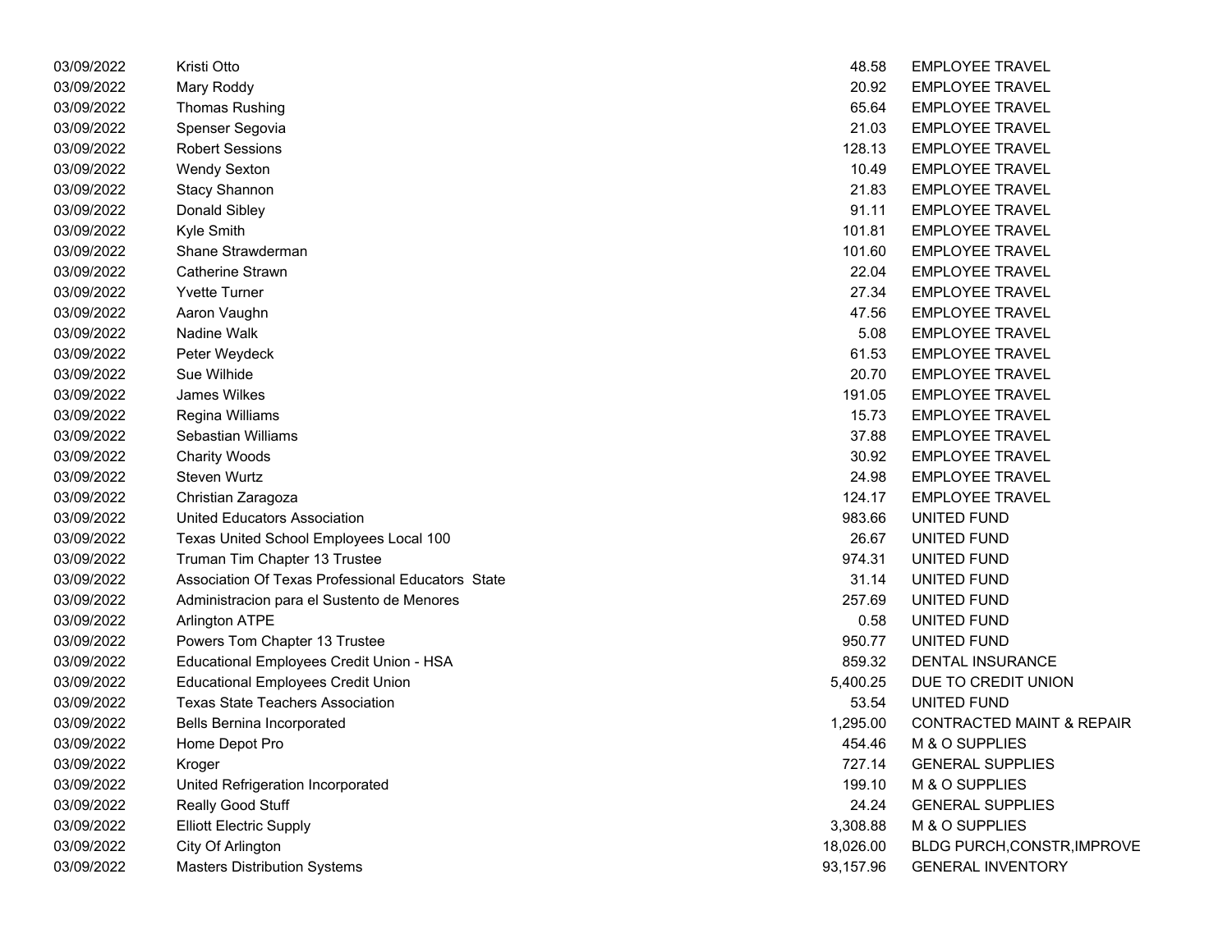| | | | |
|---|---|---|---|
| 03/09/2022 | Kristi Otto | 48.58 | EMPLOYEE TRAVEL |
| 03/09/2022 | Mary Roddy | 20.92 | EMPLOYEE TRAVEL |
| 03/09/2022 | Thomas Rushing | 65.64 | EMPLOYEE TRAVEL |
| 03/09/2022 | Spenser Segovia | 21.03 | EMPLOYEE TRAVEL |
| 03/09/2022 | Robert Sessions | 128.13 | EMPLOYEE TRAVEL |
| 03/09/2022 | Wendy Sexton | 10.49 | EMPLOYEE TRAVEL |
| 03/09/2022 | Stacy Shannon | 21.83 | EMPLOYEE TRAVEL |
| 03/09/2022 | Donald Sibley | 91.11 | EMPLOYEE TRAVEL |
| 03/09/2022 | Kyle Smith | 101.81 | EMPLOYEE TRAVEL |
| 03/09/2022 | Shane Strawderman | 101.60 | EMPLOYEE TRAVEL |
| 03/09/2022 | Catherine Strawn | 22.04 | EMPLOYEE TRAVEL |
| 03/09/2022 | Yvette Turner | 27.34 | EMPLOYEE TRAVEL |
| 03/09/2022 | Aaron Vaughn | 47.56 | EMPLOYEE TRAVEL |
| 03/09/2022 | Nadine Walk | 5.08 | EMPLOYEE TRAVEL |
| 03/09/2022 | Peter Weydeck | 61.53 | EMPLOYEE TRAVEL |
| 03/09/2022 | Sue Wilhide | 20.70 | EMPLOYEE TRAVEL |
| 03/09/2022 | James Wilkes | 191.05 | EMPLOYEE TRAVEL |
| 03/09/2022 | Regina Williams | 15.73 | EMPLOYEE TRAVEL |
| 03/09/2022 | Sebastian Williams | 37.88 | EMPLOYEE TRAVEL |
| 03/09/2022 | Charity Woods | 30.92 | EMPLOYEE TRAVEL |
| 03/09/2022 | Steven Wurtz | 24.98 | EMPLOYEE TRAVEL |
| 03/09/2022 | Christian Zaragoza | 124.17 | EMPLOYEE TRAVEL |
| 03/09/2022 | United Educators Association | 983.66 | UNITED FUND |
| 03/09/2022 | Texas United School Employees Local 100 | 26.67 | UNITED FUND |
| 03/09/2022 | Truman Tim Chapter 13 Trustee | 974.31 | UNITED FUND |
| 03/09/2022 | Association Of Texas Professional Educators State | 31.14 | UNITED FUND |
| 03/09/2022 | Administracion para el Sustento de Menores | 257.69 | UNITED FUND |
| 03/09/2022 | Arlington ATPE | 0.58 | UNITED FUND |
| 03/09/2022 | Powers Tom Chapter 13 Trustee | 950.77 | UNITED FUND |
| 03/09/2022 | Educational Employees Credit Union - HSA | 859.32 | DENTAL INSURANCE |
| 03/09/2022 | Educational Employees Credit Union | 5,400.25 | DUE TO CREDIT UNION |
| 03/09/2022 | Texas State Teachers Association | 53.54 | UNITED FUND |
| 03/09/2022 | Bells Bernina Incorporated | 1,295.00 | CONTRACTED MAINT & REPAIR |
| 03/09/2022 | Home Depot Pro | 454.46 | M & O SUPPLIES |
| 03/09/2022 | Kroger | 727.14 | GENERAL SUPPLIES |
| 03/09/2022 | United Refrigeration Incorporated | 199.10 | M & O SUPPLIES |
| 03/09/2022 | Really Good Stuff | 24.24 | GENERAL SUPPLIES |
| 03/09/2022 | Elliott Electric Supply | 3,308.88 | M & O SUPPLIES |
| 03/09/2022 | City Of Arlington | 18,026.00 | BLDG PURCH,CONSTR,IMPROVE |
| 03/09/2022 | Masters Distribution Systems | 93,157.96 | GENERAL INVENTORY |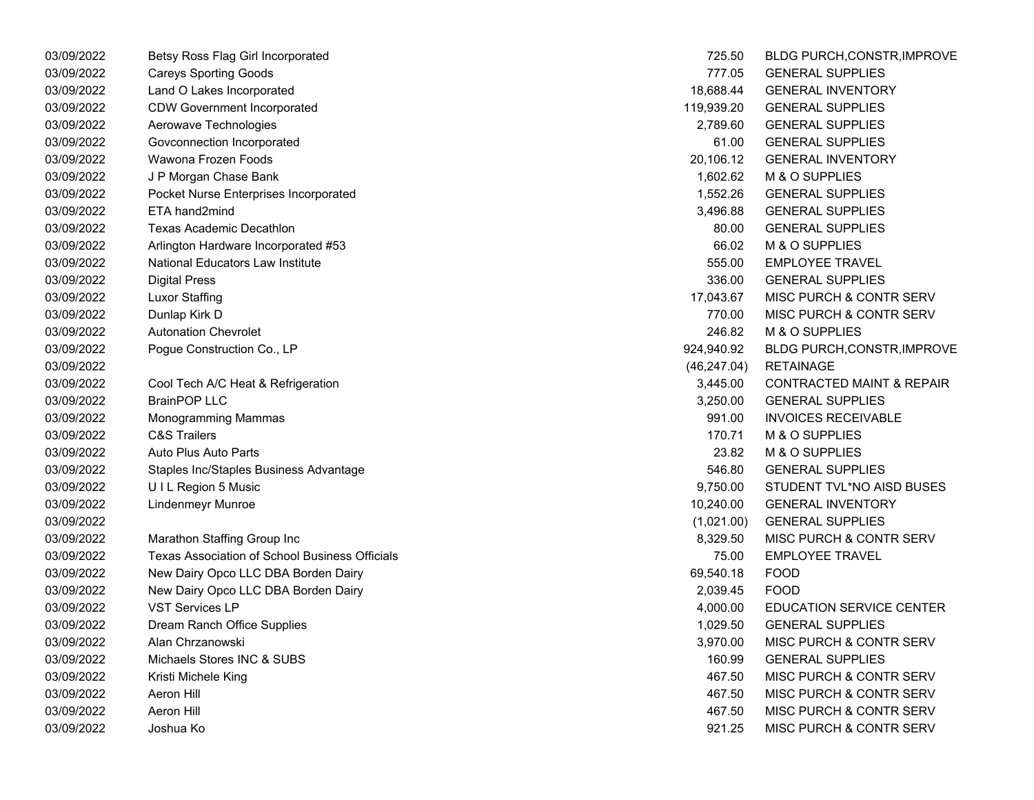| | | | |
|---|---|---|---|
| 03/09/2022 | Betsy Ross Flag Girl Incorporated | 725.50 | BLDG PURCH,CONSTR,IMPROVE |
| 03/09/2022 | Careys Sporting Goods | 777.05 | GENERAL SUPPLIES |
| 03/09/2022 | Land O Lakes Incorporated | 18,688.44 | GENERAL INVENTORY |
| 03/09/2022 | CDW Government Incorporated | 119,939.20 | GENERAL SUPPLIES |
| 03/09/2022 | Aerowave Technologies | 2,789.60 | GENERAL SUPPLIES |
| 03/09/2022 | Govconnection Incorporated | 61.00 | GENERAL SUPPLIES |
| 03/09/2022 | Wawona Frozen Foods | 20,106.12 | GENERAL INVENTORY |
| 03/09/2022 | J P Morgan Chase Bank | 1,602.62 | M & O SUPPLIES |
| 03/09/2022 | Pocket Nurse Enterprises Incorporated | 1,552.26 | GENERAL SUPPLIES |
| 03/09/2022 | ETA hand2mind | 3,496.88 | GENERAL SUPPLIES |
| 03/09/2022 | Texas Academic Decathlon | 80.00 | GENERAL SUPPLIES |
| 03/09/2022 | Arlington Hardware Incorporated #53 | 66.02 | M & O SUPPLIES |
| 03/09/2022 | National Educators Law Institute | 555.00 | EMPLOYEE TRAVEL |
| 03/09/2022 | Digital Press | 336.00 | GENERAL SUPPLIES |
| 03/09/2022 | Luxor Staffing | 17,043.67 | MISC PURCH & CONTR SERV |
| 03/09/2022 | Dunlap Kirk D | 770.00 | MISC PURCH & CONTR SERV |
| 03/09/2022 | Autonation Chevrolet | 246.82 | M & O SUPPLIES |
| 03/09/2022 | Pogue Construction Co., LP | 924,940.92 | BLDG PURCH,CONSTR,IMPROVE |
| 03/09/2022 | | (46,247.04) | RETAINAGE |
| 03/09/2022 | Cool Tech A/C Heat & Refrigeration | 3,445.00 | CONTRACTED MAINT & REPAIR |
| 03/09/2022 | BrainPOP LLC | 3,250.00 | GENERAL SUPPLIES |
| 03/09/2022 | Monogramming Mammas | 991.00 | INVOICES RECEIVABLE |
| 03/09/2022 | C&S Trailers | 170.71 | M & O SUPPLIES |
| 03/09/2022 | Auto Plus Auto Parts | 23.82 | M & O SUPPLIES |
| 03/09/2022 | Staples Inc/Staples Business Advantage | 546.80 | GENERAL SUPPLIES |
| 03/09/2022 | U I L Region 5 Music | 9,750.00 | STUDENT TVL*NO AISD BUSES |
| 03/09/2022 | Lindenmeyr Munroe | 10,240.00 | GENERAL INVENTORY |
| 03/09/2022 | | (1,021.00) | GENERAL SUPPLIES |
| 03/09/2022 | Marathon Staffing Group Inc | 8,329.50 | MISC PURCH & CONTR SERV |
| 03/09/2022 | Texas Association of School Business Officials | 75.00 | EMPLOYEE TRAVEL |
| 03/09/2022 | New Dairy Opco LLC DBA Borden Dairy | 69,540.18 | FOOD |
| 03/09/2022 | New Dairy Opco LLC DBA Borden Dairy | 2,039.45 | FOOD |
| 03/09/2022 | VST Services LP | 4,000.00 | EDUCATION SERVICE CENTER |
| 03/09/2022 | Dream Ranch Office Supplies | 1,029.50 | GENERAL SUPPLIES |
| 03/09/2022 | Alan Chrzanowski | 3,970.00 | MISC PURCH & CONTR SERV |
| 03/09/2022 | Michaels Stores INC & SUBS | 160.99 | GENERAL SUPPLIES |
| 03/09/2022 | Kristi Michele King | 467.50 | MISC PURCH & CONTR SERV |
| 03/09/2022 | Aeron Hill | 467.50 | MISC PURCH & CONTR SERV |
| 03/09/2022 | Aeron Hill | 467.50 | MISC PURCH & CONTR SERV |
| 03/09/2022 | Joshua Ko | 921.25 | MISC PURCH & CONTR SERV |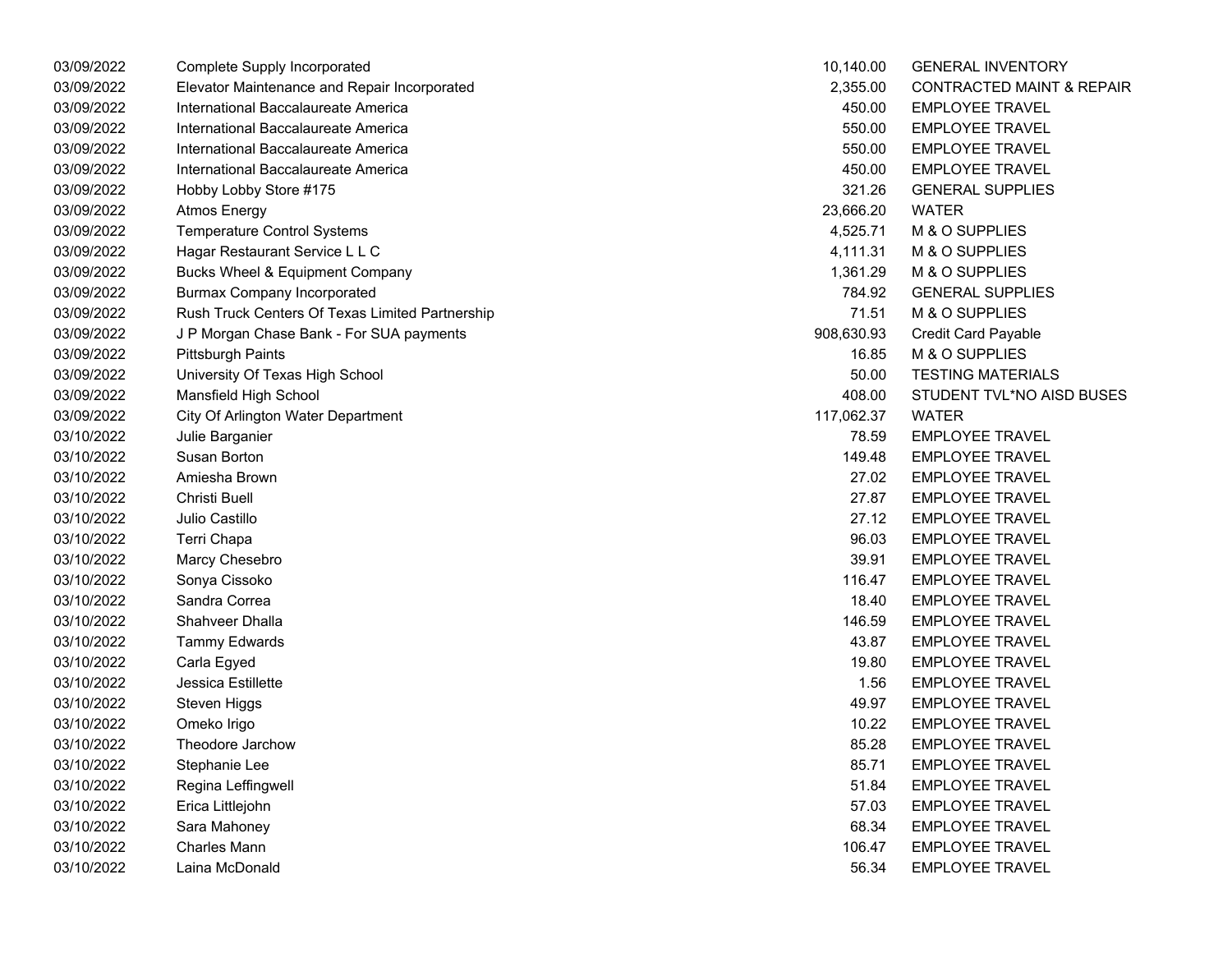| | | | |
|---|---|---|---|
| 03/09/2022 | Complete Supply Incorporated | 10,140.00 | GENERAL INVENTORY |
| 03/09/2022 | Elevator Maintenance and Repair Incorporated | 2,355.00 | CONTRACTED MAINT & REPAIR |
| 03/09/2022 | International Baccalaureate America | 450.00 | EMPLOYEE TRAVEL |
| 03/09/2022 | International Baccalaureate America | 550.00 | EMPLOYEE TRAVEL |
| 03/09/2022 | International Baccalaureate America | 550.00 | EMPLOYEE TRAVEL |
| 03/09/2022 | International Baccalaureate America | 450.00 | EMPLOYEE TRAVEL |
| 03/09/2022 | Hobby Lobby Store #175 | 321.26 | GENERAL SUPPLIES |
| 03/09/2022 | Atmos Energy | 23,666.20 | WATER |
| 03/09/2022 | Temperature Control Systems | 4,525.71 | M & O SUPPLIES |
| 03/09/2022 | Hagar Restaurant Service L L C | 4,111.31 | M & O SUPPLIES |
| 03/09/2022 | Bucks Wheel & Equipment Company | 1,361.29 | M & O SUPPLIES |
| 03/09/2022 | Burmax Company Incorporated | 784.92 | GENERAL SUPPLIES |
| 03/09/2022 | Rush Truck Centers Of Texas Limited Partnership | 71.51 | M & O SUPPLIES |
| 03/09/2022 | J P Morgan Chase Bank - For SUA payments | 908,630.93 | Credit Card Payable |
| 03/09/2022 | Pittsburgh Paints | 16.85 | M & O SUPPLIES |
| 03/09/2022 | University Of Texas High School | 50.00 | TESTING MATERIALS |
| 03/09/2022 | Mansfield High School | 408.00 | STUDENT TVL*NO AISD BUSES |
| 03/09/2022 | City Of Arlington Water Department | 117,062.37 | WATER |
| 03/10/2022 | Julie Barganier | 78.59 | EMPLOYEE TRAVEL |
| 03/10/2022 | Susan Borton | 149.48 | EMPLOYEE TRAVEL |
| 03/10/2022 | Amiesha Brown | 27.02 | EMPLOYEE TRAVEL |
| 03/10/2022 | Christi Buell | 27.87 | EMPLOYEE TRAVEL |
| 03/10/2022 | Julio Castillo | 27.12 | EMPLOYEE TRAVEL |
| 03/10/2022 | Terri Chapa | 96.03 | EMPLOYEE TRAVEL |
| 03/10/2022 | Marcy Chesebro | 39.91 | EMPLOYEE TRAVEL |
| 03/10/2022 | Sonya Cissoko | 116.47 | EMPLOYEE TRAVEL |
| 03/10/2022 | Sandra Correa | 18.40 | EMPLOYEE TRAVEL |
| 03/10/2022 | Shahveer Dhalla | 146.59 | EMPLOYEE TRAVEL |
| 03/10/2022 | Tammy Edwards | 43.87 | EMPLOYEE TRAVEL |
| 03/10/2022 | Carla Egyed | 19.80 | EMPLOYEE TRAVEL |
| 03/10/2022 | Jessica Estillette | 1.56 | EMPLOYEE TRAVEL |
| 03/10/2022 | Steven Higgs | 49.97 | EMPLOYEE TRAVEL |
| 03/10/2022 | Omeko Irigo | 10.22 | EMPLOYEE TRAVEL |
| 03/10/2022 | Theodore Jarchow | 85.28 | EMPLOYEE TRAVEL |
| 03/10/2022 | Stephanie Lee | 85.71 | EMPLOYEE TRAVEL |
| 03/10/2022 | Regina Leffingwell | 51.84 | EMPLOYEE TRAVEL |
| 03/10/2022 | Erica Littlejohn | 57.03 | EMPLOYEE TRAVEL |
| 03/10/2022 | Sara Mahoney | 68.34 | EMPLOYEE TRAVEL |
| 03/10/2022 | Charles Mann | 106.47 | EMPLOYEE TRAVEL |
| 03/10/2022 | Laina McDonald | 56.34 | EMPLOYEE TRAVEL |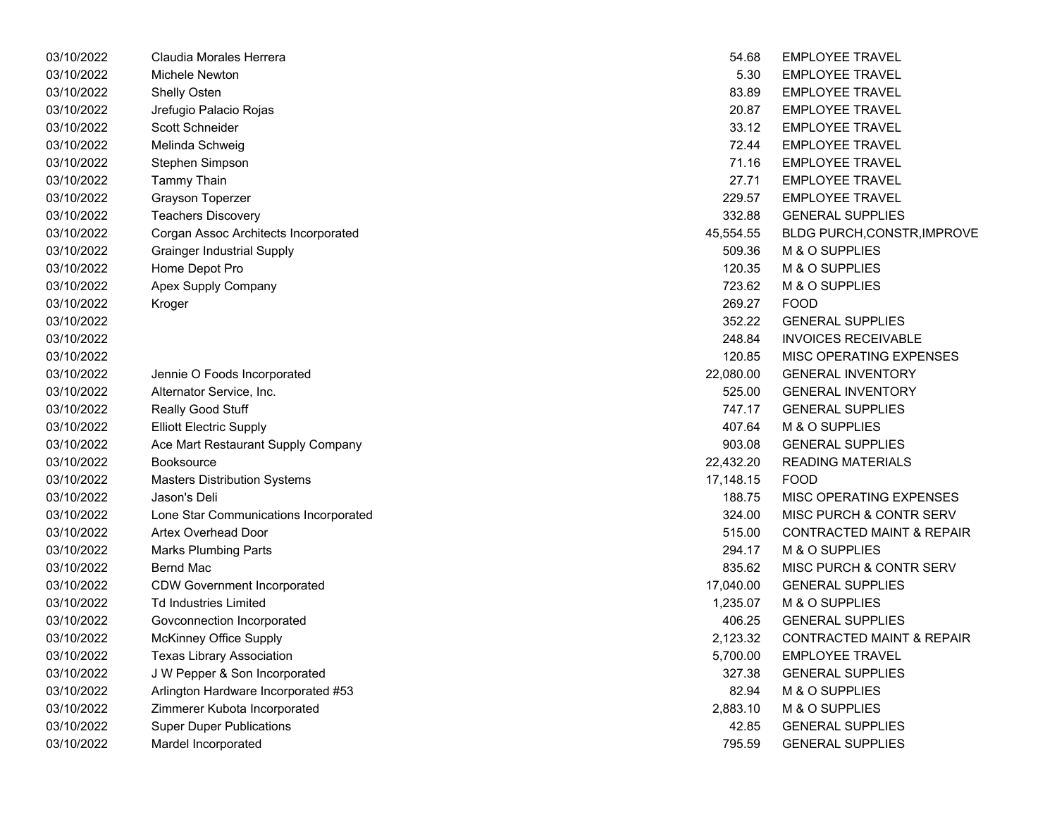| | | | |
|---|---|---|---|
| 03/10/2022 | Claudia Morales Herrera | 54.68 | EMPLOYEE TRAVEL |
| 03/10/2022 | Michele Newton | 5.30 | EMPLOYEE TRAVEL |
| 03/10/2022 | Shelly Osten | 83.89 | EMPLOYEE TRAVEL |
| 03/10/2022 | Jrefugio Palacio Rojas | 20.87 | EMPLOYEE TRAVEL |
| 03/10/2022 | Scott Schneider | 33.12 | EMPLOYEE TRAVEL |
| 03/10/2022 | Melinda Schweig | 72.44 | EMPLOYEE TRAVEL |
| 03/10/2022 | Stephen Simpson | 71.16 | EMPLOYEE TRAVEL |
| 03/10/2022 | Tammy Thain | 27.71 | EMPLOYEE TRAVEL |
| 03/10/2022 | Grayson Toperzer | 229.57 | EMPLOYEE TRAVEL |
| 03/10/2022 | Teachers Discovery | 332.88 | GENERAL SUPPLIES |
| 03/10/2022 | Corgan Assoc Architects Incorporated | 45,554.55 | BLDG PURCH,CONSTR,IMPROVE |
| 03/10/2022 | Grainger Industrial Supply | 509.36 | M & O SUPPLIES |
| 03/10/2022 | Home Depot Pro | 120.35 | M & O SUPPLIES |
| 03/10/2022 | Apex Supply Company | 723.62 | M & O SUPPLIES |
| 03/10/2022 | Kroger | 269.27 | FOOD |
| 03/10/2022 | | 352.22 | GENERAL SUPPLIES |
| 03/10/2022 | | 248.84 | INVOICES RECEIVABLE |
| 03/10/2022 | | 120.85 | MISC OPERATING EXPENSES |
| 03/10/2022 | Jennie O Foods Incorporated | 22,080.00 | GENERAL INVENTORY |
| 03/10/2022 | Alternator Service, Inc. | 525.00 | GENERAL INVENTORY |
| 03/10/2022 | Really Good Stuff | 747.17 | GENERAL SUPPLIES |
| 03/10/2022 | Elliott Electric Supply | 407.64 | M & O SUPPLIES |
| 03/10/2022 | Ace Mart Restaurant Supply Company | 903.08 | GENERAL SUPPLIES |
| 03/10/2022 | Booksource | 22,432.20 | READING MATERIALS |
| 03/10/2022 | Masters Distribution Systems | 17,148.15 | FOOD |
| 03/10/2022 | Jason's Deli | 188.75 | MISC OPERATING EXPENSES |
| 03/10/2022 | Lone Star Communications Incorporated | 324.00 | MISC PURCH & CONTR SERV |
| 03/10/2022 | Artex Overhead Door | 515.00 | CONTRACTED MAINT & REPAIR |
| 03/10/2022 | Marks Plumbing Parts | 294.17 | M & O SUPPLIES |
| 03/10/2022 | Bernd Mac | 835.62 | MISC PURCH & CONTR SERV |
| 03/10/2022 | CDW Government Incorporated | 17,040.00 | GENERAL SUPPLIES |
| 03/10/2022 | Td Industries Limited | 1,235.07 | M & O SUPPLIES |
| 03/10/2022 | Govconnection Incorporated | 406.25 | GENERAL SUPPLIES |
| 03/10/2022 | McKinney Office Supply | 2,123.32 | CONTRACTED MAINT & REPAIR |
| 03/10/2022 | Texas Library Association | 5,700.00 | EMPLOYEE TRAVEL |
| 03/10/2022 | J W Pepper & Son Incorporated | 327.38 | GENERAL SUPPLIES |
| 03/10/2022 | Arlington Hardware Incorporated #53 | 82.94 | M & O SUPPLIES |
| 03/10/2022 | Zimmerer Kubota Incorporated | 2,883.10 | M & O SUPPLIES |
| 03/10/2022 | Super Duper Publications | 42.85 | GENERAL SUPPLIES |
| 03/10/2022 | Mardel Incorporated | 795.59 | GENERAL SUPPLIES |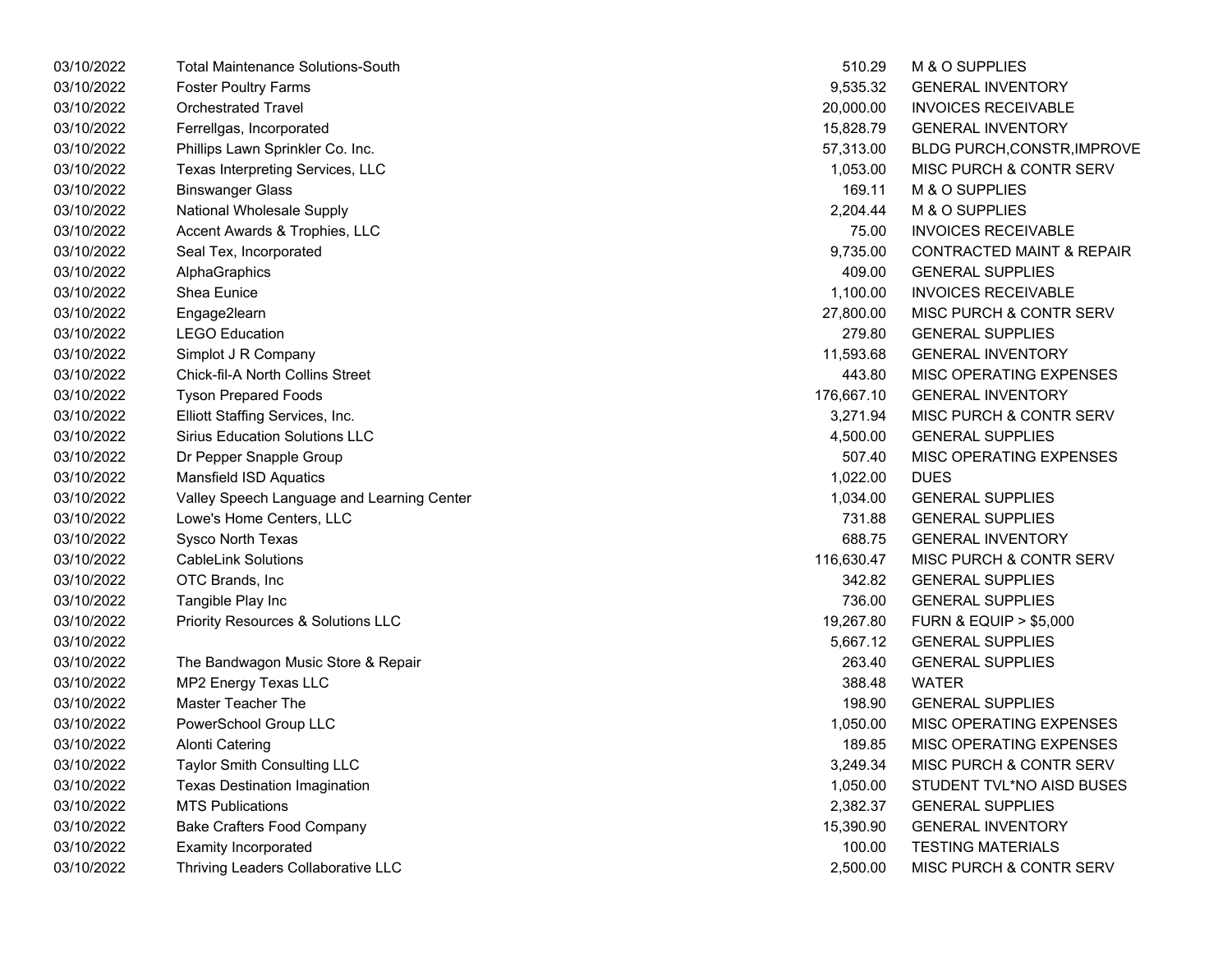| | | | |
|---|---|---|---|
| 03/10/2022 | Total Maintenance Solutions-South | 510.29 | M & O SUPPLIES |
| 03/10/2022 | Foster Poultry Farms | 9,535.32 | GENERAL INVENTORY |
| 03/10/2022 | Orchestrated Travel | 20,000.00 | INVOICES RECEIVABLE |
| 03/10/2022 | Ferrellgas, Incorporated | 15,828.79 | GENERAL INVENTORY |
| 03/10/2022 | Phillips Lawn Sprinkler Co. Inc. | 57,313.00 | BLDG PURCH,CONSTR,IMPROVE |
| 03/10/2022 | Texas Interpreting Services, LLC | 1,053.00 | MISC PURCH & CONTR SERV |
| 03/10/2022 | Binswanger Glass | 169.11 | M & O SUPPLIES |
| 03/10/2022 | National Wholesale Supply | 2,204.44 | M & O SUPPLIES |
| 03/10/2022 | Accent Awards & Trophies, LLC | 75.00 | INVOICES RECEIVABLE |
| 03/10/2022 | Seal Tex, Incorporated | 9,735.00 | CONTRACTED MAINT & REPAIR |
| 03/10/2022 | AlphaGraphics | 409.00 | GENERAL SUPPLIES |
| 03/10/2022 | Shea Eunice | 1,100.00 | INVOICES RECEIVABLE |
| 03/10/2022 | Engage2learn | 27,800.00 | MISC PURCH & CONTR SERV |
| 03/10/2022 | LEGO Education | 279.80 | GENERAL SUPPLIES |
| 03/10/2022 | Simplot J R Company | 11,593.68 | GENERAL INVENTORY |
| 03/10/2022 | Chick-fil-A North Collins Street | 443.80 | MISC OPERATING EXPENSES |
| 03/10/2022 | Tyson Prepared Foods | 176,667.10 | GENERAL INVENTORY |
| 03/10/2022 | Elliott Staffing Services, Inc. | 3,271.94 | MISC PURCH & CONTR SERV |
| 03/10/2022 | Sirius Education Solutions LLC | 4,500.00 | GENERAL SUPPLIES |
| 03/10/2022 | Dr Pepper Snapple Group | 507.40 | MISC OPERATING EXPENSES |
| 03/10/2022 | Mansfield ISD Aquatics | 1,022.00 | DUES |
| 03/10/2022 | Valley Speech Language and Learning Center | 1,034.00 | GENERAL SUPPLIES |
| 03/10/2022 | Lowe's Home Centers, LLC | 731.88 | GENERAL SUPPLIES |
| 03/10/2022 | Sysco North Texas | 688.75 | GENERAL INVENTORY |
| 03/10/2022 | CableLink Solutions | 116,630.47 | MISC PURCH & CONTR SERV |
| 03/10/2022 | OTC Brands, Inc | 342.82 | GENERAL SUPPLIES |
| 03/10/2022 | Tangible Play Inc | 736.00 | GENERAL SUPPLIES |
| 03/10/2022 | Priority Resources & Solutions LLC | 19,267.80 | FURN & EQUIP > $5,000 |
| 03/10/2022 | | 5,667.12 | GENERAL SUPPLIES |
| 03/10/2022 | The Bandwagon Music Store & Repair | 263.40 | GENERAL SUPPLIES |
| 03/10/2022 | MP2 Energy Texas LLC | 388.48 | WATER |
| 03/10/2022 | Master Teacher The | 198.90 | GENERAL SUPPLIES |
| 03/10/2022 | PowerSchool Group LLC | 1,050.00 | MISC OPERATING EXPENSES |
| 03/10/2022 | Alonti Catering | 189.85 | MISC OPERATING EXPENSES |
| 03/10/2022 | Taylor Smith Consulting LLC | 3,249.34 | MISC PURCH & CONTR SERV |
| 03/10/2022 | Texas Destination Imagination | 1,050.00 | STUDENT TVL*NO AISD BUSES |
| 03/10/2022 | MTS Publications | 2,382.37 | GENERAL SUPPLIES |
| 03/10/2022 | Bake Crafters Food Company | 15,390.90 | GENERAL INVENTORY |
| 03/10/2022 | Examity Incorporated | 100.00 | TESTING MATERIALS |
| 03/10/2022 | Thriving Leaders Collaborative LLC | 2,500.00 | MISC PURCH & CONTR SERV |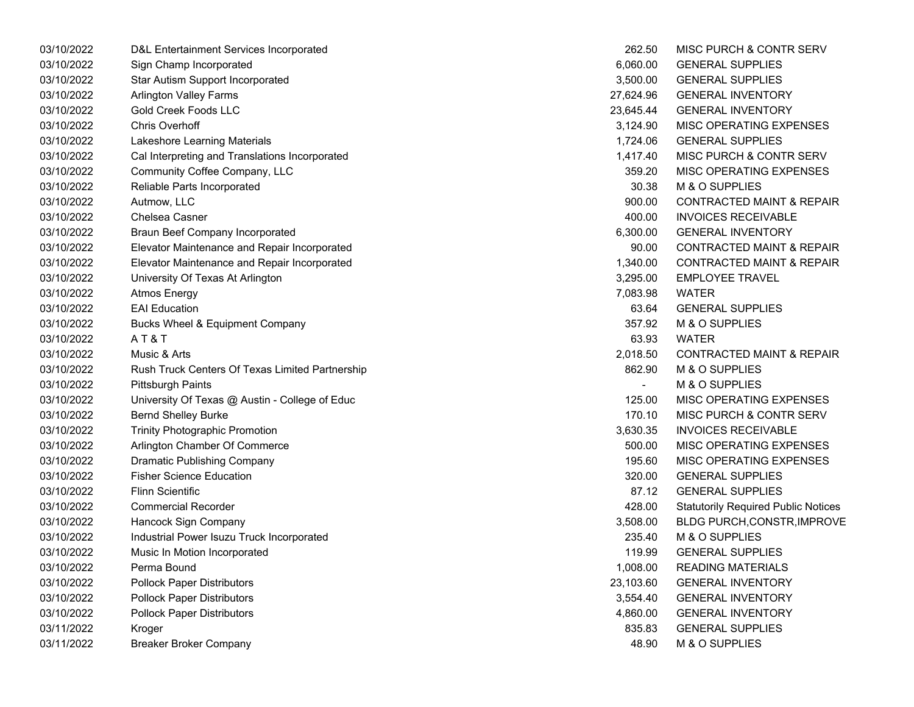| | | | |
|---|---|---|---|
| 03/10/2022 | D&L Entertainment Services Incorporated | 262.50 | MISC PURCH & CONTR SERV |
| 03/10/2022 | Sign Champ Incorporated | 6,060.00 | GENERAL SUPPLIES |
| 03/10/2022 | Star Autism Support Incorporated | 3,500.00 | GENERAL SUPPLIES |
| 03/10/2022 | Arlington Valley Farms | 27,624.96 | GENERAL INVENTORY |
| 03/10/2022 | Gold Creek Foods LLC | 23,645.44 | GENERAL INVENTORY |
| 03/10/2022 | Chris Overhoff | 3,124.90 | MISC OPERATING EXPENSES |
| 03/10/2022 | Lakeshore Learning Materials | 1,724.06 | GENERAL SUPPLIES |
| 03/10/2022 | Cal Interpreting and Translations Incorporated | 1,417.40 | MISC PURCH & CONTR SERV |
| 03/10/2022 | Community Coffee Company, LLC | 359.20 | MISC OPERATING EXPENSES |
| 03/10/2022 | Reliable Parts Incorporated | 30.38 | M & O SUPPLIES |
| 03/10/2022 | Autmow, LLC | 900.00 | CONTRACTED MAINT & REPAIR |
| 03/10/2022 | Chelsea Casner | 400.00 | INVOICES RECEIVABLE |
| 03/10/2022 | Braun Beef Company Incorporated | 6,300.00 | GENERAL INVENTORY |
| 03/10/2022 | Elevator Maintenance and Repair Incorporated | 90.00 | CONTRACTED MAINT & REPAIR |
| 03/10/2022 | Elevator Maintenance and Repair Incorporated | 1,340.00 | CONTRACTED MAINT & REPAIR |
| 03/10/2022 | University Of Texas At Arlington | 3,295.00 | EMPLOYEE TRAVEL |
| 03/10/2022 | Atmos Energy | 7,083.98 | WATER |
| 03/10/2022 | EAI Education | 63.64 | GENERAL SUPPLIES |
| 03/10/2022 | Bucks Wheel & Equipment Company | 357.92 | M & O SUPPLIES |
| 03/10/2022 | A T & T | 63.93 | WATER |
| 03/10/2022 | Music & Arts | 2,018.50 | CONTRACTED MAINT & REPAIR |
| 03/10/2022 | Rush Truck Centers Of Texas Limited Partnership | 862.90 | M & O SUPPLIES |
| 03/10/2022 | Pittsburgh Paints | - | M & O SUPPLIES |
| 03/10/2022 | University Of Texas @ Austin - College of Educ | 125.00 | MISC OPERATING EXPENSES |
| 03/10/2022 | Bernd Shelley Burke | 170.10 | MISC PURCH & CONTR SERV |
| 03/10/2022 | Trinity Photographic Promotion | 3,630.35 | INVOICES RECEIVABLE |
| 03/10/2022 | Arlington Chamber Of Commerce | 500.00 | MISC OPERATING EXPENSES |
| 03/10/2022 | Dramatic Publishing Company | 195.60 | MISC OPERATING EXPENSES |
| 03/10/2022 | Fisher Science Education | 320.00 | GENERAL SUPPLIES |
| 03/10/2022 | Flinn Scientific | 87.12 | GENERAL SUPPLIES |
| 03/10/2022 | Commercial Recorder | 428.00 | Statutorily Required Public Notices |
| 03/10/2022 | Hancock Sign Company | 3,508.00 | BLDG PURCH,CONSTR,IMPROVE |
| 03/10/2022 | Industrial Power Isuzu Truck Incorporated | 235.40 | M & O SUPPLIES |
| 03/10/2022 | Music In Motion Incorporated | 119.99 | GENERAL SUPPLIES |
| 03/10/2022 | Perma Bound | 1,008.00 | READING MATERIALS |
| 03/10/2022 | Pollock Paper Distributors | 23,103.60 | GENERAL INVENTORY |
| 03/10/2022 | Pollock Paper Distributors | 3,554.40 | GENERAL INVENTORY |
| 03/10/2022 | Pollock Paper Distributors | 4,860.00 | GENERAL INVENTORY |
| 03/11/2022 | Kroger | 835.83 | GENERAL SUPPLIES |
| 03/11/2022 | Breaker Broker Company | 48.90 | M & O SUPPLIES |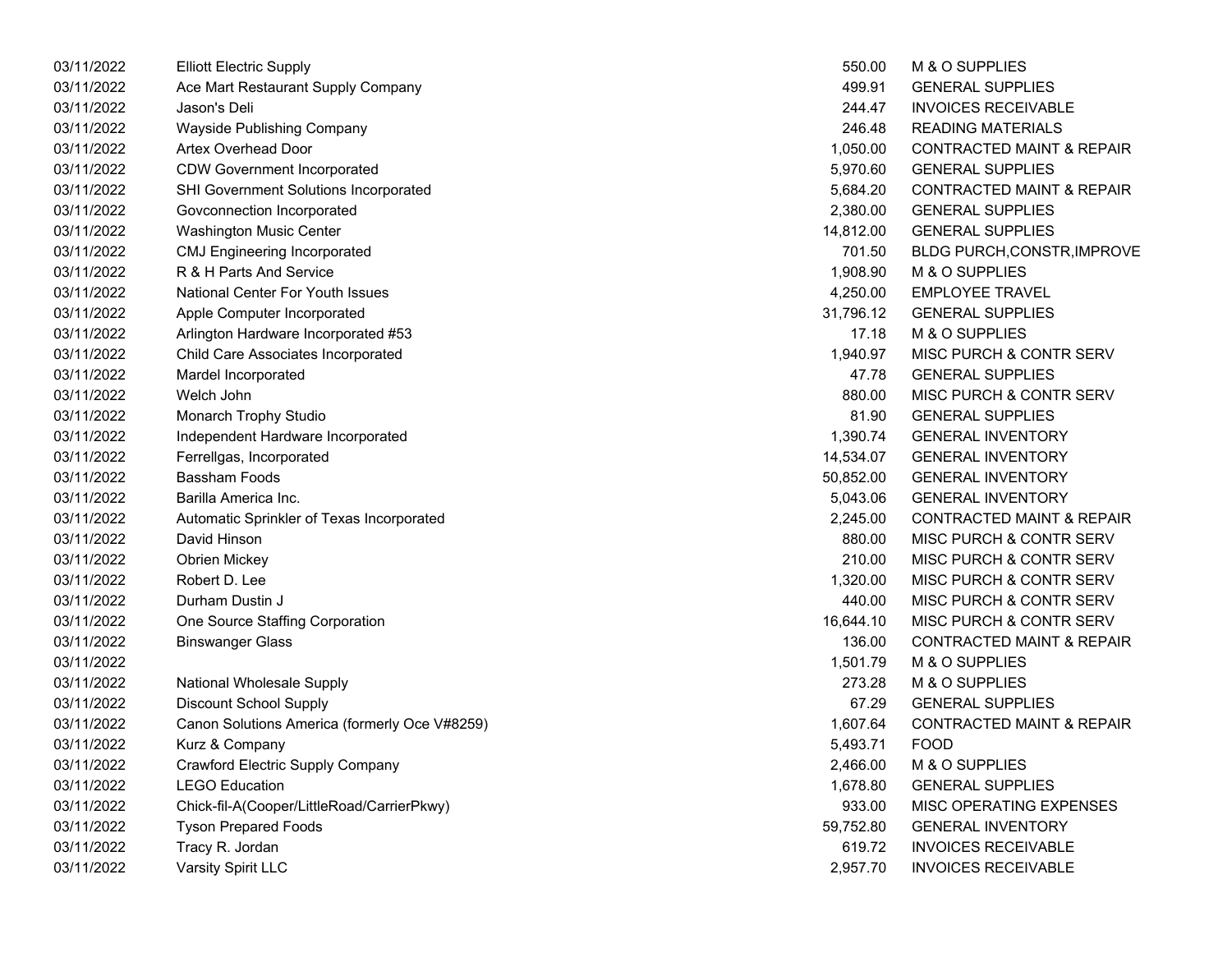| | | | |
|---|---|---|---|
| 03/11/2022 | Elliott Electric Supply | 550.00 | M & O SUPPLIES |
| 03/11/2022 | Ace Mart Restaurant Supply Company | 499.91 | GENERAL SUPPLIES |
| 03/11/2022 | Jason's Deli | 244.47 | INVOICES RECEIVABLE |
| 03/11/2022 | Wayside Publishing Company | 246.48 | READING MATERIALS |
| 03/11/2022 | Artex Overhead Door | 1,050.00 | CONTRACTED MAINT & REPAIR |
| 03/11/2022 | CDW Government Incorporated | 5,970.60 | GENERAL SUPPLIES |
| 03/11/2022 | SHI Government Solutions Incorporated | 5,684.20 | CONTRACTED MAINT & REPAIR |
| 03/11/2022 | Govconnection Incorporated | 2,380.00 | GENERAL SUPPLIES |
| 03/11/2022 | Washington Music Center | 14,812.00 | GENERAL SUPPLIES |
| 03/11/2022 | CMJ Engineering Incorporated | 701.50 | BLDG PURCH,CONSTR,IMPROVE |
| 03/11/2022 | R & H Parts And Service | 1,908.90 | M & O SUPPLIES |
| 03/11/2022 | National Center For Youth Issues | 4,250.00 | EMPLOYEE TRAVEL |
| 03/11/2022 | Apple Computer Incorporated | 31,796.12 | GENERAL SUPPLIES |
| 03/11/2022 | Arlington Hardware Incorporated #53 | 17.18 | M & O SUPPLIES |
| 03/11/2022 | Child Care Associates Incorporated | 1,940.97 | MISC PURCH & CONTR SERV |
| 03/11/2022 | Mardel Incorporated | 47.78 | GENERAL SUPPLIES |
| 03/11/2022 | Welch John | 880.00 | MISC PURCH & CONTR SERV |
| 03/11/2022 | Monarch Trophy Studio | 81.90 | GENERAL SUPPLIES |
| 03/11/2022 | Independent Hardware Incorporated | 1,390.74 | GENERAL INVENTORY |
| 03/11/2022 | Ferrellgas, Incorporated | 14,534.07 | GENERAL INVENTORY |
| 03/11/2022 | Bassham Foods | 50,852.00 | GENERAL INVENTORY |
| 03/11/2022 | Barilla America Inc. | 5,043.06 | GENERAL INVENTORY |
| 03/11/2022 | Automatic Sprinkler of Texas Incorporated | 2,245.00 | CONTRACTED MAINT & REPAIR |
| 03/11/2022 | David Hinson | 880.00 | MISC PURCH & CONTR SERV |
| 03/11/2022 | Obrien Mickey | 210.00 | MISC PURCH & CONTR SERV |
| 03/11/2022 | Robert D. Lee | 1,320.00 | MISC PURCH & CONTR SERV |
| 03/11/2022 | Durham Dustin J | 440.00 | MISC PURCH & CONTR SERV |
| 03/11/2022 | One Source Staffing Corporation | 16,644.10 | MISC PURCH & CONTR SERV |
| 03/11/2022 | Binswanger Glass | 136.00 | CONTRACTED MAINT & REPAIR |
| 03/11/2022 | | 1,501.79 | M & O SUPPLIES |
| 03/11/2022 | National Wholesale Supply | 273.28 | M & O SUPPLIES |
| 03/11/2022 | Discount School Supply | 67.29 | GENERAL SUPPLIES |
| 03/11/2022 | Canon Solutions America (formerly Oce V#8259) | 1,607.64 | CONTRACTED MAINT & REPAIR |
| 03/11/2022 | Kurz & Company | 5,493.71 | FOOD |
| 03/11/2022 | Crawford Electric Supply Company | 2,466.00 | M & O SUPPLIES |
| 03/11/2022 | LEGO Education | 1,678.80 | GENERAL SUPPLIES |
| 03/11/2022 | Chick-fil-A(Cooper/LittleRoad/CarrierPkwy) | 933.00 | MISC OPERATING EXPENSES |
| 03/11/2022 | Tyson Prepared Foods | 59,752.80 | GENERAL INVENTORY |
| 03/11/2022 | Tracy R. Jordan | 619.72 | INVOICES RECEIVABLE |
| 03/11/2022 | Varsity Spirit LLC | 2,957.70 | INVOICES RECEIVABLE |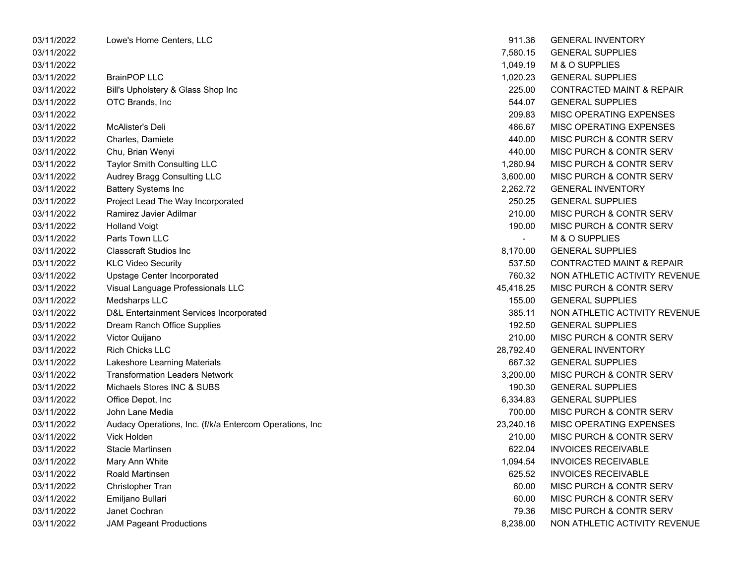| | | | |
|---|---|---|---|
| 03/11/2022 | Lowe's Home Centers, LLC | 911.36 | GENERAL INVENTORY |
| 03/11/2022 | | 7,580.15 | GENERAL SUPPLIES |
| 03/11/2022 | | 1,049.19 | M & O SUPPLIES |
| 03/11/2022 | BrainPOP LLC | 1,020.23 | GENERAL SUPPLIES |
| 03/11/2022 | Bill's Upholstery & Glass Shop Inc | 225.00 | CONTRACTED MAINT & REPAIR |
| 03/11/2022 | OTC Brands, Inc | 544.07 | GENERAL SUPPLIES |
| 03/11/2022 | | 209.83 | MISC OPERATING EXPENSES |
| 03/11/2022 | McAlister's Deli | 486.67 | MISC OPERATING EXPENSES |
| 03/11/2022 | Charles, Damiete | 440.00 | MISC PURCH & CONTR SERV |
| 03/11/2022 | Chu, Brian Wenyi | 440.00 | MISC PURCH & CONTR SERV |
| 03/11/2022 | Taylor Smith Consulting LLC | 1,280.94 | MISC PURCH & CONTR SERV |
| 03/11/2022 | Audrey Bragg Consulting LLC | 3,600.00 | MISC PURCH & CONTR SERV |
| 03/11/2022 | Battery Systems Inc | 2,262.72 | GENERAL INVENTORY |
| 03/11/2022 | Project Lead The Way Incorporated | 250.25 | GENERAL SUPPLIES |
| 03/11/2022 | Ramirez Javier Adilmar | 210.00 | MISC PURCH & CONTR SERV |
| 03/11/2022 | Holland Voigt | 190.00 | MISC PURCH & CONTR SERV |
| 03/11/2022 | Parts Town LLC | - | M & O SUPPLIES |
| 03/11/2022 | Classcraft Studios Inc | 8,170.00 | GENERAL SUPPLIES |
| 03/11/2022 | KLC Video Security | 537.50 | CONTRACTED MAINT & REPAIR |
| 03/11/2022 | Upstage Center Incorporated | 760.32 | NON ATHLETIC ACTIVITY REVENUE |
| 03/11/2022 | Visual Language Professionals LLC | 45,418.25 | MISC PURCH & CONTR SERV |
| 03/11/2022 | Medsharps LLC | 155.00 | GENERAL SUPPLIES |
| 03/11/2022 | D&L Entertainment Services Incorporated | 385.11 | NON ATHLETIC ACTIVITY REVENUE |
| 03/11/2022 | Dream Ranch Office Supplies | 192.50 | GENERAL SUPPLIES |
| 03/11/2022 | Victor Quijano | 210.00 | MISC PURCH & CONTR SERV |
| 03/11/2022 | Rich Chicks LLC | 28,792.40 | GENERAL INVENTORY |
| 03/11/2022 | Lakeshore Learning Materials | 667.32 | GENERAL SUPPLIES |
| 03/11/2022 | Transformation Leaders Network | 3,200.00 | MISC PURCH & CONTR SERV |
| 03/11/2022 | Michaels Stores INC & SUBS | 190.30 | GENERAL SUPPLIES |
| 03/11/2022 | Office Depot, Inc | 6,334.83 | GENERAL SUPPLIES |
| 03/11/2022 | John Lane Media | 700.00 | MISC PURCH & CONTR SERV |
| 03/11/2022 | Audacy Operations, Inc. (f/k/a Entercom Operations, Inc | 23,240.16 | MISC OPERATING EXPENSES |
| 03/11/2022 | Vick Holden | 210.00 | MISC PURCH & CONTR SERV |
| 03/11/2022 | Stacie Martinsen | 622.04 | INVOICES RECEIVABLE |
| 03/11/2022 | Mary Ann White | 1,094.54 | INVOICES RECEIVABLE |
| 03/11/2022 | Roald Martinsen | 625.52 | INVOICES RECEIVABLE |
| 03/11/2022 | Christopher Tran | 60.00 | MISC PURCH & CONTR SERV |
| 03/11/2022 | Emiljano Bullari | 60.00 | MISC PURCH & CONTR SERV |
| 03/11/2022 | Janet Cochran | 79.36 | MISC PURCH & CONTR SERV |
| 03/11/2022 | JAM Pageant Productions | 8,238.00 | NON ATHLETIC ACTIVITY REVENUE |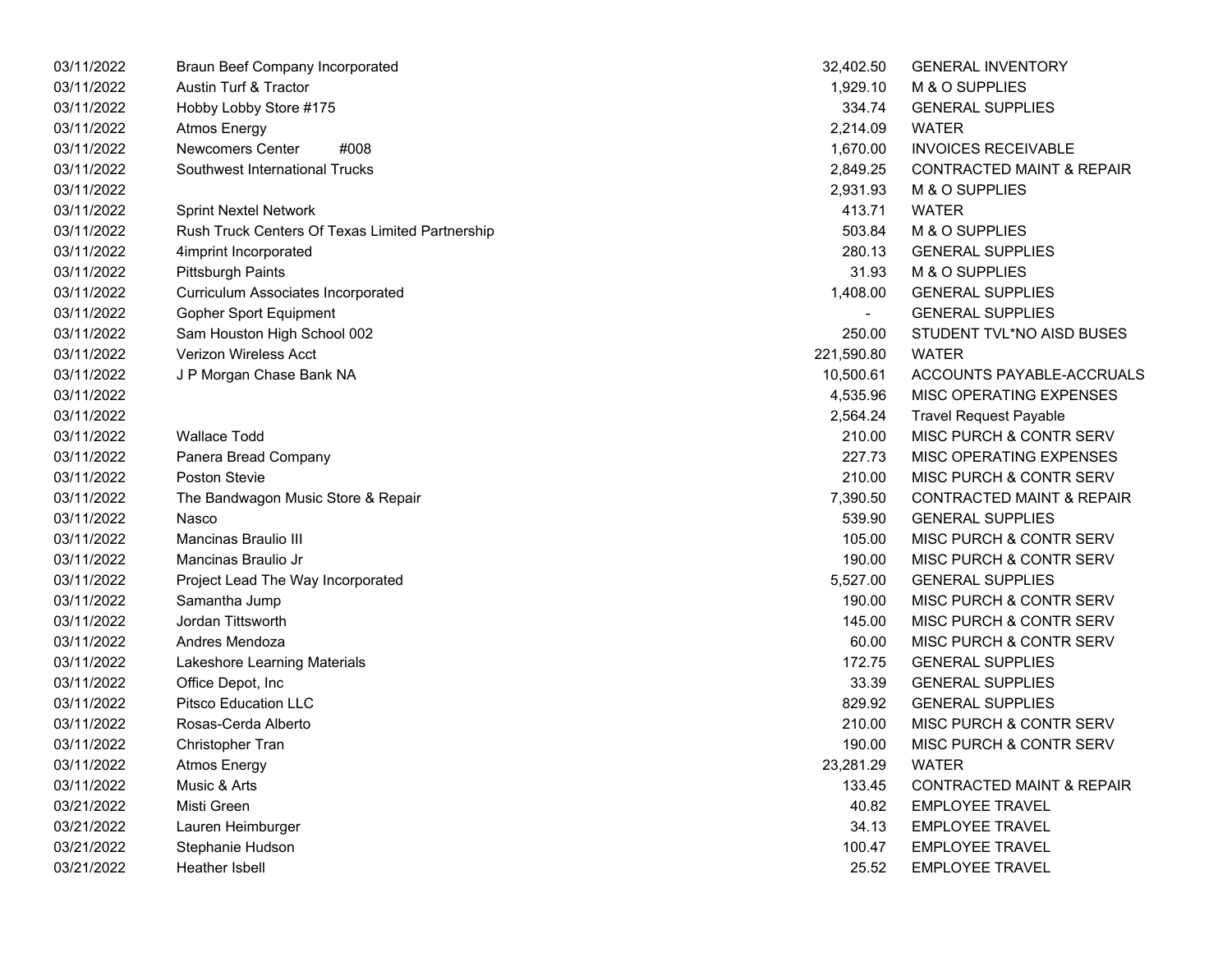| | | | |
|---|---|---|---|
| 03/11/2022 | Braun Beef Company Incorporated | 32,402.50 | GENERAL INVENTORY |
| 03/11/2022 | Austin Turf & Tractor | 1,929.10 | M & O SUPPLIES |
| 03/11/2022 | Hobby Lobby Store #175 | 334.74 | GENERAL SUPPLIES |
| 03/11/2022 | Atmos Energy | 2,214.09 | WATER |
| 03/11/2022 | Newcomers Center #008 | 1,670.00 | INVOICES RECEIVABLE |
| 03/11/2022 | Southwest International Trucks | 2,849.25 | CONTRACTED MAINT & REPAIR |
| 03/11/2022 | | 2,931.93 | M & O SUPPLIES |
| 03/11/2022 | Sprint Nextel Network | 413.71 | WATER |
| 03/11/2022 | Rush Truck Centers Of Texas Limited Partnership | 503.84 | M & O SUPPLIES |
| 03/11/2022 | 4imprint Incorporated | 280.13 | GENERAL SUPPLIES |
| 03/11/2022 | Pittsburgh Paints | 31.93 | M & O SUPPLIES |
| 03/11/2022 | Curriculum Associates Incorporated | 1,408.00 | GENERAL SUPPLIES |
| 03/11/2022 | Gopher Sport Equipment | - | GENERAL SUPPLIES |
| 03/11/2022 | Sam Houston High School 002 | 250.00 | STUDENT TVL*NO AISD BUSES |
| 03/11/2022 | Verizon Wireless Acct | 221,590.80 | WATER |
| 03/11/2022 | J P Morgan Chase Bank NA | 10,500.61 | ACCOUNTS PAYABLE-ACCRUALS |
| 03/11/2022 | | 4,535.96 | MISC OPERATING EXPENSES |
| 03/11/2022 | | 2,564.24 | Travel Request Payable |
| 03/11/2022 | Wallace Todd | 210.00 | MISC PURCH & CONTR SERV |
| 03/11/2022 | Panera Bread Company | 227.73 | MISC OPERATING EXPENSES |
| 03/11/2022 | Poston Stevie | 210.00 | MISC PURCH & CONTR SERV |
| 03/11/2022 | The Bandwagon Music Store & Repair | 7,390.50 | CONTRACTED MAINT & REPAIR |
| 03/11/2022 | Nasco | 539.90 | GENERAL SUPPLIES |
| 03/11/2022 | Mancinas Braulio III | 105.00 | MISC PURCH & CONTR SERV |
| 03/11/2022 | Mancinas Braulio Jr | 190.00 | MISC PURCH & CONTR SERV |
| 03/11/2022 | Project Lead The Way Incorporated | 5,527.00 | GENERAL SUPPLIES |
| 03/11/2022 | Samantha Jump | 190.00 | MISC PURCH & CONTR SERV |
| 03/11/2022 | Jordan Tittsworth | 145.00 | MISC PURCH & CONTR SERV |
| 03/11/2022 | Andres Mendoza | 60.00 | MISC PURCH & CONTR SERV |
| 03/11/2022 | Lakeshore Learning Materials | 172.75 | GENERAL SUPPLIES |
| 03/11/2022 | Office Depot, Inc | 33.39 | GENERAL SUPPLIES |
| 03/11/2022 | Pitsco Education LLC | 829.92 | GENERAL SUPPLIES |
| 03/11/2022 | Rosas-Cerda Alberto | 210.00 | MISC PURCH & CONTR SERV |
| 03/11/2022 | Christopher Tran | 190.00 | MISC PURCH & CONTR SERV |
| 03/11/2022 | Atmos Energy | 23,281.29 | WATER |
| 03/11/2022 | Music & Arts | 133.45 | CONTRACTED MAINT & REPAIR |
| 03/21/2022 | Misti Green | 40.82 | EMPLOYEE TRAVEL |
| 03/21/2022 | Lauren Heimburger | 34.13 | EMPLOYEE TRAVEL |
| 03/21/2022 | Stephanie Hudson | 100.47 | EMPLOYEE TRAVEL |
| 03/21/2022 | Heather Isbell | 25.52 | EMPLOYEE TRAVEL |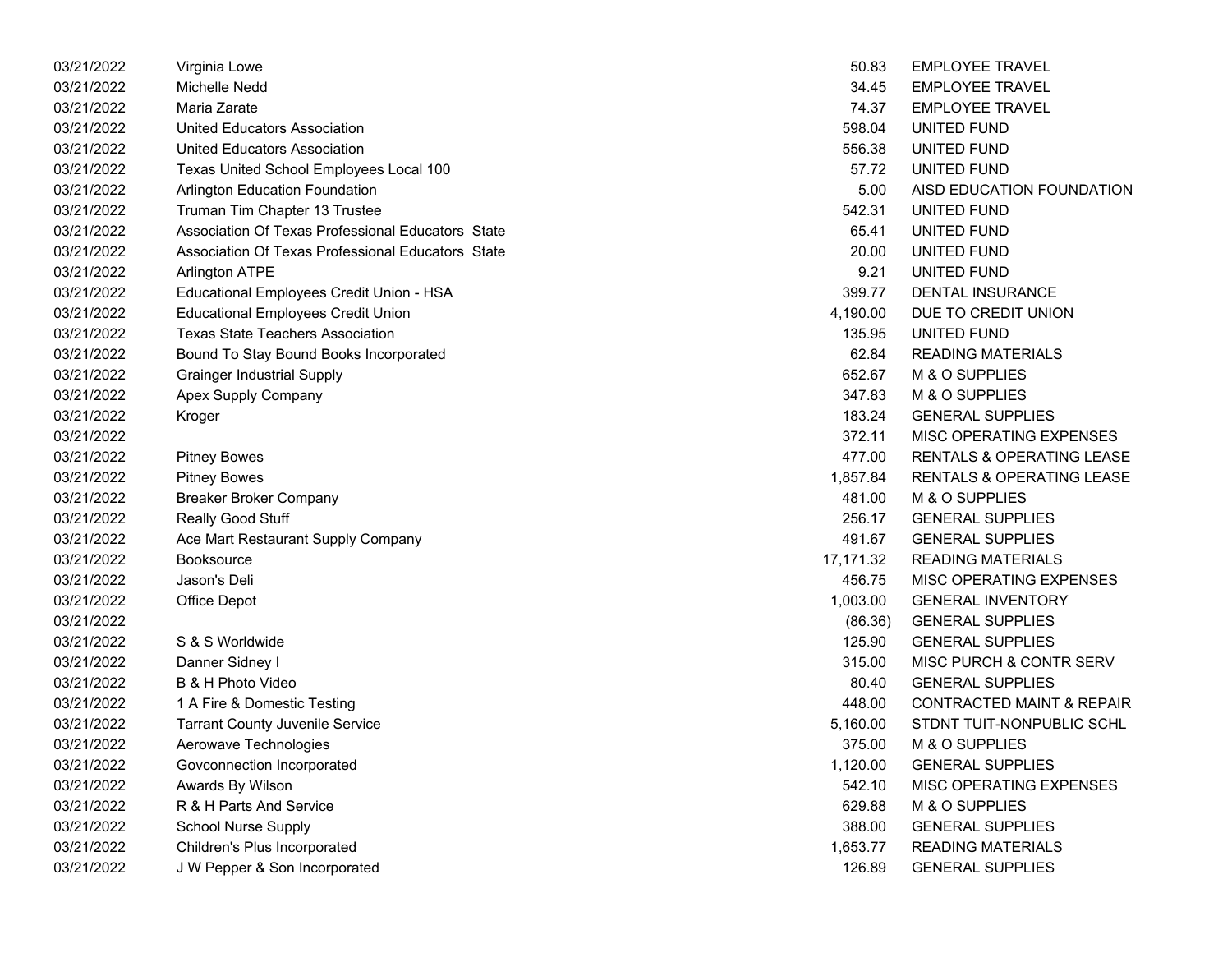| | | | |
|---|---|---|---|
| 03/21/2022 | Virginia Lowe | 50.83 | EMPLOYEE TRAVEL |
| 03/21/2022 | Michelle Nedd | 34.45 | EMPLOYEE TRAVEL |
| 03/21/2022 | Maria Zarate | 74.37 | EMPLOYEE TRAVEL |
| 03/21/2022 | United Educators Association | 598.04 | UNITED FUND |
| 03/21/2022 | United Educators Association | 556.38 | UNITED FUND |
| 03/21/2022 | Texas United School Employees Local 100 | 57.72 | UNITED FUND |
| 03/21/2022 | Arlington Education Foundation | 5.00 | AISD EDUCATION FOUNDATION |
| 03/21/2022 | Truman Tim Chapter 13 Trustee | 542.31 | UNITED FUND |
| 03/21/2022 | Association Of Texas Professional Educators State | 65.41 | UNITED FUND |
| 03/21/2022 | Association Of Texas Professional Educators State | 20.00 | UNITED FUND |
| 03/21/2022 | Arlington ATPE | 9.21 | UNITED FUND |
| 03/21/2022 | Educational Employees Credit Union - HSA | 399.77 | DENTAL INSURANCE |
| 03/21/2022 | Educational Employees Credit Union | 4,190.00 | DUE TO CREDIT UNION |
| 03/21/2022 | Texas State Teachers Association | 135.95 | UNITED FUND |
| 03/21/2022 | Bound To Stay Bound Books Incorporated | 62.84 | READING MATERIALS |
| 03/21/2022 | Grainger Industrial Supply | 652.67 | M & O SUPPLIES |
| 03/21/2022 | Apex Supply Company | 347.83 | M & O SUPPLIES |
| 03/21/2022 | Kroger | 183.24 | GENERAL SUPPLIES |
| 03/21/2022 | | 372.11 | MISC OPERATING EXPENSES |
| 03/21/2022 | Pitney Bowes | 477.00 | RENTALS & OPERATING LEASE |
| 03/21/2022 | Pitney Bowes | 1,857.84 | RENTALS & OPERATING LEASE |
| 03/21/2022 | Breaker Broker Company | 481.00 | M & O SUPPLIES |
| 03/21/2022 | Really Good Stuff | 256.17 | GENERAL SUPPLIES |
| 03/21/2022 | Ace Mart Restaurant Supply Company | 491.67 | GENERAL SUPPLIES |
| 03/21/2022 | Booksource | 17,171.32 | READING MATERIALS |
| 03/21/2022 | Jason's Deli | 456.75 | MISC OPERATING EXPENSES |
| 03/21/2022 | Office Depot | 1,003.00 | GENERAL INVENTORY |
| 03/21/2022 | | (86.36) | GENERAL SUPPLIES |
| 03/21/2022 | S & S Worldwide | 125.90 | GENERAL SUPPLIES |
| 03/21/2022 | Danner Sidney I | 315.00 | MISC PURCH & CONTR SERV |
| 03/21/2022 | B & H Photo Video | 80.40 | GENERAL SUPPLIES |
| 03/21/2022 | 1 A Fire & Domestic Testing | 448.00 | CONTRACTED MAINT & REPAIR |
| 03/21/2022 | Tarrant County Juvenile Service | 5,160.00 | STDNT TUIT-NONPUBLIC SCHL |
| 03/21/2022 | Aerowave Technologies | 375.00 | M & O SUPPLIES |
| 03/21/2022 | Govconnection Incorporated | 1,120.00 | GENERAL SUPPLIES |
| 03/21/2022 | Awards By Wilson | 542.10 | MISC OPERATING EXPENSES |
| 03/21/2022 | R & H Parts And Service | 629.88 | M & O SUPPLIES |
| 03/21/2022 | School Nurse Supply | 388.00 | GENERAL SUPPLIES |
| 03/21/2022 | Children's Plus Incorporated | 1,653.77 | READING MATERIALS |
| 03/21/2022 | J W Pepper & Son Incorporated | 126.89 | GENERAL SUPPLIES |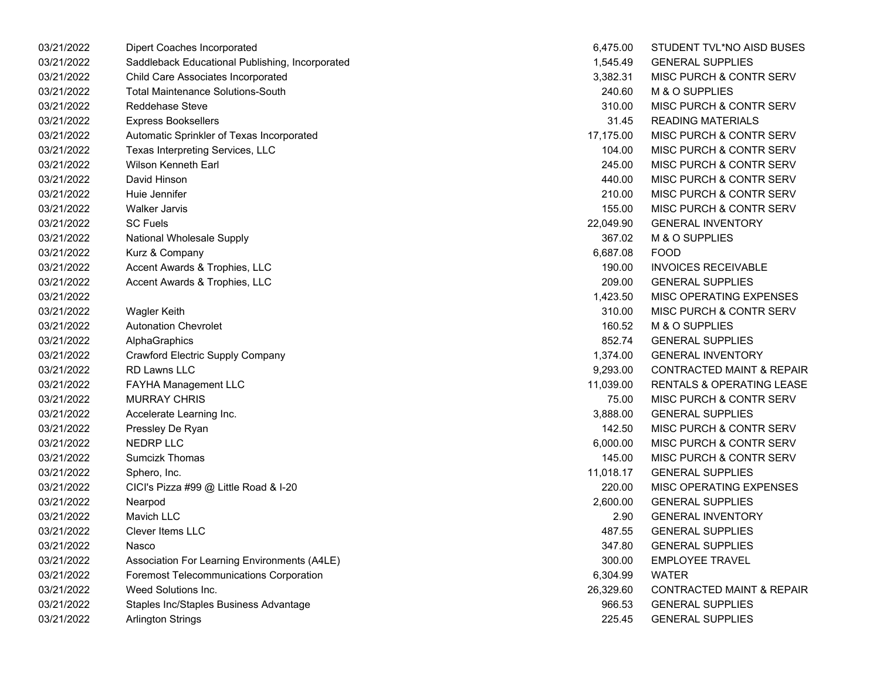| | | | |
|---|---|---|---|
| 03/21/2022 | Dipert Coaches Incorporated | 6,475.00 | STUDENT TVL*NO AISD BUSES |
| 03/21/2022 | Saddleback Educational Publishing, Incorporated | 1,545.49 | GENERAL SUPPLIES |
| 03/21/2022 | Child Care Associates Incorporated | 3,382.31 | MISC PURCH & CONTR SERV |
| 03/21/2022 | Total Maintenance Solutions-South | 240.60 | M & O SUPPLIES |
| 03/21/2022 | Reddehase Steve | 310.00 | MISC PURCH & CONTR SERV |
| 03/21/2022 | Express Booksellers | 31.45 | READING MATERIALS |
| 03/21/2022 | Automatic Sprinkler of Texas Incorporated | 17,175.00 | MISC PURCH & CONTR SERV |
| 03/21/2022 | Texas Interpreting Services, LLC | 104.00 | MISC PURCH & CONTR SERV |
| 03/21/2022 | Wilson Kenneth Earl | 245.00 | MISC PURCH & CONTR SERV |
| 03/21/2022 | David Hinson | 440.00 | MISC PURCH & CONTR SERV |
| 03/21/2022 | Huie Jennifer | 210.00 | MISC PURCH & CONTR SERV |
| 03/21/2022 | Walker Jarvis | 155.00 | MISC PURCH & CONTR SERV |
| 03/21/2022 | SC Fuels | 22,049.90 | GENERAL INVENTORY |
| 03/21/2022 | National Wholesale Supply | 367.02 | M & O SUPPLIES |
| 03/21/2022 | Kurz & Company | 6,687.08 | FOOD |
| 03/21/2022 | Accent Awards & Trophies, LLC | 190.00 | INVOICES RECEIVABLE |
| 03/21/2022 | Accent Awards & Trophies, LLC | 209.00 | GENERAL SUPPLIES |
| 03/21/2022 | | 1,423.50 | MISC OPERATING EXPENSES |
| 03/21/2022 | Wagler Keith | 310.00 | MISC PURCH & CONTR SERV |
| 03/21/2022 | Autonation Chevrolet | 160.52 | M & O SUPPLIES |
| 03/21/2022 | AlphaGraphics | 852.74 | GENERAL SUPPLIES |
| 03/21/2022 | Crawford Electric Supply Company | 1,374.00 | GENERAL INVENTORY |
| 03/21/2022 | RD Lawns LLC | 9,293.00 | CONTRACTED MAINT & REPAIR |
| 03/21/2022 | FAYHA Management LLC | 11,039.00 | RENTALS & OPERATING LEASE |
| 03/21/2022 | MURRAY CHRIS | 75.00 | MISC PURCH & CONTR SERV |
| 03/21/2022 | Accelerate Learning Inc. | 3,888.00 | GENERAL SUPPLIES |
| 03/21/2022 | Pressley De Ryan | 142.50 | MISC PURCH & CONTR SERV |
| 03/21/2022 | NEDRP LLC | 6,000.00 | MISC PURCH & CONTR SERV |
| 03/21/2022 | Sumcizk Thomas | 145.00 | MISC PURCH & CONTR SERV |
| 03/21/2022 | Sphero, Inc. | 11,018.17 | GENERAL SUPPLIES |
| 03/21/2022 | CICI's Pizza #99 @ Little Road & I-20 | 220.00 | MISC OPERATING EXPENSES |
| 03/21/2022 | Nearpod | 2,600.00 | GENERAL SUPPLIES |
| 03/21/2022 | Mavich LLC | 2.90 | GENERAL INVENTORY |
| 03/21/2022 | Clever Items LLC | 487.55 | GENERAL SUPPLIES |
| 03/21/2022 | Nasco | 347.80 | GENERAL SUPPLIES |
| 03/21/2022 | Association For Learning Environments (A4LE) | 300.00 | EMPLOYEE TRAVEL |
| 03/21/2022 | Foremost Telecommunications Corporation | 6,304.99 | WATER |
| 03/21/2022 | Weed Solutions Inc. | 26,329.60 | CONTRACTED MAINT & REPAIR |
| 03/21/2022 | Staples Inc/Staples Business Advantage | 966.53 | GENERAL SUPPLIES |
| 03/21/2022 | Arlington Strings | 225.45 | GENERAL SUPPLIES |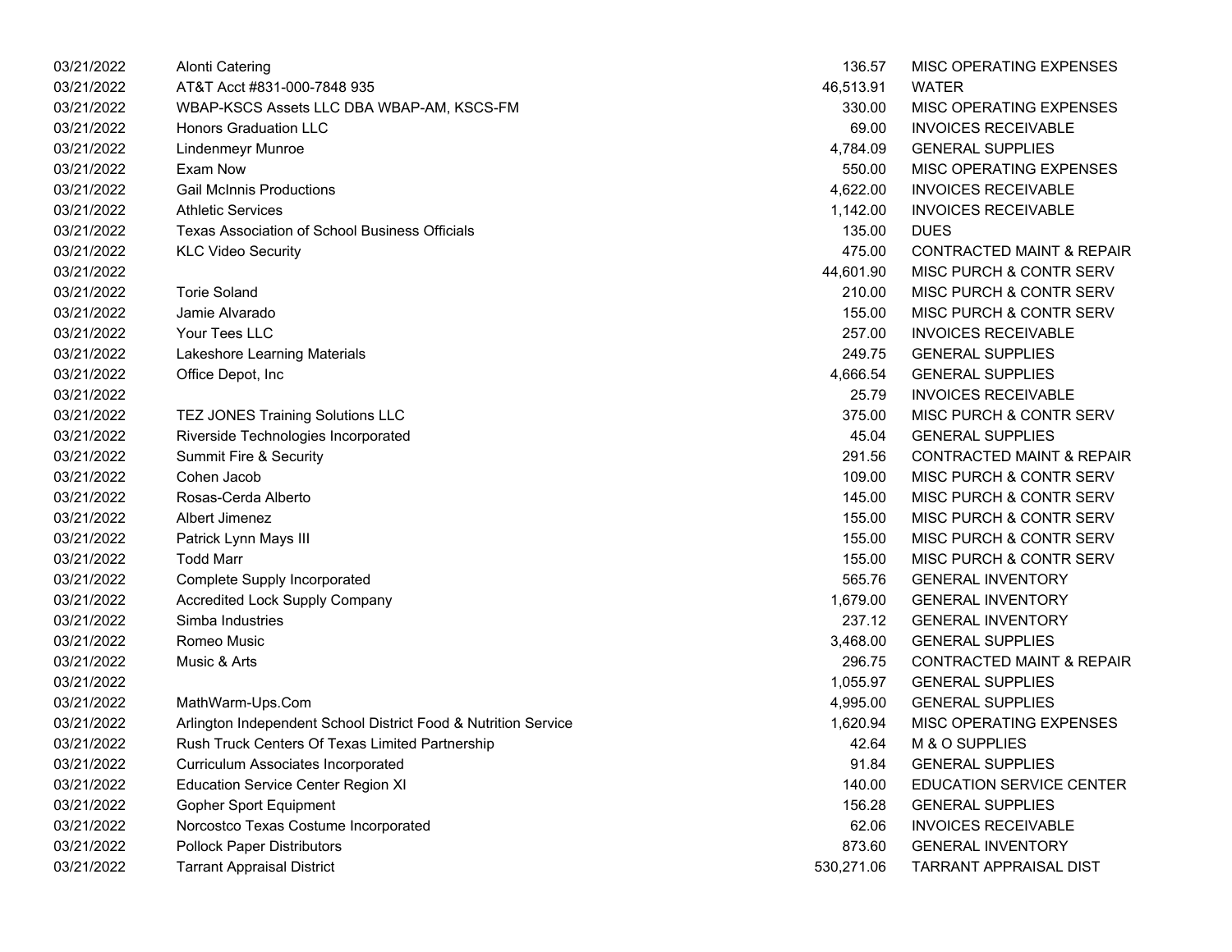| | | | |
|---|---|---|---|
| 03/21/2022 | Alonti Catering | 136.57 | MISC OPERATING EXPENSES |
| 03/21/2022 | AT&T Acct #831-000-7848 935 | 46,513.91 | WATER |
| 03/21/2022 | WBAP-KSCS Assets LLC DBA WBAP-AM, KSCS-FM | 330.00 | MISC OPERATING EXPENSES |
| 03/21/2022 | Honors Graduation LLC | 69.00 | INVOICES RECEIVABLE |
| 03/21/2022 | Lindenmeyr Munroe | 4,784.09 | GENERAL SUPPLIES |
| 03/21/2022 | Exam Now | 550.00 | MISC OPERATING EXPENSES |
| 03/21/2022 | Gail McInnis Productions | 4,622.00 | INVOICES RECEIVABLE |
| 03/21/2022 | Athletic Services | 1,142.00 | INVOICES RECEIVABLE |
| 03/21/2022 | Texas Association of School Business Officials | 135.00 | DUES |
| 03/21/2022 | KLC Video Security | 475.00 | CONTRACTED MAINT & REPAIR |
| 03/21/2022 | | 44,601.90 | MISC PURCH & CONTR SERV |
| 03/21/2022 | Torie Soland | 210.00 | MISC PURCH & CONTR SERV |
| 03/21/2022 | Jamie Alvarado | 155.00 | MISC PURCH & CONTR SERV |
| 03/21/2022 | Your Tees LLC | 257.00 | INVOICES RECEIVABLE |
| 03/21/2022 | Lakeshore Learning Materials | 249.75 | GENERAL SUPPLIES |
| 03/21/2022 | Office Depot, Inc | 4,666.54 | GENERAL SUPPLIES |
| 03/21/2022 | | 25.79 | INVOICES RECEIVABLE |
| 03/21/2022 | TEZ JONES Training Solutions LLC | 375.00 | MISC PURCH & CONTR SERV |
| 03/21/2022 | Riverside Technologies Incorporated | 45.04 | GENERAL SUPPLIES |
| 03/21/2022 | Summit Fire & Security | 291.56 | CONTRACTED MAINT & REPAIR |
| 03/21/2022 | Cohen Jacob | 109.00 | MISC PURCH & CONTR SERV |
| 03/21/2022 | Rosas-Cerda Alberto | 145.00 | MISC PURCH & CONTR SERV |
| 03/21/2022 | Albert Jimenez | 155.00 | MISC PURCH & CONTR SERV |
| 03/21/2022 | Patrick Lynn Mays III | 155.00 | MISC PURCH & CONTR SERV |
| 03/21/2022 | Todd Marr | 155.00 | MISC PURCH & CONTR SERV |
| 03/21/2022 | Complete Supply Incorporated | 565.76 | GENERAL INVENTORY |
| 03/21/2022 | Accredited Lock Supply Company | 1,679.00 | GENERAL INVENTORY |
| 03/21/2022 | Simba Industries | 237.12 | GENERAL INVENTORY |
| 03/21/2022 | Romeo Music | 3,468.00 | GENERAL SUPPLIES |
| 03/21/2022 | Music & Arts | 296.75 | CONTRACTED MAINT & REPAIR |
| 03/21/2022 | | 1,055.97 | GENERAL SUPPLIES |
| 03/21/2022 | MathWarm-Ups.Com | 4,995.00 | GENERAL SUPPLIES |
| 03/21/2022 | Arlington Independent School District Food & Nutrition Service | 1,620.94 | MISC OPERATING EXPENSES |
| 03/21/2022 | Rush Truck Centers Of Texas Limited Partnership | 42.64 | M & O SUPPLIES |
| 03/21/2022 | Curriculum Associates Incorporated | 91.84 | GENERAL SUPPLIES |
| 03/21/2022 | Education Service Center Region XI | 140.00 | EDUCATION SERVICE CENTER |
| 03/21/2022 | Gopher Sport Equipment | 156.28 | GENERAL SUPPLIES |
| 03/21/2022 | Norcostco Texas Costume Incorporated | 62.06 | INVOICES RECEIVABLE |
| 03/21/2022 | Pollock Paper Distributors | 873.60 | GENERAL INVENTORY |
| 03/21/2022 | Tarrant Appraisal District | 530,271.06 | TARRANT APPRAISAL DIST |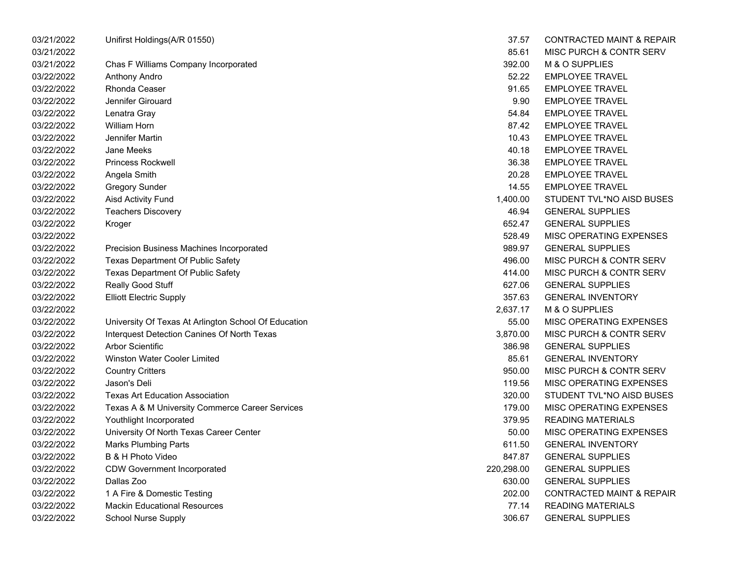| | | | |
|---|---|---|---|
| 03/21/2022 | Unifirst Holdings(A/R 01550) | 37.57 | CONTRACTED MAINT & REPAIR |
| 03/21/2022 | | 85.61 | MISC PURCH & CONTR SERV |
| 03/21/2022 | Chas F Williams Company Incorporated | 392.00 | M & O SUPPLIES |
| 03/22/2022 | Anthony Andro | 52.22 | EMPLOYEE TRAVEL |
| 03/22/2022 | Rhonda Ceaser | 91.65 | EMPLOYEE TRAVEL |
| 03/22/2022 | Jennifer Girouard | 9.90 | EMPLOYEE TRAVEL |
| 03/22/2022 | Lenatra Gray | 54.84 | EMPLOYEE TRAVEL |
| 03/22/2022 | William Horn | 87.42 | EMPLOYEE TRAVEL |
| 03/22/2022 | Jennifer Martin | 10.43 | EMPLOYEE TRAVEL |
| 03/22/2022 | Jane Meeks | 40.18 | EMPLOYEE TRAVEL |
| 03/22/2022 | Princess Rockwell | 36.38 | EMPLOYEE TRAVEL |
| 03/22/2022 | Angela Smith | 20.28 | EMPLOYEE TRAVEL |
| 03/22/2022 | Gregory Sunder | 14.55 | EMPLOYEE TRAVEL |
| 03/22/2022 | Aisd Activity Fund | 1,400.00 | STUDENT TVL*NO AISD BUSES |
| 03/22/2022 | Teachers Discovery | 46.94 | GENERAL SUPPLIES |
| 03/22/2022 | Kroger | 652.47 | GENERAL SUPPLIES |
| 03/22/2022 | | 528.49 | MISC OPERATING EXPENSES |
| 03/22/2022 | Precision Business Machines Incorporated | 989.97 | GENERAL SUPPLIES |
| 03/22/2022 | Texas Department Of Public Safety | 496.00 | MISC PURCH & CONTR SERV |
| 03/22/2022 | Texas Department Of Public Safety | 414.00 | MISC PURCH & CONTR SERV |
| 03/22/2022 | Really Good Stuff | 627.06 | GENERAL SUPPLIES |
| 03/22/2022 | Elliott Electric Supply | 357.63 | GENERAL INVENTORY |
| 03/22/2022 | | 2,637.17 | M & O SUPPLIES |
| 03/22/2022 | University Of Texas At Arlington School Of Education | 55.00 | MISC OPERATING EXPENSES |
| 03/22/2022 | Interquest Detection Canines Of North Texas | 3,870.00 | MISC PURCH & CONTR SERV |
| 03/22/2022 | Arbor Scientific | 386.98 | GENERAL SUPPLIES |
| 03/22/2022 | Winston Water Cooler Limited | 85.61 | GENERAL INVENTORY |
| 03/22/2022 | Country Critters | 950.00 | MISC PURCH & CONTR SERV |
| 03/22/2022 | Jason's Deli | 119.56 | MISC OPERATING EXPENSES |
| 03/22/2022 | Texas Art Education Association | 320.00 | STUDENT TVL*NO AISD BUSES |
| 03/22/2022 | Texas A & M University Commerce Career Services | 179.00 | MISC OPERATING EXPENSES |
| 03/22/2022 | Youthlight Incorporated | 379.95 | READING MATERIALS |
| 03/22/2022 | University Of North Texas Career Center | 50.00 | MISC OPERATING EXPENSES |
| 03/22/2022 | Marks Plumbing Parts | 611.50 | GENERAL INVENTORY |
| 03/22/2022 | B & H Photo Video | 847.87 | GENERAL SUPPLIES |
| 03/22/2022 | CDW Government Incorporated | 220,298.00 | GENERAL SUPPLIES |
| 03/22/2022 | Dallas Zoo | 630.00 | GENERAL SUPPLIES |
| 03/22/2022 | 1 A Fire & Domestic Testing | 202.00 | CONTRACTED MAINT & REPAIR |
| 03/22/2022 | Mackin Educational Resources | 77.14 | READING MATERIALS |
| 03/22/2022 | School Nurse Supply | 306.67 | GENERAL SUPPLIES |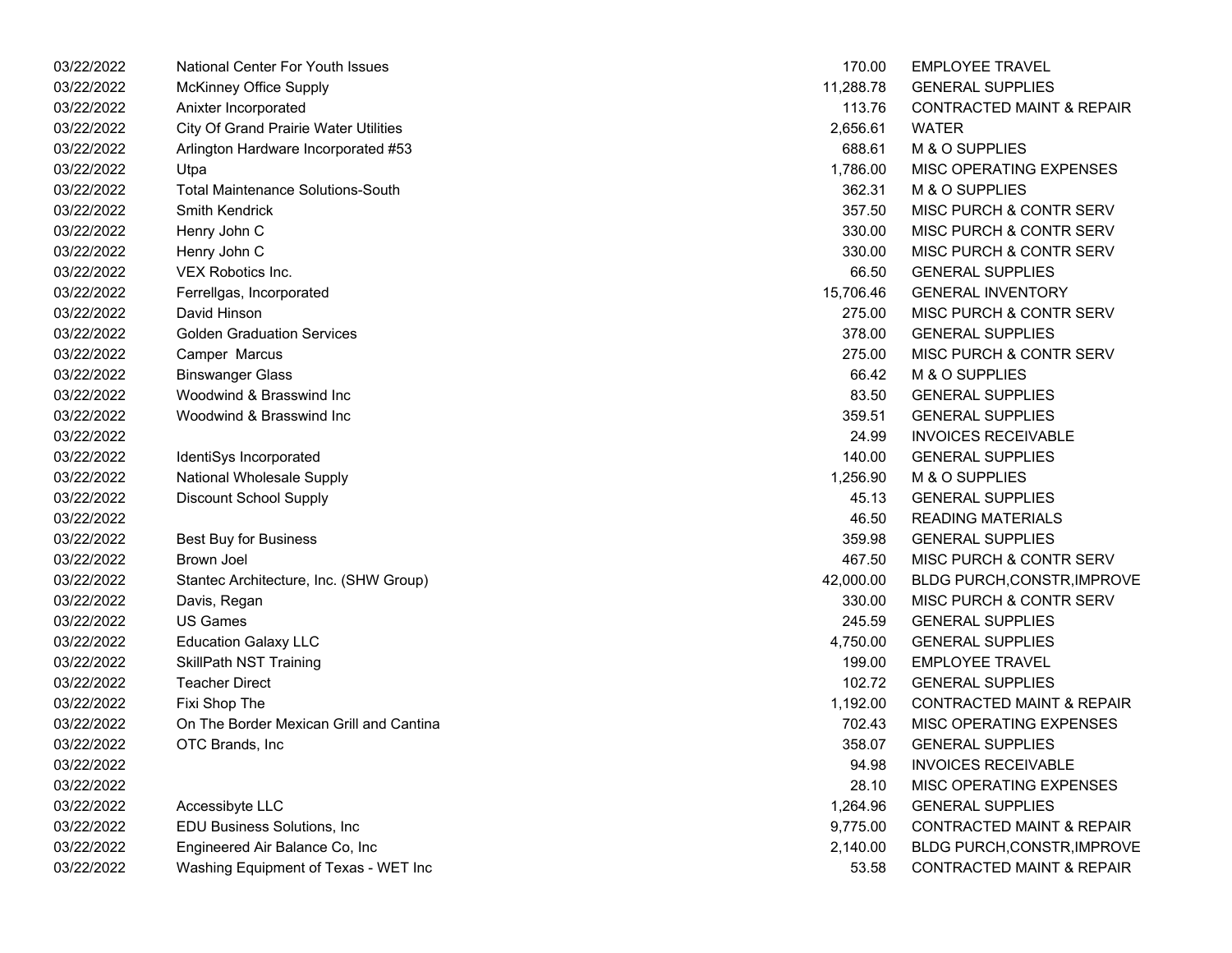| | | | |
|---|---|---|---|
| 03/22/2022 | National Center For Youth Issues | 170.00 | EMPLOYEE TRAVEL |
| 03/22/2022 | McKinney Office Supply | 11,288.78 | GENERAL SUPPLIES |
| 03/22/2022 | Anixter Incorporated | 113.76 | CONTRACTED MAINT & REPAIR |
| 03/22/2022 | City Of Grand Prairie Water Utilities | 2,656.61 | WATER |
| 03/22/2022 | Arlington Hardware Incorporated #53 | 688.61 | M & O SUPPLIES |
| 03/22/2022 | Utpa | 1,786.00 | MISC OPERATING EXPENSES |
| 03/22/2022 | Total Maintenance Solutions-South | 362.31 | M & O SUPPLIES |
| 03/22/2022 | Smith Kendrick | 357.50 | MISC PURCH & CONTR SERV |
| 03/22/2022 | Henry John C | 330.00 | MISC PURCH & CONTR SERV |
| 03/22/2022 | Henry John C | 330.00 | MISC PURCH & CONTR SERV |
| 03/22/2022 | VEX Robotics Inc. | 66.50 | GENERAL SUPPLIES |
| 03/22/2022 | Ferrellgas, Incorporated | 15,706.46 | GENERAL INVENTORY |
| 03/22/2022 | David Hinson | 275.00 | MISC PURCH & CONTR SERV |
| 03/22/2022 | Golden Graduation Services | 378.00 | GENERAL SUPPLIES |
| 03/22/2022 | Camper Marcus | 275.00 | MISC PURCH & CONTR SERV |
| 03/22/2022 | Binswanger Glass | 66.42 | M & O SUPPLIES |
| 03/22/2022 | Woodwind & Brasswind Inc | 83.50 | GENERAL SUPPLIES |
| 03/22/2022 | Woodwind & Brasswind Inc | 359.51 | GENERAL SUPPLIES |
| 03/22/2022 | | 24.99 | INVOICES RECEIVABLE |
| 03/22/2022 | IdentiSys Incorporated | 140.00 | GENERAL SUPPLIES |
| 03/22/2022 | National Wholesale Supply | 1,256.90 | M & O SUPPLIES |
| 03/22/2022 | Discount School Supply | 45.13 | GENERAL SUPPLIES |
| 03/22/2022 | | 46.50 | READING MATERIALS |
| 03/22/2022 | Best Buy for Business | 359.98 | GENERAL SUPPLIES |
| 03/22/2022 | Brown Joel | 467.50 | MISC PURCH & CONTR SERV |
| 03/22/2022 | Stantec Architecture, Inc. (SHW Group) | 42,000.00 | BLDG PURCH,CONSTR,IMPROVE |
| 03/22/2022 | Davis, Regan | 330.00 | MISC PURCH & CONTR SERV |
| 03/22/2022 | US Games | 245.59 | GENERAL SUPPLIES |
| 03/22/2022 | Education Galaxy LLC | 4,750.00 | GENERAL SUPPLIES |
| 03/22/2022 | SkillPath NST Training | 199.00 | EMPLOYEE TRAVEL |
| 03/22/2022 | Teacher Direct | 102.72 | GENERAL SUPPLIES |
| 03/22/2022 | Fixi Shop The | 1,192.00 | CONTRACTED MAINT & REPAIR |
| 03/22/2022 | On The Border Mexican Grill and Cantina | 702.43 | MISC OPERATING EXPENSES |
| 03/22/2022 | OTC Brands, Inc | 358.07 | GENERAL SUPPLIES |
| 03/22/2022 | | 94.98 | INVOICES RECEIVABLE |
| 03/22/2022 | | 28.10 | MISC OPERATING EXPENSES |
| 03/22/2022 | Accessibyte LLC | 1,264.96 | GENERAL SUPPLIES |
| 03/22/2022 | EDU Business Solutions, Inc | 9,775.00 | CONTRACTED MAINT & REPAIR |
| 03/22/2022 | Engineered Air Balance Co, Inc | 2,140.00 | BLDG PURCH,CONSTR,IMPROVE |
| 03/22/2022 | Washing Equipment of Texas - WET Inc | 53.58 | CONTRACTED MAINT & REPAIR |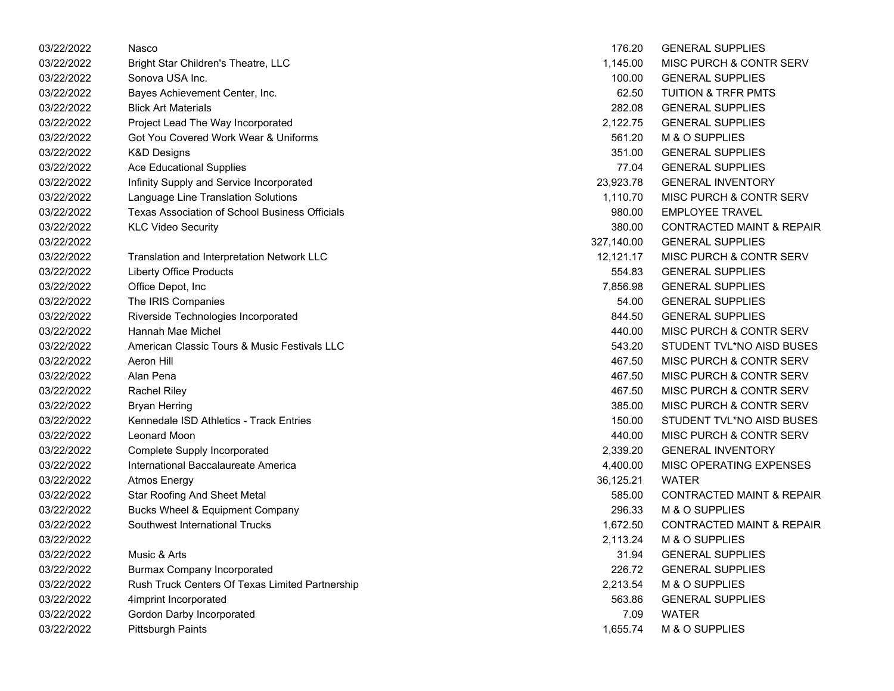| | | | |
|---|---|---|---|
| 03/22/2022 | Nasco | 176.20 | GENERAL SUPPLIES |
| 03/22/2022 | Bright Star Children's Theatre, LLC | 1,145.00 | MISC PURCH & CONTR SERV |
| 03/22/2022 | Sonova USA Inc. | 100.00 | GENERAL SUPPLIES |
| 03/22/2022 | Bayes Achievement Center, Inc. | 62.50 | TUITION & TRFR PMTS |
| 03/22/2022 | Blick Art Materials | 282.08 | GENERAL SUPPLIES |
| 03/22/2022 | Project Lead The Way Incorporated | 2,122.75 | GENERAL SUPPLIES |
| 03/22/2022 | Got You Covered Work Wear & Uniforms | 561.20 | M & O SUPPLIES |
| 03/22/2022 | K&D Designs | 351.00 | GENERAL SUPPLIES |
| 03/22/2022 | Ace Educational Supplies | 77.04 | GENERAL SUPPLIES |
| 03/22/2022 | Infinity Supply and Service Incorporated | 23,923.78 | GENERAL INVENTORY |
| 03/22/2022 | Language Line Translation Solutions | 1,110.70 | MISC PURCH & CONTR SERV |
| 03/22/2022 | Texas Association of School Business Officials | 980.00 | EMPLOYEE TRAVEL |
| 03/22/2022 | KLC Video Security | 380.00 | CONTRACTED MAINT & REPAIR |
| 03/22/2022 | | 327,140.00 | GENERAL SUPPLIES |
| 03/22/2022 | Translation and Interpretation Network LLC | 12,121.17 | MISC PURCH & CONTR SERV |
| 03/22/2022 | Liberty Office Products | 554.83 | GENERAL SUPPLIES |
| 03/22/2022 | Office Depot, Inc | 7,856.98 | GENERAL SUPPLIES |
| 03/22/2022 | The IRIS Companies | 54.00 | GENERAL SUPPLIES |
| 03/22/2022 | Riverside Technologies Incorporated | 844.50 | GENERAL SUPPLIES |
| 03/22/2022 | Hannah Mae Michel | 440.00 | MISC PURCH & CONTR SERV |
| 03/22/2022 | American Classic Tours & Music Festivals LLC | 543.20 | STUDENT TVL*NO AISD BUSES |
| 03/22/2022 | Aeron Hill | 467.50 | MISC PURCH & CONTR SERV |
| 03/22/2022 | Alan Pena | 467.50 | MISC PURCH & CONTR SERV |
| 03/22/2022 | Rachel Riley | 467.50 | MISC PURCH & CONTR SERV |
| 03/22/2022 | Bryan Herring | 385.00 | MISC PURCH & CONTR SERV |
| 03/22/2022 | Kennedale ISD Athletics - Track Entries | 150.00 | STUDENT TVL*NO AISD BUSES |
| 03/22/2022 | Leonard Moon | 440.00 | MISC PURCH & CONTR SERV |
| 03/22/2022 | Complete Supply Incorporated | 2,339.20 | GENERAL INVENTORY |
| 03/22/2022 | International Baccalaureate America | 4,400.00 | MISC OPERATING EXPENSES |
| 03/22/2022 | Atmos Energy | 36,125.21 | WATER |
| 03/22/2022 | Star Roofing And Sheet Metal | 585.00 | CONTRACTED MAINT & REPAIR |
| 03/22/2022 | Bucks Wheel & Equipment Company | 296.33 | M & O SUPPLIES |
| 03/22/2022 | Southwest International Trucks | 1,672.50 | CONTRACTED MAINT & REPAIR |
| 03/22/2022 | | 2,113.24 | M & O SUPPLIES |
| 03/22/2022 | Music & Arts | 31.94 | GENERAL SUPPLIES |
| 03/22/2022 | Burmax Company Incorporated | 226.72 | GENERAL SUPPLIES |
| 03/22/2022 | Rush Truck Centers Of Texas Limited Partnership | 2,213.54 | M & O SUPPLIES |
| 03/22/2022 | 4imprint Incorporated | 563.86 | GENERAL SUPPLIES |
| 03/22/2022 | Gordon Darby Incorporated | 7.09 | WATER |
| 03/22/2022 | Pittsburgh Paints | 1,655.74 | M & O SUPPLIES |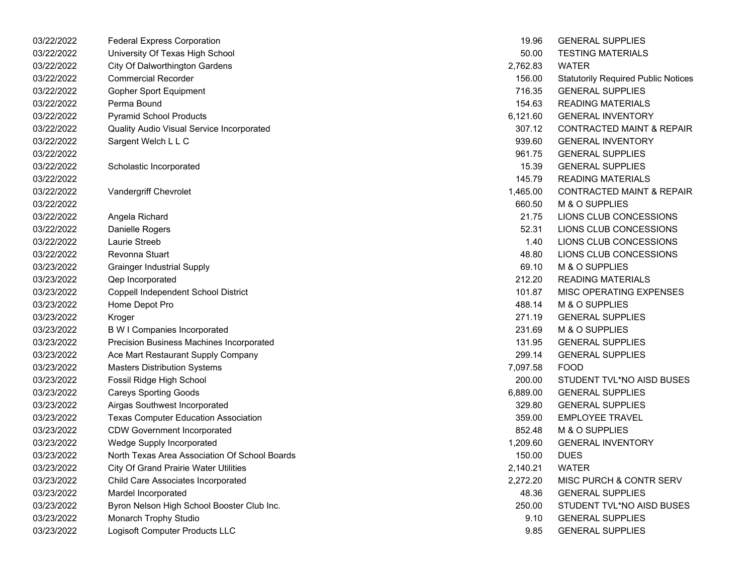| | | | |
|---|---|---|---|
| 03/22/2022 | Federal Express Corporation | 19.96 | GENERAL SUPPLIES |
| 03/22/2022 | University Of Texas High School | 50.00 | TESTING MATERIALS |
| 03/22/2022 | City Of Dalworthington Gardens | 2,762.83 | WATER |
| 03/22/2022 | Commercial Recorder | 156.00 | Statutorily Required Public Notices |
| 03/22/2022 | Gopher Sport Equipment | 716.35 | GENERAL SUPPLIES |
| 03/22/2022 | Perma Bound | 154.63 | READING MATERIALS |
| 03/22/2022 | Pyramid School Products | 6,121.60 | GENERAL INVENTORY |
| 03/22/2022 | Quality Audio Visual Service Incorporated | 307.12 | CONTRACTED MAINT & REPAIR |
| 03/22/2022 | Sargent Welch L L C | 939.60 | GENERAL INVENTORY |
| 03/22/2022 | | 961.75 | GENERAL SUPPLIES |
| 03/22/2022 | Scholastic Incorporated | 15.39 | GENERAL SUPPLIES |
| 03/22/2022 | | 145.79 | READING MATERIALS |
| 03/22/2022 | Vandergriff Chevrolet | 1,465.00 | CONTRACTED MAINT & REPAIR |
| 03/22/2022 | | 660.50 | M & O SUPPLIES |
| 03/22/2022 | Angela Richard | 21.75 | LIONS CLUB CONCESSIONS |
| 03/22/2022 | Danielle Rogers | 52.31 | LIONS CLUB CONCESSIONS |
| 03/22/2022 | Laurie Streeb | 1.40 | LIONS CLUB CONCESSIONS |
| 03/22/2022 | Revonna Stuart | 48.80 | LIONS CLUB CONCESSIONS |
| 03/23/2022 | Grainger Industrial Supply | 69.10 | M & O SUPPLIES |
| 03/23/2022 | Qep Incorporated | 212.20 | READING MATERIALS |
| 03/23/2022 | Coppell Independent School District | 101.87 | MISC OPERATING EXPENSES |
| 03/23/2022 | Home Depot Pro | 488.14 | M & O SUPPLIES |
| 03/23/2022 | Kroger | 271.19 | GENERAL SUPPLIES |
| 03/23/2022 | B W I Companies Incorporated | 231.69 | M & O SUPPLIES |
| 03/23/2022 | Precision Business Machines Incorporated | 131.95 | GENERAL SUPPLIES |
| 03/23/2022 | Ace Mart Restaurant Supply Company | 299.14 | GENERAL SUPPLIES |
| 03/23/2022 | Masters Distribution Systems | 7,097.58 | FOOD |
| 03/23/2022 | Fossil Ridge High School | 200.00 | STUDENT TVL*NO AISD BUSES |
| 03/23/2022 | Careys Sporting Goods | 6,889.00 | GENERAL SUPPLIES |
| 03/23/2022 | Airgas Southwest Incorporated | 329.80 | GENERAL SUPPLIES |
| 03/23/2022 | Texas Computer Education Association | 359.00 | EMPLOYEE TRAVEL |
| 03/23/2022 | CDW Government Incorporated | 852.48 | M & O SUPPLIES |
| 03/23/2022 | Wedge Supply Incorporated | 1,209.60 | GENERAL INVENTORY |
| 03/23/2022 | North Texas Area Association Of School Boards | 150.00 | DUES |
| 03/23/2022 | City Of Grand Prairie Water Utilities | 2,140.21 | WATER |
| 03/23/2022 | Child Care Associates Incorporated | 2,272.20 | MISC PURCH & CONTR SERV |
| 03/23/2022 | Mardel Incorporated | 48.36 | GENERAL SUPPLIES |
| 03/23/2022 | Byron Nelson High School Booster Club Inc. | 250.00 | STUDENT TVL*NO AISD BUSES |
| 03/23/2022 | Monarch Trophy Studio | 9.10 | GENERAL SUPPLIES |
| 03/23/2022 | Logisoft Computer Products LLC | 9.85 | GENERAL SUPPLIES |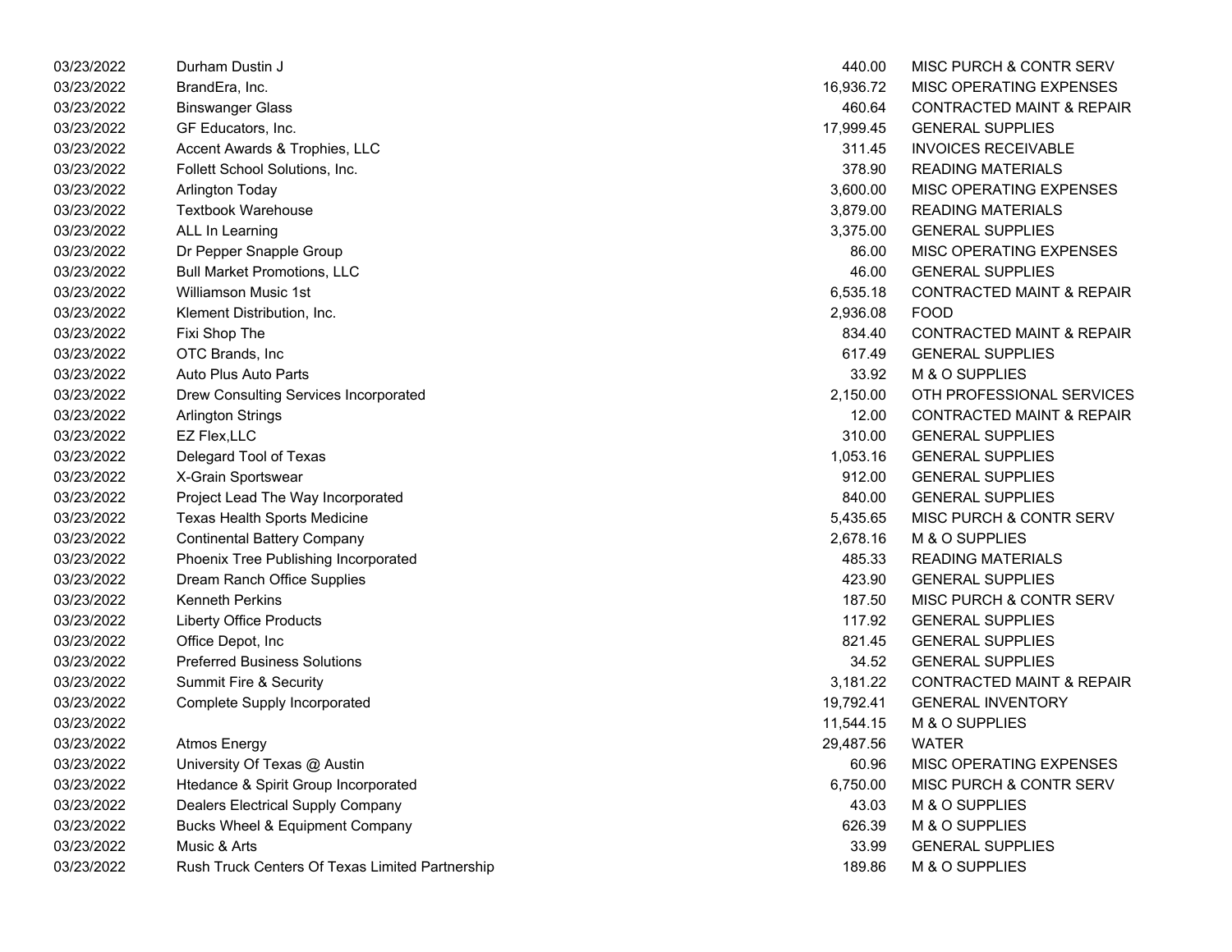| | | | |
|---|---|---|---|
| 03/23/2022 | Durham Dustin J | 440.00 | MISC PURCH & CONTR SERV |
| 03/23/2022 | BrandEra, Inc. | 16,936.72 | MISC OPERATING EXPENSES |
| 03/23/2022 | Binswanger Glass | 460.64 | CONTRACTED MAINT & REPAIR |
| 03/23/2022 | GF Educators, Inc. | 17,999.45 | GENERAL SUPPLIES |
| 03/23/2022 | Accent Awards & Trophies, LLC | 311.45 | INVOICES RECEIVABLE |
| 03/23/2022 | Follett School Solutions, Inc. | 378.90 | READING MATERIALS |
| 03/23/2022 | Arlington Today | 3,600.00 | MISC OPERATING EXPENSES |
| 03/23/2022 | Textbook Warehouse | 3,879.00 | READING MATERIALS |
| 03/23/2022 | ALL In Learning | 3,375.00 | GENERAL SUPPLIES |
| 03/23/2022 | Dr Pepper Snapple Group | 86.00 | MISC OPERATING EXPENSES |
| 03/23/2022 | Bull Market Promotions, LLC | 46.00 | GENERAL SUPPLIES |
| 03/23/2022 | Williamson Music 1st | 6,535.18 | CONTRACTED MAINT & REPAIR |
| 03/23/2022 | Klement Distribution, Inc. | 2,936.08 | FOOD |
| 03/23/2022 | Fixi Shop The | 834.40 | CONTRACTED MAINT & REPAIR |
| 03/23/2022 | OTC Brands, Inc | 617.49 | GENERAL SUPPLIES |
| 03/23/2022 | Auto Plus Auto Parts | 33.92 | M & O SUPPLIES |
| 03/23/2022 | Drew Consulting Services Incorporated | 2,150.00 | OTH PROFESSIONAL SERVICES |
| 03/23/2022 | Arlington Strings | 12.00 | CONTRACTED MAINT & REPAIR |
| 03/23/2022 | EZ Flex,LLC | 310.00 | GENERAL SUPPLIES |
| 03/23/2022 | Delegard Tool of Texas | 1,053.16 | GENERAL SUPPLIES |
| 03/23/2022 | X-Grain Sportswear | 912.00 | GENERAL SUPPLIES |
| 03/23/2022 | Project Lead The Way Incorporated | 840.00 | GENERAL SUPPLIES |
| 03/23/2022 | Texas Health Sports Medicine | 5,435.65 | MISC PURCH & CONTR SERV |
| 03/23/2022 | Continental Battery Company | 2,678.16 | M & O SUPPLIES |
| 03/23/2022 | Phoenix Tree Publishing Incorporated | 485.33 | READING MATERIALS |
| 03/23/2022 | Dream Ranch Office Supplies | 423.90 | GENERAL SUPPLIES |
| 03/23/2022 | Kenneth Perkins | 187.50 | MISC PURCH & CONTR SERV |
| 03/23/2022 | Liberty Office Products | 117.92 | GENERAL SUPPLIES |
| 03/23/2022 | Office Depot, Inc | 821.45 | GENERAL SUPPLIES |
| 03/23/2022 | Preferred Business Solutions | 34.52 | GENERAL SUPPLIES |
| 03/23/2022 | Summit Fire & Security | 3,181.22 | CONTRACTED MAINT & REPAIR |
| 03/23/2022 | Complete Supply Incorporated | 19,792.41 | GENERAL INVENTORY |
| 03/23/2022 | | 11,544.15 | M & O SUPPLIES |
| 03/23/2022 | Atmos Energy | 29,487.56 | WATER |
| 03/23/2022 | University Of Texas @ Austin | 60.96 | MISC OPERATING EXPENSES |
| 03/23/2022 | Htedance & Spirit Group Incorporated | 6,750.00 | MISC PURCH & CONTR SERV |
| 03/23/2022 | Dealers Electrical Supply Company | 43.03 | M & O SUPPLIES |
| 03/23/2022 | Bucks Wheel & Equipment Company | 626.39 | M & O SUPPLIES |
| 03/23/2022 | Music & Arts | 33.99 | GENERAL SUPPLIES |
| 03/23/2022 | Rush Truck Centers Of Texas Limited Partnership | 189.86 | M & O SUPPLIES |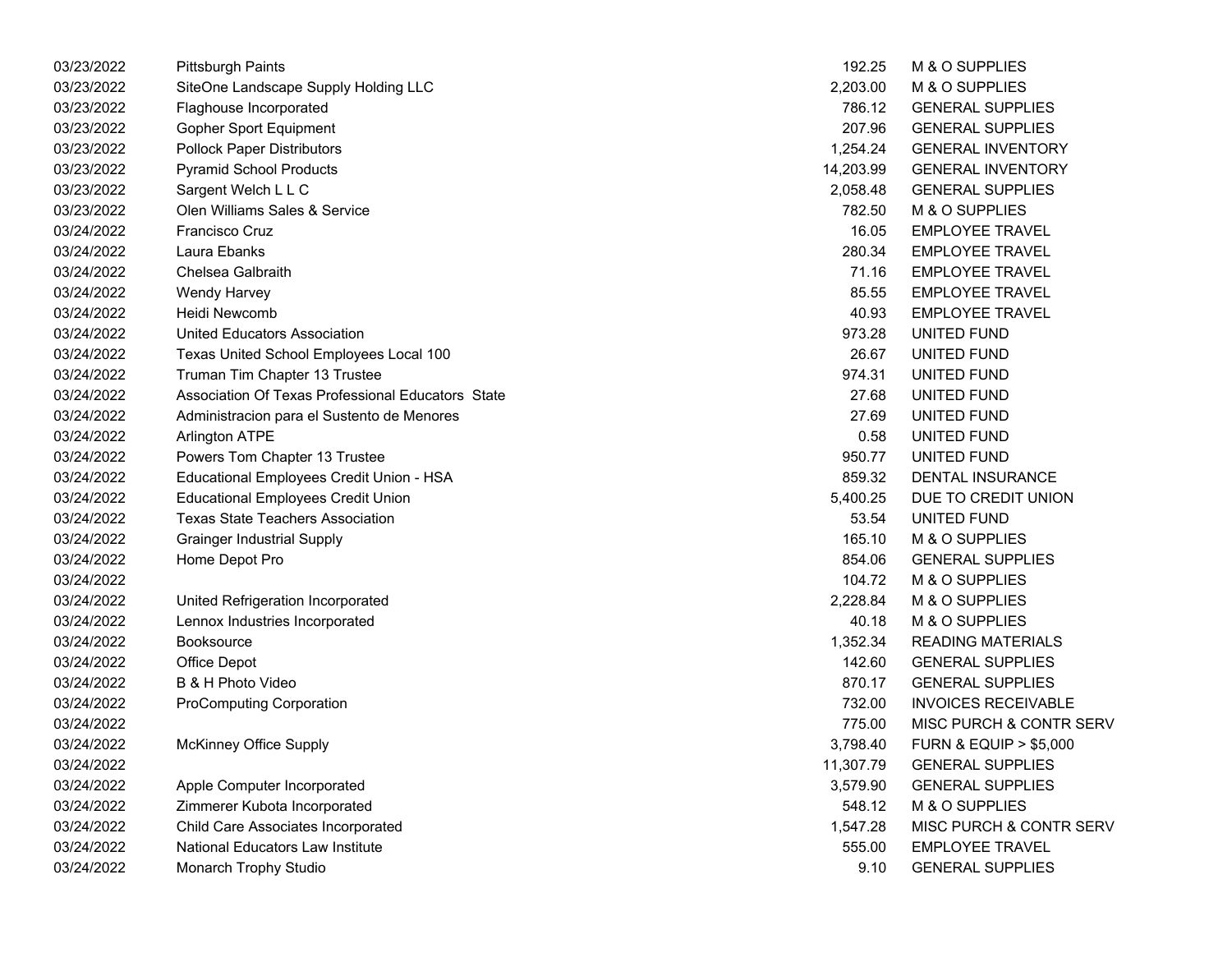| | | | |
|---|---|---|---|
| 03/23/2022 | Pittsburgh Paints | 192.25 | M & O SUPPLIES |
| 03/23/2022 | SiteOne Landscape Supply Holding LLC | 2,203.00 | M & O SUPPLIES |
| 03/23/2022 | Flaghouse Incorporated | 786.12 | GENERAL SUPPLIES |
| 03/23/2022 | Gopher Sport Equipment | 207.96 | GENERAL SUPPLIES |
| 03/23/2022 | Pollock Paper Distributors | 1,254.24 | GENERAL INVENTORY |
| 03/23/2022 | Pyramid School Products | 14,203.99 | GENERAL INVENTORY |
| 03/23/2022 | Sargent Welch L L C | 2,058.48 | GENERAL SUPPLIES |
| 03/23/2022 | Olen Williams Sales & Service | 782.50 | M & O SUPPLIES |
| 03/24/2022 | Francisco Cruz | 16.05 | EMPLOYEE TRAVEL |
| 03/24/2022 | Laura Ebanks | 280.34 | EMPLOYEE TRAVEL |
| 03/24/2022 | Chelsea Galbraith | 71.16 | EMPLOYEE TRAVEL |
| 03/24/2022 | Wendy Harvey | 85.55 | EMPLOYEE TRAVEL |
| 03/24/2022 | Heidi Newcomb | 40.93 | EMPLOYEE TRAVEL |
| 03/24/2022 | United Educators Association | 973.28 | UNITED FUND |
| 03/24/2022 | Texas United School Employees Local 100 | 26.67 | UNITED FUND |
| 03/24/2022 | Truman Tim Chapter 13 Trustee | 974.31 | UNITED FUND |
| 03/24/2022 | Association Of Texas Professional Educators State | 27.68 | UNITED FUND |
| 03/24/2022 | Administracion para el Sustento de Menores | 27.69 | UNITED FUND |
| 03/24/2022 | Arlington ATPE | 0.58 | UNITED FUND |
| 03/24/2022 | Powers Tom Chapter 13 Trustee | 950.77 | UNITED FUND |
| 03/24/2022 | Educational Employees Credit Union - HSA | 859.32 | DENTAL INSURANCE |
| 03/24/2022 | Educational Employees Credit Union | 5,400.25 | DUE TO CREDIT UNION |
| 03/24/2022 | Texas State Teachers Association | 53.54 | UNITED FUND |
| 03/24/2022 | Grainger Industrial Supply | 165.10 | M & O SUPPLIES |
| 03/24/2022 | Home Depot Pro | 854.06 | GENERAL SUPPLIES |
| 03/24/2022 | | 104.72 | M & O SUPPLIES |
| 03/24/2022 | United Refrigeration Incorporated | 2,228.84 | M & O SUPPLIES |
| 03/24/2022 | Lennox Industries Incorporated | 40.18 | M & O SUPPLIES |
| 03/24/2022 | Booksource | 1,352.34 | READING MATERIALS |
| 03/24/2022 | Office Depot | 142.60 | GENERAL SUPPLIES |
| 03/24/2022 | B & H Photo Video | 870.17 | GENERAL SUPPLIES |
| 03/24/2022 | ProComputing Corporation | 732.00 | INVOICES RECEIVABLE |
| 03/24/2022 | | 775.00 | MISC PURCH & CONTR SERV |
| 03/24/2022 | McKinney Office Supply | 3,798.40 | FURN & EQUIP > $5,000 |
| 03/24/2022 | | 11,307.79 | GENERAL SUPPLIES |
| 03/24/2022 | Apple Computer Incorporated | 3,579.90 | GENERAL SUPPLIES |
| 03/24/2022 | Zimmerer Kubota Incorporated | 548.12 | M & O SUPPLIES |
| 03/24/2022 | Child Care Associates Incorporated | 1,547.28 | MISC PURCH & CONTR SERV |
| 03/24/2022 | National Educators Law Institute | 555.00 | EMPLOYEE TRAVEL |
| 03/24/2022 | Monarch Trophy Studio | 9.10 | GENERAL SUPPLIES |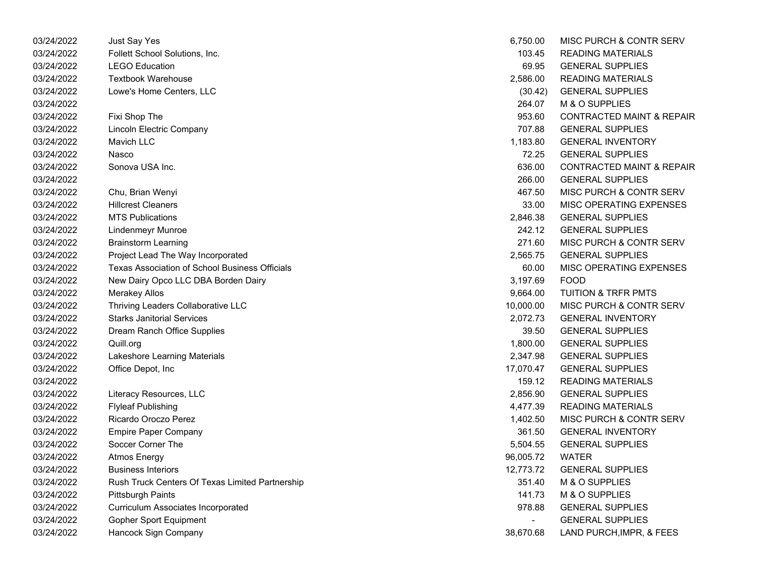| | | | |
|---|---|---|---|
| 03/24/2022 | Just Say Yes | 6,750.00 | MISC PURCH & CONTR SERV |
| 03/24/2022 | Follett School Solutions, Inc. | 103.45 | READING MATERIALS |
| 03/24/2022 | LEGO Education | 69.95 | GENERAL SUPPLIES |
| 03/24/2022 | Textbook Warehouse | 2,586.00 | READING MATERIALS |
| 03/24/2022 | Lowe's Home Centers, LLC | (30.42) | GENERAL SUPPLIES |
| 03/24/2022 | | 264.07 | M & O SUPPLIES |
| 03/24/2022 | Fixi Shop The | 953.60 | CONTRACTED MAINT & REPAIR |
| 03/24/2022 | Lincoln Electric Company | 707.88 | GENERAL SUPPLIES |
| 03/24/2022 | Mavich LLC | 1,183.80 | GENERAL INVENTORY |
| 03/24/2022 | Nasco | 72.25 | GENERAL SUPPLIES |
| 03/24/2022 | Sonova USA Inc. | 636.00 | CONTRACTED MAINT & REPAIR |
| 03/24/2022 | | 266.00 | GENERAL SUPPLIES |
| 03/24/2022 | Chu, Brian Wenyi | 467.50 | MISC PURCH & CONTR SERV |
| 03/24/2022 | Hillcrest Cleaners | 33.00 | MISC OPERATING EXPENSES |
| 03/24/2022 | MTS Publications | 2,846.38 | GENERAL SUPPLIES |
| 03/24/2022 | Lindenmeyr Munroe | 242.12 | GENERAL SUPPLIES |
| 03/24/2022 | Brainstorm Learning | 271.60 | MISC PURCH & CONTR SERV |
| 03/24/2022 | Project Lead The Way Incorporated | 2,565.75 | GENERAL SUPPLIES |
| 03/24/2022 | Texas Association of School Business Officials | 60.00 | MISC OPERATING EXPENSES |
| 03/24/2022 | New Dairy Opco LLC DBA Borden Dairy | 3,197.69 | FOOD |
| 03/24/2022 | Merakey Allos | 9,664.00 | TUITION & TRFR PMTS |
| 03/24/2022 | Thriving Leaders Collaborative LLC | 10,000.00 | MISC PURCH & CONTR SERV |
| 03/24/2022 | Starks Janitorial Services | 2,072.73 | GENERAL INVENTORY |
| 03/24/2022 | Dream Ranch Office Supplies | 39.50 | GENERAL SUPPLIES |
| 03/24/2022 | Quill.org | 1,800.00 | GENERAL SUPPLIES |
| 03/24/2022 | Lakeshore Learning Materials | 2,347.98 | GENERAL SUPPLIES |
| 03/24/2022 | Office Depot, Inc | 17,070.47 | GENERAL SUPPLIES |
| 03/24/2022 | | 159.12 | READING MATERIALS |
| 03/24/2022 | Literacy Resources, LLC | 2,856.90 | GENERAL SUPPLIES |
| 03/24/2022 | Flyleaf Publishing | 4,477.39 | READING MATERIALS |
| 03/24/2022 | Ricardo Oroczo Perez | 1,402.50 | MISC PURCH & CONTR SERV |
| 03/24/2022 | Empire Paper Company | 361.50 | GENERAL INVENTORY |
| 03/24/2022 | Soccer Corner The | 5,504.55 | GENERAL SUPPLIES |
| 03/24/2022 | Atmos Energy | 96,005.72 | WATER |
| 03/24/2022 | Business Interiors | 12,773.72 | GENERAL SUPPLIES |
| 03/24/2022 | Rush Truck Centers Of Texas Limited Partnership | 351.40 | M & O SUPPLIES |
| 03/24/2022 | Pittsburgh Paints | 141.73 | M & O SUPPLIES |
| 03/24/2022 | Curriculum Associates Incorporated | 978.88 | GENERAL SUPPLIES |
| 03/24/2022 | Gopher Sport Equipment | - | GENERAL SUPPLIES |
| 03/24/2022 | Hancock Sign Company | 38,670.68 | LAND PURCH,IMPR, & FEES |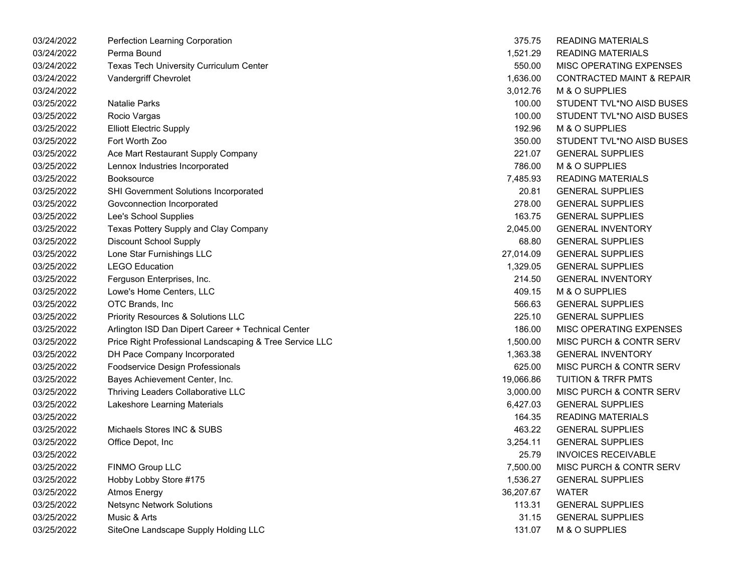| | | | |
|---|---|---|---|
| 03/24/2022 | Perfection Learning Corporation | 375.75 | READING MATERIALS |
| 03/24/2022 | Perma Bound | 1,521.29 | READING MATERIALS |
| 03/24/2022 | Texas Tech University Curriculum Center | 550.00 | MISC OPERATING EXPENSES |
| 03/24/2022 | Vandergriff Chevrolet | 1,636.00 | CONTRACTED MAINT & REPAIR |
| 03/24/2022 | | 3,012.76 | M & O SUPPLIES |
| 03/25/2022 | Natalie Parks | 100.00 | STUDENT TVL*NO AISD BUSES |
| 03/25/2022 | Rocio Vargas | 100.00 | STUDENT TVL*NO AISD BUSES |
| 03/25/2022 | Elliott Electric Supply | 192.96 | M & O SUPPLIES |
| 03/25/2022 | Fort Worth Zoo | 350.00 | STUDENT TVL*NO AISD BUSES |
| 03/25/2022 | Ace Mart Restaurant Supply Company | 221.07 | GENERAL SUPPLIES |
| 03/25/2022 | Lennox Industries Incorporated | 786.00 | M & O SUPPLIES |
| 03/25/2022 | Booksource | 7,485.93 | READING MATERIALS |
| 03/25/2022 | SHI Government Solutions Incorporated | 20.81 | GENERAL SUPPLIES |
| 03/25/2022 | Govconnection Incorporated | 278.00 | GENERAL SUPPLIES |
| 03/25/2022 | Lee's School Supplies | 163.75 | GENERAL SUPPLIES |
| 03/25/2022 | Texas Pottery Supply and Clay Company | 2,045.00 | GENERAL INVENTORY |
| 03/25/2022 | Discount School Supply | 68.80 | GENERAL SUPPLIES |
| 03/25/2022 | Lone Star Furnishings LLC | 27,014.09 | GENERAL SUPPLIES |
| 03/25/2022 | LEGO Education | 1,329.05 | GENERAL SUPPLIES |
| 03/25/2022 | Ferguson Enterprises, Inc. | 214.50 | GENERAL INVENTORY |
| 03/25/2022 | Lowe's Home Centers, LLC | 409.15 | M & O SUPPLIES |
| 03/25/2022 | OTC Brands, Inc | 566.63 | GENERAL SUPPLIES |
| 03/25/2022 | Priority Resources & Solutions LLC | 225.10 | GENERAL SUPPLIES |
| 03/25/2022 | Arlington ISD Dan Dipert Career + Technical Center | 186.00 | MISC OPERATING EXPENSES |
| 03/25/2022 | Price Right Professional Landscaping & Tree Service LLC | 1,500.00 | MISC PURCH & CONTR SERV |
| 03/25/2022 | DH Pace Company Incorporated | 1,363.38 | GENERAL INVENTORY |
| 03/25/2022 | Foodservice Design Professionals | 625.00 | MISC PURCH & CONTR SERV |
| 03/25/2022 | Bayes Achievement Center, Inc. | 19,066.86 | TUITION & TRFR PMTS |
| 03/25/2022 | Thriving Leaders Collaborative LLC | 3,000.00 | MISC PURCH & CONTR SERV |
| 03/25/2022 | Lakeshore Learning Materials | 6,427.03 | GENERAL SUPPLIES |
| 03/25/2022 | | 164.35 | READING MATERIALS |
| 03/25/2022 | Michaels Stores INC & SUBS | 463.22 | GENERAL SUPPLIES |
| 03/25/2022 | Office Depot, Inc | 3,254.11 | GENERAL SUPPLIES |
| 03/25/2022 | | 25.79 | INVOICES RECEIVABLE |
| 03/25/2022 | FINMO Group LLC | 7,500.00 | MISC PURCH & CONTR SERV |
| 03/25/2022 | Hobby Lobby Store #175 | 1,536.27 | GENERAL SUPPLIES |
| 03/25/2022 | Atmos Energy | 36,207.67 | WATER |
| 03/25/2022 | Netsync Network Solutions | 113.31 | GENERAL SUPPLIES |
| 03/25/2022 | Music & Arts | 31.15 | GENERAL SUPPLIES |
| 03/25/2022 | SiteOne Landscape Supply Holding LLC | 131.07 | M & O SUPPLIES |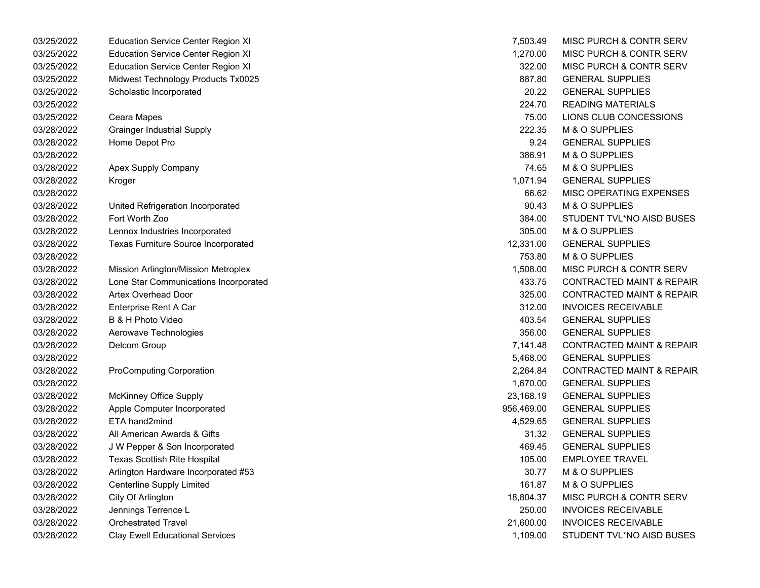| | | | |
|---|---|---|---|
| 03/25/2022 | Education Service Center Region XI | 7,503.49 | MISC PURCH & CONTR SERV |
| 03/25/2022 | Education Service Center Region XI | 1,270.00 | MISC PURCH & CONTR SERV |
| 03/25/2022 | Education Service Center Region XI | 322.00 | MISC PURCH & CONTR SERV |
| 03/25/2022 | Midwest Technology Products Tx0025 | 887.80 | GENERAL SUPPLIES |
| 03/25/2022 | Scholastic Incorporated | 20.22 | GENERAL SUPPLIES |
| 03/25/2022 | | 224.70 | READING MATERIALS |
| 03/25/2022 | Ceara Mapes | 75.00 | LIONS CLUB CONCESSIONS |
| 03/28/2022 | Grainger Industrial Supply | 222.35 | M & O SUPPLIES |
| 03/28/2022 | Home Depot Pro | 9.24 | GENERAL SUPPLIES |
| 03/28/2022 | | 386.91 | M & O SUPPLIES |
| 03/28/2022 | Apex Supply Company | 74.65 | M & O SUPPLIES |
| 03/28/2022 | Kroger | 1,071.94 | GENERAL SUPPLIES |
| 03/28/2022 | | 66.62 | MISC OPERATING EXPENSES |
| 03/28/2022 | United Refrigeration Incorporated | 90.43 | M & O SUPPLIES |
| 03/28/2022 | Fort Worth Zoo | 384.00 | STUDENT TVL*NO AISD BUSES |
| 03/28/2022 | Lennox Industries Incorporated | 305.00 | M & O SUPPLIES |
| 03/28/2022 | Texas Furniture Source Incorporated | 12,331.00 | GENERAL SUPPLIES |
| 03/28/2022 | | 753.80 | M & O SUPPLIES |
| 03/28/2022 | Mission Arlington/Mission Metroplex | 1,508.00 | MISC PURCH & CONTR SERV |
| 03/28/2022 | Lone Star Communications Incorporated | 433.75 | CONTRACTED MAINT & REPAIR |
| 03/28/2022 | Artex Overhead Door | 325.00 | CONTRACTED MAINT & REPAIR |
| 03/28/2022 | Enterprise Rent A Car | 312.00 | INVOICES RECEIVABLE |
| 03/28/2022 | B & H Photo Video | 403.54 | GENERAL SUPPLIES |
| 03/28/2022 | Aerowave Technologies | 356.00 | GENERAL SUPPLIES |
| 03/28/2022 | Delcom Group | 7,141.48 | CONTRACTED MAINT & REPAIR |
| 03/28/2022 | | 5,468.00 | GENERAL SUPPLIES |
| 03/28/2022 | ProComputing Corporation | 2,264.84 | CONTRACTED MAINT & REPAIR |
| 03/28/2022 | | 1,670.00 | GENERAL SUPPLIES |
| 03/28/2022 | McKinney Office Supply | 23,168.19 | GENERAL SUPPLIES |
| 03/28/2022 | Apple Computer Incorporated | 956,469.00 | GENERAL SUPPLIES |
| 03/28/2022 | ETA hand2mind | 4,529.65 | GENERAL SUPPLIES |
| 03/28/2022 | All American Awards & Gifts | 31.32 | GENERAL SUPPLIES |
| 03/28/2022 | J W Pepper & Son Incorporated | 469.45 | GENERAL SUPPLIES |
| 03/28/2022 | Texas Scottish Rite Hospital | 105.00 | EMPLOYEE TRAVEL |
| 03/28/2022 | Arlington Hardware Incorporated #53 | 30.77 | M & O SUPPLIES |
| 03/28/2022 | Centerline Supply Limited | 161.87 | M & O SUPPLIES |
| 03/28/2022 | City Of Arlington | 18,804.37 | MISC PURCH & CONTR SERV |
| 03/28/2022 | Jennings Terrence L | 250.00 | INVOICES RECEIVABLE |
| 03/28/2022 | Orchestrated Travel | 21,600.00 | INVOICES RECEIVABLE |
| 03/28/2022 | Clay Ewell Educational Services | 1,109.00 | STUDENT TVL*NO AISD BUSES |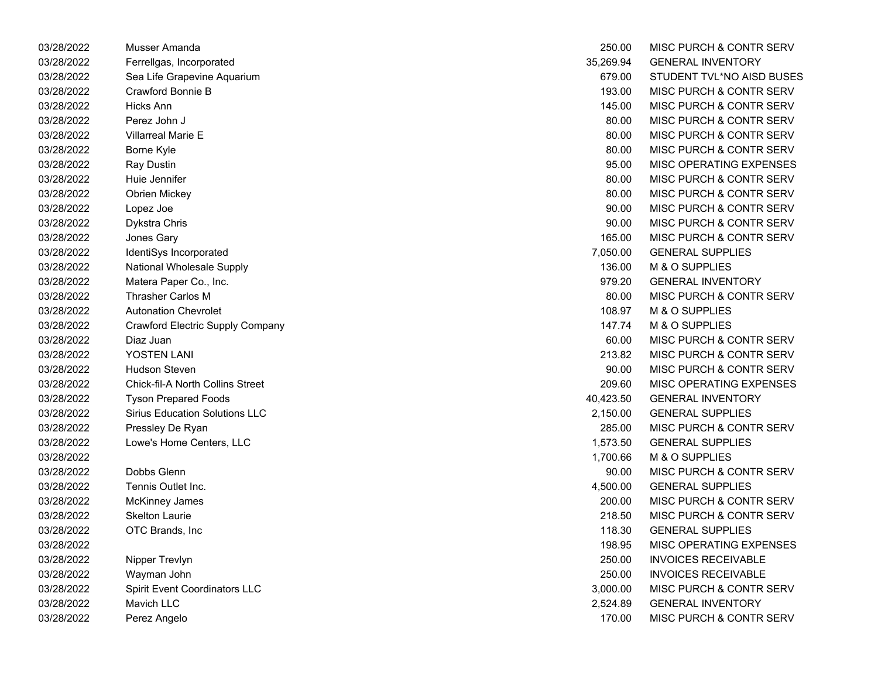| | | | |
|---|---|---|---|
| 03/28/2022 | Musser Amanda | 250.00 | MISC PURCH & CONTR SERV |
| 03/28/2022 | Ferrellgas, Incorporated | 35,269.94 | GENERAL INVENTORY |
| 03/28/2022 | Sea Life Grapevine Aquarium | 679.00 | STUDENT TVL*NO AISD BUSES |
| 03/28/2022 | Crawford Bonnie B | 193.00 | MISC PURCH & CONTR SERV |
| 03/28/2022 | Hicks Ann | 145.00 | MISC PURCH & CONTR SERV |
| 03/28/2022 | Perez John J | 80.00 | MISC PURCH & CONTR SERV |
| 03/28/2022 | Villarreal Marie E | 80.00 | MISC PURCH & CONTR SERV |
| 03/28/2022 | Borne Kyle | 80.00 | MISC PURCH & CONTR SERV |
| 03/28/2022 | Ray Dustin | 95.00 | MISC OPERATING EXPENSES |
| 03/28/2022 | Huie Jennifer | 80.00 | MISC PURCH & CONTR SERV |
| 03/28/2022 | Obrien Mickey | 80.00 | MISC PURCH & CONTR SERV |
| 03/28/2022 | Lopez Joe | 90.00 | MISC PURCH & CONTR SERV |
| 03/28/2022 | Dykstra Chris | 90.00 | MISC PURCH & CONTR SERV |
| 03/28/2022 | Jones Gary | 165.00 | MISC PURCH & CONTR SERV |
| 03/28/2022 | IdentiSys Incorporated | 7,050.00 | GENERAL SUPPLIES |
| 03/28/2022 | National Wholesale Supply | 136.00 | M & O SUPPLIES |
| 03/28/2022 | Matera Paper Co., Inc. | 979.20 | GENERAL INVENTORY |
| 03/28/2022 | Thrasher Carlos M | 80.00 | MISC PURCH & CONTR SERV |
| 03/28/2022 | Autonation Chevrolet | 108.97 | M & O SUPPLIES |
| 03/28/2022 | Crawford Electric Supply Company | 147.74 | M & O SUPPLIES |
| 03/28/2022 | Diaz Juan | 60.00 | MISC PURCH & CONTR SERV |
| 03/28/2022 | YOSTEN LANI | 213.82 | MISC PURCH & CONTR SERV |
| 03/28/2022 | Hudson Steven | 90.00 | MISC PURCH & CONTR SERV |
| 03/28/2022 | Chick-fil-A North Collins Street | 209.60 | MISC OPERATING EXPENSES |
| 03/28/2022 | Tyson Prepared Foods | 40,423.50 | GENERAL INVENTORY |
| 03/28/2022 | Sirius Education Solutions LLC | 2,150.00 | GENERAL SUPPLIES |
| 03/28/2022 | Pressley De Ryan | 285.00 | MISC PURCH & CONTR SERV |
| 03/28/2022 | Lowe's Home Centers, LLC | 1,573.50 | GENERAL SUPPLIES |
| 03/28/2022 | | 1,700.66 | M & O SUPPLIES |
| 03/28/2022 | Dobbs Glenn | 90.00 | MISC PURCH & CONTR SERV |
| 03/28/2022 | Tennis Outlet Inc. | 4,500.00 | GENERAL SUPPLIES |
| 03/28/2022 | McKinney James | 200.00 | MISC PURCH & CONTR SERV |
| 03/28/2022 | Skelton Laurie | 218.50 | MISC PURCH & CONTR SERV |
| 03/28/2022 | OTC Brands, Inc | 118.30 | GENERAL SUPPLIES |
| 03/28/2022 | | 198.95 | MISC OPERATING EXPENSES |
| 03/28/2022 | Nipper Trevlyn | 250.00 | INVOICES RECEIVABLE |
| 03/28/2022 | Wayman John | 250.00 | INVOICES RECEIVABLE |
| 03/28/2022 | Spirit Event Coordinators LLC | 3,000.00 | MISC PURCH & CONTR SERV |
| 03/28/2022 | Mavich LLC | 2,524.89 | GENERAL INVENTORY |
| 03/28/2022 | Perez Angelo | 170.00 | MISC PURCH & CONTR SERV |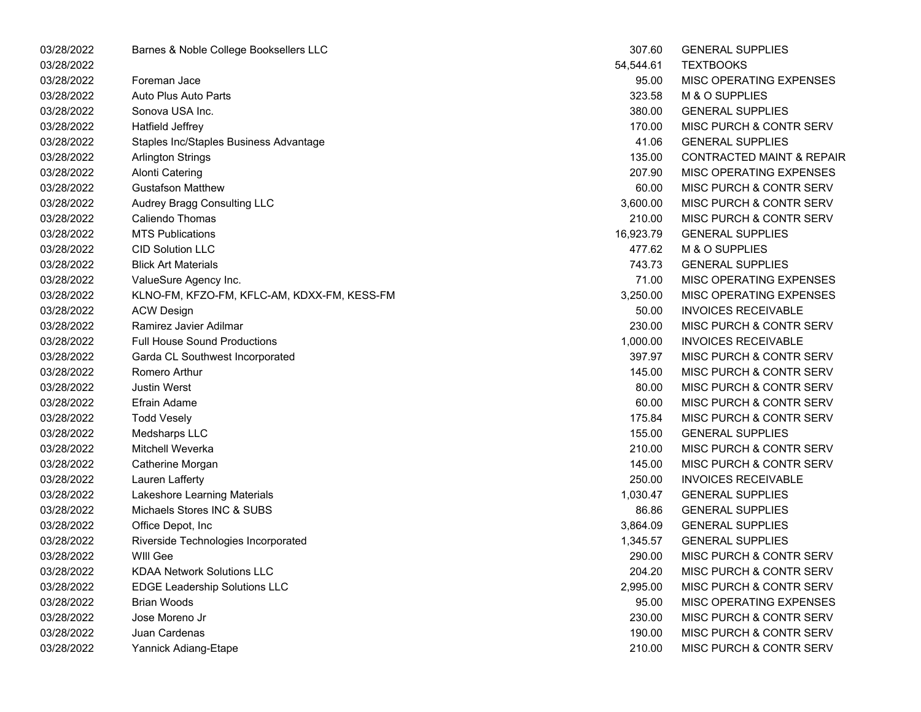| | | | |
|---|---|---|---|
| 03/28/2022 | Barnes & Noble College Booksellers LLC | 307.60 | GENERAL SUPPLIES |
| 03/28/2022 | | 54,544.61 | TEXTBOOKS |
| 03/28/2022 | Foreman Jace | 95.00 | MISC OPERATING EXPENSES |
| 03/28/2022 | Auto Plus Auto Parts | 323.58 | M & O SUPPLIES |
| 03/28/2022 | Sonova USA Inc. | 380.00 | GENERAL SUPPLIES |
| 03/28/2022 | Hatfield Jeffrey | 170.00 | MISC PURCH & CONTR SERV |
| 03/28/2022 | Staples Inc/Staples Business Advantage | 41.06 | GENERAL SUPPLIES |
| 03/28/2022 | Arlington Strings | 135.00 | CONTRACTED MAINT & REPAIR |
| 03/28/2022 | Alonti Catering | 207.90 | MISC OPERATING EXPENSES |
| 03/28/2022 | Gustafson Matthew | 60.00 | MISC PURCH & CONTR SERV |
| 03/28/2022 | Audrey Bragg Consulting LLC | 3,600.00 | MISC PURCH & CONTR SERV |
| 03/28/2022 | Caliendo Thomas | 210.00 | MISC PURCH & CONTR SERV |
| 03/28/2022 | MTS Publications | 16,923.79 | GENERAL SUPPLIES |
| 03/28/2022 | CID Solution LLC | 477.62 | M & O SUPPLIES |
| 03/28/2022 | Blick Art Materials | 743.73 | GENERAL SUPPLIES |
| 03/28/2022 | ValueSure Agency Inc. | 71.00 | MISC OPERATING EXPENSES |
| 03/28/2022 | KLNO-FM, KFZO-FM, KFLC-AM, KDXX-FM, KESS-FM | 3,250.00 | MISC OPERATING EXPENSES |
| 03/28/2022 | ACW Design | 50.00 | INVOICES RECEIVABLE |
| 03/28/2022 | Ramirez Javier Adilmar | 230.00 | MISC PURCH & CONTR SERV |
| 03/28/2022 | Full House Sound Productions | 1,000.00 | INVOICES RECEIVABLE |
| 03/28/2022 | Garda CL Southwest Incorporated | 397.97 | MISC PURCH & CONTR SERV |
| 03/28/2022 | Romero Arthur | 145.00 | MISC PURCH & CONTR SERV |
| 03/28/2022 | Justin Werst | 80.00 | MISC PURCH & CONTR SERV |
| 03/28/2022 | Efrain Adame | 60.00 | MISC PURCH & CONTR SERV |
| 03/28/2022 | Todd Vesely | 175.84 | MISC PURCH & CONTR SERV |
| 03/28/2022 | Medsharps LLC | 155.00 | GENERAL SUPPLIES |
| 03/28/2022 | Mitchell Weverka | 210.00 | MISC PURCH & CONTR SERV |
| 03/28/2022 | Catherine Morgan | 145.00 | MISC PURCH & CONTR SERV |
| 03/28/2022 | Lauren Lafferty | 250.00 | INVOICES RECEIVABLE |
| 03/28/2022 | Lakeshore Learning Materials | 1,030.47 | GENERAL SUPPLIES |
| 03/28/2022 | Michaels Stores INC & SUBS | 86.86 | GENERAL SUPPLIES |
| 03/28/2022 | Office Depot, Inc | 3,864.09 | GENERAL SUPPLIES |
| 03/28/2022 | Riverside Technologies Incorporated | 1,345.57 | GENERAL SUPPLIES |
| 03/28/2022 | WIll Gee | 290.00 | MISC PURCH & CONTR SERV |
| 03/28/2022 | KDAA Network Solutions LLC | 204.20 | MISC PURCH & CONTR SERV |
| 03/28/2022 | EDGE Leadership Solutions LLC | 2,995.00 | MISC PURCH & CONTR SERV |
| 03/28/2022 | Brian Woods | 95.00 | MISC OPERATING EXPENSES |
| 03/28/2022 | Jose Moreno Jr | 230.00 | MISC PURCH & CONTR SERV |
| 03/28/2022 | Juan Cardenas | 190.00 | MISC PURCH & CONTR SERV |
| 03/28/2022 | Yannick Adiang-Etape | 210.00 | MISC PURCH & CONTR SERV |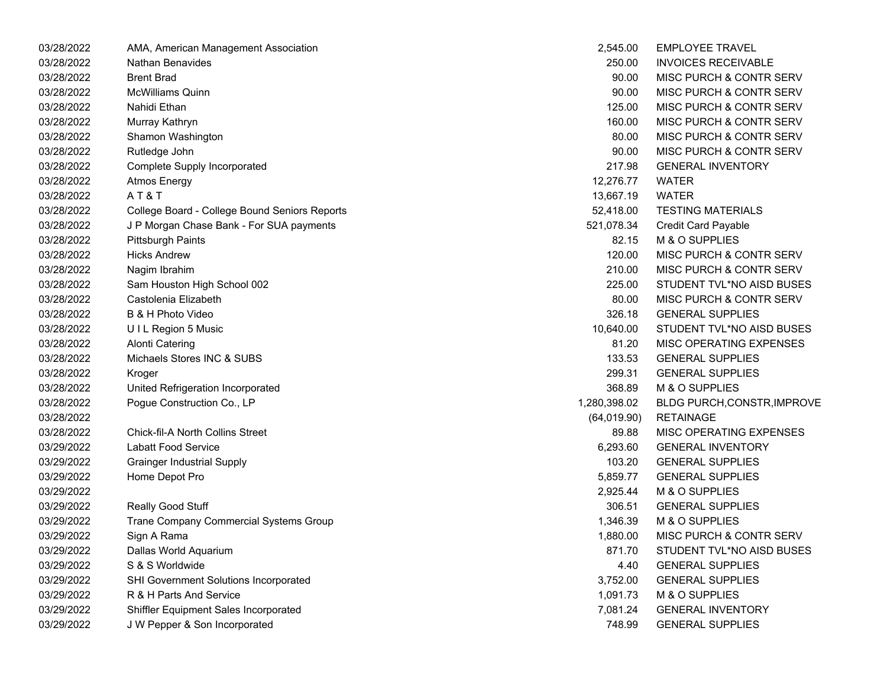| | | | |
|---|---|---|---|
| 03/28/2022 | AMA, American Management Association | 2,545.00 | EMPLOYEE TRAVEL |
| 03/28/2022 | Nathan Benavides | 250.00 | INVOICES RECEIVABLE |
| 03/28/2022 | Brent Brad | 90.00 | MISC PURCH & CONTR SERV |
| 03/28/2022 | McWilliams Quinn | 90.00 | MISC PURCH & CONTR SERV |
| 03/28/2022 | Nahidi Ethan | 125.00 | MISC PURCH & CONTR SERV |
| 03/28/2022 | Murray Kathryn | 160.00 | MISC PURCH & CONTR SERV |
| 03/28/2022 | Shamon Washington | 80.00 | MISC PURCH & CONTR SERV |
| 03/28/2022 | Rutledge John | 90.00 | MISC PURCH & CONTR SERV |
| 03/28/2022 | Complete Supply Incorporated | 217.98 | GENERAL INVENTORY |
| 03/28/2022 | Atmos Energy | 12,276.77 | WATER |
| 03/28/2022 | A T & T | 13,667.19 | WATER |
| 03/28/2022 | College Board - College Bound Seniors Reports | 52,418.00 | TESTING MATERIALS |
| 03/28/2022 | J P Morgan Chase Bank - For SUA payments | 521,078.34 | Credit Card Payable |
| 03/28/2022 | Pittsburgh Paints | 82.15 | M & O SUPPLIES |
| 03/28/2022 | Hicks Andrew | 120.00 | MISC PURCH & CONTR SERV |
| 03/28/2022 | Nagim Ibrahim | 210.00 | MISC PURCH & CONTR SERV |
| 03/28/2022 | Sam Houston High School 002 | 225.00 | STUDENT TVL*NO AISD BUSES |
| 03/28/2022 | Castolenia Elizabeth | 80.00 | MISC PURCH & CONTR SERV |
| 03/28/2022 | B & H Photo Video | 326.18 | GENERAL SUPPLIES |
| 03/28/2022 | U I L Region 5 Music | 10,640.00 | STUDENT TVL*NO AISD BUSES |
| 03/28/2022 | Alonti Catering | 81.20 | MISC OPERATING EXPENSES |
| 03/28/2022 | Michaels Stores INC & SUBS | 133.53 | GENERAL SUPPLIES |
| 03/28/2022 | Kroger | 299.31 | GENERAL SUPPLIES |
| 03/28/2022 | United Refrigeration Incorporated | 368.89 | M & O SUPPLIES |
| 03/28/2022 | Pogue Construction Co., LP | 1,280,398.02 | BLDG PURCH,CONSTR,IMPROVE |
| 03/28/2022 | | (64,019.90) | RETAINAGE |
| 03/28/2022 | Chick-fil-A North Collins Street | 89.88 | MISC OPERATING EXPENSES |
| 03/29/2022 | Labatt Food Service | 6,293.60 | GENERAL INVENTORY |
| 03/29/2022 | Grainger Industrial Supply | 103.20 | GENERAL SUPPLIES |
| 03/29/2022 | Home Depot Pro | 5,859.77 | GENERAL SUPPLIES |
| 03/29/2022 | | 2,925.44 | M & O SUPPLIES |
| 03/29/2022 | Really Good Stuff | 306.51 | GENERAL SUPPLIES |
| 03/29/2022 | Trane Company Commercial Systems Group | 1,346.39 | M & O SUPPLIES |
| 03/29/2022 | Sign A Rama | 1,880.00 | MISC PURCH & CONTR SERV |
| 03/29/2022 | Dallas World Aquarium | 871.70 | STUDENT TVL*NO AISD BUSES |
| 03/29/2022 | S & S Worldwide | 4.40 | GENERAL SUPPLIES |
| 03/29/2022 | SHI Government Solutions Incorporated | 3,752.00 | GENERAL SUPPLIES |
| 03/29/2022 | R & H Parts And Service | 1,091.73 | M & O SUPPLIES |
| 03/29/2022 | Shiffler Equipment Sales Incorporated | 7,081.24 | GENERAL INVENTORY |
| 03/29/2022 | J W Pepper & Son Incorporated | 748.99 | GENERAL SUPPLIES |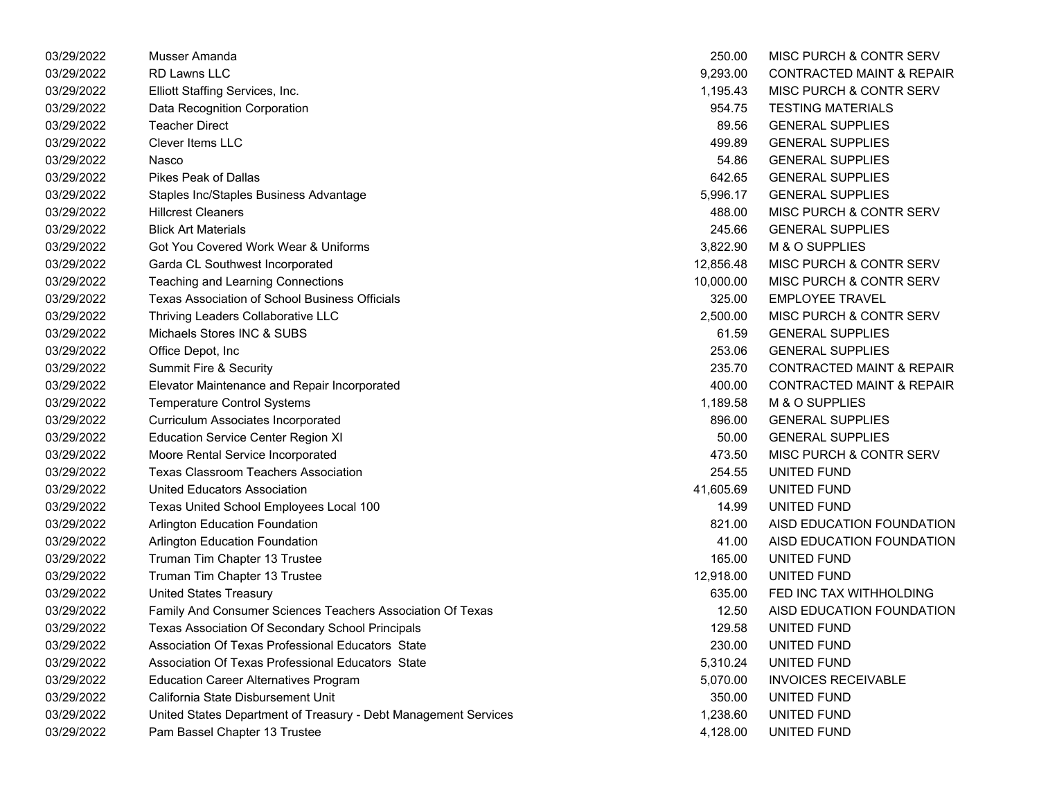| | | | |
|---|---|---|---|
| 03/29/2022 | Musser Amanda | 250.00 | MISC PURCH & CONTR SERV |
| 03/29/2022 | RD Lawns LLC | 9,293.00 | CONTRACTED MAINT & REPAIR |
| 03/29/2022 | Elliott Staffing Services, Inc. | 1,195.43 | MISC PURCH & CONTR SERV |
| 03/29/2022 | Data Recognition Corporation | 954.75 | TESTING MATERIALS |
| 03/29/2022 | Teacher Direct | 89.56 | GENERAL SUPPLIES |
| 03/29/2022 | Clever Items LLC | 499.89 | GENERAL SUPPLIES |
| 03/29/2022 | Nasco | 54.86 | GENERAL SUPPLIES |
| 03/29/2022 | Pikes Peak of Dallas | 642.65 | GENERAL SUPPLIES |
| 03/29/2022 | Staples Inc/Staples Business Advantage | 5,996.17 | GENERAL SUPPLIES |
| 03/29/2022 | Hillcrest Cleaners | 488.00 | MISC PURCH & CONTR SERV |
| 03/29/2022 | Blick Art Materials | 245.66 | GENERAL SUPPLIES |
| 03/29/2022 | Got You Covered Work Wear & Uniforms | 3,822.90 | M & O SUPPLIES |
| 03/29/2022 | Garda CL Southwest Incorporated | 12,856.48 | MISC PURCH & CONTR SERV |
| 03/29/2022 | Teaching and Learning Connections | 10,000.00 | MISC PURCH & CONTR SERV |
| 03/29/2022 | Texas Association of School Business Officials | 325.00 | EMPLOYEE TRAVEL |
| 03/29/2022 | Thriving Leaders Collaborative LLC | 2,500.00 | MISC PURCH & CONTR SERV |
| 03/29/2022 | Michaels Stores INC & SUBS | 61.59 | GENERAL SUPPLIES |
| 03/29/2022 | Office Depot, Inc | 253.06 | GENERAL SUPPLIES |
| 03/29/2022 | Summit Fire & Security | 235.70 | CONTRACTED MAINT & REPAIR |
| 03/29/2022 | Elevator Maintenance and Repair Incorporated | 400.00 | CONTRACTED MAINT & REPAIR |
| 03/29/2022 | Temperature Control Systems | 1,189.58 | M & O SUPPLIES |
| 03/29/2022 | Curriculum Associates Incorporated | 896.00 | GENERAL SUPPLIES |
| 03/29/2022 | Education Service Center Region XI | 50.00 | GENERAL SUPPLIES |
| 03/29/2022 | Moore Rental Service Incorporated | 473.50 | MISC PURCH & CONTR SERV |
| 03/29/2022 | Texas Classroom Teachers Association | 254.55 | UNITED FUND |
| 03/29/2022 | United Educators Association | 41,605.69 | UNITED FUND |
| 03/29/2022 | Texas United School Employees Local 100 | 14.99 | UNITED FUND |
| 03/29/2022 | Arlington Education Foundation | 821.00 | AISD EDUCATION FOUNDATION |
| 03/29/2022 | Arlington Education Foundation | 41.00 | AISD EDUCATION FOUNDATION |
| 03/29/2022 | Truman Tim Chapter 13 Trustee | 165.00 | UNITED FUND |
| 03/29/2022 | Truman Tim Chapter 13 Trustee | 12,918.00 | UNITED FUND |
| 03/29/2022 | United States Treasury | 635.00 | FED INC TAX WITHHOLDING |
| 03/29/2022 | Family And Consumer Sciences Teachers Association Of Texas | 12.50 | AISD EDUCATION FOUNDATION |
| 03/29/2022 | Texas Association Of Secondary School Principals | 129.58 | UNITED FUND |
| 03/29/2022 | Association Of Texas Professional Educators State | 230.00 | UNITED FUND |
| 03/29/2022 | Association Of Texas Professional Educators State | 5,310.24 | UNITED FUND |
| 03/29/2022 | Education Career Alternatives Program | 5,070.00 | INVOICES RECEIVABLE |
| 03/29/2022 | California State Disbursement Unit | 350.00 | UNITED FUND |
| 03/29/2022 | United States Department of Treasury - Debt Management Services | 1,238.60 | UNITED FUND |
| 03/29/2022 | Pam Bassel Chapter 13 Trustee | 4,128.00 | UNITED FUND |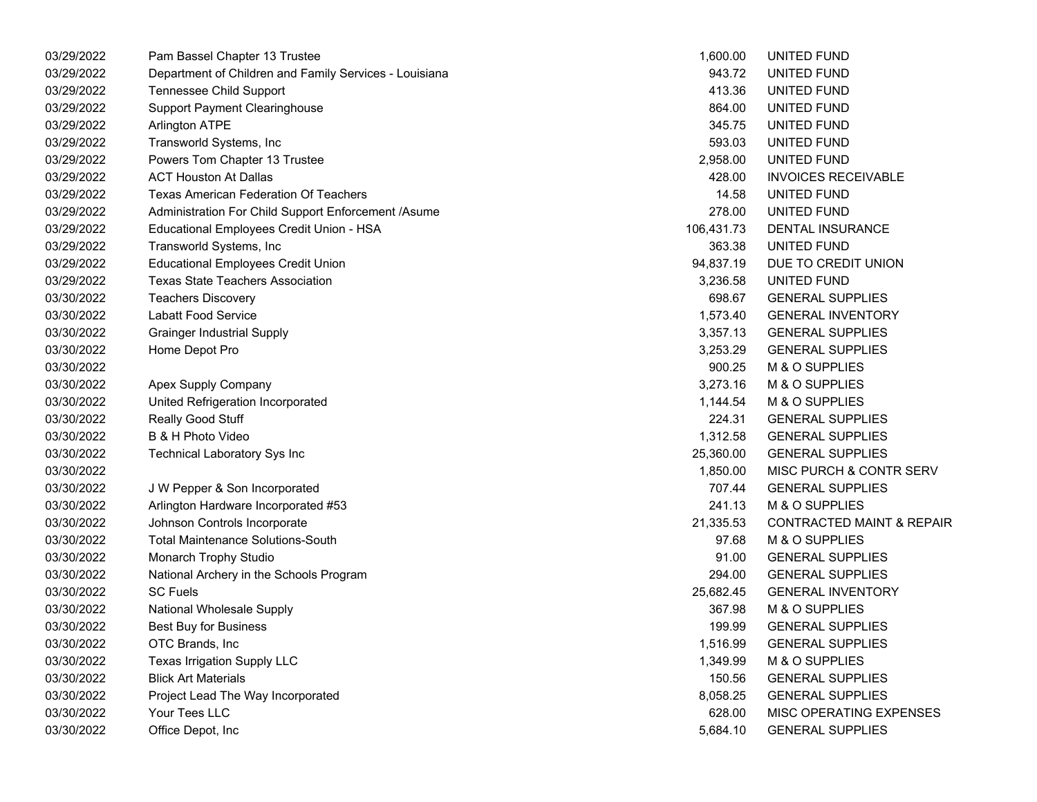| | | | |
|---|---|---|---|
| 03/29/2022 | Pam Bassel Chapter 13 Trustee | 1,600.00 | UNITED FUND |
| 03/29/2022 | Department of Children and Family Services - Louisiana | 943.72 | UNITED FUND |
| 03/29/2022 | Tennessee Child Support | 413.36 | UNITED FUND |
| 03/29/2022 | Support Payment Clearinghouse | 864.00 | UNITED FUND |
| 03/29/2022 | Arlington ATPE | 345.75 | UNITED FUND |
| 03/29/2022 | Transworld Systems, Inc | 593.03 | UNITED FUND |
| 03/29/2022 | Powers Tom Chapter 13 Trustee | 2,958.00 | UNITED FUND |
| 03/29/2022 | ACT Houston At Dallas | 428.00 | INVOICES RECEIVABLE |
| 03/29/2022 | Texas American Federation Of Teachers | 14.58 | UNITED FUND |
| 03/29/2022 | Administration For Child Support Enforcement /Asume | 278.00 | UNITED FUND |
| 03/29/2022 | Educational Employees Credit Union - HSA | 106,431.73 | DENTAL INSURANCE |
| 03/29/2022 | Transworld Systems, Inc | 363.38 | UNITED FUND |
| 03/29/2022 | Educational Employees Credit Union | 94,837.19 | DUE TO CREDIT UNION |
| 03/29/2022 | Texas State Teachers Association | 3,236.58 | UNITED FUND |
| 03/30/2022 | Teachers Discovery | 698.67 | GENERAL SUPPLIES |
| 03/30/2022 | Labatt Food Service | 1,573.40 | GENERAL INVENTORY |
| 03/30/2022 | Grainger Industrial Supply | 3,357.13 | GENERAL SUPPLIES |
| 03/30/2022 | Home Depot Pro | 3,253.29 | GENERAL SUPPLIES |
| 03/30/2022 | | 900.25 | M & O SUPPLIES |
| 03/30/2022 | Apex Supply Company | 3,273.16 | M & O SUPPLIES |
| 03/30/2022 | United Refrigeration Incorporated | 1,144.54 | M & O SUPPLIES |
| 03/30/2022 | Really Good Stuff | 224.31 | GENERAL SUPPLIES |
| 03/30/2022 | B & H Photo Video | 1,312.58 | GENERAL SUPPLIES |
| 03/30/2022 | Technical Laboratory Sys Inc | 25,360.00 | GENERAL SUPPLIES |
| 03/30/2022 | | 1,850.00 | MISC PURCH & CONTR SERV |
| 03/30/2022 | J W Pepper & Son Incorporated | 707.44 | GENERAL SUPPLIES |
| 03/30/2022 | Arlington Hardware Incorporated #53 | 241.13 | M & O SUPPLIES |
| 03/30/2022 | Johnson Controls Incorporate | 21,335.53 | CONTRACTED MAINT & REPAIR |
| 03/30/2022 | Total Maintenance Solutions-South | 97.68 | M & O SUPPLIES |
| 03/30/2022 | Monarch Trophy Studio | 91.00 | GENERAL SUPPLIES |
| 03/30/2022 | National Archery in the Schools Program | 294.00 | GENERAL SUPPLIES |
| 03/30/2022 | SC Fuels | 25,682.45 | GENERAL INVENTORY |
| 03/30/2022 | National Wholesale Supply | 367.98 | M & O SUPPLIES |
| 03/30/2022 | Best Buy for Business | 199.99 | GENERAL SUPPLIES |
| 03/30/2022 | OTC Brands, Inc | 1,516.99 | GENERAL SUPPLIES |
| 03/30/2022 | Texas Irrigation Supply LLC | 1,349.99 | M & O SUPPLIES |
| 03/30/2022 | Blick Art Materials | 150.56 | GENERAL SUPPLIES |
| 03/30/2022 | Project Lead The Way Incorporated | 8,058.25 | GENERAL SUPPLIES |
| 03/30/2022 | Your Tees LLC | 628.00 | MISC OPERATING EXPENSES |
| 03/30/2022 | Office Depot, Inc | 5,684.10 | GENERAL SUPPLIES |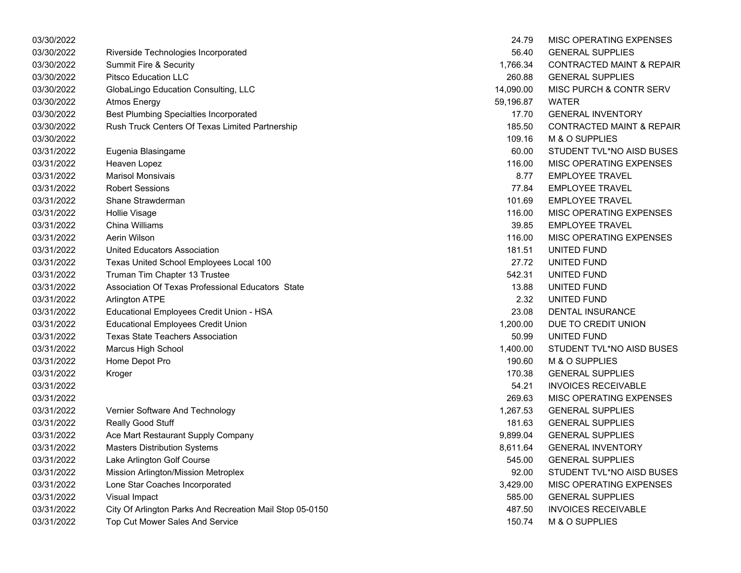| | | | |
|---|---|---|---|
| 03/30/2022 | | 24.79 | MISC OPERATING EXPENSES |
| 03/30/2022 | Riverside Technologies Incorporated | 56.40 | GENERAL SUPPLIES |
| 03/30/2022 | Summit Fire & Security | 1,766.34 | CONTRACTED MAINT & REPAIR |
| 03/30/2022 | Pitsco Education LLC | 260.88 | GENERAL SUPPLIES |
| 03/30/2022 | GlobaLingo Education Consulting, LLC | 14,090.00 | MISC PURCH & CONTR SERV |
| 03/30/2022 | Atmos Energy | 59,196.87 | WATER |
| 03/30/2022 | Best Plumbing Specialties Incorporated | 17.70 | GENERAL INVENTORY |
| 03/30/2022 | Rush Truck Centers Of Texas Limited Partnership | 185.50 | CONTRACTED MAINT & REPAIR |
| 03/30/2022 | | 109.16 | M & O SUPPLIES |
| 03/31/2022 | Eugenia Blasingame | 60.00 | STUDENT TVL*NO AISD BUSES |
| 03/31/2022 | Heaven Lopez | 116.00 | MISC OPERATING EXPENSES |
| 03/31/2022 | Marisol Monsivais | 8.77 | EMPLOYEE TRAVEL |
| 03/31/2022 | Robert Sessions | 77.84 | EMPLOYEE TRAVEL |
| 03/31/2022 | Shane Strawderman | 101.69 | EMPLOYEE TRAVEL |
| 03/31/2022 | Hollie Visage | 116.00 | MISC OPERATING EXPENSES |
| 03/31/2022 | China Williams | 39.85 | EMPLOYEE TRAVEL |
| 03/31/2022 | Aerin Wilson | 116.00 | MISC OPERATING EXPENSES |
| 03/31/2022 | United Educators Association | 181.51 | UNITED FUND |
| 03/31/2022 | Texas United School Employees Local 100 | 27.72 | UNITED FUND |
| 03/31/2022 | Truman Tim Chapter 13 Trustee | 542.31 | UNITED FUND |
| 03/31/2022 | Association Of Texas Professional Educators State | 13.88 | UNITED FUND |
| 03/31/2022 | Arlington ATPE | 2.32 | UNITED FUND |
| 03/31/2022 | Educational Employees Credit Union - HSA | 23.08 | DENTAL INSURANCE |
| 03/31/2022 | Educational Employees Credit Union | 1,200.00 | DUE TO CREDIT UNION |
| 03/31/2022 | Texas State Teachers Association | 50.99 | UNITED FUND |
| 03/31/2022 | Marcus High School | 1,400.00 | STUDENT TVL*NO AISD BUSES |
| 03/31/2022 | Home Depot Pro | 190.60 | M & O SUPPLIES |
| 03/31/2022 | Kroger | 170.38 | GENERAL SUPPLIES |
| 03/31/2022 | | 54.21 | INVOICES RECEIVABLE |
| 03/31/2022 | | 269.63 | MISC OPERATING EXPENSES |
| 03/31/2022 | Vernier Software And Technology | 1,267.53 | GENERAL SUPPLIES |
| 03/31/2022 | Really Good Stuff | 181.63 | GENERAL SUPPLIES |
| 03/31/2022 | Ace Mart Restaurant Supply Company | 9,899.04 | GENERAL SUPPLIES |
| 03/31/2022 | Masters Distribution Systems | 8,611.64 | GENERAL INVENTORY |
| 03/31/2022 | Lake Arlington Golf Course | 545.00 | GENERAL SUPPLIES |
| 03/31/2022 | Mission Arlington/Mission Metroplex | 92.00 | STUDENT TVL*NO AISD BUSES |
| 03/31/2022 | Lone Star Coaches Incorporated | 3,429.00 | MISC OPERATING EXPENSES |
| 03/31/2022 | Visual Impact | 585.00 | GENERAL SUPPLIES |
| 03/31/2022 | City Of Arlington Parks And Recreation Mail Stop 05-0150 | 487.50 | INVOICES RECEIVABLE |
| 03/31/2022 | Top Cut Mower Sales And Service | 150.74 | M & O SUPPLIES |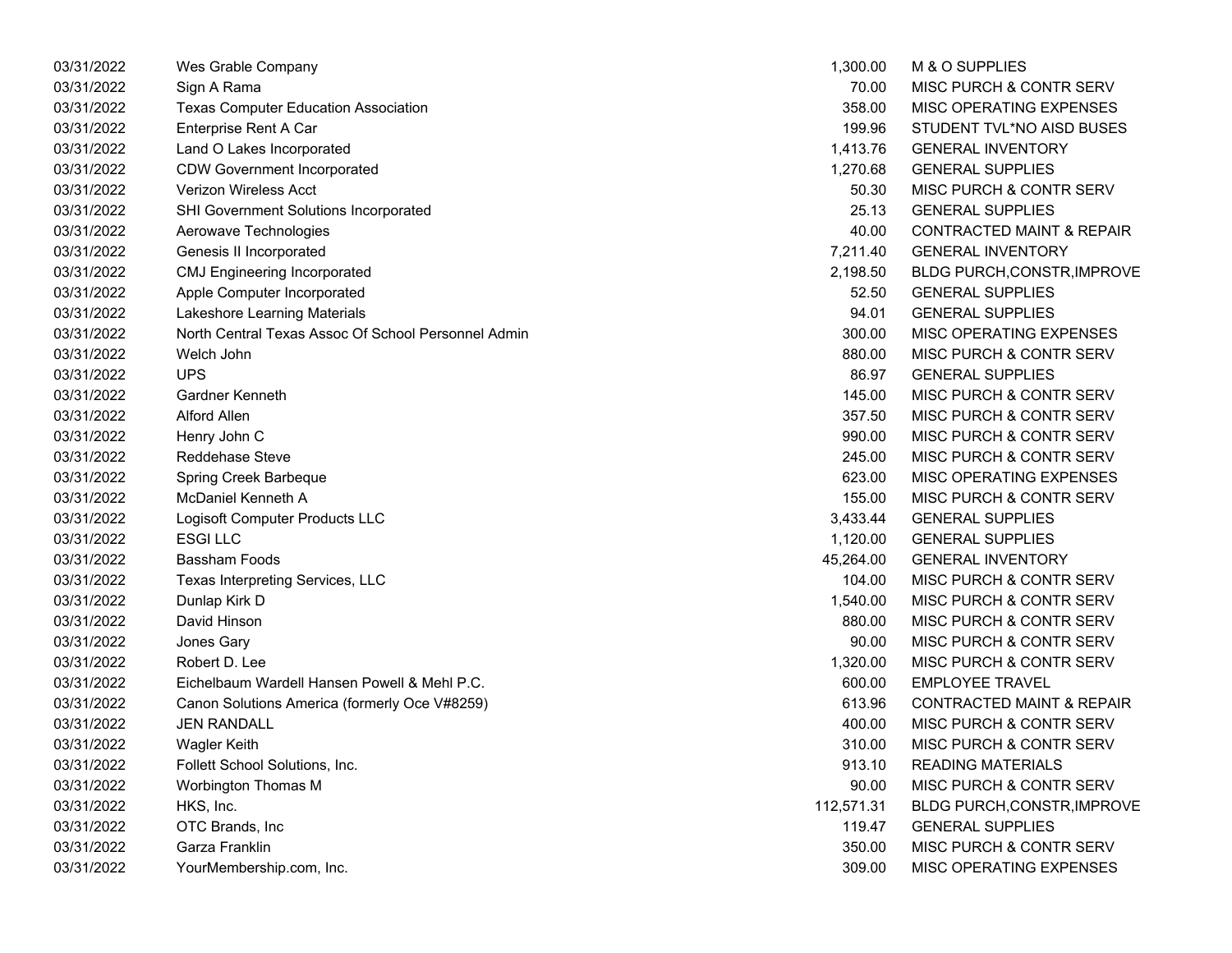| | | | |
|---|---|---|---|
| 03/31/2022 | Wes Grable Company | 1,300.00 | M & O SUPPLIES |
| 03/31/2022 | Sign A Rama | 70.00 | MISC PURCH & CONTR SERV |
| 03/31/2022 | Texas Computer Education Association | 358.00 | MISC OPERATING EXPENSES |
| 03/31/2022 | Enterprise Rent A Car | 199.96 | STUDENT TVL*NO AISD BUSES |
| 03/31/2022 | Land O Lakes Incorporated | 1,413.76 | GENERAL INVENTORY |
| 03/31/2022 | CDW Government Incorporated | 1,270.68 | GENERAL SUPPLIES |
| 03/31/2022 | Verizon Wireless Acct | 50.30 | MISC PURCH & CONTR SERV |
| 03/31/2022 | SHI Government Solutions Incorporated | 25.13 | GENERAL SUPPLIES |
| 03/31/2022 | Aerowave Technologies | 40.00 | CONTRACTED MAINT & REPAIR |
| 03/31/2022 | Genesis II Incorporated | 7,211.40 | GENERAL INVENTORY |
| 03/31/2022 | CMJ Engineering Incorporated | 2,198.50 | BLDG PURCH,CONSTR,IMPROVE |
| 03/31/2022 | Apple Computer Incorporated | 52.50 | GENERAL SUPPLIES |
| 03/31/2022 | Lakeshore Learning Materials | 94.01 | GENERAL SUPPLIES |
| 03/31/2022 | North Central Texas Assoc Of School Personnel Admin | 300.00 | MISC OPERATING EXPENSES |
| 03/31/2022 | Welch John | 880.00 | MISC PURCH & CONTR SERV |
| 03/31/2022 | UPS | 86.97 | GENERAL SUPPLIES |
| 03/31/2022 | Gardner Kenneth | 145.00 | MISC PURCH & CONTR SERV |
| 03/31/2022 | Alford Allen | 357.50 | MISC PURCH & CONTR SERV |
| 03/31/2022 | Henry John C | 990.00 | MISC PURCH & CONTR SERV |
| 03/31/2022 | Reddehase Steve | 245.00 | MISC PURCH & CONTR SERV |
| 03/31/2022 | Spring Creek Barbeque | 623.00 | MISC OPERATING EXPENSES |
| 03/31/2022 | McDaniel Kenneth A | 155.00 | MISC PURCH & CONTR SERV |
| 03/31/2022 | Logisoft Computer Products LLC | 3,433.44 | GENERAL SUPPLIES |
| 03/31/2022 | ESGI LLC | 1,120.00 | GENERAL SUPPLIES |
| 03/31/2022 | Bassham Foods | 45,264.00 | GENERAL INVENTORY |
| 03/31/2022 | Texas Interpreting Services, LLC | 104.00 | MISC PURCH & CONTR SERV |
| 03/31/2022 | Dunlap Kirk D | 1,540.00 | MISC PURCH & CONTR SERV |
| 03/31/2022 | David Hinson | 880.00 | MISC PURCH & CONTR SERV |
| 03/31/2022 | Jones Gary | 90.00 | MISC PURCH & CONTR SERV |
| 03/31/2022 | Robert D. Lee | 1,320.00 | MISC PURCH & CONTR SERV |
| 03/31/2022 | Eichelbaum Wardell Hansen Powell & Mehl P.C. | 600.00 | EMPLOYEE TRAVEL |
| 03/31/2022 | Canon Solutions America (formerly Oce V#8259) | 613.96 | CONTRACTED MAINT & REPAIR |
| 03/31/2022 | JEN RANDALL | 400.00 | MISC PURCH & CONTR SERV |
| 03/31/2022 | Wagler Keith | 310.00 | MISC PURCH & CONTR SERV |
| 03/31/2022 | Follett School Solutions, Inc. | 913.10 | READING MATERIALS |
| 03/31/2022 | Worbington Thomas M | 90.00 | MISC PURCH & CONTR SERV |
| 03/31/2022 | HKS, Inc. | 112,571.31 | BLDG PURCH,CONSTR,IMPROVE |
| 03/31/2022 | OTC Brands, Inc | 119.47 | GENERAL SUPPLIES |
| 03/31/2022 | Garza Franklin | 350.00 | MISC PURCH & CONTR SERV |
| 03/31/2022 | YourMembership.com, Inc. | 309.00 | MISC OPERATING EXPENSES |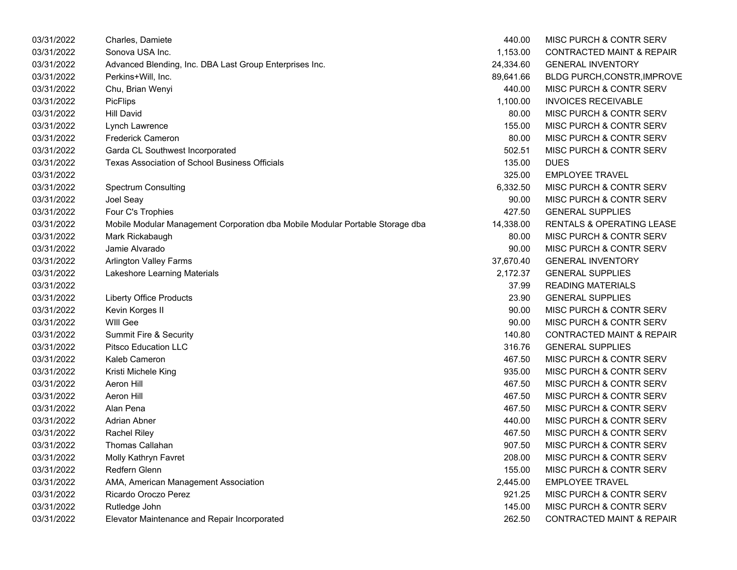| | | | |
|---|---|---|---|
| 03/31/2022 | Charles, Damiete | 440.00 | MISC PURCH & CONTR SERV |
| 03/31/2022 | Sonova USA Inc. | 1,153.00 | CONTRACTED MAINT & REPAIR |
| 03/31/2022 | Advanced Blending, Inc. DBA Last Group Enterprises Inc. | 24,334.60 | GENERAL INVENTORY |
| 03/31/2022 | Perkins+Will, Inc. | 89,641.66 | BLDG PURCH,CONSTR,IMPROVE |
| 03/31/2022 | Chu, Brian Wenyi | 440.00 | MISC PURCH & CONTR SERV |
| 03/31/2022 | PicFlips | 1,100.00 | INVOICES RECEIVABLE |
| 03/31/2022 | Hill David | 80.00 | MISC PURCH & CONTR SERV |
| 03/31/2022 | Lynch Lawrence | 155.00 | MISC PURCH & CONTR SERV |
| 03/31/2022 | Frederick Cameron | 80.00 | MISC PURCH & CONTR SERV |
| 03/31/2022 | Garda CL Southwest Incorporated | 502.51 | MISC PURCH & CONTR SERV |
| 03/31/2022 | Texas Association of School Business Officials | 135.00 | DUES |
| 03/31/2022 | | 325.00 | EMPLOYEE TRAVEL |
| 03/31/2022 | Spectrum Consulting | 6,332.50 | MISC PURCH & CONTR SERV |
| 03/31/2022 | Joel Seay | 90.00 | MISC PURCH & CONTR SERV |
| 03/31/2022 | Four C's Trophies | 427.50 | GENERAL SUPPLIES |
| 03/31/2022 | Mobile Modular Management Corporation dba Mobile Modular Portable Storage dba | 14,338.00 | RENTALS & OPERATING LEASE |
| 03/31/2022 | Mark Rickabaugh | 80.00 | MISC PURCH & CONTR SERV |
| 03/31/2022 | Jamie Alvarado | 90.00 | MISC PURCH & CONTR SERV |
| 03/31/2022 | Arlington Valley Farms | 37,670.40 | GENERAL INVENTORY |
| 03/31/2022 | Lakeshore Learning Materials | 2,172.37 | GENERAL SUPPLIES |
| 03/31/2022 | | 37.99 | READING MATERIALS |
| 03/31/2022 | Liberty Office Products | 23.90 | GENERAL SUPPLIES |
| 03/31/2022 | Kevin Korges II | 90.00 | MISC PURCH & CONTR SERV |
| 03/31/2022 | WIll Gee | 90.00 | MISC PURCH & CONTR SERV |
| 03/31/2022 | Summit Fire & Security | 140.80 | CONTRACTED MAINT & REPAIR |
| 03/31/2022 | Pitsco Education LLC | 316.76 | GENERAL SUPPLIES |
| 03/31/2022 | Kaleb Cameron | 467.50 | MISC PURCH & CONTR SERV |
| 03/31/2022 | Kristi Michele King | 935.00 | MISC PURCH & CONTR SERV |
| 03/31/2022 | Aeron Hill | 467.50 | MISC PURCH & CONTR SERV |
| 03/31/2022 | Aeron Hill | 467.50 | MISC PURCH & CONTR SERV |
| 03/31/2022 | Alan Pena | 467.50 | MISC PURCH & CONTR SERV |
| 03/31/2022 | Adrian Abner | 440.00 | MISC PURCH & CONTR SERV |
| 03/31/2022 | Rachel Riley | 467.50 | MISC PURCH & CONTR SERV |
| 03/31/2022 | Thomas Callahan | 907.50 | MISC PURCH & CONTR SERV |
| 03/31/2022 | Molly Kathryn Favret | 208.00 | MISC PURCH & CONTR SERV |
| 03/31/2022 | Redfern Glenn | 155.00 | MISC PURCH & CONTR SERV |
| 03/31/2022 | AMA, American Management Association | 2,445.00 | EMPLOYEE TRAVEL |
| 03/31/2022 | Ricardo Oroczo Perez | 921.25 | MISC PURCH & CONTR SERV |
| 03/31/2022 | Rutledge John | 145.00 | MISC PURCH & CONTR SERV |
| 03/31/2022 | Elevator Maintenance and Repair Incorporated | 262.50 | CONTRACTED MAINT & REPAIR |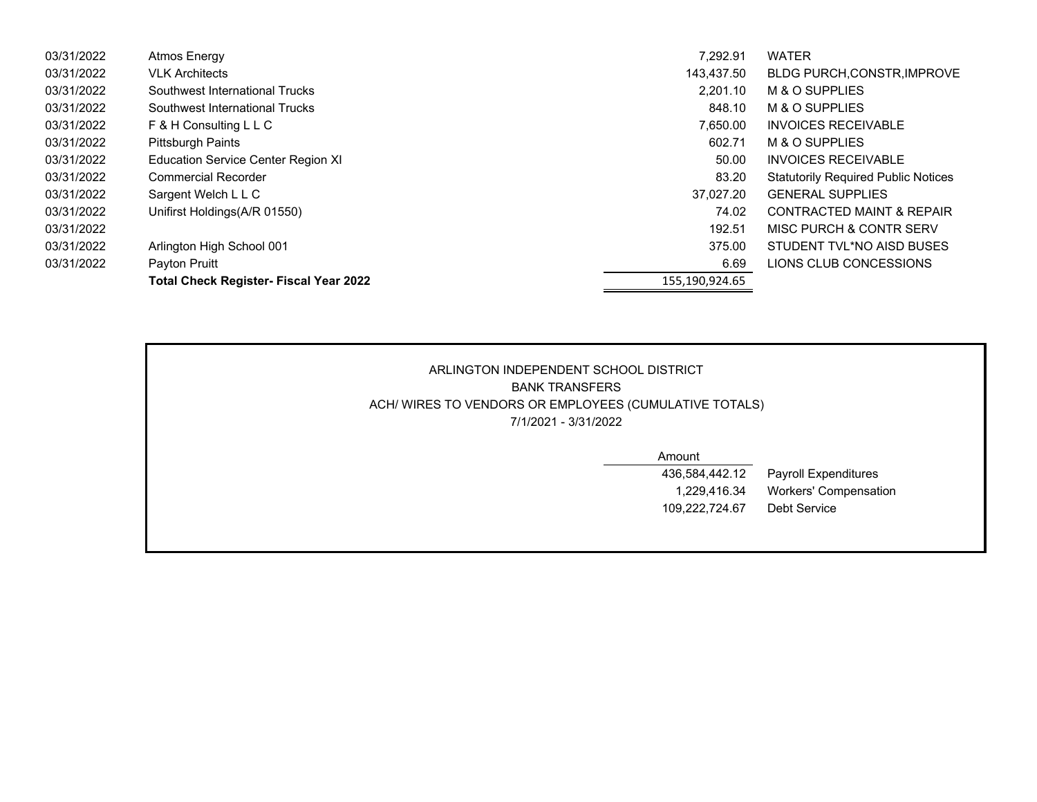| | | | |
|---|---|---|---|
| 03/31/2022 | Atmos Energy | 7,292.91 | WATER |
| 03/31/2022 | VLK Architects | 143,437.50 | BLDG PURCH,CONSTR,IMPROVE |
| 03/31/2022 | Southwest International Trucks | 2,201.10 | M & O SUPPLIES |
| 03/31/2022 | Southwest International Trucks | 848.10 | M & O SUPPLIES |
| 03/31/2022 | F & H Consulting L L C | 7,650.00 | INVOICES RECEIVABLE |
| 03/31/2022 | Pittsburgh Paints | 602.71 | M & O SUPPLIES |
| 03/31/2022 | Education Service Center Region XI | 50.00 | INVOICES RECEIVABLE |
| 03/31/2022 | Commercial Recorder | 83.20 | Statutorily Required Public Notices |
| 03/31/2022 | Sargent Welch L L C | 37,027.20 | GENERAL SUPPLIES |
| 03/31/2022 | Unifirst Holdings(A/R 01550) | 74.02 | CONTRACTED MAINT & REPAIR |
| 03/31/2022 | | 192.51 | MISC PURCH & CONTR SERV |
| 03/31/2022 | Arlington High School 001 | 375.00 | STUDENT TVL*NO AISD BUSES |
| 03/31/2022 | Payton Pruitt | 6.69 | LIONS CLUB CONCESSIONS |
| | **Total Check Register- Fiscal Year 2022** | 155,190,924.65 | |

ARLINGTON INDEPENDENT SCHOOL DISTRICT
BANK TRANSFERS
ACH/ WIRES TO VENDORS OR EMPLOYEES (CUMULATIVE TOTALS)
7/1/2021 - 3/31/2022

| Amount | |
|---|---|
| 436,584,442.12 | Payroll Expenditures |
| 1,229,416.34 | Workers' Compensation |
| 109,222,724.67 | Debt Service |